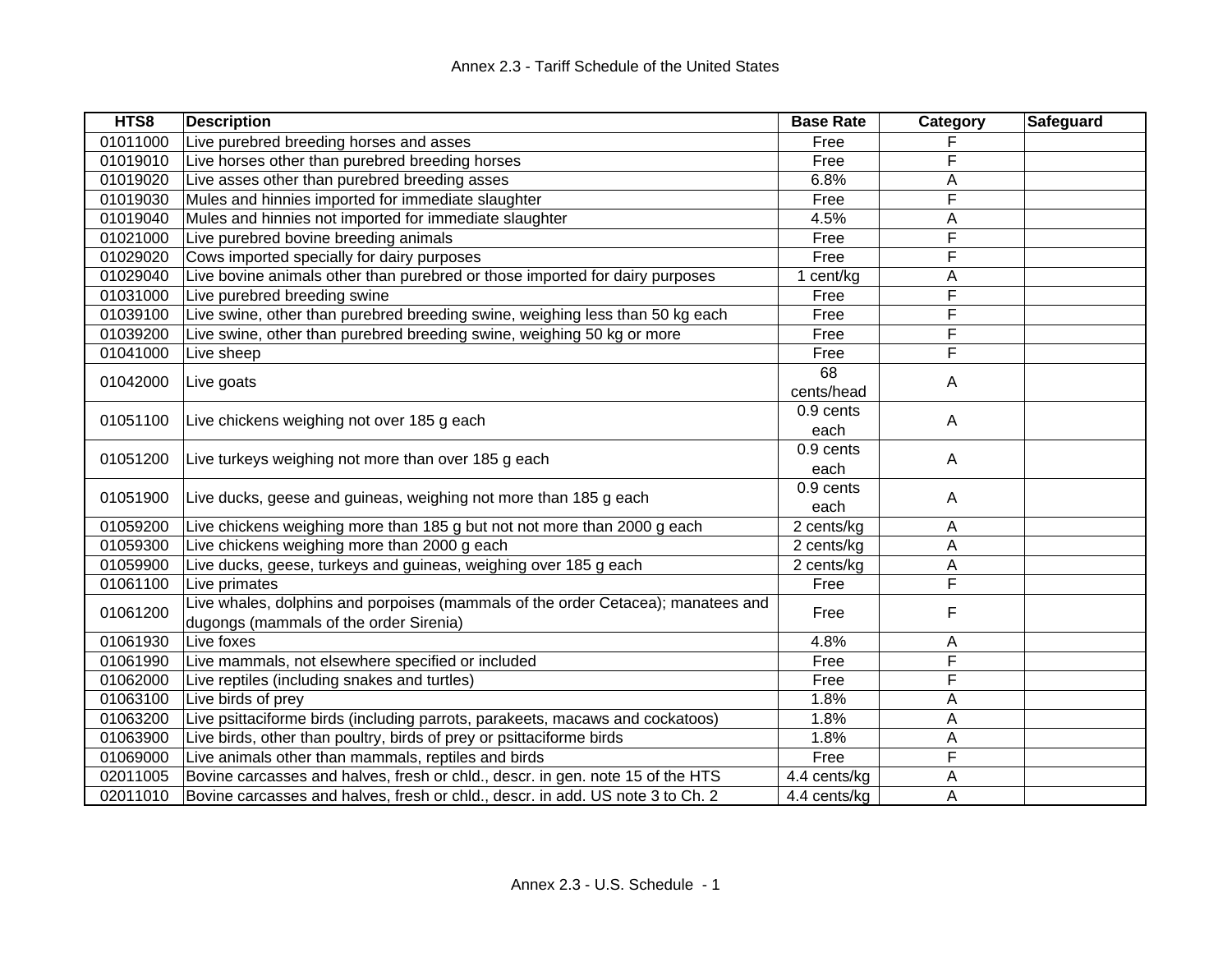# Annex 2.3 - Tariff Schedule of the United States

| HTS8 | Description | Base Rate | Category | Safeguard |
|---|---|---|---|---|
| 01011000 | Live purebred breeding horses and asses | Free | F | |
| 01019010 | Live horses other than purebred breeding horses | Free | F | |
| 01019020 | Live asses other than purebred breeding asses | 6.8% | A | |
| 01019030 | Mules and hinnies imported for immediate slaughter | Free | F | |
| 01019040 | Mules and hinnies not imported for immediate slaughter | 4.5% | A | |
| 01021000 | Live purebred bovine breeding animals | Free | F | |
| 01029020 | Cows imported specially for dairy purposes | Free | F | |
| 01029040 | Live bovine animals other than purebred or those imported for dairy purposes | 1 cent/kg | A | |
| 01031000 | Live purebred breeding swine | Free | F | |
| 01039100 | Live swine, other than purebred breeding swine, weighing less than 50 kg each | Free | F | |
| 01039200 | Live swine, other than purebred breeding swine, weighing 50 kg or more | Free | F | |
| 01041000 | Live sheep | Free | F | |
| 01042000 | Live goats | 68 cents/head | A | |
| 01051100 | Live chickens weighing not over 185 g each | 0.9 cents each | A | |
| 01051200 | Live turkeys weighing not more than over 185 g each | 0.9 cents each | A | |
| 01051900 | Live ducks, geese and guineas, weighing not more than 185 g each | 0.9 cents each | A | |
| 01059200 | Live chickens weighing more than 185 g but not not more than 2000 g each | 2 cents/kg | A | |
| 01059300 | Live chickens weighing more than 2000 g each | 2 cents/kg | A | |
| 01059900 | Live ducks, geese, turkeys and guineas, weighing over 185 g each | 2 cents/kg | A | |
| 01061100 | Live primates | Free | F | |
| 01061200 | Live whales, dolphins and porpoises (mammals of the order Cetacea); manatees and dugongs (mammals of the order Sirenia) | Free | F | |
| 01061930 | Live foxes | 4.8% | A | |
| 01061990 | Live mammals, not elsewhere specified or included | Free | F | |
| 01062000 | Live reptiles (including snakes and turtles) | Free | F | |
| 01063100 | Live birds of prey | 1.8% | A | |
| 01063200 | Live psittaciforme birds (including parrots, parakeets, macaws and cockatoos) | 1.8% | A | |
| 01063900 | Live birds, other than poultry, birds of prey or psittaciforme birds | 1.8% | A | |
| 01069000 | Live animals other than mammals, reptiles and birds | Free | F | |
| 02011005 | Bovine carcasses and halves, fresh or chld., descr. in gen. note 15 of the HTS | 4.4 cents/kg | A | |
| 02011010 | Bovine carcasses and halves, fresh or chld., descr. in add. US note 3 to Ch. 2 | 4.4 cents/kg | A | |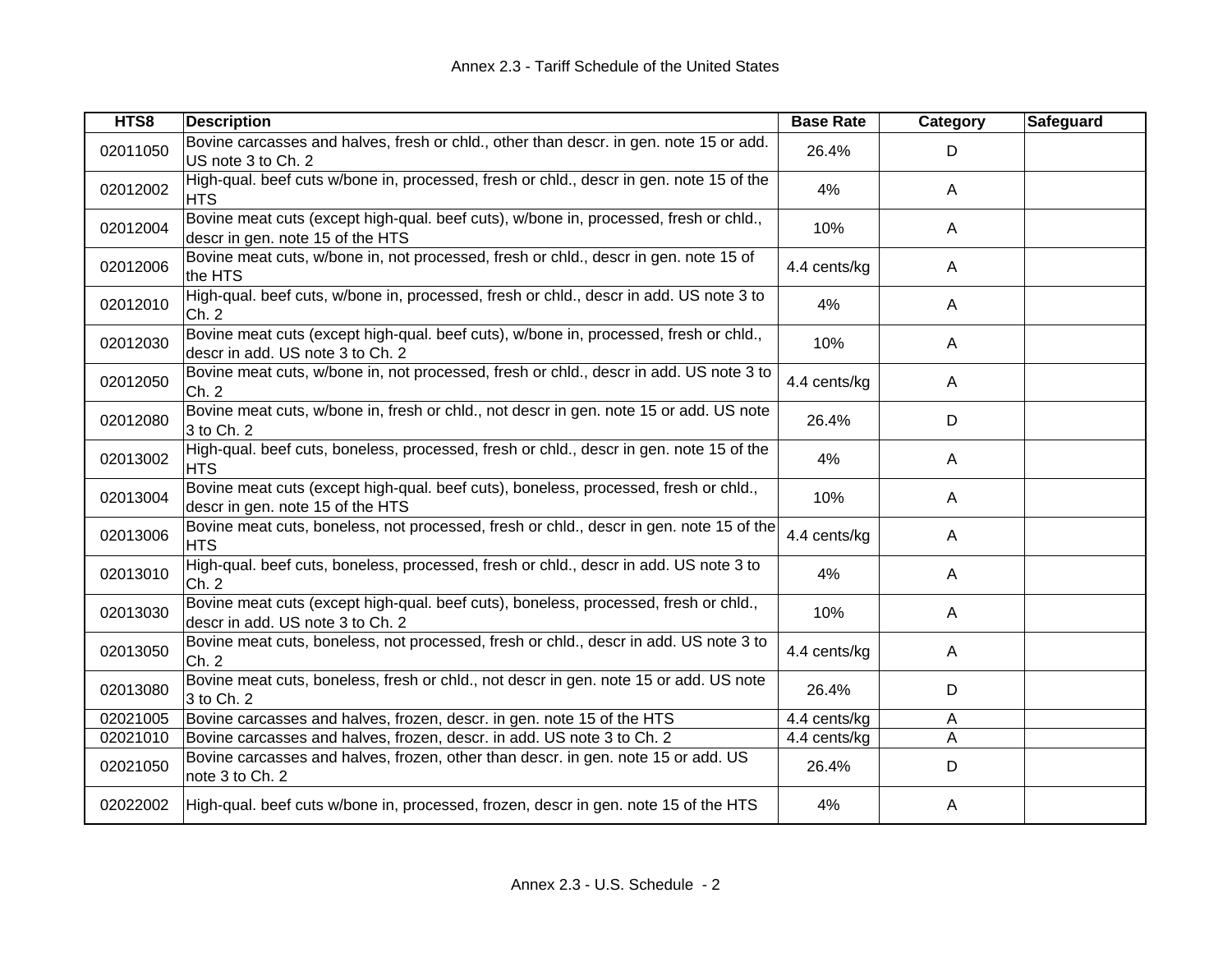| HTS8 | Description | Base Rate | Category | Safeguard |
|---|---|---|---|---|
| 02011050 | Bovine carcasses and halves, fresh or chld., other than descr. in gen. note 15 or add. US note 3 to Ch. 2 | 26.4% | D | |
| 02012002 | High-qual. beef cuts w/bone in, processed, fresh or chld., descr in gen. note 15 of the HTS | 4% | A | |
| 02012004 | Bovine meat cuts (except high-qual. beef cuts), w/bone in, processed, fresh or chld., descr in gen. note 15 of the HTS | 10% | A | |
| 02012006 | Bovine meat cuts, w/bone in, not processed, fresh or chld., descr in gen. note 15 of the HTS | 4.4 cents/kg | A | |
| 02012010 | High-qual. beef cuts, w/bone in, processed, fresh or chld., descr in add. US note 3 to Ch. 2 | 4% | A | |
| 02012030 | Bovine meat cuts (except high-qual. beef cuts), w/bone in, processed, fresh or chld., descr in add. US note 3 to Ch. 2 | 10% | A | |
| 02012050 | Bovine meat cuts, w/bone in, not processed, fresh or chld., descr in add. US note 3 to Ch. 2 | 4.4 cents/kg | A | |
| 02012080 | Bovine meat cuts, w/bone in, fresh or chld., not descr in gen. note 15 or add. US note 3 to Ch. 2 | 26.4% | D | |
| 02013002 | High-qual. beef cuts, boneless, processed, fresh or chld., descr in gen. note 15 of the HTS | 4% | A | |
| 02013004 | Bovine meat cuts (except high-qual. beef cuts), boneless, processed, fresh or chld., descr in gen. note 15 of the HTS | 10% | A | |
| 02013006 | Bovine meat cuts, boneless, not processed, fresh or chld., descr in gen. note 15 of the HTS | 4.4 cents/kg | A | |
| 02013010 | High-qual. beef cuts, boneless, processed, fresh or chld., descr in add. US note 3 to Ch. 2 | 4% | A | |
| 02013030 | Bovine meat cuts (except high-qual. beef cuts), boneless, processed, fresh or chld., descr in add. US note 3 to Ch. 2 | 10% | A | |
| 02013050 | Bovine meat cuts, boneless, not processed, fresh or chld., descr in add. US note 3 to Ch. 2 | 4.4 cents/kg | A | |
| 02013080 | Bovine meat cuts, boneless, fresh or chld., not descr in gen. note 15 or add. US note 3 to Ch. 2 | 26.4% | D | |
| 02021005 | Bovine carcasses and halves, frozen, descr. in gen. note 15 of the HTS | 4.4 cents/kg | A | |
| 02021010 | Bovine carcasses and halves, frozen, descr. in add. US note 3 to Ch. 2 | 4.4 cents/kg | A | |
| 02021050 | Bovine carcasses and halves, frozen, other than descr. in gen. note 15 or add. US note 3 to Ch. 2 | 26.4% | D | |
| 02022002 | High-qual. beef cuts w/bone in, processed, frozen, descr in gen. note 15 of the HTS | 4% | A | |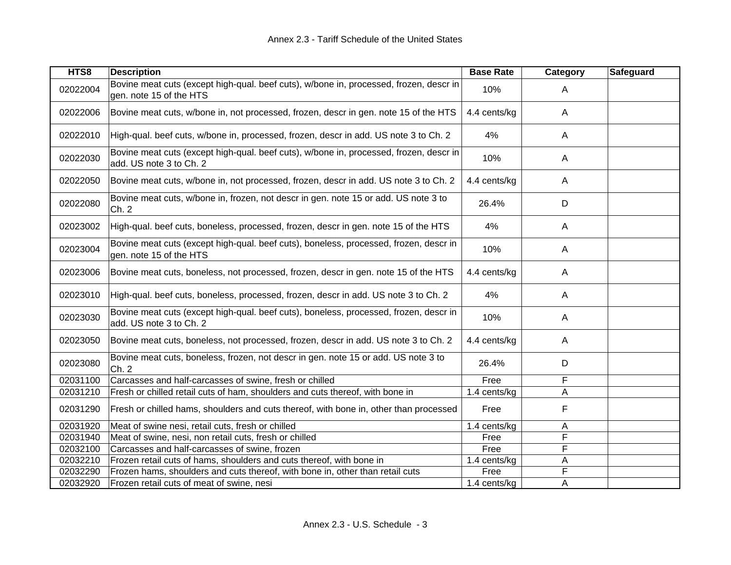| HTS8 | Description | Base Rate | Category | Safeguard |
|---|---|---|---|---|
| 02022004 | Bovine meat cuts (except high-qual. beef cuts), w/bone in, processed, frozen, descr in gen. note 15 of the HTS | 10% | A | |
| 02022006 | Bovine meat cuts, w/bone in, not processed, frozen, descr in gen. note 15 of the HTS | 4.4 cents/kg | A | |
| 02022010 | High-qual. beef cuts, w/bone in, processed, frozen, descr in add. US note 3 to Ch. 2 | 4% | A | |
| 02022030 | Bovine meat cuts (except high-qual. beef cuts), w/bone in, processed, frozen, descr in add. US note 3 to Ch. 2 | 10% | A | |
| 02022050 | Bovine meat cuts, w/bone in, not processed, frozen, descr in add. US note 3 to Ch. 2 | 4.4 cents/kg | A | |
| 02022080 | Bovine meat cuts, w/bone in, frozen, not descr in gen. note 15 or add. US note 3 to Ch. 2 | 26.4% | D | |
| 02023002 | High-qual. beef cuts, boneless, processed, frozen, descr in gen. note 15 of the HTS | 4% | A | |
| 02023004 | Bovine meat cuts (except high-qual. beef cuts), boneless, processed, frozen, descr in gen. note 15 of the HTS | 10% | A | |
| 02023006 | Bovine meat cuts, boneless, not processed, frozen, descr in gen. note 15 of the HTS | 4.4 cents/kg | A | |
| 02023010 | High-qual. beef cuts, boneless, processed, frozen, descr in add. US note 3 to Ch. 2 | 4% | A | |
| 02023030 | Bovine meat cuts (except high-qual. beef cuts), boneless, processed, frozen, descr in add. US note 3 to Ch. 2 | 10% | A | |
| 02023050 | Bovine meat cuts, boneless, not processed, frozen, descr in add. US note 3 to Ch. 2 | 4.4 cents/kg | A | |
| 02023080 | Bovine meat cuts, boneless, frozen, not descr in gen. note 15 or add. US note 3 to Ch. 2 | 26.4% | D | |
| 02031100 | Carcasses and half-carcasses of swine, fresh or chilled | Free | F | |
| 02031210 | Fresh or chilled retail cuts of ham, shoulders and cuts thereof, with bone in | 1.4 cents/kg | A | |
| 02031290 | Fresh or chilled hams, shoulders and cuts thereof, with bone in, other than processed | Free | F | |
| 02031920 | Meat of swine nesi, retail cuts, fresh or chilled | 1.4 cents/kg | A | |
| 02031940 | Meat of swine, nesi, non retail cuts, fresh or chilled | Free | F | |
| 02032100 | Carcasses and half-carcasses of swine, frozen | Free | F | |
| 02032210 | Frozen retail cuts of hams, shoulders and cuts thereof, with bone in | 1.4 cents/kg | A | |
| 02032290 | Frozen hams, shoulders and cuts thereof, with bone in, other than retail cuts | Free | F | |
| 02032920 | Frozen retail cuts of meat of swine, nesi | 1.4 cents/kg | A | |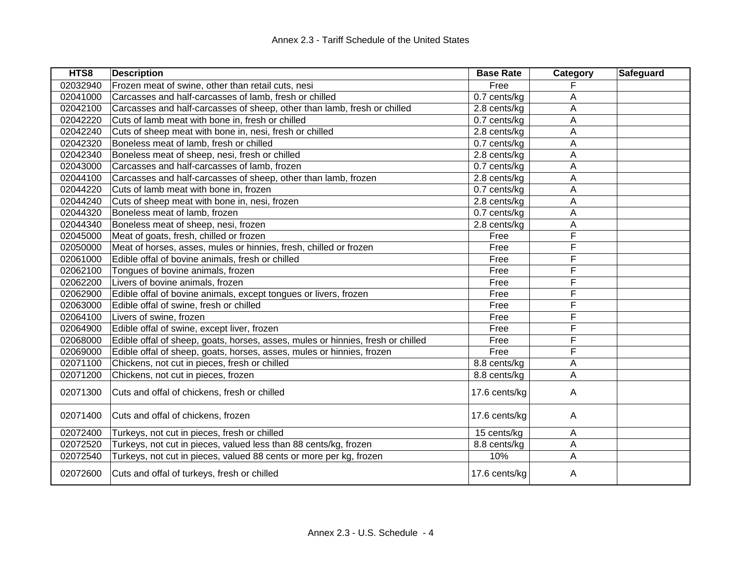| HTS8 | Description | Base Rate | Category | Safeguard |
|---|---|---|---|---|
| 02032940 | Frozen meat of swine, other than retail cuts, nesi | Free | F | |
| 02041000 | Carcasses and half-carcasses of lamb, fresh or chilled | 0.7 cents/kg | A | |
| 02042100 | Carcasses and half-carcasses of sheep, other than lamb, fresh or chilled | 2.8 cents/kg | A | |
| 02042220 | Cuts of lamb meat with bone in, fresh or chilled | 0.7 cents/kg | A | |
| 02042240 | Cuts of sheep meat with bone in, nesi, fresh or chilled | 2.8 cents/kg | A | |
| 02042320 | Boneless meat of lamb, fresh or chilled | 0.7 cents/kg | A | |
| 02042340 | Boneless meat of sheep, nesi, fresh or chilled | 2.8 cents/kg | A | |
| 02043000 | Carcasses and half-carcasses of lamb, frozen | 0.7 cents/kg | A | |
| 02044100 | Carcasses and half-carcasses of sheep, other than lamb, frozen | 2.8 cents/kg | A | |
| 02044220 | Cuts of lamb meat with bone in, frozen | 0.7 cents/kg | A | |
| 02044240 | Cuts of sheep meat with bone in, nesi, frozen | 2.8 cents/kg | A | |
| 02044320 | Boneless meat of lamb, frozen | 0.7 cents/kg | A | |
| 02044340 | Boneless meat of sheep, nesi, frozen | 2.8 cents/kg | A | |
| 02045000 | Meat of goats, fresh, chilled or frozen | Free | F | |
| 02050000 | Meat of horses, asses, mules or hinnies, fresh, chilled or frozen | Free | F | |
| 02061000 | Edible offal of bovine animals, fresh or chilled | Free | F | |
| 02062100 | Tongues of bovine animals, frozen | Free | F | |
| 02062200 | Livers of bovine animals, frozen | Free | F | |
| 02062900 | Edible offal of bovine animals, except tongues or livers, frozen | Free | F | |
| 02063000 | Edible offal of swine, fresh or chilled | Free | F | |
| 02064100 | Livers of swine, frozen | Free | F | |
| 02064900 | Edible offal of swine, except liver, frozen | Free | F | |
| 02068000 | Edible offal of sheep, goats, horses, asses, mules or hinnies, fresh or chilled | Free | F | |
| 02069000 | Edible offal of sheep, goats, horses, asses, mules or hinnies, frozen | Free | F | |
| 02071100 | Chickens, not cut in pieces, fresh or chilled | 8.8 cents/kg | A | |
| 02071200 | Chickens, not cut in pieces, frozen | 8.8 cents/kg | A | |
| 02071300 | Cuts and offal of chickens, fresh or chilled | 17.6 cents/kg | A | |
| 02071400 | Cuts and offal of chickens, frozen | 17.6 cents/kg | A | |
| 02072400 | Turkeys, not cut in pieces, fresh or chilled | 15 cents/kg | A | |
| 02072520 | Turkeys, not cut in pieces, valued less than 88 cents/kg, frozen | 8.8 cents/kg | A | |
| 02072540 | Turkeys, not cut in pieces, valued 88 cents or more per kg, frozen | 10% | A | |
| 02072600 | Cuts and offal of turkeys, fresh or chilled | 17.6 cents/kg | A | |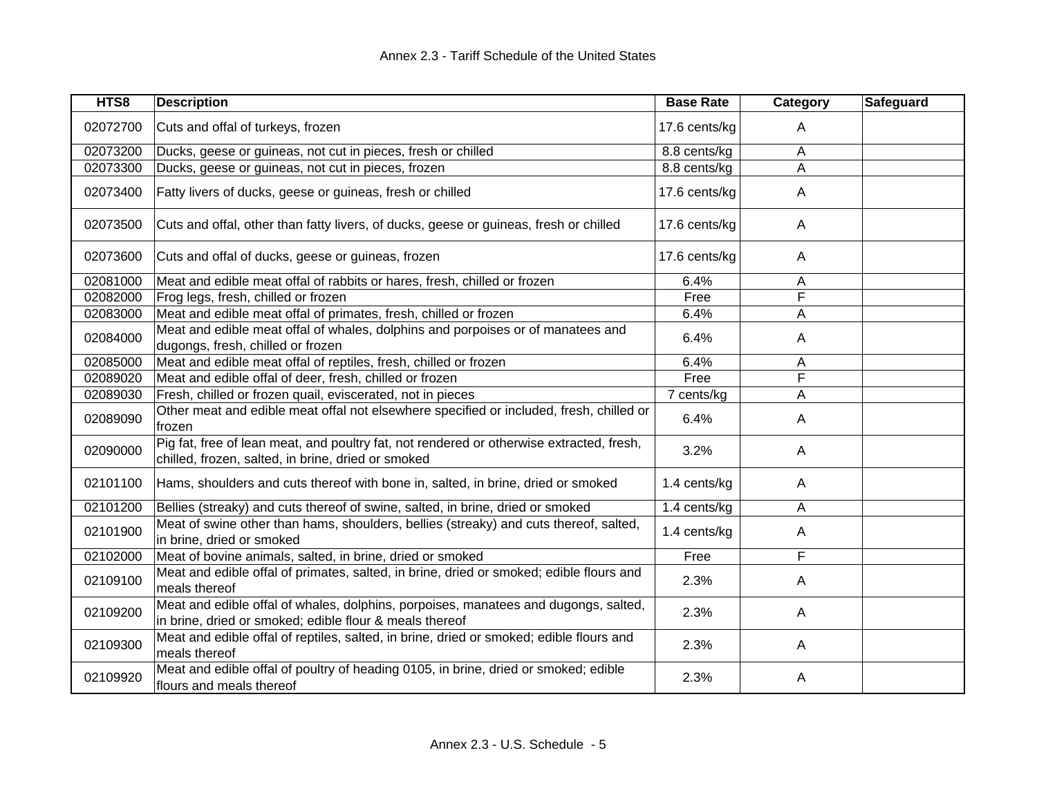| HTS8 | Description | Base Rate | Category | Safeguard |
|---|---|---|---|---|
| 02072700 | Cuts and offal of turkeys, frozen | 17.6 cents/kg | A | |
| 02073200 | Ducks, geese or guineas, not cut in pieces, fresh or chilled | 8.8 cents/kg | A | |
| 02073300 | Ducks, geese or guineas, not cut in pieces, frozen | 8.8 cents/kg | A | |
| 02073400 | Fatty livers of ducks, geese or guineas, fresh or chilled | 17.6 cents/kg | A | |
| 02073500 | Cuts and offal, other than fatty livers, of ducks, geese or guineas, fresh or chilled | 17.6 cents/kg | A | |
| 02073600 | Cuts and offal of ducks, geese or guineas, frozen | 17.6 cents/kg | A | |
| 02081000 | Meat and edible meat offal of rabbits or hares, fresh, chilled or frozen | 6.4% | A | |
| 02082000 | Frog legs, fresh, chilled or frozen | Free | F | |
| 02083000 | Meat and edible meat offal of primates, fresh, chilled or frozen | 6.4% | A | |
| 02084000 | Meat and edible meat offal of whales, dolphins and porpoises or of manatees and dugongs, fresh, chilled or frozen | 6.4% | A | |
| 02085000 | Meat and edible meat offal of reptiles, fresh, chilled or frozen | 6.4% | A | |
| 02089020 | Meat and edible offal of deer, fresh, chilled or frozen | Free | F | |
| 02089030 | Fresh, chilled or frozen quail, eviscerated, not in pieces | 7 cents/kg | A | |
| 02089090 | Other meat and edible meat offal not elsewhere specified or included, fresh, chilled or frozen | 6.4% | A | |
| 02090000 | Pig fat, free of lean meat, and poultry fat, not rendered or otherwise extracted, fresh, chilled, frozen, salted, in brine, dried or smoked | 3.2% | A | |
| 02101100 | Hams, shoulders and cuts thereof with bone in, salted, in brine, dried or smoked | 1.4 cents/kg | A | |
| 02101200 | Bellies (streaky) and cuts thereof of swine, salted, in brine, dried or smoked | 1.4 cents/kg | A | |
| 02101900 | Meat of swine other than hams, shoulders, bellies (streaky) and cuts thereof, salted, in brine, dried or smoked | 1.4 cents/kg | A | |
| 02102000 | Meat of bovine animals, salted, in brine, dried or smoked | Free | F | |
| 02109100 | Meat and edible offal of primates, salted, in brine, dried or smoked; edible flours and meals thereof | 2.3% | A | |
| 02109200 | Meat and edible offal of whales, dolphins, porpoises, manatees and dugongs, salted, in brine, dried or smoked; edible flour & meals thereof | 2.3% | A | |
| 02109300 | Meat and edible offal of reptiles, salted, in brine, dried or smoked; edible flours and meals thereof | 2.3% | A | |
| 02109920 | Meat and edible offal of poultry of heading 0105, in brine, dried or smoked; edible flours and meals thereof | 2.3% | A | |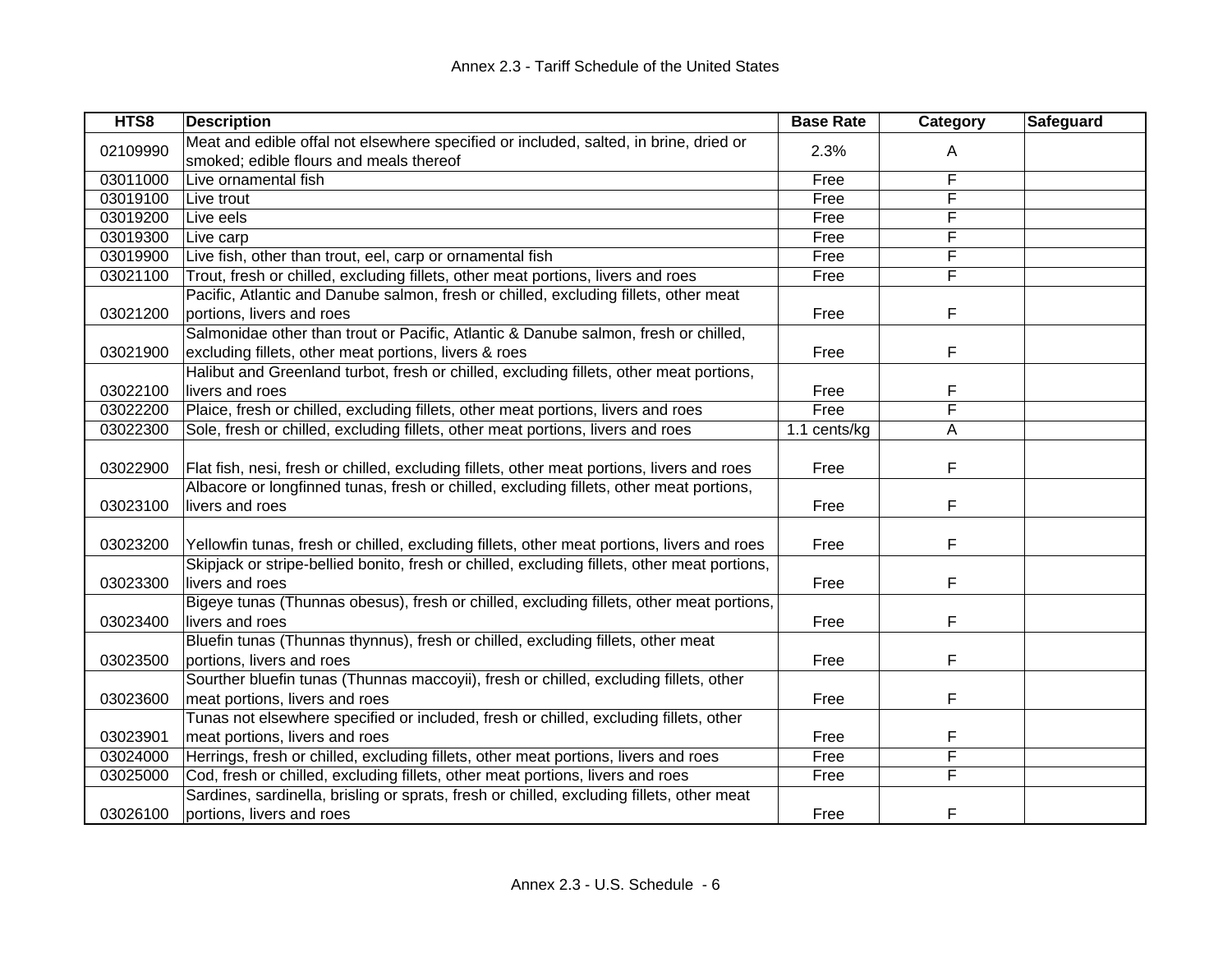| HTS8 | Description | Base Rate | Category | Safeguard |
|---|---|---|---|---|
| 02109990 | Meat and edible offal not elsewhere specified or included, salted, in brine, dried or smoked; edible flours and meals thereof | 2.3% | A | |
| 03011000 | Live ornamental fish | Free | F | |
| 03019100 | Live trout | Free | F | |
| 03019200 | Live eels | Free | F | |
| 03019300 | Live carp | Free | F | |
| 03019900 | Live fish, other than trout, eel, carp or ornamental fish | Free | F | |
| 03021100 | Trout, fresh or chilled, excluding fillets, other meat portions, livers and roes | Free | F | |
| 03021200 | Pacific, Atlantic and Danube salmon, fresh or chilled, excluding fillets, other meat portions, livers and roes | Free | F | |
| 03021900 | Salmonidae other than trout or Pacific, Atlantic & Danube salmon, fresh or chilled, excluding fillets, other meat portions, livers & roes | Free | F | |
| 03022100 | Halibut and Greenland turbot, fresh or chilled, excluding fillets, other meat portions, livers and roes | Free | F | |
| 03022200 | Plaice, fresh or chilled, excluding fillets, other meat portions, livers and roes | Free | F | |
| 03022300 | Sole, fresh or chilled, excluding fillets, other meat portions, livers and roes | 1.1 cents/kg | A | |
| 03022900 | Flat fish, nesi, fresh or chilled, excluding fillets, other meat portions, livers and roes | Free | F | |
| 03023100 | Albacore or longfinned tunas, fresh or chilled, excluding fillets, other meat portions, livers and roes | Free | F | |
| 03023200 | Yellowfin tunas, fresh or chilled, excluding fillets, other meat portions, livers and roes | Free | F | |
| 03023300 | Skipjack or stripe-bellied bonito, fresh or chilled, excluding fillets, other meat portions, livers and roes | Free | F | |
| 03023400 | Bigeye tunas (Thunnas obesus), fresh or chilled, excluding fillets, other meat portions, livers and roes | Free | F | |
| 03023500 | Bluefin tunas (Thunnas thynnus), fresh or chilled, excluding fillets, other meat portions, livers and roes | Free | F | |
| 03023600 | Sourther bluefin tunas (Thunnas maccoyii), fresh or chilled, excluding fillets, other meat portions, livers and roes | Free | F | |
| 03023901 | Tunas not elsewhere specified or included, fresh or chilled, excluding fillets, other meat portions, livers and roes | Free | F | |
| 03024000 | Herrings, fresh or chilled, excluding fillets, other meat portions, livers and roes | Free | F | |
| 03025000 | Cod, fresh or chilled, excluding fillets, other meat portions, livers and roes | Free | F | |
| 03026100 | Sardines, sardinella, brisling or sprats, fresh or chilled, excluding fillets, other meat portions, livers and roes | Free | F | |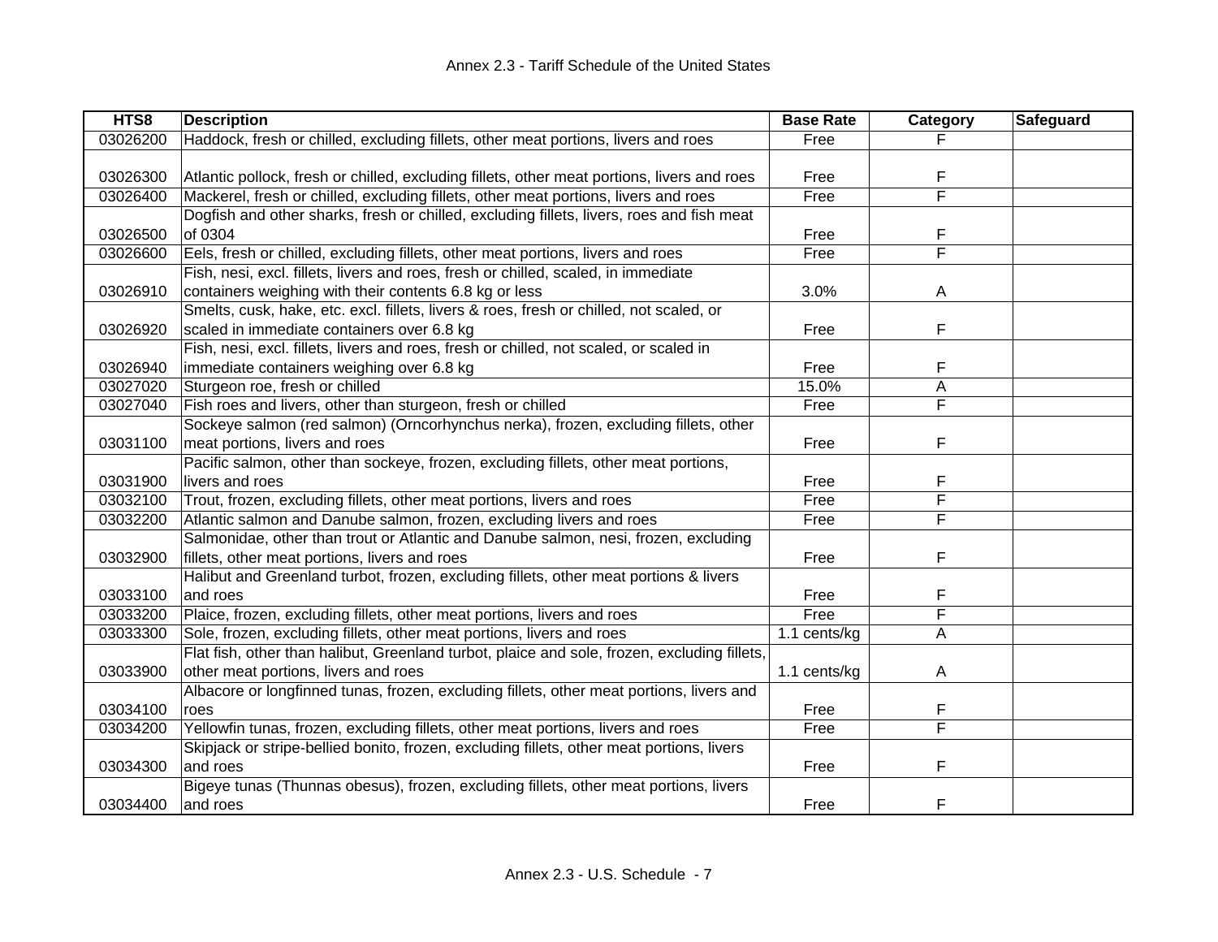| HTS8 | Description | Base Rate | Category | Safeguard |
|---|---|---|---|---|
| 03026200 | Haddock, fresh or chilled, excluding fillets, other meat portions, livers and roes | Free | F | |
| 03026300 | Atlantic pollock, fresh or chilled, excluding fillets, other meat portions, livers and roes | Free | F | |
| 03026400 | Mackerel, fresh or chilled, excluding fillets, other meat portions, livers and roes | Free | F | |
| 03026500 | Dogfish and other sharks, fresh or chilled, excluding fillets, livers, roes and fish meat of 0304 | Free | F | |
| 03026600 | Eels, fresh or chilled, excluding fillets, other meat portions, livers and roes | Free | F | |
| 03026910 | Fish, nesi, excl. fillets, livers and roes, fresh or chilled, scaled, in immediate containers weighing with their contents 6.8 kg or less | 3.0% | A | |
| 03026920 | Smelts, cusk, hake, etc. excl. fillets, livers & roes, fresh or chilled, not scaled, or scaled in immediate containers over 6.8 kg | Free | F | |
| 03026940 | Fish, nesi, excl. fillets, livers and roes, fresh or chilled, not scaled, or scaled in immediate containers weighing over 6.8 kg | Free | F | |
| 03027020 | Sturgeon roe, fresh or chilled | 15.0% | A | |
| 03027040 | Fish roes and livers, other than sturgeon, fresh or chilled | Free | F | |
| 03031100 | Sockeye salmon (red salmon) (Orncorhynchus nerka), frozen, excluding fillets, other meat portions, livers and roes | Free | F | |
| 03031900 | Pacific salmon, other than sockeye, frozen, excluding fillets, other meat portions, livers and roes | Free | F | |
| 03032100 | Trout, frozen, excluding fillets, other meat portions, livers and roes | Free | F | |
| 03032200 | Atlantic salmon and Danube salmon, frozen, excluding livers and roes | Free | F | |
| 03032900 | Salmonidae, other than trout or Atlantic and Danube salmon, nesi, frozen, excluding fillets, other meat portions, livers and roes | Free | F | |
| 03033100 | Halibut and Greenland turbot, frozen, excluding fillets, other meat portions & livers and roes | Free | F | |
| 03033200 | Plaice, frozen, excluding fillets, other meat portions, livers and roes | Free | F | |
| 03033300 | Sole, frozen, excluding fillets, other meat portions, livers and roes | 1.1 cents/kg | A | |
| 03033900 | Flat fish, other than halibut, Greenland turbot, plaice and sole, frozen, excluding fillets, other meat portions, livers and roes | 1.1 cents/kg | A | |
| 03034100 | Albacore or longfinned tunas, frozen, excluding fillets, other meat portions, livers and roes | Free | F | |
| 03034200 | Yellowfin tunas, frozen, excluding fillets, other meat portions, livers and roes | Free | F | |
| 03034300 | Skipjack or stripe-bellied bonito, frozen, excluding fillets, other meat portions, livers and roes | Free | F | |
| 03034400 | Bigeye tunas (Thunnas obesus), frozen, excluding fillets, other meat portions, livers and roes | Free | F | |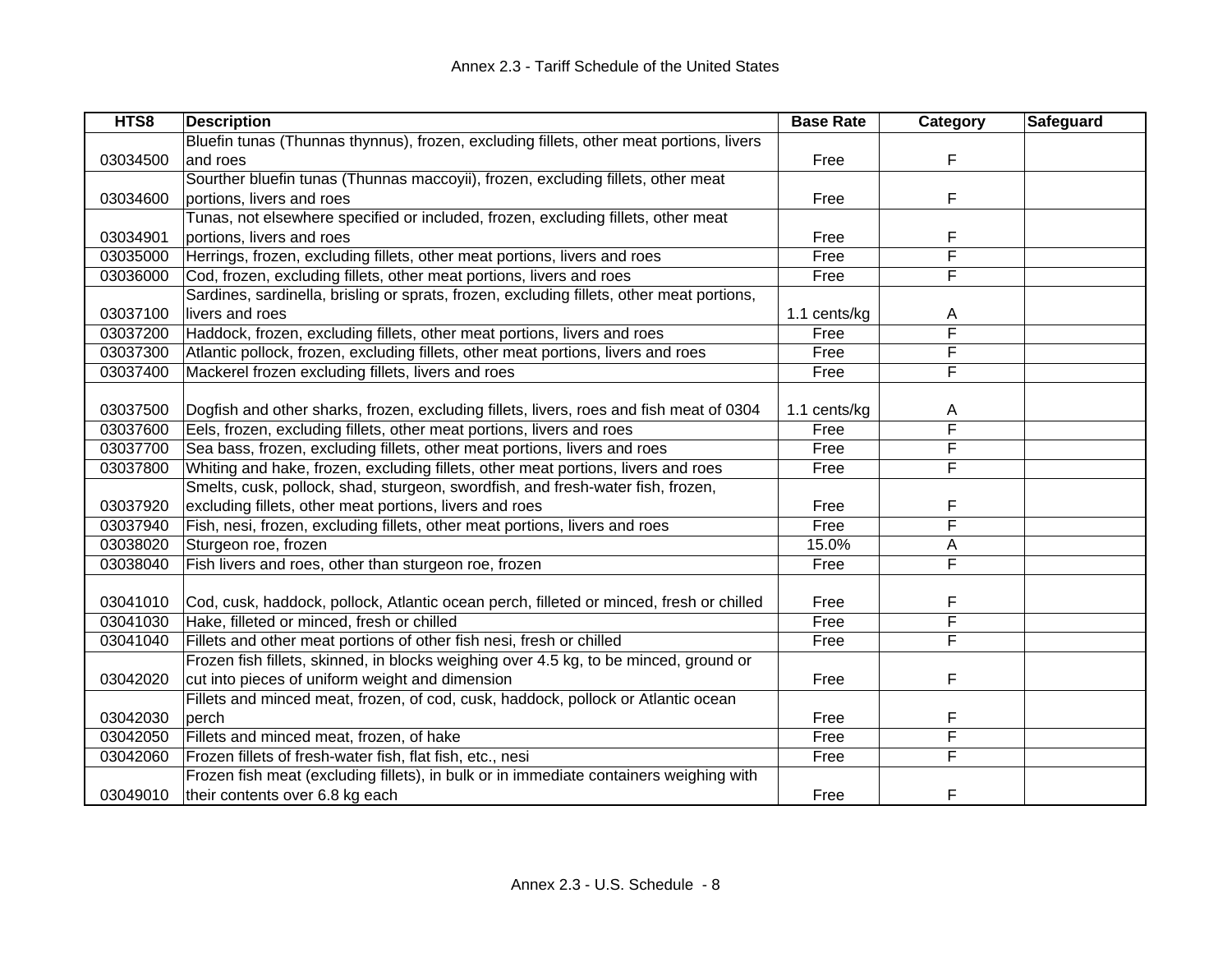Annex 2.3 - Tariff Schedule of the United States

| HTS8 | Description | Base Rate | Category | Safeguard |
|---|---|---|---|---|
| 03034500 | Bluefin tunas (Thunnas thynnus), frozen, excluding fillets, other meat portions, livers and roes | Free | F | |
| 03034600 | Sourther bluefin tunas (Thunnas maccoyii), frozen, excluding fillets, other meat portions, livers and roes | Free | F | |
| 03034901 | Tunas, not elsewhere specified or included, frozen, excluding fillets, other meat portions, livers and roes | Free | F | |
| 03035000 | Herrings, frozen, excluding fillets, other meat portions, livers and roes | Free | F | |
| 03036000 | Cod, frozen, excluding fillets, other meat portions, livers and roes | Free | F | |
| 03037100 | Sardines, sardinella, brisling or sprats, frozen, excluding fillets, other meat portions, livers and roes | 1.1 cents/kg | A | |
| 03037200 | Haddock, frozen, excluding fillets, other meat portions, livers and roes | Free | F | |
| 03037300 | Atlantic pollock, frozen, excluding fillets, other meat portions, livers and roes | Free | F | |
| 03037400 | Mackerel frozen excluding fillets, livers and roes | Free | F | |
| 03037500 | Dogfish and other sharks, frozen, excluding fillets, livers, roes and fish meat of 0304 | 1.1 cents/kg | A | |
| 03037600 | Eels, frozen, excluding fillets, other meat portions, livers and roes | Free | F | |
| 03037700 | Sea bass, frozen, excluding fillets, other meat portions, livers and roes | Free | F | |
| 03037800 | Whiting and hake, frozen, excluding fillets, other meat portions, livers and roes | Free | F | |
| 03037920 | Smelts, cusk, pollock, shad, sturgeon, swordfish, and fresh-water fish, frozen, excluding fillets, other meat portions, livers and roes | Free | F | |
| 03037940 | Fish, nesi, frozen, excluding fillets, other meat portions, livers and roes | Free | F | |
| 03038020 | Sturgeon roe, frozen | 15.0% | A | |
| 03038040 | Fish livers and roes, other than sturgeon roe, frozen | Free | F | |
| 03041010 | Cod, cusk, haddock, pollock, Atlantic ocean perch, filleted or minced, fresh or chilled | Free | F | |
| 03041030 | Hake, filleted or minced, fresh or chilled | Free | F | |
| 03041040 | Fillets and other meat portions of other fish nesi, fresh or chilled | Free | F | |
| 03042020 | Frozen fish fillets, skinned, in blocks weighing over 4.5 kg, to be minced, ground or cut into pieces of uniform weight and dimension | Free | F | |
| 03042030 | Fillets and minced meat, frozen, of cod, cusk, haddock, pollock or Atlantic ocean perch | Free | F | |
| 03042050 | Fillets and minced meat, frozen, of hake | Free | F | |
| 03042060 | Frozen fillets of fresh-water fish, flat fish, etc., nesi | Free | F | |
| 03049010 | Frozen fish meat (excluding fillets), in bulk or in immediate containers weighing with their contents over 6.8 kg each | Free | F | |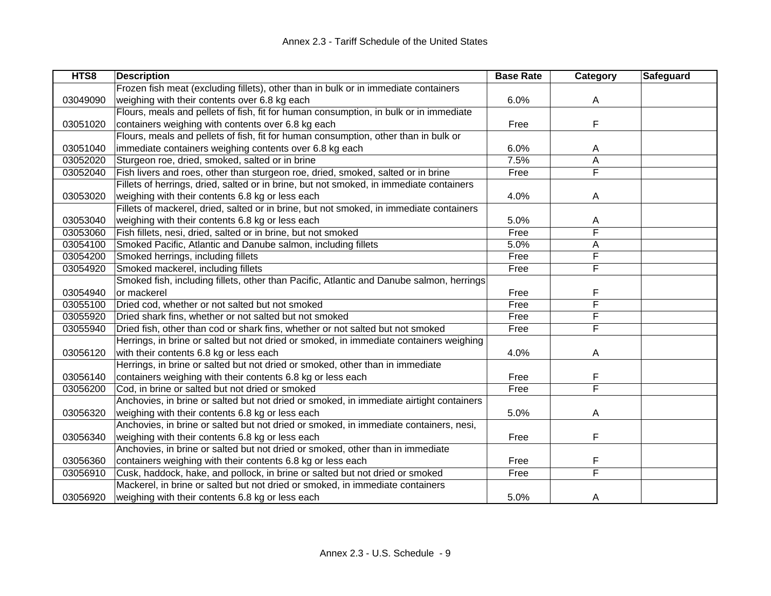| HTS8 | Description | Base Rate | Category | Safeguard |
|---|---|---|---|---|
| 03049090 | Frozen fish meat (excluding fillets), other than in bulk or in immediate containers weighing with their contents over 6.8 kg each | 6.0% | A | |
| 03051020 | Flours, meals and pellets of fish, fit for human consumption, in bulk or in immediate containers weighing with contents over 6.8 kg each | Free | F | |
| 03051040 | Flours, meals and pellets of fish, fit for human consumption, other than in bulk or immediate containers weighing contents over 6.8 kg each | 6.0% | A | |
| 03052020 | Sturgeon roe, dried, smoked, salted or in brine | 7.5% | A | |
| 03052040 | Fish livers and roes, other than sturgeon roe, dried, smoked, salted or in brine | Free | F | |
| 03053020 | Fillets of herrings, dried, salted or in brine, but not smoked, in immediate containers weighing with their contents 6.8 kg or less each | 4.0% | A | |
| 03053040 | Fillets of mackerel, dried, salted or in brine, but not smoked, in immediate containers weighing with their contents 6.8 kg or less each | 5.0% | A | |
| 03053060 | Fish fillets, nesi, dried, salted or in brine, but not smoked | Free | F | |
| 03054100 | Smoked Pacific, Atlantic and Danube salmon, including fillets | 5.0% | A | |
| 03054200 | Smoked herrings, including fillets | Free | F | |
| 03054920 | Smoked mackerel, including fillets | Free | F | |
| 03054940 | Smoked fish, including fillets, other than Pacific, Atlantic and Danube salmon, herrings or mackerel | Free | F | |
| 03055100 | Dried cod, whether or not salted but not smoked | Free | F | |
| 03055920 | Dried shark fins, whether or not salted but not smoked | Free | F | |
| 03055940 | Dried fish, other than cod or shark fins, whether or not salted but not smoked | Free | F | |
| 03056120 | Herrings, in brine or salted but not dried or smoked, in immediate containers weighing with their contents 6.8 kg or less each | 4.0% | A | |
| 03056140 | Herrings, in brine or salted but not dried or smoked, other than in immediate containers weighing with their contents 6.8 kg or less each | Free | F | |
| 03056200 | Cod, in brine or salted but not dried or smoked | Free | F | |
| 03056320 | Anchovies, in brine or salted but not dried or smoked, in immediate airtight containers weighing with their contents 6.8 kg or less each | 5.0% | A | |
| 03056340 | Anchovies, in brine or salted but not dried or smoked, in immediate containers, nesi, weighing with their contents 6.8 kg or less each | Free | F | |
| 03056360 | Anchovies, in brine or salted but not dried or smoked, other than in immediate containers weighing with their contents 6.8 kg or less each | Free | F | |
| 03056910 | Cusk, haddock, hake, and pollock, in brine or salted but not dried or smoked | Free | F | |
| 03056920 | Mackerel, in brine or salted but not dried or smoked, in immediate containers weighing with their contents 6.8 kg or less each | 5.0% | A | |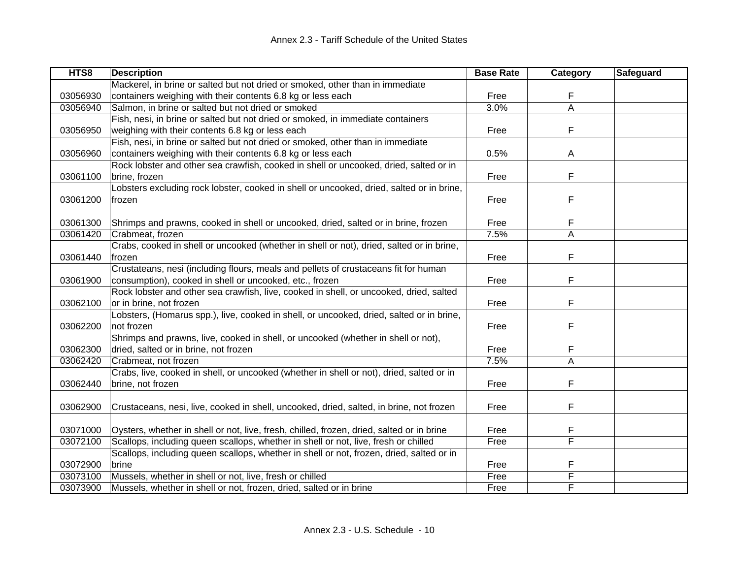Annex 2.3 - Tariff Schedule of the United States

| HTS8 | Description | Base Rate | Category | Safeguard |
|---|---|---|---|---|
| 03056930 | Mackerel, in brine or salted but not dried or smoked, other than in immediate containers weighing with their contents 6.8 kg or less each | Free | F | |
| 03056940 | Salmon, in brine or salted but not dried or smoked | 3.0% | A | |
| 03056950 | Fish, nesi, in brine or salted but not dried or smoked, in immediate containers weighing with their contents 6.8 kg or less each | Free | F | |
| 03056960 | Fish, nesi, in brine or salted but not dried or smoked, other than in immediate containers weighing with their contents 6.8 kg or less each | 0.5% | A | |
| 03061100 | Rock lobster and other sea crawfish, cooked in shell or uncooked, dried, salted or in brine, frozen | Free | F | |
| 03061200 | Lobsters excluding rock lobster, cooked in shell or uncooked, dried, salted or in brine, frozen | Free | F | |
| 03061300 | Shrimps and prawns, cooked in shell or uncooked, dried, salted or in brine, frozen | Free | F | |
| 03061420 | Crabmeat, frozen | 7.5% | A | |
| 03061440 | Crabs, cooked in shell or uncooked (whether in shell or not), dried, salted or in brine, frozen | Free | F | |
| 03061900 | Crustateans, nesi (including flours, meals and pellets of crustaceans fit for human consumption), cooked in shell or uncooked, etc., frozen | Free | F | |
| 03062100 | Rock lobster and other sea crawfish, live, cooked in shell, or uncooked, dried, salted or in brine, not frozen | Free | F | |
| 03062200 | Lobsters, (Homarus spp.), live, cooked in shell, or uncooked, dried, salted or in brine, not frozen | Free | F | |
| 03062300 | Shrimps and prawns, live, cooked in shell, or uncooked (whether in shell or not), dried, salted or in brine, not frozen | Free | F | |
| 03062420 | Crabmeat, not frozen | 7.5% | A | |
| 03062440 | Crabs, live, cooked in shell, or uncooked (whether in shell or not), dried, salted or in brine, not frozen | Free | F | |
| 03062900 | Crustaceans, nesi, live, cooked in shell, uncooked, dried, salted, in brine, not frozen | Free | F | |
| 03071000 | Oysters, whether in shell or not, live, fresh, chilled, frozen, dried, salted or in brine | Free | F | |
| 03072100 | Scallops, including queen scallops, whether in shell or not, live, fresh or chilled | Free | F | |
| 03072900 | Scallops, including queen scallops, whether in shell or not, frozen, dried, salted or in brine | Free | F | |
| 03073100 | Mussels, whether in shell or not, live, fresh or chilled | Free | F | |
| 03073900 | Mussels, whether in shell or not, frozen, dried, salted or in brine | Free | F | |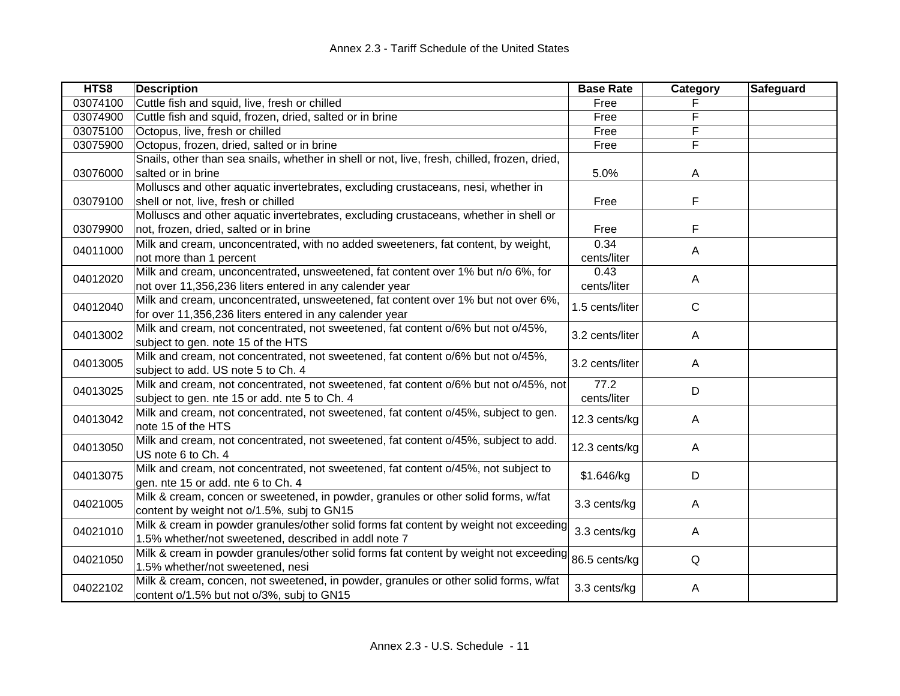| HTS8 | Description | Base Rate | Category | Safeguard |
|---|---|---|---|---|
| 03074100 | Cuttle fish and squid, live, fresh or chilled | Free | F | |
| 03074900 | Cuttle fish and squid, frozen, dried, salted or in brine | Free | F | |
| 03075100 | Octopus, live, fresh or chilled | Free | F | |
| 03075900 | Octopus, frozen, dried, salted or in brine | Free | F | |
| 03076000 | Snails, other than sea snails, whether in shell or not, live, fresh, chilled, frozen, dried, salted or in brine | 5.0% | A | |
| 03079100 | Molluscs and other aquatic invertebrates, excluding crustaceans, nesi, whether in shell or not, live, fresh or chilled | Free | F | |
| 03079900 | Molluscs and other aquatic invertebrates, excluding crustaceans, whether in shell or not, frozen, dried, salted or in brine | Free | F | |
| 04011000 | Milk and cream, unconcentrated, with no added sweeteners, fat content, by weight, not more than 1 percent | 0.34 cents/liter | A | |
| 04012020 | Milk and cream, unconcentrated, unsweetened, fat content over 1% but n/o 6%, for not over 11,356,236 liters entered in any calender year | 0.43 cents/liter | A | |
| 04012040 | Milk and cream, unconcentrated, unsweetened, fat content over 1% but not over 6%, for over 11,356,236 liters entered in any calender year | 1.5 cents/liter | C | |
| 04013002 | Milk and cream, not concentrated, not sweetened, fat content o/6% but not o/45%, subject to gen. note 15 of the HTS | 3.2 cents/liter | A | |
| 04013005 | Milk and cream, not concentrated, not sweetened, fat content o/6% but not o/45%, subject to add. US note 5 to Ch. 4 | 3.2 cents/liter | A | |
| 04013025 | Milk and cream, not concentrated, not sweetened, fat content o/6% but not o/45%, not subject to gen. nte 15 or add. nte 5 to Ch. 4 | 77.2 cents/liter | D | |
| 04013042 | Milk and cream, not concentrated, not sweetened, fat content o/45%, subject to gen. note 15 of the HTS | 12.3 cents/kg | A | |
| 04013050 | Milk and cream, not concentrated, not sweetened, fat content o/45%, subject to add. US note 6 to Ch. 4 | 12.3 cents/kg | A | |
| 04013075 | Milk and cream, not concentrated, not sweetened, fat content o/45%, not subject to gen. nte 15 or add. nte 6 to Ch. 4 | $1.646/kg | D | |
| 04021005 | Milk & cream, concen or sweetened, in powder, granules or other solid forms, w/fat content by weight not o/1.5%, subj to GN15 | 3.3 cents/kg | A | |
| 04021010 | Milk & cream in powder granules/other solid forms fat content by weight not exceeding 1.5% whether/not sweetened, described in addl note 7 | 3.3 cents/kg | A | |
| 04021050 | Milk & cream in powder granules/other solid forms fat content by weight not exceeding 1.5% whether/not sweetened, nesi | 86.5 cents/kg | Q | |
| 04022102 | Milk & cream, concen, not sweetened, in powder, granules or other solid forms, w/fat content o/1.5% but not o/3%, subj to GN15 | 3.3 cents/kg | A | |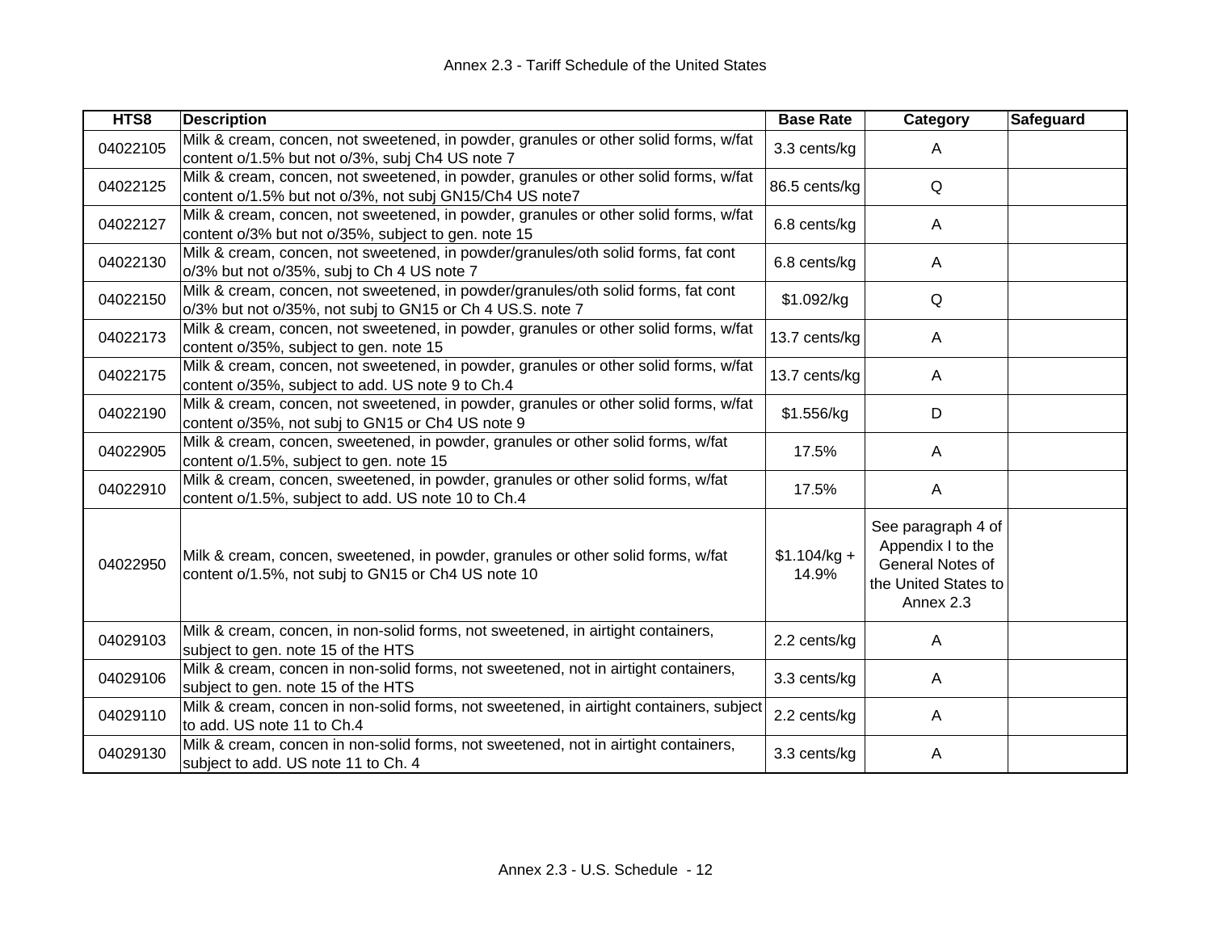| HTS8 | Description | Base Rate | Category | Safeguard |
| --- | --- | --- | --- | --- |
| 04022105 | Milk & cream, concen, not sweetened, in powder, granules or other solid forms, w/fat content o/1.5% but not o/3%, subj Ch4 US note 7 | 3.3 cents/kg | A | |
| 04022125 | Milk & cream, concen, not sweetened, in powder, granules or other solid forms, w/fat content o/1.5% but not o/3%, not subj GN15/Ch4 US note7 | 86.5 cents/kg | Q | |
| 04022127 | Milk & cream, concen, not sweetened, in powder, granules or other solid forms, w/fat content o/3% but not o/35%, subject to gen. note 15 | 6.8 cents/kg | A | |
| 04022130 | Milk & cream, concen, not sweetened, in powder/granules/oth solid forms, fat cont o/3% but not o/35%, subj to Ch 4 US note 7 | 6.8 cents/kg | A | |
| 04022150 | Milk & cream, concen, not sweetened, in powder/granules/oth solid forms, fat cont o/3% but not o/35%, not subj to GN15 or Ch 4 US.S. note 7 | $1.092/kg | Q | |
| 04022173 | Milk & cream, concen, not sweetened, in powder, granules or other solid forms, w/fat content o/35%, subject to gen. note 15 | 13.7 cents/kg | A | |
| 04022175 | Milk & cream, concen, not sweetened, in powder, granules or other solid forms, w/fat content o/35%, subject to add. US note 9 to Ch.4 | 13.7 cents/kg | A | |
| 04022190 | Milk & cream, concen, not sweetened, in powder, granules or other solid forms, w/fat content o/35%, not subj to GN15 or Ch4 US note 9 | $1.556/kg | D | |
| 04022905 | Milk & cream, concen, sweetened, in powder, granules or other solid forms, w/fat content o/1.5%, subject to gen. note 15 | 17.5% | A | |
| 04022910 | Milk & cream, concen, sweetened, in powder, granules or other solid forms, w/fat content o/1.5%, subject to add. US note 10 to Ch.4 | 17.5% | A | |
| 04022950 | Milk & cream, concen, sweetened, in powder, granules or other solid forms, w/fat content o/1.5%, not subj to GN15 or Ch4 US note 10 | $1.104/kg + 14.9% | See paragraph 4 of Appendix I to the General Notes of the United States to Annex 2.3 | |
| 04029103 | Milk & cream, concen, in non-solid forms, not sweetened, in airtight containers, subject to gen. note 15 of the HTS | 2.2 cents/kg | A | |
| 04029106 | Milk & cream, concen in non-solid forms, not sweetened, not in airtight containers, subject to gen. note 15 of the HTS | 3.3 cents/kg | A | |
| 04029110 | Milk & cream, concen in non-solid forms, not sweetened, in airtight containers, subject to add. US note 11 to Ch.4 | 2.2 cents/kg | A | |
| 04029130 | Milk & cream, concen in non-solid forms, not sweetened, not in airtight containers, subject to add. US note 11 to Ch. 4 | 3.3 cents/kg | A | |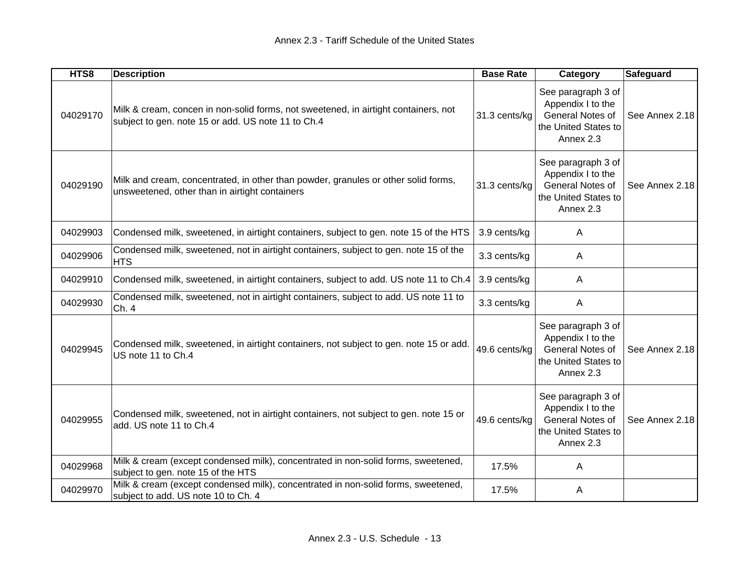| HTS8 | Description | Base Rate | Category | Safeguard |
|---|---|---|---|---|
| 04029170 | Milk & cream, concen in non-solid forms, not sweetened, in airtight containers, not subject to gen. note 15 or add. US note 11 to Ch.4 | 31.3 cents/kg | See paragraph 3 of Appendix I to the General Notes of the United States to Annex 2.3 | See Annex 2.18 |
| 04029190 | Milk and cream, concentrated, in other than powder, granules or other solid forms, unsweetened, other than in airtight containers | 31.3 cents/kg | See paragraph 3 of Appendix I to the General Notes of the United States to Annex 2.3 | See Annex 2.18 |
| 04029903 | Condensed milk, sweetened, in airtight containers, subject to gen. note 15 of the HTS | 3.9 cents/kg | A | |
| 04029906 | Condensed milk, sweetened, not in airtight containers, subject to gen. note 15 of the HTS | 3.3 cents/kg | A | |
| 04029910 | Condensed milk, sweetened, in airtight containers, subject to add. US note 11 to Ch.4 | 3.9 cents/kg | A | |
| 04029930 | Condensed milk, sweetened, not in airtight containers, subject to add. US note 11 to Ch. 4 | 3.3 cents/kg | A | |
| 04029945 | Condensed milk, sweetened, in airtight containers, not subject to gen. note 15 or add. US note 11 to Ch.4 | 49.6 cents/kg | See paragraph 3 of Appendix I to the General Notes of the United States to Annex 2.3 | See Annex 2.18 |
| 04029955 | Condensed milk, sweetened, not in airtight containers, not subject to gen. note 15 or add. US note 11 to Ch.4 | 49.6 cents/kg | See paragraph 3 of Appendix I to the General Notes of the United States to Annex 2.3 | See Annex 2.18 |
| 04029968 | Milk & cream (except condensed milk), concentrated in non-solid forms, sweetened, subject to gen. note 15 of the HTS | 17.5% | A | |
| 04029970 | Milk & cream (except condensed milk), concentrated in non-solid forms, sweetened, subject to add. US note 10 to Ch. 4 | 17.5% | A | |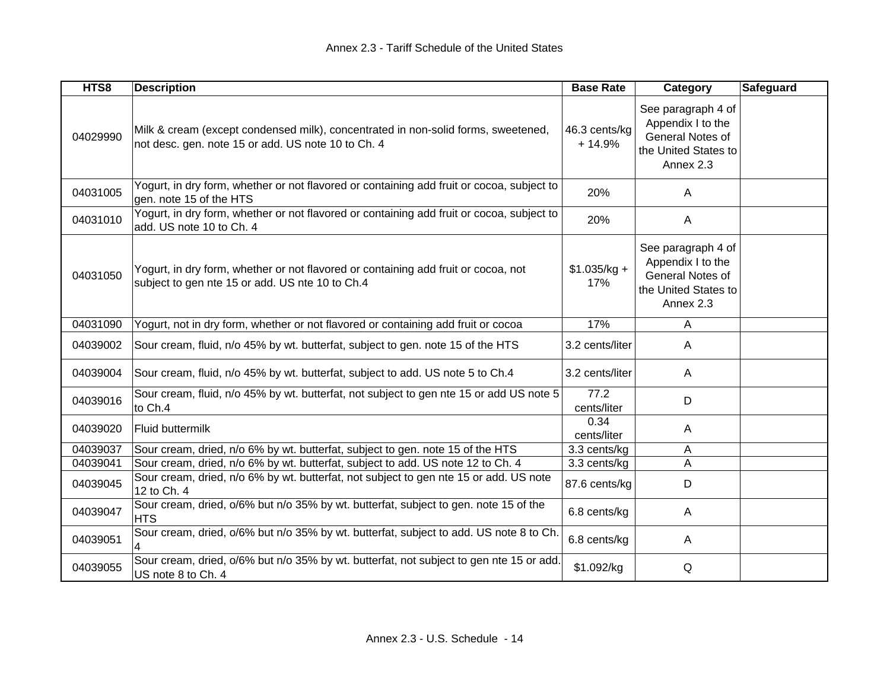| HTS8 | Description | Base Rate | Category | Safeguard |
|---|---|---|---|---|
| 04029990 | Milk & cream (except condensed milk), concentrated in non-solid forms, sweetened, not desc. gen. note 15 or add. US note 10 to Ch. 4 | 46.3 cents/kg + 14.9% | See paragraph 4 of Appendix I to the General Notes of the United States to Annex 2.3 | |
| 04031005 | Yogurt, in dry form, whether or not flavored or containing add fruit or cocoa, subject to gen. note 15 of the HTS | 20% | A | |
| 04031010 | Yogurt, in dry form, whether or not flavored or containing add fruit or cocoa, subject to add. US note 10 to Ch. 4 | 20% | A | |
| 04031050 | Yogurt, in dry form, whether or not flavored or containing add fruit or cocoa, not subject to gen nte 15 or add. US nte 10 to Ch.4 | $1.035/kg + 17% | See paragraph 4 of Appendix I to the General Notes of the United States to Annex 2.3 | |
| 04031090 | Yogurt, not in dry form, whether or not flavored or containing add fruit or cocoa | 17% | A | |
| 04039002 | Sour cream, fluid, n/o 45% by wt. butterfat, subject to gen. note 15 of the HTS | 3.2 cents/liter | A | |
| 04039004 | Sour cream, fluid, n/o 45% by wt. butterfat, subject to add. US note 5 to Ch.4 | 3.2 cents/liter | A | |
| 04039016 | Sour cream, fluid, n/o 45% by wt. butterfat, not subject to gen nte 15 or add US note 5 to Ch.4 | 77.2 cents/liter | D | |
| 04039020 | Fluid buttermilk | 0.34 cents/liter | A | |
| 04039037 | Sour cream, dried, n/o 6% by wt. butterfat, subject to gen. note 15 of the HTS | 3.3 cents/kg | A | |
| 04039041 | Sour cream, dried, n/o 6% by wt. butterfat, subject to add. US note 12 to Ch. 4 | 3.3 cents/kg | A | |
| 04039045 | Sour cream, dried, n/o 6% by wt. butterfat, not subject to gen nte 15 or add. US note 12 to Ch. 4 | 87.6 cents/kg | D | |
| 04039047 | Sour cream, dried, o/6% but n/o 35% by wt. butterfat, subject to gen. note 15 of the HTS | 6.8 cents/kg | A | |
| 04039051 | Sour cream, dried, o/6% but n/o 35% by wt. butterfat, subject to add. US note 8 to Ch. 4 | 6.8 cents/kg | A | |
| 04039055 | Sour cream, dried, o/6% but n/o 35% by wt. butterfat, not subject to gen nte 15 or add. US note 8 to Ch. 4 | $1.092/kg | Q | |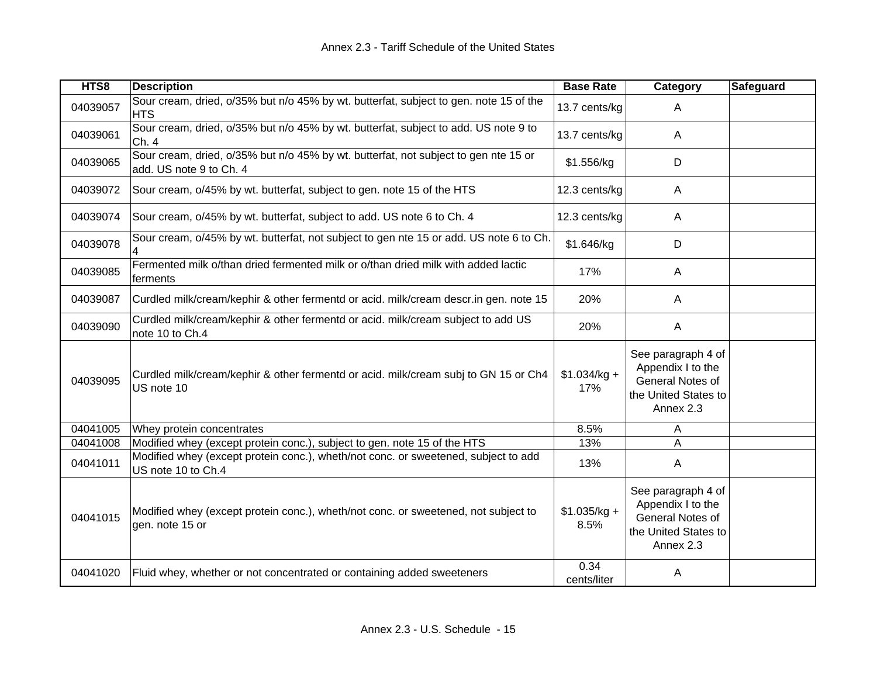| HTS8 | Description | Base Rate | Category | Safeguard |
|---|---|---|---|---|
| 04039057 | Sour cream, dried, o/35% but n/o 45% by wt. butterfat, subject to gen. note 15 of the HTS | 13.7 cents/kg | A | |
| 04039061 | Sour cream, dried, o/35% but n/o 45% by wt. butterfat, subject to add. US note 9 to Ch. 4 | 13.7 cents/kg | A | |
| 04039065 | Sour cream, dried, o/35% but n/o 45% by wt. butterfat, not subject to gen nte 15 or add. US note 9 to Ch. 4 | $1.556/kg | D | |
| 04039072 | Sour cream, o/45% by wt. butterfat, subject to gen. note 15 of the HTS | 12.3 cents/kg | A | |
| 04039074 | Sour cream, o/45% by wt. butterfat, subject to add. US note 6 to Ch. 4 | 12.3 cents/kg | A | |
| 04039078 | Sour cream, o/45% by wt. butterfat, not subject to gen nte 15 or add. US note 6 to Ch. 4 | $1.646/kg | D | |
| 04039085 | Fermented milk o/than dried fermented milk or o/than dried milk with added lactic ferments | 17% | A | |
| 04039087 | Curdled milk/cream/kephir & other fermentd or acid. milk/cream descr.in gen. note 15 | 20% | A | |
| 04039090 | Curdled milk/cream/kephir & other fermentd or acid. milk/cream subject to add US note 10 to Ch.4 | 20% | A | |
| 04039095 | Curdled milk/cream/kephir & other fermentd or acid. milk/cream subj to GN 15 or Ch4 US note 10 | $1.034/kg + 17% | See paragraph 4 of Appendix I to the General Notes of the United States to Annex 2.3 | |
| 04041005 | Whey protein concentrates | 8.5% | A | |
| 04041008 | Modified whey (except protein conc.), subject to gen. note 15 of the HTS | 13% | A | |
| 04041011 | Modified whey (except protein conc.), wheth/not conc. or sweetened, subject to add US note 10 to Ch.4 | 13% | A | |
| 04041015 | Modified whey (except protein conc.), wheth/not conc. or sweetened, not subject to gen. note 15 or | $1.035/kg + 8.5% | See paragraph 4 of Appendix I to the General Notes of the United States to Annex 2.3 | |
| 04041020 | Fluid whey, whether or not concentrated or containing added sweeteners | 0.34 cents/liter | A | |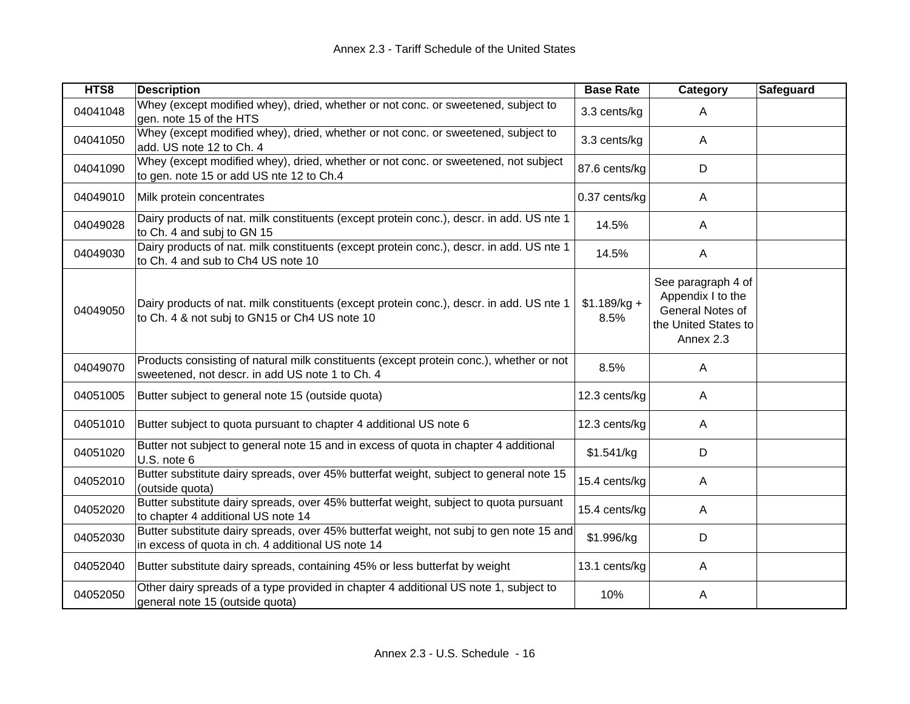Annex 2.3 - Tariff Schedule of the United States

| HTS8 | Description | Base Rate | Category | Safeguard |
|---|---|---|---|---|
| 04041048 | Whey (except modified whey), dried, whether or not conc. or sweetened, subject to gen. note 15 of the HTS | 3.3 cents/kg | A | |
| 04041050 | Whey (except modified whey), dried, whether or not conc. or sweetened, subject to add. US note 12 to Ch. 4 | 3.3 cents/kg | A | |
| 04041090 | Whey (except modified whey), dried, whether or not conc. or sweetened, not subject to gen. note 15 or add US nte 12 to Ch.4 | 87.6 cents/kg | D | |
| 04049010 | Milk protein concentrates | 0.37 cents/kg | A | |
| 04049028 | Dairy products of nat. milk constituents (except protein conc.), descr. in add. US nte 1 to Ch. 4 and subj to GN 15 | 14.5% | A | |
| 04049030 | Dairy products of nat. milk constituents (except protein conc.), descr. in add. US nte 1 to Ch. 4 and sub to Ch4 US note 10 | 14.5% | A | |
| 04049050 | Dairy products of nat. milk constituents (except protein conc.), descr. in add. US nte 1 to Ch. 4 & not subj to GN15 or Ch4 US note 10 | $1.189/kg + 8.5% | See paragraph 4 of Appendix I to the General Notes of the United States to Annex 2.3 | |
| 04049070 | Products consisting of natural milk constituents (except protein conc.), whether or not sweetened, not descr. in add US note 1 to Ch. 4 | 8.5% | A | |
| 04051005 | Butter subject to general note 15 (outside quota) | 12.3 cents/kg | A | |
| 04051010 | Butter subject to quota pursuant to chapter 4 additional US note 6 | 12.3 cents/kg | A | |
| 04051020 | Butter not subject to general note 15 and in excess of quota in chapter 4 additional U.S. note 6 | $1.541/kg | D | |
| 04052010 | Butter substitute dairy spreads, over 45% butterfat weight, subject to general note 15 (outside quota) | 15.4 cents/kg | A | |
| 04052020 | Butter substitute dairy spreads, over 45% butterfat weight, subject to quota pursuant to chapter 4 additional US note 14 | 15.4 cents/kg | A | |
| 04052030 | Butter substitute dairy spreads, over 45% butterfat weight, not subj to gen note 15 and in excess of quota in ch. 4 additional US note 14 | $1.996/kg | D | |
| 04052040 | Butter substitute dairy spreads, containing 45% or less butterfat by weight | 13.1 cents/kg | A | |
| 04052050 | Other dairy spreads of a type provided in chapter 4 additional US note 1, subject to general note 15 (outside quota) | 10% | A | |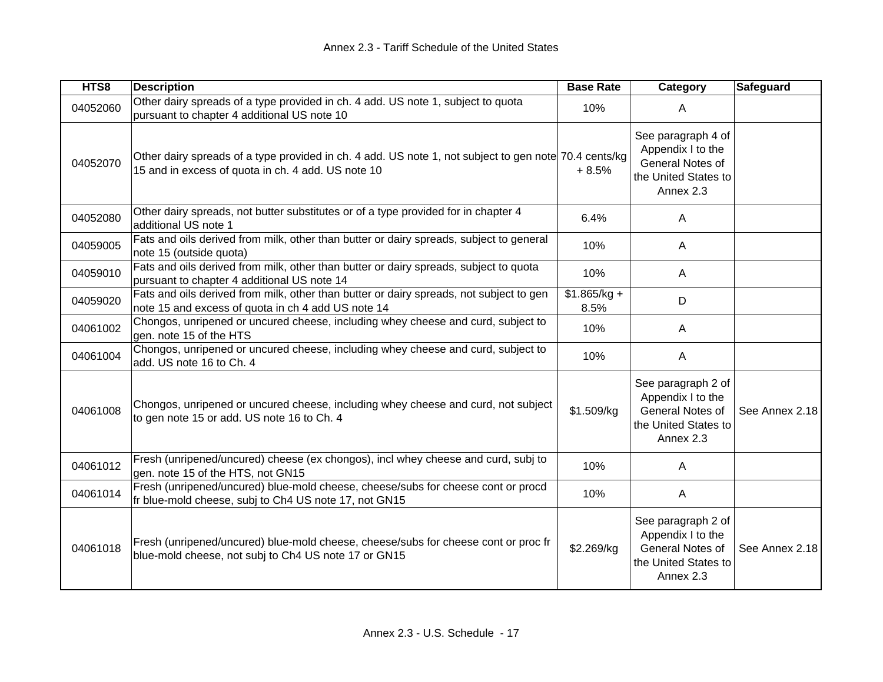| HTS8 | Description | Base Rate | Category | Safeguard |
|---|---|---|---|---|
| 04052060 | Other dairy spreads of a type provided in ch. 4 add. US note 1, subject to quota pursuant to chapter 4 additional US note 10 | 10% | A | |
| 04052070 | Other dairy spreads of a type provided in ch. 4 add. US note 1, not subject to gen note 15 and in excess of quota in ch. 4 add. US note 10 | 70.4 cents/kg + 8.5% | See paragraph 4 of Appendix I to the General Notes of the United States to Annex 2.3 | |
| 04052080 | Other dairy spreads, not butter substitutes or of a type provided for in chapter 4 additional US note 1 | 6.4% | A | |
| 04059005 | Fats and oils derived from milk, other than butter or dairy spreads, subject to general note 15 (outside quota) | 10% | A | |
| 04059010 | Fats and oils derived from milk, other than butter or dairy spreads, subject to quota pursuant to chapter 4 additional US note 14 | 10% | A | |
| 04059020 | Fats and oils derived from milk, other than butter or dairy spreads, not subject to gen note 15 and excess of quota in ch 4 add US note 14 | $1.865/kg + 8.5% | D | |
| 04061002 | Chongos, unripened or uncured cheese, including whey cheese and curd, subject to gen. note 15 of the HTS | 10% | A | |
| 04061004 | Chongos, unripened or uncured cheese, including whey cheese and curd, subject to add. US note 16 to Ch. 4 | 10% | A | |
| 04061008 | Chongos, unripened or uncured cheese, including whey cheese and curd, not subject to gen note 15 or add. US note 16 to Ch. 4 | $1.509/kg | See paragraph 2 of Appendix I to the General Notes of the United States to Annex 2.3 | See Annex 2.18 |
| 04061012 | Fresh (unripened/uncured) cheese (ex chongos), incl whey cheese and curd, subj to gen. note 15 of the HTS, not GN15 | 10% | A | |
| 04061014 | Fresh (unripened/uncured) blue-mold cheese, cheese/subs for cheese cont or procd fr blue-mold cheese, subj to Ch4 US note 17, not GN15 | 10% | A | |
| 04061018 | Fresh (unripened/uncured) blue-mold cheese, cheese/subs for cheese cont or proc fr blue-mold cheese, not subj to Ch4 US note 17 or GN15 | $2.269/kg | See paragraph 2 of Appendix I to the General Notes of the United States to Annex 2.3 | See Annex 2.18 |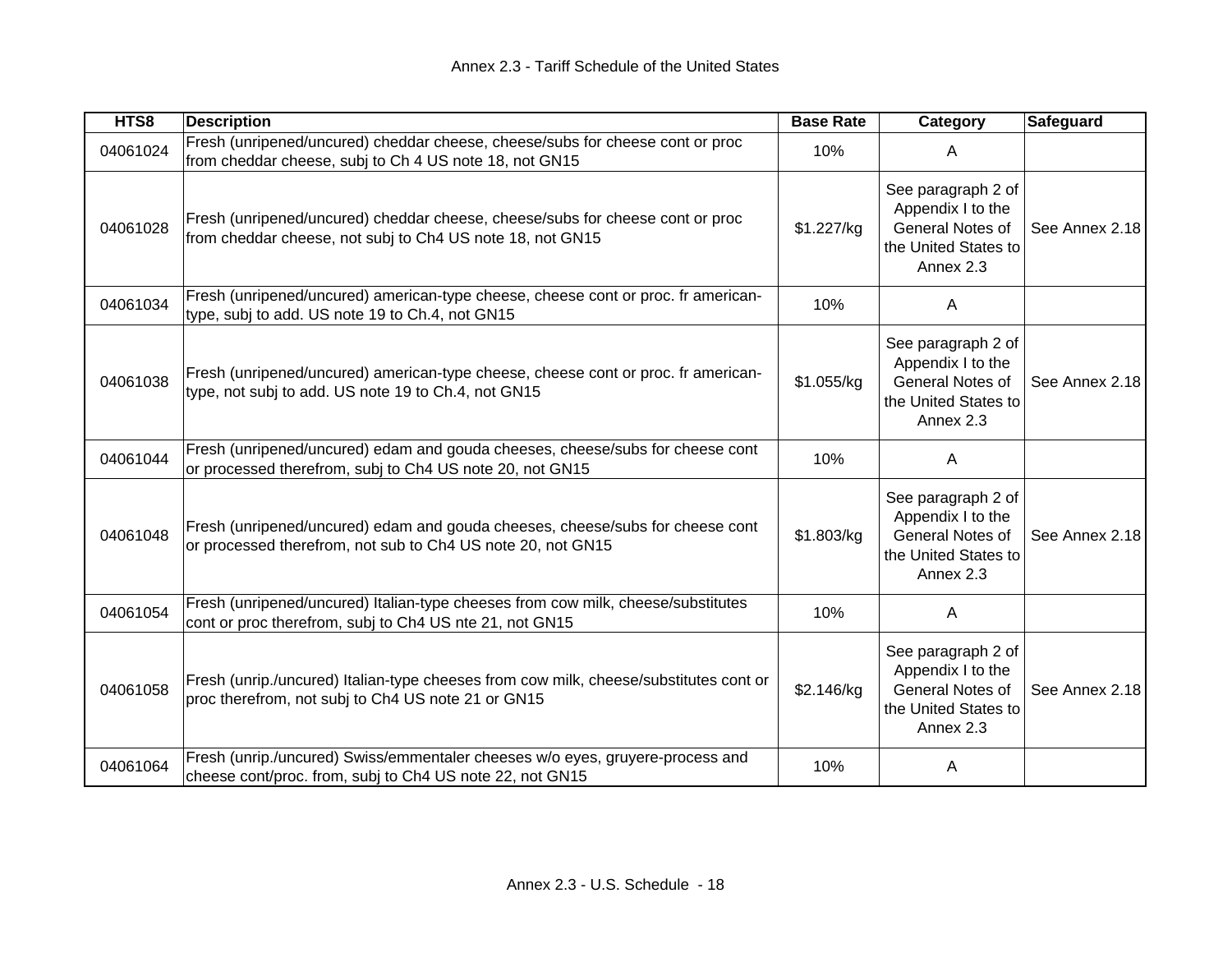| HTS8 | Description | Base Rate | Category | Safeguard |
|---|---|---|---|---|
| 04061024 | Fresh (unripened/uncured) cheddar cheese, cheese/subs for cheese cont or proc from cheddar cheese, subj to Ch 4 US note 18, not GN15 | 10% | A | |
| 04061028 | Fresh (unripened/uncured) cheddar cheese, cheese/subs for cheese cont or proc from cheddar cheese, not subj to Ch4 US note 18, not GN15 | $1.227/kg | See paragraph 2 of Appendix I to the General Notes of the United States to Annex 2.3 | See Annex 2.18 |
| 04061034 | Fresh (unripened/uncured) american-type cheese, cheese cont or proc. fr american-type, subj to add. US note 19 to Ch.4, not GN15 | 10% | A | |
| 04061038 | Fresh (unripened/uncured) american-type cheese, cheese cont or proc. fr american-type, not subj to add. US note 19 to Ch.4, not GN15 | $1.055/kg | See paragraph 2 of Appendix I to the General Notes of the United States to Annex 2.3 | See Annex 2.18 |
| 04061044 | Fresh (unripened/uncured) edam and gouda cheeses, cheese/subs for cheese cont or processed therefrom, subj to Ch4 US note 20, not GN15 | 10% | A | |
| 04061048 | Fresh (unripened/uncured) edam and gouda cheeses, cheese/subs for cheese cont or processed therefrom, not sub to Ch4 US note 20, not GN15 | $1.803/kg | See paragraph 2 of Appendix I to the General Notes of the United States to Annex 2.3 | See Annex 2.18 |
| 04061054 | Fresh (unripened/uncured) Italian-type cheeses from cow milk, cheese/substitutes cont or proc therefrom, subj to Ch4 US nte 21, not GN15 | 10% | A | |
| 04061058 | Fresh (unrip./uncured) Italian-type cheeses from cow milk, cheese/substitutes cont or proc therefrom, not subj to Ch4 US note 21 or GN15 | $2.146/kg | See paragraph 2 of Appendix I to the General Notes of the United States to Annex 2.3 | See Annex 2.18 |
| 04061064 | Fresh (unrip./uncured) Swiss/emmentaler cheeses w/o eyes, gruyere-process and cheese cont/proc. from, subj to Ch4 US note 22, not GN15 | 10% | A | |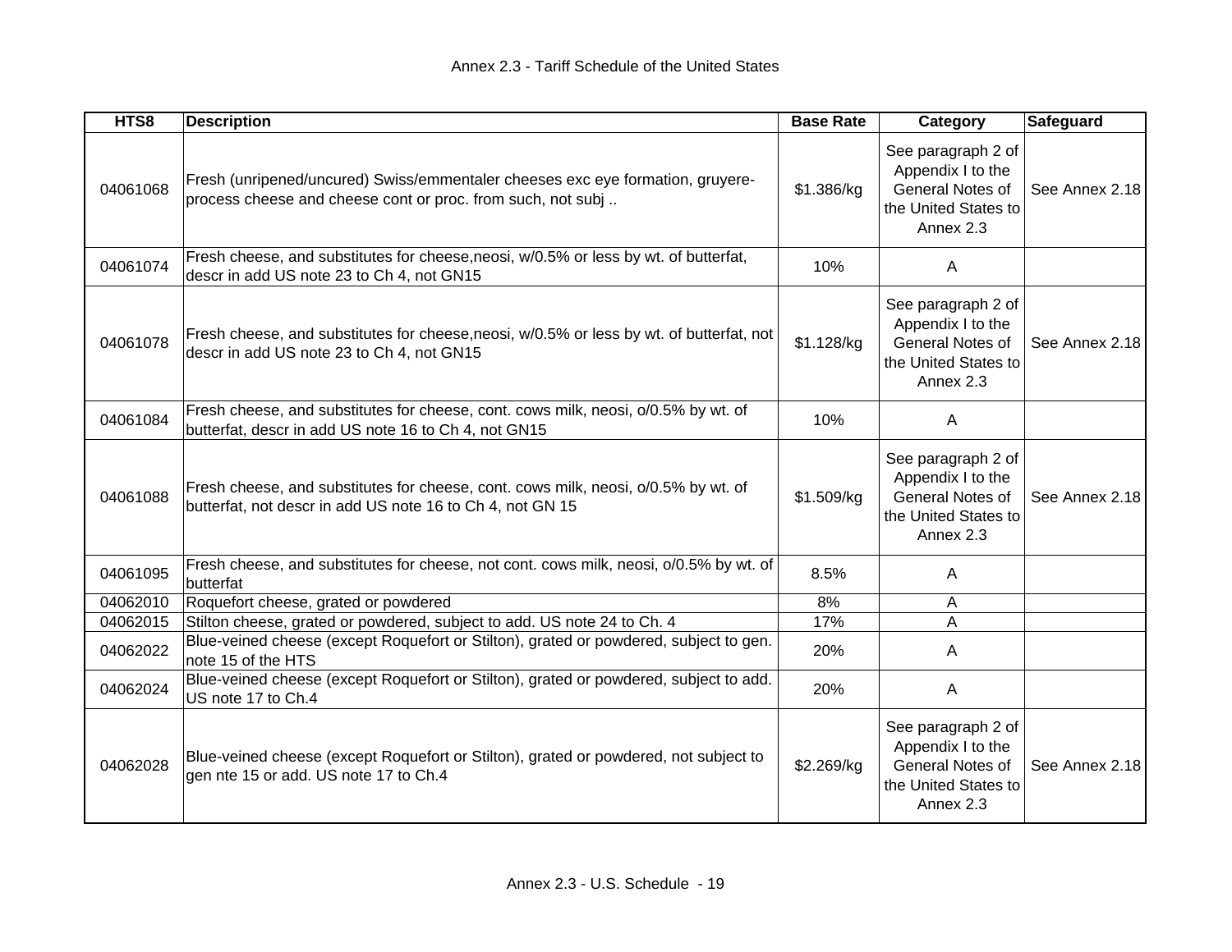| HTS8 | Description | Base Rate | Category | Safeguard |
|---|---|---|---|---|
| 04061068 | Fresh (unripened/uncured) Swiss/emmentaler cheeses exc eye formation, gruyere-process cheese and cheese cont or proc. from such, not subj .. | $1.386/kg | See paragraph 2 of Appendix I to the General Notes of the United States to Annex 2.3 | See Annex 2.18 |
| 04061074 | Fresh cheese, and substitutes for cheese,neosi, w/0.5% or less by wt. of butterfat, descr in add US note 23 to Ch 4, not GN15 | 10% | A | |
| 04061078 | Fresh cheese, and substitutes for cheese,neosi, w/0.5% or less by wt. of butterfat, not descr in add US note 23 to Ch 4, not GN15 | $1.128/kg | See paragraph 2 of Appendix I to the General Notes of the United States to Annex 2.3 | See Annex 2.18 |
| 04061084 | Fresh cheese, and substitutes for cheese, cont. cows milk, neosi, o/0.5% by wt. of butterfat, descr in add US note 16 to Ch 4, not GN15 | 10% | A | |
| 04061088 | Fresh cheese, and substitutes for cheese, cont. cows milk, neosi, o/0.5% by wt. of butterfat, not descr in add US note 16 to Ch 4, not GN 15 | $1.509/kg | See paragraph 2 of Appendix I to the General Notes of the United States to Annex 2.3 | See Annex 2.18 |
| 04061095 | Fresh cheese, and substitutes for cheese, not cont. cows milk, neosi, o/0.5% by wt. of butterfat | 8.5% | A | |
| 04062010 | Roquefort cheese, grated or powdered | 8% | A | |
| 04062015 | Stilton cheese, grated or powdered, subject to add. US note 24 to Ch. 4 | 17% | A | |
| 04062022 | Blue-veined cheese (except Roquefort or Stilton), grated or powdered, subject to gen. note 15 of the HTS | 20% | A | |
| 04062024 | Blue-veined cheese (except Roquefort or Stilton), grated or powdered, subject to add. US note 17 to Ch.4 | 20% | A | |
| 04062028 | Blue-veined cheese (except Roquefort or Stilton), grated or powdered, not subject to gen nte 15 or add. US note 17 to Ch.4 | $2.269/kg | See paragraph 2 of Appendix I to the General Notes of the United States to Annex 2.3 | See Annex 2.18 |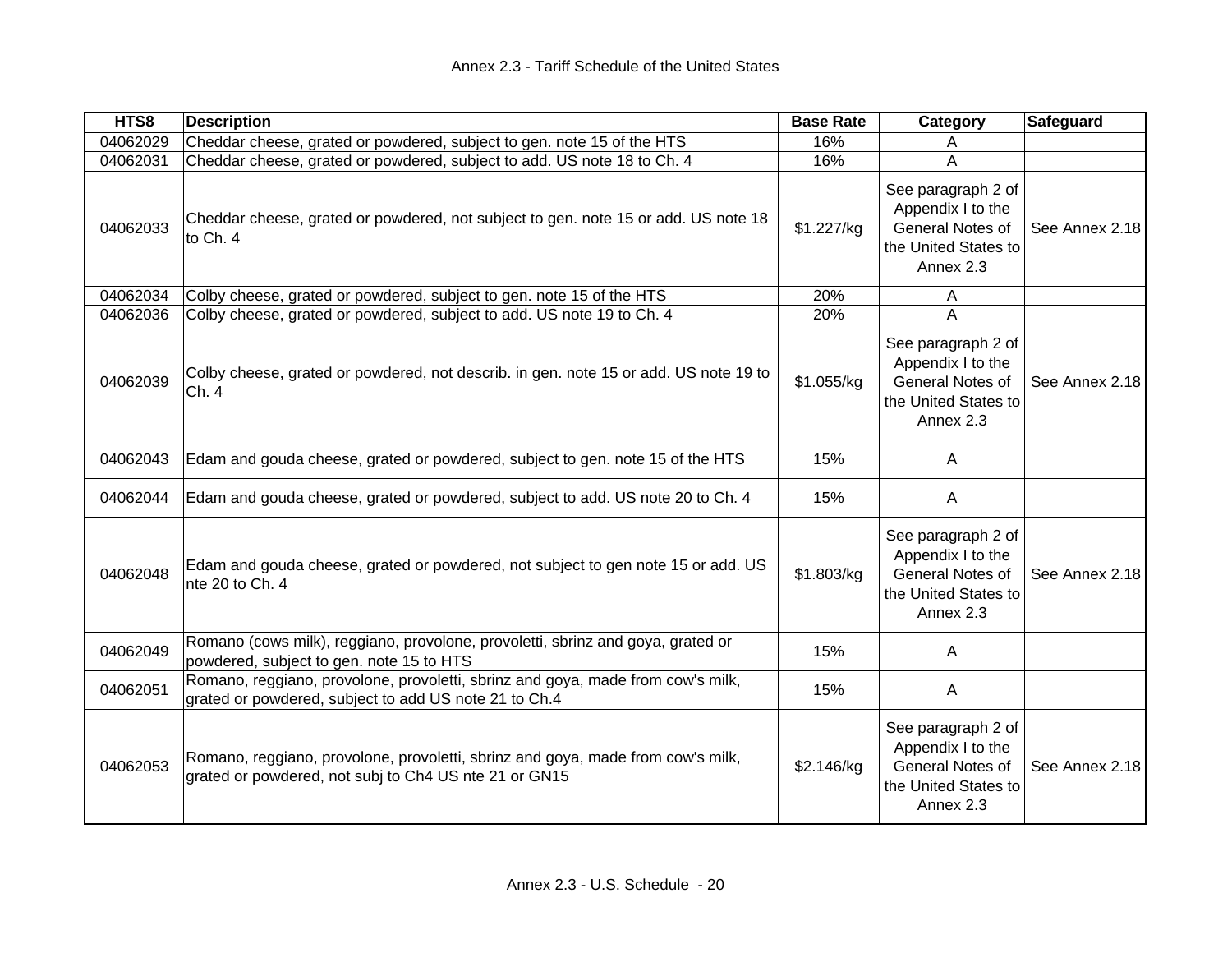| HTS8 | Description | Base Rate | Category | Safeguard |
|---|---|---|---|---|
| 04062029 | Cheddar cheese, grated or powdered, subject to gen. note 15 of the HTS | 16% | A | |
| 04062031 | Cheddar cheese, grated or powdered, subject to add. US note 18 to Ch. 4 | 16% | A | |
| 04062033 | Cheddar cheese, grated or powdered, not subject to gen. note 15 or add. US note 18 to Ch. 4 | $1.227/kg | See paragraph 2 of Appendix I to the General Notes of the United States to Annex 2.3 | See Annex 2.18 |
| 04062034 | Colby cheese, grated or powdered, subject to gen. note 15 of the HTS | 20% | A | |
| 04062036 | Colby cheese, grated or powdered, subject to add. US note 19 to Ch. 4 | 20% | A | |
| 04062039 | Colby cheese, grated or powdered, not describ. in gen. note 15 or add. US note 19 to Ch. 4 | $1.055/kg | See paragraph 2 of Appendix I to the General Notes of the United States to Annex 2.3 | See Annex 2.18 |
| 04062043 | Edam and gouda cheese, grated or powdered, subject to gen. note 15 of the HTS | 15% | A | |
| 04062044 | Edam and gouda cheese, grated or powdered, subject to add. US note 20 to Ch. 4 | 15% | A | |
| 04062048 | Edam and gouda cheese, grated or powdered, not subject to gen note 15 or add. US nte 20 to Ch. 4 | $1.803/kg | See paragraph 2 of Appendix I to the General Notes of the United States to Annex 2.3 | See Annex 2.18 |
| 04062049 | Romano (cows milk), reggiano, provolone, provoletti, sbrinz and goya, grated or powdered, subject to gen. note 15 to HTS | 15% | A | |
| 04062051 | Romano, reggiano, provolone, provoletti, sbrinz and goya, made from cow's milk, grated or powdered, subject to add US note 21 to Ch.4 | 15% | A | |
| 04062053 | Romano, reggiano, provolone, provoletti, sbrinz and goya, made from cow's milk, grated or powdered, not subj to Ch4 US nte 21 or GN15 | $2.146/kg | See paragraph 2 of Appendix I to the General Notes of the United States to Annex 2.3 | See Annex 2.18 |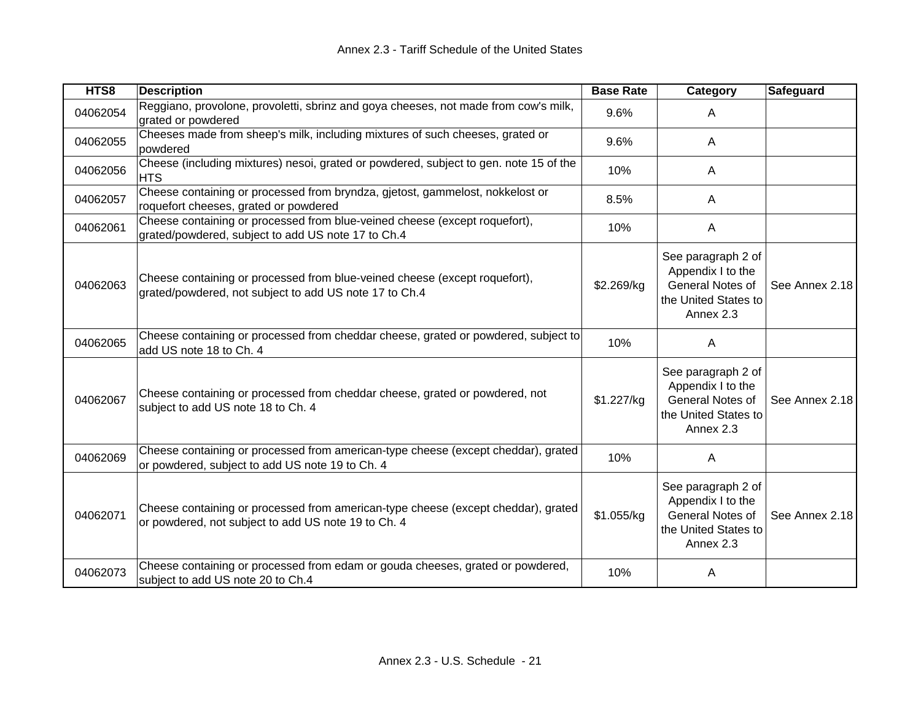| HTS8 | Description | Base Rate | Category | Safeguard |
|---|---|---|---|---|
| 04062054 | Reggiano, provolone, provoletti, sbrinz and goya cheeses, not made from cow's milk, grated or powdered | 9.6% | A | |
| 04062055 | Cheeses made from sheep's milk, including mixtures of such cheeses, grated or powdered | 9.6% | A | |
| 04062056 | Cheese (including mixtures) nesoi, grated or powdered, subject to gen. note 15 of the HTS | 10% | A | |
| 04062057 | Cheese containing or processed from bryndza, gjetost, gammelost, nokkelost or roquefort cheeses, grated or powdered | 8.5% | A | |
| 04062061 | Cheese containing or processed from blue-veined cheese (except roquefort), grated/powdered, subject to add US note 17 to Ch.4 | 10% | A | |
| 04062063 | Cheese containing or processed from blue-veined cheese (except roquefort), grated/powdered, not subject to add US note 17 to Ch.4 | $2.269/kg | See paragraph 2 of Appendix I to the General Notes of the United States to Annex 2.3 | See Annex 2.18 |
| 04062065 | Cheese containing or processed from cheddar cheese, grated or powdered, subject to add US note 18 to Ch. 4 | 10% | A | |
| 04062067 | Cheese containing or processed from cheddar cheese, grated or powdered, not subject to add US note 18 to Ch. 4 | $1.227/kg | See paragraph 2 of Appendix I to the General Notes of the United States to Annex 2.3 | See Annex 2.18 |
| 04062069 | Cheese containing or processed from american-type cheese (except cheddar), grated or powdered, subject to add US note 19 to Ch. 4 | 10% | A | |
| 04062071 | Cheese containing or processed from american-type cheese (except cheddar), grated or powdered, not subject to add US note 19 to Ch. 4 | $1.055/kg | See paragraph 2 of Appendix I to the General Notes of the United States to Annex 2.3 | See Annex 2.18 |
| 04062073 | Cheese containing or processed from edam or gouda cheeses, grated or powdered, subject to add US note 20 to Ch.4 | 10% | A | |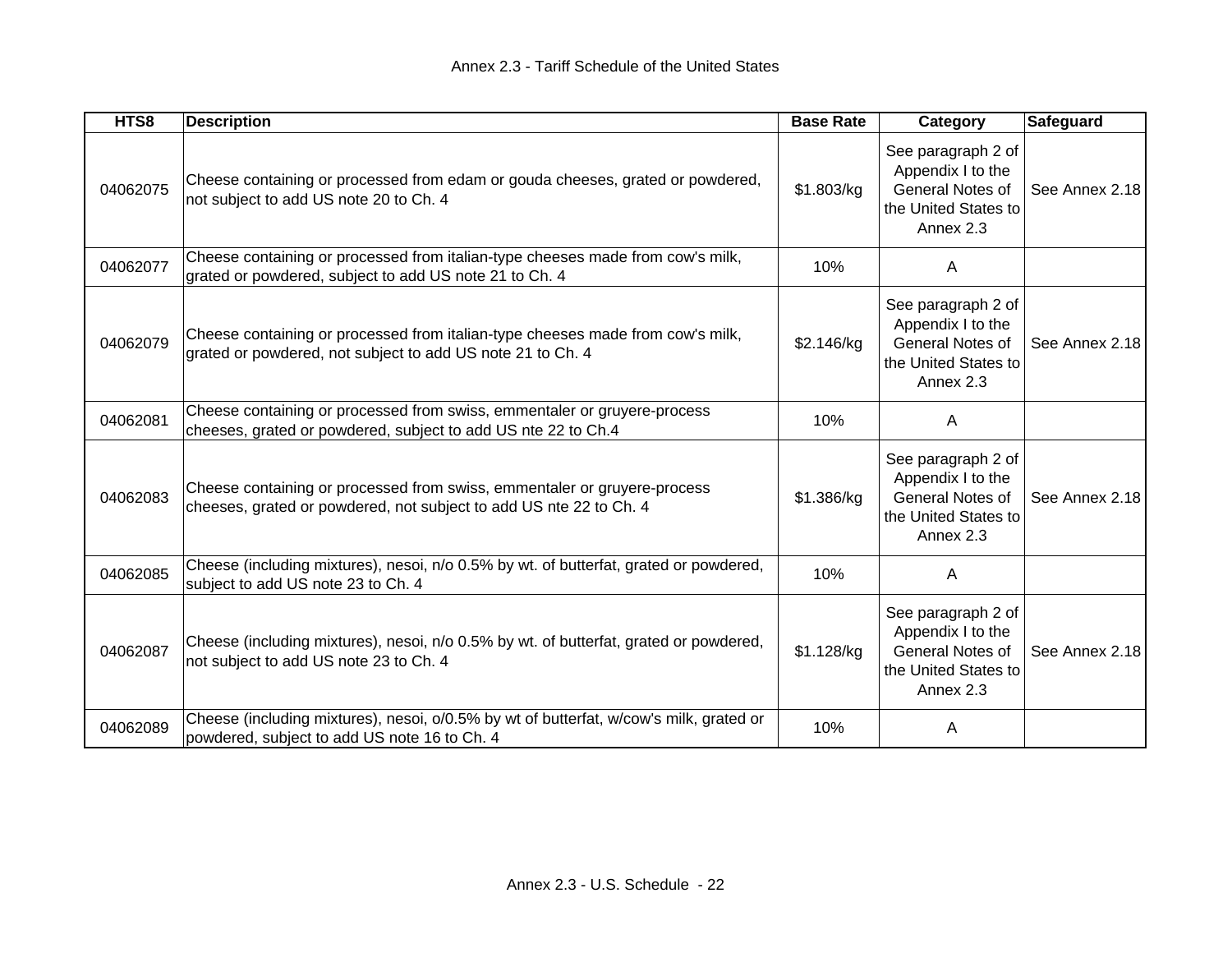| HTS8 | Description | Base Rate | Category | Safeguard |
|---|---|---|---|---|
| 04062075 | Cheese containing or processed from edam or gouda cheeses, grated or powdered, not subject to add US note 20 to Ch. 4 | $1.803/kg | See paragraph 2 of Appendix I to the General Notes of the United States to Annex 2.3 | See Annex 2.18 |
| 04062077 | Cheese containing or processed from italian-type cheeses made from cow's milk, grated or powdered, subject to add US note 21 to Ch. 4 | 10% | A | |
| 04062079 | Cheese containing or processed from italian-type cheeses made from cow's milk, grated or powdered, not subject to add US note 21 to Ch. 4 | $2.146/kg | See paragraph 2 of Appendix I to the General Notes of the United States to Annex 2.3 | See Annex 2.18 |
| 04062081 | Cheese containing or processed from swiss, emmentaler or gruyere-process cheeses, grated or powdered, subject to add US nte 22 to Ch.4 | 10% | A | |
| 04062083 | Cheese containing or processed from swiss, emmentaler or gruyere-process cheeses, grated or powdered, not subject to add US nte 22 to Ch. 4 | $1.386/kg | See paragraph 2 of Appendix I to the General Notes of the United States to Annex 2.3 | See Annex 2.18 |
| 04062085 | Cheese (including mixtures), nesoi, n/o 0.5% by wt. of butterfat, grated or powdered, subject to add US note 23 to Ch. 4 | 10% | A | |
| 04062087 | Cheese (including mixtures), nesoi, n/o 0.5% by wt. of butterfat, grated or powdered, not subject to add US note 23 to Ch. 4 | $1.128/kg | See paragraph 2 of Appendix I to the General Notes of the United States to Annex 2.3 | See Annex 2.18 |
| 04062089 | Cheese (including mixtures), nesoi, o/0.5% by wt of butterfat, w/cow's milk, grated or powdered, subject to add US note 16 to Ch. 4 | 10% | A | |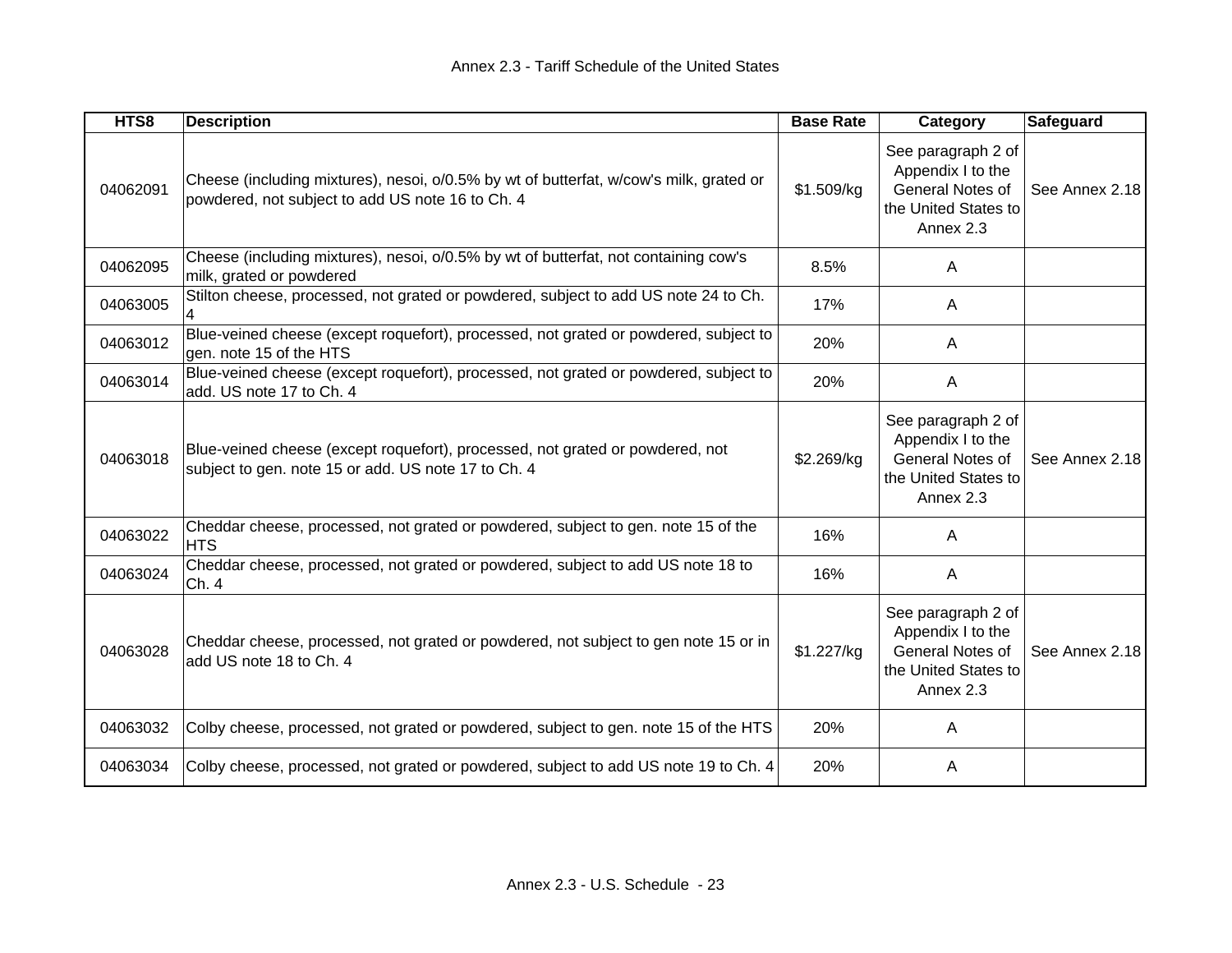| HTS8 | Description | Base Rate | Category | Safeguard |
|---|---|---|---|---|
| 04062091 | Cheese (including mixtures), nesoi, o/0.5% by wt of butterfat, w/cow's milk, grated or powdered, not subject to add US note 16 to Ch. 4 | $1.509/kg | See paragraph 2 of Appendix I to the General Notes of the United States to Annex 2.3 | See Annex 2.18 |
| 04062095 | Cheese (including mixtures), nesoi, o/0.5% by wt of butterfat, not containing cow's milk, grated or powdered | 8.5% | A | |
| 04063005 | Stilton cheese, processed, not grated or powdered, subject to add US note 24 to Ch. 4 | 17% | A | |
| 04063012 | Blue-veined cheese (except roquefort), processed, not grated or powdered, subject to gen. note 15 of the HTS | 20% | A | |
| 04063014 | Blue-veined cheese (except roquefort), processed, not grated or powdered, subject to add. US note 17 to Ch. 4 | 20% | A | |
| 04063018 | Blue-veined cheese (except roquefort), processed, not grated or powdered, not subject to gen. note 15 or add. US note 17 to Ch. 4 | $2.269/kg | See paragraph 2 of Appendix I to the General Notes of the United States to Annex 2.3 | See Annex 2.18 |
| 04063022 | Cheddar cheese, processed, not grated or powdered, subject to gen. note 15 of the HTS | 16% | A | |
| 04063024 | Cheddar cheese, processed, not grated or powdered, subject to add US note 18 to Ch. 4 | 16% | A | |
| 04063028 | Cheddar cheese, processed, not grated or powdered, not subject to gen note 15 or in add US note 18 to Ch. 4 | $1.227/kg | See paragraph 2 of Appendix I to the General Notes of the United States to Annex 2.3 | See Annex 2.18 |
| 04063032 | Colby cheese, processed, not grated or powdered, subject to gen. note 15 of the HTS | 20% | A | |
| 04063034 | Colby cheese, processed, not grated or powdered, subject to add US note 19 to Ch. 4 | 20% | A | |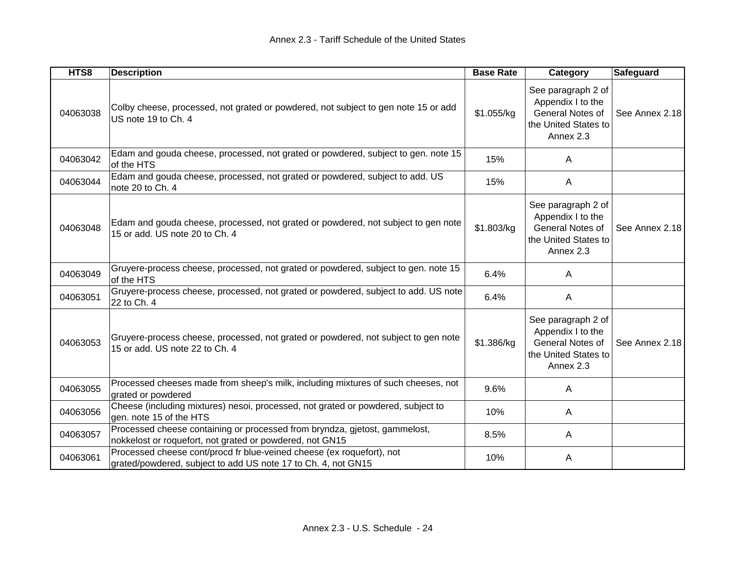| HTS8 | Description | Base Rate | Category | Safeguard |
|---|---|---|---|---|
| 04063038 | Colby cheese, processed, not grated or powdered, not subject to gen note 15 or add US note 19 to Ch. 4 | $1.055/kg | See paragraph 2 of Appendix I to the General Notes of the United States to Annex 2.3 | See Annex 2.18 |
| 04063042 | Edam and gouda cheese, processed, not grated or powdered, subject to gen. note 15 of the HTS | 15% | A | |
| 04063044 | Edam and gouda cheese, processed, not grated or powdered, subject to add. US note 20 to Ch. 4 | 15% | A | |
| 04063048 | Edam and gouda cheese, processed, not grated or powdered, not subject to gen note 15 or add. US note 20 to Ch. 4 | $1.803/kg | See paragraph 2 of Appendix I to the General Notes of the United States to Annex 2.3 | See Annex 2.18 |
| 04063049 | Gruyere-process cheese, processed, not grated or powdered, subject to gen. note 15 of the HTS | 6.4% | A | |
| 04063051 | Gruyere-process cheese, processed, not grated or powdered, subject to add. US note 22 to Ch. 4 | 6.4% | A | |
| 04063053 | Gruyere-process cheese, processed, not grated or powdered, not subject to gen note 15 or add. US note 22 to Ch. 4 | $1.386/kg | See paragraph 2 of Appendix I to the General Notes of the United States to Annex 2.3 | See Annex 2.18 |
| 04063055 | Processed cheeses made from sheep's milk, including mixtures of such cheeses, not grated or powdered | 9.6% | A | |
| 04063056 | Cheese (including mixtures) nesoi, processed, not grated or powdered, subject to gen. note 15 of the HTS | 10% | A | |
| 04063057 | Processed cheese containing or processed from bryndza, gjetost, gammelost, nokkelost or roquefort, not grated or powdered, not GN15 | 8.5% | A | |
| 04063061 | Processed cheese cont/procd fr blue-veined cheese (ex roquefort), not grated/powdered, subject to add US note 17 to Ch. 4, not GN15 | 10% | A | |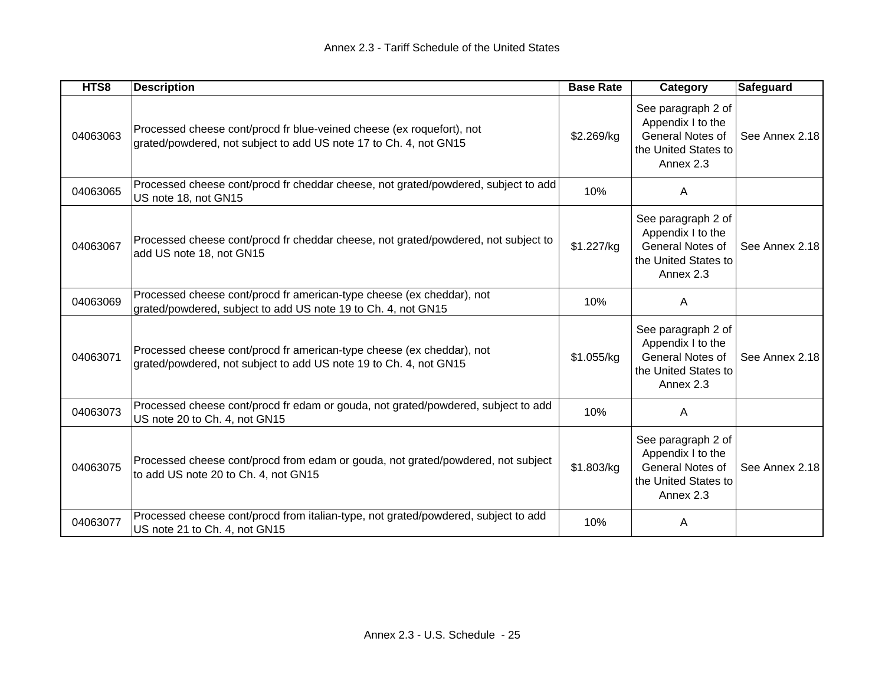| HTS8 | Description | Base Rate | Category | Safeguard |
|---|---|---|---|---|
| 04063063 | Processed cheese cont/procd fr blue-veined cheese (ex roquefort), not grated/powdered, not subject to add US note 17 to Ch. 4, not GN15 | $2.269/kg | See paragraph 2 of Appendix I to the General Notes of the United States to Annex 2.3 | See Annex 2.18 |
| 04063065 | Processed cheese cont/procd fr cheddar cheese, not grated/powdered, subject to add US note 18, not GN15 | 10% | A | |
| 04063067 | Processed cheese cont/procd fr cheddar cheese, not grated/powdered, not subject to add US note 18, not GN15 | $1.227/kg | See paragraph 2 of Appendix I to the General Notes of the United States to Annex 2.3 | See Annex 2.18 |
| 04063069 | Processed cheese cont/procd fr american-type cheese (ex cheddar), not grated/powdered, subject to add US note 19 to Ch. 4, not GN15 | 10% | A | |
| 04063071 | Processed cheese cont/procd fr american-type cheese (ex cheddar), not grated/powdered, not subject to add US note 19 to Ch. 4, not GN15 | $1.055/kg | See paragraph 2 of Appendix I to the General Notes of the United States to Annex 2.3 | See Annex 2.18 |
| 04063073 | Processed cheese cont/procd fr edam or gouda, not grated/powdered, subject to add US note 20 to Ch. 4, not GN15 | 10% | A | |
| 04063075 | Processed cheese cont/procd from edam or gouda, not grated/powdered, not subject to add US note 20 to Ch. 4, not GN15 | $1.803/kg | See paragraph 2 of Appendix I to the General Notes of the United States to Annex 2.3 | See Annex 2.18 |
| 04063077 | Processed cheese cont/procd from italian-type, not grated/powdered, subject to add US note 21 to Ch. 4, not GN15 | 10% | A | |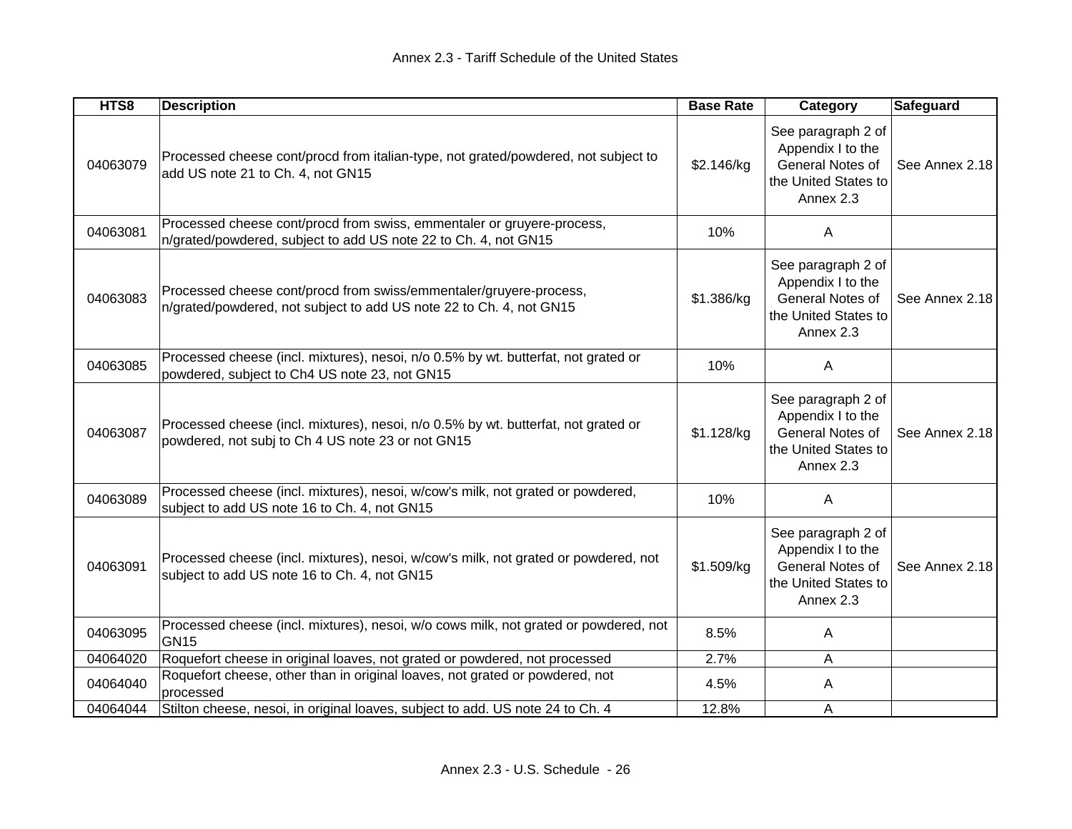| HTS8 | Description | Base Rate | Category | Safeguard |
|---|---|---|---|---|
| 04063079 | Processed cheese cont/procd from italian-type, not grated/powdered, not subject to add US note 21 to Ch. 4, not GN15 | $2.146/kg | See paragraph 2 of Appendix I to the General Notes of the United States to Annex 2.3 | See Annex 2.18 |
| 04063081 | Processed cheese cont/procd from swiss, emmentaler or gruyere-process, n/grated/powdered, subject to add US note 22 to Ch. 4, not GN15 | 10% | A | |
| 04063083 | Processed cheese cont/procd from swiss/emmentaler/gruyere-process, n/grated/powdered, not subject to add US note 22 to Ch. 4, not GN15 | $1.386/kg | See paragraph 2 of Appendix I to the General Notes of the United States to Annex 2.3 | See Annex 2.18 |
| 04063085 | Processed cheese (incl. mixtures), nesoi, n/o 0.5% by wt. butterfat, not grated or powdered, subject to Ch4 US note 23, not GN15 | 10% | A | |
| 04063087 | Processed cheese (incl. mixtures), nesoi, n/o 0.5% by wt. butterfat, not grated or powdered, not subj to Ch 4 US note 23 or not GN15 | $1.128/kg | See paragraph 2 of Appendix I to the General Notes of the United States to Annex 2.3 | See Annex 2.18 |
| 04063089 | Processed cheese (incl. mixtures), nesoi, w/cow's milk, not grated or powdered, subject to add US note 16 to Ch. 4, not GN15 | 10% | A | |
| 04063091 | Processed cheese (incl. mixtures), nesoi, w/cow's milk, not grated or powdered, not subject to add US note 16 to Ch. 4, not GN15 | $1.509/kg | See paragraph 2 of Appendix I to the General Notes of the United States to Annex 2.3 | See Annex 2.18 |
| 04063095 | Processed cheese (incl. mixtures), nesoi, w/o cows milk, not grated or powdered, not GN15 | 8.5% | A | |
| 04064020 | Roquefort cheese in original loaves, not grated or powdered, not processed | 2.7% | A | |
| 04064040 | Roquefort cheese, other than in original loaves, not grated or powdered, not processed | 4.5% | A | |
| 04064044 | Stilton cheese, nesoi, in original loaves, subject to add. US note 24 to Ch. 4 | 12.8% | A | |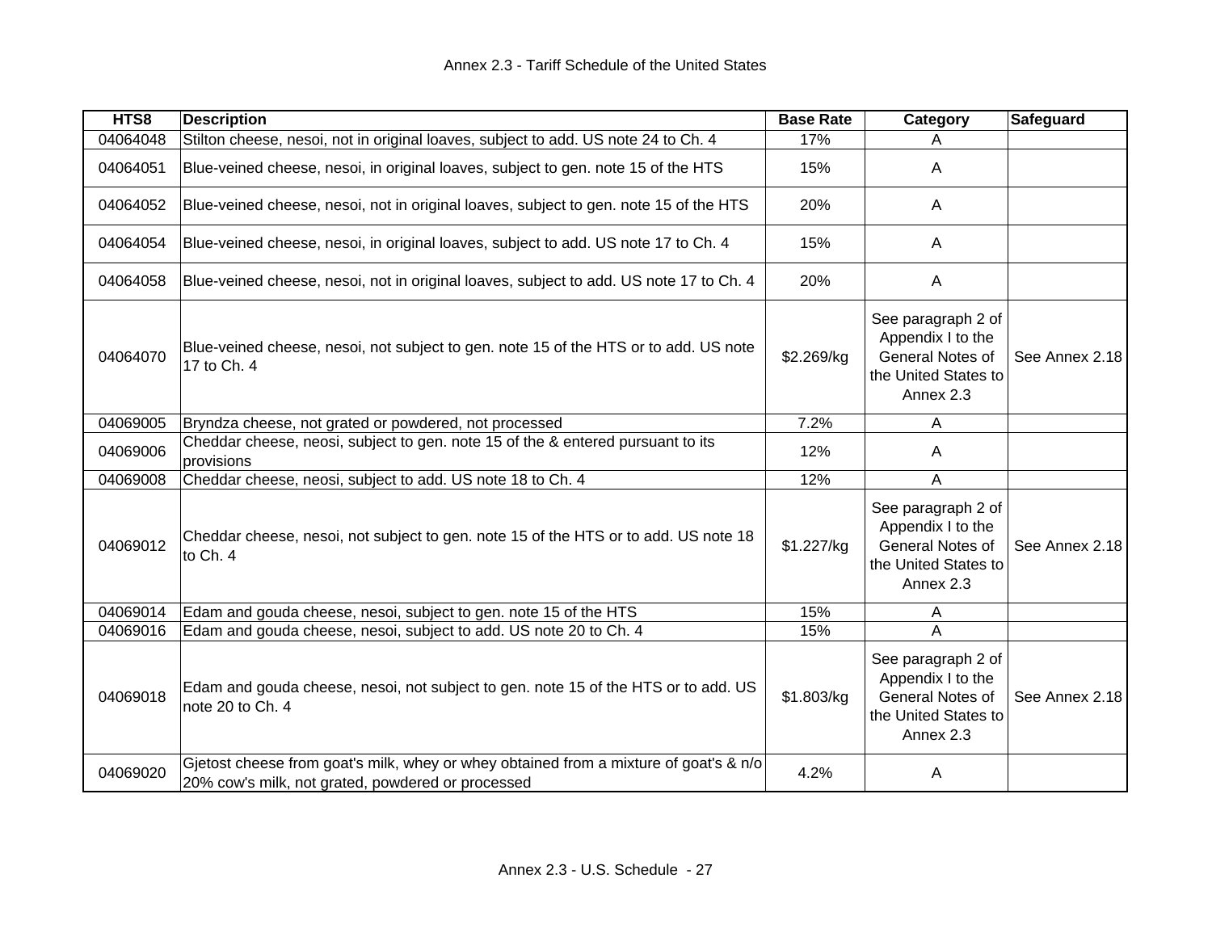| HTS8 | Description | Base Rate | Category | Safeguard |
|---|---|---|---|---|
| 04064048 | Stilton cheese, nesoi, not in original loaves, subject to add. US note 24 to Ch. 4 | 17% | A | |
| 04064051 | Blue-veined cheese, nesoi, in original loaves, subject to gen. note 15 of the HTS | 15% | A | |
| 04064052 | Blue-veined cheese, nesoi, not in original loaves, subject to gen. note 15 of the HTS | 20% | A | |
| 04064054 | Blue-veined cheese, nesoi, in original loaves, subject to add. US note 17 to Ch. 4 | 15% | A | |
| 04064058 | Blue-veined cheese, nesoi, not in original loaves, subject to add. US note 17 to Ch. 4 | 20% | A | |
| 04064070 | Blue-veined cheese, nesoi, not subject to gen. note 15 of the HTS or to add. US note 17 to Ch. 4 | $2.269/kg | See paragraph 2 of Appendix I to the General Notes of the United States to Annex 2.3 | See Annex 2.18 |
| 04069005 | Bryndza cheese, not grated or powdered, not processed | 7.2% | A | |
| 04069006 | Cheddar cheese, neosi, subject to gen. note 15 of the & entered pursuant to its provisions | 12% | A | |
| 04069008 | Cheddar cheese, neosi, subject to add. US note 18 to Ch. 4 | 12% | A | |
| 04069012 | Cheddar cheese, nesoi, not subject to gen. note 15 of the HTS or to add. US note 18 to Ch. 4 | $1.227/kg | See paragraph 2 of Appendix I to the General Notes of the United States to Annex 2.3 | See Annex 2.18 |
| 04069014 | Edam and gouda cheese, nesoi, subject to gen. note 15 of the HTS | 15% | A | |
| 04069016 | Edam and gouda cheese, nesoi, subject to add. US note 20 to Ch. 4 | 15% | A | |
| 04069018 | Edam and gouda cheese, nesoi, not subject to gen. note 15 of the HTS or to add. US note 20 to Ch. 4 | $1.803/kg | See paragraph 2 of Appendix I to the General Notes of the United States to Annex 2.3 | See Annex 2.18 |
| 04069020 | Gjetost cheese from goat's milk, whey or whey obtained from a mixture of goat's & n/o 20% cow's milk, not grated, powdered or processed | 4.2% | A | |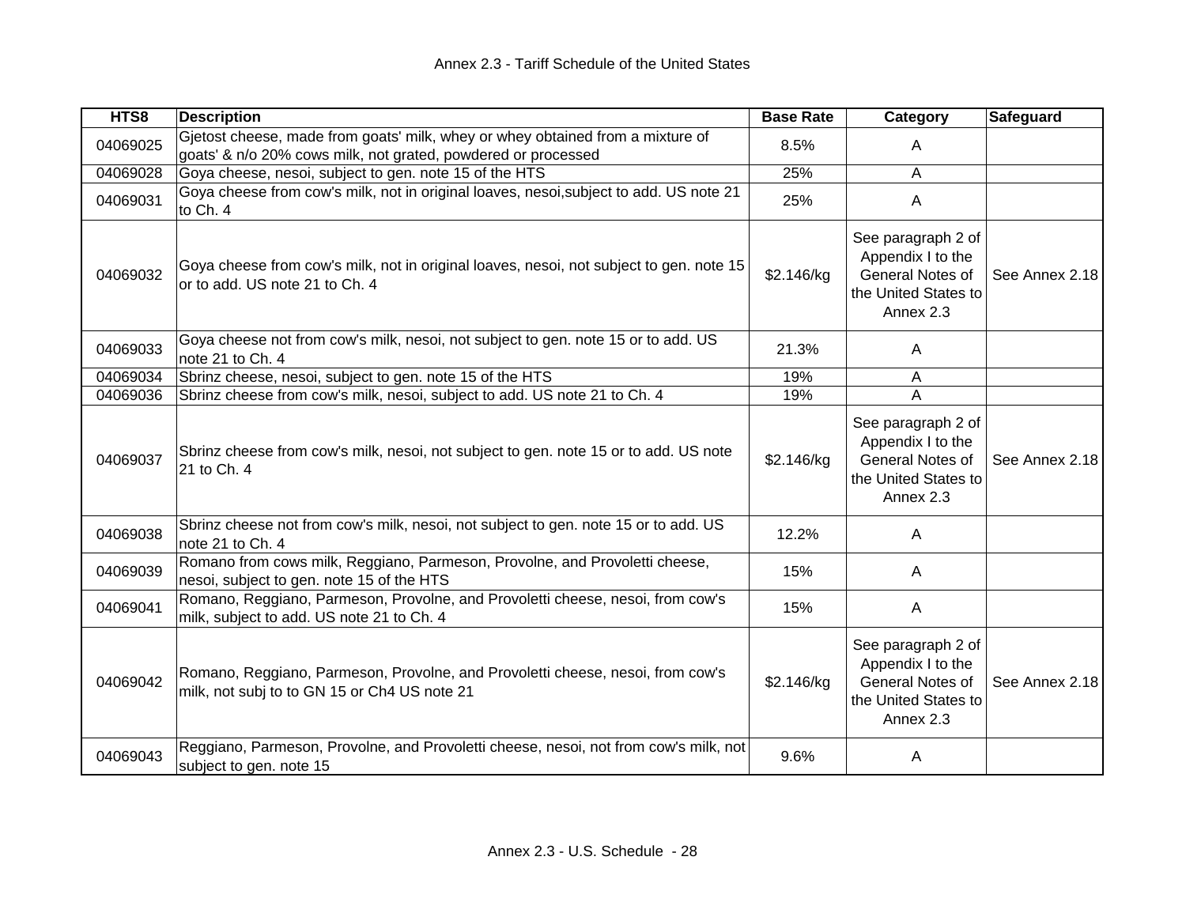| HTS8 | Description | Base Rate | Category | Safeguard |
|---|---|---|---|---|
| 04069025 | Gjetost cheese, made from goats' milk, whey or whey obtained from a mixture of goats' & n/o 20% cows milk, not grated, powdered or processed | 8.5% | A | |
| 04069028 | Goya cheese, nesoi, subject to gen. note 15 of the HTS | 25% | A | |
| 04069031 | Goya cheese from cow's milk, not in original loaves, nesoi,subject to add. US note 21 to Ch. 4 | 25% | A | |
| 04069032 | Goya cheese from cow's milk, not in original loaves, nesoi, not subject to gen. note 15 or to add. US note 21 to Ch. 4 | $2.146/kg | See paragraph 2 of Appendix I to the General Notes of the United States to Annex 2.3 | See Annex 2.18 |
| 04069033 | Goya cheese not from cow's milk, nesoi, not subject to gen. note 15 or to add. US note 21 to Ch. 4 | 21.3% | A | |
| 04069034 | Sbrinz cheese, nesoi, subject to gen. note 15 of the HTS | 19% | A | |
| 04069036 | Sbrinz cheese from cow's milk, nesoi, subject to add. US note 21 to Ch. 4 | 19% | A | |
| 04069037 | Sbrinz cheese from cow's milk, nesoi, not subject to gen. note 15 or to add. US note 21 to Ch. 4 | $2.146/kg | See paragraph 2 of Appendix I to the General Notes of the United States to Annex 2.3 | See Annex 2.18 |
| 04069038 | Sbrinz cheese not from cow's milk, nesoi, not subject to gen. note 15 or to add. US note 21 to Ch. 4 | 12.2% | A | |
| 04069039 | Romano from cows milk, Reggiano, Parmeson, Provolne, and Provoletti cheese, nesoi, subject to gen. note 15 of the HTS | 15% | A | |
| 04069041 | Romano, Reggiano, Parmeson, Provolne, and Provoletti cheese, nesoi, from cow's milk, subject to add. US note 21 to Ch. 4 | 15% | A | |
| 04069042 | Romano, Reggiano, Parmeson, Provolne, and Provoletti cheese, nesoi, from cow's milk, not subj to to GN 15 or Ch4 US note 21 | $2.146/kg | See paragraph 2 of Appendix I to the General Notes of the United States to Annex 2.3 | See Annex 2.18 |
| 04069043 | Reggiano, Parmeson, Provolne, and Provoletti cheese, nesoi, not from cow's milk, not subject to gen. note 15 | 9.6% | A | |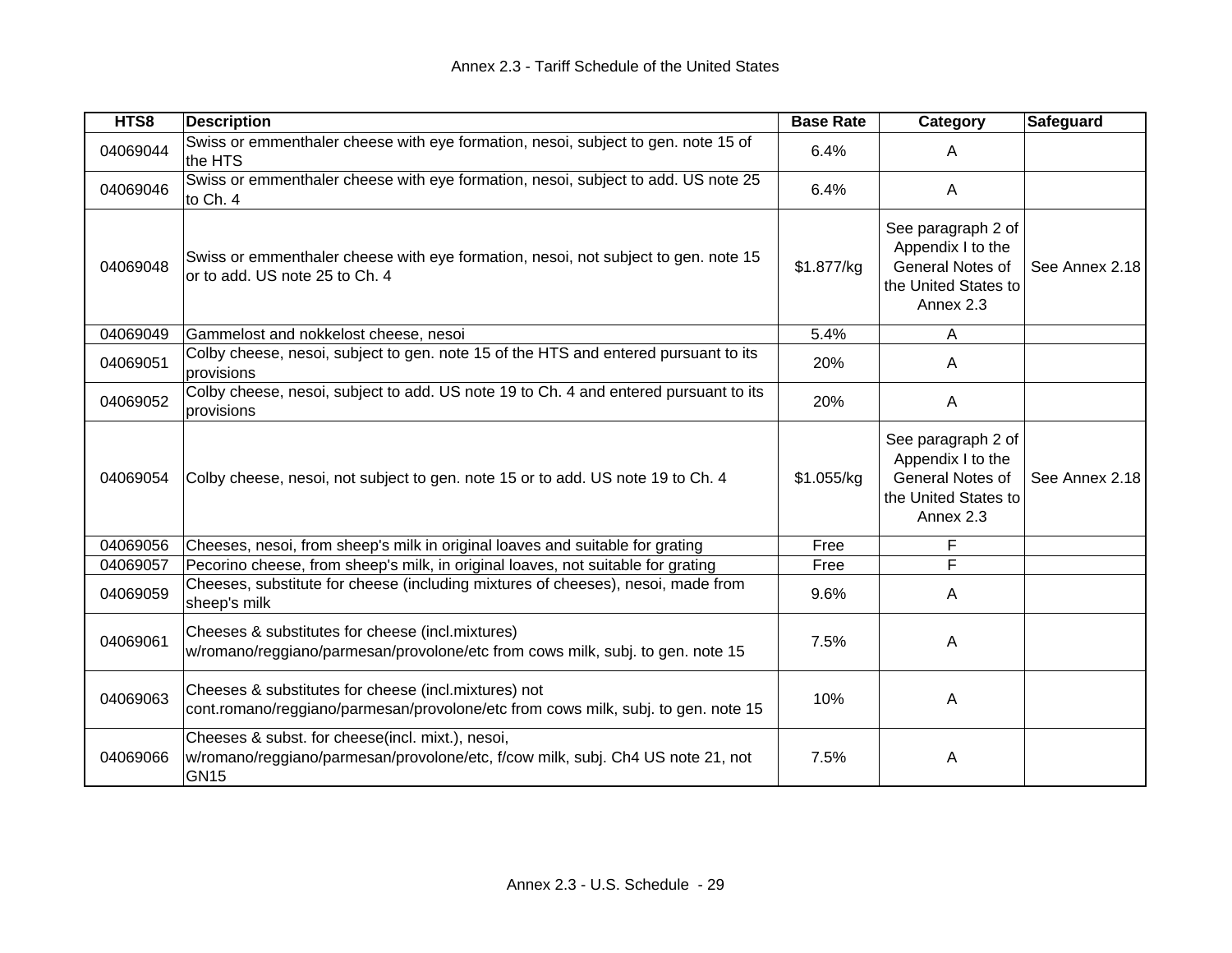| HTS8 | Description | Base Rate | Category | Safeguard |
|---|---|---|---|---|
| 04069044 | Swiss or emmenthaler cheese with eye formation, nesoi, subject to gen. note 15 of the HTS | 6.4% | A | |
| 04069046 | Swiss or emmenthaler cheese with eye formation, nesoi, subject to add. US note 25 to Ch. 4 | 6.4% | A | |
| 04069048 | Swiss or emmenthaler cheese with eye formation, nesoi, not subject to gen. note 15 or to add. US note 25 to Ch. 4 | $1.877/kg | See paragraph 2 of Appendix I to the General Notes of the United States to Annex 2.3 | See Annex 2.18 |
| 04069049 | Gammelost and nokkelost cheese, nesoi | 5.4% | A | |
| 04069051 | Colby cheese, nesoi, subject to gen. note 15 of the HTS and entered pursuant to its provisions | 20% | A | |
| 04069052 | Colby cheese, nesoi, subject to add. US note 19 to Ch. 4 and entered pursuant to its provisions | 20% | A | |
| 04069054 | Colby cheese, nesoi, not subject to gen. note 15 or to add. US note 19 to Ch. 4 | $1.055/kg | See paragraph 2 of Appendix I to the General Notes of the United States to Annex 2.3 | See Annex 2.18 |
| 04069056 | Cheeses, nesoi, from sheep's milk in original loaves and suitable for grating | Free | F | |
| 04069057 | Pecorino cheese, from sheep's milk, in original loaves, not suitable for grating | Free | F | |
| 04069059 | Cheeses, substitute for cheese (including mixtures of cheeses), nesoi, made from sheep's milk | 9.6% | A | |
| 04069061 | Cheeses & substitutes for cheese (incl.mixtures) w/romano/reggiano/parmesan/provolone/etc from cows milk, subj. to gen. note 15 | 7.5% | A | |
| 04069063 | Cheeses & substitutes for cheese (incl.mixtures) not cont.romano/reggiano/parmesan/provolone/etc from cows milk, subj. to gen. note 15 | 10% | A | |
| 04069066 | Cheeses & subst. for cheese(incl. mixt.), nesoi, w/romano/reggiano/parmesan/provolone/etc, f/cow milk, subj. Ch4 US note 21, not GN15 | 7.5% | A | |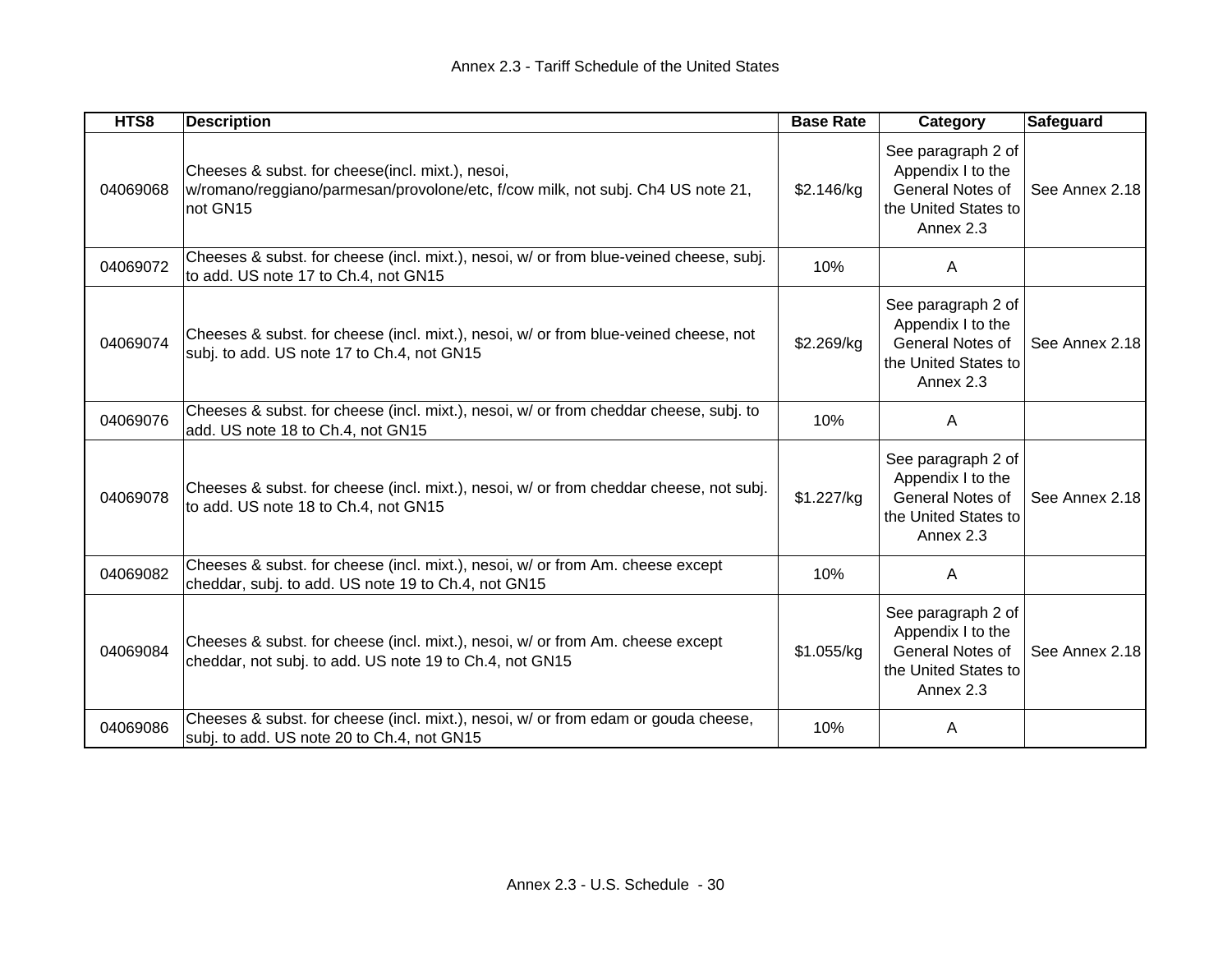| HTS8 | Description | Base Rate | Category | Safeguard |
| --- | --- | --- | --- | --- |
| 04069068 | Cheeses & subst. for cheese(incl. mixt.), nesoi, w/romano/reggiano/parmesan/provolone/etc, f/cow milk, not subj. Ch4 US note 21, not GN15 | $2.146/kg | See paragraph 2 of Appendix I to the General Notes of the United States to Annex 2.3 | See Annex 2.18 |
| 04069072 | Cheeses & subst. for cheese (incl. mixt.), nesoi, w/ or from blue-veined cheese, subj. to add. US note 17 to Ch.4, not GN15 | 10% | A | |
| 04069074 | Cheeses & subst. for cheese (incl. mixt.), nesoi, w/ or from blue-veined cheese, not subj. to add. US note 17 to Ch.4, not GN15 | $2.269/kg | See paragraph 2 of Appendix I to the General Notes of the United States to Annex 2.3 | See Annex 2.18 |
| 04069076 | Cheeses & subst. for cheese (incl. mixt.), nesoi, w/ or from cheddar cheese, subj. to add. US note 18 to Ch.4, not GN15 | 10% | A | |
| 04069078 | Cheeses & subst. for cheese (incl. mixt.), nesoi, w/ or from cheddar cheese, not subj. to add. US note 18 to Ch.4, not GN15 | $1.227/kg | See paragraph 2 of Appendix I to the General Notes of the United States to Annex 2.3 | See Annex 2.18 |
| 04069082 | Cheeses & subst. for cheese (incl. mixt.), nesoi, w/ or from Am. cheese except cheddar, subj. to add. US note 19 to Ch.4, not GN15 | 10% | A | |
| 04069084 | Cheeses & subst. for cheese (incl. mixt.), nesoi, w/ or from Am. cheese except cheddar, not subj. to add. US note 19 to Ch.4, not GN15 | $1.055/kg | See paragraph 2 of Appendix I to the General Notes of the United States to Annex 2.3 | See Annex 2.18 |
| 04069086 | Cheeses & subst. for cheese (incl. mixt.), nesoi, w/ or from edam or gouda cheese, subj. to add. US note 20 to Ch.4, not GN15 | 10% | A | |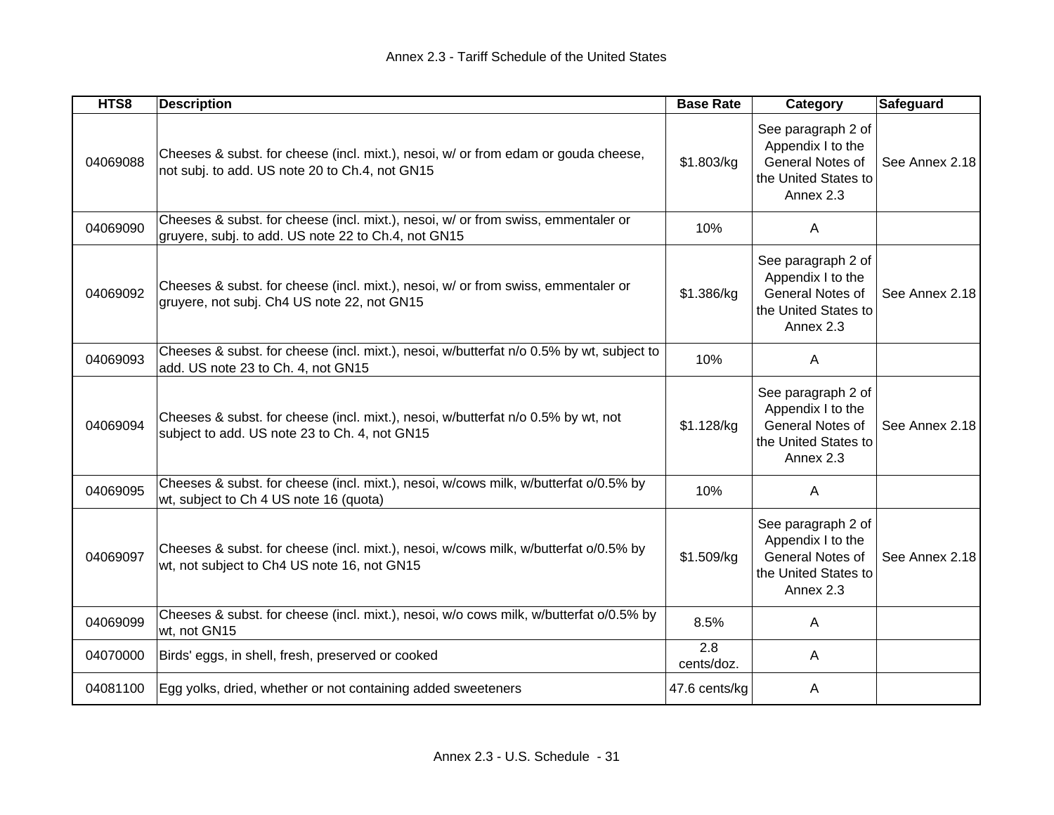| HTS8 | Description | Base Rate | Category | Safeguard |
| --- | --- | --- | --- | --- |
| 04069088 | Cheeses & subst. for cheese (incl. mixt.), nesoi, w/ or from edam or gouda cheese, not subj. to add. US note 20 to Ch.4, not GN15 | $1.803/kg | See paragraph 2 of Appendix I to the General Notes of the United States to Annex 2.3 | See Annex 2.18 |
| 04069090 | Cheeses & subst. for cheese (incl. mixt.), nesoi, w/ or from swiss, emmentaler or gruyere, subj. to add. US note 22 to Ch.4, not GN15 | 10% | A | |
| 04069092 | Cheeses & subst. for cheese (incl. mixt.), nesoi, w/ or from swiss, emmentaler or gruyere, not subj. Ch4 US note 22, not GN15 | $1.386/kg | See paragraph 2 of Appendix I to the General Notes of the United States to Annex 2.3 | See Annex 2.18 |
| 04069093 | Cheeses & subst. for cheese (incl. mixt.), nesoi, w/butterfat n/o 0.5% by wt, subject to add. US note 23 to Ch. 4, not GN15 | 10% | A | |
| 04069094 | Cheeses & subst. for cheese (incl. mixt.), nesoi, w/butterfat n/o 0.5% by wt, not subject to add. US note 23 to Ch. 4, not GN15 | $1.128/kg | See paragraph 2 of Appendix I to the General Notes of the United States to Annex 2.3 | See Annex 2.18 |
| 04069095 | Cheeses & subst. for cheese (incl. mixt.), nesoi, w/cows milk, w/butterfat o/0.5% by wt, subject to Ch 4 US note 16 (quota) | 10% | A | |
| 04069097 | Cheeses & subst. for cheese (incl. mixt.), nesoi, w/cows milk, w/butterfat o/0.5% by wt, not subject to Ch4 US note 16, not GN15 | $1.509/kg | See paragraph 2 of Appendix I to the General Notes of the United States to Annex 2.3 | See Annex 2.18 |
| 04069099 | Cheeses & subst. for cheese (incl. mixt.), nesoi, w/o cows milk, w/butterfat o/0.5% by wt, not GN15 | 8.5% | A | |
| 04070000 | Birds' eggs, in shell, fresh, preserved or cooked | 2.8 cents/doz. | A | |
| 04081100 | Egg yolks, dried, whether or not containing added sweeteners | 47.6 cents/kg | A | |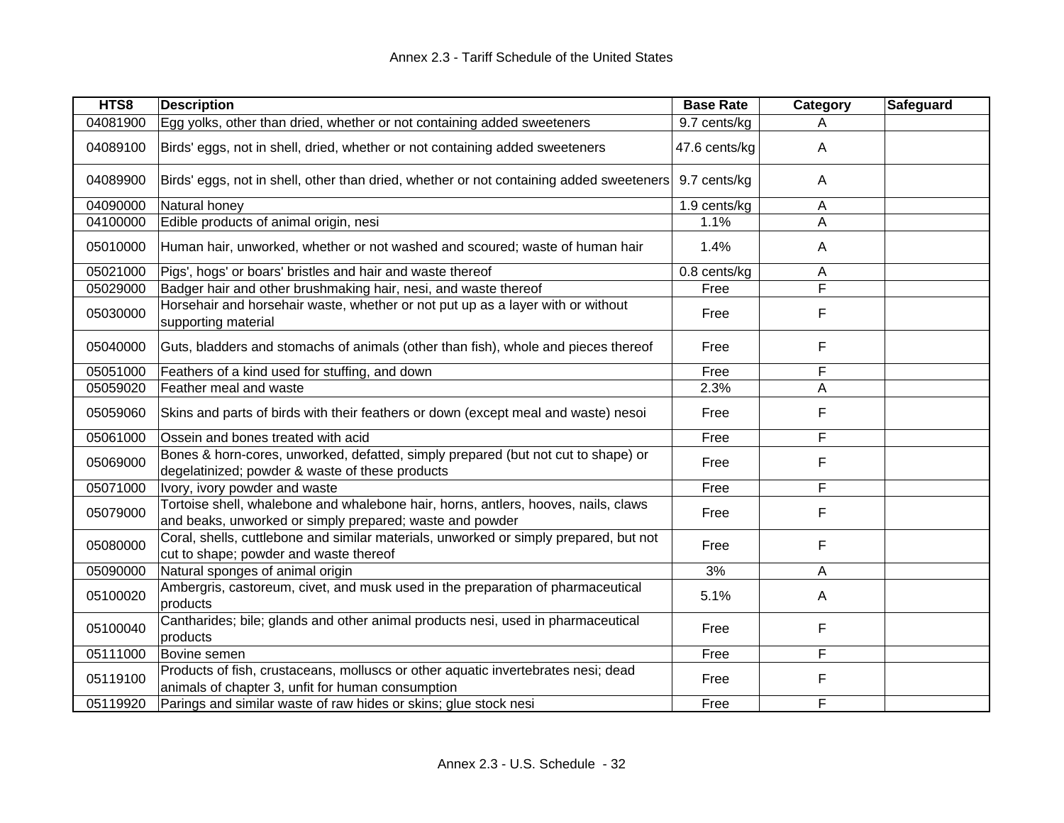| HTS8 | Description | Base Rate | Category | Safeguard |
|---|---|---|---|---|
| 04081900 | Egg yolks, other than dried, whether or not containing added sweeteners | 9.7 cents/kg | A | |
| 04089100 | Birds' eggs, not in shell, dried, whether or not containing added sweeteners | 47.6 cents/kg | A | |
| 04089900 | Birds' eggs, not in shell, other than dried, whether or not containing added sweeteners | 9.7 cents/kg | A | |
| 04090000 | Natural honey | 1.9 cents/kg | A | |
| 04100000 | Edible products of animal origin, nesi | 1.1% | A | |
| 05010000 | Human hair, unworked, whether or not washed and scoured; waste of human hair | 1.4% | A | |
| 05021000 | Pigs', hogs' or boars' bristles and hair and waste thereof | 0.8 cents/kg | A | |
| 05029000 | Badger hair and other brushmaking hair, nesi, and waste thereof | Free | F | |
| 05030000 | Horsehair and horsehair waste, whether or not put up as a layer with or without supporting material | Free | F | |
| 05040000 | Guts, bladders and stomachs of animals (other than fish), whole and pieces thereof | Free | F | |
| 05051000 | Feathers of a kind used for stuffing, and down | Free | F | |
| 05059020 | Feather meal and waste | 2.3% | A | |
| 05059060 | Skins and parts of birds with their feathers or down (except meal and waste) nesoi | Free | F | |
| 05061000 | Ossein and bones treated with acid | Free | F | |
| 05069000 | Bones & horn-cores, unworked, defatted, simply prepared (but not cut to shape) or degelatinized; powder & waste of these products | Free | F | |
| 05071000 | Ivory, ivory powder and waste | Free | F | |
| 05079000 | Tortoise shell, whalebone and whalebone hair, horns, antlers, hooves, nails, claws and beaks, unworked or simply prepared; waste and powder | Free | F | |
| 05080000 | Coral, shells, cuttlebone and similar materials, unworked or simply prepared, but not cut to shape; powder and waste thereof | Free | F | |
| 05090000 | Natural sponges of animal origin | 3% | A | |
| 05100020 | Ambergris, castoreum, civet, and musk used in the preparation of pharmaceutical products | 5.1% | A | |
| 05100040 | Cantharides; bile; glands and other animal products nesi, used in pharmaceutical products | Free | F | |
| 05111000 | Bovine semen | Free | F | |
| 05119100 | Products of fish, crustaceans, molluscs or other aquatic invertebrates nesi; dead animals of chapter 3, unfit for human consumption | Free | F | |
| 05119920 | Parings and similar waste of raw hides or skins; glue stock nesi | Free | F | |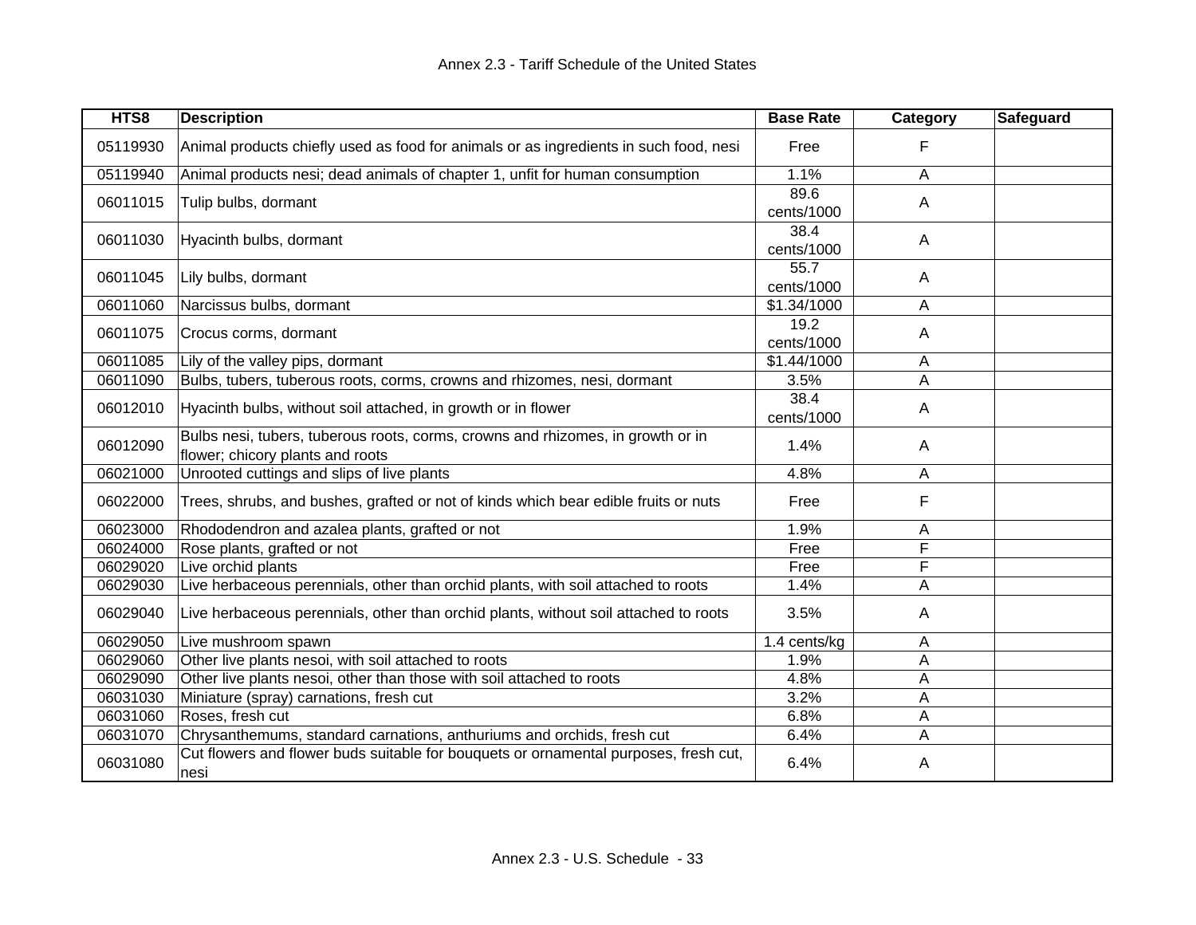| HTS8 | Description | Base Rate | Category | Safeguard |
|---|---|---|---|---|
| 05119930 | Animal products chiefly used as food for animals or as ingredients in such food, nesi | Free | F | |
| 05119940 | Animal products nesi; dead animals of chapter 1, unfit for human consumption | 1.1% | A | |
| 06011015 | Tulip bulbs, dormant | 89.6 cents/1000 | A | |
| 06011030 | Hyacinth bulbs, dormant | 38.4 cents/1000 | A | |
| 06011045 | Lily bulbs, dormant | 55.7 cents/1000 | A | |
| 06011060 | Narcissus bulbs, dormant | $1.34/1000 | A | |
| 06011075 | Crocus corms, dormant | 19.2 cents/1000 | A | |
| 06011085 | Lily of the valley pips, dormant | $1.44/1000 | A | |
| 06011090 | Bulbs, tubers, tuberous roots, corms, crowns and rhizomes, nesi, dormant | 3.5% | A | |
| 06012010 | Hyacinth bulbs, without soil attached, in growth or in flower | 38.4 cents/1000 | A | |
| 06012090 | Bulbs nesi, tubers, tuberous roots, corms, crowns and rhizomes, in growth or in flower; chicory plants and roots | 1.4% | A | |
| 06021000 | Unrooted cuttings and slips of live plants | 4.8% | A | |
| 06022000 | Trees, shrubs, and bushes, grafted or not of kinds which bear edible fruits or nuts | Free | F | |
| 06023000 | Rhododendron and azalea plants, grafted or not | 1.9% | A | |
| 06024000 | Rose plants, grafted or not | Free | F | |
| 06029020 | Live orchid plants | Free | F | |
| 06029030 | Live herbaceous perennials, other than orchid plants, with soil attached to roots | 1.4% | A | |
| 06029040 | Live herbaceous perennials, other than orchid plants, without soil attached to roots | 3.5% | A | |
| 06029050 | Live mushroom spawn | 1.4 cents/kg | A | |
| 06029060 | Other live plants nesoi, with soil attached to roots | 1.9% | A | |
| 06029090 | Other live plants nesoi, other than those with soil attached to roots | 4.8% | A | |
| 06031030 | Miniature (spray) carnations, fresh cut | 3.2% | A | |
| 06031060 | Roses, fresh cut | 6.8% | A | |
| 06031070 | Chrysanthemums, standard carnations, anthuriums and orchids, fresh cut | 6.4% | A | |
| 06031080 | Cut flowers and flower buds suitable for bouquets or ornamental purposes, fresh cut, nesi | 6.4% | A | |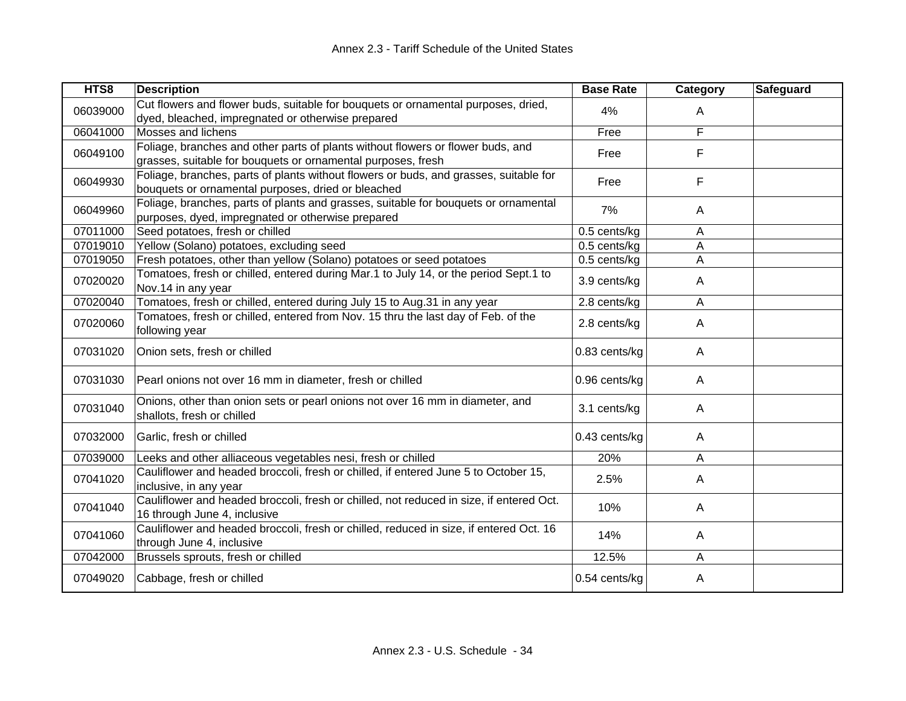| HTS8 | Description | Base Rate | Category | Safeguard |
|---|---|---|---|---|
| 06039000 | Cut flowers and flower buds, suitable for bouquets or ornamental purposes, dried, dyed, bleached, impregnated or otherwise prepared | 4% | A | |
| 06041000 | Mosses and lichens | Free | F | |
| 06049100 | Foliage, branches and other parts of plants without flowers or flower buds, and grasses, suitable for bouquets or ornamental purposes, fresh | Free | F | |
| 06049930 | Foliage, branches, parts of plants without flowers or buds, and grasses, suitable for bouquets or ornamental purposes, dried or bleached | Free | F | |
| 06049960 | Foliage, branches, parts of plants and grasses, suitable for bouquets or ornamental purposes, dyed, impregnated or otherwise prepared | 7% | A | |
| 07011000 | Seed potatoes, fresh or chilled | 0.5 cents/kg | A | |
| 07019010 | Yellow (Solano) potatoes, excluding seed | 0.5 cents/kg | A | |
| 07019050 | Fresh potatoes, other than yellow (Solano) potatoes or seed potatoes | 0.5 cents/kg | A | |
| 07020020 | Tomatoes, fresh or chilled, entered during Mar.1 to July 14, or the period Sept.1 to Nov.14 in any year | 3.9 cents/kg | A | |
| 07020040 | Tomatoes, fresh or chilled, entered during July 15 to Aug.31 in any year | 2.8 cents/kg | A | |
| 07020060 | Tomatoes, fresh or chilled, entered from Nov. 15 thru the last day of Feb. of the following year | 2.8 cents/kg | A | |
| 07031020 | Onion sets, fresh or chilled | 0.83 cents/kg | A | |
| 07031030 | Pearl onions not over 16 mm in diameter, fresh or chilled | 0.96 cents/kg | A | |
| 07031040 | Onions, other than onion sets or pearl onions not over 16 mm in diameter, and shallots, fresh or chilled | 3.1 cents/kg | A | |
| 07032000 | Garlic, fresh or chilled | 0.43 cents/kg | A | |
| 07039000 | Leeks and other alliaceous vegetables nesi, fresh or chilled | 20% | A | |
| 07041020 | Cauliflower and headed broccoli, fresh or chilled, if entered June 5 to October 15, inclusive, in any year | 2.5% | A | |
| 07041040 | Cauliflower and headed broccoli, fresh or chilled, not reduced in size, if entered Oct. 16 through June 4, inclusive | 10% | A | |
| 07041060 | Cauliflower and headed broccoli, fresh or chilled, reduced in size, if entered Oct. 16 through June 4, inclusive | 14% | A | |
| 07042000 | Brussels sprouts, fresh or chilled | 12.5% | A | |
| 07049020 | Cabbage, fresh or chilled | 0.54 cents/kg | A | |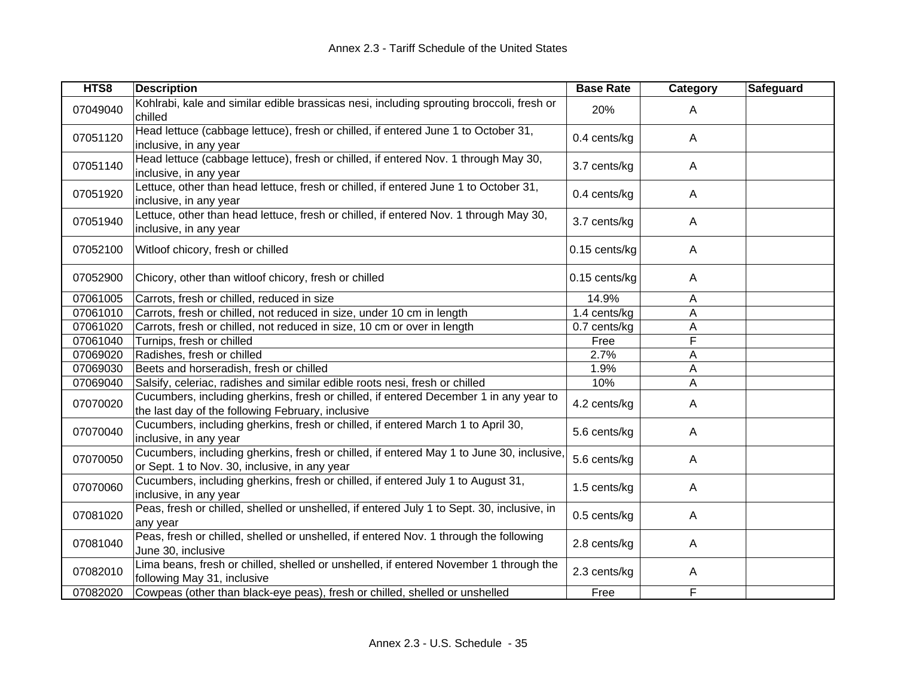| HTS8 | Description | Base Rate | Category | Safeguard |
|---|---|---|---|---|
| 07049040 | Kohlrabi, kale and similar edible brassicas nesi, including sprouting broccoli, fresh or chilled | 20% | A | |
| 07051120 | Head lettuce (cabbage lettuce), fresh or chilled, if entered June 1 to October 31, inclusive, in any year | 0.4 cents/kg | A | |
| 07051140 | Head lettuce (cabbage lettuce), fresh or chilled, if entered Nov. 1 through May 30, inclusive, in any year | 3.7 cents/kg | A | |
| 07051920 | Lettuce, other than head lettuce, fresh or chilled, if entered June 1 to October 31, inclusive, in any year | 0.4 cents/kg | A | |
| 07051940 | Lettuce, other than head lettuce, fresh or chilled, if entered Nov. 1 through May 30, inclusive, in any year | 3.7 cents/kg | A | |
| 07052100 | Witloof chicory, fresh or chilled | 0.15 cents/kg | A | |
| 07052900 | Chicory, other than witloof chicory, fresh or chilled | 0.15 cents/kg | A | |
| 07061005 | Carrots, fresh or chilled, reduced in size | 14.9% | A | |
| 07061010 | Carrots, fresh or chilled, not reduced in size, under 10 cm in length | 1.4 cents/kg | A | |
| 07061020 | Carrots, fresh or chilled, not reduced in size, 10 cm or over in length | 0.7 cents/kg | A | |
| 07061040 | Turnips, fresh or chilled | Free | F | |
| 07069020 | Radishes, fresh or chilled | 2.7% | A | |
| 07069030 | Beets and horseradish, fresh or chilled | 1.9% | A | |
| 07069040 | Salsify, celeriac, radishes and similar edible roots nesi, fresh or chilled | 10% | A | |
| 07070020 | Cucumbers, including gherkins, fresh or chilled, if entered December 1 in any year to the last day of the following February, inclusive | 4.2 cents/kg | A | |
| 07070040 | Cucumbers, including gherkins, fresh or chilled, if entered March 1 to April 30, inclusive, in any year | 5.6 cents/kg | A | |
| 07070050 | Cucumbers, including gherkins, fresh or chilled, if entered May 1 to June 30, inclusive, or Sept. 1 to Nov. 30, inclusive, in any year | 5.6 cents/kg | A | |
| 07070060 | Cucumbers, including gherkins, fresh or chilled, if entered July 1 to August 31, inclusive, in any year | 1.5 cents/kg | A | |
| 07081020 | Peas, fresh or chilled, shelled or unshelled, if entered July 1 to Sept. 30, inclusive, in any year | 0.5 cents/kg | A | |
| 07081040 | Peas, fresh or chilled, shelled or unshelled, if entered Nov. 1 through the following June 30, inclusive | 2.8 cents/kg | A | |
| 07082010 | Lima beans, fresh or chilled, shelled or unshelled, if entered November 1 through the following May 31, inclusive | 2.3 cents/kg | A | |
| 07082020 | Cowpeas (other than black-eye peas), fresh or chilled, shelled or unshelled | Free | F | |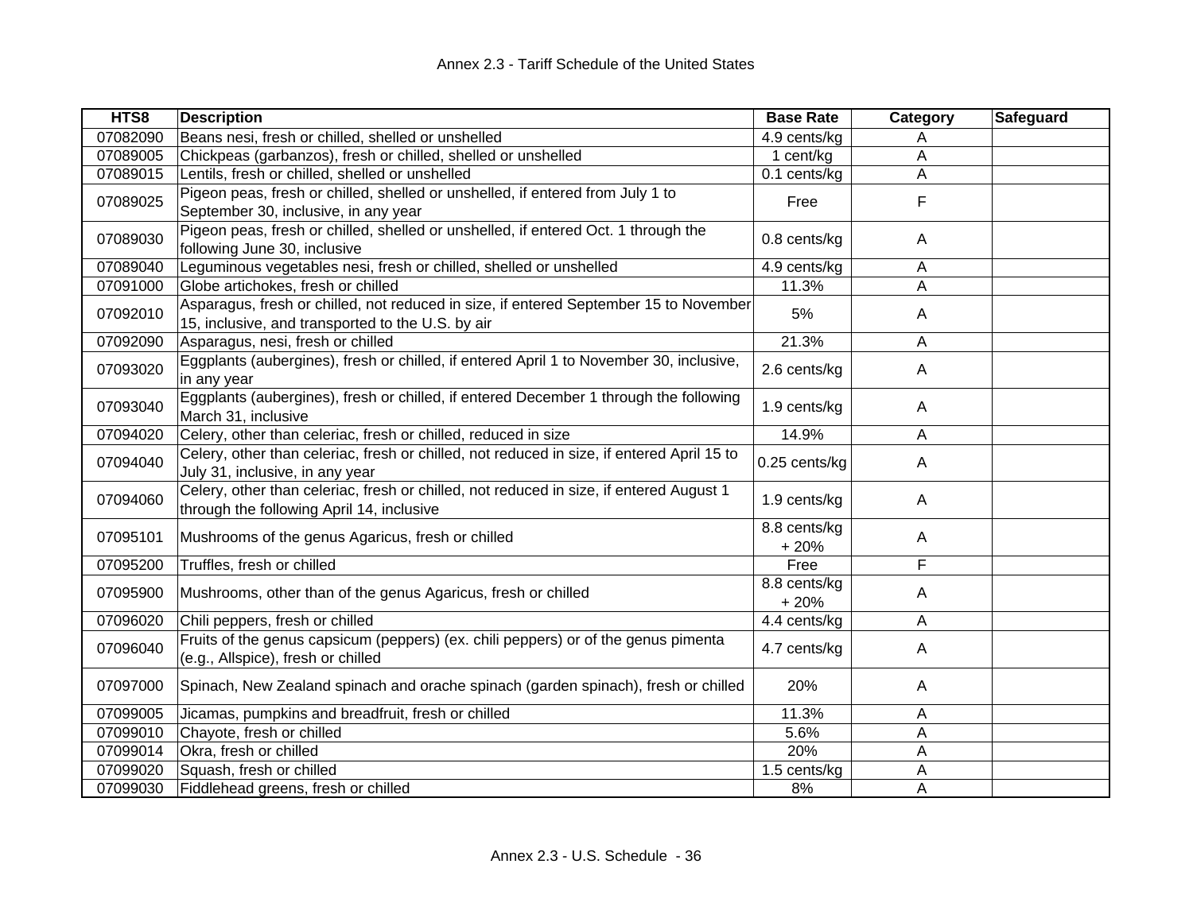| HTS8 | Description | Base Rate | Category | Safeguard |
|---|---|---|---|---|
| 07082090 | Beans nesi, fresh or chilled, shelled or unshelled | 4.9 cents/kg | A | |
| 07089005 | Chickpeas (garbanzos), fresh or chilled, shelled or unshelled | 1 cent/kg | A | |
| 07089015 | Lentils, fresh or chilled, shelled or unshelled | 0.1 cents/kg | A | |
| 07089025 | Pigeon peas, fresh or chilled, shelled or unshelled, if entered from July 1 to September 30, inclusive, in any year | Free | F | |
| 07089030 | Pigeon peas, fresh or chilled, shelled or unshelled, if entered Oct. 1 through the following June 30, inclusive | 0.8 cents/kg | A | |
| 07089040 | Leguminous vegetables nesi, fresh or chilled, shelled or unshelled | 4.9 cents/kg | A | |
| 07091000 | Globe artichokes, fresh or chilled | 11.3% | A | |
| 07092010 | Asparagus, fresh or chilled, not reduced in size, if entered September 15 to November 15, inclusive, and transported to the U.S. by air | 5% | A | |
| 07092090 | Asparagus, nesi, fresh or chilled | 21.3% | A | |
| 07093020 | Eggplants (aubergines), fresh or chilled, if entered April 1 to November 30, inclusive, in any year | 2.6 cents/kg | A | |
| 07093040 | Eggplants (aubergines), fresh or chilled, if entered December 1 through the following March 31, inclusive | 1.9 cents/kg | A | |
| 07094020 | Celery, other than celeriac, fresh or chilled, reduced in size | 14.9% | A | |
| 07094040 | Celery, other than celeriac, fresh or chilled, not reduced in size, if entered April 15 to July 31, inclusive, in any year | 0.25 cents/kg | A | |
| 07094060 | Celery, other than celeriac, fresh or chilled, not reduced in size, if entered August 1 through the following April 14, inclusive | 1.9 cents/kg | A | |
| 07095101 | Mushrooms of the genus Agaricus, fresh or chilled | 8.8 cents/kg + 20% | A | |
| 07095200 | Truffles, fresh or chilled | Free | F | |
| 07095900 | Mushrooms, other than of the genus Agaricus, fresh or chilled | 8.8 cents/kg + 20% | A | |
| 07096020 | Chili peppers, fresh or chilled | 4.4 cents/kg | A | |
| 07096040 | Fruits of the genus capsicum (peppers) (ex. chili peppers) or of the genus pimenta (e.g., Allspice), fresh or chilled | 4.7 cents/kg | A | |
| 07097000 | Spinach, New Zealand spinach and orache spinach (garden spinach), fresh or chilled | 20% | A | |
| 07099005 | Jicamas, pumpkins and breadfruit, fresh or chilled | 11.3% | A | |
| 07099010 | Chayote, fresh or chilled | 5.6% | A | |
| 07099014 | Okra, fresh or chilled | 20% | A | |
| 07099020 | Squash, fresh or chilled | 1.5 cents/kg | A | |
| 07099030 | Fiddlehead greens, fresh or chilled | 8% | A | |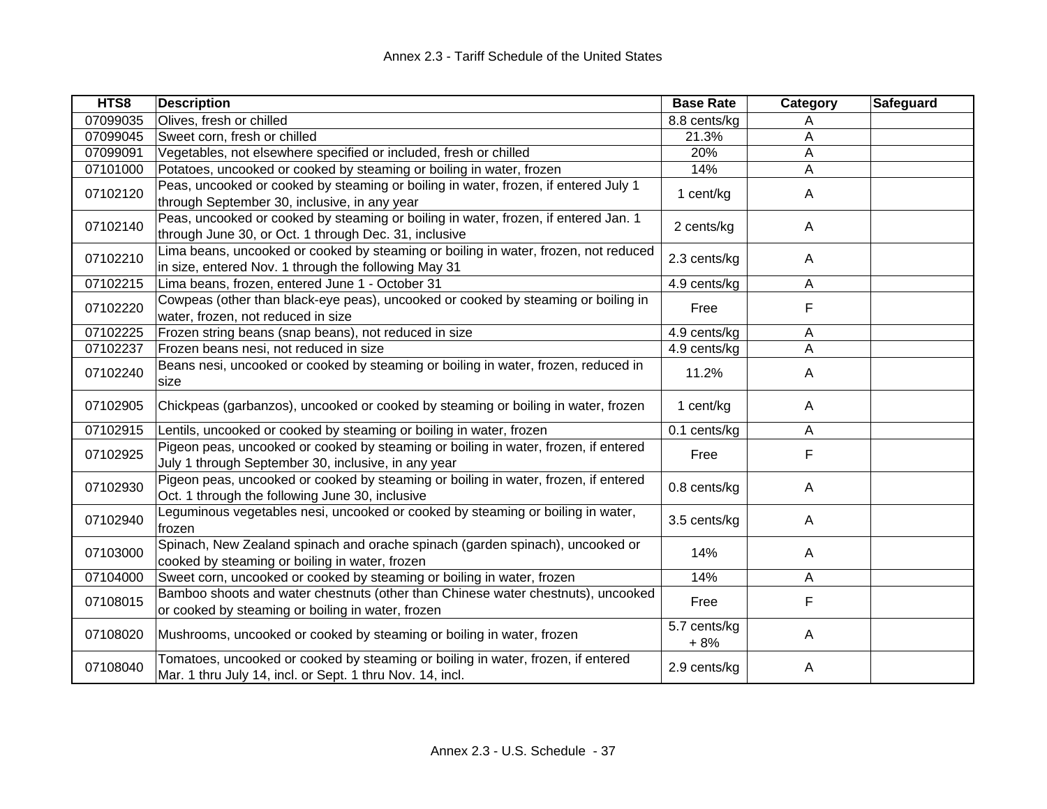| HTS8 | Description | Base Rate | Category | Safeguard |
|---|---|---|---|---|
| 07099035 | Olives, fresh or chilled | 8.8 cents/kg | A | |
| 07099045 | Sweet corn, fresh or chilled | 21.3% | A | |
| 07099091 | Vegetables, not elsewhere specified or included, fresh or chilled | 20% | A | |
| 07101000 | Potatoes, uncooked or cooked by steaming or boiling in water, frozen | 14% | A | |
| 07102120 | Peas, uncooked or cooked by steaming or boiling in water, frozen, if entered July 1 through September 30, inclusive, in any year | 1 cent/kg | A | |
| 07102140 | Peas, uncooked or cooked by steaming or boiling in water, frozen, if entered Jan. 1 through June 30, or Oct. 1 through Dec. 31, inclusive | 2 cents/kg | A | |
| 07102210 | Lima beans, uncooked or cooked by steaming or boiling in water, frozen, not reduced in size, entered Nov. 1 through the following May 31 | 2.3 cents/kg | A | |
| 07102215 | Lima beans, frozen, entered June 1 - October 31 | 4.9 cents/kg | A | |
| 07102220 | Cowpeas (other than black-eye peas), uncooked or cooked by steaming or boiling in water, frozen, not reduced in size | Free | F | |
| 07102225 | Frozen string beans (snap beans), not reduced in size | 4.9 cents/kg | A | |
| 07102237 | Frozen beans nesi, not reduced in size | 4.9 cents/kg | A | |
| 07102240 | Beans nesi, uncooked or cooked by steaming or boiling in water, frozen, reduced in size | 11.2% | A | |
| 07102905 | Chickpeas (garbanzos), uncooked or cooked by steaming or boiling in water, frozen | 1 cent/kg | A | |
| 07102915 | Lentils, uncooked or cooked by steaming or boiling in water, frozen | 0.1 cents/kg | A | |
| 07102925 | Pigeon peas, uncooked or cooked by steaming or boiling in water, frozen, if entered July 1 through September 30, inclusive, in any year | Free | F | |
| 07102930 | Pigeon peas, uncooked or cooked by steaming or boiling in water, frozen, if entered Oct. 1 through the following June 30, inclusive | 0.8 cents/kg | A | |
| 07102940 | Leguminous vegetables nesi, uncooked or cooked by steaming or boiling in water, frozen | 3.5 cents/kg | A | |
| 07103000 | Spinach, New Zealand spinach and orache spinach (garden spinach), uncooked or cooked by steaming or boiling in water, frozen | 14% | A | |
| 07104000 | Sweet corn, uncooked or cooked by steaming or boiling in water, frozen | 14% | A | |
| 07108015 | Bamboo shoots and water chestnuts (other than Chinese water chestnuts), uncooked or cooked by steaming or boiling in water, frozen | Free | F | |
| 07108020 | Mushrooms, uncooked or cooked by steaming or boiling in water, frozen | 5.7 cents/kg + 8% | A | |
| 07108040 | Tomatoes, uncooked or cooked by steaming or boiling in water, frozen, if entered Mar. 1 thru July 14, incl. or Sept. 1 thru Nov. 14, incl. | 2.9 cents/kg | A | |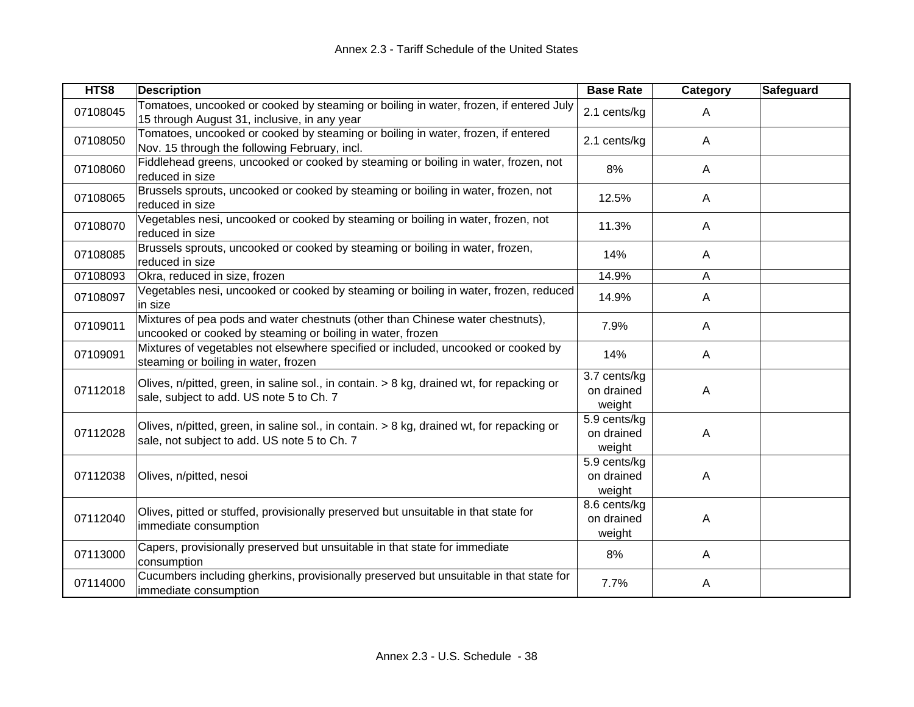| HTS8 | Description | Base Rate | Category | Safeguard |
|---|---|---|---|---|
| 07108045 | Tomatoes, uncooked or cooked by steaming or boiling in water, frozen, if entered July 15 through August 31, inclusive, in any year | 2.1 cents/kg | A | |
| 07108050 | Tomatoes, uncooked or cooked by steaming or boiling in water, frozen, if entered Nov. 15 through the following February, incl. | 2.1 cents/kg | A | |
| 07108060 | Fiddlehead greens, uncooked or cooked by steaming or boiling in water, frozen, not reduced in size | 8% | A | |
| 07108065 | Brussels sprouts, uncooked or cooked by steaming or boiling in water, frozen, not reduced in size | 12.5% | A | |
| 07108070 | Vegetables nesi, uncooked or cooked by steaming or boiling in water, frozen, not reduced in size | 11.3% | A | |
| 07108085 | Brussels sprouts, uncooked or cooked by steaming or boiling in water, frozen, reduced in size | 14% | A | |
| 07108093 | Okra, reduced in size, frozen | 14.9% | A | |
| 07108097 | Vegetables nesi, uncooked or cooked by steaming or boiling in water, frozen, reduced in size | 14.9% | A | |
| 07109011 | Mixtures of pea pods and water chestnuts (other than Chinese water chestnuts), uncooked or cooked by steaming or boiling in water, frozen | 7.9% | A | |
| 07109091 | Mixtures of vegetables not elsewhere specified or included, uncooked or cooked by steaming or boiling in water, frozen | 14% | A | |
| 07112018 | Olives, n/pitted, green, in saline sol., in contain. > 8 kg, drained wt, for repacking or sale, subject to add. US note 5 to Ch. 7 | 3.7 cents/kg on drained weight | A | |
| 07112028 | Olives, n/pitted, green, in saline sol., in contain. > 8 kg, drained wt, for repacking or sale, not subject to add. US note 5 to Ch. 7 | 5.9 cents/kg on drained weight | A | |
| 07112038 | Olives, n/pitted, nesoi | 5.9 cents/kg on drained weight | A | |
| 07112040 | Olives, pitted or stuffed, provisionally preserved but unsuitable in that state for immediate consumption | 8.6 cents/kg on drained weight | A | |
| 07113000 | Capers, provisionally preserved but unsuitable in that state for immediate consumption | 8% | A | |
| 07114000 | Cucumbers including gherkins, provisionally preserved but unsuitable in that state for immediate consumption | 7.7% | A | |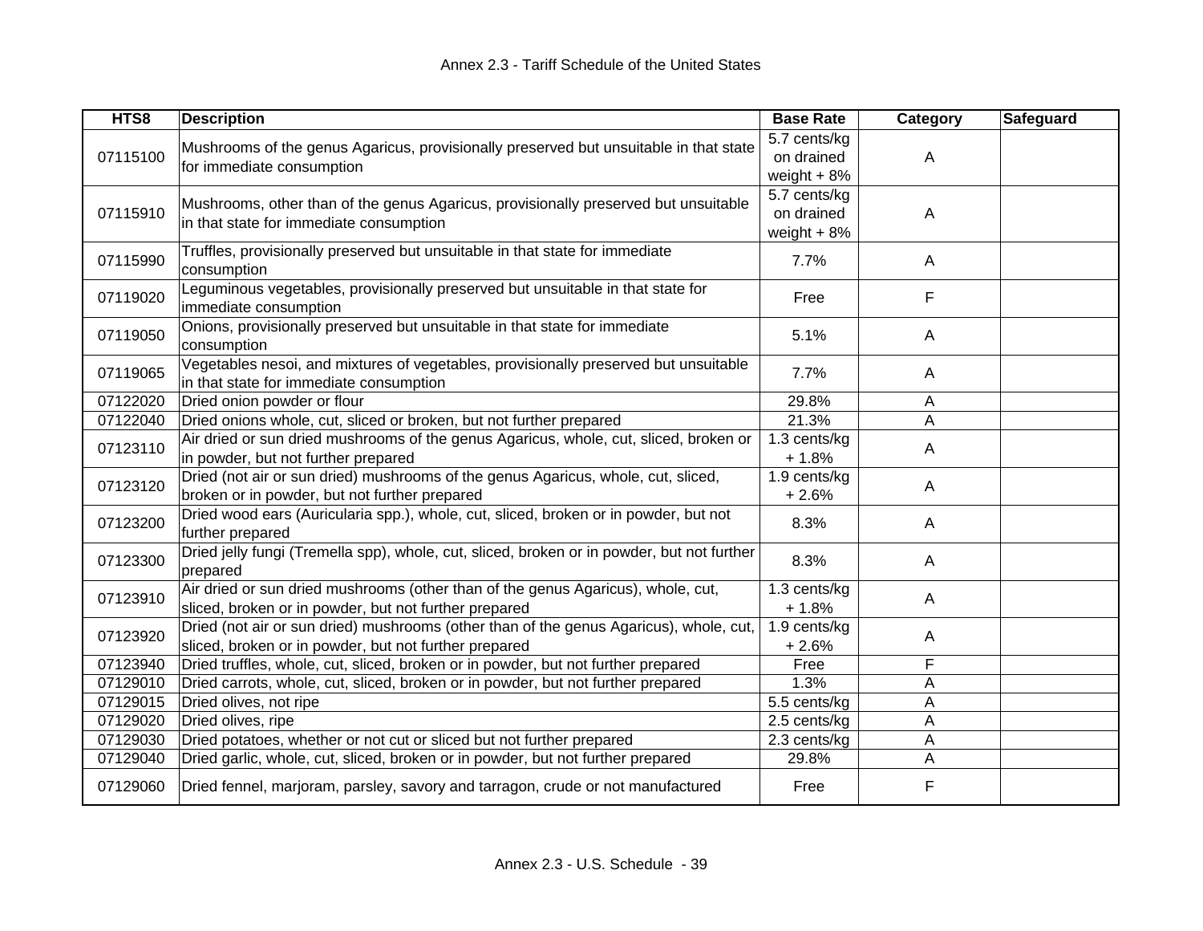| HTS8 | Description | Base Rate | Category | Safeguard |
|---|---|---|---|---|
| 07115100 | Mushrooms of the genus Agaricus, provisionally preserved but unsuitable in that state for immediate consumption | 5.7 cents/kg on drained weight + 8% | A | |
| 07115910 | Mushrooms, other than of the genus Agaricus, provisionally preserved but unsuitable in that state for immediate consumption | 5.7 cents/kg on drained weight + 8% | A | |
| 07115990 | Truffles, provisionally preserved but unsuitable in that state for immediate consumption | 7.7% | A | |
| 07119020 | Leguminous vegetables, provisionally preserved but unsuitable in that state for immediate consumption | Free | F | |
| 07119050 | Onions, provisionally preserved but unsuitable in that state for immediate consumption | 5.1% | A | |
| 07119065 | Vegetables nesoi, and mixtures of vegetables, provisionally preserved but unsuitable in that state for immediate consumption | 7.7% | A | |
| 07122020 | Dried onion powder or flour | 29.8% | A | |
| 07122040 | Dried onions whole, cut, sliced or broken, but not further prepared | 21.3% | A | |
| 07123110 | Air dried or sun dried mushrooms of the genus Agaricus, whole, cut, sliced, broken or in powder, but not further prepared | 1.3 cents/kg + 1.8% | A | |
| 07123120 | Dried (not air or sun dried) mushrooms of the genus Agaricus, whole, cut, sliced, broken or in powder, but not further prepared | 1.9 cents/kg + 2.6% | A | |
| 07123200 | Dried wood ears (Auricularia spp.), whole, cut, sliced, broken or in powder, but not further prepared | 8.3% | A | |
| 07123300 | Dried jelly fungi (Tremella spp), whole, cut, sliced, broken or in powder, but not further prepared | 8.3% | A | |
| 07123910 | Air dried or sun dried mushrooms (other than of the genus Agaricus), whole, cut, sliced, broken or in powder, but not further prepared | 1.3 cents/kg + 1.8% | A | |
| 07123920 | Dried (not air or sun dried) mushrooms (other than of the genus Agaricus), whole, cut, sliced, broken or in powder, but not further prepared | 1.9 cents/kg + 2.6% | A | |
| 07123940 | Dried truffles, whole, cut, sliced, broken or in powder, but not further prepared | Free | F | |
| 07129010 | Dried carrots, whole, cut, sliced, broken or in powder, but not further prepared | 1.3% | A | |
| 07129015 | Dried olives, not ripe | 5.5 cents/kg | A | |
| 07129020 | Dried olives, ripe | 2.5 cents/kg | A | |
| 07129030 | Dried potatoes, whether or not cut or sliced but not further prepared | 2.3 cents/kg | A | |
| 07129040 | Dried garlic, whole, cut, sliced, broken or in powder, but not further prepared | 29.8% | A | |
| 07129060 | Dried fennel, marjoram, parsley, savory and tarragon, crude or not manufactured | Free | F | |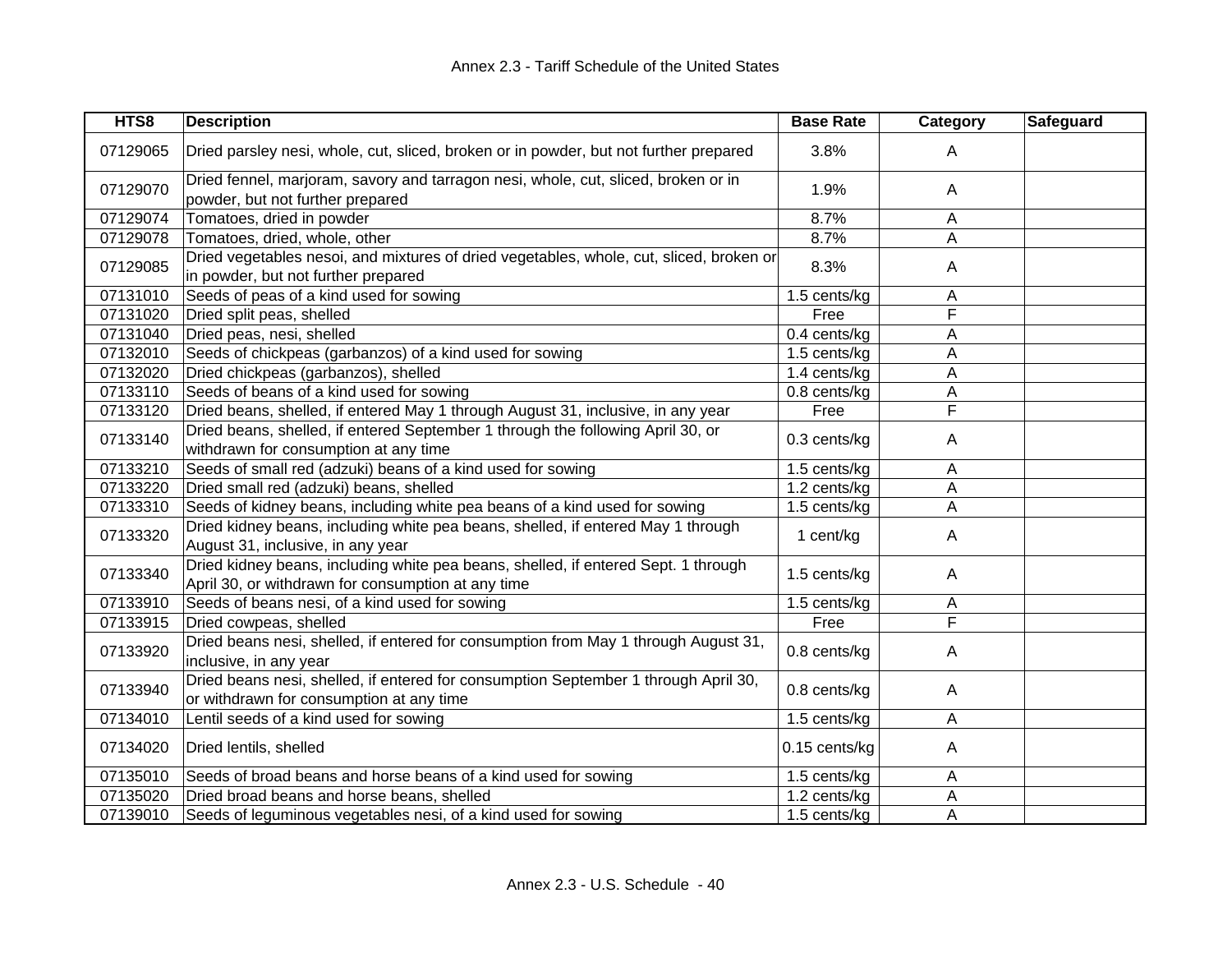| HTS8 | Description | Base Rate | Category | Safeguard |
|---|---|---|---|---|
| 07129065 | Dried parsley nesi, whole, cut, sliced, broken or in powder, but not further prepared | 3.8% | A | |
| 07129070 | Dried fennel, marjoram, savory and tarragon nesi, whole, cut, sliced, broken or in powder, but not further prepared | 1.9% | A | |
| 07129074 | Tomatoes, dried in powder | 8.7% | A | |
| 07129078 | Tomatoes, dried, whole, other | 8.7% | A | |
| 07129085 | Dried vegetables nesoi, and mixtures of dried vegetables, whole, cut, sliced, broken or in powder, but not further prepared | 8.3% | A | |
| 07131010 | Seeds of peas of a kind used for sowing | 1.5 cents/kg | A | |
| 07131020 | Dried split peas, shelled | Free | F | |
| 07131040 | Dried peas, nesi, shelled | 0.4 cents/kg | A | |
| 07132010 | Seeds of chickpeas (garbanzos) of a kind used for sowing | 1.5 cents/kg | A | |
| 07132020 | Dried chickpeas (garbanzos), shelled | 1.4 cents/kg | A | |
| 07133110 | Seeds of beans of a kind used for sowing | 0.8 cents/kg | A | |
| 07133120 | Dried beans, shelled, if entered May 1 through August 31, inclusive, in any year | Free | F | |
| 07133140 | Dried beans, shelled, if entered September 1 through the following April 30, or withdrawn for consumption at any time | 0.3 cents/kg | A | |
| 07133210 | Seeds of small red (adzuki) beans of a kind used for sowing | 1.5 cents/kg | A | |
| 07133220 | Dried small red (adzuki) beans, shelled | 1.2 cents/kg | A | |
| 07133310 | Seeds of kidney beans, including white pea beans of a kind used for sowing | 1.5 cents/kg | A | |
| 07133320 | Dried kidney beans, including white pea beans, shelled, if entered May 1 through August 31, inclusive, in any year | 1 cent/kg | A | |
| 07133340 | Dried kidney beans, including white pea beans, shelled, if entered Sept. 1 through April 30, or withdrawn for consumption at any time | 1.5 cents/kg | A | |
| 07133910 | Seeds of beans nesi, of a kind used for sowing | 1.5 cents/kg | A | |
| 07133915 | Dried cowpeas, shelled | Free | F | |
| 07133920 | Dried beans nesi, shelled, if entered for consumption from May 1 through August 31, inclusive, in any year | 0.8 cents/kg | A | |
| 07133940 | Dried beans nesi, shelled, if entered for consumption September 1 through April 30, or withdrawn for consumption at any time | 0.8 cents/kg | A | |
| 07134010 | Lentil seeds of a kind used for sowing | 1.5 cents/kg | A | |
| 07134020 | Dried lentils, shelled | 0.15 cents/kg | A | |
| 07135010 | Seeds of broad beans and horse beans of a kind used for sowing | 1.5 cents/kg | A | |
| 07135020 | Dried broad beans and horse beans, shelled | 1.2 cents/kg | A | |
| 07139010 | Seeds of leguminous vegetables nesi, of a kind used for sowing | 1.5 cents/kg | A | |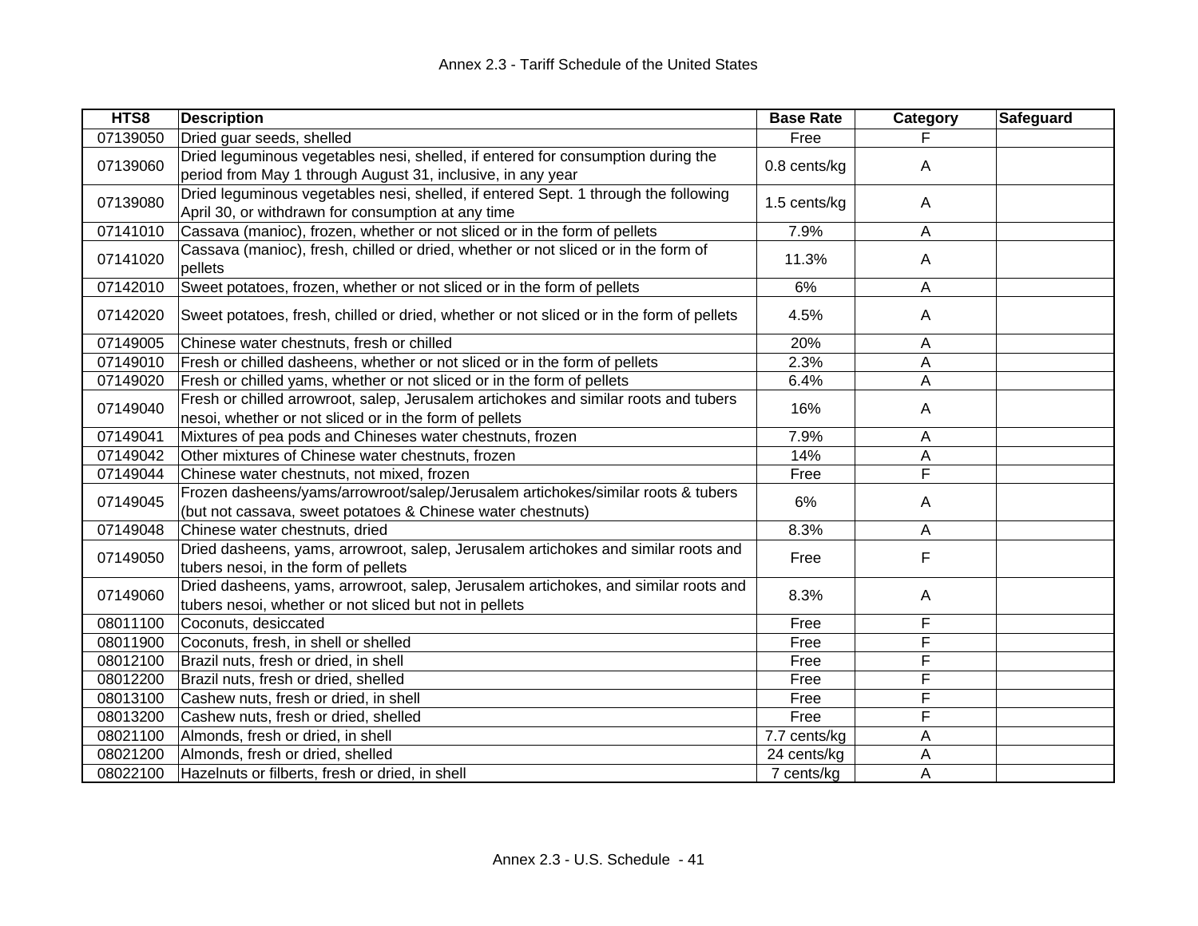| HTS8 | Description | Base Rate | Category | Safeguard |
|---|---|---|---|---|
| 07139050 | Dried guar seeds, shelled | Free | F | |
| 07139060 | Dried leguminous vegetables nesi, shelled, if entered for consumption during the period from May 1 through August 31, inclusive, in any year | 0.8 cents/kg | A | |
| 07139080 | Dried leguminous vegetables nesi, shelled, if entered Sept. 1 through the following April 30, or withdrawn for consumption at any time | 1.5 cents/kg | A | |
| 07141010 | Cassava (manioc), frozen, whether or not sliced or in the form of pellets | 7.9% | A | |
| 07141020 | Cassava (manioc), fresh, chilled or dried, whether or not sliced or in the form of pellets | 11.3% | A | |
| 07142010 | Sweet potatoes, frozen, whether or not sliced or in the form of pellets | 6% | A | |
| 07142020 | Sweet potatoes, fresh, chilled or dried, whether or not sliced or in the form of pellets | 4.5% | A | |
| 07149005 | Chinese water chestnuts, fresh or chilled | 20% | A | |
| 07149010 | Fresh or chilled dasheens, whether or not sliced or in the form of pellets | 2.3% | A | |
| 07149020 | Fresh or chilled yams, whether or not sliced or in the form of pellets | 6.4% | A | |
| 07149040 | Fresh or chilled arrowroot, salep, Jerusalem artichokes and similar roots and tubers nesoi, whether or not sliced or in the form of pellets | 16% | A | |
| 07149041 | Mixtures of pea pods and Chineses water chestnuts, frozen | 7.9% | A | |
| 07149042 | Other mixtures of Chinese water chestnuts, frozen | 14% | A | |
| 07149044 | Chinese water chestnuts, not mixed, frozen | Free | F | |
| 07149045 | Frozen dasheens/yams/arrowroot/salep/Jerusalem artichokes/similar roots & tubers (but not cassava, sweet potatoes & Chinese water chestnuts) | 6% | A | |
| 07149048 | Chinese water chestnuts, dried | 8.3% | A | |
| 07149050 | Dried dasheens, yams, arrowroot, salep, Jerusalem artichokes and similar roots and tubers nesoi, in the form of pellets | Free | F | |
| 07149060 | Dried dasheens, yams, arrowroot, salep, Jerusalem artichokes, and similar roots and tubers nesoi, whether or not sliced but not in pellets | 8.3% | A | |
| 08011100 | Coconuts, desiccated | Free | F | |
| 08011900 | Coconuts, fresh, in shell or shelled | Free | F | |
| 08012100 | Brazil nuts, fresh or dried, in shell | Free | F | |
| 08012200 | Brazil nuts, fresh or dried, shelled | Free | F | |
| 08013100 | Cashew nuts, fresh or dried, in shell | Free | F | |
| 08013200 | Cashew nuts, fresh or dried, shelled | Free | F | |
| 08021100 | Almonds, fresh or dried, in shell | 7.7 cents/kg | A | |
| 08021200 | Almonds, fresh or dried, shelled | 24 cents/kg | A | |
| 08022100 | Hazelnuts or filberts, fresh or dried, in shell | 7 cents/kg | A | |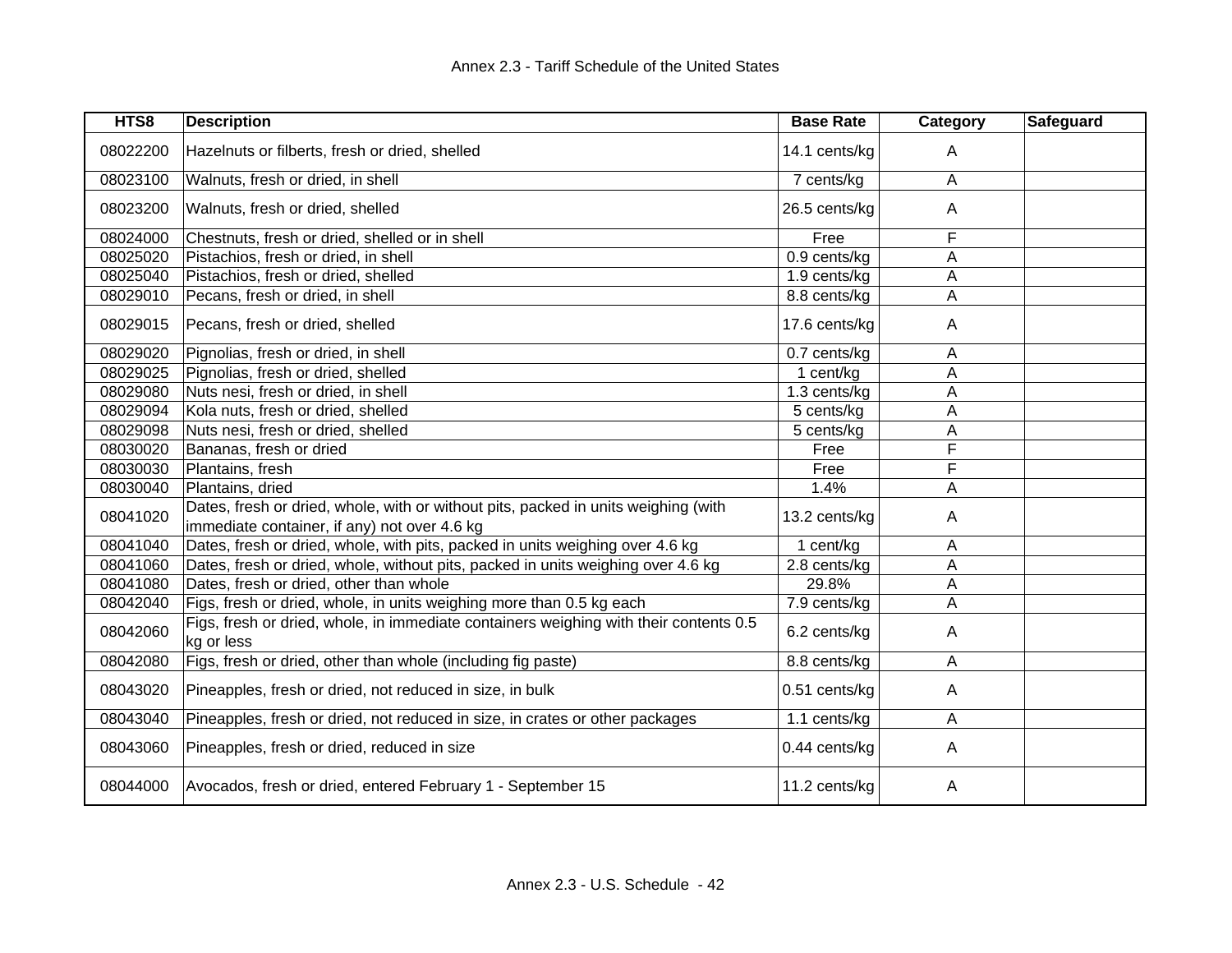| HTS8 | Description | Base Rate | Category | Safeguard |
|---|---|---|---|---|
| 08022200 | Hazelnuts or filberts, fresh or dried, shelled | 14.1 cents/kg | A | |
| 08023100 | Walnuts, fresh or dried, in shell | 7 cents/kg | A | |
| 08023200 | Walnuts, fresh or dried, shelled | 26.5 cents/kg | A | |
| 08024000 | Chestnuts, fresh or dried, shelled or in shell | Free | F | |
| 08025020 | Pistachios, fresh or dried, in shell | 0.9 cents/kg | A | |
| 08025040 | Pistachios, fresh or dried, shelled | 1.9 cents/kg | A | |
| 08029010 | Pecans, fresh or dried, in shell | 8.8 cents/kg | A | |
| 08029015 | Pecans, fresh or dried, shelled | 17.6 cents/kg | A | |
| 08029020 | Pignolias, fresh or dried, in shell | 0.7 cents/kg | A | |
| 08029025 | Pignolias, fresh or dried, shelled | 1 cent/kg | A | |
| 08029080 | Nuts nesi, fresh or dried, in shell | 1.3 cents/kg | A | |
| 08029094 | Kola nuts, fresh or dried, shelled | 5 cents/kg | A | |
| 08029098 | Nuts nesi, fresh or dried, shelled | 5 cents/kg | A | |
| 08030020 | Bananas, fresh or dried | Free | F | |
| 08030030 | Plantains, fresh | Free | F | |
| 08030040 | Plantains, dried | 1.4% | A | |
| 08041020 | Dates, fresh or dried, whole, with or without pits, packed in units weighing (with immediate container, if any) not over 4.6 kg | 13.2 cents/kg | A | |
| 08041040 | Dates, fresh or dried, whole, with pits, packed in units weighing over 4.6 kg | 1 cent/kg | A | |
| 08041060 | Dates, fresh or dried, whole, without pits, packed in units weighing over 4.6 kg | 2.8 cents/kg | A | |
| 08041080 | Dates, fresh or dried, other than whole | 29.8% | A | |
| 08042040 | Figs, fresh or dried, whole, in units weighing more than 0.5 kg each | 7.9 cents/kg | A | |
| 08042060 | Figs, fresh or dried, whole, in immediate containers weighing with their contents 0.5 kg or less | 6.2 cents/kg | A | |
| 08042080 | Figs, fresh or dried, other than whole (including fig paste) | 8.8 cents/kg | A | |
| 08043020 | Pineapples, fresh or dried, not reduced in size, in bulk | 0.51 cents/kg | A | |
| 08043040 | Pineapples, fresh or dried, not reduced in size, in crates or other packages | 1.1 cents/kg | A | |
| 08043060 | Pineapples, fresh or dried, reduced in size | 0.44 cents/kg | A | |
| 08044000 | Avocados, fresh or dried, entered February 1 - September 15 | 11.2 cents/kg | A | |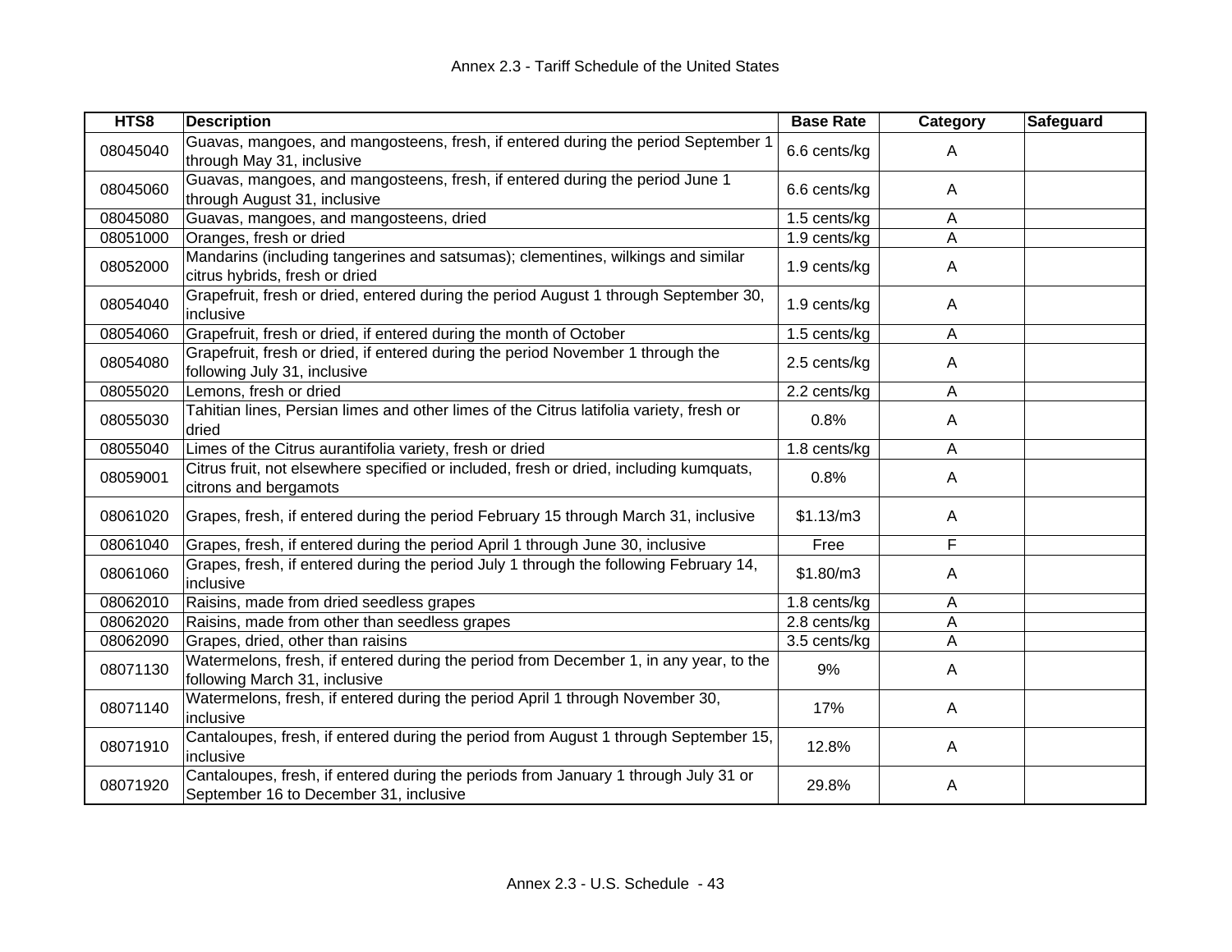| HTS8 | Description | Base Rate | Category | Safeguard |
| --- | --- | --- | --- | --- |
| 08045040 | Guavas, mangoes, and mangosteens, fresh, if entered during the period September 1 through May 31, inclusive | 6.6 cents/kg | A | |
| 08045060 | Guavas, mangoes, and mangosteens, fresh, if entered during the period June 1 through August 31, inclusive | 6.6 cents/kg | A | |
| 08045080 | Guavas, mangoes, and mangosteens, dried | 1.5 cents/kg | A | |
| 08051000 | Oranges, fresh or dried | 1.9 cents/kg | A | |
| 08052000 | Mandarins (including tangerines and satsumas); clementines, wilkings and similar citrus hybrids, fresh or dried | 1.9 cents/kg | A | |
| 08054040 | Grapefruit, fresh or dried, entered during the period August 1 through September 30, inclusive | 1.9 cents/kg | A | |
| 08054060 | Grapefruit, fresh or dried, if entered during the month of October | 1.5 cents/kg | A | |
| 08054080 | Grapefruit, fresh or dried, if entered during the period November 1 through the following July 31, inclusive | 2.5 cents/kg | A | |
| 08055020 | Lemons, fresh or dried | 2.2 cents/kg | A | |
| 08055030 | Tahitian lines, Persian limes and other limes of the Citrus latifolia variety, fresh or dried | 0.8% | A | |
| 08055040 | Limes of the Citrus aurantifolia variety, fresh or dried | 1.8 cents/kg | A | |
| 08059001 | Citrus fruit, not elsewhere specified or included, fresh or dried, including kumquats, citrons and bergamots | 0.8% | A | |
| 08061020 | Grapes, fresh, if entered during the period February 15 through March 31, inclusive | $1.13/m3 | A | |
| 08061040 | Grapes, fresh, if entered during the period April 1 through June 30, inclusive | Free | F | |
| 08061060 | Grapes, fresh, if entered during the period July 1 through the following February 14, inclusive | $1.80/m3 | A | |
| 08062010 | Raisins, made from dried seedless grapes | 1.8 cents/kg | A | |
| 08062020 | Raisins, made from other than seedless grapes | 2.8 cents/kg | A | |
| 08062090 | Grapes, dried, other than raisins | 3.5 cents/kg | A | |
| 08071130 | Watermelons, fresh, if entered during the period from December 1, in any year, to the following March 31, inclusive | 9% | A | |
| 08071140 | Watermelons, fresh, if entered during the period April 1 through November 30, inclusive | 17% | A | |
| 08071910 | Cantaloupes, fresh, if entered during the period from August 1 through September 15, inclusive | 12.8% | A | |
| 08071920 | Cantaloupes, fresh, if entered during the periods from January 1 through July 31 or September 16 to December 31, inclusive | 29.8% | A | |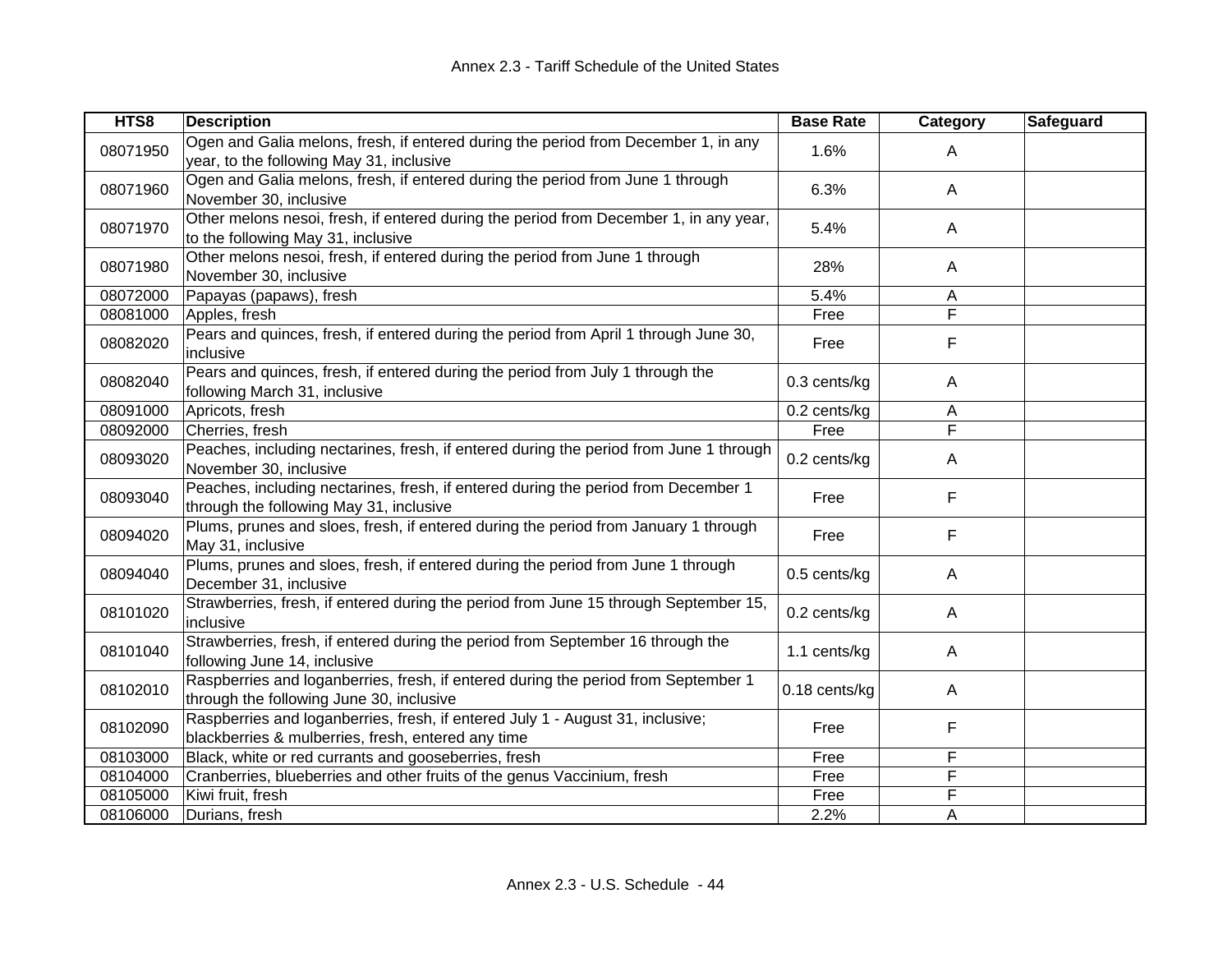| HTS8 | Description | Base Rate | Category | Safeguard |
|---|---|---|---|---|
| 08071950 | Ogen and Galia melons, fresh, if entered during the period from December 1, in any year, to the following May 31, inclusive | 1.6% | A | |
| 08071960 | Ogen and Galia melons, fresh, if entered during the period from June 1 through November 30, inclusive | 6.3% | A | |
| 08071970 | Other melons nesoi, fresh, if entered during the period from December 1, in any year, to the following May 31, inclusive | 5.4% | A | |
| 08071980 | Other melons nesoi, fresh, if entered during the period from June 1 through November 30, inclusive | 28% | A | |
| 08072000 | Papayas (papaws), fresh | 5.4% | A | |
| 08081000 | Apples, fresh | Free | F | |
| 08082020 | Pears and quinces, fresh, if entered during the period from April 1 through June 30, inclusive | Free | F | |
| 08082040 | Pears and quinces, fresh, if entered during the period from July 1 through the following March 31, inclusive | 0.3 cents/kg | A | |
| 08091000 | Apricots, fresh | 0.2 cents/kg | A | |
| 08092000 | Cherries, fresh | Free | F | |
| 08093020 | Peaches, including nectarines, fresh, if entered during the period from June 1 through November 30, inclusive | 0.2 cents/kg | A | |
| 08093040 | Peaches, including nectarines, fresh, if entered during the period from December 1 through the following May 31, inclusive | Free | F | |
| 08094020 | Plums, prunes and sloes, fresh, if entered during the period from January 1 through May 31, inclusive | Free | F | |
| 08094040 | Plums, prunes and sloes, fresh, if entered during the period from June 1 through December 31, inclusive | 0.5 cents/kg | A | |
| 08101020 | Strawberries, fresh, if entered during the period from June 15 through September 15, inclusive | 0.2 cents/kg | A | |
| 08101040 | Strawberries, fresh, if entered during the period from September 16 through the following June 14, inclusive | 1.1 cents/kg | A | |
| 08102010 | Raspberries and loganberries, fresh, if entered during the period from September 1 through the following June 30, inclusive | 0.18 cents/kg | A | |
| 08102090 | Raspberries and loganberries, fresh, if entered July 1 - August 31, inclusive; blackberries & mulberries, fresh, entered any time | Free | F | |
| 08103000 | Black, white or red currants and gooseberries, fresh | Free | F | |
| 08104000 | Cranberries, blueberries and other fruits of the genus Vaccinium, fresh | Free | F | |
| 08105000 | Kiwi fruit, fresh | Free | F | |
| 08106000 | Durians, fresh | 2.2% | A | |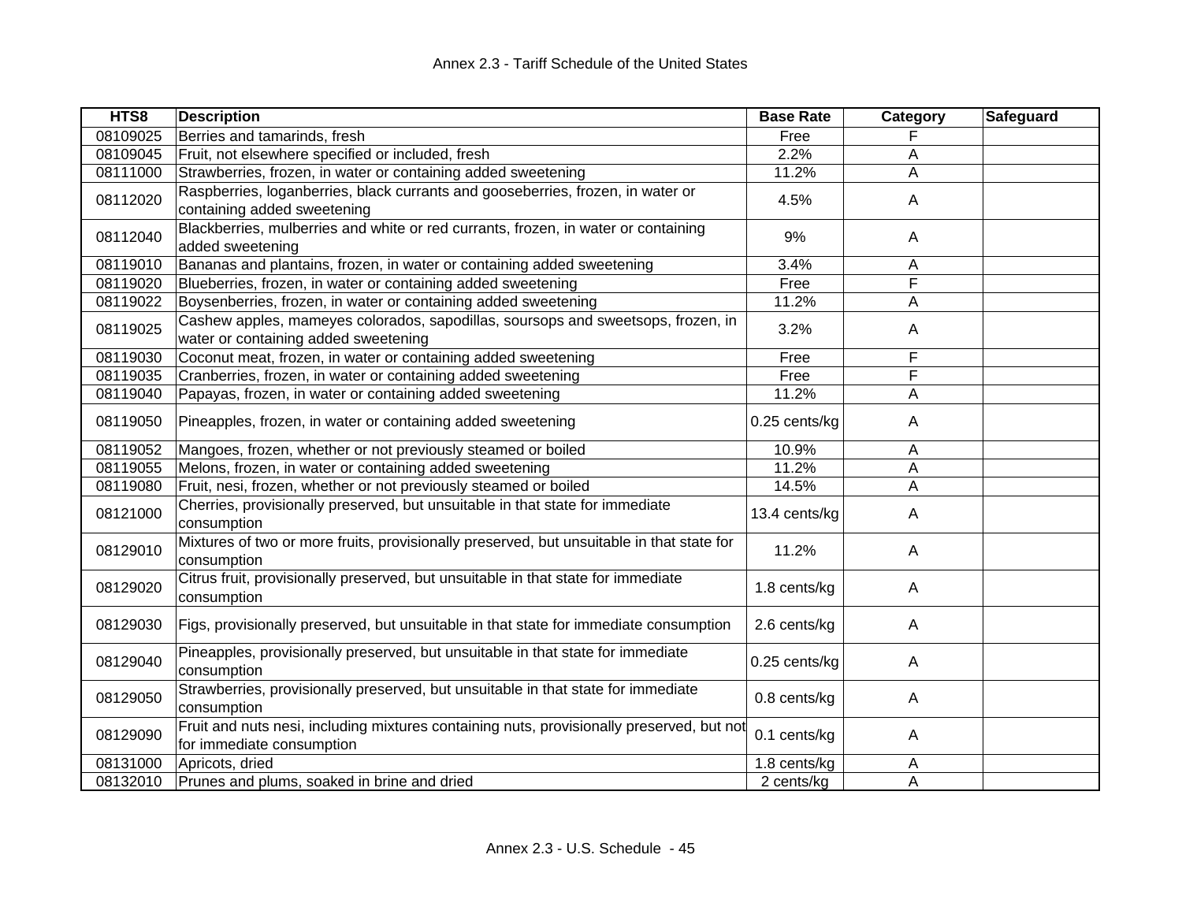| HTS8 | Description | Base Rate | Category | Safeguard |
|---|---|---|---|---|
| 08109025 | Berries and tamarinds, fresh | Free | F | |
| 08109045 | Fruit, not elsewhere specified or included, fresh | 2.2% | A | |
| 08111000 | Strawberries, frozen, in water or containing added sweetening | 11.2% | A | |
| 08112020 | Raspberries, loganberries, black currants and gooseberries, frozen, in water or containing added sweetening | 4.5% | A | |
| 08112040 | Blackberries, mulberries and white or red currants, frozen, in water or containing added sweetening | 9% | A | |
| 08119010 | Bananas and plantains, frozen, in water or containing added sweetening | 3.4% | A | |
| 08119020 | Blueberries, frozen, in water or containing added sweetening | Free | F | |
| 08119022 | Boysenberries, frozen, in water or containing added sweetening | 11.2% | A | |
| 08119025 | Cashew apples, mameyes colorados, sapodillas, soursops and sweetsops, frozen, in water or containing added sweetening | 3.2% | A | |
| 08119030 | Coconut meat, frozen, in water or containing added sweetening | Free | F | |
| 08119035 | Cranberries, frozen, in water or containing added sweetening | Free | F | |
| 08119040 | Papayas, frozen, in water or containing added sweetening | 11.2% | A | |
| 08119050 | Pineapples, frozen, in water or containing added sweetening | 0.25 cents/kg | A | |
| 08119052 | Mangoes, frozen, whether or not previously steamed or boiled | 10.9% | A | |
| 08119055 | Melons, frozen, in water or containing added sweetening | 11.2% | A | |
| 08119080 | Fruit, nesi, frozen, whether or not previously steamed or boiled | 14.5% | A | |
| 08121000 | Cherries, provisionally preserved, but unsuitable in that state for immediate consumption | 13.4 cents/kg | A | |
| 08129010 | Mixtures of two or more fruits, provisionally preserved, but unsuitable in that state for consumption | 11.2% | A | |
| 08129020 | Citrus fruit, provisionally preserved, but unsuitable in that state for immediate consumption | 1.8 cents/kg | A | |
| 08129030 | Figs, provisionally preserved, but unsuitable in that state for immediate consumption | 2.6 cents/kg | A | |
| 08129040 | Pineapples, provisionally preserved, but unsuitable in that state for immediate consumption | 0.25 cents/kg | A | |
| 08129050 | Strawberries, provisionally preserved, but unsuitable in that state for immediate consumption | 0.8 cents/kg | A | |
| 08129090 | Fruit and nuts nesi, including mixtures containing nuts, provisionally preserved, but not for immediate consumption | 0.1 cents/kg | A | |
| 08131000 | Apricots, dried | 1.8 cents/kg | A | |
| 08132010 | Prunes and plums, soaked in brine and dried | 2 cents/kg | A | |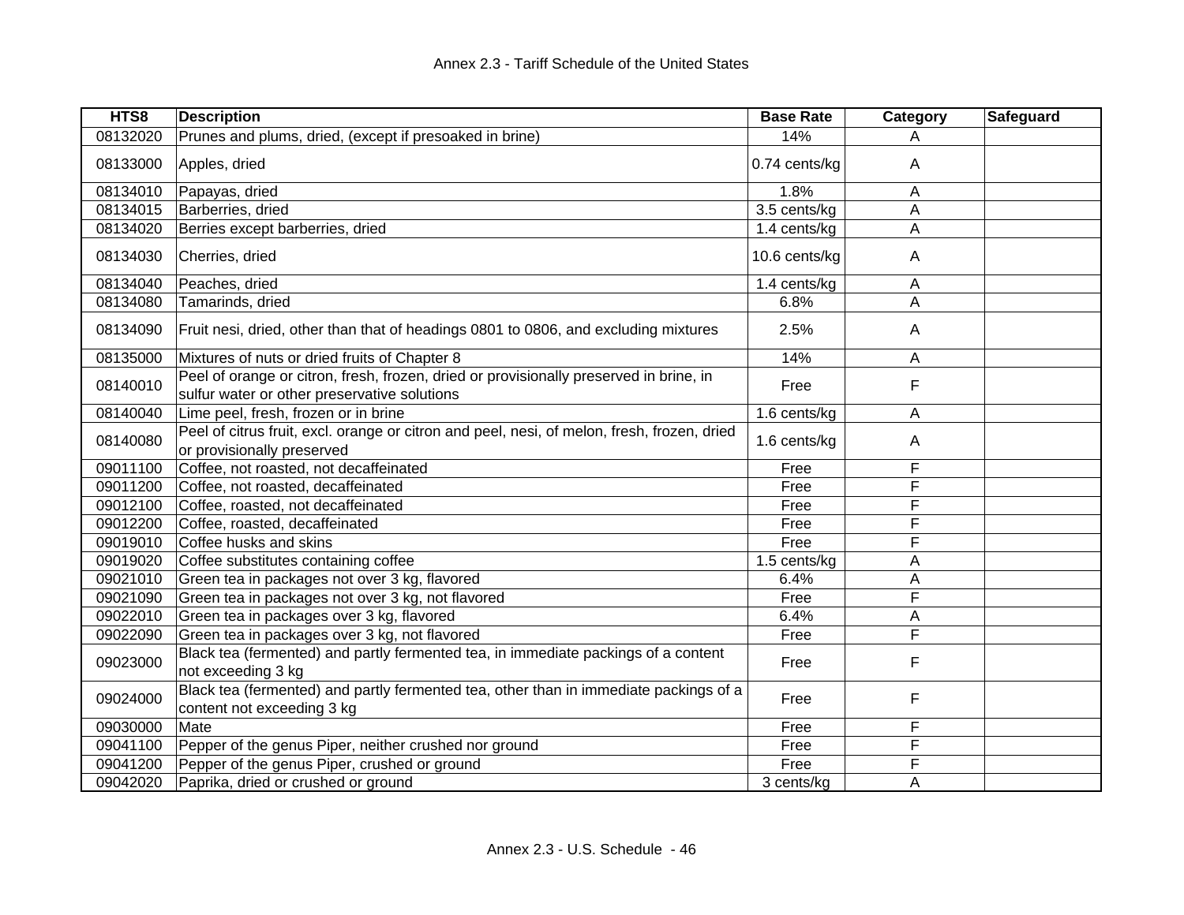| HTS8 | Description | Base Rate | Category | Safeguard |
|---|---|---|---|---|
| 08132020 | Prunes and plums, dried, (except if presoaked in brine) | 14% | A | |
| 08133000 | Apples, dried | 0.74 cents/kg | A | |
| 08134010 | Papayas, dried | 1.8% | A | |
| 08134015 | Barberries, dried | 3.5 cents/kg | A | |
| 08134020 | Berries except barberries, dried | 1.4 cents/kg | A | |
| 08134030 | Cherries, dried | 10.6 cents/kg | A | |
| 08134040 | Peaches, dried | 1.4 cents/kg | A | |
| 08134080 | Tamarinds, dried | 6.8% | A | |
| 08134090 | Fruit nesi, dried, other than that of headings 0801 to 0806, and excluding mixtures | 2.5% | A | |
| 08135000 | Mixtures of nuts or dried fruits of Chapter 8 | 14% | A | |
| 08140010 | Peel of orange or citron, fresh, frozen, dried or provisionally preserved in brine, in sulfur water or other preservative solutions | Free | F | |
| 08140040 | Lime peel, fresh, frozen or in brine | 1.6 cents/kg | A | |
| 08140080 | Peel of citrus fruit, excl. orange or citron and peel, nesi, of melon, fresh, frozen, dried or provisionally preserved | 1.6 cents/kg | A | |
| 09011100 | Coffee, not roasted, not decaffeinated | Free | F | |
| 09011200 | Coffee, not roasted, decaffeinated | Free | F | |
| 09012100 | Coffee, roasted, not decaffeinated | Free | F | |
| 09012200 | Coffee, roasted, decaffeinated | Free | F | |
| 09019010 | Coffee husks and skins | Free | F | |
| 09019020 | Coffee substitutes containing coffee | 1.5 cents/kg | A | |
| 09021010 | Green tea in packages not over 3 kg, flavored | 6.4% | A | |
| 09021090 | Green tea in packages not over 3 kg, not flavored | Free | F | |
| 09022010 | Green tea in packages over 3 kg, flavored | 6.4% | A | |
| 09022090 | Green tea in packages over 3 kg, not flavored | Free | F | |
| 09023000 | Black tea (fermented) and partly fermented tea, in immediate packings of a content not exceeding 3 kg | Free | F | |
| 09024000 | Black tea (fermented) and partly fermented tea, other than in immediate packings of a content not exceeding 3 kg | Free | F | |
| 09030000 | Mate | Free | F | |
| 09041100 | Pepper of the genus Piper, neither crushed nor ground | Free | F | |
| 09041200 | Pepper of the genus Piper, crushed or ground | Free | F | |
| 09042020 | Paprika, dried or crushed or ground | 3 cents/kg | A | |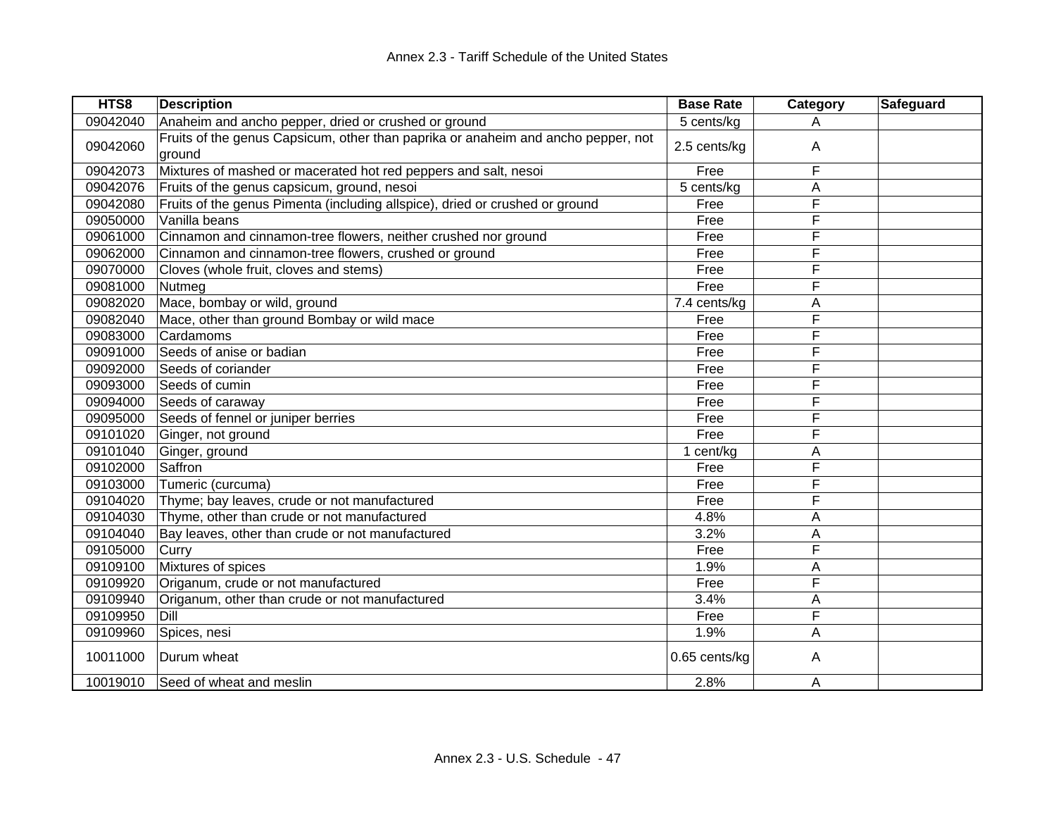| HTS8 | Description | Base Rate | Category | Safeguard |
|---|---|---|---|---|
| 09042040 | Anaheim and ancho pepper, dried or crushed or ground | 5 cents/kg | A | |
| 09042060 | Fruits of the genus Capsicum, other than paprika or anaheim and ancho pepper, not ground | 2.5 cents/kg | A | |
| 09042073 | Mixtures of mashed or macerated hot red peppers and salt, nesoi | Free | F | |
| 09042076 | Fruits of the genus capsicum, ground, nesoi | 5 cents/kg | A | |
| 09042080 | Fruits of the genus Pimenta (including allspice), dried or crushed or ground | Free | F | |
| 09050000 | Vanilla beans | Free | F | |
| 09061000 | Cinnamon and cinnamon-tree flowers, neither crushed nor ground | Free | F | |
| 09062000 | Cinnamon and cinnamon-tree flowers, crushed or ground | Free | F | |
| 09070000 | Cloves (whole fruit, cloves and stems) | Free | F | |
| 09081000 | Nutmeg | Free | F | |
| 09082020 | Mace, bombay or wild, ground | 7.4 cents/kg | A | |
| 09082040 | Mace, other than ground Bombay or wild mace | Free | F | |
| 09083000 | Cardamoms | Free | F | |
| 09091000 | Seeds of anise or badian | Free | F | |
| 09092000 | Seeds of coriander | Free | F | |
| 09093000 | Seeds of cumin | Free | F | |
| 09094000 | Seeds of caraway | Free | F | |
| 09095000 | Seeds of fennel or juniper berries | Free | F | |
| 09101020 | Ginger, not ground | Free | F | |
| 09101040 | Ginger, ground | 1 cent/kg | A | |
| 09102000 | Saffron | Free | F | |
| 09103000 | Tumeric (curcuma) | Free | F | |
| 09104020 | Thyme; bay leaves, crude or not manufactured | Free | F | |
| 09104030 | Thyme, other than crude or not manufactured | 4.8% | A | |
| 09104040 | Bay leaves, other than crude or not manufactured | 3.2% | A | |
| 09105000 | Curry | Free | F | |
| 09109100 | Mixtures of spices | 1.9% | A | |
| 09109920 | Origanum, crude or not manufactured | Free | F | |
| 09109940 | Origanum, other than crude or not manufactured | 3.4% | A | |
| 09109950 | Dill | Free | F | |
| 09109960 | Spices, nesi | 1.9% | A | |
| 10011000 | Durum wheat | 0.65 cents/kg | A | |
| 10019010 | Seed of wheat and meslin | 2.8% | A | |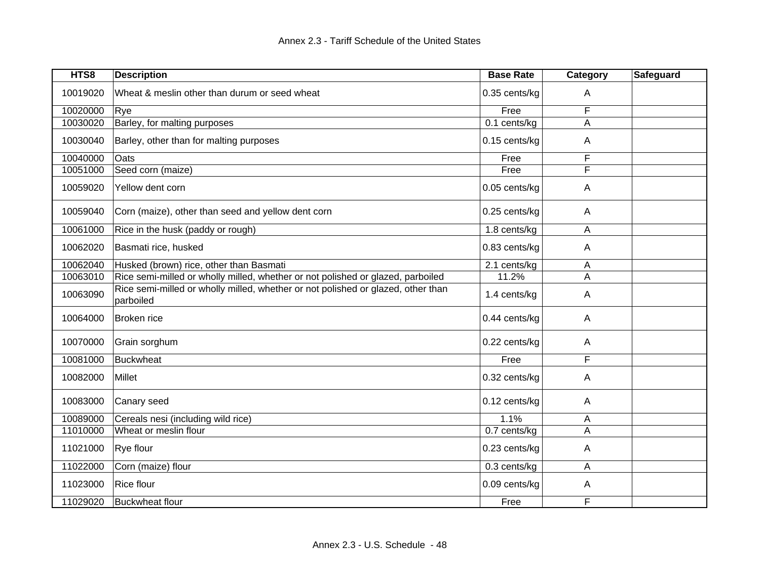| HTS8 | Description | Base Rate | Category | Safeguard |
|---|---|---|---|---|
| 10019020 | Wheat & meslin other than durum or seed wheat | 0.35 cents/kg | A | |
| 10020000 | Rye | Free | F | |
| 10030020 | Barley, for malting purposes | 0.1 cents/kg | A | |
| 10030040 | Barley, other than for malting purposes | 0.15 cents/kg | A | |
| 10040000 | Oats | Free | F | |
| 10051000 | Seed corn (maize) | Free | F | |
| 10059020 | Yellow dent corn | 0.05 cents/kg | A | |
| 10059040 | Corn (maize), other than seed and yellow dent corn | 0.25 cents/kg | A | |
| 10061000 | Rice in the husk (paddy or rough) | 1.8 cents/kg | A | |
| 10062020 | Basmati rice, husked | 0.83 cents/kg | A | |
| 10062040 | Husked (brown) rice, other than Basmati | 2.1 cents/kg | A | |
| 10063010 | Rice semi-milled or wholly milled, whether or not polished or glazed, parboiled | 11.2% | A | |
| 10063090 | Rice semi-milled or wholly milled, whether or not polished or glazed, other than parboiled | 1.4 cents/kg | A | |
| 10064000 | Broken rice | 0.44 cents/kg | A | |
| 10070000 | Grain sorghum | 0.22 cents/kg | A | |
| 10081000 | Buckwheat | Free | F | |
| 10082000 | Millet | 0.32 cents/kg | A | |
| 10083000 | Canary seed | 0.12 cents/kg | A | |
| 10089000 | Cereals nesi (including wild rice) | 1.1% | A | |
| 11010000 | Wheat or meslin flour | 0.7 cents/kg | A | |
| 11021000 | Rye flour | 0.23 cents/kg | A | |
| 11022000 | Corn (maize) flour | 0.3 cents/kg | A | |
| 11023000 | Rice flour | 0.09 cents/kg | A | |
| 11029020 | Buckwheat flour | Free | F | |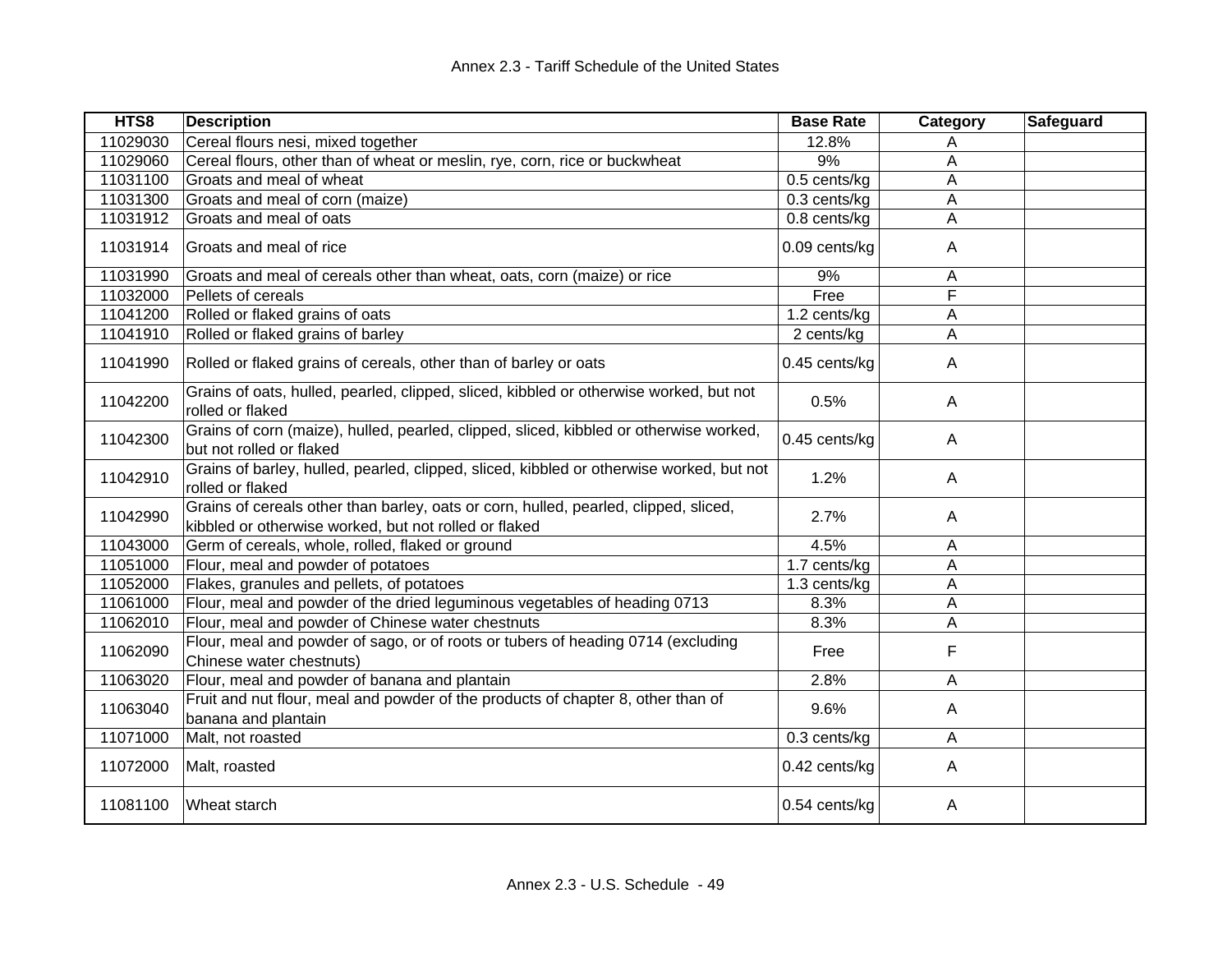| HTS8 | Description | Base Rate | Category | Safeguard |
|---|---|---|---|---|
| 11029030 | Cereal flours nesi, mixed together | 12.8% | A | |
| 11029060 | Cereal flours, other than of wheat or meslin, rye, corn, rice or buckwheat | 9% | A | |
| 11031100 | Groats and meal of wheat | 0.5 cents/kg | A | |
| 11031300 | Groats and meal of corn (maize) | 0.3 cents/kg | A | |
| 11031912 | Groats and meal of oats | 0.8 cents/kg | A | |
| 11031914 | Groats and meal of rice | 0.09 cents/kg | A | |
| 11031990 | Groats and meal of cereals other than wheat, oats, corn (maize) or rice | 9% | A | |
| 11032000 | Pellets of cereals | Free | F | |
| 11041200 | Rolled or flaked grains of oats | 1.2 cents/kg | A | |
| 11041910 | Rolled or flaked grains of barley | 2 cents/kg | A | |
| 11041990 | Rolled or flaked grains of cereals, other than of barley or oats | 0.45 cents/kg | A | |
| 11042200 | Grains of oats, hulled, pearled, clipped, sliced, kibbled or otherwise worked, but not rolled or flaked | 0.5% | A | |
| 11042300 | Grains of corn (maize), hulled, pearled, clipped, sliced, kibbled or otherwise worked, but not rolled or flaked | 0.45 cents/kg | A | |
| 11042910 | Grains of barley, hulled, pearled, clipped, sliced, kibbled or otherwise worked, but not rolled or flaked | 1.2% | A | |
| 11042990 | Grains of cereals other than barley, oats or corn, hulled, pearled, clipped, sliced, kibbled or otherwise worked, but not rolled or flaked | 2.7% | A | |
| 11043000 | Germ of cereals, whole, rolled, flaked or ground | 4.5% | A | |
| 11051000 | Flour, meal and powder of potatoes | 1.7 cents/kg | A | |
| 11052000 | Flakes, granules and pellets, of potatoes | 1.3 cents/kg | A | |
| 11061000 | Flour, meal and powder of the dried leguminous vegetables of heading 0713 | 8.3% | A | |
| 11062010 | Flour, meal and powder of Chinese water chestnuts | 8.3% | A | |
| 11062090 | Flour, meal and powder of sago, or of roots or tubers of heading 0714 (excluding Chinese water chestnuts) | Free | F | |
| 11063020 | Flour, meal and powder of banana and plantain | 2.8% | A | |
| 11063040 | Fruit and nut flour, meal and powder of the products of chapter 8, other than of banana and plantain | 9.6% | A | |
| 11071000 | Malt, not roasted | 0.3 cents/kg | A | |
| 11072000 | Malt, roasted | 0.42 cents/kg | A | |
| 11081100 | Wheat starch | 0.54 cents/kg | A | |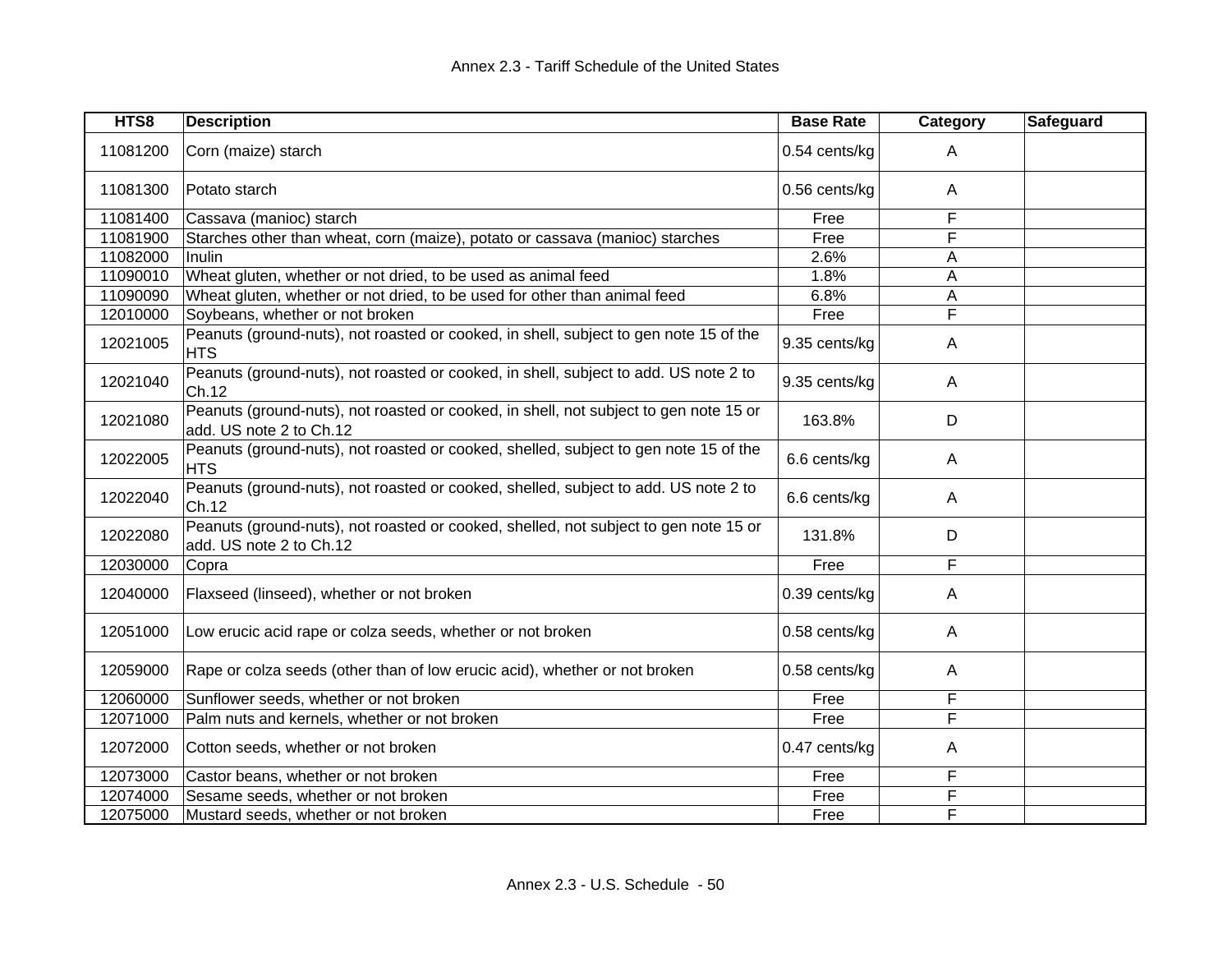| HTS8 | Description | Base Rate | Category | Safeguard |
|---|---|---|---|---|
| 11081200 | Corn (maize) starch | 0.54 cents/kg | A | |
| 11081300 | Potato starch | 0.56 cents/kg | A | |
| 11081400 | Cassava (manioc) starch | Free | F | |
| 11081900 | Starches other than wheat, corn (maize), potato or cassava (manioc) starches | Free | F | |
| 11082000 | Inulin | 2.6% | A | |
| 11090010 | Wheat gluten, whether or not dried, to be used as animal feed | 1.8% | A | |
| 11090090 | Wheat gluten, whether or not dried, to be used for other than animal feed | 6.8% | A | |
| 12010000 | Soybeans, whether or not broken | Free | F | |
| 12021005 | Peanuts (ground-nuts), not roasted or cooked, in shell, subject to gen note 15 of the HTS | 9.35 cents/kg | A | |
| 12021040 | Peanuts (ground-nuts), not roasted or cooked, in shell, subject to add. US note 2 to Ch.12 | 9.35 cents/kg | A | |
| 12021080 | Peanuts (ground-nuts), not roasted or cooked, in shell, not subject to gen note 15 or add. US note 2 to Ch.12 | 163.8% | D | |
| 12022005 | Peanuts (ground-nuts), not roasted or cooked, shelled, subject to gen note 15 of the HTS | 6.6 cents/kg | A | |
| 12022040 | Peanuts (ground-nuts), not roasted or cooked, shelled, subject to add. US note 2 to Ch.12 | 6.6 cents/kg | A | |
| 12022080 | Peanuts (ground-nuts), not roasted or cooked, shelled, not subject to gen note 15 or add. US note 2 to Ch.12 | 131.8% | D | |
| 12030000 | Copra | Free | F | |
| 12040000 | Flaxseed (linseed), whether or not broken | 0.39 cents/kg | A | |
| 12051000 | Low erucic acid rape or colza seeds, whether or not broken | 0.58 cents/kg | A | |
| 12059000 | Rape or colza seeds (other than of low erucic acid), whether or not broken | 0.58 cents/kg | A | |
| 12060000 | Sunflower seeds, whether or not broken | Free | F | |
| 12071000 | Palm nuts and kernels, whether or not broken | Free | F | |
| 12072000 | Cotton seeds, whether or not broken | 0.47 cents/kg | A | |
| 12073000 | Castor beans, whether or not broken | Free | F | |
| 12074000 | Sesame seeds, whether or not broken | Free | F | |
| 12075000 | Mustard seeds, whether or not broken | Free | F | |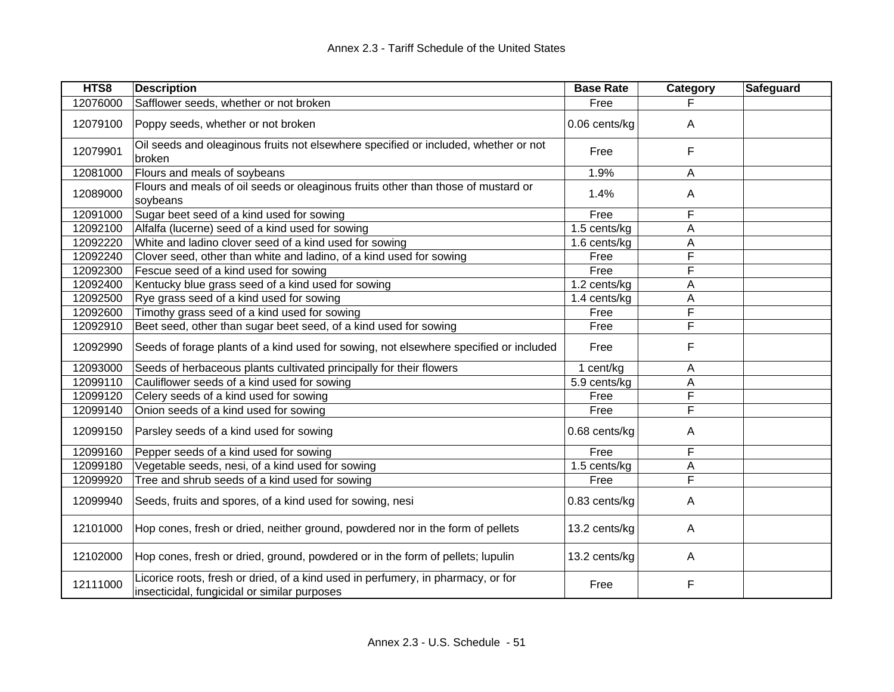| HTS8 | Description | Base Rate | Category | Safeguard |
|---|---|---|---|---|
| 12076000 | Safflower seeds, whether or not broken | Free | F | |
| 12079100 | Poppy seeds, whether or not broken | 0.06 cents/kg | A | |
| 12079901 | Oil seeds and oleaginous fruits not elsewhere specified or included, whether or not broken | Free | F | |
| 12081000 | Flours and meals of soybeans | 1.9% | A | |
| 12089000 | Flours and meals of oil seeds or oleaginous fruits other than those of mustard or soybeans | 1.4% | A | |
| 12091000 | Sugar beet seed of a kind used for sowing | Free | F | |
| 12092100 | Alfalfa (lucerne) seed of a kind used for sowing | 1.5 cents/kg | A | |
| 12092220 | White and ladino clover seed of a kind used for sowing | 1.6 cents/kg | A | |
| 12092240 | Clover seed, other than white and ladino, of a kind used for sowing | Free | F | |
| 12092300 | Fescue seed of a kind used for sowing | Free | F | |
| 12092400 | Kentucky blue grass seed of a kind used for sowing | 1.2 cents/kg | A | |
| 12092500 | Rye grass seed of a kind used for sowing | 1.4 cents/kg | A | |
| 12092600 | Timothy grass seed of a kind used for sowing | Free | F | |
| 12092910 | Beet seed, other than sugar beet seed, of a kind used for sowing | Free | F | |
| 12092990 | Seeds of forage plants of a kind used for sowing, not elsewhere specified or included | Free | F | |
| 12093000 | Seeds of herbaceous plants cultivated principally for their flowers | 1 cent/kg | A | |
| 12099110 | Cauliflower seeds of a kind used for sowing | 5.9 cents/kg | A | |
| 12099120 | Celery seeds of a kind used for sowing | Free | F | |
| 12099140 | Onion seeds of a kind used for sowing | Free | F | |
| 12099150 | Parsley seeds of a kind used for sowing | 0.68 cents/kg | A | |
| 12099160 | Pepper seeds of a kind used for sowing | Free | F | |
| 12099180 | Vegetable seeds, nesi, of a kind used for sowing | 1.5 cents/kg | A | |
| 12099920 | Tree and shrub seeds of a kind used for sowing | Free | F | |
| 12099940 | Seeds, fruits and spores, of a kind used for sowing, nesi | 0.83 cents/kg | A | |
| 12101000 | Hop cones, fresh or dried, neither ground, powdered nor in the form of pellets | 13.2 cents/kg | A | |
| 12102000 | Hop cones, fresh or dried, ground, powdered or in the form of pellets; lupulin | 13.2 cents/kg | A | |
| 12111000 | Licorice roots, fresh or dried, of a kind used in perfumery, in pharmacy, or for insecticidal, fungicidal or similar purposes | Free | F | |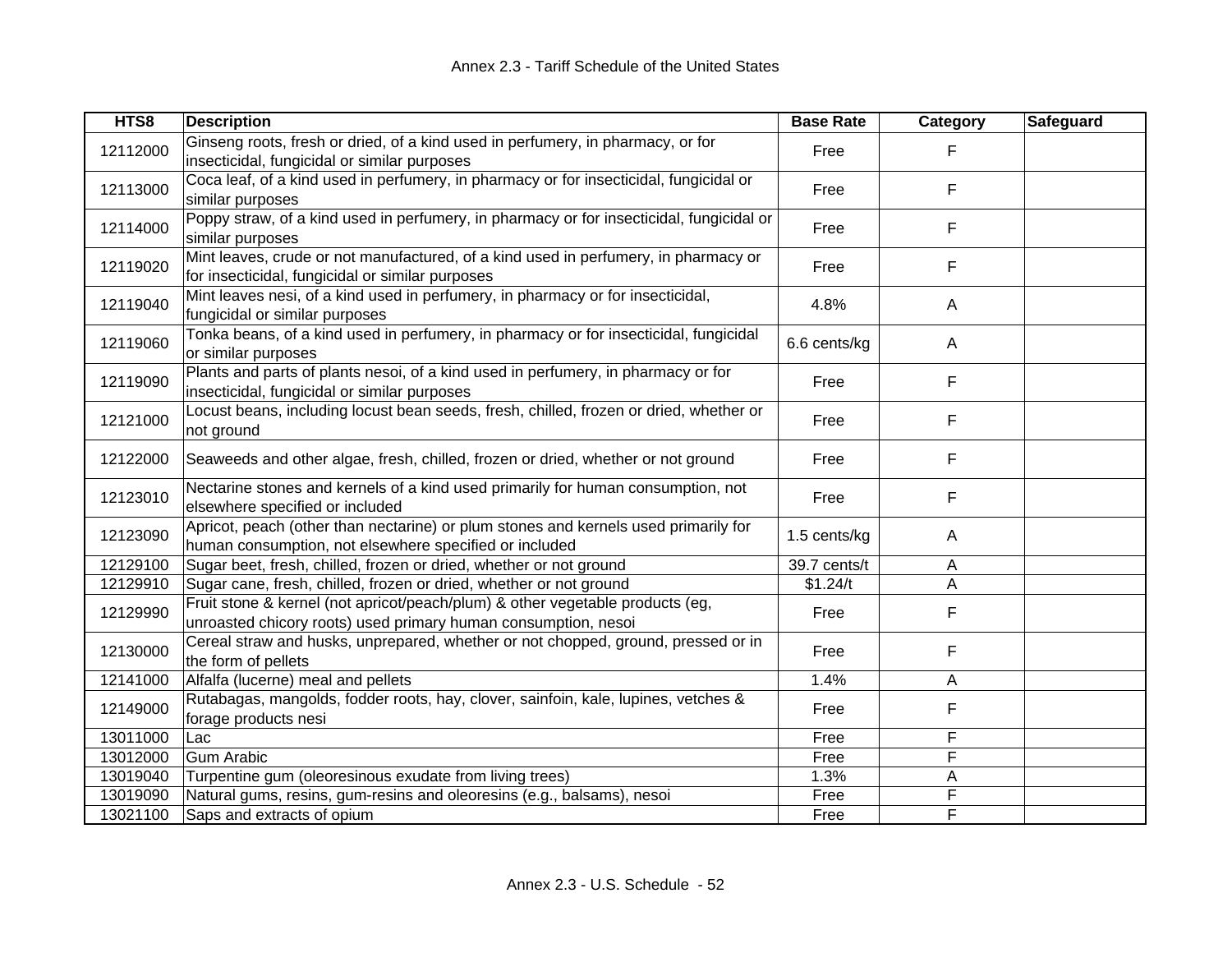| HTS8 | Description | Base Rate | Category | Safeguard |
|---|---|---|---|---|
| 12112000 | Ginseng roots, fresh or dried, of a kind used in perfumery, in pharmacy, or for insecticidal, fungicidal or similar purposes | Free | F | |
| 12113000 | Coca leaf, of a kind used in perfumery, in pharmacy or for insecticidal, fungicidal or similar purposes | Free | F | |
| 12114000 | Poppy straw, of a kind used in perfumery, in pharmacy or for insecticidal, fungicidal or similar purposes | Free | F | |
| 12119020 | Mint leaves, crude or not manufactured, of a kind used in perfumery, in pharmacy or for insecticidal, fungicidal or similar purposes | Free | F | |
| 12119040 | Mint leaves nesi, of a kind used in perfumery, in pharmacy or for insecticidal, fungicidal or similar purposes | 4.8% | A | |
| 12119060 | Tonka beans, of a kind used in perfumery, in pharmacy or for insecticidal, fungicidal or similar purposes | 6.6 cents/kg | A | |
| 12119090 | Plants and parts of plants nesoi, of a kind used in perfumery, in pharmacy or for insecticidal, fungicidal or similar purposes | Free | F | |
| 12121000 | Locust beans, including locust bean seeds, fresh, chilled, frozen or dried, whether or not ground | Free | F | |
| 12122000 | Seaweeds and other algae, fresh, chilled, frozen or dried, whether or not ground | Free | F | |
| 12123010 | Nectarine stones and kernels of a kind used primarily for human consumption, not elsewhere specified or included | Free | F | |
| 12123090 | Apricot, peach (other than nectarine) or plum stones and kernels used primarily for human consumption, not elsewhere specified or included | 1.5 cents/kg | A | |
| 12129100 | Sugar beet, fresh, chilled, frozen or dried, whether or not ground | 39.7 cents/t | A | |
| 12129910 | Sugar cane, fresh, chilled, frozen or dried, whether or not ground | $1.24/t | A | |
| 12129990 | Fruit stone & kernel (not apricot/peach/plum) & other vegetable products (eg, unroasted chicory roots) used primary human consumption, nesoi | Free | F | |
| 12130000 | Cereal straw and husks, unprepared, whether or not chopped, ground, pressed or in the form of pellets | Free | F | |
| 12141000 | Alfalfa (lucerne) meal and pellets | 1.4% | A | |
| 12149000 | Rutabagas, mangolds, fodder roots, hay, clover, sainfoin, kale, lupines, vetches & forage products nesi | Free | F | |
| 13011000 | Lac | Free | F | |
| 13012000 | Gum Arabic | Free | F | |
| 13019040 | Turpentine gum (oleoresinous exudate from living trees) | 1.3% | A | |
| 13019090 | Natural gums, resins, gum-resins and oleoresins (e.g., balsams), nesoi | Free | F | |
| 13021100 | Saps and extracts of opium | Free | F | |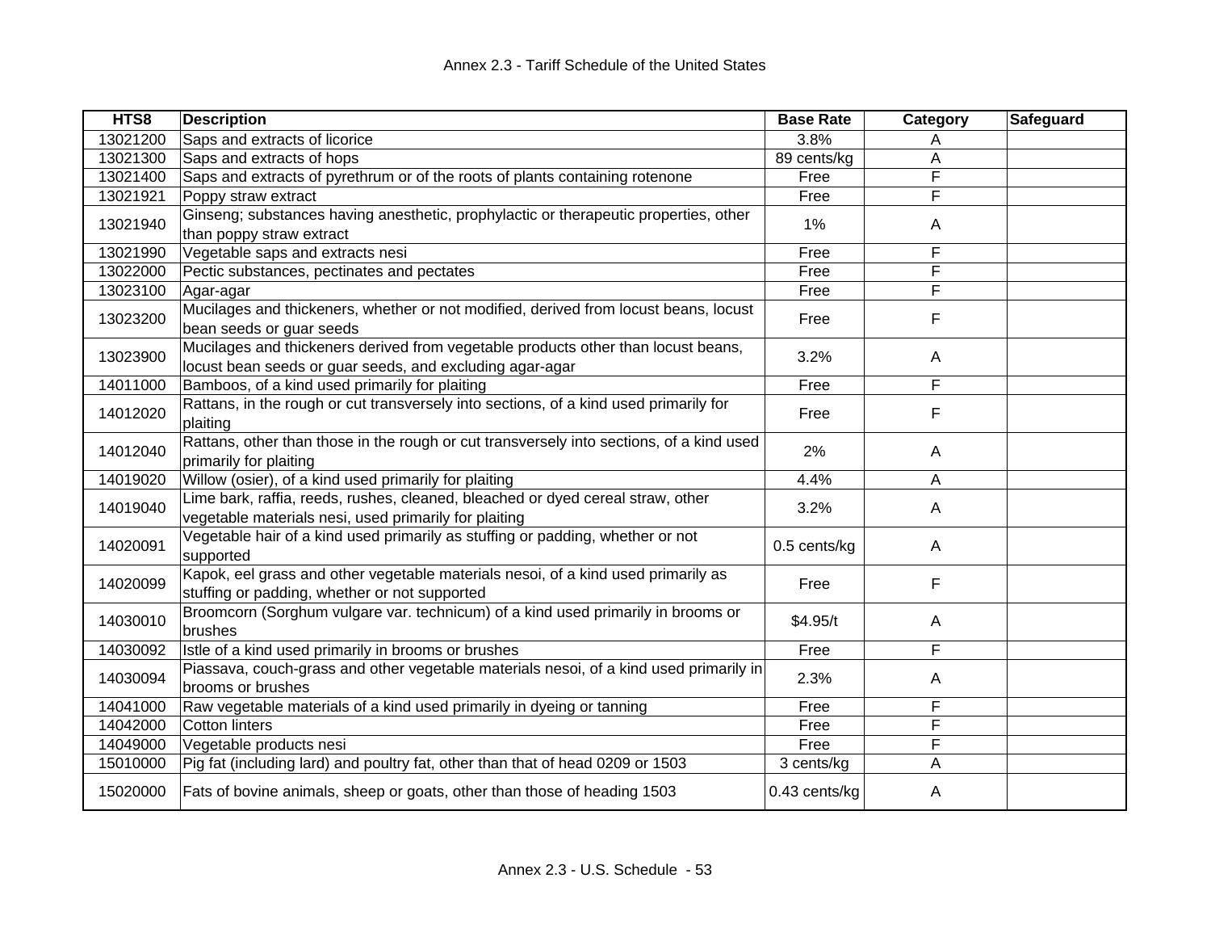| HTS8 | Description | Base Rate | Category | Safeguard |
|---|---|---|---|---|
| 13021200 | Saps and extracts of licorice | 3.8% | A | |
| 13021300 | Saps and extracts of hops | 89 cents/kg | A | |
| 13021400 | Saps and extracts of pyrethrum or of the roots of plants containing rotenone | Free | F | |
| 13021921 | Poppy straw extract | Free | F | |
| 13021940 | Ginseng; substances having anesthetic, prophylactic or therapeutic properties, other than poppy straw extract | 1% | A | |
| 13021990 | Vegetable saps and extracts nesi | Free | F | |
| 13022000 | Pectic substances, pectinates and pectates | Free | F | |
| 13023100 | Agar-agar | Free | F | |
| 13023200 | Mucilages and thickeners, whether or not modified, derived from locust beans, locust bean seeds or guar seeds | Free | F | |
| 13023900 | Mucilages and thickeners derived from vegetable products other than locust beans, locust bean seeds or guar seeds, and excluding agar-agar | 3.2% | A | |
| 14011000 | Bamboos, of a kind used primarily for plaiting | Free | F | |
| 14012020 | Rattans, in the rough or cut transversely into sections, of a kind used primarily for plaiting | Free | F | |
| 14012040 | Rattans, other than those in the rough or cut transversely into sections, of a kind used primarily for plaiting | 2% | A | |
| 14019020 | Willow (osier), of a kind used primarily for plaiting | 4.4% | A | |
| 14019040 | Lime bark, raffia, reeds, rushes, cleaned, bleached or dyed cereal straw, other vegetable materials nesi, used primarily for plaiting | 3.2% | A | |
| 14020091 | Vegetable hair of a kind used primarily as stuffing or padding, whether or not supported | 0.5 cents/kg | A | |
| 14020099 | Kapok, eel grass and other vegetable materials nesoi, of a kind used primarily as stuffing or padding, whether or not supported | Free | F | |
| 14030010 | Broomcorn (Sorghum vulgare var. technicum) of a kind used primarily in brooms or brushes | $4.95/t | A | |
| 14030092 | Istle of a kind used primarily in brooms or brushes | Free | F | |
| 14030094 | Piassava, couch-grass and other vegetable materials nesoi, of a kind used primarily in brooms or brushes | 2.3% | A | |
| 14041000 | Raw vegetable materials of a kind used primarily in dyeing or tanning | Free | F | |
| 14042000 | Cotton linters | Free | F | |
| 14049000 | Vegetable products nesi | Free | F | |
| 15010000 | Pig fat (including lard) and poultry fat, other than that of head 0209 or 1503 | 3 cents/kg | A | |
| 15020000 | Fats of bovine animals, sheep or goats, other than those of heading 1503 | 0.43 cents/kg | A | |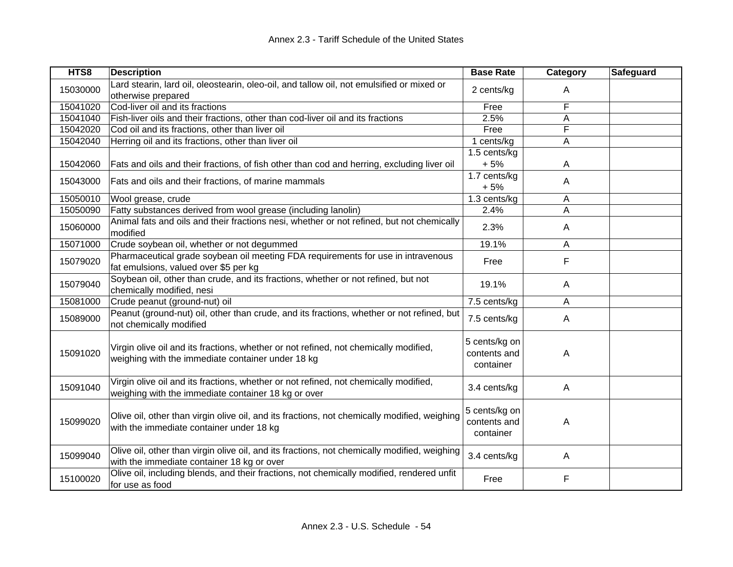| HTS8 | Description | Base Rate | Category | Safeguard |
|---|---|---|---|---|
| 15030000 | Lard stearin, lard oil, oleostearin, oleo-oil, and tallow oil, not emulsified or mixed or otherwise prepared | 2 cents/kg | A | |
| 15041020 | Cod-liver oil and its fractions | Free | F | |
| 15041040 | Fish-liver oils and their fractions, other than cod-liver oil and its fractions | 2.5% | A | |
| 15042020 | Cod oil and its fractions, other than liver oil | Free | F | |
| 15042040 | Herring oil and its fractions, other than liver oil | 1 cents/kg | A | |
| 15042060 | Fats and oils and their fractions, of fish other than cod and herring, excluding liver oil | 1.5 cents/kg + 5% | A | |
| 15043000 | Fats and oils and their fractions, of marine mammals | 1.7 cents/kg + 5% | A | |
| 15050010 | Wool grease, crude | 1.3 cents/kg | A | |
| 15050090 | Fatty substances derived from wool grease (including lanolin) | 2.4% | A | |
| 15060000 | Animal fats and oils and their fractions nesi, whether or not refined, but not chemically modified | 2.3% | A | |
| 15071000 | Crude soybean oil, whether or not degummed | 19.1% | A | |
| 15079020 | Pharmaceutical grade soybean oil meeting FDA requirements for use in intravenous fat emulsions, valued over $5 per kg | Free | F | |
| 15079040 | Soybean oil, other than crude, and its fractions, whether or not refined, but not chemically modified, nesi | 19.1% | A | |
| 15081000 | Crude peanut (ground-nut) oil | 7.5 cents/kg | A | |
| 15089000 | Peanut (ground-nut) oil, other than crude, and its fractions, whether or not refined, but not chemically modified | 7.5 cents/kg | A | |
| 15091020 | Virgin olive oil and its fractions, whether or not refined, not chemically modified, weighing with the immediate container under 18 kg | 5 cents/kg on contents and container | A | |
| 15091040 | Virgin olive oil and its fractions, whether or not refined, not chemically modified, weighing with the immediate container 18 kg or over | 3.4 cents/kg | A | |
| 15099020 | Olive oil, other than virgin olive oil, and its fractions, not chemically modified, weighing with the immediate container under 18 kg | 5 cents/kg on contents and container | A | |
| 15099040 | Olive oil, other than virgin olive oil, and its fractions, not chemically modified, weighing with the immediate container 18 kg or over | 3.4 cents/kg | A | |
| 15100020 | Olive oil, including blends, and their fractions, not chemically modified, rendered unfit for use as food | Free | F | |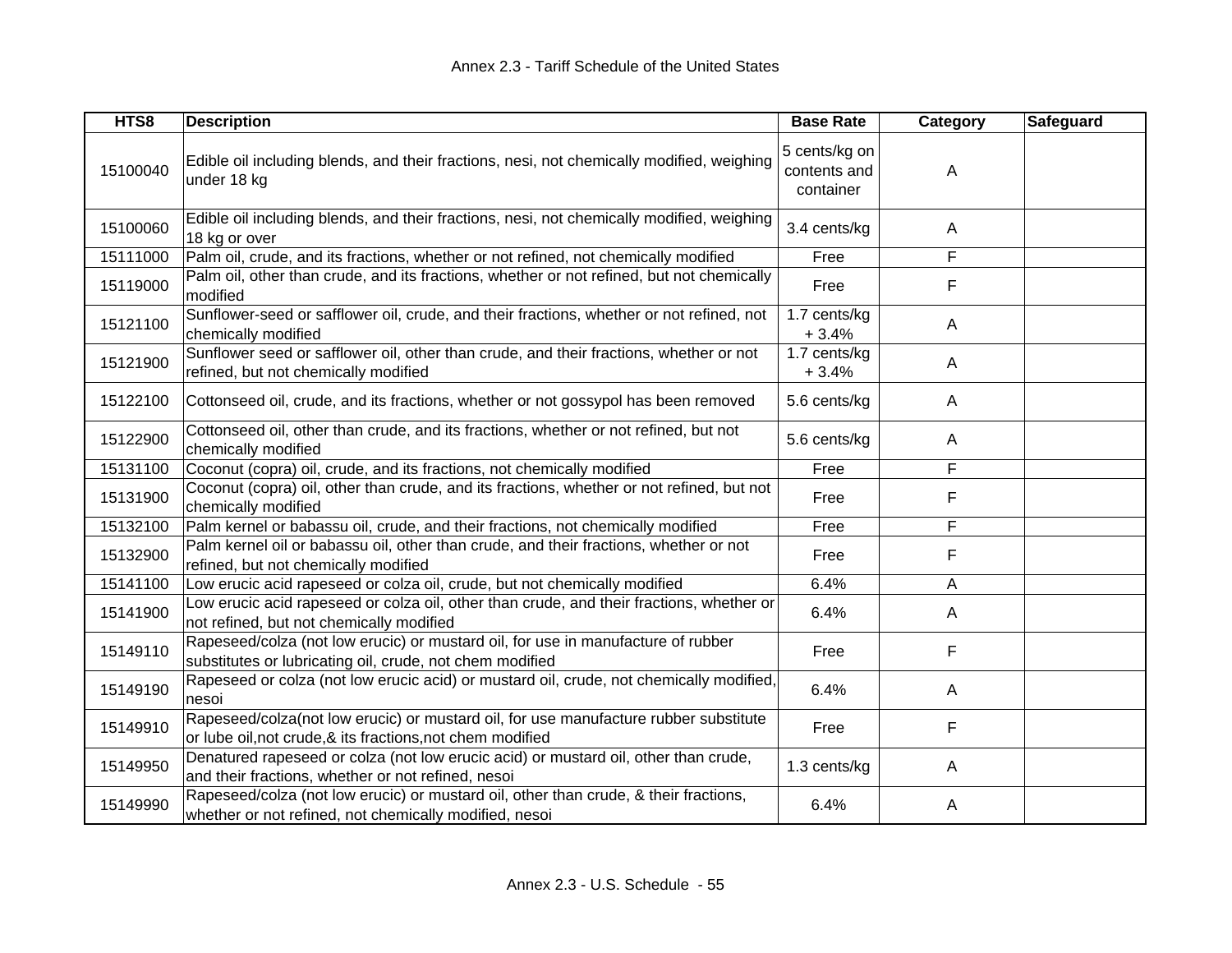| HTS8 | Description | Base Rate | Category | Safeguard |
|---|---|---|---|---|
| 15100040 | Edible oil including blends, and their fractions, nesi, not chemically modified, weighing under 18 kg | 5 cents/kg on contents and container | A | |
| 15100060 | Edible oil including blends, and their fractions, nesi, not chemically modified, weighing 18 kg or over | 3.4 cents/kg | A | |
| 15111000 | Palm oil, crude, and its fractions, whether or not refined, not chemically modified | Free | F | |
| 15119000 | Palm oil, other than crude, and its fractions, whether or not refined, but not chemically modified | Free | F | |
| 15121100 | Sunflower-seed or safflower oil, crude, and their fractions, whether or not refined, not chemically modified | 1.7 cents/kg + 3.4% | A | |
| 15121900 | Sunflower seed or safflower oil, other than crude, and their fractions, whether or not refined, but not chemically modified | 1.7 cents/kg + 3.4% | A | |
| 15122100 | Cottonseed oil, crude, and its fractions, whether or not gossypol has been removed | 5.6 cents/kg | A | |
| 15122900 | Cottonseed oil, other than crude, and its fractions, whether or not refined, but not chemically modified | 5.6 cents/kg | A | |
| 15131100 | Coconut (copra) oil, crude, and its fractions, not chemically modified | Free | F | |
| 15131900 | Coconut (copra) oil, other than crude, and its fractions, whether or not refined, but not chemically modified | Free | F | |
| 15132100 | Palm kernel or babassu oil, crude, and their fractions, not chemically modified | Free | F | |
| 15132900 | Palm kernel oil or babassu oil, other than crude, and their fractions, whether or not refined, but not chemically modified | Free | F | |
| 15141100 | Low erucic acid rapeseed or colza oil, crude, but not chemically modified | 6.4% | A | |
| 15141900 | Low erucic acid rapeseed or colza oil, other than crude, and their fractions, whether or not refined, but not chemically modified | 6.4% | A | |
| 15149110 | Rapeseed/colza (not low erucic) or mustard oil, for use in manufacture of rubber substitutes or lubricating oil, crude, not chem modified | Free | F | |
| 15149190 | Rapeseed or colza (not low erucic acid) or mustard oil, crude, not chemically modified, nesoi | 6.4% | A | |
| 15149910 | Rapeseed/colza(not low erucic) or mustard oil, for use manufacture rubber substitute or lube oil,not crude,& its fractions,not chem modified | Free | F | |
| 15149950 | Denatured rapeseed or colza (not low erucic acid) or mustard oil, other than crude, and their fractions, whether or not refined, nesoi | 1.3 cents/kg | A | |
| 15149990 | Rapeseed/colza (not low erucic) or mustard oil, other than crude, & their fractions, whether or not refined, not chemically modified, nesoi | 6.4% | A | |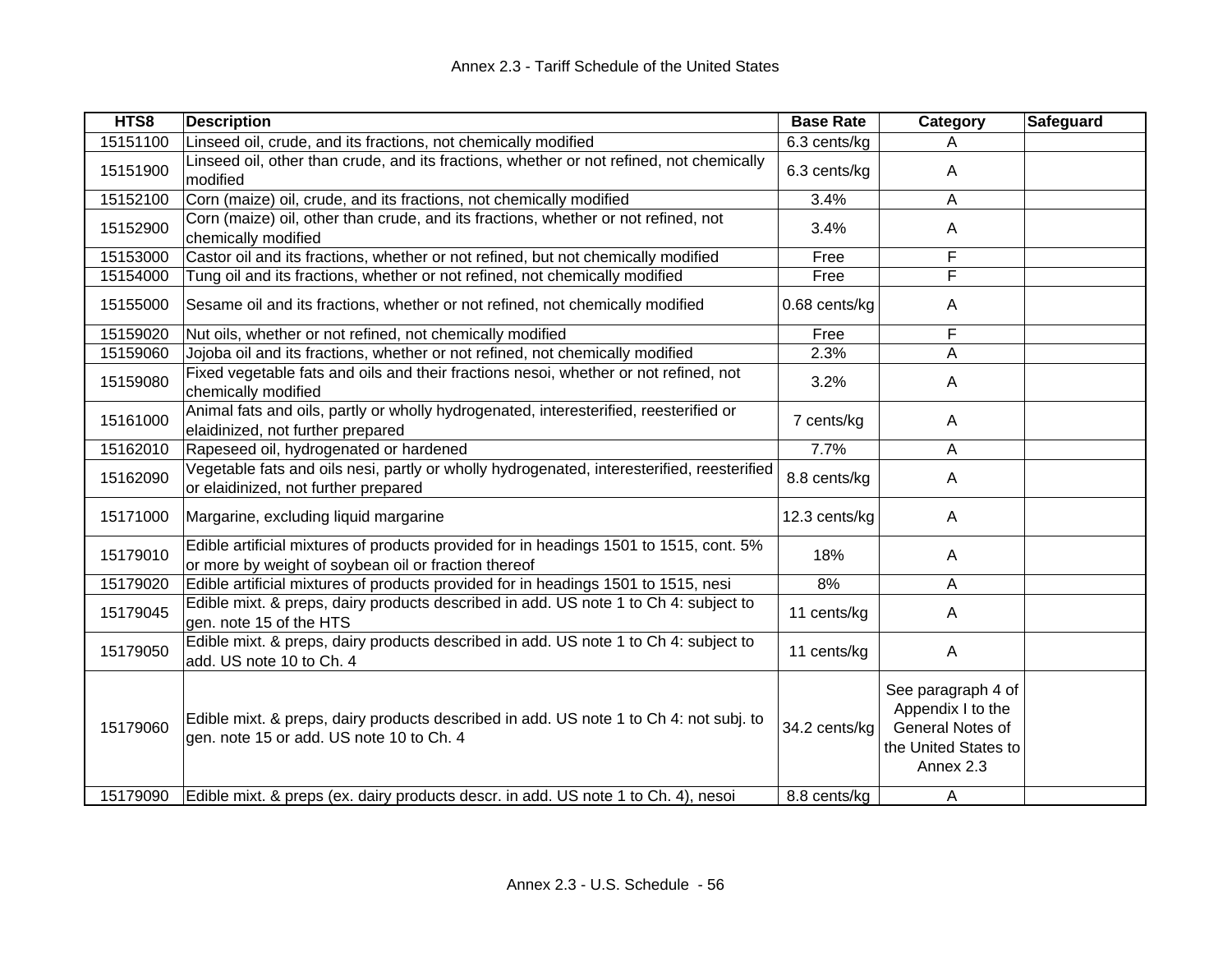| HTS8 | Description | Base Rate | Category | Safeguard |
|---|---|---|---|---|
| 15151100 | Linseed oil, crude, and its fractions, not chemically modified | 6.3 cents/kg | A | |
| 15151900 | Linseed oil, other than crude, and its fractions, whether or not refined, not chemically modified | 6.3 cents/kg | A | |
| 15152100 | Corn (maize) oil, crude, and its fractions, not chemically modified | 3.4% | A | |
| 15152900 | Corn (maize) oil, other than crude, and its fractions, whether or not refined, not chemically modified | 3.4% | A | |
| 15153000 | Castor oil and its fractions, whether or not refined, but not chemically modified | Free | F | |
| 15154000 | Tung oil and its fractions, whether or not refined, not chemically modified | Free | F | |
| 15155000 | Sesame oil and its fractions, whether or not refined, not chemically modified | 0.68 cents/kg | A | |
| 15159020 | Nut oils, whether or not refined, not chemically modified | Free | F | |
| 15159060 | Jojoba oil and its fractions, whether or not refined, not chemically modified | 2.3% | A | |
| 15159080 | Fixed vegetable fats and oils and their fractions nesoi, whether or not refined, not chemically modified | 3.2% | A | |
| 15161000 | Animal fats and oils, partly or wholly hydrogenated, interesterified, reesterified or elaidinized, not further prepared | 7 cents/kg | A | |
| 15162010 | Rapeseed oil, hydrogenated or hardened | 7.7% | A | |
| 15162090 | Vegetable fats and oils nesi, partly or wholly hydrogenated, interesterified, reesterified or elaidinized, not further prepared | 8.8 cents/kg | A | |
| 15171000 | Margarine, excluding liquid margarine | 12.3 cents/kg | A | |
| 15179010 | Edible artificial mixtures of products provided for in headings 1501 to 1515, cont. 5% or more by weight of soybean oil or fraction thereof | 18% | A | |
| 15179020 | Edible artificial mixtures of products provided for in headings 1501 to 1515, nesi | 8% | A | |
| 15179045 | Edible mixt. & preps, dairy products described in add. US note 1 to Ch 4: subject to gen. note 15 of the HTS | 11 cents/kg | A | |
| 15179050 | Edible mixt. & preps, dairy products described in add. US note 1 to Ch 4: subject to add. US note 10 to Ch. 4 | 11 cents/kg | A | |
| 15179060 | Edible mixt. & preps, dairy products described in add. US note 1 to Ch 4: not subj. to gen. note 15 or add. US note 10 to Ch. 4 | 34.2 cents/kg | See paragraph 4 of Appendix I to the General Notes of the United States to Annex 2.3 | |
| 15179090 | Edible mixt. & preps (ex. dairy products descr. in add. US note 1 to Ch. 4), nesoi | 8.8 cents/kg | A | |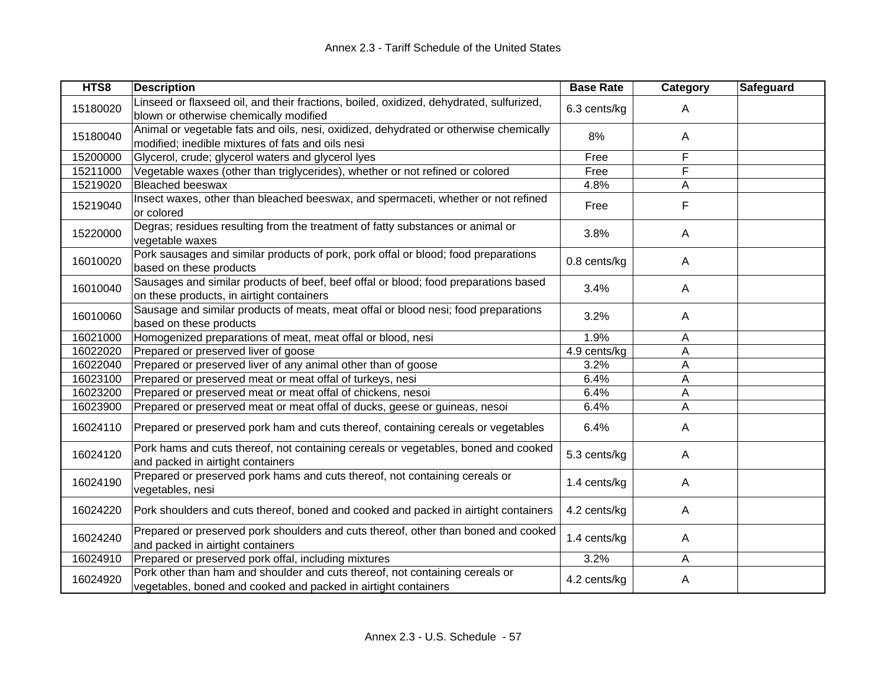| HTS8 | Description | Base Rate | Category | Safeguard |
|---|---|---|---|---|
| 15180020 | Linseed or flaxseed oil, and their fractions, boiled, oxidized, dehydrated, sulfurized, blown or otherwise chemically modified | 6.3 cents/kg | A | |
| 15180040 | Animal or vegetable fats and oils, nesi, oxidized, dehydrated or otherwise chemically modified; inedible mixtures of fats and oils nesi | 8% | A | |
| 15200000 | Glycerol, crude; glycerol waters and glycerol lyes | Free | F | |
| 15211000 | Vegetable waxes (other than triglycerides), whether or not refined or colored | Free | F | |
| 15219020 | Bleached beeswax | 4.8% | A | |
| 15219040 | Insect waxes, other than bleached beeswax, and spermaceti, whether or not refined or colored | Free | F | |
| 15220000 | Degras; residues resulting from the treatment of fatty substances or animal or vegetable waxes | 3.8% | A | |
| 16010020 | Pork sausages and similar products of pork, pork offal or blood; food preparations based on these products | 0.8 cents/kg | A | |
| 16010040 | Sausages and similar products of beef, beef offal or blood; food preparations based on these products, in airtight containers | 3.4% | A | |
| 16010060 | Sausage and similar products of meats, meat offal or blood nesi; food preparations based on these products | 3.2% | A | |
| 16021000 | Homogenized preparations of meat, meat offal or blood, nesi | 1.9% | A | |
| 16022020 | Prepared or preserved liver of goose | 4.9 cents/kg | A | |
| 16022040 | Prepared or preserved liver of any animal other than of goose | 3.2% | A | |
| 16023100 | Prepared or preserved meat or meat offal of turkeys, nesi | 6.4% | A | |
| 16023200 | Prepared or preserved meat or meat offal of chickens, nesoi | 6.4% | A | |
| 16023900 | Prepared or preserved meat or meat offal of ducks, geese or guineas, nesoi | 6.4% | A | |
| 16024110 | Prepared or preserved pork ham and cuts thereof, containing cereals or vegetables | 6.4% | A | |
| 16024120 | Pork hams and cuts thereof, not containing cereals or vegetables, boned and cooked and packed in airtight containers | 5.3 cents/kg | A | |
| 16024190 | Prepared or preserved pork hams and cuts thereof, not containing cereals or vegetables, nesi | 1.4 cents/kg | A | |
| 16024220 | Pork shoulders and cuts thereof, boned and cooked and packed in airtight containers | 4.2 cents/kg | A | |
| 16024240 | Prepared or preserved pork shoulders and cuts thereof, other than boned and cooked and packed in airtight containers | 1.4 cents/kg | A | |
| 16024910 | Prepared or preserved pork offal, including mixtures | 3.2% | A | |
| 16024920 | Pork other than ham and shoulder and cuts thereof, not containing cereals or vegetables, boned and cooked and packed in airtight containers | 4.2 cents/kg | A | |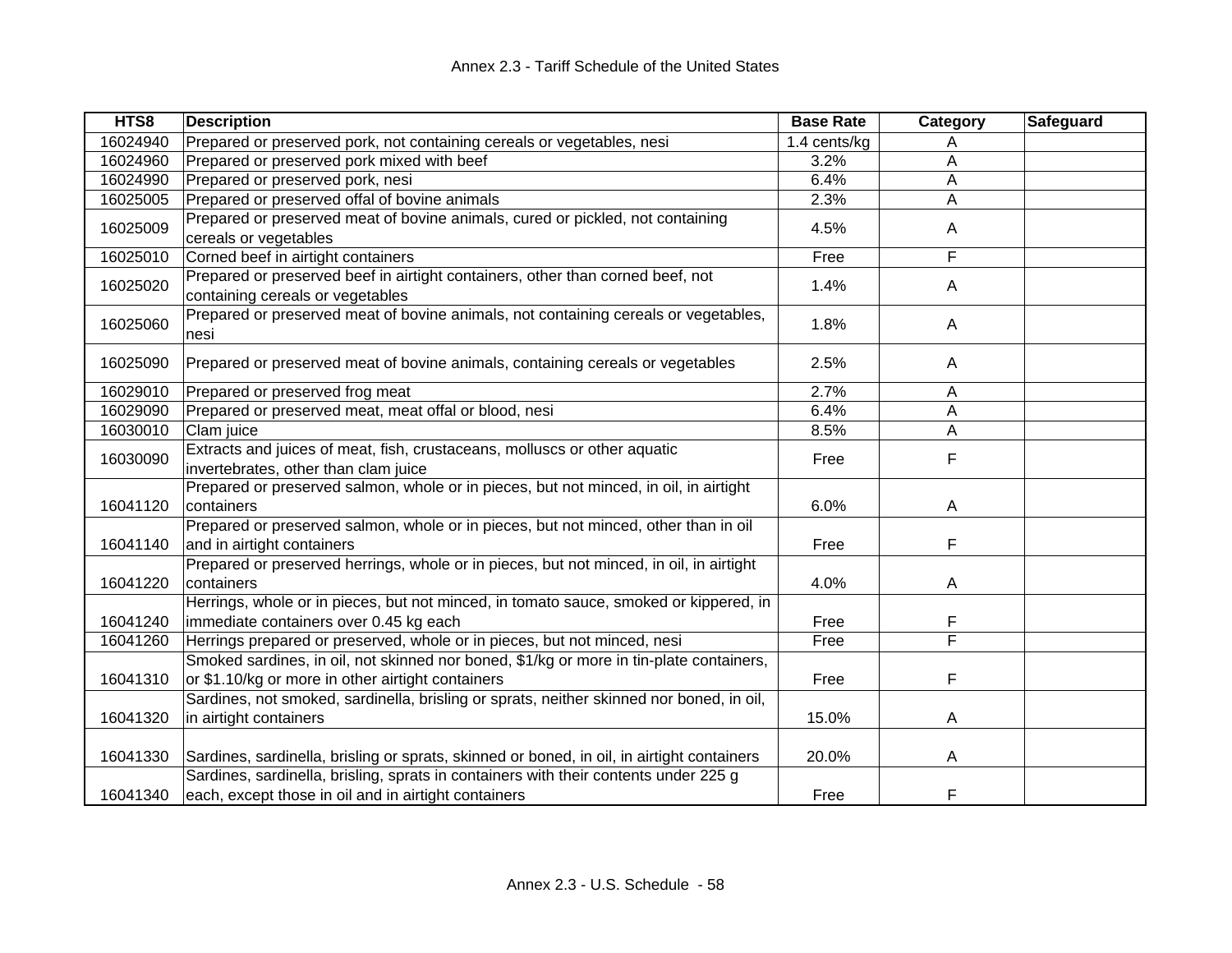| HTS8 | Description | Base Rate | Category | Safeguard |
|---|---|---|---|---|
| 16024940 | Prepared or preserved pork, not containing cereals or vegetables, nesi | 1.4 cents/kg | A | |
| 16024960 | Prepared or preserved pork mixed with beef | 3.2% | A | |
| 16024990 | Prepared or preserved pork, nesi | 6.4% | A | |
| 16025005 | Prepared or preserved offal of bovine animals | 2.3% | A | |
| 16025009 | Prepared or preserved meat of bovine animals, cured or pickled, not containing cereals or vegetables | 4.5% | A | |
| 16025010 | Corned beef in airtight containers | Free | F | |
| 16025020 | Prepared or preserved beef in airtight containers, other than corned beef, not containing cereals or vegetables | 1.4% | A | |
| 16025060 | Prepared or preserved meat of bovine animals, not containing cereals or vegetables, nesi | 1.8% | A | |
| 16025090 | Prepared or preserved meat of bovine animals, containing cereals or vegetables | 2.5% | A | |
| 16029010 | Prepared or preserved frog meat | 2.7% | A | |
| 16029090 | Prepared or preserved meat, meat offal or blood, nesi | 6.4% | A | |
| 16030010 | Clam juice | 8.5% | A | |
| 16030090 | Extracts and juices of meat, fish, crustaceans, molluscs or other aquatic invertebrates, other than clam juice | Free | F | |
| 16041120 | Prepared or preserved salmon, whole or in pieces, but not minced, in oil, in airtight containers | 6.0% | A | |
| 16041140 | Prepared or preserved salmon, whole or in pieces, but not minced, other than in oil and in airtight containers | Free | F | |
| 16041220 | Prepared or preserved herrings, whole or in pieces, but not minced, in oil, in airtight containers | 4.0% | A | |
| 16041240 | Herrings, whole or in pieces, but not minced, in tomato sauce, smoked or kippered, in immediate containers over 0.45 kg each | Free | F | |
| 16041260 | Herrings prepared or preserved, whole or in pieces, but not minced, nesi | Free | F | |
| 16041310 | Smoked sardines, in oil, not skinned nor boned, $1/kg or more in tin-plate containers, or $1.10/kg or more in other airtight containers | Free | F | |
| 16041320 | Sardines, not smoked, sardinella, brisling or sprats, neither skinned nor boned, in oil, in airtight containers | 15.0% | A | |
| 16041330 | Sardines, sardinella, brisling or sprats, skinned or boned, in oil, in airtight containers | 20.0% | A | |
| 16041340 | Sardines, sardinella, brisling, sprats in containers with their contents under 225 g each, except those in oil and in airtight containers | Free | F | |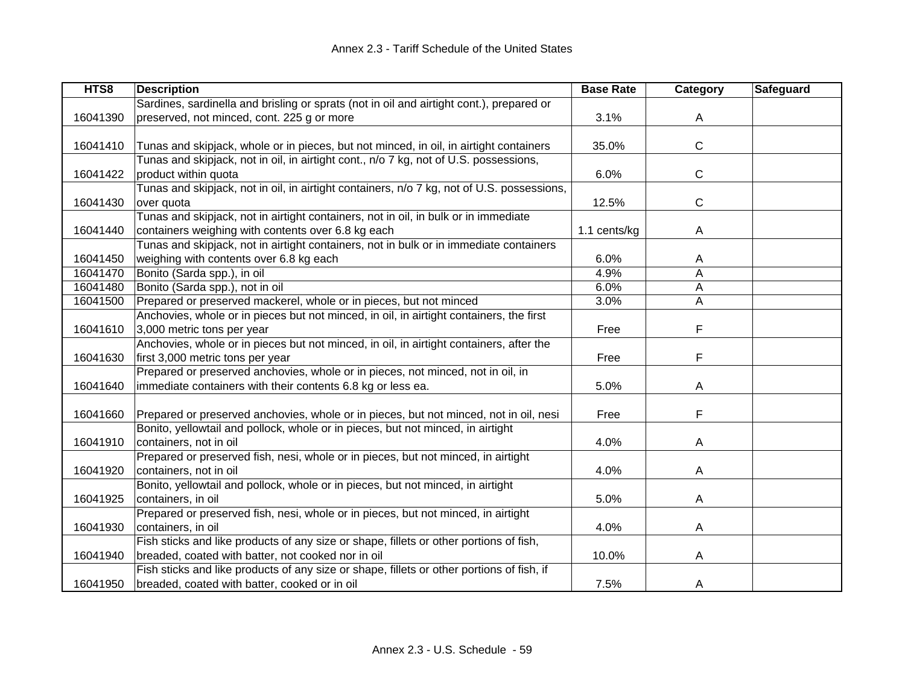| HTS8 | Description | Base Rate | Category | Safeguard |
|---|---|---|---|---|
| 16041390 | Sardines, sardinella and brisling or sprats (not in oil and airtight cont.), prepared or preserved, not minced, cont. 225 g or more | 3.1% | A | |
| 16041410 | Tunas and skipjack, whole or in pieces, but not minced, in oil, in airtight containers | 35.0% | C | |
| 16041422 | Tunas and skipjack, not in oil, in airtight cont., n/o 7 kg, not of U.S. possessions, product within quota | 6.0% | C | |
| 16041430 | Tunas and skipjack, not in oil, in airtight containers, n/o 7 kg, not of U.S. possessions, over quota | 12.5% | C | |
| 16041440 | Tunas and skipjack, not in airtight containers, not in oil, in bulk or in immediate containers weighing with contents over 6.8 kg each | 1.1 cents/kg | A | |
| 16041450 | Tunas and skipjack, not in airtight containers, not in bulk or in immediate containers weighing with contents over 6.8 kg each | 6.0% | A | |
| 16041470 | Bonito (Sarda spp.), in oil | 4.9% | A | |
| 16041480 | Bonito (Sarda spp.), not in oil | 6.0% | A | |
| 16041500 | Prepared or preserved mackerel, whole or in pieces, but not minced | 3.0% | A | |
| 16041610 | Anchovies, whole or in pieces but not minced, in oil, in airtight containers, the first 3,000 metric tons per year | Free | F | |
| 16041630 | Anchovies, whole or in pieces but not minced, in oil, in airtight containers, after the first 3,000 metric tons per year | Free | F | |
| 16041640 | Prepared or preserved anchovies, whole or in pieces, not minced, not in oil, in immediate containers with their contents 6.8 kg or less ea. | 5.0% | A | |
| 16041660 | Prepared or preserved anchovies, whole or in pieces, but not minced, not in oil, nesi | Free | F | |
| 16041910 | Bonito, yellowtail and pollock, whole or in pieces, but not minced, in airtight containers, not in oil | 4.0% | A | |
| 16041920 | Prepared or preserved fish, nesi, whole or in pieces, but not minced, in airtight containers, not in oil | 4.0% | A | |
| 16041925 | Bonito, yellowtail and pollock, whole or in pieces, but not minced, in airtight containers, in oil | 5.0% | A | |
| 16041930 | Prepared or preserved fish, nesi, whole or in pieces, but not minced, in airtight containers, in oil | 4.0% | A | |
| 16041940 | Fish sticks and like products of any size or shape, fillets or other portions of fish, breaded, coated with batter, not cooked nor in oil | 10.0% | A | |
| 16041950 | Fish sticks and like products of any size or shape, fillets or other portions of fish, if breaded, coated with batter, cooked or in oil | 7.5% | A | |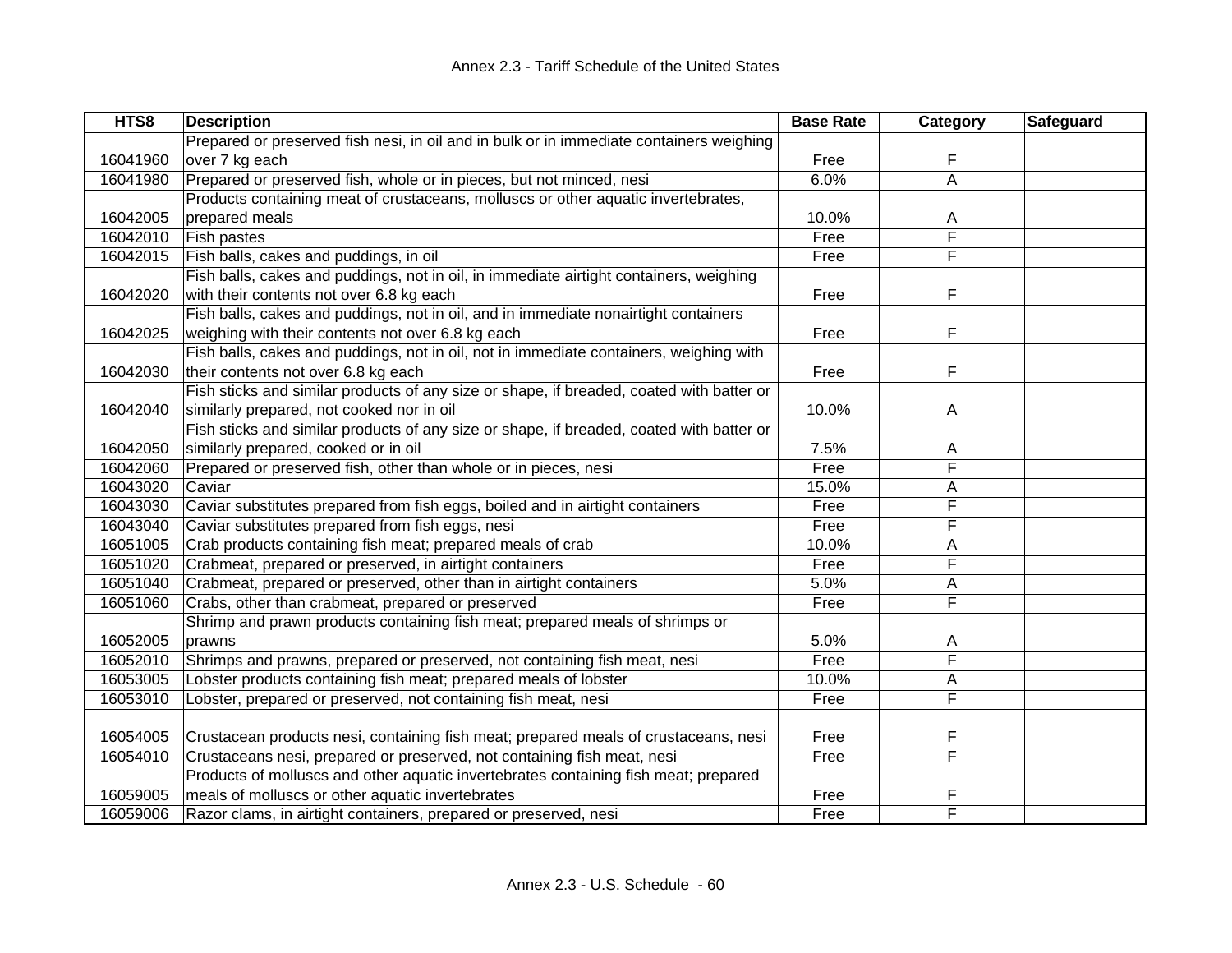| HTS8 | Description | Base Rate | Category | Safeguard |
|---|---|---|---|---|
| 16041960 | Prepared or preserved fish nesi, in oil and in bulk or in immediate containers weighing over 7 kg each | Free | F | |
| 16041980 | Prepared or preserved fish, whole or in pieces, but not minced, nesi | 6.0% | A | |
| 16042005 | Products containing meat of crustaceans, molluscs or other aquatic invertebrates, prepared meals | 10.0% | A | |
| 16042010 | Fish pastes | Free | F | |
| 16042015 | Fish balls, cakes and puddings, in oil | Free | F | |
| 16042020 | Fish balls, cakes and puddings, not in oil, in immediate airtight containers, weighing with their contents not over 6.8 kg each | Free | F | |
| 16042025 | Fish balls, cakes and puddings, not in oil, and in immediate nonairtight containers weighing with their contents not over 6.8 kg each | Free | F | |
| 16042030 | Fish balls, cakes and puddings, not in oil, not in immediate containers, weighing with their contents not over 6.8 kg each | Free | F | |
| 16042040 | Fish sticks and similar products of any size or shape, if breaded, coated with batter or similarly prepared, not cooked nor in oil | 10.0% | A | |
| 16042050 | Fish sticks and similar products of any size or shape, if breaded, coated with batter or similarly prepared, cooked or in oil | 7.5% | A | |
| 16042060 | Prepared or preserved fish, other than whole or in pieces, nesi | Free | F | |
| 16043020 | Caviar | 15.0% | A | |
| 16043030 | Caviar substitutes prepared from fish eggs, boiled and in airtight containers | Free | F | |
| 16043040 | Caviar substitutes prepared from fish eggs, nesi | Free | F | |
| 16051005 | Crab products containing fish meat; prepared meals of crab | 10.0% | A | |
| 16051020 | Crabmeat, prepared or preserved, in airtight containers | Free | F | |
| 16051040 | Crabmeat, prepared or preserved, other than in airtight containers | 5.0% | A | |
| 16051060 | Crabs, other than crabmeat, prepared or preserved | Free | F | |
| 16052005 | Shrimp and prawn products containing fish meat; prepared meals of shrimps or prawns | 5.0% | A | |
| 16052010 | Shrimps and prawns, prepared or preserved, not containing fish meat, nesi | Free | F | |
| 16053005 | Lobster products containing fish meat; prepared meals of lobster | 10.0% | A | |
| 16053010 | Lobster, prepared or preserved, not containing fish meat, nesi | Free | F | |
| 16054005 | Crustacean products nesi, containing fish meat; prepared meals of crustaceans, nesi | Free | F | |
| 16054010 | Crustaceans nesi, prepared or preserved, not containing fish meat, nesi | Free | F | |
| 16059005 | Products of molluscs and other aquatic invertebrates containing fish meat; prepared meals of molluscs or other aquatic invertebrates | Free | F | |
| 16059006 | Razor clams, in airtight containers, prepared or preserved, nesi | Free | F | |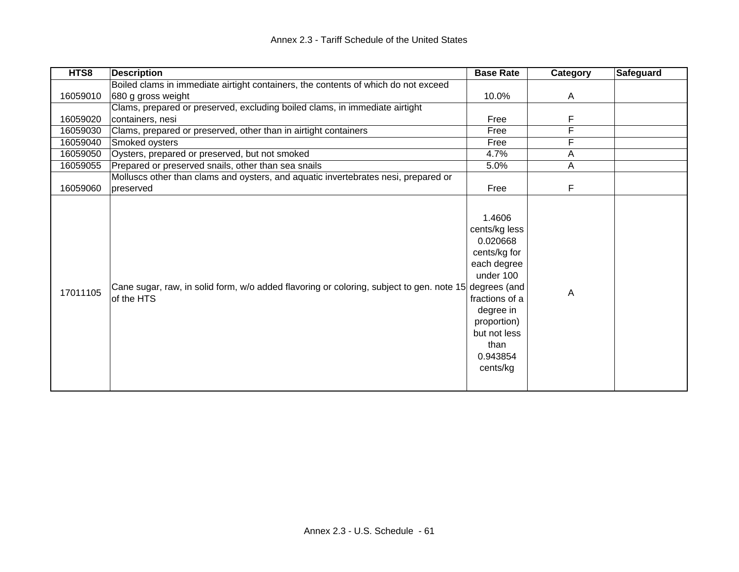| HTS8 | Description | Base Rate | Category | Safeguard |
|---|---|---|---|---|
| 16059010 | Boiled clams in immediate airtight containers, the contents of which do not exceed 680 g gross weight | 10.0% | A | |
| 16059020 | Clams, prepared or preserved, excluding boiled clams, in immediate airtight containers, nesi | Free | F | |
| 16059030 | Clams, prepared or preserved, other than in airtight containers | Free | F | |
| 16059040 | Smoked oysters | Free | F | |
| 16059050 | Oysters, prepared or preserved, but not smoked | 4.7% | A | |
| 16059055 | Prepared or preserved snails, other than sea snails | 5.0% | A | |
| 16059060 | Molluscs other than clams and oysters, and aquatic invertebrates nesi, prepared or preserved | Free | F | |
| 17011105 | Cane sugar, raw, in solid form, w/o added flavoring or coloring, subject to gen. note 15 of the HTS | 1.4606 cents/kg less 0.020668 cents/kg for each degree under 100 degrees (and fractions of a degree in proportion) but not less than 0.943854 cents/kg | A | |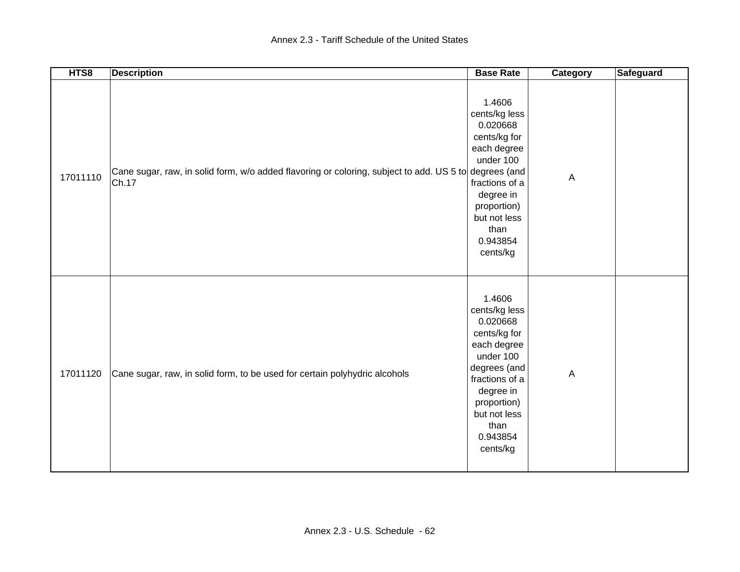| HTS8 | Description | Base Rate | Category | Safeguard |
|---|---|---|---|---|
| 17011110 | Cane sugar, raw, in solid form, w/o added flavoring or coloring, subject to add. US 5 to Ch.17 | 1.4606 cents/kg less 0.020668 cents/kg for each degree under 100 degrees (and fractions of a degree in proportion) but not less than 0.943854 cents/kg | A | |
| 17011120 | Cane sugar, raw, in solid form, to be used for certain polyhydric alcohols | 1.4606 cents/kg less 0.020668 cents/kg for each degree under 100 degrees (and fractions of a degree in proportion) but not less than 0.943854 cents/kg | A | |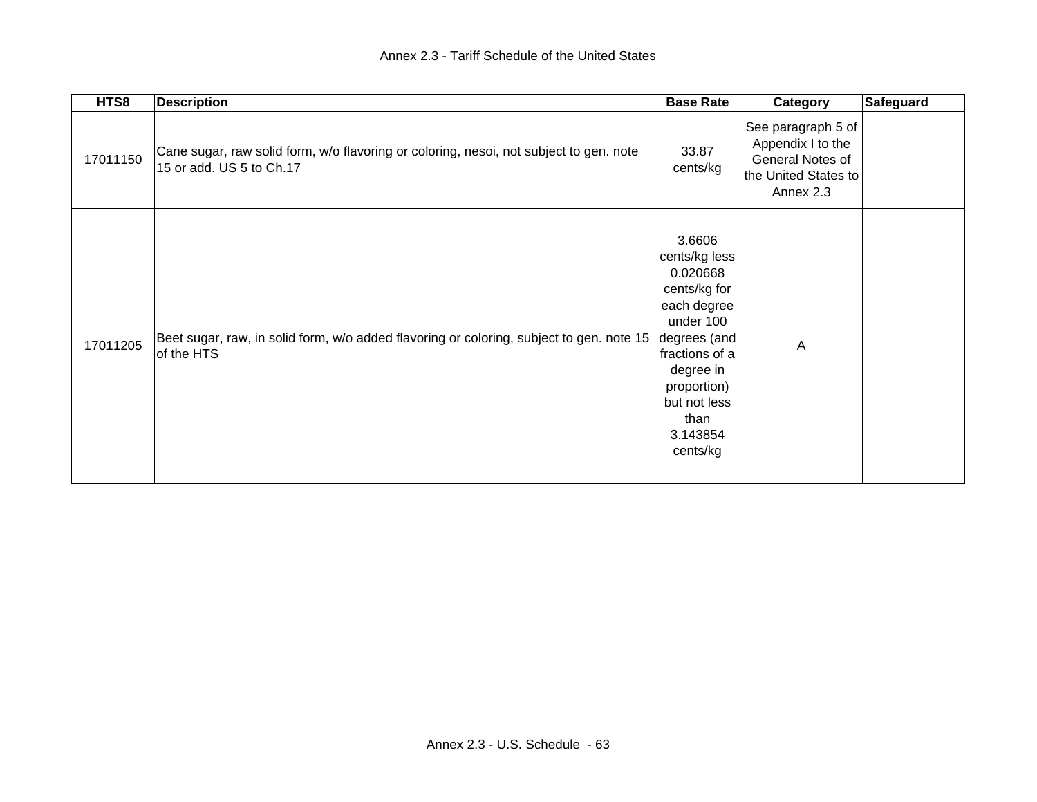| HTS8 | Description | Base Rate | Category | Safeguard |
|---|---|---|---|---|
| 17011150 | Cane sugar, raw solid form, w/o flavoring or coloring, nesoi, not subject to gen. note 15 or add. US 5 to Ch.17 | 33.87 cents/kg | See paragraph 5 of Appendix I to the General Notes of the United States to Annex 2.3 | |
| 17011205 | Beet sugar, raw, in solid form, w/o added flavoring or coloring, subject to gen. note 15 of the HTS | 3.6606 cents/kg less 0.020668 cents/kg for each degree under 100 degrees (and fractions of a degree in proportion) but not less than 3.143854 cents/kg | A | |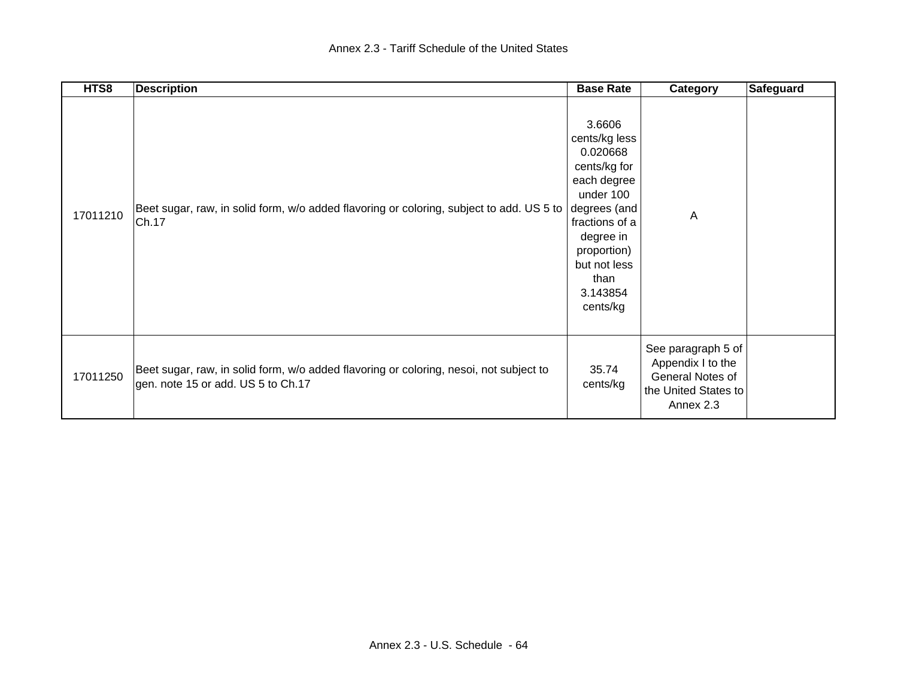| HTS8 | Description | Base Rate | Category | Safeguard |
|---|---|---|---|---|
| 17011210 | Beet sugar, raw, in solid form, w/o added flavoring or coloring, subject to add. US 5 to Ch.17 | 3.6606 cents/kg less 0.020668 cents/kg for each degree under 100 degrees (and fractions of a degree in proportion) but not less than 3.143854 cents/kg | A | |
| 17011250 | Beet sugar, raw, in solid form, w/o added flavoring or coloring, nesoi, not subject to gen. note 15 or add. US 5 to Ch.17 | 35.74 cents/kg | See paragraph 5 of Appendix I to the General Notes of the United States to Annex 2.3 | |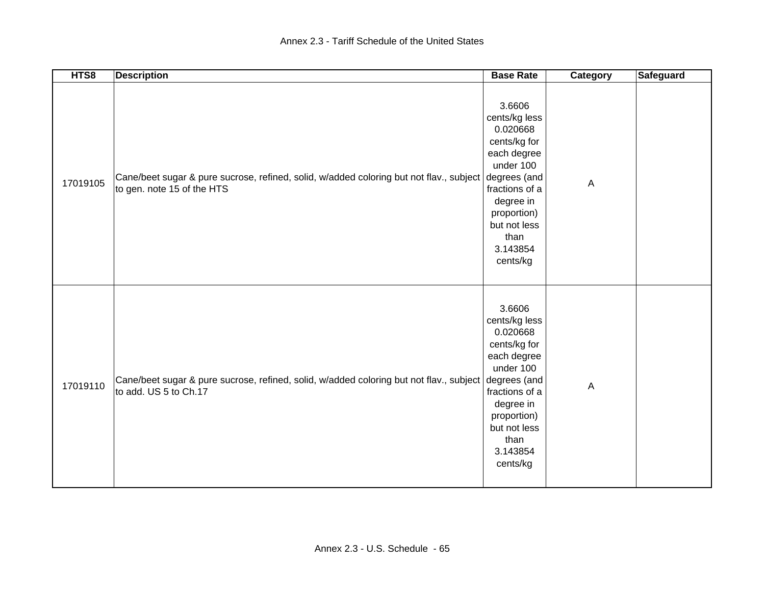| HTS8 | Description | Base Rate | Category | Safeguard |
|---|---|---|---|---|
| 17019105 | Cane/beet sugar & pure sucrose, refined, solid, w/added coloring but not flav., subject to gen. note 15 of the HTS | 3.6606 cents/kg less 0.020668 cents/kg for each degree under 100 degrees (and fractions of a degree in proportion) but not less than 3.143854 cents/kg | A | |
| 17019110 | Cane/beet sugar & pure sucrose, refined, solid, w/added coloring but not flav., subject to add. US 5 to Ch.17 | 3.6606 cents/kg less 0.020668 cents/kg for each degree under 100 degrees (and fractions of a degree in proportion) but not less than 3.143854 cents/kg | A | |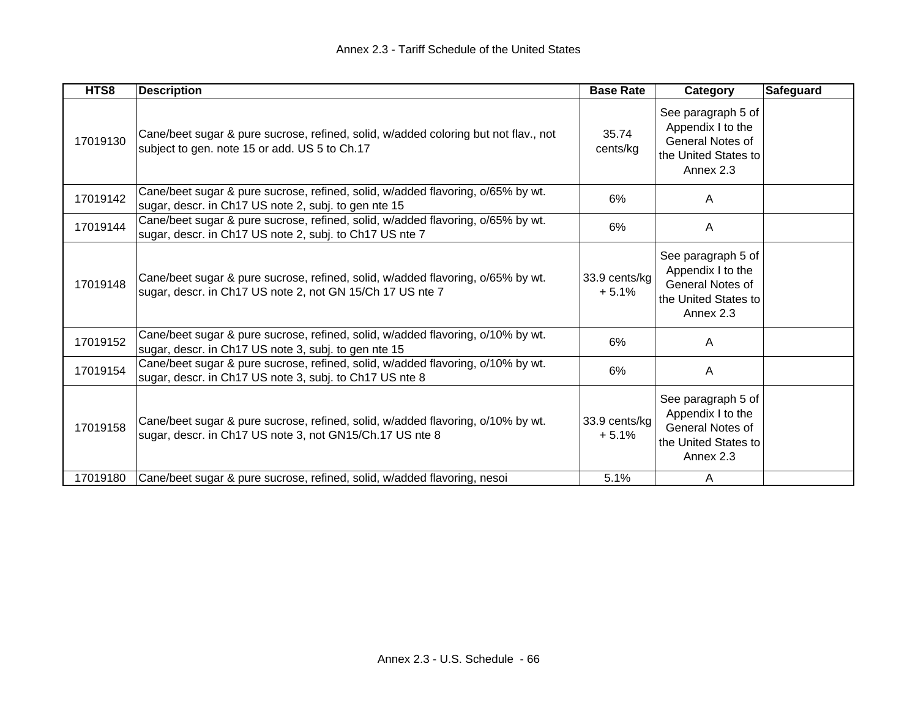| HTS8 | Description | Base Rate | Category | Safeguard |
|---|---|---|---|---|
| 17019130 | Cane/beet sugar & pure sucrose, refined, solid, w/added coloring but not flav., not subject to gen. note 15 or add. US 5 to Ch.17 | 35.74 cents/kg | See paragraph 5 of Appendix I to the General Notes of the United States to Annex 2.3 | |
| 17019142 | Cane/beet sugar & pure sucrose, refined, solid, w/added flavoring, o/65% by wt. sugar, descr. in Ch17 US note 2, subj. to gen nte 15 | 6% | A | |
| 17019144 | Cane/beet sugar & pure sucrose, refined, solid, w/added flavoring, o/65% by wt. sugar, descr. in Ch17 US note 2, subj. to Ch17 US nte 7 | 6% | A | |
| 17019148 | Cane/beet sugar & pure sucrose, refined, solid, w/added flavoring, o/65% by wt. sugar, descr. in Ch17 US note 2, not GN 15/Ch 17 US nte 7 | 33.9 cents/kg + 5.1% | See paragraph 5 of Appendix I to the General Notes of the United States to Annex 2.3 | |
| 17019152 | Cane/beet sugar & pure sucrose, refined, solid, w/added flavoring, o/10% by wt. sugar, descr. in Ch17 US note 3, subj. to gen nte 15 | 6% | A | |
| 17019154 | Cane/beet sugar & pure sucrose, refined, solid, w/added flavoring, o/10% by wt. sugar, descr. in Ch17 US note 3, subj. to Ch17 US nte 8 | 6% | A | |
| 17019158 | Cane/beet sugar & pure sucrose, refined, solid, w/added flavoring, o/10% by wt. sugar, descr. in Ch17 US note 3, not GN15/Ch.17 US nte 8 | 33.9 cents/kg + 5.1% | See paragraph 5 of Appendix I to the General Notes of the United States to Annex 2.3 | |
| 17019180 | Cane/beet sugar & pure sucrose, refined, solid, w/added flavoring, nesoi | 5.1% | A | |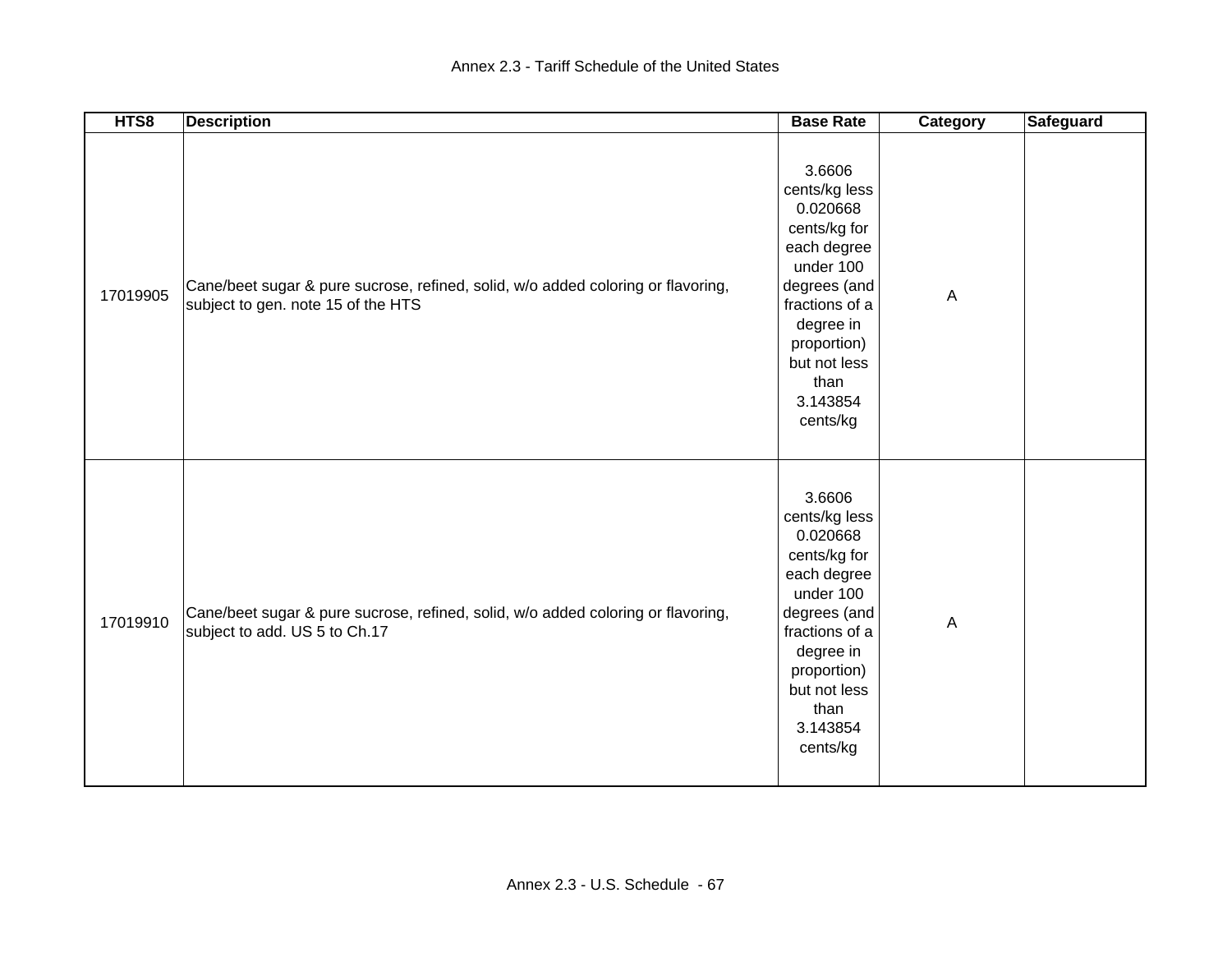| HTS8 | Description | Base Rate | Category | Safeguard |
| --- | --- | --- | --- | --- |
| 17019905 | Cane/beet sugar & pure sucrose, refined, solid, w/o added coloring or flavoring, subject to gen. note 15 of the HTS | 3.6606 cents/kg less 0.020668 cents/kg for each degree under 100 degrees (and fractions of a degree in proportion) but not less than 3.143854 cents/kg | A | |
| 17019910 | Cane/beet sugar & pure sucrose, refined, solid, w/o added coloring or flavoring, subject to add. US 5 to Ch.17 | 3.6606 cents/kg less 0.020668 cents/kg for each degree under 100 degrees (and fractions of a degree in proportion) but not less than 3.143854 cents/kg | A | |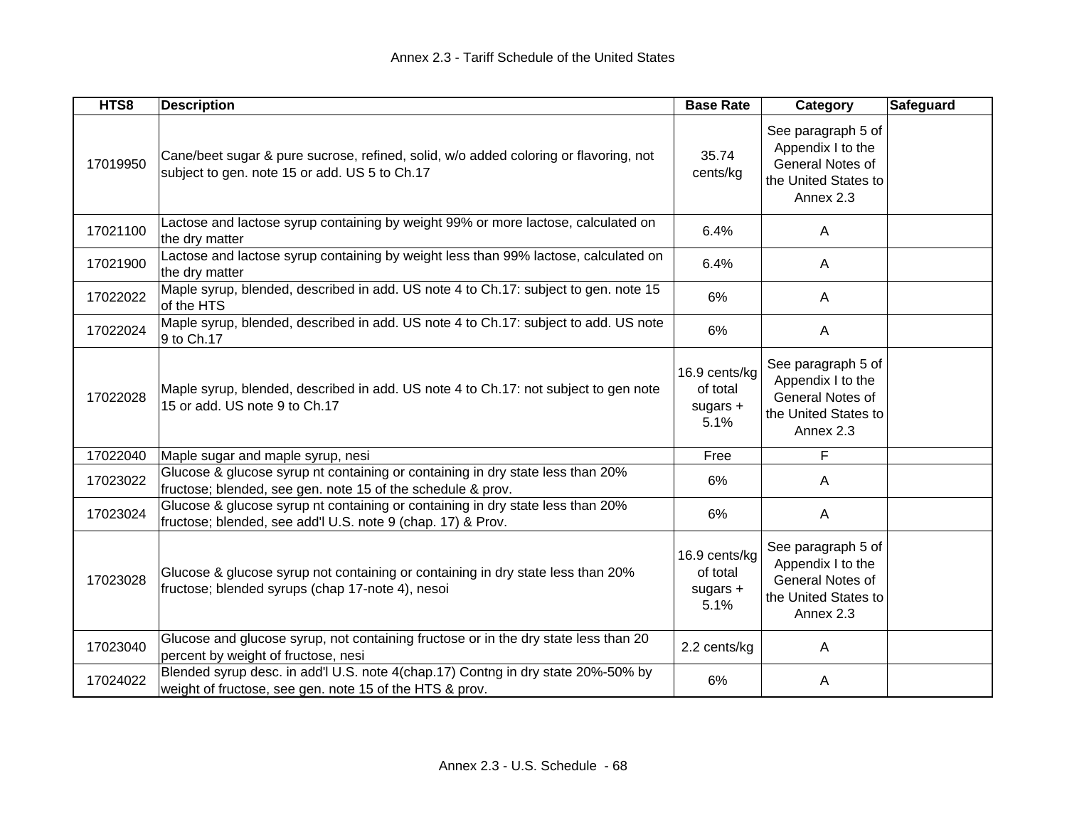| HTS8 | Description | Base Rate | Category | Safeguard |
|---|---|---|---|---|
| 17019950 | Cane/beet sugar & pure sucrose, refined, solid, w/o added coloring or flavoring, not subject to gen. note 15 or add. US 5 to Ch.17 | 35.74 cents/kg | See paragraph 5 of Appendix I to the General Notes of the United States to Annex 2.3 | |
| 17021100 | Lactose and lactose syrup containing by weight 99% or more lactose, calculated on the dry matter | 6.4% | A | |
| 17021900 | Lactose and lactose syrup containing by weight less than 99% lactose, calculated on the dry matter | 6.4% | A | |
| 17022022 | Maple syrup, blended, described in add. US note 4 to Ch.17: subject to gen. note 15 of the HTS | 6% | A | |
| 17022024 | Maple syrup, blended, described in add. US note 4 to Ch.17: subject to add. US note 9 to Ch.17 | 6% | A | |
| 17022028 | Maple syrup, blended, described in add. US note 4 to Ch.17: not subject to gen note 15 or add. US note 9 to Ch.17 | 16.9 cents/kg of total sugars + 5.1% | See paragraph 5 of Appendix I to the General Notes of the United States to Annex 2.3 | |
| 17022040 | Maple sugar and maple syrup, nesi | Free | F | |
| 17023022 | Glucose & glucose syrup nt containing or containing in dry state less than 20% fructose; blended, see gen. note 15 of the schedule & prov. | 6% | A | |
| 17023024 | Glucose & glucose syrup nt containing or containing in dry state less than 20% fructose; blended, see add'l U.S. note 9 (chap. 17) & Prov. | 6% | A | |
| 17023028 | Glucose & glucose syrup not containing or containing in dry state less than 20% fructose; blended syrups (chap 17-note 4), nesoi | 16.9 cents/kg of total sugars + 5.1% | See paragraph 5 of Appendix I to the General Notes of the United States to Annex 2.3 | |
| 17023040 | Glucose and glucose syrup, not containing fructose or in the dry state less than 20 percent by weight of fructose, nesi | 2.2 cents/kg | A | |
| 17024022 | Blended syrup desc. in add'l U.S. note 4(chap.17) Contng in dry state 20%-50% by weight of fructose, see gen. note 15 of the HTS & prov. | 6% | A | |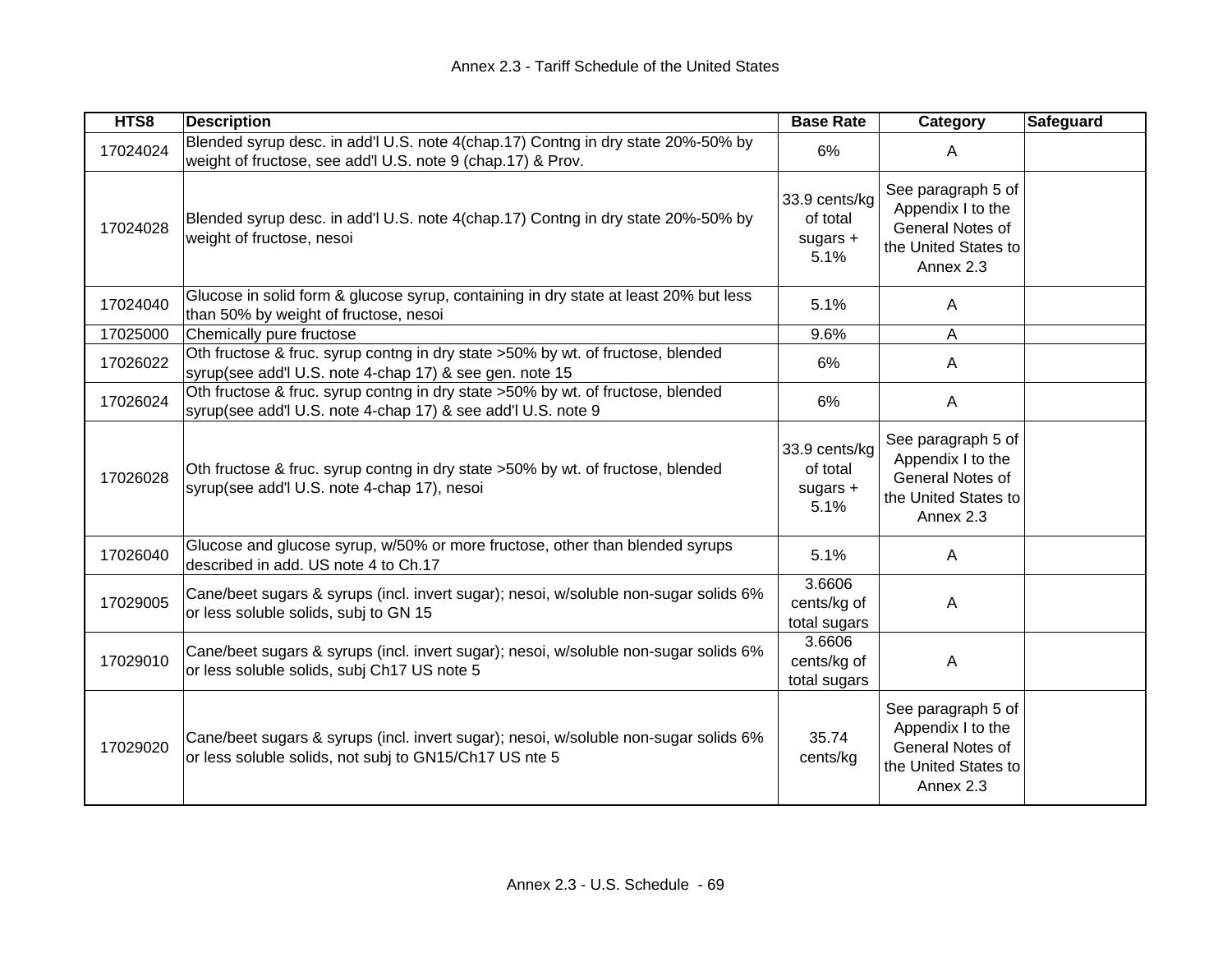| HTS8 | Description | Base Rate | Category | Safeguard |
|---|---|---|---|---|
| 17024024 | Blended syrup desc. in add'l U.S. note 4(chap.17) Contng in dry state 20%-50% by weight of fructose, see add'l U.S. note 9 (chap.17) & Prov. | 6% | A | |
| 17024028 | Blended syrup desc. in add'l U.S. note 4(chap.17) Contng in dry state 20%-50% by weight of fructose, nesoi | 33.9 cents/kg of total sugars + 5.1% | See paragraph 5 of Appendix I to the General Notes of the United States to Annex 2.3 | |
| 17024040 | Glucose in solid form & glucose syrup, containing in dry state at least 20% but less than 50% by weight of fructose, nesoi | 5.1% | A | |
| 17025000 | Chemically pure fructose | 9.6% | A | |
| 17026022 | Oth fructose & fruc. syrup contng in dry state >50% by wt. of fructose, blended syrup(see add'l U.S. note 4-chap 17) & see gen. note 15 | 6% | A | |
| 17026024 | Oth fructose & fruc. syrup contng in dry state >50% by wt. of fructose, blended syrup(see add'l U.S. note 4-chap 17) & see add'l U.S. note 9 | 6% | A | |
| 17026028 | Oth fructose & fruc. syrup contng in dry state >50% by wt. of fructose, blended syrup(see add'l U.S. note 4-chap 17), nesoi | 33.9 cents/kg of total sugars + 5.1% | See paragraph 5 of Appendix I to the General Notes of the United States to Annex 2.3 | |
| 17026040 | Glucose and glucose syrup, w/50% or more fructose, other than blended syrups described in add. US note 4 to Ch.17 | 5.1% | A | |
| 17029005 | Cane/beet sugars & syrups (incl. invert sugar); nesoi, w/soluble non-sugar solids 6% or less soluble solids, subj to GN 15 | 3.6606 cents/kg of total sugars | A | |
| 17029010 | Cane/beet sugars & syrups (incl. invert sugar); nesoi, w/soluble non-sugar solids 6% or less soluble solids, subj Ch17 US note 5 | 3.6606 cents/kg of total sugars | A | |
| 17029020 | Cane/beet sugars & syrups (incl. invert sugar); nesoi, w/soluble non-sugar solids 6% or less soluble solids, not subj to GN15/Ch17 US nte 5 | 35.74 cents/kg | See paragraph 5 of Appendix I to the General Notes of the United States to Annex 2.3 | |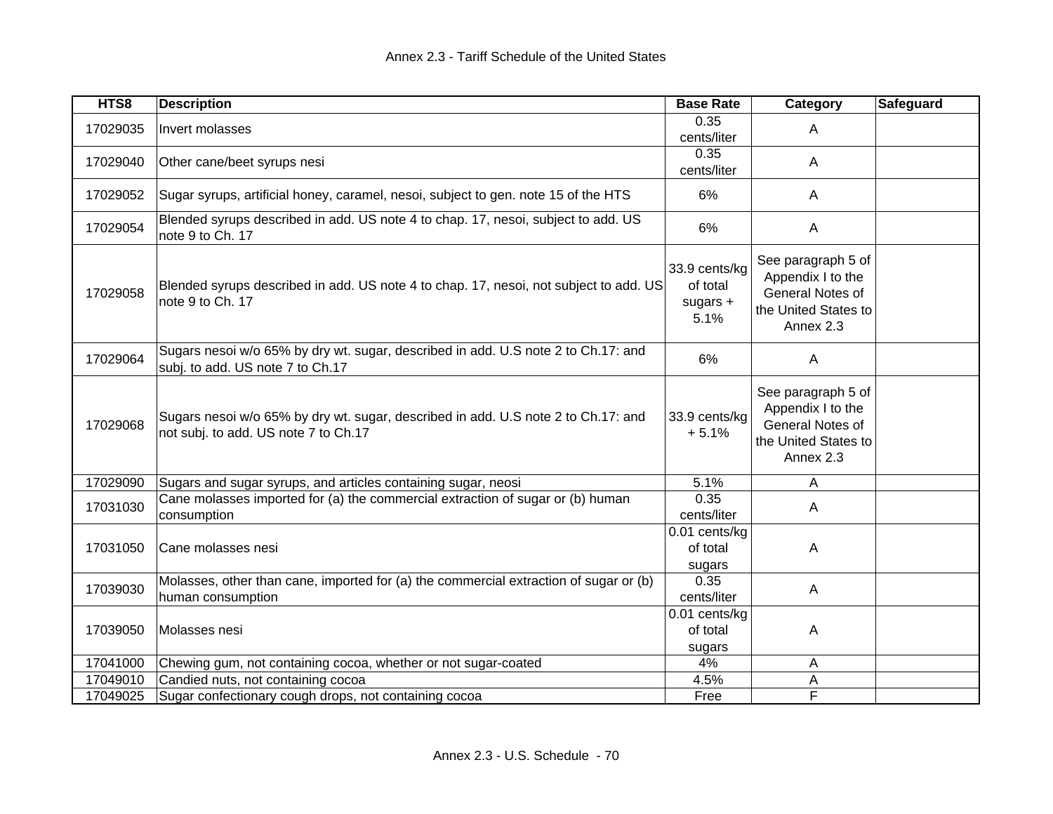| HTS8 | Description | Base Rate | Category | Safeguard |
|---|---|---|---|---|
| 17029035 | Invert molasses | 0.35 cents/liter | A | |
| 17029040 | Other cane/beet syrups nesi | 0.35 cents/liter | A | |
| 17029052 | Sugar syrups, artificial honey, caramel, nesoi, subject to gen. note 15 of the HTS | 6% | A | |
| 17029054 | Blended syrups described in add. US note 4 to chap. 17, nesoi, subject to add. US note 9 to Ch. 17 | 6% | A | |
| 17029058 | Blended syrups described in add. US note 4 to chap. 17, nesoi, not subject to add. US note 9 to Ch. 17 | 33.9 cents/kg of total sugars + 5.1% | See paragraph 5 of Appendix I to the General Notes of the United States to Annex 2.3 | |
| 17029064 | Sugars nesoi w/o 65% by dry wt. sugar, described in add. U.S note 2 to Ch.17: and subj. to add. US note 7 to Ch.17 | 6% | A | |
| 17029068 | Sugars nesoi w/o 65% by dry wt. sugar, described in add. U.S note 2 to Ch.17: and not subj. to add. US note 7 to Ch.17 | 33.9 cents/kg + 5.1% | See paragraph 5 of Appendix I to the General Notes of the United States to Annex 2.3 | |
| 17029090 | Sugars and sugar syrups, and articles containing sugar, neosi | 5.1% | A | |
| 17031030 | Cane molasses imported for (a) the commercial extraction of sugar or (b) human consumption | 0.35 cents/liter | A | |
| 17031050 | Cane molasses nesi | 0.01 cents/kg of total sugars | A | |
| 17039030 | Molasses, other than cane, imported for (a) the commercial extraction of sugar or (b) human consumption | 0.35 cents/liter | A | |
| 17039050 | Molasses nesi | 0.01 cents/kg of total sugars | A | |
| 17041000 | Chewing gum, not containing cocoa, whether or not sugar-coated | 4% | A | |
| 17049010 | Candied nuts, not containing cocoa | 4.5% | A | |
| 17049025 | Sugar confectionary cough drops, not containing cocoa | Free | F | |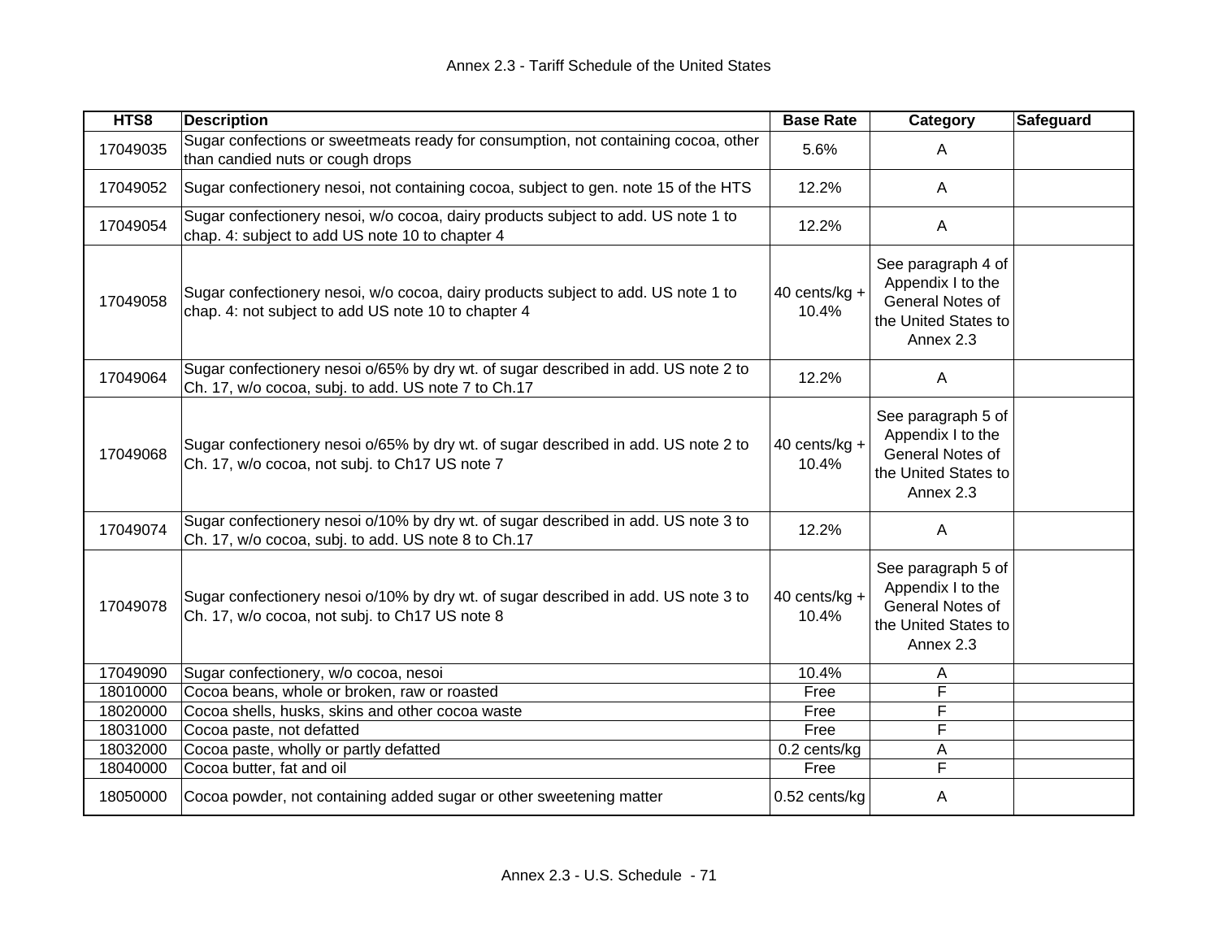| HTS8 | Description | Base Rate | Category | Safeguard |
| --- | --- | --- | --- | --- |
| 17049035 | Sugar confections or sweetmeats ready for consumption, not containing cocoa, other than candied nuts or cough drops | 5.6% | A | |
| 17049052 | Sugar confectionery nesoi, not containing cocoa, subject to gen. note 15 of the HTS | 12.2% | A | |
| 17049054 | Sugar confectionery nesoi, w/o cocoa, dairy products subject to add. US note 1 to chap. 4: subject to add US note 10 to chapter 4 | 12.2% | A | |
| 17049058 | Sugar confectionery nesoi, w/o cocoa, dairy products subject to add. US note 1 to chap. 4: not subject to add US note 10 to chapter 4 | 40 cents/kg + 10.4% | See paragraph 4 of Appendix I to the General Notes of the United States to Annex 2.3 | |
| 17049064 | Sugar confectionery nesoi o/65% by dry wt. of sugar described in add. US note 2 to Ch. 17, w/o cocoa, subj. to add. US note 7 to Ch.17 | 12.2% | A | |
| 17049068 | Sugar confectionery nesoi o/65% by dry wt. of sugar described in add. US note 2 to Ch. 17, w/o cocoa, not subj. to Ch17 US note 7 | 40 cents/kg + 10.4% | See paragraph 5 of Appendix I to the General Notes of the United States to Annex 2.3 | |
| 17049074 | Sugar confectionery nesoi o/10% by dry wt. of sugar described in add. US note 3 to Ch. 17, w/o cocoa, subj. to add. US note 8 to Ch.17 | 12.2% | A | |
| 17049078 | Sugar confectionery nesoi o/10% by dry wt. of sugar described in add. US note 3 to Ch. 17, w/o cocoa, not subj. to Ch17 US note 8 | 40 cents/kg + 10.4% | See paragraph 5 of Appendix I to the General Notes of the United States to Annex 2.3 | |
| 17049090 | Sugar confectionery, w/o cocoa, nesoi | 10.4% | A | |
| 18010000 | Cocoa beans, whole or broken, raw or roasted | Free | F | |
| 18020000 | Cocoa shells, husks, skins and other cocoa waste | Free | F | |
| 18031000 | Cocoa paste, not defatted | Free | F | |
| 18032000 | Cocoa paste, wholly or partly defatted | 0.2 cents/kg | A | |
| 18040000 | Cocoa butter, fat and oil | Free | F | |
| 18050000 | Cocoa powder, not containing added sugar or other sweetening matter | 0.52 cents/kg | A | |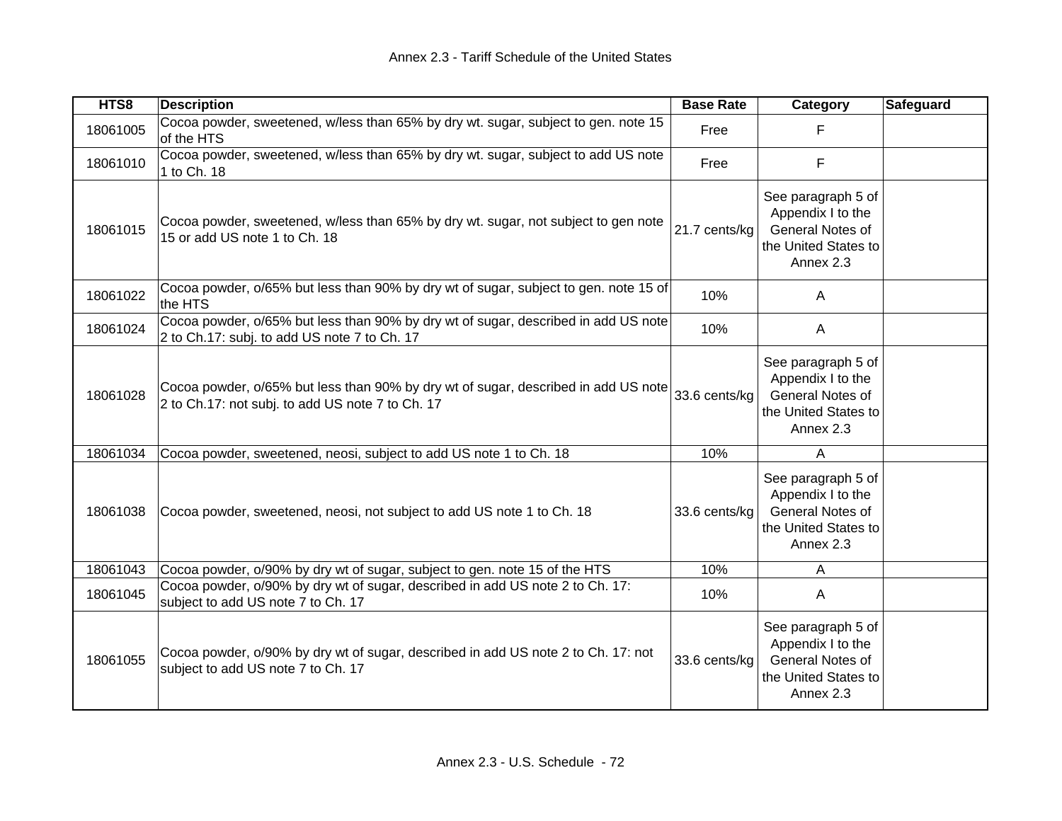| HTS8 | Description | Base Rate | Category | Safeguard |
|---|---|---|---|---|
| 18061005 | Cocoa powder, sweetened, w/less than 65% by dry wt. sugar, subject to gen. note 15 of the HTS | Free | F | |
| 18061010 | Cocoa powder, sweetened, w/less than 65% by dry wt. sugar, subject to add US note 1 to Ch. 18 | Free | F | |
| 18061015 | Cocoa powder, sweetened, w/less than 65% by dry wt. sugar, not subject to gen note 15 or add US note 1 to Ch. 18 | 21.7 cents/kg | See paragraph 5 of Appendix I to the General Notes of the United States to Annex 2.3 | |
| 18061022 | Cocoa powder, o/65% but less than 90% by dry wt of sugar, subject to gen. note 15 of the HTS | 10% | A | |
| 18061024 | Cocoa powder, o/65% but less than 90% by dry wt of sugar, described in add US note 2 to Ch.17: subj. to add US note 7 to Ch. 17 | 10% | A | |
| 18061028 | Cocoa powder, o/65% but less than 90% by dry wt of sugar, described in add US note 2 to Ch.17: not subj. to add US note 7 to Ch. 17 | 33.6 cents/kg | See paragraph 5 of Appendix I to the General Notes of the United States to Annex 2.3 | |
| 18061034 | Cocoa powder, sweetened, neosi, subject to add US note 1 to Ch. 18 | 10% | A | |
| 18061038 | Cocoa powder, sweetened, neosi, not subject to add US note 1 to Ch. 18 | 33.6 cents/kg | See paragraph 5 of Appendix I to the General Notes of the United States to Annex 2.3 | |
| 18061043 | Cocoa powder, o/90% by dry wt of sugar, subject to gen. note 15 of the HTS | 10% | A | |
| 18061045 | Cocoa powder, o/90% by dry wt of sugar, described in add US note 2 to Ch. 17: subject to add US note 7 to Ch. 17 | 10% | A | |
| 18061055 | Cocoa powder, o/90% by dry wt of sugar, described in add US note 2 to Ch. 17: not subject to add US note 7 to Ch. 17 | 33.6 cents/kg | See paragraph 5 of Appendix I to the General Notes of the United States to Annex 2.3 | |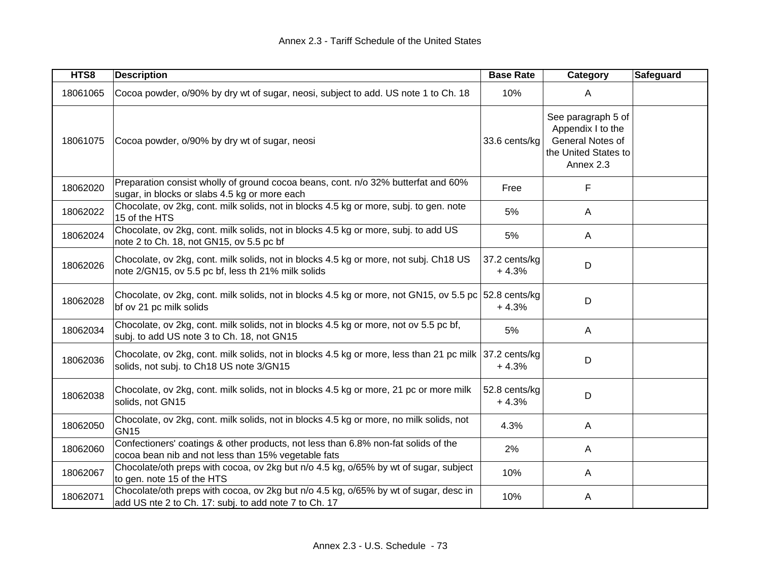| HTS8 | Description | Base Rate | Category | Safeguard |
|---|---|---|---|---|
| 18061065 | Cocoa powder, o/90% by dry wt of sugar, neosi, subject to add. US note 1 to Ch. 18 | 10% | A | |
| 18061075 | Cocoa powder, o/90% by dry wt of sugar, neosi | 33.6 cents/kg | See paragraph 5 of Appendix I to the General Notes of the United States to Annex 2.3 | |
| 18062020 | Preparation consist wholly of ground cocoa beans, cont. n/o 32% butterfat and 60% sugar, in blocks or slabs 4.5 kg or more each | Free | F | |
| 18062022 | Chocolate, ov 2kg, cont. milk solids, not in blocks 4.5 kg or more, subj. to gen. note 15 of the HTS | 5% | A | |
| 18062024 | Chocolate, ov 2kg, cont. milk solids, not in blocks 4.5 kg or more, subj. to add US note 2 to Ch. 18, not GN15, ov 5.5 pc bf | 5% | A | |
| 18062026 | Chocolate, ov 2kg, cont. milk solids, not in blocks 4.5 kg or more, not subj. Ch18 US note 2/GN15, ov 5.5 pc bf, less th 21% milk solids | 37.2 cents/kg + 4.3% | D | |
| 18062028 | Chocolate, ov 2kg, cont. milk solids, not in blocks 4.5 kg or more, not GN15, ov 5.5 pc bf ov 21 pc milk solids | 52.8 cents/kg + 4.3% | D | |
| 18062034 | Chocolate, ov 2kg, cont. milk solids, not in blocks 4.5 kg or more, not ov 5.5 pc bf, subj. to add US note 3 to Ch. 18, not GN15 | 5% | A | |
| 18062036 | Chocolate, ov 2kg, cont. milk solids, not in blocks 4.5 kg or more, less than 21 pc milk solids, not subj. to Ch18 US note 3/GN15 | 37.2 cents/kg + 4.3% | D | |
| 18062038 | Chocolate, ov 2kg, cont. milk solids, not in blocks 4.5 kg or more, 21 pc or more milk solids, not GN15 | 52.8 cents/kg + 4.3% | D | |
| 18062050 | Chocolate, ov 2kg, cont. milk solids, not in blocks 4.5 kg or more, no milk solids, not GN15 | 4.3% | A | |
| 18062060 | Confectioners' coatings & other products, not less than 6.8% non-fat solids of the cocoa bean nib and not less than 15% vegetable fats | 2% | A | |
| 18062067 | Chocolate/oth preps with cocoa, ov 2kg but n/o 4.5 kg, o/65% by wt of sugar, subject to gen. note 15 of the HTS | 10% | A | |
| 18062071 | Chocolate/oth preps with cocoa, ov 2kg but n/o 4.5 kg, o/65% by wt of sugar, desc in add US nte 2 to Ch. 17: subj. to add note 7 to Ch. 17 | 10% | A | |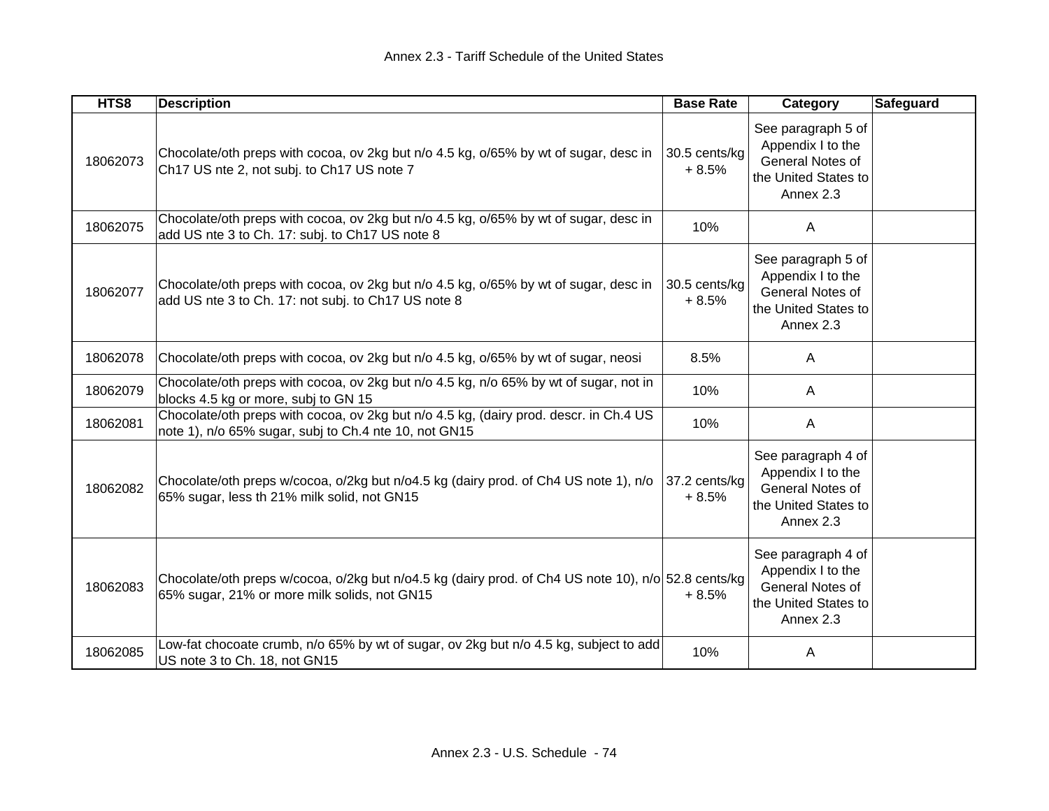| HTS8 | Description | Base Rate | Category | Safeguard |
|---|---|---|---|---|
| 18062073 | Chocolate/oth preps with cocoa, ov 2kg but n/o 4.5 kg, o/65% by wt of sugar, desc in Ch17 US nte 2, not subj. to Ch17 US note 7 | 30.5 cents/kg + 8.5% | See paragraph 5 of Appendix I to the General Notes of the United States to Annex 2.3 | |
| 18062075 | Chocolate/oth preps with cocoa, ov 2kg but n/o 4.5 kg, o/65% by wt of sugar, desc in add US nte 3 to Ch. 17: subj. to Ch17 US note 8 | 10% | A | |
| 18062077 | Chocolate/oth preps with cocoa, ov 2kg but n/o 4.5 kg, o/65% by wt of sugar, desc in add US nte 3 to Ch. 17: not subj. to Ch17 US note 8 | 30.5 cents/kg + 8.5% | See paragraph 5 of Appendix I to the General Notes of the United States to Annex 2.3 | |
| 18062078 | Chocolate/oth preps with cocoa, ov 2kg but n/o 4.5 kg, o/65% by wt of sugar, neosi | 8.5% | A | |
| 18062079 | Chocolate/oth preps with cocoa, ov 2kg but n/o 4.5 kg, n/o 65% by wt of sugar, not in blocks 4.5 kg or more, subj to GN 15 | 10% | A | |
| 18062081 | Chocolate/oth preps with cocoa, ov 2kg but n/o 4.5 kg, (dairy prod. descr. in Ch.4 US note 1), n/o 65% sugar, subj to Ch.4 nte 10, not GN15 | 10% | A | |
| 18062082 | Chocolate/oth preps w/cocoa, o/2kg but n/o4.5 kg (dairy prod. of Ch4 US note 1), n/o 65% sugar, less th 21% milk solid, not GN15 | 37.2 cents/kg + 8.5% | See paragraph 4 of Appendix I to the General Notes of the United States to Annex 2.3 | |
| 18062083 | Chocolate/oth preps w/cocoa, o/2kg but n/o4.5 kg (dairy prod. of Ch4 US note 10), n/o 65% sugar, 21% or more milk solids, not GN15 | 52.8 cents/kg + 8.5% | See paragraph 4 of Appendix I to the General Notes of the United States to Annex 2.3 | |
| 18062085 | Low-fat chocoate crumb, n/o 65% by wt of sugar, ov 2kg but n/o 4.5 kg, subject to add US note 3 to Ch. 18, not GN15 | 10% | A | |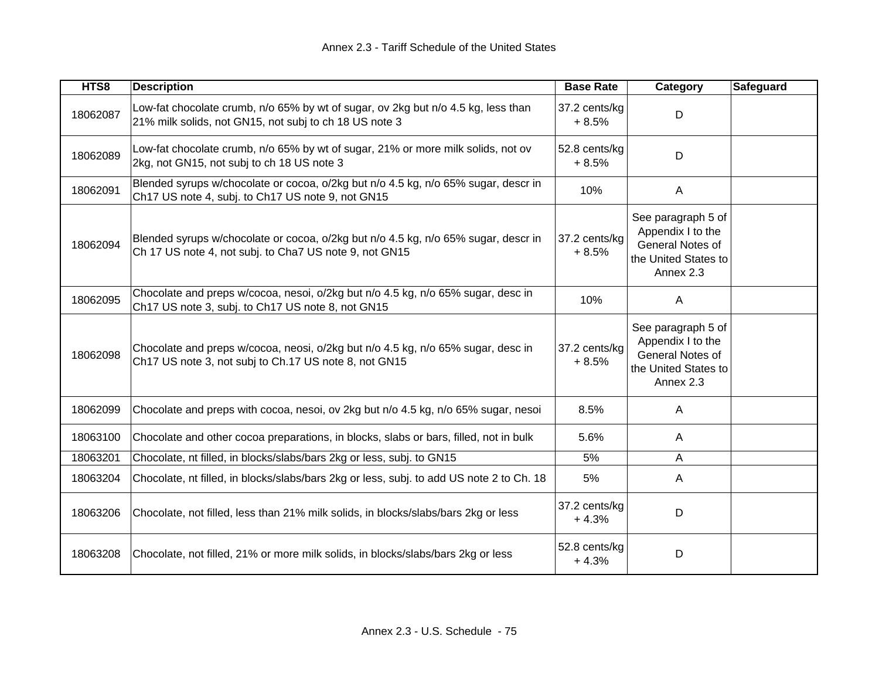| HTS8 | Description | Base Rate | Category | Safeguard |
|---|---|---|---|---|
| 18062087 | Low-fat chocolate crumb, n/o 65% by wt of sugar, ov 2kg but n/o 4.5 kg, less than 21% milk solids, not GN15, not subj to ch 18 US note 3 | 37.2 cents/kg + 8.5% | D | |
| 18062089 | Low-fat chocolate crumb, n/o 65% by wt of sugar, 21% or more milk solids, not ov 2kg, not GN15, not subj to ch 18 US note 3 | 52.8 cents/kg + 8.5% | D | |
| 18062091 | Blended syrups w/chocolate or cocoa, o/2kg but n/o 4.5 kg, n/o 65% sugar, descr in Ch17 US note 4, subj. to Ch17 US note 9, not GN15 | 10% | A | |
| 18062094 | Blended syrups w/chocolate or cocoa, o/2kg but n/o 4.5 kg, n/o 65% sugar, descr in Ch 17 US note 4, not subj. to Cha7 US note 9, not GN15 | 37.2 cents/kg + 8.5% | See paragraph 5 of Appendix I to the General Notes of the United States to Annex 2.3 | |
| 18062095 | Chocolate and preps w/cocoa, nesoi, o/2kg but n/o 4.5 kg, n/o 65% sugar, desc in Ch17 US note 3, subj. to Ch17 US note 8, not GN15 | 10% | A | |
| 18062098 | Chocolate and preps w/cocoa, neosi, o/2kg but n/o 4.5 kg, n/o 65% sugar, desc in Ch17 US note 3, not subj to Ch.17 US note 8, not GN15 | 37.2 cents/kg + 8.5% | See paragraph 5 of Appendix I to the General Notes of the United States to Annex 2.3 | |
| 18062099 | Chocolate and preps with cocoa, nesoi, ov 2kg but n/o 4.5 kg, n/o 65% sugar, nesoi | 8.5% | A | |
| 18063100 | Chocolate and other cocoa preparations, in blocks, slabs or bars, filled, not in bulk | 5.6% | A | |
| 18063201 | Chocolate, nt filled, in blocks/slabs/bars 2kg or less, subj. to GN15 | 5% | A | |
| 18063204 | Chocolate, nt filled, in blocks/slabs/bars 2kg or less, subj. to add US note 2 to Ch. 18 | 5% | A | |
| 18063206 | Chocolate, not filled, less than 21% milk solids, in blocks/slabs/bars 2kg or less | 37.2 cents/kg + 4.3% | D | |
| 18063208 | Chocolate, not filled, 21% or more milk solids, in blocks/slabs/bars 2kg or less | 52.8 cents/kg + 4.3% | D | |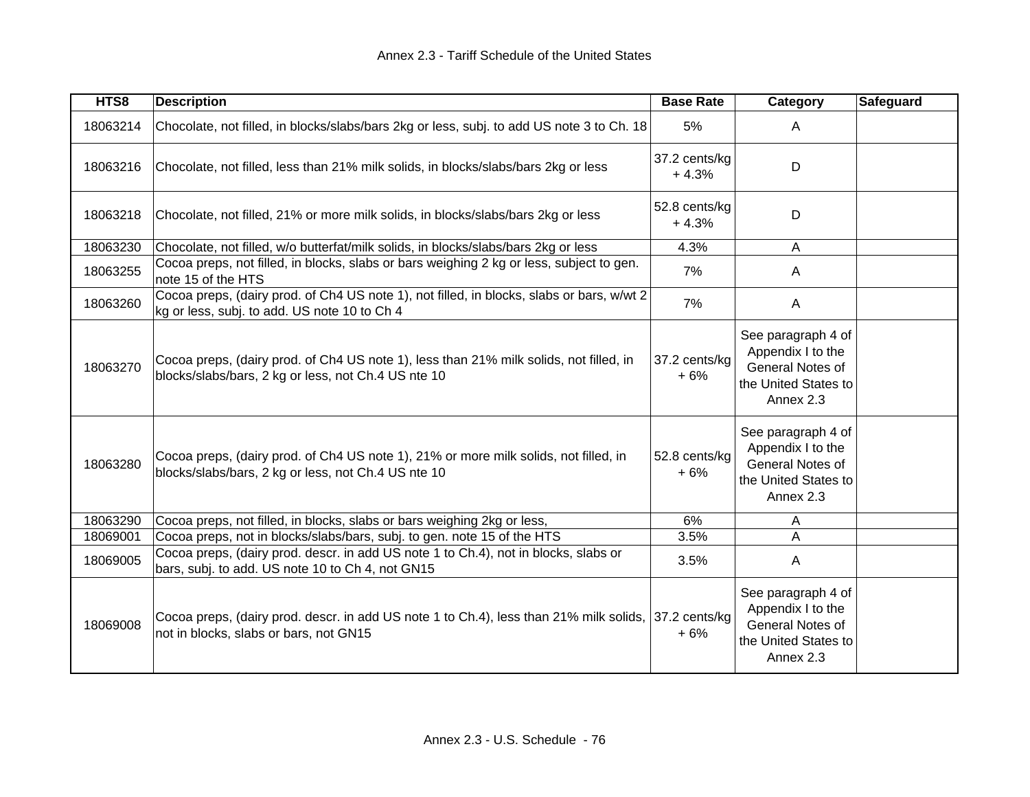| HTS8 | Description | Base Rate | Category | Safeguard |
|---|---|---|---|---|
| 18063214 | Chocolate, not filled, in blocks/slabs/bars 2kg or less, subj. to add US note 3 to Ch. 18 | 5% | A | |
| 18063216 | Chocolate, not filled, less than 21% milk solids, in blocks/slabs/bars 2kg or less | 37.2 cents/kg + 4.3% | D | |
| 18063218 | Chocolate, not filled, 21% or more milk solids, in blocks/slabs/bars 2kg or less | 52.8 cents/kg + 4.3% | D | |
| 18063230 | Chocolate, not filled, w/o butterfat/milk solids, in blocks/slabs/bars 2kg or less | 4.3% | A | |
| 18063255 | Cocoa preps, not filled, in blocks, slabs or bars weighing 2 kg or less, subject to gen. note 15 of the HTS | 7% | A | |
| 18063260 | Cocoa preps, (dairy prod. of Ch4 US note 1), not filled, in blocks, slabs or bars, w/wt 2 kg or less, subj. to add. US note 10 to Ch 4 | 7% | A | |
| 18063270 | Cocoa preps, (dairy prod. of Ch4 US note 1), less than 21% milk solids, not filled, in blocks/slabs/bars, 2 kg or less, not Ch.4 US nte 10 | 37.2 cents/kg + 6% | See paragraph 4 of Appendix I to the General Notes of the United States to Annex 2.3 | |
| 18063280 | Cocoa preps, (dairy prod. of Ch4 US note 1), 21% or more milk solids, not filled, in blocks/slabs/bars, 2 kg or less, not Ch.4 US nte 10 | 52.8 cents/kg + 6% | See paragraph 4 of Appendix I to the General Notes of the United States to Annex 2.3 | |
| 18063290 | Cocoa preps, not filled, in blocks, slabs or bars weighing 2kg or less, | 6% | A | |
| 18069001 | Cocoa preps, not in blocks/slabs/bars, subj. to gen. note 15 of the HTS | 3.5% | A | |
| 18069005 | Cocoa preps, (dairy prod. descr. in add US note 1 to Ch.4), not in blocks, slabs or bars, subj. to add. US note 10 to Ch 4, not GN15 | 3.5% | A | |
| 18069008 | Cocoa preps, (dairy prod. descr. in add US note 1 to Ch.4), less than 21% milk solids, not in blocks, slabs or bars, not GN15 | 37.2 cents/kg + 6% | See paragraph 4 of Appendix I to the General Notes of the United States to Annex 2.3 | |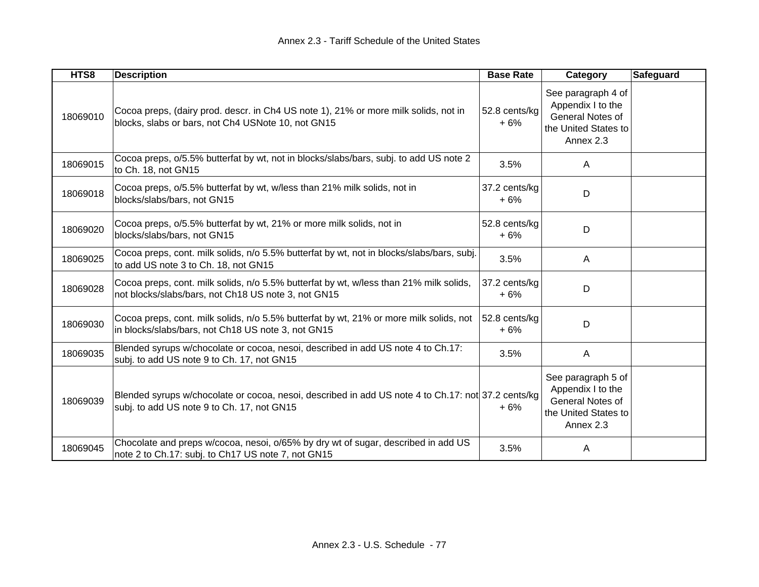| HTS8 | Description | Base Rate | Category | Safeguard |
|---|---|---|---|---|
| 18069010 | Cocoa preps, (dairy prod. descr. in Ch4 US note 1), 21% or more milk solids, not in blocks, slabs or bars, not Ch4 USNote 10, not GN15 | 52.8 cents/kg + 6% | See paragraph 4 of Appendix I to the General Notes of the United States to Annex 2.3 | |
| 18069015 | Cocoa preps, o/5.5% butterfat by wt, not in blocks/slabs/bars, subj. to add US note 2 to Ch. 18, not GN15 | 3.5% | A | |
| 18069018 | Cocoa preps, o/5.5% butterfat by wt, w/less than 21% milk solids, not in blocks/slabs/bars, not GN15 | 37.2 cents/kg + 6% | D | |
| 18069020 | Cocoa preps, o/5.5% butterfat by wt, 21% or more milk solids, not in blocks/slabs/bars, not GN15 | 52.8 cents/kg + 6% | D | |
| 18069025 | Cocoa preps, cont. milk solids, n/o 5.5% butterfat by wt, not in blocks/slabs/bars, subj. to add US note 3 to Ch. 18, not GN15 | 3.5% | A | |
| 18069028 | Cocoa preps, cont. milk solids, n/o 5.5% butterfat by wt, w/less than 21% milk solids, not blocks/slabs/bars, not Ch18 US note 3, not GN15 | 37.2 cents/kg + 6% | D | |
| 18069030 | Cocoa preps, cont. milk solids, n/o 5.5% butterfat by wt, 21% or more milk solids, not in blocks/slabs/bars, not Ch18 US note 3, not GN15 | 52.8 cents/kg + 6% | D | |
| 18069035 | Blended syrups w/chocolate or cocoa, nesoi, described in add US note 4 to Ch.17: subj. to add US note 9 to Ch. 17, not GN15 | 3.5% | A | |
| 18069039 | Blended syrups w/chocolate or cocoa, nesoi, described in add US note 4 to Ch.17: not subj. to add US note 9 to Ch. 17, not GN15 | 37.2 cents/kg + 6% | See paragraph 5 of Appendix I to the General Notes of the United States to Annex 2.3 | |
| 18069045 | Chocolate and preps w/cocoa, nesoi, o/65% by dry wt of sugar, described in add US note 2 to Ch.17: subj. to Ch17 US note 7, not GN15 | 3.5% | A | |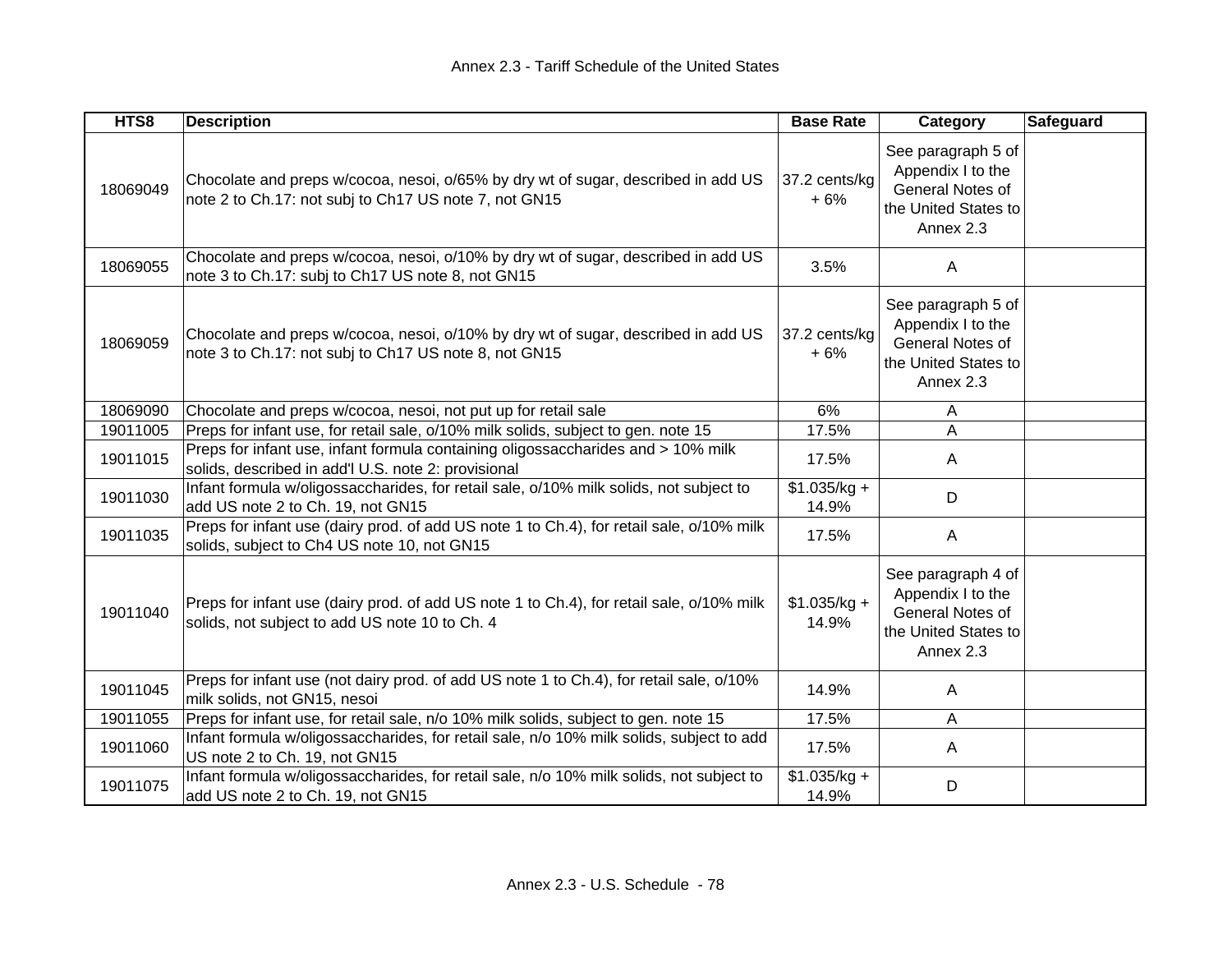| HTS8 | Description | Base Rate | Category | Safeguard |
|---|---|---|---|---|
| 18069049 | Chocolate and preps w/cocoa, nesoi, o/65% by dry wt of sugar, described in add US note 2 to Ch.17: not subj to Ch17 US note 7, not GN15 | 37.2 cents/kg + 6% | See paragraph 5 of Appendix I to the General Notes of the United States to Annex 2.3 | |
| 18069055 | Chocolate and preps w/cocoa, nesoi, o/10% by dry wt of sugar, described in add US note 3 to Ch.17: subj to Ch17 US note 8, not GN15 | 3.5% | A | |
| 18069059 | Chocolate and preps w/cocoa, nesoi, o/10% by dry wt of sugar, described in add US note 3 to Ch.17: not subj to Ch17 US note 8, not GN15 | 37.2 cents/kg + 6% | See paragraph 5 of Appendix I to the General Notes of the United States to Annex 2.3 | |
| 18069090 | Chocolate and preps w/cocoa, nesoi, not put up for retail sale | 6% | A | |
| 19011005 | Preps for infant use, for retail sale, o/10% milk solids, subject to gen. note 15 | 17.5% | A | |
| 19011015 | Preps for infant use, infant formula containing oligossaccharides and > 10% milk solids, described in add'l U.S. note 2: provisional | 17.5% | A | |
| 19011030 | Infant formula w/oligossaccharides, for retail sale, o/10% milk solids, not subject to add US note 2 to Ch. 19, not GN15 | $1.035/kg + 14.9% | D | |
| 19011035 | Preps for infant use (dairy prod. of add US note 1 to Ch.4), for retail sale, o/10% milk solids, subject to Ch4 US note 10, not GN15 | 17.5% | A | |
| 19011040 | Preps for infant use (dairy prod. of add US note 1 to Ch.4), for retail sale, o/10% milk solids, not subject to add US note 10 to Ch. 4 | $1.035/kg + 14.9% | See paragraph 4 of Appendix I to the General Notes of the United States to Annex 2.3 | |
| 19011045 | Preps for infant use (not dairy prod. of add US note 1 to Ch.4), for retail sale, o/10% milk solids, not GN15, nesoi | 14.9% | A | |
| 19011055 | Preps for infant use, for retail sale, n/o 10% milk solids, subject to gen. note 15 | 17.5% | A | |
| 19011060 | Infant formula w/oligossaccharides, for retail sale, n/o 10% milk solids, subject to add US note 2 to Ch. 19, not GN15 | 17.5% | A | |
| 19011075 | Infant formula w/oligossaccharides, for retail sale, n/o 10% milk solids, not subject to add US note 2 to Ch. 19, not GN15 | $1.035/kg + 14.9% | D | |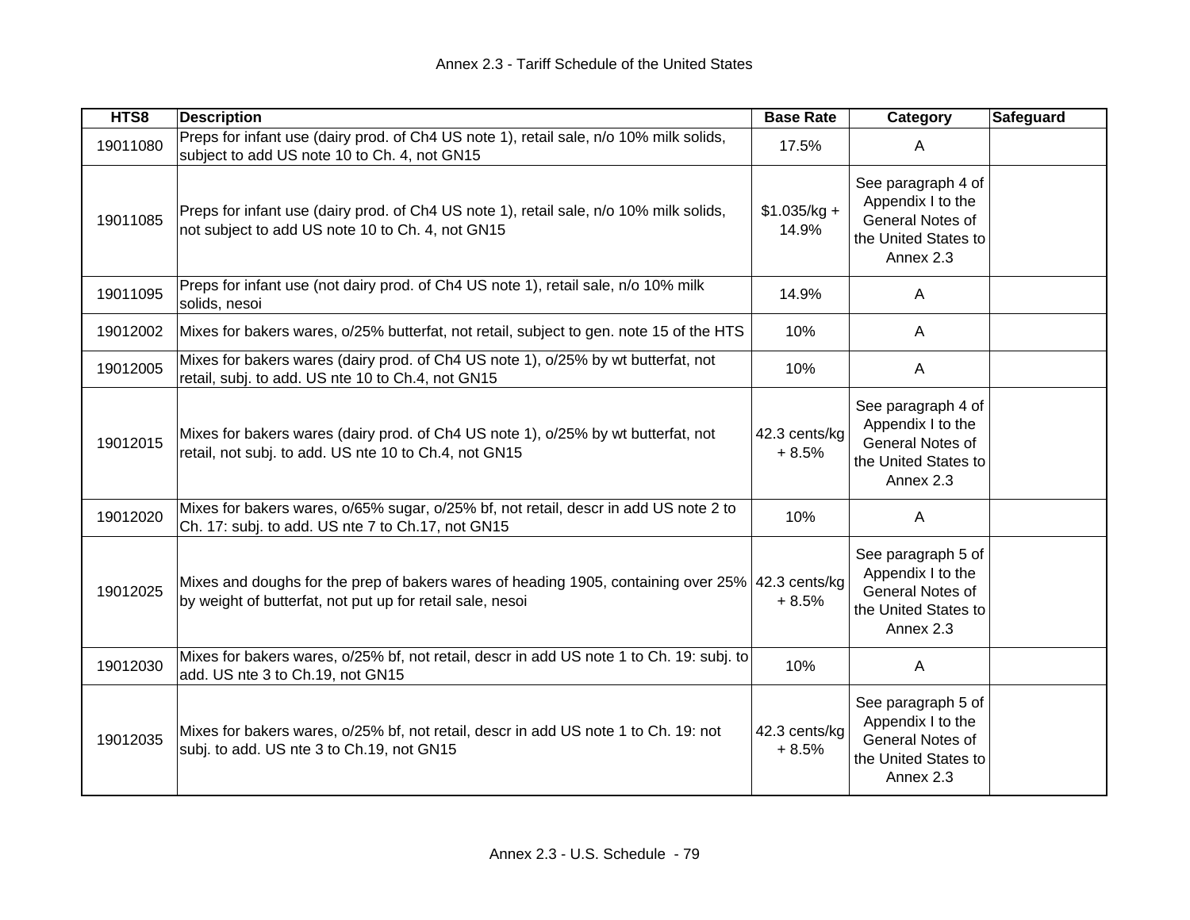| HTS8 | Description | Base Rate | Category | Safeguard |
|---|---|---|---|---|
| 19011080 | Preps for infant use (dairy prod. of Ch4 US note 1), retail sale, n/o 10% milk solids, subject to add US note 10 to Ch. 4, not GN15 | 17.5% | A | |
| 19011085 | Preps for infant use (dairy prod. of Ch4 US note 1), retail sale, n/o 10% milk solids, not subject to add US note 10 to Ch. 4, not GN15 | $1.035/kg + 14.9% | See paragraph 4 of Appendix I to the General Notes of the United States to Annex 2.3 | |
| 19011095 | Preps for infant use (not dairy prod. of Ch4 US note 1), retail sale, n/o 10% milk solids, nesoi | 14.9% | A | |
| 19012002 | Mixes for bakers wares, o/25% butterfat, not retail, subject to gen. note 15 of the HTS | 10% | A | |
| 19012005 | Mixes for bakers wares (dairy prod. of Ch4 US note 1), o/25% by wt butterfat, not retail, subj. to add. US nte 10 to Ch.4, not GN15 | 10% | A | |
| 19012015 | Mixes for bakers wares (dairy prod. of Ch4 US note 1), o/25% by wt butterfat, not retail, not subj. to add. US nte 10 to Ch.4, not GN15 | 42.3 cents/kg + 8.5% | See paragraph 4 of Appendix I to the General Notes of the United States to Annex 2.3 | |
| 19012020 | Mixes for bakers wares, o/65% sugar, o/25% bf, not retail, descr in add US note 2 to Ch. 17: subj. to add. US nte 7 to Ch.17, not GN15 | 10% | A | |
| 19012025 | Mixes and doughs for the prep of bakers wares of heading 1905, containing over 25% by weight of butterfat, not put up for retail sale, nesoi | 42.3 cents/kg + 8.5% | See paragraph 5 of Appendix I to the General Notes of the United States to Annex 2.3 | |
| 19012030 | Mixes for bakers wares, o/25% bf, not retail, descr in add US note 1 to Ch. 19: subj. to add. US nte 3 to Ch.19, not GN15 | 10% | A | |
| 19012035 | Mixes for bakers wares, o/25% bf, not retail, descr in add US note 1 to Ch. 19: not subj. to add. US nte 3 to Ch.19, not GN15 | 42.3 cents/kg + 8.5% | See paragraph 5 of Appendix I to the General Notes of the United States to Annex 2.3 | |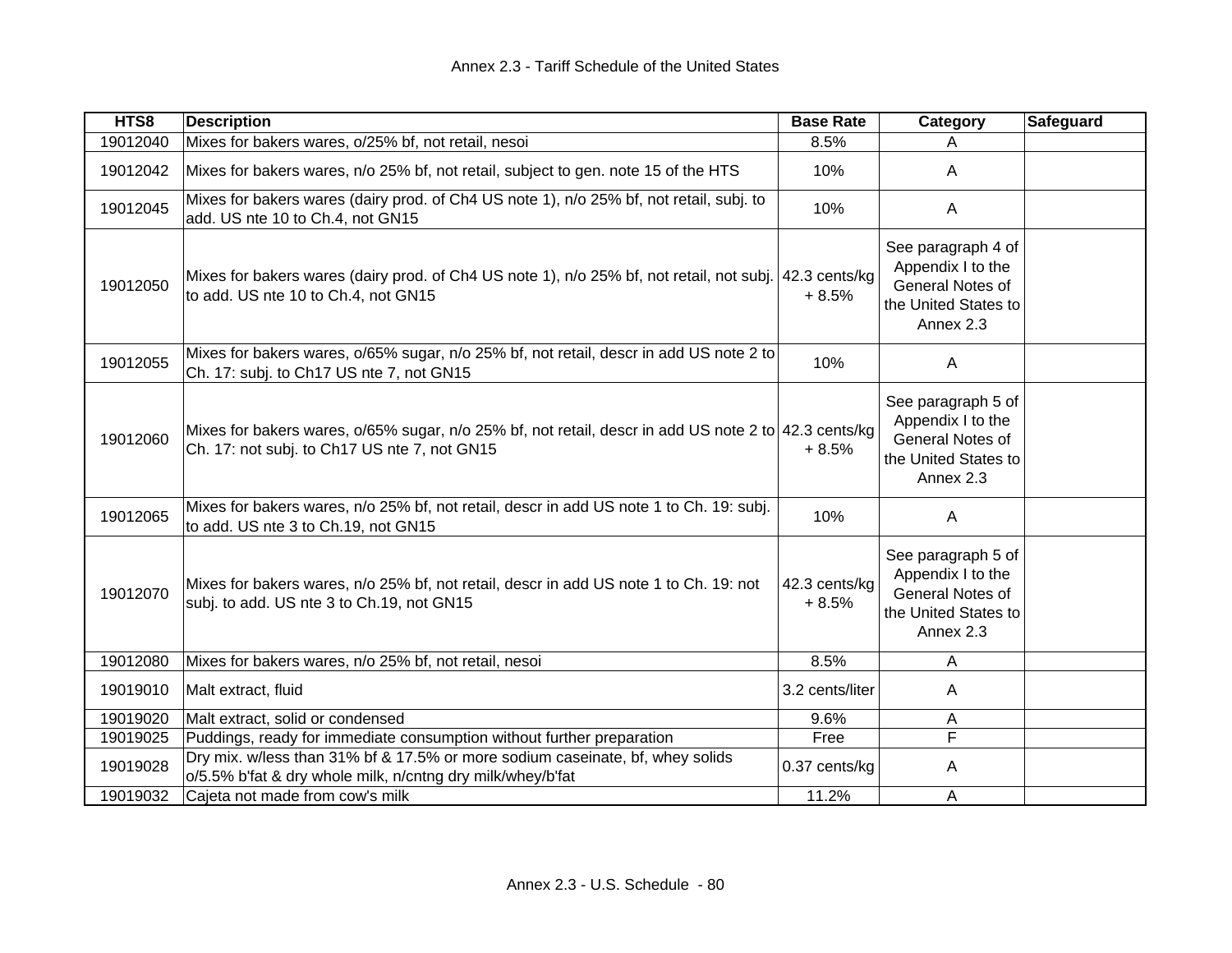| HTS8 | Description | Base Rate | Category | Safeguard |
|---|---|---|---|---|
| 19012040 | Mixes for bakers wares, o/25% bf, not retail, nesoi | 8.5% | A | |
| 19012042 | Mixes for bakers wares, n/o 25% bf, not retail, subject to gen. note 15 of the HTS | 10% | A | |
| 19012045 | Mixes for bakers wares (dairy prod. of Ch4 US note 1), n/o 25% bf, not retail, subj. to add. US nte 10 to Ch.4, not GN15 | 10% | A | |
| 19012050 | Mixes for bakers wares (dairy prod. of Ch4 US note 1), n/o 25% bf, not retail, not subj. to add. US nte 10 to Ch.4, not GN15 | 42.3 cents/kg + 8.5% | See paragraph 4 of Appendix I to the General Notes of the United States to Annex 2.3 | |
| 19012055 | Mixes for bakers wares, o/65% sugar, n/o 25% bf, not retail, descr in add US note 2 to Ch. 17: subj. to Ch17 US nte 7, not GN15 | 10% | A | |
| 19012060 | Mixes for bakers wares, o/65% sugar, n/o 25% bf, not retail, descr in add US note 2 to Ch. 17: not subj. to Ch17 US nte 7, not GN15 | 42.3 cents/kg + 8.5% | See paragraph 5 of Appendix I to the General Notes of the United States to Annex 2.3 | |
| 19012065 | Mixes for bakers wares, n/o 25% bf, not retail, descr in add US note 1 to Ch. 19: subj. to add. US nte 3 to Ch.19, not GN15 | 10% | A | |
| 19012070 | Mixes for bakers wares, n/o 25% bf, not retail, descr in add US note 1 to Ch. 19: not subj. to add. US nte 3 to Ch.19, not GN15 | 42.3 cents/kg + 8.5% | See paragraph 5 of Appendix I to the General Notes of the United States to Annex 2.3 | |
| 19012080 | Mixes for bakers wares, n/o 25% bf, not retail, nesoi | 8.5% | A | |
| 19019010 | Malt extract, fluid | 3.2 cents/liter | A | |
| 19019020 | Malt extract, solid or condensed | 9.6% | A | |
| 19019025 | Puddings, ready for immediate consumption without further preparation | Free | F | |
| 19019028 | Dry mix. w/less than 31% bf & 17.5% or more sodium caseinate, bf, whey solids o/5.5% b'fat & dry whole milk, n/cntng dry milk/whey/b'fat | 0.37 cents/kg | A | |
| 19019032 | Cajeta not made from cow's milk | 11.2% | A | |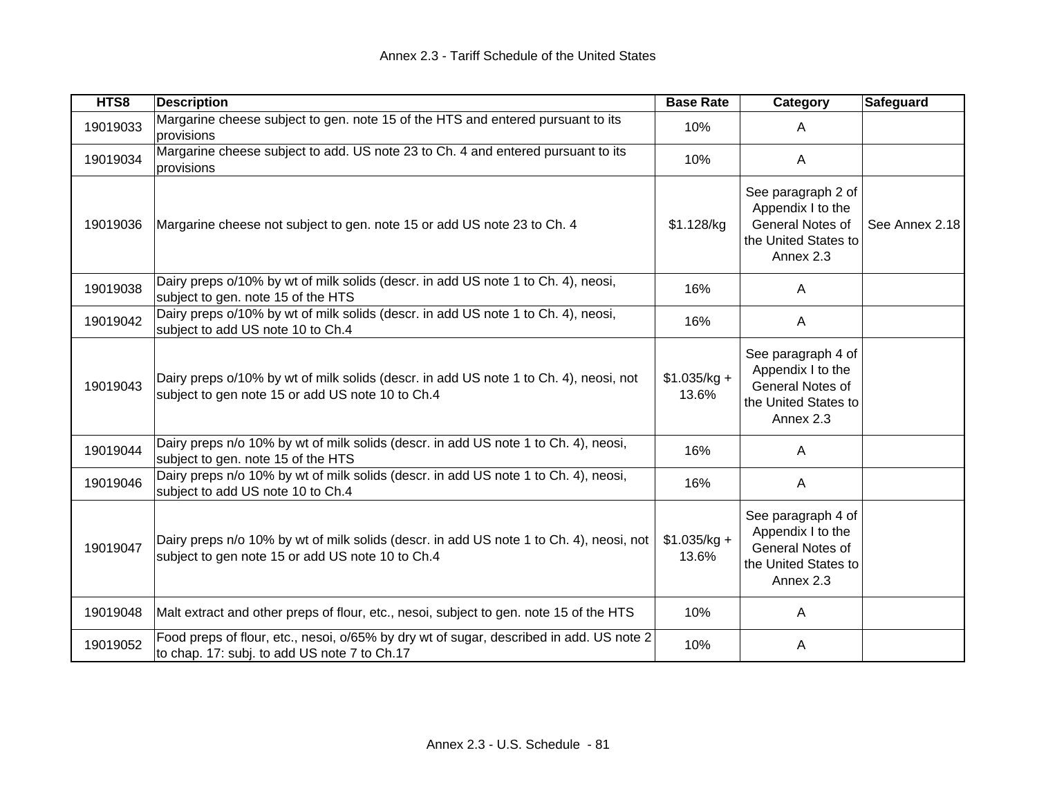| HTS8 | Description | Base Rate | Category | Safeguard |
|---|---|---|---|---|
| 19019033 | Margarine cheese subject to gen. note 15 of the HTS and entered pursuant to its provisions | 10% | A | |
| 19019034 | Margarine cheese subject to add. US note 23 to Ch. 4 and entered pursuant to its provisions | 10% | A | |
| 19019036 | Margarine cheese not subject to gen. note 15 or add US note 23 to Ch. 4 | $1.128/kg | See paragraph 2 of Appendix I to the General Notes of the United States to Annex 2.3 | See Annex 2.18 |
| 19019038 | Dairy preps o/10% by wt of milk solids (descr. in add US note 1 to Ch. 4), neosi, subject to gen. note 15 of the HTS | 16% | A | |
| 19019042 | Dairy preps o/10% by wt of milk solids (descr. in add US note 1 to Ch. 4), neosi, subject to add US note 10 to Ch.4 | 16% | A | |
| 19019043 | Dairy preps o/10% by wt of milk solids (descr. in add US note 1 to Ch. 4), neosi, not subject to gen note 15 or add US note 10 to Ch.4 | $1.035/kg + 13.6% | See paragraph 4 of Appendix I to the General Notes of the United States to Annex 2.3 | |
| 19019044 | Dairy preps n/o 10% by wt of milk solids (descr. in add US note 1 to Ch. 4), neosi, subject to gen. note 15 of the HTS | 16% | A | |
| 19019046 | Dairy preps n/o 10% by wt of milk solids (descr. in add US note 1 to Ch. 4), neosi, subject to add US note 10 to Ch.4 | 16% | A | |
| 19019047 | Dairy preps n/o 10% by wt of milk solids (descr. in add US note 1 to Ch. 4), neosi, not subject to gen note 15 or add US note 10 to Ch.4 | $1.035/kg + 13.6% | See paragraph 4 of Appendix I to the General Notes of the United States to Annex 2.3 | |
| 19019048 | Malt extract and other preps of flour, etc., nesoi, subject to gen. note 15 of the HTS | 10% | A | |
| 19019052 | Food preps of flour, etc., nesoi, o/65% by dry wt of sugar, described in add. US note 2 to chap. 17: subj. to add US note 7 to Ch.17 | 10% | A | |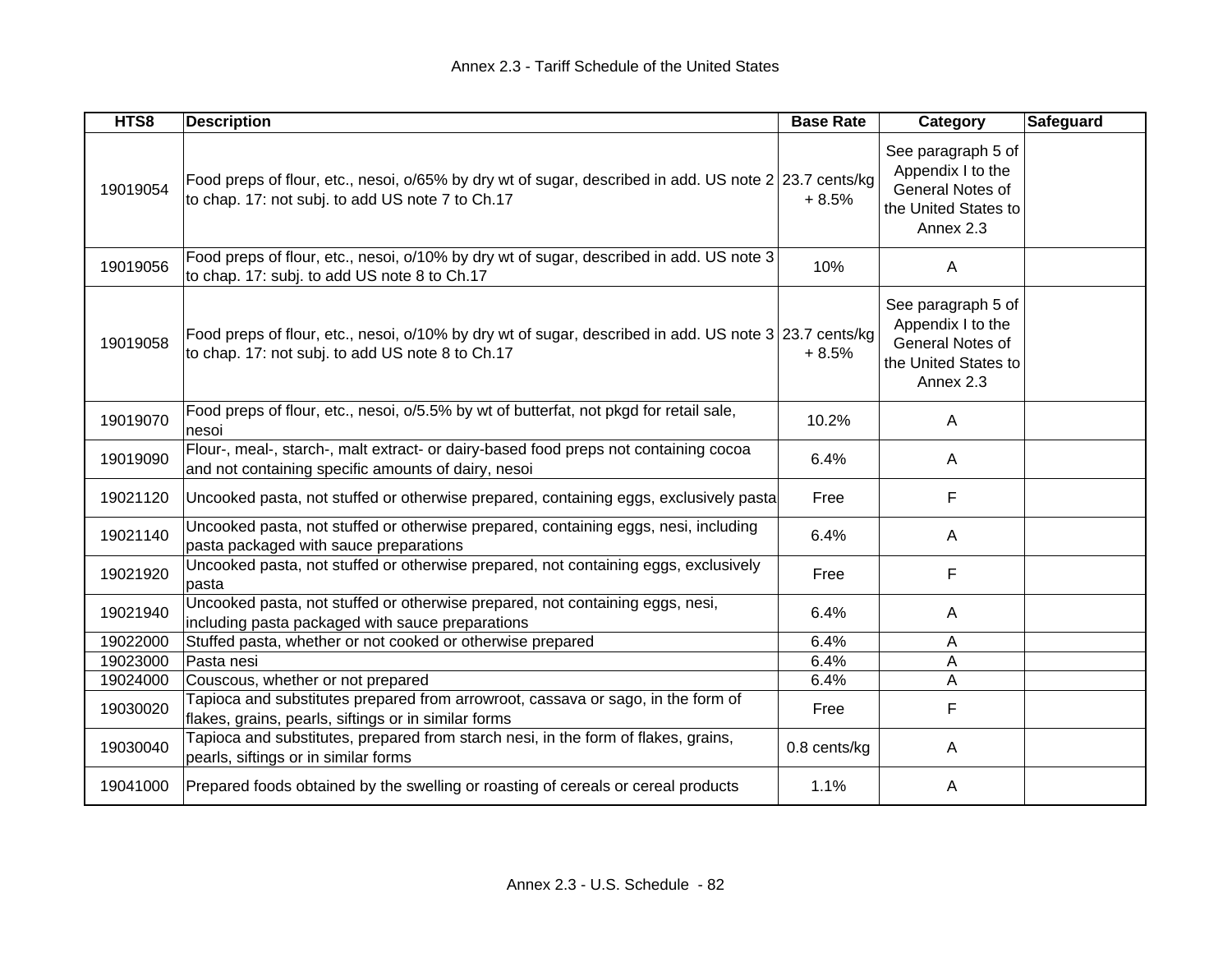| HTS8 | Description | Base Rate | Category | Safeguard |
|---|---|---|---|---|
| 19019054 | Food preps of flour, etc., nesoi, o/65% by dry wt of sugar, described in add. US note 2 to chap. 17: not subj. to add US note 7 to Ch.17 | 23.7 cents/kg + 8.5% | See paragraph 5 of Appendix I to the General Notes of the United States to Annex 2.3 | |
| 19019056 | Food preps of flour, etc., nesoi, o/10% by dry wt of sugar, described in add. US note 3 to chap. 17: subj. to add US note 8 to Ch.17 | 10% | A | |
| 19019058 | Food preps of flour, etc., nesoi, o/10% by dry wt of sugar, described in add. US note 3 to chap. 17: not subj. to add US note 8 to Ch.17 | 23.7 cents/kg + 8.5% | See paragraph 5 of Appendix I to the General Notes of the United States to Annex 2.3 | |
| 19019070 | Food preps of flour, etc., nesoi, o/5.5% by wt of butterfat, not pkgd for retail sale, nesoi | 10.2% | A | |
| 19019090 | Flour-, meal-, starch-, malt extract- or dairy-based food preps not containing cocoa and not containing specific amounts of dairy, nesoi | 6.4% | A | |
| 19021120 | Uncooked pasta, not stuffed or otherwise prepared, containing eggs, exclusively pasta | Free | F | |
| 19021140 | Uncooked pasta, not stuffed or otherwise prepared, containing eggs, nesi, including pasta packaged with sauce preparations | 6.4% | A | |
| 19021920 | Uncooked pasta, not stuffed or otherwise prepared, not containing eggs, exclusively pasta | Free | F | |
| 19021940 | Uncooked pasta, not stuffed or otherwise prepared, not containing eggs, nesi, including pasta packaged with sauce preparations | 6.4% | A | |
| 19022000 | Stuffed pasta, whether or not cooked or otherwise prepared | 6.4% | A | |
| 19023000 | Pasta nesi | 6.4% | A | |
| 19024000 | Couscous, whether or not prepared | 6.4% | A | |
| 19030020 | Tapioca and substitutes prepared from arrowroot, cassava or sago, in the form of flakes, grains, pearls, siftings or in similar forms | Free | F | |
| 19030040 | Tapioca and substitutes, prepared from starch nesi, in the form of flakes, grains, pearls, siftings or in similar forms | 0.8 cents/kg | A | |
| 19041000 | Prepared foods obtained by the swelling or roasting of cereals or cereal products | 1.1% | A | |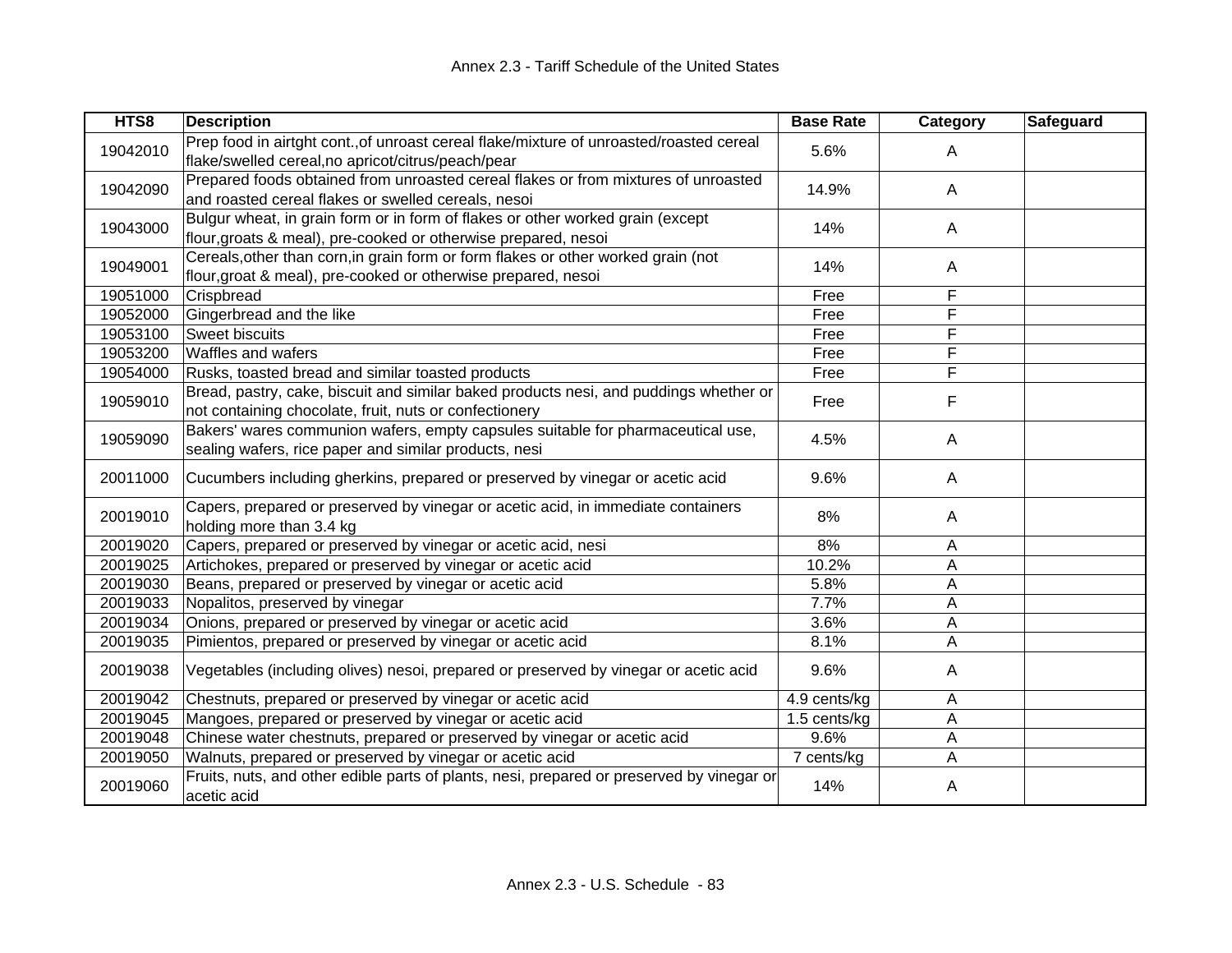Annex 2.3 - Tariff Schedule of the United States

| HTS8 | Description | Base Rate | Category | Safeguard |
|---|---|---|---|---|
| 19042010 | Prep food in airtght cont.,of unroast cereal flake/mixture of unroasted/roasted cereal flake/swelled cereal,no apricot/citrus/peach/pear | 5.6% | A | |
| 19042090 | Prepared foods obtained from unroasted cereal flakes or from mixtures of unroasted and roasted cereal flakes or swelled cereals, nesoi | 14.9% | A | |
| 19043000 | Bulgur wheat, in grain form or in form of flakes or other worked grain (except flour,groats & meal), pre-cooked or otherwise prepared, nesoi | 14% | A | |
| 19049001 | Cereals,other than corn,in grain form or form flakes or other worked grain (not flour,groat & meal), pre-cooked or otherwise prepared, nesoi | 14% | A | |
| 19051000 | Crispbread | Free | F | |
| 19052000 | Gingerbread and the like | Free | F | |
| 19053100 | Sweet biscuits | Free | F | |
| 19053200 | Waffles and wafers | Free | F | |
| 19054000 | Rusks, toasted bread and similar toasted products | Free | F | |
| 19059010 | Bread, pastry, cake, biscuit and similar baked products nesi, and puddings whether or not containing chocolate, fruit, nuts or confectionery | Free | F | |
| 19059090 | Bakers' wares communion wafers, empty capsules suitable for pharmaceutical use, sealing wafers, rice paper and similar products, nesi | 4.5% | A | |
| 20011000 | Cucumbers including gherkins, prepared or preserved by vinegar or acetic acid | 9.6% | A | |
| 20019010 | Capers, prepared or preserved by vinegar or acetic acid, in immediate containers holding more than 3.4 kg | 8% | A | |
| 20019020 | Capers, prepared or preserved by vinegar or acetic acid, nesi | 8% | A | |
| 20019025 | Artichokes, prepared or preserved by vinegar or acetic acid | 10.2% | A | |
| 20019030 | Beans, prepared or preserved by vinegar or acetic acid | 5.8% | A | |
| 20019033 | Nopalitos, preserved by vinegar | 7.7% | A | |
| 20019034 | Onions, prepared or preserved by vinegar or acetic acid | 3.6% | A | |
| 20019035 | Pimientos, prepared or preserved by vinegar or acetic acid | 8.1% | A | |
| 20019038 | Vegetables (including olives) nesoi, prepared or preserved by vinegar or acetic acid | 9.6% | A | |
| 20019042 | Chestnuts, prepared or preserved by vinegar or acetic acid | 4.9 cents/kg | A | |
| 20019045 | Mangoes, prepared or preserved by vinegar or acetic acid | 1.5 cents/kg | A | |
| 20019048 | Chinese water chestnuts, prepared or preserved by vinegar or acetic acid | 9.6% | A | |
| 20019050 | Walnuts, prepared or preserved by vinegar or acetic acid | 7 cents/kg | A | |
| 20019060 | Fruits, nuts, and other edible parts of plants, nesi, prepared or preserved by vinegar or acetic acid | 14% | A | |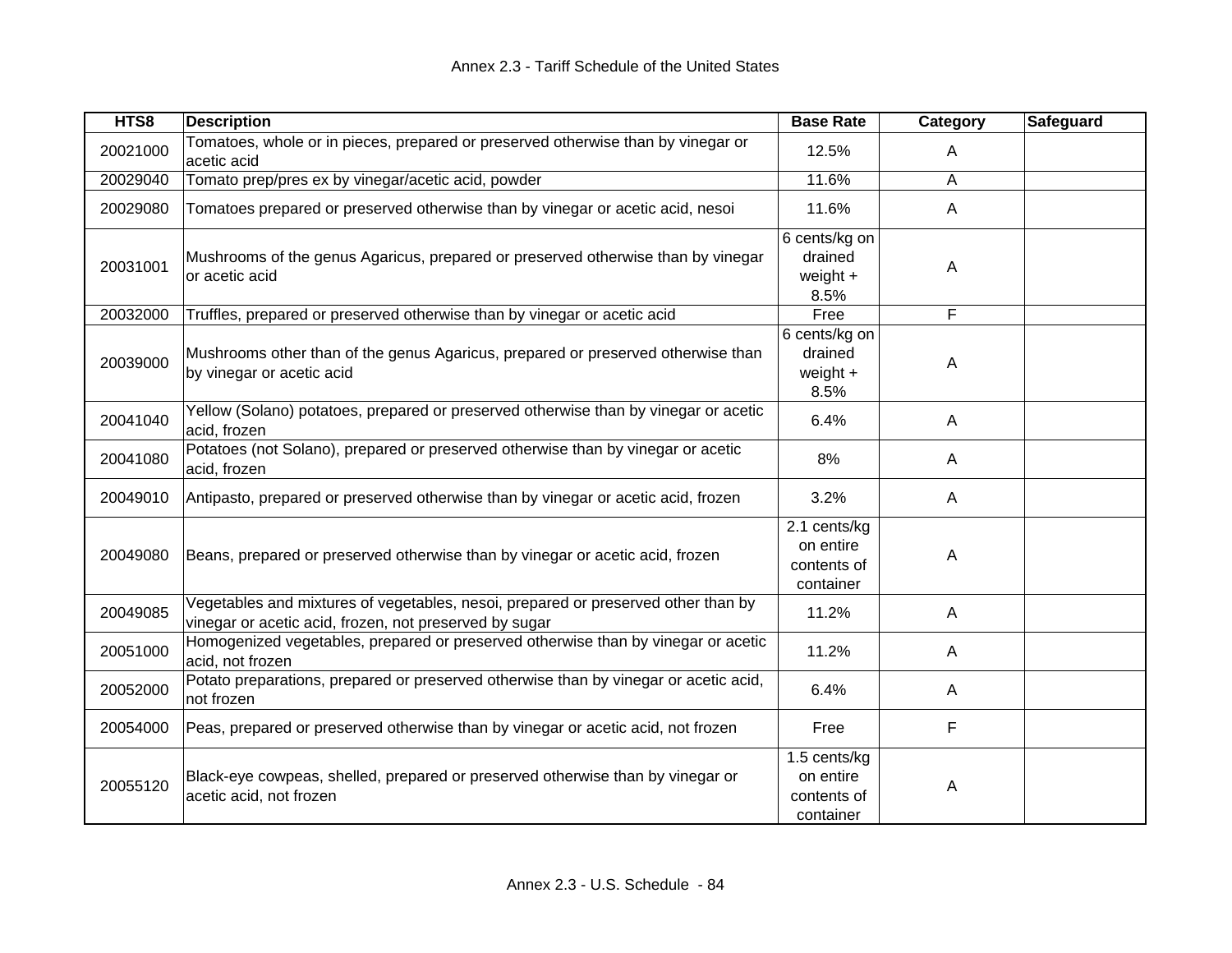| HTS8 | Description | Base Rate | Category | Safeguard |
|---|---|---|---|---|
| 20021000 | Tomatoes, whole or in pieces, prepared or preserved otherwise than by vinegar or acetic acid | 12.5% | A | |
| 20029040 | Tomato prep/pres ex by vinegar/acetic acid, powder | 11.6% | A | |
| 20029080 | Tomatoes prepared or preserved otherwise than by vinegar or acetic acid, nesoi | 11.6% | A | |
| 20031001 | Mushrooms of the genus Agaricus, prepared or preserved otherwise than by vinegar or acetic acid | 6 cents/kg on drained weight + 8.5% | A | |
| 20032000 | Truffles, prepared or preserved otherwise than by vinegar or acetic acid | Free | F | |
| 20039000 | Mushrooms other than of the genus Agaricus, prepared or preserved otherwise than by vinegar or acetic acid | 6 cents/kg on drained weight + 8.5% | A | |
| 20041040 | Yellow (Solano) potatoes, prepared or preserved otherwise than by vinegar or acetic acid, frozen | 6.4% | A | |
| 20041080 | Potatoes (not Solano), prepared or preserved otherwise than by vinegar or acetic acid, frozen | 8% | A | |
| 20049010 | Antipasto, prepared or preserved otherwise than by vinegar or acetic acid, frozen | 3.2% | A | |
| 20049080 | Beans, prepared or preserved otherwise than by vinegar or acetic acid, frozen | 2.1 cents/kg on entire contents of container | A | |
| 20049085 | Vegetables and mixtures of vegetables, nesoi, prepared or preserved other than by vinegar or acetic acid, frozen, not preserved by sugar | 11.2% | A | |
| 20051000 | Homogenized vegetables, prepared or preserved otherwise than by vinegar or acetic acid, not frozen | 11.2% | A | |
| 20052000 | Potato preparations, prepared or preserved otherwise than by vinegar or acetic acid, not frozen | 6.4% | A | |
| 20054000 | Peas, prepared or preserved otherwise than by vinegar or acetic acid, not frozen | Free | F | |
| 20055120 | Black-eye cowpeas, shelled, prepared or preserved otherwise than by vinegar or acetic acid, not frozen | 1.5 cents/kg on entire contents of container | A | |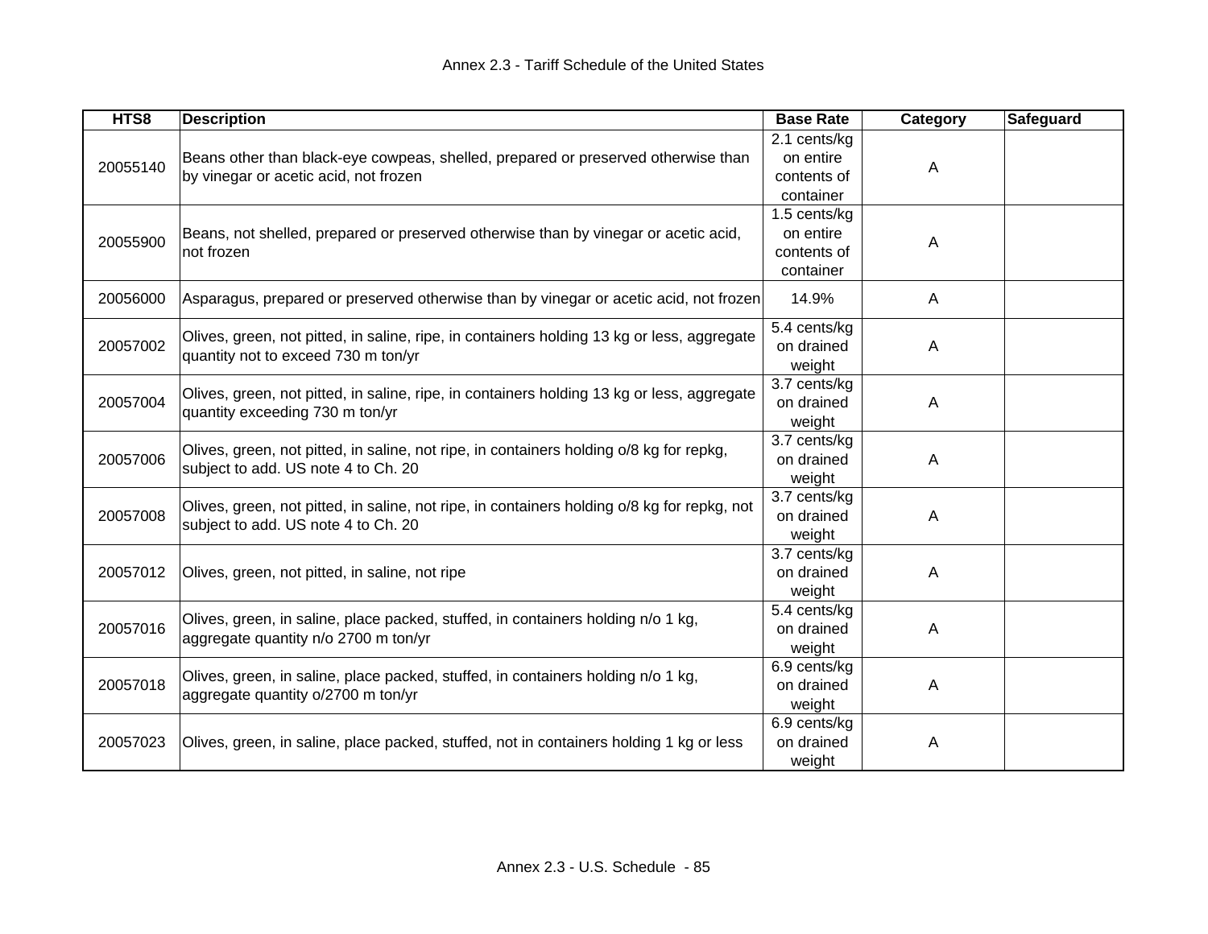| HTS8 | Description | Base Rate | Category | Safeguard |
|---|---|---|---|---|
| 20055140 | Beans other than black-eye cowpeas, shelled, prepared or preserved otherwise than by vinegar or acetic acid, not frozen | 2.1 cents/kg on entire contents of container | A | |
| 20055900 | Beans, not shelled, prepared or preserved otherwise than by vinegar or acetic acid, not frozen | 1.5 cents/kg on entire contents of container | A | |
| 20056000 | Asparagus, prepared or preserved otherwise than by vinegar or acetic acid, not frozen | 14.9% | A | |
| 20057002 | Olives, green, not pitted, in saline, ripe, in containers holding 13 kg or less, aggregate quantity not to exceed 730 m ton/yr | 5.4 cents/kg on drained weight | A | |
| 20057004 | Olives, green, not pitted, in saline, ripe, in containers holding 13 kg or less, aggregate quantity exceeding 730 m ton/yr | 3.7 cents/kg on drained weight | A | |
| 20057006 | Olives, green, not pitted, in saline, not ripe, in containers holding o/8 kg for repkg, subject to add. US note 4 to Ch. 20 | 3.7 cents/kg on drained weight | A | |
| 20057008 | Olives, green, not pitted, in saline, not ripe, in containers holding o/8 kg for repkg, not subject to add. US note 4 to Ch. 20 | 3.7 cents/kg on drained weight | A | |
| 20057012 | Olives, green, not pitted, in saline, not ripe | 3.7 cents/kg on drained weight | A | |
| 20057016 | Olives, green, in saline, place packed, stuffed, in containers holding n/o 1 kg, aggregate quantity n/o 2700 m ton/yr | 5.4 cents/kg on drained weight | A | |
| 20057018 | Olives, green, in saline, place packed, stuffed, in containers holding n/o 1 kg, aggregate quantity o/2700 m ton/yr | 6.9 cents/kg on drained weight | A | |
| 20057023 | Olives, green, in saline, place packed, stuffed, not in containers holding 1 kg or less | 6.9 cents/kg on drained weight | A | |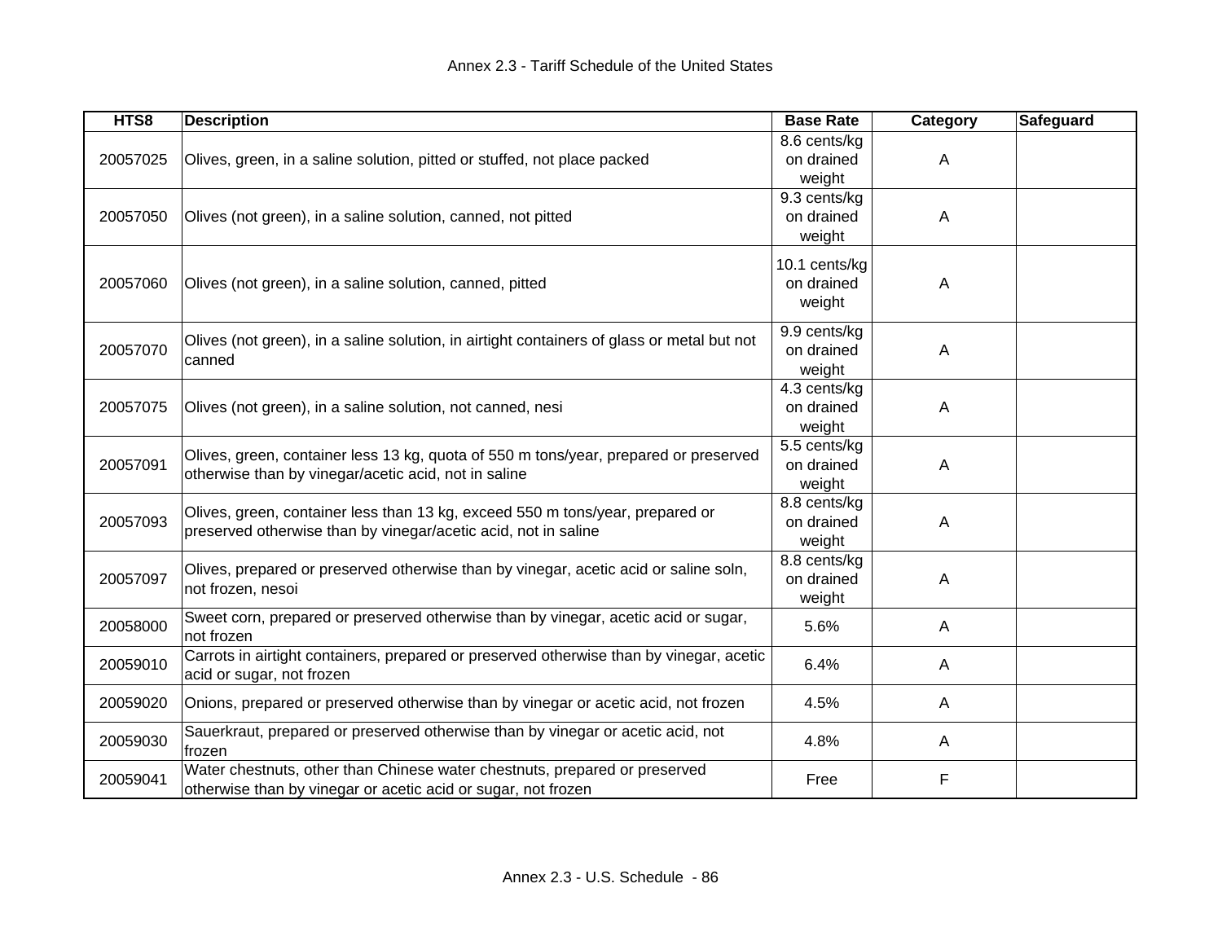| HTS8 | Description | Base Rate | Category | Safeguard |
|---|---|---|---|---|
| 20057025 | Olives, green, in a saline solution, pitted or stuffed, not place packed | 8.6 cents/kg on drained weight | A | |
| 20057050 | Olives (not green), in a saline solution, canned, not pitted | 9.3 cents/kg on drained weight | A | |
| 20057060 | Olives (not green), in a saline solution, canned, pitted | 10.1 cents/kg on drained weight | A | |
| 20057070 | Olives (not green), in a saline solution, in airtight containers of glass or metal but not canned | 9.9 cents/kg on drained weight | A | |
| 20057075 | Olives (not green), in a saline solution, not canned, nesi | 4.3 cents/kg on drained weight | A | |
| 20057091 | Olives, green, container less 13 kg, quota of 550 m tons/year, prepared or preserved otherwise than by vinegar/acetic acid, not in saline | 5.5 cents/kg on drained weight | A | |
| 20057093 | Olives, green, container less than 13 kg, exceed 550 m tons/year, prepared or preserved otherwise than by vinegar/acetic acid, not in saline | 8.8 cents/kg on drained weight | A | |
| 20057097 | Olives, prepared or preserved otherwise than by vinegar, acetic acid or saline soln, not frozen, nesoi | 8.8 cents/kg on drained weight | A | |
| 20058000 | Sweet corn, prepared or preserved otherwise than by vinegar, acetic acid or sugar, not frozen | 5.6% | A | |
| 20059010 | Carrots in airtight containers, prepared or preserved otherwise than by vinegar, acetic acid or sugar, not frozen | 6.4% | A | |
| 20059020 | Onions, prepared or preserved otherwise than by vinegar or acetic acid, not frozen | 4.5% | A | |
| 20059030 | Sauerkraut, prepared or preserved otherwise than by vinegar or acetic acid, not frozen | 4.8% | A | |
| 20059041 | Water chestnuts, other than Chinese water chestnuts, prepared or preserved otherwise than by vinegar or acetic acid or sugar, not frozen | Free | F | |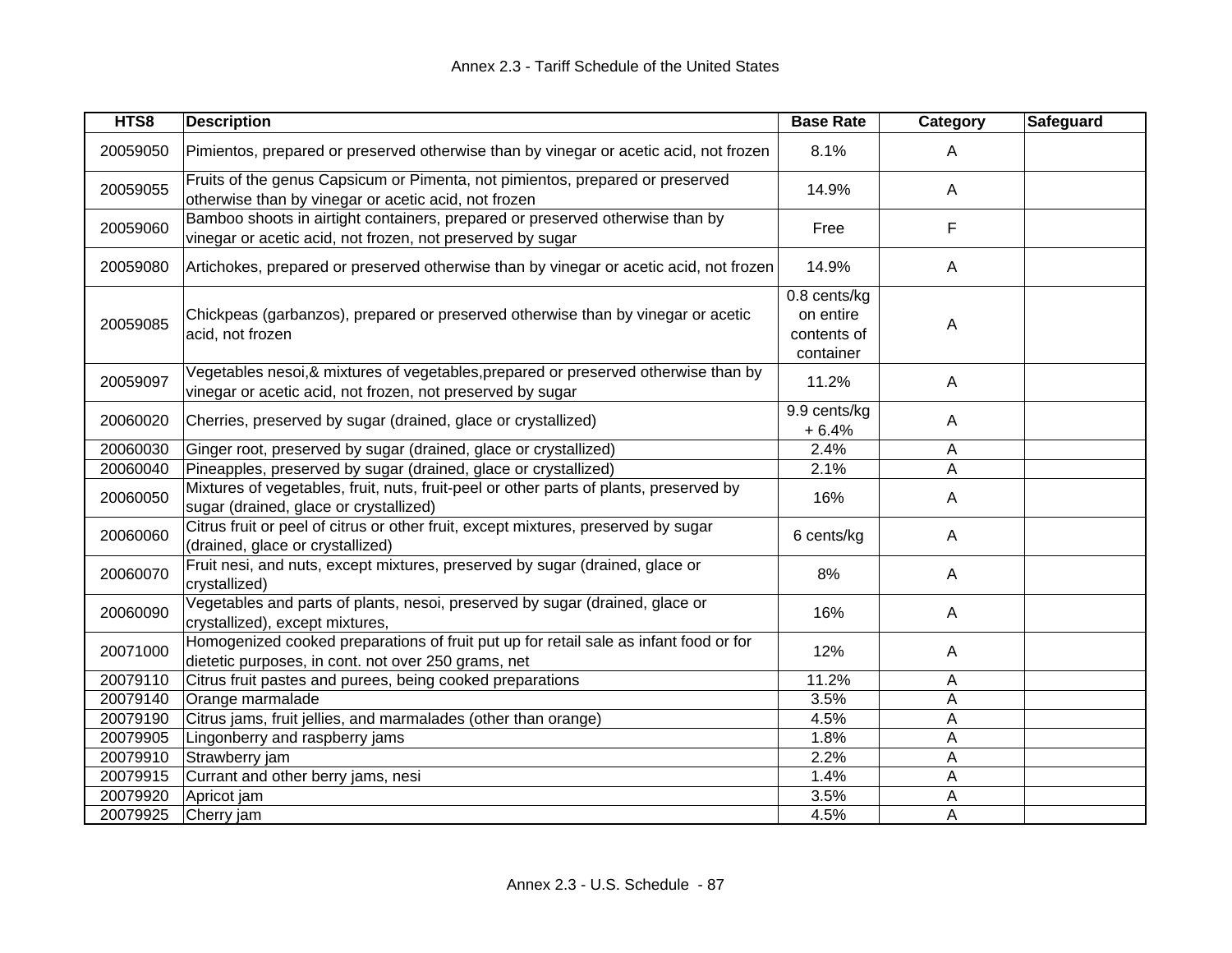| HTS8 | Description | Base Rate | Category | Safeguard |
|---|---|---|---|---|
| 20059050 | Pimientos, prepared or preserved otherwise than by vinegar or acetic acid, not frozen | 8.1% | A | |
| 20059055 | Fruits of the genus Capsicum or Pimenta, not pimientos, prepared or preserved otherwise than by vinegar or acetic acid, not frozen | 14.9% | A | |
| 20059060 | Bamboo shoots in airtight containers, prepared or preserved otherwise than by vinegar or acetic acid, not frozen, not preserved by sugar | Free | F | |
| 20059080 | Artichokes, prepared or preserved otherwise than by vinegar or acetic acid, not frozen | 14.9% | A | |
| 20059085 | Chickpeas (garbanzos), prepared or preserved otherwise than by vinegar or acetic acid, not frozen | 0.8 cents/kg on entire contents of container | A | |
| 20059097 | Vegetables nesoi,& mixtures of vegetables,prepared or preserved otherwise than by vinegar or acetic acid, not frozen, not preserved by sugar | 11.2% | A | |
| 20060020 | Cherries, preserved by sugar (drained, glace or crystallized) | 9.9 cents/kg + 6.4% | A | |
| 20060030 | Ginger root, preserved by sugar (drained, glace or crystallized) | 2.4% | A | |
| 20060040 | Pineapples, preserved by sugar (drained, glace or crystallized) | 2.1% | A | |
| 20060050 | Mixtures of vegetables, fruit, nuts, fruit-peel or other parts of plants, preserved by sugar (drained, glace or crystallized) | 16% | A | |
| 20060060 | Citrus fruit or peel of citrus or other fruit, except mixtures, preserved by sugar (drained, glace or crystallized) | 6 cents/kg | A | |
| 20060070 | Fruit nesi, and nuts, except mixtures, preserved by sugar (drained, glace or crystallized) | 8% | A | |
| 20060090 | Vegetables and parts of plants, nesoi, preserved by sugar (drained, glace or crystallized), except mixtures, | 16% | A | |
| 20071000 | Homogenized cooked preparations of fruit put up for retail sale as infant food or for dietetic purposes, in cont. not over 250 grams, net | 12% | A | |
| 20079110 | Citrus fruit pastes and purees, being cooked preparations | 11.2% | A | |
| 20079140 | Orange marmalade | 3.5% | A | |
| 20079190 | Citrus jams, fruit jellies, and marmalades (other than orange) | 4.5% | A | |
| 20079905 | Lingonberry and raspberry jams | 1.8% | A | |
| 20079910 | Strawberry jam | 2.2% | A | |
| 20079915 | Currant and other berry jams, nesi | 1.4% | A | |
| 20079920 | Apricot jam | 3.5% | A | |
| 20079925 | Cherry jam | 4.5% | A | |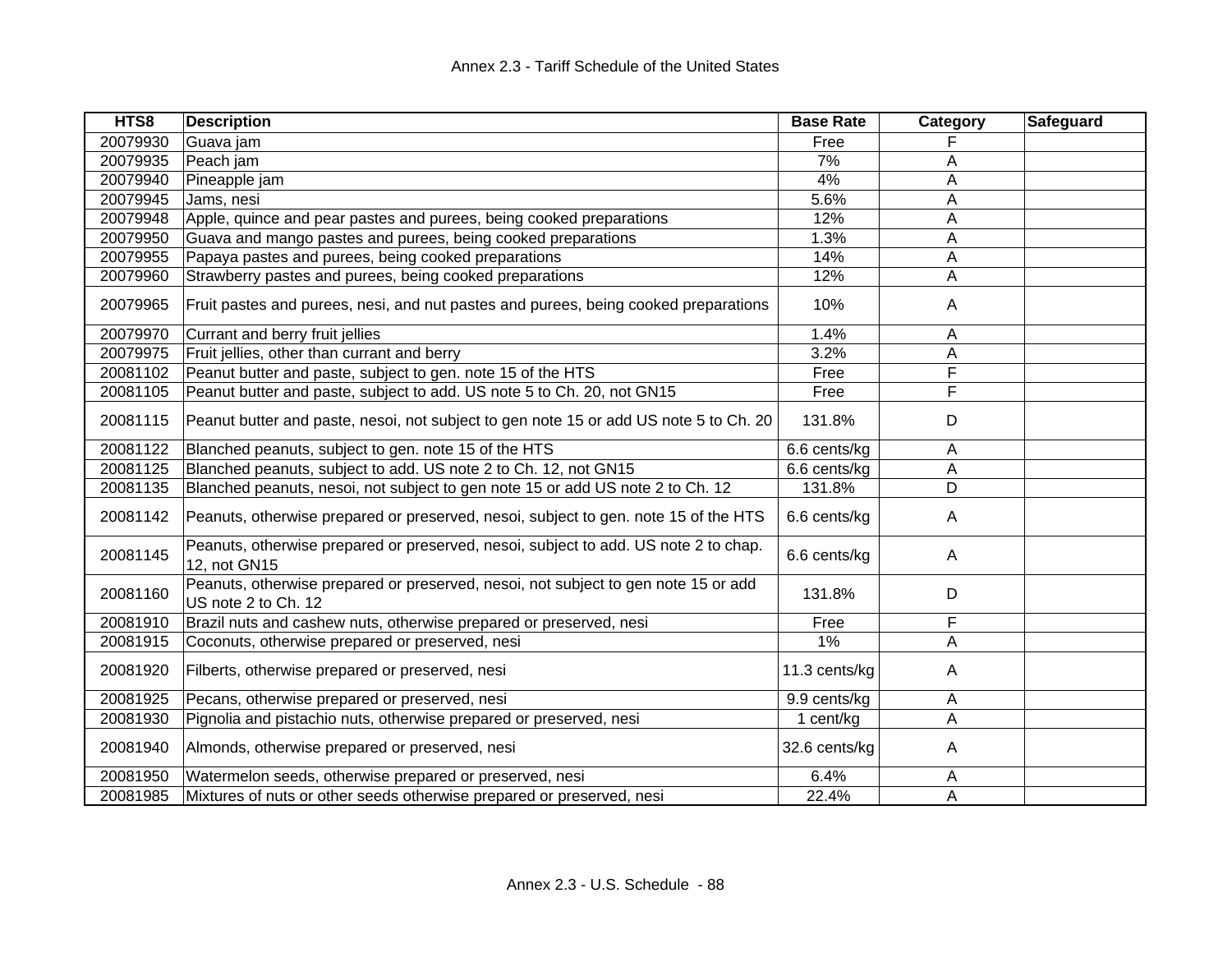| HTS8 | Description | Base Rate | Category | Safeguard |
|---|---|---|---|---|
| 20079930 | Guava jam | Free | F | |
| 20079935 | Peach jam | 7% | A | |
| 20079940 | Pineapple jam | 4% | A | |
| 20079945 | Jams, nesi | 5.6% | A | |
| 20079948 | Apple, quince and pear pastes and purees, being cooked preparations | 12% | A | |
| 20079950 | Guava and mango pastes and purees, being cooked preparations | 1.3% | A | |
| 20079955 | Papaya pastes and purees, being cooked preparations | 14% | A | |
| 20079960 | Strawberry pastes and purees, being cooked preparations | 12% | A | |
| 20079965 | Fruit pastes and purees, nesi, and nut pastes and purees, being cooked preparations | 10% | A | |
| 20079970 | Currant and berry fruit jellies | 1.4% | A | |
| 20079975 | Fruit jellies, other than currant and berry | 3.2% | A | |
| 20081102 | Peanut butter and paste, subject to gen. note 15 of the HTS | Free | F | |
| 20081105 | Peanut butter and paste, subject to add. US note 5 to Ch. 20, not GN15 | Free | F | |
| 20081115 | Peanut butter and paste, nesoi, not subject to gen note 15 or add US note 5 to Ch. 20 | 131.8% | D | |
| 20081122 | Blanched peanuts, subject to gen. note 15 of the HTS | 6.6 cents/kg | A | |
| 20081125 | Blanched peanuts, subject to add. US note 2 to Ch. 12, not GN15 | 6.6 cents/kg | A | |
| 20081135 | Blanched peanuts, nesoi, not subject to gen note 15 or add US note 2 to Ch. 12 | 131.8% | D | |
| 20081142 | Peanuts, otherwise prepared or preserved, nesoi, subject to gen. note 15 of the HTS | 6.6 cents/kg | A | |
| 20081145 | Peanuts, otherwise prepared or preserved, nesoi, subject to add. US note 2 to chap. 12, not GN15 | 6.6 cents/kg | A | |
| 20081160 | Peanuts, otherwise prepared or preserved, nesoi, not subject to gen note 15 or add US note 2 to Ch. 12 | 131.8% | D | |
| 20081910 | Brazil nuts and cashew nuts, otherwise prepared or preserved, nesi | Free | F | |
| 20081915 | Coconuts, otherwise prepared or preserved, nesi | 1% | A | |
| 20081920 | Filberts, otherwise prepared or preserved, nesi | 11.3 cents/kg | A | |
| 20081925 | Pecans, otherwise prepared or preserved, nesi | 9.9 cents/kg | A | |
| 20081930 | Pignolia and pistachio nuts, otherwise prepared or preserved, nesi | 1 cent/kg | A | |
| 20081940 | Almonds, otherwise prepared or preserved, nesi | 32.6 cents/kg | A | |
| 20081950 | Watermelon seeds, otherwise prepared or preserved, nesi | 6.4% | A | |
| 20081985 | Mixtures of nuts or other seeds otherwise prepared or preserved, nesi | 22.4% | A | |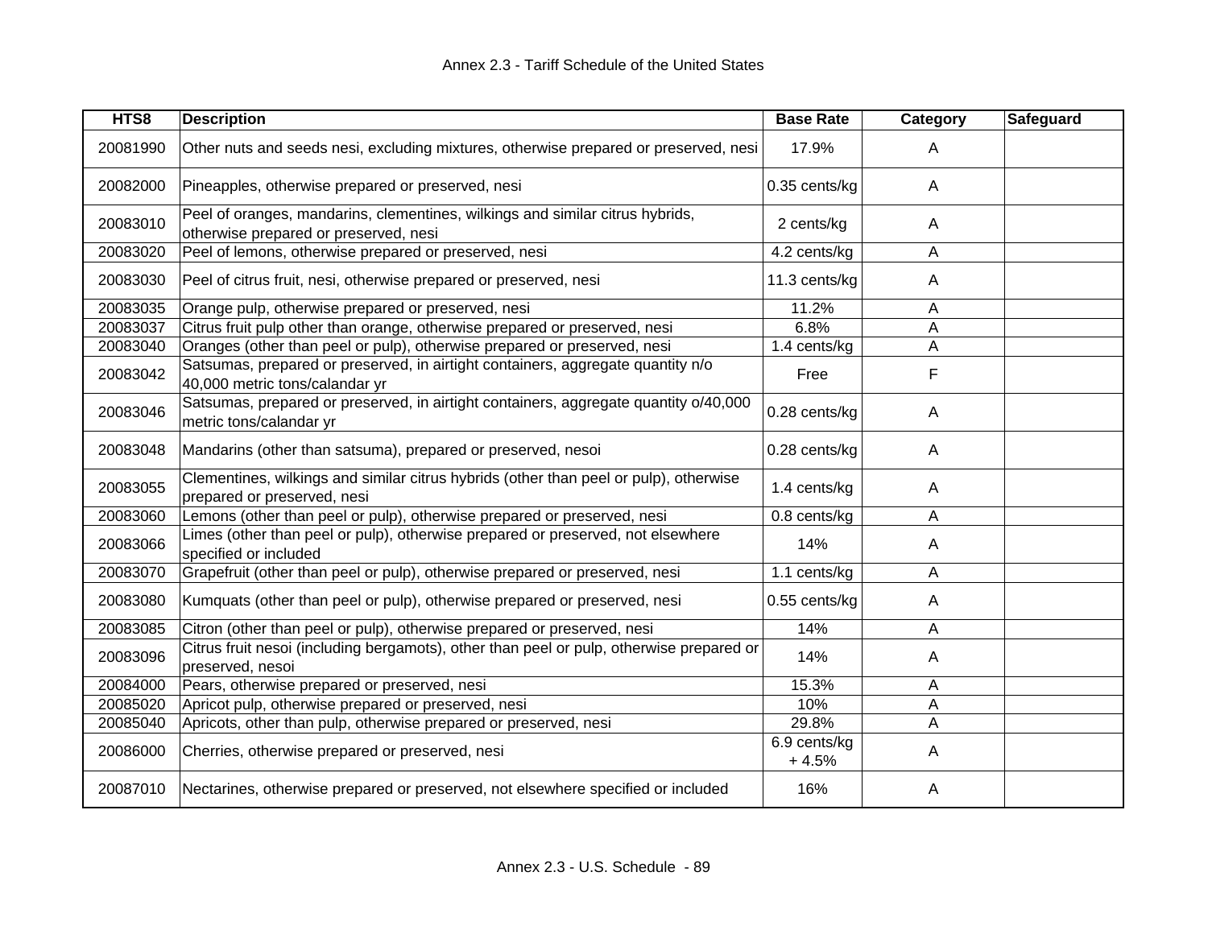| HTS8 | Description | Base Rate | Category | Safeguard |
|---|---|---|---|---|
| 20081990 | Other nuts and seeds nesi, excluding mixtures, otherwise prepared or preserved, nesi | 17.9% | A | |
| 20082000 | Pineapples, otherwise prepared or preserved, nesi | 0.35 cents/kg | A | |
| 20083010 | Peel of oranges, mandarins, clementines, wilkings and similar citrus hybrids, otherwise prepared or preserved, nesi | 2 cents/kg | A | |
| 20083020 | Peel of lemons, otherwise prepared or preserved, nesi | 4.2 cents/kg | A | |
| 20083030 | Peel of citrus fruit, nesi, otherwise prepared or preserved, nesi | 11.3 cents/kg | A | |
| 20083035 | Orange pulp, otherwise prepared or preserved, nesi | 11.2% | A | |
| 20083037 | Citrus fruit pulp other than orange, otherwise prepared or preserved, nesi | 6.8% | A | |
| 20083040 | Oranges (other than peel or pulp), otherwise prepared or preserved, nesi | 1.4 cents/kg | A | |
| 20083042 | Satsumas, prepared or preserved, in airtight containers, aggregate quantity n/o 40,000 metric tons/calandar yr | Free | F | |
| 20083046 | Satsumas, prepared or preserved, in airtight containers, aggregate quantity o/40,000 metric tons/calandar yr | 0.28 cents/kg | A | |
| 20083048 | Mandarins (other than satsuma), prepared or preserved, nesoi | 0.28 cents/kg | A | |
| 20083055 | Clementines, wilkings and similar citrus hybrids (other than peel or pulp), otherwise prepared or preserved, nesi | 1.4 cents/kg | A | |
| 20083060 | Lemons (other than peel or pulp), otherwise prepared or preserved, nesi | 0.8 cents/kg | A | |
| 20083066 | Limes (other than peel or pulp), otherwise prepared or preserved, not elsewhere specified or included | 14% | A | |
| 20083070 | Grapefruit (other than peel or pulp), otherwise prepared or preserved, nesi | 1.1 cents/kg | A | |
| 20083080 | Kumquats (other than peel or pulp), otherwise prepared or preserved, nesi | 0.55 cents/kg | A | |
| 20083085 | Citron (other than peel or pulp), otherwise prepared or preserved, nesi | 14% | A | |
| 20083096 | Citrus fruit nesoi (including bergamots), other than peel or pulp, otherwise prepared or preserved, nesoi | 14% | A | |
| 20084000 | Pears, otherwise prepared or preserved, nesi | 15.3% | A | |
| 20085020 | Apricot pulp, otherwise prepared or preserved, nesi | 10% | A | |
| 20085040 | Apricots, other than pulp, otherwise prepared or preserved, nesi | 29.8% | A | |
| 20086000 | Cherries, otherwise prepared or preserved, nesi | 6.9 cents/kg + 4.5% | A | |
| 20087010 | Nectarines, otherwise prepared or preserved, not elsewhere specified or included | 16% | A | |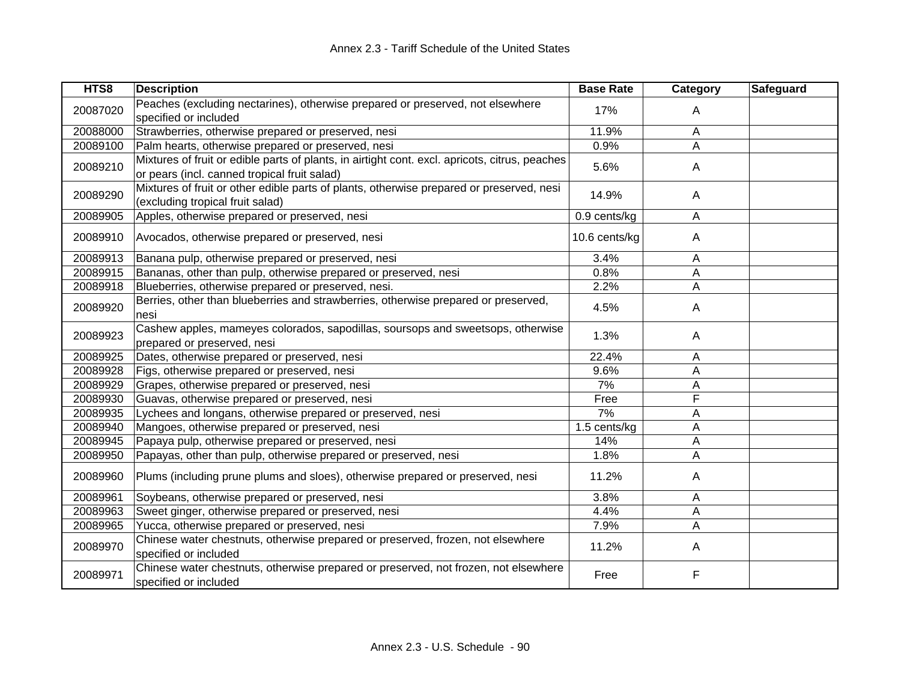| HTS8 | Description | Base Rate | Category | Safeguard |
|---|---|---|---|---|
| 20087020 | Peaches (excluding nectarines), otherwise prepared or preserved, not elsewhere specified or included | 17% | A | |
| 20088000 | Strawberries, otherwise prepared or preserved, nesi | 11.9% | A | |
| 20089100 | Palm hearts, otherwise prepared or preserved, nesi | 0.9% | A | |
| 20089210 | Mixtures of fruit or edible parts of plants, in airtight cont. excl. apricots, citrus, peaches or pears (incl. canned tropical fruit salad) | 5.6% | A | |
| 20089290 | Mixtures of fruit or other edible parts of plants, otherwise prepared or preserved, nesi (excluding tropical fruit salad) | 14.9% | A | |
| 20089905 | Apples, otherwise prepared or preserved, nesi | 0.9 cents/kg | A | |
| 20089910 | Avocados, otherwise prepared or preserved, nesi | 10.6 cents/kg | A | |
| 20089913 | Banana pulp, otherwise prepared or preserved, nesi | 3.4% | A | |
| 20089915 | Bananas, other than pulp, otherwise prepared or preserved, nesi | 0.8% | A | |
| 20089918 | Blueberries, otherwise prepared or preserved, nesi. | 2.2% | A | |
| 20089920 | Berries, other than blueberries and strawberries, otherwise prepared or preserved, nesi | 4.5% | A | |
| 20089923 | Cashew apples, mameyes colorados, sapodillas, soursops and sweetsops, otherwise prepared or preserved, nesi | 1.3% | A | |
| 20089925 | Dates, otherwise prepared or preserved, nesi | 22.4% | A | |
| 20089928 | Figs, otherwise prepared or preserved, nesi | 9.6% | A | |
| 20089929 | Grapes, otherwise prepared or preserved, nesi | 7% | A | |
| 20089930 | Guavas, otherwise prepared or preserved, nesi | Free | F | |
| 20089935 | Lychees and longans, otherwise prepared or preserved, nesi | 7% | A | |
| 20089940 | Mangoes, otherwise prepared or preserved, nesi | 1.5 cents/kg | A | |
| 20089945 | Papaya pulp, otherwise prepared or preserved, nesi | 14% | A | |
| 20089950 | Papayas, other than pulp, otherwise prepared or preserved, nesi | 1.8% | A | |
| 20089960 | Plums (including prune plums and sloes), otherwise prepared or preserved, nesi | 11.2% | A | |
| 20089961 | Soybeans, otherwise prepared or preserved, nesi | 3.8% | A | |
| 20089963 | Sweet ginger, otherwise prepared or preserved, nesi | 4.4% | A | |
| 20089965 | Yucca, otherwise prepared or preserved, nesi | 7.9% | A | |
| 20089970 | Chinese water chestnuts, otherwise prepared or preserved, frozen, not elsewhere specified or included | 11.2% | A | |
| 20089971 | Chinese water chestnuts, otherwise prepared or preserved, not frozen, not elsewhere specified or included | Free | F | |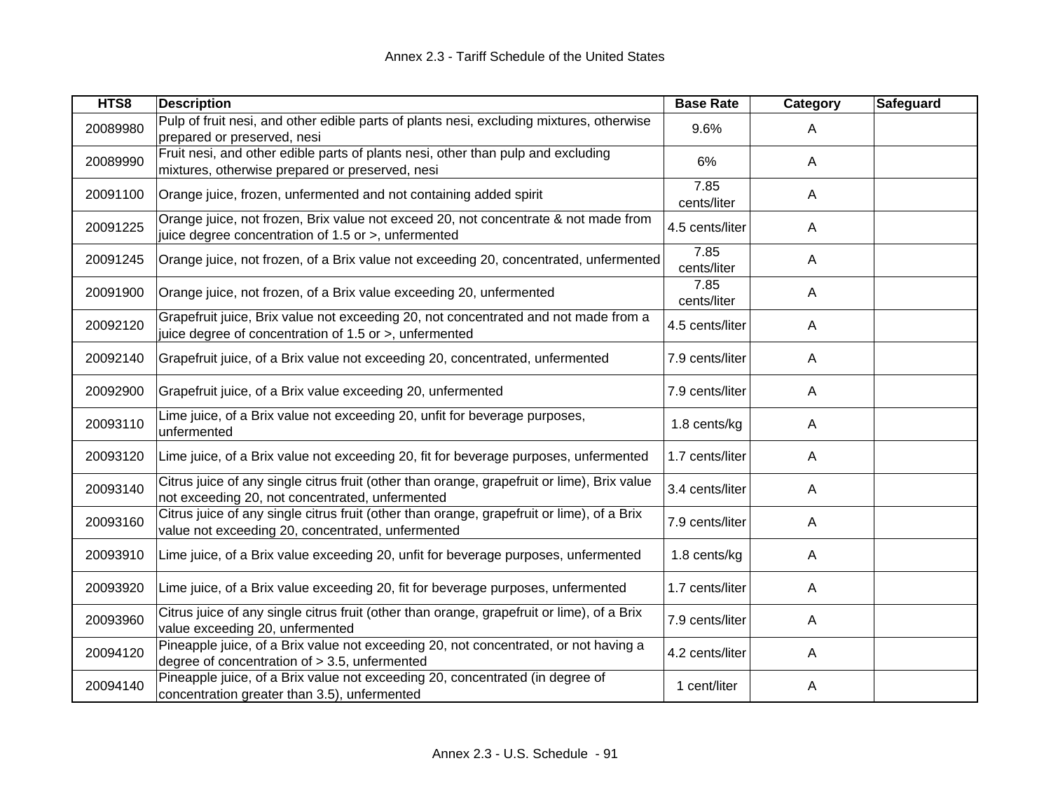| HTS8 | Description | Base Rate | Category | Safeguard |
|---|---|---|---|---|
| 20089980 | Pulp of fruit nesi, and other edible parts of plants nesi, excluding mixtures, otherwise prepared or preserved, nesi | 9.6% | A | |
| 20089990 | Fruit nesi, and other edible parts of plants nesi, other than pulp and excluding mixtures, otherwise prepared or preserved, nesi | 6% | A | |
| 20091100 | Orange juice, frozen, unfermented and not containing added spirit | 7.85 cents/liter | A | |
| 20091225 | Orange juice, not frozen, Brix value not exceed 20, not concentrate & not made from juice degree concentration of 1.5 or >, unfermented | 4.5 cents/liter | A | |
| 20091245 | Orange juice, not frozen, of a Brix value not exceeding 20, concentrated, unfermented | 7.85 cents/liter | A | |
| 20091900 | Orange juice, not frozen, of a Brix value exceeding 20, unfermented | 7.85 cents/liter | A | |
| 20092120 | Grapefruit juice, Brix value not exceeding 20, not concentrated and not made from a juice degree of concentration of 1.5 or >, unfermented | 4.5 cents/liter | A | |
| 20092140 | Grapefruit juice, of a Brix value not exceeding 20, concentrated, unfermented | 7.9 cents/liter | A | |
| 20092900 | Grapefruit juice, of a Brix value exceeding 20, unfermented | 7.9 cents/liter | A | |
| 20093110 | Lime juice, of a Brix value not exceeding 20, unfit for beverage purposes, unfermented | 1.8 cents/kg | A | |
| 20093120 | Lime juice, of a Brix value not exceeding 20, fit for beverage purposes, unfermented | 1.7 cents/liter | A | |
| 20093140 | Citrus juice of any single citrus fruit (other than orange, grapefruit or lime), Brix value not exceeding 20, not concentrated, unfermented | 3.4 cents/liter | A | |
| 20093160 | Citrus juice of any single citrus fruit (other than orange, grapefruit or lime), of a Brix value not exceeding 20, concentrated, unfermented | 7.9 cents/liter | A | |
| 20093910 | Lime juice, of a Brix value exceeding 20, unfit for beverage purposes, unfermented | 1.8 cents/kg | A | |
| 20093920 | Lime juice, of a Brix value exceeding 20, fit for beverage purposes, unfermented | 1.7 cents/liter | A | |
| 20093960 | Citrus juice of any single citrus fruit (other than orange, grapefruit or lime), of a Brix value exceeding 20, unfermented | 7.9 cents/liter | A | |
| 20094120 | Pineapple juice, of a Brix value not exceeding 20, not concentrated, or not having a degree of concentration of > 3.5, unfermented | 4.2 cents/liter | A | |
| 20094140 | Pineapple juice, of a Brix value not exceeding 20, concentrated (in degree of concentration greater than 3.5), unfermented | 1 cent/liter | A | |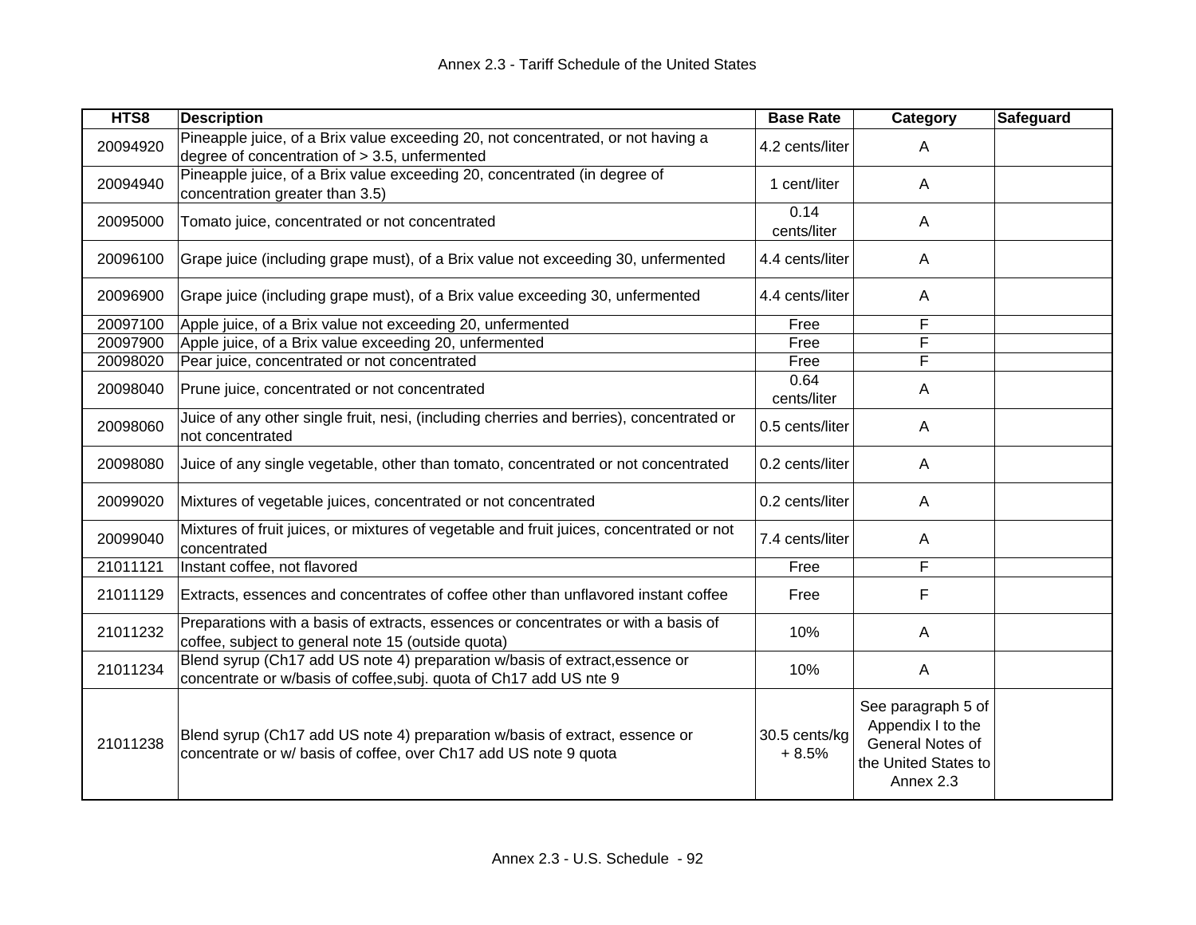| HTS8 | Description | Base Rate | Category | Safeguard |
|---|---|---|---|---|
| 20094920 | Pineapple juice, of a Brix value exceeding 20, not concentrated, or not having a degree of concentration of > 3.5, unfermented | 4.2 cents/liter | A | |
| 20094940 | Pineapple juice, of a Brix value exceeding 20, concentrated (in degree of concentration greater than 3.5) | 1 cent/liter | A | |
| 20095000 | Tomato juice, concentrated or not concentrated | 0.14 cents/liter | A | |
| 20096100 | Grape juice (including grape must), of a Brix value not exceeding 30, unfermented | 4.4 cents/liter | A | |
| 20096900 | Grape juice (including grape must), of a Brix value exceeding 30, unfermented | 4.4 cents/liter | A | |
| 20097100 | Apple juice, of a Brix value not exceeding 20, unfermented | Free | F | |
| 20097900 | Apple juice, of a Brix value exceeding 20, unfermented | Free | F | |
| 20098020 | Pear juice, concentrated or not concentrated | Free | F | |
| 20098040 | Prune juice, concentrated or not concentrated | 0.64 cents/liter | A | |
| 20098060 | Juice of any other single fruit, nesi, (including cherries and berries), concentrated or not concentrated | 0.5 cents/liter | A | |
| 20098080 | Juice of any single vegetable, other than tomato, concentrated or not concentrated | 0.2 cents/liter | A | |
| 20099020 | Mixtures of vegetable juices, concentrated or not concentrated | 0.2 cents/liter | A | |
| 20099040 | Mixtures of fruit juices, or mixtures of vegetable and fruit juices, concentrated or not concentrated | 7.4 cents/liter | A | |
| 21011121 | Instant coffee, not flavored | Free | F | |
| 21011129 | Extracts, essences and concentrates of coffee other than unflavored instant coffee | Free | F | |
| 21011232 | Preparations with a basis of extracts, essences or concentrates or with a basis of coffee, subject to general note 15 (outside quota) | 10% | A | |
| 21011234 | Blend syrup (Ch17 add US note 4) preparation w/basis of extract,essence or concentrate or w/basis of coffee,subj. quota of Ch17 add US nte 9 | 10% | A | |
| 21011238 | Blend syrup (Ch17 add US note 4) preparation w/basis of extract, essence or concentrate or w/ basis of coffee, over Ch17 add US note 9 quota | 30.5 cents/kg + 8.5% | See paragraph 5 of Appendix I to the General Notes of the United States to Annex 2.3 | |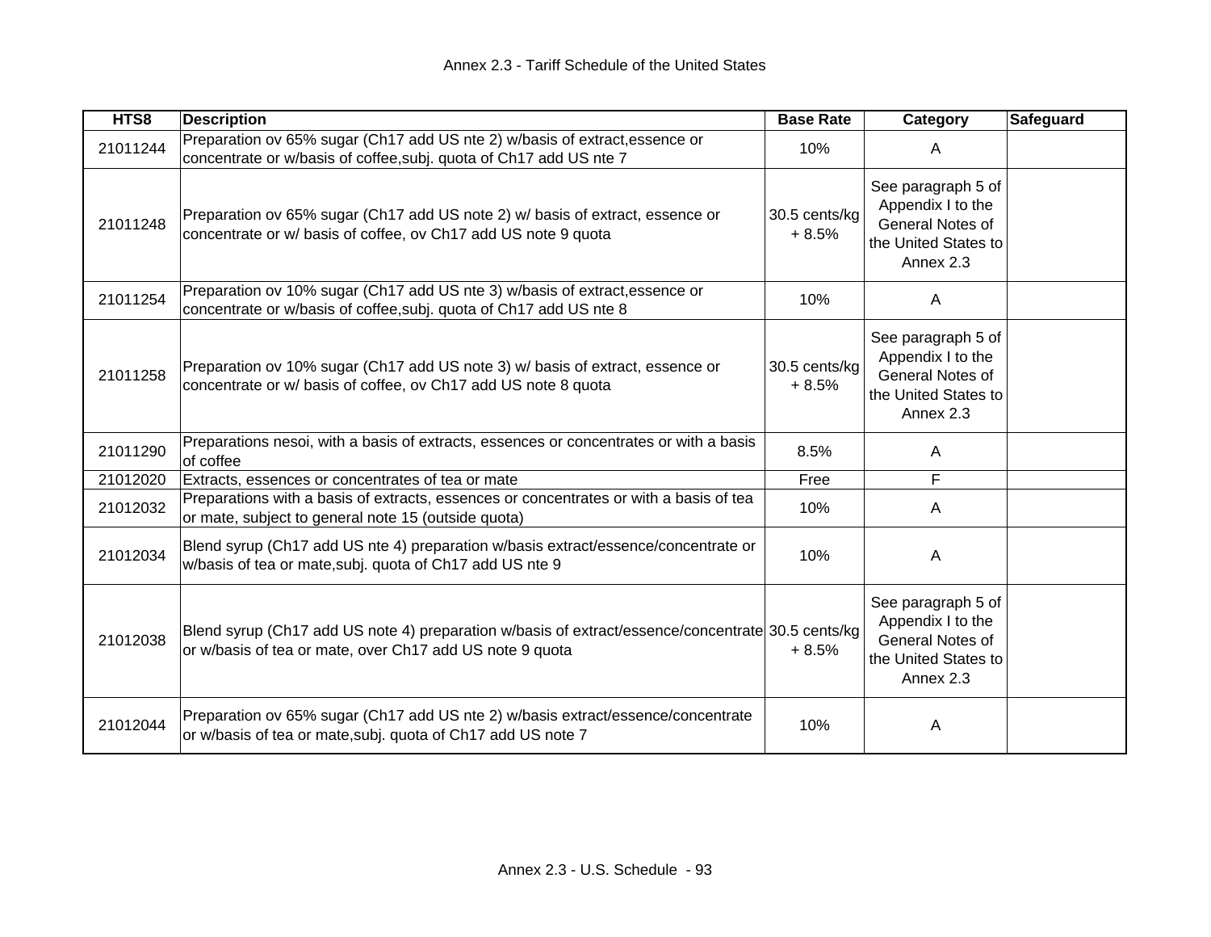| HTS8 | Description | Base Rate | Category | Safeguard |
|---|---|---|---|---|
| 21011244 | Preparation ov 65% sugar (Ch17 add US nte 2) w/basis of extract,essence or concentrate or w/basis of coffee,subj. quota of Ch17 add US nte 7 | 10% | A | |
| 21011248 | Preparation ov 65% sugar (Ch17 add US note 2) w/ basis of extract, essence or concentrate or w/ basis of coffee, ov Ch17 add US note 9 quota | 30.5 cents/kg + 8.5% | See paragraph 5 of Appendix I to the General Notes of the United States to Annex 2.3 | |
| 21011254 | Preparation ov 10% sugar (Ch17 add US nte 3) w/basis of extract,essence or concentrate or w/basis of coffee,subj. quota of Ch17 add US nte 8 | 10% | A | |
| 21011258 | Preparation ov 10% sugar (Ch17 add US note 3) w/ basis of extract, essence or concentrate or w/ basis of coffee, ov Ch17 add US note 8 quota | 30.5 cents/kg + 8.5% | See paragraph 5 of Appendix I to the General Notes of the United States to Annex 2.3 | |
| 21011290 | Preparations nesoi, with a basis of extracts, essences or concentrates or with a basis of coffee | 8.5% | A | |
| 21012020 | Extracts, essences or concentrates of tea or mate | Free | F | |
| 21012032 | Preparations with a basis of extracts, essences or concentrates or with a basis of tea or mate, subject to general note 15 (outside quota) | 10% | A | |
| 21012034 | Blend syrup (Ch17 add US nte 4) preparation w/basis extract/essence/concentrate or w/basis of tea or mate,subj. quota of Ch17 add US nte 9 | 10% | A | |
| 21012038 | Blend syrup (Ch17 add US note 4) preparation w/basis of extract/essence/concentrate or w/basis of tea or mate, over Ch17 add US note 9 quota | 30.5 cents/kg + 8.5% | See paragraph 5 of Appendix I to the General Notes of the United States to Annex 2.3 | |
| 21012044 | Preparation ov 65% sugar (Ch17 add US nte 2) w/basis extract/essence/concentrate or w/basis of tea or mate,subj. quota of Ch17 add US note 7 | 10% | A | |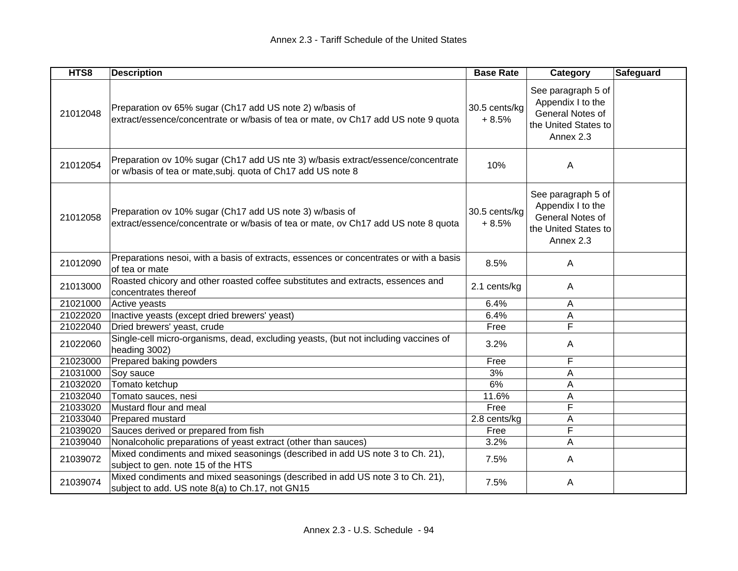| HTS8 | Description | Base Rate | Category | Safeguard |
|---|---|---|---|---|
| 21012048 | Preparation ov 65% sugar (Ch17 add US note 2) w/basis of extract/essence/concentrate or w/basis of tea or mate, ov Ch17 add US note 9 quota | 30.5 cents/kg + 8.5% | See paragraph 5 of Appendix I to the General Notes of the United States to Annex 2.3 | |
| 21012054 | Preparation ov 10% sugar (Ch17 add US nte 3) w/basis extract/essence/concentrate or w/basis of tea or mate,subj. quota of Ch17 add US note 8 | 10% | A | |
| 21012058 | Preparation ov 10% sugar (Ch17 add US note 3) w/basis of extract/essence/concentrate or w/basis of tea or mate, ov Ch17 add US note 8 quota | 30.5 cents/kg + 8.5% | See paragraph 5 of Appendix I to the General Notes of the United States to Annex 2.3 | |
| 21012090 | Preparations nesoi, with a basis of extracts, essences or concentrates or with a basis of tea or mate | 8.5% | A | |
| 21013000 | Roasted chicory and other roasted coffee substitutes and extracts, essences and concentrates thereof | 2.1 cents/kg | A | |
| 21021000 | Active yeasts | 6.4% | A | |
| 21022020 | Inactive yeasts (except dried brewers' yeast) | 6.4% | A | |
| 21022040 | Dried brewers' yeast, crude | Free | F | |
| 21022060 | Single-cell micro-organisms, dead, excluding yeasts, (but not including vaccines of heading 3002) | 3.2% | A | |
| 21023000 | Prepared baking powders | Free | F | |
| 21031000 | Soy sauce | 3% | A | |
| 21032020 | Tomato ketchup | 6% | A | |
| 21032040 | Tomato sauces, nesi | 11.6% | A | |
| 21033020 | Mustard flour and meal | Free | F | |
| 21033040 | Prepared mustard | 2.8 cents/kg | A | |
| 21039020 | Sauces derived or prepared from fish | Free | F | |
| 21039040 | Nonalcoholic preparations of yeast extract (other than sauces) | 3.2% | A | |
| 21039072 | Mixed condiments and mixed seasonings (described in add US note 3 to Ch. 21), subject to gen. note 15 of the HTS | 7.5% | A | |
| 21039074 | Mixed condiments and mixed seasonings (described in add US note 3 to Ch. 21), subject to add. US note 8(a) to Ch.17, not GN15 | 7.5% | A | |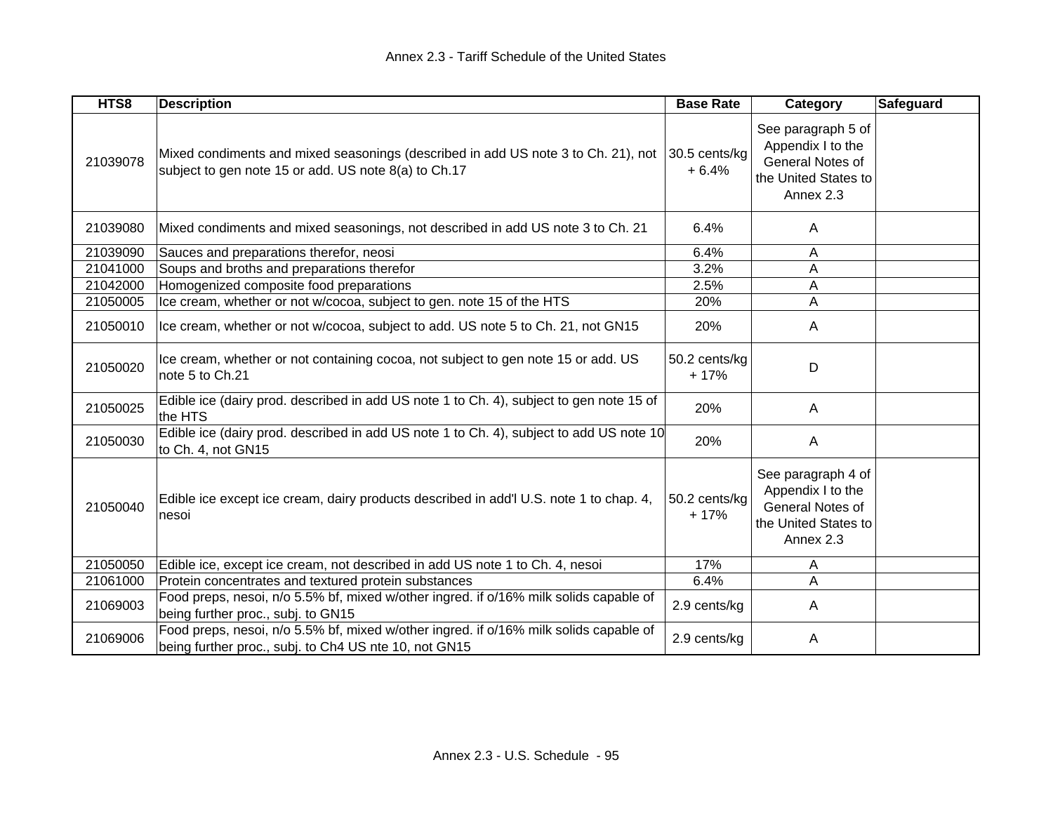| HTS8 | Description | Base Rate | Category | Safeguard |
|---|---|---|---|---|
| 21039078 | Mixed condiments and mixed seasonings (described in add US note 3 to Ch. 21), not subject to gen note 15 or add. US note 8(a) to Ch.17 | 30.5 cents/kg + 6.4% | See paragraph 5 of Appendix I to the General Notes of the United States to Annex 2.3 | |
| 21039080 | Mixed condiments and mixed seasonings, not described in add US note 3 to Ch. 21 | 6.4% | A | |
| 21039090 | Sauces and preparations therefor, neosi | 6.4% | A | |
| 21041000 | Soups and broths and preparations therefor | 3.2% | A | |
| 21042000 | Homogenized composite food preparations | 2.5% | A | |
| 21050005 | Ice cream, whether or not w/cocoa, subject to gen. note 15 of the HTS | 20% | A | |
| 21050010 | Ice cream, whether or not w/cocoa, subject to add. US note 5 to Ch. 21, not GN15 | 20% | A | |
| 21050020 | Ice cream, whether or not containing cocoa, not subject to gen note 15 or add. US note 5 to Ch.21 | 50.2 cents/kg + 17% | D | |
| 21050025 | Edible ice (dairy prod. described in add US note 1 to Ch. 4), subject to gen note 15 of the HTS | 20% | A | |
| 21050030 | Edible ice (dairy prod. described in add US note 1 to Ch. 4), subject to add US note 10 to Ch. 4, not GN15 | 20% | A | |
| 21050040 | Edible ice except ice cream, dairy products described in add'l U.S. note 1 to chap. 4, nesoi | 50.2 cents/kg + 17% | See paragraph 4 of Appendix I to the General Notes of the United States to Annex 2.3 | |
| 21050050 | Edible ice, except ice cream, not described in add US note 1 to Ch. 4, nesoi | 17% | A | |
| 21061000 | Protein concentrates and textured protein substances | 6.4% | A | |
| 21069003 | Food preps, nesoi, n/o 5.5% bf, mixed w/other ingred. if o/16% milk solids capable of being further proc., subj. to GN15 | 2.9 cents/kg | A | |
| 21069006 | Food preps, nesoi, n/o 5.5% bf, mixed w/other ingred. if o/16% milk solids capable of being further proc., subj. to Ch4 US nte 10, not GN15 | 2.9 cents/kg | A | |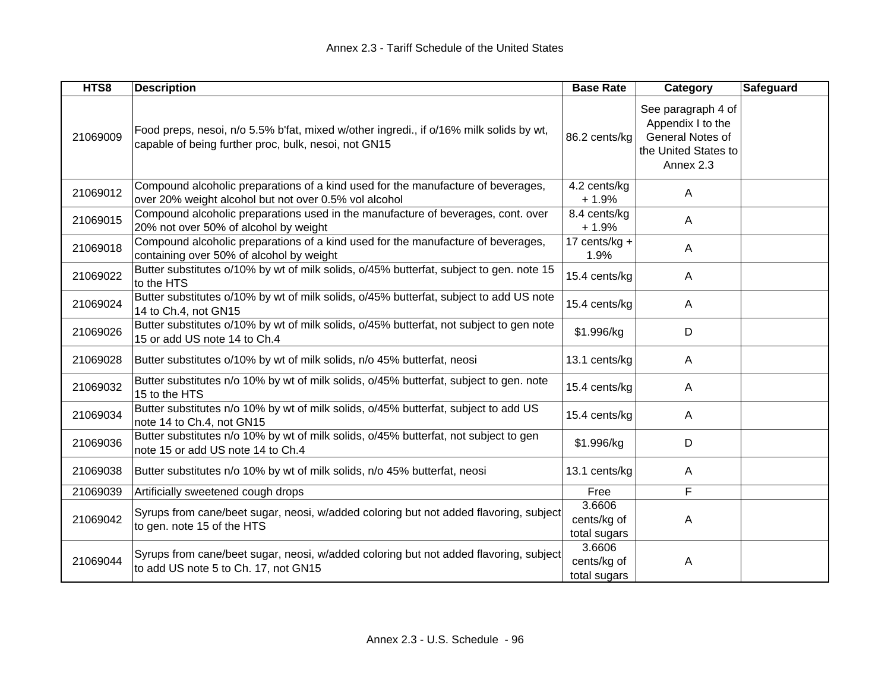| HTS8 | Description | Base Rate | Category | Safeguard |
|---|---|---|---|---|
| 21069009 | Food preps, nesoi, n/o 5.5% b'fat, mixed w/other ingredi., if o/16% milk solids by wt, capable of being further proc, bulk, nesoi, not GN15 | 86.2 cents/kg | See paragraph 4 of Appendix I to the General Notes of the United States to Annex 2.3 | |
| 21069012 | Compound alcoholic preparations of a kind used for the manufacture of beverages, over 20% weight alcohol but not over 0.5% vol alcohol | 4.2 cents/kg + 1.9% | A | |
| 21069015 | Compound alcoholic preparations used in the manufacture of beverages, cont. over 20% not over 50% of alcohol by weight | 8.4 cents/kg + 1.9% | A | |
| 21069018 | Compound alcoholic preparations of a kind used for the manufacture of beverages, containing over 50% of alcohol by weight | 17 cents/kg + 1.9% | A | |
| 21069022 | Butter substitutes o/10% by wt of milk solids, o/45% butterfat, subject to gen. note 15 to the HTS | 15.4 cents/kg | A | |
| 21069024 | Butter substitutes o/10% by wt of milk solids, o/45% butterfat, subject to add US note 14 to Ch.4, not GN15 | 15.4 cents/kg | A | |
| 21069026 | Butter substitutes o/10% by wt of milk solids, o/45% butterfat, not subject to gen note 15 or add US note 14 to Ch.4 | $1.996/kg | D | |
| 21069028 | Butter substitutes o/10% by wt of milk solids, n/o 45% butterfat, neosi | 13.1 cents/kg | A | |
| 21069032 | Butter substitutes n/o 10% by wt of milk solids, o/45% butterfat, subject to gen. note 15 to the HTS | 15.4 cents/kg | A | |
| 21069034 | Butter substitutes n/o 10% by wt of milk solids, o/45% butterfat, subject to add US note 14 to Ch.4, not GN15 | 15.4 cents/kg | A | |
| 21069036 | Butter substitutes n/o 10% by wt of milk solids, o/45% butterfat, not subject to gen note 15 or add US note 14 to Ch.4 | $1.996/kg | D | |
| 21069038 | Butter substitutes n/o 10% by wt of milk solids, n/o 45% butterfat, neosi | 13.1 cents/kg | A | |
| 21069039 | Artificially sweetened cough drops | Free | F | |
| 21069042 | Syrups from cane/beet sugar, neosi, w/added coloring but not added flavoring, subject to gen. note 15 of the HTS | 3.6606 cents/kg of total sugars | A | |
| 21069044 | Syrups from cane/beet sugar, neosi, w/added coloring but not added flavoring, subject to add US note 5 to Ch. 17, not GN15 | 3.6606 cents/kg of total sugars | A | |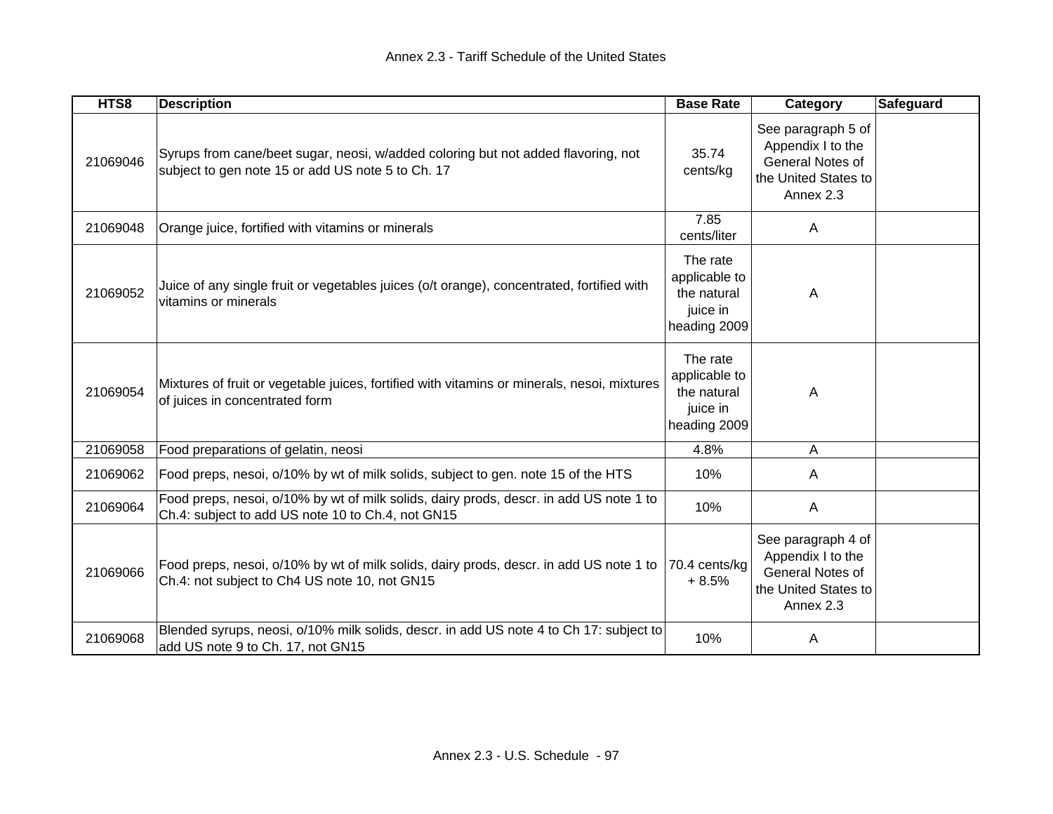| HTS8 | Description | Base Rate | Category | Safeguard |
| --- | --- | --- | --- | --- |
| 21069046 | Syrups from cane/beet sugar, neosi, w/added coloring but not added flavoring, not subject to gen note 15 or add US note 5 to Ch. 17 | 35.74 cents/kg | See paragraph 5 of Appendix I to the General Notes of the United States to Annex 2.3 | |
| 21069048 | Orange juice, fortified with vitamins or minerals | 7.85 cents/liter | A | |
| 21069052 | Juice of any single fruit or vegetables juices (o/t orange), concentrated, fortified with vitamins or minerals | The rate applicable to the natural juice in heading 2009 | A | |
| 21069054 | Mixtures of fruit or vegetable juices, fortified with vitamins or minerals, nesoi, mixtures of juices in concentrated form | The rate applicable to the natural juice in heading 2009 | A | |
| 21069058 | Food preparations of gelatin, neosi | 4.8% | A | |
| 21069062 | Food preps, nesoi, o/10% by wt of milk solids, subject to gen. note 15 of the HTS | 10% | A | |
| 21069064 | Food preps, nesoi, o/10% by wt of milk solids, dairy prods, descr. in add US note 1 to Ch.4: subject to add US note 10 to Ch.4, not GN15 | 10% | A | |
| 21069066 | Food preps, nesoi, o/10% by wt of milk solids, dairy prods, descr. in add US note 1 to Ch.4: not subject to Ch4 US note 10, not GN15 | 70.4 cents/kg + 8.5% | See paragraph 4 of Appendix I to the General Notes of the United States to Annex 2.3 | |
| 21069068 | Blended syrups, neosi, o/10% milk solids, descr. in add US note 4 to Ch 17: subject to add US note 9 to Ch. 17, not GN15 | 10% | A | |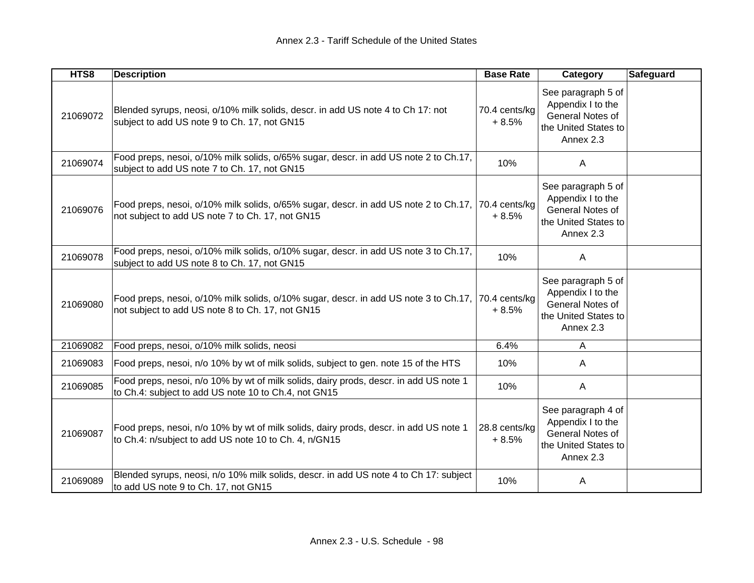| HTS8 | Description | Base Rate | Category | Safeguard |
|---|---|---|---|---|
| 21069072 | Blended syrups, neosi, o/10% milk solids, descr. in add US note 4 to Ch 17: not subject to add US note 9 to Ch. 17, not GN15 | 70.4 cents/kg + 8.5% | See paragraph 5 of Appendix I to the General Notes of the United States to Annex 2.3 | |
| 21069074 | Food preps, nesoi, o/10% milk solids, o/65% sugar, descr. in add US note 2 to Ch.17, subject to add US note 7 to Ch. 17, not GN15 | 10% | A | |
| 21069076 | Food preps, nesoi, o/10% milk solids, o/65% sugar, descr. in add US note 2 to Ch.17, not subject to add US note 7 to Ch. 17, not GN15 | 70.4 cents/kg + 8.5% | See paragraph 5 of Appendix I to the General Notes of the United States to Annex 2.3 | |
| 21069078 | Food preps, nesoi, o/10% milk solids, o/10% sugar, descr. in add US note 3 to Ch.17, subject to add US note 8 to Ch. 17, not GN15 | 10% | A | |
| 21069080 | Food preps, nesoi, o/10% milk solids, o/10% sugar, descr. in add US note 3 to Ch.17, not subject to add US note 8 to Ch. 17, not GN15 | 70.4 cents/kg + 8.5% | See paragraph 5 of Appendix I to the General Notes of the United States to Annex 2.3 | |
| 21069082 | Food preps, nesoi, o/10% milk solids, neosi | 6.4% | A | |
| 21069083 | Food preps, nesoi, n/o 10% by wt of milk solids, subject to gen. note 15 of the HTS | 10% | A | |
| 21069085 | Food preps, nesoi, n/o 10% by wt of milk solids, dairy prods, descr. in add US note 1 to Ch.4: subject to add US note 10 to Ch.4, not GN15 | 10% | A | |
| 21069087 | Food preps, nesoi, n/o 10% by wt of milk solids, dairy prods, descr. in add US note 1 to Ch.4: n/subject to add US note 10 to Ch. 4, n/GN15 | 28.8 cents/kg + 8.5% | See paragraph 4 of Appendix I to the General Notes of the United States to Annex 2.3 | |
| 21069089 | Blended syrups, neosi, n/o 10% milk solids, descr. in add US note 4 to Ch 17: subject to add US note 9 to Ch. 17, not GN15 | 10% | A | |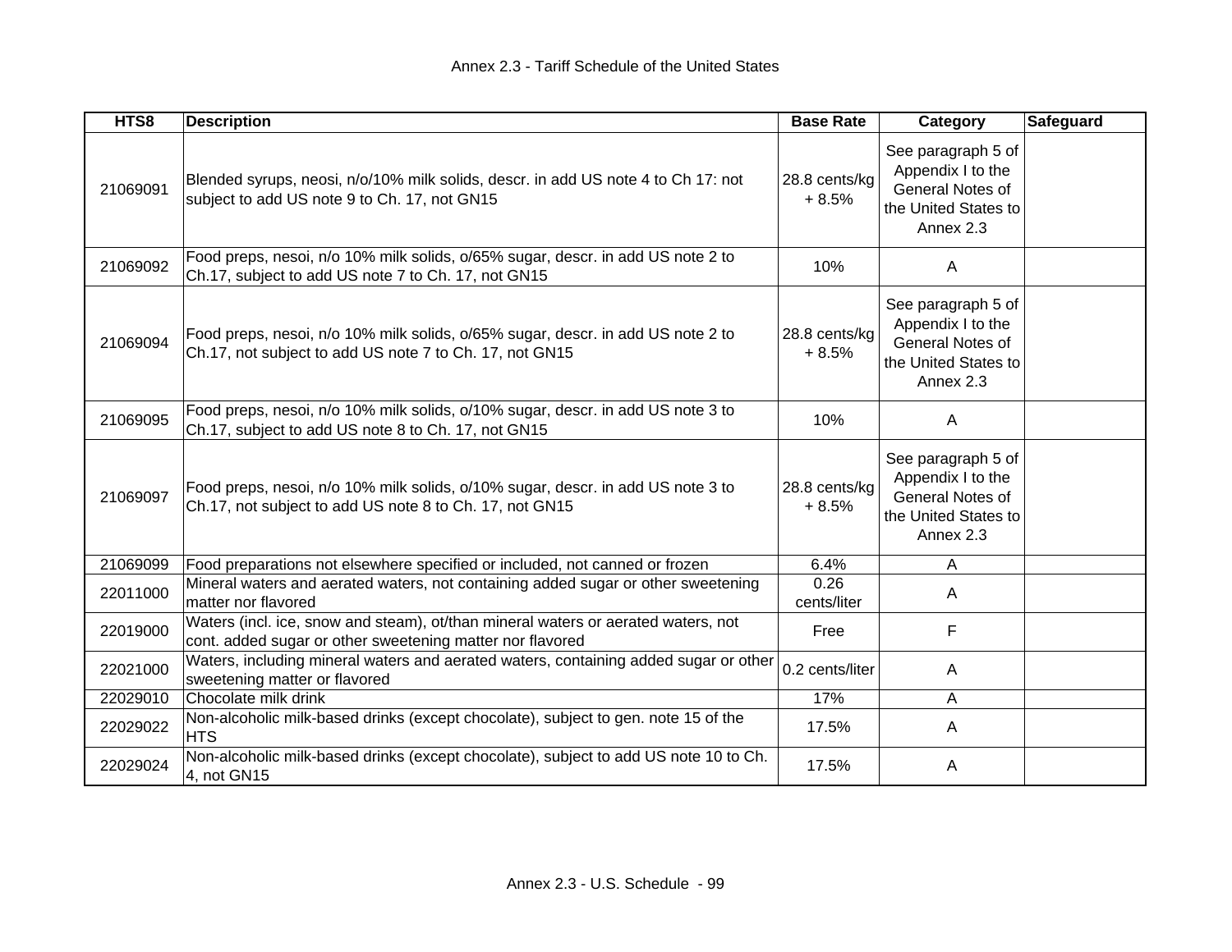| HTS8 | Description | Base Rate | Category | Safeguard |
|---|---|---|---|---|
| 21069091 | Blended syrups, neosi, n/o/10% milk solids, descr. in add US note 4 to Ch 17: not subject to add US note 9 to Ch. 17, not GN15 | 28.8 cents/kg + 8.5% | See paragraph 5 of Appendix I to the General Notes of the United States to Annex 2.3 | |
| 21069092 | Food preps, nesoi, n/o 10% milk solids, o/65% sugar, descr. in add US note 2 to Ch.17, subject to add US note 7 to Ch. 17, not GN15 | 10% | A | |
| 21069094 | Food preps, nesoi, n/o 10% milk solids, o/65% sugar, descr. in add US note 2 to Ch.17, not subject to add US note 7 to Ch. 17, not GN15 | 28.8 cents/kg + 8.5% | See paragraph 5 of Appendix I to the General Notes of the United States to Annex 2.3 | |
| 21069095 | Food preps, nesoi, n/o 10% milk solids, o/10% sugar, descr. in add US note 3 to Ch.17, subject to add US note 8 to Ch. 17, not GN15 | 10% | A | |
| 21069097 | Food preps, nesoi, n/o 10% milk solids, o/10% sugar, descr. in add US note 3 to Ch.17, not subject to add US note 8 to Ch. 17, not GN15 | 28.8 cents/kg + 8.5% | See paragraph 5 of Appendix I to the General Notes of the United States to Annex 2.3 | |
| 21069099 | Food preparations not elsewhere specified or included, not canned or frozen | 6.4% | A | |
| 22011000 | Mineral waters and aerated waters, not containing added sugar or other sweetening matter nor flavored | 0.26 cents/liter | A | |
| 22019000 | Waters (incl. ice, snow and steam), ot/than mineral waters or aerated waters, not cont. added sugar or other sweetening matter nor flavored | Free | F | |
| 22021000 | Waters, including mineral waters and aerated waters, containing added sugar or other sweetening matter or flavored | 0.2 cents/liter | A | |
| 22029010 | Chocolate milk drink | 17% | A | |
| 22029022 | Non-alcoholic milk-based drinks (except chocolate), subject to gen. note 15 of the HTS | 17.5% | A | |
| 22029024 | Non-alcoholic milk-based drinks (except chocolate), subject to add US note 10 to Ch. 4, not GN15 | 17.5% | A | |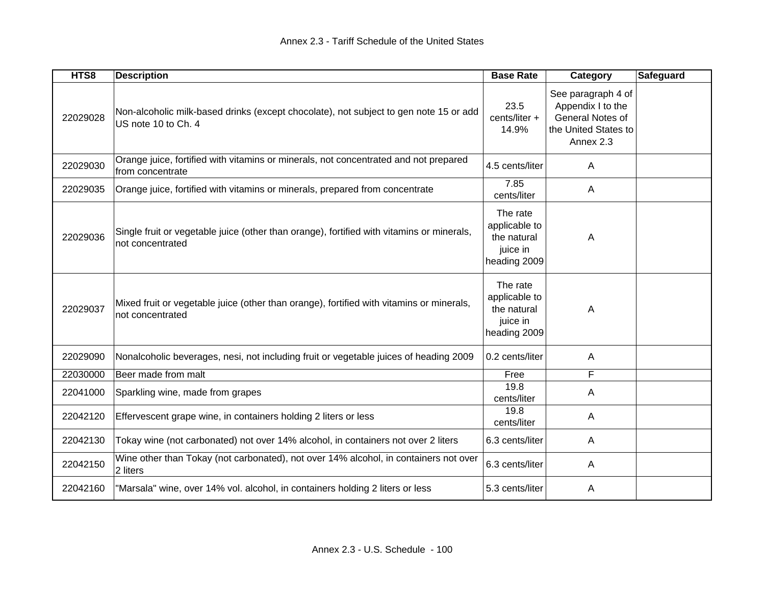| HTS8 | Description | Base Rate | Category | Safeguard |
|---|---|---|---|---|
| 22029028 | Non-alcoholic milk-based drinks (except chocolate), not subject to gen note 15 or add US note 10 to Ch. 4 | 23.5 cents/liter + 14.9% | See paragraph 4 of Appendix I to the General Notes of the United States to Annex 2.3 | |
| 22029030 | Orange juice, fortified with vitamins or minerals, not concentrated and not prepared from concentrate | 4.5 cents/liter | A | |
| 22029035 | Orange juice, fortified with vitamins or minerals, prepared from concentrate | 7.85 cents/liter | A | |
| 22029036 | Single fruit or vegetable juice (other than orange), fortified with vitamins or minerals, not concentrated | The rate applicable to the natural juice in heading 2009 | A | |
| 22029037 | Mixed fruit or vegetable juice (other than orange), fortified with vitamins or minerals, not concentrated | The rate applicable to the natural juice in heading 2009 | A | |
| 22029090 | Nonalcoholic beverages, nesi, not including fruit or vegetable juices of heading 2009 | 0.2 cents/liter | A | |
| 22030000 | Beer made from malt | Free | F | |
| 22041000 | Sparkling wine, made from grapes | 19.8 cents/liter | A | |
| 22042120 | Effervescent grape wine, in containers holding 2 liters or less | 19.8 cents/liter | A | |
| 22042130 | Tokay wine (not carbonated) not over 14% alcohol, in containers not over 2 liters | 6.3 cents/liter | A | |
| 22042150 | Wine other than Tokay (not carbonated), not over 14% alcohol, in containers not over 2 liters | 6.3 cents/liter | A | |
| 22042160 | "Marsala" wine, over 14% vol. alcohol, in containers holding 2 liters or less | 5.3 cents/liter | A | |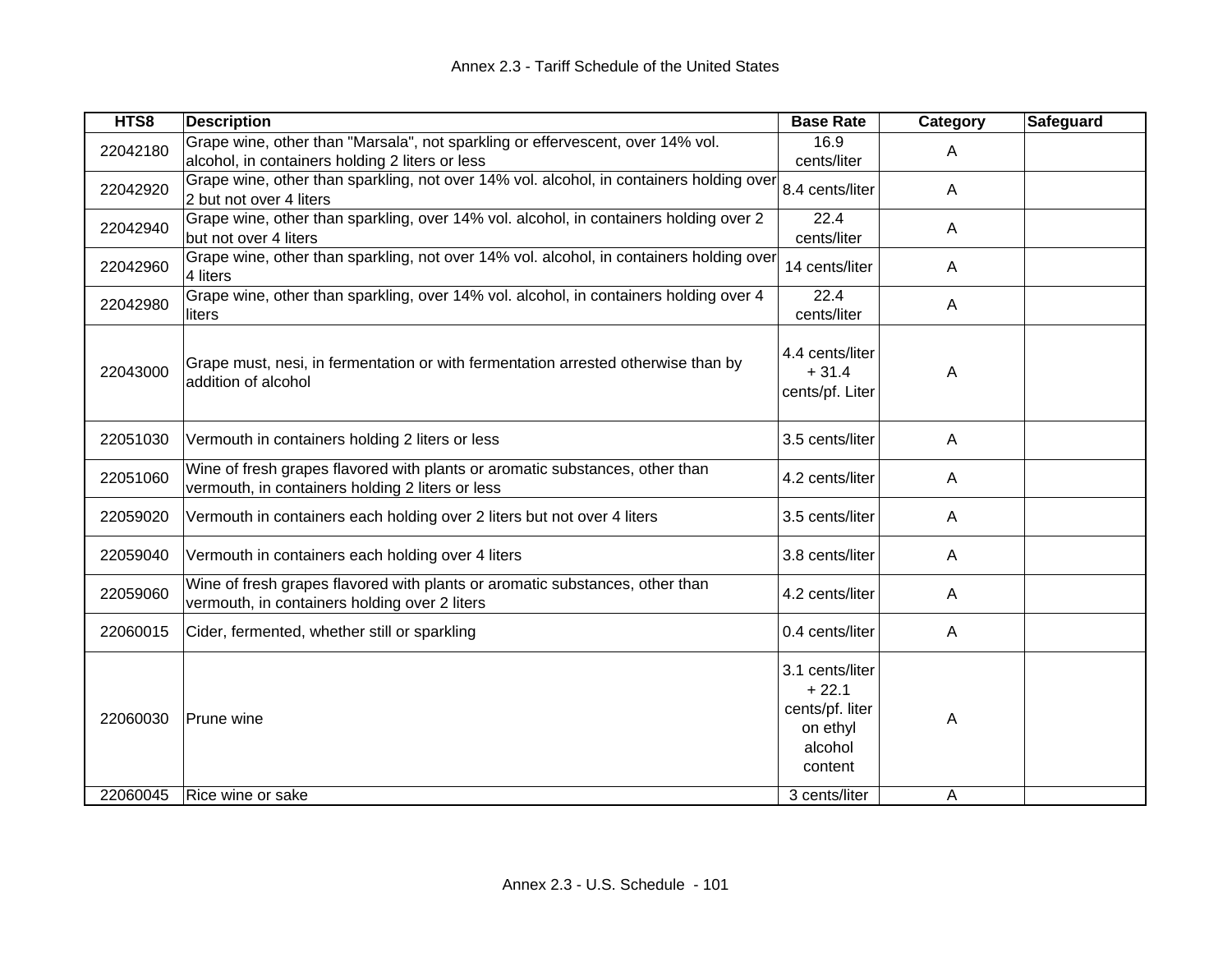| HTS8 | Description | Base Rate | Category | Safeguard |
|---|---|---|---|---|
| 22042180 | Grape wine, other than "Marsala", not sparkling or effervescent, over 14% vol. alcohol, in containers holding 2 liters or less | 16.9 cents/liter | A | |
| 22042920 | Grape wine, other than sparkling, not over 14% vol. alcohol, in containers holding over 2 but not over 4 liters | 8.4 cents/liter | A | |
| 22042940 | Grape wine, other than sparkling, over 14% vol. alcohol, in containers holding over 2 but not over 4 liters | 22.4 cents/liter | A | |
| 22042960 | Grape wine, other than sparkling, not over 14% vol. alcohol, in containers holding over 4 liters | 14 cents/liter | A | |
| 22042980 | Grape wine, other than sparkling, over 14% vol. alcohol, in containers holding over 4 liters | 22.4 cents/liter | A | |
| 22043000 | Grape must, nesi, in fermentation or with fermentation arrested otherwise than by addition of alcohol | 4.4 cents/liter + 31.4 cents/pf. Liter | A | |
| 22051030 | Vermouth in containers holding 2 liters or less | 3.5 cents/liter | A | |
| 22051060 | Wine of fresh grapes flavored with plants or aromatic substances, other than vermouth, in containers holding 2 liters or less | 4.2 cents/liter | A | |
| 22059020 | Vermouth in containers each holding over 2 liters but not over 4 liters | 3.5 cents/liter | A | |
| 22059040 | Vermouth in containers each holding over 4 liters | 3.8 cents/liter | A | |
| 22059060 | Wine of fresh grapes flavored with plants or aromatic substances, other than vermouth, in containers holding over 2 liters | 4.2 cents/liter | A | |
| 22060015 | Cider, fermented, whether still or sparkling | 0.4 cents/liter | A | |
| 22060030 | Prune wine | 3.1 cents/liter + 22.1 cents/pf. liter on ethyl alcohol content | A | |
| 22060045 | Rice wine or sake | 3 cents/liter | A | |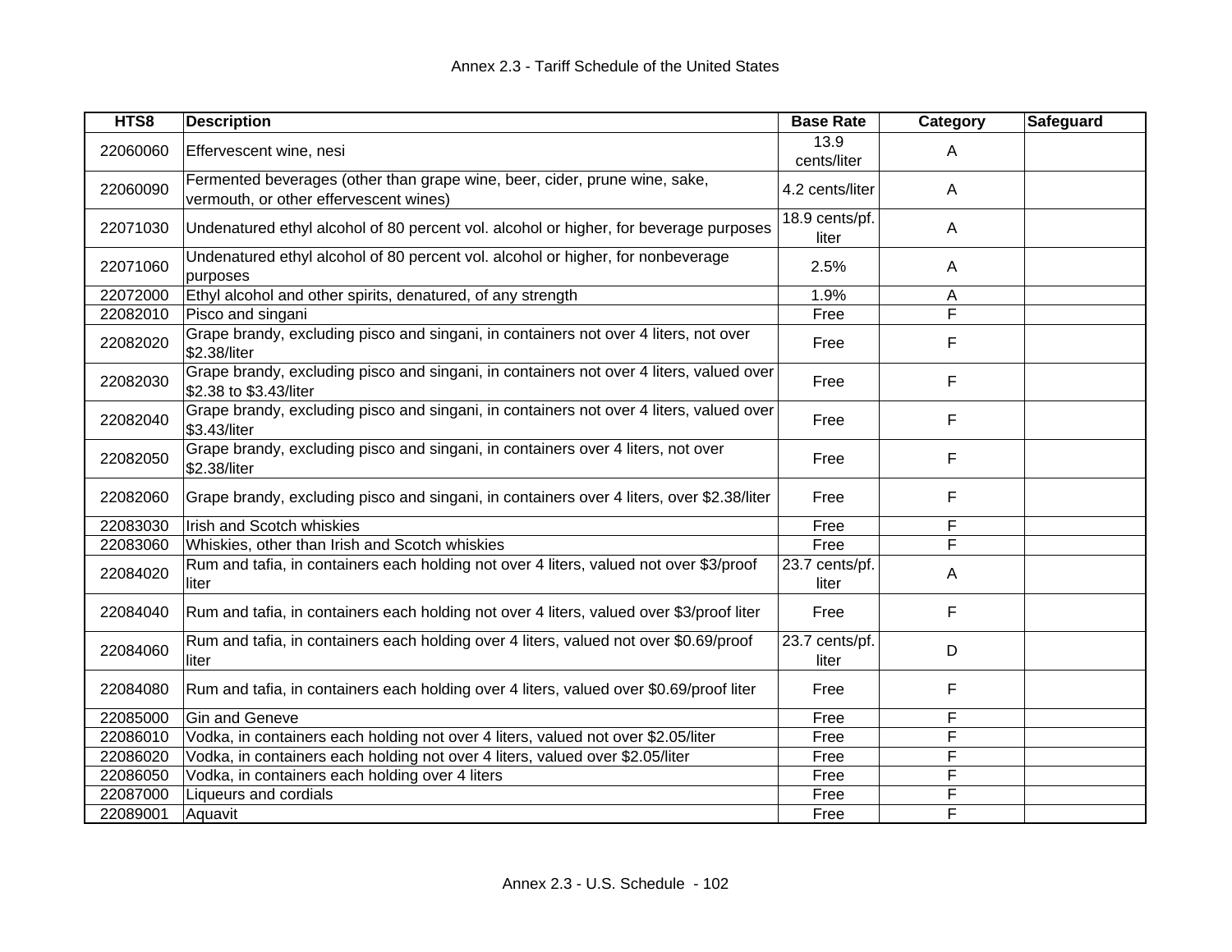| HTS8 | Description | Base Rate | Category | Safeguard |
|---|---|---|---|---|
| 22060060 | Effervescent wine, nesi | 13.9 cents/liter | A | |
| 22060090 | Fermented beverages (other than grape wine, beer, cider, prune wine, sake, vermouth, or other effervescent wines) | 4.2 cents/liter | A | |
| 22071030 | Undenatured ethyl alcohol of 80 percent vol. alcohol or higher, for beverage purposes | 18.9 cents/pf. liter | A | |
| 22071060 | Undenatured ethyl alcohol of 80 percent vol. alcohol or higher, for nonbeverage purposes | 2.5% | A | |
| 22072000 | Ethyl alcohol and other spirits, denatured, of any strength | 1.9% | A | |
| 22082010 | Pisco and singani | Free | F | |
| 22082020 | Grape brandy, excluding pisco and singani, in containers not over 4 liters, not over $2.38/liter | Free | F | |
| 22082030 | Grape brandy, excluding pisco and singani, in containers not over 4 liters, valued over $2.38 to $3.43/liter | Free | F | |
| 22082040 | Grape brandy, excluding pisco and singani, in containers not over 4 liters, valued over $3.43/liter | Free | F | |
| 22082050 | Grape brandy, excluding pisco and singani, in containers over 4 liters, not over $2.38/liter | Free | F | |
| 22082060 | Grape brandy, excluding pisco and singani, in containers over 4 liters, over $2.38/liter | Free | F | |
| 22083030 | Irish and Scotch whiskies | Free | F | |
| 22083060 | Whiskies, other than Irish and Scotch whiskies | Free | F | |
| 22084020 | Rum and tafia, in containers each holding not over 4 liters, valued not over $3/proof liter | 23.7 cents/pf. liter | A | |
| 22084040 | Rum and tafia, in containers each holding not over 4 liters, valued over $3/proof liter | Free | F | |
| 22084060 | Rum and tafia, in containers each holding over 4 liters, valued not over $0.69/proof liter | 23.7 cents/pf. liter | D | |
| 22084080 | Rum and tafia, in containers each holding over 4 liters, valued over $0.69/proof liter | Free | F | |
| 22085000 | Gin and Geneve | Free | F | |
| 22086010 | Vodka, in containers each holding not over 4 liters, valued not over $2.05/liter | Free | F | |
| 22086020 | Vodka, in containers each holding not over 4 liters, valued over $2.05/liter | Free | F | |
| 22086050 | Vodka, in containers each holding over 4 liters | Free | F | |
| 22087000 | Liqueurs and cordials | Free | F | |
| 22089001 | Aquavit | Free | F | |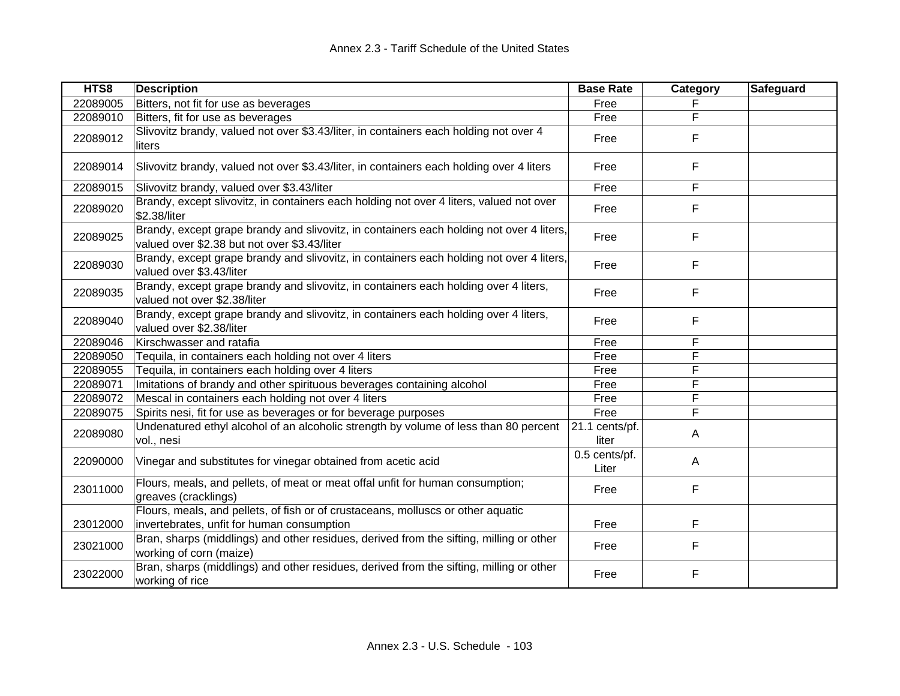| HTS8 | Description | Base Rate | Category | Safeguard |
|---|---|---|---|---|
| 22089005 | Bitters, not fit for use as beverages | Free | F | |
| 22089010 | Bitters, fit for use as beverages | Free | F | |
| 22089012 | Slivovitz brandy, valued not over $3.43/liter, in containers each holding not over 4 liters | Free | F | |
| 22089014 | Slivovitz brandy, valued not over $3.43/liter, in containers each holding over 4 liters | Free | F | |
| 22089015 | Slivovitz brandy, valued over $3.43/liter | Free | F | |
| 22089020 | Brandy, except slivovitz, in containers each holding not over 4 liters, valued not over $2.38/liter | Free | F | |
| 22089025 | Brandy, except grape brandy and slivovitz, in containers each holding not over 4 liters, valued over $2.38 but not over $3.43/liter | Free | F | |
| 22089030 | Brandy, except grape brandy and slivovitz, in containers each holding not over 4 liters, valued over $3.43/liter | Free | F | |
| 22089035 | Brandy, except grape brandy and slivovitz, in containers each holding over 4 liters, valued not over $2.38/liter | Free | F | |
| 22089040 | Brandy, except grape brandy and slivovitz, in containers each holding over 4 liters, valued over $2.38/liter | Free | F | |
| 22089046 | Kirschwasser and ratafia | Free | F | |
| 22089050 | Tequila, in containers each holding not over 4 liters | Free | F | |
| 22089055 | Tequila, in containers each holding over 4 liters | Free | F | |
| 22089071 | Imitations of brandy and other spirituous beverages containing alcohol | Free | F | |
| 22089072 | Mescal in containers each holding not over 4 liters | Free | F | |
| 22089075 | Spirits nesi, fit for use as beverages or for beverage purposes | Free | F | |
| 22089080 | Undenatured ethyl alcohol of an alcoholic strength by volume of less than 80 percent vol., nesi | 21.1 cents/pf. liter | A | |
| 22090000 | Vinegar and substitutes for vinegar obtained from acetic acid | 0.5 cents/pf. Liter | A | |
| 23011000 | Flours, meals, and pellets, of meat or meat offal unfit for human consumption; greaves (cracklings) | Free | F | |
| 23012000 | Flours, meals, and pellets, of fish or of crustaceans, molluscs or other aquatic invertebrates, unfit for human consumption | Free | F | |
| 23021000 | Bran, sharps (middlings) and other residues, derived from the sifting, milling or other working of corn (maize) | Free | F | |
| 23022000 | Bran, sharps (middlings) and other residues, derived from the sifting, milling or other working of rice | Free | F | |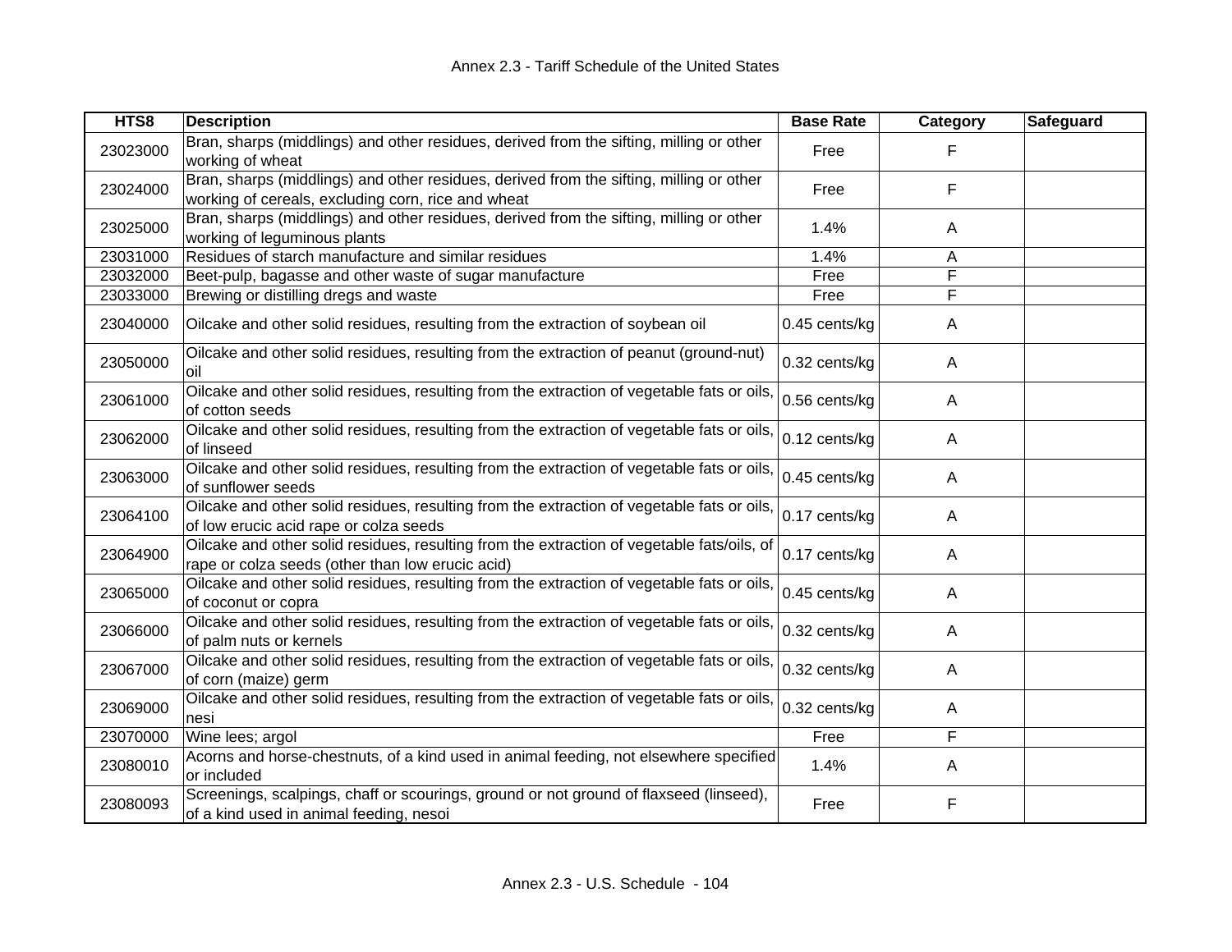| HTS8 | Description | Base Rate | Category | Safeguard |
|---|---|---|---|---|
| 23023000 | Bran, sharps (middlings) and other residues, derived from the sifting, milling or other working of wheat | Free | F | |
| 23024000 | Bran, sharps (middlings) and other residues, derived from the sifting, milling or other working of cereals, excluding corn, rice and wheat | Free | F | |
| 23025000 | Bran, sharps (middlings) and other residues, derived from the sifting, milling or other working of leguminous plants | 1.4% | A | |
| 23031000 | Residues of starch manufacture and similar residues | 1.4% | A | |
| 23032000 | Beet-pulp, bagasse and other waste of sugar manufacture | Free | F | |
| 23033000 | Brewing or distilling dregs and waste | Free | F | |
| 23040000 | Oilcake and other solid residues, resulting from the extraction of soybean oil | 0.45 cents/kg | A | |
| 23050000 | Oilcake and other solid residues, resulting from the extraction of peanut (ground-nut) oil | 0.32 cents/kg | A | |
| 23061000 | Oilcake and other solid residues, resulting from the extraction of vegetable fats or oils, of cotton seeds | 0.56 cents/kg | A | |
| 23062000 | Oilcake and other solid residues, resulting from the extraction of vegetable fats or oils, of linseed | 0.12 cents/kg | A | |
| 23063000 | Oilcake and other solid residues, resulting from the extraction of vegetable fats or oils, of sunflower seeds | 0.45 cents/kg | A | |
| 23064100 | Oilcake and other solid residues, resulting from the extraction of vegetable fats or oils, of low erucic acid rape or colza seeds | 0.17 cents/kg | A | |
| 23064900 | Oilcake and other solid residues, resulting from the extraction of vegetable fats/oils, of rape or colza seeds (other than low erucic acid) | 0.17 cents/kg | A | |
| 23065000 | Oilcake and other solid residues, resulting from the extraction of vegetable fats or oils, of coconut or copra | 0.45 cents/kg | A | |
| 23066000 | Oilcake and other solid residues, resulting from the extraction of vegetable fats or oils, of palm nuts or kernels | 0.32 cents/kg | A | |
| 23067000 | Oilcake and other solid residues, resulting from the extraction of vegetable fats or oils, of corn (maize) germ | 0.32 cents/kg | A | |
| 23069000 | Oilcake and other solid residues, resulting from the extraction of vegetable fats or oils, nesi | 0.32 cents/kg | A | |
| 23070000 | Wine lees; argol | Free | F | |
| 23080010 | Acorns and horse-chestnuts, of a kind used in animal feeding, not elsewhere specified or included | 1.4% | A | |
| 23080093 | Screenings, scalpings, chaff or scourings, ground or not ground of flaxseed (linseed), of a kind used in animal feeding, nesoi | Free | F | |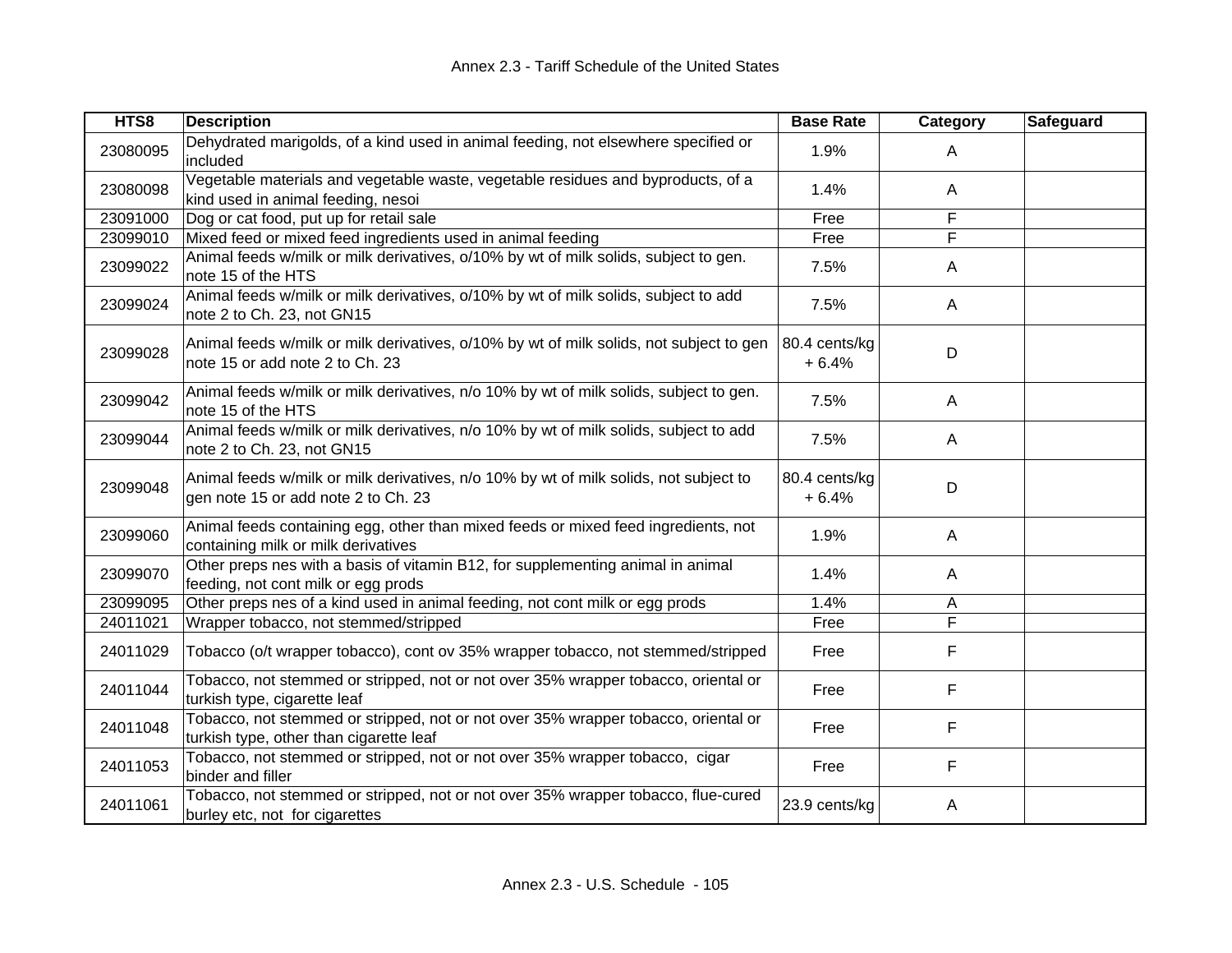| HTS8 | Description | Base Rate | Category | Safeguard |
|---|---|---|---|---|
| 23080095 | Dehydrated marigolds, of a kind used in animal feeding, not elsewhere specified or included | 1.9% | A | |
| 23080098 | Vegetable materials and vegetable waste, vegetable residues and byproducts, of a kind used in animal feeding, nesoi | 1.4% | A | |
| 23091000 | Dog or cat food, put up for retail sale | Free | F | |
| 23099010 | Mixed feed or mixed feed ingredients used in animal feeding | Free | F | |
| 23099022 | Animal feeds w/milk or milk derivatives, o/10% by wt of milk solids, subject to gen. note 15 of the HTS | 7.5% | A | |
| 23099024 | Animal feeds w/milk or milk derivatives, o/10% by wt of milk solids, subject to add note 2 to Ch. 23, not GN15 | 7.5% | A | |
| 23099028 | Animal feeds w/milk or milk derivatives, o/10% by wt of milk solids, not subject to gen note 15 or add note 2 to Ch. 23 | 80.4 cents/kg + 6.4% | D | |
| 23099042 | Animal feeds w/milk or milk derivatives, n/o 10% by wt of milk solids, subject to gen. note 15 of the HTS | 7.5% | A | |
| 23099044 | Animal feeds w/milk or milk derivatives, n/o 10% by wt of milk solids, subject to add note 2 to Ch. 23, not GN15 | 7.5% | A | |
| 23099048 | Animal feeds w/milk or milk derivatives, n/o 10% by wt of milk solids, not subject to gen note 15 or add note 2 to Ch. 23 | 80.4 cents/kg + 6.4% | D | |
| 23099060 | Animal feeds containing egg, other than mixed feeds or mixed feed ingredients, not containing milk or milk derivatives | 1.9% | A | |
| 23099070 | Other preps nes with a basis of vitamin B12, for supplementing animal in animal feeding, not cont milk or egg prods | 1.4% | A | |
| 23099095 | Other preps nes of a kind used in animal feeding, not cont milk or egg prods | 1.4% | A | |
| 24011021 | Wrapper tobacco, not stemmed/stripped | Free | F | |
| 24011029 | Tobacco (o/t wrapper tobacco), cont ov 35% wrapper tobacco, not stemmed/stripped | Free | F | |
| 24011044 | Tobacco, not stemmed or stripped, not or not over 35% wrapper tobacco, oriental or turkish type, cigarette leaf | Free | F | |
| 24011048 | Tobacco, not stemmed or stripped, not or not over 35% wrapper tobacco, oriental or turkish type, other than cigarette leaf | Free | F | |
| 24011053 | Tobacco, not stemmed or stripped, not or not over 35% wrapper tobacco, cigar binder and filler | Free | F | |
| 24011061 | Tobacco, not stemmed or stripped, not or not over 35% wrapper tobacco, flue-cured burley etc, not for cigarettes | 23.9 cents/kg | A | |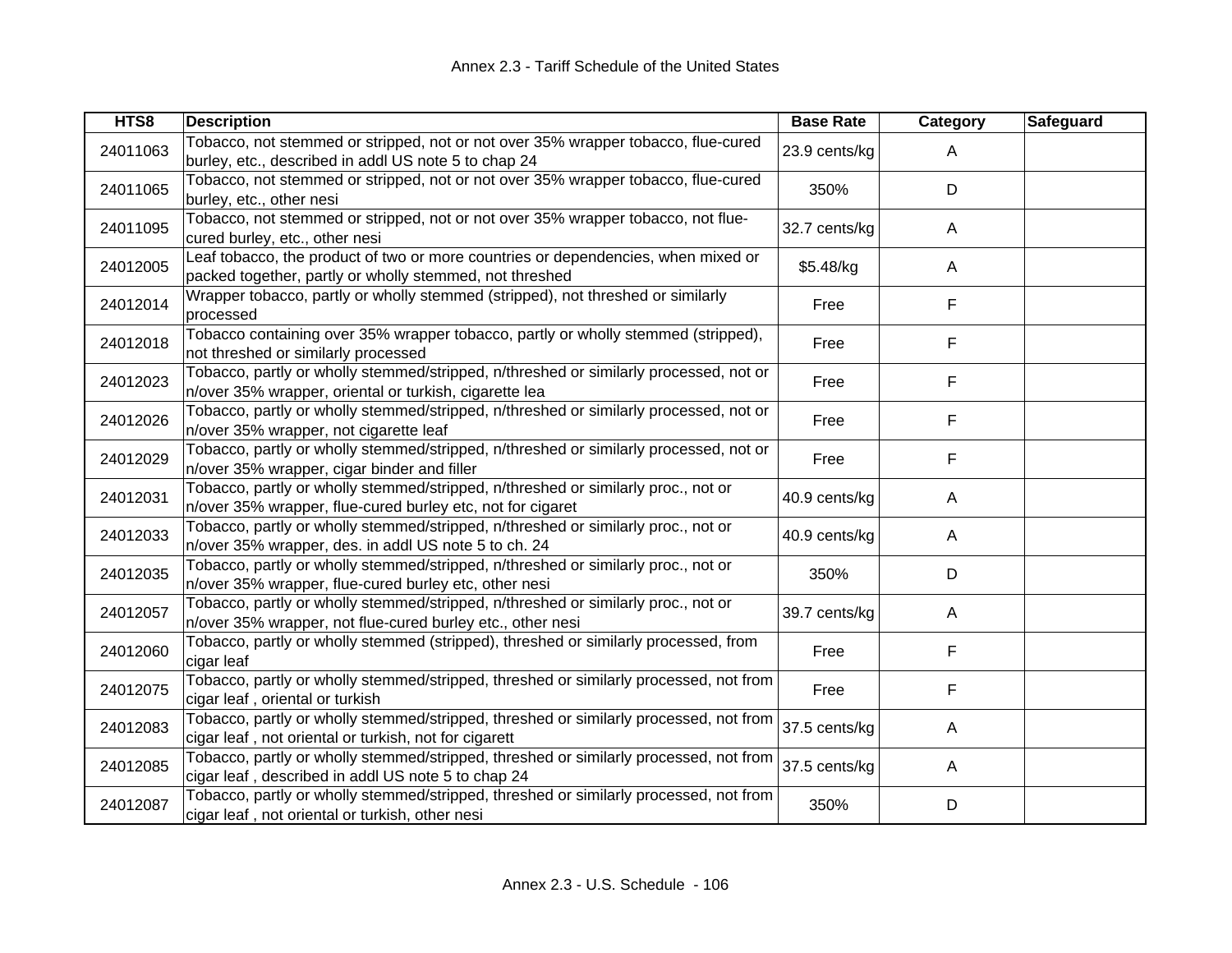| HTS8 | Description | Base Rate | Category | Safeguard |
|---|---|---|---|---|
| 24011063 | Tobacco, not stemmed or stripped, not or not over 35% wrapper tobacco, flue-cured burley, etc., described in addl US note 5 to chap 24 | 23.9 cents/kg | A | |
| 24011065 | Tobacco, not stemmed or stripped, not or not over 35% wrapper tobacco, flue-cured burley, etc., other nesi | 350% | D | |
| 24011095 | Tobacco, not stemmed or stripped, not or not over 35% wrapper tobacco, not flue-cured burley, etc., other nesi | 32.7 cents/kg | A | |
| 24012005 | Leaf tobacco, the product of two or more countries or dependencies, when mixed or packed together, partly or wholly stemmed, not threshed | $5.48/kg | A | |
| 24012014 | Wrapper tobacco, partly or wholly stemmed (stripped), not threshed or similarly processed | Free | F | |
| 24012018 | Tobacco containing over 35% wrapper tobacco, partly or wholly stemmed (stripped), not threshed or similarly processed | Free | F | |
| 24012023 | Tobacco, partly or wholly stemmed/stripped, n/threshed or similarly processed, not or n/over 35% wrapper, oriental or turkish, cigarette lea | Free | F | |
| 24012026 | Tobacco, partly or wholly stemmed/stripped, n/threshed or similarly processed, not or n/over 35% wrapper, not cigarette leaf | Free | F | |
| 24012029 | Tobacco, partly or wholly stemmed/stripped, n/threshed or similarly processed, not or n/over 35% wrapper, cigar binder and filler | Free | F | |
| 24012031 | Tobacco, partly or wholly stemmed/stripped, n/threshed or similarly proc., not or n/over 35% wrapper, flue-cured burley etc, not for cigaret | 40.9 cents/kg | A | |
| 24012033 | Tobacco, partly or wholly stemmed/stripped, n/threshed or similarly proc., not or n/over 35% wrapper, des. in addl US note 5 to ch. 24 | 40.9 cents/kg | A | |
| 24012035 | Tobacco, partly or wholly stemmed/stripped, n/threshed or similarly proc., not or n/over 35% wrapper, flue-cured burley etc, other nesi | 350% | D | |
| 24012057 | Tobacco, partly or wholly stemmed/stripped, n/threshed or similarly proc., not or n/over 35% wrapper, not flue-cured burley etc., other nesi | 39.7 cents/kg | A | |
| 24012060 | Tobacco, partly or wholly stemmed (stripped), threshed or similarly processed, from cigar leaf | Free | F | |
| 24012075 | Tobacco, partly or wholly stemmed/stripped, threshed or similarly processed, not from cigar leaf , oriental or turkish | Free | F | |
| 24012083 | Tobacco, partly or wholly stemmed/stripped, threshed or similarly processed, not from cigar leaf , not oriental or turkish, not for cigarett | 37.5 cents/kg | A | |
| 24012085 | Tobacco, partly or wholly stemmed/stripped, threshed or similarly processed, not from cigar leaf , described in addl US note 5 to chap 24 | 37.5 cents/kg | A | |
| 24012087 | Tobacco, partly or wholly stemmed/stripped, threshed or similarly processed, not from cigar leaf , not oriental or turkish, other nesi | 350% | D | |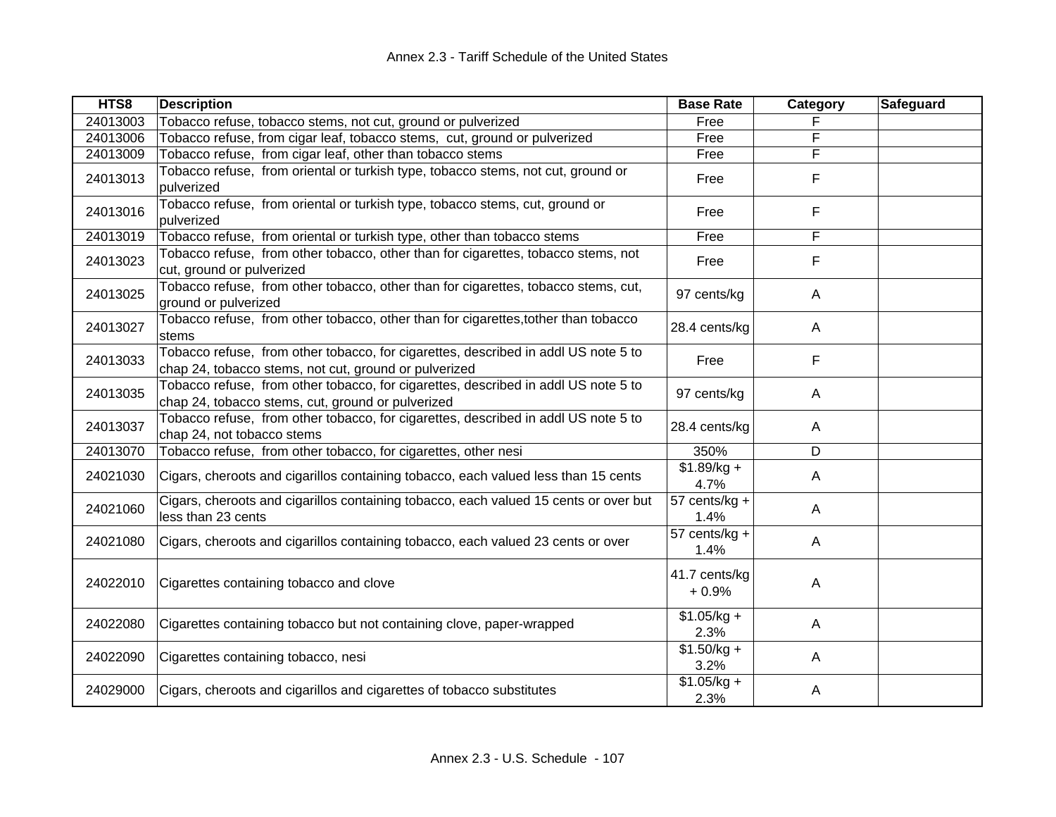| HTS8 | Description | Base Rate | Category | Safeguard |
|---|---|---|---|---|
| 24013003 | Tobacco refuse, tobacco stems, not cut, ground or pulverized | Free | F | |
| 24013006 | Tobacco refuse, from cigar leaf, tobacco stems, cut, ground or pulverized | Free | F | |
| 24013009 | Tobacco refuse, from cigar leaf, other than tobacco stems | Free | F | |
| 24013013 | Tobacco refuse, from oriental or turkish type, tobacco stems, not cut, ground or pulverized | Free | F | |
| 24013016 | Tobacco refuse, from oriental or turkish type, tobacco stems, cut, ground or pulverized | Free | F | |
| 24013019 | Tobacco refuse, from oriental or turkish type, other than tobacco stems | Free | F | |
| 24013023 | Tobacco refuse, from other tobacco, other than for cigarettes, tobacco stems, not cut, ground or pulverized | Free | F | |
| 24013025 | Tobacco refuse, from other tobacco, other than for cigarettes, tobacco stems, cut, ground or pulverized | 97 cents/kg | A | |
| 24013027 | Tobacco refuse, from other tobacco, other than for cigarettes,tother than tobacco stems | 28.4 cents/kg | A | |
| 24013033 | Tobacco refuse, from other tobacco, for cigarettes, described in addl US note 5 to chap 24, tobacco stems, not cut, ground or pulverized | Free | F | |
| 24013035 | Tobacco refuse, from other tobacco, for cigarettes, described in addl US note 5 to chap 24, tobacco stems, cut, ground or pulverized | 97 cents/kg | A | |
| 24013037 | Tobacco refuse, from other tobacco, for cigarettes, described in addl US note 5 to chap 24, not tobacco stems | 28.4 cents/kg | A | |
| 24013070 | Tobacco refuse, from other tobacco, for cigarettes, other nesi | 350% | D | |
| 24021030 | Cigars, cheroots and cigarillos containing tobacco, each valued less than 15 cents | $1.89/kg + 4.7% | A | |
| 24021060 | Cigars, cheroots and cigarillos containing tobacco, each valued 15 cents or over but less than 23 cents | 57 cents/kg + 1.4% | A | |
| 24021080 | Cigars, cheroots and cigarillos containing tobacco, each valued 23 cents or over | 57 cents/kg + 1.4% | A | |
| 24022010 | Cigarettes containing tobacco and clove | 41.7 cents/kg + 0.9% | A | |
| 24022080 | Cigarettes containing tobacco but not containing clove, paper-wrapped | $1.05/kg + 2.3% | A | |
| 24022090 | Cigarettes containing tobacco, nesi | $1.50/kg + 3.2% | A | |
| 24029000 | Cigars, cheroots and cigarillos and cigarettes of tobacco substitutes | $1.05/kg + 2.3% | A | |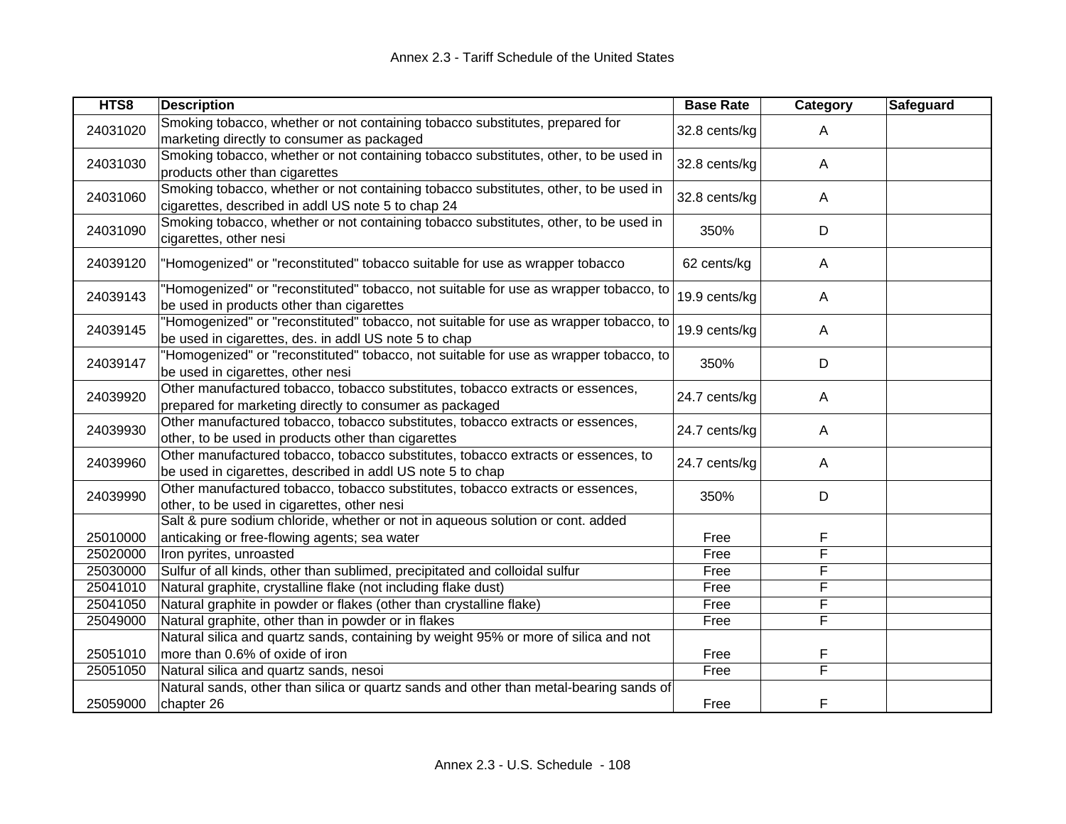| HTS8 | Description | Base Rate | Category | Safeguard |
|---|---|---|---|---|
| 24031020 | Smoking tobacco, whether or not containing tobacco substitutes, prepared for marketing directly to consumer as packaged | 32.8 cents/kg | A | |
| 24031030 | Smoking tobacco, whether or not containing tobacco substitutes, other, to be used in products other than cigarettes | 32.8 cents/kg | A | |
| 24031060 | Smoking tobacco, whether or not containing tobacco substitutes, other, to be used in cigarettes, described in addl US note 5 to chap 24 | 32.8 cents/kg | A | |
| 24031090 | Smoking tobacco, whether or not containing tobacco substitutes, other, to be used in cigarettes, other nesi | 350% | D | |
| 24039120 | "Homogenized" or "reconstituted" tobacco suitable for use as wrapper tobacco | 62 cents/kg | A | |
| 24039143 | "Homogenized" or "reconstituted" tobacco, not suitable for use as wrapper tobacco, to be used in products other than cigarettes | 19.9 cents/kg | A | |
| 24039145 | "Homogenized" or "reconstituted" tobacco, not suitable for use as wrapper tobacco, to be used in cigarettes, des. in addl US note 5 to chap | 19.9 cents/kg | A | |
| 24039147 | "Homogenized" or "reconstituted" tobacco, not suitable for use as wrapper tobacco, to be used in cigarettes, other nesi | 350% | D | |
| 24039920 | Other manufactured tobacco, tobacco substitutes, tobacco extracts or essences, prepared for marketing directly to consumer as packaged | 24.7 cents/kg | A | |
| 24039930 | Other manufactured tobacco, tobacco substitutes, tobacco extracts or essences, other, to be used in products other than cigarettes | 24.7 cents/kg | A | |
| 24039960 | Other manufactured tobacco, tobacco substitutes, tobacco extracts or essences, to be used in cigarettes, described in addl US note 5 to chap | 24.7 cents/kg | A | |
| 24039990 | Other manufactured tobacco, tobacco substitutes, tobacco extracts or essences, other, to be used in cigarettes, other nesi | 350% | D | |
| 25010000 | Salt & pure sodium chloride, whether or not in aqueous solution or cont. added anticaking or free-flowing agents; sea water | Free | F | |
| 25020000 | Iron pyrites, unroasted | Free | F | |
| 25030000 | Sulfur of all kinds, other than sublimed, precipitated and colloidal sulfur | Free | F | |
| 25041010 | Natural graphite, crystalline flake (not including flake dust) | Free | F | |
| 25041050 | Natural graphite in powder or flakes (other than crystalline flake) | Free | F | |
| 25049000 | Natural graphite, other than in powder or in flakes | Free | F | |
| 25051010 | Natural silica and quartz sands, containing by weight 95% or more of silica and not more than 0.6% of oxide of iron | Free | F | |
| 25051050 | Natural silica and quartz sands, nesoi | Free | F | |
| 25059000 | Natural sands, other than silica or quartz sands and other than metal-bearing sands of chapter 26 | Free | F | |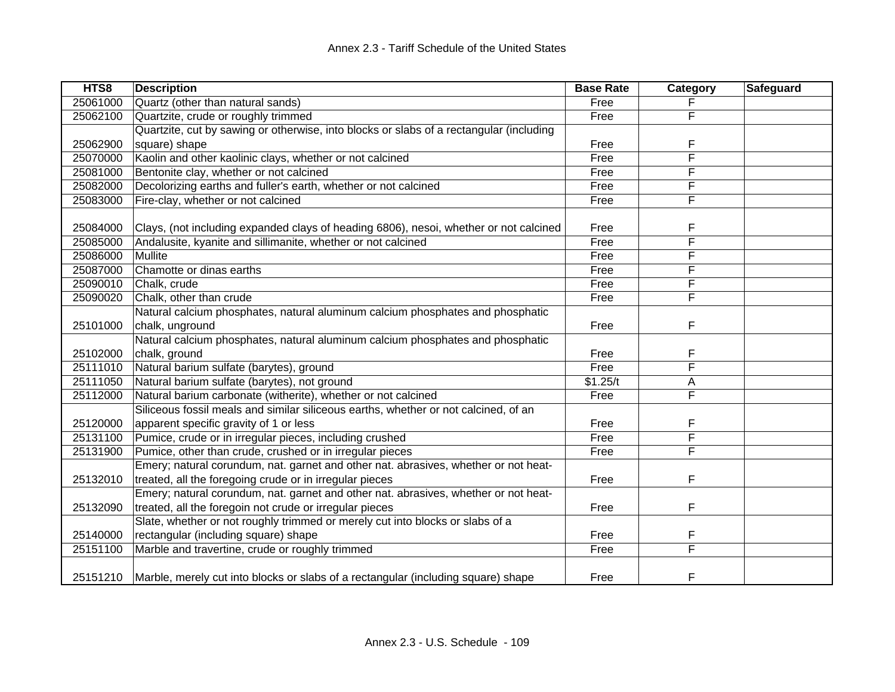| HTS8 | Description | Base Rate | Category | Safeguard |
|---|---|---|---|---|
| 25061000 | Quartz (other than natural sands) | Free | F | |
| 25062100 | Quartzite, crude or roughly trimmed | Free | F | |
| 25062900 | Quartzite, cut by sawing or otherwise, into blocks or slabs of a rectangular (including square) shape | Free | F | |
| 25070000 | Kaolin and other kaolinic clays, whether or not calcined | Free | F | |
| 25081000 | Bentonite clay, whether or not calcined | Free | F | |
| 25082000 | Decolorizing earths and fuller's earth, whether or not calcined | Free | F | |
| 25083000 | Fire-clay, whether or not calcined | Free | F | |
| 25084000 | Clays, (not including expanded clays of heading 6806), nesoi, whether or not calcined | Free | F | |
| 25085000 | Andalusite, kyanite and sillimanite, whether or not calcined | Free | F | |
| 25086000 | Mullite | Free | F | |
| 25087000 | Chamotte or dinas earths | Free | F | |
| 25090010 | Chalk, crude | Free | F | |
| 25090020 | Chalk, other than crude | Free | F | |
| 25101000 | Natural calcium phosphates, natural aluminum calcium phosphates and phosphatic chalk, unground | Free | F | |
| 25102000 | Natural calcium phosphates, natural aluminum calcium phosphates and phosphatic chalk, ground | Free | F | |
| 25111010 | Natural barium sulfate (barytes), ground | Free | F | |
| 25111050 | Natural barium sulfate (barytes), not ground | $1.25/t | A | |
| 25112000 | Natural barium carbonate (witherite), whether or not calcined | Free | F | |
| 25120000 | Siliceous fossil meals and similar siliceous earths, whether or not calcined, of an apparent specific gravity of 1 or less | Free | F | |
| 25131100 | Pumice, crude or in irregular pieces, including crushed | Free | F | |
| 25131900 | Pumice, other than crude, crushed or in irregular pieces | Free | F | |
| 25132010 | Emery; natural corundum, nat. garnet and other nat. abrasives, whether or not heat-treated, all the foregoing crude or in irregular pieces | Free | F | |
| 25132090 | Emery; natural corundum, nat. garnet and other nat. abrasives, whether or not heat-treated, all the foregoin not crude or irregular pieces | Free | F | |
| 25140000 | Slate, whether or not roughly trimmed or merely cut into blocks or slabs of a rectangular (including square) shape | Free | F | |
| 25151100 | Marble and travertine, crude or roughly trimmed | Free | F | |
| 25151210 | Marble, merely cut into blocks or slabs of a rectangular (including square) shape | Free | F | |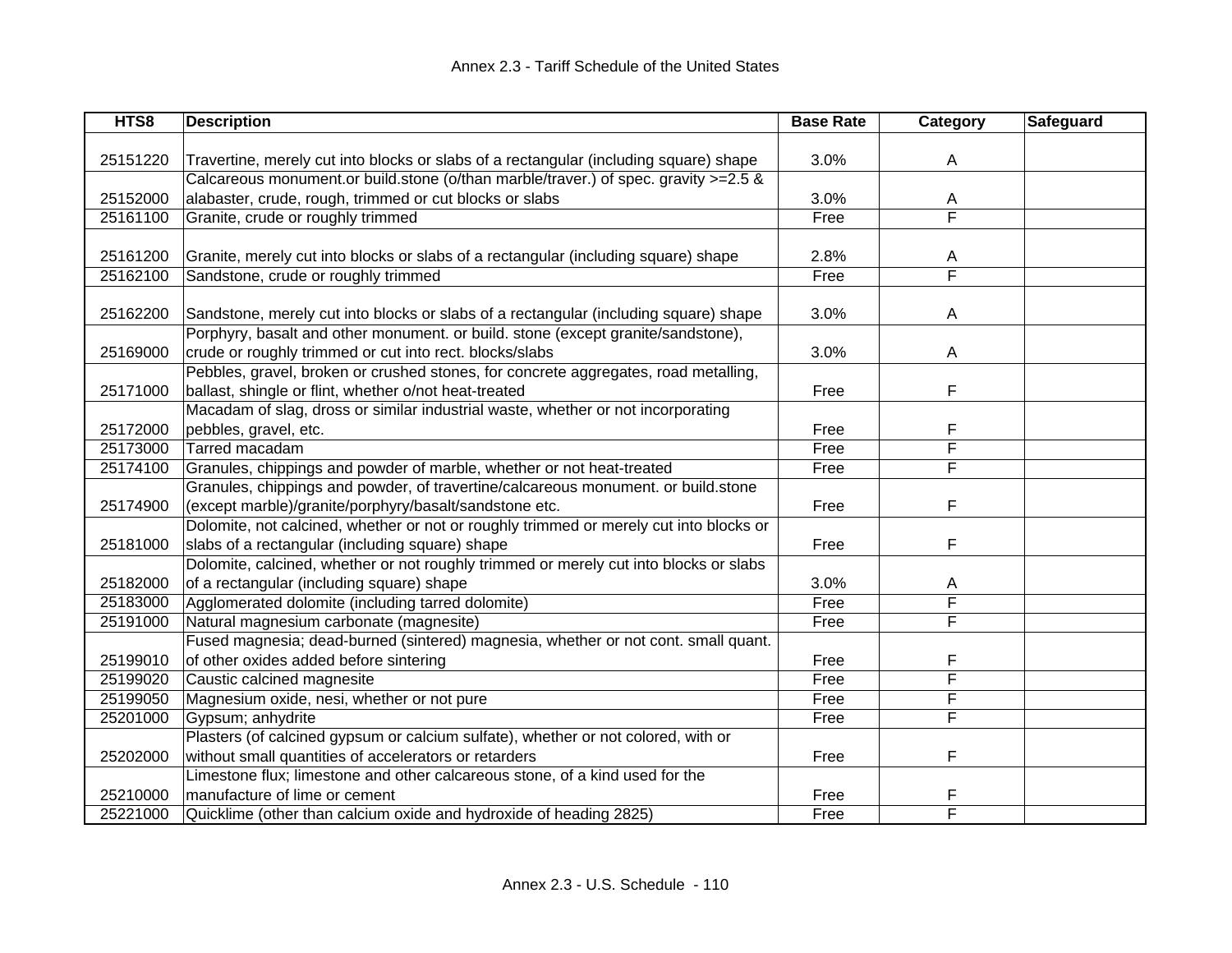Annex 2.3 - Tariff Schedule of the United States

| HTS8 | Description | Base Rate | Category | Safeguard |
|---|---|---|---|---|
| 25151220 | Travertine, merely cut into blocks or slabs of a rectangular (including square) shape | 3.0% | A | |
| 25152000 | Calcareous monument.or build.stone (o/than marble/traver.) of spec. gravity >=2.5 & alabaster, crude, rough, trimmed or cut blocks or slabs | 3.0% | A | |
| 25161100 | Granite, crude or roughly trimmed | Free | F | |
| 25161200 | Granite, merely cut into blocks or slabs of a rectangular (including square) shape | 2.8% | A | |
| 25162100 | Sandstone, crude or roughly trimmed | Free | F | |
| 25162200 | Sandstone, merely cut into blocks or slabs of a rectangular (including square) shape | 3.0% | A | |
| 25169000 | Porphyry, basalt and other monument. or build. stone (except granite/sandstone), crude or roughly trimmed or cut into rect. blocks/slabs | 3.0% | A | |
| 25171000 | Pebbles, gravel, broken or crushed stones, for concrete aggregates, road metalling, ballast, shingle or flint, whether o/not heat-treated | Free | F | |
| 25172000 | Macadam of slag, dross or similar industrial waste, whether or not incorporating pebbles, gravel, etc. | Free | F | |
| 25173000 | Tarred macadam | Free | F | |
| 25174100 | Granules, chippings and powder of marble, whether or not heat-treated | Free | F | |
| 25174900 | Granules, chippings and powder, of travertine/calcareous monument. or build.stone (except marble)/granite/porphyry/basalt/sandstone etc. | Free | F | |
| 25181000 | Dolomite, not calcined, whether or not or roughly trimmed or merely cut into blocks or slabs of a rectangular (including square) shape | Free | F | |
| 25182000 | Dolomite, calcined, whether or not roughly trimmed or merely cut into blocks or slabs of a rectangular (including square) shape | 3.0% | A | |
| 25183000 | Agglomerated dolomite (including tarred dolomite) | Free | F | |
| 25191000 | Natural magnesium carbonate (magnesite) | Free | F | |
| 25199010 | Fused magnesia; dead-burned (sintered) magnesia, whether or not cont. small quant. of other oxides added before sintering | Free | F | |
| 25199020 | Caustic calcined magnesite | Free | F | |
| 25199050 | Magnesium oxide, nesi, whether or not pure | Free | F | |
| 25201000 | Gypsum; anhydrite | Free | F | |
| 25202000 | Plasters (of calcined gypsum or calcium sulfate), whether or not colored, with or without small quantities of accelerators or retarders | Free | F | |
| 25210000 | Limestone flux; limestone and other calcareous stone, of a kind used for the manufacture of lime or cement | Free | F | |
| 25221000 | Quicklime (other than calcium oxide and hydroxide of heading 2825) | Free | F | |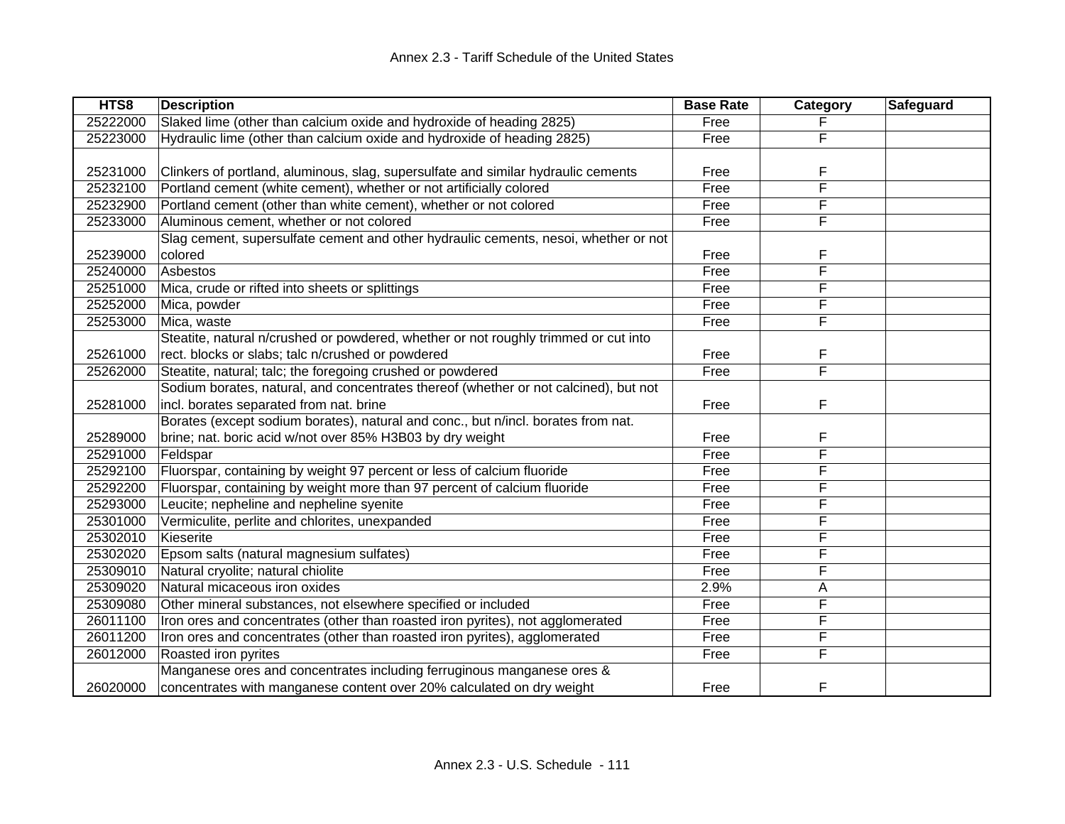| HTS8 | Description | Base Rate | Category | Safeguard |
|---|---|---|---|---|
| 25222000 | Slaked lime (other than calcium oxide and hydroxide of heading 2825) | Free | F | |
| 25223000 | Hydraulic lime (other than calcium oxide and hydroxide of heading 2825) | Free | F | |
| 25231000 | Clinkers of portland, aluminous, slag, supersulfate and similar hydraulic cements | Free | F | |
| 25232100 | Portland cement (white cement), whether or not artificially colored | Free | F | |
| 25232900 | Portland cement (other than white cement), whether or not colored | Free | F | |
| 25233000 | Aluminous cement, whether or not colored | Free | F | |
| 25239000 | Slag cement, supersulfate cement and other hydraulic cements, nesoi, whether or not colored | Free | F | |
| 25240000 | Asbestos | Free | F | |
| 25251000 | Mica, crude or rifted into sheets or splittings | Free | F | |
| 25252000 | Mica, powder | Free | F | |
| 25253000 | Mica, waste | Free | F | |
| 25261000 | Steatite, natural n/crushed or powdered, whether or not roughly trimmed or cut into rect. blocks or slabs; talc n/crushed or powdered | Free | F | |
| 25262000 | Steatite, natural; talc; the foregoing crushed or powdered | Free | F | |
| 25281000 | Sodium borates, natural, and concentrates thereof (whether or not calcined), but not incl. borates separated from nat. brine | Free | F | |
| 25289000 | Borates (except sodium borates), natural and conc., but n/incl. borates from nat. brine; nat. boric acid w/not over 85% H3B03 by dry weight | Free | F | |
| 25291000 | Feldspar | Free | F | |
| 25292100 | Fluorspar, containing by weight 97 percent or less of calcium fluoride | Free | F | |
| 25292200 | Fluorspar, containing by weight more than 97 percent of calcium fluoride | Free | F | |
| 25293000 | Leucite; nepheline and nepheline syenite | Free | F | |
| 25301000 | Vermiculite, perlite and chlorites, unexpanded | Free | F | |
| 25302010 | Kieserite | Free | F | |
| 25302020 | Epsom salts (natural magnesium sulfates) | Free | F | |
| 25309010 | Natural cryolite; natural chiolite | Free | F | |
| 25309020 | Natural micaceous iron oxides | 2.9% | A | |
| 25309080 | Other mineral substances, not elsewhere specified or included | Free | F | |
| 26011100 | Iron ores and concentrates (other than roasted iron pyrites), not agglomerated | Free | F | |
| 26011200 | Iron ores and concentrates (other than roasted iron pyrites), agglomerated | Free | F | |
| 26012000 | Roasted iron pyrites | Free | F | |
| 26020000 | Manganese ores and concentrates including ferruginous manganese ores & concentrates with manganese content over 20% calculated on dry weight | Free | F | |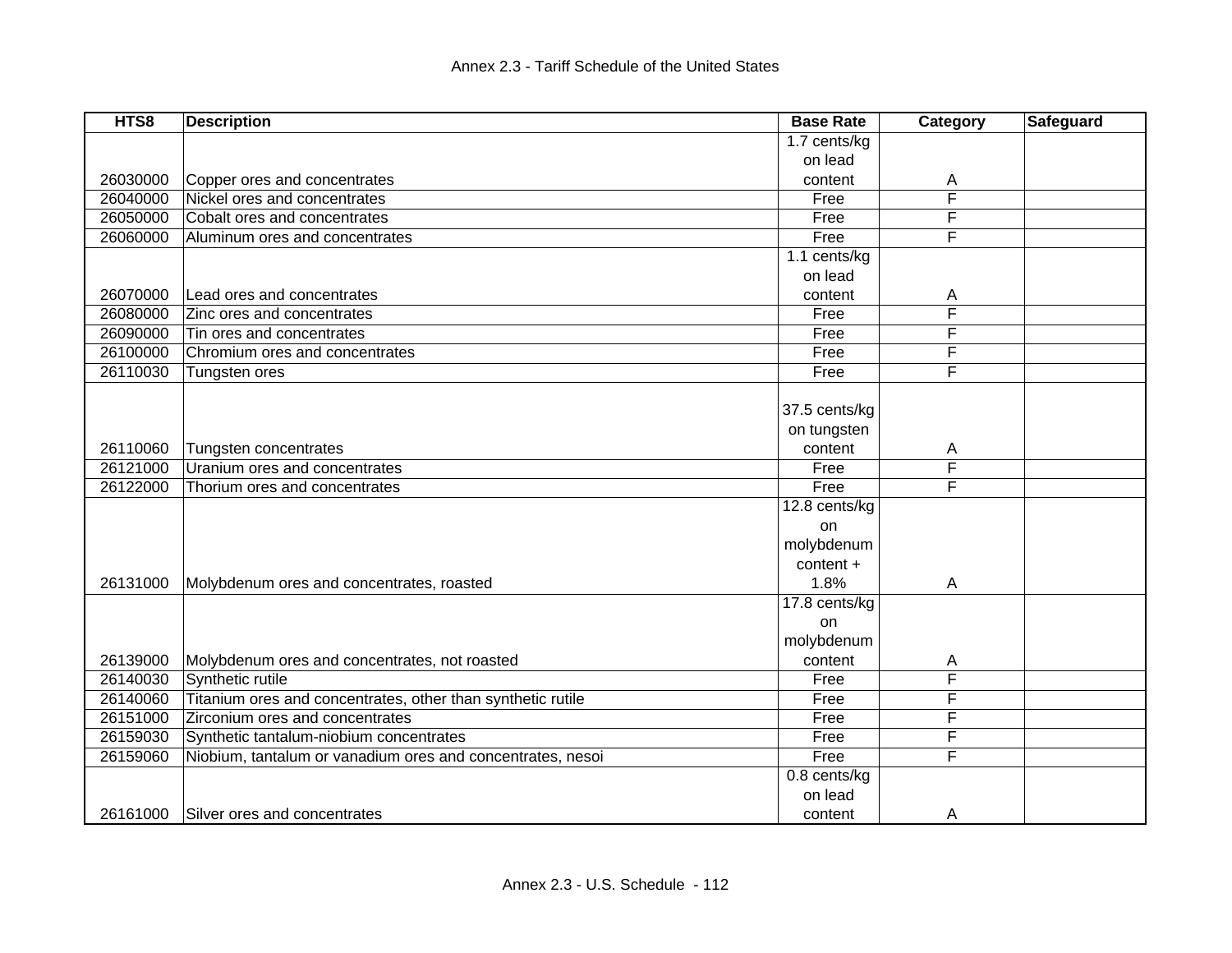| HTS8 | Description | Base Rate | Category | Safeguard |
|---|---|---|---|---|
| 26030000 | Copper ores and concentrates | 1.7 cents/kg on lead content | A | |
| 26040000 | Nickel ores and concentrates | Free | F | |
| 26050000 | Cobalt ores and concentrates | Free | F | |
| 26060000 | Aluminum ores and concentrates | Free | F | |
| 26070000 | Lead ores and concentrates | 1.1 cents/kg on lead content | A | |
| 26080000 | Zinc ores and concentrates | Free | F | |
| 26090000 | Tin ores and concentrates | Free | F | |
| 26100000 | Chromium ores and concentrates | Free | F | |
| 26110030 | Tungsten ores | Free | F | |
| 26110060 | Tungsten concentrates | 37.5 cents/kg on tungsten content | A | |
| 26121000 | Uranium ores and concentrates | Free | F | |
| 26122000 | Thorium ores and concentrates | Free | F | |
| 26131000 | Molybdenum ores and concentrates, roasted | 12.8 cents/kg on molybdenum content + 1.8% | A | |
| 26139000 | Molybdenum ores and concentrates, not roasted | 17.8 cents/kg on molybdenum content | A | |
| 26140030 | Synthetic rutile | Free | F | |
| 26140060 | Titanium ores and concentrates, other than synthetic rutile | Free | F | |
| 26151000 | Zirconium ores and concentrates | Free | F | |
| 26159030 | Synthetic tantalum-niobium concentrates | Free | F | |
| 26159060 | Niobium, tantalum or vanadium ores and concentrates, nesoi | Free | F | |
| 26161000 | Silver ores and concentrates | 0.8 cents/kg on lead content | A | |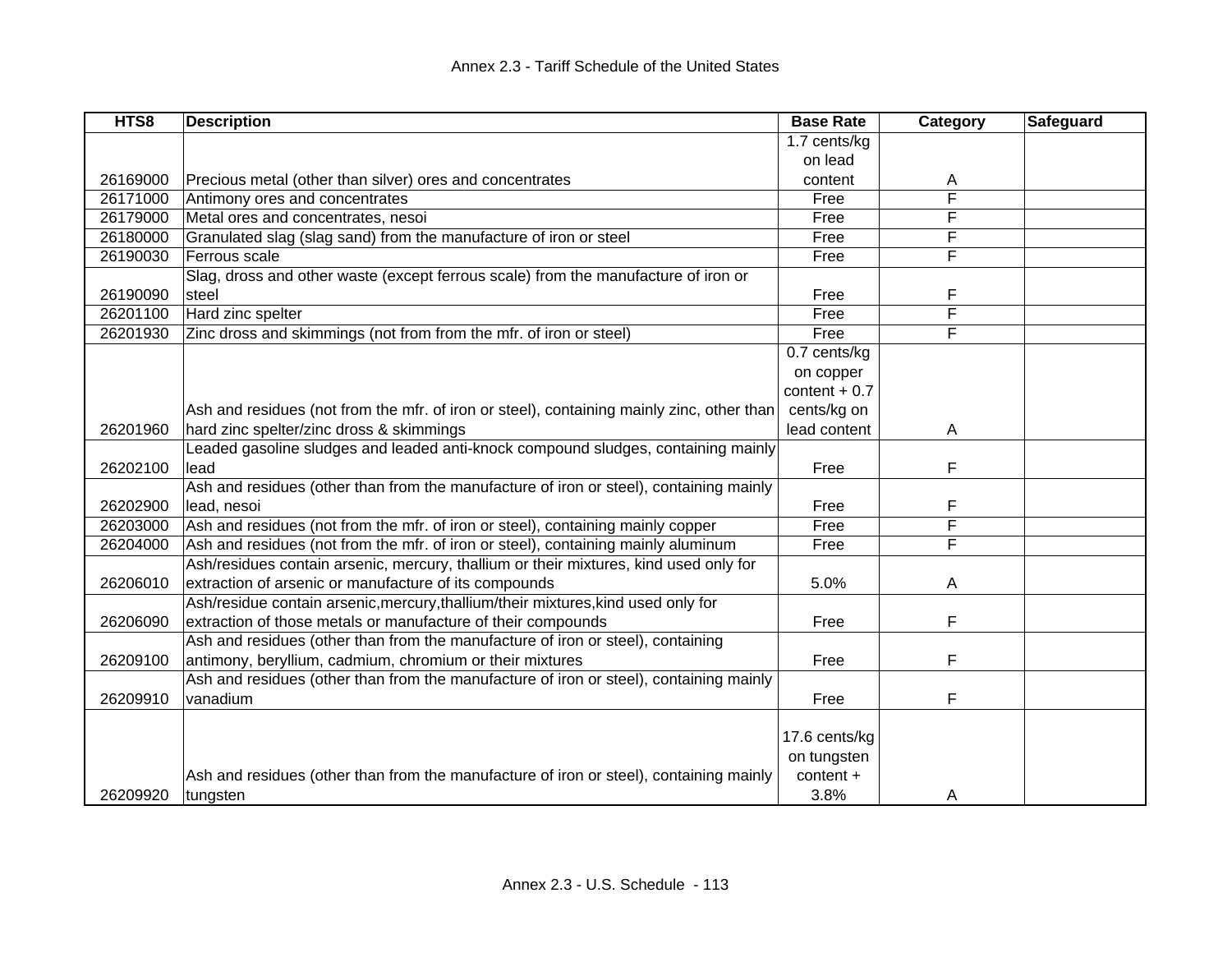| HTS8 | Description | Base Rate | Category | Safeguard |
|---|---|---|---|---|
| 26169000 | Precious metal (other than silver) ores and concentrates | 1.7 cents/kg on lead content | A | |
| 26171000 | Antimony ores and concentrates | Free | F | |
| 26179000 | Metal ores and concentrates, nesoi | Free | F | |
| 26180000 | Granulated slag (slag sand) from the manufacture of iron or steel | Free | F | |
| 26190030 | Ferrous scale | Free | F | |
| 26190090 | Slag, dross and other waste (except ferrous scale) from the manufacture of iron or steel | Free | F | |
| 26201100 | Hard zinc spelter | Free | F | |
| 26201930 | Zinc dross and skimmings (not from from the mfr. of iron or steel) | Free | F | |
| 26201960 | Ash and residues (not from the mfr. of iron or steel), containing mainly zinc, other than hard zinc spelter/zinc dross & skimmings | 0.7 cents/kg on copper content + 0.7 cents/kg on lead content | A | |
| 26202100 | Leaded gasoline sludges and leaded anti-knock compound sludges, containing mainly lead | Free | F | |
| 26202900 | Ash and residues (other than from the manufacture of iron or steel), containing mainly lead, nesoi | Free | F | |
| 26203000 | Ash and residues (not from the mfr. of iron or steel), containing mainly copper | Free | F | |
| 26204000 | Ash and residues (not from the mfr. of iron or steel), containing mainly aluminum | Free | F | |
| 26206010 | Ash/residues contain arsenic, mercury, thallium or their mixtures, kind used only for extraction of arsenic or manufacture of its compounds | 5.0% | A | |
| 26206090 | Ash/residue contain arsenic,mercury,thallium/their mixtures,kind used only for extraction of those metals or manufacture of their compounds | Free | F | |
| 26209100 | Ash and residues (other than from the manufacture of iron or steel), containing antimony, beryllium, cadmium, chromium or their mixtures | Free | F | |
| 26209910 | Ash and residues (other than from the manufacture of iron or steel), containing mainly vanadium | Free | F | |
| 26209920 | Ash and residues (other than from the manufacture of iron or steel), containing mainly tungsten | 17.6 cents/kg on tungsten content + 3.8% | A | |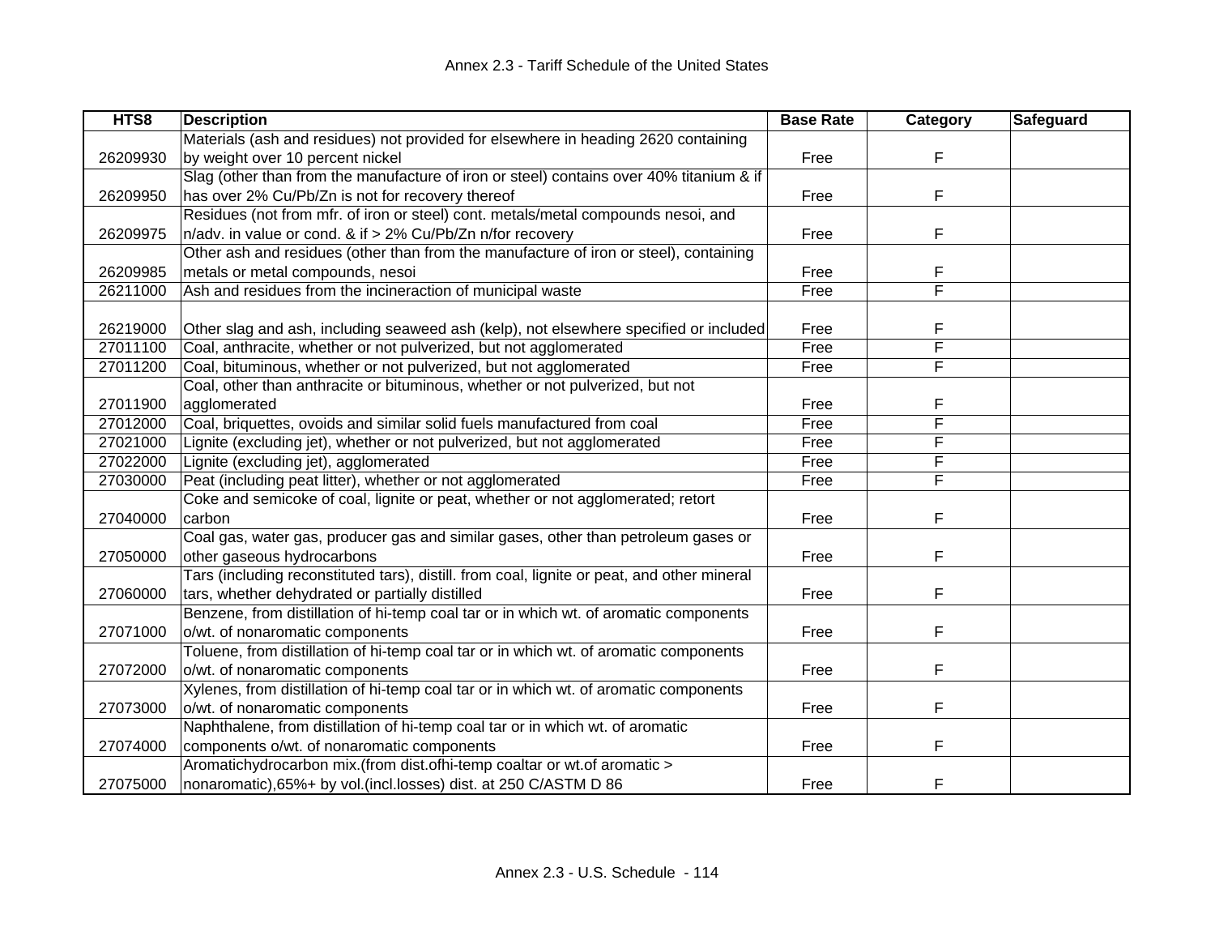# Annex 2.3 - Tariff Schedule of the United States

| HTS8 | Description | Base Rate | Category | Safeguard |
|---|---|---|---|---|
| 26209930 | Materials (ash and residues) not provided for elsewhere in heading 2620 containing by weight over 10 percent nickel | Free | F | |
| 26209950 | Slag (other than from the manufacture of iron or steel) contains over 40% titanium & if has over 2% Cu/Pb/Zn is not for recovery thereof | Free | F | |
| 26209975 | Residues (not from mfr. of iron or steel) cont. metals/metal compounds nesoi, and n/adv. in value or cond. & if > 2% Cu/Pb/Zn n/for recovery | Free | F | |
| 26209985 | Other ash and residues (other than from the manufacture of iron or steel), containing metals or metal compounds, nesoi | Free | F | |
| 26211000 | Ash and residues from the incineraction of municipal waste | Free | F | |
| 26219000 | Other slag and ash, including seaweed ash (kelp), not elsewhere specified or included | Free | F | |
| 27011100 | Coal, anthracite, whether or not pulverized, but not agglomerated | Free | F | |
| 27011200 | Coal, bituminous, whether or not pulverized, but not agglomerated | Free | F | |
| 27011900 | Coal, other than anthracite or bituminous, whether or not pulverized, but not agglomerated | Free | F | |
| 27012000 | Coal, briquettes, ovoids and similar solid fuels manufactured from coal | Free | F | |
| 27021000 | Lignite (excluding jet), whether or not pulverized, but not agglomerated | Free | F | |
| 27022000 | Lignite (excluding jet), agglomerated | Free | F | |
| 27030000 | Peat (including peat litter), whether or not agglomerated | Free | F | |
| 27040000 | Coke and semicoke of coal, lignite or peat, whether or not agglomerated; retort carbon | Free | F | |
| 27050000 | Coal gas, water gas, producer gas and similar gases, other than petroleum gases or other gaseous hydrocarbons | Free | F | |
| 27060000 | Tars (including reconstituted tars), distill. from coal, lignite or peat, and other mineral tars, whether dehydrated or partially distilled | Free | F | |
| 27071000 | Benzene, from distillation of hi-temp coal tar or in which wt. of aromatic components o/wt. of nonaromatic components | Free | F | |
| 27072000 | Toluene, from distillation of hi-temp coal tar or in which wt. of aromatic components o/wt. of nonaromatic components | Free | F | |
| 27073000 | Xylenes, from distillation of hi-temp coal tar or in which wt. of aromatic components o/wt. of nonaromatic components | Free | F | |
| 27074000 | Naphthalene, from distillation of hi-temp coal tar or in which wt. of aromatic components o/wt. of nonaromatic components | Free | F | |
| 27075000 | Aromatichydrocarbon mix.(from dist.ofhi-temp coaltar or wt.of aromatic > nonaromatic),65%+ by vol.(incl.losses) dist. at 250 C/ASTM D 86 | Free | F | |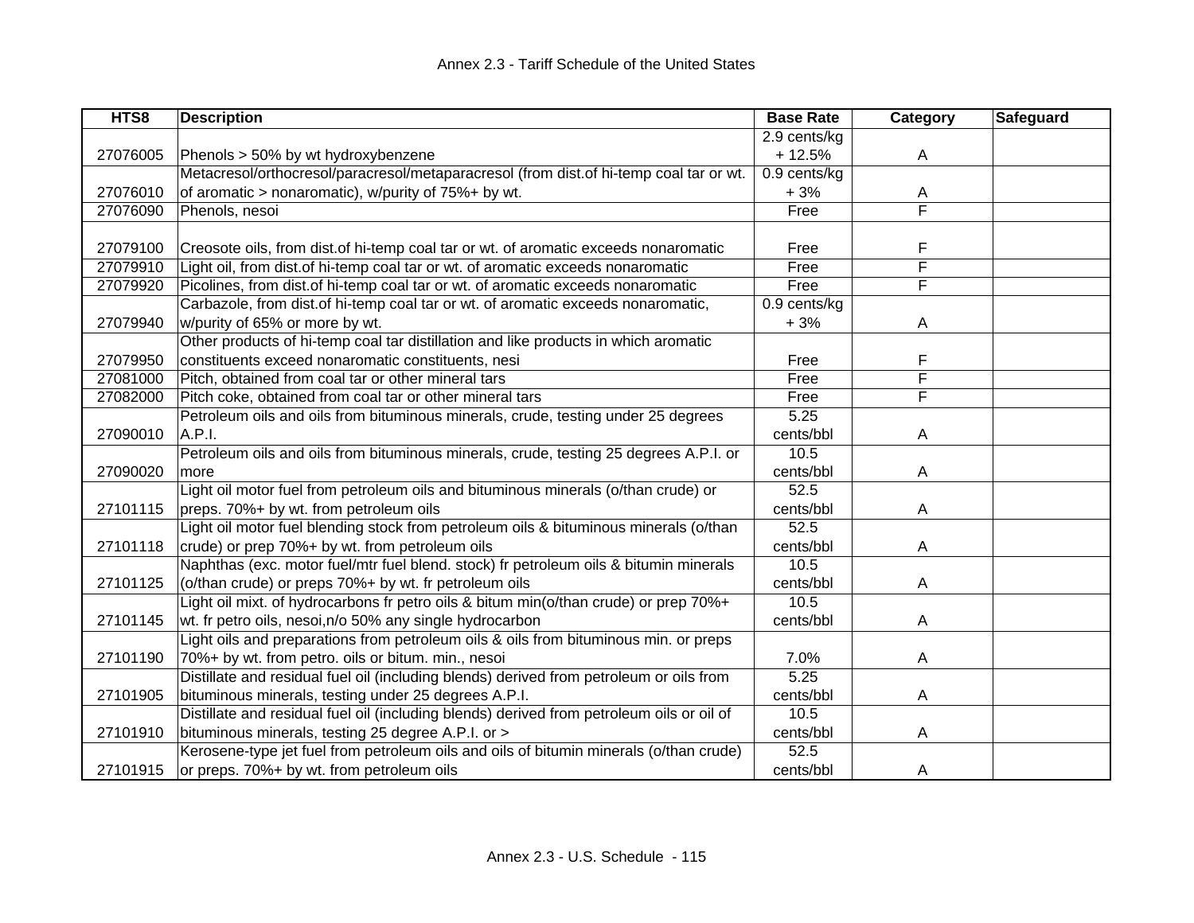| HTS8 | Description | Base Rate | Category | Safeguard |
|---|---|---|---|---|
| 27076005 | Phenols > 50% by wt hydroxybenzene | 2.9 cents/kg + 12.5% | A | |
| 27076010 | Metacresol/orthocresol/paracresol/metaparacresol (from dist.of hi-temp coal tar or wt. of aromatic > nonaromatic), w/purity of 75%+ by wt. | 0.9 cents/kg + 3% | A | |
| 27076090 | Phenols, nesoi | Free | F | |
| 27079100 | Creosote oils, from dist.of hi-temp coal tar or wt. of aromatic exceeds nonaromatic | Free | F | |
| 27079910 | Light oil, from dist.of hi-temp coal tar or wt. of aromatic exceeds nonaromatic | Free | F | |
| 27079920 | Picolines, from dist.of hi-temp coal tar or wt. of aromatic exceeds nonaromatic | Free | F | |
| 27079940 | Carbazole, from dist.of hi-temp coal tar or wt. of aromatic exceeds nonaromatic, w/purity of 65% or more by wt. | 0.9 cents/kg + 3% | A | |
| 27079950 | Other products of hi-temp coal tar distillation and like products in which aromatic constituents exceed nonaromatic constituents, nesi | Free | F | |
| 27081000 | Pitch, obtained from coal tar or other mineral tars | Free | F | |
| 27082000 | Pitch coke, obtained from coal tar or other mineral tars | Free | F | |
| 27090010 | Petroleum oils and oils from bituminous minerals, crude, testing under 25 degrees A.P.I. | 5.25 cents/bbl | A | |
| 27090020 | Petroleum oils and oils from bituminous minerals, crude, testing 25 degrees A.P.I. or more | 10.5 cents/bbl | A | |
| 27101115 | Light oil motor fuel from petroleum oils and bituminous minerals (o/than crude) or preps. 70%+ by wt. from petroleum oils | 52.5 cents/bbl | A | |
| 27101118 | Light oil motor fuel blending stock from petroleum oils & bituminous minerals (o/than crude) or prep 70%+ by wt. from petroleum oils | 52.5 cents/bbl | A | |
| 27101125 | Naphthas (exc. motor fuel/mtr fuel blend. stock) fr petroleum oils & bitumin minerals (o/than crude) or preps 70%+ by wt. fr petroleum oils | 10.5 cents/bbl | A | |
| 27101145 | Light oil mixt. of hydrocarbons fr petro oils & bitum min(o/than crude) or prep 70%+ wt. fr petro oils, nesoi,n/o 50% any single hydrocarbon | 10.5 cents/bbl | A | |
| 27101190 | Light oils and preparations from petroleum oils & oils from bituminous min. or preps 70%+ by wt. from petro. oils or bitum. min., nesoi | 7.0% | A | |
| 27101905 | Distillate and residual fuel oil (including blends) derived from petroleum or oils from bituminous minerals, testing under 25 degrees A.P.I. | 5.25 cents/bbl | A | |
| 27101910 | Distillate and residual fuel oil (including blends) derived from petroleum oils or oil of bituminous minerals, testing 25 degree A.P.I. or > | 10.5 cents/bbl | A | |
| 27101915 | Kerosene-type jet fuel from petroleum oils and oils of bitumin minerals (o/than crude) or preps. 70%+ by wt. from petroleum oils | 52.5 cents/bbl | A | |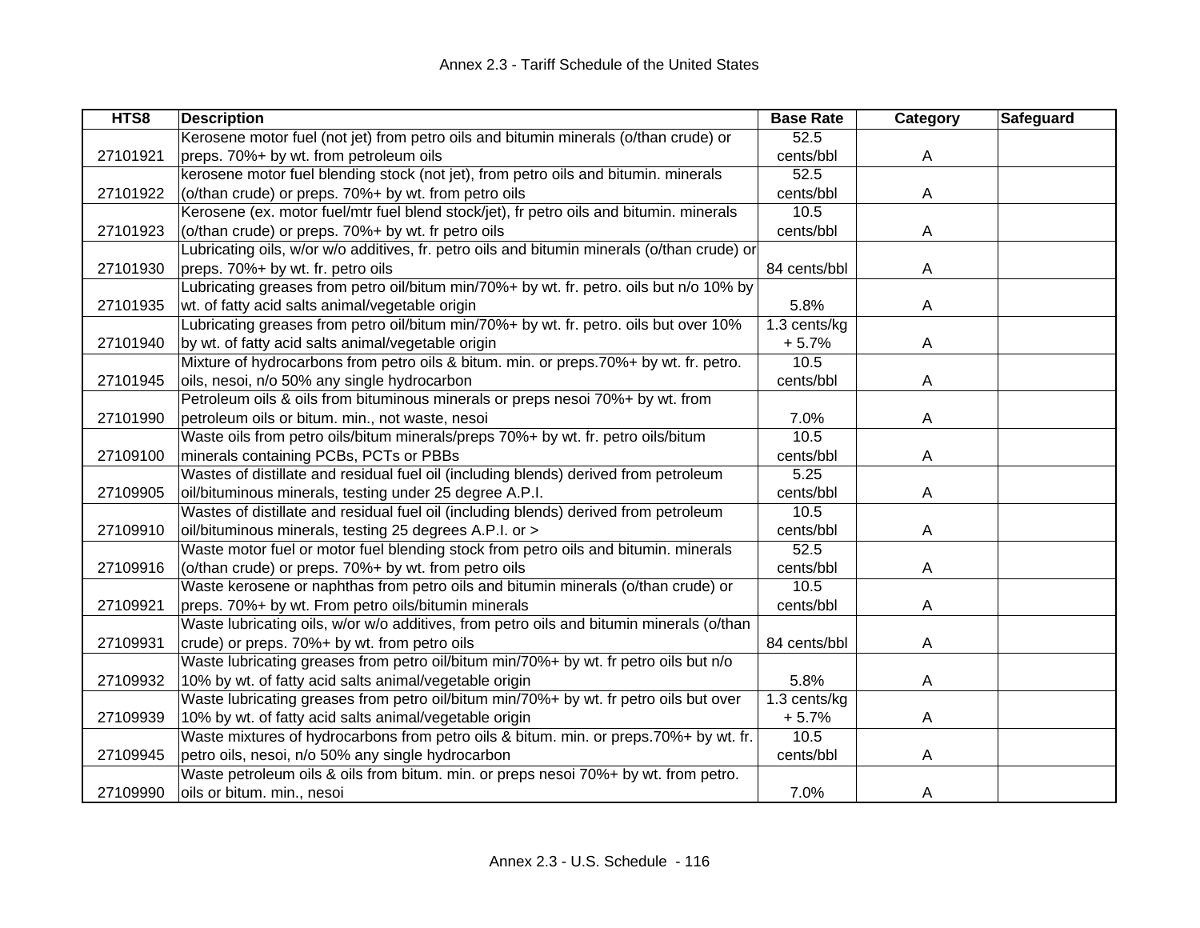| HTS8 | Description | Base Rate | Category | Safeguard |
|---|---|---|---|---|
| 27101921 | Kerosene motor fuel (not jet) from petro oils and bitumin minerals (o/than crude) or preps. 70%+ by wt. from petroleum oils | 52.5 cents/bbl | A | |
| 27101922 | kerosene motor fuel blending stock (not jet), from petro oils and bitumin. minerals (o/than crude) or preps. 70%+ by wt. from petro oils | 52.5 cents/bbl | A | |
| 27101923 | Kerosene (ex. motor fuel/mtr fuel blend stock/jet), fr petro oils and bitumin. minerals (o/than crude) or preps. 70%+ by wt. fr petro oils | 10.5 cents/bbl | A | |
| 27101930 | Lubricating oils, w/or w/o additives, fr. petro oils and bitumin minerals (o/than crude) or preps. 70%+ by wt. fr. petro oils | 84 cents/bbl | A | |
| 27101935 | Lubricating greases from petro oil/bitum min/70%+ by wt. fr. petro. oils but n/o 10% by wt. of fatty acid salts animal/vegetable origin | 5.8% | A | |
| 27101940 | Lubricating greases from petro oil/bitum min/70%+ by wt. fr. petro. oils but over 10% by wt. of fatty acid salts animal/vegetable origin | 1.3 cents/kg + 5.7% | A | |
| 27101945 | Mixture of hydrocarbons from petro oils & bitum. min. or preps.70%+ by wt. fr. petro. oils, nesoi, n/o 50% any single hydrocarbon | 10.5 cents/bbl | A | |
| 27101990 | Petroleum oils & oils from bituminous minerals or preps nesoi 70%+ by wt. from petroleum oils or bitum. min., not waste, nesoi | 7.0% | A | |
| 27109100 | Waste oils from petro oils/bitum minerals/preps 70%+ by wt. fr. petro oils/bitum minerals containing PCBs, PCTs or PBBs | 10.5 cents/bbl | A | |
| 27109905 | Wastes of distillate and residual fuel oil (including blends) derived from petroleum oil/bituminous minerals, testing under 25 degree A.P.I. | 5.25 cents/bbl | A | |
| 27109910 | Wastes of distillate and residual fuel oil (including blends) derived from petroleum oil/bituminous minerals, testing 25 degrees A.P.I. or > | 10.5 cents/bbl | A | |
| 27109916 | Waste motor fuel or motor fuel blending stock from petro oils and bitumin. minerals (o/than crude) or preps. 70%+ by wt. from petro oils | 52.5 cents/bbl | A | |
| 27109921 | Waste kerosene or naphthas from petro oils and bitumin minerals (o/than crude) or preps. 70%+ by wt. From petro oils/bitumin minerals | 10.5 cents/bbl | A | |
| 27109931 | Waste lubricating oils, w/or w/o additives, from petro oils and bitumin minerals (o/than crude) or preps. 70%+ by wt. from petro oils | 84 cents/bbl | A | |
| 27109932 | Waste lubricating greases from petro oil/bitum min/70%+ by wt. fr petro oils but n/o 10% by wt. of fatty acid salts animal/vegetable origin | 5.8% | A | |
| 27109939 | Waste lubricating greases from petro oil/bitum min/70%+ by wt. fr petro oils but over 10% by wt. of fatty acid salts animal/vegetable origin | 1.3 cents/kg + 5.7% | A | |
| 27109945 | Waste mixtures of hydrocarbons from petro oils & bitum. min. or preps.70%+ by wt. fr. petro oils, nesoi, n/o 50% any single hydrocarbon | 10.5 cents/bbl | A | |
| 27109990 | Waste petroleum oils & oils from bitum. min. or preps nesoi 70%+ by wt. from petro. oils or bitum. min., nesoi | 7.0% | A | |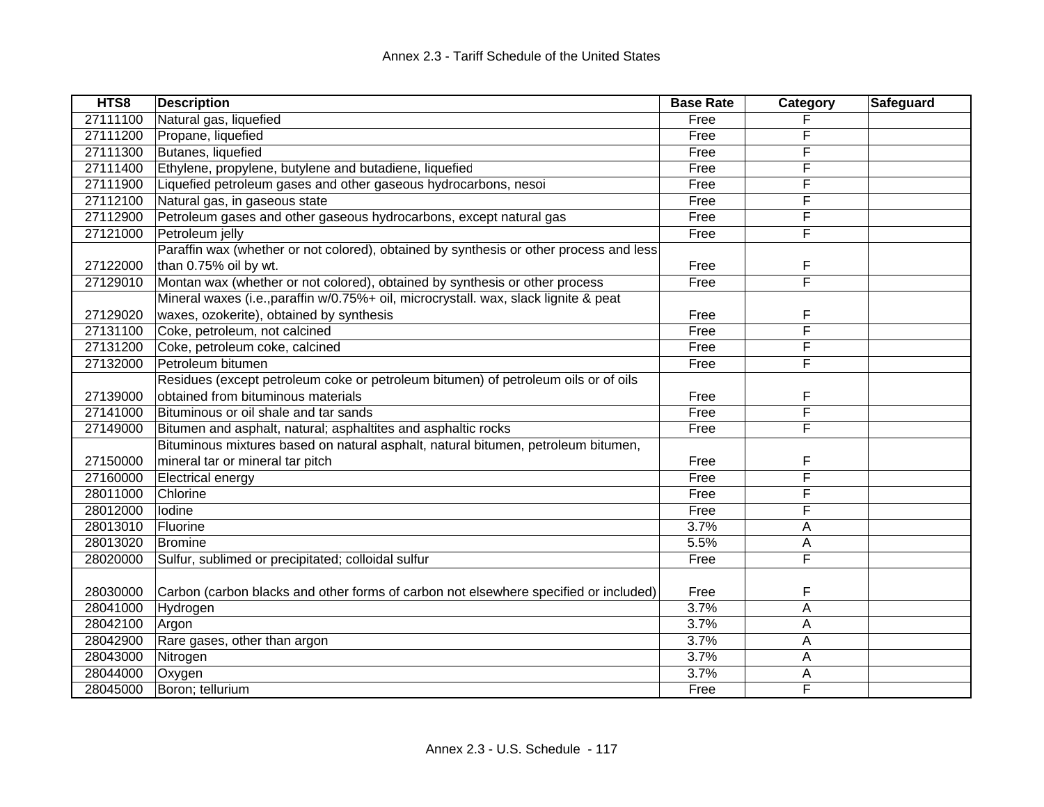| HTS8 | Description | Base Rate | Category | Safeguard |
|---|---|---|---|---|
| 27111100 | Natural gas, liquefied | Free | F | |
| 27111200 | Propane, liquefied | Free | F | |
| 27111300 | Butanes, liquefied | Free | F | |
| 27111400 | Ethylene, propylene, butylene and butadiene, liquefied | Free | F | |
| 27111900 | Liquefied petroleum gases and other gaseous hydrocarbons, nesoi | Free | F | |
| 27112100 | Natural gas, in gaseous state | Free | F | |
| 27112900 | Petroleum gases and other gaseous hydrocarbons, except natural gas | Free | F | |
| 27121000 | Petroleum jelly | Free | F | |
| 27122000 | Paraffin wax (whether or not colored), obtained by synthesis or other process and less than 0.75% oil by wt. | Free | F | |
| 27129010 | Montan wax (whether or not colored), obtained by synthesis or other process | Free | F | |
| 27129020 | Mineral waxes (i.e.,paraffin w/0.75%+ oil, microcrystall. wax, slack lignite & peat waxes, ozokerite), obtained by synthesis | Free | F | |
| 27131100 | Coke, petroleum, not calcined | Free | F | |
| 27131200 | Coke, petroleum coke, calcined | Free | F | |
| 27132000 | Petroleum bitumen | Free | F | |
| 27139000 | Residues (except petroleum coke or petroleum bitumen) of petroleum oils or of oils obtained from bituminous materials | Free | F | |
| 27141000 | Bituminous or oil shale and tar sands | Free | F | |
| 27149000 | Bitumen and asphalt, natural; asphaltites and asphaltic rocks | Free | F | |
| 27150000 | Bituminous mixtures based on natural asphalt, natural bitumen, petroleum bitumen, mineral tar or mineral tar pitch | Free | F | |
| 27160000 | Electrical energy | Free | F | |
| 28011000 | Chlorine | Free | F | |
| 28012000 | Iodine | Free | F | |
| 28013010 | Fluorine | 3.7% | A | |
| 28013020 | Bromine | 5.5% | A | |
| 28020000 | Sulfur, sublimed or precipitated; colloidal sulfur | Free | F | |
| 28030000 | Carbon (carbon blacks and other forms of carbon not elsewhere specified or included) | Free | F | |
| 28041000 | Hydrogen | 3.7% | A | |
| 28042100 | Argon | 3.7% | A | |
| 28042900 | Rare gases, other than argon | 3.7% | A | |
| 28043000 | Nitrogen | 3.7% | A | |
| 28044000 | Oxygen | 3.7% | A | |
| 28045000 | Boron; tellurium | Free | F | |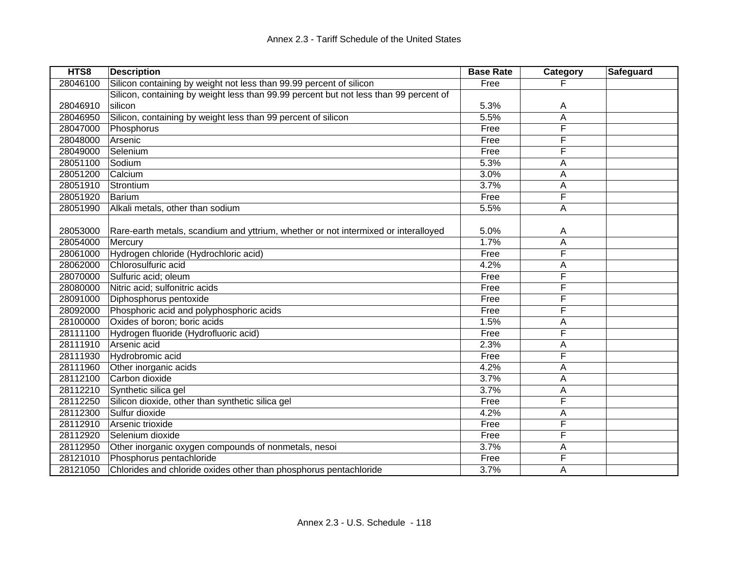| HTS8 | Description | Base Rate | Category | Safeguard |
|---|---|---|---|---|
| 28046100 | Silicon containing by weight not less than 99.99 percent of silicon | Free | F | |
| 28046910 | Silicon, containing by weight less than 99.99 percent but not less than 99 percent of silicon | 5.3% | A | |
| 28046950 | Silicon, containing by weight less than 99 percent of silicon | 5.5% | A | |
| 28047000 | Phosphorus | Free | F | |
| 28048000 | Arsenic | Free | F | |
| 28049000 | Selenium | Free | F | |
| 28051100 | Sodium | 5.3% | A | |
| 28051200 | Calcium | 3.0% | A | |
| 28051910 | Strontium | 3.7% | A | |
| 28051920 | Barium | Free | F | |
| 28051990 | Alkali metals, other than sodium | 5.5% | A | |
| 28053000 | Rare-earth metals, scandium and yttrium, whether or not intermixed or interalloyed | 5.0% | A | |
| 28054000 | Mercury | 1.7% | A | |
| 28061000 | Hydrogen chloride (Hydrochloric acid) | Free | F | |
| 28062000 | Chlorosulfuric acid | 4.2% | A | |
| 28070000 | Sulfuric acid; oleum | Free | F | |
| 28080000 | Nitric acid; sulfonitric acids | Free | F | |
| 28091000 | Diphosphorus pentoxide | Free | F | |
| 28092000 | Phosphoric acid and polyphosphoric acids | Free | F | |
| 28100000 | Oxides of boron; boric acids | 1.5% | A | |
| 28111100 | Hydrogen fluoride (Hydrofluoric acid) | Free | F | |
| 28111910 | Arsenic acid | 2.3% | A | |
| 28111930 | Hydrobromic acid | Free | F | |
| 28111960 | Other inorganic acids | 4.2% | A | |
| 28112100 | Carbon dioxide | 3.7% | A | |
| 28112210 | Synthetic silica gel | 3.7% | A | |
| 28112250 | Silicon dioxide, other than synthetic silica gel | Free | F | |
| 28112300 | Sulfur dioxide | 4.2% | A | |
| 28112910 | Arsenic trioxide | Free | F | |
| 28112920 | Selenium dioxide | Free | F | |
| 28112950 | Other inorganic oxygen compounds of nonmetals, nesoi | 3.7% | A | |
| 28121010 | Phosphorus pentachloride | Free | F | |
| 28121050 | Chlorides and chloride oxides other than phosphorus pentachloride | 3.7% | A | |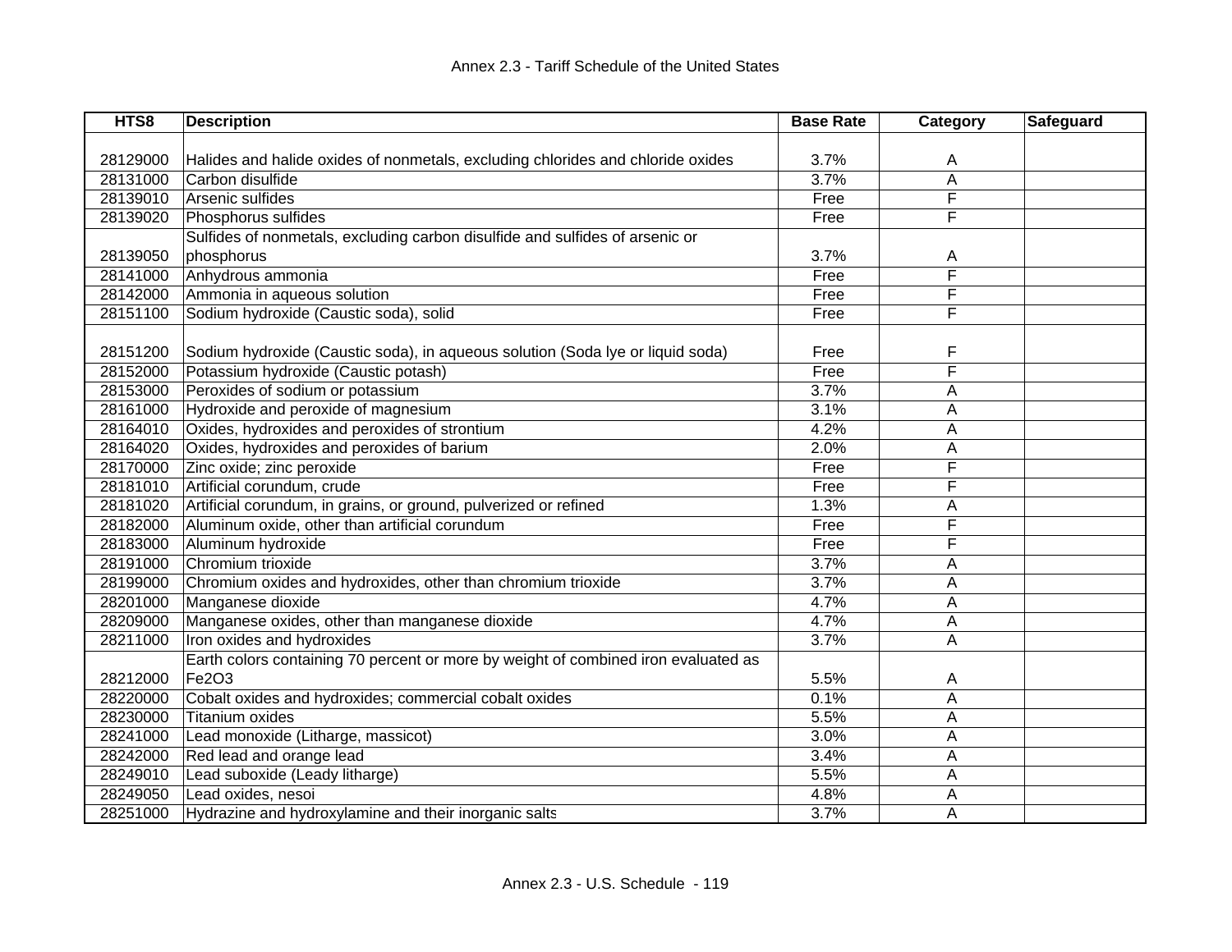| HTS8 | Description | Base Rate | Category | Safeguard |
|---|---|---|---|---|
| 28129000 | Halides and halide oxides of nonmetals, excluding chlorides and chloride oxides | 3.7% | A | |
| 28131000 | Carbon disulfide | 3.7% | A | |
| 28139010 | Arsenic sulfides | Free | F | |
| 28139020 | Phosphorus sulfides | Free | F | |
| 28139050 | Sulfides of nonmetals, excluding carbon disulfide and sulfides of arsenic or phosphorus | 3.7% | A | |
| 28141000 | Anhydrous ammonia | Free | F | |
| 28142000 | Ammonia in aqueous solution | Free | F | |
| 28151100 | Sodium hydroxide (Caustic soda), solid | Free | F | |
| 28151200 | Sodium hydroxide (Caustic soda), in aqueous solution (Soda lye or liquid soda) | Free | F | |
| 28152000 | Potassium hydroxide (Caustic potash) | Free | F | |
| 28153000 | Peroxides of sodium or potassium | 3.7% | A | |
| 28161000 | Hydroxide and peroxide of magnesium | 3.1% | A | |
| 28164010 | Oxides, hydroxides and peroxides of strontium | 4.2% | A | |
| 28164020 | Oxides, hydroxides and peroxides of barium | 2.0% | A | |
| 28170000 | Zinc oxide; zinc peroxide | Free | F | |
| 28181010 | Artificial corundum, crude | Free | F | |
| 28181020 | Artificial corundum, in grains, or ground, pulverized or refined | 1.3% | A | |
| 28182000 | Aluminum oxide, other than artificial corundum | Free | F | |
| 28183000 | Aluminum hydroxide | Free | F | |
| 28191000 | Chromium trioxide | 3.7% | A | |
| 28199000 | Chromium oxides and hydroxides, other than chromium trioxide | 3.7% | A | |
| 28201000 | Manganese dioxide | 4.7% | A | |
| 28209000 | Manganese oxides, other than manganese dioxide | 4.7% | A | |
| 28211000 | Iron oxides and hydroxides | 3.7% | A | |
| 28212000 | Earth colors containing 70 percent or more by weight of combined iron evaluated as $Fe_2O_3$ | 5.5% | A | |
| 28220000 | Cobalt oxides and hydroxides; commercial cobalt oxides | 0.1% | A | |
| 28230000 | Titanium oxides | 5.5% | A | |
| 28241000 | Lead monoxide (Litharge, massicot) | 3.0% | A | |
| 28242000 | Red lead and orange lead | 3.4% | A | |
| 28249010 | Lead suboxide (Leady litharge) | 5.5% | A | |
| 28249050 | Lead oxides, nesoi | 4.8% | A | |
| 28251000 | Hydrazine and hydroxylamine and their inorganic salts | 3.7% | A | |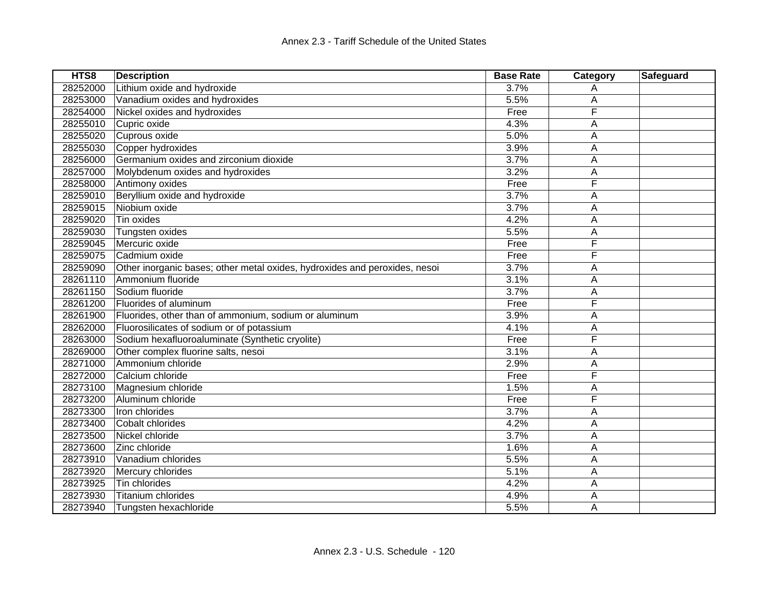| HTS8 | Description | Base Rate | Category | Safeguard |
|---|---|---|---|---|
| 28252000 | Lithium oxide and hydroxide | 3.7% | A | |
| 28253000 | Vanadium oxides and hydroxides | 5.5% | A | |
| 28254000 | Nickel oxides and hydroxides | Free | F | |
| 28255010 | Cupric oxide | 4.3% | A | |
| 28255020 | Cuprous oxide | 5.0% | A | |
| 28255030 | Copper hydroxides | 3.9% | A | |
| 28256000 | Germanium oxides and zirconium dioxide | 3.7% | A | |
| 28257000 | Molybdenum oxides and hydroxides | 3.2% | A | |
| 28258000 | Antimony oxides | Free | F | |
| 28259010 | Beryllium oxide and hydroxide | 3.7% | A | |
| 28259015 | Niobium oxide | 3.7% | A | |
| 28259020 | Tin oxides | 4.2% | A | |
| 28259030 | Tungsten oxides | 5.5% | A | |
| 28259045 | Mercuric oxide | Free | F | |
| 28259075 | Cadmium oxide | Free | F | |
| 28259090 | Other inorganic bases; other metal oxides, hydroxides and peroxides, nesoi | 3.7% | A | |
| 28261110 | Ammonium fluoride | 3.1% | A | |
| 28261150 | Sodium fluoride | 3.7% | A | |
| 28261200 | Fluorides of aluminum | Free | F | |
| 28261900 | Fluorides, other than of ammonium, sodium or aluminum | 3.9% | A | |
| 28262000 | Fluorosilicates of sodium or of potassium | 4.1% | A | |
| 28263000 | Sodium hexafluoroaluminate (Synthetic cryolite) | Free | F | |
| 28269000 | Other complex fluorine salts, nesoi | 3.1% | A | |
| 28271000 | Ammonium chloride | 2.9% | A | |
| 28272000 | Calcium chloride | Free | F | |
| 28273100 | Magnesium chloride | 1.5% | A | |
| 28273200 | Aluminum chloride | Free | F | |
| 28273300 | Iron chlorides | 3.7% | A | |
| 28273400 | Cobalt chlorides | 4.2% | A | |
| 28273500 | Nickel chloride | 3.7% | A | |
| 28273600 | Zinc chloride | 1.6% | A | |
| 28273910 | Vanadium chlorides | 5.5% | A | |
| 28273920 | Mercury chlorides | 5.1% | A | |
| 28273925 | Tin chlorides | 4.2% | A | |
| 28273930 | Titanium chlorides | 4.9% | A | |
| 28273940 | Tungsten hexachloride | 5.5% | A | |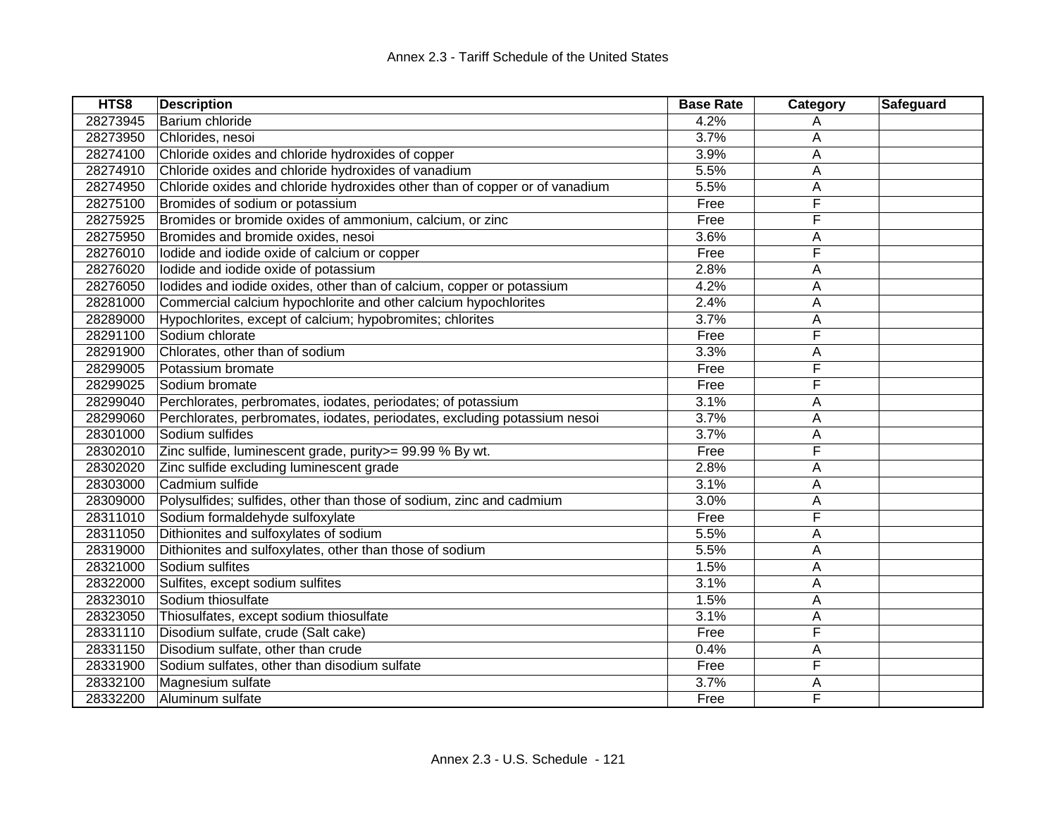| HTS8 | Description | Base Rate | Category | Safeguard |
|---|---|---|---|---|
| 28273945 | Barium chloride | 4.2% | A | |
| 28273950 | Chlorides, nesoi | 3.7% | A | |
| 28274100 | Chloride oxides and chloride hydroxides of copper | 3.9% | A | |
| 28274910 | Chloride oxides and chloride hydroxides of vanadium | 5.5% | A | |
| 28274950 | Chloride oxides and chloride hydroxides other than of copper or of vanadium | 5.5% | A | |
| 28275100 | Bromides of sodium or potassium | Free | F | |
| 28275925 | Bromides or bromide oxides of ammonium, calcium, or zinc | Free | F | |
| 28275950 | Bromides and bromide oxides, nesoi | 3.6% | A | |
| 28276010 | Iodide and iodide oxide of calcium or copper | Free | F | |
| 28276020 | Iodide and iodide oxide of potassium | 2.8% | A | |
| 28276050 | Iodides and iodide oxides, other than of calcium, copper or potassium | 4.2% | A | |
| 28281000 | Commercial calcium hypochlorite and other calcium hypochlorites | 2.4% | A | |
| 28289000 | Hypochlorites, except of calcium; hypobromites; chlorites | 3.7% | A | |
| 28291100 | Sodium chlorate | Free | F | |
| 28291900 | Chlorates, other than of sodium | 3.3% | A | |
| 28299005 | Potassium bromate | Free | F | |
| 28299025 | Sodium bromate | Free | F | |
| 28299040 | Perchlorates, perbromates, iodates, periodates; of potassium | 3.1% | A | |
| 28299060 | Perchlorates, perbromates, iodates, periodates, excluding potassium nesoi | 3.7% | A | |
| 28301000 | Sodium sulfides | 3.7% | A | |
| 28302010 | Zinc sulfide, luminescent grade, purity>= 99.99 % By wt. | Free | F | |
| 28302020 | Zinc sulfide excluding luminescent grade | 2.8% | A | |
| 28303000 | Cadmium sulfide | 3.1% | A | |
| 28309000 | Polysulfides; sulfides, other than those of sodium, zinc and cadmium | 3.0% | A | |
| 28311010 | Sodium formaldehyde sulfoxylate | Free | F | |
| 28311050 | Dithionites and sulfoxylates of sodium | 5.5% | A | |
| 28319000 | Dithionites and sulfoxylates, other than those of sodium | 5.5% | A | |
| 28321000 | Sodium sulfites | 1.5% | A | |
| 28322000 | Sulfites, except sodium sulfites | 3.1% | A | |
| 28323010 | Sodium thiosulfate | 1.5% | A | |
| 28323050 | Thiosulfates, except sodium thiosulfate | 3.1% | A | |
| 28331110 | Disodium sulfate, crude (Salt cake) | Free | F | |
| 28331150 | Disodium sulfate, other than crude | 0.4% | A | |
| 28331900 | Sodium sulfates, other than disodium sulfate | Free | F | |
| 28332100 | Magnesium sulfate | 3.7% | A | |
| 28332200 | Aluminum sulfate | Free | F | |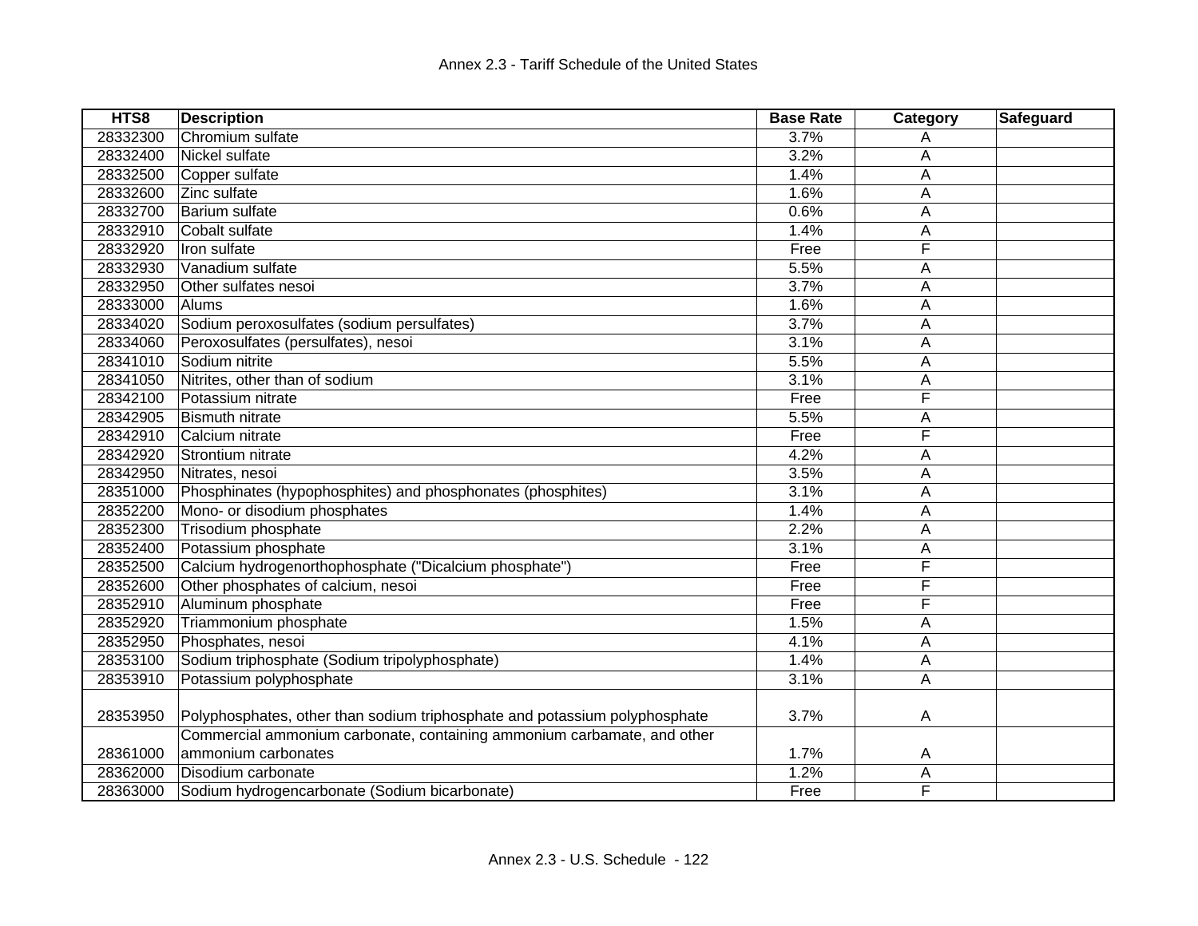| HTS8 | Description | Base Rate | Category | Safeguard |
|---|---|---|---|---|
| 28332300 | Chromium sulfate | 3.7% | A | |
| 28332400 | Nickel sulfate | 3.2% | A | |
| 28332500 | Copper sulfate | 1.4% | A | |
| 28332600 | Zinc sulfate | 1.6% | A | |
| 28332700 | Barium sulfate | 0.6% | A | |
| 28332910 | Cobalt sulfate | 1.4% | A | |
| 28332920 | Iron sulfate | Free | F | |
| 28332930 | Vanadium sulfate | 5.5% | A | |
| 28332950 | Other sulfates nesoi | 3.7% | A | |
| 28333000 | Alums | 1.6% | A | |
| 28334020 | Sodium peroxosulfates (sodium persulfates) | 3.7% | A | |
| 28334060 | Peroxosulfates (persulfates), nesoi | 3.1% | A | |
| 28341010 | Sodium nitrite | 5.5% | A | |
| 28341050 | Nitrites, other than of sodium | 3.1% | A | |
| 28342100 | Potassium nitrate | Free | F | |
| 28342905 | Bismuth nitrate | 5.5% | A | |
| 28342910 | Calcium nitrate | Free | F | |
| 28342920 | Strontium nitrate | 4.2% | A | |
| 28342950 | Nitrates, nesoi | 3.5% | A | |
| 28351000 | Phosphinates (hypophosphites) and phosphonates (phosphites) | 3.1% | A | |
| 28352200 | Mono- or disodium phosphates | 1.4% | A | |
| 28352300 | Trisodium phosphate | 2.2% | A | |
| 28352400 | Potassium phosphate | 3.1% | A | |
| 28352500 | Calcium hydrogenorthophosphate ("Dicalcium phosphate") | Free | F | |
| 28352600 | Other phosphates of calcium, nesoi | Free | F | |
| 28352910 | Aluminum phosphate | Free | F | |
| 28352920 | Triammonium phosphate | 1.5% | A | |
| 28352950 | Phosphates, nesoi | 4.1% | A | |
| 28353100 | Sodium triphosphate (Sodium tripolyphosphate) | 1.4% | A | |
| 28353910 | Potassium polyphosphate | 3.1% | A | |
| 28353950 | Polyphosphates, other than sodium triphosphate and potassium polyphosphate | 3.7% | A | |
| 28361000 | Commercial ammonium carbonate, containing ammonium carbamate, and other ammonium carbonates | 1.7% | A | |
| 28362000 | Disodium carbonate | 1.2% | A | |
| 28363000 | Sodium hydrogencarbonate (Sodium bicarbonate) | Free | F | |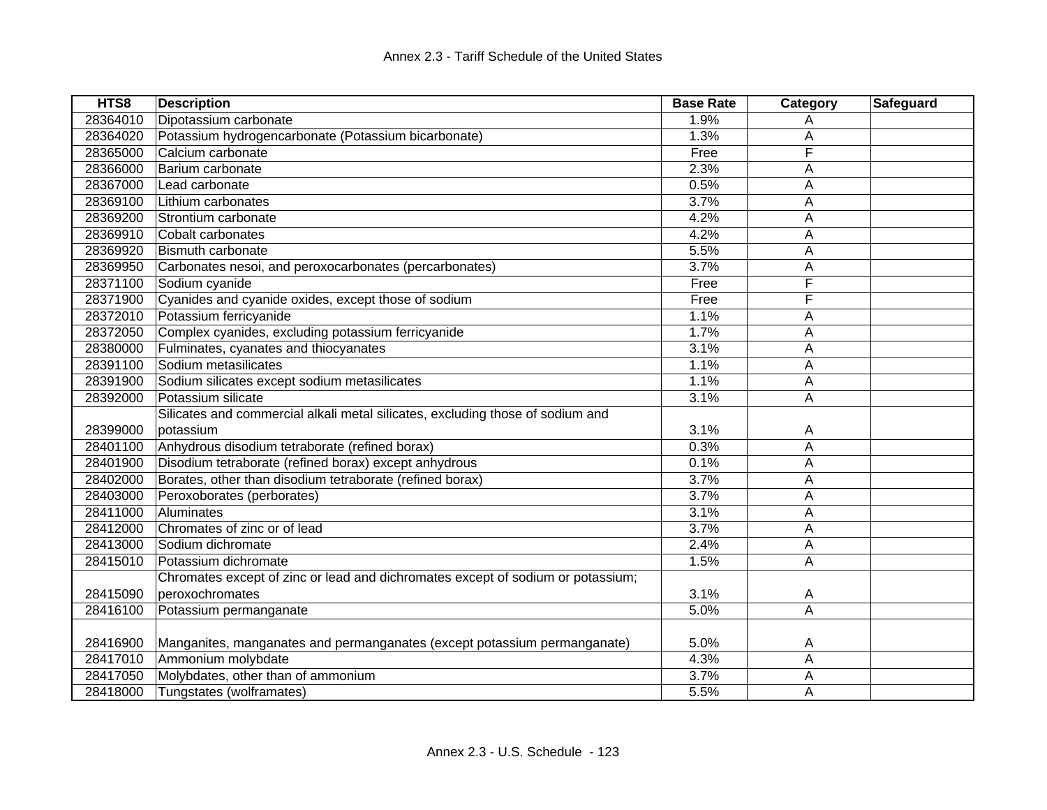| HTS8 | Description | Base Rate | Category | Safeguard |
|---|---|---|---|---|
| 28364010 | Dipotassium carbonate | 1.9% | A | |
| 28364020 | Potassium hydrogencarbonate (Potassium bicarbonate) | 1.3% | A | |
| 28365000 | Calcium carbonate | Free | F | |
| 28366000 | Barium carbonate | 2.3% | A | |
| 28367000 | Lead carbonate | 0.5% | A | |
| 28369100 | Lithium carbonates | 3.7% | A | |
| 28369200 | Strontium carbonate | 4.2% | A | |
| 28369910 | Cobalt carbonates | 4.2% | A | |
| 28369920 | Bismuth carbonate | 5.5% | A | |
| 28369950 | Carbonates nesoi, and peroxocarbonates (percarbonates) | 3.7% | A | |
| 28371100 | Sodium cyanide | Free | F | |
| 28371900 | Cyanides and cyanide oxides, except those of sodium | Free | F | |
| 28372010 | Potassium ferricyanide | 1.1% | A | |
| 28372050 | Complex cyanides, excluding potassium ferricyanide | 1.7% | A | |
| 28380000 | Fulminates, cyanates and thiocyanates | 3.1% | A | |
| 28391100 | Sodium metasilicates | 1.1% | A | |
| 28391900 | Sodium silicates except sodium metasilicates | 1.1% | A | |
| 28392000 | Potassium silicate | 3.1% | A | |
| 28399000 | Silicates and commercial alkali metal silicates, excluding those of sodium and potassium | 3.1% | A | |
| 28401100 | Anhydrous disodium tetraborate (refined borax) | 0.3% | A | |
| 28401900 | Disodium tetraborate (refined borax) except anhydrous | 0.1% | A | |
| 28402000 | Borates, other than disodium tetraborate (refined borax) | 3.7% | A | |
| 28403000 | Peroxoborates (perborates) | 3.7% | A | |
| 28411000 | Aluminates | 3.1% | A | |
| 28412000 | Chromates of zinc or of lead | 3.7% | A | |
| 28413000 | Sodium dichromate | 2.4% | A | |
| 28415010 | Potassium dichromate | 1.5% | A | |
| 28415090 | Chromates except of zinc or lead and dichromates except of sodium or potassium; peroxochromates | 3.1% | A | |
| 28416100 | Potassium permanganate | 5.0% | A | |
| 28416900 | Manganites, manganates and permanganates (except potassium permanganate) | 5.0% | A | |
| 28417010 | Ammonium molybdate | 4.3% | A | |
| 28417050 | Molybdates, other than of ammonium | 3.7% | A | |
| 28418000 | Tungstates (wolframates) | 5.5% | A | |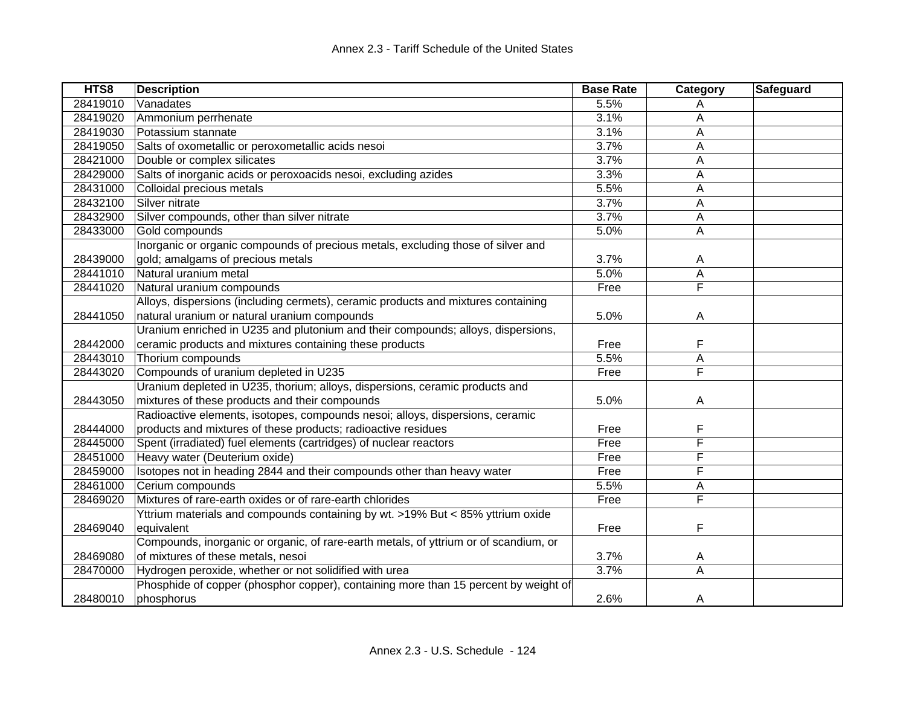| HTS8 | Description | Base Rate | Category | Safeguard |
|---|---|---|---|---|
| 28419010 | Vanadates | 5.5% | A | |
| 28419020 | Ammonium perrhenate | 3.1% | A | |
| 28419030 | Potassium stannate | 3.1% | A | |
| 28419050 | Salts of oxometallic or peroxometallic acids nesoi | 3.7% | A | |
| 28421000 | Double or complex silicates | 3.7% | A | |
| 28429000 | Salts of inorganic acids or peroxoacids nesoi, excluding azides | 3.3% | A | |
| 28431000 | Colloidal precious metals | 5.5% | A | |
| 28432100 | Silver nitrate | 3.7% | A | |
| 28432900 | Silver compounds, other than silver nitrate | 3.7% | A | |
| 28433000 | Gold compounds | 5.0% | A | |
| 28439000 | Inorganic or organic compounds of precious metals, excluding those of silver and gold; amalgams of precious metals | 3.7% | A | |
| 28441010 | Natural uranium metal | 5.0% | A | |
| 28441020 | Natural uranium compounds | Free | F | |
| 28441050 | Alloys, dispersions (including cermets), ceramic products and mixtures containing natural uranium or natural uranium compounds | 5.0% | A | |
| 28442000 | Uranium enriched in U235 and plutonium and their compounds; alloys, dispersions, ceramic products and mixtures containing these products | Free | F | |
| 28443010 | Thorium compounds | 5.5% | A | |
| 28443020 | Compounds of uranium depleted in U235 | Free | F | |
| 28443050 | Uranium depleted in U235, thorium; alloys, dispersions, ceramic products and mixtures of these products and their compounds | 5.0% | A | |
| 28444000 | Radioactive elements, isotopes, compounds nesoi; alloys, dispersions, ceramic products and mixtures of these products; radioactive residues | Free | F | |
| 28445000 | Spent (irradiated) fuel elements (cartridges) of nuclear reactors | Free | F | |
| 28451000 | Heavy water (Deuterium oxide) | Free | F | |
| 28459000 | Isotopes not in heading 2844 and their compounds other than heavy water | Free | F | |
| 28461000 | Cerium compounds | 5.5% | A | |
| 28469020 | Mixtures of rare-earth oxides or of rare-earth chlorides | Free | F | |
| 28469040 | Yttrium materials and compounds containing by wt. >19% But < 85% yttrium oxide equivalent | Free | F | |
| 28469080 | Compounds, inorganic or organic, of rare-earth metals, of yttrium or of scandium, or of mixtures of these metals, nesoi | 3.7% | A | |
| 28470000 | Hydrogen peroxide, whether or not solidified with urea | 3.7% | A | |
| 28480010 | Phosphide of copper (phosphor copper), containing more than 15 percent by weight of phosphorus | 2.6% | A | |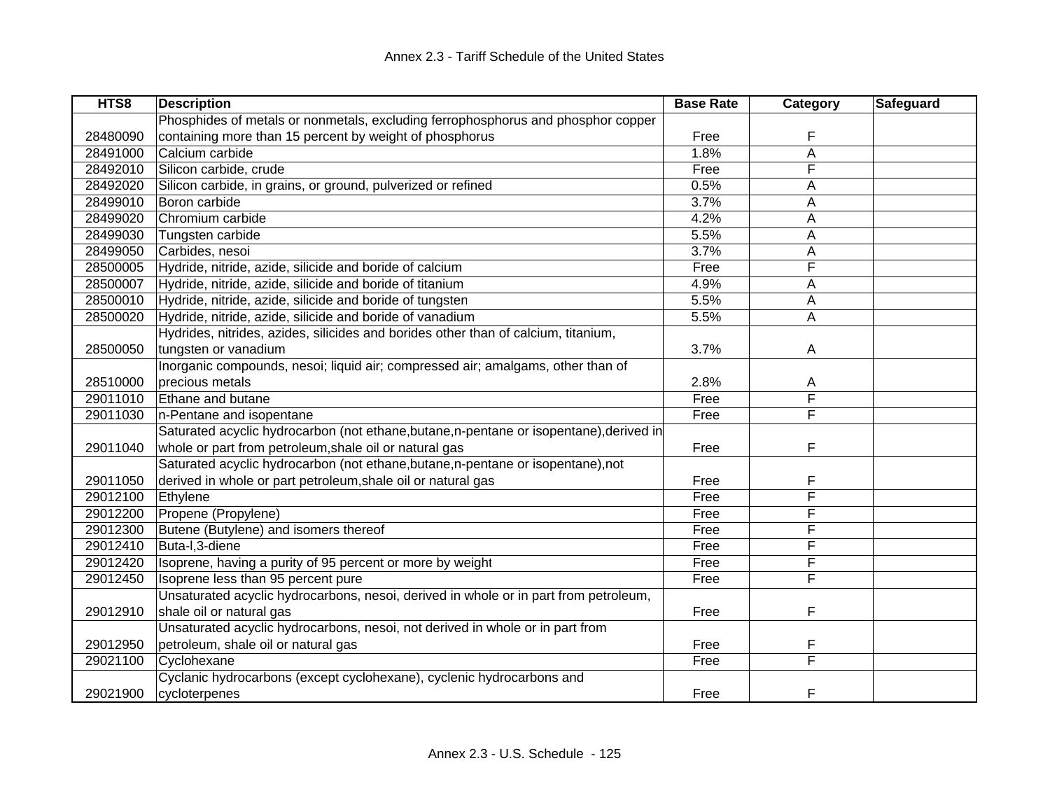| HTS8 | Description | Base Rate | Category | Safeguard |
|---|---|---|---|---|
| 28480090 | Phosphides of metals or nonmetals, excluding ferrophosphorus and phosphor copper containing more than 15 percent by weight of phosphorus | Free | F | |
| 28491000 | Calcium carbide | 1.8% | A | |
| 28492010 | Silicon carbide, crude | Free | F | |
| 28492020 | Silicon carbide, in grains, or ground, pulverized or refined | 0.5% | A | |
| 28499010 | Boron carbide | 3.7% | A | |
| 28499020 | Chromium carbide | 4.2% | A | |
| 28499030 | Tungsten carbide | 5.5% | A | |
| 28499050 | Carbides, nesoi | 3.7% | A | |
| 28500005 | Hydride, nitride, azide, silicide and boride of calcium | Free | F | |
| 28500007 | Hydride, nitride, azide, silicide and boride of titanium | 4.9% | A | |
| 28500010 | Hydride, nitride, azide, silicide and boride of tungsten | 5.5% | A | |
| 28500020 | Hydride, nitride, azide, silicide and boride of vanadium | 5.5% | A | |
| 28500050 | Hydrides, nitrides, azides, silicides and borides other than of calcium, titanium, tungsten or vanadium | 3.7% | A | |
| 28510000 | Inorganic compounds, nesoi; liquid air; compressed air; amalgams, other than of precious metals | 2.8% | A | |
| 29011010 | Ethane and butane | Free | F | |
| 29011030 | n-Pentane and isopentane | Free | F | |
| 29011040 | Saturated acyclic hydrocarbon (not ethane,butane,n-pentane or isopentane),derived in whole or part from petroleum,shale oil or natural gas | Free | F | |
| 29011050 | Saturated acyclic hydrocarbon (not ethane,butane,n-pentane or isopentane),not derived in whole or part petroleum,shale oil or natural gas | Free | F | |
| 29012100 | Ethylene | Free | F | |
| 29012200 | Propene (Propylene) | Free | F | |
| 29012300 | Butene (Butylene) and isomers thereof | Free | F | |
| 29012410 | Buta-l,3-diene | Free | F | |
| 29012420 | Isoprene, having a purity of 95 percent or more by weight | Free | F | |
| 29012450 | Isoprene less than 95 percent pure | Free | F | |
| 29012910 | Unsaturated acyclic hydrocarbons, nesoi, derived in whole or in part from petroleum, shale oil or natural gas | Free | F | |
| 29012950 | Unsaturated acyclic hydrocarbons, nesoi, not derived in whole or in part from petroleum, shale oil or natural gas | Free | F | |
| 29021100 | Cyclohexane | Free | F | |
| 29021900 | Cyclanic hydrocarbons (except cyclohexane), cyclenic hydrocarbons and cycloterpenes | Free | F | |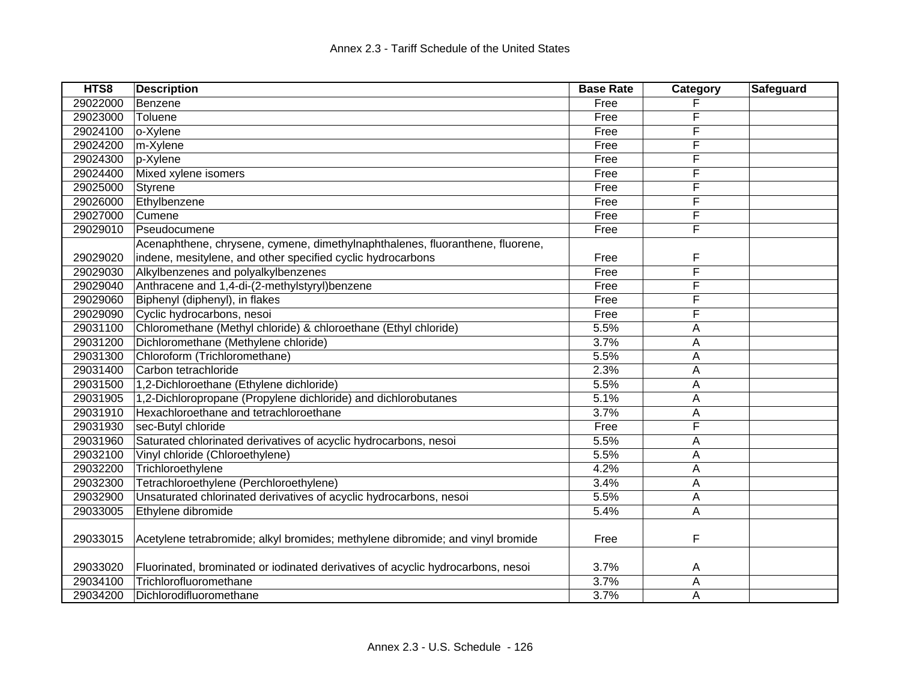| HTS8 | Description | Base Rate | Category | Safeguard |
|---|---|---|---|---|
| 29022000 | Benzene | Free | F | |
| 29023000 | Toluene | Free | F | |
| 29024100 | o-Xylene | Free | F | |
| 29024200 | m-Xylene | Free | F | |
| 29024300 | p-Xylene | Free | F | |
| 29024400 | Mixed xylene isomers | Free | F | |
| 29025000 | Styrene | Free | F | |
| 29026000 | Ethylbenzene | Free | F | |
| 29027000 | Cumene | Free | F | |
| 29029010 | Pseudocumene | Free | F | |
| 29029020 | Acenaphthene, chrysene, cymene, dimethylnaphthalenes, fluoranthene, fluorene, indene, mesitylene, and other specified cyclic hydrocarbons | Free | F | |
| 29029030 | Alkylbenzenes and polyalkylbenzenes | Free | F | |
| 29029040 | Anthracene and 1,4-di-(2-methylstyryl)benzene | Free | F | |
| 29029060 | Biphenyl (diphenyl), in flakes | Free | F | |
| 29029090 | Cyclic hydrocarbons, nesoi | Free | F | |
| 29031100 | Chloromethane (Methyl chloride) & chloroethane (Ethyl chloride) | 5.5% | A | |
| 29031200 | Dichloromethane (Methylene chloride) | 3.7% | A | |
| 29031300 | Chloroform (Trichloromethane) | 5.5% | A | |
| 29031400 | Carbon tetrachloride | 2.3% | A | |
| 29031500 | 1,2-Dichloroethane (Ethylene dichloride) | 5.5% | A | |
| 29031905 | 1,2-Dichloropropane (Propylene dichloride) and dichlorobutanes | 5.1% | A | |
| 29031910 | Hexachloroethane and tetrachloroethane | 3.7% | A | |
| 29031930 | sec-Butyl chloride | Free | F | |
| 29031960 | Saturated chlorinated derivatives of acyclic hydrocarbons, nesoi | 5.5% | A | |
| 29032100 | Vinyl chloride (Chloroethylene) | 5.5% | A | |
| 29032200 | Trichloroethylene | 4.2% | A | |
| 29032300 | Tetrachloroethylene (Perchloroethylene) | 3.4% | A | |
| 29032900 | Unsaturated chlorinated derivatives of acyclic hydrocarbons, nesoi | 5.5% | A | |
| 29033005 | Ethylene dibromide | 5.4% | A | |
| 29033015 | Acetylene tetrabromide; alkyl bromides; methylene dibromide; and vinyl bromide | Free | F | |
| 29033020 | Fluorinated, brominated or iodinated derivatives of acyclic hydrocarbons, nesoi | 3.7% | A | |
| 29034100 | Trichlorofluoromethane | 3.7% | A | |
| 29034200 | Dichlorodifluoromethane | 3.7% | A | |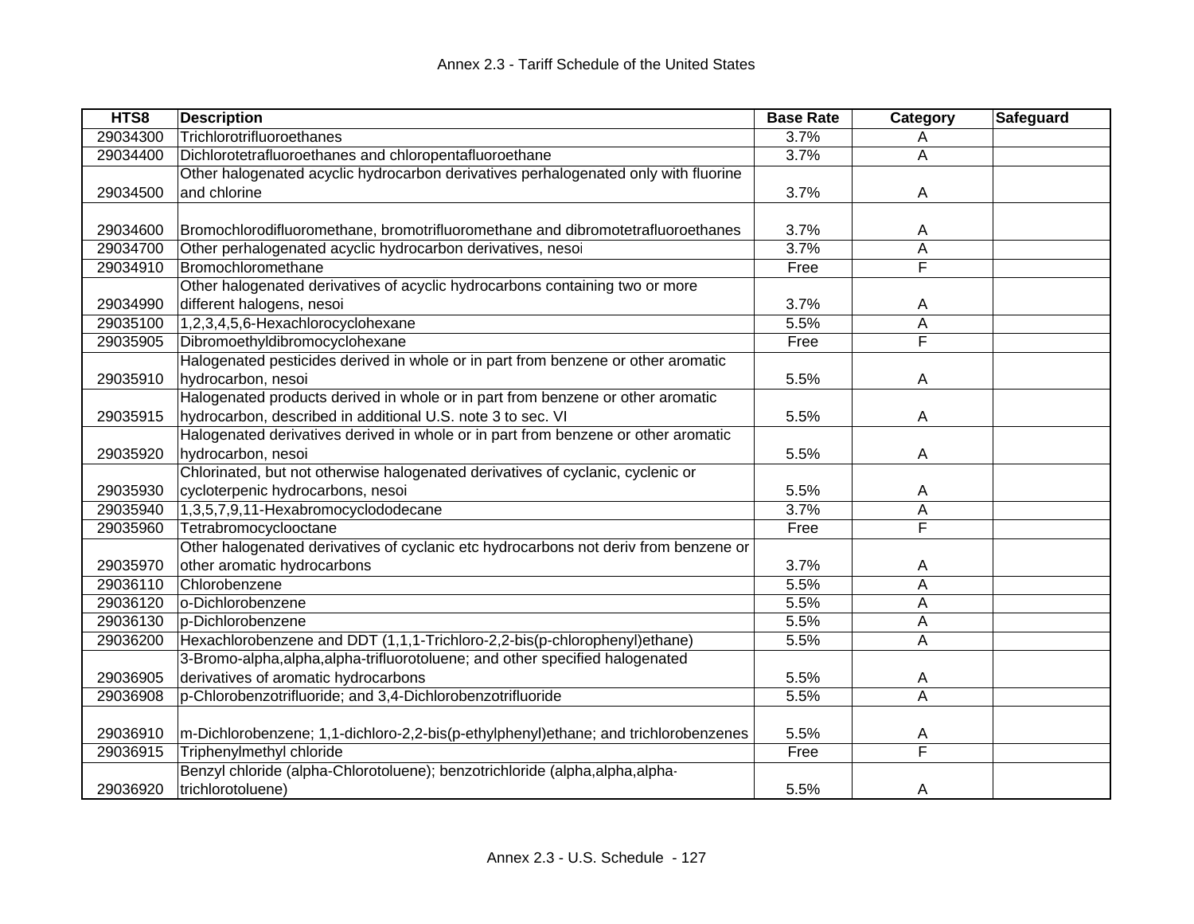| HTS8 | Description | Base Rate | Category | Safeguard |
|---|---|---|---|---|
| 29034300 | Trichlorotrifluoroethanes | 3.7% | A | |
| 29034400 | Dichlorotetrafluoroethanes and chloropentafluoroethane | 3.7% | A | |
| 29034500 | Other halogenated acyclic hydrocarbon derivatives perhalogenated only with fluorine and chlorine | 3.7% | A | |
| 29034600 | Bromochlorodifluoromethane, bromotrifluoromethane and dibromotetrafluoroethanes | 3.7% | A | |
| 29034700 | Other perhalogenated acyclic hydrocarbon derivatives, nesoi | 3.7% | A | |
| 29034910 | Bromochloromethane | Free | F | |
| 29034990 | Other halogenated derivatives of acyclic hydrocarbons containing two or more different halogens, nesoi | 3.7% | A | |
| 29035100 | 1,2,3,4,5,6-Hexachlorocyclohexane | 5.5% | A | |
| 29035905 | Dibromoethyldibromocyclohexane | Free | F | |
| 29035910 | Halogenated pesticides derived in whole or in part from benzene or other aromatic hydrocarbon, nesoi | 5.5% | A | |
| 29035915 | Halogenated products derived in whole or in part from benzene or other aromatic hydrocarbon, described in additional U.S. note 3 to sec. VI | 5.5% | A | |
| 29035920 | Halogenated derivatives derived in whole or in part from benzene or other aromatic hydrocarbon, nesoi | 5.5% | A | |
| 29035930 | Chlorinated, but not otherwise halogenated derivatives of cyclanic, cyclenic or cycloterpenic hydrocarbons, nesoi | 5.5% | A | |
| 29035940 | 1,3,5,7,9,11-Hexabromocyclododecane | 3.7% | A | |
| 29035960 | Tetrabromocyclooctane | Free | F | |
| 29035970 | Other halogenated derivatives of cyclanic etc hydrocarbons not deriv from benzene or other aromatic hydrocarbons | 3.7% | A | |
| 29036110 | Chlorobenzene | 5.5% | A | |
| 29036120 | o-Dichlorobenzene | 5.5% | A | |
| 29036130 | p-Dichlorobenzene | 5.5% | A | |
| 29036200 | Hexachlorobenzene and DDT (1,1,1-Trichloro-2,2-bis(p-chlorophenyl)ethane) | 5.5% | A | |
| 29036905 | 3-Bromo-alpha,alpha,alpha-trifluorotoluene; and other specified halogenated derivatives of aromatic hydrocarbons | 5.5% | A | |
| 29036908 | p-Chlorobenzotrifluoride; and 3,4-Dichlorobenzotrifluoride | 5.5% | A | |
| 29036910 | m-Dichlorobenzene; 1,1-dichloro-2,2-bis(p-ethylphenyl)ethane; and trichlorobenzenes | 5.5% | A | |
| 29036915 | Triphenylmethyl chloride | Free | F | |
| 29036920 | Benzyl chloride (alpha-Chlorotoluene); benzotrichloride (alpha,alpha,alpha-trichlorotoluene) | 5.5% | A | |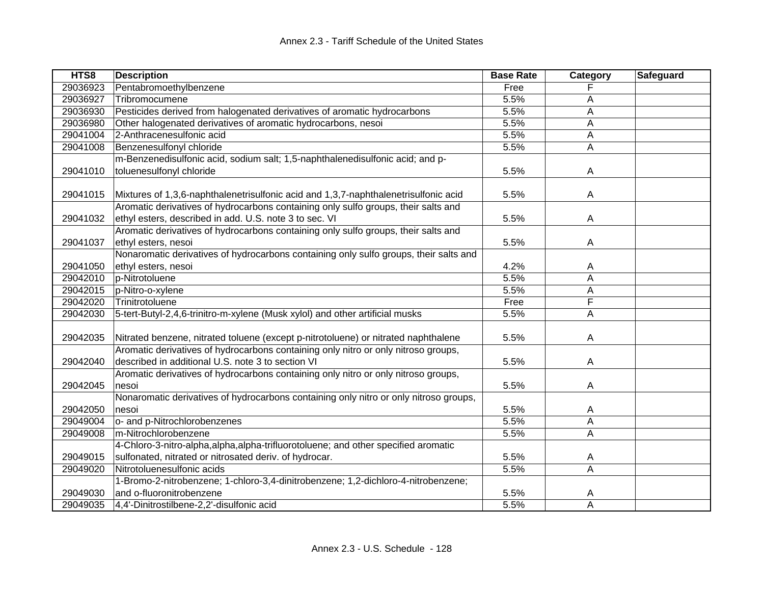| HTS8 | Description | Base Rate | Category | Safeguard |
|---|---|---|---|---|
| 29036923 | Pentabromoethylbenzene | Free | F | |
| 29036927 | Tribromocumene | 5.5% | A | |
| 29036930 | Pesticides derived from halogenated derivatives of aromatic hydrocarbons | 5.5% | A | |
| 29036980 | Other halogenated derivatives of aromatic hydrocarbons, nesoi | 5.5% | A | |
| 29041004 | 2-Anthracenesulfonic acid | 5.5% | A | |
| 29041008 | Benzenesulfonyl chloride | 5.5% | A | |
| 29041010 | m-Benzenedisulfonic acid, sodium salt; 1,5-naphthalenedisulfonic acid; and p-toluenesulfonyl chloride | 5.5% | A | |
| 29041015 | Mixtures of 1,3,6-naphthalenetrisulfonic acid and 1,3,7-naphthalenetrisulfonic acid | 5.5% | A | |
| 29041032 | Aromatic derivatives of hydrocarbons containing only sulfo groups, their salts and ethyl esters, described in add. U.S. note 3 to sec. VI | 5.5% | A | |
| 29041037 | Aromatic derivatives of hydrocarbons containing only sulfo groups, their salts and ethyl esters, nesoi | 5.5% | A | |
| 29041050 | Nonaromatic derivatives of hydrocarbons containing only sulfo groups, their salts and ethyl esters, nesoi | 4.2% | A | |
| 29042010 | p-Nitrotoluene | 5.5% | A | |
| 29042015 | p-Nitro-o-xylene | 5.5% | A | |
| 29042020 | Trinitrotoluene | Free | F | |
| 29042030 | 5-tert-Butyl-2,4,6-trinitro-m-xylene (Musk xylol) and other artificial musks | 5.5% | A | |
| 29042035 | Nitrated benzene, nitrated toluene (except p-nitrotoluene) or nitrated naphthalene | 5.5% | A | |
| 29042040 | Aromatic derivatives of hydrocarbons containing only nitro or only nitroso groups, described in additional U.S. note 3 to section VI | 5.5% | A | |
| 29042045 | Aromatic derivatives of hydrocarbons containing only nitro or only nitroso groups, nesoi | 5.5% | A | |
| 29042050 | Nonaromatic derivatives of hydrocarbons containing only nitro or only nitroso groups, nesoi | 5.5% | A | |
| 29049004 | o- and p-Nitrochlorobenzenes | 5.5% | A | |
| 29049008 | m-Nitrochlorobenzene | 5.5% | A | |
| 29049015 | 4-Chloro-3-nitro-alpha,alpha,alpha-trifluorotoluene; and other specified aromatic sulfonated, nitrated or nitrosated deriv. of hydrocar. | 5.5% | A | |
| 29049020 | Nitrotoluenesulfonic acids | 5.5% | A | |
| 29049030 | 1-Bromo-2-nitrobenzene; 1-chloro-3,4-dinitrobenzene; 1,2-dichloro-4-nitrobenzene; and o-fluoronitrobenzene | 5.5% | A | |
| 29049035 | 4,4'-Dinitrostilbene-2,2'-disulfonic acid | 5.5% | A | |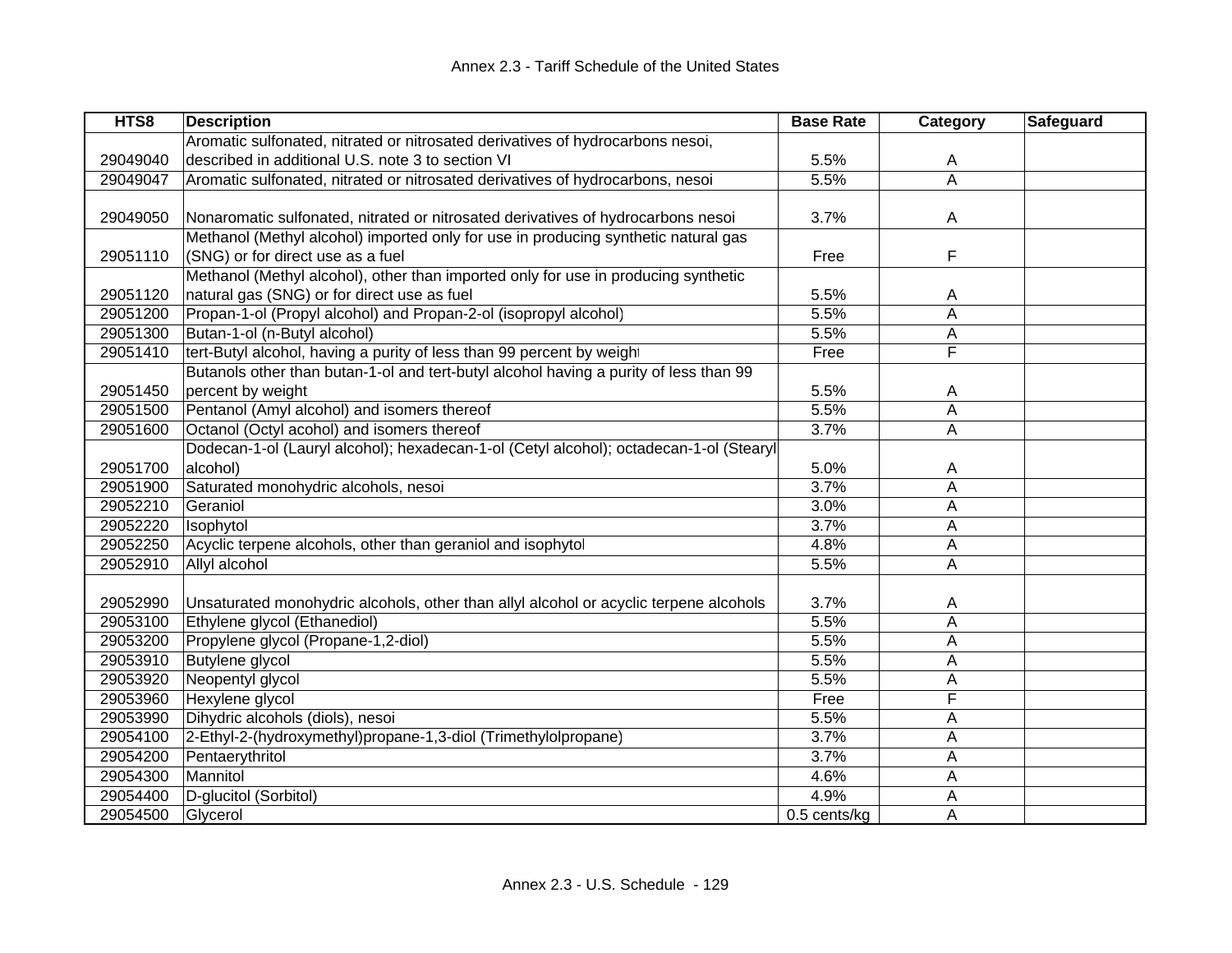| HTS8 | Description | Base Rate | Category | Safeguard |
|---|---|---|---|---|
| 29049040 | Aromatic sulfonated, nitrated or nitrosated derivatives of hydrocarbons nesoi, described in additional U.S. note 3 to section VI | 5.5% | A | |
| 29049047 | Aromatic sulfonated, nitrated or nitrosated derivatives of hydrocarbons, nesoi | 5.5% | A | |
| 29049050 | Nonaromatic sulfonated, nitrated or nitrosated derivatives of hydrocarbons nesoi | 3.7% | A | |
| 29051110 | Methanol (Methyl alcohol) imported only for use in producing synthetic natural gas (SNG) or for direct use as a fuel | Free | F | |
| 29051120 | Methanol (Methyl alcohol), other than imported only for use in producing synthetic natural gas (SNG) or for direct use as fuel | 5.5% | A | |
| 29051200 | Propan-1-ol (Propyl alcohol) and Propan-2-ol (isopropyl alcohol) | 5.5% | A | |
| 29051300 | Butan-1-ol (n-Butyl alcohol) | 5.5% | A | |
| 29051410 | tert-Butyl alcohol, having a purity of less than 99 percent by weight | Free | F | |
| 29051450 | Butanols other than butan-1-ol and tert-butyl alcohol having a purity of less than 99 percent by weight | 5.5% | A | |
| 29051500 | Pentanol (Amyl alcohol) and isomers thereof | 5.5% | A | |
| 29051600 | Octanol (Octyl acohol) and isomers thereof | 3.7% | A | |
| 29051700 | Dodecan-1-ol (Lauryl alcohol); hexadecan-1-ol (Cetyl alcohol); octadecan-1-ol (Stearyl alcohol) | 5.0% | A | |
| 29051900 | Saturated monohydric alcohols, nesoi | 3.7% | A | |
| 29052210 | Geraniol | 3.0% | A | |
| 29052220 | Isophytol | 3.7% | A | |
| 29052250 | Acyclic terpene alcohols, other than geraniol and isophytol | 4.8% | A | |
| 29052910 | Allyl alcohol | 5.5% | A | |
| 29052990 | Unsaturated monohydric alcohols, other than allyl alcohol or acyclic terpene alcohols | 3.7% | A | |
| 29053100 | Ethylene glycol (Ethanediol) | 5.5% | A | |
| 29053200 | Propylene glycol (Propane-1,2-diol) | 5.5% | A | |
| 29053910 | Butylene glycol | 5.5% | A | |
| 29053920 | Neopentyl glycol | 5.5% | A | |
| 29053960 | Hexylene glycol | Free | F | |
| 29053990 | Dihydric alcohols (diols), nesoi | 5.5% | A | |
| 29054100 | 2-Ethyl-2-(hydroxymethyl)propane-1,3-diol (Trimethylolpropane) | 3.7% | A | |
| 29054200 | Pentaerythritol | 3.7% | A | |
| 29054300 | Mannitol | 4.6% | A | |
| 29054400 | D-glucitol (Sorbitol) | 4.9% | A | |
| 29054500 | Glycerol | 0.5 cents/kg | A | |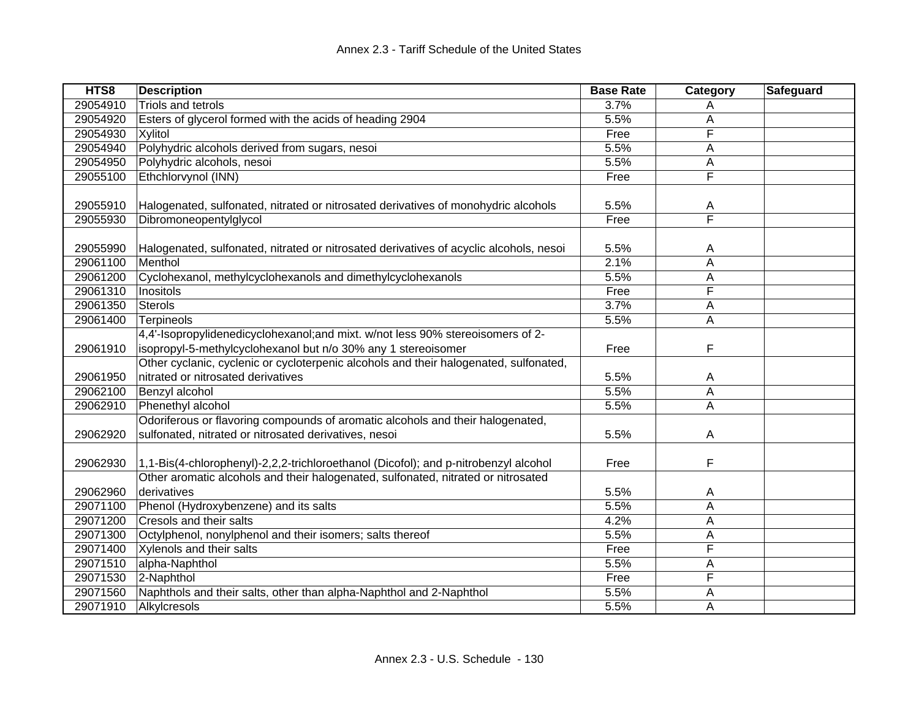| HTS8 | Description | Base Rate | Category | Safeguard |
|---|---|---|---|---|
| 29054910 | Triols and tetrols | 3.7% | A | |
| 29054920 | Esters of glycerol formed with the acids of heading 2904 | 5.5% | A | |
| 29054930 | Xylitol | Free | F | |
| 29054940 | Polyhydric alcohols derived from sugars, nesoi | 5.5% | A | |
| 29054950 | Polyhydric alcohols, nesoi | 5.5% | A | |
| 29055100 | Ethchlorvynol (INN) | Free | F | |
| 29055910 | Halogenated, sulfonated, nitrated or nitrosated derivatives of monohydric alcohols | 5.5% | A | |
| 29055930 | Dibromoneopentylglycol | Free | F | |
| 29055990 | Halogenated, sulfonated, nitrated or nitrosated derivatives of acyclic alcohols, nesoi | 5.5% | A | |
| 29061100 | Menthol | 2.1% | A | |
| 29061200 | Cyclohexanol, methylcyclohexanols and dimethylcyclohexanols | 5.5% | A | |
| 29061310 | Inositols | Free | F | |
| 29061350 | Sterols | 3.7% | A | |
| 29061400 | Terpineols | 5.5% | A | |
| 29061910 | 4,4'-Isopropylidenedicyclohexanol;and mixt. w/not less 90% stereoisomers of 2-isopropyl-5-methylcyclohexanol but n/o 30% any 1 stereoisomer | Free | F | |
| 29061950 | Other cyclanic, cyclenic or cycloterpenic alcohols and their halogenated, sulfonated, nitrated or nitrosated derivatives | 5.5% | A | |
| 29062100 | Benzyl alcohol | 5.5% | A | |
| 29062910 | Phenethyl alcohol | 5.5% | A | |
| 29062920 | Odoriferous or flavoring compounds of aromatic alcohols and their halogenated, sulfonated, nitrated or nitrosated derivatives, nesoi | 5.5% | A | |
| 29062930 | 1,1-Bis(4-chlorophenyl)-2,2,2-trichloroethanol (Dicofol); and p-nitrobenzyl alcohol | Free | F | |
| 29062960 | Other aromatic alcohols and their halogenated, sulfonated, nitrated or nitrosated derivatives | 5.5% | A | |
| 29071100 | Phenol (Hydroxybenzene) and its salts | 5.5% | A | |
| 29071200 | Cresols and their salts | 4.2% | A | |
| 29071300 | Octylphenol, nonylphenol and their isomers; salts thereof | 5.5% | A | |
| 29071400 | Xylenols and their salts | Free | F | |
| 29071510 | alpha-Naphthol | 5.5% | A | |
| 29071530 | 2-Naphthol | Free | F | |
| 29071560 | Naphthols and their salts, other than alpha-Naphthol and 2-Naphthol | 5.5% | A | |
| 29071910 | Alkylcresols | 5.5% | A | |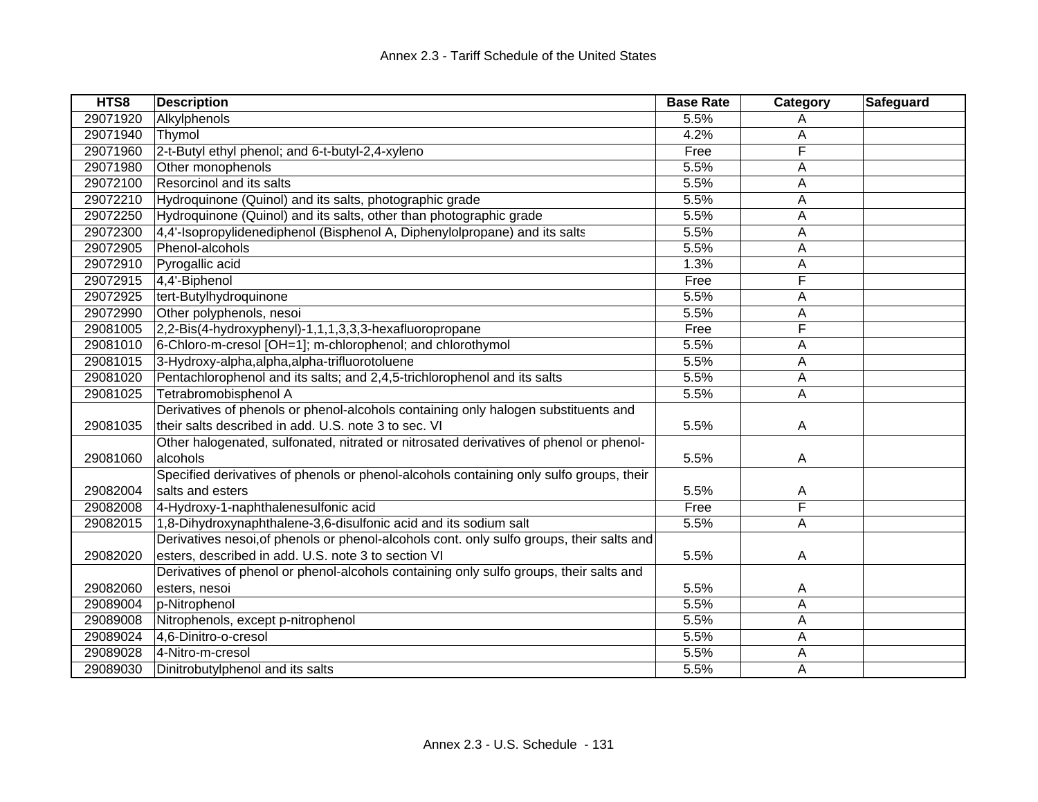| HTS8 | Description | Base Rate | Category | Safeguard |
|---|---|---|---|---|
| 29071920 | Alkylphenols | 5.5% | A | |
| 29071940 | Thymol | 4.2% | A | |
| 29071960 | 2-t-Butyl ethyl phenol; and 6-t-butyl-2,4-xyleno | Free | F | |
| 29071980 | Other monophenols | 5.5% | A | |
| 29072100 | Resorcinol and its salts | 5.5% | A | |
| 29072210 | Hydroquinone (Quinol) and its salts, photographic grade | 5.5% | A | |
| 29072250 | Hydroquinone (Quinol) and its salts, other than photographic grade | 5.5% | A | |
| 29072300 | 4,4'-Isopropylidenediphenol (Bisphenol A, Diphenylolpropane) and its salts | 5.5% | A | |
| 29072905 | Phenol-alcohols | 5.5% | A | |
| 29072910 | Pyrogallic acid | 1.3% | A | |
| 29072915 | 4,4'-Biphenol | Free | F | |
| 29072925 | tert-Butylhydroquinone | 5.5% | A | |
| 29072990 | Other polyphenols, nesoi | 5.5% | A | |
| 29081005 | 2,2-Bis(4-hydroxyphenyl)-1,1,1,3,3,3-hexafluoropropane | Free | F | |
| 29081010 | 6-Chloro-m-cresol [OH=1]; m-chlorophenol; and chlorothymol | 5.5% | A | |
| 29081015 | 3-Hydroxy-alpha,alpha,alpha-trifluorotoluene | 5.5% | A | |
| 29081020 | Pentachlorophenol and its salts; and 2,4,5-trichlorophenol and its salts | 5.5% | A | |
| 29081025 | Tetrabromobisphenol A | 5.5% | A | |
| 29081035 | Derivatives of phenols or phenol-alcohols containing only halogen substituents and their salts described in add. U.S. note 3 to sec. VI | 5.5% | A | |
| 29081060 | Other halogenated, sulfonated, nitrated or nitrosated derivatives of phenol or phenol-alcohols | 5.5% | A | |
| 29082004 | Specified derivatives of phenols or phenol-alcohols containing only sulfo groups, their salts and esters | 5.5% | A | |
| 29082008 | 4-Hydroxy-1-naphthalenesulfonic acid | Free | F | |
| 29082015 | 1,8-Dihydroxynaphthalene-3,6-disulfonic acid and its sodium salt | 5.5% | A | |
| 29082020 | Derivatives nesoi,of phenols or phenol-alcohols cont. only sulfo groups, their salts and esters, described in add. U.S. note 3 to section VI | 5.5% | A | |
| 29082060 | Derivatives of phenol or phenol-alcohols containing only sulfo groups, their salts and esters, nesoi | 5.5% | A | |
| 29089004 | p-Nitrophenol | 5.5% | A | |
| 29089008 | Nitrophenols, except p-nitrophenol | 5.5% | A | |
| 29089024 | 4,6-Dinitro-o-cresol | 5.5% | A | |
| 29089028 | 4-Nitro-m-cresol | 5.5% | A | |
| 29089030 | Dinitrobutylphenol and its salts | 5.5% | A | |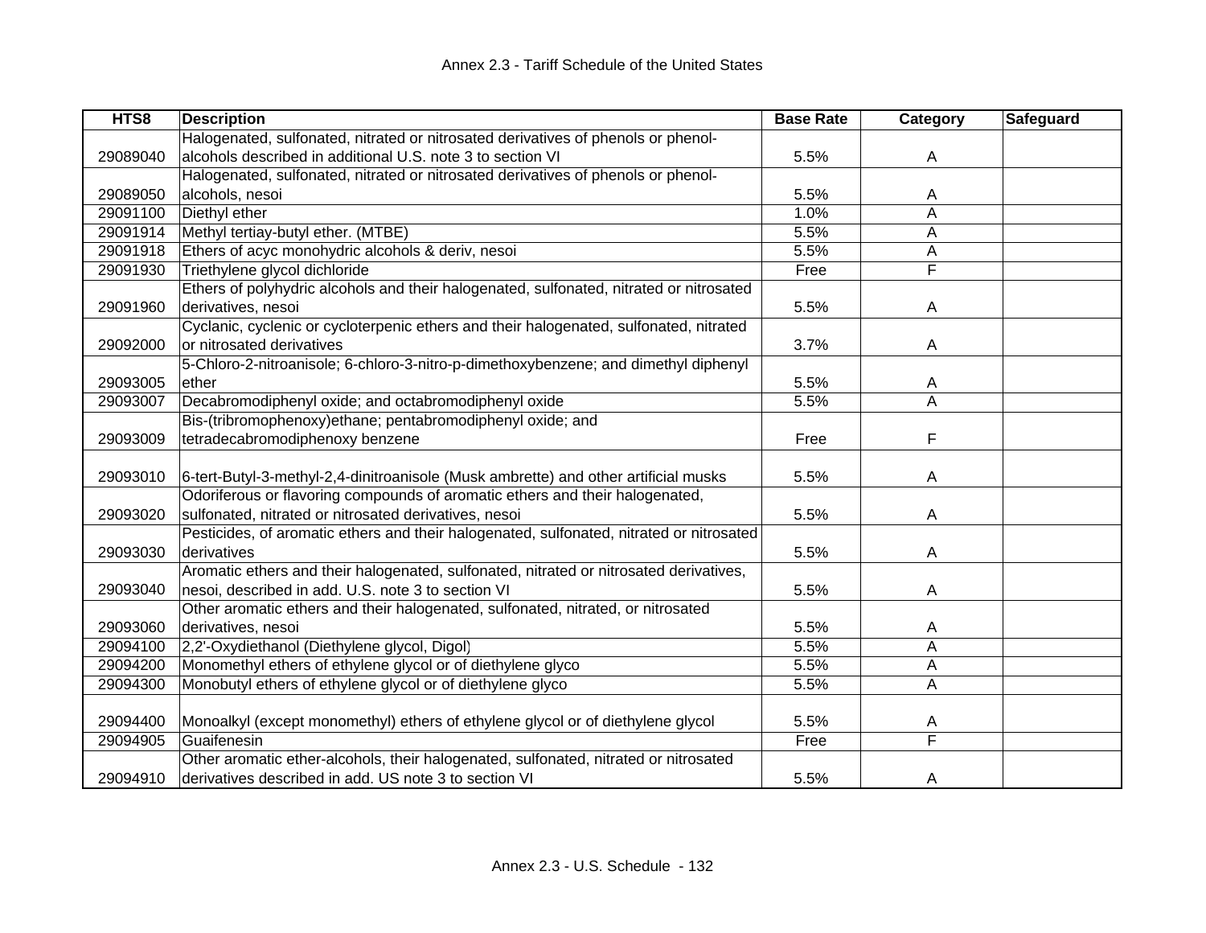| HTS8 | Description | Base Rate | Category | Safeguard |
|---|---|---|---|---|
| 29089040 | Halogenated, sulfonated, nitrated or nitrosated derivatives of phenols or phenol-alcohols described in additional U.S. note 3 to section VI | 5.5% | A | |
| 29089050 | Halogenated, sulfonated, nitrated or nitrosated derivatives of phenols or phenol-alcohols, nesoi | 5.5% | A | |
| 29091100 | Diethyl ether | 1.0% | A | |
| 29091914 | Methyl tertiay-butyl ether. (MTBE) | 5.5% | A | |
| 29091918 | Ethers of acyc monohydric alcohols & deriv, nesoi | 5.5% | A | |
| 29091930 | Triethylene glycol dichloride | Free | F | |
| 29091960 | Ethers of polyhydric alcohols and their halogenated, sulfonated, nitrated or nitrosated derivatives, nesoi | 5.5% | A | |
| 29092000 | Cyclanic, cyclenic or cycloterpenic ethers and their halogenated, sulfonated, nitrated or nitrosated derivatives | 3.7% | A | |
| 29093005 | 5-Chloro-2-nitroanisole; 6-chloro-3-nitro-p-dimethoxybenzene; and dimethyl diphenyl ether | 5.5% | A | |
| 29093007 | Decabromodiphenyl oxide; and octabromodiphenyl oxide | 5.5% | A | |
| 29093009 | Bis-(tribromophenoxy)ethane; pentabromodiphenyl oxide; and tetradecabromodiphenoxy benzene | Free | F | |
| 29093010 | 6-tert-Butyl-3-methyl-2,4-dinitroanisole (Musk ambrette) and other artificial musks | 5.5% | A | |
| 29093020 | Odoriferous or flavoring compounds of aromatic ethers and their halogenated, sulfonated, nitrated or nitrosated derivatives, nesoi | 5.5% | A | |
| 29093030 | Pesticides, of aromatic ethers and their halogenated, sulfonated, nitrated or nitrosated derivatives | 5.5% | A | |
| 29093040 | Aromatic ethers and their halogenated, sulfonated, nitrated or nitrosated derivatives, nesoi, described in add. U.S. note 3 to section VI | 5.5% | A | |
| 29093060 | Other aromatic ethers and their halogenated, sulfonated, nitrated, or nitrosated derivatives, nesoi | 5.5% | A | |
| 29094100 | 2,2'-Oxydiethanol (Diethylene glycol, Digol) | 5.5% | A | |
| 29094200 | Monomethyl ethers of ethylene glycol or of diethylene glyco | 5.5% | A | |
| 29094300 | Monobutyl ethers of ethylene glycol or of diethylene glyco | 5.5% | A | |
| 29094400 | Monoalkyl (except monomethyl) ethers of ethylene glycol or of diethylene glycol | 5.5% | A | |
| 29094905 | Guaifenesin | Free | F | |
| 29094910 | Other aromatic ether-alcohols, their halogenated, sulfonated, nitrated or nitrosated derivatives described in add. US note 3 to section VI | 5.5% | A | |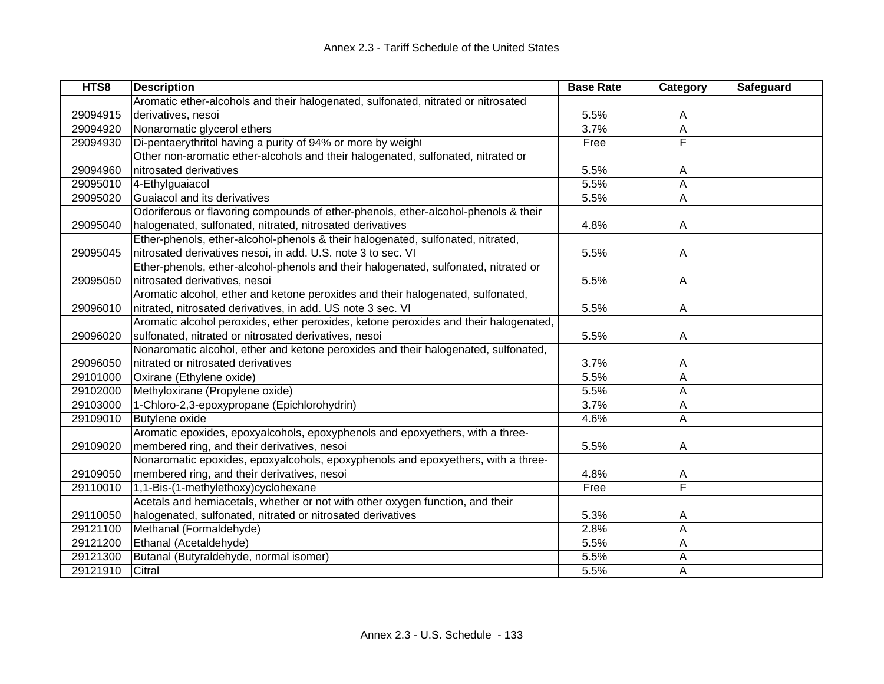Annex 2.3 - Tariff Schedule of the United States

| HTS8 | Description | Base Rate | Category | Safeguard |
|---|---|---|---|---|
| 29094915 | Aromatic ether-alcohols and their halogenated, sulfonated, nitrated or nitrosated derivatives, nesoi | 5.5% | A | |
| 29094920 | Nonaromatic glycerol ethers | 3.7% | A | |
| 29094930 | Di-pentaerythritol having a purity of 94% or more by weight | Free | F | |
| 29094960 | Other non-aromatic ether-alcohols and their halogenated, sulfonated, nitrated or nitrosated derivatives | 5.5% | A | |
| 29095010 | 4-Ethylguaiacol | 5.5% | A | |
| 29095020 | Guaiacol and its derivatives | 5.5% | A | |
| 29095040 | Odoriferous or flavoring compounds of ether-phenols, ether-alcohol-phenols & their halogenated, sulfonated, nitrated, nitrosated derivatives | 4.8% | A | |
| 29095045 | Ether-phenols, ether-alcohol-phenols & their halogenated, sulfonated, nitrated, nitrosated derivatives nesoi, in add. U.S. note 3 to sec. VI | 5.5% | A | |
| 29095050 | Ether-phenols, ether-alcohol-phenols and their halogenated, sulfonated, nitrated or nitrosated derivatives, nesoi | 5.5% | A | |
| 29096010 | Aromatic alcohol, ether and ketone peroxides and their halogenated, sulfonated, nitrated, nitrosated derivatives, in add. US note 3 sec. VI | 5.5% | A | |
| 29096020 | Aromatic alcohol peroxides, ether peroxides, ketone peroxides and their halogenated, sulfonated, nitrated or nitrosated derivatives, nesoi | 5.5% | A | |
| 29096050 | Nonaromatic alcohol, ether and ketone peroxides and their halogenated, sulfonated, nitrated or nitrosated derivatives | 3.7% | A | |
| 29101000 | Oxirane (Ethylene oxide) | 5.5% | A | |
| 29102000 | Methyloxirane (Propylene oxide) | 5.5% | A | |
| 29103000 | 1-Chloro-2,3-epoxypropane (Epichlorohydrin) | 3.7% | A | |
| 29109010 | Butylene oxide | 4.6% | A | |
| 29109020 | Aromatic epoxides, epoxyalcohols, epoxyphenols and epoxyethers, with a three-membered ring, and their derivatives, nesoi | 5.5% | A | |
| 29109050 | Nonaromatic epoxides, epoxyalcohols, epoxyphenols and epoxyethers, with a three-membered ring, and their derivatives, nesoi | 4.8% | A | |
| 29110010 | 1,1-Bis-(1-methylethoxy)cyclohexane | Free | F | |
| 29110050 | Acetals and hemiacetals, whether or not with other oxygen function, and their halogenated, sulfonated, nitrated or nitrosated derivatives | 5.3% | A | |
| 29121100 | Methanal (Formaldehyde) | 2.8% | A | |
| 29121200 | Ethanal (Acetaldehyde) | 5.5% | A | |
| 29121300 | Butanal (Butyraldehyde, normal isomer) | 5.5% | A | |
| 29121910 | Citral | 5.5% | A | |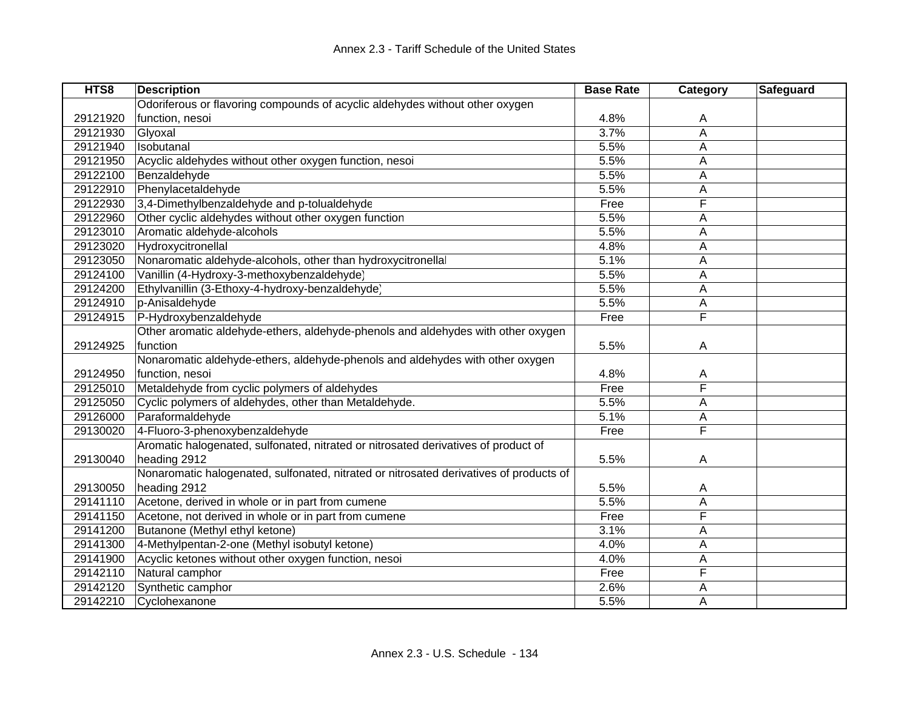| HTS8 | Description | Base Rate | Category | Safeguard |
|---|---|---|---|---|
| 29121920 | Odoriferous or flavoring compounds of acyclic aldehydes without other oxygen function, nesoi | 4.8% | A | |
| 29121930 | Glyoxal | 3.7% | A | |
| 29121940 | Isobutanal | 5.5% | A | |
| 29121950 | Acyclic aldehydes without other oxygen function, nesoi | 5.5% | A | |
| 29122100 | Benzaldehyde | 5.5% | A | |
| 29122910 | Phenylacetaldehyde | 5.5% | A | |
| 29122930 | 3,4-Dimethylbenzaldehyde and p-tolualdehyde | Free | F | |
| 29122960 | Other cyclic aldehydes without other oxygen function | 5.5% | A | |
| 29123010 | Aromatic aldehyde-alcohols | 5.5% | A | |
| 29123020 | Hydroxycitronellal | 4.8% | A | |
| 29123050 | Nonaromatic aldehyde-alcohols, other than hydroxycitronellal | 5.1% | A | |
| 29124100 | Vanillin (4-Hydroxy-3-methoxybenzaldehyde) | 5.5% | A | |
| 29124200 | Ethylvanillin (3-Ethoxy-4-hydroxy-benzaldehyde) | 5.5% | A | |
| 29124910 | p-Anisaldehyde | 5.5% | A | |
| 29124915 | P-Hydroxybenzaldehyde | Free | F | |
| 29124925 | Other aromatic aldehyde-ethers, aldehyde-phenols and aldehydes with other oxygen function | 5.5% | A | |
| 29124950 | Nonaromatic aldehyde-ethers, aldehyde-phenols and aldehydes with other oxygen function, nesoi | 4.8% | A | |
| 29125010 | Metaldehyde from cyclic polymers of aldehydes | Free | F | |
| 29125050 | Cyclic polymers of aldehydes, other than Metaldehyde. | 5.5% | A | |
| 29126000 | Paraformaldehyde | 5.1% | A | |
| 29130020 | 4-Fluoro-3-phenoxybenzaldehyde | Free | F | |
| 29130040 | Aromatic halogenated, sulfonated, nitrated or nitrosated derivatives of product of heading 2912 | 5.5% | A | |
| 29130050 | Nonaromatic halogenated, sulfonated, nitrated or nitrosated derivatives of products of heading 2912 | 5.5% | A | |
| 29141110 | Acetone, derived in whole or in part from cumene | 5.5% | A | |
| 29141150 | Acetone, not derived in whole or in part from cumene | Free | F | |
| 29141200 | Butanone (Methyl ethyl ketone) | 3.1% | A | |
| 29141300 | 4-Methylpentan-2-one (Methyl isobutyl ketone) | 4.0% | A | |
| 29141900 | Acyclic ketones without other oxygen function, nesoi | 4.0% | A | |
| 29142110 | Natural camphor | Free | F | |
| 29142120 | Synthetic camphor | 2.6% | A | |
| 29142210 | Cyclohexanone | 5.5% | A | |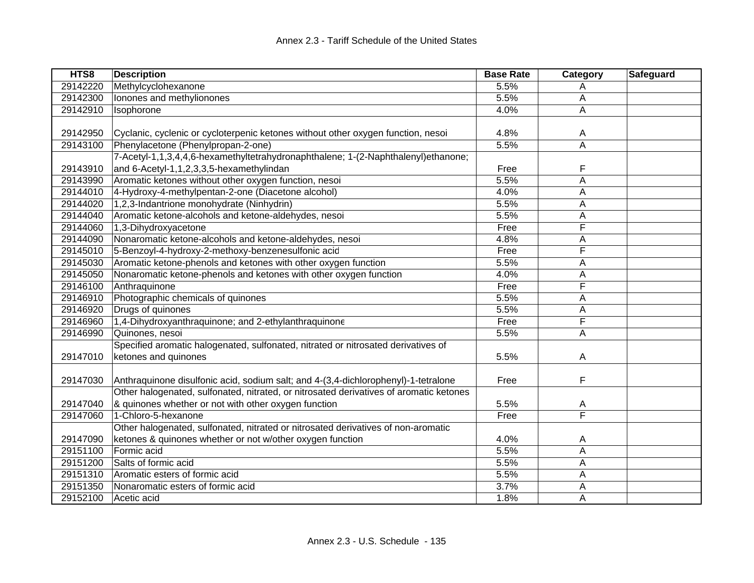| HTS8 | Description | Base Rate | Category | Safeguard |
|---|---|---|---|---|
| 29142220 | Methylcyclohexanone | 5.5% | A | |
| 29142300 | Ionones and methylionones | 5.5% | A | |
| 29142910 | Isophorone | 4.0% | A | |
| 29142950 | Cyclanic, cyclenic or cycloterpenic ketones without other oxygen function, nesoi | 4.8% | A | |
| 29143100 | Phenylacetone (Phenylpropan-2-one) | 5.5% | A | |
| 29143910 | 7-Acetyl-1,1,3,4,4,6-hexamethyltetrahydronaphthalene; 1-(2-Naphthalenyl)ethanone; and 6-Acetyl-1,1,2,3,3,5-hexamethylindan | Free | F | |
| 29143990 | Aromatic ketones without other oxygen function, nesoi | 5.5% | A | |
| 29144010 | 4-Hydroxy-4-methylpentan-2-one (Diacetone alcohol) | 4.0% | A | |
| 29144020 | 1,2,3-Indantrione monohydrate (Ninhydrin) | 5.5% | A | |
| 29144040 | Aromatic ketone-alcohols and ketone-aldehydes, nesoi | 5.5% | A | |
| 29144060 | 1,3-Dihydroxyacetone | Free | F | |
| 29144090 | Nonaromatic ketone-alcohols and ketone-aldehydes, nesoi | 4.8% | A | |
| 29145010 | 5-Benzoyl-4-hydroxy-2-methoxy-benzenesulfonic acid | Free | F | |
| 29145030 | Aromatic ketone-phenols and ketones with other oxygen function | 5.5% | A | |
| 29145050 | Nonaromatic ketone-phenols and ketones with other oxygen function | 4.0% | A | |
| 29146100 | Anthraquinone | Free | F | |
| 29146910 | Photographic chemicals of quinones | 5.5% | A | |
| 29146920 | Drugs of quinones | 5.5% | A | |
| 29146960 | 1,4-Dihydroxyanthraquinone; and 2-ethylanthraquinone | Free | F | |
| 29146990 | Quinones, nesoi | 5.5% | A | |
| 29147010 | Specified aromatic halogenated, sulfonated, nitrated or nitrosated derivatives of ketones and quinones | 5.5% | A | |
| 29147030 | Anthraquinone disulfonic acid, sodium salt; and 4-(3,4-dichlorophenyl)-1-tetralone | Free | F | |
| 29147040 | Other halogenated, sulfonated, nitrated, or nitrosated derivatives of aromatic ketones & quinones whether or not with other oxygen function | 5.5% | A | |
| 29147060 | 1-Chloro-5-hexanone | Free | F | |
| 29147090 | Other halogenated, sulfonated, nitrated or nitrosated derivatives of non-aromatic ketones & quinones whether or not w/other oxygen function | 4.0% | A | |
| 29151100 | Formic acid | 5.5% | A | |
| 29151200 | Salts of formic acid | 5.5% | A | |
| 29151310 | Aromatic esters of formic acid | 5.5% | A | |
| 29151350 | Nonaromatic esters of formic acid | 3.7% | A | |
| 29152100 | Acetic acid | 1.8% | A | |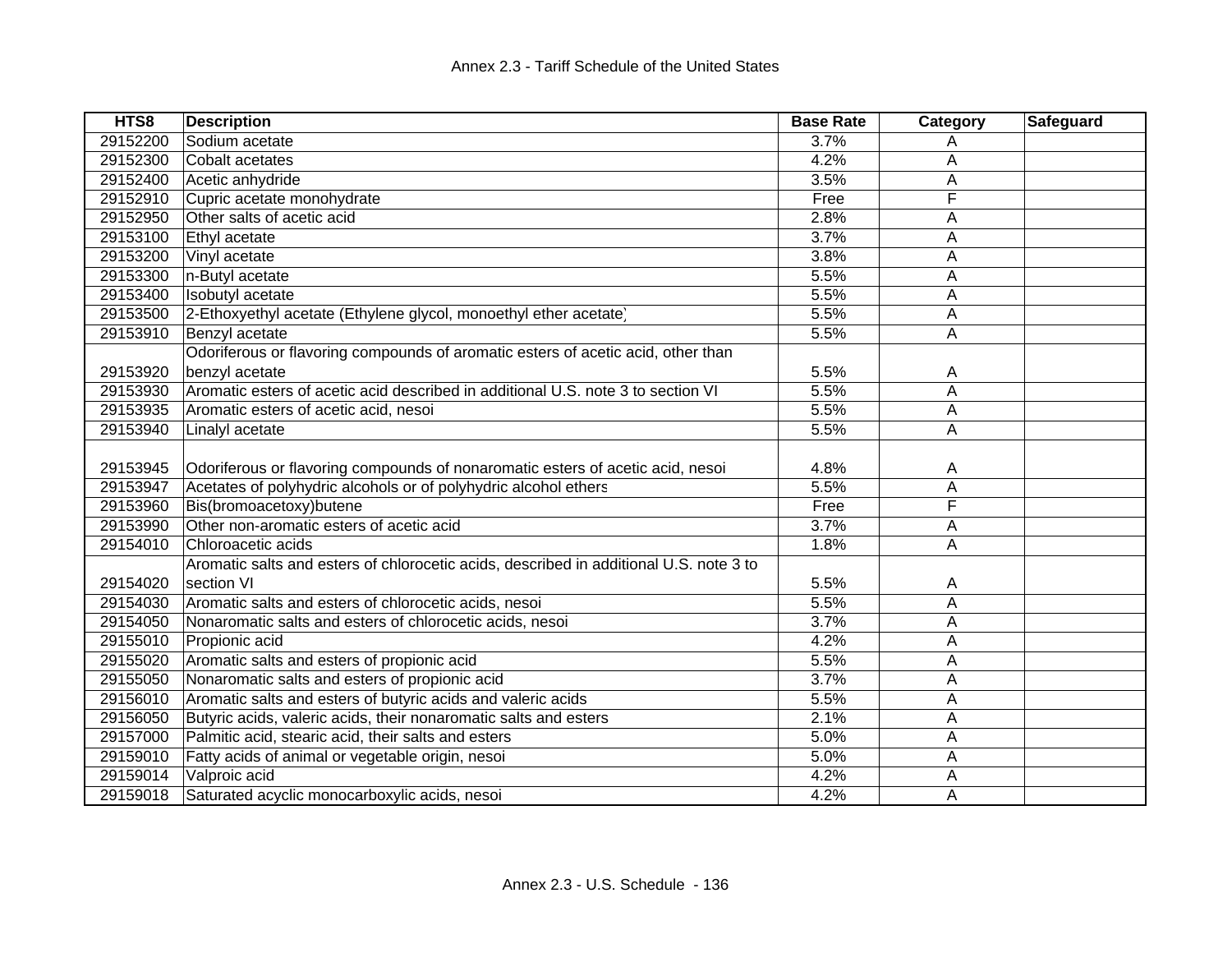| HTS8 | Description | Base Rate | Category | Safeguard |
| --- | --- | --- | --- | --- |
| 29152200 | Sodium acetate | 3.7% | A | |
| 29152300 | Cobalt acetates | 4.2% | A | |
| 29152400 | Acetic anhydride | 3.5% | A | |
| 29152910 | Cupric acetate monohydrate | Free | F | |
| 29152950 | Other salts of acetic acid | 2.8% | A | |
| 29153100 | Ethyl acetate | 3.7% | A | |
| 29153200 | Vinyl acetate | 3.8% | A | |
| 29153300 | n-Butyl acetate | 5.5% | A | |
| 29153400 | Isobutyl acetate | 5.5% | A | |
| 29153500 | 2-Ethoxyethyl acetate (Ethylene glycol, monoethyl ether acetate) | 5.5% | A | |
| 29153910 | Benzyl acetate | 5.5% | A | |
| 29153920 | Odoriferous or flavoring compounds of aromatic esters of acetic acid, other than benzyl acetate | 5.5% | A | |
| 29153930 | Aromatic esters of acetic acid described in additional U.S. note 3 to section VI | 5.5% | A | |
| 29153935 | Aromatic esters of acetic acid, nesoi | 5.5% | A | |
| 29153940 | Linalyl acetate | 5.5% | A | |
| 29153945 | Odoriferous or flavoring compounds of nonaromatic esters of acetic acid, nesoi | 4.8% | A | |
| 29153947 | Acetates of polyhydric alcohols or of polyhydric alcohol ethers | 5.5% | A | |
| 29153960 | Bis(bromoacetoxy)butene | Free | F | |
| 29153990 | Other non-aromatic esters of acetic acid | 3.7% | A | |
| 29154010 | Chloroacetic acids | 1.8% | A | |
| 29154020 | Aromatic salts and esters of chlorocetic acids, described in additional U.S. note 3 to section VI | 5.5% | A | |
| 29154030 | Aromatic salts and esters of chlorocetic acids, nesoi | 5.5% | A | |
| 29154050 | Nonaromatic salts and esters of chlorocetic acids, nesoi | 3.7% | A | |
| 29155010 | Propionic acid | 4.2% | A | |
| 29155020 | Aromatic salts and esters of propionic acid | 5.5% | A | |
| 29155050 | Nonaromatic salts and esters of propionic acid | 3.7% | A | |
| 29156010 | Aromatic salts and esters of butyric acids and valeric acids | 5.5% | A | |
| 29156050 | Butyric acids, valeric acids, their nonaromatic salts and esters | 2.1% | A | |
| 29157000 | Palmitic acid, stearic acid, their salts and esters | 5.0% | A | |
| 29159010 | Fatty acids of animal or vegetable origin, nesoi | 5.0% | A | |
| 29159014 | Valproic acid | 4.2% | A | |
| 29159018 | Saturated acyclic monocarboxylic acids, nesoi | 4.2% | A | |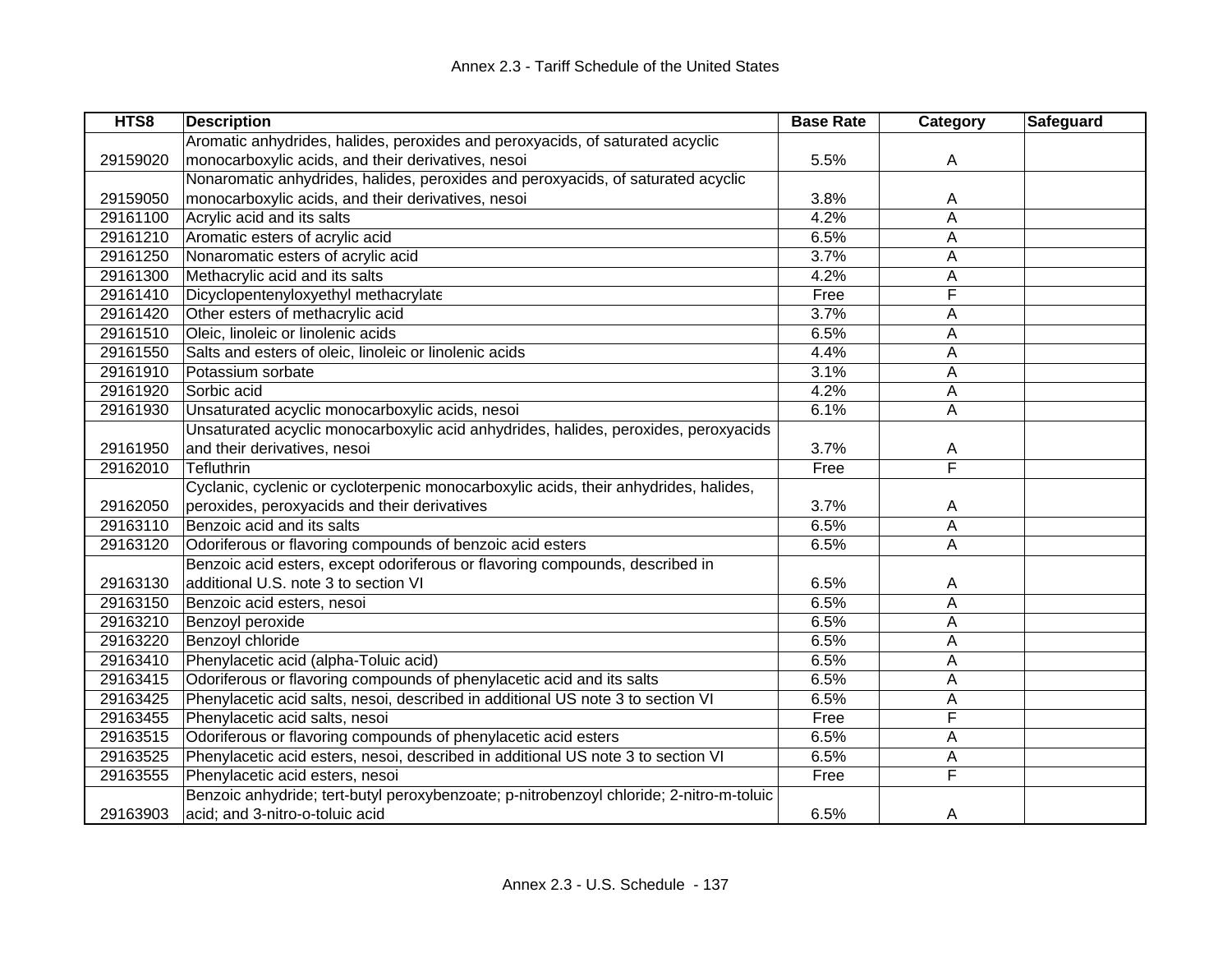| HTS8 | Description | Base Rate | Category | Safeguard |
|---|---|---|---|---|
| 29159020 | Aromatic anhydrides, halides, peroxides and peroxyacids, of saturated acyclic monocarboxylic acids, and their derivatives, nesoi | 5.5% | A | |
| 29159050 | Nonaromatic anhydrides, halides, peroxides and peroxyacids, of saturated acyclic monocarboxylic acids, and their derivatives, nesoi | 3.8% | A | |
| 29161100 | Acrylic acid and its salts | 4.2% | A | |
| 29161210 | Aromatic esters of acrylic acid | 6.5% | A | |
| 29161250 | Nonaromatic esters of acrylic acid | 3.7% | A | |
| 29161300 | Methacrylic acid and its salts | 4.2% | A | |
| 29161410 | Dicyclopentenyloxyethyl methacrylate | Free | F | |
| 29161420 | Other esters of methacrylic acid | 3.7% | A | |
| 29161510 | Oleic, linoleic or linolenic acids | 6.5% | A | |
| 29161550 | Salts and esters of oleic, linoleic or linolenic acids | 4.4% | A | |
| 29161910 | Potassium sorbate | 3.1% | A | |
| 29161920 | Sorbic acid | 4.2% | A | |
| 29161930 | Unsaturated acyclic monocarboxylic acids, nesoi | 6.1% | A | |
| 29161950 | Unsaturated acyclic monocarboxylic acid anhydrides, halides, peroxides, peroxyacids and their derivatives, nesoi | 3.7% | A | |
| 29162010 | Tefluthrin | Free | F | |
| 29162050 | Cyclanic, cyclenic or cycloterpenic monocarboxylic acids, their anhydrides, halides, peroxides, peroxyacids and their derivatives | 3.7% | A | |
| 29163110 | Benzoic acid and its salts | 6.5% | A | |
| 29163120 | Odoriferous or flavoring compounds of benzoic acid esters | 6.5% | A | |
| 29163130 | Benzoic acid esters, except odoriferous or flavoring compounds, described in additional U.S. note 3 to section VI | 6.5% | A | |
| 29163150 | Benzoic acid esters, nesoi | 6.5% | A | |
| 29163210 | Benzoyl peroxide | 6.5% | A | |
| 29163220 | Benzoyl chloride | 6.5% | A | |
| 29163410 | Phenylacetic acid (alpha-Toluic acid) | 6.5% | A | |
| 29163415 | Odoriferous or flavoring compounds of phenylacetic acid and its salts | 6.5% | A | |
| 29163425 | Phenylacetic acid salts, nesoi, described in additional US note 3 to section VI | 6.5% | A | |
| 29163455 | Phenylacetic acid salts, nesoi | Free | F | |
| 29163515 | Odoriferous or flavoring compounds of phenylacetic acid esters | 6.5% | A | |
| 29163525 | Phenylacetic acid esters, nesoi, described in additional US note 3 to section VI | 6.5% | A | |
| 29163555 | Phenylacetic acid esters, nesoi | Free | F | |
| 29163903 | Benzoic anhydride; tert-butyl peroxybenzoate; p-nitrobenzoyl chloride; 2-nitro-m-toluic acid; and 3-nitro-o-toluic acid | 6.5% | A | |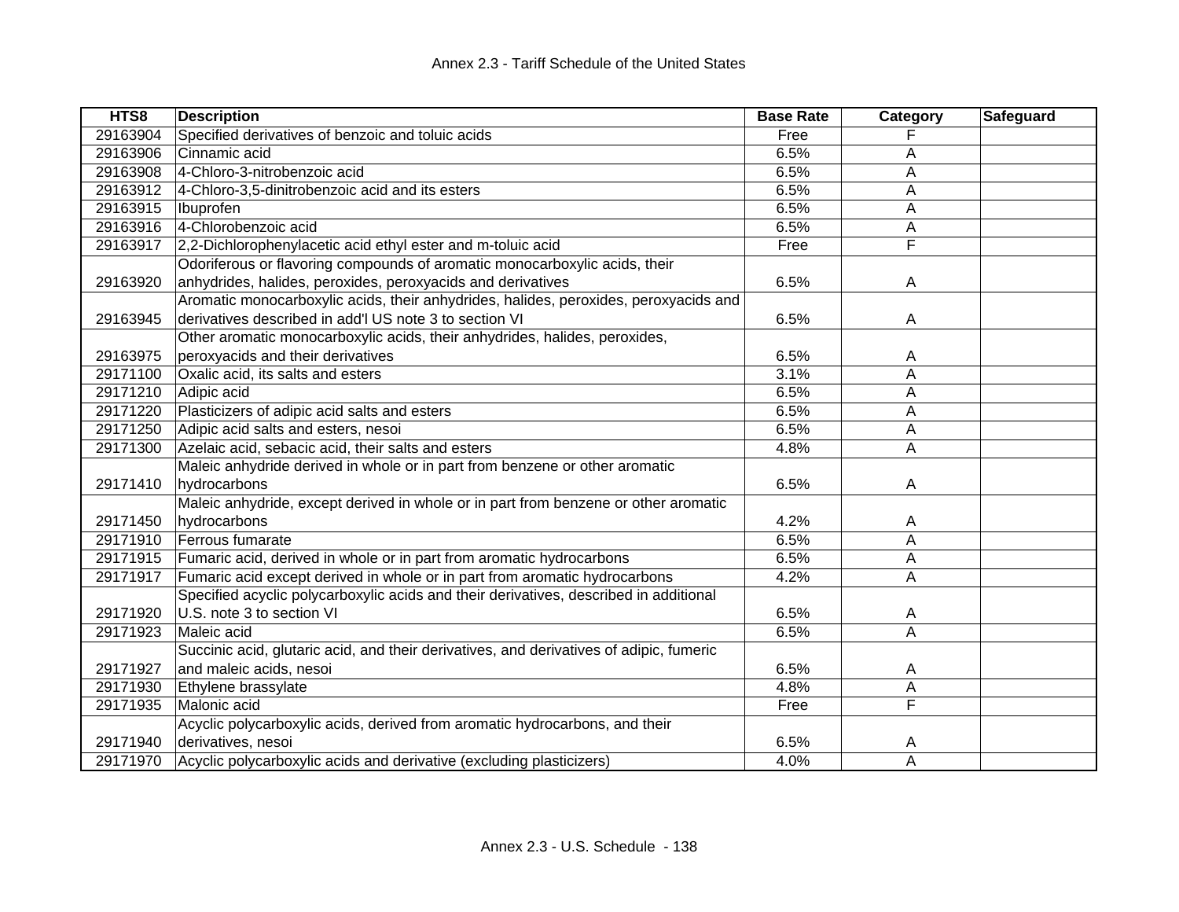| HTS8 | Description | Base Rate | Category | Safeguard |
|---|---|---|---|---|
| 29163904 | Specified derivatives of benzoic and toluic acids | Free | F | |
| 29163906 | Cinnamic acid | 6.5% | A | |
| 29163908 | 4-Chloro-3-nitrobenzoic acid | 6.5% | A | |
| 29163912 | 4-Chloro-3,5-dinitrobenzoic acid and its esters | 6.5% | A | |
| 29163915 | Ibuprofen | 6.5% | A | |
| 29163916 | 4-Chlorobenzoic acid | 6.5% | A | |
| 29163917 | 2,2-Dichlorophenylacetic acid ethyl ester and m-toluic acid | Free | F | |
| 29163920 | Odoriferous or flavoring compounds of aromatic monocarboxylic acids, their anhydrides, halides, peroxides, peroxyacids and derivatives | 6.5% | A | |
| 29163945 | Aromatic monocarboxylic acids, their anhydrides, halides, peroxides, peroxyacids and derivatives described in add'l US note 3 to section VI | 6.5% | A | |
| 29163975 | Other aromatic monocarboxylic acids, their anhydrides, halides, peroxides, peroxyacids and their derivatives | 6.5% | A | |
| 29171100 | Oxalic acid, its salts and esters | 3.1% | A | |
| 29171210 | Adipic acid | 6.5% | A | |
| 29171220 | Plasticizers of adipic acid salts and esters | 6.5% | A | |
| 29171250 | Adipic acid salts and esters, nesoi | 6.5% | A | |
| 29171300 | Azelaic acid, sebacic acid, their salts and esters | 4.8% | A | |
| 29171410 | Maleic anhydride derived in whole or in part from benzene or other aromatic hydrocarbons | 6.5% | A | |
| 29171450 | Maleic anhydride, except derived in whole or in part from benzene or other aromatic hydrocarbons | 4.2% | A | |
| 29171910 | Ferrous fumarate | 6.5% | A | |
| 29171915 | Fumaric acid, derived in whole or in part from aromatic hydrocarbons | 6.5% | A | |
| 29171917 | Fumaric acid except derived in whole or in part from aromatic hydrocarbons | 4.2% | A | |
| 29171920 | Specified acyclic polycarboxylic acids and their derivatives, described in additional U.S. note 3 to section VI | 6.5% | A | |
| 29171923 | Maleic acid | 6.5% | A | |
| 29171927 | Succinic acid, glutaric acid, and their derivatives, and derivatives of adipic, fumeric and maleic acids, nesoi | 6.5% | A | |
| 29171930 | Ethylene brassylate | 4.8% | A | |
| 29171935 | Malonic acid | Free | F | |
| 29171940 | Acyclic polycarboxylic acids, derived from aromatic hydrocarbons, and their derivatives, nesoi | 6.5% | A | |
| 29171970 | Acyclic polycarboxylic acids and derivative (excluding plasticizers) | 4.0% | A | |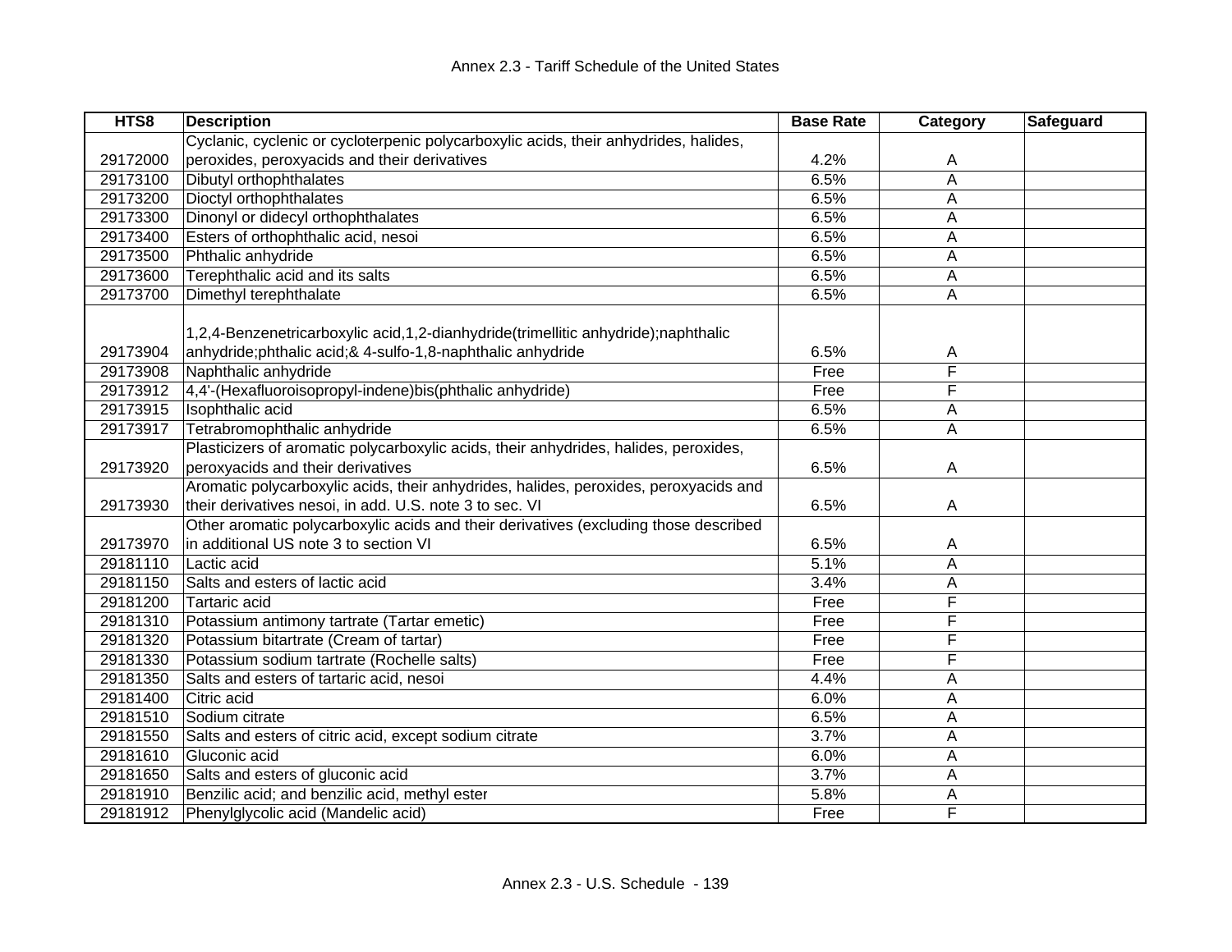| HTS8 | Description | Base Rate | Category | Safeguard |
|---|---|---|---|---|
| 29172000 | Cyclanic, cyclenic or cycloterpenic polycarboxylic acids, their anhydrides, halides, peroxides, peroxyacids and their derivatives | 4.2% | A | |
| 29173100 | Dibutyl orthophthalates | 6.5% | A | |
| 29173200 | Dioctyl orthophthalates | 6.5% | A | |
| 29173300 | Dinonyl or didecyl orthophthalates | 6.5% | A | |
| 29173400 | Esters of orthophthalic acid, nesoi | 6.5% | A | |
| 29173500 | Phthalic anhydride | 6.5% | A | |
| 29173600 | Terephthalic acid and its salts | 6.5% | A | |
| 29173700 | Dimethyl terephthalate | 6.5% | A | |
| 29173904 | 1,2,4-Benzenetricarboxylic acid,1,2-dianhydride(trimellitic anhydride);naphthalic anhydride;phthalic acid;& 4-sulfo-1,8-naphthalic anhydride | 6.5% | A | |
| 29173908 | Naphthalic anhydride | Free | F | |
| 29173912 | 4,4'-(Hexafluoroisopropyl-indene)bis(phthalic anhydride) | Free | F | |
| 29173915 | Isophthalic acid | 6.5% | A | |
| 29173917 | Tetrabromophthalic anhydride | 6.5% | A | |
| 29173920 | Plasticizers of aromatic polycarboxylic acids, their anhydrides, halides, peroxides, peroxyacids and their derivatives | 6.5% | A | |
| 29173930 | Aromatic polycarboxylic acids, their anhydrides, halides, peroxides, peroxyacids and their derivatives nesoi, in add. U.S. note 3 to sec. VI | 6.5% | A | |
| 29173970 | Other aromatic polycarboxylic acids and their derivatives (excluding those described in additional US note 3 to section VI | 6.5% | A | |
| 29181110 | Lactic acid | 5.1% | A | |
| 29181150 | Salts and esters of lactic acid | 3.4% | A | |
| 29181200 | Tartaric acid | Free | F | |
| 29181310 | Potassium antimony tartrate (Tartar emetic) | Free | F | |
| 29181320 | Potassium bitartrate (Cream of tartar) | Free | F | |
| 29181330 | Potassium sodium tartrate (Rochelle salts) | Free | F | |
| 29181350 | Salts and esters of tartaric acid, nesoi | 4.4% | A | |
| 29181400 | Citric acid | 6.0% | A | |
| 29181510 | Sodium citrate | 6.5% | A | |
| 29181550 | Salts and esters of citric acid, except sodium citrate | 3.7% | A | |
| 29181610 | Gluconic acid | 6.0% | A | |
| 29181650 | Salts and esters of gluconic acid | 3.7% | A | |
| 29181910 | Benzilic acid; and benzilic acid, methyl ester | 5.8% | A | |
| 29181912 | Phenylglycolic acid (Mandelic acid) | Free | F | |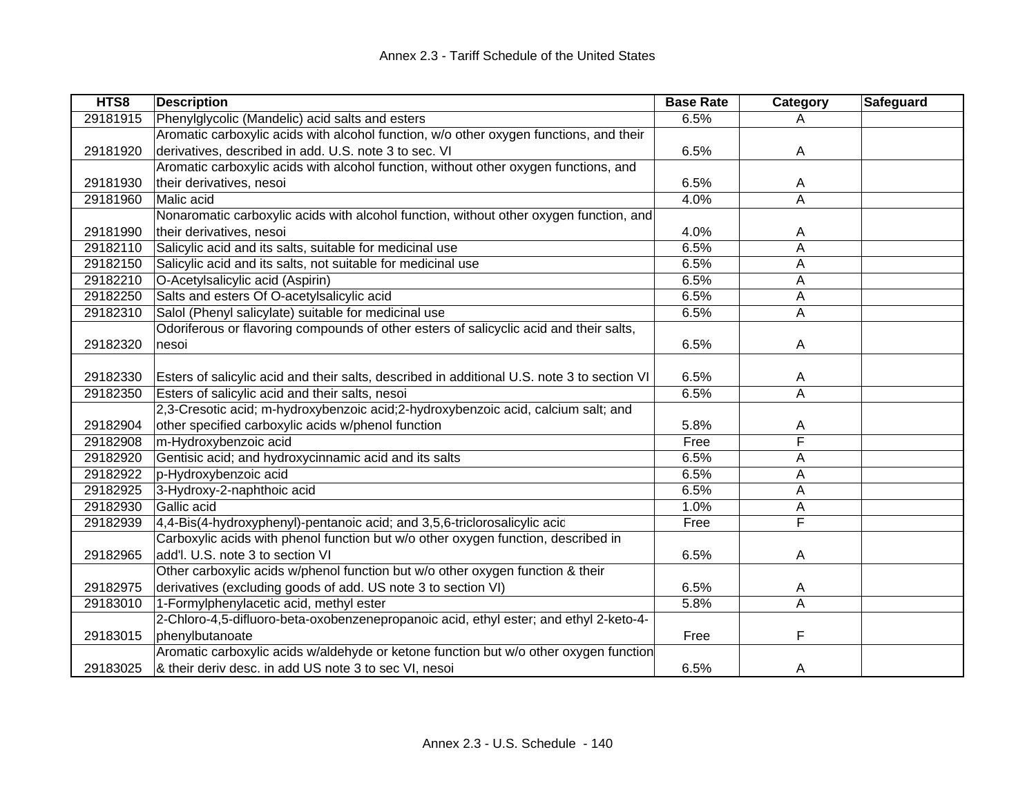| HTS8 | Description | Base Rate | Category | Safeguard |
|---|---|---|---|---|
| 29181915 | Phenylglycolic (Mandelic) acid salts and esters | 6.5% | A | |
| 29181920 | Aromatic carboxylic acids with alcohol function, w/o other oxygen functions, and their derivatives, described in add. U.S. note 3 to sec. VI | 6.5% | A | |
| 29181930 | Aromatic carboxylic acids with alcohol function, without other oxygen functions, and their derivatives, nesoi | 6.5% | A | |
| 29181960 | Malic acid | 4.0% | A | |
| 29181990 | Nonaromatic carboxylic acids with alcohol function, without other oxygen function, and their derivatives, nesoi | 4.0% | A | |
| 29182110 | Salicylic acid and its salts, suitable for medicinal use | 6.5% | A | |
| 29182150 | Salicylic acid and its salts, not suitable for medicinal use | 6.5% | A | |
| 29182210 | O-Acetylsalicylic acid (Aspirin) | 6.5% | A | |
| 29182250 | Salts and esters Of O-acetylsalicylic acid | 6.5% | A | |
| 29182310 | Salol (Phenyl salicylate) suitable for medicinal use | 6.5% | A | |
| 29182320 | Odoriferous or flavoring compounds of other esters of salicyclic acid and their salts, nesoi | 6.5% | A | |
| 29182330 | Esters of salicylic acid and their salts, described in additional U.S. note 3 to section VI | 6.5% | A | |
| 29182350 | Esters of salicylic acid and their salts, nesoi | 6.5% | A | |
| 29182904 | 2,3-Cresotic acid; m-hydroxybenzoic acid;2-hydroxybenzoic acid, calcium salt; and other specified carboxylic acids w/phenol function | 5.8% | A | |
| 29182908 | m-Hydroxybenzoic acid | Free | F | |
| 29182920 | Gentisic acid; and hydroxycinnamic acid and its salts | 6.5% | A | |
| 29182922 | p-Hydroxybenzoic acid | 6.5% | A | |
| 29182925 | 3-Hydroxy-2-naphthoic acid | 6.5% | A | |
| 29182930 | Gallic acid | 1.0% | A | |
| 29182939 | 4,4-Bis(4-hydroxyphenyl)-pentanoic acid; and 3,5,6-triclorosalicylic acid | Free | F | |
| 29182965 | Carboxylic acids with phenol function but w/o other oxygen function, described in add'l. U.S. note 3 to section VI | 6.5% | A | |
| 29182975 | Other carboxylic acids w/phenol function but w/o other oxygen function & their derivatives (excluding goods of add. US note 3 to section VI) | 6.5% | A | |
| 29183010 | 1-Formylphenylacetic acid, methyl ester | 5.8% | A | |
| 29183015 | 2-Chloro-4,5-difluoro-beta-oxobenzenepropanoic acid, ethyl ester; and ethyl 2-keto-4-phenylbutanoate | Free | F | |
| 29183025 | Aromatic carboxylic acids w/aldehyde or ketone function but w/o other oxygen function & their deriv desc. in add US note 3 to sec VI, nesoi | 6.5% | A | |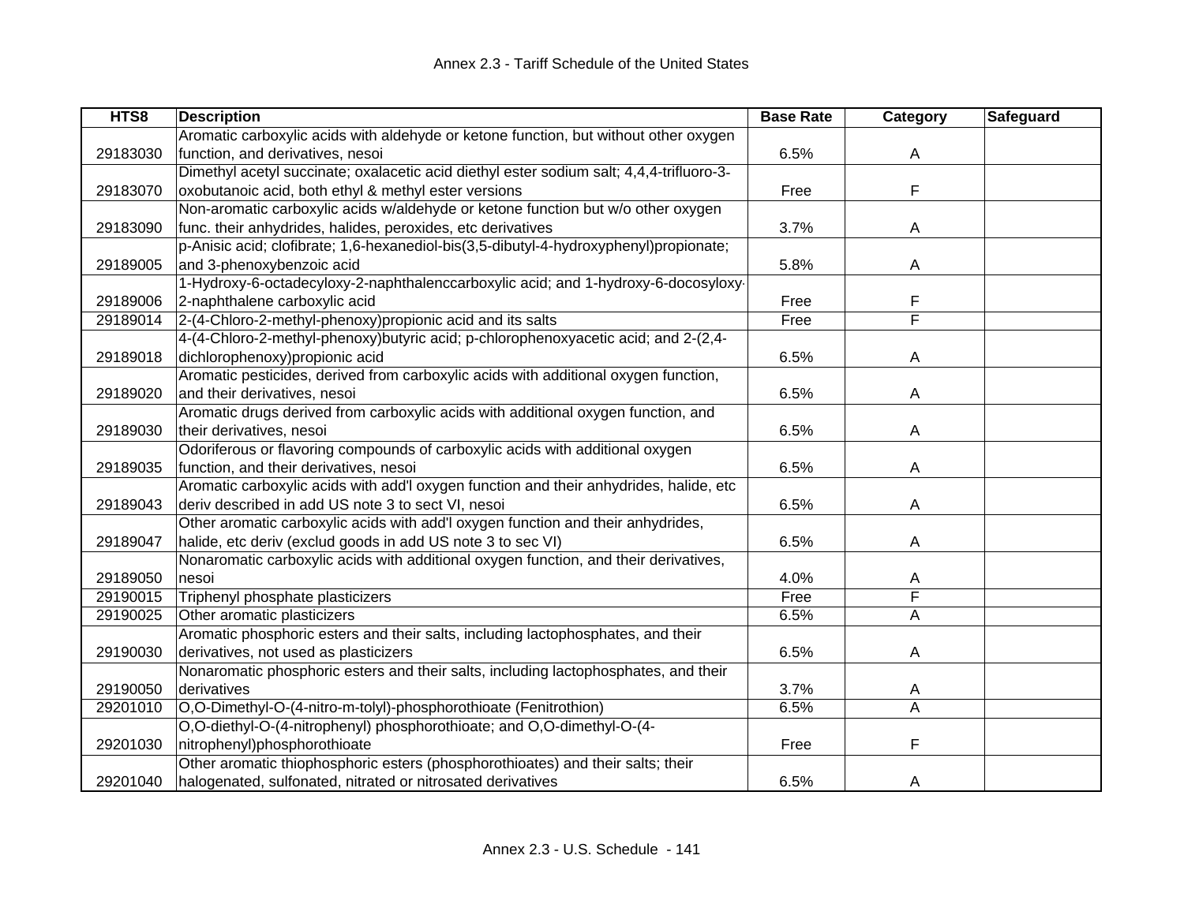| HTS8 | Description | Base Rate | Category | Safeguard |
|---|---|---|---|---|
| 29183030 | Aromatic carboxylic acids with aldehyde or ketone function, but without other oxygen function, and derivatives, nesoi | 6.5% | A | |
| 29183070 | Dimethyl acetyl succinate; oxalacetic acid diethyl ester sodium salt; 4,4,4-trifluoro-3-oxobutanoic acid, both ethyl & methyl ester versions | Free | F | |
| 29183090 | Non-aromatic carboxylic acids w/aldehyde or ketone function but w/o other oxygen func. their anhydrides, halides, peroxides, etc derivatives | 3.7% | A | |
| 29189005 | p-Anisic acid; clofibrate; 1,6-hexanediol-bis(3,5-dibutyl-4-hydroxyphenyl)propionate; and 3-phenoxybenzoic acid | 5.8% | A | |
| 29189006 | 1-Hydroxy-6-octadecyloxy-2-naphthalenccarboxylic acid; and 1-hydroxy-6-docosyloxy-2-naphthalene carboxylic acid | Free | F | |
| 29189014 | 2-(4-Chloro-2-methyl-phenoxy)propionic acid and its salts | Free | F | |
| 29189018 | 4-(4-Chloro-2-methyl-phenoxy)butyric acid; p-chlorophenoxyacetic acid; and 2-(2,4-dichlorophenoxy)propionic acid | 6.5% | A | |
| 29189020 | Aromatic pesticides, derived from carboxylic acids with additional oxygen function, and their derivatives, nesoi | 6.5% | A | |
| 29189030 | Aromatic drugs derived from carboxylic acids with additional oxygen function, and their derivatives, nesoi | 6.5% | A | |
| 29189035 | Odoriferous or flavoring compounds of carboxylic acids with additional oxygen function, and their derivatives, nesoi | 6.5% | A | |
| 29189043 | Aromatic carboxylic acids with add'l oxygen function and their anhydrides, halide, etc deriv described in add US note 3 to sect VI, nesoi | 6.5% | A | |
| 29189047 | Other aromatic carboxylic acids with add'l oxygen function and their anhydrides, halide, etc deriv (exclud goods in add US note 3 to sec VI) | 6.5% | A | |
| 29189050 | Nonaromatic carboxylic acids with additional oxygen function, and their derivatives, nesoi | 4.0% | A | |
| 29190015 | Triphenyl phosphate plasticizers | Free | F | |
| 29190025 | Other aromatic plasticizers | 6.5% | A | |
| 29190030 | Aromatic phosphoric esters and their salts, including lactophosphates, and their derivatives, not used as plasticizers | 6.5% | A | |
| 29190050 | Nonaromatic phosphoric esters and their salts, including lactophosphates, and their derivatives | 3.7% | A | |
| 29201010 | O,O-Dimethyl-O-(4-nitro-m-tolyl)-phosphorothioate (Fenitrothion) | 6.5% | A | |
| 29201030 | O,O-diethyl-O-(4-nitrophenyl) phosphorothioate; and O,O-dimethyl-O-(4-nitrophenyl)phosphorothioate | Free | F | |
| 29201040 | Other aromatic thiophosphoric esters (phosphorothioates) and their salts; their halogenated, sulfonated, nitrated or nitrosated derivatives | 6.5% | A | |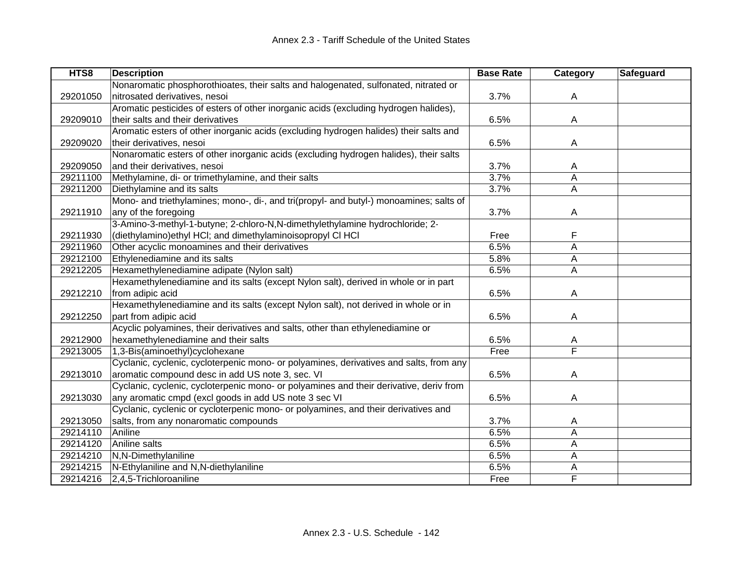| HTS8 | Description | Base Rate | Category | Safeguard |
|---|---|---|---|---|
| 29201050 | Nonaromatic phosphorothioates, their salts and halogenated, sulfonated, nitrated or nitrosated derivatives, nesoi | 3.7% | A | |
| 29209010 | Aromatic pesticides of esters of other inorganic acids (excluding hydrogen halides), their salts and their derivatives | 6.5% | A | |
| 29209020 | Aromatic esters of other inorganic acids (excluding hydrogen halides) their salts and their derivatives, nesoi | 6.5% | A | |
| 29209050 | Nonaromatic esters of other inorganic acids (excluding hydrogen halides), their salts and their derivatives, nesoi | 3.7% | A | |
| 29211100 | Methylamine, di- or trimethylamine, and their salts | 3.7% | A | |
| 29211200 | Diethylamine and its salts | 3.7% | A | |
| 29211910 | Mono- and triethylamines; mono-, di-, and tri(propyl- and butyl-) monoamines; salts of any of the foregoing | 3.7% | A | |
| 29211930 | 3-Amino-3-methyl-1-butyne; 2-chloro-N,N-dimethylethylamine hydrochloride; 2-(diethylamino)ethyl HCl; and dimethylaminoisopropyl Cl HCl | Free | F | |
| 29211960 | Other acyclic monoamines and their derivatives | 6.5% | A | |
| 29212100 | Ethylenediamine and its salts | 5.8% | A | |
| 29212205 | Hexamethylenediamine adipate (Nylon salt) | 6.5% | A | |
| 29212210 | Hexamethylenediamine and its salts (except Nylon salt), derived in whole or in part from adipic acid | 6.5% | A | |
| 29212250 | Hexamethylenediamine and its salts (except Nylon salt), not derived in whole or in part from adipic acid | 6.5% | A | |
| 29212900 | Acyclic polyamines, their derivatives and salts, other than ethylenediamine or hexamethylenediamine and their salts | 6.5% | A | |
| 29213005 | 1,3-Bis(aminoethyl)cyclohexane | Free | F | |
| 29213010 | Cyclanic, cyclenic, cycloterpenic mono- or polyamines, derivatives and salts, from any aromatic compound desc in add US note 3, sec. VI | 6.5% | A | |
| 29213030 | Cyclanic, cyclenic, cycloterpenic mono- or polyamines and their derivative, deriv from any aromatic cmpd (excl goods in add US note 3 sec VI | 6.5% | A | |
| 29213050 | Cyclanic, cyclenic or cycloterpenic mono- or polyamines, and their derivatives and salts, from any nonaromatic compounds | 3.7% | A | |
| 29214110 | Aniline | 6.5% | A | |
| 29214120 | Aniline salts | 6.5% | A | |
| 29214210 | N,N-Dimethylaniline | 6.5% | A | |
| 29214215 | N-Ethylaniline and N,N-diethylaniline | 6.5% | A | |
| 29214216 | 2,4,5-Trichloroaniline | Free | F | |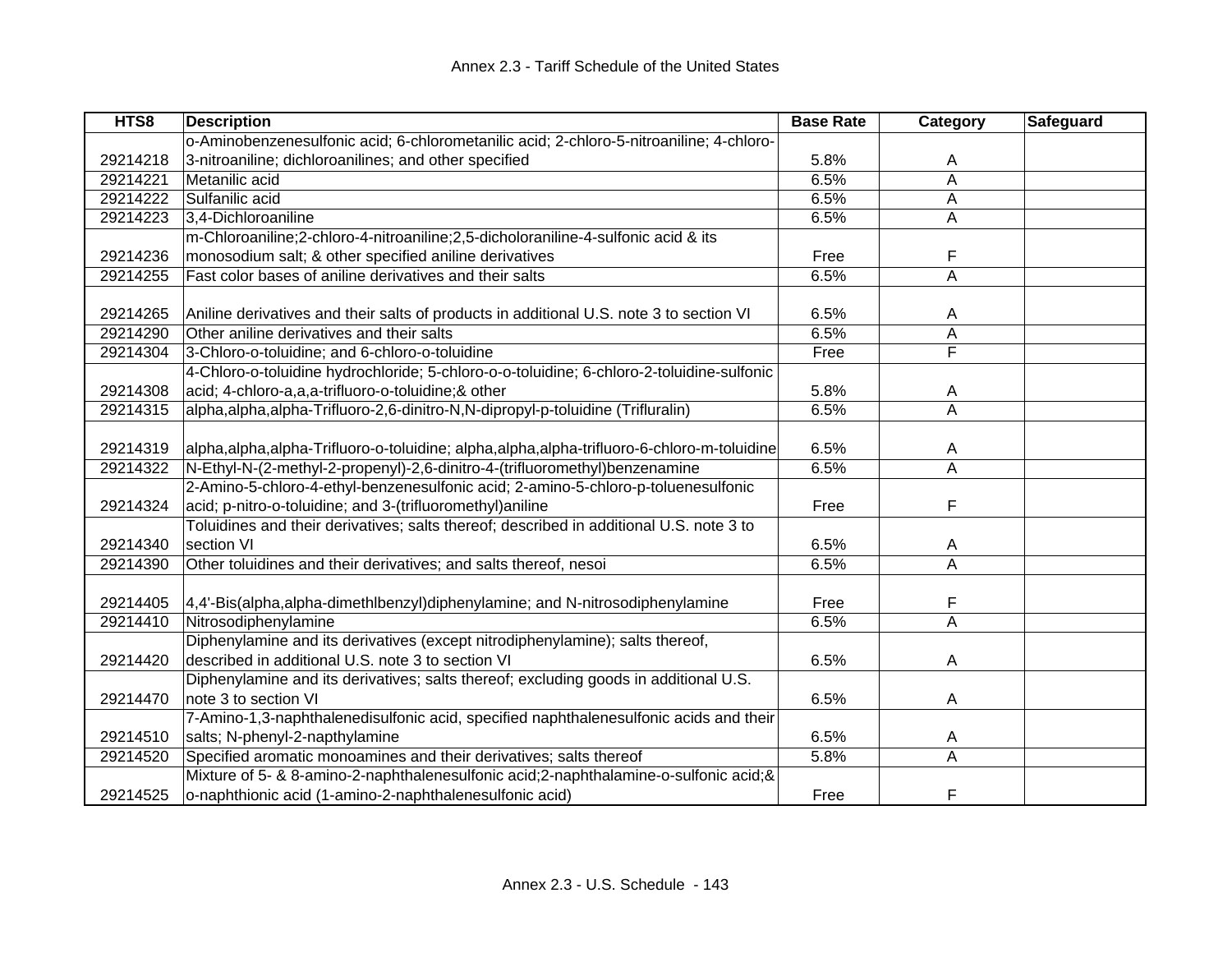| HTS8 | Description | Base Rate | Category | Safeguard |
|---|---|---|---|---|
| 29214218 | o-Aminobenzenesulfonic acid; 6-chlorometanilic acid; 2-chloro-5-nitroaniline; 4-chloro-3-nitroaniline; dichloroanilines; and other specified | 5.8% | A | |
| 29214221 | Metanilic acid | 6.5% | A | |
| 29214222 | Sulfanilic acid | 6.5% | A | |
| 29214223 | 3,4-Dichloroaniline | 6.5% | A | |
| 29214236 | m-Chloroaniline;2-chloro-4-nitroaniline;2,5-dicholoraniline-4-sulfonic acid & its monosodium salt; & other specified aniline derivatives | Free | F | |
| 29214255 | Fast color bases of aniline derivatives and their salts | 6.5% | A | |
| 29214265 | Aniline derivatives and their salts of products in additional U.S. note 3 to section VI | 6.5% | A | |
| 29214290 | Other aniline derivatives and their salts | 6.5% | A | |
| 29214304 | 3-Chloro-o-toluidine; and 6-chloro-o-toluidine | Free | F | |
| 29214308 | 4-Chloro-o-toluidine hydrochloride; 5-chloro-o-o-toluidine; 6-chloro-2-toluidine-sulfonic acid; 4-chloro-a,a,a-trifluoro-o-toluidine;& other | 5.8% | A | |
| 29214315 | alpha,alpha,alpha-Trifluoro-2,6-dinitro-N,N-dipropyl-p-toluidine (Trifluralin) | 6.5% | A | |
| 29214319 | alpha,alpha,alpha-Trifluoro-o-toluidine; alpha,alpha,alpha-trifluoro-6-chloro-m-toluidine | 6.5% | A | |
| 29214322 | N-Ethyl-N-(2-methyl-2-propenyl)-2,6-dinitro-4-(trifluoromethyl)benzenamine | 6.5% | A | |
| 29214324 | 2-Amino-5-chloro-4-ethyl-benzenesulfonic acid; 2-amino-5-chloro-p-toluenesulfonic acid; p-nitro-o-toluidine; and 3-(trifluoromethyl)aniline | Free | F | |
| 29214340 | Toluidines and their derivatives; salts thereof; described in additional U.S. note 3 to section VI | 6.5% | A | |
| 29214390 | Other toluidines and their derivatives; and salts thereof, nesoi | 6.5% | A | |
| 29214405 | 4,4'-Bis(alpha,alpha-dimethlbenzyl)diphenylamine; and N-nitrosodiphenylamine | Free | F | |
| 29214410 | Nitrosodiphenylamine | 6.5% | A | |
| 29214420 | Diphenylamine and its derivatives (except nitrodiphenylamine); salts thereof, described in additional U.S. note 3 to section VI | 6.5% | A | |
| 29214470 | Diphenylamine and its derivatives; salts thereof; excluding goods in additional U.S. note 3 to section VI | 6.5% | A | |
| 29214510 | 7-Amino-1,3-naphthalenedisulfonic acid, specified naphthalenesulfonic acids and their salts; N-phenyl-2-napthylamine | 6.5% | A | |
| 29214520 | Specified aromatic monoamines and their derivatives; salts thereof | 5.8% | A | |
| 29214525 | Mixture of 5- & 8-amino-2-naphthalenesulfonic acid;2-naphthalamine-o-sulfonic acid;& o-naphthionic acid (1-amino-2-naphthalenesulfonic acid) | Free | F | |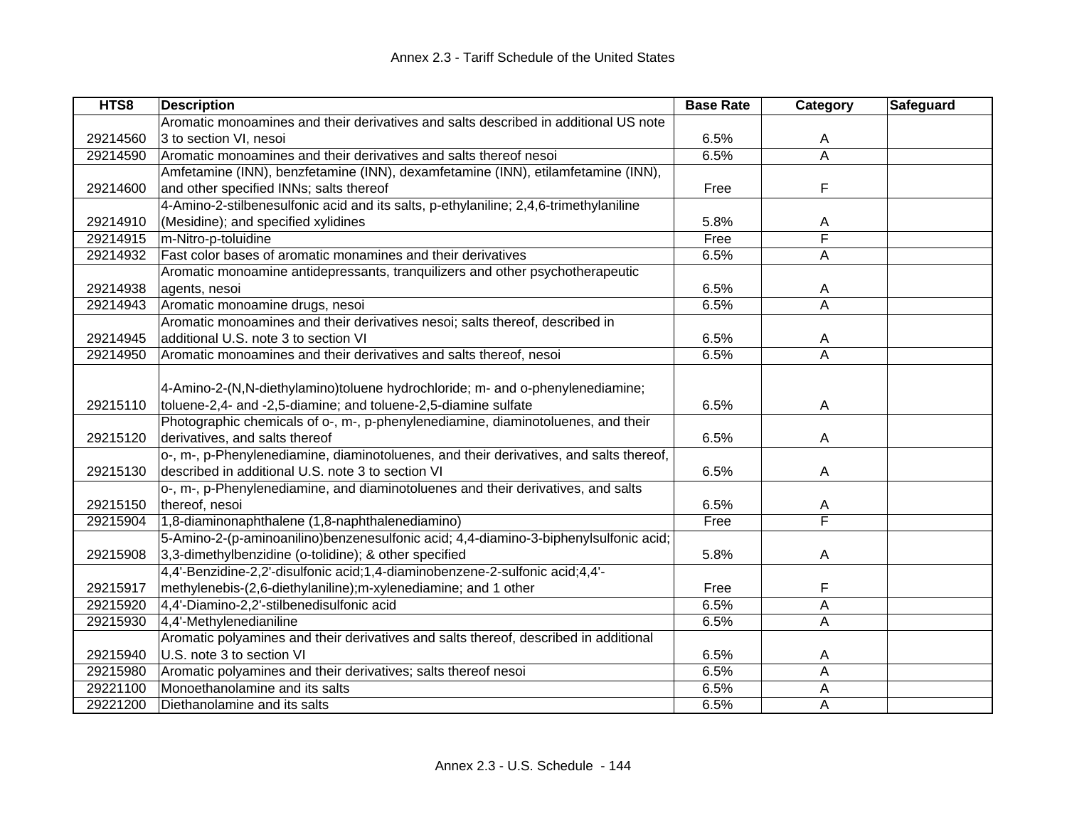| HTS8 | Description | Base Rate | Category | Safeguard |
|---|---|---|---|---|
| 29214560 | Aromatic monoamines and their derivatives and salts described in additional US note 3 to section VI, nesoi | 6.5% | A | |
| 29214590 | Aromatic monoamines and their derivatives and salts thereof nesoi | 6.5% | A | |
| 29214600 | Amfetamine (INN), benzfetamine (INN), dexamfetamine (INN), etilamfetamine (INN), and other specified INNs; salts thereof | Free | F | |
| 29214910 | 4-Amino-2-stilbenesulfonic acid and its salts, p-ethylaniline; 2,4,6-trimethylaniline (Mesidine); and specified xylidines | 5.8% | A | |
| 29214915 | m-Nitro-p-toluidine | Free | F | |
| 29214932 | Fast color bases of aromatic monamines and their derivatives | 6.5% | A | |
| 29214938 | Aromatic monoamine antidepressants, tranquilizers and other psychotherapeutic agents, nesoi | 6.5% | A | |
| 29214943 | Aromatic monoamine drugs, nesoi | 6.5% | A | |
| 29214945 | Aromatic monoamines and their derivatives nesoi; salts thereof, described in additional U.S. note 3 to section VI | 6.5% | A | |
| 29214950 | Aromatic monoamines and their derivatives and salts thereof, nesoi | 6.5% | A | |
| 29215110 | 4-Amino-2-(N,N-diethylamino)toluene hydrochloride; m- and o-phenylenediamine; toluene-2,4- and -2,5-diamine; and toluene-2,5-diamine sulfate | 6.5% | A | |
| 29215120 | Photographic chemicals of o-, m-, p-phenylenediamine, diaminotoluenes, and their derivatives, and salts thereof | 6.5% | A | |
| 29215130 | o-, m-, p-Phenylenediamine, diaminotoluenes, and their derivatives, and salts thereof, described in additional U.S. note 3 to section VI | 6.5% | A | |
| 29215150 | o-, m-, p-Phenylenediamine, and diaminotoluenes and their derivatives, and salts thereof, nesoi | 6.5% | A | |
| 29215904 | 1,8-diaminonaphthalene (1,8-naphthalenediamino) | Free | F | |
| 29215908 | 5-Amino-2-(p-aminoanilino)benzenesulfonic acid; 4,4-diamino-3-biphenylsulfonic acid; 3,3-dimethylbenzidine (o-tolidine); & other specified | 5.8% | A | |
| 29215917 | 4,4'-Benzidine-2,2'-disulfonic acid;1,4-diaminobenzene-2-sulfonic acid;4,4'-methylenebis-(2,6-diethylaniline);m-xylenediamine; and 1 other | Free | F | |
| 29215920 | 4,4'-Diamino-2,2'-stilbenedisulfonic acid | 6.5% | A | |
| 29215930 | 4,4'-Methylenedianiline | 6.5% | A | |
| 29215940 | Aromatic polyamines and their derivatives and salts thereof, described in additional U.S. note 3 to section VI | 6.5% | A | |
| 29215980 | Aromatic polyamines and their derivatives; salts thereof nesoi | 6.5% | A | |
| 29221100 | Monoethanolamine and its salts | 6.5% | A | |
| 29221200 | Diethanolamine and its salts | 6.5% | A | |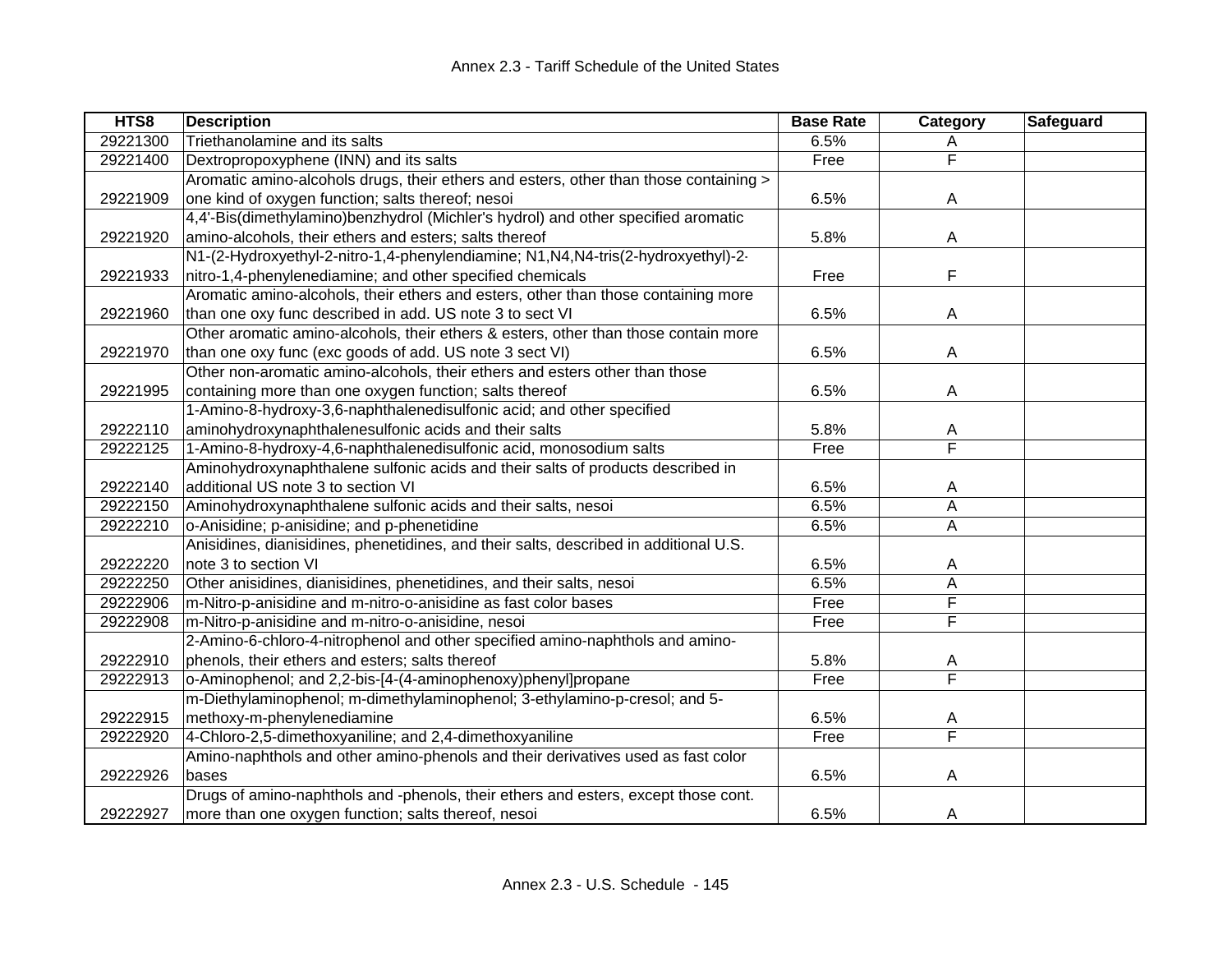| HTS8 | Description | Base Rate | Category | Safeguard |
|---|---|---|---|---|
| 29221300 | Triethanolamine and its salts | 6.5% | A | |
| 29221400 | Dextropropoxyphene (INN) and its salts | Free | F | |
| 29221909 | Aromatic amino-alcohols drugs, their ethers and esters, other than those containing > one kind of oxygen function; salts thereof; nesoi | 6.5% | A | |
| 29221920 | 4,4'-Bis(dimethylamino)benzhydrol (Michler's hydrol) and other specified aromatic amino-alcohols, their ethers and esters; salts thereof | 5.8% | A | |
| 29221933 | N1-(2-Hydroxyethyl-2-nitro-1,4-phenylendiamine; N1,N4,N4-tris(2-hydroxyethyl)-2-nitro-1,4-phenylenediamine; and other specified chemicals | Free | F | |
| 29221960 | Aromatic amino-alcohols, their ethers and esters, other than those containing more than one oxy func described in add. US note 3 to sect VI | 6.5% | A | |
| 29221970 | Other aromatic amino-alcohols, their ethers & esters, other than those contain more than one oxy func (exc goods of add. US note 3 sect VI) | 6.5% | A | |
| 29221995 | Other non-aromatic amino-alcohols, their ethers and esters other than those containing more than one oxygen function; salts thereof | 6.5% | A | |
| 29222110 | 1-Amino-8-hydroxy-3,6-naphthalenedisulfonic acid; and other specified aminohydroxynaphthalenesulfonic acids and their salts | 5.8% | A | |
| 29222125 | 1-Amino-8-hydroxy-4,6-naphthalenedisulfonic acid, monosodium salts | Free | F | |
| 29222140 | Aminohydroxynaphthalene sulfonic acids and their salts of products described in additional US note 3 to section VI | 6.5% | A | |
| 29222150 | Aminohydroxynaphthalene sulfonic acids and their salts, nesoi | 6.5% | A | |
| 29222210 | o-Anisidine; p-anisidine; and p-phenetidine | 6.5% | A | |
| 29222220 | Anisidines, dianisidines, phenetidines, and their salts, described in additional U.S. note 3 to section VI | 6.5% | A | |
| 29222250 | Other anisidines, dianisidines, phenetidines, and their salts, nesoi | 6.5% | A | |
| 29222906 | m-Nitro-p-anisidine and m-nitro-o-anisidine as fast color bases | Free | F | |
| 29222908 | m-Nitro-p-anisidine and m-nitro-o-anisidine, nesoi | Free | F | |
| 29222910 | 2-Amino-6-chloro-4-nitrophenol and other specified amino-naphthols and amino-phenols, their ethers and esters; salts thereof | 5.8% | A | |
| 29222913 | o-Aminophenol; and 2,2-bis-[4-(4-aminophenoxy)phenyl]propane | Free | F | |
| 29222915 | m-Diethylaminophenol; m-dimethylaminophenol; 3-ethylamino-p-cresol; and 5-methoxy-m-phenylenediamine | 6.5% | A | |
| 29222920 | 4-Chloro-2,5-dimethoxyaniline; and 2,4-dimethoxyaniline | Free | F | |
| 29222926 | Amino-naphthols and other amino-phenols and their derivatives used as fast color bases | 6.5% | A | |
| 29222927 | Drugs of amino-naphthols and -phenols, their ethers and esters, except those cont. more than one oxygen function; salts thereof, nesoi | 6.5% | A | |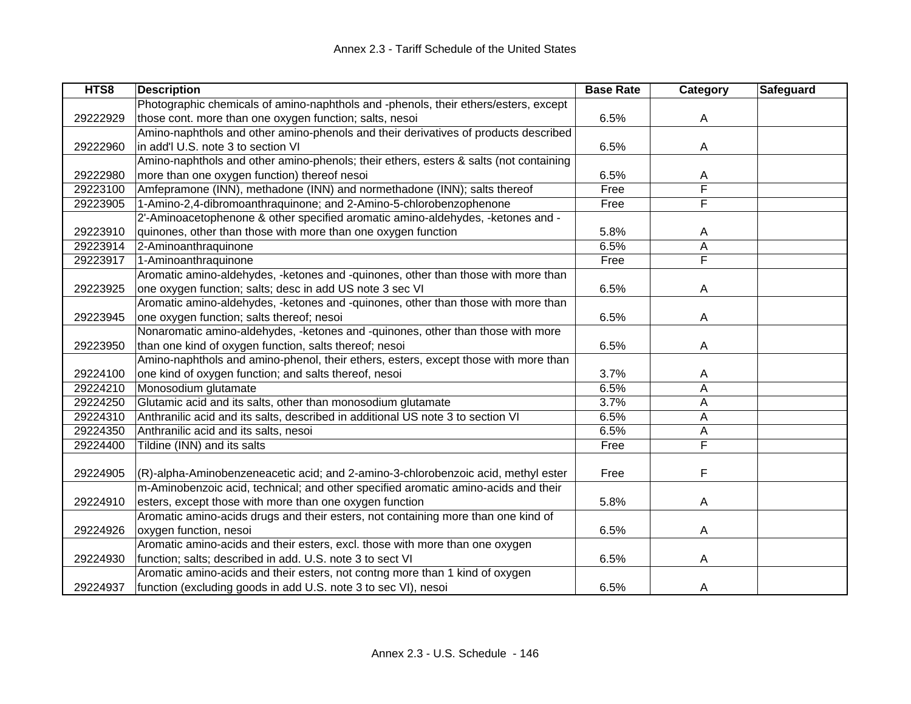| HTS8 | Description | Base Rate | Category | Safeguard |
|---|---|---|---|---|
| 29222929 | Photographic chemicals of amino-naphthols and -phenols, their ethers/esters, except those cont. more than one oxygen function; salts, nesoi | 6.5% | A | |
| 29222960 | Amino-naphthols and other amino-phenols and their derivatives of products described in add'l U.S. note 3 to section VI | 6.5% | A | |
| 29222980 | Amino-naphthols and other amino-phenols; their ethers, esters & salts (not containing more than one oxygen function) thereof nesoi | 6.5% | A | |
| 29223100 | Amfepramone (INN), methadone (INN) and normethadone (INN); salts thereof | Free | F | |
| 29223905 | 1-Amino-2,4-dibromoanthraquinone; and 2-Amino-5-chlorobenzophenone | Free | F | |
| 29223910 | 2'-Aminoacetophenone & other specified aromatic amino-aldehydes, -ketones and -quinones, other than those with more than one oxygen function | 5.8% | A | |
| 29223914 | 2-Aminoanthraquinone | 6.5% | A | |
| 29223917 | 1-Aminoanthraquinone | Free | F | |
| 29223925 | Aromatic amino-aldehydes, -ketones and -quinones, other than those with more than one oxygen function; salts; desc in add US note 3 sec VI | 6.5% | A | |
| 29223945 | Aromatic amino-aldehydes, -ketones and -quinones, other than those with more than one oxygen function; salts thereof; nesoi | 6.5% | A | |
| 29223950 | Nonaromatic amino-aldehydes, -ketones and -quinones, other than those with more than one kind of oxygen function, salts thereof; nesoi | 6.5% | A | |
| 29224100 | Amino-naphthols and amino-phenol, their ethers, esters, except those with more than one kind of oxygen function; and salts thereof, nesoi | 3.7% | A | |
| 29224210 | Monosodium glutamate | 6.5% | A | |
| 29224250 | Glutamic acid and its salts, other than monosodium glutamate | 3.7% | A | |
| 29224310 | Anthranilic acid and its salts, described in additional US note 3 to section VI | 6.5% | A | |
| 29224350 | Anthranilic acid and its salts, nesoi | 6.5% | A | |
| 29224400 | Tildine (INN) and its salts | Free | F | |
| 29224905 | (R)-alpha-Aminobenzeneacetic acid; and 2-amino-3-chlorobenzoic acid, methyl ester | Free | F | |
| 29224910 | m-Aminobenzoic acid, technical; and other specified aromatic amino-acids and their esters, except those with more than one oxygen function | 5.8% | A | |
| 29224926 | Aromatic amino-acids drugs and their esters, not containing more than one kind of oxygen function, nesoi | 6.5% | A | |
| 29224930 | Aromatic amino-acids and their esters, excl. those with more than one oxygen function; salts; described in add. U.S. note 3 to sect VI | 6.5% | A | |
| 29224937 | Aromatic amino-acids and their esters, not contng more than 1 kind of oxygen function (excluding goods in add U.S. note 3 to sec VI), nesoi | 6.5% | A | |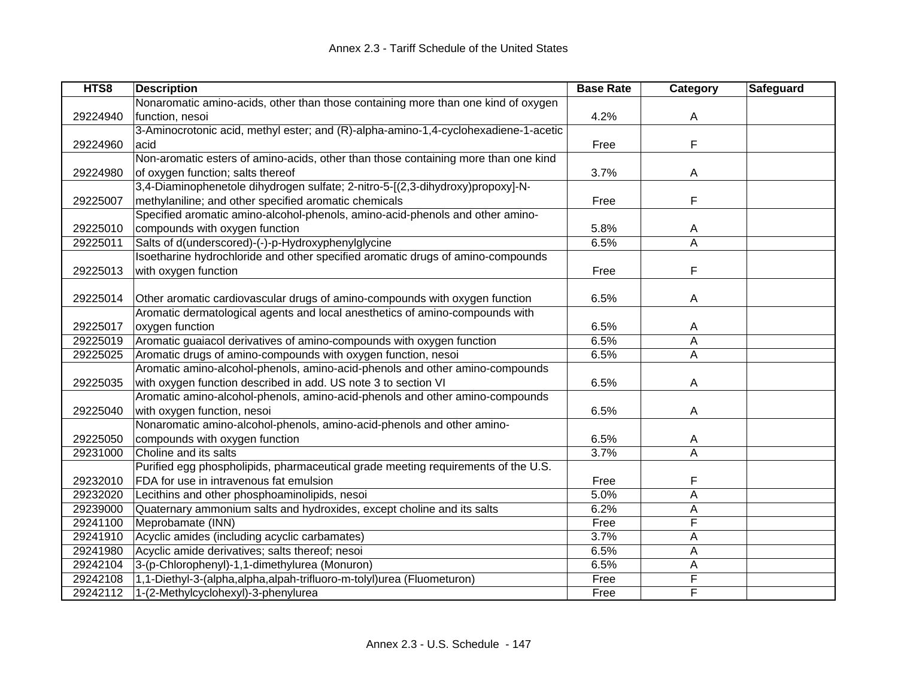| HTS8 | Description | Base Rate | Category | Safeguard |
|---|---|---|---|---|
| 29224940 | Nonaromatic amino-acids, other than those containing more than one kind of oxygen function, nesoi | 4.2% | A | |
| 29224960 | 3-Aminocrotonic acid, methyl ester; and (R)-alpha-amino-1,4-cyclohexadiene-1-acetic acid | Free | F | |
| 29224980 | Non-aromatic esters of amino-acids, other than those containing more than one kind of oxygen function; salts thereof | 3.7% | A | |
| 29225007 | 3,4-Diaminophenetole dihydrogen sulfate; 2-nitro-5-[(2,3-dihydroxy)propoxy]-N-methylaniline; and other specified aromatic chemicals | Free | F | |
| 29225010 | Specified aromatic amino-alcohol-phenols, amino-acid-phenols and other amino-compounds with oxygen function | 5.8% | A | |
| 29225011 | Salts of d(underscored)-(-)-p-Hydroxyphenylglycine | 6.5% | A | |
| 29225013 | Isoetharine hydrochloride and other specified aromatic drugs of amino-compounds with oxygen function | Free | F | |
| 29225014 | Other aromatic cardiovascular drugs of amino-compounds with oxygen function | 6.5% | A | |
| 29225017 | Aromatic dermatological agents and local anesthetics of amino-compounds with oxygen function | 6.5% | A | |
| 29225019 | Aromatic guaiacol derivatives of amino-compounds with oxygen function | 6.5% | A | |
| 29225025 | Aromatic drugs of amino-compounds with oxygen function, nesoi | 6.5% | A | |
| 29225035 | Aromatic amino-alcohol-phenols, amino-acid-phenols and other amino-compounds with oxygen function described in add. US note 3 to section VI | 6.5% | A | |
| 29225040 | Aromatic amino-alcohol-phenols, amino-acid-phenols and other amino-compounds with oxygen function, nesoi | 6.5% | A | |
| 29225050 | Nonaromatic amino-alcohol-phenols, amino-acid-phenols and other amino-compounds with oxygen function | 6.5% | A | |
| 29231000 | Choline and its salts | 3.7% | A | |
| 29232010 | Purified egg phospholipids, pharmaceutical grade meeting requirements of the U.S. FDA for use in intravenous fat emulsion | Free | F | |
| 29232020 | Lecithins and other phosphoaminolipids, nesoi | 5.0% | A | |
| 29239000 | Quaternary ammonium salts and hydroxides, except choline and its salts | 6.2% | A | |
| 29241100 | Meprobamate (INN) | Free | F | |
| 29241910 | Acyclic amides (including acyclic carbamates) | 3.7% | A | |
| 29241980 | Acyclic amide derivatives; salts thereof; nesoi | 6.5% | A | |
| 29242104 | 3-(p-Chlorophenyl)-1,1-dimethylurea (Monuron) | 6.5% | A | |
| 29242108 | 1,1-Diethyl-3-(alpha,alpha,alpah-trifluoro-m-tolyl)urea (Fluometuron) | Free | F | |
| 29242112 | 1-(2-Methylcyclohexyl)-3-phenylurea | Free | F | |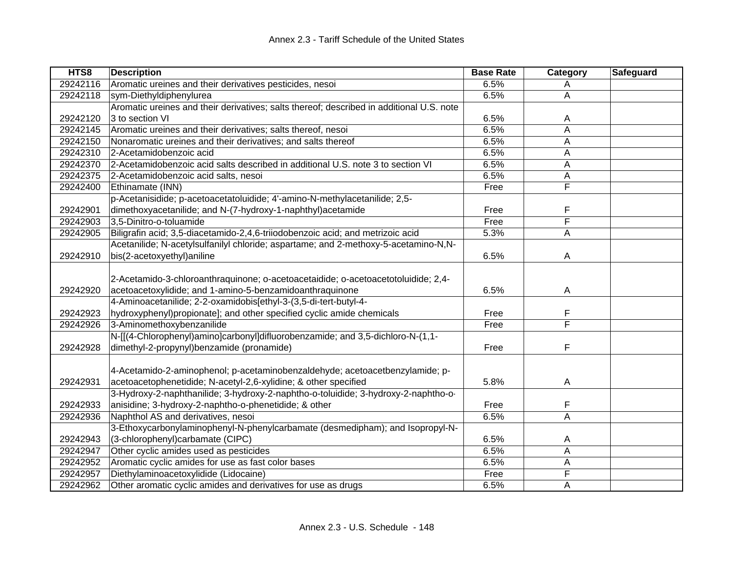| HTS8 | Description | Base Rate | Category | Safeguard |
|---|---|---|---|---|
| 29242116 | Aromatic ureines and their derivatives pesticides, nesoi | 6.5% | A | |
| 29242118 | sym-Diethyldiphenylurea | 6.5% | A | |
| 29242120 | Aromatic ureines and their derivatives; salts thereof; described in additional U.S. note 3 to section VI | 6.5% | A | |
| 29242145 | Aromatic ureines and their derivatives; salts thereof, nesoi | 6.5% | A | |
| 29242150 | Nonaromatic ureines and their derivatives; and salts thereof | 6.5% | A | |
| 29242310 | 2-Acetamidobenzoic acid | 6.5% | A | |
| 29242370 | 2-Acetamidobenzoic acid salts described in additional U.S. note 3 to section VI | 6.5% | A | |
| 29242375 | 2-Acetamidobenzoic acid salts, nesoi | 6.5% | A | |
| 29242400 | Ethinamate (INN) | Free | F | |
| 29242901 | p-Acetanisidide; p-acetoacetatoluidide; 4'-amino-N-methylacetanilide; 2,5-dimethoxyacetanilide; and N-(7-hydroxy-1-naphthyl)acetamide | Free | F | |
| 29242903 | 3,5-Dinitro-o-toluamide | Free | F | |
| 29242905 | Biligrafin acid; 3,5-diacetamido-2,4,6-triiodobenzoic acid; and metrizoic acid | 5.3% | A | |
| 29242910 | Acetanilide; N-acetylsulfanilyl chloride; aspartame; and 2-methoxy-5-acetamino-N,N-bis(2-acetoxyethyl)aniline | 6.5% | A | |
| 29242920 | 2-Acetamido-3-chloroanthraquinone; o-acetoacetaidide; o-acetoacetotoluidide; 2,4-acetoacetoxylidide; and 1-amino-5-benzamidoanthraquinone | 6.5% | A | |
| 29242923 | 4-Aminoacetanilide; 2-2-oxamidobis[ethyl-3-(3,5-di-tert-butyl-4-hydroxyphenyl)propionate]; and other specified cyclic amide chemicals | Free | F | |
| 29242926 | 3-Aminomethoxybenzanilide | Free | F | |
| 29242928 | N-[[(4-Chlorophenyl)amino]carbonyl]difluorobenzamide; and 3,5-dichloro-N-(1,1-dimethyl-2-propynyl)benzamide (pronamide) | Free | F | |
| 29242931 | 4-Acetamido-2-aminophenol; p-acetaminobenzaldehyde; acetoacetbenzylamide; p-acetoacetophenetidide; N-acetyl-2,6-xylidine; & other specified | 5.8% | A | |
| 29242933 | 3-Hydroxy-2-naphthanilide; 3-hydroxy-2-naphtho-o-toluidide; 3-hydroxy-2-naphtho-o-anisidine; 3-hydroxy-2-naphtho-o-phenetidide; & other | Free | F | |
| 29242936 | Naphthol AS and derivatives, nesoi | 6.5% | A | |
| 29242943 | 3-Ethoxycarbonylaminophenyl-N-phenylcarbamate (desmedipham); and Isopropyl-N-(3-chlorophenyl)carbamate (CIPC) | 6.5% | A | |
| 29242947 | Other cyclic amides used as pesticides | 6.5% | A | |
| 29242952 | Aromatic cyclic amides for use as fast color bases | 6.5% | A | |
| 29242957 | Diethylaminoacetoxylidide (Lidocaine) | Free | F | |
| 29242962 | Other aromatic cyclic amides and derivatives for use as drugs | 6.5% | A | |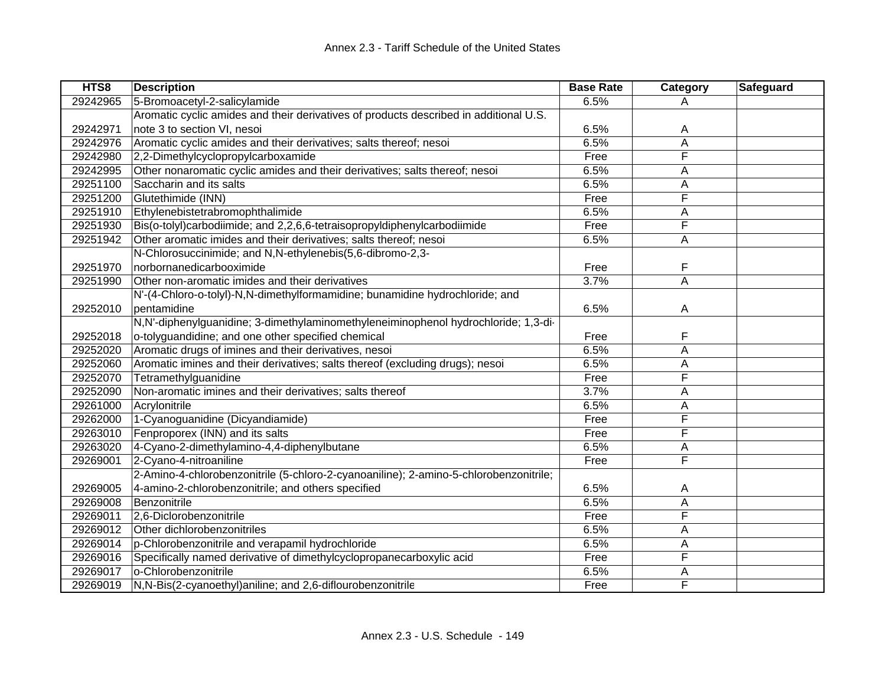| HTS8 | Description | Base Rate | Category | Safeguard |
|---|---|---|---|---|
| 29242965 | 5-Bromoacetyl-2-salicylamide | 6.5% | A | |
| 29242971 | Aromatic cyclic amides and their derivatives of products described in additional U.S. note 3 to section VI, nesoi | 6.5% | A | |
| 29242976 | Aromatic cyclic amides and their derivatives; salts thereof; nesoi | 6.5% | A | |
| 29242980 | 2,2-Dimethylcyclopropylcarboxamide | Free | F | |
| 29242995 | Other nonaromatic cyclic amides and their derivatives; salts thereof; nesoi | 6.5% | A | |
| 29251100 | Saccharin and its salts | 6.5% | A | |
| 29251200 | Glutethimide (INN) | Free | F | |
| 29251910 | Ethylenebistetrabromophthalimide | 6.5% | A | |
| 29251930 | Bis(o-tolyl)carbodiimide; and 2,2,6,6-tetraisopropyldiphenylcarbodiimide | Free | F | |
| 29251942 | Other aromatic imides and their derivatives; salts thereof; nesoi | 6.5% | A | |
| 29251970 | N-Chlorosuccinimide; and N,N-ethylenebis(5,6-dibromo-2,3-norbornanedicarbooximide | Free | F | |
| 29251990 | Other non-aromatic imides and their derivatives | 3.7% | A | |
| 29252010 | N'-(4-Chloro-o-tolyl)-N,N-dimethylformamidine; bunamidine hydrochloride; and pentamidine | 6.5% | A | |
| 29252018 | N,N'-diphenylguanidine; 3-dimethylaminomethyleneiminophenol hydrochloride; 1,3-di-o-tolyguandidine; and one other specified chemical | Free | F | |
| 29252020 | Aromatic drugs of imines and their derivatives, nesoi | 6.5% | A | |
| 29252060 | Aromatic imines and their derivatives; salts thereof (excluding drugs); nesoi | 6.5% | A | |
| 29252070 | Tetramethylguanidine | Free | F | |
| 29252090 | Non-aromatic imines and their derivatives; salts thereof | 3.7% | A | |
| 29261000 | Acrylonitrile | 6.5% | A | |
| 29262000 | 1-Cyanoguanidine (Dicyandiamide) | Free | F | |
| 29263010 | Fenproporex (INN) and its salts | Free | F | |
| 29263020 | 4-Cyano-2-dimethylamino-4,4-diphenylbutane | 6.5% | A | |
| 29269001 | 2-Cyano-4-nitroaniline | Free | F | |
| 29269005 | 2-Amino-4-chlorobenzonitrile (5-chloro-2-cyanoaniline); 2-amino-5-chlorobenzonitrile; 4-amino-2-chlorobenzonitrile; and others specified | 6.5% | A | |
| 29269008 | Benzonitrile | 6.5% | A | |
| 29269011 | 2,6-Diclorobenzonitrile | Free | F | |
| 29269012 | Other dichlorobenzonitriles | 6.5% | A | |
| 29269014 | p-Chlorobenzonitrile and verapamil hydrochloride | 6.5% | A | |
| 29269016 | Specifically named derivative of dimethylcyclopropanecarboxylic acid | Free | F | |
| 29269017 | o-Chlorobenzonitrile | 6.5% | A | |
| 29269019 | N,N-Bis(2-cyanoethyl)aniline; and 2,6-diflourobenzonitrile | Free | F | |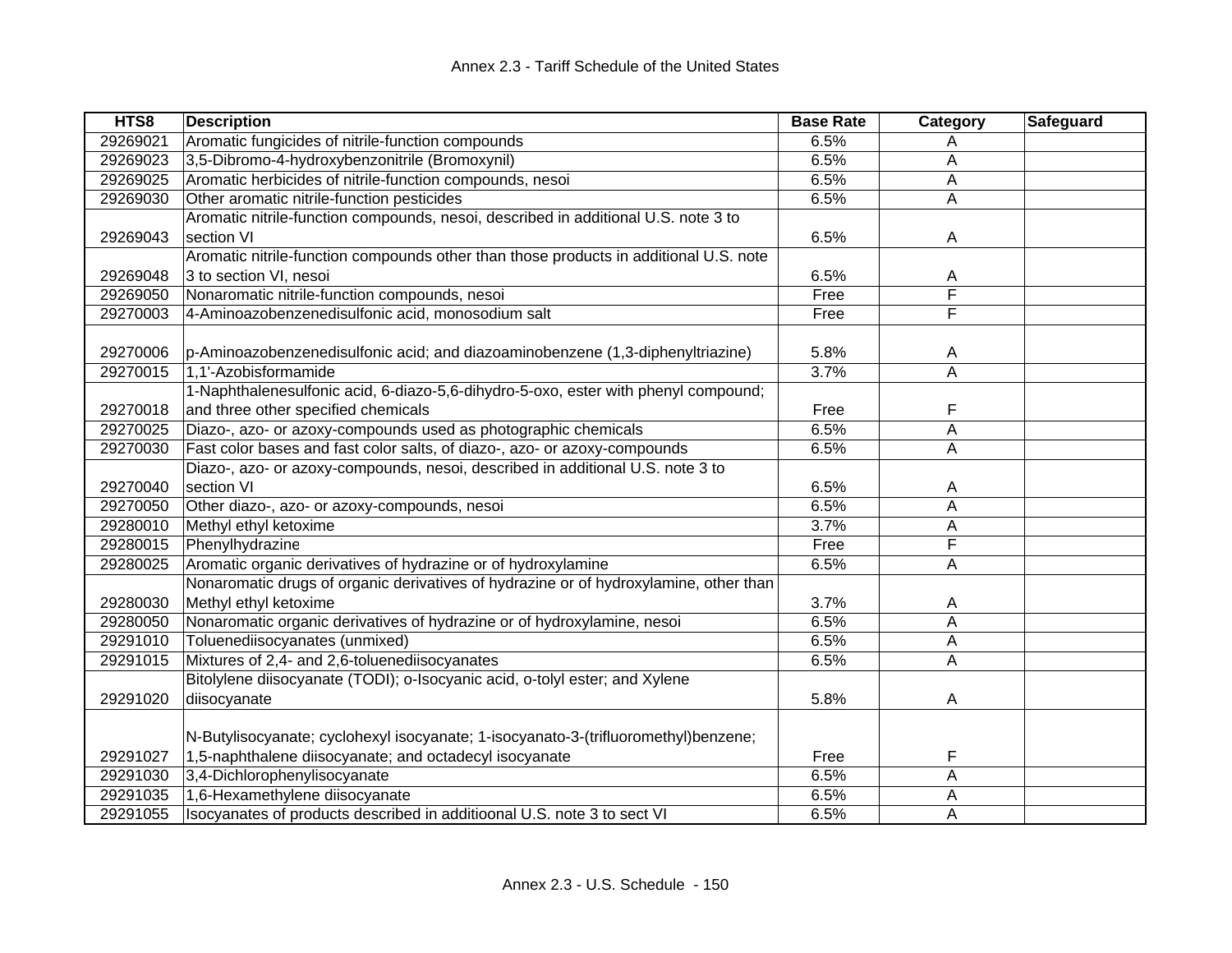| HTS8 | Description | Base Rate | Category | Safeguard |
|---|---|---|---|---|
| 29269021 | Aromatic fungicides of nitrile-function compounds | 6.5% | A | |
| 29269023 | 3,5-Dibromo-4-hydroxybenzonitrile (Bromoxynil) | 6.5% | A | |
| 29269025 | Aromatic herbicides of nitrile-function compounds, nesoi | 6.5% | A | |
| 29269030 | Other aromatic nitrile-function pesticides | 6.5% | A | |
| 29269043 | Aromatic nitrile-function compounds, nesoi, described in additional U.S. note 3 to section VI | 6.5% | A | |
| 29269048 | Aromatic nitrile-function compounds other than those products in additional U.S. note 3 to section VI, nesoi | 6.5% | A | |
| 29269050 | Nonaromatic nitrile-function compounds, nesoi | Free | F | |
| 29270003 | 4-Aminoazobenzenedisulfonic acid, monosodium salt | Free | F | |
| 29270006 | p-Aminoazobenzenedisulfonic acid; and diazoaminobenzene (1,3-diphenyltriazine) | 5.8% | A | |
| 29270015 | 1,1'-Azobisformamide | 3.7% | A | |
| 29270018 | 1-Naphthalenesulfonic acid, 6-diazo-5,6-dihydro-5-oxo, ester with phenyl compound; and three other specified chemicals | Free | F | |
| 29270025 | Diazo-, azo- or azoxy-compounds used as photographic chemicals | 6.5% | A | |
| 29270030 | Fast color bases and fast color salts, of diazo-, azo- or azoxy-compounds | 6.5% | A | |
| 29270040 | Diazo-, azo- or azoxy-compounds, nesoi, described in additional U.S. note 3 to section VI | 6.5% | A | |
| 29270050 | Other diazo-, azo- or azoxy-compounds, nesoi | 6.5% | A | |
| 29280010 | Methyl ethyl ketoxime | 3.7% | A | |
| 29280015 | Phenylhydrazine | Free | F | |
| 29280025 | Aromatic organic derivatives of hydrazine or of hydroxylamine | 6.5% | A | |
| 29280030 | Nonaromatic drugs of organic derivatives of hydrazine or of hydroxylamine, other than Methyl ethyl ketoxime | 3.7% | A | |
| 29280050 | Nonaromatic organic derivatives of hydrazine or of hydroxylamine, nesoi | 6.5% | A | |
| 29291010 | Toluenediisocyanates (unmixed) | 6.5% | A | |
| 29291015 | Mixtures of 2,4- and 2,6-toluenediisocyanates | 6.5% | A | |
| 29291020 | Bitolylene diisocyanate (TODI); o-Isocyanic acid, o-tolyl ester; and Xylene diisocyanate | 5.8% | A | |
| 29291027 | N-Butylisocyanate; cyclohexyl isocyanate; 1-isocyanato-3-(trifluoromethyl)benzene; 1,5-naphthalene diisocyanate; and octadecyl isocyanate | Free | F | |
| 29291030 | 3,4-Dichlorophenylisocyanate | 6.5% | A | |
| 29291035 | 1,6-Hexamethylene diisocyanate | 6.5% | A | |
| 29291055 | Isocyanates of products described in additioonal U.S. note 3 to sect VI | 6.5% | A | |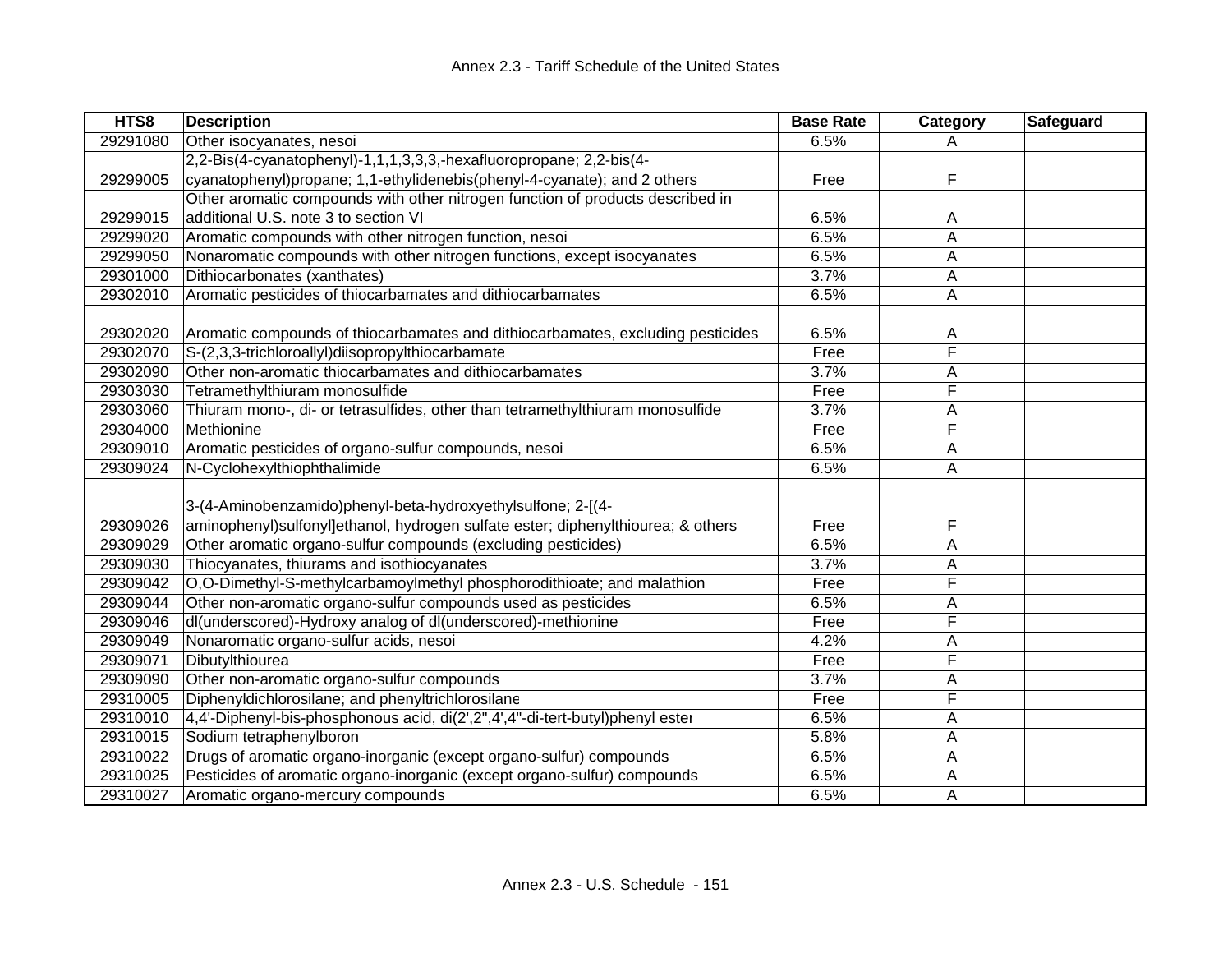| HTS8 | Description | Base Rate | Category | Safeguard |
|---|---|---|---|---|
| 29291080 | Other isocyanates, nesoi | 6.5% | A | |
| 29299005 | 2,2-Bis(4-cyanatophenyl)-1,1,1,3,3,3,-hexafluoropropane; 2,2-bis(4-cyanatophenyl)propane; 1,1-ethylidenebis(phenyl-4-cyanate); and 2 others | Free | F | |
| 29299015 | Other aromatic compounds with other nitrogen function of products described in additional U.S. note 3 to section VI | 6.5% | A | |
| 29299020 | Aromatic compounds with other nitrogen function, nesoi | 6.5% | A | |
| 29299050 | Nonaromatic compounds with other nitrogen functions, except isocyanates | 6.5% | A | |
| 29301000 | Dithiocarbonates (xanthates) | 3.7% | A | |
| 29302010 | Aromatic pesticides of thiocarbamates and dithiocarbamates | 6.5% | A | |
| 29302020 | Aromatic compounds of thiocarbamates and dithiocarbamates, excluding pesticides | 6.5% | A | |
| 29302070 | S-(2,3,3-trichloroallyl)diisopropylthiocarbamate | Free | F | |
| 29302090 | Other non-aromatic thiocarbamates and dithiocarbamates | 3.7% | A | |
| 29303030 | Tetramethylthiuram monosulfide | Free | F | |
| 29303060 | Thiuram mono-, di- or tetrasulfides, other than tetramethylthiuram monosulfide | 3.7% | A | |
| 29304000 | Methionine | Free | F | |
| 29309010 | Aromatic pesticides of organo-sulfur compounds, nesoi | 6.5% | A | |
| 29309024 | N-Cyclohexylthiophthalimide | 6.5% | A | |
| 29309026 | 3-(4-Aminobenzamido)phenyl-beta-hydroxyethylsulfone; 2-[(4-aminophenyl)sulfonyl]ethanol, hydrogen sulfate ester; diphenylthiourea; & others | Free | F | |
| 29309029 | Other aromatic organo-sulfur compounds (excluding pesticides) | 6.5% | A | |
| 29309030 | Thiocyanates, thiurams and isothiocyanates | 3.7% | A | |
| 29309042 | O,O-Dimethyl-S-methylcarbamoylmethyl phosphorodithioate; and malathion | Free | F | |
| 29309044 | Other non-aromatic organo-sulfur compounds used as pesticides | 6.5% | A | |
| 29309046 | dl(underscored)-Hydroxy analog of dl(underscored)-methionine | Free | F | |
| 29309049 | Nonaromatic organo-sulfur acids, nesoi | 4.2% | A | |
| 29309071 | Dibutylthiourea | Free | F | |
| 29309090 | Other non-aromatic organo-sulfur compounds | 3.7% | A | |
| 29310005 | Diphenyldichlorosilane; and phenyltrichlorosilane | Free | F | |
| 29310010 | 4,4'-Diphenyl-bis-phosphonous acid, di(2',2'',4',4''-di-tert-butyl)phenyl ester | 6.5% | A | |
| 29310015 | Sodium tetraphenylboron | 5.8% | A | |
| 29310022 | Drugs of aromatic organo-inorganic (except organo-sulfur) compounds | 6.5% | A | |
| 29310025 | Pesticides of aromatic organo-inorganic (except organo-sulfur) compounds | 6.5% | A | |
| 29310027 | Aromatic organo-mercury compounds | 6.5% | A | |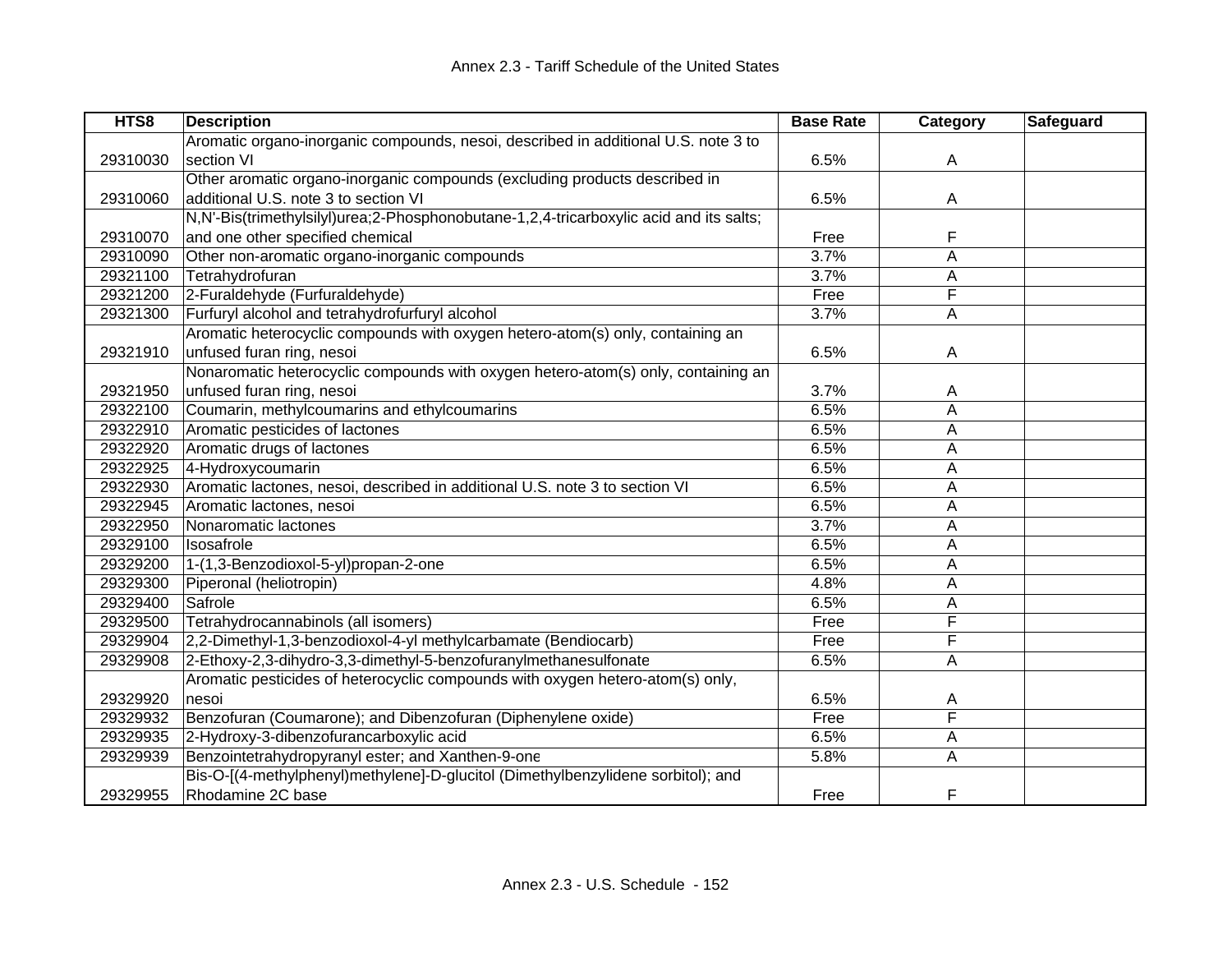| HTS8 | Description | Base Rate | Category | Safeguard |
|---|---|---|---|---|
| 29310030 | Aromatic organo-inorganic compounds, nesoi, described in additional U.S. note 3 to section VI | 6.5% | A | |
| 29310060 | Other aromatic organo-inorganic compounds (excluding products described in additional U.S. note 3 to section VI | 6.5% | A | |
| 29310070 | N,N'-Bis(trimethylsilyl)urea;2-Phosphonobutane-1,2,4-tricarboxylic acid and its salts; and one other specified chemical | Free | F | |
| 29310090 | Other non-aromatic organo-inorganic compounds | 3.7% | A | |
| 29321100 | Tetrahydrofuran | 3.7% | A | |
| 29321200 | 2-Furaldehyde (Furfuraldehyde) | Free | F | |
| 29321300 | Furfuryl alcohol and tetrahydrofurfuryl alcohol | 3.7% | A | |
| 29321910 | Aromatic heterocyclic compounds with oxygen hetero-atom(s) only, containing an unfused furan ring, nesoi | 6.5% | A | |
| 29321950 | Nonaromatic heterocyclic compounds with oxygen hetero-atom(s) only, containing an unfused furan ring, nesoi | 3.7% | A | |
| 29322100 | Coumarin, methylcoumarins and ethylcoumarins | 6.5% | A | |
| 29322910 | Aromatic pesticides of lactones | 6.5% | A | |
| 29322920 | Aromatic drugs of lactones | 6.5% | A | |
| 29322925 | 4-Hydroxycoumarin | 6.5% | A | |
| 29322930 | Aromatic lactones, nesoi, described in additional U.S. note 3 to section VI | 6.5% | A | |
| 29322945 | Aromatic lactones, nesoi | 6.5% | A | |
| 29322950 | Nonaromatic lactones | 3.7% | A | |
| 29329100 | Isosafrole | 6.5% | A | |
| 29329200 | 1-(1,3-Benzodioxol-5-yl)propan-2-one | 6.5% | A | |
| 29329300 | Piperonal (heliotropin) | 4.8% | A | |
| 29329400 | Safrole | 6.5% | A | |
| 29329500 | Tetrahydrocannabinols (all isomers) | Free | F | |
| 29329904 | 2,2-Dimethyl-1,3-benzodioxol-4-yl methylcarbamate (Bendiocarb) | Free | F | |
| 29329908 | 2-Ethoxy-2,3-dihydro-3,3-dimethyl-5-benzofuranylmethanesulfonate | 6.5% | A | |
| 29329920 | Aromatic pesticides of heterocyclic compounds with oxygen hetero-atom(s) only, nesoi | 6.5% | A | |
| 29329932 | Benzofuran (Coumarone); and Dibenzofuran (Diphenylene oxide) | Free | F | |
| 29329935 | 2-Hydroxy-3-dibenzofurancarboxylic acid | 6.5% | A | |
| 29329939 | Benzointetrahydropyranyl ester; and Xanthen-9-one | 5.8% | A | |
| 29329955 | Bis-O-[(4-methylphenyl)methylene]-D-glucitol (Dimethylbenzylidene sorbitol); and Rhodamine 2C base | Free | F | |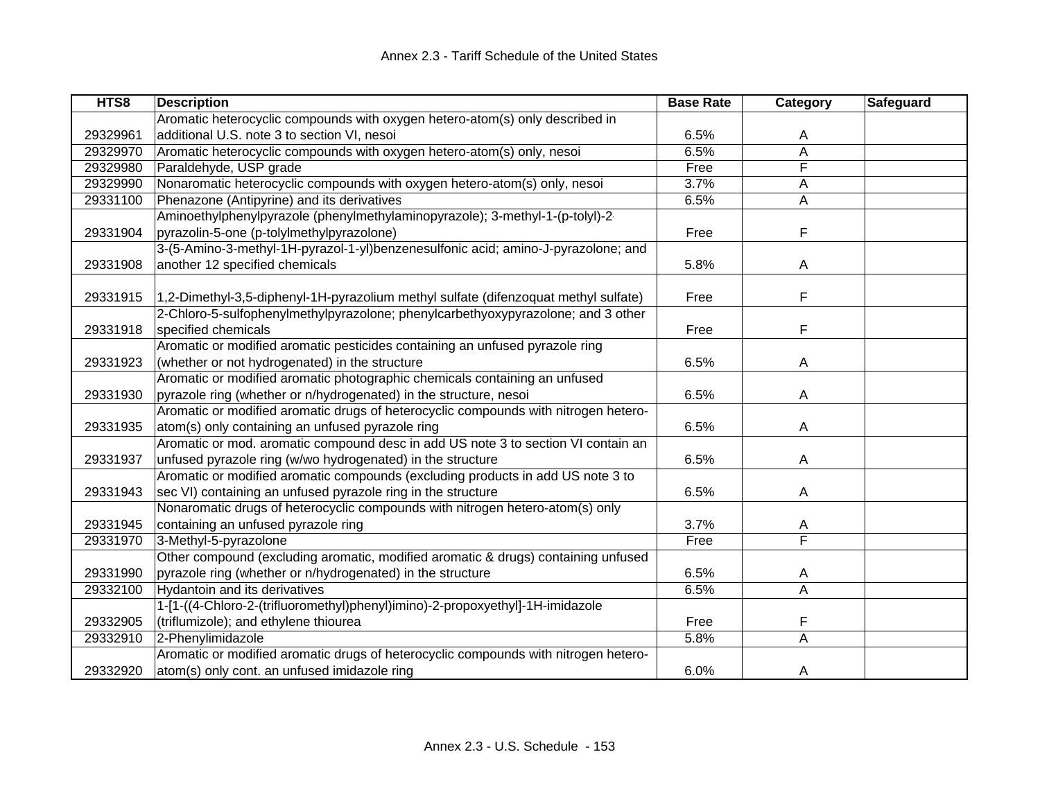| HTS8 | Description | Base Rate | Category | Safeguard |
|---|---|---|---|---|
| 29329961 | Aromatic heterocyclic compounds with oxygen hetero-atom(s) only described in additional U.S. note 3 to section VI, nesoi | 6.5% | A | |
| 29329970 | Aromatic heterocyclic compounds with oxygen hetero-atom(s) only, nesoi | 6.5% | A | |
| 29329980 | Paraldehyde, USP grade | Free | F | |
| 29329990 | Nonaromatic heterocyclic compounds with oxygen hetero-atom(s) only, nesoi | 3.7% | A | |
| 29331100 | Phenazone (Antipyrine) and its derivatives | 6.5% | A | |
| 29331904 | Aminoethylphenylpyrazole (phenylmethylaminopyrazole); 3-methyl-1-(p-tolyl)-2-pyrazolin-5-one (p-tolylmethylpyrazolone) | Free | F | |
| 29331908 | 3-(5-Amino-3-methyl-1H-pyrazol-1-yl)benzenesulfonic acid; amino-J-pyrazolone; and another 12 specified chemicals | 5.8% | A | |
| 29331915 | 1,2-Dimethyl-3,5-diphenyl-1H-pyrazolium methyl sulfate (difenzoquat methyl sulfate) | Free | F | |
| 29331918 | 2-Chloro-5-sulfophenylmethylpyrazolone; phenylcarbethyoxypyrazolone; and 3 other specified chemicals | Free | F | |
| 29331923 | Aromatic or modified aromatic pesticides containing an unfused pyrazole ring (whether or not hydrogenated) in the structure | 6.5% | A | |
| 29331930 | Aromatic or modified aromatic photographic chemicals containing an unfused pyrazole ring (whether or n/hydrogenated) in the structure, nesoi | 6.5% | A | |
| 29331935 | Aromatic or modified aromatic drugs of heterocyclic compounds with nitrogen hetero-atom(s) only containing an unfused pyrazole ring | 6.5% | A | |
| 29331937 | Aromatic or mod. aromatic compound desc in add US note 3 to section VI contain an unfused pyrazole ring (w/wo hydrogenated) in the structure | 6.5% | A | |
| 29331943 | Aromatic or modified aromatic compounds (excluding products in add US note 3 to sec VI) containing an unfused pyrazole ring in the structure | 6.5% | A | |
| 29331945 | Nonaromatic drugs of heterocyclic compounds with nitrogen hetero-atom(s) only containing an unfused pyrazole ring | 3.7% | A | |
| 29331970 | 3-Methyl-5-pyrazolone | Free | F | |
| 29331990 | Other compound (excluding aromatic, modified aromatic & drugs) containing unfused pyrazole ring (whether or n/hydrogenated) in the structure | 6.5% | A | |
| 29332100 | Hydantoin and its derivatives | 6.5% | A | |
| 29332905 | 1-[1-((4-Chloro-2-(trifluoromethyl)phenyl)imino)-2-propoxyethyl]-1H-imidazole (triflumizole); and ethylene thiourea | Free | F | |
| 29332910 | 2-Phenylimidazole | 5.8% | A | |
| 29332920 | Aromatic or modified aromatic drugs of heterocyclic compounds with nitrogen hetero-atom(s) only cont. an unfused imidazole ring | 6.0% | A | |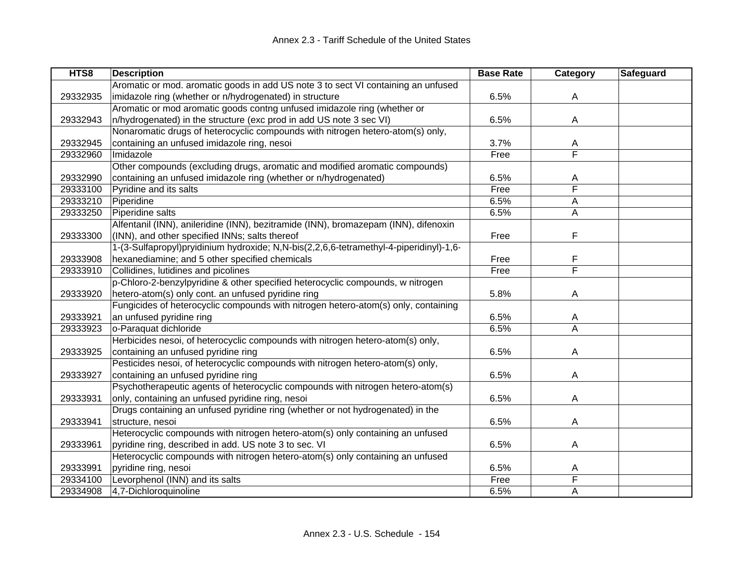| HTS8 | Description | Base Rate | Category | Safeguard |
|---|---|---|---|---|
| 29332935 | Aromatic or mod. aromatic goods in add US note 3 to sect VI containing an unfused imidazole ring (whether or n/hydrogenated) in structure | 6.5% | A | |
| 29332943 | Aromatic or mod aromatic goods contng unfused imidazole ring (whether or n/hydrogenated) in the structure (exc prod in add US note 3 sec VI) | 6.5% | A | |
| 29332945 | Nonaromatic drugs of heterocyclic compounds with nitrogen hetero-atom(s) only, containing an unfused imidazole ring, nesoi | 3.7% | A | |
| 29332960 | Imidazole | Free | F | |
| 29332990 | Other compounds (excluding drugs, aromatic and modified aromatic compounds) containing an unfused imidazole ring (whether or n/hydrogenated) | 6.5% | A | |
| 29333100 | Pyridine and its salts | Free | F | |
| 29333210 | Piperidine | 6.5% | A | |
| 29333250 | Piperidine salts | 6.5% | A | |
| 29333300 | Alfentanil (INN), anileridine (INN), bezitramide (INN), bromazepam (INN), difenoxin (INN), and other specified INNs; salts thereof | Free | F | |
| 29333908 | 1-(3-Sulfapropyl)pryidinium hydroxide; N,N-bis(2,2,6,6-tetramethyl-4-piperidinyl)-1,6-hexanediamine; and 5 other specified chemicals | Free | F | |
| 29333910 | Collidines, lutidines and picolines | Free | F | |
| 29333920 | p-Chloro-2-benzylpyridine & other specified heterocyclic compounds, w nitrogen hetero-atom(s) only cont. an unfused pyridine ring | 5.8% | A | |
| 29333921 | Fungicides of heterocyclic compounds with nitrogen hetero-atom(s) only, containing an unfused pyridine ring | 6.5% | A | |
| 29333923 | o-Paraquat dichloride | 6.5% | A | |
| 29333925 | Herbicides nesoi, of heterocyclic compounds with nitrogen hetero-atom(s) only, containing an unfused pyridine ring | 6.5% | A | |
| 29333927 | Pesticides nesoi, of heterocyclic compounds with nitrogen hetero-atom(s) only, containing an unfused pyridine ring | 6.5% | A | |
| 29333931 | Psychotherapeutic agents of heterocyclic compounds with nitrogen hetero-atom(s) only, containing an unfused pyridine ring, nesoi | 6.5% | A | |
| 29333941 | Drugs containing an unfused pyridine ring (whether or not hydrogenated) in the structure, nesoi | 6.5% | A | |
| 29333961 | Heterocyclic compounds with nitrogen hetero-atom(s) only containing an unfused pyridine ring, described in add. US note 3 to sec. VI | 6.5% | A | |
| 29333991 | Heterocyclic compounds with nitrogen hetero-atom(s) only containing an unfused pyridine ring, nesoi | 6.5% | A | |
| 29334100 | Levorphenol (INN) and its salts | Free | F | |
| 29334908 | 4,7-Dichloroquinoline | 6.5% | A | |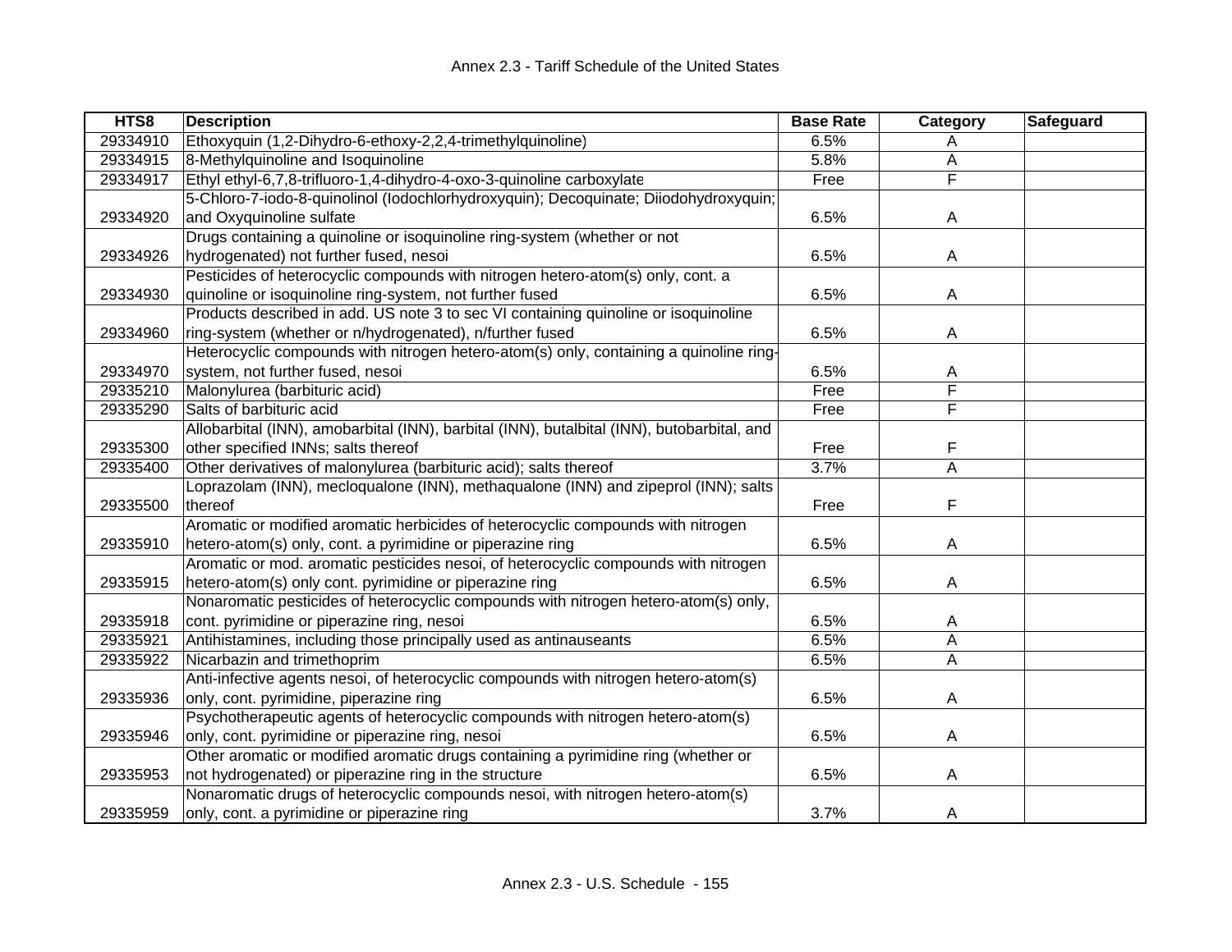# Annex 2.3 - Tariff Schedule of the United States

| HTS8 | Description | Base Rate | Category | Safeguard |
|---|---|---|---|---|
| 29334910 | Ethoxyquin (1,2-Dihydro-6-ethoxy-2,2,4-trimethylquinoline) | 6.5% | A | |
| 29334915 | 8-Methylquinoline and Isoquinoline | 5.8% | A | |
| 29334917 | Ethyl ethyl-6,7,8-trifluoro-1,4-dihydro-4-oxo-3-quinoline carboxylate | Free | F | |
| 29334920 | 5-Chloro-7-iodo-8-quinolinol (Iodochlorhydroxyquin); Decoquinate; Diiodohydroxyquin; and Oxyquinoline sulfate | 6.5% | A | |
| 29334926 | Drugs containing a quinoline or isoquinoline ring-system (whether or not hydrogenated) not further fused, nesoi | 6.5% | A | |
| 29334930 | Pesticides of heterocyclic compounds with nitrogen hetero-atom(s) only, cont. a quinoline or isoquinoline ring-system, not further fused | 6.5% | A | |
| 29334960 | Products described in add. US note 3 to sec VI containing quinoline or isoquinoline ring-system (whether or n/hydrogenated), n/further fused | 6.5% | A | |
| 29334970 | Heterocyclic compounds with nitrogen hetero-atom(s) only, containing a quinoline ring-system, not further fused, nesoi | 6.5% | A | |
| 29335210 | Malonylurea (barbituric acid) | Free | F | |
| 29335290 | Salts of barbituric acid | Free | F | |
| 29335300 | Allobarbital (INN), amobarbital (INN), barbital (INN), butalbital (INN), butobarbital, and other specified INNs; salts thereof | Free | F | |
| 29335400 | Other derivatives of malonylurea (barbituric acid); salts thereof | 3.7% | A | |
| 29335500 | Loprazolam (INN), mecloqualone (INN), methaqualone (INN) and zipeprol (INN); salts thereof | Free | F | |
| 29335910 | Aromatic or modified aromatic herbicides of heterocyclic compounds with nitrogen hetero-atom(s) only, cont. a pyrimidine or piperazine ring | 6.5% | A | |
| 29335915 | Aromatic or mod. aromatic pesticides nesoi, of heterocyclic compounds with nitrogen hetero-atom(s) only cont. pyrimidine or piperazine ring | 6.5% | A | |
| 29335918 | Nonaromatic pesticides of heterocyclic compounds with nitrogen hetero-atom(s) only, cont. pyrimidine or piperazine ring, nesoi | 6.5% | A | |
| 29335921 | Antihistamines, including those principally used as antinauseants | 6.5% | A | |
| 29335922 | Nicarbazin and trimethoprim | 6.5% | A | |
| 29335936 | Anti-infective agents nesoi, of heterocyclic compounds with nitrogen hetero-atom(s) only, cont. pyrimidine, piperazine ring | 6.5% | A | |
| 29335946 | Psychotherapeutic agents of heterocyclic compounds with nitrogen hetero-atom(s) only, cont. pyrimidine or piperazine ring, nesoi | 6.5% | A | |
| 29335953 | Other aromatic or modified aromatic drugs containing a pyrimidine ring (whether or not hydrogenated) or piperazine ring in the structure | 6.5% | A | |
| 29335959 | Nonaromatic drugs of heterocyclic compounds nesoi, with nitrogen hetero-atom(s) only, cont. a pyrimidine or piperazine ring | 3.7% | A | |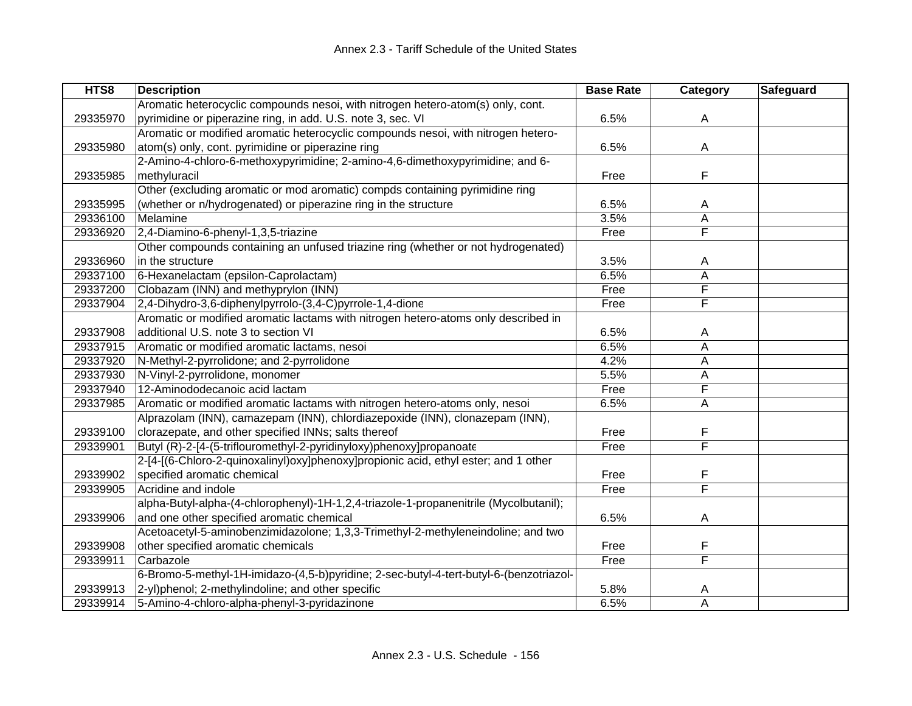# Annex 2.3 - Tariff Schedule of the United States

| HTS8 | Description | Base Rate | Category | Safeguard |
|---|---|---|---|---|
| 29335970 | Aromatic heterocyclic compounds nesoi, with nitrogen hetero-atom(s) only, cont. pyrimidine or piperazine ring, in add. U.S. note 3, sec. VI | 6.5% | A | |
| 29335980 | Aromatic or modified aromatic heterocyclic compounds nesoi, with nitrogen hetero-atom(s) only, cont. pyrimidine or piperazine ring | 6.5% | A | |
| 29335985 | 2-Amino-4-chloro-6-methoxypyrimidine; 2-amino-4,6-dimethoxypyrimidine; and 6-methyluracil | Free | F | |
| 29335995 | Other (excluding aromatic or mod aromatic) compds containing pyrimidine ring (whether or n/hydrogenated) or piperazine ring in the structure | 6.5% | A | |
| 29336100 | Melamine | 3.5% | A | |
| 29336920 | 2,4-Diamino-6-phenyl-1,3,5-triazine | Free | F | |
| 29336960 | Other compounds containing an unfused triazine ring (whether or not hydrogenated) in the structure | 3.5% | A | |
| 29337100 | 6-Hexanelactam (epsilon-Caprolactam) | 6.5% | A | |
| 29337200 | Clobazam (INN) and methyprylon (INN) | Free | F | |
| 29337904 | 2,4-Dihydro-3,6-diphenylpyrrolo-(3,4-C)pyrrole-1,4-dione | Free | F | |
| 29337908 | Aromatic or modified aromatic lactams with nitrogen hetero-atoms only described in additional U.S. note 3 to section VI | 6.5% | A | |
| 29337915 | Aromatic or modified aromatic lactams, nesoi | 6.5% | A | |
| 29337920 | N-Methyl-2-pyrrolidone; and 2-pyrrolidone | 4.2% | A | |
| 29337930 | N-Vinyl-2-pyrrolidone, monomer | 5.5% | A | |
| 29337940 | 12-Aminododecanoic acid lactam | Free | F | |
| 29337985 | Aromatic or modified aromatic lactams with nitrogen hetero-atoms only, nesoi | 6.5% | A | |
| 29339100 | Alprazolam (INN), camazepam (INN), chlordiazepoxide (INN), clonazepam (INN), clorazepate, and other specified INNs; salts thereof | Free | F | |
| 29339901 | Butyl (R)-2-[4-(5-triflouromethyl-2-pyridinyloxy)phenoxy]propanoate | Free | F | |
| 29339902 | 2-[4-[(6-Chloro-2-quinoxalinyl)oxy]phenoxy]propionic acid, ethyl ester; and 1 other specified aromatic chemical | Free | F | |
| 29339905 | Acridine and indole | Free | F | |
| 29339906 | alpha-Butyl-alpha-(4-chlorophenyl)-1H-1,2,4-triazole-1-propanenitrile (Mycolbutanil); and one other specified aromatic chemical | 6.5% | A | |
| 29339908 | Acetoacetyl-5-aminobenzimidazolone; 1,3,3-Trimethyl-2-methyleneindoline; and two other specified aromatic chemicals | Free | F | |
| 29339911 | Carbazole | Free | F | |
| 29339913 | 6-Bromo-5-methyl-1H-imidazo-(4,5-b)pyridine; 2-sec-butyl-4-tert-butyl-6-(benzotriazol-2-yl)phenol; 2-methylindoline; and other specific | 5.8% | A | |
| 29339914 | 5-Amino-4-chloro-alpha-phenyl-3-pyridazinone | 6.5% | A | |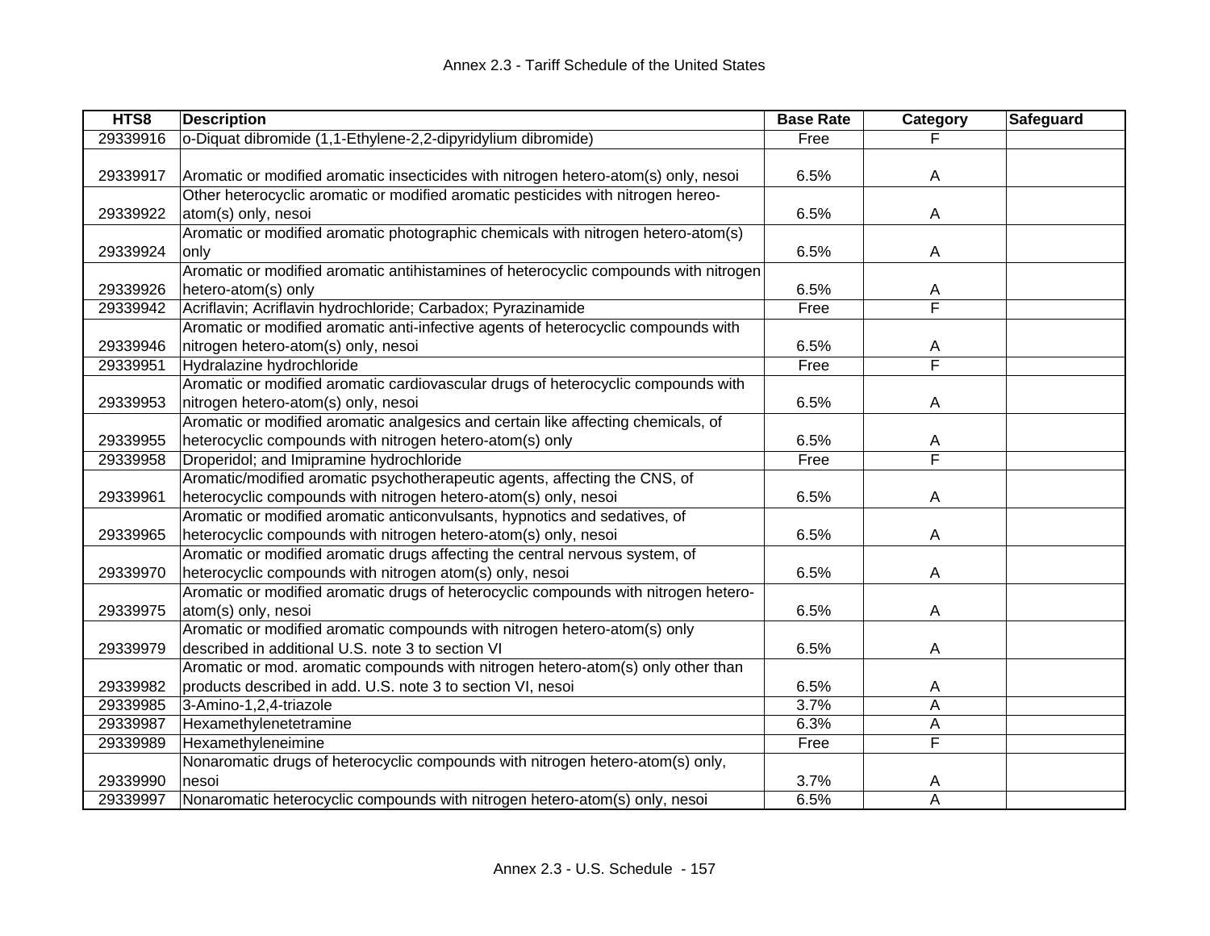| HTS8 | Description | Base Rate | Category | Safeguard |
|---|---|---|---|---|
| 29339916 | o-Diquat dibromide (1,1-Ethylene-2,2-dipyridylium dibromide) | Free | F | |
| 29339917 | Aromatic or modified aromatic insecticides with nitrogen hetero-atom(s) only, nesoi | 6.5% | A | |
| 29339922 | Other heterocyclic aromatic or modified aromatic pesticides with nitrogen hereo-atom(s) only, nesoi | 6.5% | A | |
| 29339924 | Aromatic or modified aromatic photographic chemicals with nitrogen hetero-atom(s) only | 6.5% | A | |
| 29339926 | Aromatic or modified aromatic antihistamines of heterocyclic compounds with nitrogen hetero-atom(s) only | 6.5% | A | |
| 29339942 | Acriflavin; Acriflavin hydrochloride; Carbadox; Pyrazinamide | Free | F | |
| 29339946 | Aromatic or modified aromatic anti-infective agents of heterocyclic compounds with nitrogen hetero-atom(s) only, nesoi | 6.5% | A | |
| 29339951 | Hydralazine hydrochloride | Free | F | |
| 29339953 | Aromatic or modified aromatic cardiovascular drugs of heterocyclic compounds with nitrogen hetero-atom(s) only, nesoi | 6.5% | A | |
| 29339955 | Aromatic or modified aromatic analgesics and certain like affecting chemicals, of heterocyclic compounds with nitrogen hetero-atom(s) only | 6.5% | A | |
| 29339958 | Droperidol; and Imipramine hydrochloride | Free | F | |
| 29339961 | Aromatic/modified aromatic psychotherapeutic agents, affecting the CNS, of heterocyclic compounds with nitrogen hetero-atom(s) only, nesoi | 6.5% | A | |
| 29339965 | Aromatic or modified aromatic anticonvulsants, hypnotics and sedatives, of heterocyclic compounds with nitrogen hetero-atom(s) only, nesoi | 6.5% | A | |
| 29339970 | Aromatic or modified aromatic drugs affecting the central nervous system, of heterocyclic compounds with nitrogen atom(s) only, nesoi | 6.5% | A | |
| 29339975 | Aromatic or modified aromatic drugs of heterocyclic compounds with nitrogen hetero-atom(s) only, nesoi | 6.5% | A | |
| 29339979 | Aromatic or modified aromatic compounds with nitrogen hetero-atom(s) only described in additional U.S. note 3 to section VI | 6.5% | A | |
| 29339982 | Aromatic or mod. aromatic compounds with nitrogen hetero-atom(s) only other than products described in add. U.S. note 3 to section VI, nesoi | 6.5% | A | |
| 29339985 | 3-Amino-1,2,4-triazole | 3.7% | A | |
| 29339987 | Hexamethylenetetramine | 6.3% | A | |
| 29339989 | Hexamethyleneimine | Free | F | |
| 29339990 | Nonaromatic drugs of heterocyclic compounds with nitrogen hetero-atom(s) only, nesoi | 3.7% | A | |
| 29339997 | Nonaromatic heterocyclic compounds with nitrogen hetero-atom(s) only, nesoi | 6.5% | A | |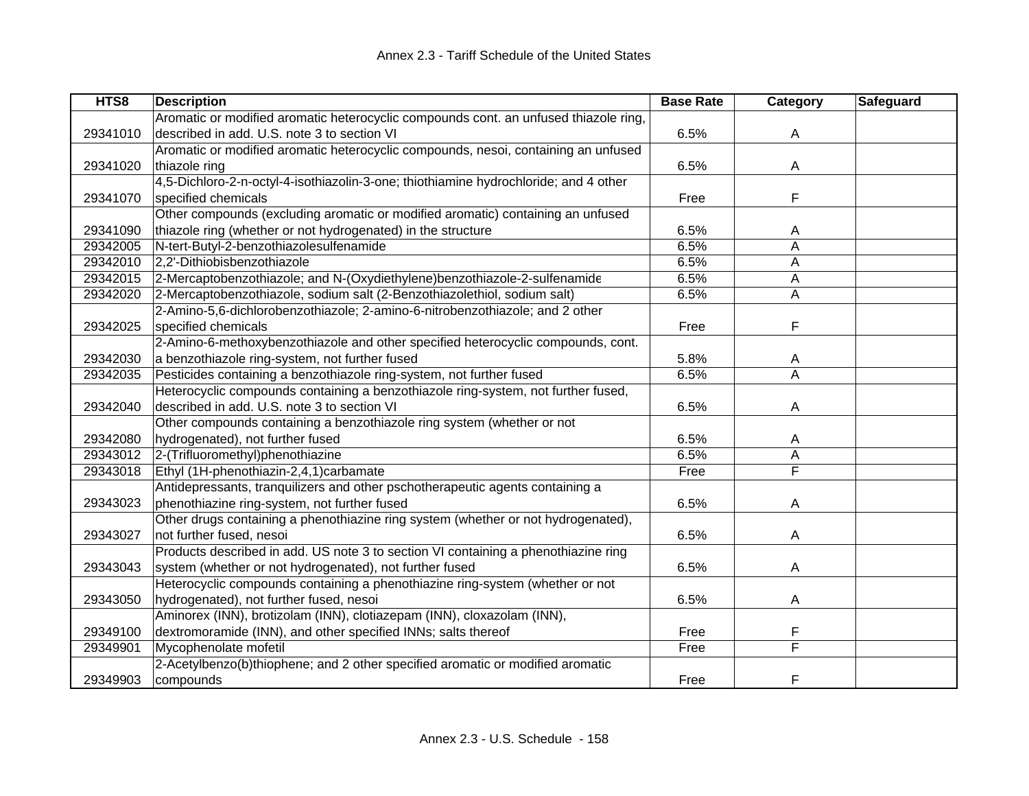| HTS8 | Description | Base Rate | Category | Safeguard |
|---|---|---|---|---|
| 29341010 | Aromatic or modified aromatic heterocyclic compounds cont. an unfused thiazole ring, described in add. U.S. note 3 to section VI | 6.5% | A | |
| 29341020 | Aromatic or modified aromatic heterocyclic compounds, nesoi, containing an unfused thiazole ring | 6.5% | A | |
| 29341070 | 4,5-Dichloro-2-n-octyl-4-isothiazolin-3-one; thiothiamine hydrochloride; and 4 other specified chemicals | Free | F | |
| 29341090 | Other compounds (excluding aromatic or modified aromatic) containing an unfused thiazole ring (whether or not hydrogenated) in the structure | 6.5% | A | |
| 29342005 | N-tert-Butyl-2-benzothiazolesulfenamide | 6.5% | A | |
| 29342010 | 2,2'-Dithiobisbenzothiazole | 6.5% | A | |
| 29342015 | 2-Mercaptobenzothiazole; and N-(Oxydiethylene)benzothiazole-2-sulfenamide | 6.5% | A | |
| 29342020 | 2-Mercaptobenzothiazole, sodium salt (2-Benzothiazolethiol, sodium salt) | 6.5% | A | |
| 29342025 | 2-Amino-5,6-dichlorobenzothiazole; 2-amino-6-nitrobenzothiazole; and 2 other specified chemicals | Free | F | |
| 29342030 | 2-Amino-6-methoxybenzothiazole and other specified heterocyclic compounds, cont. a benzothiazole ring-system, not further fused | 5.8% | A | |
| 29342035 | Pesticides containing a benzothiazole ring-system, not further fused | 6.5% | A | |
| 29342040 | Heterocyclic compounds containing a benzothiazole ring-system, not further fused, described in add. U.S. note 3 to section VI | 6.5% | A | |
| 29342080 | Other compounds containing a benzothiazole ring system (whether or not hydrogenated), not further fused | 6.5% | A | |
| 29343012 | 2-(Trifluoromethyl)phenothiazine | 6.5% | A | |
| 29343018 | Ethyl (1H-phenothiazin-2,4,1)carbamate | Free | F | |
| 29343023 | Antidepressants, tranquilizers and other pschotherapeutic agents containing a phenothiazine ring-system, not further fused | 6.5% | A | |
| 29343027 | Other drugs containing a phenothiazine ring system (whether or not hydrogenated), not further fused, nesoi | 6.5% | A | |
| 29343043 | Products described in add. US note 3 to section VI containing a phenothiazine ring system (whether or not hydrogenated), not further fused | 6.5% | A | |
| 29343050 | Heterocyclic compounds containing a phenothiazine ring-system (whether or not hydrogenated), not further fused, nesoi | 6.5% | A | |
| 29349100 | Aminorex (INN), brotizolam (INN), clotiazepam (INN), cloxazolam (INN), dextromoramide (INN), and other specified INNs; salts thereof | Free | F | |
| 29349901 | Mycophenolate mofetil | Free | F | |
| 29349903 | 2-Acetylbenzo(b)thiophene; and 2 other specified aromatic or modified aromatic compounds | Free | F | |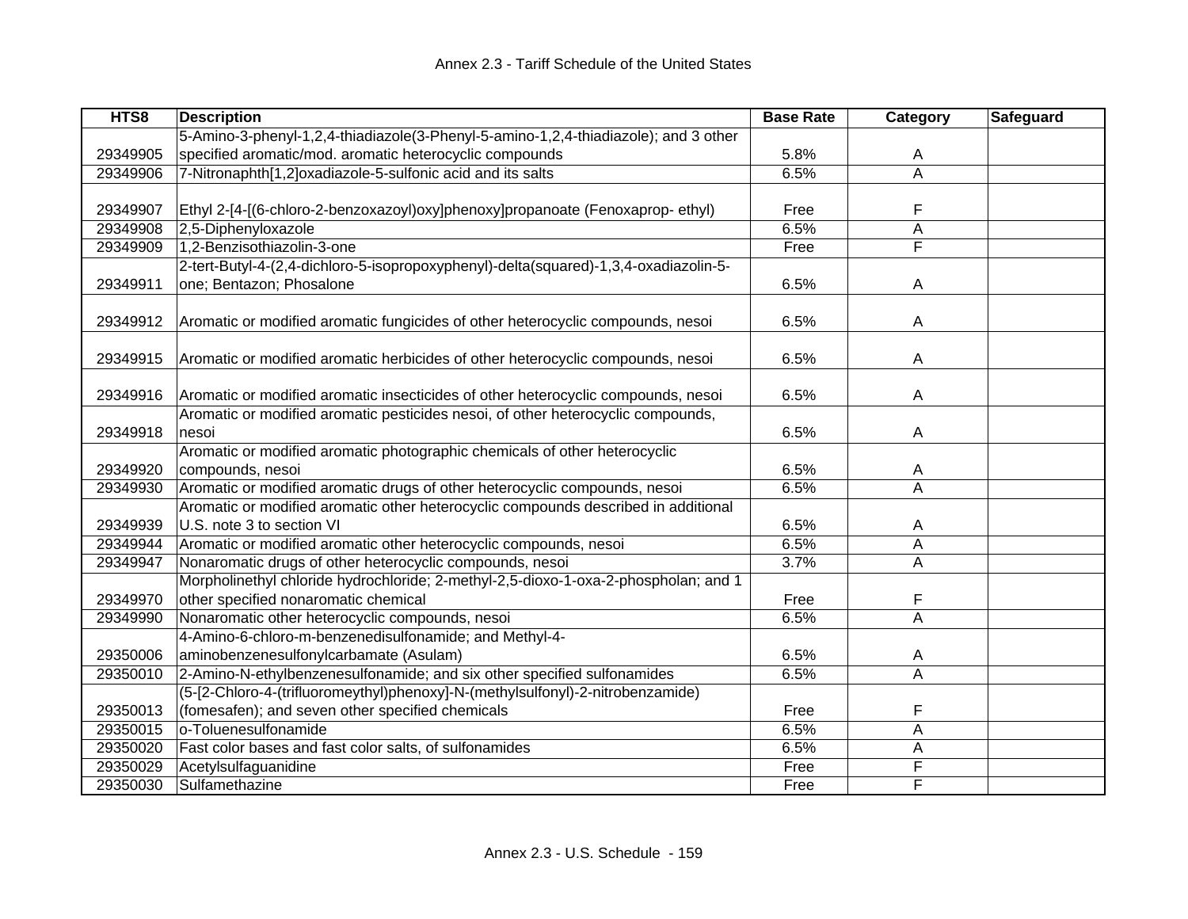| HTS8 | Description | Base Rate | Category | Safeguard |
|---|---|---|---|---|
| 29349905 | 5-Amino-3-phenyl-1,2,4-thiadiazole(3-Phenyl-5-amino-1,2,4-thiadiazole); and 3 other specified aromatic/mod. aromatic heterocyclic compounds | 5.8% | A | |
| 29349906 | 7-Nitronaphth[1,2]oxadiazole-5-sulfonic acid and its salts | 6.5% | A | |
| 29349907 | Ethyl 2-[4-[(6-chloro-2-benzoxazoyl)oxy]phenoxy]propanoate (Fenoxaprop- ethyl) | Free | F | |
| 29349908 | 2,5-Diphenyloxazole | 6.5% | A | |
| 29349909 | 1,2-Benzisothiazolin-3-one | Free | F | |
| 29349911 | 2-tert-Butyl-4-(2,4-dichloro-5-isopropoxyphenyl)-delta(squared)-1,3,4-oxadiazolin-5-one; Bentazon; Phosalone | 6.5% | A | |
| 29349912 | Aromatic or modified aromatic fungicides of other heterocyclic compounds, nesoi | 6.5% | A | |
| 29349915 | Aromatic or modified aromatic herbicides of other heterocyclic compounds, nesoi | 6.5% | A | |
| 29349916 | Aromatic or modified aromatic insecticides of other heterocyclic compounds, nesoi | 6.5% | A | |
| 29349918 | Aromatic or modified aromatic pesticides nesoi, of other heterocyclic compounds, nesoi | 6.5% | A | |
| 29349920 | Aromatic or modified aromatic photographic chemicals of other heterocyclic compounds, nesoi | 6.5% | A | |
| 29349930 | Aromatic or modified aromatic drugs of other heterocyclic compounds, nesoi | 6.5% | A | |
| 29349939 | Aromatic or modified aromatic other heterocyclic compounds described in additional U.S. note 3 to section VI | 6.5% | A | |
| 29349944 | Aromatic or modified aromatic other heterocyclic compounds, nesoi | 6.5% | A | |
| 29349947 | Nonaromatic drugs of other heterocyclic compounds, nesoi | 3.7% | A | |
| 29349970 | Morpholinethyl chloride hydrochloride; 2-methyl-2,5-dioxo-1-oxa-2-phospholan; and 1 other specified nonaromatic chemical | Free | F | |
| 29349990 | Nonaromatic other heterocyclic compounds, nesoi | 6.5% | A | |
| 29350006 | 4-Amino-6-chloro-m-benzenedisulfonamide; and Methyl-4-aminobenzenesulfonylcarbamate (Asulam) | 6.5% | A | |
| 29350010 | 2-Amino-N-ethylbenzenesulfonamide; and six other specified sulfonamides | 6.5% | A | |
| 29350013 | (5-[2-Chloro-4-(trifluoromeythyl)phenoxy]-N-(methylsulfonyl)-2-nitrobenzamide) (fomesafen); and seven other specified chemicals | Free | F | |
| 29350015 | o-Toluenesulfonamide | 6.5% | A | |
| 29350020 | Fast color bases and fast color salts, of sulfonamides | 6.5% | A | |
| 29350029 | Acetylsulfaguanidine | Free | F | |
| 29350030 | Sulfamethazine | Free | F | |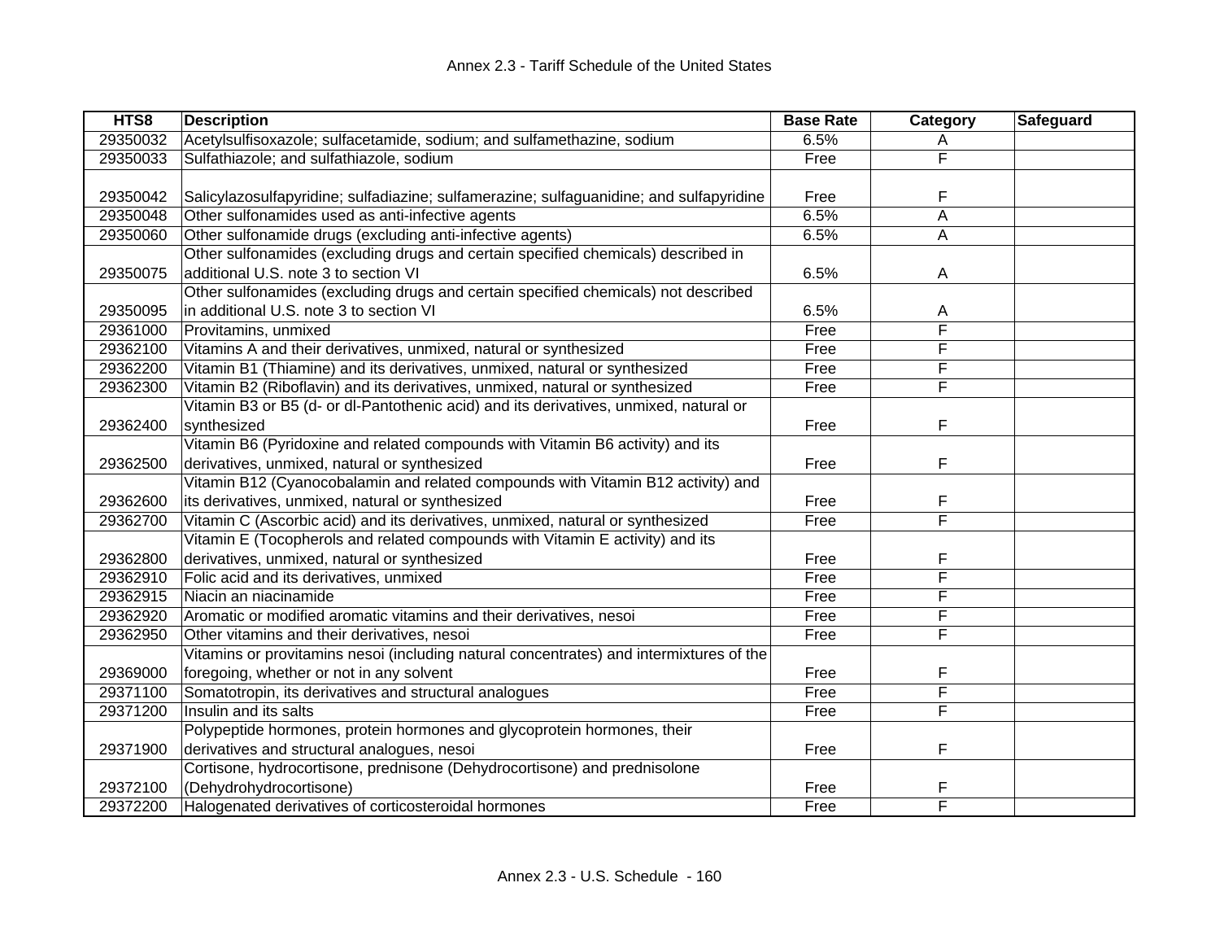| HTS8 | Description | Base Rate | Category | Safeguard |
|---|---|---|---|---|
| 29350032 | Acetylsulfisoxazole; sulfacetamide, sodium; and sulfamethazine, sodium | 6.5% | A | |
| 29350033 | Sulfathiazole; and sulfathiazole, sodium | Free | F | |
| 29350042 | Salicylazosulfapyridine; sulfadiazine; sulfamerazine; sulfaguanidine; and sulfapyridine | Free | F | |
| 29350048 | Other sulfonamides used as anti-infective agents | 6.5% | A | |
| 29350060 | Other sulfonamide drugs (excluding anti-infective agents) | 6.5% | A | |
| 29350075 | Other sulfonamides (excluding drugs and certain specified chemicals) described in additional U.S. note 3 to section VI | 6.5% | A | |
| 29350095 | Other sulfonamides (excluding drugs and certain specified chemicals) not described in additional U.S. note 3 to section VI | 6.5% | A | |
| 29361000 | Provitamins, unmixed | Free | F | |
| 29362100 | Vitamins A and their derivatives, unmixed, natural or synthesized | Free | F | |
| 29362200 | Vitamin B1 (Thiamine) and its derivatives, unmixed, natural or synthesized | Free | F | |
| 29362300 | Vitamin B2 (Riboflavin) and its derivatives, unmixed, natural or synthesized | Free | F | |
| 29362400 | Vitamin B3 or B5 (d- or dl-Pantothenic acid) and its derivatives, unmixed, natural or synthesized | Free | F | |
| 29362500 | Vitamin B6 (Pyridoxine and related compounds with Vitamin B6 activity) and its derivatives, unmixed, natural or synthesized | Free | F | |
| 29362600 | Vitamin B12 (Cyanocobalamin and related compounds with Vitamin B12 activity) and its derivatives, unmixed, natural or synthesized | Free | F | |
| 29362700 | Vitamin C (Ascorbic acid) and its derivatives, unmixed, natural or synthesized | Free | F | |
| 29362800 | Vitamin E (Tocopherols and related compounds with Vitamin E activity) and its derivatives, unmixed, natural or synthesized | Free | F | |
| 29362910 | Folic acid and its derivatives, unmixed | Free | F | |
| 29362915 | Niacin an niacinamide | Free | F | |
| 29362920 | Aromatic or modified aromatic vitamins and their derivatives, nesoi | Free | F | |
| 29362950 | Other vitamins and their derivatives, nesoi | Free | F | |
| 29369000 | Vitamins or provitamins nesoi (including natural concentrates) and intermixtures of the foregoing, whether or not in any solvent | Free | F | |
| 29371100 | Somatotropin, its derivatives and structural analogues | Free | F | |
| 29371200 | Insulin and its salts | Free | F | |
| 29371900 | Polypeptide hormones, protein hormones and glycoprotein hormones, their derivatives and structural analogues, nesoi | Free | F | |
| 29372100 | Cortisone, hydrocortisone, prednisone (Dehydrocortisone) and prednisolone (Dehydrohydrocortisone) | Free | F | |
| 29372200 | Halogenated derivatives of corticosteroidal hormones | Free | F | |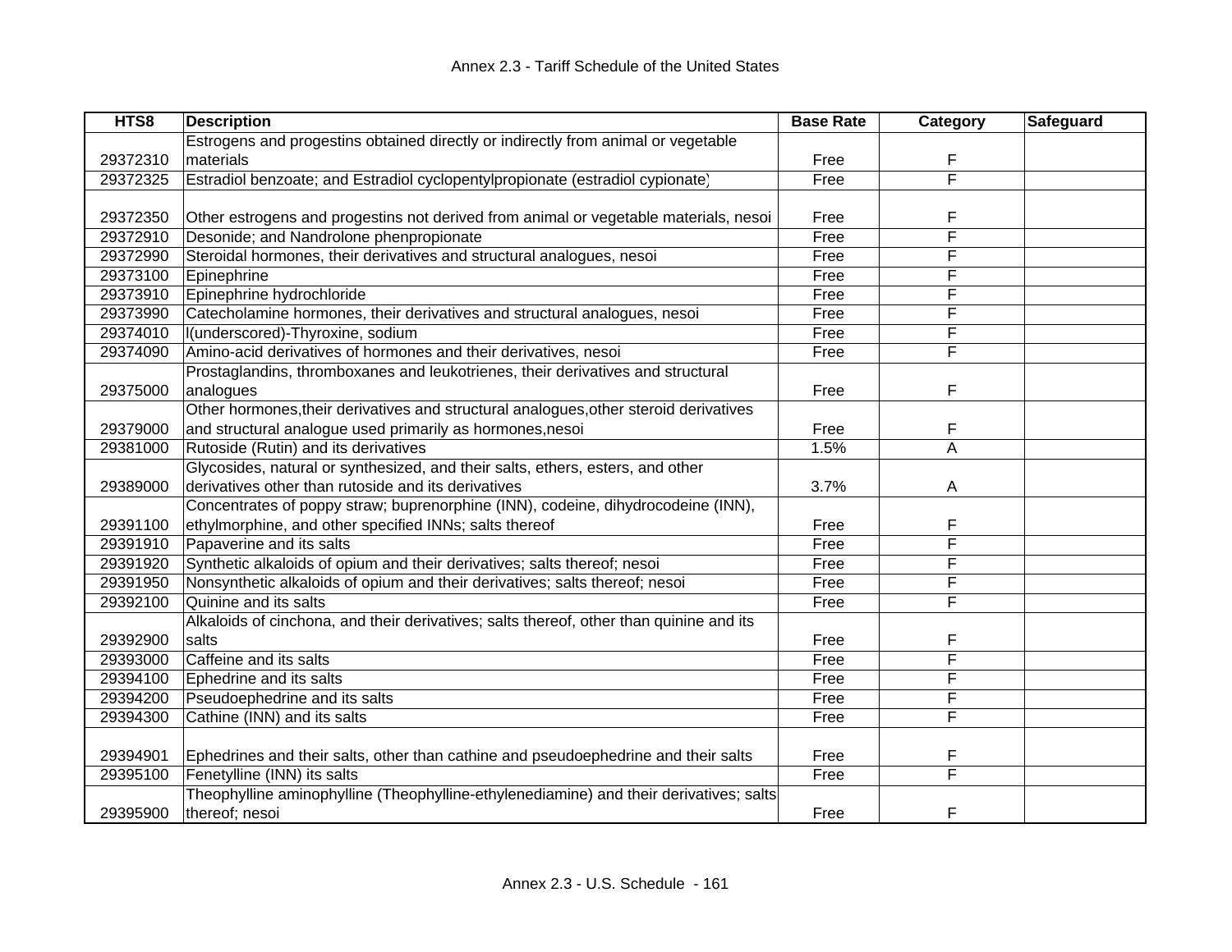| HTS8 | Description | Base Rate | Category | Safeguard |
|---|---|---|---|---|
| 29372310 | Estrogens and progestins obtained directly or indirectly from animal or vegetable materials | Free | F | |
| 29372325 | Estradiol benzoate; and Estradiol cyclopentylpropionate (estradiol cypionate) | Free | F | |
| 29372350 | Other estrogens and progestins not derived from animal or vegetable materials, nesoi | Free | F | |
| 29372910 | Desonide; and Nandrolone phenpropionate | Free | F | |
| 29372990 | Steroidal hormones, their derivatives and structural analogues, nesoi | Free | F | |
| 29373100 | Epinephrine | Free | F | |
| 29373910 | Epinephrine hydrochloride | Free | F | |
| 29373990 | Catecholamine hormones, their derivatives and structural analogues, nesoi | Free | F | |
| 29374010 | l(underscored)-Thyroxine, sodium | Free | F | |
| 29374090 | Amino-acid derivatives of hormones and their derivatives, nesoi | Free | F | |
| 29375000 | Prostaglandins, thromboxanes and leukotrienes, their derivatives and structural analogues | Free | F | |
| 29379000 | Other hormones,their derivatives and structural analogues,other steroid derivatives and structural analogue used primarily as hormones,nesoi | Free | F | |
| 29381000 | Rutoside (Rutin) and its derivatives | 1.5% | A | |
| 29389000 | Glycosides, natural or synthesized, and their salts, ethers, esters, and other derivatives other than rutoside and its derivatives | 3.7% | A | |
| 29391100 | Concentrates of poppy straw; buprenorphine (INN), codeine, dihydrocodeine (INN), ethylmorphine, and other specified INNs; salts thereof | Free | F | |
| 29391910 | Papaverine and its salts | Free | F | |
| 29391920 | Synthetic alkaloids of opium and their derivatives; salts thereof; nesoi | Free | F | |
| 29391950 | Nonsynthetic alkaloids of opium and their derivatives; salts thereof; nesoi | Free | F | |
| 29392100 | Quinine and its salts | Free | F | |
| 29392900 | Alkaloids of cinchona, and their derivatives; salts thereof, other than quinine and its salts | Free | F | |
| 29393000 | Caffeine and its salts | Free | F | |
| 29394100 | Ephedrine and its salts | Free | F | |
| 29394200 | Pseudoephedrine and its salts | Free | F | |
| 29394300 | Cathine (INN) and its salts | Free | F | |
| 29394901 | Ephedrines and their salts, other than cathine and pseudoephedrine and their salts | Free | F | |
| 29395100 | Fenetylline (INN) its salts | Free | F | |
| 29395900 | Theophylline aminophylline (Theophylline-ethylenediamine) and their derivatives; salts thereof; nesoi | Free | F | |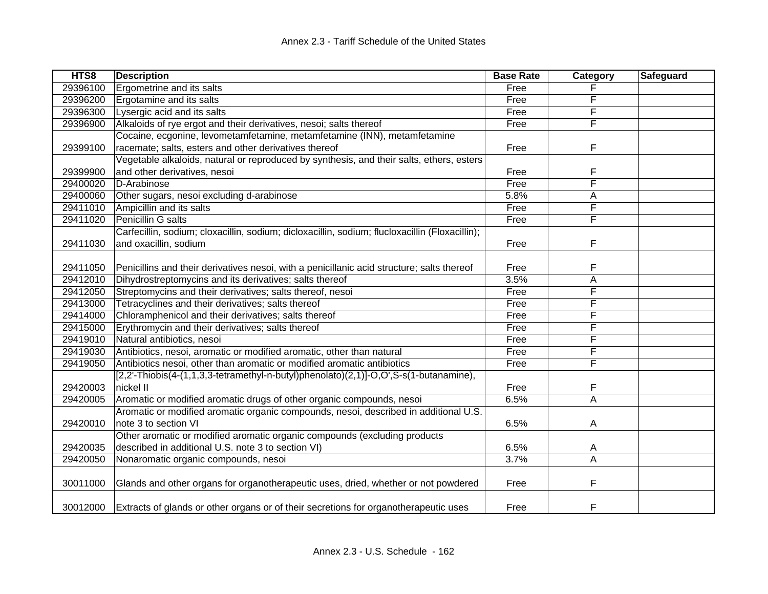| HTS8 | Description | Base Rate | Category | Safeguard |
|---|---|---|---|---|
| 29396100 | Ergometrine and its salts | Free | F | |
| 29396200 | Ergotamine and its salts | Free | F | |
| 29396300 | Lysergic acid and its salts | Free | F | |
| 29396900 | Alkaloids of rye ergot and their derivatives, nesoi; salts thereof | Free | F | |
| 29399100 | Cocaine, ecgonine, levometamfetamine, metamfetamine (INN), metamfetamine racemate; salts, esters and other derivatives thereof | Free | F | |
| 29399900 | Vegetable alkaloids, natural or reproduced by synthesis, and their salts, ethers, esters and other derivatives, nesoi | Free | F | |
| 29400020 | D-Arabinose | Free | F | |
| 29400060 | Other sugars, nesoi excluding d-arabinose | 5.8% | A | |
| 29411010 | Ampicillin and its salts | Free | F | |
| 29411020 | Penicillin G salts | Free | F | |
| 29411030 | Carfecillin, sodium; cloxacillin, sodium; dicloxacillin, sodium; flucloxacillin (Floxacillin); and oxacillin, sodium | Free | F | |
| 29411050 | Penicillins and their derivatives nesoi, with a penicillanic acid structure; salts thereof | Free | F | |
| 29412010 | Dihydrostreptomycins and its derivatives; salts thereof | 3.5% | A | |
| 29412050 | Streptomycins and their derivatives; salts thereof, nesoi | Free | F | |
| 29413000 | Tetracyclines and their derivatives; salts thereof | Free | F | |
| 29414000 | Chloramphenicol and their derivatives; salts thereof | Free | F | |
| 29415000 | Erythromycin and their derivatives; salts thereof | Free | F | |
| 29419010 | Natural antibiotics, nesoi | Free | F | |
| 29419030 | Antibiotics, nesoi, aromatic or modified aromatic, other than natural | Free | F | |
| 29419050 | Antibiotics nesoi, other than aromatic or modified aromatic antibiotics | Free | F | |
| 29420003 | [2,2'-Thiobis(4-(1,1,3,3-tetramethyl-n-butyl)phenolato)(2,1)]-O,O',S-s(1-butanamine), nickel II | Free | F | |
| 29420005 | Aromatic or modified aromatic drugs of other organic compounds, nesoi | 6.5% | A | |
| 29420010 | Aromatic or modified aromatic organic compounds, nesoi, described in additional U.S. note 3 to section VI | 6.5% | A | |
| 29420035 | Other aromatic or modified aromatic organic compounds (excluding products described in additional U.S. note 3 to section VI) | 6.5% | A | |
| 29420050 | Nonaromatic organic compounds, nesoi | 3.7% | A | |
| 30011000 | Glands and other organs for organotherapeutic uses, dried, whether or not powdered | Free | F | |
| 30012000 | Extracts of glands or other organs or of their secretions for organotherapeutic uses | Free | F | |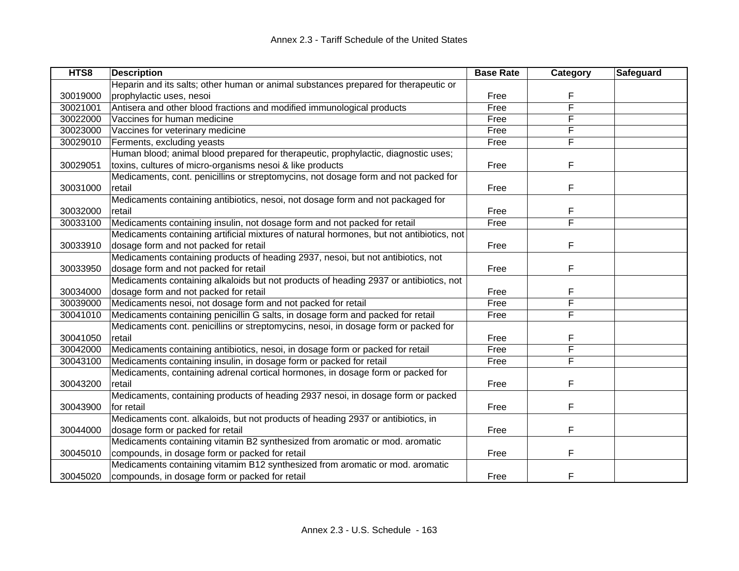| HTS8 | Description | Base Rate | Category | Safeguard |
|---|---|---|---|---|
| 30019000 | Heparin and its salts; other human or animal substances prepared for therapeutic or prophylactic uses, nesoi | Free | F | |
| 30021001 | Antisera and other blood fractions and modified immunological products | Free | F | |
| 30022000 | Vaccines for human medicine | Free | F | |
| 30023000 | Vaccines for veterinary medicine | Free | F | |
| 30029010 | Ferments, excluding yeasts | Free | F | |
| 30029051 | Human blood; animal blood prepared for therapeutic, prophylactic, diagnostic uses; toxins, cultures of micro-organisms nesoi & like products | Free | F | |
| 30031000 | Medicaments, cont. penicillins or streptomycins, not dosage form and not packed for retail | Free | F | |
| 30032000 | Medicaments containing antibiotics, nesoi, not dosage form and not packaged for retail | Free | F | |
| 30033100 | Medicaments containing insulin, not dosage form and not packed for retail | Free | F | |
| 30033910 | Medicaments containing artificial mixtures of natural hormones, but not antibiotics, not dosage form and not packed for retail | Free | F | |
| 30033950 | Medicaments containing products of heading 2937, nesoi, but not antibiotics, not dosage form and not packed for retail | Free | F | |
| 30034000 | Medicaments containing alkaloids but not products of heading 2937 or antibiotics, not dosage form and not packed for retail | Free | F | |
| 30039000 | Medicaments nesoi, not dosage form and not packed for retail | Free | F | |
| 30041010 | Medicaments containing penicillin G salts, in dosage form and packed for retail | Free | F | |
| 30041050 | Medicaments cont. penicillins or streptomycins, nesoi, in dosage form or packed for retail | Free | F | |
| 30042000 | Medicaments containing antibiotics, nesoi, in dosage form or packed for retail | Free | F | |
| 30043100 | Medicaments containing insulin, in dosage form or packed for retail | Free | F | |
| 30043200 | Medicaments, containing adrenal cortical hormones, in dosage form or packed for retail | Free | F | |
| 30043900 | Medicaments, containing products of heading 2937 nesoi, in dosage form or packed for retail | Free | F | |
| 30044000 | Medicaments cont. alkaloids, but not products of heading 2937 or antibiotics, in dosage form or packed for retail | Free | F | |
| 30045010 | Medicaments containing vitamin B2 synthesized from aromatic or mod. aromatic compounds, in dosage form or packed for retail | Free | F | |
| 30045020 | Medicaments containing vitamim B12 synthesized from aromatic or mod. aromatic compounds, in dosage form or packed for retail | Free | F | |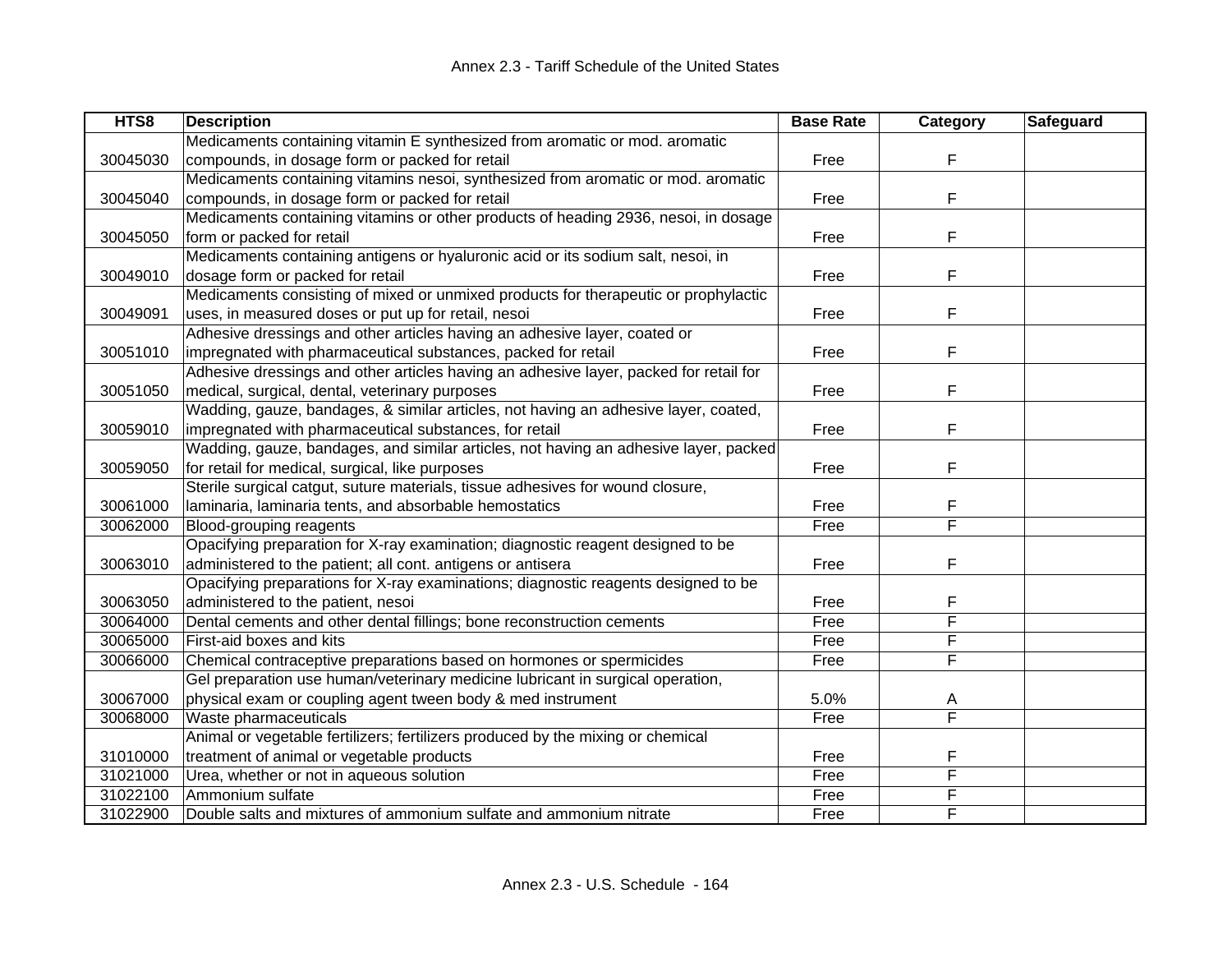| HTS8 | Description | Base Rate | Category | Safeguard |
|---|---|---|---|---|
| 30045030 | Medicaments containing vitamin E synthesized from aromatic or mod. aromatic compounds, in dosage form or packed for retail | Free | F | |
| 30045040 | Medicaments containing vitamins nesoi, synthesized from aromatic or mod. aromatic compounds, in dosage form or packed for retail | Free | F | |
| 30045050 | Medicaments containing vitamins or other products of heading 2936, nesoi, in dosage form or packed for retail | Free | F | |
| 30049010 | Medicaments containing antigens or hyaluronic acid or its sodium salt, nesoi, in dosage form or packed for retail | Free | F | |
| 30049091 | Medicaments consisting of mixed or unmixed products for therapeutic or prophylactic uses, in measured doses or put up for retail, nesoi | Free | F | |
| 30051010 | Adhesive dressings and other articles having an adhesive layer, coated or impregnated with pharmaceutical substances, packed for retail | Free | F | |
| 30051050 | Adhesive dressings and other articles having an adhesive layer, packed for retail for medical, surgical, dental, veterinary purposes | Free | F | |
| 30059010 | Wadding, gauze, bandages, & similar articles, not having an adhesive layer, coated, impregnated with pharmaceutical substances, for retail | Free | F | |
| 30059050 | Wadding, gauze, bandages, and similar articles, not having an adhesive layer, packed for retail for medical, surgical, like purposes | Free | F | |
| 30061000 | Sterile surgical catgut, suture materials, tissue adhesives for wound closure, laminaria, laminaria tents, and absorbable hemostatics | Free | F | |
| 30062000 | Blood-grouping reagents | Free | F | |
| 30063010 | Opacifying preparation for X-ray examination; diagnostic reagent designed to be administered to the patient; all cont. antigens or antisera | Free | F | |
| 30063050 | Opacifying preparations for X-ray examinations; diagnostic reagents designed to be administered to the patient, nesoi | Free | F | |
| 30064000 | Dental cements and other dental fillings; bone reconstruction cements | Free | F | |
| 30065000 | First-aid boxes and kits | Free | F | |
| 30066000 | Chemical contraceptive preparations based on hormones or spermicides | Free | F | |
| 30067000 | Gel preparation use human/veterinary medicine lubricant in surgical operation, physical exam or coupling agent tween body & med instrument | 5.0% | A | |
| 30068000 | Waste pharmaceuticals | Free | F | |
| 31010000 | Animal or vegetable fertilizers; fertilizers produced by the mixing or chemical treatment of animal or vegetable products | Free | F | |
| 31021000 | Urea, whether or not in aqueous solution | Free | F | |
| 31022100 | Ammonium sulfate | Free | F | |
| 31022900 | Double salts and mixtures of ammonium sulfate and ammonium nitrate | Free | F | |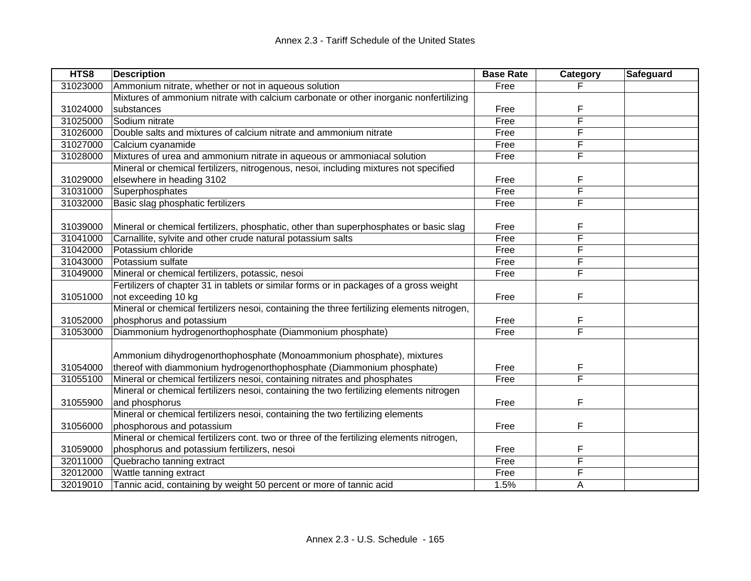| HTS8 | Description | Base Rate | Category | Safeguard |
|---|---|---|---|---|
| 31023000 | Ammonium nitrate, whether or not in aqueous solution | Free | F | |
| 31024000 | Mixtures of ammonium nitrate with calcium carbonate or other inorganic nonfertilizing substances | Free | F | |
| 31025000 | Sodium nitrate | Free | F | |
| 31026000 | Double salts and mixtures of calcium nitrate and ammonium nitrate | Free | F | |
| 31027000 | Calcium cyanamide | Free | F | |
| 31028000 | Mixtures of urea and ammonium nitrate in aqueous or ammoniacal solution | Free | F | |
| 31029000 | Mineral or chemical fertilizers, nitrogenous, nesoi, including mixtures not specified elsewhere in heading 3102 | Free | F | |
| 31031000 | Superphosphates | Free | F | |
| 31032000 | Basic slag phosphatic fertilizers | Free | F | |
| 31039000 | Mineral or chemical fertilizers, phosphatic, other than superphosphates or basic slag | Free | F | |
| 31041000 | Carnallite, sylvite and other crude natural potassium salts | Free | F | |
| 31042000 | Potassium chloride | Free | F | |
| 31043000 | Potassium sulfate | Free | F | |
| 31049000 | Mineral or chemical fertilizers, potassic, nesoi | Free | F | |
| 31051000 | Fertilizers of chapter 31 in tablets or similar forms or in packages of a gross weight not exceeding 10 kg | Free | F | |
| 31052000 | Mineral or chemical fertilizers nesoi, containing the three fertilizing elements nitrogen, phosphorus and potassium | Free | F | |
| 31053000 | Diammonium hydrogenorthophosphate (Diammonium phosphate) | Free | F | |
| 31054000 | Ammonium dihydrogenorthophosphate (Monoammonium phosphate), mixtures thereof with diammonium hydrogenorthophosphate (Diammonium phosphate) | Free | F | |
| 31055100 | Mineral or chemical fertilizers nesoi, containing nitrates and phosphates | Free | F | |
| 31055900 | Mineral or chemical fertilizers nesoi, containing the two fertilizing elements nitrogen and phosphorus | Free | F | |
| 31056000 | Mineral or chemical fertilizers nesoi, containing the two fertilizing elements phosphorous and potassium | Free | F | |
| 31059000 | Mineral or chemical fertilizers cont. two or three of the fertilizing elements nitrogen, phosphorus and potassium fertilizers, nesoi | Free | F | |
| 32011000 | Quebracho tanning extract | Free | F | |
| 32012000 | Wattle tanning extract | Free | F | |
| 32019010 | Tannic acid, containing by weight 50 percent or more of tannic acid | 1.5% | A | |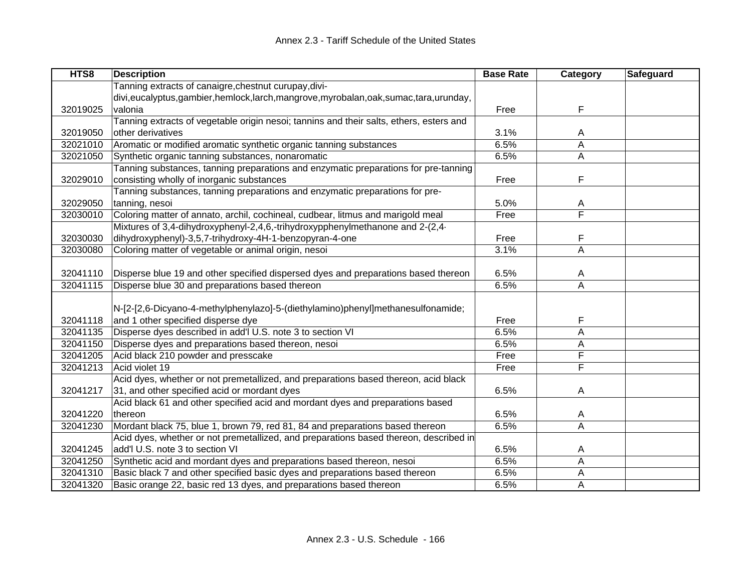| HTS8 | Description | Base Rate | Category | Safeguard |
|---|---|---|---|---|
| 32019025 | Tanning extracts of canaigre,chestnut curupay,divi-divi,eucalyptus,gambier,hemlock,larch,mangrove,myrobalan,oak,sumac,tara,urunday,valonia | Free | F | |
| 32019050 | Tanning extracts of vegetable origin nesoi; tannins and their salts, ethers, esters and other derivatives | 3.1% | A | |
| 32021010 | Aromatic or modified aromatic synthetic organic tanning substances | 6.5% | A | |
| 32021050 | Synthetic organic tanning substances, nonaromatic | 6.5% | A | |
| 32029010 | Tanning substances, tanning preparations and enzymatic preparations for pre-tanning consisting wholly of inorganic substances | Free | F | |
| 32029050 | Tanning substances, tanning preparations and enzymatic preparations for pre-tanning, nesoi | 5.0% | A | |
| 32030010 | Coloring matter of annato, archil, cochineal, cudbear, litmus and marigold meal | Free | F | |
| 32030030 | Mixtures of 3,4-dihydroxyphenyl-2,4,6,-trihydroxypphenylmethanone and 2-(2,4-dihydroxyphenyl)-3,5,7-trihydroxy-4H-1-benzopyran-4-one | Free | F | |
| 32030080 | Coloring matter of vegetable or animal origin, nesoi | 3.1% | A | |
| 32041110 | Disperse blue 19 and other specified dispersed dyes and preparations based thereon | 6.5% | A | |
| 32041115 | Disperse blue 30 and preparations based thereon | 6.5% | A | |
| 32041118 | N-[2-[2,6-Dicyano-4-methylphenylazo]-5-(diethylamino)phenyl]methanesulfonamide; and 1 other specified disperse dye | Free | F | |
| 32041135 | Disperse dyes described in add'l U.S. note 3 to section VI | 6.5% | A | |
| 32041150 | Disperse dyes and preparations based thereon, nesoi | 6.5% | A | |
| 32041205 | Acid black 210 powder and presscake | Free | F | |
| 32041213 | Acid violet 19 | Free | F | |
| 32041217 | Acid dyes, whether or not premetallized, and preparations based thereon, acid black 31, and other specified acid or mordant dyes | 6.5% | A | |
| 32041220 | Acid black 61 and other specified acid and mordant dyes and preparations based thereon | 6.5% | A | |
| 32041230 | Mordant black 75, blue 1, brown 79, red 81, 84 and preparations based thereon | 6.5% | A | |
| 32041245 | Acid dyes, whether or not premetallized, and preparations based thereon, described in add'l U.S. note 3 to section VI | 6.5% | A | |
| 32041250 | Synthetic acid and mordant dyes and preparations based thereon, nesoi | 6.5% | A | |
| 32041310 | Basic black 7 and other specified basic dyes and preparations based thereon | 6.5% | A | |
| 32041320 | Basic orange 22, basic red 13 dyes, and preparations based thereon | 6.5% | A | |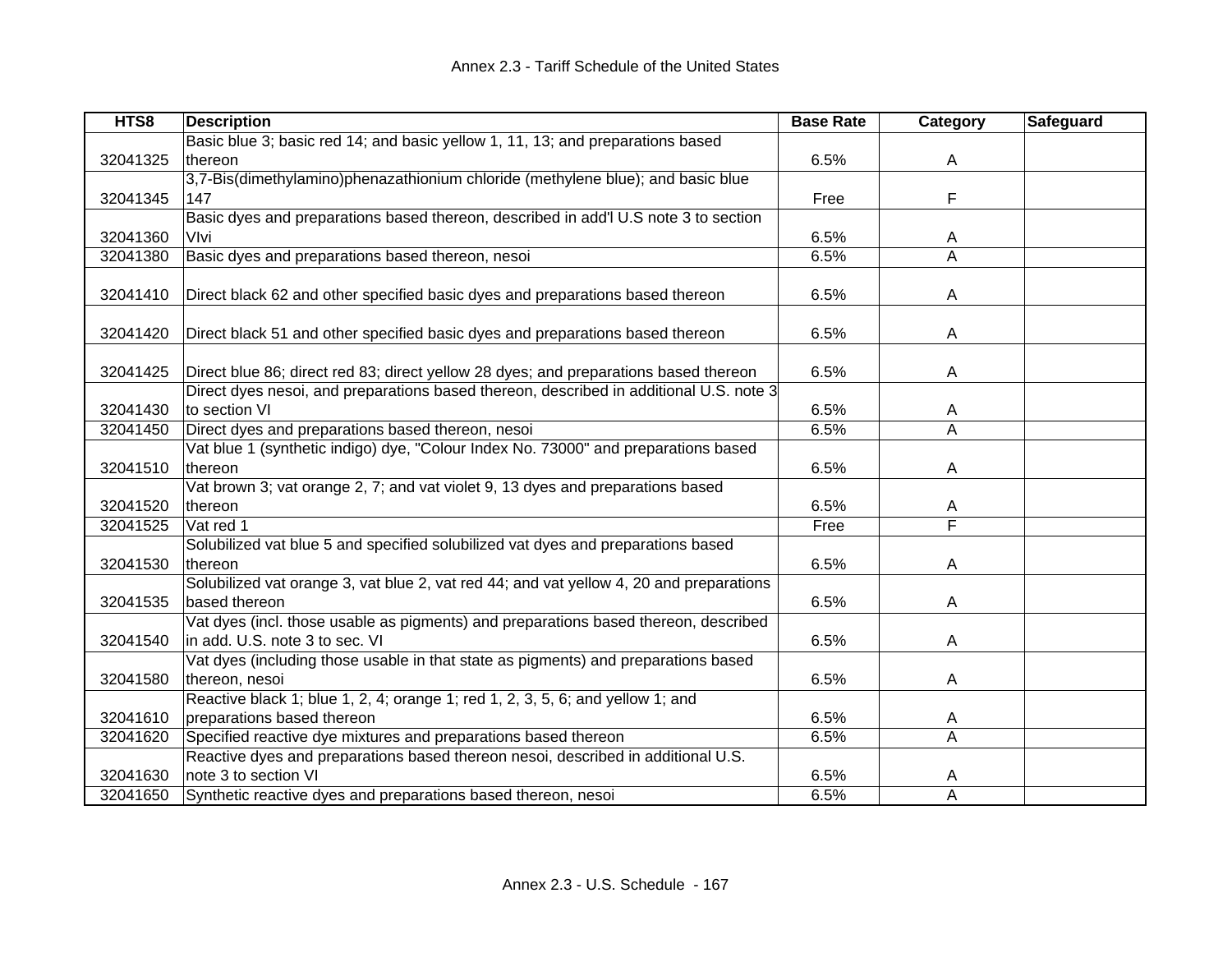| HTS8 | Description | Base Rate | Category | Safeguard |
|---|---|---|---|---|
| 32041325 | Basic blue 3; basic red 14; and basic yellow 1, 11, 13; and preparations based thereon | 6.5% | A | |
| 32041345 | 3,7-Bis(dimethylamino)phenazathionium chloride (methylene blue); and basic blue 147 | Free | F | |
| 32041360 | Basic dyes and preparations based thereon, described in add'l U.S note 3 to section VIvi | 6.5% | A | |
| 32041380 | Basic dyes and preparations based thereon, nesoi | 6.5% | A | |
| 32041410 | Direct black 62 and other specified basic dyes and preparations based thereon | 6.5% | A | |
| 32041420 | Direct black 51 and other specified basic dyes and preparations based thereon | 6.5% | A | |
| 32041425 | Direct blue 86; direct red 83; direct yellow 28 dyes; and preparations based thereon | 6.5% | A | |
| 32041430 | Direct dyes nesoi, and preparations based thereon, described in additional U.S. note 3 to section VI | 6.5% | A | |
| 32041450 | Direct dyes and preparations based thereon, nesoi | 6.5% | A | |
| 32041510 | Vat blue 1 (synthetic indigo) dye, "Colour Index No. 73000" and preparations based thereon | 6.5% | A | |
| 32041520 | Vat brown 3; vat orange 2, 7; and vat violet 9, 13 dyes and preparations based thereon | 6.5% | A | |
| 32041525 | Vat red 1 | Free | F | |
| 32041530 | Solubilized vat blue 5 and specified solubilized vat dyes and preparations based thereon | 6.5% | A | |
| 32041535 | Solubilized vat orange 3, vat blue 2, vat red 44; and vat yellow 4, 20 and preparations based thereon | 6.5% | A | |
| 32041540 | Vat dyes (incl. those usable as pigments) and preparations based thereon, described in add. U.S. note 3 to sec. VI | 6.5% | A | |
| 32041580 | Vat dyes (including those usable in that state as pigments) and preparations based thereon, nesoi | 6.5% | A | |
| 32041610 | Reactive black 1; blue 1, 2, 4; orange 1; red 1, 2, 3, 5, 6; and yellow 1; and preparations based thereon | 6.5% | A | |
| 32041620 | Specified reactive dye mixtures and preparations based thereon | 6.5% | A | |
| 32041630 | Reactive dyes and preparations based thereon nesoi, described in additional U.S. note 3 to section VI | 6.5% | A | |
| 32041650 | Synthetic reactive dyes and preparations based thereon, nesoi | 6.5% | A | |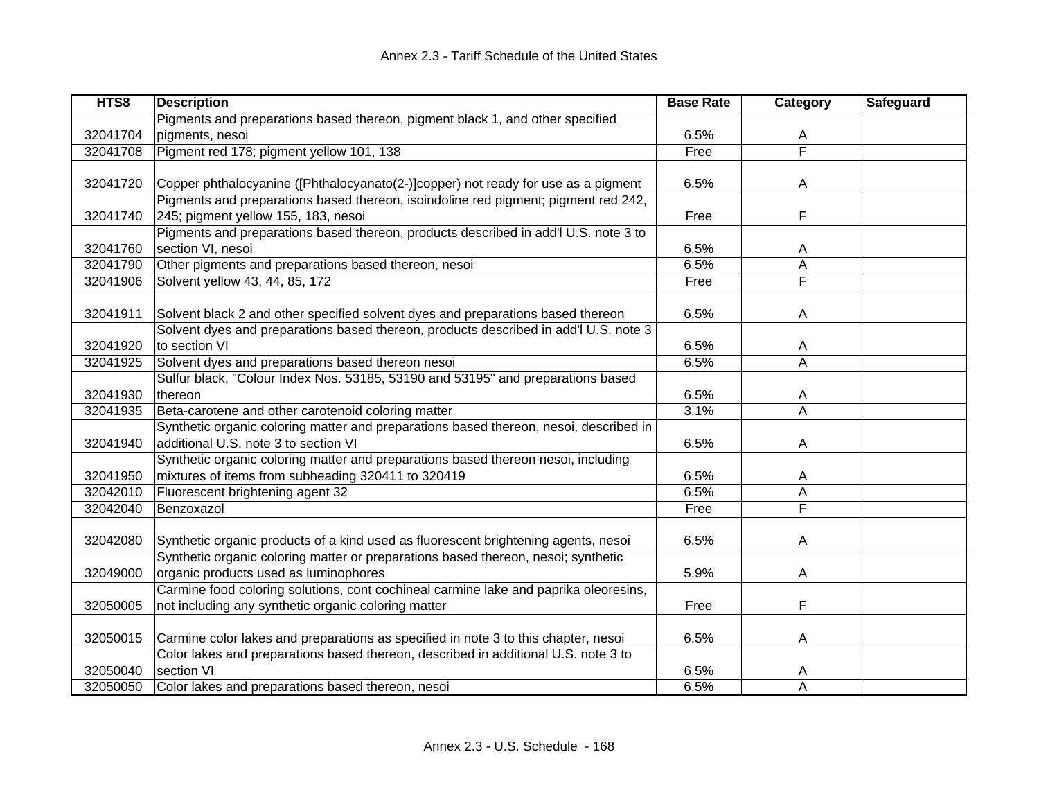| HTS8 | Description | Base Rate | Category | Safeguard |
|---|---|---|---|---|
| 32041704 | Pigments and preparations based thereon, pigment black 1, and other specified pigments, nesoi | 6.5% | A | |
| 32041708 | Pigment red 178; pigment yellow 101, 138 | Free | F | |
| 32041720 | Copper phthalocyanine ([Phthalocyanato(2-)]copper) not ready for use as a pigment | 6.5% | A | |
| 32041740 | Pigments and preparations based thereon, isoindoline red pigment; pigment red 242, 245; pigment yellow 155, 183, nesoi | Free | F | |
| 32041760 | Pigments and preparations based thereon, products described in add'l U.S. note 3 to section VI, nesoi | 6.5% | A | |
| 32041790 | Other pigments and preparations based thereon, nesoi | 6.5% | A | |
| 32041906 | Solvent yellow 43, 44, 85, 172 | Free | F | |
| 32041911 | Solvent black 2 and other specified solvent dyes and preparations based thereon | 6.5% | A | |
| 32041920 | Solvent dyes and preparations based thereon, products described in add'l U.S. note 3 to section VI | 6.5% | A | |
| 32041925 | Solvent dyes and preparations based thereon nesoi | 6.5% | A | |
| 32041930 | Sulfur black, "Colour Index Nos. 53185, 53190 and 53195" and preparations based thereon | 6.5% | A | |
| 32041935 | Beta-carotene and other carotenoid coloring matter | 3.1% | A | |
| 32041940 | Synthetic organic coloring matter and preparations based thereon, nesoi, described in additional U.S. note 3 to section VI | 6.5% | A | |
| 32041950 | Synthetic organic coloring matter and preparations based thereon nesoi, including mixtures of items from subheading 320411 to 320419 | 6.5% | A | |
| 32042010 | Fluorescent brightening agent 32 | 6.5% | A | |
| 32042040 | Benzoxazol | Free | F | |
| 32042080 | Synthetic organic products of a kind used as fluorescent brightening agents, nesoi | 6.5% | A | |
| 32049000 | Synthetic organic coloring matter or preparations based thereon, nesoi; synthetic organic products used as luminophores | 5.9% | A | |
| 32050005 | Carmine food coloring solutions, cont cochineal carmine lake and paprika oleoresins, not including any synthetic organic coloring matter | Free | F | |
| 32050015 | Carmine color lakes and preparations as specified in note 3 to this chapter, nesoi | 6.5% | A | |
| 32050040 | Color lakes and preparations based thereon, described in additional U.S. note 3 to section VI | 6.5% | A | |
| 32050050 | Color lakes and preparations based thereon, nesoi | 6.5% | A | |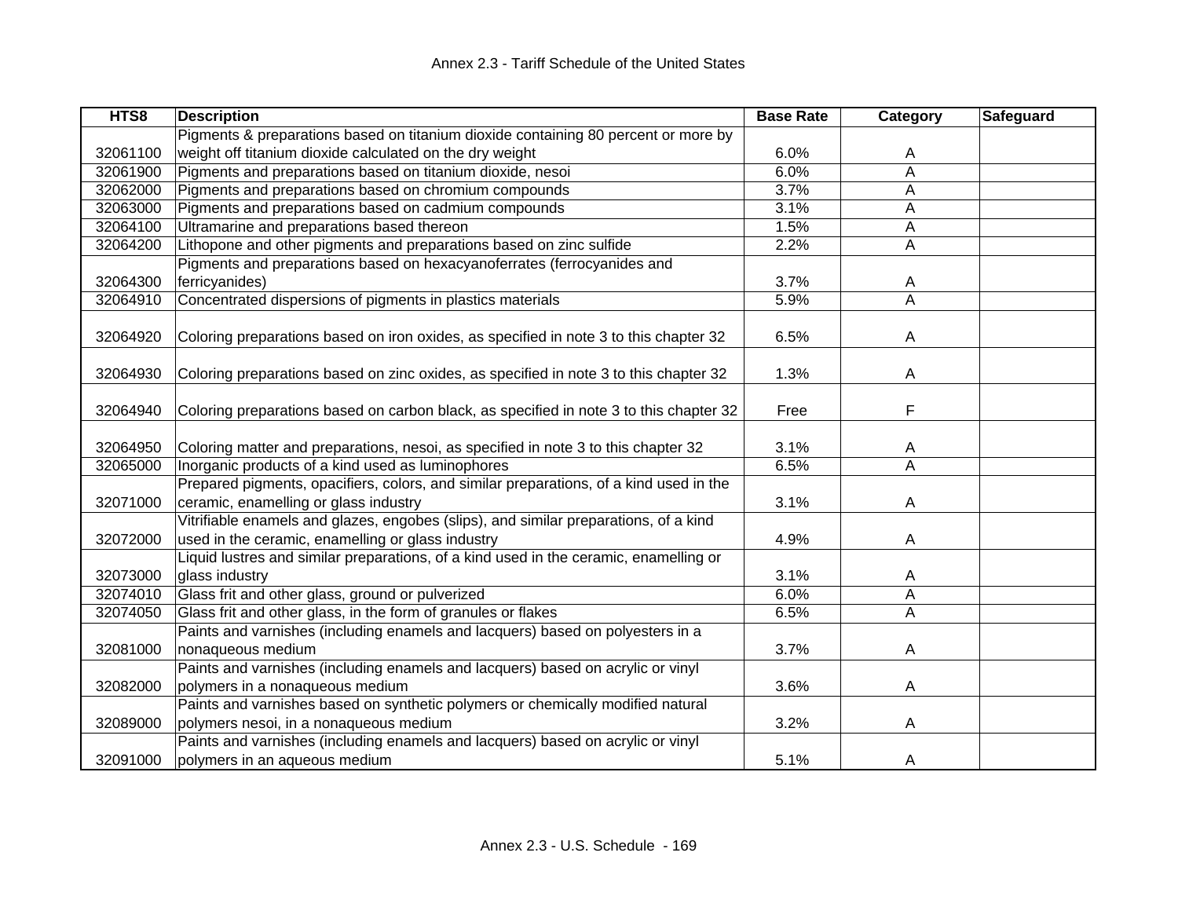| HTS8 | Description | Base Rate | Category | Safeguard |
|---|---|---|---|---|
| 32061100 | Pigments & preparations based on titanium dioxide containing 80 percent or more by weight off titanium dioxide calculated on the dry weight | 6.0% | A | |
| 32061900 | Pigments and preparations based on titanium dioxide, nesoi | 6.0% | A | |
| 32062000 | Pigments and preparations based on chromium compounds | 3.7% | A | |
| 32063000 | Pigments and preparations based on cadmium compounds | 3.1% | A | |
| 32064100 | Ultramarine and preparations based thereon | 1.5% | A | |
| 32064200 | Lithopone and other pigments and preparations based on zinc sulfide | 2.2% | A | |
| 32064300 | Pigments and preparations based on hexacyanoferrates (ferrocyanides and ferricyanides) | 3.7% | A | |
| 32064910 | Concentrated dispersions of pigments in plastics materials | 5.9% | A | |
| 32064920 | Coloring preparations based on iron oxides, as specified in note 3 to this chapter 32 | 6.5% | A | |
| 32064930 | Coloring preparations based on zinc oxides, as specified in note 3 to this chapter 32 | 1.3% | A | |
| 32064940 | Coloring preparations based on carbon black, as specified in note 3 to this chapter 32 | Free | F | |
| 32064950 | Coloring matter and preparations, nesoi, as specified in note 3 to this chapter 32 | 3.1% | A | |
| 32065000 | Inorganic products of a kind used as luminophores | 6.5% | A | |
| 32071000 | Prepared pigments, opacifiers, colors, and similar preparations, of a kind used in the ceramic, enamelling or glass industry | 3.1% | A | |
| 32072000 | Vitrifiable enamels and glazes, engobes (slips), and similar preparations, of a kind used in the ceramic, enamelling or glass industry | 4.9% | A | |
| 32073000 | Liquid lustres and similar preparations, of a kind used in the ceramic, enamelling or glass industry | 3.1% | A | |
| 32074010 | Glass frit and other glass, ground or pulverized | 6.0% | A | |
| 32074050 | Glass frit and other glass, in the form of granules or flakes | 6.5% | A | |
| 32081000 | Paints and varnishes (including enamels and lacquers) based on polyesters in a nonaqueous medium | 3.7% | A | |
| 32082000 | Paints and varnishes (including enamels and lacquers) based on acrylic or vinyl polymers in a nonaqueous medium | 3.6% | A | |
| 32089000 | Paints and varnishes based on synthetic polymers or chemically modified natural polymers nesoi, in a nonaqueous medium | 3.2% | A | |
| 32091000 | Paints and varnishes (including enamels and lacquers) based on acrylic or vinyl polymers in an aqueous medium | 5.1% | A | |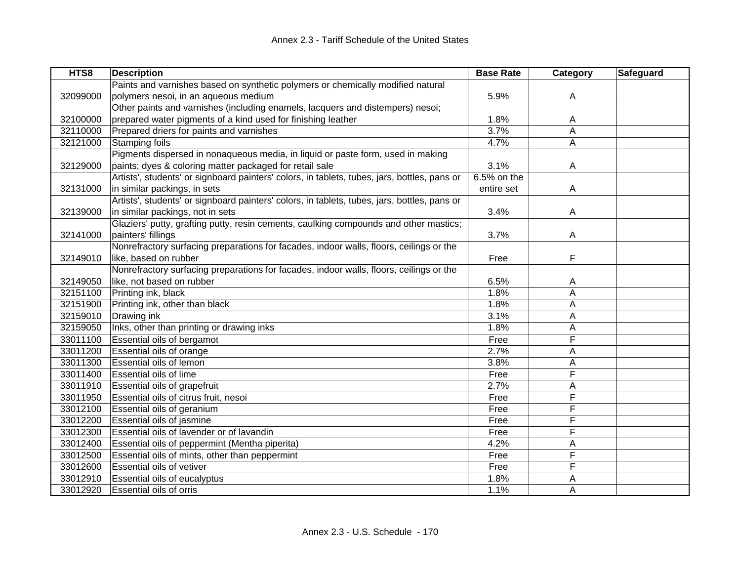| HTS8 | Description | Base Rate | Category | Safeguard |
|---|---|---|---|---|
| 32099000 | Paints and varnishes based on synthetic polymers or chemically modified natural polymers nesoi, in an aqueous medium | 5.9% | A | |
| 32100000 | Other paints and varnishes (including enamels, lacquers and distempers) nesoi; prepared water pigments of a kind used for finishing leather | 1.8% | A | |
| 32110000 | Prepared driers for paints and varnishes | 3.7% | A | |
| 32121000 | Stamping foils | 4.7% | A | |
| 32129000 | Pigments dispersed in nonaqueous media, in liquid or paste form, used in making paints; dyes & coloring matter packaged for retail sale | 3.1% | A | |
| 32131000 | Artists', students' or signboard painters' colors, in tablets, tubes, jars, bottles, pans or in similar packings, in sets | 6.5% on the entire set | A | |
| 32139000 | Artists', students' or signboard painters' colors, in tablets, tubes, jars, bottles, pans or in similar packings, not in sets | 3.4% | A | |
| 32141000 | Glaziers' putty, grafting putty, resin cements, caulking compounds and other mastics; painters' fillings | 3.7% | A | |
| 32149010 | Nonrefractory surfacing preparations for facades, indoor walls, floors, ceilings or the like, based on rubber | Free | F | |
| 32149050 | Nonrefractory surfacing preparations for facades, indoor walls, floors, ceilings or the like, not based on rubber | 6.5% | A | |
| 32151100 | Printing ink, black | 1.8% | A | |
| 32151900 | Printing ink, other than black | 1.8% | A | |
| 32159010 | Drawing ink | 3.1% | A | |
| 32159050 | Inks, other than printing or drawing inks | 1.8% | A | |
| 33011100 | Essential oils of bergamot | Free | F | |
| 33011200 | Essential oils of orange | 2.7% | A | |
| 33011300 | Essential oils of lemon | 3.8% | A | |
| 33011400 | Essential oils of lime | Free | F | |
| 33011910 | Essential oils of grapefruit | 2.7% | A | |
| 33011950 | Essential oils of citrus fruit, nesoi | Free | F | |
| 33012100 | Essential oils of geranium | Free | F | |
| 33012200 | Essential oils of jasmine | Free | F | |
| 33012300 | Essential oils of lavender or of lavandin | Free | F | |
| 33012400 | Essential oils of peppermint (Mentha piperita) | 4.2% | A | |
| 33012500 | Essential oils of mints, other than peppermint | Free | F | |
| 33012600 | Essential oils of vetiver | Free | F | |
| 33012910 | Essential oils of eucalyptus | 1.8% | A | |
| 33012920 | Essential oils of orris | 1.1% | A | |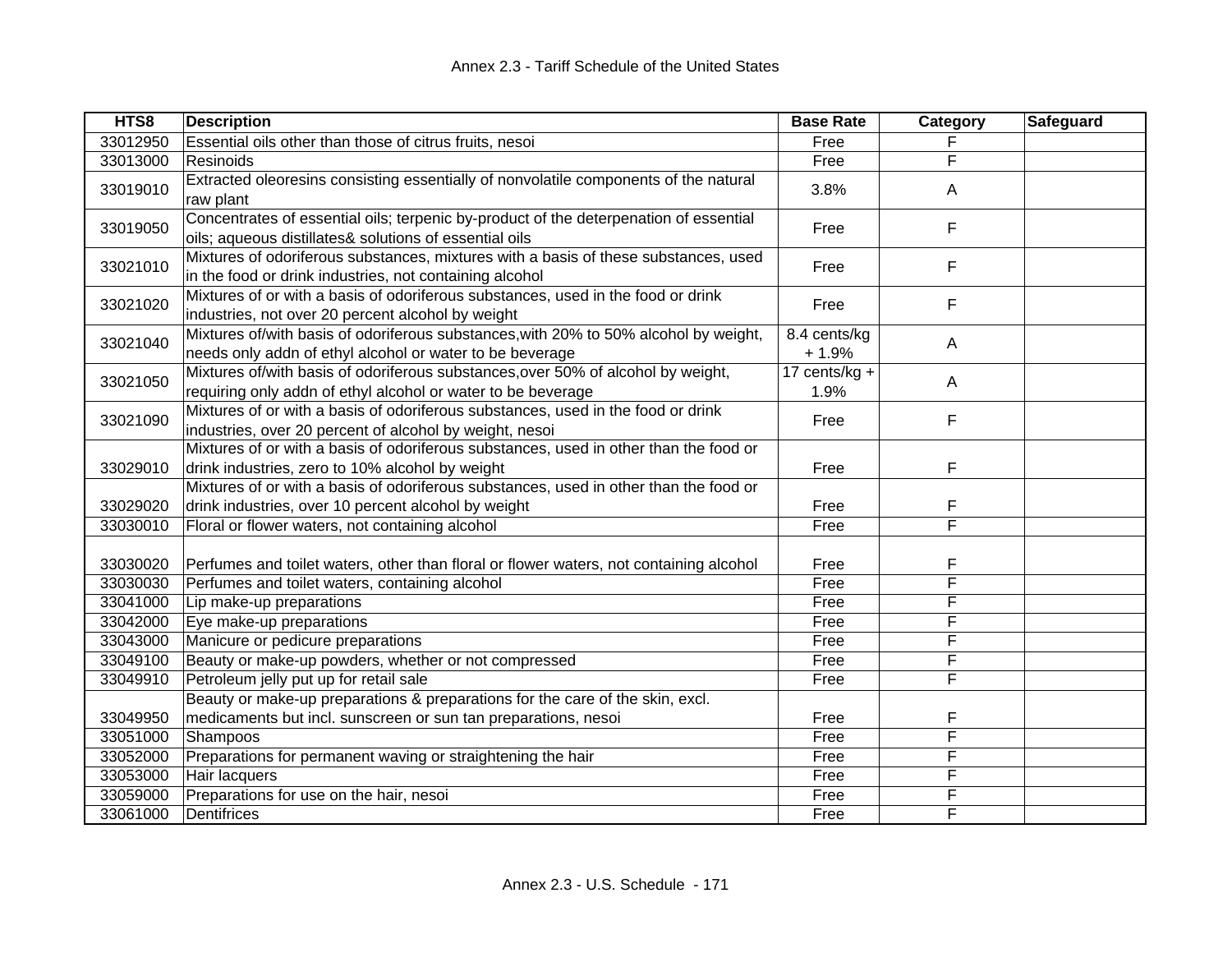| HTS8 | Description | Base Rate | Category | Safeguard |
|---|---|---|---|---|
| 33012950 | Essential oils other than those of citrus fruits, nesoi | Free | F | |
| 33013000 | Resinoids | Free | F | |
| 33019010 | Extracted oleoresins consisting essentially of nonvolatile components of the natural raw plant | 3.8% | A | |
| 33019050 | Concentrates of essential oils; terpenic by-product of the deterpenation of essential oils; aqueous distillates& solutions of essential oils | Free | F | |
| 33021010 | Mixtures of odoriferous substances, mixtures with a basis of these substances, used in the food or drink industries, not containing alcohol | Free | F | |
| 33021020 | Mixtures of or with a basis of odoriferous substances, used in the food or drink industries, not over 20 percent alcohol by weight | Free | F | |
| 33021040 | Mixtures of/with basis of odoriferous substances,with 20% to 50% alcohol by weight, needs only addn of ethyl alcohol or water to be beverage | 8.4 cents/kg + 1.9% | A | |
| 33021050 | Mixtures of/with basis of odoriferous substances,over 50% of alcohol by weight, requiring only addn of ethyl alcohol or water to be beverage | 17 cents/kg + 1.9% | A | |
| 33021090 | Mixtures of or with a basis of odoriferous substances, used in the food or drink industries, over 20 percent of alcohol by weight, nesoi | Free | F | |
| 33029010 | Mixtures of or with a basis of odoriferous substances, used in other than the food or drink industries, zero to 10% alcohol by weight | Free | F | |
| 33029020 | Mixtures of or with a basis of odoriferous substances, used in other than the food or drink industries, over 10 percent alcohol by weight | Free | F | |
| 33030010 | Floral or flower waters, not containing alcohol | Free | F | |
| 33030020 | Perfumes and toilet waters, other than floral or flower waters, not containing alcohol | Free | F | |
| 33030030 | Perfumes and toilet waters, containing alcohol | Free | F | |
| 33041000 | Lip make-up preparations | Free | F | |
| 33042000 | Eye make-up preparations | Free | F | |
| 33043000 | Manicure or pedicure preparations | Free | F | |
| 33049100 | Beauty or make-up powders, whether or not compressed | Free | F | |
| 33049910 | Petroleum jelly put up for retail sale | Free | F | |
| 33049950 | Beauty or make-up preparations & preparations for the care of the skin, excl. medicaments but incl. sunscreen or sun tan preparations, nesoi | Free | F | |
| 33051000 | Shampoos | Free | F | |
| 33052000 | Preparations for permanent waving or straightening the hair | Free | F | |
| 33053000 | Hair lacquers | Free | F | |
| 33059000 | Preparations for use on the hair, nesoi | Free | F | |
| 33061000 | Dentifrices | Free | F | |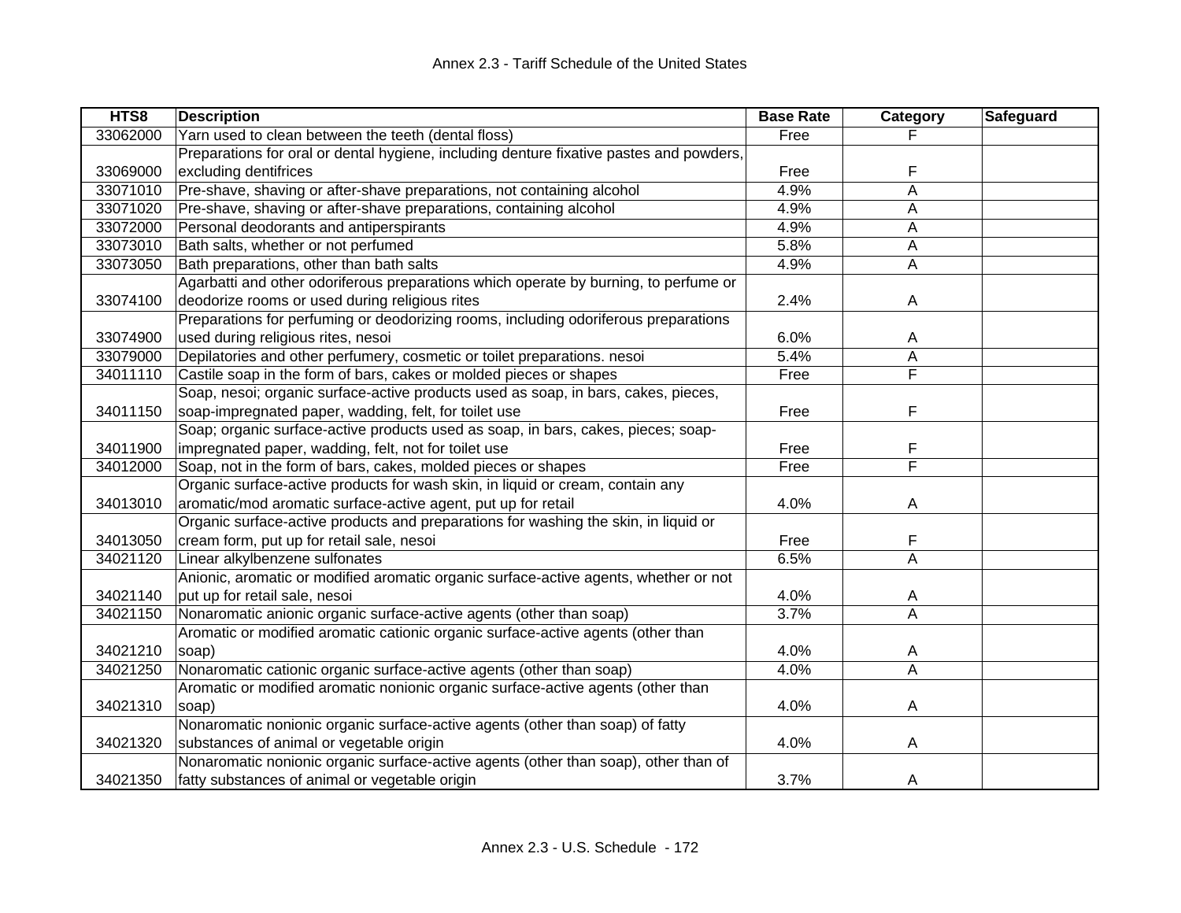| HTS8 | Description | Base Rate | Category | Safeguard |
|---|---|---|---|---|
| 33062000 | Yarn used to clean between the teeth (dental floss) | Free | F | |
| 33069000 | Preparations for oral or dental hygiene, including denture fixative pastes and powders, excluding dentifrices | Free | F | |
| 33071010 | Pre-shave, shaving or after-shave preparations, not containing alcohol | 4.9% | A | |
| 33071020 | Pre-shave, shaving or after-shave preparations, containing alcohol | 4.9% | A | |
| 33072000 | Personal deodorants and antiperspirants | 4.9% | A | |
| 33073010 | Bath salts, whether or not perfumed | 5.8% | A | |
| 33073050 | Bath preparations, other than bath salts | 4.9% | A | |
| 33074100 | Agarbatti and other odoriferous preparations which operate by burning, to perfume or deodorize rooms or used during religious rites | 2.4% | A | |
| 33074900 | Preparations for perfuming or deodorizing rooms, including odoriferous preparations used during religious rites, nesoi | 6.0% | A | |
| 33079000 | Depilatories and other perfumery, cosmetic or toilet preparations. nesoi | 5.4% | A | |
| 34011110 | Castile soap in the form of bars, cakes or molded pieces or shapes | Free | F | |
| 34011150 | Soap, nesoi; organic surface-active products used as soap, in bars, cakes, pieces, soap-impregnated paper, wadding, felt, for toilet use | Free | F | |
| 34011900 | Soap; organic surface-active products used as soap, in bars, cakes, pieces; soap-impregnated paper, wadding, felt, not for toilet use | Free | F | |
| 34012000 | Soap, not in the form of bars, cakes, molded pieces or shapes | Free | F | |
| 34013010 | Organic surface-active products for wash skin, in liquid or cream, contain any aromatic/mod aromatic surface-active agent, put up for retail | 4.0% | A | |
| 34013050 | Organic surface-active products and preparations for washing the skin, in liquid or cream form, put up for retail sale, nesoi | Free | F | |
| 34021120 | Linear alkylbenzene sulfonates | 6.5% | A | |
| 34021140 | Anionic, aromatic or modified aromatic organic surface-active agents, whether or not put up for retail sale, nesoi | 4.0% | A | |
| 34021150 | Nonaromatic anionic organic surface-active agents (other than soap) | 3.7% | A | |
| 34021210 | Aromatic or modified aromatic cationic organic surface-active agents (other than soap) | 4.0% | A | |
| 34021250 | Nonaromatic cationic organic surface-active agents (other than soap) | 4.0% | A | |
| 34021310 | Aromatic or modified aromatic nonionic organic surface-active agents (other than soap) | 4.0% | A | |
| 34021320 | Nonaromatic nonionic organic surface-active agents (other than soap) of fatty substances of animal or vegetable origin | 4.0% | A | |
| 34021350 | Nonaromatic nonionic organic surface-active agents (other than soap), other than of fatty substances of animal or vegetable origin | 3.7% | A | |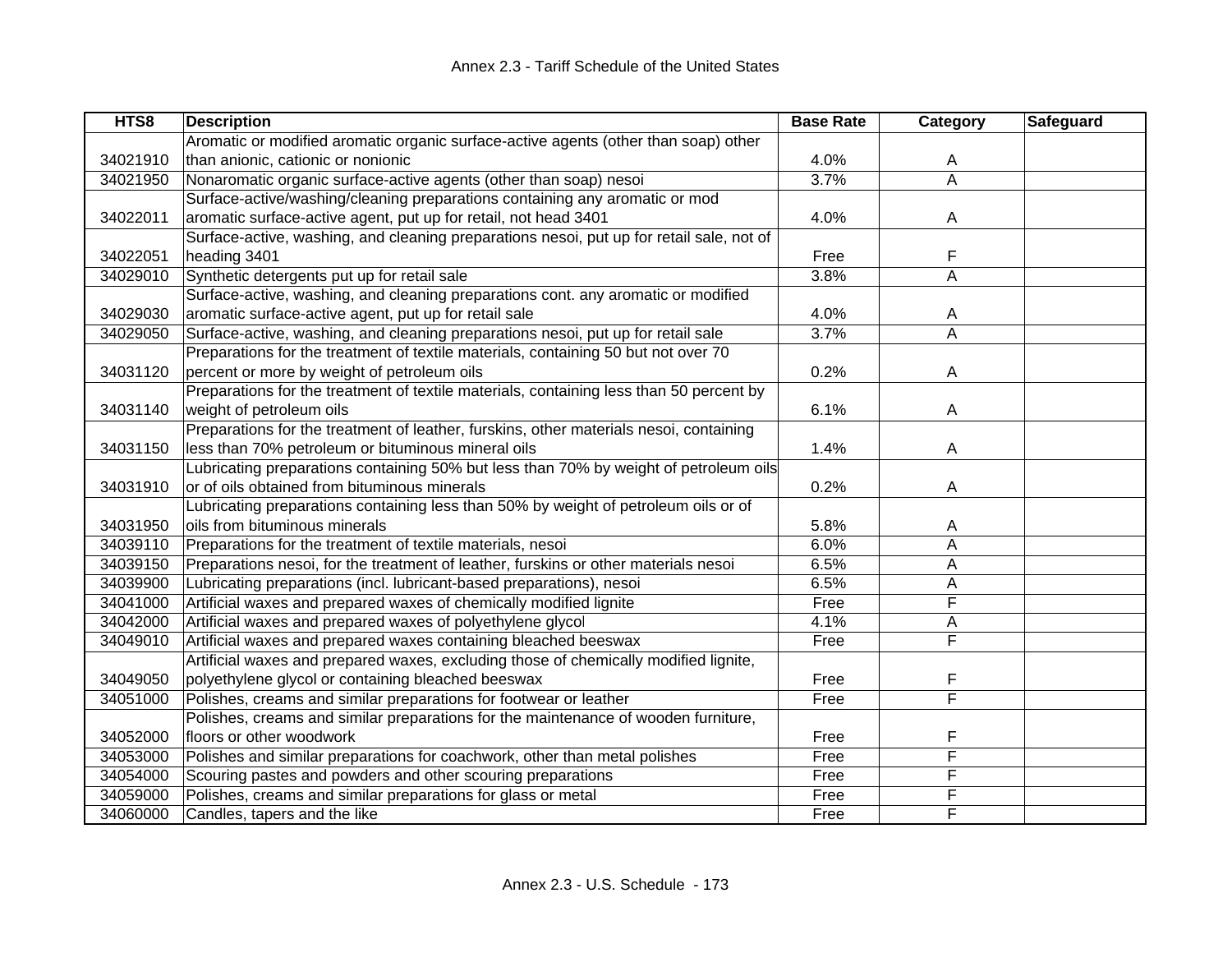| HTS8 | Description | Base Rate | Category | Safeguard |
|---|---|---|---|---|
| 34021910 | Aromatic or modified aromatic organic surface-active agents (other than soap) other than anionic, cationic or nonionic | 4.0% | A | |
| 34021950 | Nonaromatic organic surface-active agents (other than soap) nesoi | 3.7% | A | |
| 34022011 | Surface-active/washing/cleaning preparations containing any aromatic or mod aromatic surface-active agent, put up for retail, not head 3401 | 4.0% | A | |
| 34022051 | Surface-active, washing, and cleaning preparations nesoi, put up for retail sale, not of heading 3401 | Free | F | |
| 34029010 | Synthetic detergents put up for retail sale | 3.8% | A | |
| 34029030 | Surface-active, washing, and cleaning preparations cont. any aromatic or modified aromatic surface-active agent, put up for retail sale | 4.0% | A | |
| 34029050 | Surface-active, washing, and cleaning preparations nesoi, put up for retail sale | 3.7% | A | |
| 34031120 | Preparations for the treatment of textile materials, containing 50 but not over 70 percent or more by weight of petroleum oils | 0.2% | A | |
| 34031140 | Preparations for the treatment of textile materials, containing less than 50 percent by weight of petroleum oils | 6.1% | A | |
| 34031150 | Preparations for the treatment of leather, furskins, other materials nesoi, containing less than 70% petroleum or bituminous mineral oils | 1.4% | A | |
| 34031910 | Lubricating preparations containing 50% but less than 70% by weight of petroleum oils or of oils obtained from bituminous minerals | 0.2% | A | |
| 34031950 | Lubricating preparations containing less than 50% by weight of petroleum oils or of oils from bituminous minerals | 5.8% | A | |
| 34039110 | Preparations for the treatment of textile materials, nesoi | 6.0% | A | |
| 34039150 | Preparations nesoi, for the treatment of leather, furskins or other materials nesoi | 6.5% | A | |
| 34039900 | Lubricating preparations (incl. lubricant-based preparations), nesoi | 6.5% | A | |
| 34041000 | Artificial waxes and prepared waxes of chemically modified lignite | Free | F | |
| 34042000 | Artificial waxes and prepared waxes of polyethylene glycol | 4.1% | A | |
| 34049010 | Artificial waxes and prepared waxes containing bleached beeswax | Free | F | |
| 34049050 | Artificial waxes and prepared waxes, excluding those of chemically modified lignite, polyethylene glycol or containing bleached beeswax | Free | F | |
| 34051000 | Polishes, creams and similar preparations for footwear or leather | Free | F | |
| 34052000 | Polishes, creams and similar preparations for the maintenance of wooden furniture, floors or other woodwork | Free | F | |
| 34053000 | Polishes and similar preparations for coachwork, other than metal polishes | Free | F | |
| 34054000 | Scouring pastes and powders and other scouring preparations | Free | F | |
| 34059000 | Polishes, creams and similar preparations for glass or metal | Free | F | |
| 34060000 | Candles, tapers and the like | Free | F | |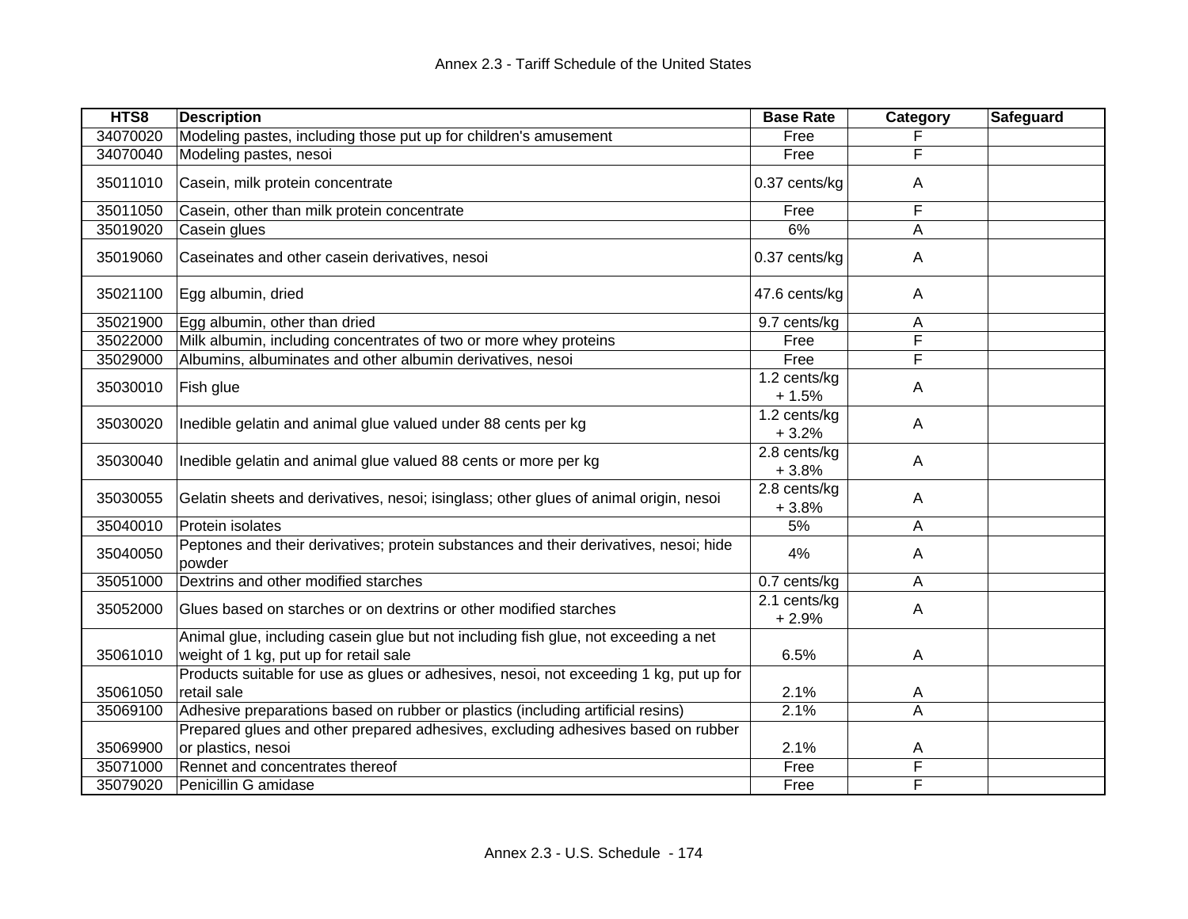| HTS8 | Description | Base Rate | Category | Safeguard |
|---|---|---|---|---|
| 34070020 | Modeling pastes, including those put up for children's amusement | Free | F | |
| 34070040 | Modeling pastes, nesoi | Free | F | |
| 35011010 | Casein, milk protein concentrate | 0.37 cents/kg | A | |
| 35011050 | Casein, other than milk protein concentrate | Free | F | |
| 35019020 | Casein glues | 6% | A | |
| 35019060 | Caseinates and other casein derivatives, nesoi | 0.37 cents/kg | A | |
| 35021100 | Egg albumin, dried | 47.6 cents/kg | A | |
| 35021900 | Egg albumin, other than dried | 9.7 cents/kg | A | |
| 35022000 | Milk albumin, including concentrates of two or more whey proteins | Free | F | |
| 35029000 | Albumins, albuminates and other albumin derivatives, nesoi | Free | F | |
| 35030010 | Fish glue | 1.2 cents/kg + 1.5% | A | |
| 35030020 | Inedible gelatin and animal glue valued under 88 cents per kg | 1.2 cents/kg + 3.2% | A | |
| 35030040 | Inedible gelatin and animal glue valued 88 cents or more per kg | 2.8 cents/kg + 3.8% | A | |
| 35030055 | Gelatin sheets and derivatives, nesoi; isinglass; other glues of animal origin, nesoi | 2.8 cents/kg + 3.8% | A | |
| 35040010 | Protein isolates | 5% | A | |
| 35040050 | Peptones and their derivatives; protein substances and their derivatives, nesoi; hide powder | 4% | A | |
| 35051000 | Dextrins and other modified starches | 0.7 cents/kg | A | |
| 35052000 | Glues based on starches or on dextrins or other modified starches | 2.1 cents/kg + 2.9% | A | |
| 35061010 | Animal glue, including casein glue but not including fish glue, not exceeding a net weight of 1 kg, put up for retail sale | 6.5% | A | |
| 35061050 | Products suitable for use as glues or adhesives, nesoi, not exceeding 1 kg, put up for retail sale | 2.1% | A | |
| 35069100 | Adhesive preparations based on rubber or plastics (including artificial resins) | 2.1% | A | |
| 35069900 | Prepared glues and other prepared adhesives, excluding adhesives based on rubber or plastics, nesoi | 2.1% | A | |
| 35071000 | Rennet and concentrates thereof | Free | F | |
| 35079020 | Penicillin G amidase | Free | F | |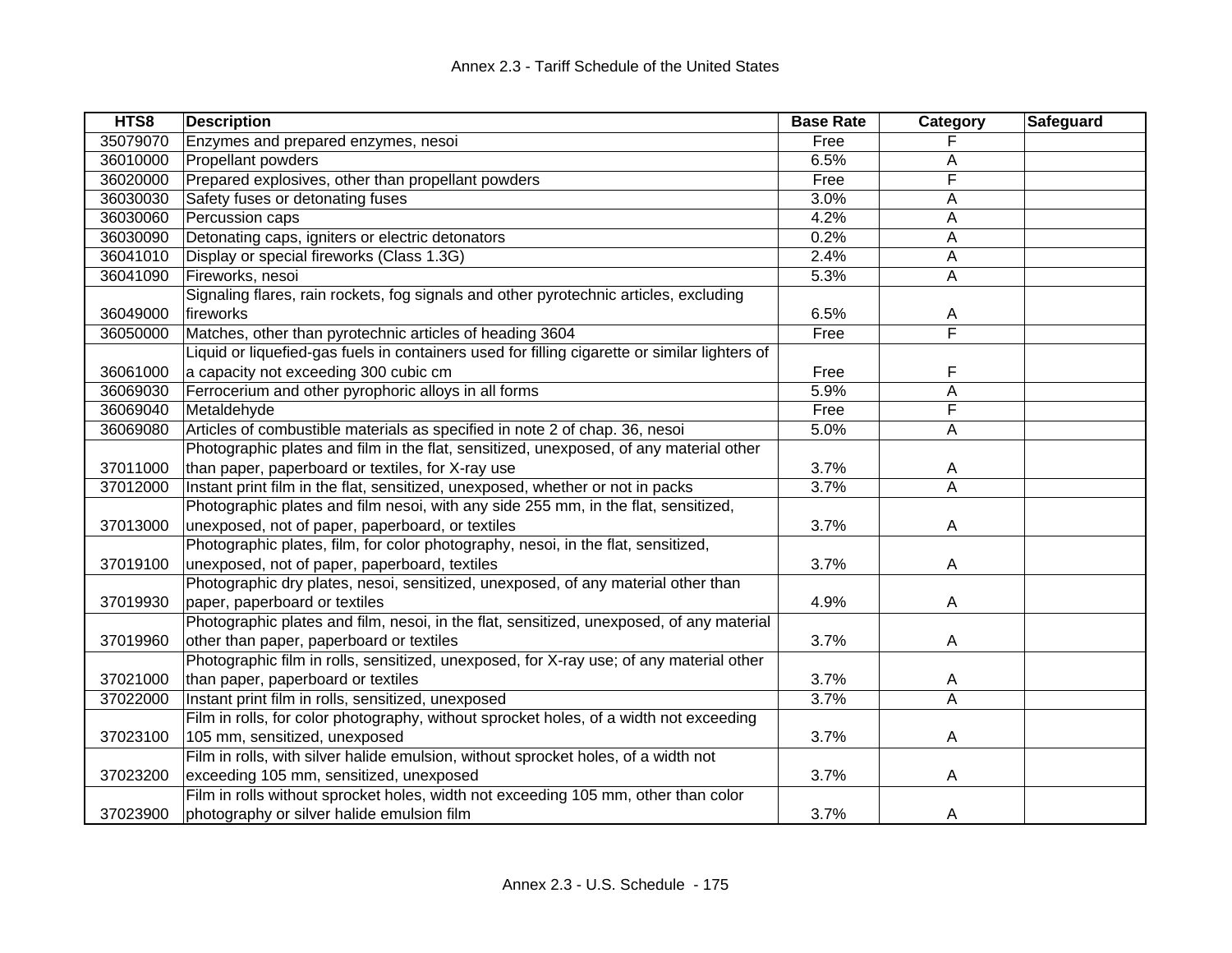| HTS8 | Description | Base Rate | Category | Safeguard |
|---|---|---|---|---|
| 35079070 | Enzymes and prepared enzymes, nesoi | Free | F | |
| 36010000 | Propellant powders | 6.5% | A | |
| 36020000 | Prepared explosives, other than propellant powders | Free | F | |
| 36030030 | Safety fuses or detonating fuses | 3.0% | A | |
| 36030060 | Percussion caps | 4.2% | A | |
| 36030090 | Detonating caps, igniters or electric detonators | 0.2% | A | |
| 36041010 | Display or special fireworks (Class 1.3G) | 2.4% | A | |
| 36041090 | Fireworks, nesoi | 5.3% | A | |
| 36049000 | Signaling flares, rain rockets, fog signals and other pyrotechnic articles, excluding fireworks | 6.5% | A | |
| 36050000 | Matches, other than pyrotechnic articles of heading 3604 | Free | F | |
| 36061000 | Liquid or liquefied-gas fuels in containers used for filling cigarette or similar lighters of a capacity not exceeding 300 cubic cm | Free | F | |
| 36069030 | Ferrocerium and other pyrophoric alloys in all forms | 5.9% | A | |
| 36069040 | Metaldehyde | Free | F | |
| 36069080 | Articles of combustible materials as specified in note 2 of chap. 36, nesoi | 5.0% | A | |
| 37011000 | Photographic plates and film in the flat, sensitized, unexposed, of any material other than paper, paperboard or textiles, for X-ray use | 3.7% | A | |
| 37012000 | Instant print film in the flat, sensitized, unexposed, whether or not in packs | 3.7% | A | |
| 37013000 | Photographic plates and film nesoi, with any side 255 mm, in the flat, sensitized, unexposed, not of paper, paperboard, or textiles | 3.7% | A | |
| 37019100 | Photographic plates, film, for color photography, nesoi, in the flat, sensitized, unexposed, not of paper, paperboard, textiles | 3.7% | A | |
| 37019930 | Photographic dry plates, nesoi, sensitized, unexposed, of any material other than paper, paperboard or textiles | 4.9% | A | |
| 37019960 | Photographic plates and film, nesoi, in the flat, sensitized, unexposed, of any material other than paper, paperboard or textiles | 3.7% | A | |
| 37021000 | Photographic film in rolls, sensitized, unexposed, for X-ray use; of any material other than paper, paperboard or textiles | 3.7% | A | |
| 37022000 | Instant print film in rolls, sensitized, unexposed | 3.7% | A | |
| 37023100 | Film in rolls, for color photography, without sprocket holes, of a width not exceeding 105 mm, sensitized, unexposed | 3.7% | A | |
| 37023200 | Film in rolls, with silver halide emulsion, without sprocket holes, of a width not exceeding 105 mm, sensitized, unexposed | 3.7% | A | |
| 37023900 | Film in rolls without sprocket holes, width not exceeding 105 mm, other than color photography or silver halide emulsion film | 3.7% | A | |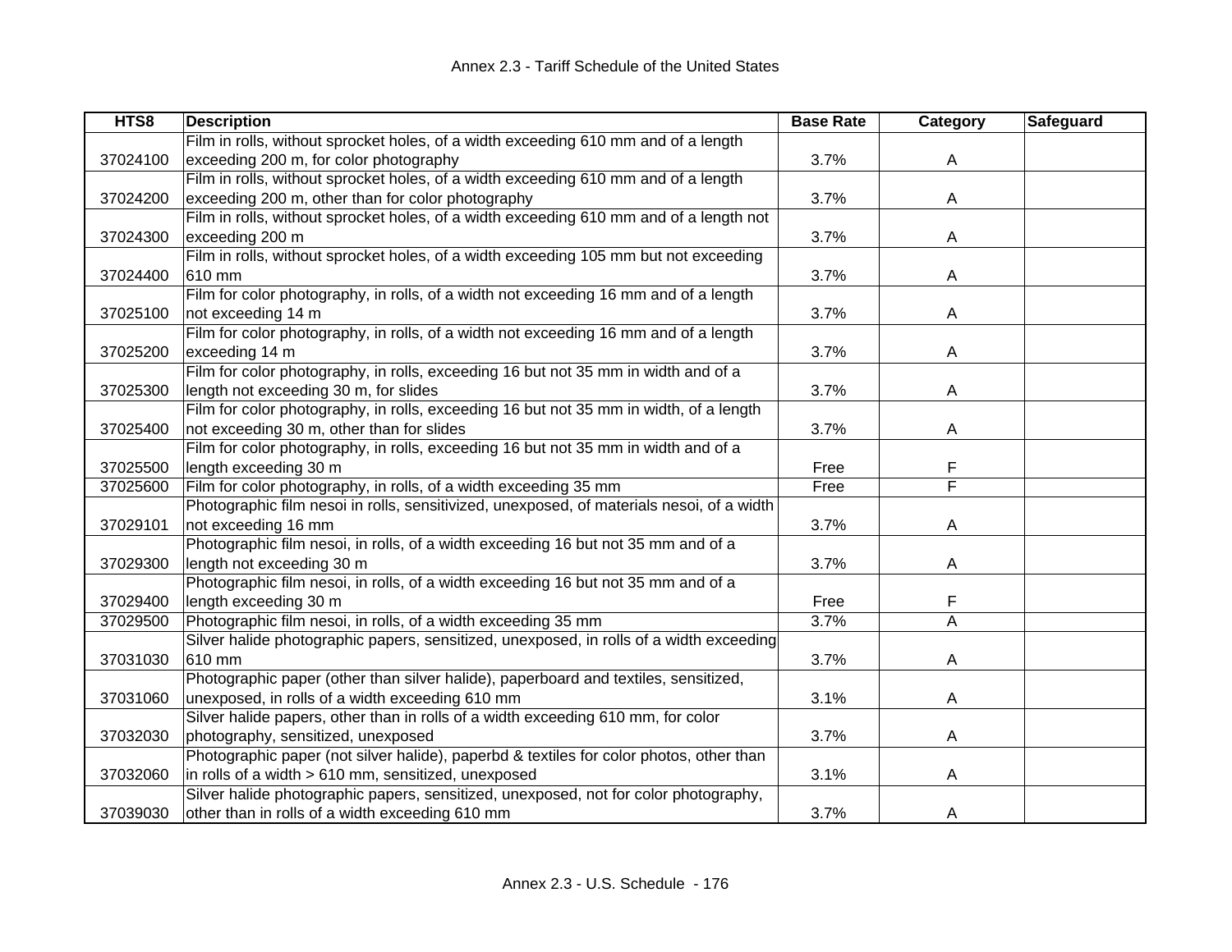| HTS8 | Description | Base Rate | Category | Safeguard |
|---|---|---|---|---|
| 37024100 | Film in rolls, without sprocket holes, of a width exceeding 610 mm and of a length exceeding 200 m, for color photography | 3.7% | A | |
| 37024200 | Film in rolls, without sprocket holes, of a width exceeding 610 mm and of a length exceeding 200 m, other than for color photography | 3.7% | A | |
| 37024300 | Film in rolls, without sprocket holes, of a width exceeding 610 mm and of a length not exceeding 200 m | 3.7% | A | |
| 37024400 | Film in rolls, without sprocket holes, of a width exceeding 105 mm but not exceeding 610 mm | 3.7% | A | |
| 37025100 | Film for color photography, in rolls, of a width not exceeding 16 mm and of a length not exceeding 14 m | 3.7% | A | |
| 37025200 | Film for color photography, in rolls, of a width not exceeding 16 mm and of a length exceeding 14 m | 3.7% | A | |
| 37025300 | Film for color photography, in rolls, exceeding 16 but not 35 mm in width and of a length not exceeding 30 m, for slides | 3.7% | A | |
| 37025400 | Film for color photography, in rolls, exceeding 16 but not 35 mm in width, of a length not exceeding 30 m, other than for slides | 3.7% | A | |
| 37025500 | Film for color photography, in rolls, exceeding 16 but not 35 mm in width and of a length exceeding 30 m | Free | F | |
| 37025600 | Film for color photography, in rolls, of a width exceeding 35 mm | Free | F | |
| 37029101 | Photographic film nesoi in rolls, sensitivized, unexposed, of materials nesoi, of a width not exceeding 16 mm | 3.7% | A | |
| 37029300 | Photographic film nesoi, in rolls, of a width exceeding 16 but not 35 mm and of a length not exceeding 30 m | 3.7% | A | |
| 37029400 | Photographic film nesoi, in rolls, of a width exceeding 16 but not 35 mm and of a length exceeding 30 m | Free | F | |
| 37029500 | Photographic film nesoi, in rolls, of a width exceeding 35 mm | 3.7% | A | |
| 37031030 | Silver halide photographic papers, sensitized, unexposed, in rolls of a width exceeding 610 mm | 3.7% | A | |
| 37031060 | Photographic paper (other than silver halide), paperboard and textiles, sensitized, unexposed, in rolls of a width exceeding 610 mm | 3.1% | A | |
| 37032030 | Silver halide papers, other than in rolls of a width exceeding 610 mm, for color photography, sensitized, unexposed | 3.7% | A | |
| 37032060 | Photographic paper (not silver halide), paperbd & textiles for color photos, other than in rolls of a width > 610 mm, sensitized, unexposed | 3.1% | A | |
| 37039030 | Silver halide photographic papers, sensitized, unexposed, not for color photography, other than in rolls of a width exceeding 610 mm | 3.7% | A | |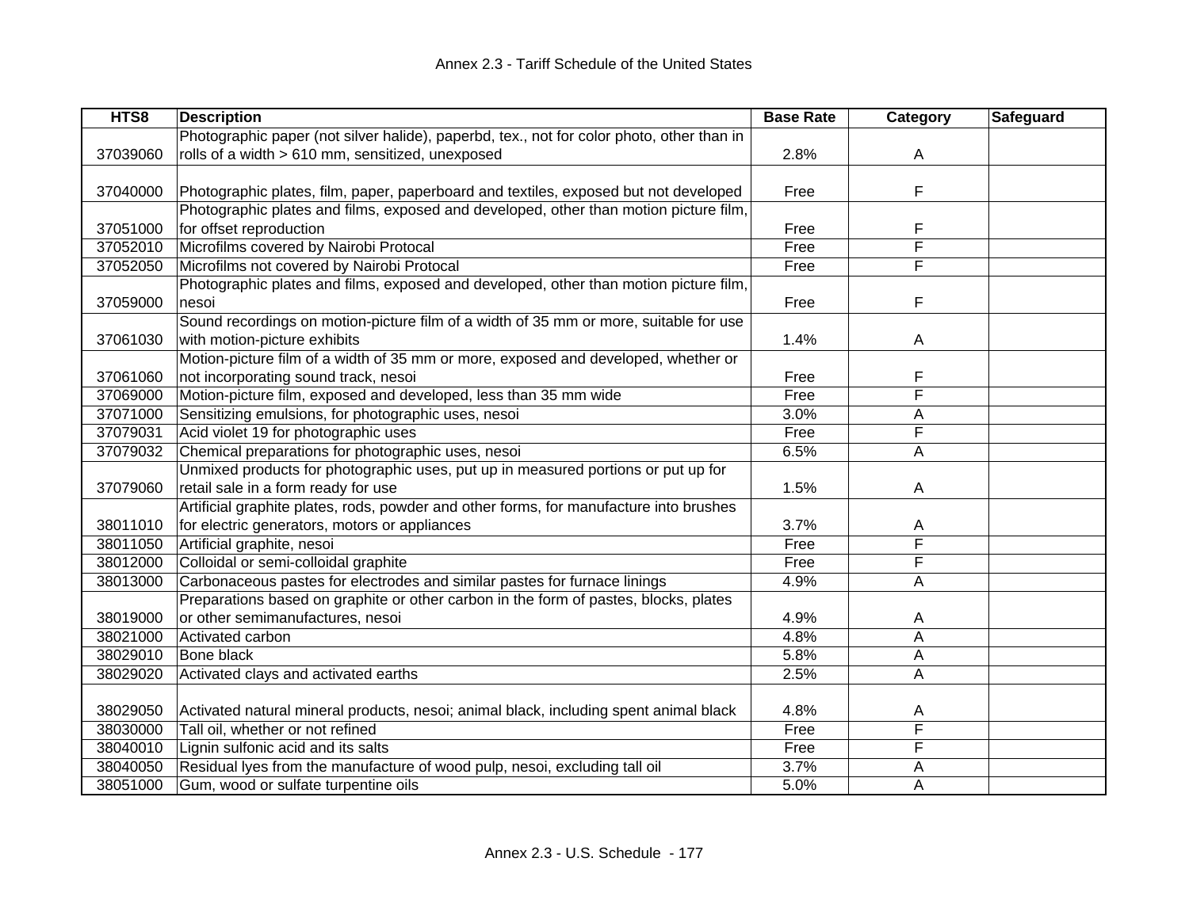| HTS8 | Description | Base Rate | Category | Safeguard |
|---|---|---|---|---|
| 37039060 | Photographic paper (not silver halide), paperbd, tex., not for color photo, other than in rolls of a width > 610 mm, sensitized, unexposed | 2.8% | A | |
| 37040000 | Photographic plates, film, paper, paperboard and textiles, exposed but not developed | Free | F | |
| 37051000 | Photographic plates and films, exposed and developed, other than motion picture film, for offset reproduction | Free | F | |
| 37052010 | Microfilms covered by Nairobi Protocal | Free | F | |
| 37052050 | Microfilms not covered by Nairobi Protocal | Free | F | |
| 37059000 | Photographic plates and films, exposed and developed, other than motion picture film, nesoi | Free | F | |
| 37061030 | Sound recordings on motion-picture film of a width of 35 mm or more, suitable for use with motion-picture exhibits | 1.4% | A | |
| 37061060 | Motion-picture film of a width of 35 mm or more, exposed and developed, whether or not incorporating sound track, nesoi | Free | F | |
| 37069000 | Motion-picture film, exposed and developed, less than 35 mm wide | Free | F | |
| 37071000 | Sensitizing emulsions, for photographic uses, nesoi | 3.0% | A | |
| 37079031 | Acid violet 19 for photographic uses | Free | F | |
| 37079032 | Chemical preparations for photographic uses, nesoi | 6.5% | A | |
| 37079060 | Unmixed products for photographic uses, put up in measured portions or put up for retail sale in a form ready for use | 1.5% | A | |
| 38011010 | Artificial graphite plates, rods, powder and other forms, for manufacture into brushes for electric generators, motors or appliances | 3.7% | A | |
| 38011050 | Artificial graphite, nesoi | Free | F | |
| 38012000 | Colloidal or semi-colloidal graphite | Free | F | |
| 38013000 | Carbonaceous pastes for electrodes and similar pastes for furnace linings | 4.9% | A | |
| 38019000 | Preparations based on graphite or other carbon in the form of pastes, blocks, plates or other semimanufactures, nesoi | 4.9% | A | |
| 38021000 | Activated carbon | 4.8% | A | |
| 38029010 | Bone black | 5.8% | A | |
| 38029020 | Activated clays and activated earths | 2.5% | A | |
| 38029050 | Activated natural mineral products, nesoi; animal black, including spent animal black | 4.8% | A | |
| 38030000 | Tall oil, whether or not refined | Free | F | |
| 38040010 | Lignin sulfonic acid and its salts | Free | F | |
| 38040050 | Residual lyes from the manufacture of wood pulp, nesoi, excluding tall oil | 3.7% | A | |
| 38051000 | Gum, wood or sulfate turpentine oils | 5.0% | A | |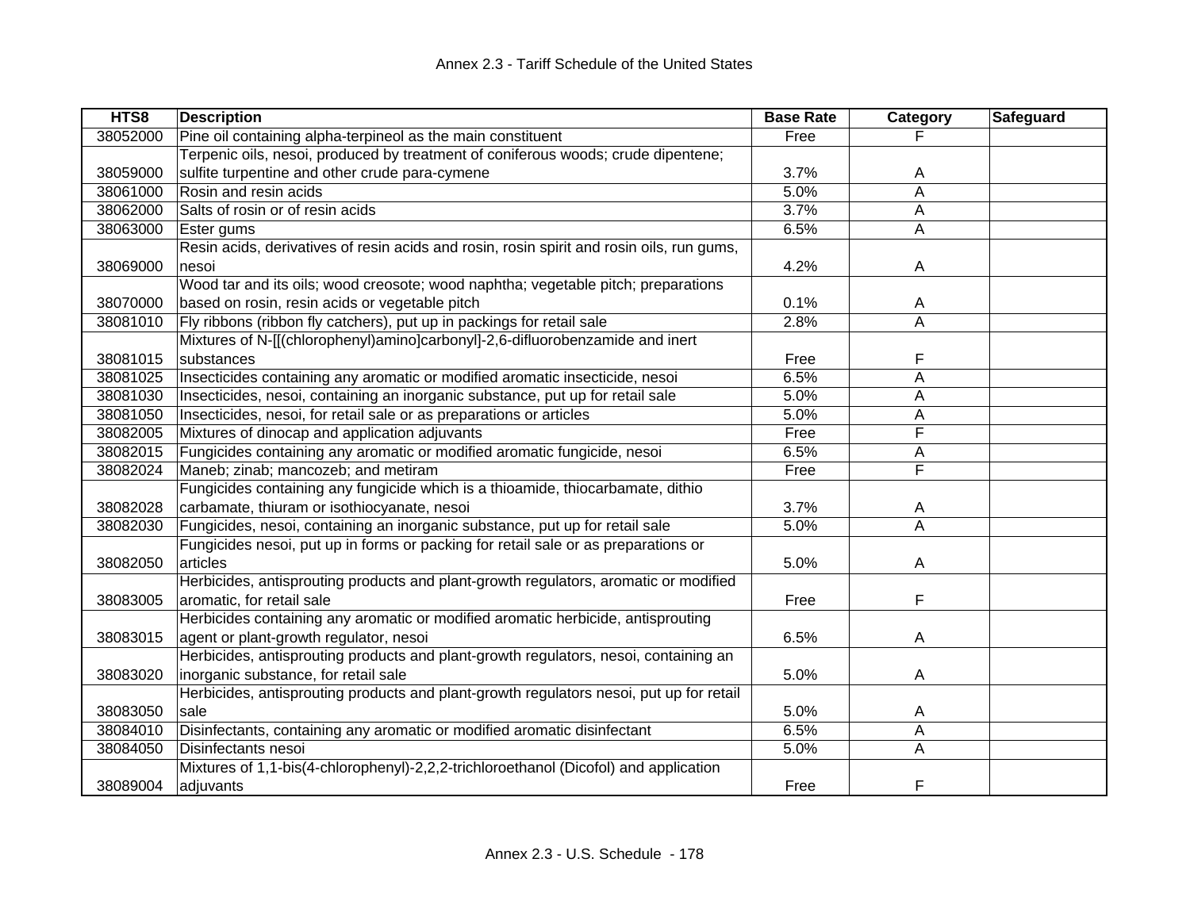| HTS8 | Description | Base Rate | Category | Safeguard |
|---|---|---|---|---|
| 38052000 | Pine oil containing alpha-terpineol as the main constituent | Free | F | |
| 38059000 | Terpenic oils, nesoi, produced by treatment of coniferous woods; crude dipentene; sulfite turpentine and other crude para-cymene | 3.7% | A | |
| 38061000 | Rosin and resin acids | 5.0% | A | |
| 38062000 | Salts of rosin or of resin acids | 3.7% | A | |
| 38063000 | Ester gums | 6.5% | A | |
| 38069000 | Resin acids, derivatives of resin acids and rosin, rosin spirit and rosin oils, run gums, nesoi | 4.2% | A | |
| 38070000 | Wood tar and its oils; wood creosote; wood naphtha; vegetable pitch; preparations based on rosin, resin acids or vegetable pitch | 0.1% | A | |
| 38081010 | Fly ribbons (ribbon fly catchers), put up in packings for retail sale | 2.8% | A | |
| 38081015 | Mixtures of N-[[(chlorophenyl)amino]carbonyl]-2,6-difluorobenzamide and inert substances | Free | F | |
| 38081025 | Insecticides containing any aromatic or modified aromatic insecticide, nesoi | 6.5% | A | |
| 38081030 | Insecticides, nesoi, containing an inorganic substance, put up for retail sale | 5.0% | A | |
| 38081050 | Insecticides, nesoi, for retail sale or as preparations or articles | 5.0% | A | |
| 38082005 | Mixtures of dinocap and application adjuvants | Free | F | |
| 38082015 | Fungicides containing any aromatic or modified aromatic fungicide, nesoi | 6.5% | A | |
| 38082024 | Maneb; zinab; mancozeb; and metiram | Free | F | |
| 38082028 | Fungicides containing any fungicide which is a thioamide, thiocarbamate, dithio carbamate, thiuram or isothiocyanate, nesoi | 3.7% | A | |
| 38082030 | Fungicides, nesoi, containing an inorganic substance, put up for retail sale | 5.0% | A | |
| 38082050 | Fungicides nesoi, put up in forms or packing for retail sale or as preparations or articles | 5.0% | A | |
| 38083005 | Herbicides, antisprouting products and plant-growth regulators, aromatic or modified aromatic, for retail sale | Free | F | |
| 38083015 | Herbicides containing any aromatic or modified aromatic herbicide, antisprouting agent or plant-growth regulator, nesoi | 6.5% | A | |
| 38083020 | Herbicides, antisprouting products and plant-growth regulators, nesoi, containing an inorganic substance, for retail sale | 5.0% | A | |
| 38083050 | Herbicides, antisprouting products and plant-growth regulators nesoi, put up for retail sale | 5.0% | A | |
| 38084010 | Disinfectants, containing any aromatic or modified aromatic disinfectant | 6.5% | A | |
| 38084050 | Disinfectants nesoi | 5.0% | A | |
| 38089004 | Mixtures of 1,1-bis(4-chlorophenyl)-2,2,2-trichloroethanol (Dicofol) and application adjuvants | Free | F | |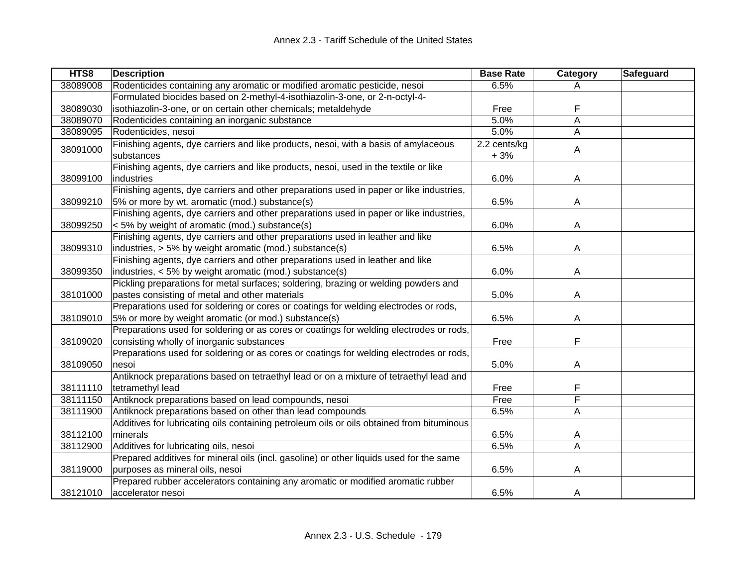| HTS8 | Description | Base Rate | Category | Safeguard |
|---|---|---|---|---|
| 38089008 | Rodenticides containing any aromatic or modified aromatic pesticide, nesoi | 6.5% | A | |
| 38089030 | Formulated biocides based on 2-methyl-4-isothiazolin-3-one, or 2-n-octyl-4-isothiazolin-3-one, or on certain other chemicals; metaldehyde | Free | F | |
| 38089070 | Rodenticides containing an inorganic substance | 5.0% | A | |
| 38089095 | Rodenticides, nesoi | 5.0% | A | |
| 38091000 | Finishing agents, dye carriers and like products, nesoi, with a basis of amylaceous substances | 2.2 cents/kg + 3% | A | |
| 38099100 | Finishing agents, dye carriers and like products, nesoi, used in the textile or like industries | 6.0% | A | |
| 38099210 | Finishing agents, dye carriers and other preparations used in paper or like industries, 5% or more by wt. aromatic (mod.) substance(s) | 6.5% | A | |
| 38099250 | Finishing agents, dye carriers and other preparations used in paper or like industries, < 5% by weight of aromatic (mod.) substance(s) | 6.0% | A | |
| 38099310 | Finishing agents, dye carriers and other preparations used in leather and like industries, > 5% by weight aromatic (mod.) substance(s) | 6.5% | A | |
| 38099350 | Finishing agents, dye carriers and other preparations used in leather and like industries, < 5% by weight aromatic (mod.) substance(s) | 6.0% | A | |
| 38101000 | Pickling preparations for metal surfaces; soldering, brazing or welding powders and pastes consisting of metal and other materials | 5.0% | A | |
| 38109010 | Preparations used for soldering or cores or coatings for welding electrodes or rods, 5% or more by weight aromatic (or mod.) substance(s) | 6.5% | A | |
| 38109020 | Preparations used for soldering or as cores or coatings for welding electrodes or rods, consisting wholly of inorganic substances | Free | F | |
| 38109050 | Preparations used for soldering or as cores or coatings for welding electrodes or rods, nesoi | 5.0% | A | |
| 38111110 | Antiknock preparations based on tetraethyl lead or on a mixture of tetraethyl lead and tetramethyl lead | Free | F | |
| 38111150 | Antiknock preparations based on lead compounds, nesoi | Free | F | |
| 38111900 | Antiknock preparations based on other than lead compounds | 6.5% | A | |
| 38112100 | Additives for lubricating oils containing petroleum oils or oils obtained from bituminous minerals | 6.5% | A | |
| 38112900 | Additives for lubricating oils, nesoi | 6.5% | A | |
| 38119000 | Prepared additives for mineral oils (incl. gasoline) or other liquids used for the same purposes as mineral oils, nesoi | 6.5% | A | |
| 38121010 | Prepared rubber accelerators containing any aromatic or modified aromatic rubber accelerator nesoi | 6.5% | A | |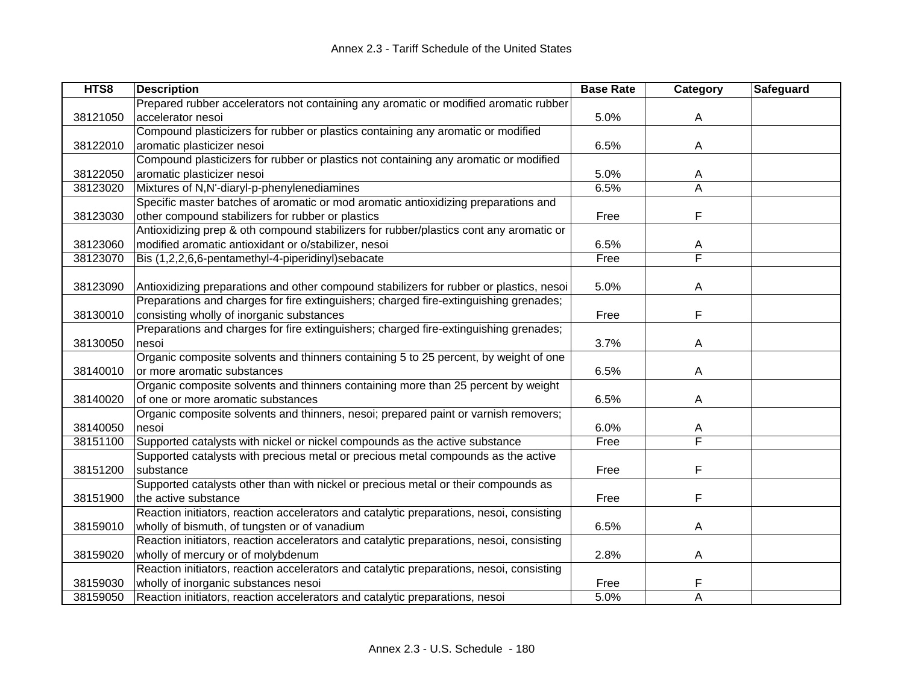| HTS8 | Description | Base Rate | Category | Safeguard |
|---|---|---|---|---|
| 38121050 | Prepared rubber accelerators not containing any aromatic or modified aromatic rubber accelerator nesoi | 5.0% | A | |
| 38122010 | Compound plasticizers for rubber or plastics containing any aromatic or modified aromatic plasticizer nesoi | 6.5% | A | |
| 38122050 | Compound plasticizers for rubber or plastics not containing any aromatic or modified aromatic plasticizer nesoi | 5.0% | A | |
| 38123020 | Mixtures of N,N'-diaryl-p-phenylenediamines | 6.5% | A | |
| 38123030 | Specific master batches of aromatic or mod aromatic antioxidizing preparations and other compound stabilizers for rubber or plastics | Free | F | |
| 38123060 | Antioxidizing prep & oth compound stabilizers for rubber/plastics cont any aromatic or modified aromatic antioxidant or o/stabilizer, nesoi | 6.5% | A | |
| 38123070 | Bis (1,2,2,6,6-pentamethyl-4-piperidinyl)sebacate | Free | F | |
| 38123090 | Antioxidizing preparations and other compound stabilizers for rubber or plastics, nesoi | 5.0% | A | |
| 38130010 | Preparations and charges for fire extinguishers; charged fire-extinguishing grenades; consisting wholly of inorganic substances | Free | F | |
| 38130050 | Preparations and charges for fire extinguishers; charged fire-extinguishing grenades; nesoi | 3.7% | A | |
| 38140010 | Organic composite solvents and thinners containing 5 to 25 percent, by weight of one or more aromatic substances | 6.5% | A | |
| 38140020 | Organic composite solvents and thinners containing more than 25 percent by weight of one or more aromatic substances | 6.5% | A | |
| 38140050 | Organic composite solvents and thinners, nesoi; prepared paint or varnish removers; nesoi | 6.0% | A | |
| 38151100 | Supported catalysts with nickel or nickel compounds as the active substance | Free | F | |
| 38151200 | Supported catalysts with precious metal or precious metal compounds as the active substance | Free | F | |
| 38151900 | Supported catalysts other than with nickel or precious metal or their compounds as the active substance | Free | F | |
| 38159010 | Reaction initiators, reaction accelerators and catalytic preparations, nesoi, consisting wholly of bismuth, of tungsten or of vanadium | 6.5% | A | |
| 38159020 | Reaction initiators, reaction accelerators and catalytic preparations, nesoi, consisting wholly of mercury or of molybdenum | 2.8% | A | |
| 38159030 | Reaction initiators, reaction accelerators and catalytic preparations, nesoi, consisting wholly of inorganic substances nesoi | Free | F | |
| 38159050 | Reaction initiators, reaction accelerators and catalytic preparations, nesoi | 5.0% | A | |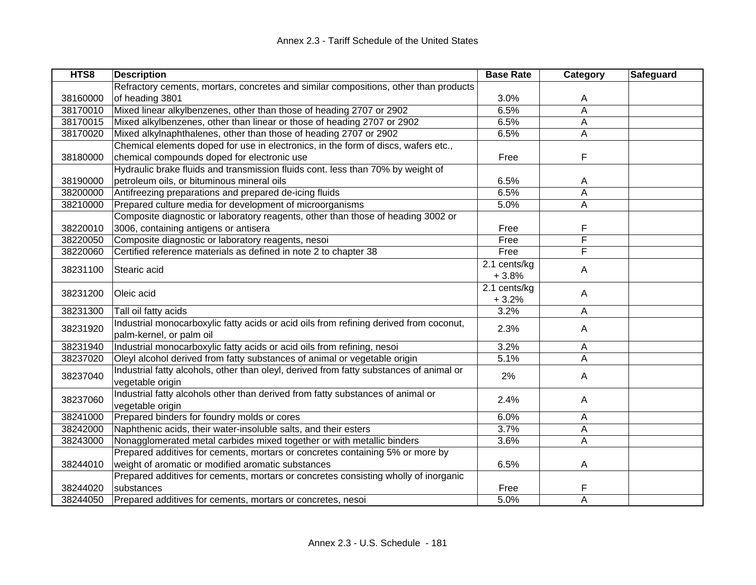| HTS8 | Description | Base Rate | Category | Safeguard |
|---|---|---|---|---|
| 38160000 | Refractory cements, mortars, concretes and similar compositions, other than products of heading 3801 | 3.0% | A | |
| 38170010 | Mixed linear alkylbenzenes, other than those of heading 2707 or 2902 | 6.5% | A | |
| 38170015 | Mixed alkylbenzenes, other than linear or those of heading 2707 or 2902 | 6.5% | A | |
| 38170020 | Mixed alkylnaphthalenes, other than those of heading 2707 or 2902 | 6.5% | A | |
| 38180000 | Chemical elements doped for use in electronics, in the form of discs, wafers etc., chemical compounds doped for electronic use | Free | F | |
| 38190000 | Hydraulic brake fluids and transmission fluids cont. less than 70% by weight of petroleum oils, or bituminous mineral oils | 6.5% | A | |
| 38200000 | Antifreezing preparations and prepared de-icing fluids | 6.5% | A | |
| 38210000 | Prepared culture media for development of microorganisms | 5.0% | A | |
| 38220010 | Composite diagnostic or laboratory reagents, other than those of heading 3002 or 3006, containing antigens or antisera | Free | F | |
| 38220050 | Composite diagnostic or laboratory reagents, nesoi | Free | F | |
| 38220060 | Certified reference materials as defined in note 2 to chapter 38 | Free | F | |
| 38231100 | Stearic acid | 2.1 cents/kg + 3.8% | A | |
| 38231200 | Oleic acid | 2.1 cents/kg + 3.2% | A | |
| 38231300 | Tall oil fatty acids | 3.2% | A | |
| 38231920 | Industrial monocarboxylic fatty acids or acid oils from refining derived from coconut, palm-kernel, or palm oil | 2.3% | A | |
| 38231940 | Industrial monocarboxylic fatty acids or acid oils from refining, nesoi | 3.2% | A | |
| 38237020 | Oleyl alcohol derived from fatty substances of animal or vegetable origin | 5.1% | A | |
| 38237040 | Industrial fatty alcohols, other than oleyl, derived from fatty substances of animal or vegetable origin | 2% | A | |
| 38237060 | Industrial fatty alcohols other than derived from fatty substances of animal or vegetable origin | 2.4% | A | |
| 38241000 | Prepared binders for foundry molds or cores | 6.0% | A | |
| 38242000 | Naphthenic acids, their water-insoluble salts, and their esters | 3.7% | A | |
| 38243000 | Nonagglomerated metal carbides mixed together or with metallic binders | 3.6% | A | |
| 38244010 | Prepared additives for cements, mortars or concretes containing 5% or more by weight of aromatic or modified aromatic substances | 6.5% | A | |
| 38244020 | Prepared additives for cements, mortars or concretes consisting wholly of inorganic substances | Free | F | |
| 38244050 | Prepared additives for cements, mortars or concretes, nesoi | 5.0% | A | |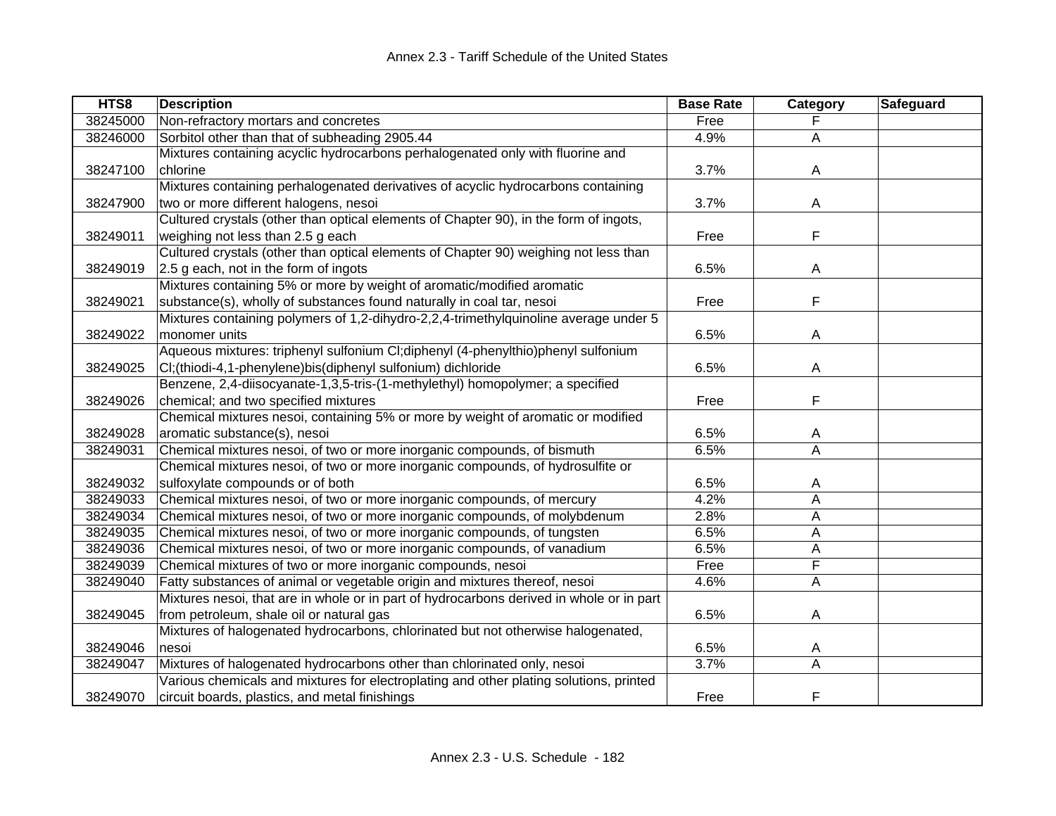| HTS8 | Description | Base Rate | Category | Safeguard |
|---|---|---|---|---|
| 38245000 | Non-refractory mortars and concretes | Free | F | |
| 38246000 | Sorbitol other than that of subheading 2905.44 | 4.9% | A | |
| 38247100 | Mixtures containing acyclic hydrocarbons perhalogenated only with fluorine and chlorine | 3.7% | A | |
| 38247900 | Mixtures containing perhalogenated derivatives of acyclic hydrocarbons containing two or more different halogens, nesoi | 3.7% | A | |
| 38249011 | Cultured crystals (other than optical elements of Chapter 90), in the form of ingots, weighing not less than 2.5 g each | Free | F | |
| 38249019 | Cultured crystals (other than optical elements of Chapter 90) weighing not less than 2.5 g each, not in the form of ingots | 6.5% | A | |
| 38249021 | Mixtures containing 5% or more by weight of aromatic/modified aromatic substance(s), wholly of substances found naturally in coal tar, nesoi | Free | F | |
| 38249022 | Mixtures containing polymers of 1,2-dihydro-2,2,4-trimethylquinoline average under 5 monomer units | 6.5% | A | |
| 38249025 | Aqueous mixtures: triphenyl sulfonium Cl;diphenyl (4-phenylthio)phenyl sulfonium Cl;(thiodi-4,1-phenylene)bis(diphenyl sulfonium) dichloride | 6.5% | A | |
| 38249026 | Benzene, 2,4-diisocyanate-1,3,5-tris-(1-methylethyl) homopolymer; a specified chemical; and two specified mixtures | Free | F | |
| 38249028 | Chemical mixtures nesoi, containing 5% or more by weight of aromatic or modified aromatic substance(s), nesoi | 6.5% | A | |
| 38249031 | Chemical mixtures nesoi, of two or more inorganic compounds, of bismuth | 6.5% | A | |
| 38249032 | Chemical mixtures nesoi, of two or more inorganic compounds, of hydrosulfite or sulfoxylate compounds or of both | 6.5% | A | |
| 38249033 | Chemical mixtures nesoi, of two or more inorganic compounds, of mercury | 4.2% | A | |
| 38249034 | Chemical mixtures nesoi, of two or more inorganic compounds, of molybdenum | 2.8% | A | |
| 38249035 | Chemical mixtures nesoi, of two or more inorganic compounds, of tungsten | 6.5% | A | |
| 38249036 | Chemical mixtures nesoi, of two or more inorganic compounds, of vanadium | 6.5% | A | |
| 38249039 | Chemical mixtures of two or more inorganic compounds, nesoi | Free | F | |
| 38249040 | Fatty substances of animal or vegetable origin and mixtures thereof, nesoi | 4.6% | A | |
| 38249045 | Mixtures nesoi, that are in whole or in part of hydrocarbons derived in whole or in part from petroleum, shale oil or natural gas | 6.5% | A | |
| 38249046 | Mixtures of halogenated hydrocarbons, chlorinated but not otherwise halogenated, nesoi | 6.5% | A | |
| 38249047 | Mixtures of halogenated hydrocarbons other than chlorinated only, nesoi | 3.7% | A | |
| 38249070 | Various chemicals and mixtures for electroplating and other plating solutions, printed circuit boards, plastics, and metal finishings | Free | F | |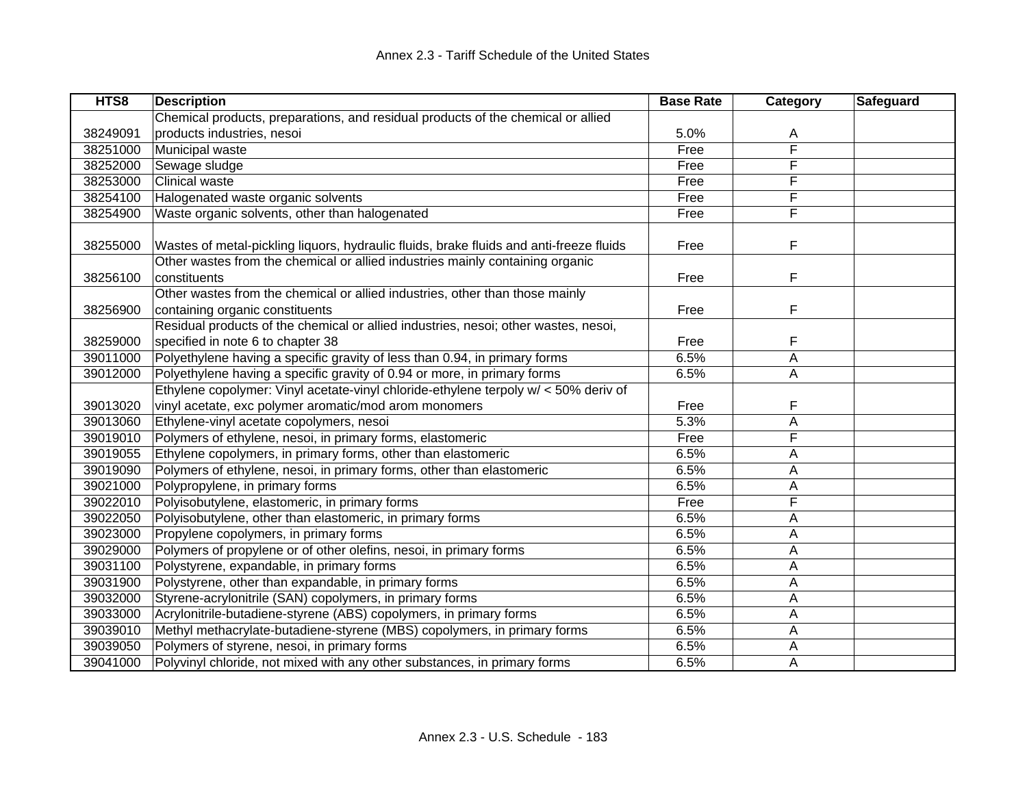| HTS8 | Description | Base Rate | Category | Safeguard |
|---|---|---|---|---|
| 38249091 | Chemical products, preparations, and residual products of the chemical or allied products industries, nesoi | 5.0% | A | |
| 38251000 | Municipal waste | Free | F | |
| 38252000 | Sewage sludge | Free | F | |
| 38253000 | Clinical waste | Free | F | |
| 38254100 | Halogenated waste organic solvents | Free | F | |
| 38254900 | Waste organic solvents, other than halogenated | Free | F | |
| 38255000 | Wastes of metal-pickling liquors, hydraulic fluids, brake fluids and anti-freeze fluids | Free | F | |
| 38256100 | Other wastes from the chemical or allied industries mainly containing organic constituents | Free | F | |
| 38256900 | Other wastes from the chemical or allied industries, other than those mainly containing organic constituents | Free | F | |
| 38259000 | Residual products of the chemical or allied industries, nesoi; other wastes, nesoi, specified in note 6 to chapter 38 | Free | F | |
| 39011000 | Polyethylene having a specific gravity of less than 0.94, in primary forms | 6.5% | A | |
| 39012000 | Polyethylene having a specific gravity of 0.94 or more, in primary forms | 6.5% | A | |
| 39013020 | Ethylene copolymer: Vinyl acetate-vinyl chloride-ethylene terpoly w/ < 50% deriv of vinyl acetate, exc polymer aromatic/mod arom monomers | Free | F | |
| 39013060 | Ethylene-vinyl acetate copolymers, nesoi | 5.3% | A | |
| 39019010 | Polymers of ethylene, nesoi, in primary forms, elastomeric | Free | F | |
| 39019055 | Ethylene copolymers, in primary forms, other than elastomeric | 6.5% | A | |
| 39019090 | Polymers of ethylene, nesoi, in primary forms, other than elastomeric | 6.5% | A | |
| 39021000 | Polypropylene, in primary forms | 6.5% | A | |
| 39022010 | Polyisobutylene, elastomeric, in primary forms | Free | F | |
| 39022050 | Polyisobutylene, other than elastomeric, in primary forms | 6.5% | A | |
| 39023000 | Propylene copolymers, in primary forms | 6.5% | A | |
| 39029000 | Polymers of propylene or of other olefins, nesoi, in primary forms | 6.5% | A | |
| 39031100 | Polystyrene, expandable, in primary forms | 6.5% | A | |
| 39031900 | Polystyrene, other than expandable, in primary forms | 6.5% | A | |
| 39032000 | Styrene-acrylonitrile (SAN) copolymers, in primary forms | 6.5% | A | |
| 39033000 | Acrylonitrile-butadiene-styrene (ABS) copolymers, in primary forms | 6.5% | A | |
| 39039010 | Methyl methacrylate-butadiene-styrene (MBS) copolymers, in primary forms | 6.5% | A | |
| 39039050 | Polymers of styrene, nesoi, in primary forms | 6.5% | A | |
| 39041000 | Polyvinyl chloride, not mixed with any other substances, in primary forms | 6.5% | A | |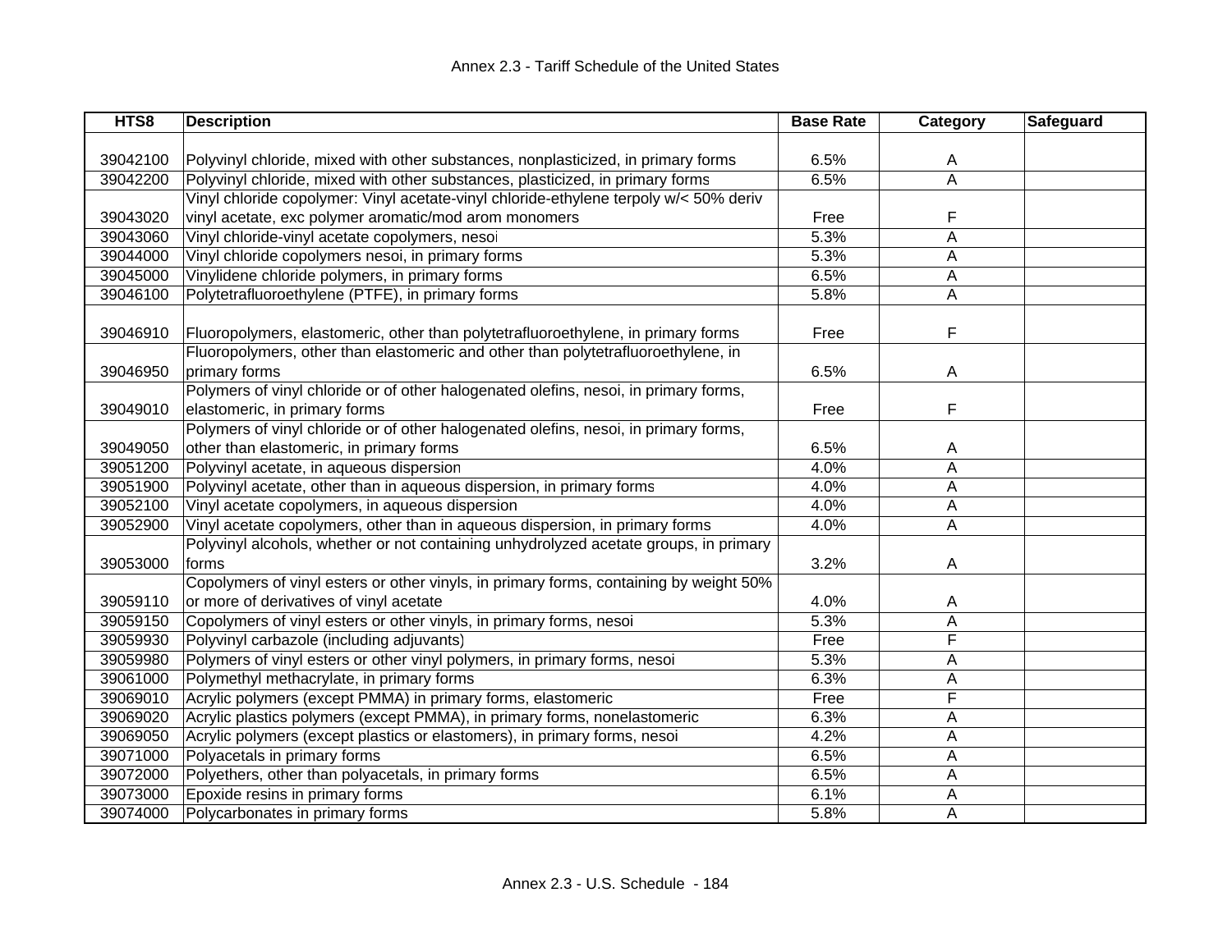| HTS8 | Description | Base Rate | Category | Safeguard |
|---|---|---|---|---|
| 39042100 | Polyvinyl chloride, mixed with other substances, nonplasticized, in primary forms | 6.5% | A | |
| 39042200 | Polyvinyl chloride, mixed with other substances, plasticized, in primary forms | 6.5% | A | |
| 39043020 | Vinyl chloride copolymer: Vinyl acetate-vinyl chloride-ethylene terpoly w/< 50% deriv vinyl acetate, exc polymer aromatic/mod arom monomers | Free | F | |
| 39043060 | Vinyl chloride-vinyl acetate copolymers, nesoi | 5.3% | A | |
| 39044000 | Vinyl chloride copolymers nesoi, in primary forms | 5.3% | A | |
| 39045000 | Vinylidene chloride polymers, in primary forms | 6.5% | A | |
| 39046100 | Polytetrafluoroethylene (PTFE), in primary forms | 5.8% | A | |
| 39046910 | Fluoropolymers, elastomeric, other than polytetrafluoroethylene, in primary forms | Free | F | |
| 39046950 | Fluoropolymers, other than elastomeric and other than polytetrafluoroethylene, in primary forms | 6.5% | A | |
| 39049010 | Polymers of vinyl chloride or of other halogenated olefins, nesoi, in primary forms, elastomeric, in primary forms | Free | F | |
| 39049050 | Polymers of vinyl chloride or of other halogenated olefins, nesoi, in primary forms, other than elastomeric, in primary forms | 6.5% | A | |
| 39051200 | Polyvinyl acetate, in aqueous dispersion | 4.0% | A | |
| 39051900 | Polyvinyl acetate, other than in aqueous dispersion, in primary forms | 4.0% | A | |
| 39052100 | Vinyl acetate copolymers, in aqueous dispersion | 4.0% | A | |
| 39052900 | Vinyl acetate copolymers, other than in aqueous dispersion, in primary forms | 4.0% | A | |
| 39053000 | Polyvinyl alcohols, whether or not containing unhydrolyzed acetate groups, in primary forms | 3.2% | A | |
| 39059110 | Copolymers of vinyl esters or other vinyls, in primary forms, containing by weight 50% or more of derivatives of vinyl acetate | 4.0% | A | |
| 39059150 | Copolymers of vinyl esters or other vinyls, in primary forms, nesoi | 5.3% | A | |
| 39059930 | Polyvinyl carbazole (including adjuvants) | Free | F | |
| 39059980 | Polymers of vinyl esters or other vinyl polymers, in primary forms, nesoi | 5.3% | A | |
| 39061000 | Polymethyl methacrylate, in primary forms | 6.3% | A | |
| 39069010 | Acrylic polymers (except PMMA) in primary forms, elastomeric | Free | F | |
| 39069020 | Acrylic plastics polymers (except PMMA), in primary forms, nonelastomeric | 6.3% | A | |
| 39069050 | Acrylic polymers (except plastics or elastomers), in primary forms, nesoi | 4.2% | A | |
| 39071000 | Polyacetals in primary forms | 6.5% | A | |
| 39072000 | Polyethers, other than polyacetals, in primary forms | 6.5% | A | |
| 39073000 | Epoxide resins in primary forms | 6.1% | A | |
| 39074000 | Polycarbonates in primary forms | 5.8% | A | |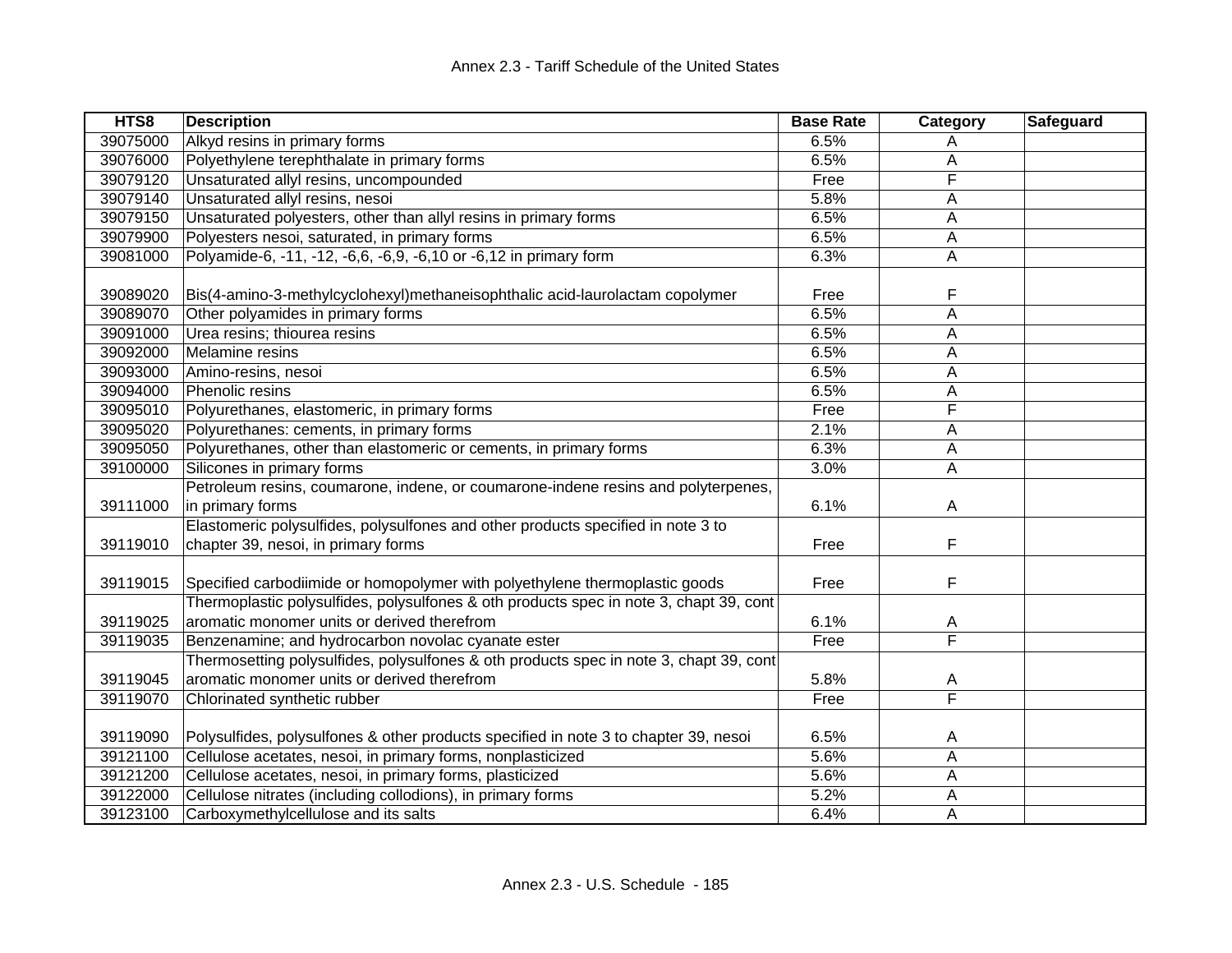| HTS8 | Description | Base Rate | Category | Safeguard |
|---|---|---|---|---|
| 39075000 | Alkyd resins in primary forms | 6.5% | A | |
| 39076000 | Polyethylene terephthalate in primary forms | 6.5% | A | |
| 39079120 | Unsaturated allyl resins, uncompounded | Free | F | |
| 39079140 | Unsaturated allyl resins, nesoi | 5.8% | A | |
| 39079150 | Unsaturated polyesters, other than allyl resins in primary forms | 6.5% | A | |
| 39079900 | Polyesters nesoi, saturated, in primary forms | 6.5% | A | |
| 39081000 | Polyamide-6, -11, -12, -6,6, -6,9, -6,10 or -6,12 in primary form | 6.3% | A | |
| 39089020 | Bis(4-amino-3-methylcyclohexyl)methaneisophthalic acid-laurolactam copolymer | Free | F | |
| 39089070 | Other polyamides in primary forms | 6.5% | A | |
| 39091000 | Urea resins; thiourea resins | 6.5% | A | |
| 39092000 | Melamine resins | 6.5% | A | |
| 39093000 | Amino-resins, nesoi | 6.5% | A | |
| 39094000 | Phenolic resins | 6.5% | A | |
| 39095010 | Polyurethanes, elastomeric, in primary forms | Free | F | |
| 39095020 | Polyurethanes: cements, in primary forms | 2.1% | A | |
| 39095050 | Polyurethanes, other than elastomeric or cements, in primary forms | 6.3% | A | |
| 39100000 | Silicones in primary forms | 3.0% | A | |
| 39111000 | Petroleum resins, coumarone, indene, or coumarone-indene resins and polyterpenes, in primary forms | 6.1% | A | |
| 39119010 | Elastomeric polysulfides, polysulfones and other products specified in note 3 to chapter 39, nesoi, in primary forms | Free | F | |
| 39119015 | Specified carbodiimide or homopolymer with polyethylene thermoplastic goods | Free | F | |
| 39119025 | Thermoplastic polysulfides, polysulfones & oth products spec in note 3, chapt 39, cont aromatic monomer units or derived therefrom | 6.1% | A | |
| 39119035 | Benzenamine; and hydrocarbon novolac cyanate ester | Free | F | |
| 39119045 | Thermosetting polysulfides, polysulfones & oth products spec in note 3, chapt 39, cont aromatic monomer units or derived therefrom | 5.8% | A | |
| 39119070 | Chlorinated synthetic rubber | Free | F | |
| 39119090 | Polysulfides, polysulfones & other products specified in note 3 to chapter 39, nesoi | 6.5% | A | |
| 39121100 | Cellulose acetates, nesoi, in primary forms, nonplasticized | 5.6% | A | |
| 39121200 | Cellulose acetates, nesoi, in primary forms, plasticized | 5.6% | A | |
| 39122000 | Cellulose nitrates (including collodions), in primary forms | 5.2% | A | |
| 39123100 | Carboxymethylcellulose and its salts | 6.4% | A | |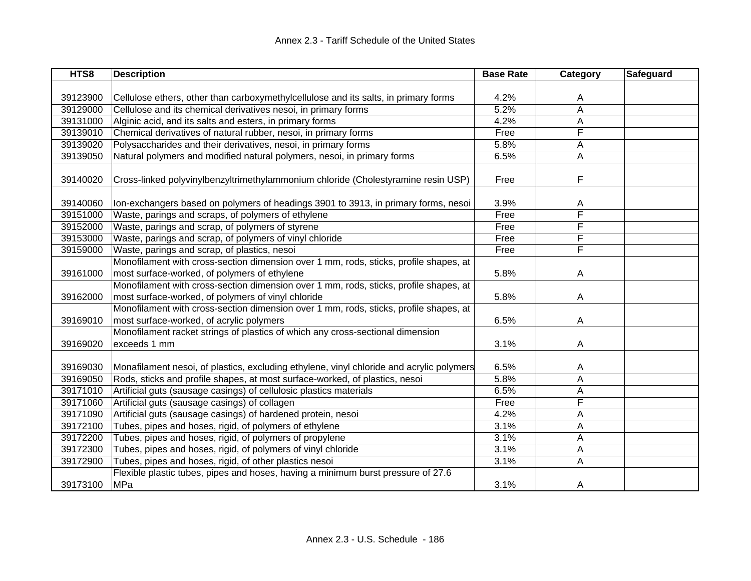| HTS8 | Description | Base Rate | Category | Safeguard |
|---|---|---|---|---|
| 39123900 | Cellulose ethers, other than carboxymethylcellulose and its salts, in primary forms | 4.2% | A | |
| 39129000 | Cellulose and its chemical derivatives nesoi, in primary forms | 5.2% | A | |
| 39131000 | Alginic acid, and its salts and esters, in primary forms | 4.2% | A | |
| 39139010 | Chemical derivatives of natural rubber, nesoi, in primary forms | Free | F | |
| 39139020 | Polysaccharides and their derivatives, nesoi, in primary forms | 5.8% | A | |
| 39139050 | Natural polymers and modified natural polymers, nesoi, in primary forms | 6.5% | A | |
| 39140020 | Cross-linked polyvinylbenzyltrimethylammonium chloride (Cholestyramine resin USP) | Free | F | |
| 39140060 | Ion-exchangers based on polymers of headings 3901 to 3913, in primary forms, nesoi | 3.9% | A | |
| 39151000 | Waste, parings and scraps, of polymers of ethylene | Free | F | |
| 39152000 | Waste, parings and scrap, of polymers of styrene | Free | F | |
| 39153000 | Waste, parings and scrap, of polymers of vinyl chloride | Free | F | |
| 39159000 | Waste, parings and scrap, of plastics, nesoi | Free | F | |
| 39161000 | Monofilament with cross-section dimension over 1 mm, rods, sticks, profile shapes, at most surface-worked, of polymers of ethylene | 5.8% | A | |
| 39162000 | Monofilament with cross-section dimension over 1 mm, rods, sticks, profile shapes, at most surface-worked, of polymers of vinyl chloride | 5.8% | A | |
| 39169010 | Monofilament with cross-section dimension over 1 mm, rods, sticks, profile shapes, at most surface-worked, of acrylic polymers | 6.5% | A | |
| 39169020 | Monofilament racket strings of plastics of which any cross-sectional dimension exceeds 1 mm | 3.1% | A | |
| 39169030 | Monafilament nesoi, of plastics, excluding ethylene, vinyl chloride and acrylic polymers | 6.5% | A | |
| 39169050 | Rods, sticks and profile shapes, at most surface-worked, of plastics, nesoi | 5.8% | A | |
| 39171010 | Artificial guts (sausage casings) of cellulosic plastics materials | 6.5% | A | |
| 39171060 | Artificial guts (sausage casings) of collagen | Free | F | |
| 39171090 | Artificial guts (sausage casings) of hardened protein, nesoi | 4.2% | A | |
| 39172100 | Tubes, pipes and hoses, rigid, of polymers of ethylene | 3.1% | A | |
| 39172200 | Tubes, pipes and hoses, rigid, of polymers of propylene | 3.1% | A | |
| 39172300 | Tubes, pipes and hoses, rigid, of polymers of vinyl chloride | 3.1% | A | |
| 39172900 | Tubes, pipes and hoses, rigid, of other plastics nesoi | 3.1% | A | |
| 39173100 | Flexible plastic tubes, pipes and hoses, having a minimum burst pressure of 27.6 MPa | 3.1% | A | |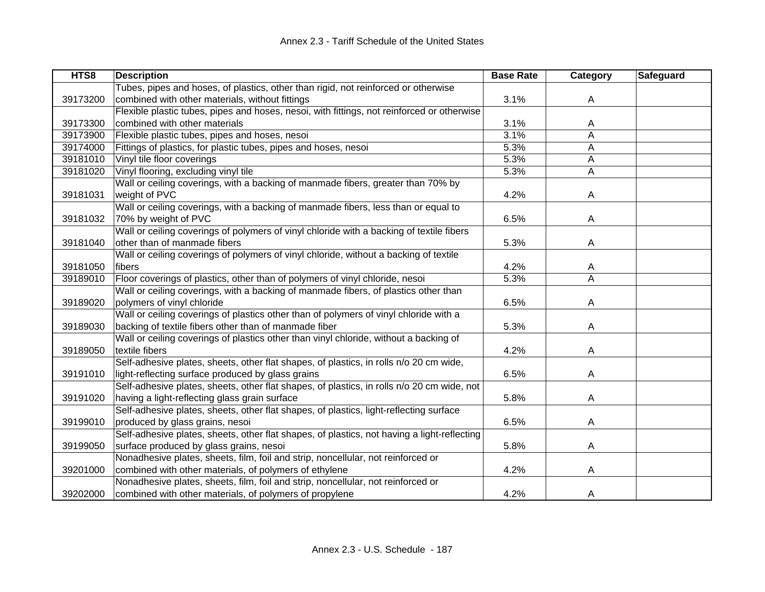| HTS8 | Description | Base Rate | Category | Safeguard |
|---|---|---|---|---|
| 39173200 | Tubes, pipes and hoses, of plastics, other than rigid, not reinforced or otherwise combined with other materials, without fittings | 3.1% | A | |
| 39173300 | Flexible plastic tubes, pipes and hoses, nesoi, with fittings, not reinforced or otherwise combined with other materials | 3.1% | A | |
| 39173900 | Flexible plastic tubes, pipes and hoses, nesoi | 3.1% | A | |
| 39174000 | Fittings of plastics, for plastic tubes, pipes and hoses, nesoi | 5.3% | A | |
| 39181010 | Vinyl tile floor coverings | 5.3% | A | |
| 39181020 | Vinyl flooring, excluding vinyl tile | 5.3% | A | |
| 39181031 | Wall or ceiling coverings, with a backing of manmade fibers, greater than 70% by weight of PVC | 4.2% | A | |
| 39181032 | Wall or ceiling coverings, with a backing of manmade fibers, less than or equal to 70% by weight of PVC | 6.5% | A | |
| 39181040 | Wall or ceiling coverings of polymers of vinyl chloride with a backing of textile fibers other than of manmade fibers | 5.3% | A | |
| 39181050 | Wall or ceiling coverings of polymers of vinyl chloride, without a backing of textile fibers | 4.2% | A | |
| 39189010 | Floor coverings of plastics, other than of polymers of vinyl chloride, nesoi | 5.3% | A | |
| 39189020 | Wall or ceiling coverings, with a backing of manmade fibers, of plastics other than polymers of vinyl chloride | 6.5% | A | |
| 39189030 | Wall or ceiling coverings of plastics other than of polymers of vinyl chloride with a backing of textile fibers other than of manmade fiber | 5.3% | A | |
| 39189050 | Wall or ceiling coverings of plastics other than vinyl chloride, without a backing of textile fibers | 4.2% | A | |
| 39191010 | Self-adhesive plates, sheets, other flat shapes, of plastics, in rolls n/o 20 cm wide, light-reflecting surface produced by glass grains | 6.5% | A | |
| 39191020 | Self-adhesive plates, sheets, other flat shapes, of plastics, in rolls n/o 20 cm wide, not having a light-reflecting glass grain surface | 5.8% | A | |
| 39199010 | Self-adhesive plates, sheets, other flat shapes, of plastics, light-reflecting surface produced by glass grains, nesoi | 6.5% | A | |
| 39199050 | Self-adhesive plates, sheets, other flat shapes, of plastics, not having a light-reflecting surface produced by glass grains, nesoi | 5.8% | A | |
| 39201000 | Nonadhesive plates, sheets, film, foil and strip, noncellular, not reinforced or combined with other materials, of polymers of ethylene | 4.2% | A | |
| 39202000 | Nonadhesive plates, sheets, film, foil and strip, noncellular, not reinforced or combined with other materials, of polymers of propylene | 4.2% | A | |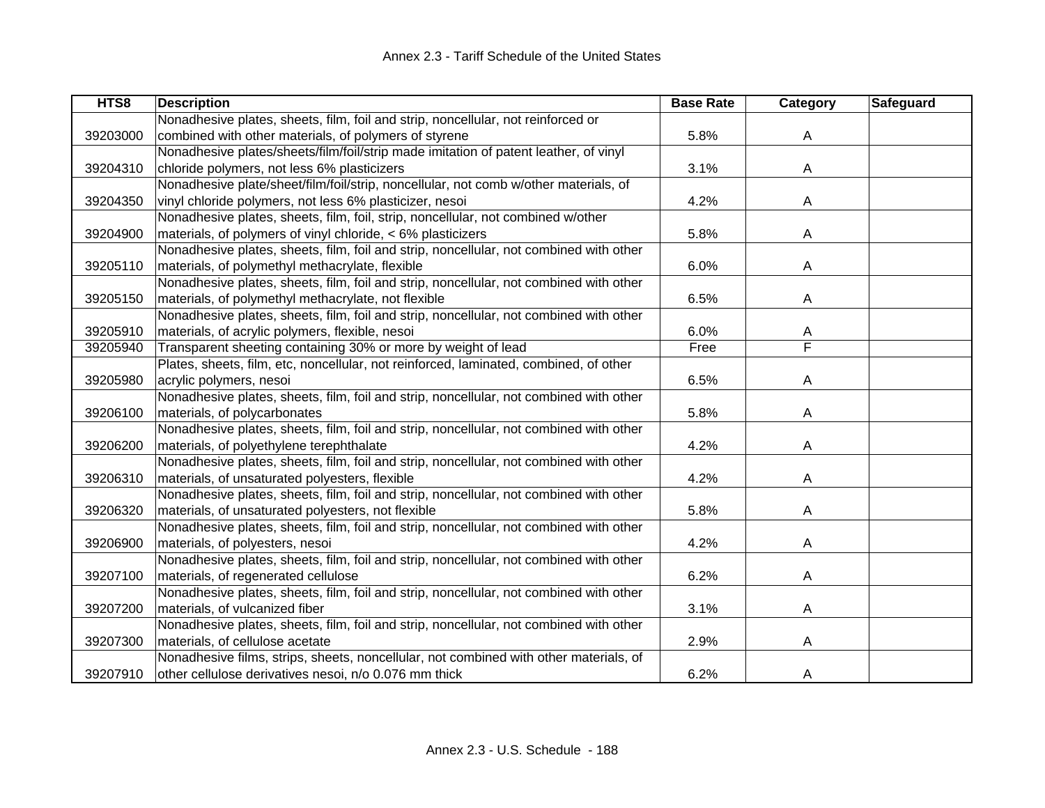| HTS8 | Description | Base Rate | Category | Safeguard |
|---|---|---|---|---|
| 39203000 | Nonadhesive plates, sheets, film, foil and strip, noncellular, not reinforced or combined with other materials, of polymers of styrene | 5.8% | A | |
| 39204310 | Nonadhesive plates/sheets/film/foil/strip made imitation of patent leather, of vinyl chloride polymers, not less 6% plasticizers | 3.1% | A | |
| 39204350 | Nonadhesive plate/sheet/film/foil/strip, noncellular, not comb w/other materials, of vinyl chloride polymers, not less 6% plasticizer, nesoi | 4.2% | A | |
| 39204900 | Nonadhesive plates, sheets, film, foil, strip, noncellular, not combined w/other materials, of polymers of vinyl chloride, < 6% plasticizers | 5.8% | A | |
| 39205110 | Nonadhesive plates, sheets, film, foil and strip, noncellular, not combined with other materials, of polymethyl methacrylate, flexible | 6.0% | A | |
| 39205150 | Nonadhesive plates, sheets, film, foil and strip, noncellular, not combined with other materials, of polymethyl methacrylate, not flexible | 6.5% | A | |
| 39205910 | Nonadhesive plates, sheets, film, foil and strip, noncellular, not combined with other materials, of acrylic polymers, flexible, nesoi | 6.0% | A | |
| 39205940 | Transparent sheeting containing 30% or more by weight of lead | Free | F | |
| 39205980 | Plates, sheets, film, etc, noncellular, not reinforced, laminated, combined, of other acrylic polymers, nesoi | 6.5% | A | |
| 39206100 | Nonadhesive plates, sheets, film, foil and strip, noncellular, not combined with other materials, of polycarbonates | 5.8% | A | |
| 39206200 | Nonadhesive plates, sheets, film, foil and strip, noncellular, not combined with other materials, of polyethylene terephthalate | 4.2% | A | |
| 39206310 | Nonadhesive plates, sheets, film, foil and strip, noncellular, not combined with other materials, of unsaturated polyesters, flexible | 4.2% | A | |
| 39206320 | Nonadhesive plates, sheets, film, foil and strip, noncellular, not combined with other materials, of unsaturated polyesters, not flexible | 5.8% | A | |
| 39206900 | Nonadhesive plates, sheets, film, foil and strip, noncellular, not combined with other materials, of polyesters, nesoi | 4.2% | A | |
| 39207100 | Nonadhesive plates, sheets, film, foil and strip, noncellular, not combined with other materials, of regenerated cellulose | 6.2% | A | |
| 39207200 | Nonadhesive plates, sheets, film, foil and strip, noncellular, not combined with other materials, of vulcanized fiber | 3.1% | A | |
| 39207300 | Nonadhesive plates, sheets, film, foil and strip, noncellular, not combined with other materials, of cellulose acetate | 2.9% | A | |
| 39207910 | Nonadhesive films, strips, sheets, noncellular, not combined with other materials, of other cellulose derivatives nesoi, n/o 0.076 mm thick | 6.2% | A | |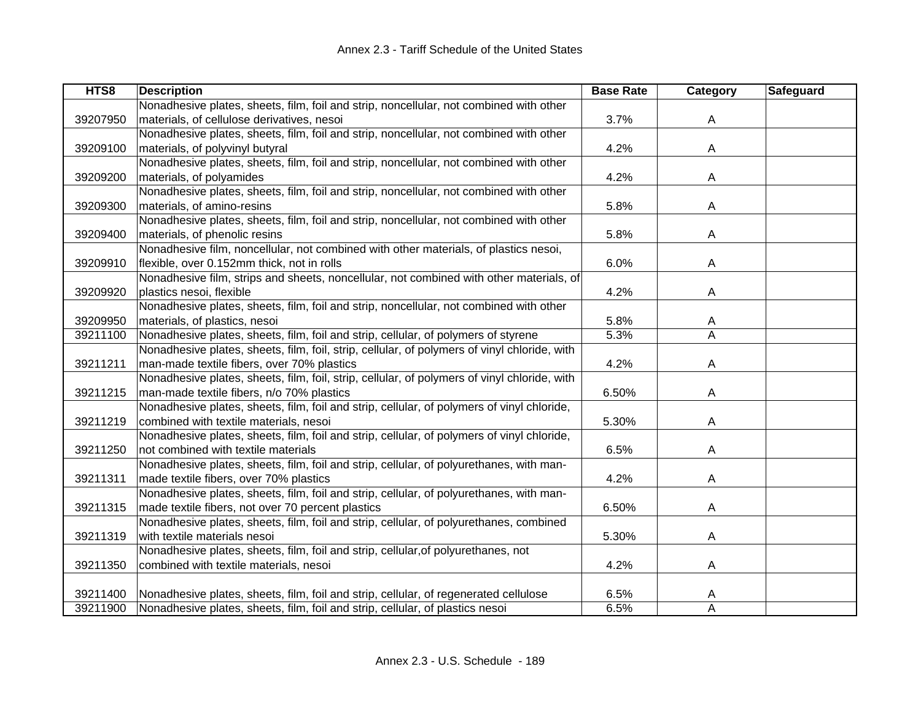| HTS8 | Description | Base Rate | Category | Safeguard |
|---|---|---|---|---|
| 39207950 | Nonadhesive plates, sheets, film, foil and strip, noncellular, not combined with other materials, of cellulose derivatives, nesoi | 3.7% | A | |
| 39209100 | Nonadhesive plates, sheets, film, foil and strip, noncellular, not combined with other materials, of polyvinyl butyral | 4.2% | A | |
| 39209200 | Nonadhesive plates, sheets, film, foil and strip, noncellular, not combined with other materials, of polyamides | 4.2% | A | |
| 39209300 | Nonadhesive plates, sheets, film, foil and strip, noncellular, not combined with other materials, of amino-resins | 5.8% | A | |
| 39209400 | Nonadhesive plates, sheets, film, foil and strip, noncellular, not combined with other materials, of phenolic resins | 5.8% | A | |
| 39209910 | Nonadhesive film, noncellular, not combined with other materials, of plastics nesoi, flexible, over 0.152mm thick, not in rolls | 6.0% | A | |
| 39209920 | Nonadhesive film, strips and sheets, noncellular, not combined with other materials, of plastics nesoi, flexible | 4.2% | A | |
| 39209950 | Nonadhesive plates, sheets, film, foil and strip, noncellular, not combined with other materials, of plastics, nesoi | 5.8% | A | |
| 39211100 | Nonadhesive plates, sheets, film, foil and strip, cellular, of polymers of styrene | 5.3% | A | |
| 39211211 | Nonadhesive plates, sheets, film, foil, strip, cellular, of polymers of vinyl chloride, with man-made textile fibers, over 70% plastics | 4.2% | A | |
| 39211215 | Nonadhesive plates, sheets, film, foil, strip, cellular, of polymers of vinyl chloride, with man-made textile fibers, n/o 70% plastics | 6.50% | A | |
| 39211219 | Nonadhesive plates, sheets, film, foil and strip, cellular, of polymers of vinyl chloride, combined with textile materials, nesoi | 5.30% | A | |
| 39211250 | Nonadhesive plates, sheets, film, foil and strip, cellular, of polymers of vinyl chloride, not combined with textile materials | 6.5% | A | |
| 39211311 | Nonadhesive plates, sheets, film, foil and strip, cellular, of polyurethanes, with man-made textile fibers, over 70% plastics | 4.2% | A | |
| 39211315 | Nonadhesive plates, sheets, film, foil and strip, cellular, of polyurethanes, with man-made textile fibers, not over 70 percent plastics | 6.50% | A | |
| 39211319 | Nonadhesive plates, sheets, film, foil and strip, cellular, of polyurethanes, combined with textile materials nesoi | 5.30% | A | |
| 39211350 | Nonadhesive plates, sheets, film, foil and strip, cellular,of polyurethanes, not combined with textile materials, nesoi | 4.2% | A | |
| 39211400 | Nonadhesive plates, sheets, film, foil and strip, cellular, of regenerated cellulose | 6.5% | A | |
| 39211900 | Nonadhesive plates, sheets, film, foil and strip, cellular, of plastics nesoi | 6.5% | A | |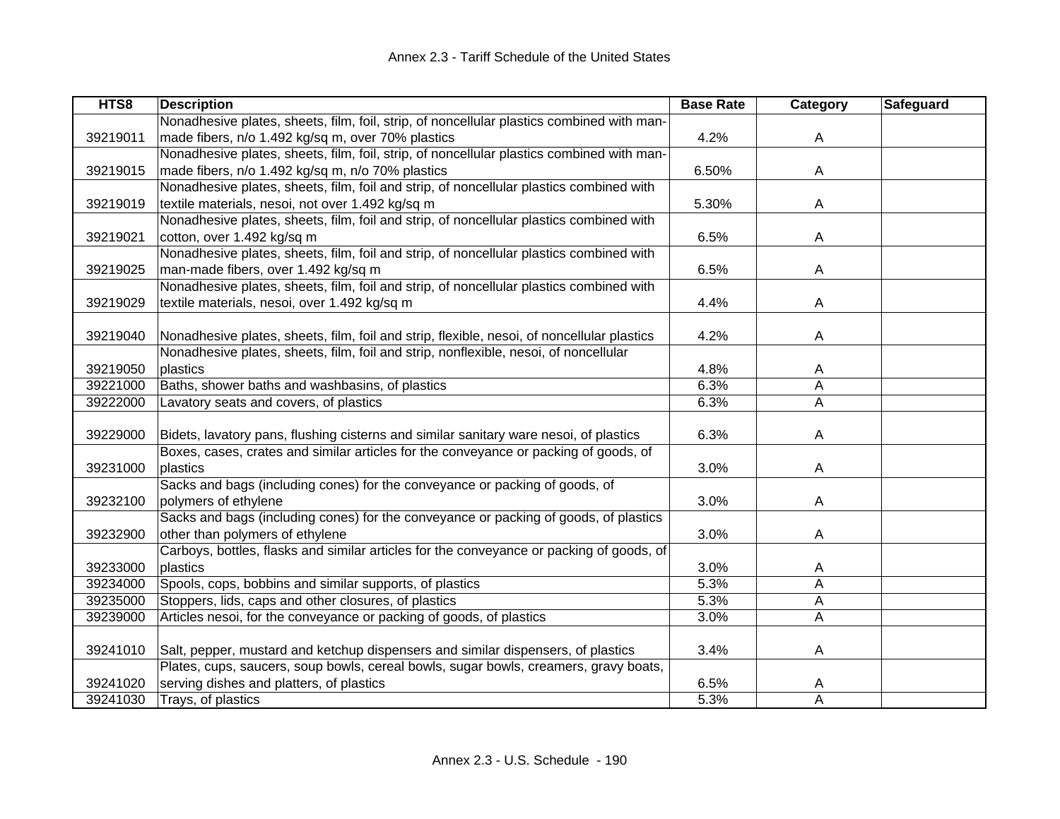| HTS8 | Description | Base Rate | Category | Safeguard |
|---|---|---|---|---|
| 39219011 | Nonadhesive plates, sheets, film, foil, strip, of noncellular plastics combined with man-made fibers, n/o 1.492 kg/sq m, over 70% plastics | 4.2% | A | |
| 39219015 | Nonadhesive plates, sheets, film, foil, strip, of noncellular plastics combined with man-made fibers, n/o 1.492 kg/sq m, n/o 70% plastics | 6.50% | A | |
| 39219019 | Nonadhesive plates, sheets, film, foil and strip, of noncellular plastics combined with textile materials, nesoi, not over 1.492 kg/sq m | 5.30% | A | |
| 39219021 | Nonadhesive plates, sheets, film, foil and strip, of noncellular plastics combined with cotton, over 1.492 kg/sq m | 6.5% | A | |
| 39219025 | Nonadhesive plates, sheets, film, foil and strip, of noncellular plastics combined with man-made fibers, over 1.492 kg/sq m | 6.5% | A | |
| 39219029 | Nonadhesive plates, sheets, film, foil and strip, of noncellular plastics combined with textile materials, nesoi, over 1.492 kg/sq m | 4.4% | A | |
| 39219040 | Nonadhesive plates, sheets, film, foil and strip, flexible, nesoi, of noncellular plastics | 4.2% | A | |
| 39219050 | Nonadhesive plates, sheets, film, foil and strip, nonflexible, nesoi, of noncellular plastics | 4.8% | A | |
| 39221000 | Baths, shower baths and washbasins, of plastics | 6.3% | A | |
| 39222000 | Lavatory seats and covers, of plastics | 6.3% | A | |
| 39229000 | Bidets, lavatory pans, flushing cisterns and similar sanitary ware nesoi, of plastics | 6.3% | A | |
| 39231000 | Boxes, cases, crates and similar articles for the conveyance or packing of goods, of plastics | 3.0% | A | |
| 39232100 | Sacks and bags (including cones) for the conveyance or packing of goods, of polymers of ethylene | 3.0% | A | |
| 39232900 | Sacks and bags (including cones) for the conveyance or packing of goods, of plastics other than polymers of ethylene | 3.0% | A | |
| 39233000 | Carboys, bottles, flasks and similar articles for the conveyance or packing of goods, of plastics | 3.0% | A | |
| 39234000 | Spools, cops, bobbins and similar supports, of plastics | 5.3% | A | |
| 39235000 | Stoppers, lids, caps and other closures, of plastics | 5.3% | A | |
| 39239000 | Articles nesoi, for the conveyance or packing of goods, of plastics | 3.0% | A | |
| 39241010 | Salt, pepper, mustard and ketchup dispensers and similar dispensers, of plastics | 3.4% | A | |
| 39241020 | Plates, cups, saucers, soup bowls, cereal bowls, sugar bowls, creamers, gravy boats, serving dishes and platters, of plastics | 6.5% | A | |
| 39241030 | Trays, of plastics | 5.3% | A | |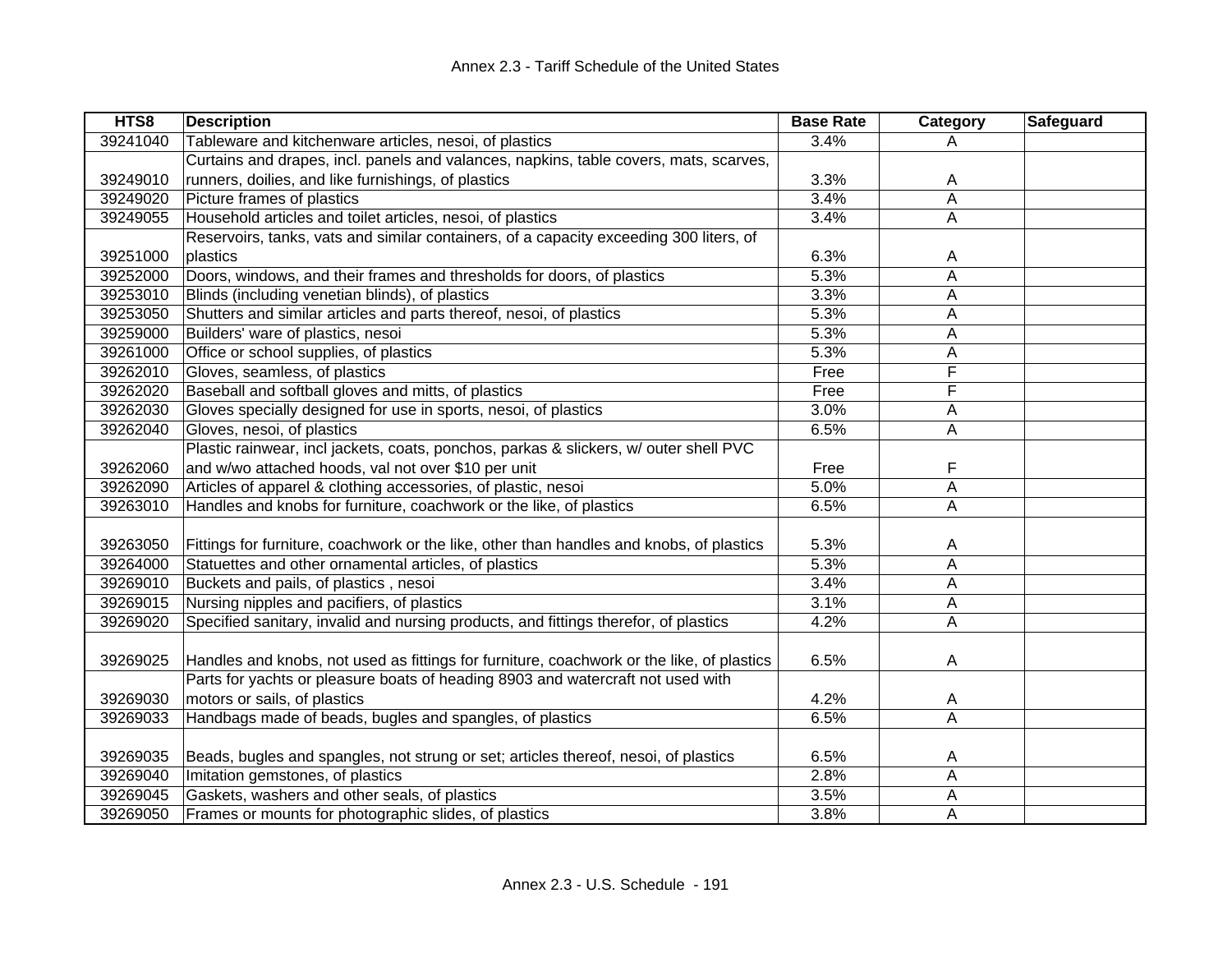| HTS8 | Description | Base Rate | Category | Safeguard |
|---|---|---|---|---|
| 39241040 | Tableware and kitchenware articles, nesoi, of plastics | 3.4% | A | |
| 39249010 | Curtains and drapes, incl. panels and valances, napkins, table covers, mats, scarves, runners, doilies, and like furnishings, of plastics | 3.3% | A | |
| 39249020 | Picture frames of plastics | 3.4% | A | |
| 39249055 | Household articles and toilet articles, nesoi, of plastics | 3.4% | A | |
| 39251000 | Reservoirs, tanks, vats and similar containers, of a capacity exceeding 300 liters, of plastics | 6.3% | A | |
| 39252000 | Doors, windows, and their frames and thresholds for doors, of plastics | 5.3% | A | |
| 39253010 | Blinds (including venetian blinds), of plastics | 3.3% | A | |
| 39253050 | Shutters and similar articles and parts thereof, nesoi, of plastics | 5.3% | A | |
| 39259000 | Builders' ware of plastics, nesoi | 5.3% | A | |
| 39261000 | Office or school supplies, of plastics | 5.3% | A | |
| 39262010 | Gloves, seamless, of plastics | Free | F | |
| 39262020 | Baseball and softball gloves and mitts, of plastics | Free | F | |
| 39262030 | Gloves specially designed for use in sports, nesoi, of plastics | 3.0% | A | |
| 39262040 | Gloves, nesoi, of plastics | 6.5% | A | |
| 39262060 | Plastic rainwear, incl jackets, coats, ponchos, parkas & slickers, w/ outer shell PVC and w/wo attached hoods, val not over $10 per unit | Free | F | |
| 39262090 | Articles of apparel & clothing accessories, of plastic, nesoi | 5.0% | A | |
| 39263010 | Handles and knobs for furniture, coachwork or the like, of plastics | 6.5% | A | |
| 39263050 | Fittings for furniture, coachwork or the like, other than handles and knobs, of plastics | 5.3% | A | |
| 39264000 | Statuettes and other ornamental articles, of plastics | 5.3% | A | |
| 39269010 | Buckets and pails, of plastics , nesoi | 3.4% | A | |
| 39269015 | Nursing nipples and pacifiers, of plastics | 3.1% | A | |
| 39269020 | Specified sanitary, invalid and nursing products, and fittings therefor, of plastics | 4.2% | A | |
| 39269025 | Handles and knobs, not used as fittings for furniture, coachwork or the like, of plastics | 6.5% | A | |
| 39269030 | Parts for yachts or pleasure boats of heading 8903 and watercraft not used with motors or sails, of plastics | 4.2% | A | |
| 39269033 | Handbags made of beads, bugles and spangles, of plastics | 6.5% | A | |
| 39269035 | Beads, bugles and spangles, not strung or set; articles thereof, nesoi, of plastics | 6.5% | A | |
| 39269040 | Imitation gemstones, of plastics | 2.8% | A | |
| 39269045 | Gaskets, washers and other seals, of plastics | 3.5% | A | |
| 39269050 | Frames or mounts for photographic slides, of plastics | 3.8% | A | |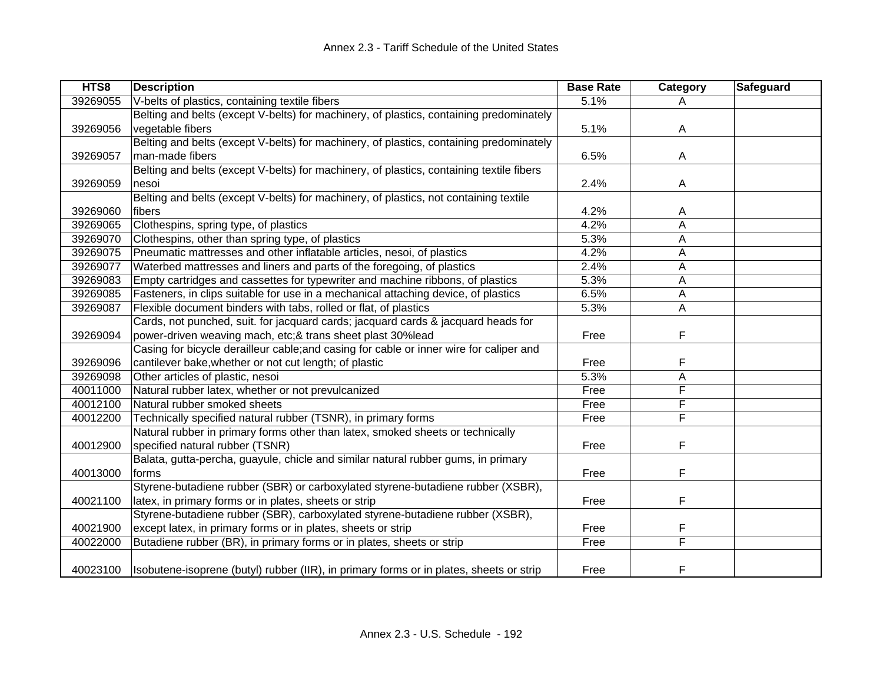| HTS8 | Description | Base Rate | Category | Safeguard |
| --- | --- | --- | --- | --- |
| 39269055 | V-belts of plastics, containing textile fibers | 5.1% | A | |
| 39269056 | Belting and belts (except V-belts) for machinery, of plastics, containing predominately vegetable fibers | 5.1% | A | |
| 39269057 | Belting and belts (except V-belts) for machinery, of plastics, containing predominately man-made fibers | 6.5% | A | |
| 39269059 | Belting and belts (except V-belts) for machinery, of plastics, containing textile fibers nesoi | 2.4% | A | |
| 39269060 | Belting and belts (except V-belts) for machinery, of plastics, not containing textile fibers | 4.2% | A | |
| 39269065 | Clothespins, spring type, of plastics | 4.2% | A | |
| 39269070 | Clothespins, other than spring type, of plastics | 5.3% | A | |
| 39269075 | Pneumatic mattresses and other inflatable articles, nesoi, of plastics | 4.2% | A | |
| 39269077 | Waterbed mattresses and liners and parts of the foregoing, of plastics | 2.4% | A | |
| 39269083 | Empty cartridges and cassettes for typewriter and machine ribbons, of plastics | 5.3% | A | |
| 39269085 | Fasteners, in clips suitable for use in a mechanical attaching device, of plastics | 6.5% | A | |
| 39269087 | Flexible document binders with tabs, rolled or flat, of plastics | 5.3% | A | |
| 39269094 | Cards, not punched, suit. for jacquard cards; jacquard cards & jacquard heads for power-driven weaving mach, etc;& trans sheet plast 30%lead | Free | F | |
| 39269096 | Casing for bicycle derailleur cable;and casing for cable or inner wire for caliper and cantilever bake,whether or not cut length; of plastic | Free | F | |
| 39269098 | Other articles of plastic, nesoi | 5.3% | A | |
| 40011000 | Natural rubber latex, whether or not prevulcanized | Free | F | |
| 40012100 | Natural rubber smoked sheets | Free | F | |
| 40012200 | Technically specified natural rubber (TSNR), in primary forms | Free | F | |
| 40012900 | Natural rubber in primary forms other than latex, smoked sheets or technically specified natural rubber (TSNR) | Free | F | |
| 40013000 | Balata, gutta-percha, guayule, chicle and similar natural rubber gums, in primary forms | Free | F | |
| 40021100 | Styrene-butadiene rubber (SBR) or carboxylated styrene-butadiene rubber (XSBR), latex, in primary forms or in plates, sheets or strip | Free | F | |
| 40021900 | Styrene-butadiene rubber (SBR), carboxylated styrene-butadiene rubber (XSBR), except latex, in primary forms or in plates, sheets or strip | Free | F | |
| 40022000 | Butadiene rubber (BR), in primary forms or in plates, sheets or strip | Free | F | |
| 40023100 | Isobutene-isoprene (butyl) rubber (IIR), in primary forms or in plates, sheets or strip | Free | F | |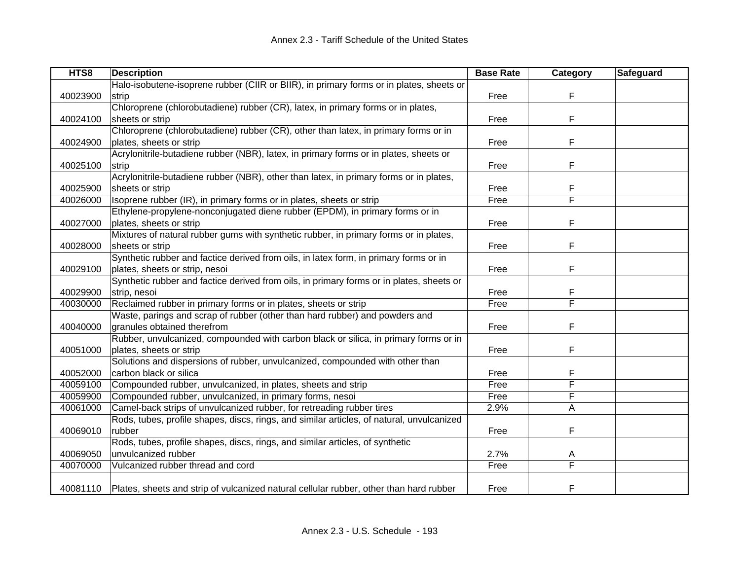| HTS8 | Description | Base Rate | Category | Safeguard |
|---|---|---|---|---|
| 40023900 | Halo-isobutene-isoprene rubber (CIIR or BIIR), in primary forms or in plates, sheets or strip | Free | F | |
| 40024100 | Chloroprene (chlorobutadiene) rubber (CR), latex, in primary forms or in plates, sheets or strip | Free | F | |
| 40024900 | Chloroprene (chlorobutadiene) rubber (CR), other than latex, in primary forms or in plates, sheets or strip | Free | F | |
| 40025100 | Acrylonitrile-butadiene rubber (NBR), latex, in primary forms or in plates, sheets or strip | Free | F | |
| 40025900 | Acrylonitrile-butadiene rubber (NBR), other than latex, in primary forms or in plates, sheets or strip | Free | F | |
| 40026000 | Isoprene rubber (IR), in primary forms or in plates, sheets or strip | Free | F | |
| 40027000 | Ethylene-propylene-nonconjugated diene rubber (EPDM), in primary forms or in plates, sheets or strip | Free | F | |
| 40028000 | Mixtures of natural rubber gums with synthetic rubber, in primary forms or in plates, sheets or strip | Free | F | |
| 40029100 | Synthetic rubber and factice derived from oils, in latex form, in primary forms or in plates, sheets or strip, nesoi | Free | F | |
| 40029900 | Synthetic rubber and factice derived from oils, in primary forms or in plates, sheets or strip, nesoi | Free | F | |
| 40030000 | Reclaimed rubber in primary forms or in plates, sheets or strip | Free | F | |
| 40040000 | Waste, parings and scrap of rubber (other than hard rubber) and powders and granules obtained therefrom | Free | F | |
| 40051000 | Rubber, unvulcanized, compounded with carbon black or silica, in primary forms or in plates, sheets or strip | Free | F | |
| 40052000 | Solutions and dispersions of rubber, unvulcanized, compounded with other than carbon black or silica | Free | F | |
| 40059100 | Compounded rubber, unvulcanized, in plates, sheets and strip | Free | F | |
| 40059900 | Compounded rubber, unvulcanized, in primary forms, nesoi | Free | F | |
| 40061000 | Camel-back strips of unvulcanized rubber, for retreading rubber tires | 2.9% | A | |
| 40069010 | Rods, tubes, profile shapes, discs, rings, and similar articles, of natural, unvulcanized rubber | Free | F | |
| 40069050 | Rods, tubes, profile shapes, discs, rings, and similar articles, of synthetic unvulcanized rubber | 2.7% | A | |
| 40070000 | Vulcanized rubber thread and cord | Free | F | |
| 40081110 | Plates, sheets and strip of vulcanized natural cellular rubber, other than hard rubber | Free | F | |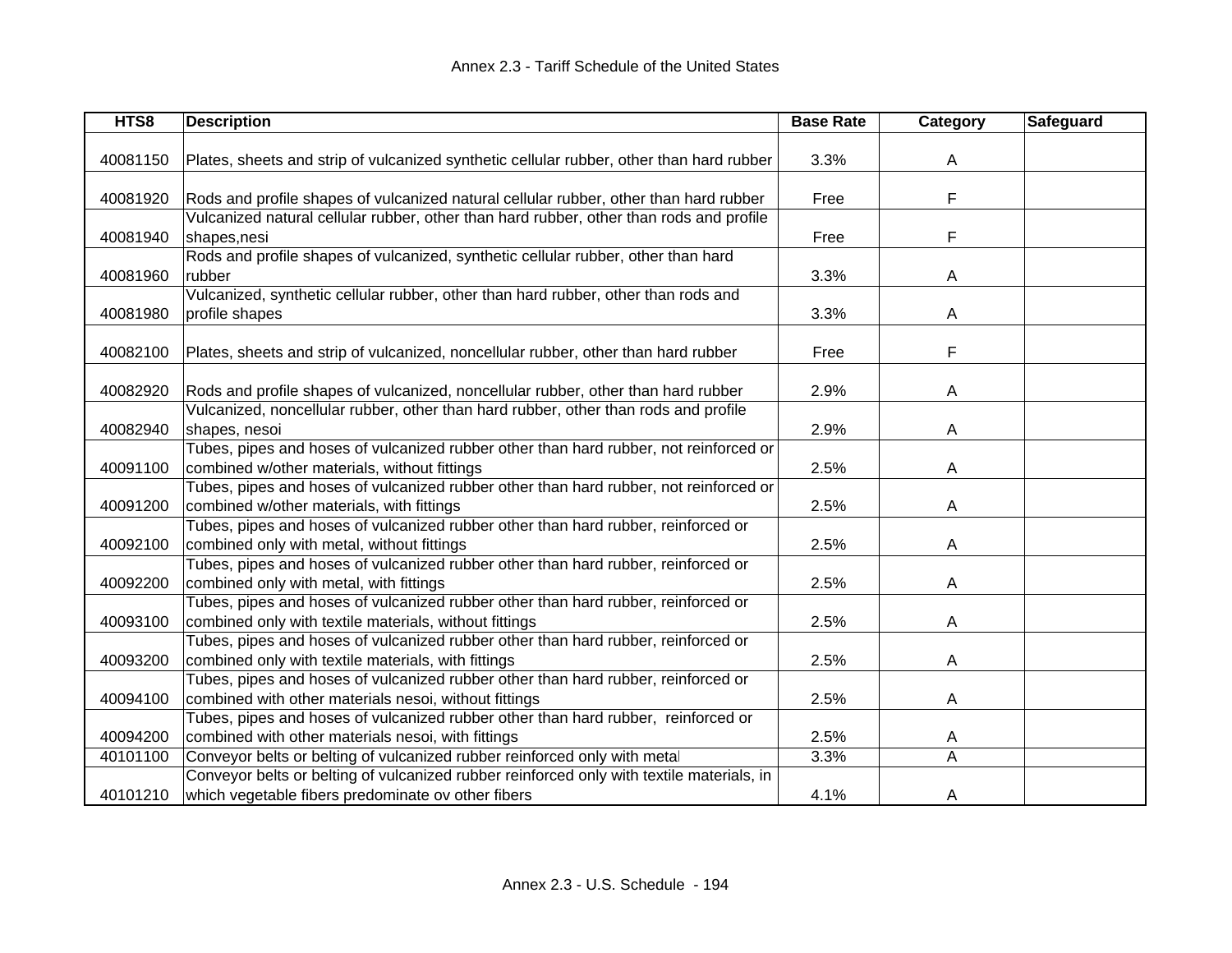| HTS8 | Description | Base Rate | Category | Safeguard |
|---|---|---|---|---|
| 40081150 | Plates, sheets and strip of vulcanized synthetic cellular rubber, other than hard rubber | 3.3% | A | |
| 40081920 | Rods and profile shapes of vulcanized natural cellular rubber, other than hard rubber | Free | F | |
| 40081940 | Vulcanized natural cellular rubber, other than hard rubber, other than rods and profile shapes,nesi | Free | F | |
| 40081960 | Rods and profile shapes of vulcanized, synthetic cellular rubber, other than hard rubber | 3.3% | A | |
| 40081980 | Vulcanized, synthetic cellular rubber, other than hard rubber, other than rods and profile shapes | 3.3% | A | |
| 40082100 | Plates, sheets and strip of vulcanized, noncellular rubber, other than hard rubber | Free | F | |
| 40082920 | Rods and profile shapes of vulcanized, noncellular rubber, other than hard rubber | 2.9% | A | |
| 40082940 | Vulcanized, noncellular rubber, other than hard rubber, other than rods and profile shapes, nesoi | 2.9% | A | |
| 40091100 | Tubes, pipes and hoses of vulcanized rubber other than hard rubber, not reinforced or combined w/other materials, without fittings | 2.5% | A | |
| 40091200 | Tubes, pipes and hoses of vulcanized rubber other than hard rubber, not reinforced or combined w/other materials, with fittings | 2.5% | A | |
| 40092100 | Tubes, pipes and hoses of vulcanized rubber other than hard rubber, reinforced or combined only with metal, without fittings | 2.5% | A | |
| 40092200 | Tubes, pipes and hoses of vulcanized rubber other than hard rubber, reinforced or combined only with metal, with fittings | 2.5% | A | |
| 40093100 | Tubes, pipes and hoses of vulcanized rubber other than hard rubber, reinforced or combined only with textile materials, without fittings | 2.5% | A | |
| 40093200 | Tubes, pipes and hoses of vulcanized rubber other than hard rubber, reinforced or combined only with textile materials, with fittings | 2.5% | A | |
| 40094100 | Tubes, pipes and hoses of vulcanized rubber other than hard rubber, reinforced or combined with other materials nesoi, without fittings | 2.5% | A | |
| 40094200 | Tubes, pipes and hoses of vulcanized rubber other than hard rubber, reinforced or combined with other materials nesoi, with fittings | 2.5% | A | |
| 40101100 | Conveyor belts or belting of vulcanized rubber reinforced only with metal | 3.3% | A | |
| 40101210 | Conveyor belts or belting of vulcanized rubber reinforced only with textile materials, in which vegetable fibers predominate ov other fibers | 4.1% | A | |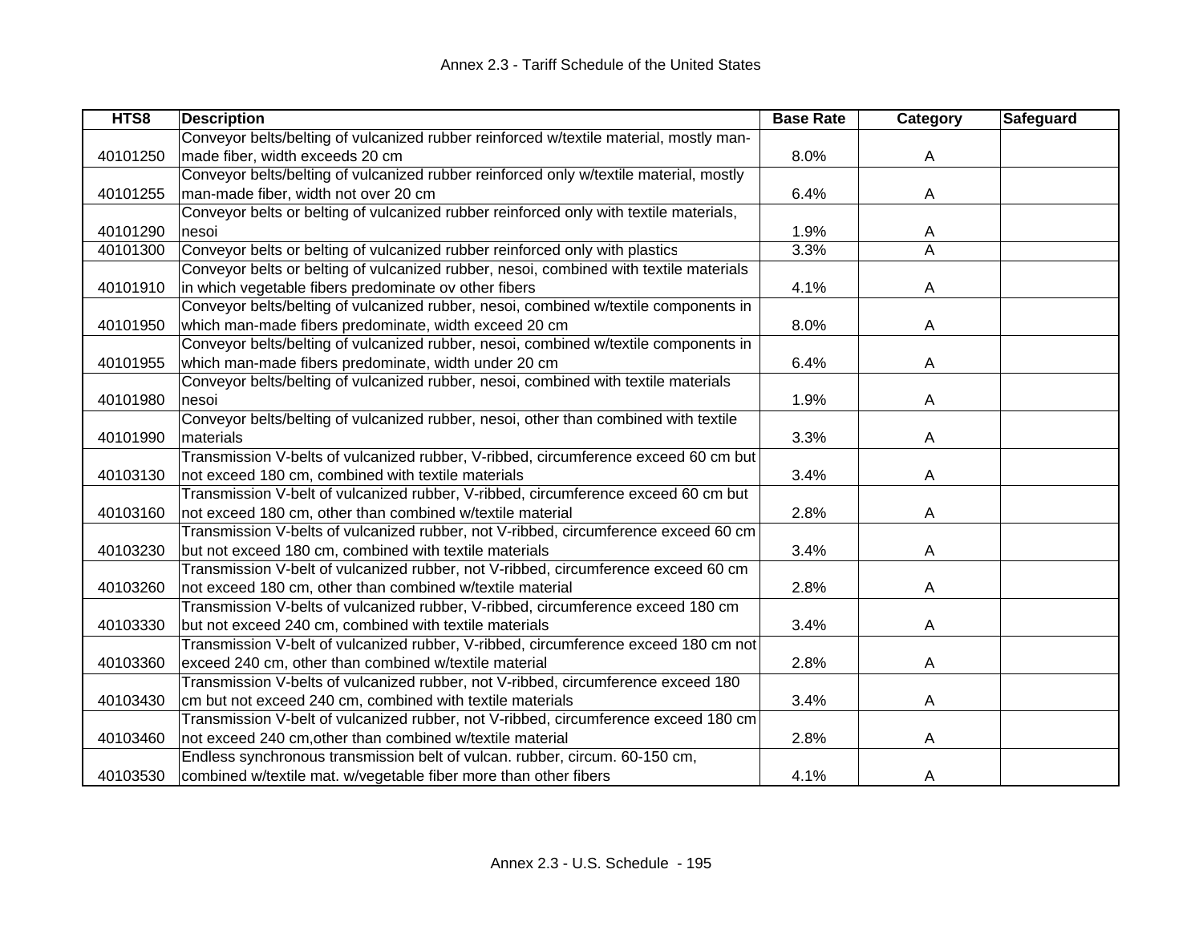| HTS8 | Description | Base Rate | Category | Safeguard |
|---|---|---|---|---|
| 40101250 | Conveyor belts/belting of vulcanized rubber reinforced w/textile material, mostly man-made fiber, width exceeds 20 cm | 8.0% | A | |
| 40101255 | Conveyor belts/belting of vulcanized rubber reinforced only w/textile material, mostly man-made fiber, width not over 20 cm | 6.4% | A | |
| 40101290 | Conveyor belts or belting of vulcanized rubber reinforced only with textile materials, nesoi | 1.9% | A | |
| 40101300 | Conveyor belts or belting of vulcanized rubber reinforced only with plastics | 3.3% | A | |
| 40101910 | Conveyor belts or belting of vulcanized rubber, nesoi, combined with textile materials in which vegetable fibers predominate ov other fibers | 4.1% | A | |
| 40101950 | Conveyor belts/belting of vulcanized rubber, nesoi, combined w/textile components in which man-made fibers predominate, width exceed 20 cm | 8.0% | A | |
| 40101955 | Conveyor belts/belting of vulcanized rubber, nesoi, combined w/textile components in which man-made fibers predominate, width under 20 cm | 6.4% | A | |
| 40101980 | Conveyor belts/belting of vulcanized rubber, nesoi, combined with textile materials nesoi | 1.9% | A | |
| 40101990 | Conveyor belts/belting of vulcanized rubber, nesoi, other than combined with textile materials | 3.3% | A | |
| 40103130 | Transmission V-belts of vulcanized rubber, V-ribbed, circumference exceed 60 cm but not exceed 180 cm, combined with textile materials | 3.4% | A | |
| 40103160 | Transmission V-belt of vulcanized rubber, V-ribbed, circumference exceed 60 cm but not exceed 180 cm, other than combined w/textile material | 2.8% | A | |
| 40103230 | Transmission V-belts of vulcanized rubber, not V-ribbed, circumference exceed 60 cm but not exceed 180 cm, combined with textile materials | 3.4% | A | |
| 40103260 | Transmission V-belt of vulcanized rubber, not V-ribbed, circumference exceed 60 cm not exceed 180 cm, other than combined w/textile material | 2.8% | A | |
| 40103330 | Transmission V-belts of vulcanized rubber, V-ribbed, circumference exceed 180 cm but not exceed 240 cm, combined with textile materials | 3.4% | A | |
| 40103360 | Transmission V-belt of vulcanized rubber, V-ribbed, circumference exceed 180 cm not exceed 240 cm, other than combined w/textile material | 2.8% | A | |
| 40103430 | Transmission V-belts of vulcanized rubber, not V-ribbed, circumference exceed 180 cm but not exceed 240 cm, combined with textile materials | 3.4% | A | |
| 40103460 | Transmission V-belt of vulcanized rubber, not V-ribbed, circumference exceed 180 cm not exceed 240 cm,other than combined w/textile material | 2.8% | A | |
| 40103530 | Endless synchronous transmission belt of vulcan. rubber, circum. 60-150 cm, combined w/textile mat. w/vegetable fiber more than other fibers | 4.1% | A | |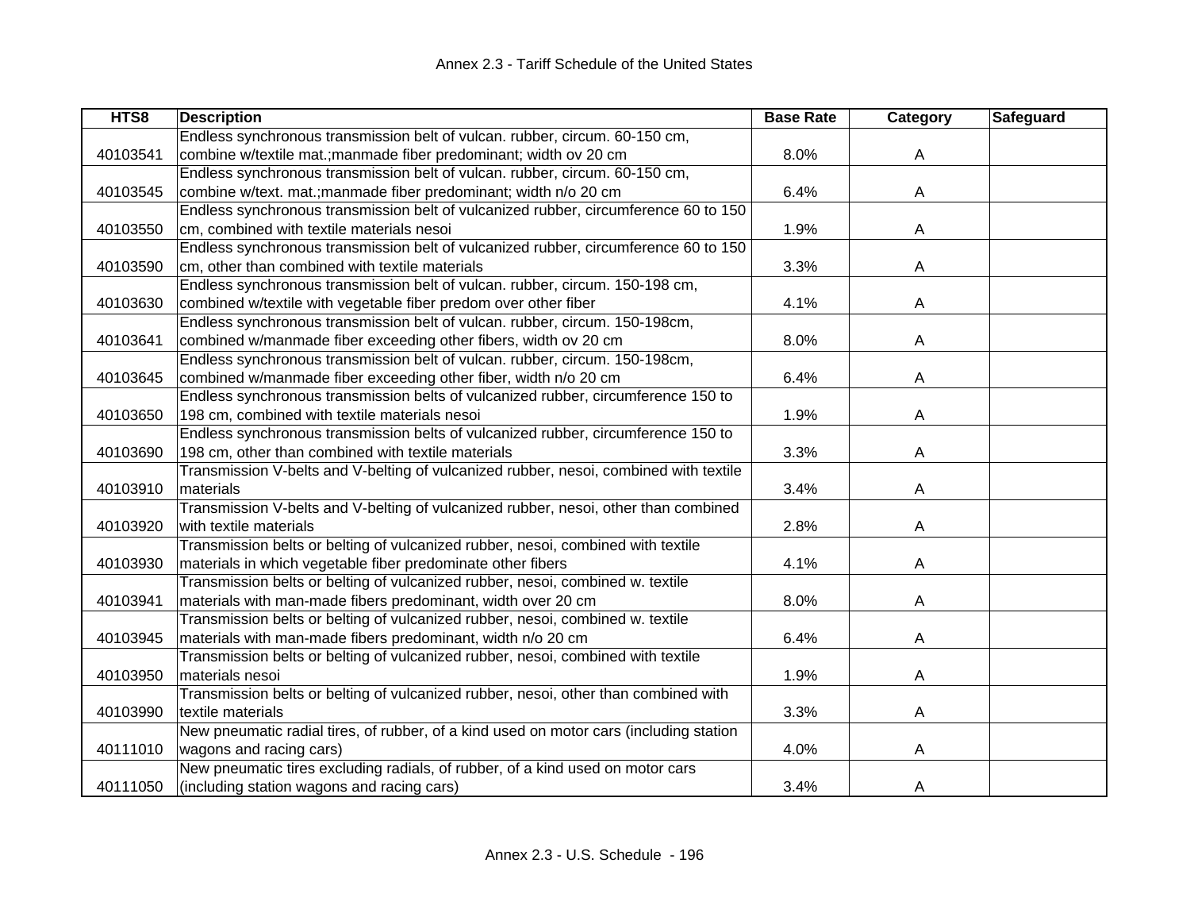| HTS8 | Description | Base Rate | Category | Safeguard |
|---|---|---|---|---|
| 40103541 | Endless synchronous transmission belt of vulcan. rubber, circum. 60-150 cm, combine w/textile mat.;manmade fiber predominant; width ov 20 cm | 8.0% | A | |
| 40103545 | Endless synchronous transmission belt of vulcan. rubber, circum. 60-150 cm, combine w/text. mat.;manmade fiber predominant; width n/o 20 cm | 6.4% | A | |
| 40103550 | Endless synchronous transmission belt of vulcanized rubber, circumference 60 to 150 cm, combined with textile materials nesoi | 1.9% | A | |
| 40103590 | Endless synchronous transmission belt of vulcanized rubber, circumference 60 to 150 cm, other than combined with textile materials | 3.3% | A | |
| 40103630 | Endless synchronous transmission belt of vulcan. rubber, circum. 150-198 cm, combined w/textile with vegetable fiber predom over other fiber | 4.1% | A | |
| 40103641 | Endless synchronous transmission belt of vulcan. rubber, circum. 150-198cm, combined w/manmade fiber exceeding other fibers, width ov 20 cm | 8.0% | A | |
| 40103645 | Endless synchronous transmission belt of vulcan. rubber, circum. 150-198cm, combined w/manmade fiber exceeding other fiber, width n/o 20 cm | 6.4% | A | |
| 40103650 | Endless synchronous transmission belts of vulcanized rubber, circumference 150 to 198 cm, combined with textile materials nesoi | 1.9% | A | |
| 40103690 | Endless synchronous transmission belts of vulcanized rubber, circumference 150 to 198 cm, other than combined with textile materials | 3.3% | A | |
| 40103910 | Transmission V-belts and V-belting of vulcanized rubber, nesoi, combined with textile materials | 3.4% | A | |
| 40103920 | Transmission V-belts and V-belting of vulcanized rubber, nesoi, other than combined with textile materials | 2.8% | A | |
| 40103930 | Transmission belts or belting of vulcanized rubber, nesoi, combined with textile materials in which vegetable fiber predominate other fibers | 4.1% | A | |
| 40103941 | Transmission belts or belting of vulcanized rubber, nesoi, combined w. textile materials with man-made fibers predominant, width over 20 cm | 8.0% | A | |
| 40103945 | Transmission belts or belting of vulcanized rubber, nesoi, combined w. textile materials with man-made fibers predominant, width n/o 20 cm | 6.4% | A | |
| 40103950 | Transmission belts or belting of vulcanized rubber, nesoi, combined with textile materials nesoi | 1.9% | A | |
| 40103990 | Transmission belts or belting of vulcanized rubber, nesoi, other than combined with textile materials | 3.3% | A | |
| 40111010 | New pneumatic radial tires, of rubber, of a kind used on motor cars (including station wagons and racing cars) | 4.0% | A | |
| 40111050 | New pneumatic tires excluding radials, of rubber, of a kind used on motor cars (including station wagons and racing cars) | 3.4% | A | |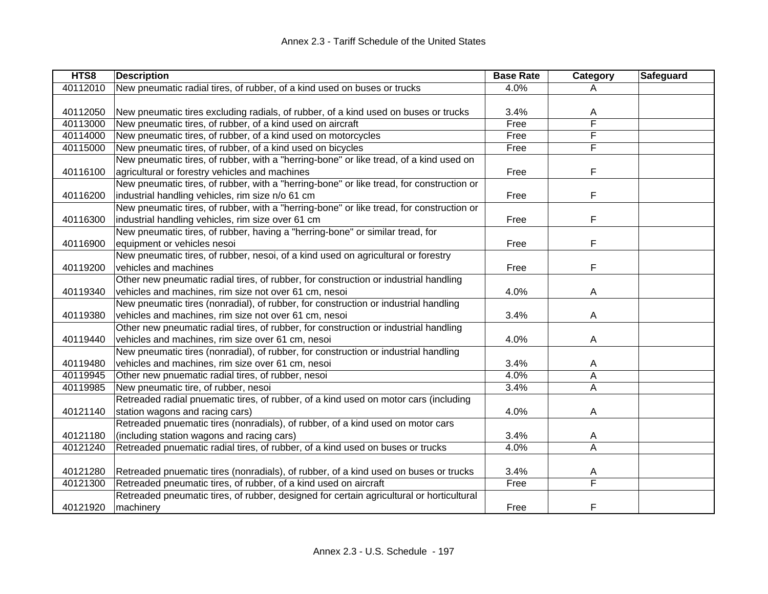| HTS8 | Description | Base Rate | Category | Safeguard |
|---|---|---|---|---|
| 40112010 | New pneumatic radial tires, of rubber, of a kind used on buses or trucks | 4.0% | A | |
| 40112050 | New pneumatic tires excluding radials, of rubber, of a kind used on buses or trucks | 3.4% | A | |
| 40113000 | New pneumatic tires, of rubber, of a kind used on aircraft | Free | F | |
| 40114000 | New pneumatic tires, of rubber, of a kind used on motorcycles | Free | F | |
| 40115000 | New pneumatic tires, of rubber, of a kind used on bicycles | Free | F | |
| 40116100 | New pneumatic tires, of rubber, with a "herring-bone" or like tread, of a kind used on agricultural or forestry vehicles and machines | Free | F | |
| 40116200 | New pneumatic tires, of rubber, with a "herring-bone" or like tread, for construction or industrial handling vehicles, rim size n/o 61 cm | Free | F | |
| 40116300 | New pneumatic tires, of rubber, with a "herring-bone" or like tread, for construction or industrial handling vehicles, rim size over 61 cm | Free | F | |
| 40116900 | New pneumatic tires, of rubber, having a "herring-bone" or similar tread, for equipment or vehicles nesoi | Free | F | |
| 40119200 | New pneumatic tires, of rubber, nesoi, of a kind used on agricultural or forestry vehicles and machines | Free | F | |
| 40119340 | Other new pneumatic radial tires, of rubber, for construction or industrial handling vehicles and machines, rim size not over 61 cm, nesoi | 4.0% | A | |
| 40119380 | New pneumatic tires (nonradial), of rubber, for construction or industrial handling vehicles and machines, rim size not over 61 cm, nesoi | 3.4% | A | |
| 40119440 | Other new pneumatic radial tires, of rubber, for construction or industrial handling vehicles and machines, rim size over 61 cm, nesoi | 4.0% | A | |
| 40119480 | New pneumatic tires (nonradial), of rubber, for construction or industrial handling vehicles and machines, rim size over 61 cm, nesoi | 3.4% | A | |
| 40119945 | Other new pnuematic radial tires, of rubber, nesoi | 4.0% | A | |
| 40119985 | New pneumatic tire, of rubber, nesoi | 3.4% | A | |
| 40121140 | Retreaded radial pnuematic tires, of rubber, of a kind used on motor cars (including station wagons and racing cars) | 4.0% | A | |
| 40121180 | Retreaded pnuematic tires (nonradials), of rubber, of a kind used on motor cars (including station wagons and racing cars) | 3.4% | A | |
| 40121240 | Retreaded pnuematic radial tires, of rubber, of a kind used on buses or trucks | 4.0% | A | |
| 40121280 | Retreaded pnuematic tires (nonradials), of rubber, of a kind used on buses or trucks | 3.4% | A | |
| 40121300 | Retreaded pneumatic tires, of rubber, of a kind used on aircraft | Free | F | |
| 40121920 | Retreaded pneumatic tires, of rubber, designed for certain agricultural or horticultural machinery | Free | F | |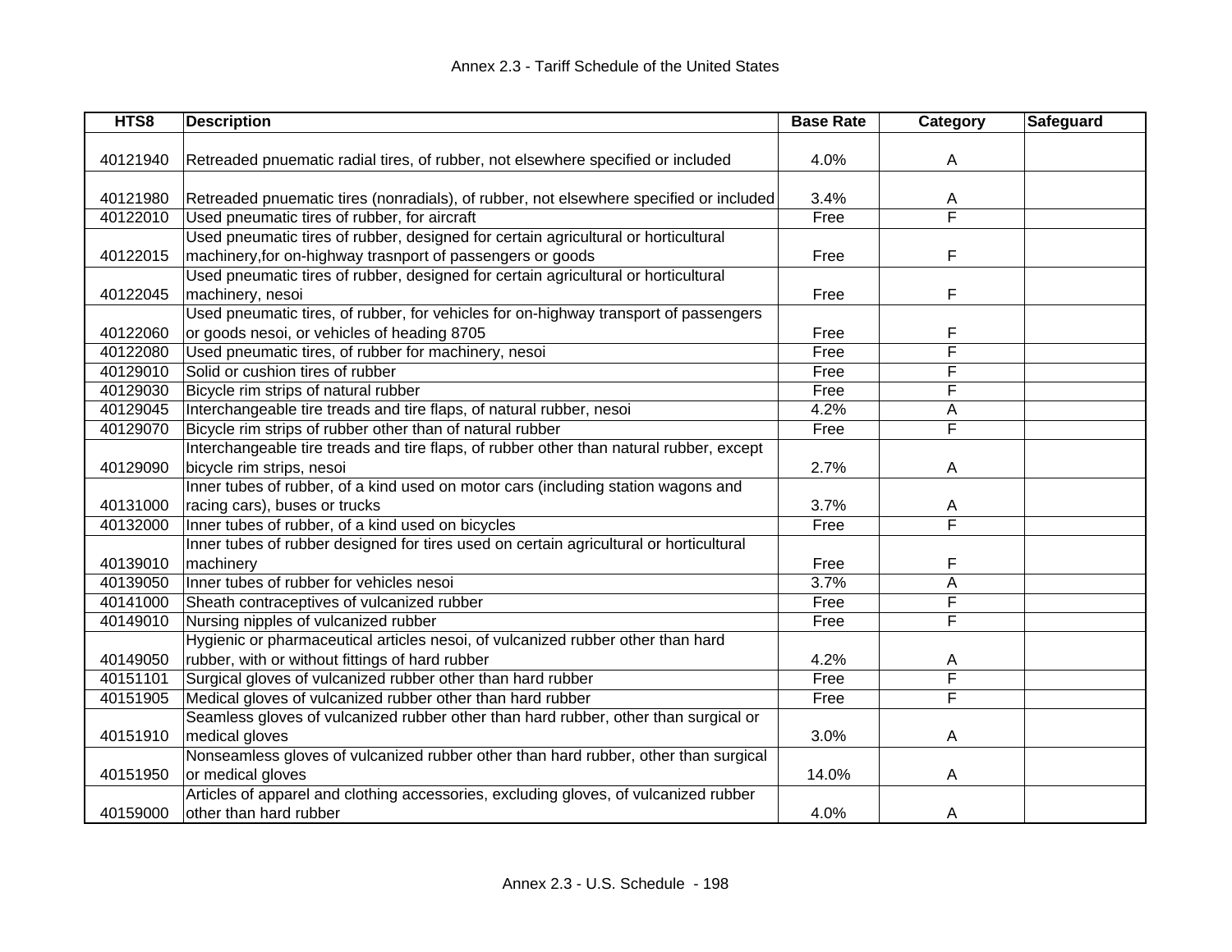| HTS8 | Description | Base Rate | Category | Safeguard |
|---|---|---|---|---|
| 40121940 | Retreaded pnuematic radial tires, of rubber, not elsewhere specified or included | 4.0% | A | |
| 40121980 | Retreaded pnuematic tires (nonradials), of rubber, not elsewhere specified or included | 3.4% | A | |
| 40122010 | Used pneumatic tires of rubber, for aircraft | Free | F | |
| 40122015 | Used pneumatic tires of rubber, designed for certain agricultural or horticultural machinery,for on-highway trasnport of passengers or goods | Free | F | |
| 40122045 | Used pneumatic tires of rubber, designed for certain agricultural or horticultural machinery, nesoi | Free | F | |
| 40122060 | Used pneumatic tires, of rubber, for vehicles for on-highway transport of passengers or goods nesoi, or vehicles of heading 8705 | Free | F | |
| 40122080 | Used pneumatic tires, of rubber for machinery, nesoi | Free | F | |
| 40129010 | Solid or cushion tires of rubber | Free | F | |
| 40129030 | Bicycle rim strips of natural rubber | Free | F | |
| 40129045 | Interchangeable tire treads and tire flaps, of natural rubber, nesoi | 4.2% | A | |
| 40129070 | Bicycle rim strips of rubber other than of natural rubber | Free | F | |
| 40129090 | Interchangeable tire treads and tire flaps, of rubber other than natural rubber, except bicycle rim strips, nesoi | 2.7% | A | |
| 40131000 | Inner tubes of rubber, of a kind used on motor cars (including station wagons and racing cars), buses or trucks | 3.7% | A | |
| 40132000 | Inner tubes of rubber, of a kind used on bicycles | Free | F | |
| 40139010 | Inner tubes of rubber designed for tires used on certain agricultural or horticultural machinery | Free | F | |
| 40139050 | Inner tubes of rubber for vehicles nesoi | 3.7% | A | |
| 40141000 | Sheath contraceptives of vulcanized rubber | Free | F | |
| 40149010 | Nursing nipples of vulcanized rubber | Free | F | |
| 40149050 | Hygienic or pharmaceutical articles nesoi, of vulcanized rubber other than hard rubber, with or without fittings of hard rubber | 4.2% | A | |
| 40151101 | Surgical gloves of vulcanized rubber other than hard rubber | Free | F | |
| 40151905 | Medical gloves of vulcanized rubber other than hard rubber | Free | F | |
| 40151910 | Seamless gloves of vulcanized rubber other than hard rubber, other than surgical or medical gloves | 3.0% | A | |
| 40151950 | Nonseamless gloves of vulcanized rubber other than hard rubber, other than surgical or medical gloves | 14.0% | A | |
| 40159000 | Articles of apparel and clothing accessories, excluding gloves, of vulcanized rubber other than hard rubber | 4.0% | A | |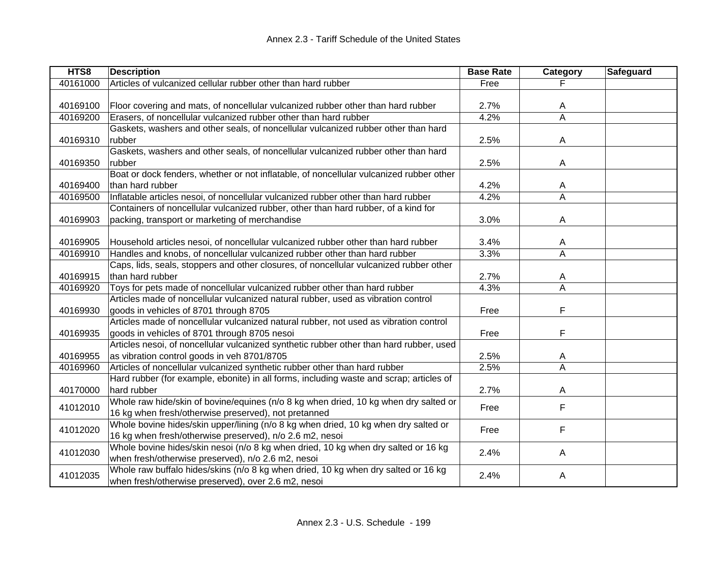| HTS8 | Description | Base Rate | Category | Safeguard |
|---|---|---|---|---|
| 40161000 | Articles of vulcanized cellular rubber other than hard rubber | Free | F | |
| 40169100 | Floor covering and mats, of noncellular vulcanized rubber other than hard rubber | 2.7% | A | |
| 40169200 | Erasers, of noncellular vulcanized rubber other than hard rubber | 4.2% | A | |
| 40169310 | Gaskets, washers and other seals, of noncellular vulcanized rubber other than hard rubber | 2.5% | A | |
| 40169350 | Gaskets, washers and other seals, of noncellular vulcanized rubber other than hard rubber | 2.5% | A | |
| 40169400 | Boat or dock fenders, whether or not inflatable, of noncellular vulcanized rubber other than hard rubber | 4.2% | A | |
| 40169500 | Inflatable articles nesoi, of noncellular vulcanized rubber other than hard rubber | 4.2% | A | |
| 40169903 | Containers of noncellular vulcanized rubber, other than hard rubber, of a kind for packing, transport or marketing of merchandise | 3.0% | A | |
| 40169905 | Household articles nesoi, of noncellular vulcanized rubber other than hard rubber | 3.4% | A | |
| 40169910 | Handles and knobs, of noncellular vulcanized rubber other than hard rubber | 3.3% | A | |
| 40169915 | Caps, lids, seals, stoppers and other closures, of noncellular vulcanized rubber other than hard rubber | 2.7% | A | |
| 40169920 | Toys for pets made of noncellular vulcanized rubber other than hard rubber | 4.3% | A | |
| 40169930 | Articles made of noncellular vulcanized natural rubber, used as vibration control goods in vehicles of 8701 through 8705 | Free | F | |
| 40169935 | Articles made of noncellular vulcanized natural rubber, not used as vibration control goods in vehicles of 8701 through 8705 nesoi | Free | F | |
| 40169955 | Articles nesoi, of noncellular vulcanized synthetic rubber other than hard rubber, used as vibration control goods in veh 8701/8705 | 2.5% | A | |
| 40169960 | Articles of noncellular vulcanized synthetic rubber other than hard rubber | 2.5% | A | |
| 40170000 | Hard rubber (for example, ebonite) in all forms, including waste and scrap; articles of hard rubber | 2.7% | A | |
| 41012010 | Whole raw hide/skin of bovine/equines (n/o 8 kg when dried, 10 kg when dry salted or 16 kg when fresh/otherwise preserved), not pretanned | Free | F | |
| 41012020 | Whole bovine hides/skin upper/lining (n/o 8 kg when dried, 10 kg when dry salted or 16 kg when fresh/otherwise preserved), n/o 2.6 m2, nesoi | Free | F | |
| 41012030 | Whole bovine hides/skin nesoi (n/o 8 kg when dried, 10 kg when dry salted or 16 kg when fresh/otherwise preserved), n/o 2.6 m2, nesoi | 2.4% | A | |
| 41012035 | Whole raw buffalo hides/skins (n/o 8 kg when dried, 10 kg when dry salted or 16 kg when fresh/otherwise preserved), over 2.6 m2, nesoi | 2.4% | A | |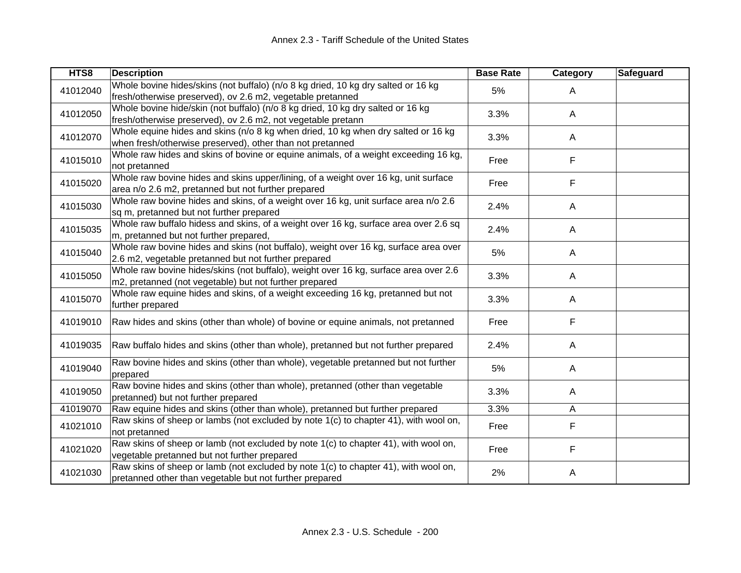| HTS8 | Description | Base Rate | Category | Safeguard |
|---|---|---|---|---|
| 41012040 | Whole bovine hides/skins (not buffalo) (n/o 8 kg dried, 10 kg dry salted or 16 kg fresh/otherwise preserved), ov 2.6 m2, vegetable pretanned | 5% | A | |
| 41012050 | Whole bovine hide/skin (not buffalo) (n/o 8 kg dried, 10 kg dry salted or 16 kg fresh/otherwise preserved), ov 2.6 m2, not vegetable pretann | 3.3% | A | |
| 41012070 | Whole equine hides and skins (n/o 8 kg when dried, 10 kg when dry salted or 16 kg when fresh/otherwise preserved), other than not pretanned | 3.3% | A | |
| 41015010 | Whole raw hides and skins of bovine or equine animals, of a weight exceeding 16 kg, not pretanned | Free | F | |
| 41015020 | Whole raw bovine hides and skins upper/lining, of a weight over 16 kg, unit surface area n/o 2.6 m2, pretanned but not further prepared | Free | F | |
| 41015030 | Whole raw bovine hides and skins, of a weight over 16 kg, unit surface area n/o 2.6 sq m, pretanned but not further prepared | 2.4% | A | |
| 41015035 | Whole raw buffalo hidess and skins, of a weight over 16 kg, surface area over 2.6 sq m, pretanned but not further prepared, | 2.4% | A | |
| 41015040 | Whole raw bovine hides and skins (not buffalo), weight over 16 kg, surface area over 2.6 m2, vegetable pretanned but not further prepared | 5% | A | |
| 41015050 | Whole raw bovine hides/skins (not buffalo), weight over 16 kg, surface area over 2.6 m2, pretanned (not vegetable) but not further prepared | 3.3% | A | |
| 41015070 | Whole raw equine hides and skins, of a weight exceeding 16 kg, pretanned but not further prepared | 3.3% | A | |
| 41019010 | Raw hides and skins (other than whole) of bovine or equine animals, not pretanned | Free | F | |
| 41019035 | Raw buffalo hides and skins (other than whole), pretanned but not further prepared | 2.4% | A | |
| 41019040 | Raw bovine hides and skins (other than whole), vegetable pretanned but not further prepared | 5% | A | |
| 41019050 | Raw bovine hides and skins (other than whole), pretanned (other than vegetable pretanned) but not further prepared | 3.3% | A | |
| 41019070 | Raw equine hides and skins (other than whole), pretanned but further prepared | 3.3% | A | |
| 41021010 | Raw skins of sheep or lambs (not excluded by note 1(c) to chapter 41), with wool on, not pretanned | Free | F | |
| 41021020 | Raw skins of sheep or lamb (not excluded by note 1(c) to chapter 41), with wool on, vegetable pretanned but not further prepared | Free | F | |
| 41021030 | Raw skins of sheep or lamb (not excluded by note 1(c) to chapter 41), with wool on, pretanned other than vegetable but not further prepared | 2% | A | |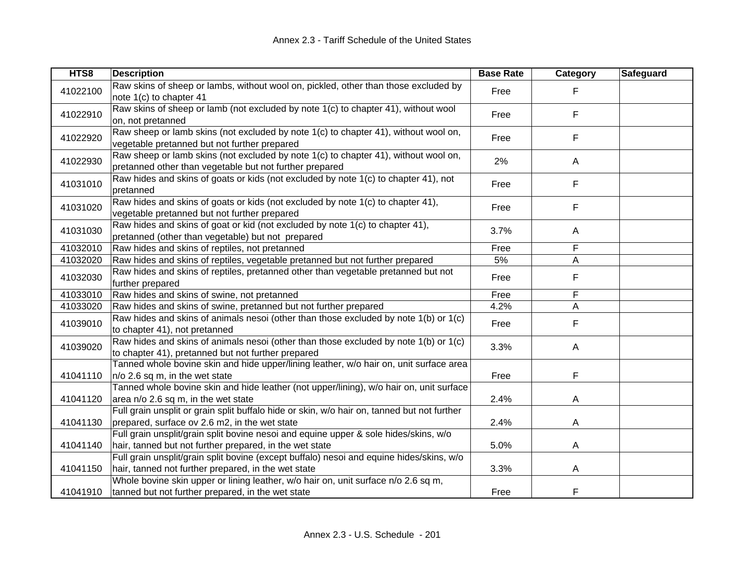| HTS8 | Description | Base Rate | Category | Safeguard |
|---|---|---|---|---|
| 41022100 | Raw skins of sheep or lambs, without wool on, pickled, other than those excluded by note 1(c) to chapter 41 | Free | F | |
| 41022910 | Raw skins of sheep or lamb (not excluded by note 1(c) to chapter 41), without wool on, not pretanned | Free | F | |
| 41022920 | Raw sheep or lamb skins (not excluded by note 1(c) to chapter 41), without wool on, vegetable pretanned but not further prepared | Free | F | |
| 41022930 | Raw sheep or lamb skins (not excluded by note 1(c) to chapter 41), without wool on, pretanned other than vegetable but not further prepared | 2% | A | |
| 41031010 | Raw hides and skins of goats or kids (not excluded by note 1(c) to chapter 41), not pretanned | Free | F | |
| 41031020 | Raw hides and skins of goats or kids (not excluded by note 1(c) to chapter 41), vegetable pretanned but not further prepared | Free | F | |
| 41031030 | Raw hides and skins of goat or kid (not excluded by note 1(c) to chapter 41), pretanned (other than vegetable) but not prepared | 3.7% | A | |
| 41032010 | Raw hides and skins of reptiles, not pretanned | Free | F | |
| 41032020 | Raw hides and skins of reptiles, vegetable pretanned but not further prepared | 5% | A | |
| 41032030 | Raw hides and skins of reptiles, pretanned other than vegetable pretanned but not further prepared | Free | F | |
| 41033010 | Raw hides and skins of swine, not pretanned | Free | F | |
| 41033020 | Raw hides and skins of swine, pretanned but not further prepared | 4.2% | A | |
| 41039010 | Raw hides and skins of animals nesoi (other than those excluded by note 1(b) or 1(c) to chapter 41), not pretanned | Free | F | |
| 41039020 | Raw hides and skins of animals nesoi (other than those excluded by note 1(b) or 1(c) to chapter 41), pretanned but not further prepared | 3.3% | A | |
| 41041110 | Tanned whole bovine skin and hide upper/lining leather, w/o hair on, unit surface area n/o 2.6 sq m, in the wet state | Free | F | |
| 41041120 | Tanned whole bovine skin and hide leather (not upper/lining), w/o hair on, unit surface area n/o 2.6 sq m, in the wet state | 2.4% | A | |
| 41041130 | Full grain unsplit or grain split buffalo hide or skin, w/o hair on, tanned but not further prepared, surface ov 2.6 m2, in the wet state | 2.4% | A | |
| 41041140 | Full grain unsplit/grain split bovine nesoi and equine upper & sole hides/skins, w/o hair, tanned but not further prepared, in the wet state | 5.0% | A | |
| 41041150 | Full grain unsplit/grain split bovine (except buffalo) nesoi and equine hides/skins, w/o hair, tanned not further prepared, in the wet state | 3.3% | A | |
| 41041910 | Whole bovine skin upper or lining leather, w/o hair on, unit surface n/o 2.6 sq m, tanned but not further prepared, in the wet state | Free | F | |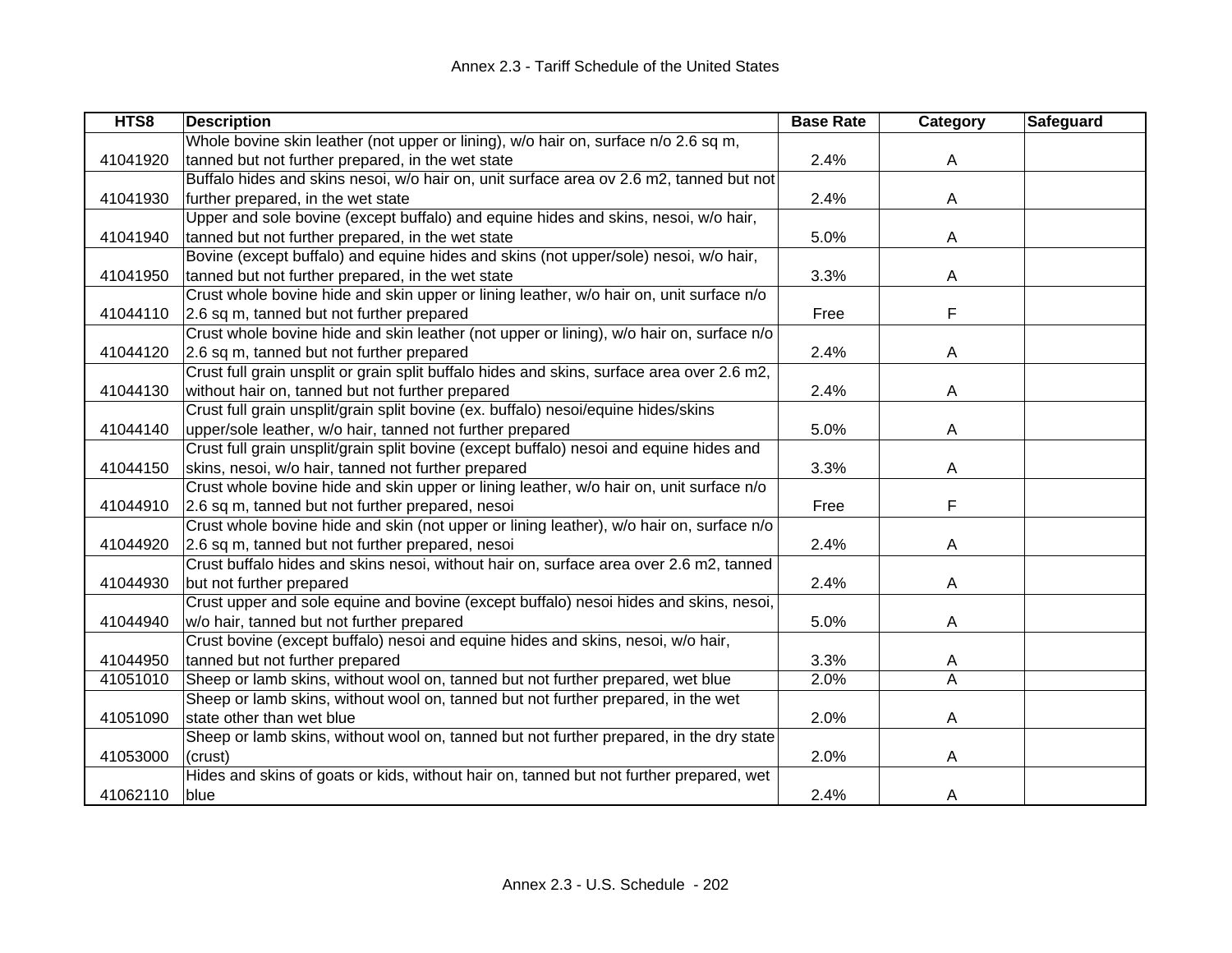| HTS8 | Description | Base Rate | Category | Safeguard |
|---|---|---|---|---|
| 41041920 | Whole bovine skin leather (not upper or lining), w/o hair on, surface n/o 2.6 sq m, tanned but not further prepared, in the wet state | 2.4% | A | |
| 41041930 | Buffalo hides and skins nesoi, w/o hair on, unit surface area ov 2.6 m2, tanned but not further prepared, in the wet state | 2.4% | A | |
| 41041940 | Upper and sole bovine (except buffalo) and equine hides and skins, nesoi, w/o hair, tanned but not further prepared, in the wet state | 5.0% | A | |
| 41041950 | Bovine (except buffalo) and equine hides and skins (not upper/sole) nesoi, w/o hair, tanned but not further prepared, in the wet state | 3.3% | A | |
| 41044110 | Crust whole bovine hide and skin upper or lining leather, w/o hair on, unit surface n/o 2.6 sq m, tanned but not further prepared | Free | F | |
| 41044120 | Crust whole bovine hide and skin leather (not upper or lining), w/o hair on, surface n/o 2.6 sq m, tanned but not further prepared | 2.4% | A | |
| 41044130 | Crust full grain unsplit or grain split buffalo hides and skins, surface area over 2.6 m2, without hair on, tanned but not further prepared | 2.4% | A | |
| 41044140 | Crust full grain unsplit/grain split bovine (ex. buffalo) nesoi/equine hides/skins upper/sole leather, w/o hair, tanned not further prepared | 5.0% | A | |
| 41044150 | Crust full grain unsplit/grain split bovine (except buffalo) nesoi and equine hides and skins, nesoi, w/o hair, tanned not further prepared | 3.3% | A | |
| 41044910 | Crust whole bovine hide and skin upper or lining leather, w/o hair on, unit surface n/o 2.6 sq m, tanned but not further prepared, nesoi | Free | F | |
| 41044920 | Crust whole bovine hide and skin (not upper or lining leather), w/o hair on, surface n/o 2.6 sq m, tanned but not further prepared, nesoi | 2.4% | A | |
| 41044930 | Crust buffalo hides and skins nesoi, without hair on, surface area over 2.6 m2, tanned but not further prepared | 2.4% | A | |
| 41044940 | Crust upper and sole equine and bovine (except buffalo) nesoi hides and skins, nesoi, w/o hair, tanned but not further prepared | 5.0% | A | |
| 41044950 | Crust bovine (except buffalo) nesoi and equine hides and skins, nesoi, w/o hair, tanned but not further prepared | 3.3% | A | |
| 41051010 | Sheep or lamb skins, without wool on, tanned but not further prepared, wet blue | 2.0% | A | |
| 41051090 | Sheep or lamb skins, without wool on, tanned but not further prepared, in the wet state other than wet blue | 2.0% | A | |
| 41053000 | Sheep or lamb skins, without wool on, tanned but not further prepared, in the dry state (crust) | 2.0% | A | |
| 41062110 | Hides and skins of goats or kids, without hair on, tanned but not further prepared, wet blue | 2.4% | A | |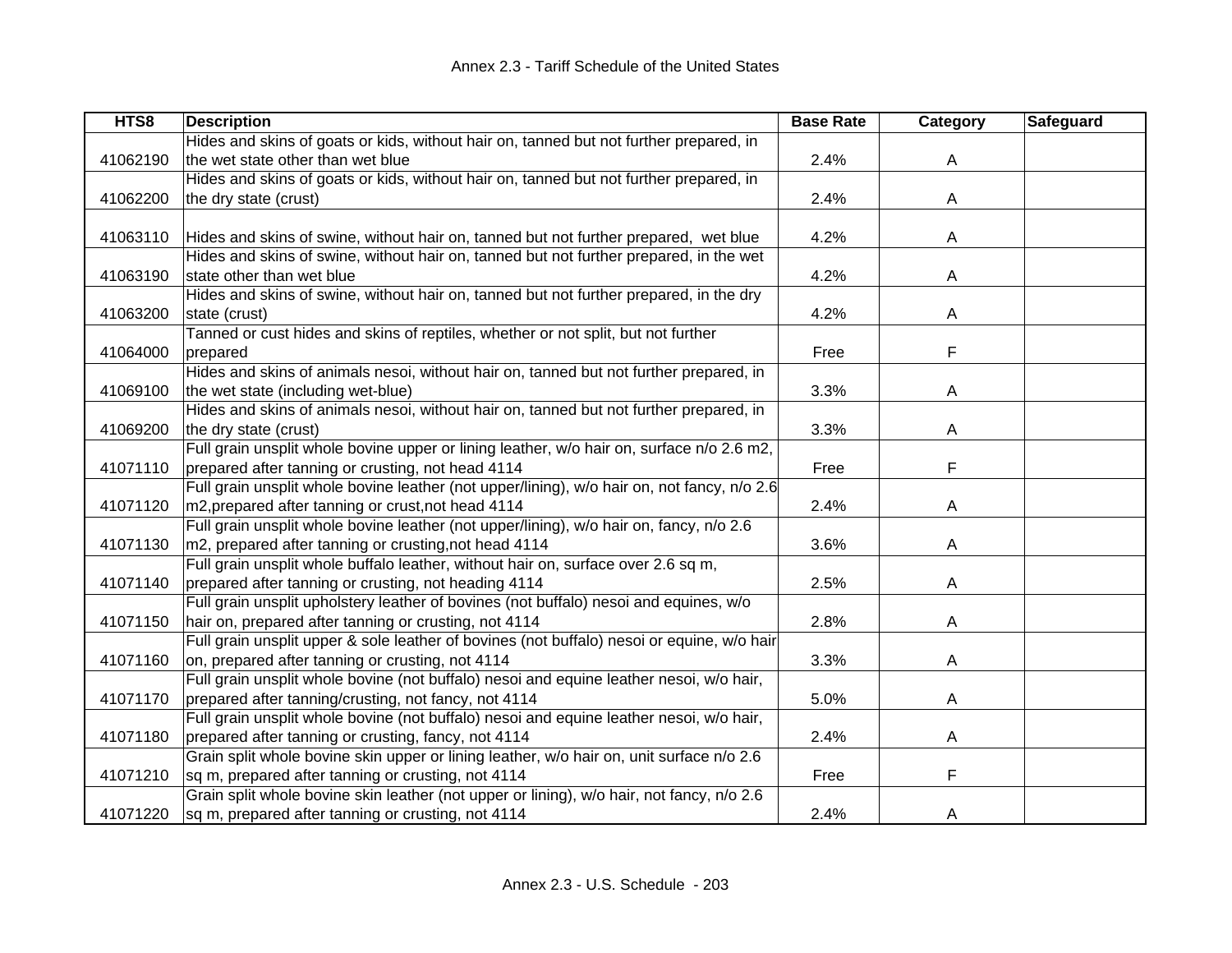| HTS8 | Description | Base Rate | Category | Safeguard |
|---|---|---|---|---|
| 41062190 | Hides and skins of goats or kids, without hair on, tanned but not further prepared, in the wet state other than wet blue | 2.4% | A | |
| 41062200 | Hides and skins of goats or kids, without hair on, tanned but not further prepared, in the dry state (crust) | 2.4% | A | |
| 41063110 | Hides and skins of swine, without hair on, tanned but not further prepared, wet blue | 4.2% | A | |
| 41063190 | Hides and skins of swine, without hair on, tanned but not further prepared, in the wet state other than wet blue | 4.2% | A | |
| 41063200 | Hides and skins of swine, without hair on, tanned but not further prepared, in the dry state (crust) | 4.2% | A | |
| 41064000 | Tanned or cust hides and skins of reptiles, whether or not split, but not further prepared | Free | F | |
| 41069100 | Hides and skins of animals nesoi, without hair on, tanned but not further prepared, in the wet state (including wet-blue) | 3.3% | A | |
| 41069200 | Hides and skins of animals nesoi, without hair on, tanned but not further prepared, in the dry state (crust) | 3.3% | A | |
| 41071110 | Full grain unsplit whole bovine upper or lining leather, w/o hair on, surface n/o 2.6 m2, prepared after tanning or crusting, not head 4114 | Free | F | |
| 41071120 | Full grain unsplit whole bovine leather (not upper/lining), w/o hair on, not fancy, n/o 2.6 m2,prepared after tanning or crust,not head 4114 | 2.4% | A | |
| 41071130 | Full grain unsplit whole bovine leather (not upper/lining), w/o hair on, fancy, n/o 2.6 m2, prepared after tanning or crusting,not head 4114 | 3.6% | A | |
| 41071140 | Full grain unsplit whole buffalo leather, without hair on, surface over 2.6 sq m, prepared after tanning or crusting, not heading 4114 | 2.5% | A | |
| 41071150 | Full grain unsplit upholstery leather of bovines (not buffalo) nesoi and equines, w/o hair on, prepared after tanning or crusting, not 4114 | 2.8% | A | |
| 41071160 | Full grain unsplit upper & sole leather of bovines (not buffalo) nesoi or equine, w/o hair on, prepared after tanning or crusting, not 4114 | 3.3% | A | |
| 41071170 | Full grain unsplit whole bovine (not buffalo) nesoi and equine leather nesoi, w/o hair, prepared after tanning/crusting, not fancy, not 4114 | 5.0% | A | |
| 41071180 | Full grain unsplit whole bovine (not buffalo) nesoi and equine leather nesoi, w/o hair, prepared after tanning or crusting, fancy, not 4114 | 2.4% | A | |
| 41071210 | Grain split whole bovine skin upper or lining leather, w/o hair on, unit surface n/o 2.6 sq m, prepared after tanning or crusting, not 4114 | Free | F | |
| 41071220 | Grain split whole bovine skin leather (not upper or lining), w/o hair, not fancy, n/o 2.6 sq m, prepared after tanning or crusting, not 4114 | 2.4% | A | |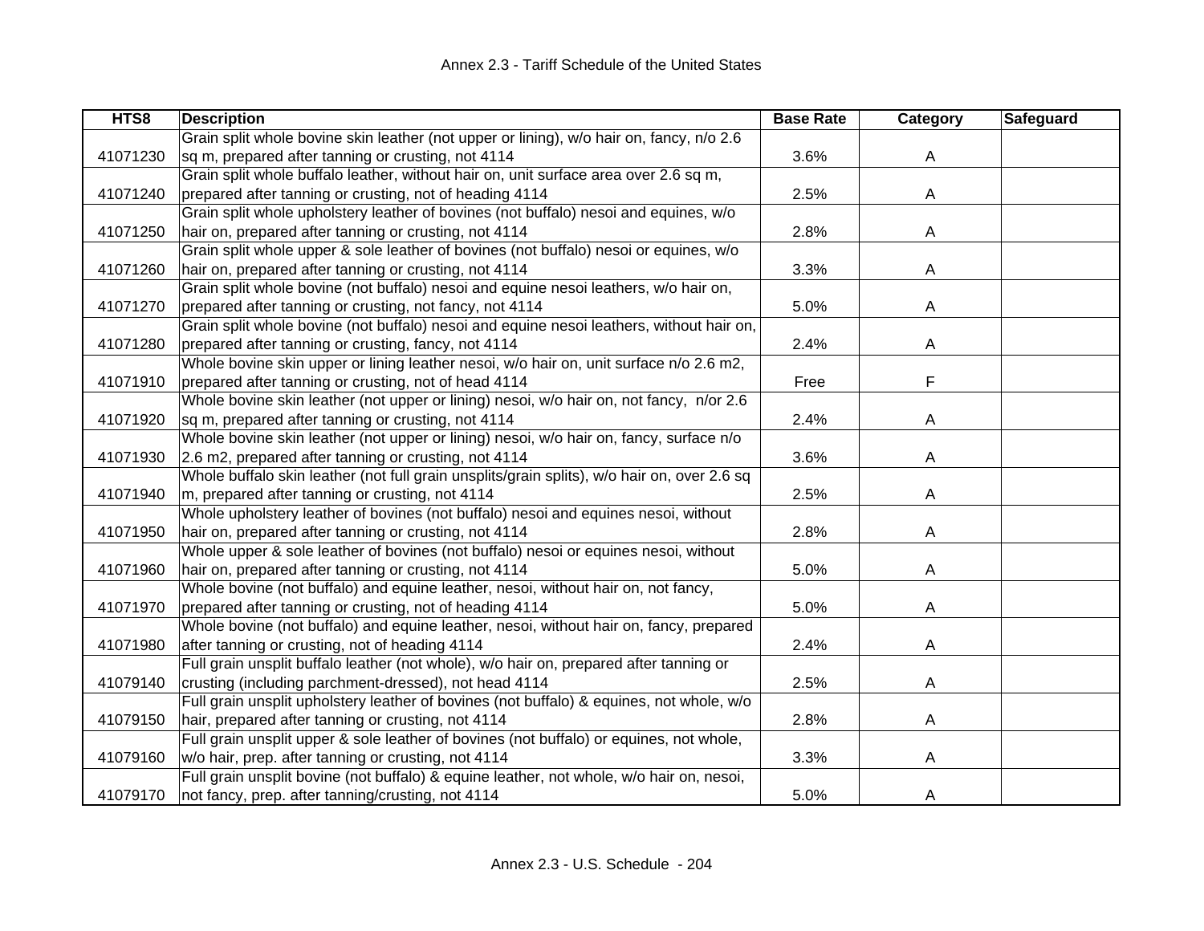| HTS8 | Description | Base Rate | Category | Safeguard |
|---|---|---|---|---|
| 41071230 | Grain split whole bovine skin leather (not upper or lining), w/o hair on, fancy, n/o 2.6 sq m, prepared after tanning or crusting, not 4114 | 3.6% | A | |
| 41071240 | Grain split whole buffalo leather, without hair on, unit surface area over 2.6 sq m, prepared after tanning or crusting, not of heading 4114 | 2.5% | A | |
| 41071250 | Grain split whole upholstery leather of bovines (not buffalo) nesoi and equines, w/o hair on, prepared after tanning or crusting, not 4114 | 2.8% | A | |
| 41071260 | Grain split whole upper & sole leather of bovines (not buffalo) nesoi or equines, w/o hair on, prepared after tanning or crusting, not 4114 | 3.3% | A | |
| 41071270 | Grain split whole bovine (not buffalo) nesoi and equine nesoi leathers, w/o hair on, prepared after tanning or crusting, not fancy, not 4114 | 5.0% | A | |
| 41071280 | Grain split whole bovine (not buffalo) nesoi and equine nesoi leathers, without hair on, prepared after tanning or crusting, fancy, not 4114 | 2.4% | A | |
| 41071910 | Whole bovine skin upper or lining leather nesoi, w/o hair on, unit surface n/o 2.6 m2, prepared after tanning or crusting, not of head 4114 | Free | F | |
| 41071920 | Whole bovine skin leather (not upper or lining) nesoi, w/o hair on, not fancy, n/or 2.6 sq m, prepared after tanning or crusting, not 4114 | 2.4% | A | |
| 41071930 | Whole bovine skin leather (not upper or lining) nesoi, w/o hair on, fancy, surface n/o 2.6 m2, prepared after tanning or crusting, not 4114 | 3.6% | A | |
| 41071940 | Whole buffalo skin leather (not full grain unsplits/grain splits), w/o hair on, over 2.6 sq m, prepared after tanning or crusting, not 4114 | 2.5% | A | |
| 41071950 | Whole upholstery leather of bovines (not buffalo) nesoi and equines nesoi, without hair on, prepared after tanning or crusting, not 4114 | 2.8% | A | |
| 41071960 | Whole upper & sole leather of bovines (not buffalo) nesoi or equines nesoi, without hair on, prepared after tanning or crusting, not 4114 | 5.0% | A | |
| 41071970 | Whole bovine (not buffalo) and equine leather, nesoi, without hair on, not fancy, prepared after tanning or crusting, not of heading 4114 | 5.0% | A | |
| 41071980 | Whole bovine (not buffalo) and equine leather, nesoi, without hair on, fancy, prepared after tanning or crusting, not of heading 4114 | 2.4% | A | |
| 41079140 | Full grain unsplit buffalo leather (not whole), w/o hair on, prepared after tanning or crusting (including parchment-dressed), not head 4114 | 2.5% | A | |
| 41079150 | Full grain unsplit upholstery leather of bovines (not buffalo) & equines, not whole, w/o hair, prepared after tanning or crusting, not 4114 | 2.8% | A | |
| 41079160 | Full grain unsplit upper & sole leather of bovines (not buffalo) or equines, not whole, w/o hair, prep. after tanning or crusting, not 4114 | 3.3% | A | |
| 41079170 | Full grain unsplit bovine (not buffalo) & equine leather, not whole, w/o hair on, nesoi, not fancy, prep. after tanning/crusting, not 4114 | 5.0% | A | |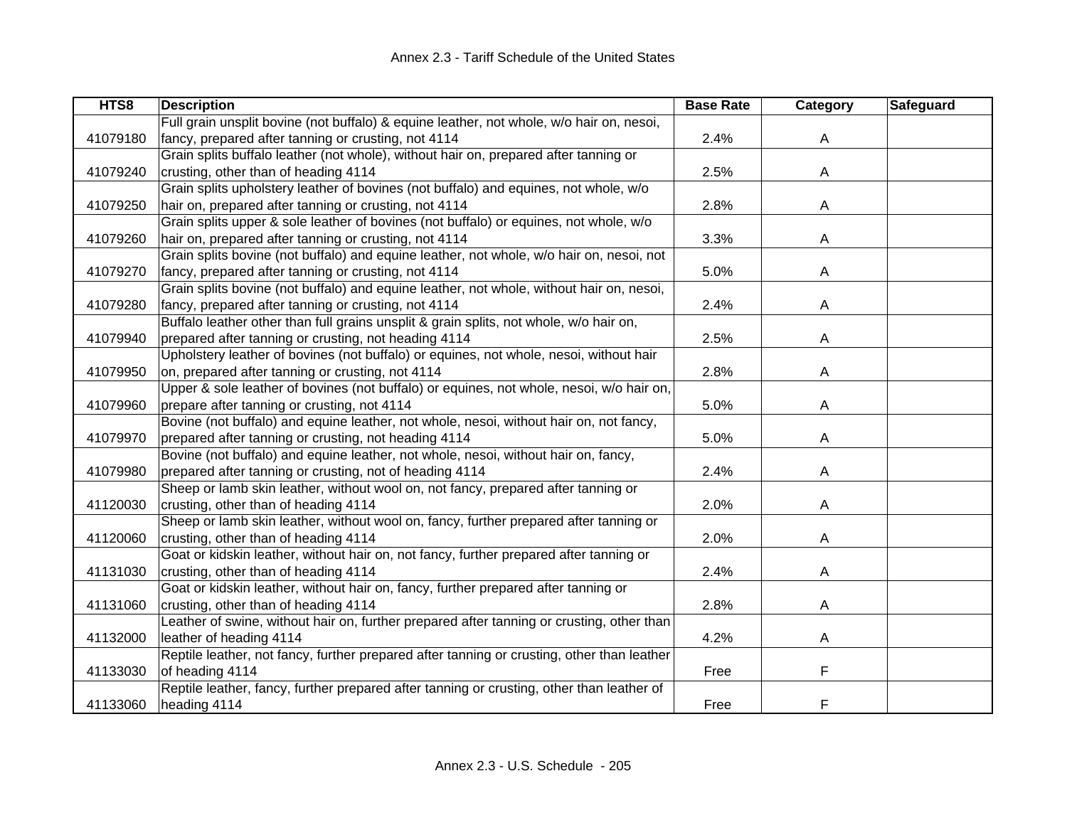| HTS8 | Description | Base Rate | Category | Safeguard |
|---|---|---|---|---|
| 41079180 | Full grain unsplit bovine (not buffalo) & equine leather, not whole, w/o hair on, nesoi, fancy, prepared after tanning or crusting, not 4114 | 2.4% | A | |
| 41079240 | Grain splits buffalo leather (not whole), without hair on, prepared after tanning or crusting, other than of heading 4114 | 2.5% | A | |
| 41079250 | Grain splits upholstery leather of bovines (not buffalo) and equines, not whole, w/o hair on, prepared after tanning or crusting, not 4114 | 2.8% | A | |
| 41079260 | Grain splits upper & sole leather of bovines (not buffalo) or equines, not whole, w/o hair on, prepared after tanning or crusting, not 4114 | 3.3% | A | |
| 41079270 | Grain splits bovine (not buffalo) and equine leather, not whole, w/o hair on, nesoi, not fancy, prepared after tanning or crusting, not 4114 | 5.0% | A | |
| 41079280 | Grain splits bovine (not buffalo) and equine leather, not whole, without hair on, nesoi, fancy, prepared after tanning or crusting, not 4114 | 2.4% | A | |
| 41079940 | Buffalo leather other than full grains unsplit & grain splits, not whole, w/o hair on, prepared after tanning or crusting, not heading 4114 | 2.5% | A | |
| 41079950 | Upholstery leather of bovines (not buffalo) or equines, not whole, nesoi, without hair on, prepared after tanning or crusting, not 4114 | 2.8% | A | |
| 41079960 | Upper & sole leather of bovines (not buffalo) or equines, not whole, nesoi, w/o hair on, prepare after tanning or crusting, not 4114 | 5.0% | A | |
| 41079970 | Bovine (not buffalo) and equine leather, not whole, nesoi, without hair on, not fancy, prepared after tanning or crusting, not heading 4114 | 5.0% | A | |
| 41079980 | Bovine (not buffalo) and equine leather, not whole, nesoi, without hair on, fancy, prepared after tanning or crusting, not of heading 4114 | 2.4% | A | |
| 41120030 | Sheep or lamb skin leather, without wool on, not fancy, prepared after tanning or crusting, other than of heading 4114 | 2.0% | A | |
| 41120060 | Sheep or lamb skin leather, without wool on, fancy, further prepared after tanning or crusting, other than of heading 4114 | 2.0% | A | |
| 41131030 | Goat or kidskin leather, without hair on, not fancy, further prepared after tanning or crusting, other than of heading 4114 | 2.4% | A | |
| 41131060 | Goat or kidskin leather, without hair on, fancy, further prepared after tanning or crusting, other than of heading 4114 | 2.8% | A | |
| 41132000 | Leather of swine, without hair on, further prepared after tanning or crusting, other than leather of heading 4114 | 4.2% | A | |
| 41133030 | Reptile leather, not fancy, further prepared after tanning or crusting, other than leather of heading 4114 | Free | F | |
| 41133060 | Reptile leather, fancy, further prepared after tanning or crusting, other than leather of heading 4114 | Free | F | |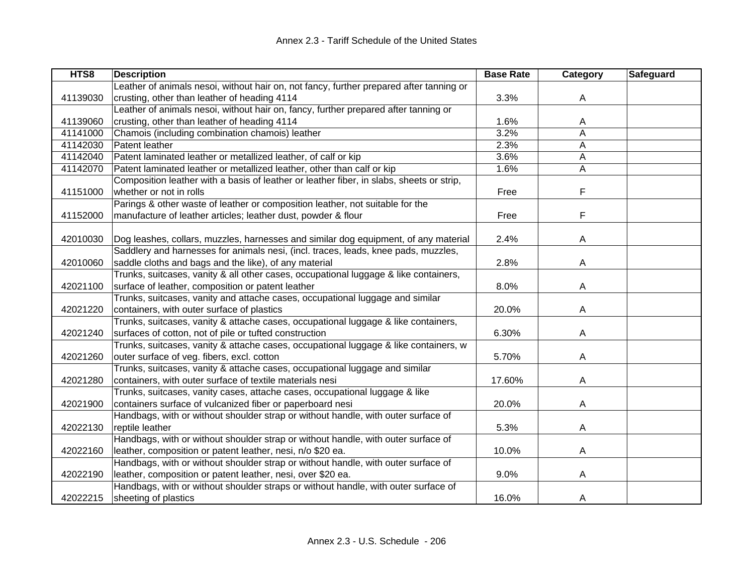| HTS8 | Description | Base Rate | Category | Safeguard |
|---|---|---|---|---|
| 41139030 | Leather of animals nesoi, without hair on, not fancy, further prepared after tanning or crusting, other than leather of heading 4114 | 3.3% | A | |
| 41139060 | Leather of animals nesoi, without hair on, fancy, further prepared after tanning or crusting, other than leather of heading 4114 | 1.6% | A | |
| 41141000 | Chamois (including combination chamois) leather | 3.2% | A | |
| 41142030 | Patent leather | 2.3% | A | |
| 41142040 | Patent laminated leather or metallized leather, of calf or kip | 3.6% | A | |
| 41142070 | Patent laminated leather or metallized leather, other than calf or kip | 1.6% | A | |
| 41151000 | Composition leather with a basis of leather or leather fiber, in slabs, sheets or strip, whether or not in rolls | Free | F | |
| 41152000 | Parings & other waste of leather or composition leather, not suitable for the manufacture of leather articles; leather dust, powder & flour | Free | F | |
| 42010030 | Dog leashes, collars, muzzles, harnesses and similar dog equipment, of any material | 2.4% | A | |
| 42010060 | Saddlery and harnesses for animals nesi, (incl. traces, leads, knee pads, muzzles, saddle cloths and bags and the like), of any material | 2.8% | A | |
| 42021100 | Trunks, suitcases, vanity & all other cases, occupational luggage & like containers, surface of leather, composition or patent leather | 8.0% | A | |
| 42021220 | Trunks, suitcases, vanity and attache cases, occupational luggage and similar containers, with outer surface of plastics | 20.0% | A | |
| 42021240 | Trunks, suitcases, vanity & attache cases, occupational luggage & like containers, surfaces of cotton, not of pile or tufted construction | 6.30% | A | |
| 42021260 | Trunks, suitcases, vanity & attache cases, occupational luggage & like containers, w outer surface of veg. fibers, excl. cotton | 5.70% | A | |
| 42021280 | Trunks, suitcases, vanity & attache cases, occupational luggage and similar containers, with outer surface of textile materials nesi | 17.60% | A | |
| 42021900 | Trunks, suitcases, vanity cases, attache cases, occupational luggage & like containers surface of vulcanized fiber or paperboard nesi | 20.0% | A | |
| 42022130 | Handbags, with or without shoulder strap or without handle, with outer surface of reptile leather | 5.3% | A | |
| 42022160 | Handbags, with or without shoulder strap or without handle, with outer surface of leather, composition or patent leather, nesi, n/o $20 ea. | 10.0% | A | |
| 42022190 | Handbags, with or without shoulder strap or without handle, with outer surface of leather, composition or patent leather, nesi, over $20 ea. | 9.0% | A | |
| 42022215 | Handbags, with or without shoulder straps or without handle, with outer surface of sheeting of plastics | 16.0% | A | |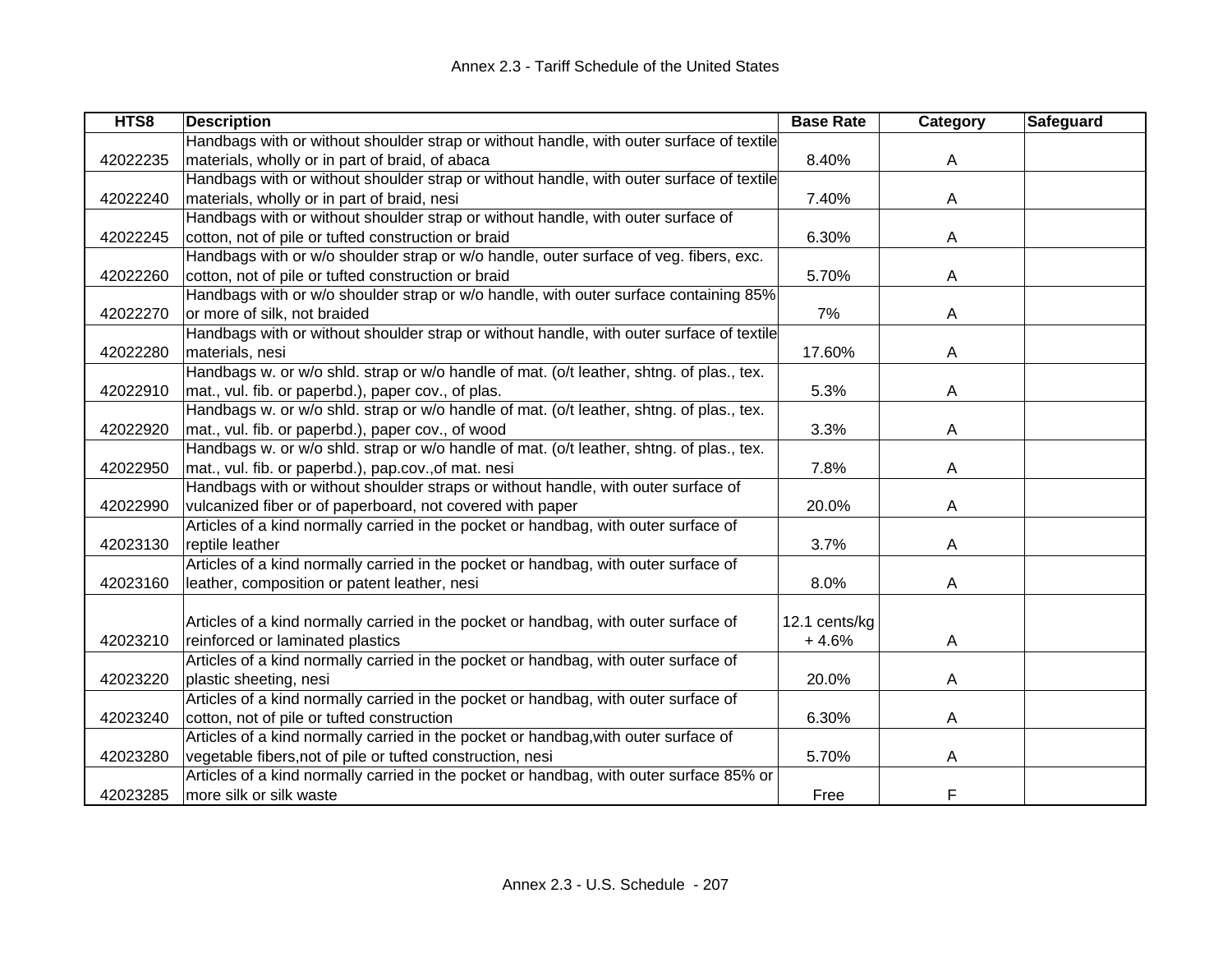| HTS8 | Description | Base Rate | Category | Safeguard |
|---|---|---|---|---|
| 42022235 | Handbags with or without shoulder strap or without handle, with outer surface of textile materials, wholly or in part of braid, of abaca | 8.40% | A | |
| 42022240 | Handbags with or without shoulder strap or without handle, with outer surface of textile materials, wholly or in part of braid, nesi | 7.40% | A | |
| 42022245 | Handbags with or without shoulder strap or without handle, with outer surface of cotton, not of pile or tufted construction or braid | 6.30% | A | |
| 42022260 | Handbags with or w/o shoulder strap or w/o handle, outer surface of veg. fibers, exc. cotton, not of pile or tufted construction or braid | 5.70% | A | |
| 42022270 | Handbags with or w/o shoulder strap or w/o handle, with outer surface containing 85% or more of silk, not braided | 7% | A | |
| 42022280 | Handbags with or without shoulder strap or without handle, with outer surface of textile materials, nesi | 17.60% | A | |
| 42022910 | Handbags w. or w/o shld. strap or w/o handle of mat. (o/t leather, shtng. of plas., tex. mat., vul. fib. or paperbd.), paper cov., of plas. | 5.3% | A | |
| 42022920 | Handbags w. or w/o shld. strap or w/o handle of mat. (o/t leather, shtng. of plas., tex. mat., vul. fib. or paperbd.), paper cov., of wood | 3.3% | A | |
| 42022950 | Handbags w. or w/o shld. strap or w/o handle of mat. (o/t leather, shtng. of plas., tex. mat., vul. fib. or paperbd.), pap.cov.,of mat. nesi | 7.8% | A | |
| 42022990 | Handbags with or without shoulder straps or without handle, with outer surface of vulcanized fiber or of paperboard, not covered with paper | 20.0% | A | |
| 42023130 | Articles of a kind normally carried in the pocket or handbag, with outer surface of reptile leather | 3.7% | A | |
| 42023160 | Articles of a kind normally carried in the pocket or handbag, with outer surface of leather, composition or patent leather, nesi | 8.0% | A | |
| 42023210 | Articles of a kind normally carried in the pocket or handbag, with outer surface of reinforced or laminated plastics | 12.1 cents/kg + 4.6% | A | |
| 42023220 | Articles of a kind normally carried in the pocket or handbag, with outer surface of plastic sheeting, nesi | 20.0% | A | |
| 42023240 | Articles of a kind normally carried in the pocket or handbag, with outer surface of cotton, not of pile or tufted construction | 6.30% | A | |
| 42023280 | Articles of a kind normally carried in the pocket or handbag,with outer surface of vegetable fibers,not of pile or tufted construction, nesi | 5.70% | A | |
| 42023285 | Articles of a kind normally carried in the pocket or handbag, with outer surface 85% or more silk or silk waste | Free | F | |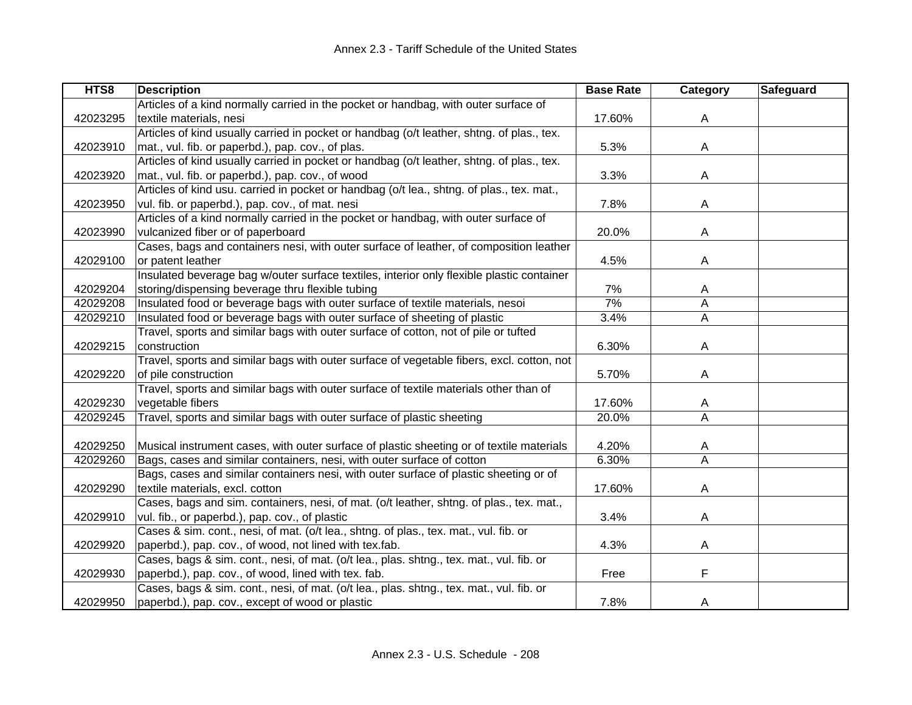| HTS8 | Description | Base Rate | Category | Safeguard |
| --- | --- | --- | --- | --- |
| 42023295 | Articles of a kind normally carried in the pocket or handbag, with outer surface of textile materials, nesi | 17.60% | A | |
| 42023910 | Articles of kind usually carried in pocket or handbag (o/t leather, shtng. of plas., tex. mat., vul. fib. or paperbd.), pap. cov., of plas. | 5.3% | A | |
| 42023920 | Articles of kind usually carried in pocket or handbag (o/t leather, shtng. of plas., tex. mat., vul. fib. or paperbd.), pap. cov., of wood | 3.3% | A | |
| 42023950 | Articles of kind usu. carried in pocket or handbag (o/t lea., shtng. of plas., tex. mat., vul. fib. or paperbd.), pap. cov., of mat. nesi | 7.8% | A | |
| 42023990 | Articles of a kind normally carried in the pocket or handbag, with outer surface of vulcanized fiber or of paperboard | 20.0% | A | |
| 42029100 | Cases, bags and containers nesi, with outer surface of leather, of composition leather or patent leather | 4.5% | A | |
| 42029204 | Insulated beverage bag w/outer surface textiles, interior only flexible plastic container storing/dispensing beverage thru flexible tubing | 7% | A | |
| 42029208 | Insulated food or beverage bags with outer surface of textile materials, nesoi | 7% | A | |
| 42029210 | Insulated food or beverage bags with outer surface of sheeting of plastic | 3.4% | A | |
| 42029215 | Travel, sports and similar bags with outer surface of cotton, not of pile or tufted construction | 6.30% | A | |
| 42029220 | Travel, sports and similar bags with outer surface of vegetable fibers, excl. cotton, not of pile construction | 5.70% | A | |
| 42029230 | Travel, sports and similar bags with outer surface of textile materials other than of vegetable fibers | 17.60% | A | |
| 42029245 | Travel, sports and similar bags with outer surface of plastic sheeting | 20.0% | A | |
| 42029250 | Musical instrument cases, with outer surface of plastic sheeting or of textile materials | 4.20% | A | |
| 42029260 | Bags, cases and similar containers, nesi, with outer surface of cotton | 6.30% | A | |
| 42029290 | Bags, cases and similar containers nesi, with outer surface of plastic sheeting or of textile materials, excl. cotton | 17.60% | A | |
| 42029910 | Cases, bags and sim. containers, nesi, of mat. (o/t leather, shtng. of plas., tex. mat., vul. fib., or paperbd.), pap. cov., of plastic | 3.4% | A | |
| 42029920 | Cases & sim. cont., nesi, of mat. (o/t lea., shtng. of plas., tex. mat., vul. fib. or paperbd.), pap. cov., of wood, not lined with tex.fab. | 4.3% | A | |
| 42029930 | Cases, bags & sim. cont., nesi, of mat. (o/t lea., plas. shtng., tex. mat., vul. fib. or paperbd.), pap. cov., of wood, lined with tex. fab. | Free | F | |
| 42029950 | Cases, bags & sim. cont., nesi, of mat. (o/t lea., plas. shtng., tex. mat., vul. fib. or paperbd.), pap. cov., except of wood or plastic | 7.8% | A | |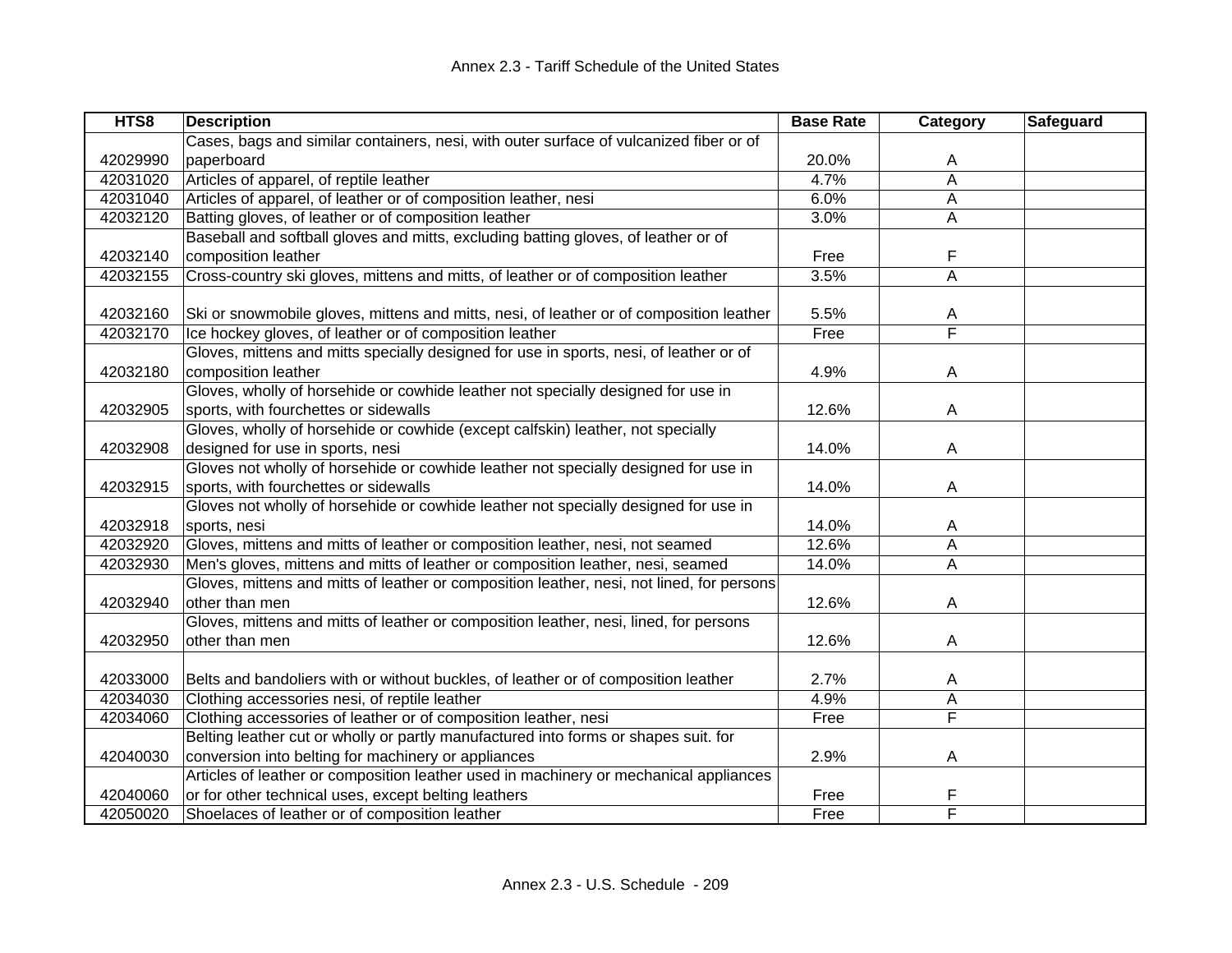| HTS8 | Description | Base Rate | Category | Safeguard |
|---|---|---|---|---|
| 42029990 | Cases, bags and similar containers, nesi, with outer surface of vulcanized fiber or of paperboard | 20.0% | A | |
| 42031020 | Articles of apparel, of reptile leather | 4.7% | A | |
| 42031040 | Articles of apparel, of leather or of composition leather, nesi | 6.0% | A | |
| 42032120 | Batting gloves, of leather or of composition leather | 3.0% | A | |
| 42032140 | Baseball and softball gloves and mitts, excluding batting gloves, of leather or of composition leather | Free | F | |
| 42032155 | Cross-country ski gloves, mittens and mitts, of leather or of composition leather | 3.5% | A | |
| 42032160 | Ski or snowmobile gloves, mittens and mitts, nesi, of leather or of composition leather | 5.5% | A | |
| 42032170 | Ice hockey gloves, of leather or of composition leather | Free | F | |
| 42032180 | Gloves, mittens and mitts specially designed for use in sports, nesi, of leather or of composition leather | 4.9% | A | |
| 42032905 | Gloves, wholly of horsehide or cowhide leather not specially designed for use in sports, with fourchettes or sidewalls | 12.6% | A | |
| 42032908 | Gloves, wholly of horsehide or cowhide (except calfskin) leather, not specially designed for use in sports, nesi | 14.0% | A | |
| 42032915 | Gloves not wholly of horsehide or cowhide leather not specially designed for use in sports, with fourchettes or sidewalls | 14.0% | A | |
| 42032918 | Gloves not wholly of horsehide or cowhide leather not specially designed for use in sports, nesi | 14.0% | A | |
| 42032920 | Gloves, mittens and mitts of leather or composition leather, nesi, not seamed | 12.6% | A | |
| 42032930 | Men's gloves, mittens and mitts of leather or composition leather, nesi, seamed | 14.0% | A | |
| 42032940 | Gloves, mittens and mitts of leather or composition leather, nesi, not lined, for persons other than men | 12.6% | A | |
| 42032950 | Gloves, mittens and mitts of leather or composition leather, nesi, lined, for persons other than men | 12.6% | A | |
| 42033000 | Belts and bandoliers with or without buckles, of leather or of composition leather | 2.7% | A | |
| 42034030 | Clothing accessories nesi, of reptile leather | 4.9% | A | |
| 42034060 | Clothing accessories of leather or of composition leather, nesi | Free | F | |
| 42040030 | Belting leather cut or wholly or partly manufactured into forms or shapes suit. for conversion into belting for machinery or appliances | 2.9% | A | |
| 42040060 | Articles of leather or composition leather used in machinery or mechanical appliances or for other technical uses, except belting leathers | Free | F | |
| 42050020 | Shoelaces of leather or of composition leather | Free | F | |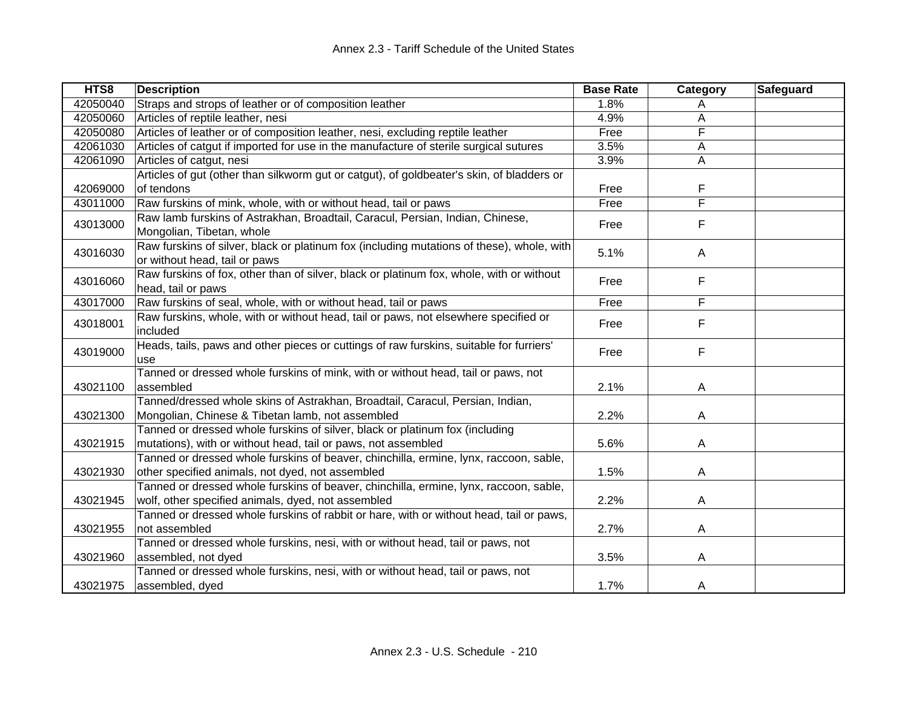| HTS8 | Description | Base Rate | Category | Safeguard |
|---|---|---|---|---|
| 42050040 | Straps and strops of leather or of composition leather | 1.8% | A | |
| 42050060 | Articles of reptile leather, nesi | 4.9% | A | |
| 42050080 | Articles of leather or of composition leather, nesi, excluding reptile leather | Free | F | |
| 42061030 | Articles of catgut if imported for use in the manufacture of sterile surgical sutures | 3.5% | A | |
| 42061090 | Articles of catgut, nesi | 3.9% | A | |
| 42069000 | Articles of gut (other than silkworm gut or catgut), of goldbeater's skin, of bladders or of tendons | Free | F | |
| 43011000 | Raw furskins of mink, whole, with or without head, tail or paws | Free | F | |
| 43013000 | Raw lamb furskins of Astrakhan, Broadtail, Caracul, Persian, Indian, Chinese, Mongolian, Tibetan, whole | Free | F | |
| 43016030 | Raw furskins of silver, black or platinum fox (including mutations of these), whole, with or without head, tail or paws | 5.1% | A | |
| 43016060 | Raw furskins of fox, other than of silver, black or platinum fox, whole, with or without head, tail or paws | Free | F | |
| 43017000 | Raw furskins of seal, whole, with or without head, tail or paws | Free | F | |
| 43018001 | Raw furskins, whole, with or without head, tail or paws, not elsewhere specified or included | Free | F | |
| 43019000 | Heads, tails, paws and other pieces or cuttings of raw furskins, suitable for furriers' use | Free | F | |
| 43021100 | Tanned or dressed whole furskins of mink, with or without head, tail or paws, not assembled | 2.1% | A | |
| 43021300 | Tanned/dressed whole skins of Astrakhan, Broadtail, Caracul, Persian, Indian, Mongolian, Chinese & Tibetan lamb, not assembled | 2.2% | A | |
| 43021915 | Tanned or dressed whole furskins of silver, black or platinum fox (including mutations), with or without head, tail or paws, not assembled | 5.6% | A | |
| 43021930 | Tanned or dressed whole furskins of beaver, chinchilla, ermine, lynx, raccoon, sable, other specified animals, not dyed, not assembled | 1.5% | A | |
| 43021945 | Tanned or dressed whole furskins of beaver, chinchilla, ermine, lynx, raccoon, sable, wolf, other specified animals, dyed, not assembled | 2.2% | A | |
| 43021955 | Tanned or dressed whole furskins of rabbit or hare, with or without head, tail or paws, not assembled | 2.7% | A | |
| 43021960 | Tanned or dressed whole furskins, nesi, with or without head, tail or paws, not assembled, not dyed | 3.5% | A | |
| 43021975 | Tanned or dressed whole furskins, nesi, with or without head, tail or paws, not assembled, dyed | 1.7% | A | |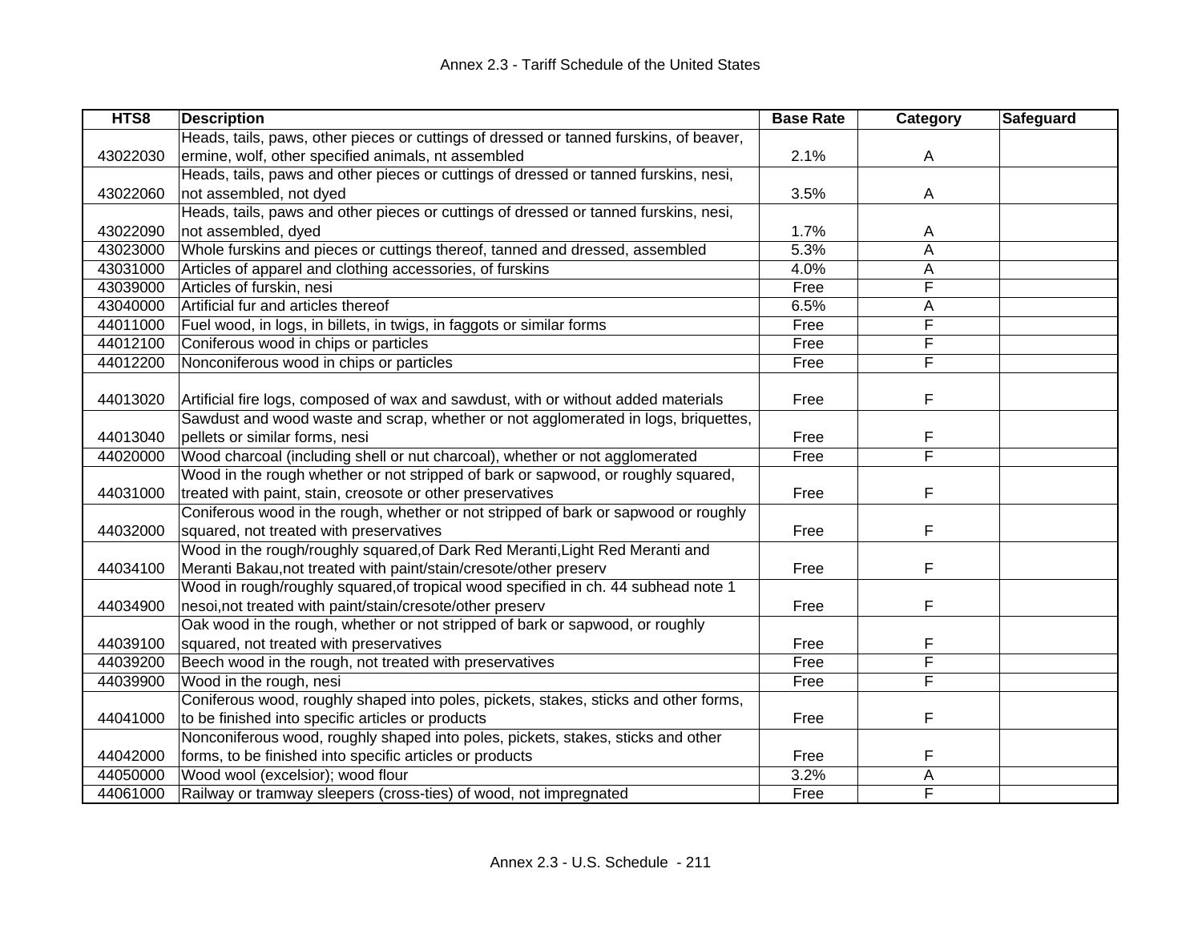# Annex 2.3 - Tariff Schedule of the United States

| HTS8 | Description | Base Rate | Category | Safeguard |
|---|---|---|---|---|
| 43022030 | Heads, tails, paws, other pieces or cuttings of dressed or tanned furskins, of beaver, ermine, wolf, other specified animals, nt assembled | 2.1% | A | |
| 43022060 | Heads, tails, paws and other pieces or cuttings of dressed or tanned furskins, nesi, not assembled, not dyed | 3.5% | A | |
| 43022090 | Heads, tails, paws and other pieces or cuttings of dressed or tanned furskins, nesi, not assembled, dyed | 1.7% | A | |
| 43023000 | Whole furskins and pieces or cuttings thereof, tanned and dressed, assembled | 5.3% | A | |
| 43031000 | Articles of apparel and clothing accessories, of furskins | 4.0% | A | |
| 43039000 | Articles of furskin, nesi | Free | F | |
| 43040000 | Artificial fur and articles thereof | 6.5% | A | |
| 44011000 | Fuel wood, in logs, in billets, in twigs, in faggots or similar forms | Free | F | |
| 44012100 | Coniferous wood in chips or particles | Free | F | |
| 44012200 | Nonconiferous wood in chips or particles | Free | F | |
| 44013020 | Artificial fire logs, composed of wax and sawdust, with or without added materials | Free | F | |
| 44013040 | Sawdust and wood waste and scrap, whether or not agglomerated in logs, briquettes, pellets or similar forms, nesi | Free | F | |
| 44020000 | Wood charcoal (including shell or nut charcoal), whether or not agglomerated | Free | F | |
| 44031000 | Wood in the rough whether or not stripped of bark or sapwood, or roughly squared, treated with paint, stain, creosote or other preservatives | Free | F | |
| 44032000 | Coniferous wood in the rough, whether or not stripped of bark or sapwood or roughly squared, not treated with preservatives | Free | F | |
| 44034100 | Wood in the rough/roughly squared,of Dark Red Meranti,Light Red Meranti and Meranti Bakau,not treated with paint/stain/cresote/other preserv | Free | F | |
| 44034900 | Wood in rough/roughly squared,of tropical wood specified in ch. 44 subhead note 1 nesoi,not treated with paint/stain/cresote/other preserv | Free | F | |
| 44039100 | Oak wood in the rough, whether or not stripped of bark or sapwood, or roughly squared, not treated with preservatives | Free | F | |
| 44039200 | Beech wood in the rough, not treated with preservatives | Free | F | |
| 44039900 | Wood in the rough, nesi | Free | F | |
| 44041000 | Coniferous wood, roughly shaped into poles, pickets, stakes, sticks and other forms, to be finished into specific articles or products | Free | F | |
| 44042000 | Nonconiferous wood, roughly shaped into poles, pickets, stakes, sticks and other forms, to be finished into specific articles or products | Free | F | |
| 44050000 | Wood wool (excelsior); wood flour | 3.2% | A | |
| 44061000 | Railway or tramway sleepers (cross-ties) of wood, not impregnated | Free | F | |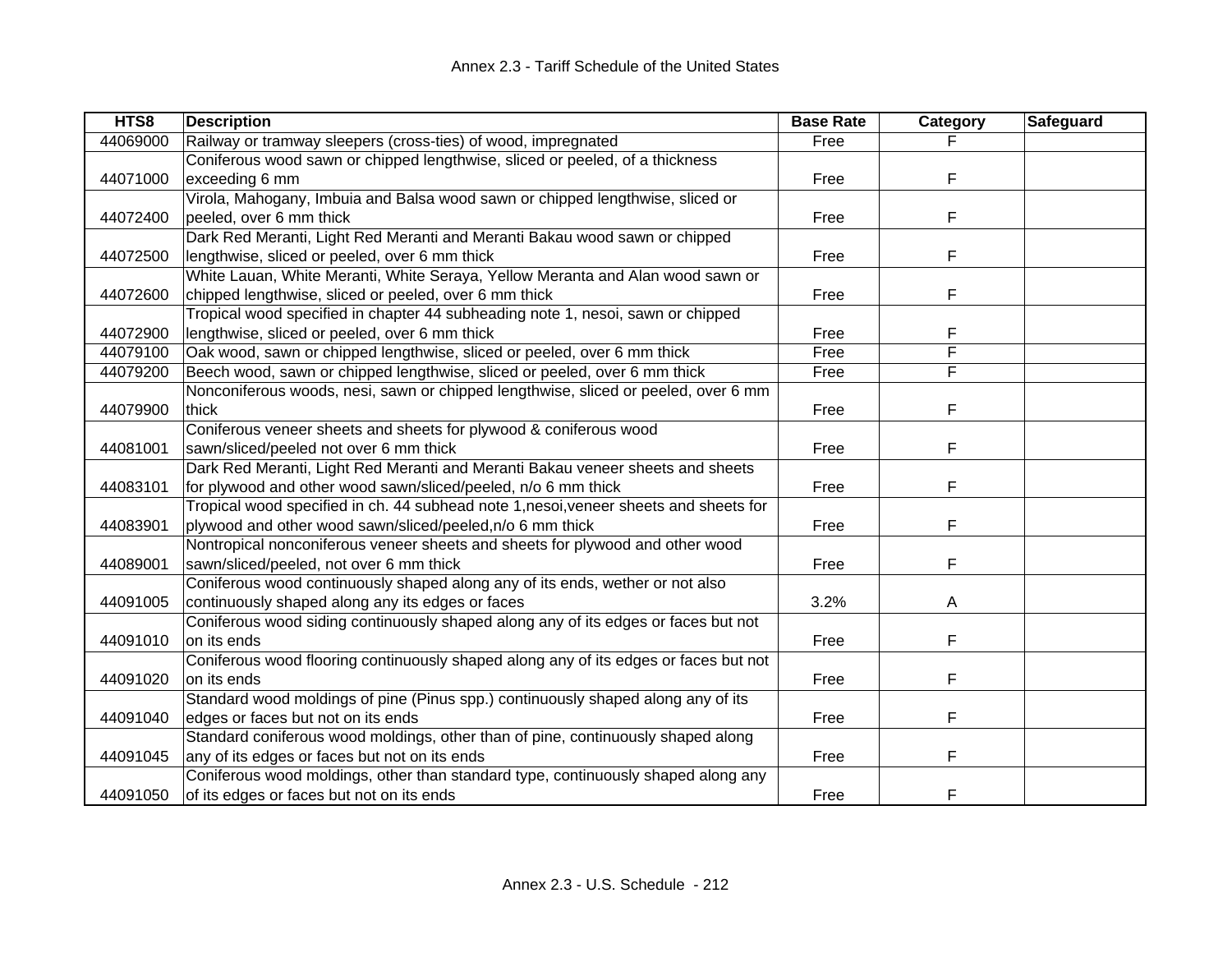| HTS8 | Description | Base Rate | Category | Safeguard |
|---|---|---|---|---|
| 44069000 | Railway or tramway sleepers (cross-ties) of wood, impregnated | Free | F | |
| 44071000 | Coniferous wood sawn or chipped lengthwise, sliced or peeled, of a thickness exceeding 6 mm | Free | F | |
| 44072400 | Virola, Mahogany, Imbuia and Balsa wood sawn or chipped lengthwise, sliced or peeled, over 6 mm thick | Free | F | |
| 44072500 | Dark Red Meranti, Light Red Meranti and Meranti Bakau wood sawn or chipped lengthwise, sliced or peeled, over 6 mm thick | Free | F | |
| 44072600 | White Lauan, White Meranti, White Seraya, Yellow Meranta and Alan wood sawn or chipped lengthwise, sliced or peeled, over 6 mm thick | Free | F | |
| 44072900 | Tropical wood specified in chapter 44 subheading note 1, nesoi, sawn or chipped lengthwise, sliced or peeled, over 6 mm thick | Free | F | |
| 44079100 | Oak wood, sawn or chipped lengthwise, sliced or peeled, over 6 mm thick | Free | F | |
| 44079200 | Beech wood, sawn or chipped lengthwise, sliced or peeled, over 6 mm thick | Free | F | |
| 44079900 | Nonconiferous woods, nesi, sawn or chipped lengthwise, sliced or peeled, over 6 mm thick | Free | F | |
| 44081001 | Coniferous veneer sheets and sheets for plywood & coniferous wood sawn/sliced/peeled not over 6 mm thick | Free | F | |
| 44083101 | Dark Red Meranti, Light Red Meranti and Meranti Bakau veneer sheets and sheets for plywood and other wood sawn/sliced/peeled, n/o 6 mm thick | Free | F | |
| 44083901 | Tropical wood specified in ch. 44 subhead note 1,nesoi,veneer sheets and sheets for plywood and other wood sawn/sliced/peeled,n/o 6 mm thick | Free | F | |
| 44089001 | Nontropical nonconiferous veneer sheets and sheets for plywood and other wood sawn/sliced/peeled, not over 6 mm thick | Free | F | |
| 44091005 | Coniferous wood continuously shaped along any of its ends, wether or not also continuously shaped along any its edges or faces | 3.2% | A | |
| 44091010 | Coniferous wood siding continuously shaped along any of its edges or faces but not on its ends | Free | F | |
| 44091020 | Coniferous wood flooring continuously shaped along any of its edges or faces but not on its ends | Free | F | |
| 44091040 | Standard wood moldings of pine (Pinus spp.) continuously shaped along any of its edges or faces but not on its ends | Free | F | |
| 44091045 | Standard coniferous wood moldings, other than of pine, continuously shaped along any of its edges or faces but not on its ends | Free | F | |
| 44091050 | Coniferous wood moldings, other than standard type, continuously shaped along any of its edges or faces but not on its ends | Free | F | |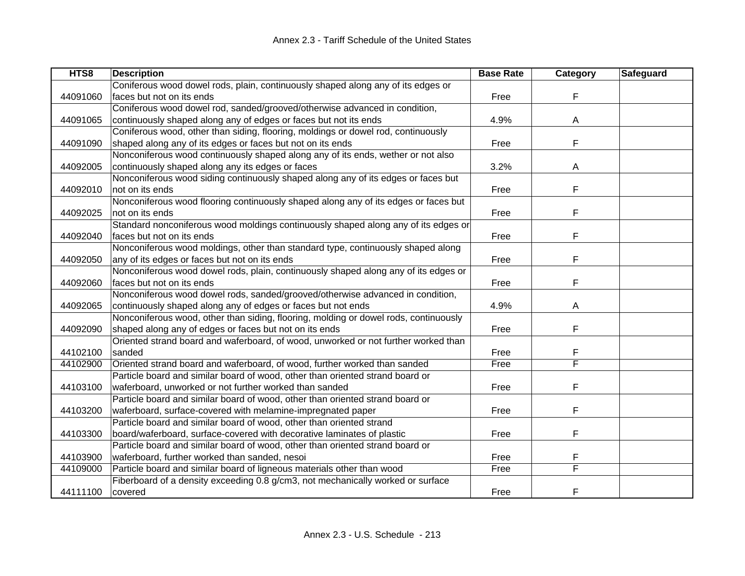| HTS8 | Description | Base Rate | Category | Safeguard |
|---|---|---|---|---|
| 44091060 | Coniferous wood dowel rods, plain, continuously shaped along any of its edges or faces but not on its ends | Free | F | |
| 44091065 | Coniferous wood dowel rod, sanded/grooved/otherwise advanced in condition, continuously shaped along any of edges or faces but not its ends | 4.9% | A | |
| 44091090 | Coniferous wood, other than siding, flooring, moldings or dowel rod, continuously shaped along any of its edges or faces but not on its ends | Free | F | |
| 44092005 | Nonconiferous wood continuously shaped along any of its ends, wether or not also continuously shaped along any its edges or faces | 3.2% | A | |
| 44092010 | Nonconiferous wood siding continuously shaped along any of its edges or faces but not on its ends | Free | F | |
| 44092025 | Nonconiferous wood flooring continuously shaped along any of its edges or faces but not on its ends | Free | F | |
| 44092040 | Standard nonconiferous wood moldings continuously shaped along any of its edges or faces but not on its ends | Free | F | |
| 44092050 | Nonconiferous wood moldings, other than standard type, continuously shaped along any of its edges or faces but not on its ends | Free | F | |
| 44092060 | Nonconiferous wood dowel rods, plain, continuously shaped along any of its edges or faces but not on its ends | Free | F | |
| 44092065 | Nonconiferous wood dowel rods, sanded/grooved/otherwise advanced in condition, continuously shaped along any of edges or faces but not ends | 4.9% | A | |
| 44092090 | Nonconiferous wood, other than siding, flooring, molding or dowel rods, continuously shaped along any of edges or faces but not on its ends | Free | F | |
| 44102100 | Oriented strand board and waferboard, of wood, unworked or not further worked than sanded | Free | F | |
| 44102900 | Oriented strand board and waferboard, of wood, further worked than sanded | Free | F | |
| 44103100 | Particle board and similar board of wood, other than oriented strand board or waferboard, unworked or not further worked than sanded | Free | F | |
| 44103200 | Particle board and similar board of wood, other than oriented strand board or waferboard, surface-covered with melamine-impregnated paper | Free | F | |
| 44103300 | Particle board and similar board of wood, other than oriented strand board/waferboard, surface-covered with decorative laminates of plastic | Free | F | |
| 44103900 | Particle board and similar board of wood, other than oriented strand board or waferboard, further worked than sanded, nesoi | Free | F | |
| 44109000 | Particle board and similar board of ligneous materials other than wood | Free | F | |
| 44111100 | Fiberboard of a density exceeding 0.8 g/cm3, not mechanically worked or surface covered | Free | F | |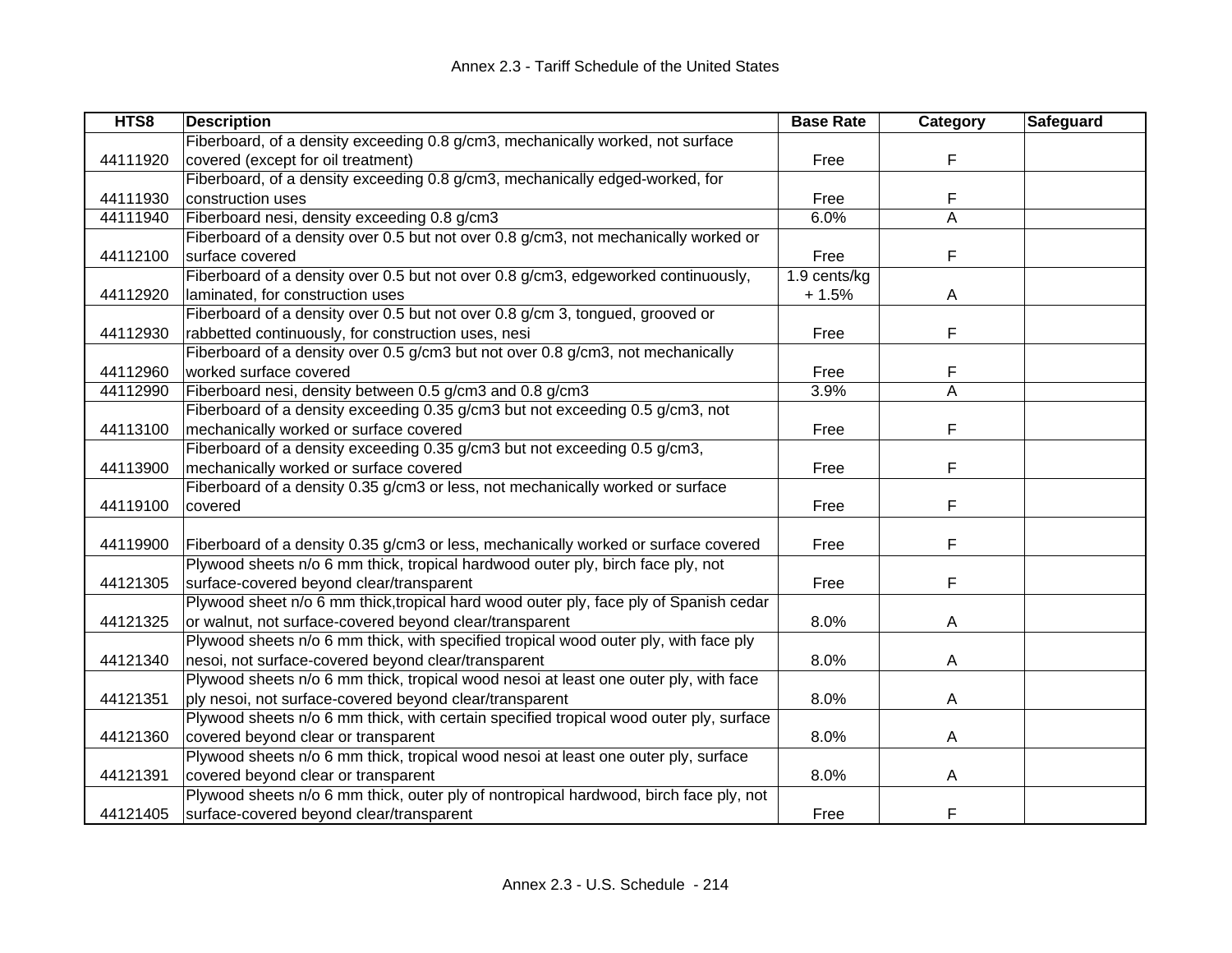| HTS8 | Description | Base Rate | Category | Safeguard |
|---|---|---|---|---|
| 44111920 | Fiberboard, of a density exceeding 0.8 g/cm3, mechanically worked, not surface covered (except for oil treatment) | Free | F | |
| 44111930 | Fiberboard, of a density exceeding 0.8 g/cm3, mechanically edged-worked, for construction uses | Free | F | |
| 44111940 | Fiberboard nesi, density exceeding 0.8 g/cm3 | 6.0% | A | |
| 44112100 | Fiberboard of a density over 0.5 but not over 0.8 g/cm3, not mechanically worked or surface covered | Free | F | |
| 44112920 | Fiberboard of a density over 0.5 but not over 0.8 g/cm3, edgeworked continuously, laminated, for construction uses | 1.9 cents/kg + 1.5% | A | |
| 44112930 | Fiberboard of a density over 0.5 but not over 0.8 g/cm 3, tongued, grooved or rabbetted continuously, for construction uses, nesi | Free | F | |
| 44112960 | Fiberboard of a density over 0.5 g/cm3 but not over 0.8 g/cm3, not mechanically worked surface covered | Free | F | |
| 44112990 | Fiberboard nesi, density between 0.5 g/cm3 and 0.8 g/cm3 | 3.9% | A | |
| 44113100 | Fiberboard of a density exceeding 0.35 g/cm3 but not exceeding 0.5 g/cm3, not mechanically worked or surface covered | Free | F | |
| 44113900 | Fiberboard of a density exceeding 0.35 g/cm3 but not exceeding 0.5 g/cm3, mechanically worked or surface covered | Free | F | |
| 44119100 | Fiberboard of a density 0.35 g/cm3 or less, not mechanically worked or surface covered | Free | F | |
| 44119900 | Fiberboard of a density 0.35 g/cm3 or less, mechanically worked or surface covered | Free | F | |
| 44121305 | Plywood sheets n/o 6 mm thick, tropical hardwood outer ply, birch face ply, not surface-covered beyond clear/transparent | Free | F | |
| 44121325 | Plywood sheet n/o 6 mm thick,tropical hard wood outer ply, face ply of Spanish cedar or walnut, not surface-covered beyond clear/transparent | 8.0% | A | |
| 44121340 | Plywood sheets n/o 6 mm thick, with specified tropical wood outer ply, with face ply nesoi, not surface-covered beyond clear/transparent | 8.0% | A | |
| 44121351 | Plywood sheets n/o 6 mm thick, tropical wood nesoi at least one outer ply, with face ply nesoi, not surface-covered beyond clear/transparent | 8.0% | A | |
| 44121360 | Plywood sheets n/o 6 mm thick, with certain specified tropical wood outer ply, surface covered beyond clear or transparent | 8.0% | A | |
| 44121391 | Plywood sheets n/o 6 mm thick, tropical wood nesoi at least one outer ply, surface covered beyond clear or transparent | 8.0% | A | |
| 44121405 | Plywood sheets n/o 6 mm thick, outer ply of nontropical hardwood, birch face ply, not surface-covered beyond clear/transparent | Free | F | |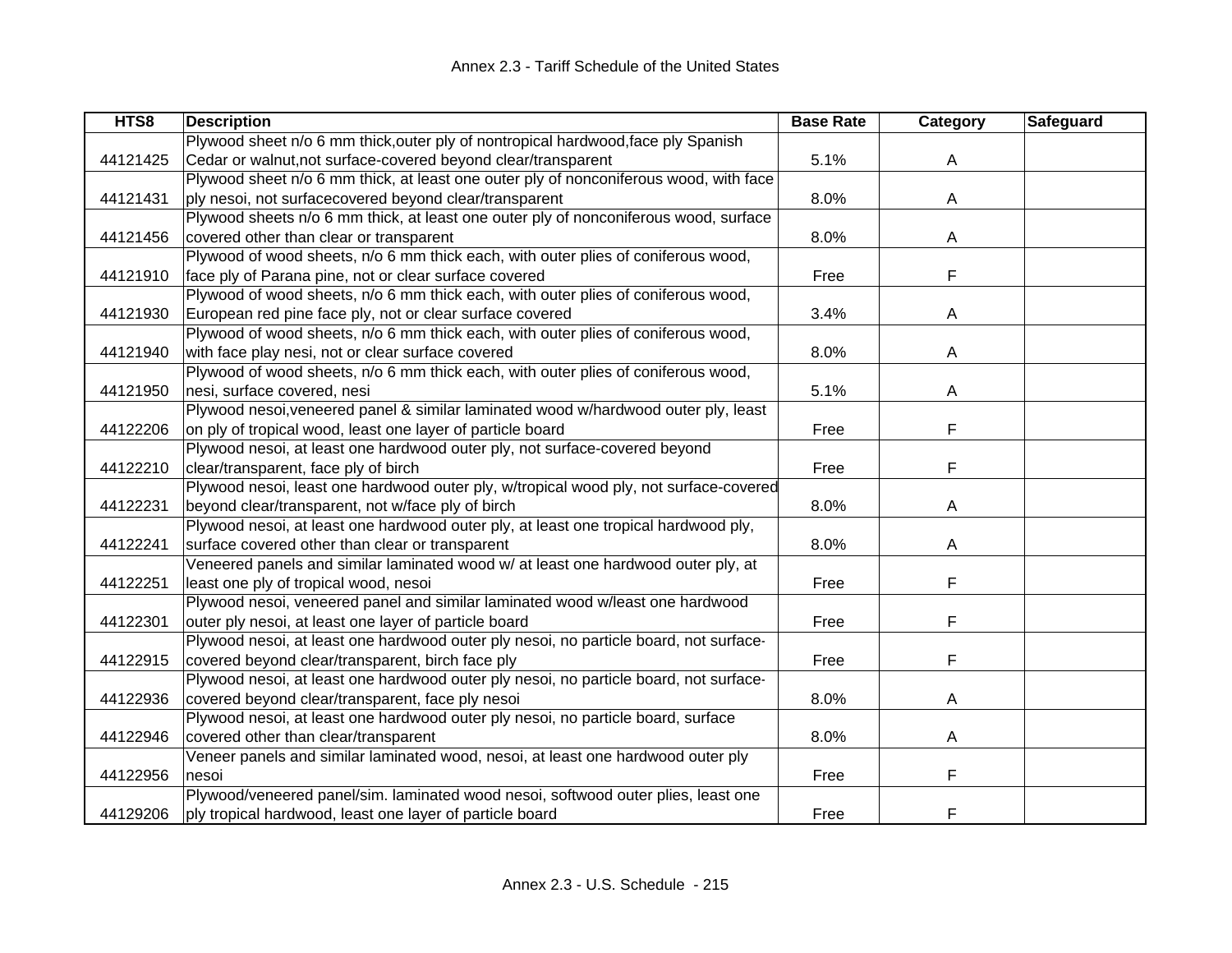| HTS8 | Description | Base Rate | Category | Safeguard |
|---|---|---|---|---|
| 44121425 | Plywood sheet n/o 6 mm thick,outer ply of nontropical hardwood,face ply Spanish Cedar or walnut,not surface-covered beyond clear/transparent | 5.1% | A | |
| 44121431 | Plywood sheet n/o 6 mm thick, at least one outer ply of nonconiferous wood, with face ply nesoi, not surfacecovered beyond clear/transparent | 8.0% | A | |
| 44121456 | Plywood sheets n/o 6 mm thick, at least one outer ply of nonconiferous wood, surface covered other than clear or transparent | 8.0% | A | |
| 44121910 | Plywood of wood sheets, n/o 6 mm thick each, with outer plies of coniferous wood, face ply of Parana pine, not or clear surface covered | Free | F | |
| 44121930 | Plywood of wood sheets, n/o 6 mm thick each, with outer plies of coniferous wood, European red pine face ply, not or clear surface covered | 3.4% | A | |
| 44121940 | Plywood of wood sheets, n/o 6 mm thick each, with outer plies of coniferous wood, with face play nesi, not or clear surface covered | 8.0% | A | |
| 44121950 | Plywood of wood sheets, n/o 6 mm thick each, with outer plies of coniferous wood, nesi, surface covered, nesi | 5.1% | A | |
| 44122206 | Plywood nesoi,veneered panel & similar laminated wood w/hardwood outer ply, least on ply of tropical wood, least one layer of particle board | Free | F | |
| 44122210 | Plywood nesoi, at least one hardwood outer ply, not surface-covered beyond clear/transparent, face ply of birch | Free | F | |
| 44122231 | Plywood nesoi, least one hardwood outer ply, w/tropical wood ply, not surface-covered beyond clear/transparent, not w/face ply of birch | 8.0% | A | |
| 44122241 | Plywood nesoi, at least one hardwood outer ply, at least one tropical hardwood ply, surface covered other than clear or transparent | 8.0% | A | |
| 44122251 | Veneered panels and similar laminated wood w/ at least one hardwood outer ply, at least one ply of tropical wood, nesoi | Free | F | |
| 44122301 | Plywood nesoi, veneered panel and similar laminated wood w/least one hardwood outer ply nesoi, at least one layer of particle board | Free | F | |
| 44122915 | Plywood nesoi, at least one hardwood outer ply nesoi, no particle board, not surface-covered beyond clear/transparent, birch face ply | Free | F | |
| 44122936 | Plywood nesoi, at least one hardwood outer ply nesoi, no particle board, not surface-covered beyond clear/transparent, face ply nesoi | 8.0% | A | |
| 44122946 | Plywood nesoi, at least one hardwood outer ply nesoi, no particle board, surface covered other than clear/transparent | 8.0% | A | |
| 44122956 | Veneer panels and similar laminated wood, nesoi, at least one hardwood outer ply nesoi | Free | F | |
| 44129206 | Plywood/veneered panel/sim. laminated wood nesoi, softwood outer plies, least one ply tropical hardwood, least one layer of particle board | Free | F | |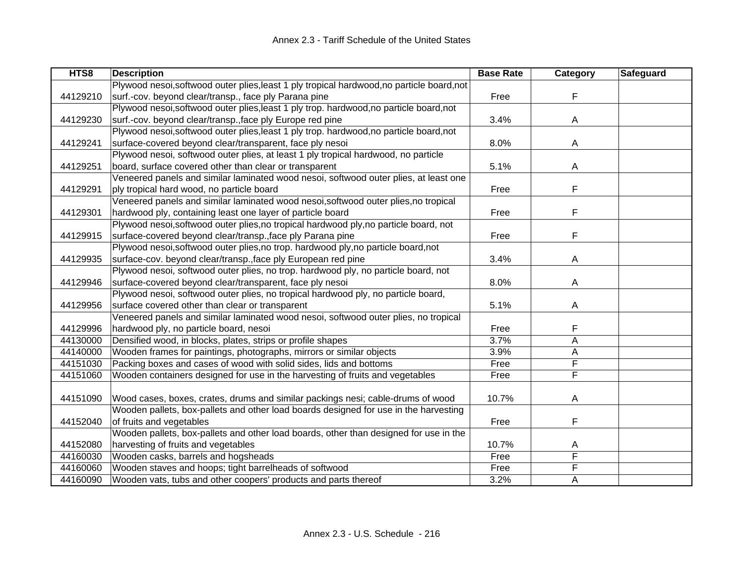| HTS8 | Description | Base Rate | Category | Safeguard |
|---|---|---|---|---|
| 44129210 | Plywood nesoi,softwood outer plies,least 1 ply tropical hardwood,no particle board,not surf.-cov. beyond clear/transp., face ply Parana pine | Free | F | |
| 44129230 | Plywood nesoi,softwood outer plies,least 1 ply trop. hardwood,no particle board,not surf.-cov. beyond clear/transp.,face ply Europe red pine | 3.4% | A | |
| 44129241 | Plywood nesoi,softwood outer plies,least 1 ply trop. hardwood,no particle board,not surface-covered beyond clear/transparent, face ply nesoi | 8.0% | A | |
| 44129251 | Plywood nesoi, softwood outer plies, at least 1 ply tropical hardwood, no particle board, surface covered other than clear or transparent | 5.1% | A | |
| 44129291 | Veneered panels and similar laminated wood nesoi, softwood outer plies, at least one ply tropical hard wood, no particle board | Free | F | |
| 44129301 | Veneered panels and similar laminated wood nesoi,softwood outer plies,no tropical hardwood ply, containing least one layer of particle board | Free | F | |
| 44129915 | Plywood nesoi,softwood outer plies,no tropical hardwood ply,no particle board, not surface-covered beyond clear/transp.,face ply Parana pine | Free | F | |
| 44129935 | Plywood nesoi,softwood outer plies,no trop. hardwood ply,no particle board,not surface-cov. beyond clear/transp.,face ply European red pine | 3.4% | A | |
| 44129946 | Plywood nesoi, softwood outer plies, no trop. hardwood ply, no particle board, not surface-covered beyond clear/transparent, face ply nesoi | 8.0% | A | |
| 44129956 | Plywood nesoi, softwood outer plies, no tropical hardwood ply, no particle board, surface covered other than clear or transparent | 5.1% | A | |
| 44129996 | Veneered panels and similar laminated wood nesoi, softwood outer plies, no tropical hardwood ply, no particle board, nesoi | Free | F | |
| 44130000 | Densified wood, in blocks, plates, strips or profile shapes | 3.7% | A | |
| 44140000 | Wooden frames for paintings, photographs, mirrors or similar objects | 3.9% | A | |
| 44151030 | Packing boxes and cases of wood with solid sides, lids and bottoms | Free | F | |
| 44151060 | Wooden containers designed for use in the harvesting of fruits and vegetables | Free | F | |
| 44151090 | Wood cases, boxes, crates, drums and similar packings nesi; cable-drums of wood | 10.7% | A | |
| 44152040 | Wooden pallets, box-pallets and other load boards designed for use in the harvesting of fruits and vegetables | Free | F | |
| 44152080 | Wooden pallets, box-pallets and other load boards, other than designed for use in the harvesting of fruits and vegetables | 10.7% | A | |
| 44160030 | Wooden casks, barrels and hogsheads | Free | F | |
| 44160060 | Wooden staves and hoops; tight barrelheads of softwood | Free | F | |
| 44160090 | Wooden vats, tubs and other coopers' products and parts thereof | 3.2% | A | |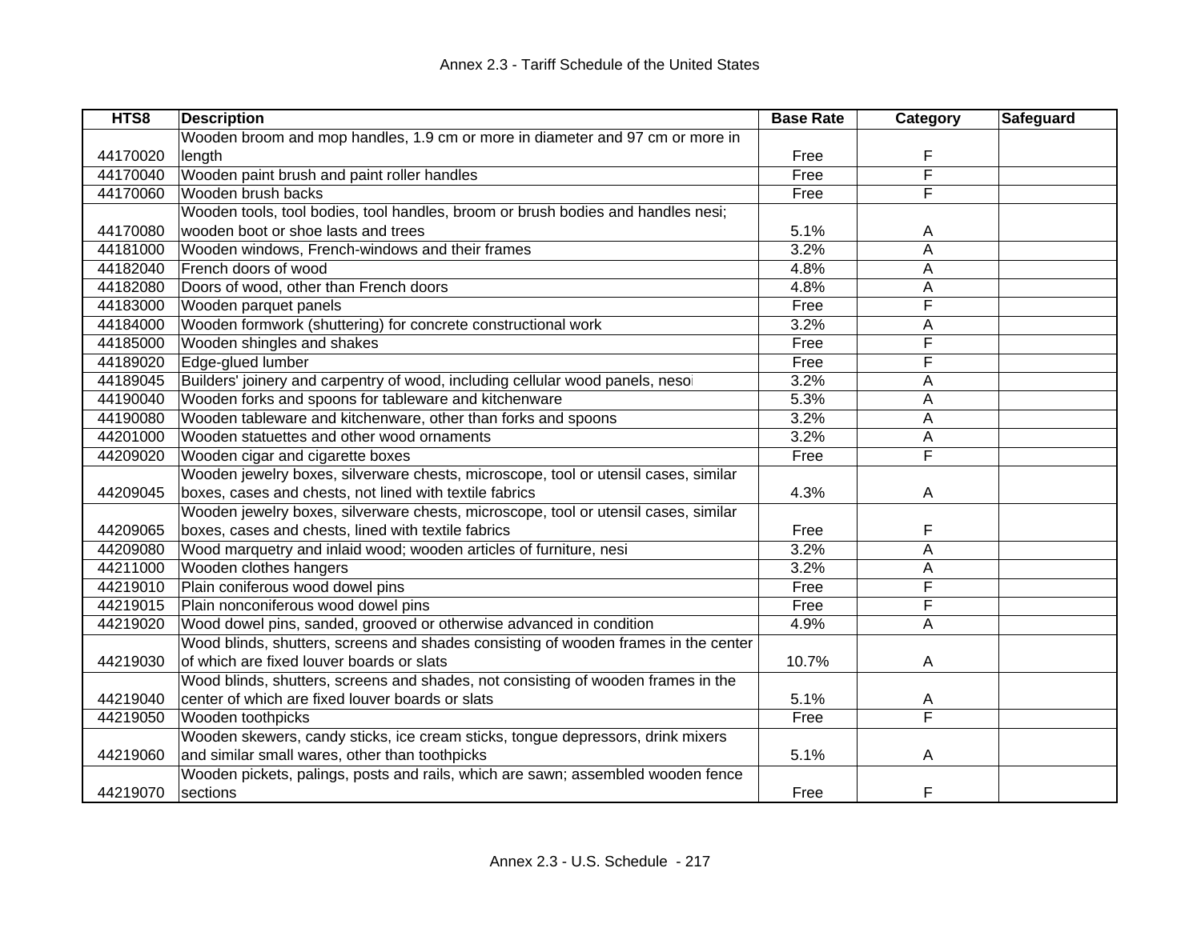| HTS8 | Description | Base Rate | Category | Safeguard |
|---|---|---|---|---|
| 44170020 | Wooden broom and mop handles, 1.9 cm or more in diameter and 97 cm or more in length | Free | F | |
| 44170040 | Wooden paint brush and paint roller handles | Free | F | |
| 44170060 | Wooden brush backs | Free | F | |
| 44170080 | Wooden tools, tool bodies, tool handles, broom or brush bodies and handles nesi; wooden boot or shoe lasts and trees | 5.1% | A | |
| 44181000 | Wooden windows, French-windows and their frames | 3.2% | A | |
| 44182040 | French doors of wood | 4.8% | A | |
| 44182080 | Doors of wood, other than French doors | 4.8% | A | |
| 44183000 | Wooden parquet panels | Free | F | |
| 44184000 | Wooden formwork (shuttering) for concrete constructional work | 3.2% | A | |
| 44185000 | Wooden shingles and shakes | Free | F | |
| 44189020 | Edge-glued lumber | Free | F | |
| 44189045 | Builders' joinery and carpentry of wood, including cellular wood panels, nesoi | 3.2% | A | |
| 44190040 | Wooden forks and spoons for tableware and kitchenware | 5.3% | A | |
| 44190080 | Wooden tableware and kitchenware, other than forks and spoons | 3.2% | A | |
| 44201000 | Wooden statuettes and other wood ornaments | 3.2% | A | |
| 44209020 | Wooden cigar and cigarette boxes | Free | F | |
| 44209045 | Wooden jewelry boxes, silverware chests, microscope, tool or utensil cases, similar boxes, cases and chests, not lined with textile fabrics | 4.3% | A | |
| 44209065 | Wooden jewelry boxes, silverware chests, microscope, tool or utensil cases, similar boxes, cases and chests, lined with textile fabrics | Free | F | |
| 44209080 | Wood marquetry and inlaid wood; wooden articles of furniture, nesi | 3.2% | A | |
| 44211000 | Wooden clothes hangers | 3.2% | A | |
| 44219010 | Plain coniferous wood dowel pins | Free | F | |
| 44219015 | Plain nonconiferous wood dowel pins | Free | F | |
| 44219020 | Wood dowel pins, sanded, grooved or otherwise advanced in condition | 4.9% | A | |
| 44219030 | Wood blinds, shutters, screens and shades consisting of wooden frames in the center of which are fixed louver boards or slats | 10.7% | A | |
| 44219040 | Wood blinds, shutters, screens and shades, not consisting of wooden frames in the center of which are fixed louver boards or slats | 5.1% | A | |
| 44219050 | Wooden toothpicks | Free | F | |
| 44219060 | Wooden skewers, candy sticks, ice cream sticks, tongue depressors, drink mixers and similar small wares, other than toothpicks | 5.1% | A | |
| 44219070 | Wooden pickets, palings, posts and rails, which are sawn; assembled wooden fence sections | Free | F | |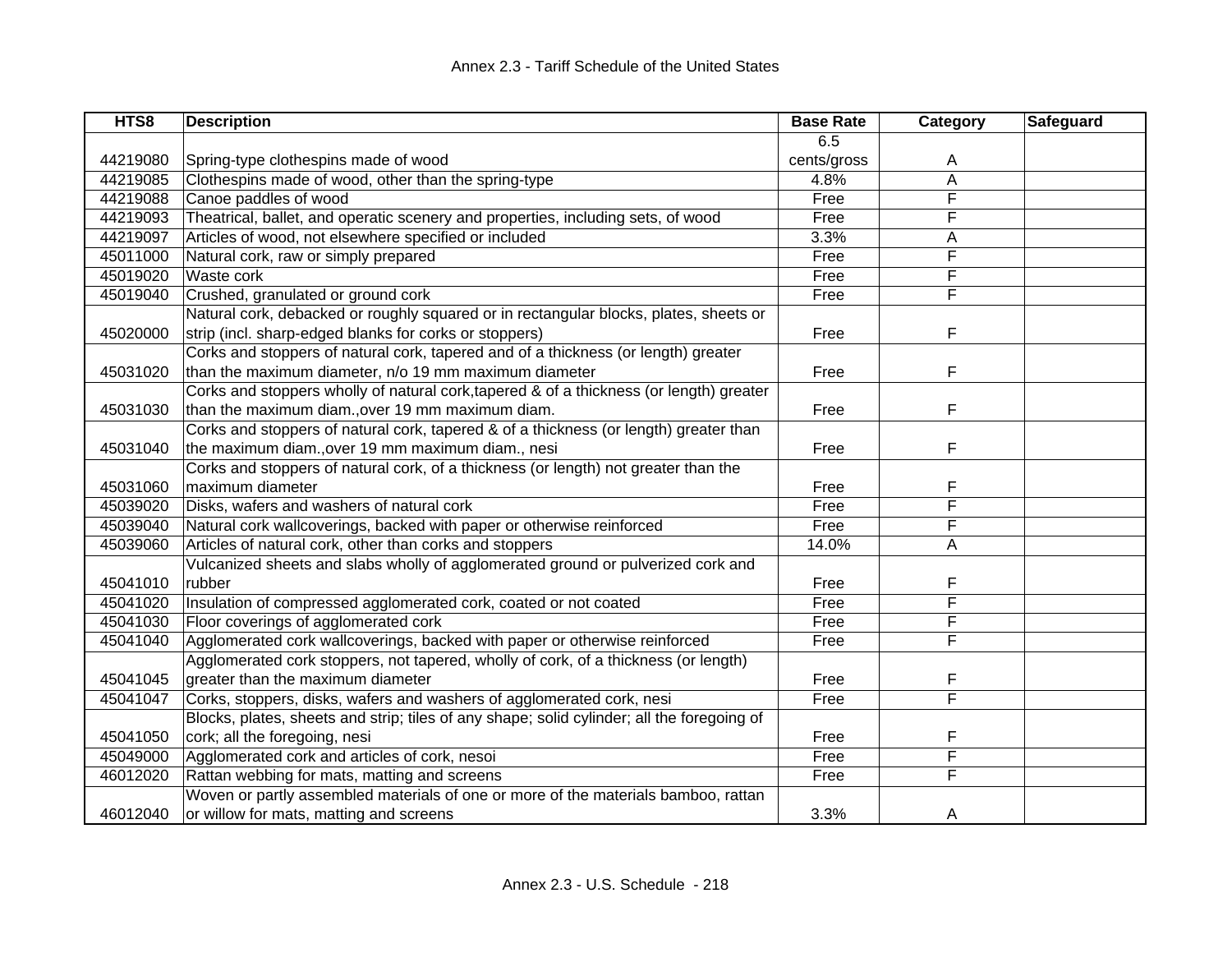| HTS8 | Description | Base Rate | Category | Safeguard |
|---|---|---|---|---|
| 44219080 | Spring-type clothespins made of wood | 6.5 cents/gross | A | |
| 44219085 | Clothespins made of wood, other than the spring-type | 4.8% | A | |
| 44219088 | Canoe paddles of wood | Free | F | |
| 44219093 | Theatrical, ballet, and operatic scenery and properties, including sets, of wood | Free | F | |
| 44219097 | Articles of wood, not elsewhere specified or included | 3.3% | A | |
| 45011000 | Natural cork, raw or simply prepared | Free | F | |
| 45019020 | Waste cork | Free | F | |
| 45019040 | Crushed, granulated or ground cork | Free | F | |
| 45020000 | Natural cork, debacked or roughly squared or in rectangular blocks, plates, sheets or strip (incl. sharp-edged blanks for corks or stoppers) | Free | F | |
| 45031020 | Corks and stoppers of natural cork, tapered and of a thickness (or length) greater than the maximum diameter, n/o 19 mm maximum diameter | Free | F | |
| 45031030 | Corks and stoppers wholly of natural cork,tapered & of a thickness (or length) greater than the maximum diam.,over 19 mm maximum diam. | Free | F | |
| 45031040 | Corks and stoppers of natural cork, tapered & of a thickness (or length) greater than the maximum diam.,over 19 mm maximum diam., nesi | Free | F | |
| 45031060 | Corks and stoppers of natural cork, of a thickness (or length) not greater than the maximum diameter | Free | F | |
| 45039020 | Disks, wafers and washers of natural cork | Free | F | |
| 45039040 | Natural cork wallcoverings, backed with paper or otherwise reinforced | Free | F | |
| 45039060 | Articles of natural cork, other than corks and stoppers | 14.0% | A | |
| 45041010 | Vulcanized sheets and slabs wholly of agglomerated ground or pulverized cork and rubber | Free | F | |
| 45041020 | Insulation of compressed agglomerated cork, coated or not coated | Free | F | |
| 45041030 | Floor coverings of agglomerated cork | Free | F | |
| 45041040 | Agglomerated cork wallcoverings, backed with paper or otherwise reinforced | Free | F | |
| 45041045 | Agglomerated cork stoppers, not tapered, wholly of cork, of a thickness (or length) greater than the maximum diameter | Free | F | |
| 45041047 | Corks, stoppers, disks, wafers and washers of agglomerated cork, nesi | Free | F | |
| 45041050 | Blocks, plates, sheets and strip; tiles of any shape; solid cylinder; all the foregoing of cork; all the foregoing, nesi | Free | F | |
| 45049000 | Agglomerated cork and articles of cork, nesoi | Free | F | |
| 46012020 | Rattan webbing for mats, matting and screens | Free | F | |
| 46012040 | Woven or partly assembled materials of one or more of the materials bamboo, rattan or willow for mats, matting and screens | 3.3% | A | |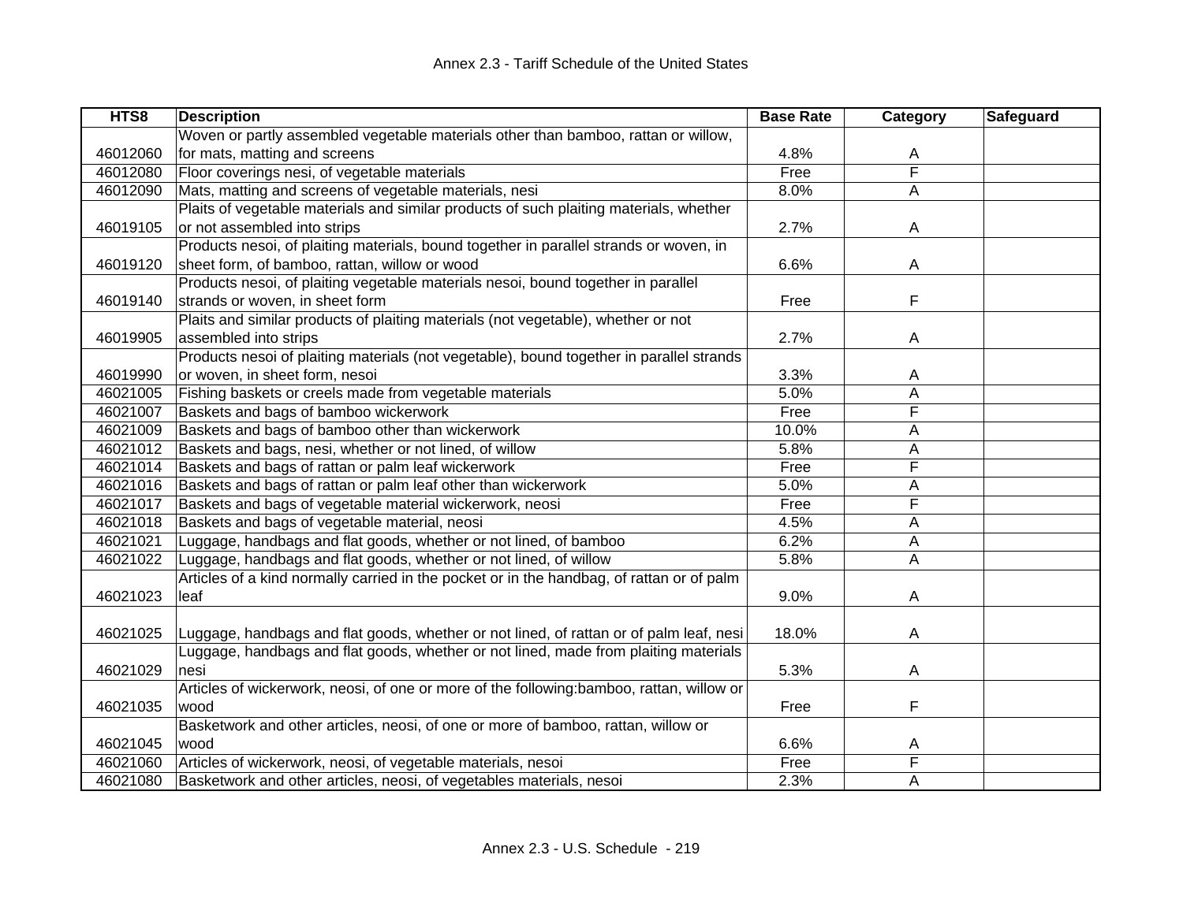# Annex 2.3 - Tariff Schedule of the United States

| HTS8 | Description | Base Rate | Category | Safeguard |
|---|---|---|---|---|
| 46012060 | Woven or partly assembled vegetable materials other than bamboo, rattan or willow, for mats, matting and screens | 4.8% | A | |
| 46012080 | Floor coverings nesi, of vegetable materials | Free | F | |
| 46012090 | Mats, matting and screens of vegetable materials, nesi | 8.0% | A | |
| 46019105 | Plaits of vegetable materials and similar products of such plaiting materials, whether or not assembled into strips | 2.7% | A | |
| 46019120 | Products nesoi, of plaiting materials, bound together in parallel strands or woven, in sheet form, of bamboo, rattan, willow or wood | 6.6% | A | |
| 46019140 | Products nesoi, of plaiting vegetable materials nesoi, bound together in parallel strands or woven, in sheet form | Free | F | |
| 46019905 | Plaits and similar products of plaiting materials (not vegetable), whether or not assembled into strips | 2.7% | A | |
| 46019990 | Products nesoi of plaiting materials (not vegetable), bound together in parallel strands or woven, in sheet form, nesoi | 3.3% | A | |
| 46021005 | Fishing baskets or creels made from vegetable materials | 5.0% | A | |
| 46021007 | Baskets and bags of bamboo wickerwork | Free | F | |
| 46021009 | Baskets and bags of bamboo other than wickerwork | 10.0% | A | |
| 46021012 | Baskets and bags, nesi, whether or not lined, of willow | 5.8% | A | |
| 46021014 | Baskets and bags of rattan or palm leaf wickerwork | Free | F | |
| 46021016 | Baskets and bags of rattan or palm leaf other than wickerwork | 5.0% | A | |
| 46021017 | Baskets and bags of vegetable material wickerwork, neosi | Free | F | |
| 46021018 | Baskets and bags of vegetable material, neosi | 4.5% | A | |
| 46021021 | Luggage, handbags and flat goods, whether or not lined, of bamboo | 6.2% | A | |
| 46021022 | Luggage, handbags and flat goods, whether or not lined, of willow | 5.8% | A | |
| 46021023 | Articles of a kind normally carried in the pocket or in the handbag, of rattan or of palm leaf | 9.0% | A | |
| 46021025 | Luggage, handbags and flat goods, whether or not lined, of rattan or of palm leaf, nesi | 18.0% | A | |
| 46021029 | Luggage, handbags and flat goods, whether or not lined, made from plaiting materials nesi | 5.3% | A | |
| 46021035 | Articles of wickerwork, neosi, of one or more of the following:bamboo, rattan, willow or wood | Free | F | |
| 46021045 | Basketwork and other articles, neosi, of one or more of bamboo, rattan, willow or wood | 6.6% | A | |
| 46021060 | Articles of wickerwork, neosi, of vegetable materials, nesoi | Free | F | |
| 46021080 | Basketwork and other articles, neosi, of vegetables materials, nesoi | 2.3% | A | |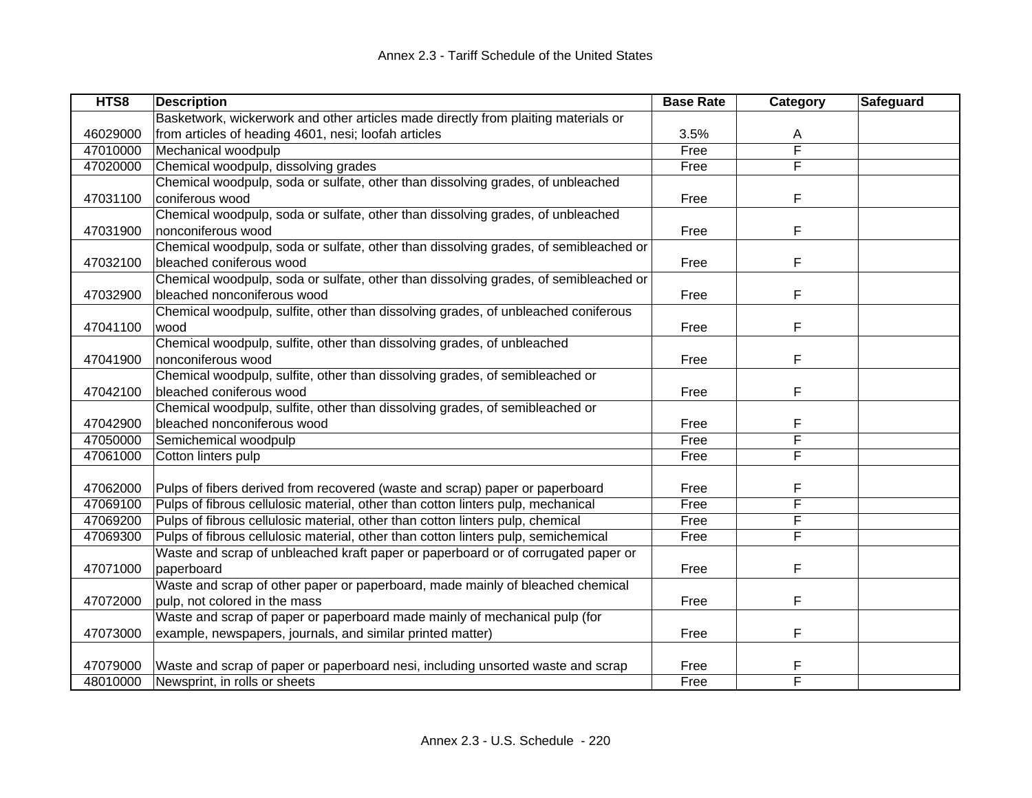| HTS8 | Description | Base Rate | Category | Safeguard |
|---|---|---|---|---|
| 46029000 | Basketwork, wickerwork and other articles made directly from plaiting materials or from articles of heading 4601, nesi; loofah articles | 3.5% | A | |
| 47010000 | Mechanical woodpulp | Free | F | |
| 47020000 | Chemical woodpulp, dissolving grades | Free | F | |
| 47031100 | Chemical woodpulp, soda or sulfate, other than dissolving grades, of unbleached coniferous wood | Free | F | |
| 47031900 | Chemical woodpulp, soda or sulfate, other than dissolving grades, of unbleached nonconiferous wood | Free | F | |
| 47032100 | Chemical woodpulp, soda or sulfate, other than dissolving grades, of semibleached or bleached coniferous wood | Free | F | |
| 47032900 | Chemical woodpulp, soda or sulfate, other than dissolving grades, of semibleached or bleached nonconiferous wood | Free | F | |
| 47041100 | Chemical woodpulp, sulfite, other than dissolving grades, of unbleached coniferous wood | Free | F | |
| 47041900 | Chemical woodpulp, sulfite, other than dissolving grades, of unbleached nonconiferous wood | Free | F | |
| 47042100 | Chemical woodpulp, sulfite, other than dissolving grades, of semibleached or bleached coniferous wood | Free | F | |
| 47042900 | Chemical woodpulp, sulfite, other than dissolving grades, of semibleached or bleached nonconiferous wood | Free | F | |
| 47050000 | Semichemical woodpulp | Free | F | |
| 47061000 | Cotton linters pulp | Free | F | |
| 47062000 | Pulps of fibers derived from recovered (waste and scrap) paper or paperboard | Free | F | |
| 47069100 | Pulps of fibrous cellulosic material, other than cotton linters pulp, mechanical | Free | F | |
| 47069200 | Pulps of fibrous cellulosic material, other than cotton linters pulp, chemical | Free | F | |
| 47069300 | Pulps of fibrous cellulosic material, other than cotton linters pulp, semichemical | Free | F | |
| 47071000 | Waste and scrap of unbleached kraft paper or paperboard or of corrugated paper or paperboard | Free | F | |
| 47072000 | Waste and scrap of other paper or paperboard, made mainly of bleached chemical pulp, not colored in the mass | Free | F | |
| 47073000 | Waste and scrap of paper or paperboard made mainly of mechanical pulp (for example, newspapers, journals, and similar printed matter) | Free | F | |
| 47079000 | Waste and scrap of paper or paperboard nesi, including unsorted waste and scrap | Free | F | |
| 48010000 | Newsprint, in rolls or sheets | Free | F | |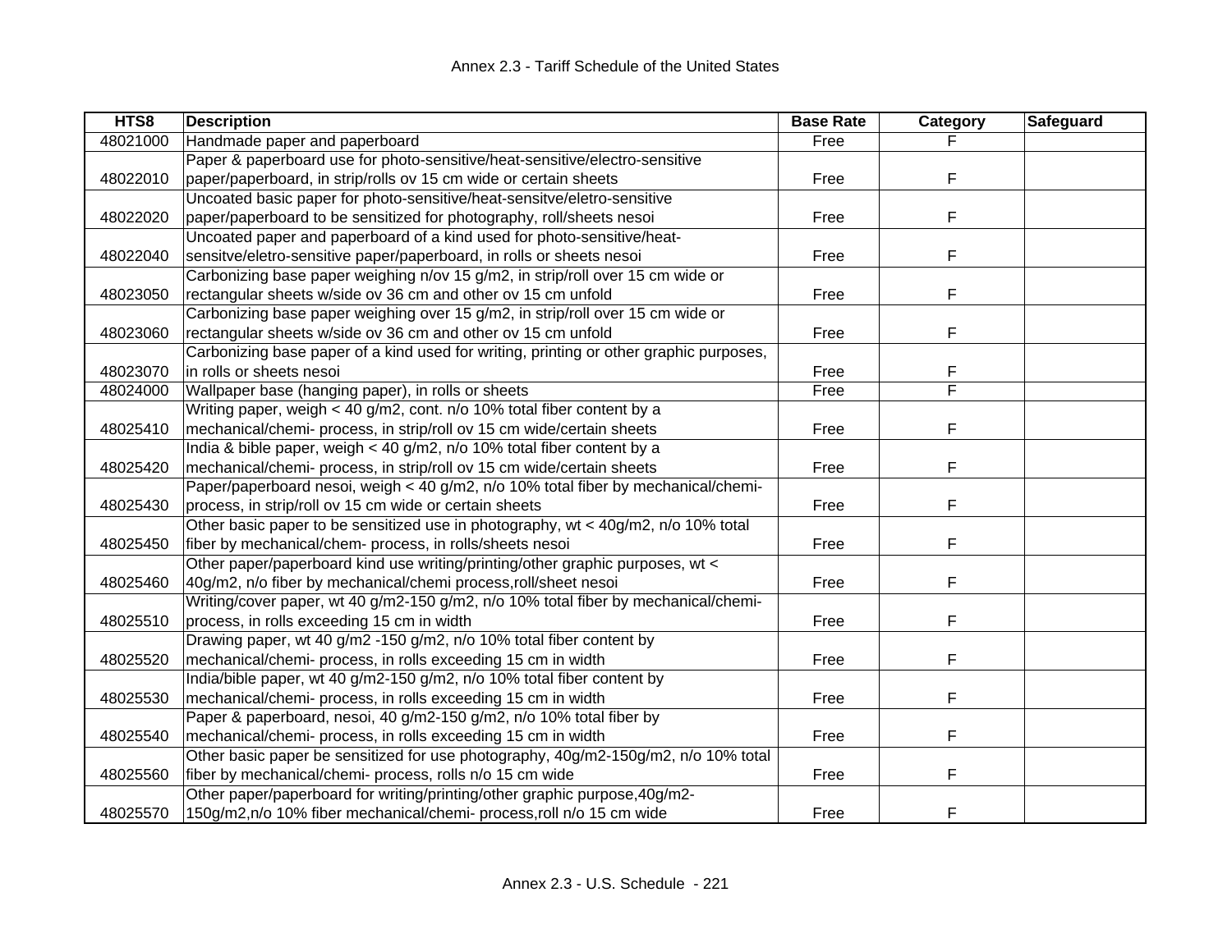| HTS8 | Description | Base Rate | Category | Safeguard |
|---|---|---|---|---|
| 48021000 | Handmade paper and paperboard | Free | F | |
| 48022010 | Paper & paperboard use for photo-sensitive/heat-sensitive/electro-sensitive paper/paperboard, in strip/rolls ov 15 cm wide or certain sheets | Free | F | |
| 48022020 | Uncoated basic paper for photo-sensitive/heat-sensitve/eletro-sensitive paper/paperboard to be sensitized for photography, roll/sheets nesoi | Free | F | |
| 48022040 | Uncoated paper and paperboard of a kind used for photo-sensitive/heat-sensitve/eletro-sensitive paper/paperboard, in rolls or sheets nesoi | Free | F | |
| 48023050 | Carbonizing base paper weighing n/ov 15 g/m2, in strip/roll over 15 cm wide or rectangular sheets w/side ov 36 cm and other ov 15 cm unfold | Free | F | |
| 48023060 | Carbonizing base paper weighing over 15 g/m2, in strip/roll over 15 cm wide or rectangular sheets w/side ov 36 cm and other ov 15 cm unfold | Free | F | |
| 48023070 | Carbonizing base paper of a kind used for writing, printing or other graphic purposes, in rolls or sheets nesoi | Free | F | |
| 48024000 | Wallpaper base (hanging paper), in rolls or sheets | Free | F | |
| 48025410 | Writing paper, weigh < 40 g/m2, cont. n/o 10% total fiber content by a mechanical/chemi- process, in strip/roll ov 15 cm wide/certain sheets | Free | F | |
| 48025420 | India & bible paper, weigh < 40 g/m2, n/o 10% total fiber content by a mechanical/chemi- process, in strip/roll ov 15 cm wide/certain sheets | Free | F | |
| 48025430 | Paper/paperboard nesoi, weigh < 40 g/m2, n/o 10% total fiber by mechanical/chemi-process, in strip/roll ov 15 cm wide or certain sheets | Free | F | |
| 48025450 | Other basic paper to be sensitized use in photography, wt < 40g/m2, n/o 10% total fiber by mechanical/chem- process, in rolls/sheets nesoi | Free | F | |
| 48025460 | Other paper/paperboard kind use writing/printing/other graphic purposes, wt < 40g/m2, n/o fiber by mechanical/chemi process,roll/sheet nesoi | Free | F | |
| 48025510 | Writing/cover paper, wt 40 g/m2-150 g/m2, n/o 10% total fiber by mechanical/chemi-process, in rolls exceeding 15 cm in width | Free | F | |
| 48025520 | Drawing paper, wt 40 g/m2 -150 g/m2, n/o 10% total fiber content by mechanical/chemi- process, in rolls exceeding 15 cm in width | Free | F | |
| 48025530 | India/bible paper, wt 40 g/m2-150 g/m2, n/o 10% total fiber content by mechanical/chemi- process, in rolls exceeding 15 cm in width | Free | F | |
| 48025540 | Paper & paperboard, nesoi, 40 g/m2-150 g/m2, n/o 10% total fiber by mechanical/chemi- process, in rolls exceeding 15 cm in width | Free | F | |
| 48025560 | Other basic paper be sensitized for use photography, 40g/m2-150g/m2, n/o 10% total fiber by mechanical/chemi- process, rolls n/o 15 cm wide | Free | F | |
| 48025570 | Other paper/paperboard for writing/printing/other graphic purpose,40g/m2-150g/m2,n/o 10% fiber mechanical/chemi- process,roll n/o 15 cm wide | Free | F | |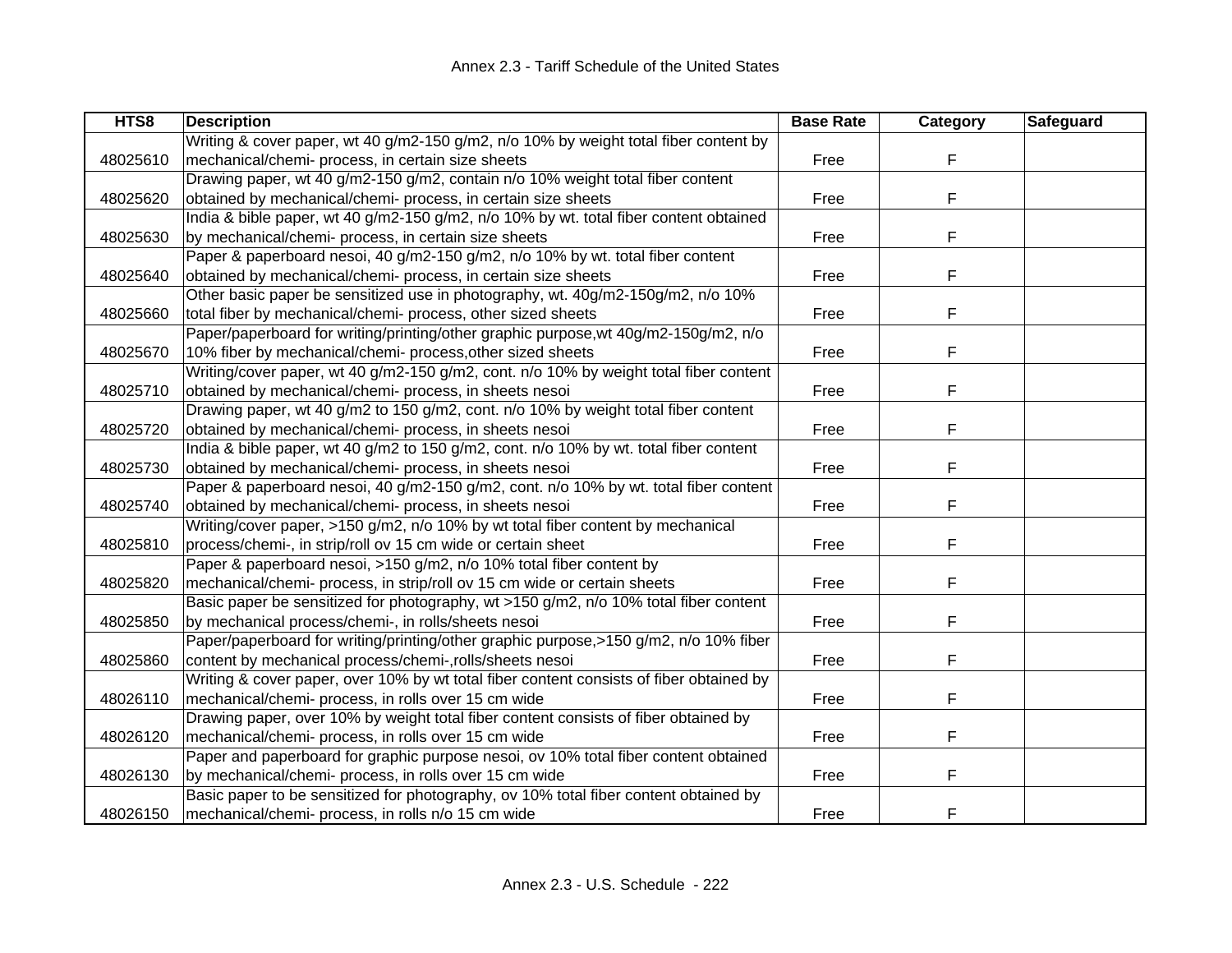| HTS8 | Description | Base Rate | Category | Safeguard |
|---|---|---|---|---|
| 48025610 | Writing & cover paper, wt 40 g/m2-150 g/m2, n/o 10% by weight total fiber content by mechanical/chemi- process, in certain size sheets | Free | F | |
| 48025620 | Drawing paper, wt 40 g/m2-150 g/m2, contain n/o 10% weight total fiber content obtained by mechanical/chemi- process, in certain size sheets | Free | F | |
| 48025630 | India & bible paper, wt 40 g/m2-150 g/m2, n/o 10% by wt. total fiber content obtained by mechanical/chemi- process, in certain size sheets | Free | F | |
| 48025640 | Paper & paperboard nesoi, 40 g/m2-150 g/m2, n/o 10% by wt. total fiber content obtained by mechanical/chemi- process, in certain size sheets | Free | F | |
| 48025660 | Other basic paper be sensitized use in photography, wt. 40g/m2-150g/m2, n/o 10% total fiber by mechanical/chemi- process, other sized sheets | Free | F | |
| 48025670 | Paper/paperboard for writing/printing/other graphic purpose,wt 40g/m2-150g/m2, n/o 10% fiber by mechanical/chemi- process,other sized sheets | Free | F | |
| 48025710 | Writing/cover paper, wt 40 g/m2-150 g/m2, cont. n/o 10% by weight total fiber content obtained by mechanical/chemi- process, in sheets nesoi | Free | F | |
| 48025720 | Drawing paper, wt 40 g/m2 to 150 g/m2, cont. n/o 10% by weight total fiber content obtained by mechanical/chemi- process, in sheets nesoi | Free | F | |
| 48025730 | India & bible paper, wt 40 g/m2 to 150 g/m2, cont. n/o 10% by wt. total fiber content obtained by mechanical/chemi- process, in sheets nesoi | Free | F | |
| 48025740 | Paper & paperboard nesoi, 40 g/m2-150 g/m2, cont. n/o 10% by wt. total fiber content obtained by mechanical/chemi- process, in sheets nesoi | Free | F | |
| 48025810 | Writing/cover paper, >150 g/m2, n/o 10% by wt total fiber content by mechanical process/chemi-, in strip/roll ov 15 cm wide or certain sheet | Free | F | |
| 48025820 | Paper & paperboard nesoi, >150 g/m2, n/o 10% total fiber content by mechanical/chemi- process, in strip/roll ov 15 cm wide or certain sheets | Free | F | |
| 48025850 | Basic paper be sensitized for photography, wt >150 g/m2, n/o 10% total fiber content by mechanical process/chemi-, in rolls/sheets nesoi | Free | F | |
| 48025860 | Paper/paperboard for writing/printing/other graphic purpose,>150 g/m2, n/o 10% fiber content by mechanical process/chemi-,rolls/sheets nesoi | Free | F | |
| 48026110 | Writing & cover paper, over 10% by wt total fiber content consists of fiber obtained by mechanical/chemi- process, in rolls over 15 cm wide | Free | F | |
| 48026120 | Drawing paper, over 10% by weight total fiber content consists of fiber obtained by mechanical/chemi- process, in rolls over 15 cm wide | Free | F | |
| 48026130 | Paper and paperboard for graphic purpose nesoi, ov 10% total fiber content obtained by mechanical/chemi- process, in rolls over 15 cm wide | Free | F | |
| 48026150 | Basic paper to be sensitized for photography, ov 10% total fiber content obtained by mechanical/chemi- process, in rolls n/o 15 cm wide | Free | F | |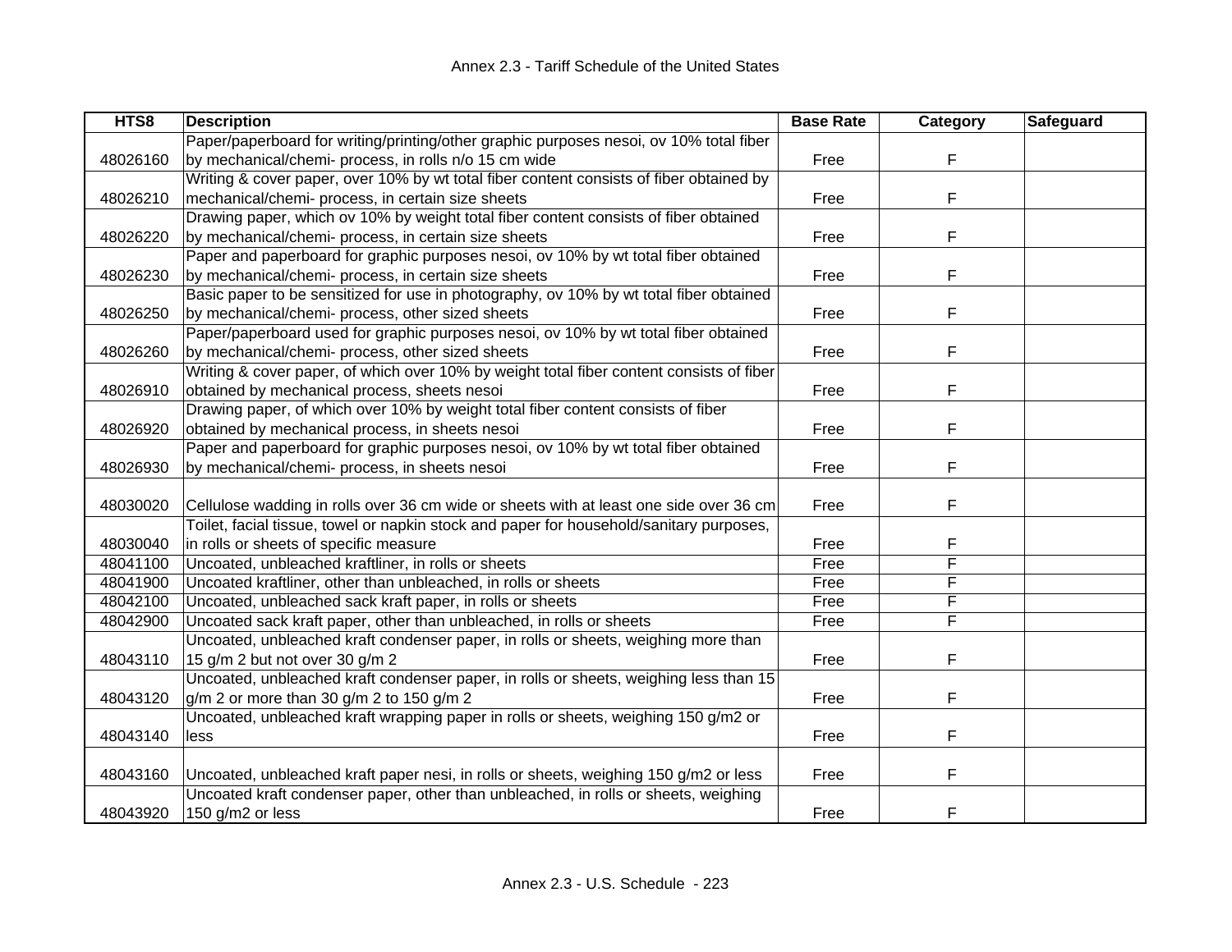| HTS8 | Description | Base Rate | Category | Safeguard |
|---|---|---|---|---|
| 48026160 | Paper/paperboard for writing/printing/other graphic purposes nesoi, ov 10% total fiber by mechanical/chemi- process, in rolls n/o 15 cm wide | Free | F | |
| 48026210 | Writing & cover paper, over 10% by wt total fiber content consists of fiber obtained by mechanical/chemi- process, in certain size sheets | Free | F | |
| 48026220 | Drawing paper, which ov 10% by weight total fiber content consists of fiber obtained by mechanical/chemi- process, in certain size sheets | Free | F | |
| 48026230 | Paper and paperboard for graphic purposes nesoi, ov 10% by wt total fiber obtained by mechanical/chemi- process, in certain size sheets | Free | F | |
| 48026250 | Basic paper to be sensitized for use in photography, ov 10% by wt total fiber obtained by mechanical/chemi- process, other sized sheets | Free | F | |
| 48026260 | Paper/paperboard used for graphic purposes nesoi, ov 10% by wt total fiber obtained by mechanical/chemi- process, other sized sheets | Free | F | |
| 48026910 | Writing & cover paper, of which over 10% by weight total fiber content consists of fiber obtained by mechanical process, sheets nesoi | Free | F | |
| 48026920 | Drawing paper, of which over 10% by weight total fiber content consists of fiber obtained by mechanical process, in sheets nesoi | Free | F | |
| 48026930 | Paper and paperboard for graphic purposes nesoi, ov 10% by wt total fiber obtained by mechanical/chemi- process, in sheets nesoi | Free | F | |
| 48030020 | Cellulose wadding in rolls over 36 cm wide or sheets with at least one side over 36 cm | Free | F | |
| 48030040 | Toilet, facial tissue, towel or napkin stock and paper for household/sanitary purposes, in rolls or sheets of specific measure | Free | F | |
| 48041100 | Uncoated, unbleached kraftliner, in rolls or sheets | Free | F | |
| 48041900 | Uncoated kraftliner, other than unbleached, in rolls or sheets | Free | F | |
| 48042100 | Uncoated, unbleached sack kraft paper, in rolls or sheets | Free | F | |
| 48042900 | Uncoated sack kraft paper, other than unbleached, in rolls or sheets | Free | F | |
| 48043110 | Uncoated, unbleached kraft condenser paper, in rolls or sheets, weighing more than 15 g/m 2 but not over 30 g/m 2 | Free | F | |
| 48043120 | Uncoated, unbleached kraft condenser paper, in rolls or sheets, weighing less than 15 g/m 2 or more than 30 g/m 2 to 150 g/m 2 | Free | F | |
| 48043140 | Uncoated, unbleached kraft wrapping paper in rolls or sheets, weighing 150 g/m2 or less | Free | F | |
| 48043160 | Uncoated, unbleached kraft paper nesi, in rolls or sheets, weighing 150 g/m2 or less | Free | F | |
| 48043920 | Uncoated kraft condenser paper, other than unbleached, in rolls or sheets, weighing 150 g/m2 or less | Free | F | |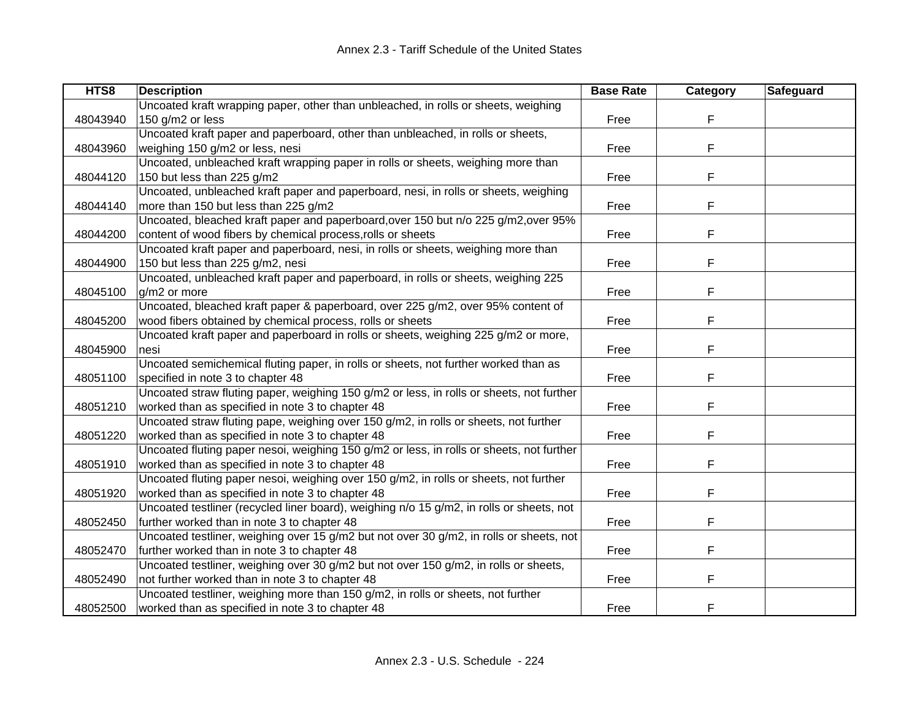| HTS8 | Description | Base Rate | Category | Safeguard |
|---|---|---|---|---|
| 48043940 | Uncoated kraft wrapping paper, other than unbleached, in rolls or sheets, weighing 150 g/m2 or less | Free | F | |
| 48043960 | Uncoated kraft paper and paperboard, other than unbleached, in rolls or sheets, weighing 150 g/m2 or less, nesi | Free | F | |
| 48044120 | Uncoated, unbleached kraft wrapping paper in rolls or sheets, weighing more than 150 but less than 225 g/m2 | Free | F | |
| 48044140 | Uncoated, unbleached kraft paper and paperboard, nesi, in rolls or sheets, weighing more than 150 but less than 225 g/m2 | Free | F | |
| 48044200 | Uncoated, bleached kraft paper and paperboard,over 150 but n/o 225 g/m2,over 95% content of wood fibers by chemical process,rolls or sheets | Free | F | |
| 48044900 | Uncoated kraft paper and paperboard, nesi, in rolls or sheets, weighing more than 150 but less than 225 g/m2, nesi | Free | F | |
| 48045100 | Uncoated, unbleached kraft paper and paperboard, in rolls or sheets, weighing 225 g/m2 or more | Free | F | |
| 48045200 | Uncoated, bleached kraft paper & paperboard, over 225 g/m2, over 95% content of wood fibers obtained by chemical process, rolls or sheets | Free | F | |
| 48045900 | Uncoated kraft paper and paperboard in rolls or sheets, weighing 225 g/m2 or more, nesi | Free | F | |
| 48051100 | Uncoated semichemical fluting paper, in rolls or sheets, not further worked than as specified in note 3 to chapter 48 | Free | F | |
| 48051210 | Uncoated straw fluting paper, weighing 150 g/m2 or less, in rolls or sheets, not further worked than as specified in note 3 to chapter 48 | Free | F | |
| 48051220 | Uncoated straw fluting pape, weighing over 150 g/m2, in rolls or sheets, not further worked than as specified in note 3 to chapter 48 | Free | F | |
| 48051910 | Uncoated fluting paper nesoi, weighing 150 g/m2 or less, in rolls or sheets, not further worked than as specified in note 3 to chapter 48 | Free | F | |
| 48051920 | Uncoated fluting paper nesoi, weighing over 150 g/m2, in rolls or sheets, not further worked than as specified in note 3 to chapter 48 | Free | F | |
| 48052450 | Uncoated testliner (recycled liner board), weighing n/o 15 g/m2, in rolls or sheets, not further worked than in note 3 to chapter 48 | Free | F | |
| 48052470 | Uncoated testliner, weighing over 15 g/m2 but not over 30 g/m2, in rolls or sheets, not further worked than in note 3 to chapter 48 | Free | F | |
| 48052490 | Uncoated testliner, weighing over 30 g/m2 but not over 150 g/m2, in rolls or sheets, not further worked than in note 3 to chapter 48 | Free | F | |
| 48052500 | Uncoated testliner, weighing more than 150 g/m2, in rolls or sheets, not further worked than as specified in note 3 to chapter 48 | Free | F | |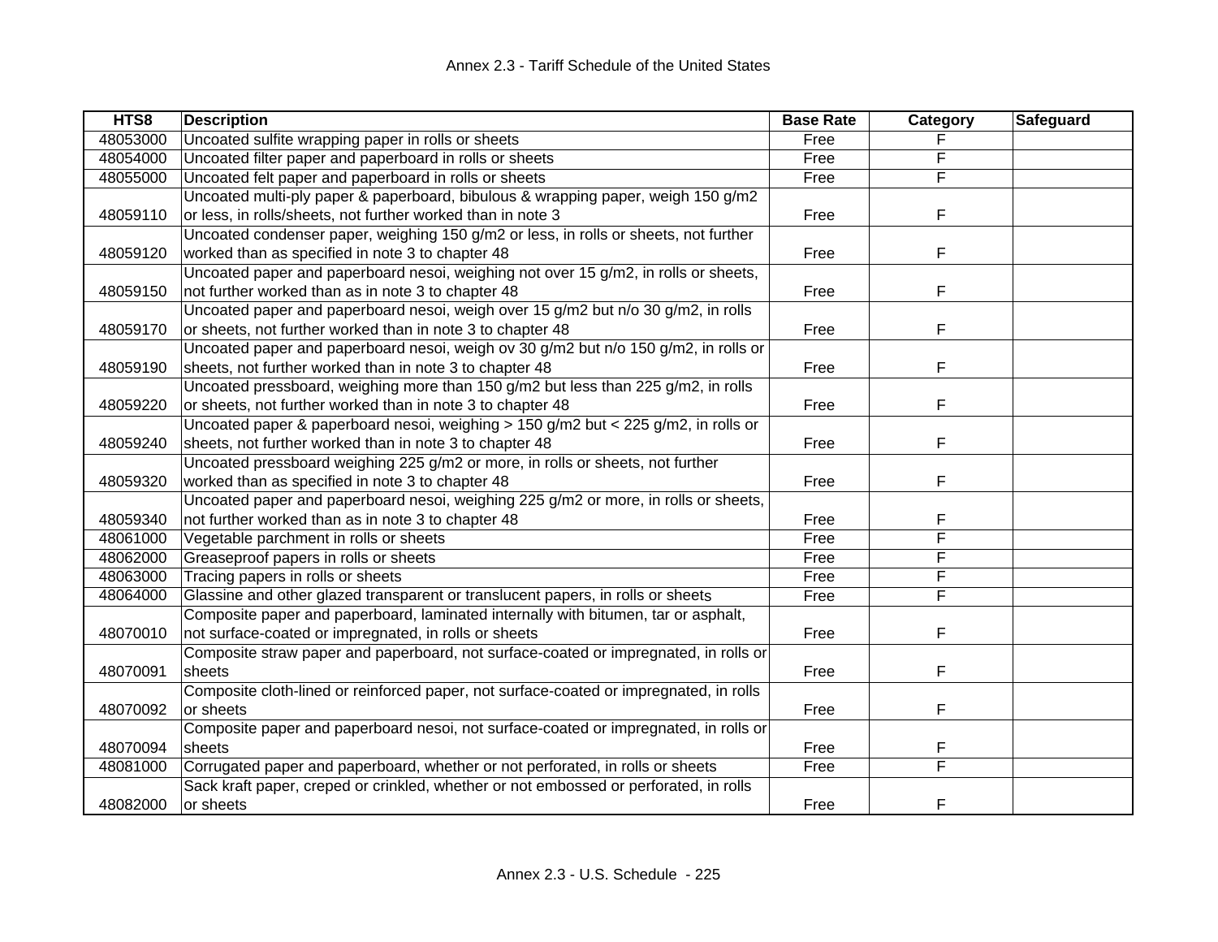| HTS8 | Description | Base Rate | Category | Safeguard |
|---|---|---|---|---|
| 48053000 | Uncoated sulfite wrapping paper in rolls or sheets | Free | F | |
| 48054000 | Uncoated filter paper and paperboard in rolls or sheets | Free | F | |
| 48055000 | Uncoated felt paper and paperboard in rolls or sheets | Free | F | |
| 48059110 | Uncoated multi-ply paper & paperboard, bibulous & wrapping paper, weigh 150 g/m2 or less, in rolls/sheets, not further worked than in note 3 | Free | F | |
| 48059120 | Uncoated condenser paper, weighing 150 g/m2 or less, in rolls or sheets, not further worked than as specified in note 3 to chapter 48 | Free | F | |
| 48059150 | Uncoated paper and paperboard nesoi, weighing not over 15 g/m2, in rolls or sheets, not further worked than as in note 3 to chapter 48 | Free | F | |
| 48059170 | Uncoated paper and paperboard nesoi, weigh over 15 g/m2 but n/o 30 g/m2, in rolls or sheets, not further worked than in note 3 to chapter 48 | Free | F | |
| 48059190 | Uncoated paper and paperboard nesoi, weigh ov 30 g/m2 but n/o 150 g/m2, in rolls or sheets, not further worked than in note 3 to chapter 48 | Free | F | |
| 48059220 | Uncoated pressboard, weighing more than 150 g/m2 but less than 225 g/m2, in rolls or sheets, not further worked than in note 3 to chapter 48 | Free | F | |
| 48059240 | Uncoated paper & paperboard nesoi, weighing > 150 g/m2 but < 225 g/m2, in rolls or sheets, not further worked than in note 3 to chapter 48 | Free | F | |
| 48059320 | Uncoated pressboard weighing 225 g/m2 or more, in rolls or sheets, not further worked than as specified in note 3 to chapter 48 | Free | F | |
| 48059340 | Uncoated paper and paperboard nesoi, weighing 225 g/m2 or more, in rolls or sheets, not further worked than as in note 3 to chapter 48 | Free | F | |
| 48061000 | Vegetable parchment in rolls or sheets | Free | F | |
| 48062000 | Greaseproof papers in rolls or sheets | Free | F | |
| 48063000 | Tracing papers in rolls or sheets | Free | F | |
| 48064000 | Glassine and other glazed transparent or translucent papers, in rolls or sheets | Free | F | |
| 48070010 | Composite paper and paperboard, laminated internally with bitumen, tar or asphalt, not surface-coated or impregnated, in rolls or sheets | Free | F | |
| 48070091 | Composite straw paper and paperboard, not surface-coated or impregnated, in rolls or sheets | Free | F | |
| 48070092 | Composite cloth-lined or reinforced paper, not surface-coated or impregnated, in rolls or sheets | Free | F | |
| 48070094 | Composite paper and paperboard nesoi, not surface-coated or impregnated, in rolls or sheets | Free | F | |
| 48081000 | Corrugated paper and paperboard, whether or not perforated, in rolls or sheets | Free | F | |
| 48082000 | Sack kraft paper, creped or crinkled, whether or not embossed or perforated, in rolls or sheets | Free | F | |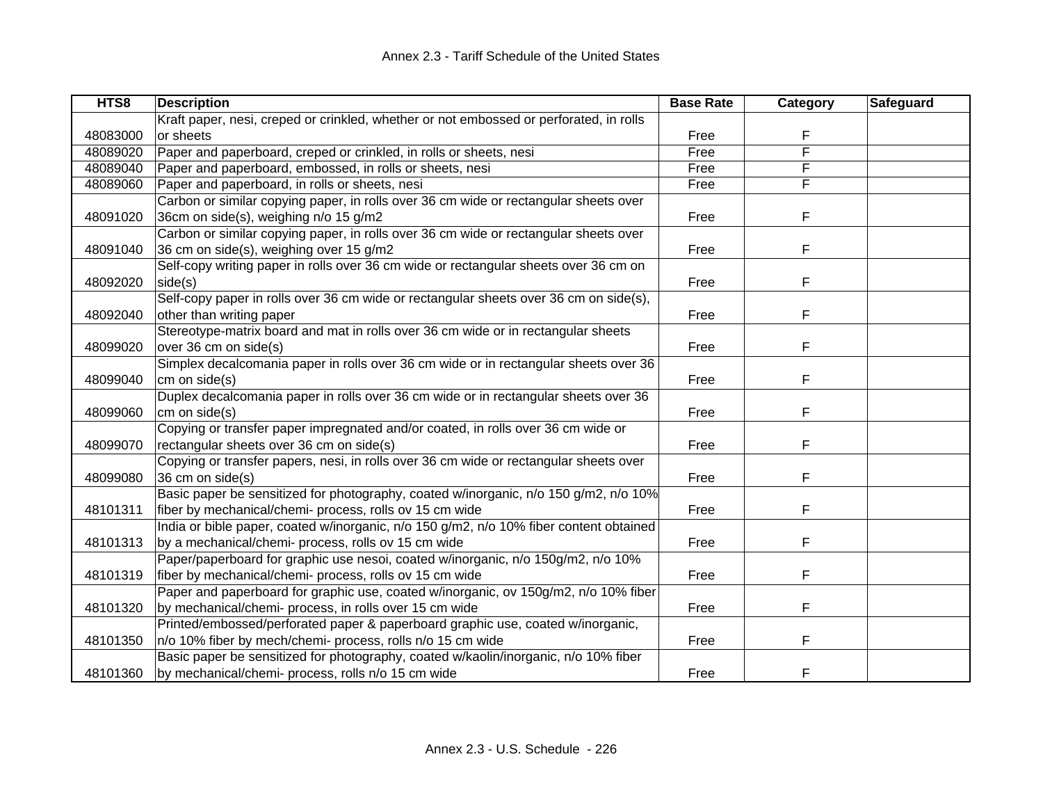| HTS8 | Description | Base Rate | Category | Safeguard |
|---|---|---|---|---|
| 48083000 | Kraft paper, nesi, creped or crinkled, whether or not embossed or perforated, in rolls or sheets | Free | F | |
| 48089020 | Paper and paperboard, creped or crinkled, in rolls or sheets, nesi | Free | F | |
| 48089040 | Paper and paperboard, embossed, in rolls or sheets, nesi | Free | F | |
| 48089060 | Paper and paperboard, in rolls or sheets, nesi | Free | F | |
| 48091020 | Carbon or similar copying paper, in rolls over 36 cm wide or rectangular sheets over 36cm on side(s), weighing n/o 15 g/m2 | Free | F | |
| 48091040 | Carbon or similar copying paper, in rolls over 36 cm wide or rectangular sheets over 36 cm on side(s), weighing over 15 g/m2 | Free | F | |
| 48092020 | Self-copy writing paper in rolls over 36 cm wide or rectangular sheets over 36 cm on side(s) | Free | F | |
| 48092040 | Self-copy paper in rolls over 36 cm wide or rectangular sheets over 36 cm on side(s), other than writing paper | Free | F | |
| 48099020 | Stereotype-matrix board and mat in rolls over 36 cm wide or in rectangular sheets over 36 cm on side(s) | Free | F | |
| 48099040 | Simplex decalcomania paper in rolls over 36 cm wide or in rectangular sheets over 36 cm on side(s) | Free | F | |
| 48099060 | Duplex decalcomania paper in rolls over 36 cm wide or in rectangular sheets over 36 cm on side(s) | Free | F | |
| 48099070 | Copying or transfer paper impregnated and/or coated, in rolls over 36 cm wide or rectangular sheets over 36 cm on side(s) | Free | F | |
| 48099080 | Copying or transfer papers, nesi, in rolls over 36 cm wide or rectangular sheets over 36 cm on side(s) | Free | F | |
| 48101311 | Basic paper be sensitized for photography, coated w/inorganic, n/o 150 g/m2, n/o 10% fiber by mechanical/chemi- process, rolls ov 15 cm wide | Free | F | |
| 48101313 | India or bible paper, coated w/inorganic, n/o 150 g/m2, n/o 10% fiber content obtained by a mechanical/chemi- process, rolls ov 15 cm wide | Free | F | |
| 48101319 | Paper/paperboard for graphic use nesoi, coated w/inorganic, n/o 150g/m2, n/o 10% fiber by mechanical/chemi- process, rolls ov 15 cm wide | Free | F | |
| 48101320 | Paper and paperboard for graphic use, coated w/inorganic, ov 150g/m2, n/o 10% fiber by mechanical/chemi- process, in rolls over 15 cm wide | Free | F | |
| 48101350 | Printed/embossed/perforated paper & paperboard graphic use, coated w/inorganic, n/o 10% fiber by mech/chemi- process, rolls n/o 15 cm wide | Free | F | |
| 48101360 | Basic paper be sensitized for photography, coated w/kaolin/inorganic, n/o 10% fiber by mechanical/chemi- process, rolls n/o 15 cm wide | Free | F | |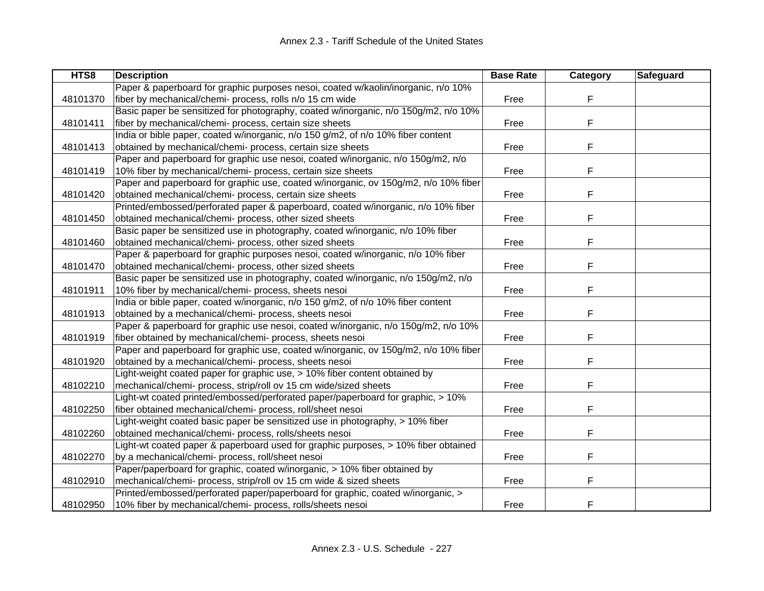| HTS8 | Description | Base Rate | Category | Safeguard |
|---|---|---|---|---|
| 48101370 | Paper & paperboard for graphic purposes nesoi, coated w/kaolin/inorganic, n/o 10% fiber by mechanical/chemi- process, rolls n/o 15 cm wide | Free | F | |
| 48101411 | Basic paper be sensitized for photography, coated w/inorganic, n/o 150g/m2, n/o 10% fiber by mechanical/chemi- process, certain size sheets | Free | F | |
| 48101413 | India or bible paper, coated w/inorganic, n/o 150 g/m2, of n/o 10% fiber content obtained by mechanical/chemi- process, certain size sheets | Free | F | |
| 48101419 | Paper and paperboard for graphic use nesoi, coated w/inorganic, n/o 150g/m2, n/o 10% fiber by mechanical/chemi- process, certain size sheets | Free | F | |
| 48101420 | Paper and paperboard for graphic use, coated w/inorganic, ov 150g/m2, n/o 10% fiber obtained mechanical/chemi- process, certain size sheets | Free | F | |
| 48101450 | Printed/embossed/perforated paper & paperboard, coated w/inorganic, n/o 10% fiber obtained mechanical/chemi- process, other sized sheets | Free | F | |
| 48101460 | Basic paper be sensitized use in photography, coated w/inorganic, n/o 10% fiber obtained mechanical/chemi- process, other sized sheets | Free | F | |
| 48101470 | Paper & paperboard for graphic purposes nesoi, coated w/inorganic, n/o 10% fiber obtained mechanical/chemi- process, other sized sheets | Free | F | |
| 48101911 | Basic paper be sensitized use in photography, coated w/inorganic, n/o 150g/m2, n/o 10% fiber by mechanical/chemi- process, sheets nesoi | Free | F | |
| 48101913 | India or bible paper, coated w/inorganic, n/o 150 g/m2, of n/o 10% fiber content obtained by a mechanical/chemi- process, sheets nesoi | Free | F | |
| 48101919 | Paper & paperboard for graphic use nesoi, coated w/inorganic, n/o 150g/m2, n/o 10% fiber obtained by mechanical/chemi- process, sheets nesoi | Free | F | |
| 48101920 | Paper and paperboard for graphic use, coated w/inorganic, ov 150g/m2, n/o 10% fiber obtained by a mechanical/chemi- process, sheets nesoi | Free | F | |
| 48102210 | Light-weight coated paper for graphic use, > 10% fiber content obtained by mechanical/chemi- process, strip/roll ov 15 cm wide/sized sheets | Free | F | |
| 48102250 | Light-wt coated printed/embossed/perforated paper/paperboard for graphic, > 10% fiber obtained mechanical/chemi- process, roll/sheet nesoi | Free | F | |
| 48102260 | Light-weight coated basic paper be sensitized use in photography, > 10% fiber obtained mechanical/chemi- process, rolls/sheets nesoi | Free | F | |
| 48102270 | Light-wt coated paper & paperboard used for graphic purposes, > 10% fiber obtained by a mechanical/chemi- process, roll/sheet nesoi | Free | F | |
| 48102910 | Paper/paperboard for graphic, coated w/inorganic, > 10% fiber obtained by mechanical/chemi- process, strip/roll ov 15 cm wide & sized sheets | Free | F | |
| 48102950 | Printed/embossed/perforated paper/paperboard for graphic, coated w/inorganic, > 10% fiber by mechanical/chemi- process, rolls/sheets nesoi | Free | F | |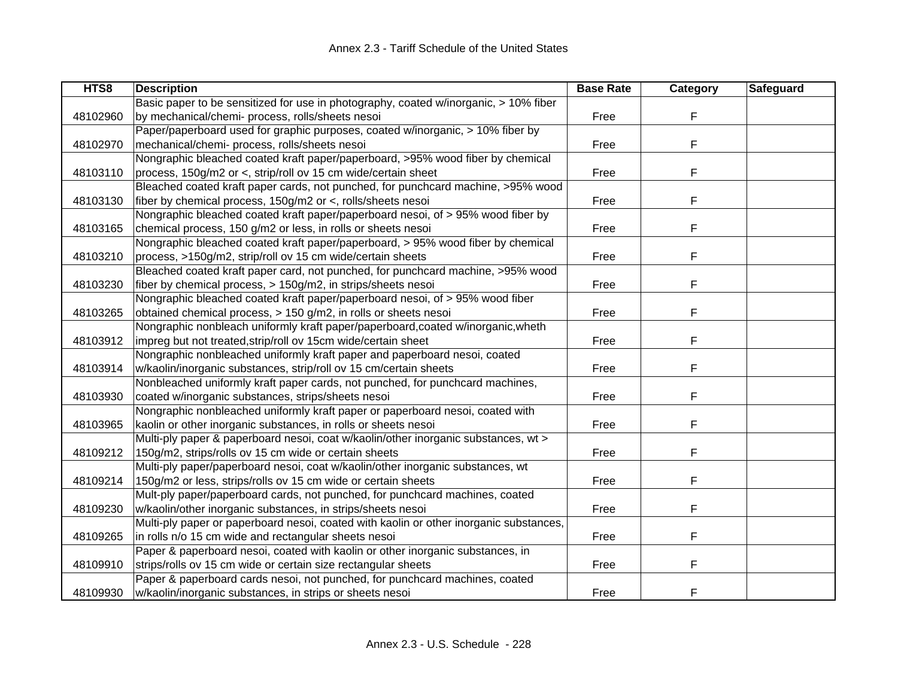| HTS8 | Description | Base Rate | Category | Safeguard |
|---|---|---|---|---|
| 48102960 | Basic paper to be sensitized for use in photography, coated w/inorganic, > 10% fiber by mechanical/chemi- process, rolls/sheets nesoi | Free | F | |
| 48102970 | Paper/paperboard used for graphic purposes, coated w/inorganic, > 10% fiber by mechanical/chemi- process, rolls/sheets nesoi | Free | F | |
| 48103110 | Nongraphic bleached coated kraft paper/paperboard, >95% wood fiber by chemical process, 150g/m2 or <, strip/roll ov 15 cm wide/certain sheet | Free | F | |
| 48103130 | Bleached coated kraft paper cards, not punched, for punchcard machine, >95% wood fiber by chemical process, 150g/m2 or <, rolls/sheets nesoi | Free | F | |
| 48103165 | Nongraphic bleached coated kraft paper/paperboard nesoi, of > 95% wood fiber by chemical process, 150 g/m2 or less, in rolls or sheets nesoi | Free | F | |
| 48103210 | Nongraphic bleached coated kraft paper/paperboard, > 95% wood fiber by chemical process, >150g/m2, strip/roll ov 15 cm wide/certain sheets | Free | F | |
| 48103230 | Bleached coated kraft paper card, not punched, for punchcard machine, >95% wood fiber by chemical process, > 150g/m2, in strips/sheets nesoi | Free | F | |
| 48103265 | Nongraphic bleached coated kraft paper/paperboard nesoi, of > 95% wood fiber obtained chemical process, > 150 g/m2, in rolls or sheets nesoi | Free | F | |
| 48103912 | Nongraphic nonbleach uniformly kraft paper/paperboard,coated w/inorganic,wheth impreg but not treated,strip/roll ov 15cm wide/certain sheet | Free | F | |
| 48103914 | Nongraphic nonbleached uniformly kraft paper and paperboard nesoi, coated w/kaolin/inorganic substances, strip/roll ov 15 cm/certain sheets | Free | F | |
| 48103930 | Nonbleached uniformly kraft paper cards, not punched, for punchcard machines, coated w/inorganic substances, strips/sheets nesoi | Free | F | |
| 48103965 | Nongraphic nonbleached uniformly kraft paper or paperboard nesoi, coated with kaolin or other inorganic substances, in rolls or sheets nesoi | Free | F | |
| 48109212 | Multi-ply paper & paperboard nesoi, coat w/kaolin/other inorganic substances, wt > 150g/m2, strips/rolls ov 15 cm wide or certain sheets | Free | F | |
| 48109214 | Multi-ply paper/paperboard nesoi, coat w/kaolin/other inorganic substances, wt 150g/m2 or less, strips/rolls ov 15 cm wide or certain sheets | Free | F | |
| 48109230 | Mult-ply paper/paperboard cards, not punched, for punchcard machines, coated w/kaolin/other inorganic substances, in strips/sheets nesoi | Free | F | |
| 48109265 | Multi-ply paper or paperboard nesoi, coated with kaolin or other inorganic substances, in rolls n/o 15 cm wide and rectangular sheets nesoi | Free | F | |
| 48109910 | Paper & paperboard nesoi, coated with kaolin or other inorganic substances, in strips/rolls ov 15 cm wide or certain size rectangular sheets | Free | F | |
| 48109930 | Paper & paperboard cards nesoi, not punched, for punchcard machines, coated w/kaolin/inorganic substances, in strips or sheets nesoi | Free | F | |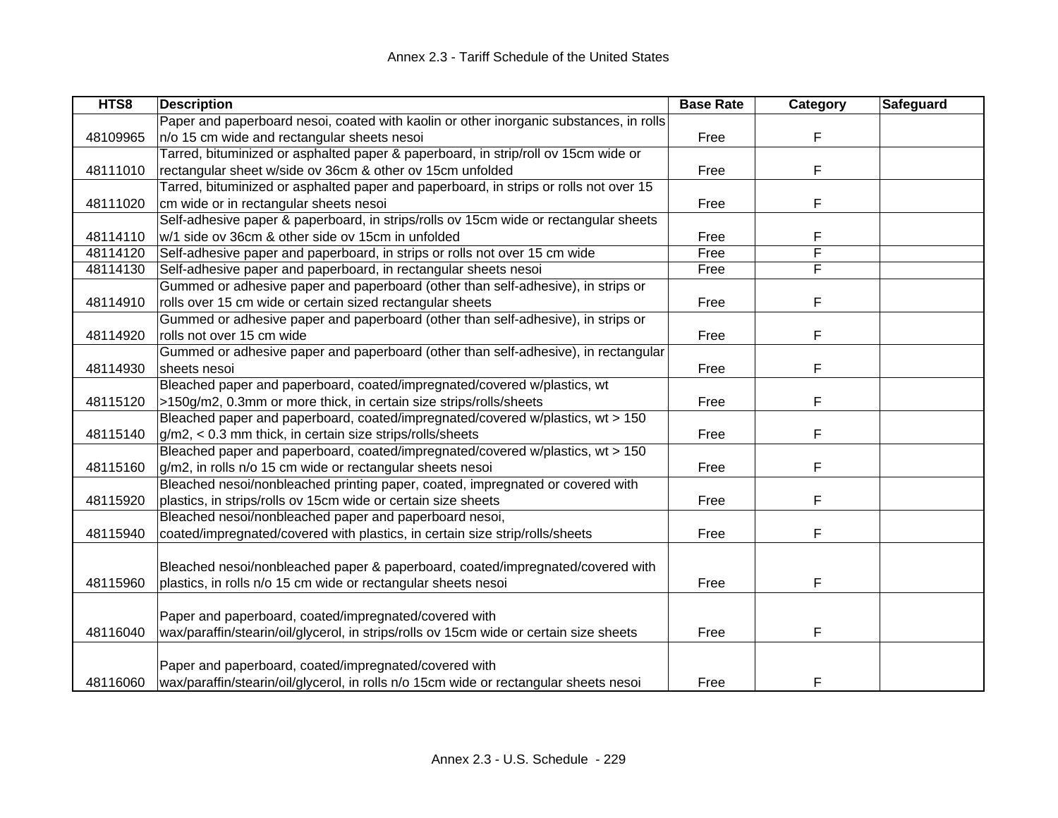| HTS8 | Description | Base Rate | Category | Safeguard |
|---|---|---|---|---|
| 48109965 | Paper and paperboard nesoi, coated with kaolin or other inorganic substances, in rolls n/o 15 cm wide and rectangular sheets nesoi | Free | F | |
| 48111010 | Tarred, bituminized or asphalted paper & paperboard, in strip/roll ov 15cm wide or rectangular sheet w/side ov 36cm & other ov 15cm unfolded | Free | F | |
| 48111020 | Tarred, bituminized or asphalted paper and paperboard, in strips or rolls not over 15 cm wide or in rectangular sheets nesoi | Free | F | |
| 48114110 | Self-adhesive paper & paperboard, in strips/rolls ov 15cm wide or rectangular sheets w/1 side ov 36cm & other side ov 15cm in unfolded | Free | F | |
| 48114120 | Self-adhesive paper and paperboard, in strips or rolls not over 15 cm wide | Free | F | |
| 48114130 | Self-adhesive paper and paperboard, in rectangular sheets nesoi | Free | F | |
| 48114910 | Gummed or adhesive paper and paperboard (other than self-adhesive), in strips or rolls over 15 cm wide or certain sized rectangular sheets | Free | F | |
| 48114920 | Gummed or adhesive paper and paperboard (other than self-adhesive), in strips or rolls not over 15 cm wide | Free | F | |
| 48114930 | Gummed or adhesive paper and paperboard (other than self-adhesive), in rectangular sheets nesoi | Free | F | |
| 48115120 | Bleached paper and paperboard, coated/impregnated/covered w/plastics, wt >150g/m2, 0.3mm or more thick, in certain size strips/rolls/sheets | Free | F | |
| 48115140 | Bleached paper and paperboard, coated/impregnated/covered w/plastics, wt > 150 g/m2, < 0.3 mm thick, in certain size strips/rolls/sheets | Free | F | |
| 48115160 | Bleached paper and paperboard, coated/impregnated/covered w/plastics, wt > 150 g/m2, in rolls n/o 15 cm wide or rectangular sheets nesoi | Free | F | |
| 48115920 | Bleached nesoi/nonbleached printing paper, coated, impregnated or covered with plastics, in strips/rolls ov 15cm wide or certain size sheets | Free | F | |
| 48115940 | Bleached nesoi/nonbleached paper and paperboard nesoi, coated/impregnated/covered with plastics, in certain size strip/rolls/sheets | Free | F | |
| 48115960 | Bleached nesoi/nonbleached paper & paperboard, coated/impregnated/covered with plastics, in rolls n/o 15 cm wide or rectangular sheets nesoi | Free | F | |
| 48116040 | Paper and paperboard, coated/impregnated/covered with wax/paraffin/stearin/oil/glycerol, in strips/rolls ov 15cm wide or certain size sheets | Free | F | |
| 48116060 | Paper and paperboard, coated/impregnated/covered with wax/paraffin/stearin/oil/glycerol, in rolls n/o 15cm wide or rectangular sheets nesoi | Free | F | |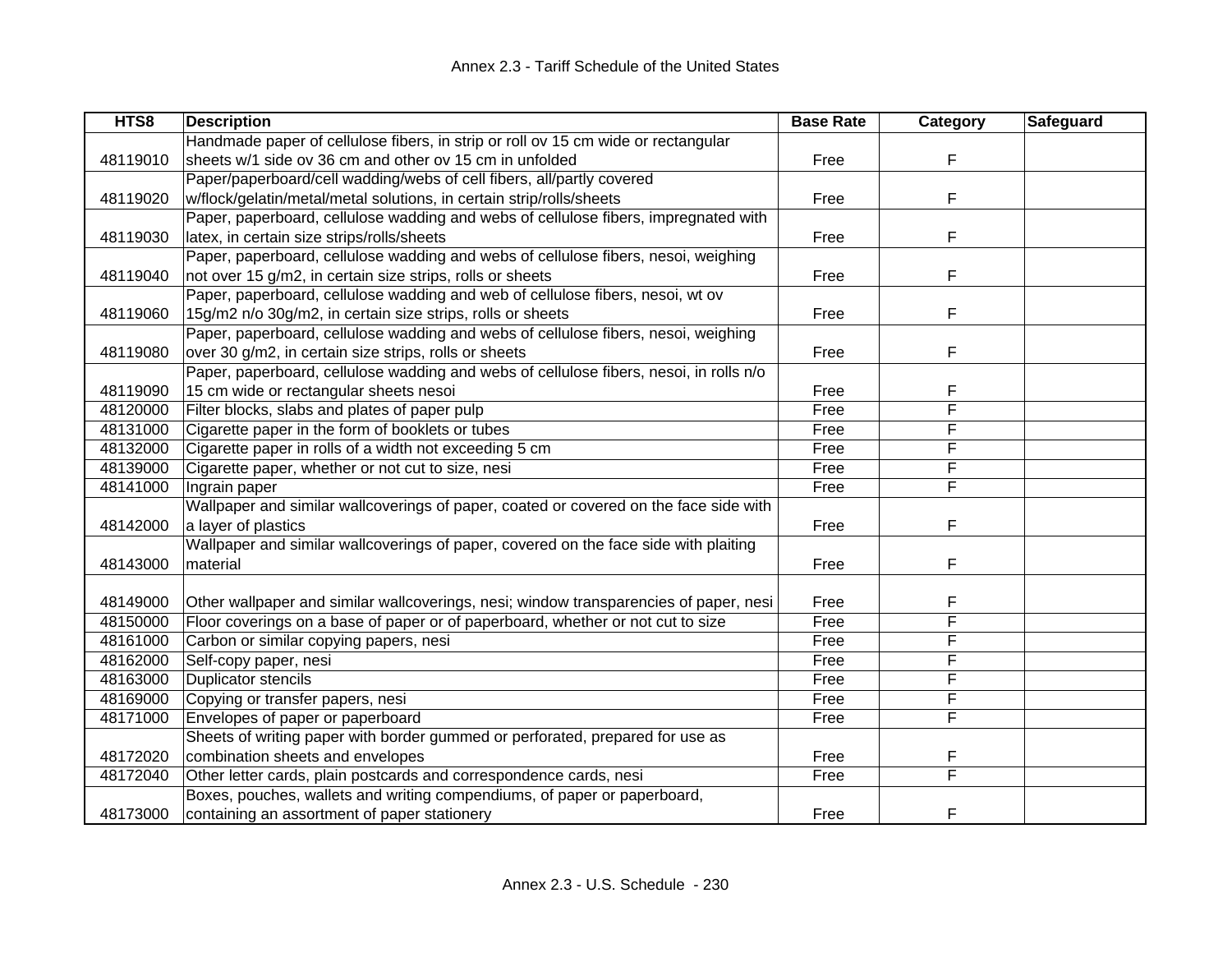| HTS8 | Description | Base Rate | Category | Safeguard |
|---|---|---|---|---|
| 48119010 | Handmade paper of cellulose fibers, in strip or roll ov 15 cm wide or rectangular sheets w/1 side ov 36 cm and other ov 15 cm in unfolded | Free | F | |
| 48119020 | Paper/paperboard/cell wadding/webs of cell fibers, all/partly covered w/flock/gelatin/metal/metal solutions, in certain strip/rolls/sheets | Free | F | |
| 48119030 | Paper, paperboard, cellulose wadding and webs of cellulose fibers, impregnated with latex, in certain size strips/rolls/sheets | Free | F | |
| 48119040 | Paper, paperboard, cellulose wadding and webs of cellulose fibers, nesoi, weighing not over 15 g/m2, in certain size strips, rolls or sheets | Free | F | |
| 48119060 | Paper, paperboard, cellulose wadding and web of cellulose fibers, nesoi, wt ov 15g/m2 n/o 30g/m2, in certain size strips, rolls or sheets | Free | F | |
| 48119080 | Paper, paperboard, cellulose wadding and webs of cellulose fibers, nesoi, weighing over 30 g/m2, in certain size strips, rolls or sheets | Free | F | |
| 48119090 | Paper, paperboard, cellulose wadding and webs of cellulose fibers, nesoi, in rolls n/o 15 cm wide or rectangular sheets nesoi | Free | F | |
| 48120000 | Filter blocks, slabs and plates of paper pulp | Free | F | |
| 48131000 | Cigarette paper in the form of booklets or tubes | Free | F | |
| 48132000 | Cigarette paper in rolls of a width not exceeding 5 cm | Free | F | |
| 48139000 | Cigarette paper, whether or not cut to size, nesi | Free | F | |
| 48141000 | Ingrain paper | Free | F | |
| 48142000 | Wallpaper and similar wallcoverings of paper, coated or covered on the face side with a layer of plastics | Free | F | |
| 48143000 | Wallpaper and similar wallcoverings of paper, covered on the face side with plaiting material | Free | F | |
| 48149000 | Other wallpaper and similar wallcoverings, nesi; window transparencies of paper, nesi | Free | F | |
| 48150000 | Floor coverings on a base of paper or of paperboard, whether or not cut to size | Free | F | |
| 48161000 | Carbon or similar copying papers, nesi | Free | F | |
| 48162000 | Self-copy paper, nesi | Free | F | |
| 48163000 | Duplicator stencils | Free | F | |
| 48169000 | Copying or transfer papers, nesi | Free | F | |
| 48171000 | Envelopes of paper or paperboard | Free | F | |
| 48172020 | Sheets of writing paper with border gummed or perforated, prepared for use as combination sheets and envelopes | Free | F | |
| 48172040 | Other letter cards, plain postcards and correspondence cards, nesi | Free | F | |
| 48173000 | Boxes, pouches, wallets and writing compendiums, of paper or paperboard, containing an assortment of paper stationery | Free | F | |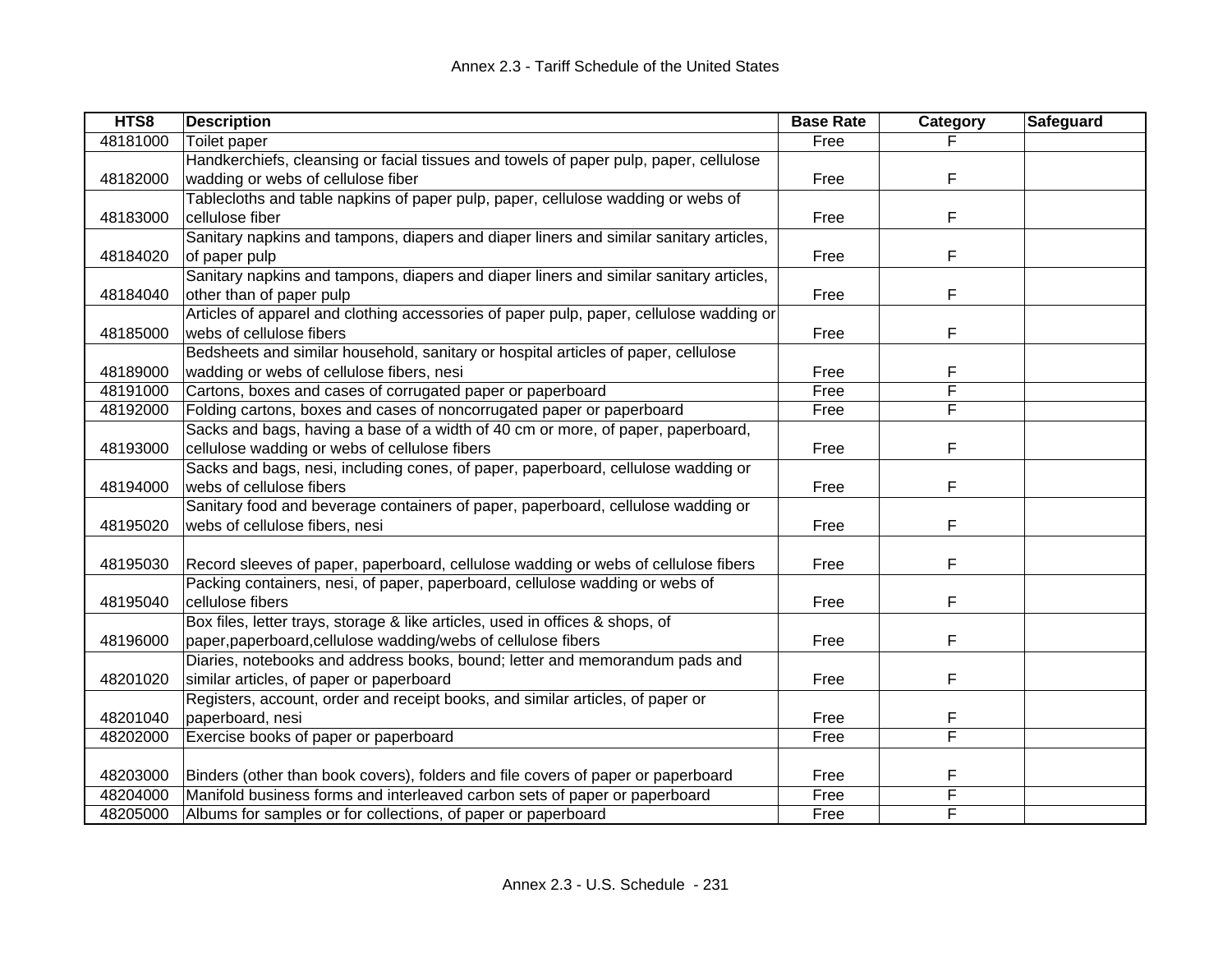| HTS8 | Description | Base Rate | Category | Safeguard |
|---|---|---|---|---|
| 48181000 | Toilet paper | Free | F | |
| 48182000 | Handkerchiefs, cleansing or facial tissues and towels of paper pulp, paper, cellulose wadding or webs of cellulose fiber | Free | F | |
| 48183000 | Tablecloths and table napkins of paper pulp, paper, cellulose wadding or webs of cellulose fiber | Free | F | |
| 48184020 | Sanitary napkins and tampons, diapers and diaper liners and similar sanitary articles, of paper pulp | Free | F | |
| 48184040 | Sanitary napkins and tampons, diapers and diaper liners and similar sanitary articles, other than of paper pulp | Free | F | |
| 48185000 | Articles of apparel and clothing accessories of paper pulp, paper, cellulose wadding or webs of cellulose fibers | Free | F | |
| 48189000 | Bedsheets and similar household, sanitary or hospital articles of paper, cellulose wadding or webs of cellulose fibers, nesi | Free | F | |
| 48191000 | Cartons, boxes and cases of corrugated paper or paperboard | Free | F | |
| 48192000 | Folding cartons, boxes and cases of noncorrugated paper or paperboard | Free | F | |
| 48193000 | Sacks and bags, having a base of a width of 40 cm or more, of paper, paperboard, cellulose wadding or webs of cellulose fibers | Free | F | |
| 48194000 | Sacks and bags, nesi, including cones, of paper, paperboard, cellulose wadding or webs of cellulose fibers | Free | F | |
| 48195020 | Sanitary food and beverage containers of paper, paperboard, cellulose wadding or webs of cellulose fibers, nesi | Free | F | |
| 48195030 | Record sleeves of paper, paperboard, cellulose wadding or webs of cellulose fibers | Free | F | |
| 48195040 | Packing containers, nesi, of paper, paperboard, cellulose wadding or webs of cellulose fibers | Free | F | |
| 48196000 | Box files, letter trays, storage & like articles, used in offices & shops, of paper,paperboard,cellulose wadding/webs of cellulose fibers | Free | F | |
| 48201020 | Diaries, notebooks and address books, bound; letter and memorandum pads and similar articles, of paper or paperboard | Free | F | |
| 48201040 | Registers, account, order and receipt books, and similar articles, of paper or paperboard, nesi | Free | F | |
| 48202000 | Exercise books of paper or paperboard | Free | F | |
| 48203000 | Binders (other than book covers), folders and file covers of paper or paperboard | Free | F | |
| 48204000 | Manifold business forms and interleaved carbon sets of paper or paperboard | Free | F | |
| 48205000 | Albums for samples or for collections, of paper or paperboard | Free | F | |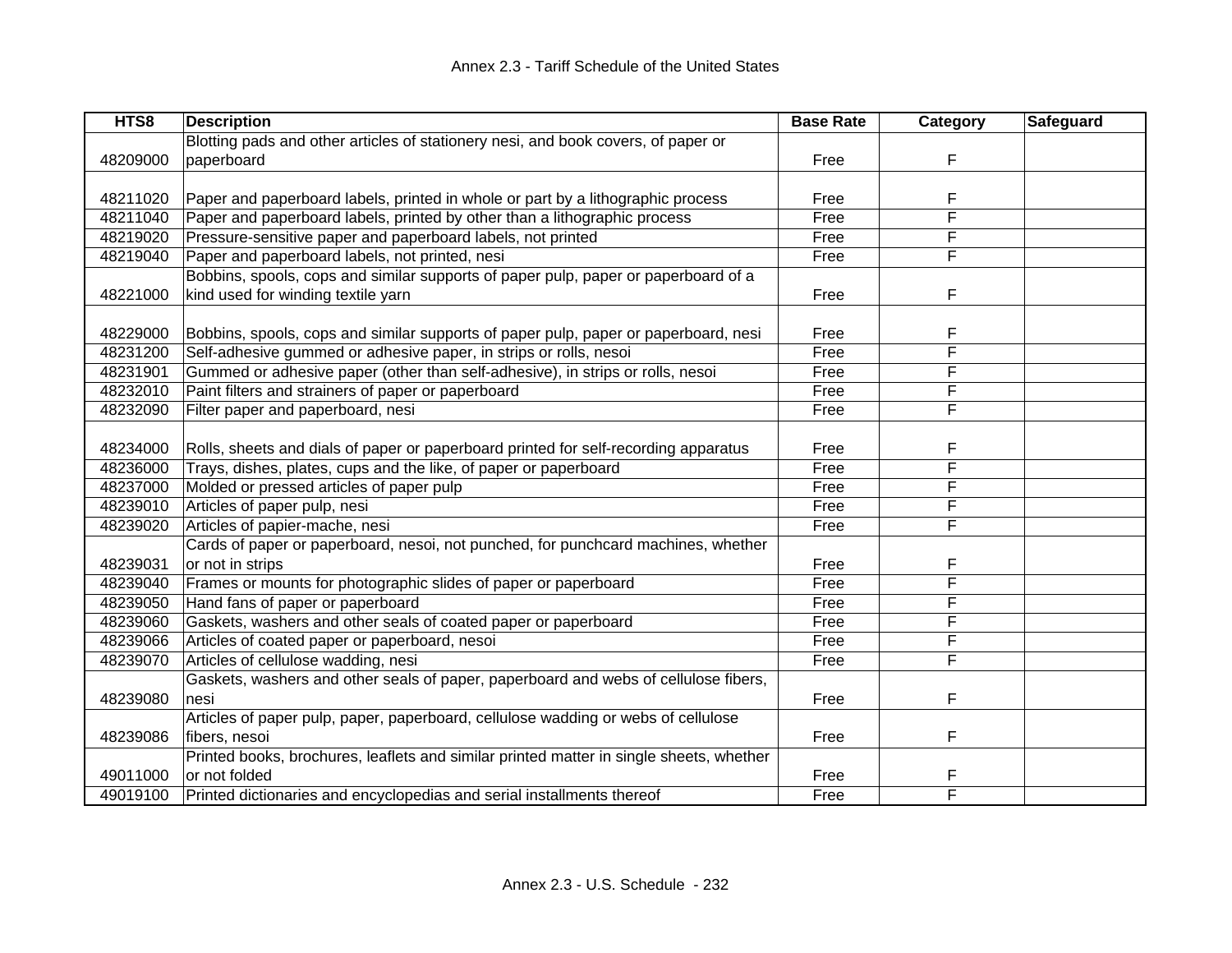| HTS8 | Description | Base Rate | Category | Safeguard |
|---|---|---|---|---|
| 48209000 | Blotting pads and other articles of stationery nesi, and book covers, of paper or paperboard | Free | F | |
| 48211020 | Paper and paperboard labels, printed in whole or part by a lithographic process | Free | F | |
| 48211040 | Paper and paperboard labels, printed by other than a lithographic process | Free | F | |
| 48219020 | Pressure-sensitive paper and paperboard labels, not printed | Free | F | |
| 48219040 | Paper and paperboard labels, not printed, nesi | Free | F | |
| 48221000 | Bobbins, spools, cops and similar supports of paper pulp, paper or paperboard of a kind used for winding textile yarn | Free | F | |
| 48229000 | Bobbins, spools, cops and similar supports of paper pulp, paper or paperboard, nesi | Free | F | |
| 48231200 | Self-adhesive gummed or adhesive paper, in strips or rolls, nesoi | Free | F | |
| 48231901 | Gummed or adhesive paper (other than self-adhesive), in strips or rolls, nesoi | Free | F | |
| 48232010 | Paint filters and strainers of paper or paperboard | Free | F | |
| 48232090 | Filter paper and paperboard, nesi | Free | F | |
| 48234000 | Rolls, sheets and dials of paper or paperboard printed for self-recording apparatus | Free | F | |
| 48236000 | Trays, dishes, plates, cups and the like, of paper or paperboard | Free | F | |
| 48237000 | Molded or pressed articles of paper pulp | Free | F | |
| 48239010 | Articles of paper pulp, nesi | Free | F | |
| 48239020 | Articles of papier-mache, nesi | Free | F | |
| 48239031 | Cards of paper or paperboard, nesoi, not punched, for punchcard machines, whether or not in strips | Free | F | |
| 48239040 | Frames or mounts for photographic slides of paper or paperboard | Free | F | |
| 48239050 | Hand fans of paper or paperboard | Free | F | |
| 48239060 | Gaskets, washers and other seals of coated paper or paperboard | Free | F | |
| 48239066 | Articles of coated paper or paperboard, nesoi | Free | F | |
| 48239070 | Articles of cellulose wadding, nesi | Free | F | |
| 48239080 | Gaskets, washers and other seals of paper, paperboard and webs of cellulose fibers, nesi | Free | F | |
| 48239086 | Articles of paper pulp, paper, paperboard, cellulose wadding or webs of cellulose fibers, nesoi | Free | F | |
| 49011000 | Printed books, brochures, leaflets and similar printed matter in single sheets, whether or not folded | Free | F | |
| 49019100 | Printed dictionaries and encyclopedias and serial installments thereof | Free | F | |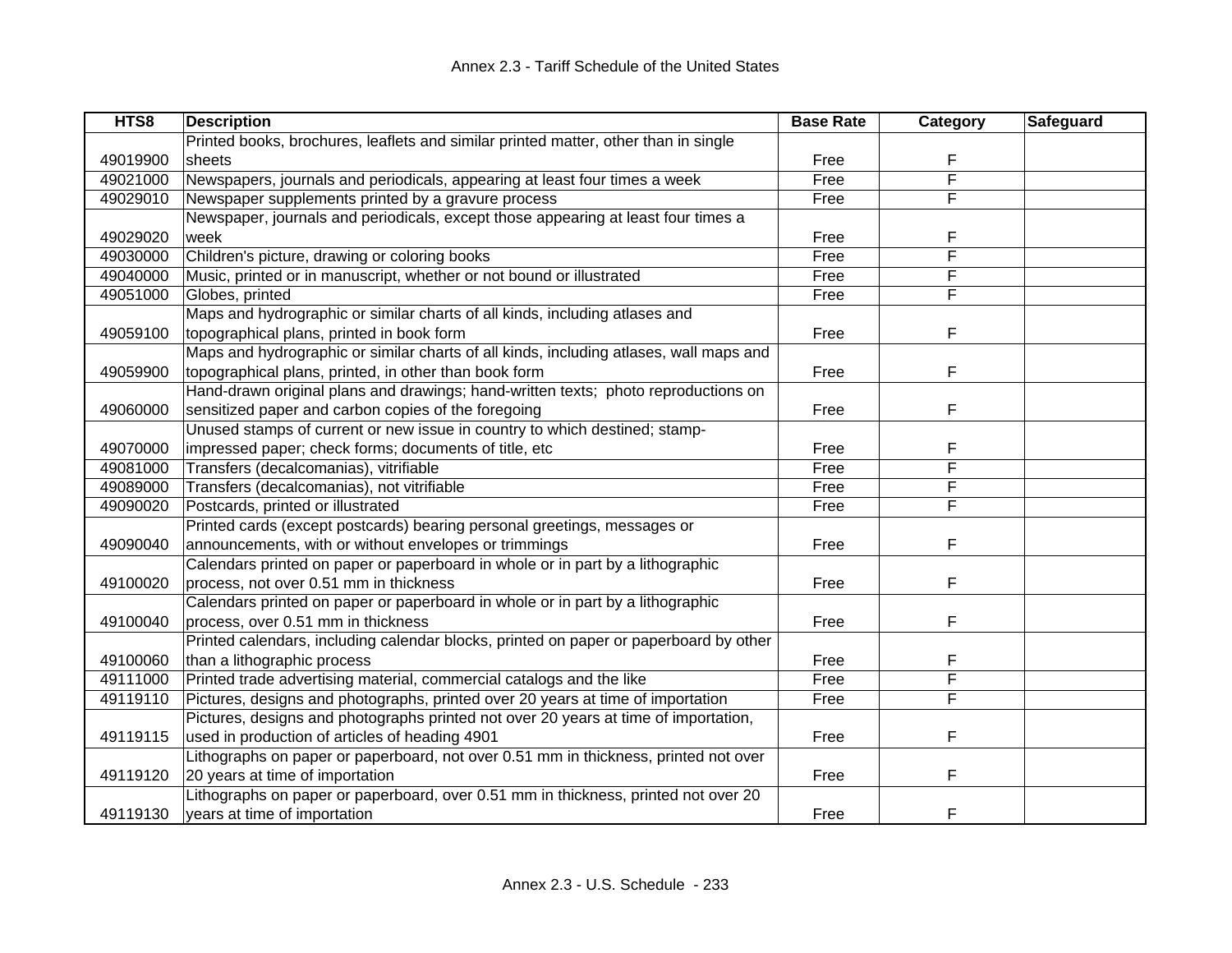| HTS8 | Description | Base Rate | Category | Safeguard |
|---|---|---|---|---|
| 49019900 | Printed books, brochures, leaflets and similar printed matter, other than in single sheets | Free | F | |
| 49021000 | Newspapers, journals and periodicals, appearing at least four times a week | Free | F | |
| 49029010 | Newspaper supplements printed by a gravure process | Free | F | |
| 49029020 | Newspaper, journals and periodicals, except those appearing at least four times a week | Free | F | |
| 49030000 | Children's picture, drawing or coloring books | Free | F | |
| 49040000 | Music, printed or in manuscript, whether or not bound or illustrated | Free | F | |
| 49051000 | Globes, printed | Free | F | |
| 49059100 | Maps and hydrographic or similar charts of all kinds, including atlases and topographical plans, printed in book form | Free | F | |
| 49059900 | Maps and hydrographic or similar charts of all kinds, including atlases, wall maps and topographical plans, printed, in other than book form | Free | F | |
| 49060000 | Hand-drawn original plans and drawings; hand-written texts; photo reproductions on sensitized paper and carbon copies of the foregoing | Free | F | |
| 49070000 | Unused stamps of current or new issue in country to which destined; stamp-impressed paper; check forms; documents of title, etc | Free | F | |
| 49081000 | Transfers (decalcomanias), vitrifiable | Free | F | |
| 49089000 | Transfers (decalcomanias), not vitrifiable | Free | F | |
| 49090020 | Postcards, printed or illustrated | Free | F | |
| 49090040 | Printed cards (except postcards) bearing personal greetings, messages or announcements, with or without envelopes or trimmings | Free | F | |
| 49100020 | Calendars printed on paper or paperboard in whole or in part by a lithographic process, not over 0.51 mm in thickness | Free | F | |
| 49100040 | Calendars printed on paper or paperboard in whole or in part by a lithographic process, over 0.51 mm in thickness | Free | F | |
| 49100060 | Printed calendars, including calendar blocks, printed on paper or paperboard by other than a lithographic process | Free | F | |
| 49111000 | Printed trade advertising material, commercial catalogs and the like | Free | F | |
| 49119110 | Pictures, designs and photographs, printed over 20 years at time of importation | Free | F | |
| 49119115 | Pictures, designs and photographs printed not over 20 years at time of importation, used in production of articles of heading 4901 | Free | F | |
| 49119120 | Lithographs on paper or paperboard, not over 0.51 mm in thickness, printed not over 20 years at time of importation | Free | F | |
| 49119130 | Lithographs on paper or paperboard, over 0.51 mm in thickness, printed not over 20 years at time of importation | Free | F | |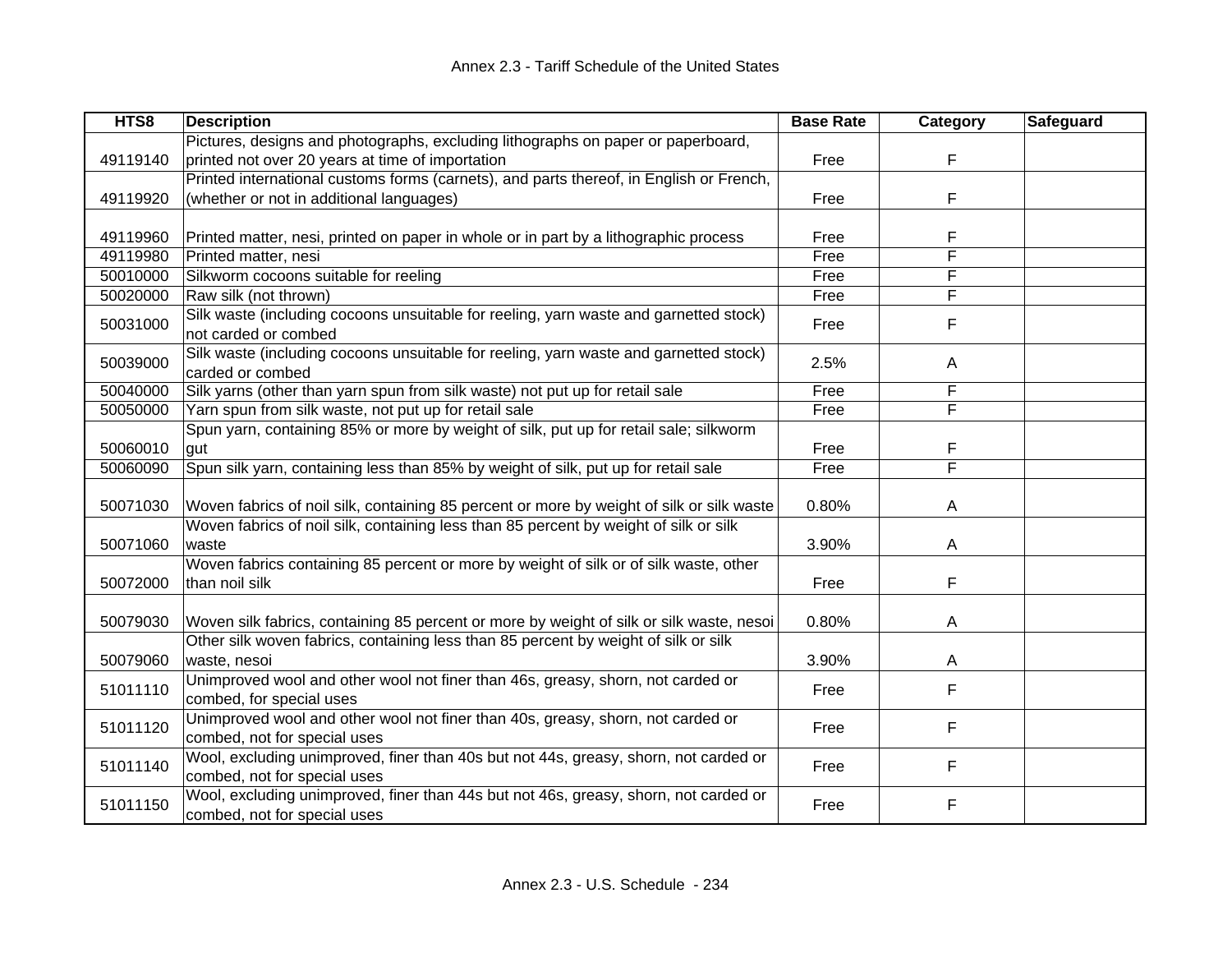| HTS8 | Description | Base Rate | Category | Safeguard |
|---|---|---|---|---|
| 49119140 | Pictures, designs and photographs, excluding lithographs on paper or paperboard, printed not over 20 years at time of importation | Free | F | |
| 49119920 | Printed international customs forms (carnets), and parts thereof, in English or French, (whether or not in additional languages) | Free | F | |
| 49119960 | Printed matter, nesi, printed on paper in whole or in part by a lithographic process | Free | F | |
| 49119980 | Printed matter, nesi | Free | F | |
| 50010000 | Silkworm cocoons suitable for reeling | Free | F | |
| 50020000 | Raw silk (not thrown) | Free | F | |
| 50031000 | Silk waste (including cocoons unsuitable for reeling, yarn waste and garnetted stock) not carded or combed | Free | F | |
| 50039000 | Silk waste (including cocoons unsuitable for reeling, yarn waste and garnetted stock) carded or combed | 2.5% | A | |
| 50040000 | Silk yarns (other than yarn spun from silk waste) not put up for retail sale | Free | F | |
| 50050000 | Yarn spun from silk waste, not put up for retail sale | Free | F | |
| 50060010 | Spun yarn, containing 85% or more by weight of silk, put up for retail sale; silkworm gut | Free | F | |
| 50060090 | Spun silk yarn, containing less than 85% by weight of silk, put up for retail sale | Free | F | |
| 50071030 | Woven fabrics of noil silk, containing 85 percent or more by weight of silk or silk waste | 0.80% | A | |
| 50071060 | Woven fabrics of noil silk, containing less than 85 percent by weight of silk or silk waste | 3.90% | A | |
| 50072000 | Woven fabrics containing 85 percent or more by weight of silk or of silk waste, other than noil silk | Free | F | |
| 50079030 | Woven silk fabrics, containing 85 percent or more by weight of silk or silk waste, nesoi | 0.80% | A | |
| 50079060 | Other silk woven fabrics, containing less than 85 percent by weight of silk or silk waste, nesoi | 3.90% | A | |
| 51011110 | Unimproved wool and other wool not finer than 46s, greasy, shorn, not carded or combed, for special uses | Free | F | |
| 51011120 | Unimproved wool and other wool not finer than 40s, greasy, shorn, not carded or combed, not for special uses | Free | F | |
| 51011140 | Wool, excluding unimproved, finer than 40s but not 44s, greasy, shorn, not carded or combed, not for special uses | Free | F | |
| 51011150 | Wool, excluding unimproved, finer than 44s but not 46s, greasy, shorn, not carded or combed, not for special uses | Free | F | |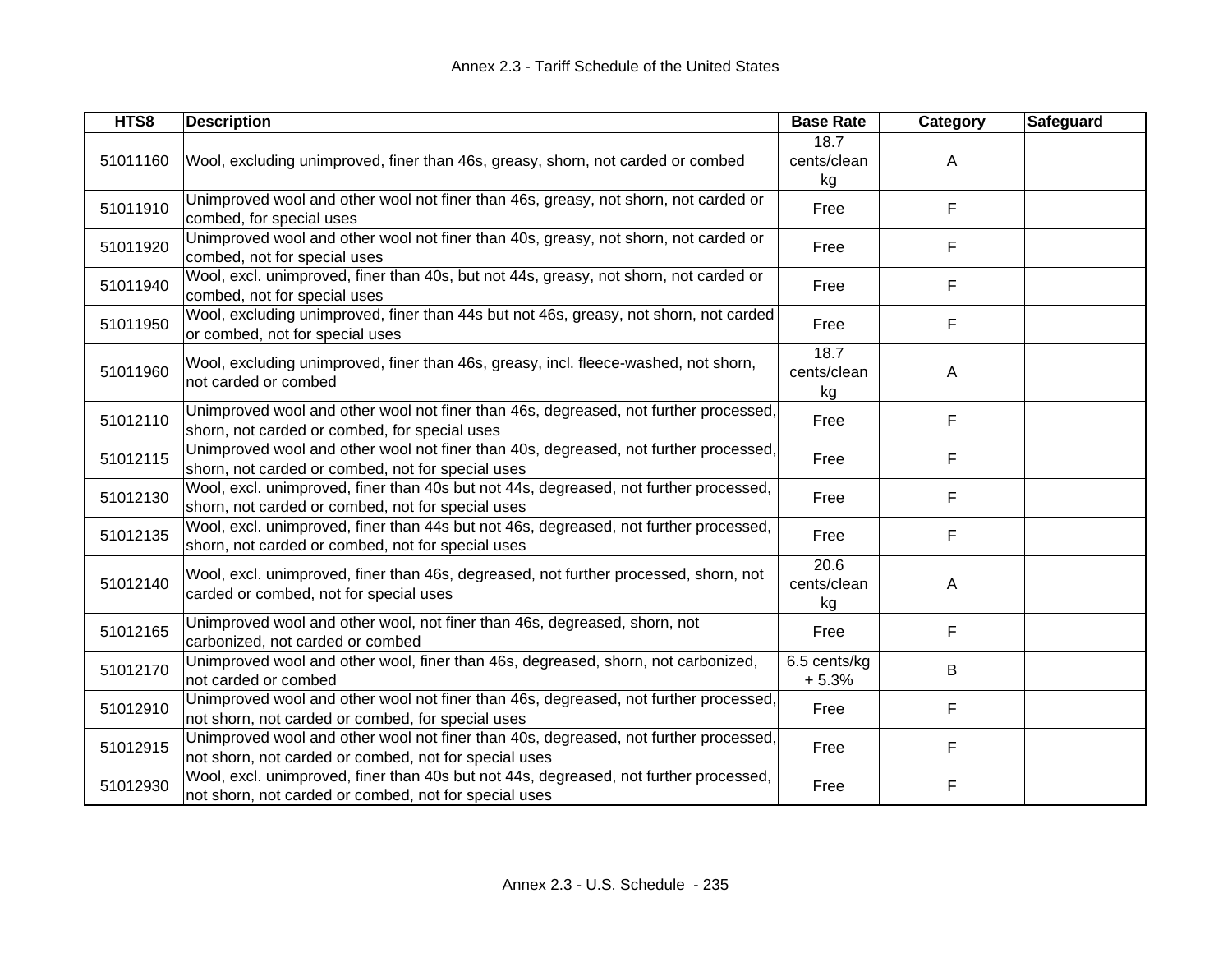| HTS8 | Description | Base Rate | Category | Safeguard |
|---|---|---|---|---|
| 51011160 | Wool, excluding unimproved, finer than 46s, greasy, shorn, not carded or combed | 18.7 cents/clean kg | A | |
| 51011910 | Unimproved wool and other wool not finer than 46s, greasy, not shorn, not carded or combed, for special uses | Free | F | |
| 51011920 | Unimproved wool and other wool not finer than 40s, greasy, not shorn, not carded or combed, not for special uses | Free | F | |
| 51011940 | Wool, excl. unimproved, finer than 40s, but not 44s, greasy, not shorn, not carded or combed, not for special uses | Free | F | |
| 51011950 | Wool, excluding unimproved, finer than 44s but not 46s, greasy, not shorn, not carded or combed, not for special uses | Free | F | |
| 51011960 | Wool, excluding unimproved, finer than 46s, greasy, incl. fleece-washed, not shorn, not carded or combed | 18.7 cents/clean kg | A | |
| 51012110 | Unimproved wool and other wool not finer than 46s, degreased, not further processed, shorn, not carded or combed, for special uses | Free | F | |
| 51012115 | Unimproved wool and other wool not finer than 40s, degreased, not further processed, shorn, not carded or combed, not for special uses | Free | F | |
| 51012130 | Wool, excl. unimproved, finer than 40s but not 44s, degreased, not further processed, shorn, not carded or combed, not for special uses | Free | F | |
| 51012135 | Wool, excl. unimproved, finer than 44s but not 46s, degreased, not further processed, shorn, not carded or combed, not for special uses | Free | F | |
| 51012140 | Wool, excl. unimproved, finer than 46s, degreased, not further processed, shorn, not carded or combed, not for special uses | 20.6 cents/clean kg | A | |
| 51012165 | Unimproved wool and other wool, not finer than 46s, degreased, shorn, not carbonized, not carded or combed | Free | F | |
| 51012170 | Unimproved wool and other wool, finer than 46s, degreased, shorn, not carbonized, not carded or combed | 6.5 cents/kg + 5.3% | B | |
| 51012910 | Unimproved wool and other wool not finer than 46s, degreased, not further processed, not shorn, not carded or combed, for special uses | Free | F | |
| 51012915 | Unimproved wool and other wool not finer than 40s, degreased, not further processed, not shorn, not carded or combed, not for special uses | Free | F | |
| 51012930 | Wool, excl. unimproved, finer than 40s but not 44s, degreased, not further processed, not shorn, not carded or combed, not for special uses | Free | F | |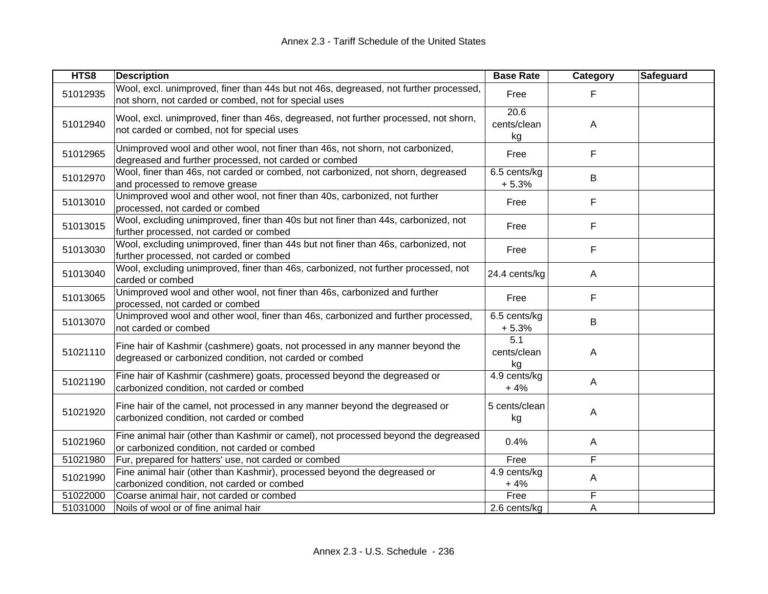| HTS8 | Description | Base Rate | Category | Safeguard |
|---|---|---|---|---|
| 51012935 | Wool, excl. unimproved, finer than 44s but not 46s, degreased, not further processed, not shorn, not carded or combed, not for special uses | Free | F | |
| 51012940 | Wool, excl. unimproved, finer than 46s, degreased, not further processed, not shorn, not carded or combed, not for special uses | 20.6 cents/clean kg | A | |
| 51012965 | Unimproved wool and other wool, not finer than 46s, not shorn, not carbonized, degreased and further processed, not carded or combed | Free | F | |
| 51012970 | Wool, finer than 46s, not carded or combed, not carbonized, not shorn, degreased and processed to remove grease | 6.5 cents/kg + 5.3% | B | |
| 51013010 | Unimproved wool and other wool, not finer than 40s, carbonized, not further processed, not carded or combed | Free | F | |
| 51013015 | Wool, excluding unimproved, finer than 40s but not finer than 44s, carbonized, not further processed, not carded or combed | Free | F | |
| 51013030 | Wool, excluding unimproved, finer than 44s but not finer than 46s, carbonized, not further processed, not carded or combed | Free | F | |
| 51013040 | Wool, excluding unimproved, finer than 46s, carbonized, not further processed, not carded or combed | 24.4 cents/kg | A | |
| 51013065 | Unimproved wool and other wool, not finer than 46s, carbonized and further processed, not carded or combed | Free | F | |
| 51013070 | Unimproved wool and other wool, finer than 46s, carbonized and further processed, not carded or combed | 6.5 cents/kg + 5.3% | B | |
| 51021110 | Fine hair of Kashmir (cashmere) goats, not processed in any manner beyond the degreased or carbonized condition, not carded or combed | 5.1 cents/clean kg | A | |
| 51021190 | Fine hair of Kashmir (cashmere) goats, processed beyond the degreased or carbonized condition, not carded or combed | 4.9 cents/kg + 4% | A | |
| 51021920 | Fine hair of the camel, not processed in any manner beyond the degreased or carbonized condition, not carded or combed | 5 cents/clean kg | A | |
| 51021960 | Fine animal hair (other than Kashmir or camel), not processed beyond the degreased or carbonized condition, not carded or combed | 0.4% | A | |
| 51021980 | Fur, prepared for hatters' use, not carded or combed | Free | F | |
| 51021990 | Fine animal hair (other than Kashmir), processed beyond the degreased or carbonized condition, not carded or combed | 4.9 cents/kg + 4% | A | |
| 51022000 | Coarse animal hair, not carded or combed | Free | F | |
| 51031000 | Noils of wool or of fine animal hair | 2.6 cents/kg | A | |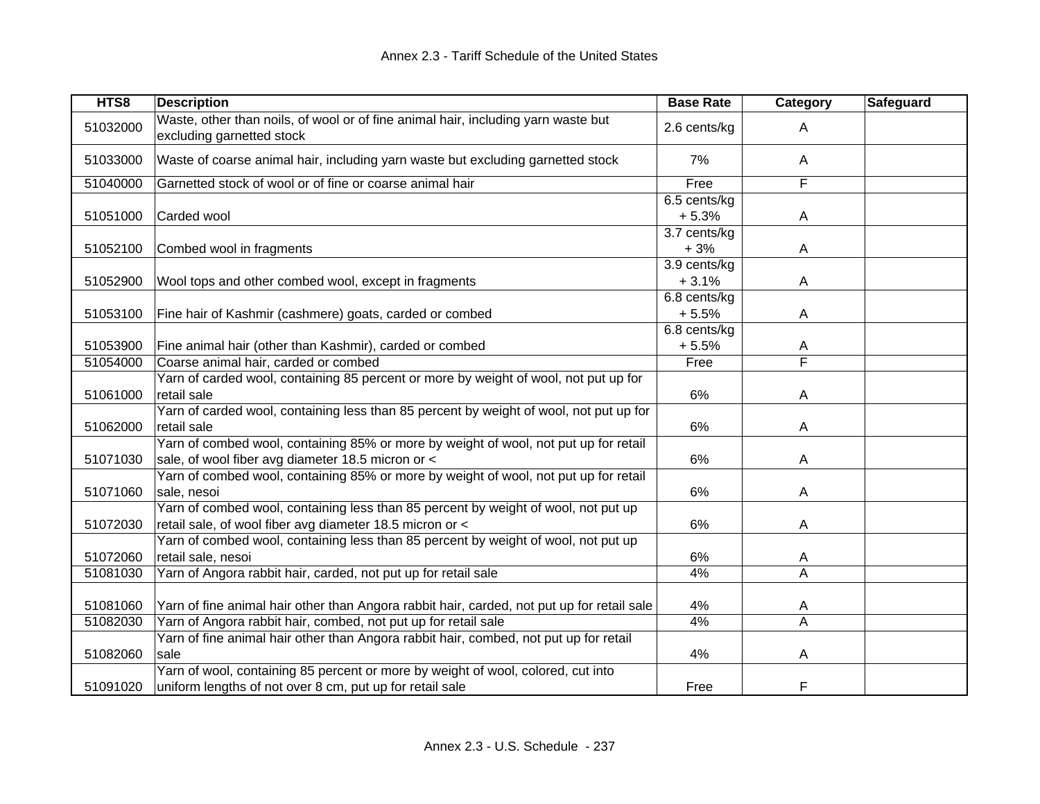| HTS8 | Description | Base Rate | Category | Safeguard |
|---|---|---|---|---|
| 51032000 | Waste, other than noils, of wool or of fine animal hair, including yarn waste but excluding garnetted stock | 2.6 cents/kg | A | |
| 51033000 | Waste of coarse animal hair, including yarn waste but excluding garnetted stock | 7% | A | |
| 51040000 | Garnetted stock of wool or of fine or coarse animal hair | Free | F | |
| 51051000 | Carded wool | 6.5 cents/kg + 5.3% | A | |
| 51052100 | Combed wool in fragments | 3.7 cents/kg + 3% | A | |
| 51052900 | Wool tops and other combed wool, except in fragments | 3.9 cents/kg + 3.1% | A | |
| 51053100 | Fine hair of Kashmir (cashmere) goats, carded or combed | 6.8 cents/kg + 5.5% | A | |
| 51053900 | Fine animal hair (other than Kashmir), carded or combed | 6.8 cents/kg + 5.5% | A | |
| 51054000 | Coarse animal hair, carded or combed | Free | F | |
| 51061000 | Yarn of carded wool, containing 85 percent or more by weight of wool, not put up for retail sale | 6% | A | |
| 51062000 | Yarn of carded wool, containing less than 85 percent by weight of wool, not put up for retail sale | 6% | A | |
| 51071030 | Yarn of combed wool, containing 85% or more by weight of wool, not put up for retail sale, of wool fiber avg diameter 18.5 micron or < | 6% | A | |
| 51071060 | Yarn of combed wool, containing 85% or more by weight of wool, not put up for retail sale, nesoi | 6% | A | |
| 51072030 | Yarn of combed wool, containing less than 85 percent by weight of wool, not put up retail sale, of wool fiber avg diameter 18.5 micron or < | 6% | A | |
| 51072060 | Yarn of combed wool, containing less than 85 percent by weight of wool, not put up retail sale, nesoi | 6% | A | |
| 51081030 | Yarn of Angora rabbit hair, carded, not put up for retail sale | 4% | A | |
| 51081060 | Yarn of fine animal hair other than Angora rabbit hair, carded, not put up for retail sale | 4% | A | |
| 51082030 | Yarn of Angora rabbit hair, combed, not put up for retail sale | 4% | A | |
| 51082060 | Yarn of fine animal hair other than Angora rabbit hair, combed, not put up for retail sale | 4% | A | |
| 51091020 | Yarn of wool, containing 85 percent or more by weight of wool, colored, cut into uniform lengths of not over 8 cm, put up for retail sale | Free | F | |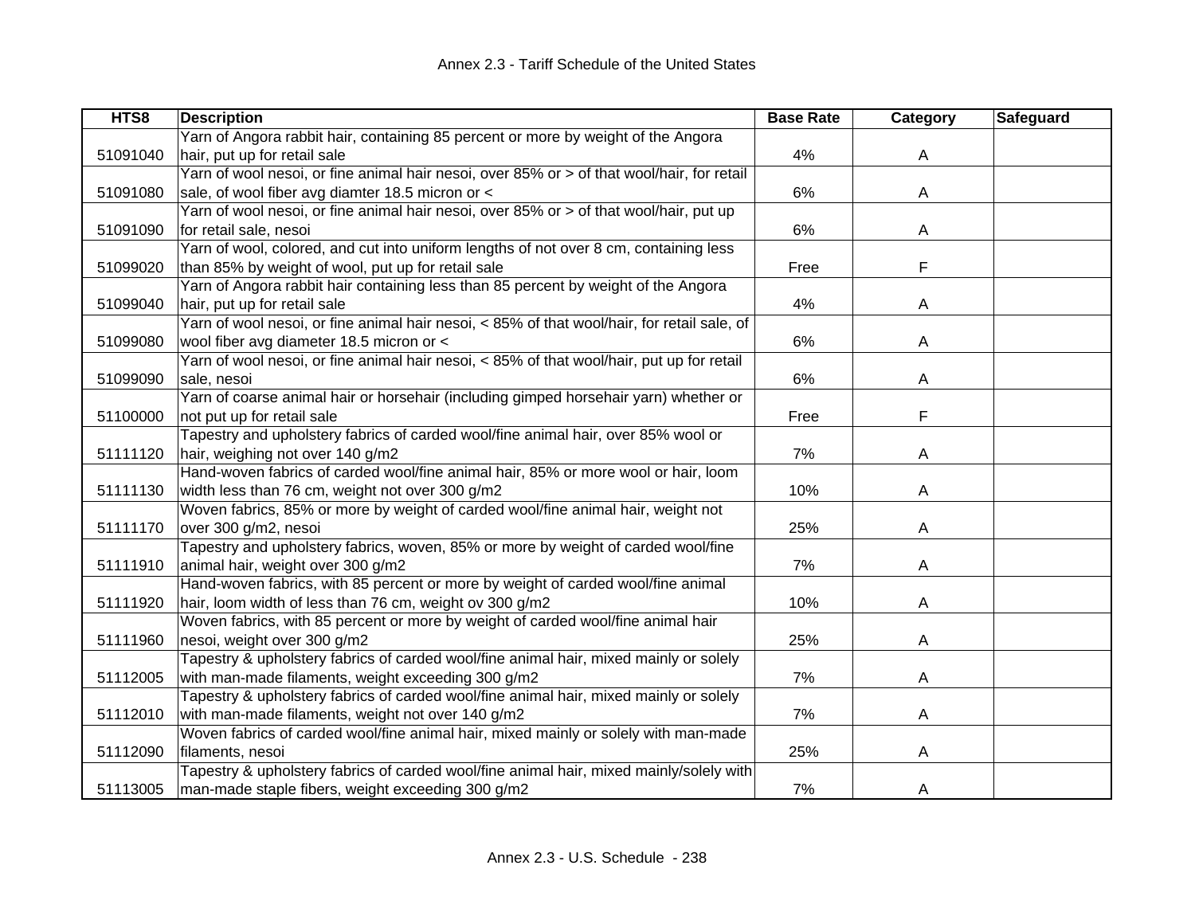| HTS8 | Description | Base Rate | Category | Safeguard |
| --- | --- | --- | --- | --- |
| 51091040 | Yarn of Angora rabbit hair, containing 85 percent or more by weight of the Angora hair, put up for retail sale | 4% | A | |
| 51091080 | Yarn of wool nesoi, or fine animal hair nesoi, over 85% or > of that wool/hair, for retail sale, of wool fiber avg diamter 18.5 micron or < | 6% | A | |
| 51091090 | Yarn of wool nesoi, or fine animal hair nesoi, over 85% or > of that wool/hair, put up for retail sale, nesoi | 6% | A | |
| 51099020 | Yarn of wool, colored, and cut into uniform lengths of not over 8 cm, containing less than 85% by weight of wool, put up for retail sale | Free | F | |
| 51099040 | Yarn of Angora rabbit hair containing less than 85 percent by weight of the Angora hair, put up for retail sale | 4% | A | |
| 51099080 | Yarn of wool nesoi, or fine animal hair nesoi, < 85% of that wool/hair, for retail sale, of wool fiber avg diameter 18.5 micron or < | 6% | A | |
| 51099090 | Yarn of wool nesoi, or fine animal hair nesoi, < 85% of that wool/hair, put up for retail sale, nesoi | 6% | A | |
| 51100000 | Yarn of coarse animal hair or horsehair (including gimped horsehair yarn) whether or not put up for retail sale | Free | F | |
| 51111120 | Tapestry and upholstery fabrics of carded wool/fine animal hair, over 85% wool or hair, weighing not over 140 g/m2 | 7% | A | |
| 51111130 | Hand-woven fabrics of carded wool/fine animal hair, 85% or more wool or hair, loom width less than 76 cm, weight not over 300 g/m2 | 10% | A | |
| 51111170 | Woven fabrics, 85% or more by weight of carded wool/fine animal hair, weight not over 300 g/m2, nesoi | 25% | A | |
| 51111910 | Tapestry and upholstery fabrics, woven, 85% or more by weight of carded wool/fine animal hair, weight over 300 g/m2 | 7% | A | |
| 51111920 | Hand-woven fabrics, with 85 percent or more by weight of carded wool/fine animal hair, loom width of less than 76 cm, weight ov 300 g/m2 | 10% | A | |
| 51111960 | Woven fabrics, with 85 percent or more by weight of carded wool/fine animal hair nesoi, weight over 300 g/m2 | 25% | A | |
| 51112005 | Tapestry & upholstery fabrics of carded wool/fine animal hair, mixed mainly or solely with man-made filaments, weight exceeding 300 g/m2 | 7% | A | |
| 51112010 | Tapestry & upholstery fabrics of carded wool/fine animal hair, mixed mainly or solely with man-made filaments, weight not over 140 g/m2 | 7% | A | |
| 51112090 | Woven fabrics of carded wool/fine animal hair, mixed mainly or solely with man-made filaments, nesoi | 25% | A | |
| 51113005 | Tapestry & upholstery fabrics of carded wool/fine animal hair, mixed mainly/solely with man-made staple fibers, weight exceeding 300 g/m2 | 7% | A | |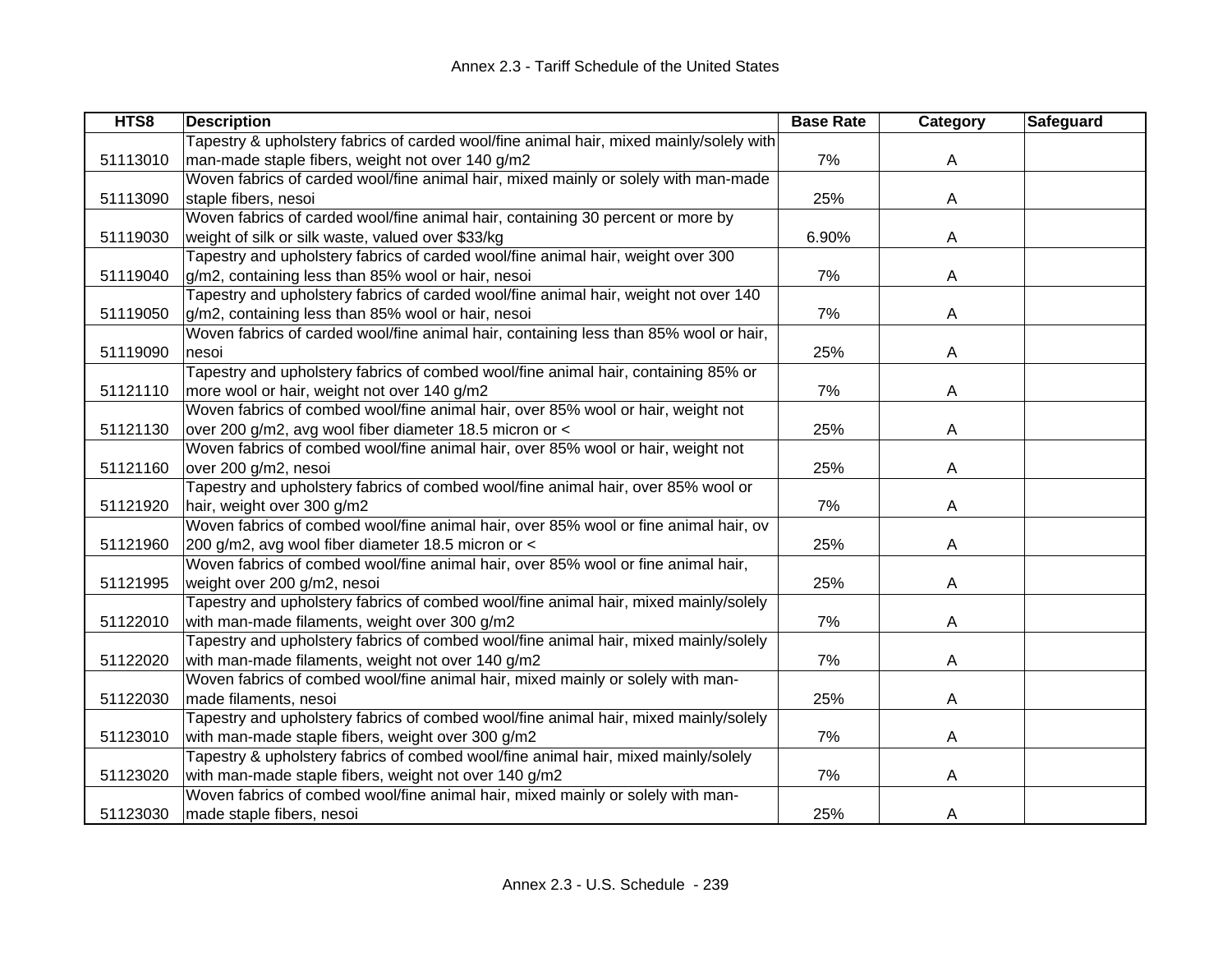| HTS8 | Description | Base Rate | Category | Safeguard |
|---|---|---|---|---|
| 51113010 | Tapestry & upholstery fabrics of carded wool/fine animal hair, mixed mainly/solely with man-made staple fibers, weight not over 140 g/m2 | 7% | A | |
| 51113090 | Woven fabrics of carded wool/fine animal hair, mixed mainly or solely with man-made staple fibers, nesoi | 25% | A | |
| 51119030 | Woven fabrics of carded wool/fine animal hair, containing 30 percent or more by weight of silk or silk waste, valued over $33/kg | 6.90% | A | |
| 51119040 | Tapestry and upholstery fabrics of carded wool/fine animal hair, weight over 300 g/m2, containing less than 85% wool or hair, nesoi | 7% | A | |
| 51119050 | Tapestry and upholstery fabrics of carded wool/fine animal hair, weight not over 140 g/m2, containing less than 85% wool or hair, nesoi | 7% | A | |
| 51119090 | Woven fabrics of carded wool/fine animal hair, containing less than 85% wool or hair, nesoi | 25% | A | |
| 51121110 | Tapestry and upholstery fabrics of combed wool/fine animal hair, containing 85% or more wool or hair, weight not over 140 g/m2 | 7% | A | |
| 51121130 | Woven fabrics of combed wool/fine animal hair, over 85% wool or hair, weight not over 200 g/m2, avg wool fiber diameter 18.5 micron or < | 25% | A | |
| 51121160 | Woven fabrics of combed wool/fine animal hair, over 85% wool or hair, weight not over 200 g/m2, nesoi | 25% | A | |
| 51121920 | Tapestry and upholstery fabrics of combed wool/fine animal hair, over 85% wool or hair, weight over 300 g/m2 | 7% | A | |
| 51121960 | Woven fabrics of combed wool/fine animal hair, over 85% wool or fine animal hair, ov 200 g/m2, avg wool fiber diameter 18.5 micron or < | 25% | A | |
| 51121995 | Woven fabrics of combed wool/fine animal hair, over 85% wool or fine animal hair, weight over 200 g/m2, nesoi | 25% | A | |
| 51122010 | Tapestry and upholstery fabrics of combed wool/fine animal hair, mixed mainly/solely with man-made filaments, weight over 300 g/m2 | 7% | A | |
| 51122020 | Tapestry and upholstery fabrics of combed wool/fine animal hair, mixed mainly/solely with man-made filaments, weight not over 140 g/m2 | 7% | A | |
| 51122030 | Woven fabrics of combed wool/fine animal hair, mixed mainly or solely with man-made filaments, nesoi | 25% | A | |
| 51123010 | Tapestry and upholstery fabrics of combed wool/fine animal hair, mixed mainly/solely with man-made staple fibers, weight over 300 g/m2 | 7% | A | |
| 51123020 | Tapestry & upholstery fabrics of combed wool/fine animal hair, mixed mainly/solely with man-made staple fibers, weight not over 140 g/m2 | 7% | A | |
| 51123030 | Woven fabrics of combed wool/fine animal hair, mixed mainly or solely with man-made staple fibers, nesoi | 25% | A | |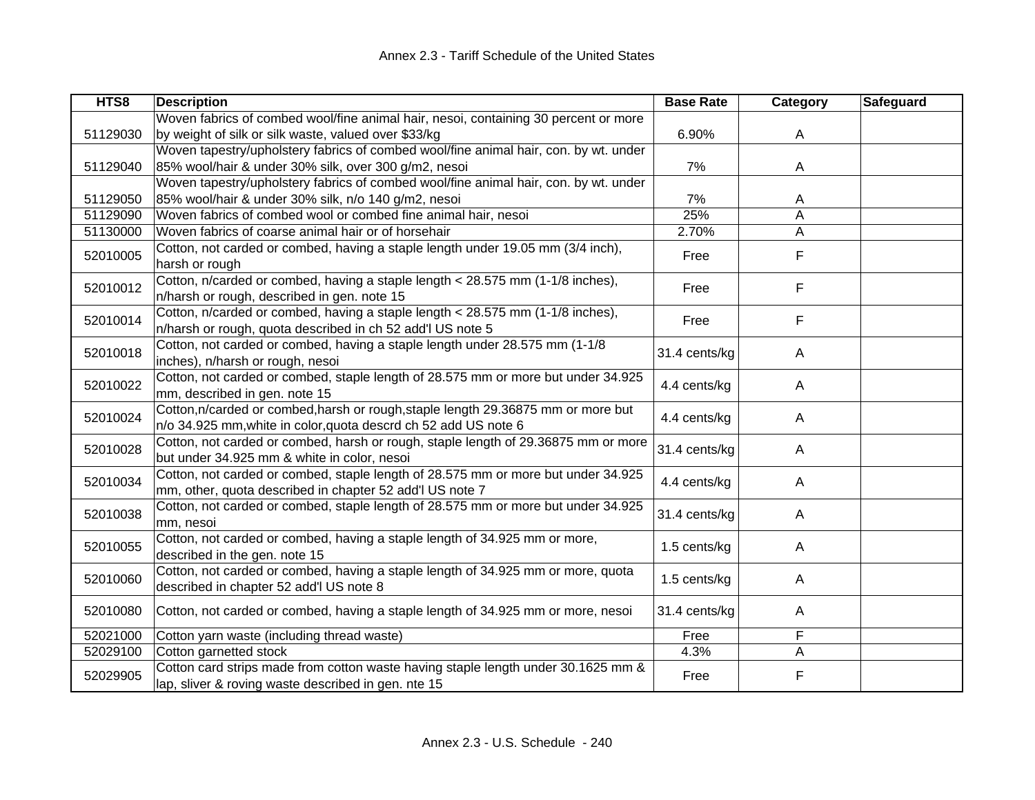| HTS8 | Description | Base Rate | Category | Safeguard |
|---|---|---|---|---|
| 51129030 | Woven fabrics of combed wool/fine animal hair, nesoi, containing 30 percent or more by weight of silk or silk waste, valued over $33/kg | 6.90% | A | |
| 51129040 | Woven tapestry/upholstery fabrics of combed wool/fine animal hair, con. by wt. under 85% wool/hair & under 30% silk, over 300 g/m2, nesoi | 7% | A | |
| 51129050 | Woven tapestry/upholstery fabrics of combed wool/fine animal hair, con. by wt. under 85% wool/hair & under 30% silk, n/o 140 g/m2, nesoi | 7% | A | |
| 51129090 | Woven fabrics of combed wool or combed fine animal hair, nesoi | 25% | A | |
| 51130000 | Woven fabrics of coarse animal hair or of horsehair | 2.70% | A | |
| 52010005 | Cotton, not carded or combed, having a staple length under 19.05 mm (3/4 inch), harsh or rough | Free | F | |
| 52010012 | Cotton, n/carded or combed, having a staple length < 28.575 mm (1-1/8 inches), n/harsh or rough, described in gen. note 15 | Free | F | |
| 52010014 | Cotton, n/carded or combed, having a staple length < 28.575 mm (1-1/8 inches), n/harsh or rough, quota described in ch 52 add'l US note 5 | Free | F | |
| 52010018 | Cotton, not carded or combed, having a staple length under 28.575 mm (1-1/8 inches), n/harsh or rough, nesoi | 31.4 cents/kg | A | |
| 52010022 | Cotton, not carded or combed, staple length of 28.575 mm or more but under 34.925 mm, described in gen. note 15 | 4.4 cents/kg | A | |
| 52010024 | Cotton,n/carded or combed,harsh or rough,staple length 29.36875 mm or more but n/o 34.925 mm,white in color,quota descrd ch 52 add US note 6 | 4.4 cents/kg | A | |
| 52010028 | Cotton, not carded or combed, harsh or rough, staple length of 29.36875 mm or more but under 34.925 mm & white in color, nesoi | 31.4 cents/kg | A | |
| 52010034 | Cotton, not carded or combed, staple length of 28.575 mm or more but under 34.925 mm, other, quota described in chapter 52 add'l US note 7 | 4.4 cents/kg | A | |
| 52010038 | Cotton, not carded or combed, staple length of 28.575 mm or more but under 34.925 mm, nesoi | 31.4 cents/kg | A | |
| 52010055 | Cotton, not carded or combed, having a staple length of 34.925 mm or more, described in the gen. note 15 | 1.5 cents/kg | A | |
| 52010060 | Cotton, not carded or combed, having a staple length of 34.925 mm or more, quota described in chapter 52 add'l US note 8 | 1.5 cents/kg | A | |
| 52010080 | Cotton, not carded or combed, having a staple length of 34.925 mm or more, nesoi | 31.4 cents/kg | A | |
| 52021000 | Cotton yarn waste (including thread waste) | Free | F | |
| 52029100 | Cotton garnetted stock | 4.3% | A | |
| 52029905 | Cotton card strips made from cotton waste having staple length under 30.1625 mm & lap, sliver & roving waste described in gen. nte 15 | Free | F | |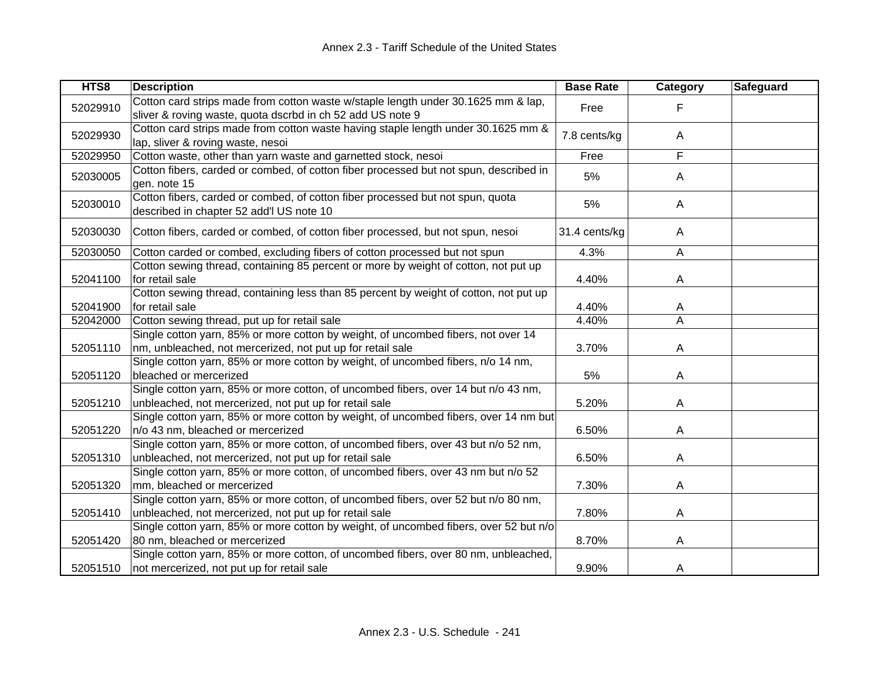| HTS8 | Description | Base Rate | Category | Safeguard |
| --- | --- | --- | --- | --- |
| 52029910 | Cotton card strips made from cotton waste w/staple length under 30.1625 mm & lap, sliver & roving waste, quota dscrbd in ch 52 add US note 9 | Free | F | |
| 52029930 | Cotton card strips made from cotton waste having staple length under 30.1625 mm & lap, sliver & roving waste, nesoi | 7.8 cents/kg | A | |
| 52029950 | Cotton waste, other than yarn waste and garnetted stock, nesoi | Free | F | |
| 52030005 | Cotton fibers, carded or combed, of cotton fiber processed but not spun, described in gen. note 15 | 5% | A | |
| 52030010 | Cotton fibers, carded or combed, of cotton fiber processed but not spun, quota described in chapter 52 add'l US note 10 | 5% | A | |
| 52030030 | Cotton fibers, carded or combed, of cotton fiber processed, but not spun, nesoi | 31.4 cents/kg | A | |
| 52030050 | Cotton carded or combed, excluding fibers of cotton processed but not spun | 4.3% | A | |
| 52041100 | Cotton sewing thread, containing 85 percent or more by weight of cotton, not put up for retail sale | 4.40% | A | |
| 52041900 | Cotton sewing thread, containing less than 85 percent by weight of cotton, not put up for retail sale | 4.40% | A | |
| 52042000 | Cotton sewing thread, put up for retail sale | 4.40% | A | |
| 52051110 | Single cotton yarn, 85% or more cotton by weight, of uncombed fibers, not over 14 nm, unbleached, not mercerized, not put up for retail sale | 3.70% | A | |
| 52051120 | Single cotton yarn, 85% or more cotton by weight, of uncombed fibers, n/o 14 nm, bleached or mercerized | 5% | A | |
| 52051210 | Single cotton yarn, 85% or more cotton, of uncombed fibers, over 14 but n/o 43 nm, unbleached, not mercerized, not put up for retail sale | 5.20% | A | |
| 52051220 | Single cotton yarn, 85% or more cotton by weight, of uncombed fibers, over 14 nm but n/o 43 nm, bleached or mercerized | 6.50% | A | |
| 52051310 | Single cotton yarn, 85% or more cotton, of uncombed fibers, over 43 but n/o 52 nm, unbleached, not mercerized, not put up for retail sale | 6.50% | A | |
| 52051320 | Single cotton yarn, 85% or more cotton, of uncombed fibers, over 43 nm but n/o 52 mm, bleached or mercerized | 7.30% | A | |
| 52051410 | Single cotton yarn, 85% or more cotton, of uncombed fibers, over 52 but n/o 80 nm, unbleached, not mercerized, not put up for retail sale | 7.80% | A | |
| 52051420 | Single cotton yarn, 85% or more cotton by weight, of uncombed fibers, over 52 but n/o 80 nm, bleached or mercerized | 8.70% | A | |
| 52051510 | Single cotton yarn, 85% or more cotton, of uncombed fibers, over 80 nm, unbleached, not mercerized, not put up for retail sale | 9.90% | A | |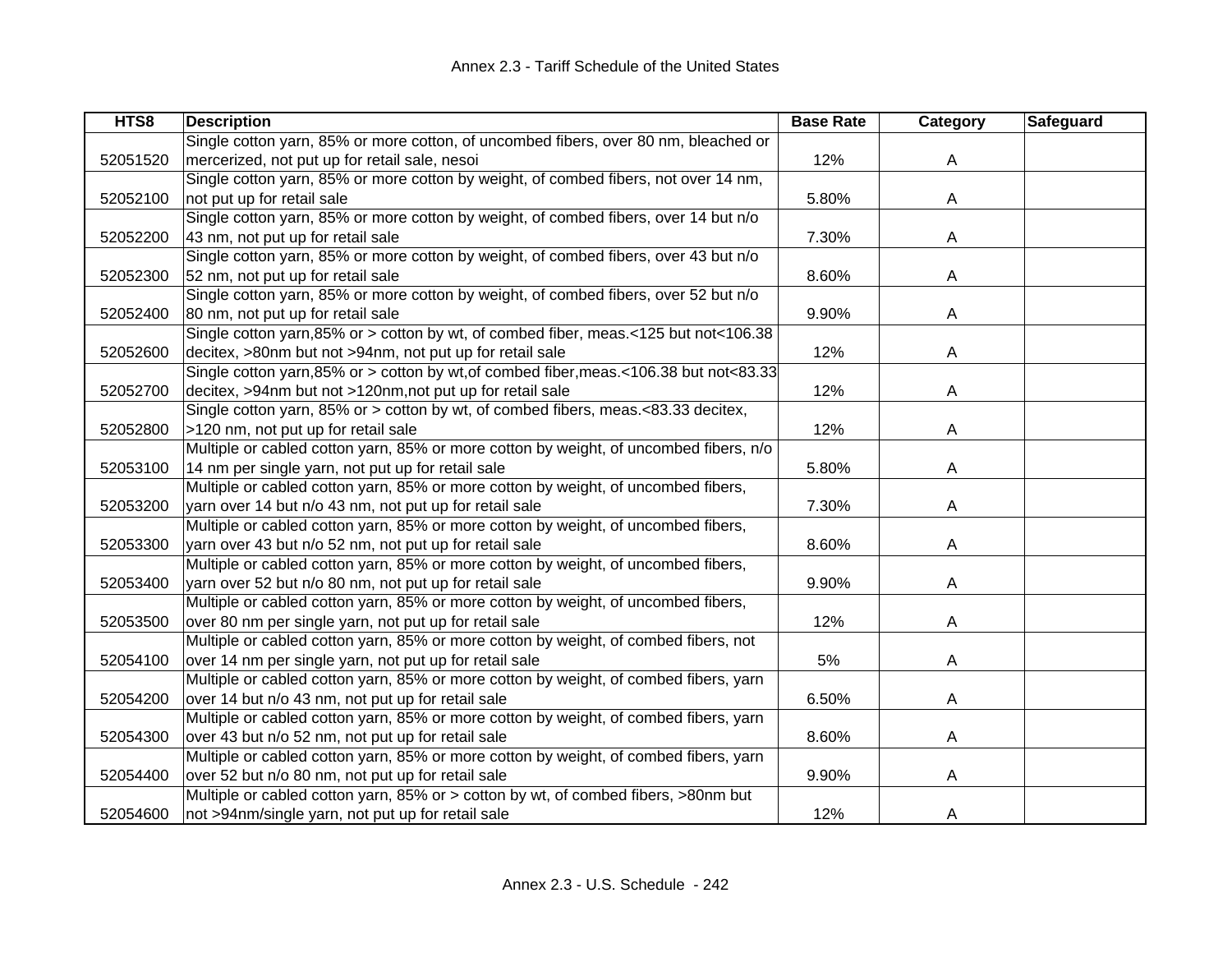| HTS8 | Description | Base Rate | Category | Safeguard |
|---|---|---|---|---|
| 52051520 | Single cotton yarn, 85% or more cotton, of uncombed fibers, over 80 nm, bleached or mercerized, not put up for retail sale, nesoi | 12% | A | |
| 52052100 | Single cotton yarn, 85% or more cotton by weight, of combed fibers, not over 14 nm, not put up for retail sale | 5.80% | A | |
| 52052200 | Single cotton yarn, 85% or more cotton by weight, of combed fibers, over 14 but n/o 43 nm, not put up for retail sale | 7.30% | A | |
| 52052300 | Single cotton yarn, 85% or more cotton by weight, of combed fibers, over 43 but n/o 52 nm, not put up for retail sale | 8.60% | A | |
| 52052400 | Single cotton yarn, 85% or more cotton by weight, of combed fibers, over 52 but n/o 80 nm, not put up for retail sale | 9.90% | A | |
| 52052600 | Single cotton yarn,85% or > cotton by wt, of combed fiber, meas.<125 but not<106.38 decitex, >80nm but not >94nm, not put up for retail sale | 12% | A | |
| 52052700 | Single cotton yarn,85% or > cotton by wt,of combed fiber,meas.<106.38 but not<83.33 decitex, >94nm but not >120nm,not put up for retail sale | 12% | A | |
| 52052800 | Single cotton yarn, 85% or > cotton by wt, of combed fibers, meas.<83.33 decitex, >120 nm, not put up for retail sale | 12% | A | |
| 52053100 | Multiple or cabled cotton yarn, 85% or more cotton by weight, of uncombed fibers, n/o 14 nm per single yarn, not put up for retail sale | 5.80% | A | |
| 52053200 | Multiple or cabled cotton yarn, 85% or more cotton by weight, of uncombed fibers, yarn over 14 but n/o 43 nm, not put up for retail sale | 7.30% | A | |
| 52053300 | Multiple or cabled cotton yarn, 85% or more cotton by weight, of uncombed fibers, yarn over 43 but n/o 52 nm, not put up for retail sale | 8.60% | A | |
| 52053400 | Multiple or cabled cotton yarn, 85% or more cotton by weight, of uncombed fibers, yarn over 52 but n/o 80 nm, not put up for retail sale | 9.90% | A | |
| 52053500 | Multiple or cabled cotton yarn, 85% or more cotton by weight, of uncombed fibers, over 80 nm per single yarn, not put up for retail sale | 12% | A | |
| 52054100 | Multiple or cabled cotton yarn, 85% or more cotton by weight, of combed fibers, not over 14 nm per single yarn, not put up for retail sale | 5% | A | |
| 52054200 | Multiple or cabled cotton yarn, 85% or more cotton by weight, of combed fibers, yarn over 14 but n/o 43 nm, not put up for retail sale | 6.50% | A | |
| 52054300 | Multiple or cabled cotton yarn, 85% or more cotton by weight, of combed fibers, yarn over 43 but n/o 52 nm, not put up for retail sale | 8.60% | A | |
| 52054400 | Multiple or cabled cotton yarn, 85% or more cotton by weight, of combed fibers, yarn over 52 but n/o 80 nm, not put up for retail sale | 9.90% | A | |
| 52054600 | Multiple or cabled cotton yarn, 85% or > cotton by wt, of combed fibers, >80nm but not >94nm/single yarn, not put up for retail sale | 12% | A | |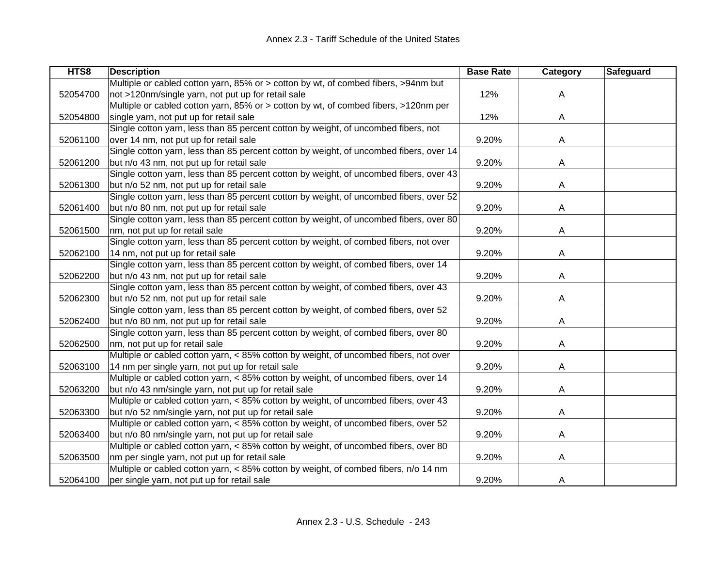| HTS8 | Description | Base Rate | Category | Safeguard |
|---|---|---|---|---|
| 52054700 | Multiple or cabled cotton yarn, 85% or > cotton by wt, of combed fibers, >94nm but not >120nm/single yarn, not put up for retail sale | 12% | A | |
| 52054800 | Multiple or cabled cotton yarn, 85% or > cotton by wt, of combed fibers, >120nm per single yarn, not put up for retail sale | 12% | A | |
| 52061100 | Single cotton yarn, less than 85 percent cotton by weight, of uncombed fibers, not over 14 nm, not put up for retail sale | 9.20% | A | |
| 52061200 | Single cotton yarn, less than 85 percent cotton by weight, of uncombed fibers, over 14 but n/o 43 nm, not put up for retail sale | 9.20% | A | |
| 52061300 | Single cotton yarn, less than 85 percent cotton by weight, of uncombed fibers, over 43 but n/o 52 nm, not put up for retail sale | 9.20% | A | |
| 52061400 | Single cotton yarn, less than 85 percent cotton by weight, of uncombed fibers, over 52 but n/o 80 nm, not put up for retail sale | 9.20% | A | |
| 52061500 | Single cotton yarn, less than 85 percent cotton by weight, of uncombed fibers, over 80 nm, not put up for retail sale | 9.20% | A | |
| 52062100 | Single cotton yarn, less than 85 percent cotton by weight, of combed fibers, not over 14 nm, not put up for retail sale | 9.20% | A | |
| 52062200 | Single cotton yarn, less than 85 percent cotton by weight, of combed fibers, over 14 but n/o 43 nm, not put up for retail sale | 9.20% | A | |
| 52062300 | Single cotton yarn, less than 85 percent cotton by weight, of combed fibers, over 43 but n/o 52 nm, not put up for retail sale | 9.20% | A | |
| 52062400 | Single cotton yarn, less than 85 percent cotton by weight, of combed fibers, over 52 but n/o 80 nm, not put up for retail sale | 9.20% | A | |
| 52062500 | Single cotton yarn, less than 85 percent cotton by weight, of combed fibers, over 80 nm, not put up for retail sale | 9.20% | A | |
| 52063100 | Multiple or cabled cotton yarn, < 85% cotton by weight, of uncombed fibers, not over 14 nm per single yarn, not put up for retail sale | 9.20% | A | |
| 52063200 | Multiple or cabled cotton yarn, < 85% cotton by weight, of uncombed fibers, over 14 but n/o 43 nm/single yarn, not put up for retail sale | 9.20% | A | |
| 52063300 | Multiple or cabled cotton yarn, < 85% cotton by weight, of uncombed fibers, over 43 but n/o 52 nm/single yarn, not put up for retail sale | 9.20% | A | |
| 52063400 | Multiple or cabled cotton yarn, < 85% cotton by weight, of uncombed fibers, over 52 but n/o 80 nm/single yarn, not put up for retail sale | 9.20% | A | |
| 52063500 | Multiple or cabled cotton yarn, < 85% cotton by weight, of uncombed fibers, over 80 nm per single yarn, not put up for retail sale | 9.20% | A | |
| 52064100 | Multiple or cabled cotton yarn, < 85% cotton by weight, of combed fibers, n/o 14 nm per single yarn, not put up for retail sale | 9.20% | A | |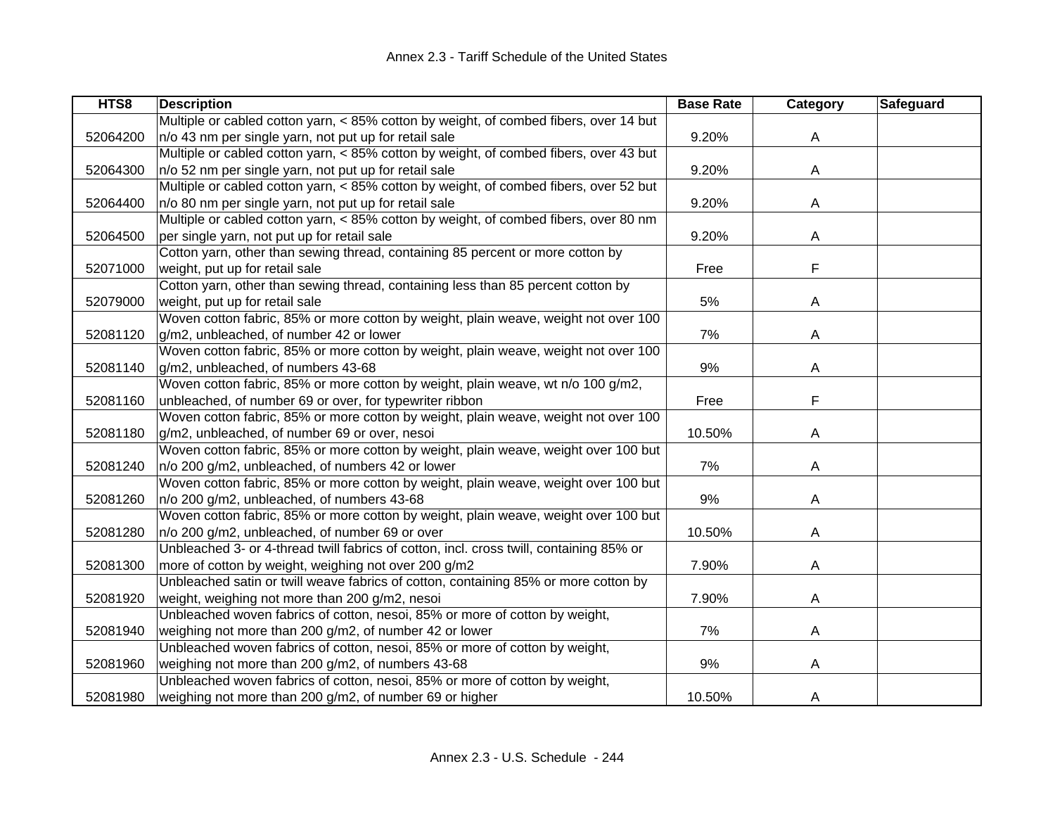| HTS8 | Description | Base Rate | Category | Safeguard |
|---|---|---|---|---|
| 52064200 | Multiple or cabled cotton yarn, < 85% cotton by weight, of combed fibers, over 14 but n/o 43 nm per single yarn, not put up for retail sale | 9.20% | A | |
| 52064300 | Multiple or cabled cotton yarn, < 85% cotton by weight, of combed fibers, over 43 but n/o 52 nm per single yarn, not put up for retail sale | 9.20% | A | |
| 52064400 | Multiple or cabled cotton yarn, < 85% cotton by weight, of combed fibers, over 52 but n/o 80 nm per single yarn, not put up for retail sale | 9.20% | A | |
| 52064500 | Multiple or cabled cotton yarn, < 85% cotton by weight, of combed fibers, over 80 nm per single yarn, not put up for retail sale | 9.20% | A | |
| 52071000 | Cotton yarn, other than sewing thread, containing 85 percent or more cotton by weight, put up for retail sale | Free | F | |
| 52079000 | Cotton yarn, other than sewing thread, containing less than 85 percent cotton by weight, put up for retail sale | 5% | A | |
| 52081120 | Woven cotton fabric, 85% or more cotton by weight, plain weave, weight not over 100 g/m2, unbleached, of number 42 or lower | 7% | A | |
| 52081140 | Woven cotton fabric, 85% or more cotton by weight, plain weave, weight not over 100 g/m2, unbleached, of numbers 43-68 | 9% | A | |
| 52081160 | Woven cotton fabric, 85% or more cotton by weight, plain weave, wt n/o 100 g/m2, unbleached, of number 69 or over, for typewriter ribbon | Free | F | |
| 52081180 | Woven cotton fabric, 85% or more cotton by weight, plain weave, weight not over 100 g/m2, unbleached, of number 69 or over, nesoi | 10.50% | A | |
| 52081240 | Woven cotton fabric, 85% or more cotton by weight, plain weave, weight over 100 but n/o 200 g/m2, unbleached, of numbers 42 or lower | 7% | A | |
| 52081260 | Woven cotton fabric, 85% or more cotton by weight, plain weave, weight over 100 but n/o 200 g/m2, unbleached, of numbers 43-68 | 9% | A | |
| 52081280 | Woven cotton fabric, 85% or more cotton by weight, plain weave, weight over 100 but n/o 200 g/m2, unbleached, of number 69 or over | 10.50% | A | |
| 52081300 | Unbleached 3- or 4-thread twill fabrics of cotton, incl. cross twill, containing 85% or more of cotton by weight, weighing not over 200 g/m2 | 7.90% | A | |
| 52081920 | Unbleached satin or twill weave fabrics of cotton, containing 85% or more cotton by weight, weighing not more than 200 g/m2, nesoi | 7.90% | A | |
| 52081940 | Unbleached woven fabrics of cotton, nesoi, 85% or more of cotton by weight, weighing not more than 200 g/m2, of number 42 or lower | 7% | A | |
| 52081960 | Unbleached woven fabrics of cotton, nesoi, 85% or more of cotton by weight, weighing not more than 200 g/m2, of numbers 43-68 | 9% | A | |
| 52081980 | Unbleached woven fabrics of cotton, nesoi, 85% or more of cotton by weight, weighing not more than 200 g/m2, of number 69 or higher | 10.50% | A | |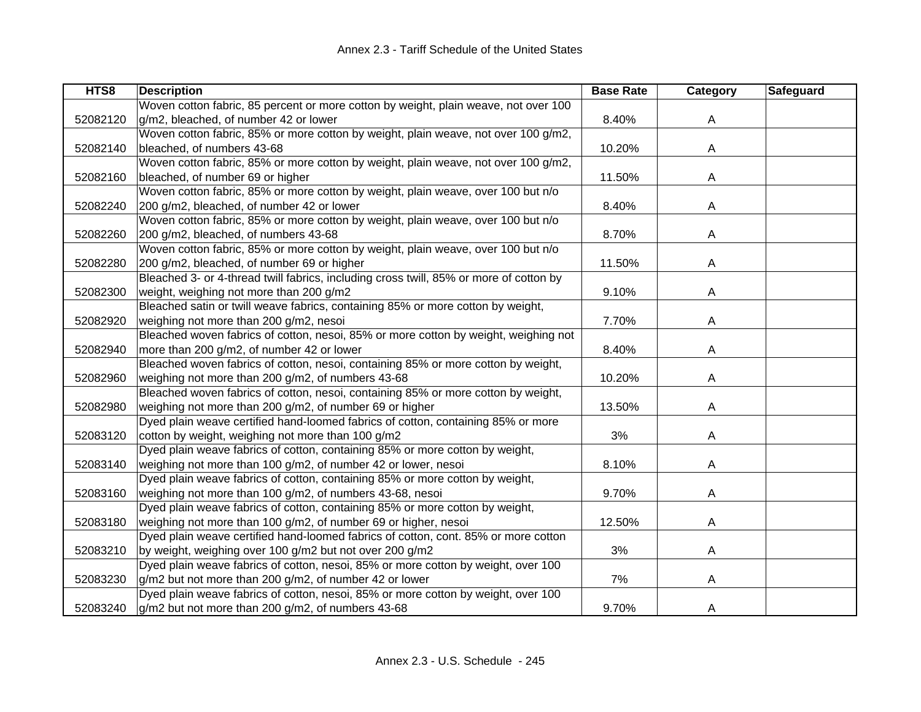| HTS8 | Description | Base Rate | Category | Safeguard |
|---|---|---|---|---|
| 52082120 | Woven cotton fabric, 85 percent or more cotton by weight, plain weave, not over 100 g/m2, bleached, of number 42 or lower | 8.40% | A | |
| 52082140 | Woven cotton fabric, 85% or more cotton by weight, plain weave, not over 100 g/m2, bleached, of numbers 43-68 | 10.20% | A | |
| 52082160 | Woven cotton fabric, 85% or more cotton by weight, plain weave, not over 100 g/m2, bleached, of number 69 or higher | 11.50% | A | |
| 52082240 | Woven cotton fabric, 85% or more cotton by weight, plain weave, over 100 but n/o 200 g/m2, bleached, of number 42 or lower | 8.40% | A | |
| 52082260 | Woven cotton fabric, 85% or more cotton by weight, plain weave, over 100 but n/o 200 g/m2, bleached, of numbers 43-68 | 8.70% | A | |
| 52082280 | Woven cotton fabric, 85% or more cotton by weight, plain weave, over 100 but n/o 200 g/m2, bleached, of number 69 or higher | 11.50% | A | |
| 52082300 | Bleached 3- or 4-thread twill fabrics, including cross twill, 85% or more of cotton by weight, weighing not more than 200 g/m2 | 9.10% | A | |
| 52082920 | Bleached satin or twill weave fabrics, containing 85% or more cotton by weight, weighing not more than 200 g/m2, nesoi | 7.70% | A | |
| 52082940 | Bleached woven fabrics of cotton, nesoi, 85% or more cotton by weight, weighing not more than 200 g/m2, of number 42 or lower | 8.40% | A | |
| 52082960 | Bleached woven fabrics of cotton, nesoi, containing 85% or more cotton by weight, weighing not more than 200 g/m2, of numbers 43-68 | 10.20% | A | |
| 52082980 | Bleached woven fabrics of cotton, nesoi, containing 85% or more cotton by weight, weighing not more than 200 g/m2, of number 69 or higher | 13.50% | A | |
| 52083120 | Dyed plain weave certified hand-loomed fabrics of cotton, containing 85% or more cotton by weight, weighing not more than 100 g/m2 | 3% | A | |
| 52083140 | Dyed plain weave fabrics of cotton, containing 85% or more cotton by weight, weighing not more than 100 g/m2, of number 42 or lower, nesoi | 8.10% | A | |
| 52083160 | Dyed plain weave fabrics of cotton, containing 85% or more cotton by weight, weighing not more than 100 g/m2, of numbers 43-68, nesoi | 9.70% | A | |
| 52083180 | Dyed plain weave fabrics of cotton, containing 85% or more cotton by weight, weighing not more than 100 g/m2, of number 69 or higher, nesoi | 12.50% | A | |
| 52083210 | Dyed plain weave certified hand-loomed fabrics of cotton, cont. 85% or more cotton by weight, weighing over 100 g/m2 but not over 200 g/m2 | 3% | A | |
| 52083230 | Dyed plain weave fabrics of cotton, nesoi, 85% or more cotton by weight, over 100 g/m2 but not more than 200 g/m2, of number 42 or lower | 7% | A | |
| 52083240 | Dyed plain weave fabrics of cotton, nesoi, 85% or more cotton by weight, over 100 g/m2 but not more than 200 g/m2, of numbers 43-68 | 9.70% | A | |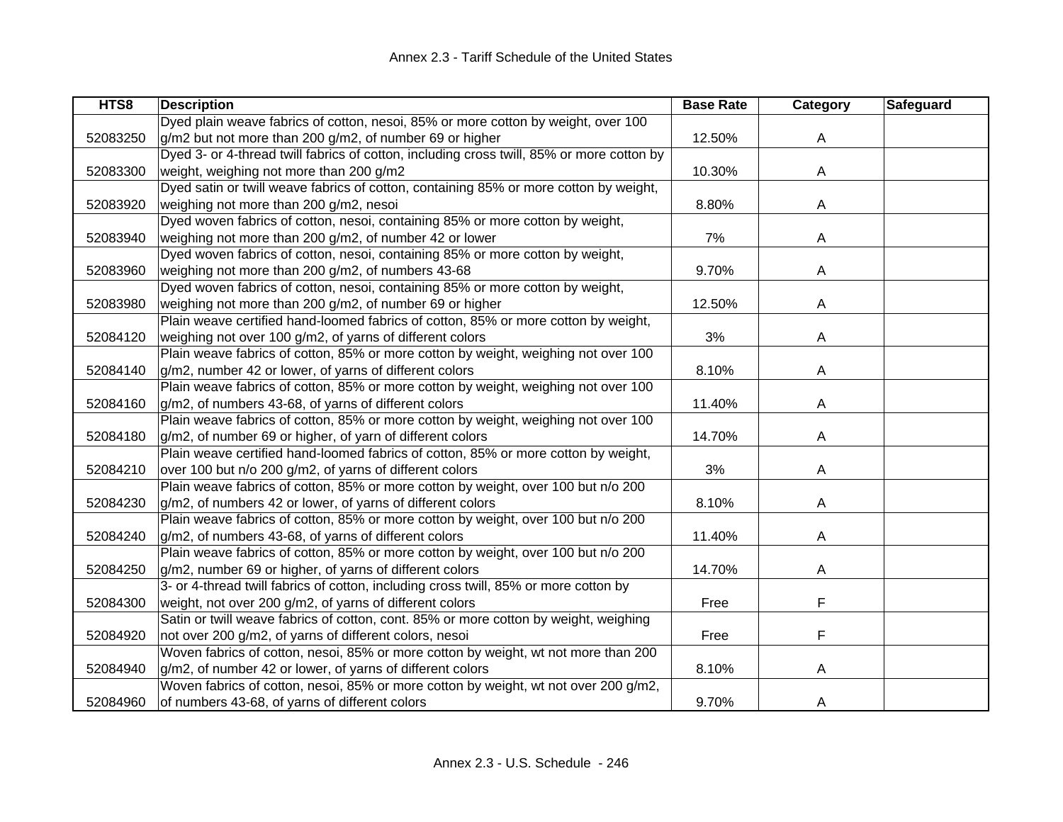| HTS8 | Description | Base Rate | Category | Safeguard |
|---|---|---|---|---|
| 52083250 | Dyed plain weave fabrics of cotton, nesoi, 85% or more cotton by weight, over 100 g/m2 but not more than 200 g/m2, of number 69 or higher | 12.50% | A | |
| 52083300 | Dyed 3- or 4-thread twill fabrics of cotton, including cross twill, 85% or more cotton by weight, weighing not more than 200 g/m2 | 10.30% | A | |
| 52083920 | Dyed satin or twill weave fabrics of cotton, containing 85% or more cotton by weight, weighing not more than 200 g/m2, nesoi | 8.80% | A | |
| 52083940 | Dyed woven fabrics of cotton, nesoi, containing 85% or more cotton by weight, weighing not more than 200 g/m2, of number 42 or lower | 7% | A | |
| 52083960 | Dyed woven fabrics of cotton, nesoi, containing 85% or more cotton by weight, weighing not more than 200 g/m2, of numbers 43-68 | 9.70% | A | |
| 52083980 | Dyed woven fabrics of cotton, nesoi, containing 85% or more cotton by weight, weighing not more than 200 g/m2, of number 69 or higher | 12.50% | A | |
| 52084120 | Plain weave certified hand-loomed fabrics of cotton, 85% or more cotton by weight, weighing not over 100 g/m2, of yarns of different colors | 3% | A | |
| 52084140 | Plain weave fabrics of cotton, 85% or more cotton by weight, weighing not over 100 g/m2, number 42 or lower, of yarns of different colors | 8.10% | A | |
| 52084160 | Plain weave fabrics of cotton, 85% or more cotton by weight, weighing not over 100 g/m2, of numbers 43-68, of yarns of different colors | 11.40% | A | |
| 52084180 | Plain weave fabrics of cotton, 85% or more cotton by weight, weighing not over 100 g/m2, of number 69 or higher, of yarn of different colors | 14.70% | A | |
| 52084210 | Plain weave certified hand-loomed fabrics of cotton, 85% or more cotton by weight, over 100 but n/o 200 g/m2, of yarns of different colors | 3% | A | |
| 52084230 | Plain weave fabrics of cotton, 85% or more cotton by weight, over 100 but n/o 200 g/m2, of numbers 42 or lower, of yarns of different colors | 8.10% | A | |
| 52084240 | Plain weave fabrics of cotton, 85% or more cotton by weight, over 100 but n/o 200 g/m2, of numbers 43-68, of yarns of different colors | 11.40% | A | |
| 52084250 | Plain weave fabrics of cotton, 85% or more cotton by weight, over 100 but n/o 200 g/m2, number 69 or higher, of yarns of different colors | 14.70% | A | |
| 52084300 | 3- or 4-thread twill fabrics of cotton, including cross twill, 85% or more cotton by weight, not over 200 g/m2, of yarns of different colors | Free | F | |
| 52084920 | Satin or twill weave fabrics of cotton, cont. 85% or more cotton by weight, weighing not over 200 g/m2, of yarns of different colors, nesoi | Free | F | |
| 52084940 | Woven fabrics of cotton, nesoi, 85% or more cotton by weight, wt not more than 200 g/m2, of number 42 or lower, of yarns of different colors | 8.10% | A | |
| 52084960 | Woven fabrics of cotton, nesoi, 85% or more cotton by weight, wt not over 200 g/m2, of numbers 43-68, of yarns of different colors | 9.70% | A | |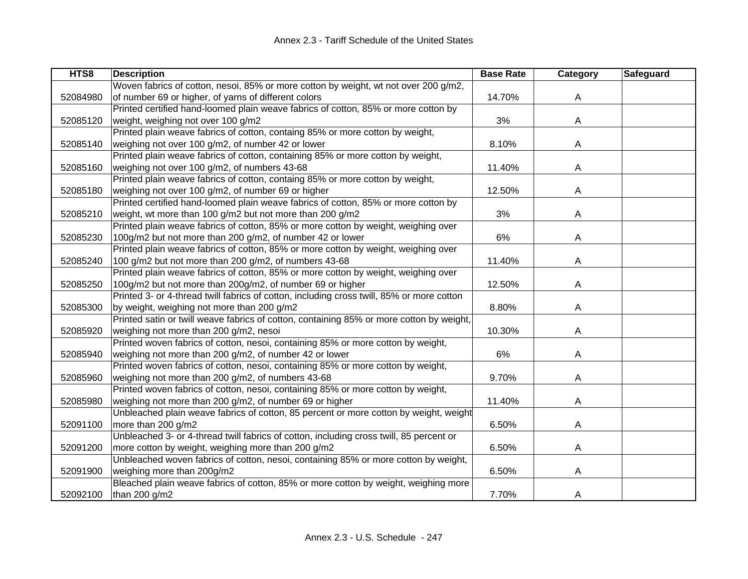| HTS8 | Description | Base Rate | Category | Safeguard |
|---|---|---|---|---|
| 52084980 | Woven fabrics of cotton, nesoi, 85% or more cotton by weight, wt not over 200 g/m2, of number 69 or higher, of yarns of different colors | 14.70% | A | |
| 52085120 | Printed certified hand-loomed plain weave fabrics of cotton, 85% or more cotton by weight, weighing not over 100 g/m2 | 3% | A | |
| 52085140 | Printed plain weave fabrics of cotton, containg 85% or more cotton by weight, weighing not over 100 g/m2, of number 42 or lower | 8.10% | A | |
| 52085160 | Printed plain weave fabrics of cotton, containing 85% or more cotton by weight, weighing not over 100 g/m2, of numbers 43-68 | 11.40% | A | |
| 52085180 | Printed plain weave fabrics of cotton, containg 85% or more cotton by weight, weighing not over 100 g/m2, of number 69 or higher | 12.50% | A | |
| 52085210 | Printed certified hand-loomed plain weave fabrics of cotton, 85% or more cotton by weight, wt more than 100 g/m2 but not more than 200 g/m2 | 3% | A | |
| 52085230 | Printed plain weave fabrics of cotton, 85% or more cotton by weight, weighing over 100g/m2 but not more than 200 g/m2, of number 42 or lower | 6% | A | |
| 52085240 | Printed plain weave fabrics of cotton, 85% or more cotton by weight, weighing over 100 g/m2 but not more than 200 g/m2, of numbers 43-68 | 11.40% | A | |
| 52085250 | Printed plain weave fabrics of cotton, 85% or more cotton by weight, weighing over 100g/m2 but not more than 200g/m2, of number 69 or higher | 12.50% | A | |
| 52085300 | Printed 3- or 4-thread twill fabrics of cotton, including cross twill, 85% or more cotton by weight, weighing not more than 200 g/m2 | 8.80% | A | |
| 52085920 | Printed satin or twill weave fabrics of cotton, containing 85% or more cotton by weight, weighing not more than 200 g/m2, nesoi | 10.30% | A | |
| 52085940 | Printed woven fabrics of cotton, nesoi, containing 85% or more cotton by weight, weighing not more than 200 g/m2, of number 42 or lower | 6% | A | |
| 52085960 | Printed woven fabrics of cotton, nesoi, containing 85% or more cotton by weight, weighing not more than 200 g/m2, of numbers 43-68 | 9.70% | A | |
| 52085980 | Printed woven fabrics of cotton, nesoi, containing 85% or more cotton by weight, weighing not more than 200 g/m2, of number 69 or higher | 11.40% | A | |
| 52091100 | Unbleached plain weave fabrics of cotton, 85 percent or more cotton by weight, weight more than 200 g/m2 | 6.50% | A | |
| 52091200 | Unbleached 3- or 4-thread twill fabrics of cotton, including cross twill, 85 percent or more cotton by weight, weighing more than 200 g/m2 | 6.50% | A | |
| 52091900 | Unbleached woven fabrics of cotton, nesoi, containing 85% or more cotton by weight, weighing more than 200g/m2 | 6.50% | A | |
| 52092100 | Bleached plain weave fabrics of cotton, 85% or more cotton by weight, weighing more than 200 g/m2 | 7.70% | A | |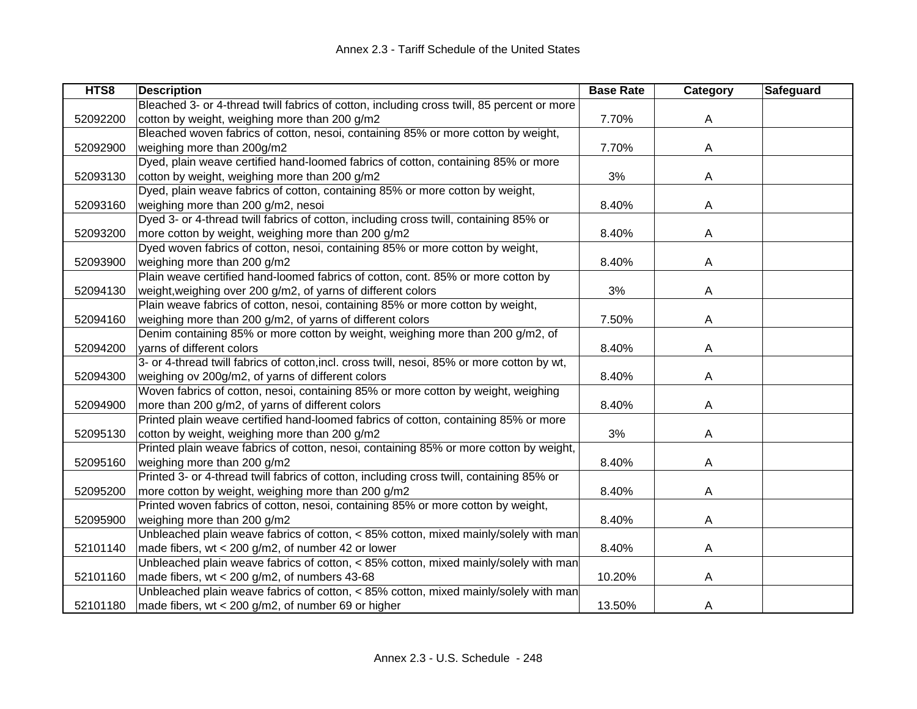| HTS8 | Description | Base Rate | Category | Safeguard |
|---|---|---|---|---|
| 52092200 | Bleached 3- or 4-thread twill fabrics of cotton, including cross twill, 85 percent or more cotton by weight, weighing more than 200 g/m2 | 7.70% | A | |
| 52092900 | Bleached woven fabrics of cotton, nesoi, containing 85% or more cotton by weight, weighing more than 200g/m2 | 7.70% | A | |
| 52093130 | Dyed, plain weave certified hand-loomed fabrics of cotton, containing 85% or more cotton by weight, weighing more than 200 g/m2 | 3% | A | |
| 52093160 | Dyed, plain weave fabrics of cotton, containing 85% or more cotton by weight, weighing more than 200 g/m2, nesoi | 8.40% | A | |
| 52093200 | Dyed 3- or 4-thread twill fabrics of cotton, including cross twill, containing 85% or more cotton by weight, weighing more than 200 g/m2 | 8.40% | A | |
| 52093900 | Dyed woven fabrics of cotton, nesoi, containing 85% or more cotton by weight, weighing more than 200 g/m2 | 8.40% | A | |
| 52094130 | Plain weave certified hand-loomed fabrics of cotton, cont. 85% or more cotton by weight,weighing over 200 g/m2, of yarns of different colors | 3% | A | |
| 52094160 | Plain weave fabrics of cotton, nesoi, containing 85% or more cotton by weight, weighing more than 200 g/m2, of yarns of different colors | 7.50% | A | |
| 52094200 | Denim containing 85% or more cotton by weight, weighing more than 200 g/m2, of yarns of different colors | 8.40% | A | |
| 52094300 | 3- or 4-thread twill fabrics of cotton,incl. cross twill, nesoi, 85% or more cotton by wt, weighing ov 200g/m2, of yarns of different colors | 8.40% | A | |
| 52094900 | Woven fabrics of cotton, nesoi, containing 85% or more cotton by weight, weighing more than 200 g/m2, of yarns of different colors | 8.40% | A | |
| 52095130 | Printed plain weave certified hand-loomed fabrics of cotton, containing 85% or more cotton by weight, weighing more than 200 g/m2 | 3% | A | |
| 52095160 | Printed plain weave fabrics of cotton, nesoi, containing 85% or more cotton by weight, weighing more than 200 g/m2 | 8.40% | A | |
| 52095200 | Printed 3- or 4-thread twill fabrics of cotton, including cross twill, containing 85% or more cotton by weight, weighing more than 200 g/m2 | 8.40% | A | |
| 52095900 | Printed woven fabrics of cotton, nesoi, containing 85% or more cotton by weight, weighing more than 200 g/m2 | 8.40% | A | |
| 52101140 | Unbleached plain weave fabrics of cotton, < 85% cotton, mixed mainly/solely with man made fibers, wt < 200 g/m2, of number 42 or lower | 8.40% | A | |
| 52101160 | Unbleached plain weave fabrics of cotton, < 85% cotton, mixed mainly/solely with man made fibers, wt < 200 g/m2, of numbers 43-68 | 10.20% | A | |
| 52101180 | Unbleached plain weave fabrics of cotton, < 85% cotton, mixed mainly/solely with man made fibers, wt < 200 g/m2, of number 69 or higher | 13.50% | A | |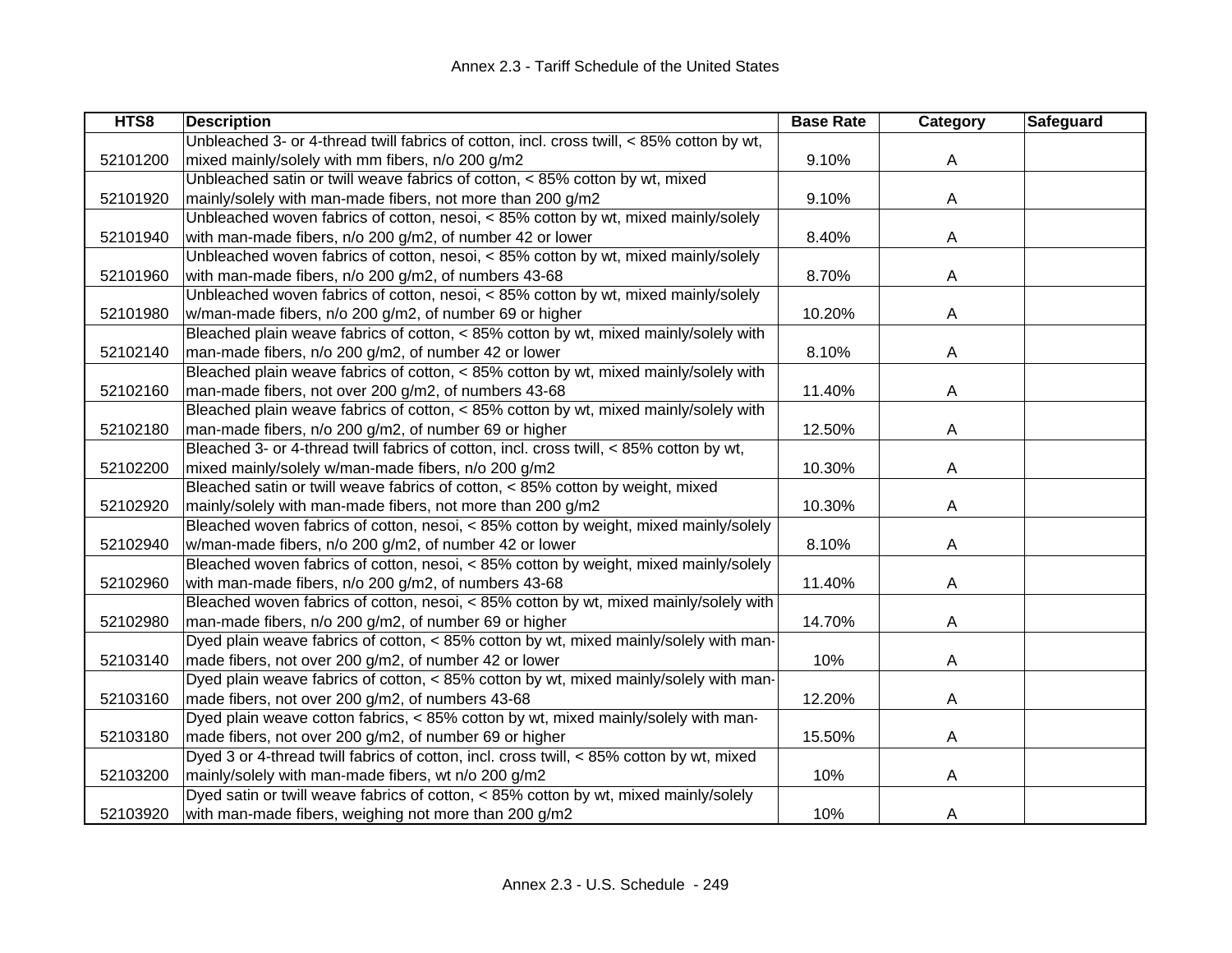| HTS8 | Description | Base Rate | Category | Safeguard |
|---|---|---|---|---|
| 52101200 | Unbleached 3- or 4-thread twill fabrics of cotton, incl. cross twill, < 85% cotton by wt, mixed mainly/solely with mm fibers, n/o 200 g/m2 | 9.10% | A | |
| 52101920 | Unbleached satin or twill weave fabrics of cotton, < 85% cotton by wt, mixed mainly/solely with man-made fibers, not more than 200 g/m2 | 9.10% | A | |
| 52101940 | Unbleached woven fabrics of cotton, nesoi, < 85% cotton by wt, mixed mainly/solely with man-made fibers, n/o 200 g/m2, of number 42 or lower | 8.40% | A | |
| 52101960 | Unbleached woven fabrics of cotton, nesoi, < 85% cotton by wt, mixed mainly/solely with man-made fibers, n/o 200 g/m2, of numbers 43-68 | 8.70% | A | |
| 52101980 | Unbleached woven fabrics of cotton, nesoi, < 85% cotton by wt, mixed mainly/solely w/man-made fibers, n/o 200 g/m2, of number 69 or higher | 10.20% | A | |
| 52102140 | Bleached plain weave fabrics of cotton, < 85% cotton by wt, mixed mainly/solely with man-made fibers, n/o 200 g/m2, of number 42 or lower | 8.10% | A | |
| 52102160 | Bleached plain weave fabrics of cotton, < 85% cotton by wt, mixed mainly/solely with man-made fibers, not over 200 g/m2, of numbers 43-68 | 11.40% | A | |
| 52102180 | Bleached plain weave fabrics of cotton, < 85% cotton by wt, mixed mainly/solely with man-made fibers, n/o 200 g/m2, of number 69 or higher | 12.50% | A | |
| 52102200 | Bleached 3- or 4-thread twill fabrics of cotton, incl. cross twill, < 85% cotton by wt, mixed mainly/solely w/man-made fibers, n/o 200 g/m2 | 10.30% | A | |
| 52102920 | Bleached satin or twill weave fabrics of cotton, < 85% cotton by weight, mixed mainly/solely with man-made fibers, not more than 200 g/m2 | 10.30% | A | |
| 52102940 | Bleached woven fabrics of cotton, nesoi, < 85% cotton by weight, mixed mainly/solely w/man-made fibers, n/o 200 g/m2, of number 42 or lower | 8.10% | A | |
| 52102960 | Bleached woven fabrics of cotton, nesoi, < 85% cotton by weight, mixed mainly/solely with man-made fibers, n/o 200 g/m2, of numbers 43-68 | 11.40% | A | |
| 52102980 | Bleached woven fabrics of cotton, nesoi, < 85% cotton by wt, mixed mainly/solely with man-made fibers, n/o 200 g/m2, of number 69 or higher | 14.70% | A | |
| 52103140 | Dyed plain weave fabrics of cotton, < 85% cotton by wt, mixed mainly/solely with man-made fibers, not over 200 g/m2, of number 42 or lower | 10% | A | |
| 52103160 | Dyed plain weave fabrics of cotton, < 85% cotton by wt, mixed mainly/solely with man-made fibers, not over 200 g/m2, of numbers 43-68 | 12.20% | A | |
| 52103180 | Dyed plain weave cotton fabrics, < 85% cotton by wt, mixed mainly/solely with man-made fibers, not over 200 g/m2, of number 69 or higher | 15.50% | A | |
| 52103200 | Dyed 3 or 4-thread twill fabrics of cotton, incl. cross twill, < 85% cotton by wt, mixed mainly/solely with man-made fibers, wt n/o 200 g/m2 | 10% | A | |
| 52103920 | Dyed satin or twill weave fabrics of cotton, < 85% cotton by wt, mixed mainly/solely with man-made fibers, weighing not more than 200 g/m2 | 10% | A | |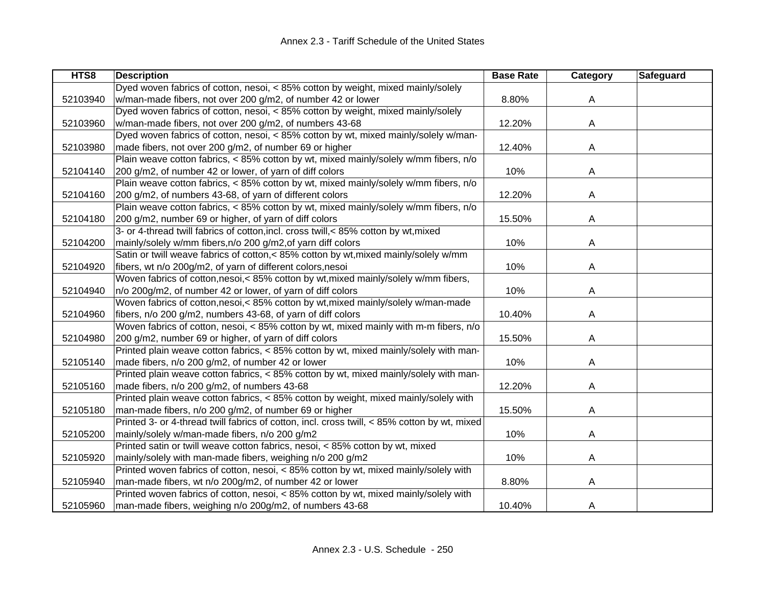# Annex 2.3 - Tariff Schedule of the United States

| HTS8 | Description | Base Rate | Category | Safeguard |
|---|---|---|---|---|
| 52103940 | Dyed woven fabrics of cotton, nesoi, < 85% cotton by weight, mixed mainly/solely w/man-made fibers, not over 200 g/m2, of number 42 or lower | 8.80% | A | |
| 52103960 | Dyed woven fabrics of cotton, nesoi, < 85% cotton by weight, mixed mainly/solely w/man-made fibers, not over 200 g/m2, of numbers 43-68 | 12.20% | A | |
| 52103980 | Dyed woven fabrics of cotton, nesoi, < 85% cotton by wt, mixed mainly/solely w/man-made fibers, not over 200 g/m2, of number 69 or higher | 12.40% | A | |
| 52104140 | Plain weave cotton fabrics, < 85% cotton by wt, mixed mainly/solely w/mm fibers, n/o 200 g/m2, of number 42 or lower, of yarn of diff colors | 10% | A | |
| 52104160 | Plain weave cotton fabrics, < 85% cotton by wt, mixed mainly/solely w/mm fibers, n/o 200 g/m2, of numbers 43-68, of yarn of different colors | 12.20% | A | |
| 52104180 | Plain weave cotton fabrics, < 85% cotton by wt, mixed mainly/solely w/mm fibers, n/o 200 g/m2, number 69 or higher, of yarn of diff colors | 15.50% | A | |
| 52104200 | 3- or 4-thread twill fabrics of cotton,incl. cross twill,< 85% cotton by wt,mixed mainly/solely w/mm fibers,n/o 200 g/m2,of yarn diff colors | 10% | A | |
| 52104920 | Satin or twill weave fabrics of cotton,< 85% cotton by wt,mixed mainly/solely w/mm fibers, wt n/o 200g/m2, of yarn of different colors,nesoi | 10% | A | |
| 52104940 | Woven fabrics of cotton,nesoi,< 85% cotton by wt,mixed mainly/solely w/mm fibers, n/o 200g/m2, of number 42 or lower, of yarn of diff colors | 10% | A | |
| 52104960 | Woven fabrics of cotton,nesoi,< 85% cotton by wt,mixed mainly/solely w/man-made fibers, n/o 200 g/m2, numbers 43-68, of yarn of diff colors | 10.40% | A | |
| 52104980 | Woven fabrics of cotton, nesoi, < 85% cotton by wt, mixed mainly with m-m fibers, n/o 200 g/m2, number 69 or higher, of yarn of diff colors | 15.50% | A | |
| 52105140 | Printed plain weave cotton fabrics, < 85% cotton by wt, mixed mainly/solely with man-made fibers, n/o 200 g/m2, of number 42 or lower | 10% | A | |
| 52105160 | Printed plain weave cotton fabrics, < 85% cotton by wt, mixed mainly/solely with man-made fibers, n/o 200 g/m2, of numbers 43-68 | 12.20% | A | |
| 52105180 | Printed plain weave cotton fabrics, < 85% cotton by weight, mixed mainly/solely with man-made fibers, n/o 200 g/m2, of number 69 or higher | 15.50% | A | |
| 52105200 | Printed 3- or 4-thread twill fabrics of cotton, incl. cross twill, < 85% cotton by wt, mixed mainly/solely w/man-made fibers, n/o 200 g/m2 | 10% | A | |
| 52105920 | Printed satin or twill weave cotton fabrics, nesoi, < 85% cotton by wt, mixed mainly/solely with man-made fibers, weighing n/o 200 g/m2 | 10% | A | |
| 52105940 | Printed woven fabrics of cotton, nesoi, < 85% cotton by wt, mixed mainly/solely with man-made fibers, wt n/o 200g/m2, of number 42 or lower | 8.80% | A | |
| 52105960 | Printed woven fabrics of cotton, nesoi, < 85% cotton by wt, mixed mainly/solely with man-made fibers, weighing n/o 200g/m2, of numbers 43-68 | 10.40% | A | |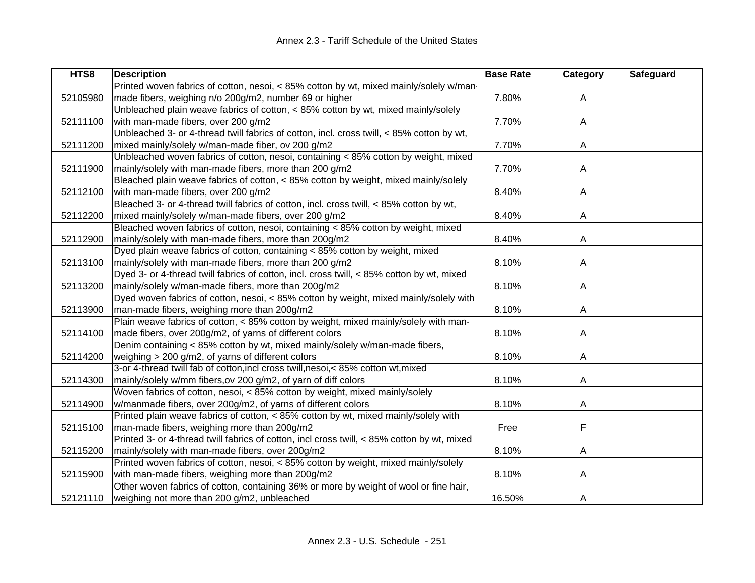| HTS8 | Description | Base Rate | Category | Safeguard |
|---|---|---|---|---|
| 52105980 | Printed woven fabrics of cotton, nesoi, < 85% cotton by wt, mixed mainly/solely w/man-made fibers, weighing n/o 200g/m2, number 69 or higher | 7.80% | A | |
| 52111100 | Unbleached plain weave fabrics of cotton, < 85% cotton by wt, mixed mainly/solely with man-made fibers, over 200 g/m2 | 7.70% | A | |
| 52111200 | Unbleached 3- or 4-thread twill fabrics of cotton, incl. cross twill, < 85% cotton by wt, mixed mainly/solely w/man-made fiber, ov 200 g/m2 | 7.70% | A | |
| 52111900 | Unbleached woven fabrics of cotton, nesoi, containing < 85% cotton by weight, mixed mainly/solely with man-made fibers, more than 200 g/m2 | 7.70% | A | |
| 52112100 | Bleached plain weave fabrics of cotton, < 85% cotton by weight, mixed mainly/solely with man-made fibers, over 200 g/m2 | 8.40% | A | |
| 52112200 | Bleached 3- or 4-thread twill fabrics of cotton, incl. cross twill, < 85% cotton by wt, mixed mainly/solely w/man-made fibers, over 200 g/m2 | 8.40% | A | |
| 52112900 | Bleached woven fabrics of cotton, nesoi, containing < 85% cotton by weight, mixed mainly/solely with man-made fibers, more than 200g/m2 | 8.40% | A | |
| 52113100 | Dyed plain weave fabrics of cotton, containing < 85% cotton by weight, mixed mainly/solely with man-made fibers, more than 200 g/m2 | 8.10% | A | |
| 52113200 | Dyed 3- or 4-thread twill fabrics of cotton, incl. cross twill, < 85% cotton by wt, mixed mainly/solely w/man-made fibers, more than 200g/m2 | 8.10% | A | |
| 52113900 | Dyed woven fabrics of cotton, nesoi, < 85% cotton by weight, mixed mainly/solely with man-made fibers, weighing more than 200g/m2 | 8.10% | A | |
| 52114100 | Plain weave fabrics of cotton, < 85% cotton by weight, mixed mainly/solely with man-made fibers, over 200g/m2, of yarns of different colors | 8.10% | A | |
| 52114200 | Denim containing < 85% cotton by wt, mixed mainly/solely w/man-made fibers, weighing > 200 g/m2, of yarns of different colors | 8.10% | A | |
| 52114300 | 3-or 4-thread twill fab of cotton,incl cross twill,nesoi,< 85% cotton wt,mixed mainly/solely w/mm fibers,ov 200 g/m2, of yarn of diff colors | 8.10% | A | |
| 52114900 | Woven fabrics of cotton, nesoi, < 85% cotton by weight, mixed mainly/solely w/manmade fibers, over 200g/m2, of yarns of different colors | 8.10% | A | |
| 52115100 | Printed plain weave fabrics of cotton, < 85% cotton by wt, mixed mainly/solely with man-made fibers, weighing more than 200g/m2 | Free | F | |
| 52115200 | Printed 3- or 4-thread twill fabrics of cotton, incl cross twill, < 85% cotton by wt, mixed mainly/solely with man-made fibers, over 200g/m2 | 8.10% | A | |
| 52115900 | Printed woven fabrics of cotton, nesoi, < 85% cotton by weight, mixed mainly/solely with man-made fibers, weighing more than 200g/m2 | 8.10% | A | |
| 52121110 | Other woven fabrics of cotton, containing 36% or more by weight of wool or fine hair, weighing not more than 200 g/m2, unbleached | 16.50% | A | |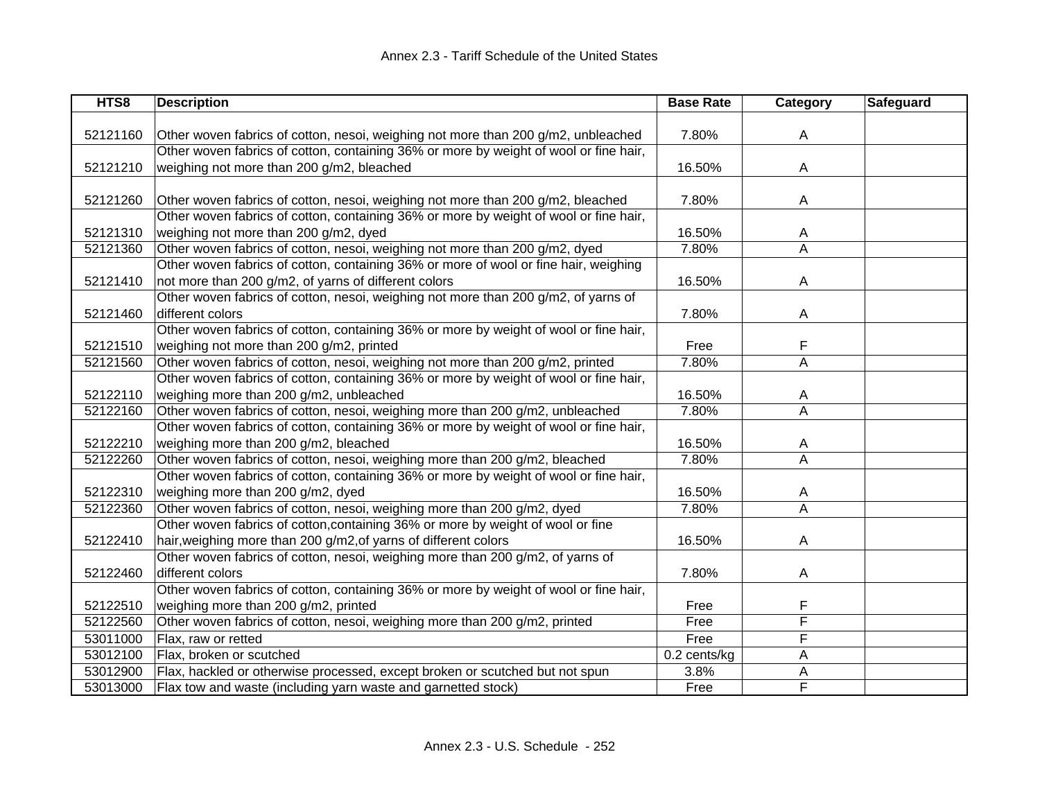| HTS8 | Description | Base Rate | Category | Safeguard |
|---|---|---|---|---|
| 52121160 | Other woven fabrics of cotton, nesoi, weighing not more than 200 g/m2, unbleached | 7.80% | A | |
| 52121210 | Other woven fabrics of cotton, containing 36% or more by weight of wool or fine hair, weighing not more than 200 g/m2, bleached | 16.50% | A | |
| 52121260 | Other woven fabrics of cotton, nesoi, weighing not more than 200 g/m2, bleached | 7.80% | A | |
| 52121310 | Other woven fabrics of cotton, containing 36% or more by weight of wool or fine hair, weighing not more than 200 g/m2, dyed | 16.50% | A | |
| 52121360 | Other woven fabrics of cotton, nesoi, weighing not more than 200 g/m2, dyed | 7.80% | A | |
| 52121410 | Other woven fabrics of cotton, containing 36% or more of wool or fine hair, weighing not more than 200 g/m2, of yarns of different colors | 16.50% | A | |
| 52121460 | Other woven fabrics of cotton, nesoi, weighing not more than 200 g/m2, of yarns of different colors | 7.80% | A | |
| 52121510 | Other woven fabrics of cotton, containing 36% or more by weight of wool or fine hair, weighing not more than 200 g/m2, printed | Free | F | |
| 52121560 | Other woven fabrics of cotton, nesoi, weighing not more than 200 g/m2, printed | 7.80% | A | |
| 52122110 | Other woven fabrics of cotton, containing 36% or more by weight of wool or fine hair, weighing more than 200 g/m2, unbleached | 16.50% | A | |
| 52122160 | Other woven fabrics of cotton, nesoi, weighing more than 200 g/m2, unbleached | 7.80% | A | |
| 52122210 | Other woven fabrics of cotton, containing 36% or more by weight of wool or fine hair, weighing more than 200 g/m2, bleached | 16.50% | A | |
| 52122260 | Other woven fabrics of cotton, nesoi, weighing more than 200 g/m2, bleached | 7.80% | A | |
| 52122310 | Other woven fabrics of cotton, containing 36% or more by weight of wool or fine hair, weighing more than 200 g/m2, dyed | 16.50% | A | |
| 52122360 | Other woven fabrics of cotton, nesoi, weighing more than 200 g/m2, dyed | 7.80% | A | |
| 52122410 | Other woven fabrics of cotton,containing 36% or more by weight of wool or fine hair,weighing more than 200 g/m2,of yarns of different colors | 16.50% | A | |
| 52122460 | Other woven fabrics of cotton, nesoi, weighing more than 200 g/m2, of yarns of different colors | 7.80% | A | |
| 52122510 | Other woven fabrics of cotton, containing 36% or more by weight of wool or fine hair, weighing more than 200 g/m2, printed | Free | F | |
| 52122560 | Other woven fabrics of cotton, nesoi, weighing more than 200 g/m2, printed | Free | F | |
| 53011000 | Flax, raw or retted | Free | F | |
| 53012100 | Flax, broken or scutched | 0.2 cents/kg | A | |
| 53012900 | Flax, hackled or otherwise processed, except broken or scutched but not spun | 3.8% | A | |
| 53013000 | Flax tow and waste (including yarn waste and garnetted stock) | Free | F | |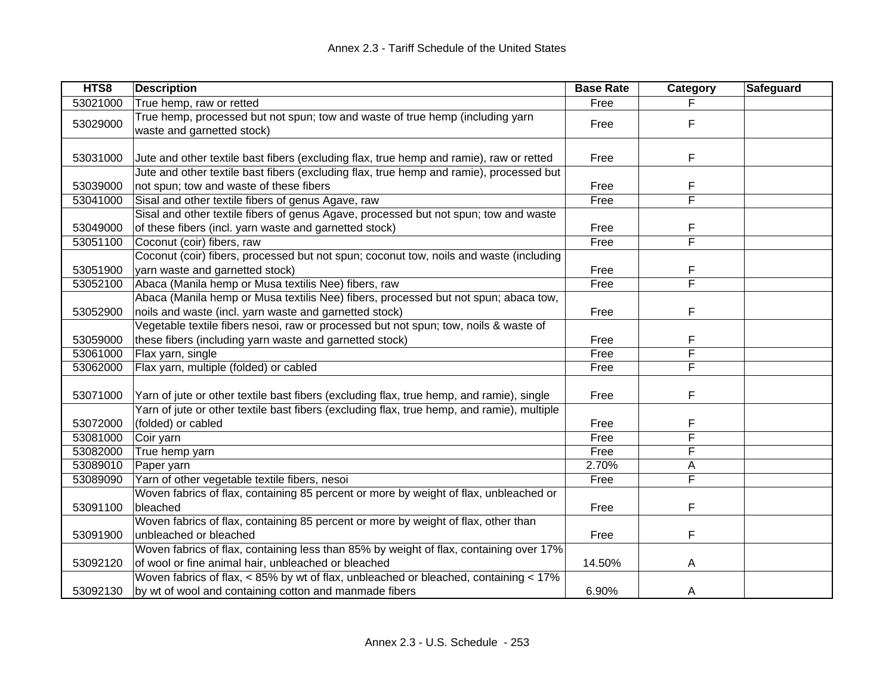| HTS8 | Description | Base Rate | Category | Safeguard |
|---|---|---|---|---|
| 53021000 | True hemp, raw or retted | Free | F | |
| 53029000 | True hemp, processed but not spun; tow and waste of true hemp (including yarn waste and garnetted stock) | Free | F | |
| 53031000 | Jute and other textile bast fibers (excluding flax, true hemp and ramie), raw or retted | Free | F | |
| 53039000 | Jute and other textile bast fibers (excluding flax, true hemp and ramie), processed but not spun; tow and waste of these fibers | Free | F | |
| 53041000 | Sisal and other textile fibers of genus Agave, raw | Free | F | |
| 53049000 | Sisal and other textile fibers of genus Agave, processed but not spun; tow and waste of these fibers (incl. yarn waste and garnetted stock) | Free | F | |
| 53051100 | Coconut (coir) fibers, raw | Free | F | |
| 53051900 | Coconut (coir) fibers, processed but not spun; coconut tow, noils and waste (including yarn waste and garnetted stock) | Free | F | |
| 53052100 | Abaca (Manila hemp or Musa textilis Nee) fibers, raw | Free | F | |
| 53052900 | Abaca (Manila hemp or Musa textilis Nee) fibers, processed but not spun; abaca tow, noils and waste (incl. yarn waste and garnetted stock) | Free | F | |
| 53059000 | Vegetable textile fibers nesoi, raw or processed but not spun; tow, noils & waste of these fibers (including yarn waste and garnetted stock) | Free | F | |
| 53061000 | Flax yarn, single | Free | F | |
| 53062000 | Flax yarn, multiple (folded) or cabled | Free | F | |
| 53071000 | Yarn of jute or other textile bast fibers (excluding flax, true hemp, and ramie), single | Free | F | |
| 53072000 | Yarn of jute or other textile bast fibers (excluding flax, true hemp, and ramie), multiple (folded) or cabled | Free | F | |
| 53081000 | Coir yarn | Free | F | |
| 53082000 | True hemp yarn | Free | F | |
| 53089010 | Paper yarn | 2.70% | A | |
| 53089090 | Yarn of other vegetable textile fibers, nesoi | Free | F | |
| 53091100 | Woven fabrics of flax, containing 85 percent or more by weight of flax, unbleached or bleached | Free | F | |
| 53091900 | Woven fabrics of flax, containing 85 percent or more by weight of flax, other than unbleached or bleached | Free | F | |
| 53092120 | Woven fabrics of flax, containing less than 85% by weight of flax, containing over 17% of wool or fine animal hair, unbleached or bleached | 14.50% | A | |
| 53092130 | Woven fabrics of flax, < 85% by wt of flax, unbleached or bleached, containing < 17% by wt of wool and containing cotton and manmade fibers | 6.90% | A | |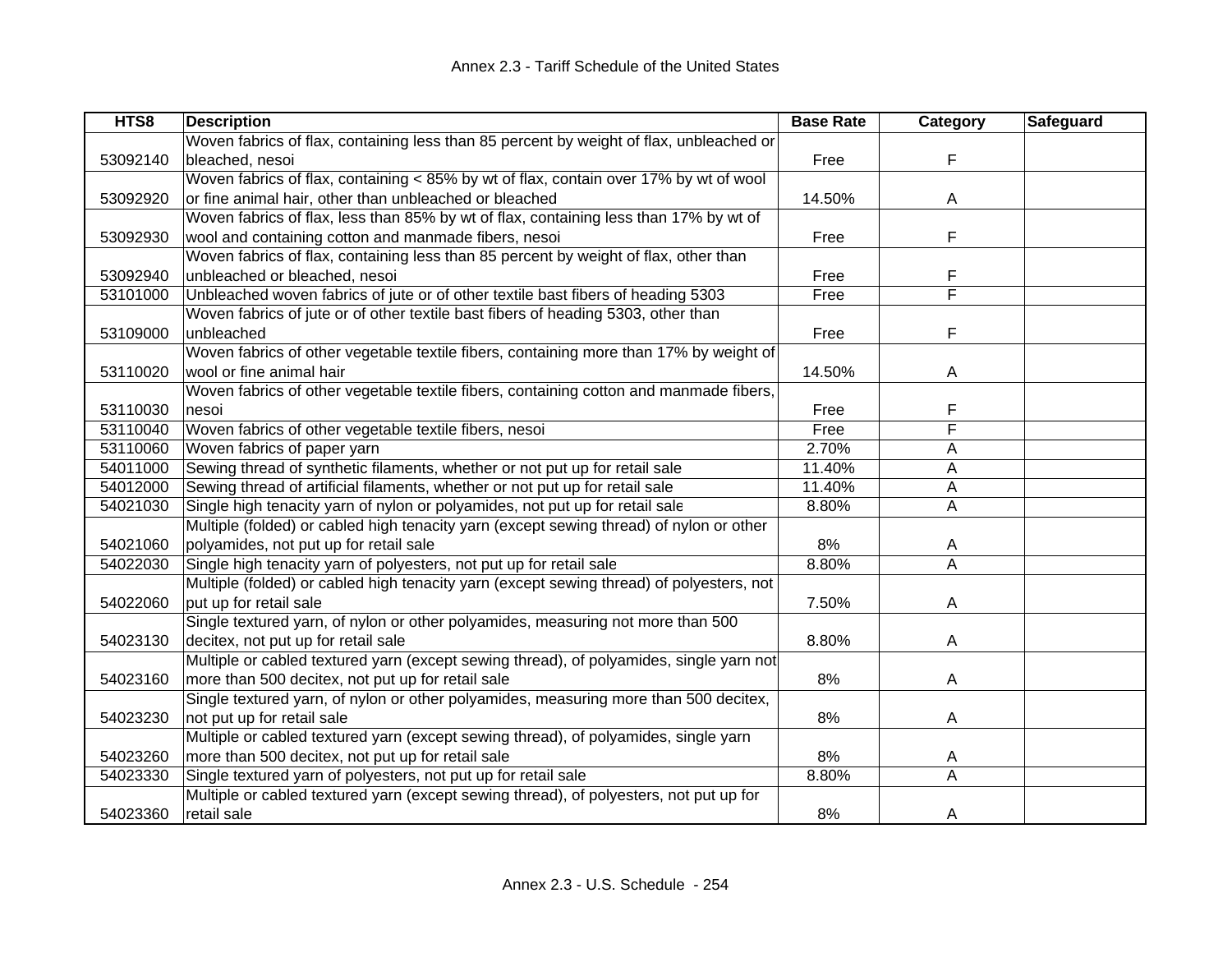| HTS8 | Description | Base Rate | Category | Safeguard |
|---|---|---|---|---|
| 53092140 | Woven fabrics of flax, containing less than 85 percent by weight of flax, unbleached or bleached, nesoi | Free | F | |
| 53092920 | Woven fabrics of flax, containing < 85% by wt of flax, contain over 17% by wt of wool or fine animal hair, other than unbleached or bleached | 14.50% | A | |
| 53092930 | Woven fabrics of flax, less than 85% by wt of flax, containing less than 17% by wt of wool and containing cotton and manmade fibers, nesoi | Free | F | |
| 53092940 | Woven fabrics of flax, containing less than 85 percent by weight of flax, other than unbleached or bleached, nesoi | Free | F | |
| 53101000 | Unbleached woven fabrics of jute or of other textile bast fibers of heading 5303 | Free | F | |
| 53109000 | Woven fabrics of jute or of other textile bast fibers of heading 5303, other than unbleached | Free | F | |
| 53110020 | Woven fabrics of other vegetable textile fibers, containing more than 17% by weight of wool or fine animal hair | 14.50% | A | |
| 53110030 | Woven fabrics of other vegetable textile fibers, containing cotton and manmade fibers, nesoi | Free | F | |
| 53110040 | Woven fabrics of other vegetable textile fibers, nesoi | Free | F | |
| 53110060 | Woven fabrics of paper yarn | 2.70% | A | |
| 54011000 | Sewing thread of synthetic filaments, whether or not put up for retail sale | 11.40% | A | |
| 54012000 | Sewing thread of artificial filaments, whether or not put up for retail sale | 11.40% | A | |
| 54021030 | Single high tenacity yarn of nylon or polyamides, not put up for retail sale | 8.80% | A | |
| 54021060 | Multiple (folded) or cabled high tenacity yarn (except sewing thread) of nylon or other polyamides, not put up for retail sale | 8% | A | |
| 54022030 | Single high tenacity yarn of polyesters, not put up for retail sale | 8.80% | A | |
| 54022060 | Multiple (folded) or cabled high tenacity yarn (except sewing thread) of polyesters, not put up for retail sale | 7.50% | A | |
| 54023130 | Single textured yarn, of nylon or other polyamides, measuring not more than 500 decitex, not put up for retail sale | 8.80% | A | |
| 54023160 | Multiple or cabled textured yarn (except sewing thread), of polyamides, single yarn not more than 500 decitex, not put up for retail sale | 8% | A | |
| 54023230 | Single textured yarn, of nylon or other polyamides, measuring more than 500 decitex, not put up for retail sale | 8% | A | |
| 54023260 | Multiple or cabled textured yarn (except sewing thread), of polyamides, single yarn more than 500 decitex, not put up for retail sale | 8% | A | |
| 54023330 | Single textured yarn of polyesters, not put up for retail sale | 8.80% | A | |
| 54023360 | Multiple or cabled textured yarn (except sewing thread), of polyesters, not put up for retail sale | 8% | A | |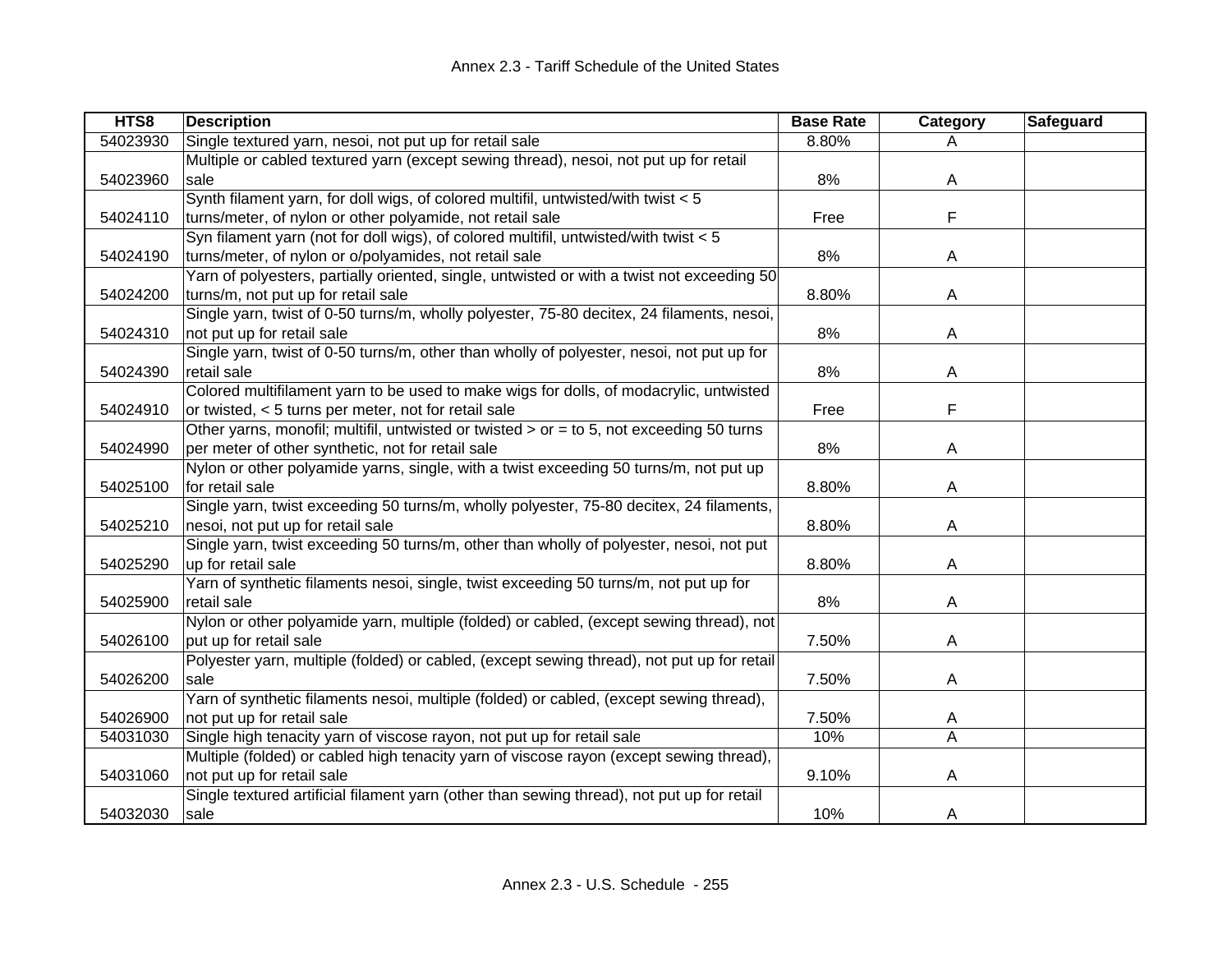| HTS8 | Description | Base Rate | Category | Safeguard |
|---|---|---|---|---|
| 54023930 | Single textured yarn, nesoi, not put up for retail sale | 8.80% | A | |
| 54023960 | Multiple or cabled textured yarn (except sewing thread), nesoi, not put up for retail sale | 8% | A | |
| 54024110 | Synth filament yarn, for doll wigs, of colored multifil, untwisted/with twist < 5 turns/meter, of nylon or other polyamide, not retail sale | Free | F | |
| 54024190 | Syn filament yarn (not for doll wigs), of colored multifil, untwisted/with twist < 5 turns/meter, of nylon or o/polyamides, not retail sale | 8% | A | |
| 54024200 | Yarn of polyesters, partially oriented, single, untwisted or with a twist not exceeding 50 turns/m, not put up for retail sale | 8.80% | A | |
| 54024310 | Single yarn, twist of 0-50 turns/m, wholly polyester, 75-80 decitex, 24 filaments, nesoi, not put up for retail sale | 8% | A | |
| 54024390 | Single yarn, twist of 0-50 turns/m, other than wholly of polyester, nesoi, not put up for retail sale | 8% | A | |
| 54024910 | Colored multifilament yarn to be used to make wigs for dolls, of modacrylic, untwisted or twisted, < 5 turns per meter, not for retail sale | Free | F | |
| 54024990 | Other yarns, monofil; multifil, untwisted or twisted > or = to 5, not exceeding 50 turns per meter of other synthetic, not for retail sale | 8% | A | |
| 54025100 | Nylon or other polyamide yarns, single, with a twist exceeding 50 turns/m, not put up for retail sale | 8.80% | A | |
| 54025210 | Single yarn, twist exceeding 50 turns/m, wholly polyester, 75-80 decitex, 24 filaments, nesoi, not put up for retail sale | 8.80% | A | |
| 54025290 | Single yarn, twist exceeding 50 turns/m, other than wholly of polyester, nesoi, not put up for retail sale | 8.80% | A | |
| 54025900 | Yarn of synthetic filaments nesoi, single, twist exceeding 50 turns/m, not put up for retail sale | 8% | A | |
| 54026100 | Nylon or other polyamide yarn, multiple (folded) or cabled, (except sewing thread), not put up for retail sale | 7.50% | A | |
| 54026200 | Polyester yarn, multiple (folded) or cabled, (except sewing thread), not put up for retail sale | 7.50% | A | |
| 54026900 | Yarn of synthetic filaments nesoi, multiple (folded) or cabled, (except sewing thread), not put up for retail sale | 7.50% | A | |
| 54031030 | Single high tenacity yarn of viscose rayon, not put up for retail sale | 10% | A | |
| 54031060 | Multiple (folded) or cabled high tenacity yarn of viscose rayon (except sewing thread), not put up for retail sale | 9.10% | A | |
| 54032030 | Single textured artificial filament yarn (other than sewing thread), not put up for retail sale | 10% | A | |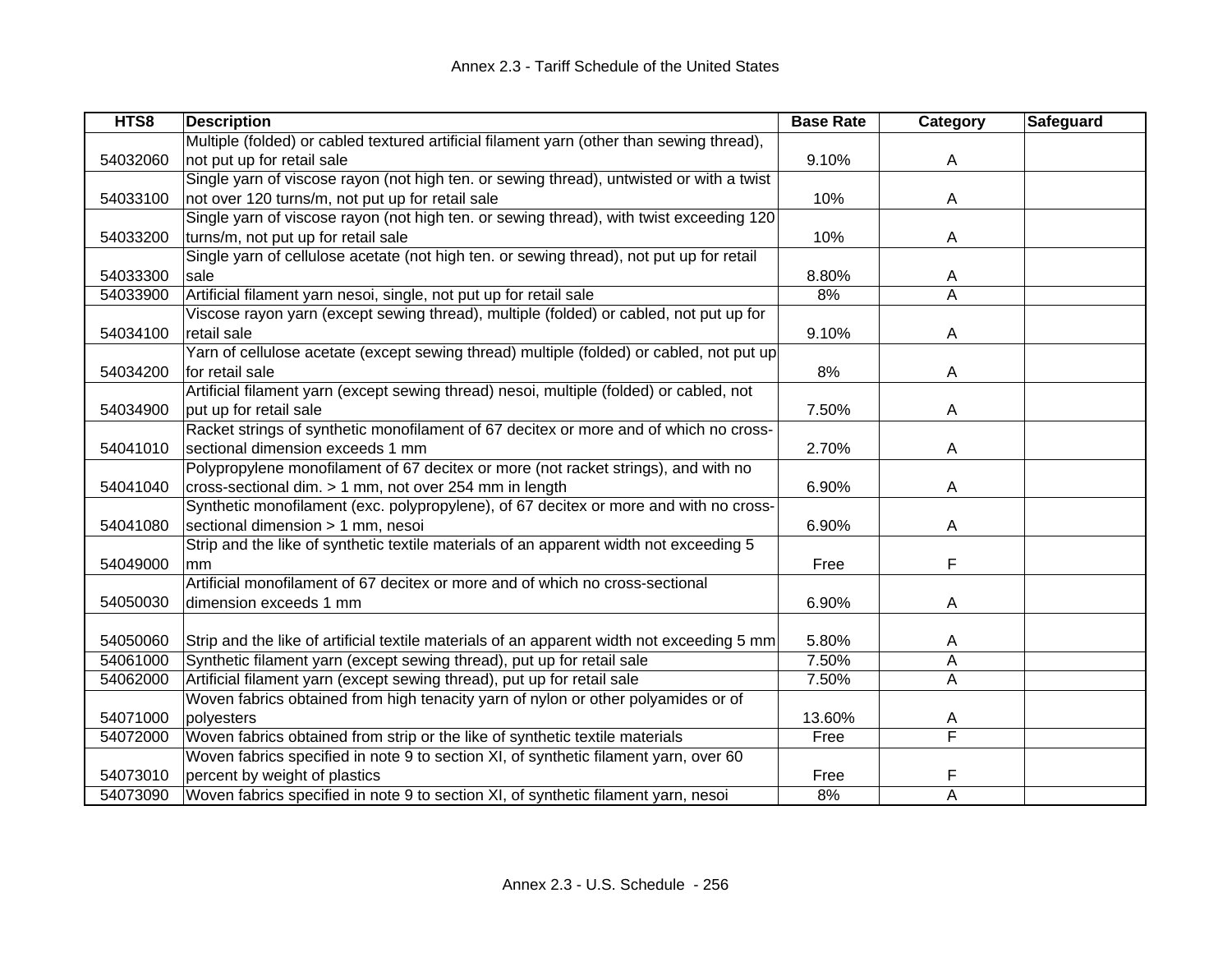| HTS8 | Description | Base Rate | Category | Safeguard |
|---|---|---|---|---|
| 54032060 | Multiple (folded) or cabled textured artificial filament yarn (other than sewing thread), not put up for retail sale | 9.10% | A | |
| 54033100 | Single yarn of viscose rayon (not high ten. or sewing thread), untwisted or with a twist not over 120 turns/m, not put up for retail sale | 10% | A | |
| 54033200 | Single yarn of viscose rayon (not high ten. or sewing thread), with twist exceeding 120 turns/m, not put up for retail sale | 10% | A | |
| 54033300 | Single yarn of cellulose acetate (not high ten. or sewing thread), not put up for retail sale | 8.80% | A | |
| 54033900 | Artificial filament yarn nesoi, single, not put up for retail sale | 8% | A | |
| 54034100 | Viscose rayon yarn (except sewing thread), multiple (folded) or cabled, not put up for retail sale | 9.10% | A | |
| 54034200 | Yarn of cellulose acetate (except sewing thread) multiple (folded) or cabled, not put up for retail sale | 8% | A | |
| 54034900 | Artificial filament yarn (except sewing thread) nesoi, multiple (folded) or cabled, not put up for retail sale | 7.50% | A | |
| 54041010 | Racket strings of synthetic monofilament of 67 decitex or more and of which no cross-sectional dimension exceeds 1 mm | 2.70% | A | |
| 54041040 | Polypropylene monofilament of 67 decitex or more (not racket strings), and with no cross-sectional dim. > 1 mm, not over 254 mm in length | 6.90% | A | |
| 54041080 | Synthetic monofilament (exc. polypropylene), of 67 decitex or more and with no cross-sectional dimension > 1 mm, nesoi | 6.90% | A | |
| 54049000 | Strip and the like of synthetic textile materials of an apparent width not exceeding 5 mm | Free | F | |
| 54050030 | Artificial monofilament of 67 decitex or more and of which no cross-sectional dimension exceeds 1 mm | 6.90% | A | |
| 54050060 | Strip and the like of artificial textile materials of an apparent width not exceeding 5 mm | 5.80% | A | |
| 54061000 | Synthetic filament yarn (except sewing thread), put up for retail sale | 7.50% | A | |
| 54062000 | Artificial filament yarn (except sewing thread), put up for retail sale | 7.50% | A | |
| 54071000 | Woven fabrics obtained from high tenacity yarn of nylon or other polyamides or of polyesters | 13.60% | A | |
| 54072000 | Woven fabrics obtained from strip or the like of synthetic textile materials | Free | F | |
| 54073010 | Woven fabrics specified in note 9 to section XI, of synthetic filament yarn, over 60 percent by weight of plastics | Free | F | |
| 54073090 | Woven fabrics specified in note 9 to section XI, of synthetic filament yarn, nesoi | 8% | A | |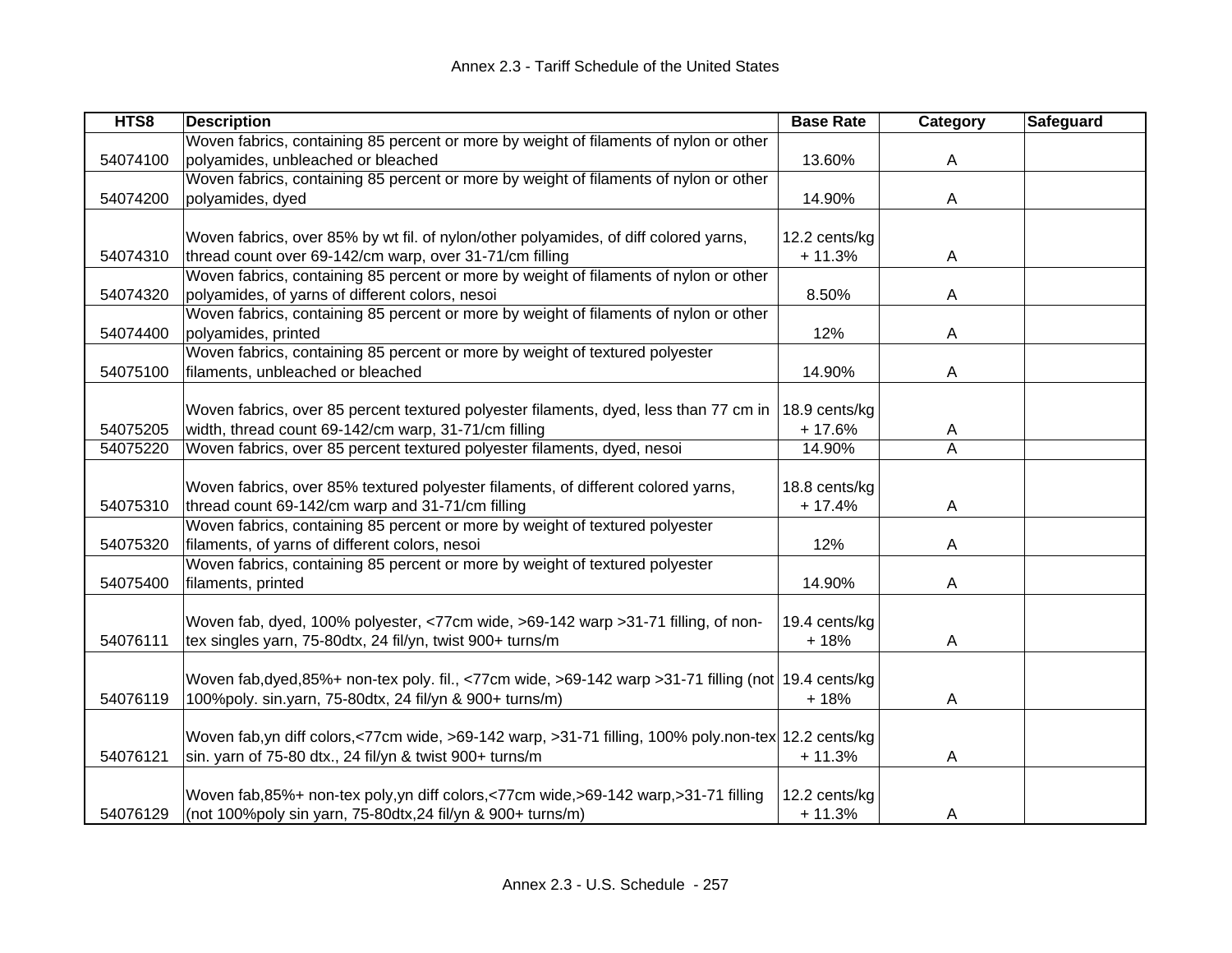| HTS8 | Description | Base Rate | Category | Safeguard |
|---|---|---|---|---|
| 54074100 | Woven fabrics, containing 85 percent or more by weight of filaments of nylon or other polyamides, unbleached or bleached | 13.60% | A | |
| 54074200 | Woven fabrics, containing 85 percent or more by weight of filaments of nylon or other polyamides, dyed | 14.90% | A | |
| 54074310 | Woven fabrics, over 85% by wt fil. of nylon/other polyamides, of diff colored yarns, thread count over 69-142/cm warp, over 31-71/cm filling | 12.2 cents/kg + 11.3% | A | |
| 54074320 | Woven fabrics, containing 85 percent or more by weight of filaments of nylon or other polyamides, of yarns of different colors, nesoi | 8.50% | A | |
| 54074400 | Woven fabrics, containing 85 percent or more by weight of filaments of nylon or other polyamides, printed | 12% | A | |
| 54075100 | Woven fabrics, containing 85 percent or more by weight of textured polyester filaments, unbleached or bleached | 14.90% | A | |
| 54075205 | Woven fabrics, over 85 percent textured polyester filaments, dyed, less than 77 cm in width, thread count 69-142/cm warp, 31-71/cm filling | 18.9 cents/kg + 17.6% | A | |
| 54075220 | Woven fabrics, over 85 percent textured polyester filaments, dyed, nesoi | 14.90% | A | |
| 54075310 | Woven fabrics, over 85% textured polyester filaments, of different colored yarns, thread count 69-142/cm warp and 31-71/cm filling | 18.8 cents/kg + 17.4% | A | |
| 54075320 | Woven fabrics, containing 85 percent or more by weight of textured polyester filaments, of yarns of different colors, nesoi | 12% | A | |
| 54075400 | Woven fabrics, containing 85 percent or more by weight of textured polyester filaments, printed | 14.90% | A | |
| 54076111 | Woven fab, dyed, 100% polyester, <77cm wide, >69-142 warp >31-71 filling, of non-tex singles yarn, 75-80dtx, 24 fil/yn, twist 900+ turns/m | 19.4 cents/kg + 18% | A | |
| 54076119 | Woven fab,dyed,85%+ non-tex poly. fil., <77cm wide, >69-142 warp >31-71 filling (not 100%poly. sin.yarn, 75-80dtx, 24 fil/yn & 900+ turns/m) | 19.4 cents/kg + 18% | A | |
| 54076121 | Woven fab,yn diff colors,<77cm wide, >69-142 warp, >31-71 filling, 100% poly.non-tex sin. yarn of 75-80 dtx., 24 fil/yn & twist 900+ turns/m | 12.2 cents/kg + 11.3% | A | |
| 54076129 | Woven fab,85%+ non-tex poly,yn diff colors,<77cm wide,>69-142 warp,>31-71 filling (not 100%poly sin yarn, 75-80dtx,24 fil/yn & 900+ turns/m) | 12.2 cents/kg + 11.3% | A | |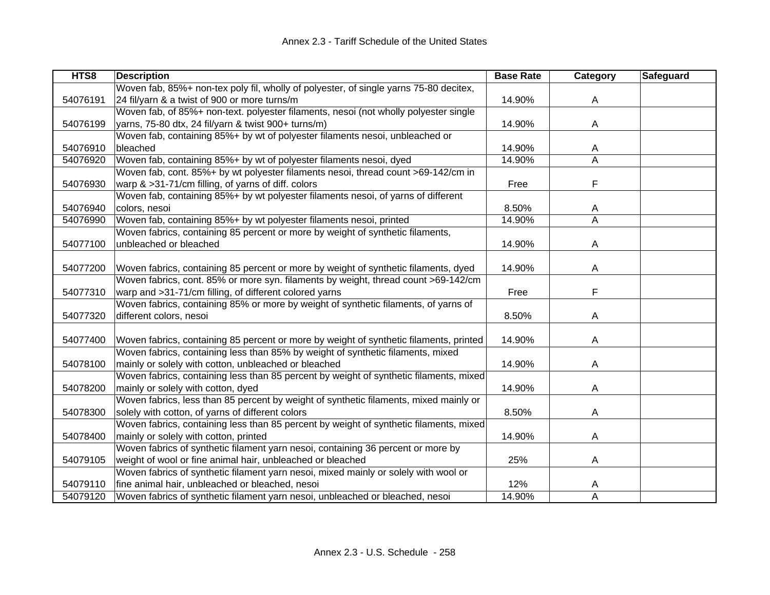| HTS8 | Description | Base Rate | Category | Safeguard |
|---|---|---|---|---|
| 54076191 | Woven fab, 85%+ non-tex poly fil, wholly of polyester, of single yarns 75-80 decitex, 24 fil/yarn & a twist of 900 or more turns/m | 14.90% | A | |
| 54076199 | Woven fab, of 85%+ non-text. polyester filaments, nesoi (not wholly polyester single yarns, 75-80 dtx, 24 fil/yarn & twist 900+ turns/m) | 14.90% | A | |
| 54076910 | Woven fab, containing 85%+ by wt of polyester filaments nesoi, unbleached or bleached | 14.90% | A | |
| 54076920 | Woven fab, containing 85%+ by wt of polyester filaments nesoi, dyed | 14.90% | A | |
| 54076930 | Woven fab, cont. 85%+ by wt polyester filaments nesoi, thread count >69-142/cm in warp & >31-71/cm filling, of yarns of diff. colors | Free | F | |
| 54076940 | Woven fab, containing 85%+ by wt polyester filaments nesoi, of yarns of different colors, nesoi | 8.50% | A | |
| 54076990 | Woven fab, containing 85%+ by wt polyester filaments nesoi, printed | 14.90% | A | |
| 54077100 | Woven fabrics, containing 85 percent or more by weight of synthetic filaments, unbleached or bleached | 14.90% | A | |
| 54077200 | Woven fabrics, containing 85 percent or more by weight of synthetic filaments, dyed | 14.90% | A | |
| 54077310 | Woven fabrics, cont. 85% or more syn. filaments by weight, thread count >69-142/cm warp and >31-71/cm filling, of different colored yarns | Free | F | |
| 54077320 | Woven fabrics, containing 85% or more by weight of synthetic filaments, of yarns of different colors, nesoi | 8.50% | A | |
| 54077400 | Woven fabrics, containing 85 percent or more by weight of synthetic filaments, printed | 14.90% | A | |
| 54078100 | Woven fabrics, containing less than 85% by weight of synthetic filaments, mixed mainly or solely with cotton, unbleached or bleached | 14.90% | A | |
| 54078200 | Woven fabrics, containing less than 85 percent by weight of synthetic filaments, mixed mainly or solely with cotton, dyed | 14.90% | A | |
| 54078300 | Woven fabrics, less than 85 percent by weight of synthetic filaments, mixed mainly or solely with cotton, of yarns of different colors | 8.50% | A | |
| 54078400 | Woven fabrics, containing less than 85 percent by weight of synthetic filaments, mixed mainly or solely with cotton, printed | 14.90% | A | |
| 54079105 | Woven fabrics of synthetic filament yarn nesoi, containing 36 percent or more by weight of wool or fine animal hair, unbleached or bleached | 25% | A | |
| 54079110 | Woven fabrics of synthetic filament yarn nesoi, mixed mainly or solely with wool or fine animal hair, unbleached or bleached, nesoi | 12% | A | |
| 54079120 | Woven fabrics of synthetic filament yarn nesoi, unbleached or bleached, nesoi | 14.90% | A | |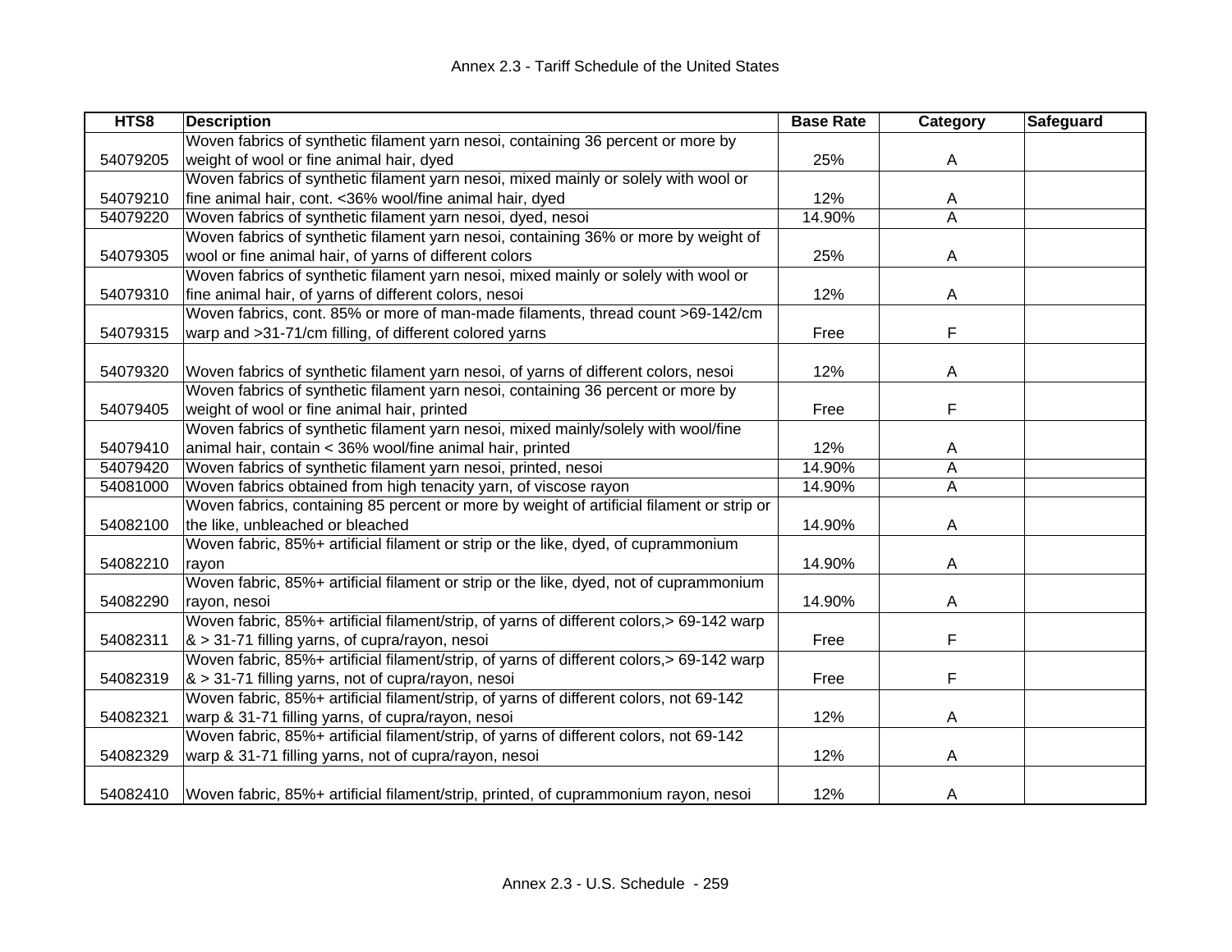| HTS8 | Description | Base Rate | Category | Safeguard |
|---|---|---|---|---|
| 54079205 | Woven fabrics of synthetic filament yarn nesoi, containing 36 percent or more by weight of wool or fine animal hair, dyed | 25% | A | |
| 54079210 | Woven fabrics of synthetic filament yarn nesoi, mixed mainly or solely with wool or fine animal hair, cont. <36% wool/fine animal hair, dyed | 12% | A | |
| 54079220 | Woven fabrics of synthetic filament yarn nesoi, dyed, nesoi | 14.90% | A | |
| 54079305 | Woven fabrics of synthetic filament yarn nesoi, containing 36% or more by weight of wool or fine animal hair, of yarns of different colors | 25% | A | |
| 54079310 | Woven fabrics of synthetic filament yarn nesoi, mixed mainly or solely with wool or fine animal hair, of yarns of different colors, nesoi | 12% | A | |
| 54079315 | Woven fabrics, cont. 85% or more of man-made filaments, thread count >69-142/cm warp and >31-71/cm filling, of different colored yarns | Free | F | |
| 54079320 | Woven fabrics of synthetic filament yarn nesoi, of yarns of different colors, nesoi | 12% | A | |
| 54079405 | Woven fabrics of synthetic filament yarn nesoi, containing 36 percent or more by weight of wool or fine animal hair, printed | Free | F | |
| 54079410 | Woven fabrics of synthetic filament yarn nesoi, mixed mainly/solely with wool/fine animal hair, contain < 36% wool/fine animal hair, printed | 12% | A | |
| 54079420 | Woven fabrics of synthetic filament yarn nesoi, printed, nesoi | 14.90% | A | |
| 54081000 | Woven fabrics obtained from high tenacity yarn, of viscose rayon | 14.90% | A | |
| 54082100 | Woven fabrics, containing 85 percent or more by weight of artificial filament or strip or the like, unbleached or bleached | 14.90% | A | |
| 54082210 | Woven fabric, 85%+ artificial filament or strip or the like, dyed, of cuprammonium rayon | 14.90% | A | |
| 54082290 | Woven fabric, 85%+ artificial filament or strip or the like, dyed, not of cuprammonium rayon, nesoi | 14.90% | A | |
| 54082311 | Woven fabric, 85%+ artificial filament/strip, of yarns of different colors,> 69-142 warp & > 31-71 filling yarns, of cupra/rayon, nesoi | Free | F | |
| 54082319 | Woven fabric, 85%+ artificial filament/strip, of yarns of different colors,> 69-142 warp & > 31-71 filling yarns, not of cupra/rayon, nesoi | Free | F | |
| 54082321 | Woven fabric, 85%+ artificial filament/strip, of yarns of different colors, not 69-142 warp & 31-71 filling yarns, of cupra/rayon, nesoi | 12% | A | |
| 54082329 | Woven fabric, 85%+ artificial filament/strip, of yarns of different colors, not 69-142 warp & 31-71 filling yarns, not of cupra/rayon, nesoi | 12% | A | |
| 54082410 | Woven fabric, 85%+ artificial filament/strip, printed, of cuprammonium rayon, nesoi | 12% | A | |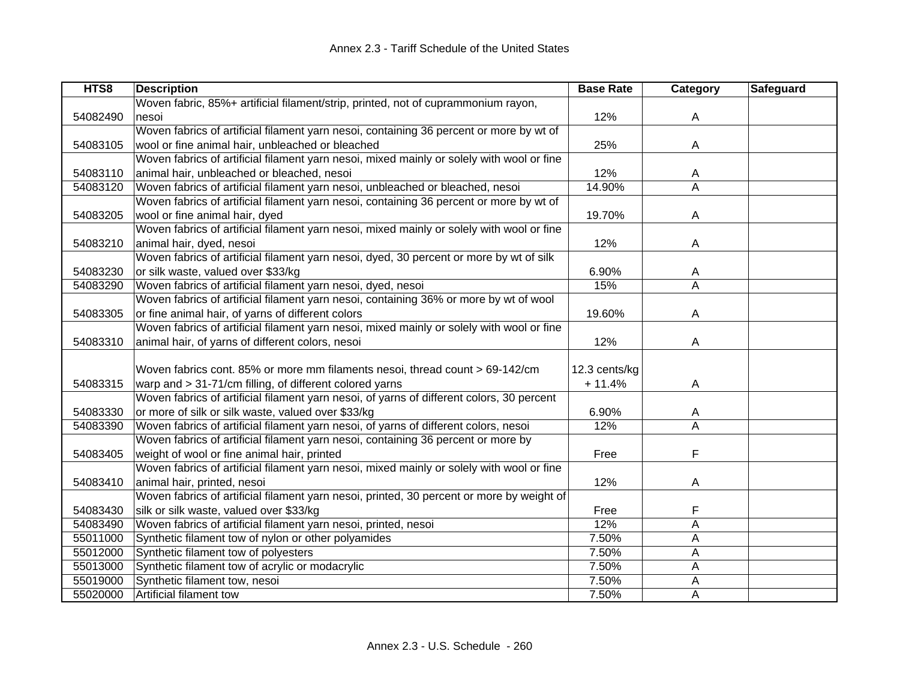| HTS8 | Description | Base Rate | Category | Safeguard |
|---|---|---|---|---|
| 54082490 | Woven fabric, 85%+ artificial filament/strip, printed, not of cuprammonium rayon, nesoi | 12% | A | |
| 54083105 | Woven fabrics of artificial filament yarn nesoi, containing 36 percent or more by wt of wool or fine animal hair, unbleached or bleached | 25% | A | |
| 54083110 | Woven fabrics of artificial filament yarn nesoi, mixed mainly or solely with wool or fine animal hair, unbleached or bleached, nesoi | 12% | A | |
| 54083120 | Woven fabrics of artificial filament yarn nesoi, unbleached or bleached, nesoi | 14.90% | A | |
| 54083205 | Woven fabrics of artificial filament yarn nesoi, containing 36 percent or more by wt of wool or fine animal hair, dyed | 19.70% | A | |
| 54083210 | Woven fabrics of artificial filament yarn nesoi, mixed mainly or solely with wool or fine animal hair, dyed, nesoi | 12% | A | |
| 54083230 | Woven fabrics of artificial filament yarn nesoi, dyed, 30 percent or more by wt of silk or silk waste, valued over $33/kg | 6.90% | A | |
| 54083290 | Woven fabrics of artificial filament yarn nesoi, dyed, nesoi | 15% | A | |
| 54083305 | Woven fabrics of artificial filament yarn nesoi, containing 36% or more by wt of wool or fine animal hair, of yarns of different colors | 19.60% | A | |
| 54083310 | Woven fabrics of artificial filament yarn nesoi, mixed mainly or solely with wool or fine animal hair, of yarns of different colors, nesoi | 12% | A | |
| 54083315 | Woven fabrics cont. 85% or more mm filaments nesoi, thread count > 69-142/cm warp and > 31-71/cm filling, of different colored yarns | 12.3 cents/kg + 11.4% | A | |
| 54083330 | Woven fabrics of artificial filament yarn nesoi, of yarns of different colors, 30 percent or more of silk or silk waste, valued over $33/kg | 6.90% | A | |
| 54083390 | Woven fabrics of artificial filament yarn nesoi, of yarns of different colors, nesoi | 12% | A | |
| 54083405 | Woven fabrics of artificial filament yarn nesoi, containing 36 percent or more by weight of wool or fine animal hair, printed | Free | F | |
| 54083410 | Woven fabrics of artificial filament yarn nesoi, mixed mainly or solely with wool or fine animal hair, printed, nesoi | 12% | A | |
| 54083430 | Woven fabrics of artificial filament yarn nesoi, printed, 30 percent or more by weight of silk or silk waste, valued over $33/kg | Free | F | |
| 54083490 | Woven fabrics of artificial filament yarn nesoi, printed, nesoi | 12% | A | |
| 55011000 | Synthetic filament tow of nylon or other polyamides | 7.50% | A | |
| 55012000 | Synthetic filament tow of polyesters | 7.50% | A | |
| 55013000 | Synthetic filament tow of acrylic or modacrylic | 7.50% | A | |
| 55019000 | Synthetic filament tow, nesoi | 7.50% | A | |
| 55020000 | Artificial filament tow | 7.50% | A | |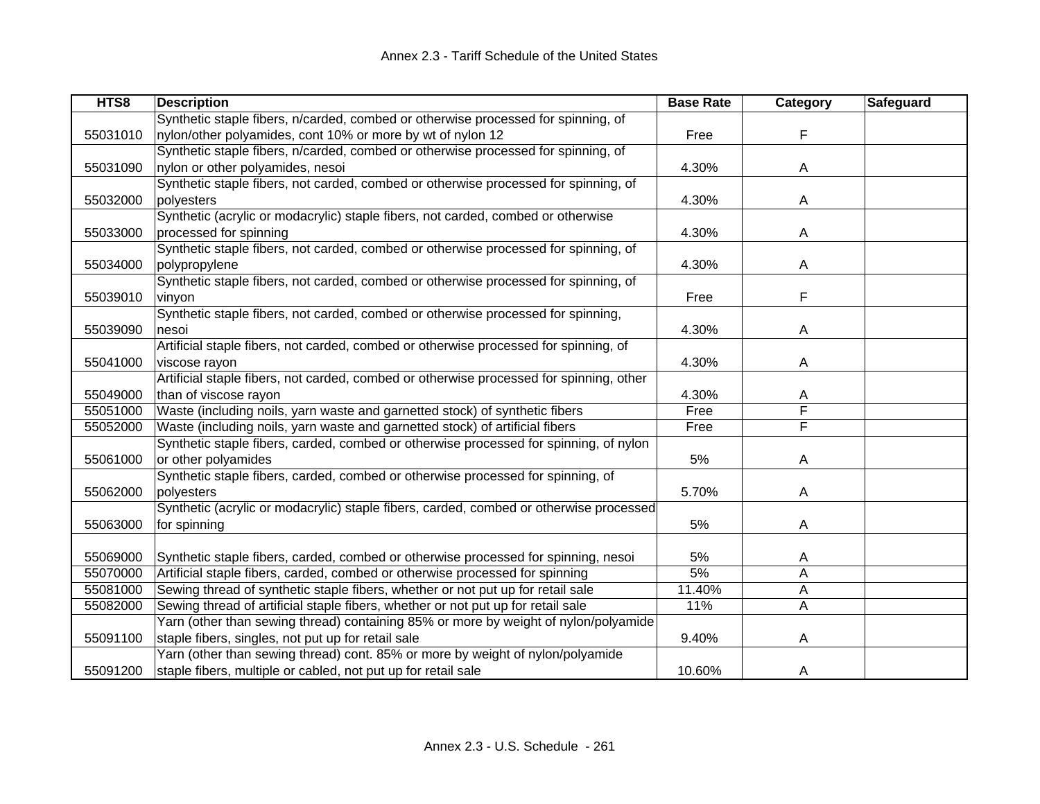| HTS8 | Description | Base Rate | Category | Safeguard |
| --- | --- | --- | --- | --- |
| 55031010 | Synthetic staple fibers, n/carded, combed or otherwise processed for spinning, of nylon/other polyamides, cont 10% or more by wt of nylon 12 | Free | F | |
| 55031090 | Synthetic staple fibers, n/carded, combed or otherwise processed for spinning, of nylon or other polyamides, nesoi | 4.30% | A | |
| 55032000 | Synthetic staple fibers, not carded, combed or otherwise processed for spinning, of polyesters | 4.30% | A | |
| 55033000 | Synthetic (acrylic or modacrylic) staple fibers, not carded, combed or otherwise processed for spinning | 4.30% | A | |
| 55034000 | Synthetic staple fibers, not carded, combed or otherwise processed for spinning, of polypropylene | 4.30% | A | |
| 55039010 | Synthetic staple fibers, not carded, combed or otherwise processed for spinning, of vinyon | Free | F | |
| 55039090 | Synthetic staple fibers, not carded, combed or otherwise processed for spinning, nesoi | 4.30% | A | |
| 55041000 | Artificial staple fibers, not carded, combed or otherwise processed for spinning, of viscose rayon | 4.30% | A | |
| 55049000 | Artificial staple fibers, not carded, combed or otherwise processed for spinning, other than of viscose rayon | 4.30% | A | |
| 55051000 | Waste (including noils, yarn waste and garnetted stock) of synthetic fibers | Free | F | |
| 55052000 | Waste (including noils, yarn waste and garnetted stock) of artificial fibers | Free | F | |
| 55061000 | Synthetic staple fibers, carded, combed or otherwise processed for spinning, of nylon or other polyamides | 5% | A | |
| 55062000 | Synthetic staple fibers, carded, combed or otherwise processed for spinning, of polyesters | 5.70% | A | |
| 55063000 | Synthetic (acrylic or modacrylic) staple fibers, carded, combed or otherwise processed for spinning | 5% | A | |
| 55069000 | Synthetic staple fibers, carded, combed or otherwise processed for spinning, nesoi | 5% | A | |
| 55070000 | Artificial staple fibers, carded, combed or otherwise processed for spinning | 5% | A | |
| 55081000 | Sewing thread of synthetic staple fibers, whether or not put up for retail sale | 11.40% | A | |
| 55082000 | Sewing thread of artificial staple fibers, whether or not put up for retail sale | 11% | A | |
| 55091100 | Yarn (other than sewing thread) containing 85% or more by weight of nylon/polyamide staple fibers, singles, not put up for retail sale | 9.40% | A | |
| 55091200 | Yarn (other than sewing thread) cont. 85% or more by weight of nylon/polyamide staple fibers, multiple or cabled, not put up for retail sale | 10.60% | A | |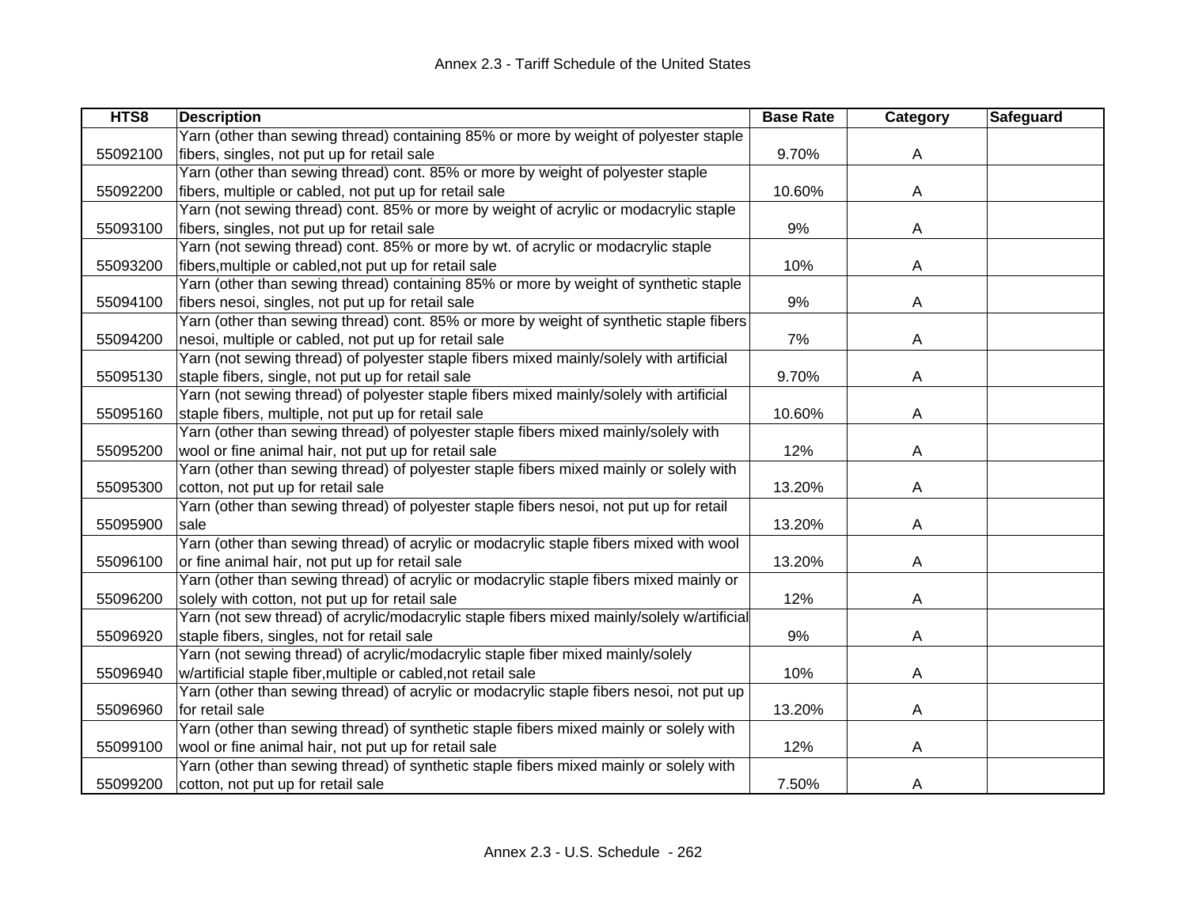| HTS8 | Description | Base Rate | Category | Safeguard |
|---|---|---|---|---|
| 55092100 | Yarn (other than sewing thread) containing 85% or more by weight of polyester staple fibers, singles, not put up for retail sale | 9.70% | A | |
| 55092200 | Yarn (other than sewing thread) cont. 85% or more by weight of polyester staple fibers, multiple or cabled, not put up for retail sale | 10.60% | A | |
| 55093100 | Yarn (not sewing thread) cont. 85% or more by weight of acrylic or modacrylic staple fibers, singles, not put up for retail sale | 9% | A | |
| 55093200 | Yarn (not sewing thread) cont. 85% or more by wt. of acrylic or modacrylic staple fibers,multiple or cabled,not put up for retail sale | 10% | A | |
| 55094100 | Yarn (other than sewing thread) containing 85% or more by weight of synthetic staple fibers nesoi, singles, not put up for retail sale | 9% | A | |
| 55094200 | Yarn (other than sewing thread) cont. 85% or more by weight of synthetic staple fibers nesoi, multiple or cabled, not put up for retail sale | 7% | A | |
| 55095130 | Yarn (not sewing thread) of polyester staple fibers mixed mainly/solely with artificial staple fibers, single, not put up for retail sale | 9.70% | A | |
| 55095160 | Yarn (not sewing thread) of polyester staple fibers mixed mainly/solely with artificial staple fibers, multiple, not put up for retail sale | 10.60% | A | |
| 55095200 | Yarn (other than sewing thread) of polyester staple fibers mixed mainly/solely with wool or fine animal hair, not put up for retail sale | 12% | A | |
| 55095300 | Yarn (other than sewing thread) of polyester staple fibers mixed mainly or solely with cotton, not put up for retail sale | 13.20% | A | |
| 55095900 | Yarn (other than sewing thread) of polyester staple fibers nesoi, not put up for retail sale | 13.20% | A | |
| 55096100 | Yarn (other than sewing thread) of acrylic or modacrylic staple fibers mixed with wool or fine animal hair, not put up for retail sale | 13.20% | A | |
| 55096200 | Yarn (other than sewing thread) of acrylic or modacrylic staple fibers mixed mainly or solely with cotton, not put up for retail sale | 12% | A | |
| 55096920 | Yarn (not sew thread) of acrylic/modacrylic staple fibers mixed mainly/solely w/artificial staple fibers, singles, not for retail sale | 9% | A | |
| 55096940 | Yarn (not sewing thread) of acrylic/modacrylic staple fiber mixed mainly/solely w/artificial staple fiber,multiple or cabled,not retail sale | 10% | A | |
| 55096960 | Yarn (other than sewing thread) of acrylic or modacrylic staple fibers nesoi, not put up for retail sale | 13.20% | A | |
| 55099100 | Yarn (other than sewing thread) of synthetic staple fibers mixed mainly or solely with wool or fine animal hair, not put up for retail sale | 12% | A | |
| 55099200 | Yarn (other than sewing thread) of synthetic staple fibers mixed mainly or solely with cotton, not put up for retail sale | 7.50% | A | |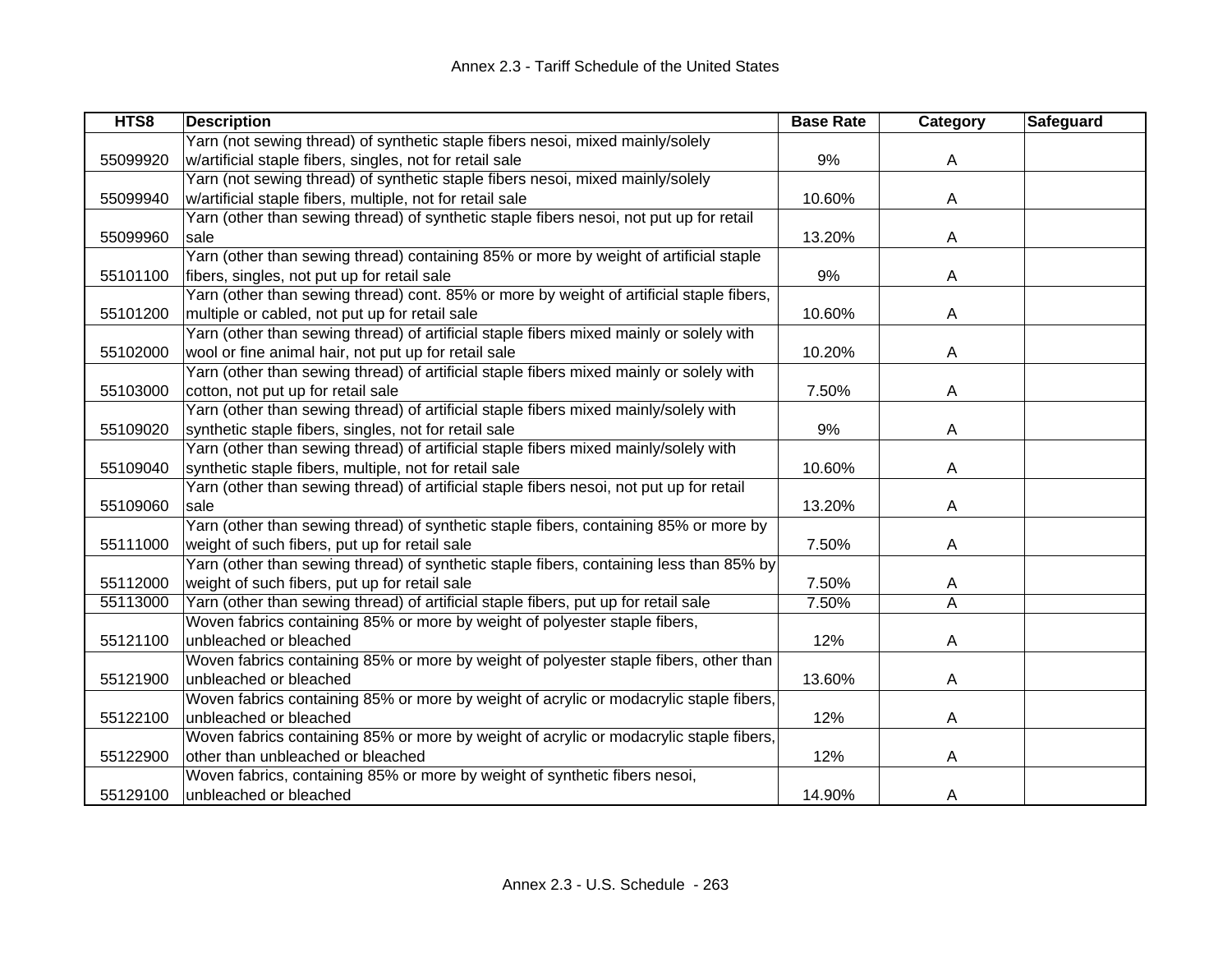| HTS8 | Description | Base Rate | Category | Safeguard |
|---|---|---|---|---|
| 55099920 | Yarn (not sewing thread) of synthetic staple fibers nesoi, mixed mainly/solely w/artificial staple fibers, singles, not for retail sale | 9% | A | |
| 55099940 | Yarn (not sewing thread) of synthetic staple fibers nesoi, mixed mainly/solely w/artificial staple fibers, multiple, not for retail sale | 10.60% | A | |
| 55099960 | Yarn (other than sewing thread) of synthetic staple fibers nesoi, not put up for retail sale | 13.20% | A | |
| 55101100 | Yarn (other than sewing thread) containing 85% or more by weight of artificial staple fibers, singles, not put up for retail sale | 9% | A | |
| 55101200 | Yarn (other than sewing thread) cont. 85% or more by weight of artificial staple fibers, multiple or cabled, not put up for retail sale | 10.60% | A | |
| 55102000 | Yarn (other than sewing thread) of artificial staple fibers mixed mainly or solely with wool or fine animal hair, not put up for retail sale | 10.20% | A | |
| 55103000 | Yarn (other than sewing thread) of artificial staple fibers mixed mainly or solely with cotton, not put up for retail sale | 7.50% | A | |
| 55109020 | Yarn (other than sewing thread) of artificial staple fibers mixed mainly/solely with synthetic staple fibers, singles, not for retail sale | 9% | A | |
| 55109040 | Yarn (other than sewing thread) of artificial staple fibers mixed mainly/solely with synthetic staple fibers, multiple, not for retail sale | 10.60% | A | |
| 55109060 | Yarn (other than sewing thread) of artificial staple fibers nesoi, not put up for retail sale | 13.20% | A | |
| 55111000 | Yarn (other than sewing thread) of synthetic staple fibers, containing 85% or more by weight of such fibers, put up for retail sale | 7.50% | A | |
| 55112000 | Yarn (other than sewing thread) of synthetic staple fibers, containing less than 85% by weight of such fibers, put up for retail sale | 7.50% | A | |
| 55113000 | Yarn (other than sewing thread) of artificial staple fibers, put up for retail sale | 7.50% | A | |
| 55121100 | Woven fabrics containing 85% or more by weight of polyester staple fibers, unbleached or bleached | 12% | A | |
| 55121900 | Woven fabrics containing 85% or more by weight of polyester staple fibers, other than unbleached or bleached | 13.60% | A | |
| 55122100 | Woven fabrics containing 85% or more by weight of acrylic or modacrylic staple fibers, unbleached or bleached | 12% | A | |
| 55122900 | Woven fabrics containing 85% or more by weight of acrylic or modacrylic staple fibers, other than unbleached or bleached | 12% | A | |
| 55129100 | Woven fabrics, containing 85% or more by weight of synthetic fibers nesoi, unbleached or bleached | 14.90% | A | |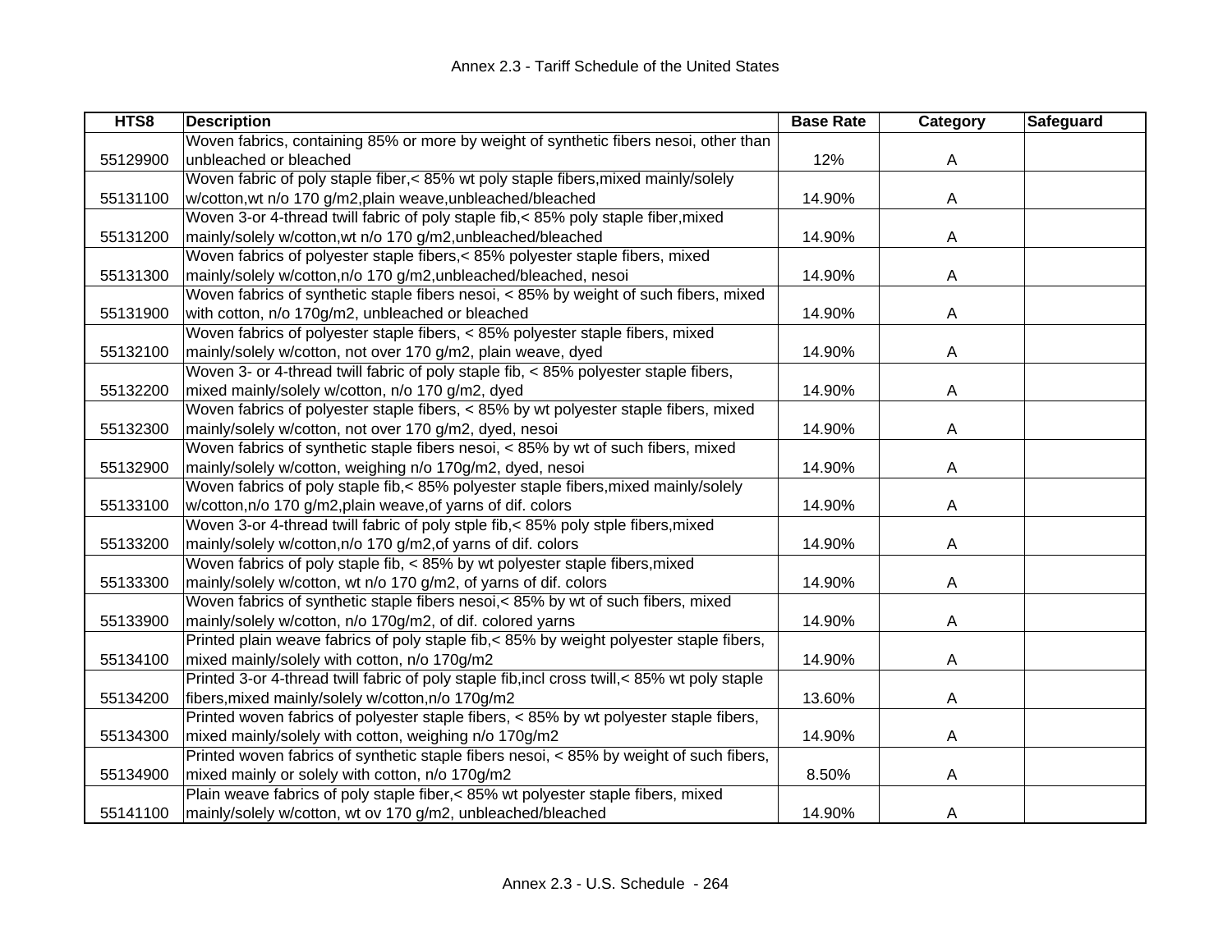Annex 2.3 - Tariff Schedule of the United States

| HTS8 | Description | Base Rate | Category | Safeguard |
|---|---|---|---|---|
| 55129900 | Woven fabrics, containing 85% or more by weight of synthetic fibers nesoi, other than unbleached or bleached | 12% | A | |
| 55131100 | Woven fabric of poly staple fiber,< 85% wt poly staple fibers,mixed mainly/solely w/cotton,wt n/o 170 g/m2,plain weave,unbleached/bleached | 14.90% | A | |
| 55131200 | Woven 3-or 4-thread twill fabric of poly staple fib,< 85% poly staple fiber,mixed mainly/solely w/cotton,wt n/o 170 g/m2,unbleached/bleached | 14.90% | A | |
| 55131300 | Woven fabrics of polyester staple fibers,< 85% polyester staple fibers, mixed mainly/solely w/cotton,n/o 170 g/m2,unbleached/bleached, nesoi | 14.90% | A | |
| 55131900 | Woven fabrics of synthetic staple fibers nesoi, < 85% by weight of such fibers, mixed with cotton, n/o 170g/m2, unbleached or bleached | 14.90% | A | |
| 55132100 | Woven fabrics of polyester staple fibers, < 85% polyester staple fibers, mixed mainly/solely w/cotton, not over 170 g/m2, plain weave, dyed | 14.90% | A | |
| 55132200 | Woven 3- or 4-thread twill fabric of poly staple fib, < 85% polyester staple fibers, mixed mainly/solely w/cotton, n/o 170 g/m2, dyed | 14.90% | A | |
| 55132300 | Woven fabrics of polyester staple fibers, < 85% by wt polyester staple fibers, mixed mainly/solely w/cotton, not over 170 g/m2, dyed, nesoi | 14.90% | A | |
| 55132900 | Woven fabrics of synthetic staple fibers nesoi, < 85% by wt of such fibers, mixed mainly/solely w/cotton, weighing n/o 170g/m2, dyed, nesoi | 14.90% | A | |
| 55133100 | Woven fabrics of poly staple fib,< 85% polyester staple fibers,mixed mainly/solely w/cotton,n/o 170 g/m2,plain weave,of yarns of dif. colors | 14.90% | A | |
| 55133200 | Woven 3-or 4-thread twill fabric of poly stple fib,< 85% poly stple fibers,mixed mainly/solely w/cotton,n/o 170 g/m2,of yarns of dif. colors | 14.90% | A | |
| 55133300 | Woven fabrics of poly staple fib, < 85% by wt polyester staple fibers,mixed mainly/solely w/cotton, wt n/o 170 g/m2, of yarns of dif. colors | 14.90% | A | |
| 55133900 | Woven fabrics of synthetic staple fibers nesoi,< 85% by wt of such fibers, mixed mainly/solely w/cotton, n/o 170g/m2, of dif. colored yarns | 14.90% | A | |
| 55134100 | Printed plain weave fabrics of poly staple fib,< 85% by weight polyester staple fibers, mixed mainly/solely with cotton, n/o 170g/m2 | 14.90% | A | |
| 55134200 | Printed 3-or 4-thread twill fabric of poly staple fib,incl cross twill,< 85% wt poly staple fibers,mixed mainly/solely w/cotton,n/o 170g/m2 | 13.60% | A | |
| 55134300 | Printed woven fabrics of polyester staple fibers, < 85% by wt polyester staple fibers, mixed mainly/solely with cotton, weighing n/o 170g/m2 | 14.90% | A | |
| 55134900 | Printed woven fabrics of synthetic staple fibers nesoi, < 85% by weight of such fibers, mixed mainly or solely with cotton, n/o 170g/m2 | 8.50% | A | |
| 55141100 | Plain weave fabrics of poly staple fiber,< 85% wt polyester staple fibers, mixed mainly/solely w/cotton, wt ov 170 g/m2, unbleached/bleached | 14.90% | A | |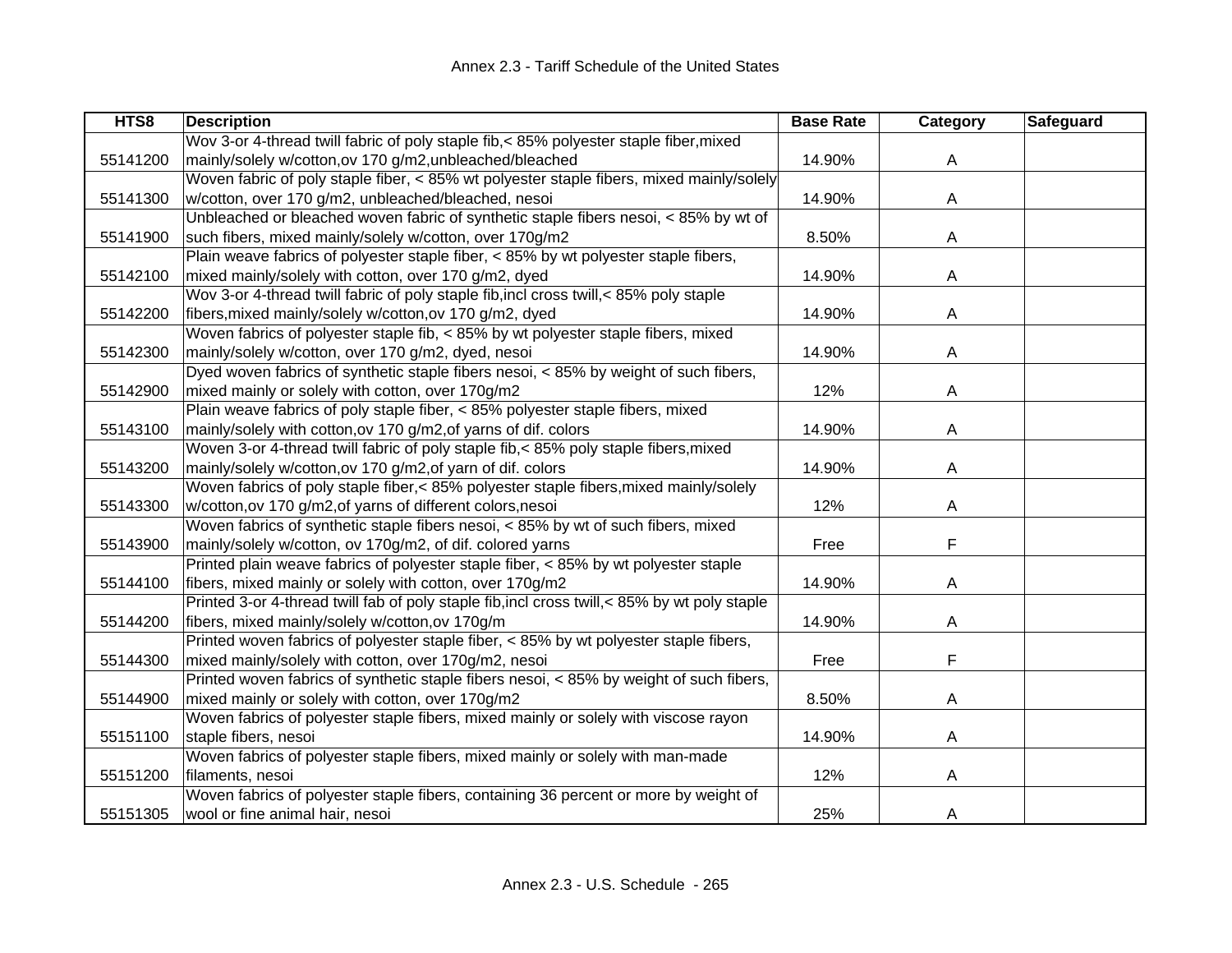| HTS8 | Description | Base Rate | Category | Safeguard |
|---|---|---|---|---|
| 55141200 | Wov 3-or 4-thread twill fabric of poly staple fib,< 85% polyester staple fiber,mixed mainly/solely w/cotton,ov 170 g/m2,unbleached/bleached | 14.90% | A | |
| 55141300 | Woven fabric of poly staple fiber, < 85% wt polyester staple fibers, mixed mainly/solely w/cotton, over 170 g/m2, unbleached/bleached, nesoi | 14.90% | A | |
| 55141900 | Unbleached or bleached woven fabric of synthetic staple fibers nesoi, < 85% by wt of such fibers, mixed mainly/solely w/cotton, over 170g/m2 | 8.50% | A | |
| 55142100 | Plain weave fabrics of polyester staple fiber, < 85% by wt polyester staple fibers, mixed mainly/solely with cotton, over 170 g/m2, dyed | 14.90% | A | |
| 55142200 | Wov 3-or 4-thread twill fabric of poly staple fib,incl cross twill,< 85% poly staple fibers,mixed mainly/solely w/cotton,ov 170 g/m2, dyed | 14.90% | A | |
| 55142300 | Woven fabrics of polyester staple fib, < 85% by wt polyester staple fibers, mixed mainly/solely w/cotton, over 170 g/m2, dyed, nesoi | 14.90% | A | |
| 55142900 | Dyed woven fabrics of synthetic staple fibers nesoi, < 85% by weight of such fibers, mixed mainly or solely with cotton, over 170g/m2 | 12% | A | |
| 55143100 | Plain weave fabrics of poly staple fiber, < 85% polyester staple fibers, mixed mainly/solely with cotton,ov 170 g/m2,of yarns of dif. colors | 14.90% | A | |
| 55143200 | Woven 3-or 4-thread twill fabric of poly staple fib,< 85% poly staple fibers,mixed mainly/solely w/cotton,ov 170 g/m2,of yarn of dif. colors | 14.90% | A | |
| 55143300 | Woven fabrics of poly staple fiber,< 85% polyester staple fibers,mixed mainly/solely w/cotton,ov 170 g/m2,of yarns of different colors,nesoi | 12% | A | |
| 55143900 | Woven fabrics of synthetic staple fibers nesoi, < 85% by wt of such fibers, mixed mainly/solely w/cotton, ov 170g/m2, of dif. colored yarns | Free | F | |
| 55144100 | Printed plain weave fabrics of polyester staple fiber, < 85% by wt polyester staple fibers, mixed mainly or solely with cotton, over 170g/m2 | 14.90% | A | |
| 55144200 | Printed 3-or 4-thread twill fab of poly staple fib,incl cross twill,< 85% by wt poly staple fibers, mixed mainly/solely w/cotton,ov 170g/m | 14.90% | A | |
| 55144300 | Printed woven fabrics of polyester staple fiber, < 85% by wt polyester staple fibers, mixed mainly/solely with cotton, over 170g/m2, nesoi | Free | F | |
| 55144900 | Printed woven fabrics of synthetic staple fibers nesoi, < 85% by weight of such fibers, mixed mainly or solely with cotton, over 170g/m2 | 8.50% | A | |
| 55151100 | Woven fabrics of polyester staple fibers, mixed mainly or solely with viscose rayon staple fibers, nesoi | 14.90% | A | |
| 55151200 | Woven fabrics of polyester staple fibers, mixed mainly or solely with man-made filaments, nesoi | 12% | A | |
| 55151305 | Woven fabrics of polyester staple fibers, containing 36 percent or more by weight of wool or fine animal hair, nesoi | 25% | A | |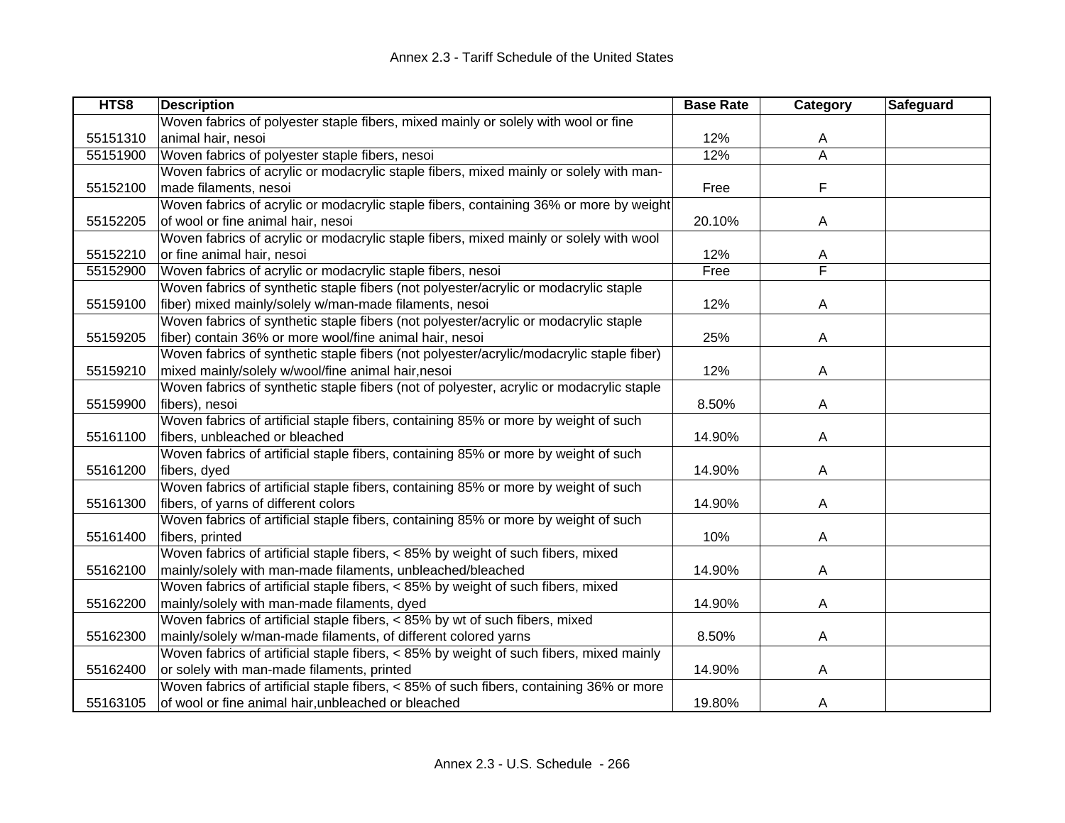| HTS8 | Description | Base Rate | Category | Safeguard |
|---|---|---|---|---|
| 55151310 | Woven fabrics of polyester staple fibers, mixed mainly or solely with wool or fine animal hair, nesoi | 12% | A | |
| 55151900 | Woven fabrics of polyester staple fibers, nesoi | 12% | A | |
| 55152100 | Woven fabrics of acrylic or modacrylic staple fibers, mixed mainly or solely with man-made filaments, nesoi | Free | F | |
| 55152205 | Woven fabrics of acrylic or modacrylic staple fibers, containing 36% or more by weight of wool or fine animal hair, nesoi | 20.10% | A | |
| 55152210 | Woven fabrics of acrylic or modacrylic staple fibers, mixed mainly or solely with wool or fine animal hair, nesoi | 12% | A | |
| 55152900 | Woven fabrics of acrylic or modacrylic staple fibers, nesoi | Free | F | |
| 55159100 | Woven fabrics of synthetic staple fibers (not polyester/acrylic or modacrylic staple fiber) mixed mainly/solely w/man-made filaments, nesoi | 12% | A | |
| 55159205 | Woven fabrics of synthetic staple fibers (not polyester/acrylic or modacrylic staple fiber) contain 36% or more wool/fine animal hair, nesoi | 25% | A | |
| 55159210 | Woven fabrics of synthetic staple fibers (not polyester/acrylic/modacrylic staple fiber) mixed mainly/solely w/wool/fine animal hair,nesoi | 12% | A | |
| 55159900 | Woven fabrics of synthetic staple fibers (not of polyester, acrylic or modacrylic staple fibers), nesoi | 8.50% | A | |
| 55161100 | Woven fabrics of artificial staple fibers, containing 85% or more by weight of such fibers, unbleached or bleached | 14.90% | A | |
| 55161200 | Woven fabrics of artificial staple fibers, containing 85% or more by weight of such fibers, dyed | 14.90% | A | |
| 55161300 | Woven fabrics of artificial staple fibers, containing 85% or more by weight of such fibers, of yarns of different colors | 14.90% | A | |
| 55161400 | Woven fabrics of artificial staple fibers, containing 85% or more by weight of such fibers, printed | 10% | A | |
| 55162100 | Woven fabrics of artificial staple fibers, < 85% by weight of such fibers, mixed mainly/solely with man-made filaments, unbleached/bleached | 14.90% | A | |
| 55162200 | Woven fabrics of artificial staple fibers, < 85% by weight of such fibers, mixed mainly/solely with man-made filaments, dyed | 14.90% | A | |
| 55162300 | Woven fabrics of artificial staple fibers, < 85% by wt of such fibers, mixed mainly/solely w/man-made filaments, of different colored yarns | 8.50% | A | |
| 55162400 | Woven fabrics of artificial staple fibers, < 85% by weight of such fibers, mixed mainly or solely with man-made filaments, printed | 14.90% | A | |
| 55163105 | Woven fabrics of artificial staple fibers, < 85% of such fibers, containing 36% or more of wool or fine animal hair,unbleached or bleached | 19.80% | A | |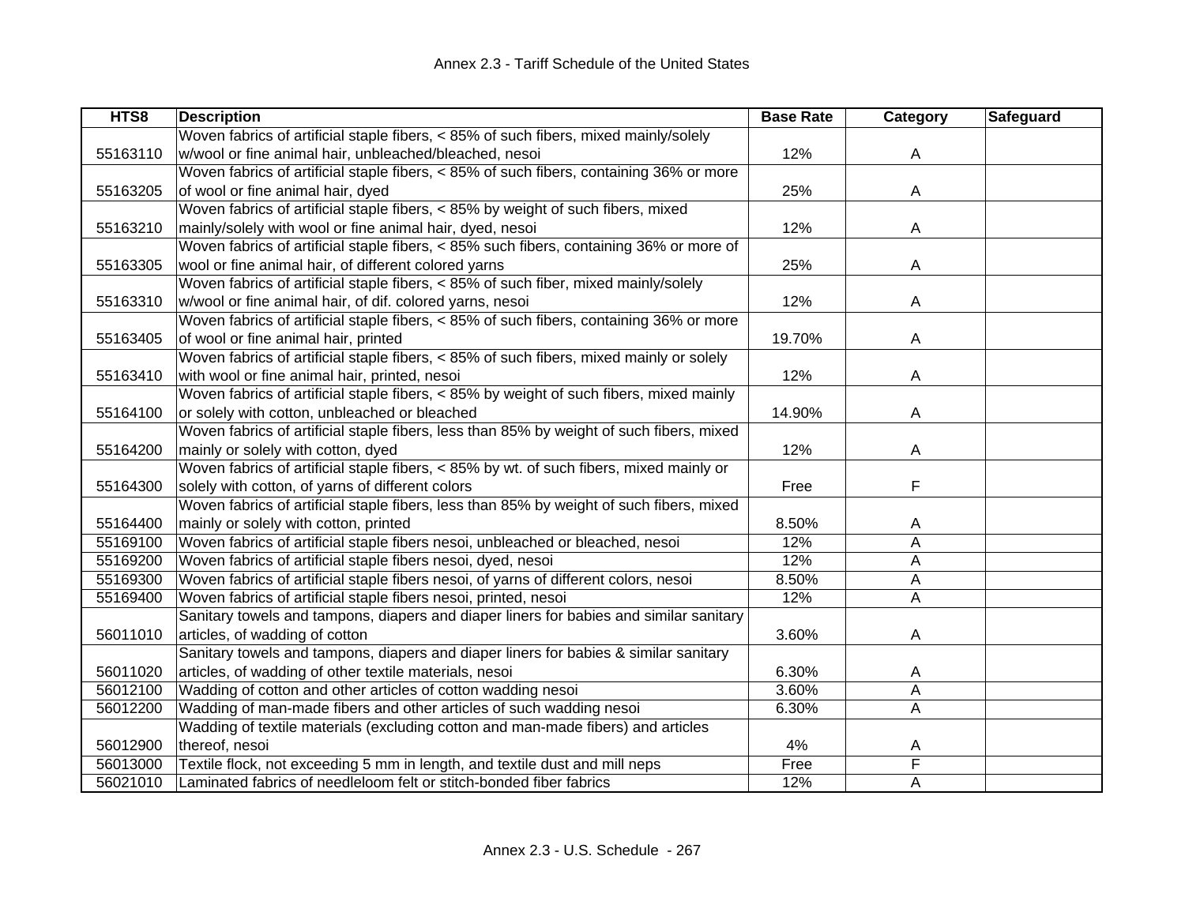| HTS8 | Description | Base Rate | Category | Safeguard |
|---|---|---|---|---|
| 55163110 | Woven fabrics of artificial staple fibers, < 85% of such fibers, mixed mainly/solely w/wool or fine animal hair, unbleached/bleached, nesoi | 12% | A | |
| 55163205 | Woven fabrics of artificial staple fibers, < 85% of such fibers, containing 36% or more of wool or fine animal hair, dyed | 25% | A | |
| 55163210 | Woven fabrics of artificial staple fibers, < 85% by weight of such fibers, mixed mainly/solely with wool or fine animal hair, dyed, nesoi | 12% | A | |
| 55163305 | Woven fabrics of artificial staple fibers, < 85% such fibers, containing 36% or more of wool or fine animal hair, of different colored yarns | 25% | A | |
| 55163310 | Woven fabrics of artificial staple fibers, < 85% of such fiber, mixed mainly/solely w/wool or fine animal hair, of dif. colored yarns, nesoi | 12% | A | |
| 55163405 | Woven fabrics of artificial staple fibers, < 85% of such fibers, containing 36% or more of wool or fine animal hair, printed | 19.70% | A | |
| 55163410 | Woven fabrics of artificial staple fibers, < 85% of such fibers, mixed mainly or solely with wool or fine animal hair, printed, nesoi | 12% | A | |
| 55164100 | Woven fabrics of artificial staple fibers, < 85% by weight of such fibers, mixed mainly or solely with cotton, unbleached or bleached | 14.90% | A | |
| 55164200 | Woven fabrics of artificial staple fibers, less than 85% by weight of such fibers, mixed mainly or solely with cotton, dyed | 12% | A | |
| 55164300 | Woven fabrics of artificial staple fibers, < 85% by wt. of such fibers, mixed mainly or solely with cotton, of yarns of different colors | Free | F | |
| 55164400 | Woven fabrics of artificial staple fibers, less than 85% by weight of such fibers, mixed mainly or solely with cotton, printed | 8.50% | A | |
| 55169100 | Woven fabrics of artificial staple fibers nesoi, unbleached or bleached, nesoi | 12% | A | |
| 55169200 | Woven fabrics of artificial staple fibers nesoi, dyed, nesoi | 12% | A | |
| 55169300 | Woven fabrics of artificial staple fibers nesoi, of yarns of different colors, nesoi | 8.50% | A | |
| 55169400 | Woven fabrics of artificial staple fibers nesoi, printed, nesoi | 12% | A | |
| 56011010 | Sanitary towels and tampons, diapers and diaper liners for babies and similar sanitary articles, of wadding of cotton | 3.60% | A | |
| 56011020 | Sanitary towels and tampons, diapers and diaper liners for babies & similar sanitary articles, of wadding of other textile materials, nesoi | 6.30% | A | |
| 56012100 | Wadding of cotton and other articles of cotton wadding nesoi | 3.60% | A | |
| 56012200 | Wadding of man-made fibers and other articles of such wadding nesoi | 6.30% | A | |
| 56012900 | Wadding of textile materials (excluding cotton and man-made fibers) and articles thereof, nesoi | 4% | A | |
| 56013000 | Textile flock, not exceeding 5 mm in length, and textile dust and mill neps | Free | F | |
| 56021010 | Laminated fabrics of needleloom felt or stitch-bonded fiber fabrics | 12% | A | |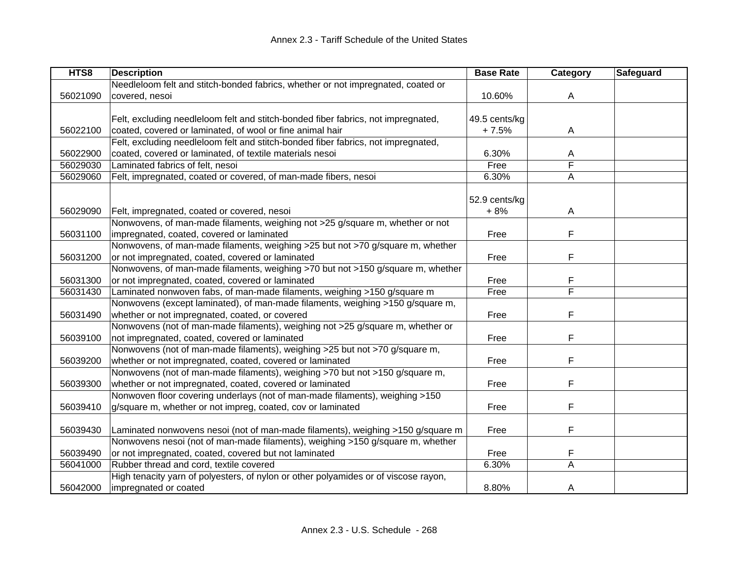| HTS8 | Description | Base Rate | Category | Safeguard |
|---|---|---|---|---|
| 56021090 | Needleloom felt and stitch-bonded fabrics, whether or not impregnated, coated or covered, nesoi | 10.60% | A | |
| 56022100 | Felt, excluding needleloom felt and stitch-bonded fiber fabrics, not impregnated, coated, covered or laminated, of wool or fine animal hair | 49.5 cents/kg + 7.5% | A | |
| 56022900 | Felt, excluding needleloom felt and stitch-bonded fiber fabrics, not impregnated, coated, covered or laminated, of textile materials nesoi | 6.30% | A | |
| 56029030 | Laminated fabrics of felt, nesoi | Free | F | |
| 56029060 | Felt, impregnated, coated or covered, of man-made fibers, nesoi | 6.30% | A | |
| 56029090 | Felt, impregnated, coated or covered, nesoi | 52.9 cents/kg + 8% | A | |
| 56031100 | Nonwovens, of man-made filaments, weighing not >25 g/square m, whether or not impregnated, coated, covered or laminated | Free | F | |
| 56031200 | Nonwovens, of man-made filaments, weighing >25 but not >70 g/square m, whether or not impregnated, coated, covered or laminated | Free | F | |
| 56031300 | Nonwovens, of man-made filaments, weighing >70 but not >150 g/square m, whether or not impregnated, coated, covered or laminated | Free | F | |
| 56031430 | Laminated nonwoven fabs, of man-made filaments, weighing >150 g/square m | Free | F | |
| 56031490 | Nonwovens (except laminated), of man-made filaments, weighing >150 g/square m, whether or not impregnated, coated, or covered | Free | F | |
| 56039100 | Nonwovens (not of man-made filaments), weighing not >25 g/square m, whether or not impregnated, coated, covered or laminated | Free | F | |
| 56039200 | Nonwovens (not of man-made filaments), weighing >25 but not >70 g/square m, whether or not impregnated, coated, covered or laminated | Free | F | |
| 56039300 | Nonwovens (not of man-made filaments), weighing >70 but not >150 g/square m, whether or not impregnated, coated, covered or laminated | Free | F | |
| 56039410 | Nonwoven floor covering underlays (not of man-made filaments), weighing >150 g/square m, whether or not impreg, coated, cov or laminated | Free | F | |
| 56039430 | Laminated nonwovens nesoi (not of man-made filaments), weighing >150 g/square m | Free | F | |
| 56039490 | Nonwovens nesoi (not of man-made filaments), weighing >150 g/square m, whether or not impregnated, coated, covered but not laminated | Free | F | |
| 56041000 | Rubber thread and cord, textile covered | 6.30% | A | |
| 56042000 | High tenacity yarn of polyesters, of nylon or other polyamides or of viscose rayon, impregnated or coated | 8.80% | A | |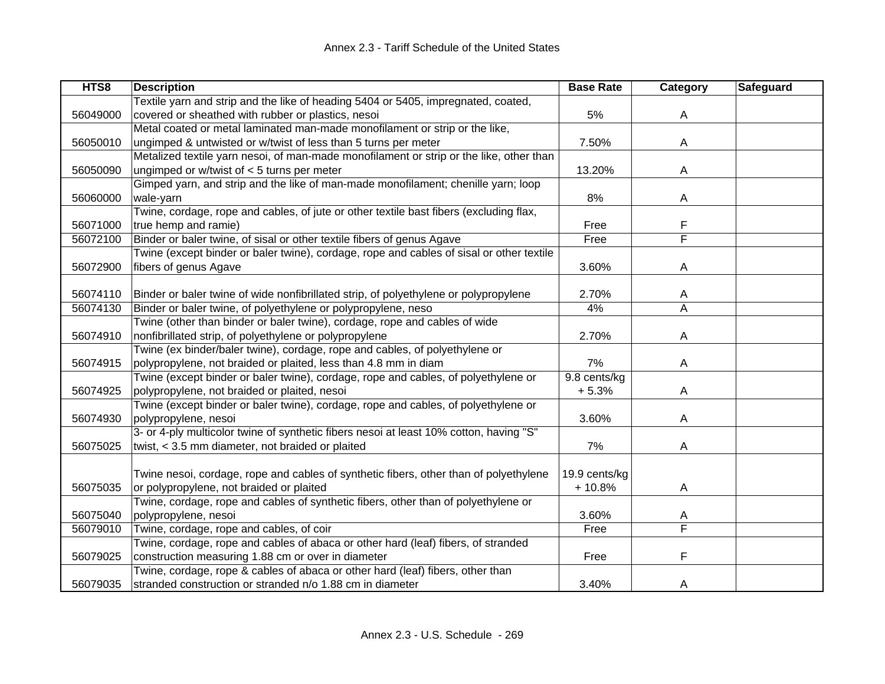| HTS8 | Description | Base Rate | Category | Safeguard |
|---|---|---|---|---|
| 56049000 | Textile yarn and strip and the like of heading 5404 or 5405, impregnated, coated, covered or sheathed with rubber or plastics, nesoi | 5% | A | |
| 56050010 | Metal coated or metal laminated man-made monofilament or strip or the like, ungimped & untwisted or w/twist of less than 5 turns per meter | 7.50% | A | |
| 56050090 | Metalized textile yarn nesoi, of man-made monofilament or strip or the like, other than ungimped or w/twist of < 5 turns per meter | 13.20% | A | |
| 56060000 | Gimped yarn, and strip and the like of man-made monofilament; chenille yarn; loop wale-yarn | 8% | A | |
| 56071000 | Twine, cordage, rope and cables, of jute or other textile bast fibers (excluding flax, true hemp and ramie) | Free | F | |
| 56072100 | Binder or baler twine, of sisal or other textile fibers of genus Agave | Free | F | |
| 56072900 | Twine (except binder or baler twine), cordage, rope and cables of sisal or other textile fibers of genus Agave | 3.60% | A | |
| 56074110 | Binder or baler twine of wide nonfibrillated strip, of polyethylene or polypropylene | 2.70% | A | |
| 56074130 | Binder or baler twine, of polyethylene or polypropylene, neso | 4% | A | |
| 56074910 | Twine (other than binder or baler twine), cordage, rope and cables of wide nonfibrillated strip, of polyethylene or polypropylene | 2.70% | A | |
| 56074915 | Twine (ex binder/baler twine), cordage, rope and cables, of polyethylene or polypropylene, not braided or plaited, less than 4.8 mm in diam | 7% | A | |
| 56074925 | Twine (except binder or baler twine), cordage, rope and cables, of polyethylene or polypropylene, not braided or plaited, nesoi | 9.8 cents/kg + 5.3% | A | |
| 56074930 | Twine (except binder or baler twine), cordage, rope and cables, of polyethylene or polypropylene, nesoi | 3.60% | A | |
| 56075025 | 3- or 4-ply multicolor twine of synthetic fibers nesoi at least 10% cotton, having "S" twist, < 3.5 mm diameter, not braided or plaited | 7% | A | |
| 56075035 | Twine nesoi, cordage, rope and cables of synthetic fibers, other than of polyethylene or polypropylene, not braided or plaited | 19.9 cents/kg + 10.8% | A | |
| 56075040 | Twine, cordage, rope and cables of synthetic fibers, other than of polyethylene or polypropylene, nesoi | 3.60% | A | |
| 56079010 | Twine, cordage, rope and cables, of coir | Free | F | |
| 56079025 | Twine, cordage, rope and cables of abaca or other hard (leaf) fibers, of stranded construction measuring 1.88 cm or over in diameter | Free | F | |
| 56079035 | Twine, cordage, rope & cables of abaca or other hard (leaf) fibers, other than stranded construction or stranded n/o 1.88 cm in diameter | 3.40% | A | |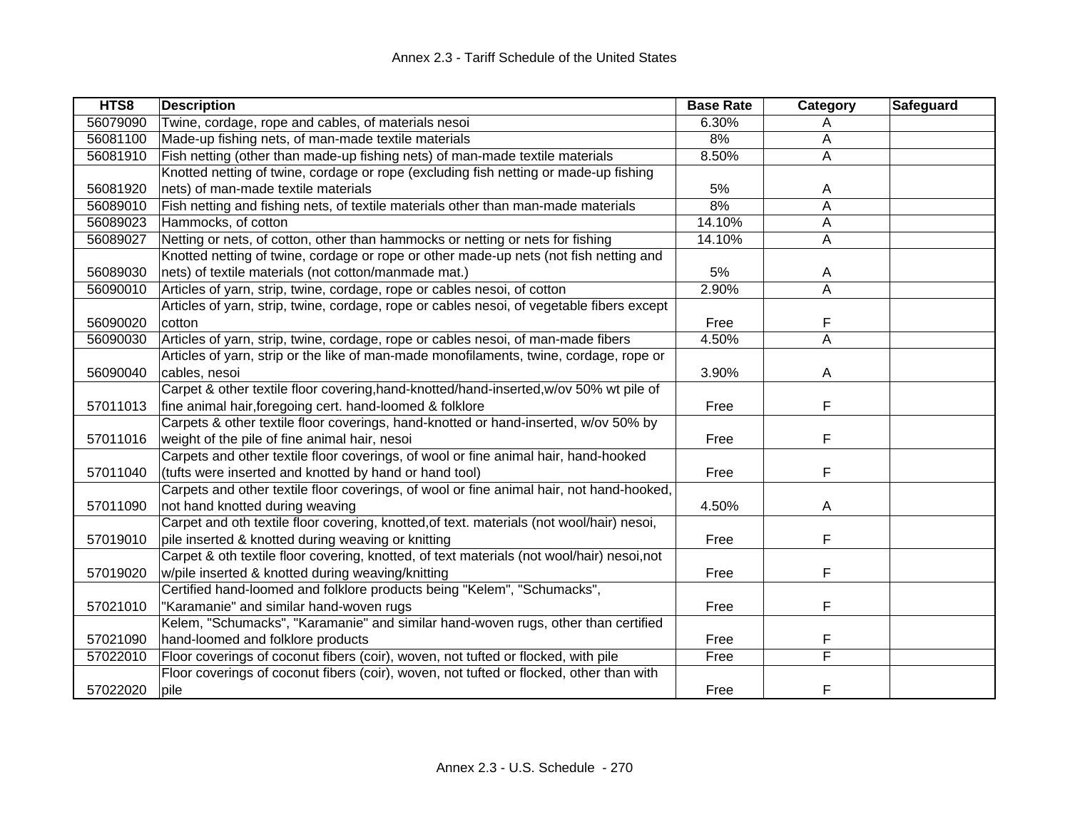| HTS8 | Description | Base Rate | Category | Safeguard |
|---|---|---|---|---|
| 56079090 | Twine, cordage, rope and cables, of materials nesoi | 6.30% | A | |
| 56081100 | Made-up fishing nets, of man-made textile materials | 8% | A | |
| 56081910 | Fish netting (other than made-up fishing nets) of man-made textile materials | 8.50% | A | |
| 56081920 | Knotted netting of twine, cordage or rope (excluding fish netting or made-up fishing nets) of man-made textile materials | 5% | A | |
| 56089010 | Fish netting and fishing nets, of textile materials other than man-made materials | 8% | A | |
| 56089023 | Hammocks, of cotton | 14.10% | A | |
| 56089027 | Netting or nets, of cotton, other than hammocks or netting or nets for fishing | 14.10% | A | |
| 56089030 | Knotted netting of twine, cordage or rope or other made-up nets (not fish netting and nets) of textile materials (not cotton/manmade mat.) | 5% | A | |
| 56090010 | Articles of yarn, strip, twine, cordage, rope or cables nesoi, of cotton | 2.90% | A | |
| 56090020 | Articles of yarn, strip, twine, cordage, rope or cables nesoi, of vegetable fibers except cotton | Free | F | |
| 56090030 | Articles of yarn, strip, twine, cordage, rope or cables nesoi, of man-made fibers | 4.50% | A | |
| 56090040 | Articles of yarn, strip or the like of man-made monofilaments, twine, cordage, rope or cables, nesoi | 3.90% | A | |
| 57011013 | Carpet & other textile floor covering,hand-knotted/hand-inserted,w/ov 50% wt pile of fine animal hair,foregoing cert. hand-loomed & folklore | Free | F | |
| 57011016 | Carpets & other textile floor coverings, hand-knotted or hand-inserted, w/ov 50% by weight of the pile of fine animal hair, nesoi | Free | F | |
| 57011040 | Carpets and other textile floor coverings, of wool or fine animal hair, hand-hooked (tufts were inserted and knotted by hand or hand tool) | Free | F | |
| 57011090 | Carpets and other textile floor coverings, of wool or fine animal hair, not hand-hooked, not hand knotted during weaving | 4.50% | A | |
| 57019010 | Carpet and oth textile floor covering, knotted,of text. materials (not wool/hair) nesoi, pile inserted & knotted during weaving or knitting | Free | F | |
| 57019020 | Carpet & oth textile floor covering, knotted, of text materials (not wool/hair) nesoi,not w/pile inserted & knotted during weaving/knitting | Free | F | |
| 57021010 | Certified hand-loomed and folklore products being "Kelem", "Schumacks", "Karamanie" and similar hand-woven rugs | Free | F | |
| 57021090 | Kelem, "Schumacks", "Karamanie" and similar hand-woven rugs, other than certified hand-loomed and folklore products | Free | F | |
| 57022010 | Floor coverings of coconut fibers (coir), woven, not tufted or flocked, with pile | Free | F | |
| 57022020 | Floor coverings of coconut fibers (coir), woven, not tufted or flocked, other than with pile | Free | F | |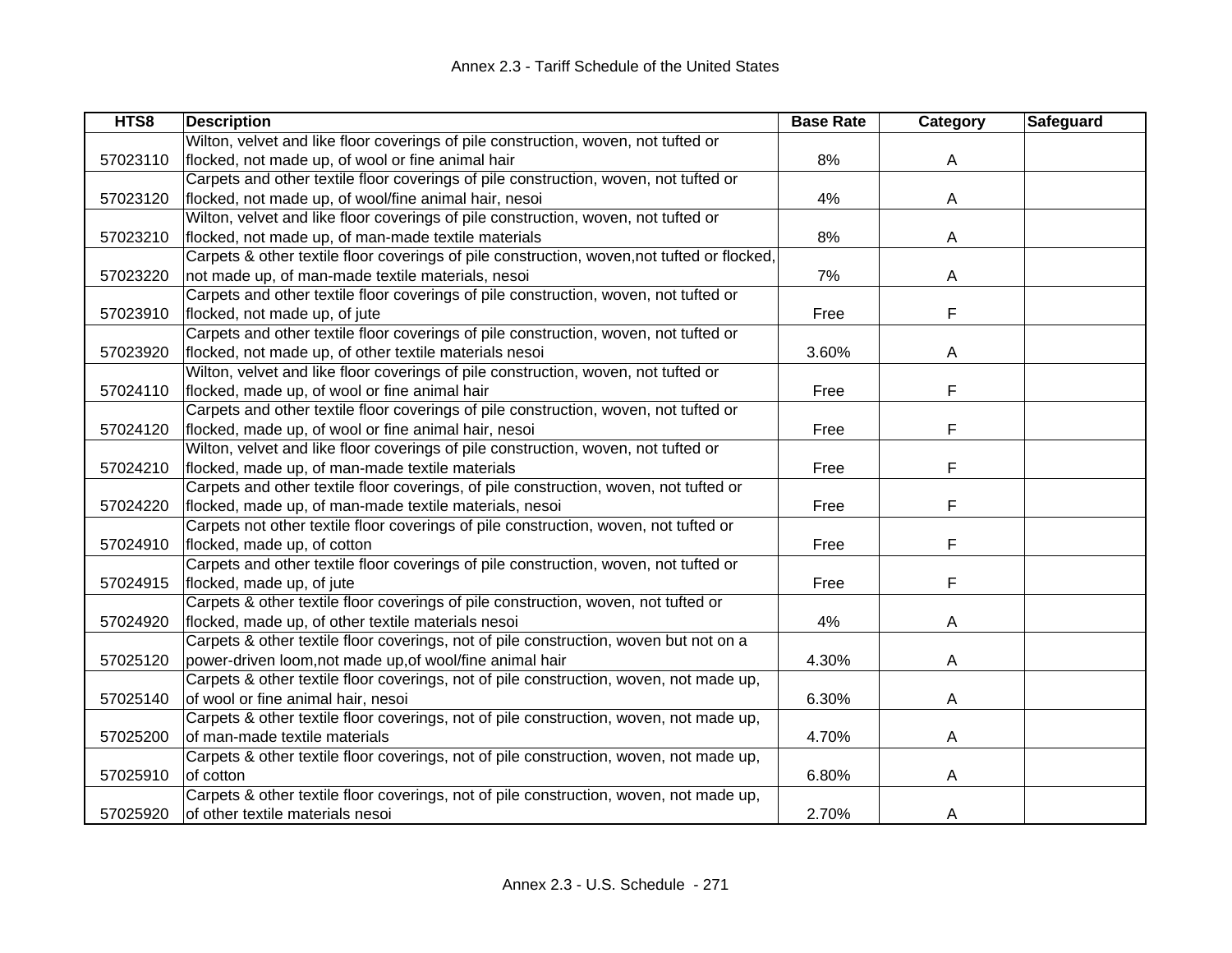| HTS8 | Description | Base Rate | Category | Safeguard |
|---|---|---|---|---|
| 57023110 | Wilton, velvet and like floor coverings of pile construction, woven, not tufted or flocked, not made up, of wool or fine animal hair | 8% | A | |
| 57023120 | Carpets and other textile floor coverings of pile construction, woven, not tufted or flocked, not made up, of wool/fine animal hair, nesoi | 4% | A | |
| 57023210 | Wilton, velvet and like floor coverings of pile construction, woven, not tufted or flocked, not made up, of man-made textile materials | 8% | A | |
| 57023220 | Carpets & other textile floor coverings of pile construction, woven,not tufted or flocked, not made up, of man-made textile materials, nesoi | 7% | A | |
| 57023910 | Carpets and other textile floor coverings of pile construction, woven, not tufted or flocked, not made up, of jute | Free | F | |
| 57023920 | Carpets and other textile floor coverings of pile construction, woven, not tufted or flocked, not made up, of other textile materials nesoi | 3.60% | A | |
| 57024110 | Wilton, velvet and like floor coverings of pile construction, woven, not tufted or flocked, made up, of wool or fine animal hair | Free | F | |
| 57024120 | Carpets and other textile floor coverings of pile construction, woven, not tufted or flocked, made up, of wool or fine animal hair, nesoi | Free | F | |
| 57024210 | Wilton, velvet and like floor coverings of pile construction, woven, not tufted or flocked, made up, of man-made textile materials | Free | F | |
| 57024220 | Carpets and other textile floor coverings, of pile construction, woven, not tufted or flocked, made up, of man-made textile materials, nesoi | Free | F | |
| 57024910 | Carpets not other textile floor coverings of pile construction, woven, not tufted or flocked, made up, of cotton | Free | F | |
| 57024915 | Carpets and other textile floor coverings of pile construction, woven, not tufted or flocked, made up, of jute | Free | F | |
| 57024920 | Carpets & other textile floor coverings of pile construction, woven, not tufted or flocked, made up, of other textile materials nesoi | 4% | A | |
| 57025120 | Carpets & other textile floor coverings, not of pile construction, woven but not on a power-driven loom,not made up,of wool/fine animal hair | 4.30% | A | |
| 57025140 | Carpets & other textile floor coverings, not of pile construction, woven, not made up, of wool or fine animal hair, nesoi | 6.30% | A | |
| 57025200 | Carpets & other textile floor coverings, not of pile construction, woven, not made up, of man-made textile materials | 4.70% | A | |
| 57025910 | Carpets & other textile floor coverings, not of pile construction, woven, not made up, of cotton | 6.80% | A | |
| 57025920 | Carpets & other textile floor coverings, not of pile construction, woven, not made up, of other textile materials nesoi | 2.70% | A | |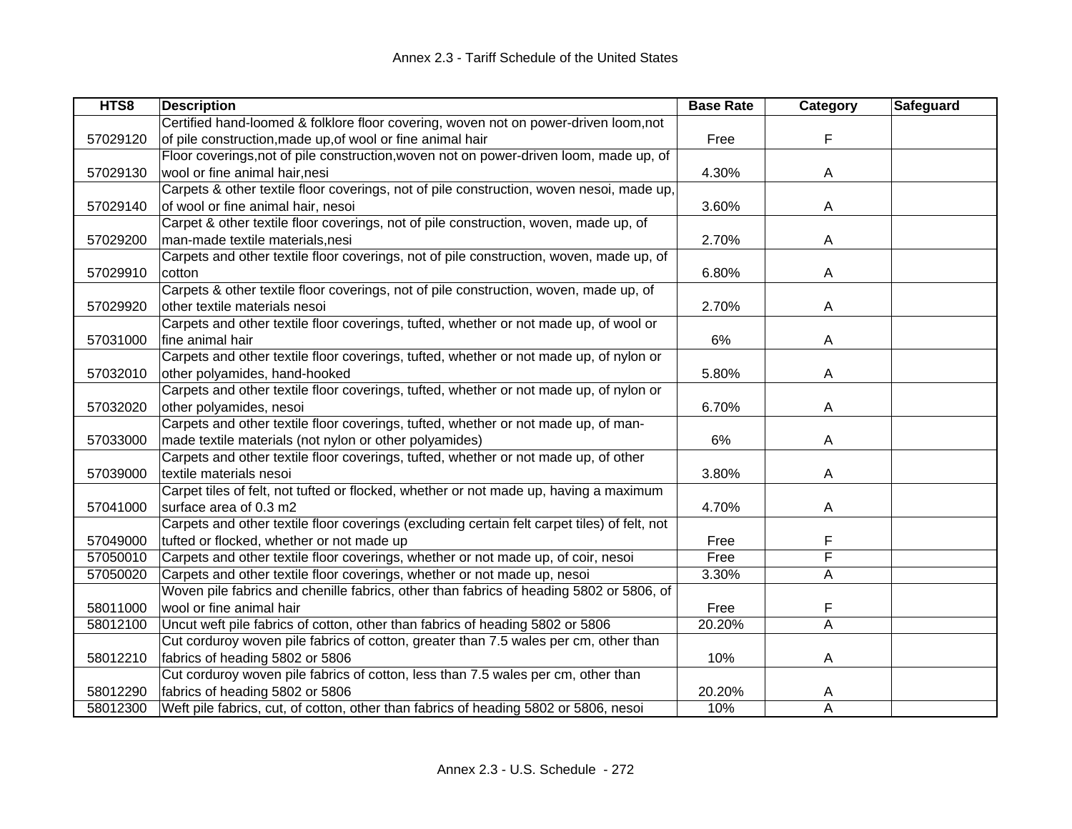| HTS8 | Description | Base Rate | Category | Safeguard |
|---|---|---|---|---|
| 57029120 | Certified hand-loomed & folklore floor covering, woven not on power-driven loom,not of pile construction,made up,of wool or fine animal hair | Free | F | |
| 57029130 | Floor coverings,not of pile construction,woven not on power-driven loom, made up, of wool or fine animal hair,nesi | 4.30% | A | |
| 57029140 | Carpets & other textile floor coverings, not of pile construction, woven nesoi, made up, of wool or fine animal hair, nesoi | 3.60% | A | |
| 57029200 | Carpet & other textile floor coverings, not of pile construction, woven, made up, of man-made textile materials,nesi | 2.70% | A | |
| 57029910 | Carpets and other textile floor coverings, not of pile construction, woven, made up, of cotton | 6.80% | A | |
| 57029920 | Carpets & other textile floor coverings, not of pile construction, woven, made up, of other textile materials nesoi | 2.70% | A | |
| 57031000 | Carpets and other textile floor coverings, tufted, whether or not made up, of wool or fine animal hair | 6% | A | |
| 57032010 | Carpets and other textile floor coverings, tufted, whether or not made up, of nylon or other polyamides, hand-hooked | 5.80% | A | |
| 57032020 | Carpets and other textile floor coverings, tufted, whether or not made up, of nylon or other polyamides, nesoi | 6.70% | A | |
| 57033000 | Carpets and other textile floor coverings, tufted, whether or not made up, of man-made textile materials (not nylon or other polyamides) | 6% | A | |
| 57039000 | Carpets and other textile floor coverings, tufted, whether or not made up, of other textile materials nesoi | 3.80% | A | |
| 57041000 | Carpet tiles of felt, not tufted or flocked, whether or not made up, having a maximum surface area of 0.3 m2 | 4.70% | A | |
| 57049000 | Carpets and other textile floor coverings (excluding certain felt carpet tiles) of felt, not tufted or flocked, whether or not made up | Free | F | |
| 57050010 | Carpets and other textile floor coverings, whether or not made up, of coir, nesoi | Free | F | |
| 57050020 | Carpets and other textile floor coverings, whether or not made up, nesoi | 3.30% | A | |
| 58011000 | Woven pile fabrics and chenille fabrics, other than fabrics of heading 5802 or 5806, of wool or fine animal hair | Free | F | |
| 58012100 | Uncut weft pile fabrics of cotton, other than fabrics of heading 5802 or 5806 | 20.20% | A | |
| 58012210 | Cut corduroy woven pile fabrics of cotton, greater than 7.5 wales per cm, other than fabrics of heading 5802 or 5806 | 10% | A | |
| 58012290 | Cut corduroy woven pile fabrics of cotton, less than 7.5 wales per cm, other than fabrics of heading 5802 or 5806 | 20.20% | A | |
| 58012300 | Weft pile fabrics, cut, of cotton, other than fabrics of heading 5802 or 5806, nesoi | 10% | A | |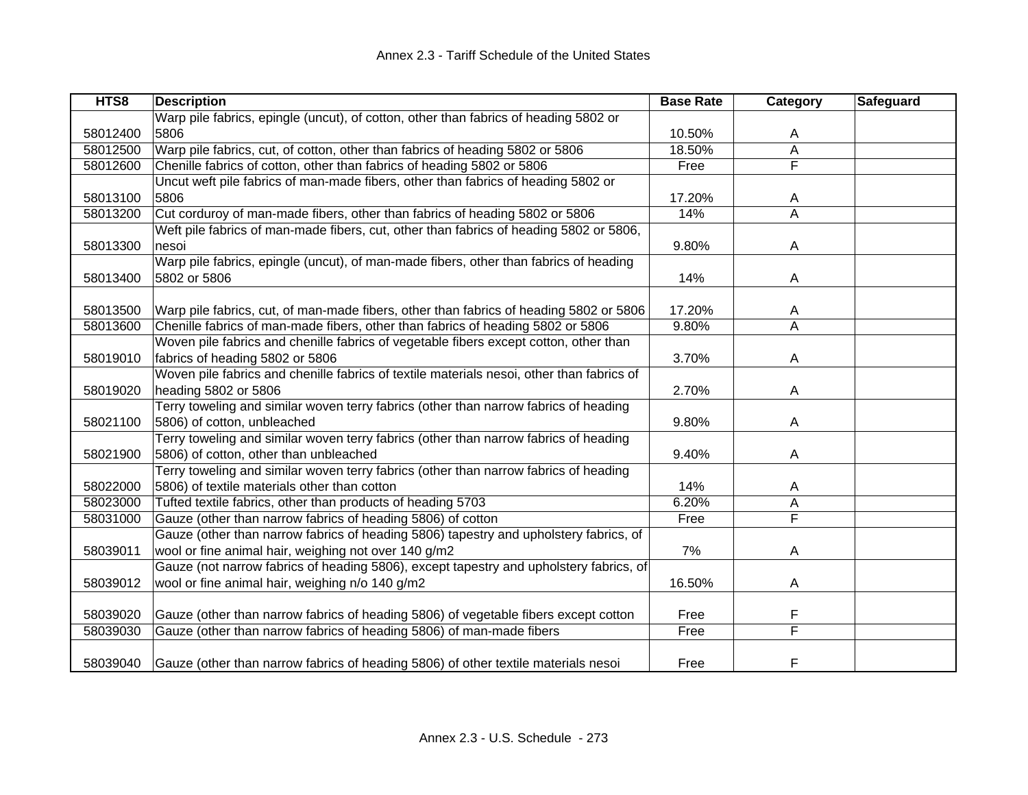| HTS8 | Description | Base Rate | Category | Safeguard |
|---|---|---|---|---|
| 58012400 | Warp pile fabrics, epingle (uncut), of cotton, other than fabrics of heading 5802 or 5806 | 10.50% | A | |
| 58012500 | Warp pile fabrics, cut, of cotton, other than fabrics of heading 5802 or 5806 | 18.50% | A | |
| 58012600 | Chenille fabrics of cotton, other than fabrics of heading 5802 or 5806 | Free | F | |
| 58013100 | Uncut weft pile fabrics of man-made fibers, other than fabrics of heading 5802 or 5806 | 17.20% | A | |
| 58013200 | Cut corduroy of man-made fibers, other than fabrics of heading 5802 or 5806 | 14% | A | |
| 58013300 | Weft pile fabrics of man-made fibers, cut, other than fabrics of heading 5802 or 5806, nesoi | 9.80% | A | |
| 58013400 | Warp pile fabrics, epingle (uncut), of man-made fibers, other than fabrics of heading 5802 or 5806 | 14% | A | |
| 58013500 | Warp pile fabrics, cut, of man-made fibers, other than fabrics of heading 5802 or 5806 | 17.20% | A | |
| 58013600 | Chenille fabrics of man-made fibers, other than fabrics of heading 5802 or 5806 | 9.80% | A | |
| 58019010 | Woven pile fabrics and chenille fabrics of vegetable fibers except cotton, other than fabrics of heading 5802 or 5806 | 3.70% | A | |
| 58019020 | Woven pile fabrics and chenille fabrics of textile materials nesoi, other than fabrics of heading 5802 or 5806 | 2.70% | A | |
| 58021100 | Terry toweling and similar woven terry fabrics (other than narrow fabrics of heading 5806) of cotton, unbleached | 9.80% | A | |
| 58021900 | Terry toweling and similar woven terry fabrics (other than narrow fabrics of heading 5806) of cotton, other than unbleached | 9.40% | A | |
| 58022000 | Terry toweling and similar woven terry fabrics (other than narrow fabrics of heading 5806) of textile materials other than cotton | 14% | A | |
| 58023000 | Tufted textile fabrics, other than products of heading 5703 | 6.20% | A | |
| 58031000 | Gauze (other than narrow fabrics of heading 5806) of cotton | Free | F | |
| 58039011 | Gauze (other than narrow fabrics of heading 5806) tapestry and upholstery fabrics, of wool or fine animal hair, weighing not over 140 g/m2 | 7% | A | |
| 58039012 | Gauze (not narrow fabrics of heading 5806), except tapestry and upholstery fabrics, of wool or fine animal hair, weighing n/o 140 g/m2 | 16.50% | A | |
| 58039020 | Gauze (other than narrow fabrics of heading 5806) of vegetable fibers except cotton | Free | F | |
| 58039030 | Gauze (other than narrow fabrics of heading 5806) of man-made fibers | Free | F | |
| 58039040 | Gauze (other than narrow fabrics of heading 5806) of other textile materials nesoi | Free | F | |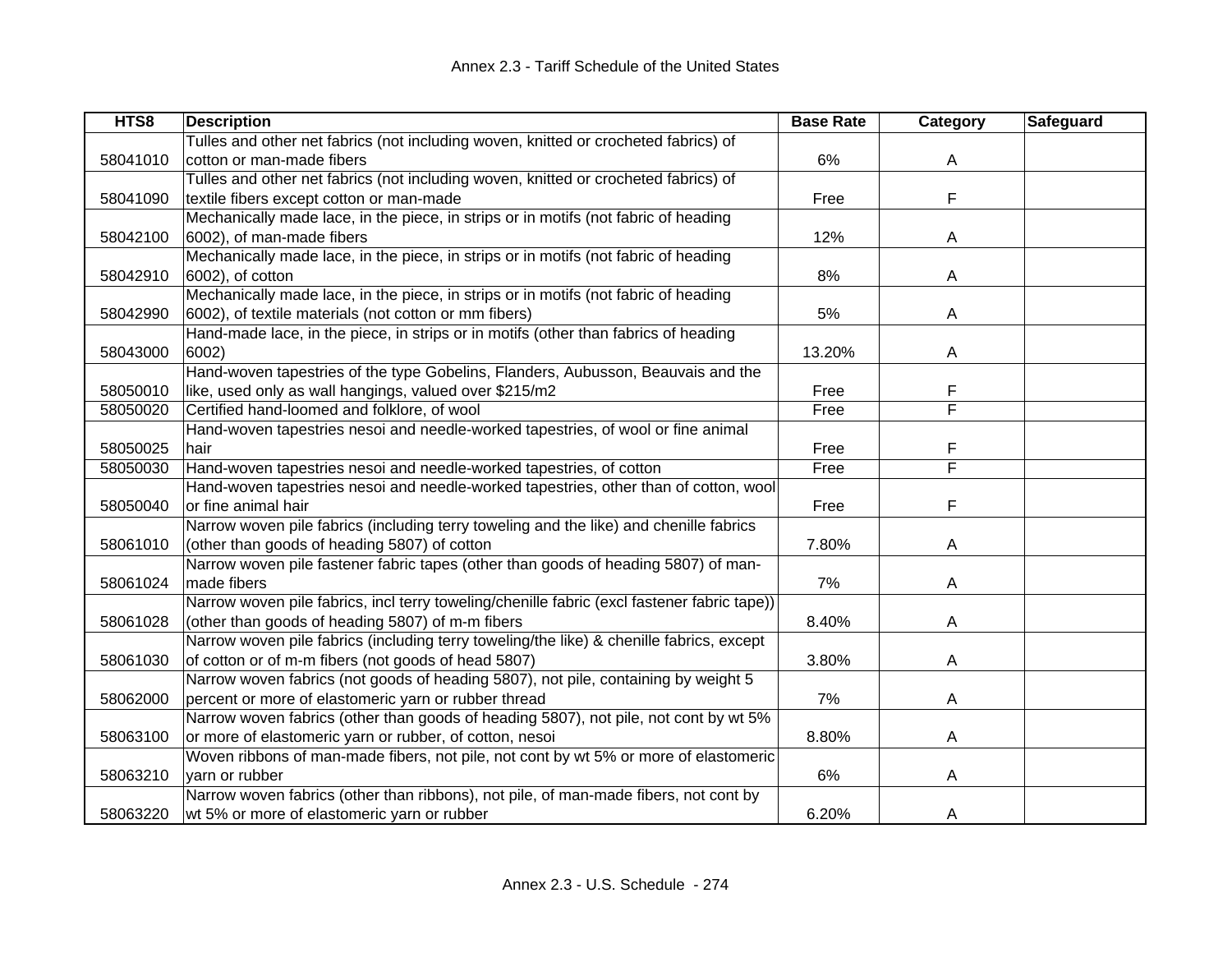| HTS8 | Description | Base Rate | Category | Safeguard |
|---|---|---|---|---|
| 58041010 | Tulles and other net fabrics (not including woven, knitted or crocheted fabrics) of cotton or man-made fibers | 6% | A | |
| 58041090 | Tulles and other net fabrics (not including woven, knitted or crocheted fabrics) of textile fibers except cotton or man-made | Free | F | |
| 58042100 | Mechanically made lace, in the piece, in strips or in motifs (not fabric of heading 6002), of man-made fibers | 12% | A | |
| 58042910 | Mechanically made lace, in the piece, in strips or in motifs (not fabric of heading 6002), of cotton | 8% | A | |
| 58042990 | Mechanically made lace, in the piece, in strips or in motifs (not fabric of heading 6002), of textile materials (not cotton or mm fibers) | 5% | A | |
| 58043000 | Hand-made lace, in the piece, in strips or in motifs (other than fabrics of heading 6002) | 13.20% | A | |
| 58050010 | Hand-woven tapestries of the type Gobelins, Flanders, Aubusson, Beauvais and the like, used only as wall hangings, valued over $215/m2 | Free | F | |
| 58050020 | Certified hand-loomed and folklore, of wool | Free | F | |
| 58050025 | Hand-woven tapestries nesoi and needle-worked tapestries, of wool or fine animal hair | Free | F | |
| 58050030 | Hand-woven tapestries nesoi and needle-worked tapestries, of cotton | Free | F | |
| 58050040 | Hand-woven tapestries nesoi and needle-worked tapestries, other than of cotton, wool or fine animal hair | Free | F | |
| 58061010 | Narrow woven pile fabrics (including terry toweling and the like) and chenille fabrics (other than goods of heading 5807) of cotton | 7.80% | A | |
| 58061024 | Narrow woven pile fastener fabric tapes (other than goods of heading 5807) of man-made fibers | 7% | A | |
| 58061028 | Narrow woven pile fabrics, incl terry toweling/chenille fabric (excl fastener fabric tape)) (other than goods of heading 5807) of m-m fibers | 8.40% | A | |
| 58061030 | Narrow woven pile fabrics (including terry toweling/the like) & chenille fabrics, except of cotton or of m-m fibers (not goods of head 5807) | 3.80% | A | |
| 58062000 | Narrow woven fabrics (not goods of heading 5807), not pile, containing by weight 5 percent or more of elastomeric yarn or rubber thread | 7% | A | |
| 58063100 | Narrow woven fabrics (other than goods of heading 5807), not pile, not cont by wt 5% or more of elastomeric yarn or rubber, of cotton, nesoi | 8.80% | A | |
| 58063210 | Woven ribbons of man-made fibers, not pile, not cont by wt 5% or more of elastomeric yarn or rubber | 6% | A | |
| 58063220 | Narrow woven fabrics (other than ribbons), not pile, of man-made fibers, not cont by wt 5% or more of elastomeric yarn or rubber | 6.20% | A | |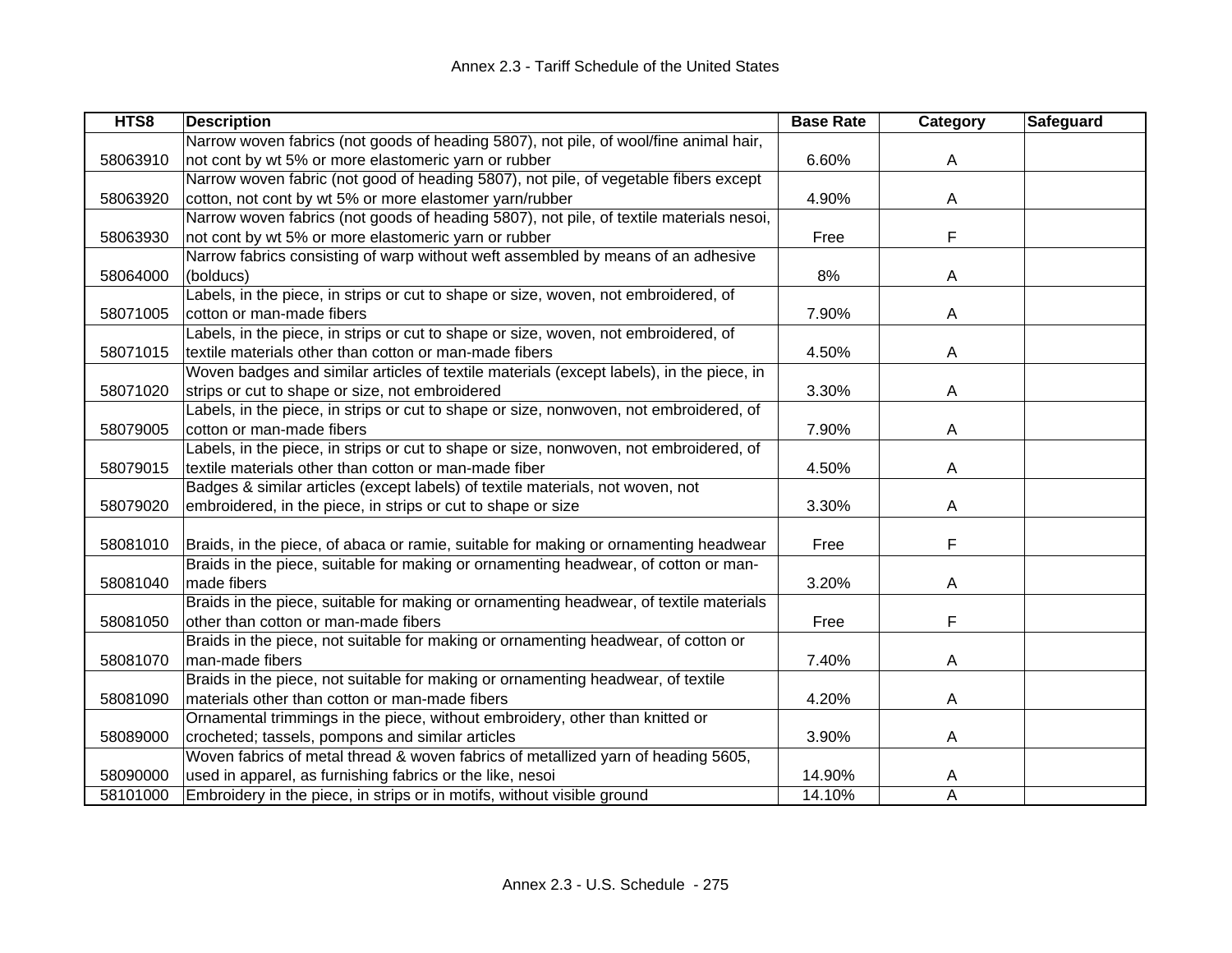| HTS8 | Description | Base Rate | Category | Safeguard |
| --- | --- | --- | --- | --- |
| 58063910 | Narrow woven fabrics (not goods of heading 5807), not pile, of wool/fine animal hair, not cont by wt 5% or more elastomeric yarn or rubber | 6.60% | A | |
| 58063920 | Narrow woven fabric (not good of heading 5807), not pile, of vegetable fibers except cotton, not cont by wt 5% or more elastomer yarn/rubber | 4.90% | A | |
| 58063930 | Narrow woven fabrics (not goods of heading 5807), not pile, of textile materials nesoi, not cont by wt 5% or more elastomeric yarn or rubber | Free | F | |
| 58064000 | Narrow fabrics consisting of warp without weft assembled by means of an adhesive (bolducs) | 8% | A | |
| 58071005 | Labels, in the piece, in strips or cut to shape or size, woven, not embroidered, of cotton or man-made fibers | 7.90% | A | |
| 58071015 | Labels, in the piece, in strips or cut to shape or size, woven, not embroidered, of textile materials other than cotton or man-made fibers | 4.50% | A | |
| 58071020 | Woven badges and similar articles of textile materials (except labels), in the piece, in strips or cut to shape or size, not embroidered | 3.30% | A | |
| 58079005 | Labels, in the piece, in strips or cut to shape or size, nonwoven, not embroidered, of cotton or man-made fibers | 7.90% | A | |
| 58079015 | Labels, in the piece, in strips or cut to shape or size, nonwoven, not embroidered, of textile materials other than cotton or man-made fiber | 4.50% | A | |
| 58079020 | Badges & similar articles (except labels) of textile materials, not woven, not embroidered, in the piece, in strips or cut to shape or size | 3.30% | A | |
| 58081010 | Braids, in the piece, of abaca or ramie, suitable for making or ornamenting headwear | Free | F | |
| 58081040 | Braids in the piece, suitable for making or ornamenting headwear, of cotton or man-made fibers | 3.20% | A | |
| 58081050 | Braids in the piece, suitable for making or ornamenting headwear, of textile materials other than cotton or man-made fibers | Free | F | |
| 58081070 | Braids in the piece, not suitable for making or ornamenting headwear, of cotton or man-made fibers | 7.40% | A | |
| 58081090 | Braids in the piece, not suitable for making or ornamenting headwear, of textile materials other than cotton or man-made fibers | 4.20% | A | |
| 58089000 | Ornamental trimmings in the piece, without embroidery, other than knitted or crocheted; tassels, pompons and similar articles | 3.90% | A | |
| 58090000 | Woven fabrics of metal thread & woven fabrics of metallized yarn of heading 5605, used in apparel, as furnishing fabrics or the like, nesoi | 14.90% | A | |
| 58101000 | Embroidery in the piece, in strips or in motifs, without visible ground | 14.10% | A | |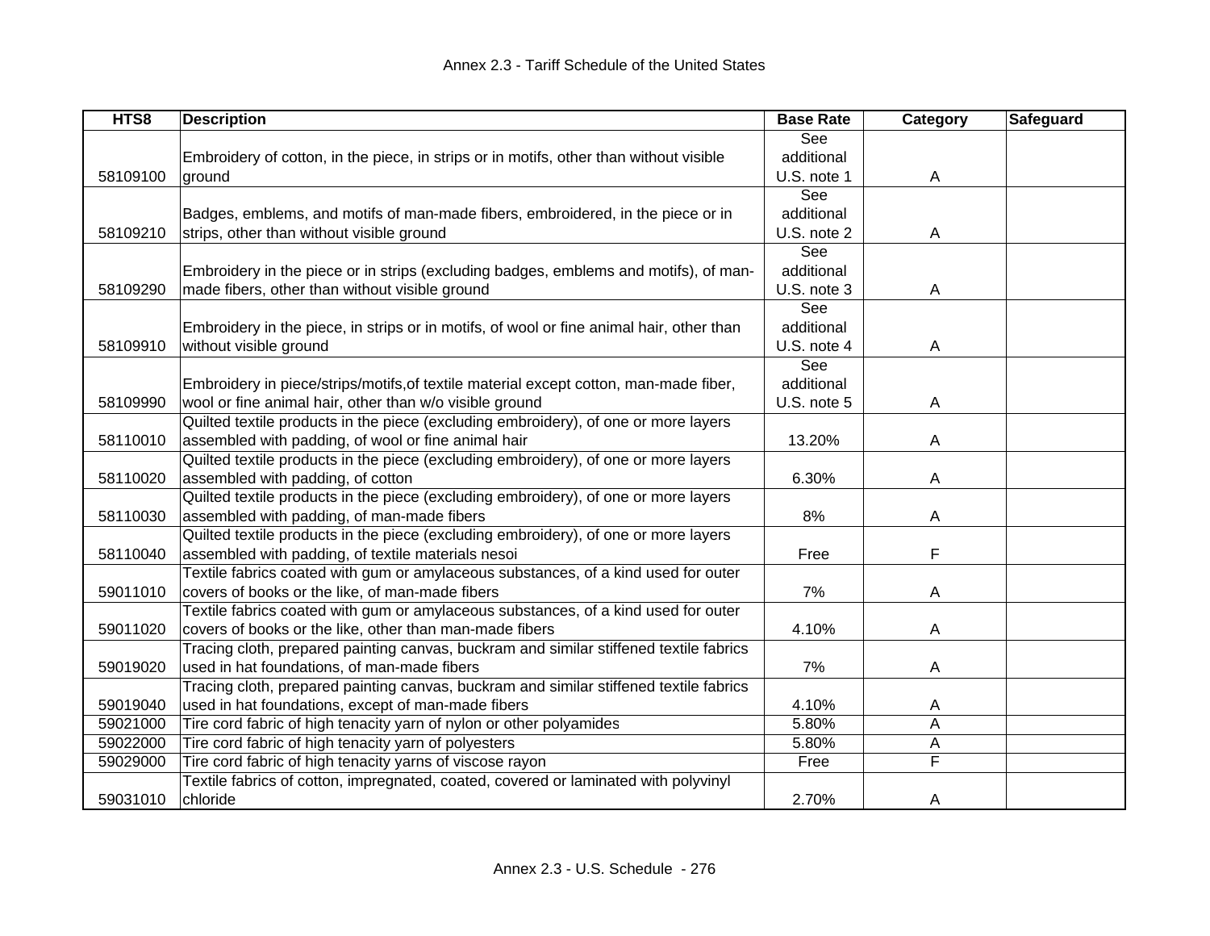| HTS8 | Description | Base Rate | Category | Safeguard |
| --- | --- | --- | --- | --- |
| 58109100 | Embroidery of cotton, in the piece, in strips or in motifs, other than without visible ground | See additional U.S. note 1 | A | |
| 58109210 | Badges, emblems, and motifs of man-made fibers, embroidered, in the piece or in strips, other than without visible ground | See additional U.S. note 2 | A | |
| 58109290 | Embroidery in the piece or in strips (excluding badges, emblems and motifs), of man-made fibers, other than without visible ground | See additional U.S. note 3 | A | |
| 58109910 | Embroidery in the piece, in strips or in motifs, of wool or fine animal hair, other than without visible ground | See additional U.S. note 4 | A | |
| 58109990 | Embroidery in piece/strips/motifs,of textile material except cotton, man-made fiber, wool or fine animal hair, other than w/o visible ground | See additional U.S. note 5 | A | |
| 58110010 | Quilted textile products in the piece (excluding embroidery), of one or more layers assembled with padding, of wool or fine animal hair | 13.20% | A | |
| 58110020 | Quilted textile products in the piece (excluding embroidery), of one or more layers assembled with padding, of cotton | 6.30% | A | |
| 58110030 | Quilted textile products in the piece (excluding embroidery), of one or more layers assembled with padding, of man-made fibers | 8% | A | |
| 58110040 | Quilted textile products in the piece (excluding embroidery), of one or more layers assembled with padding, of textile materials nesoi | Free | F | |
| 59011010 | Textile fabrics coated with gum or amylaceous substances, of a kind used for outer covers of books or the like, of man-made fibers | 7% | A | |
| 59011020 | Textile fabrics coated with gum or amylaceous substances, of a kind used for outer covers of books or the like, other than man-made fibers | 4.10% | A | |
| 59019020 | Tracing cloth, prepared painting canvas, buckram and similar stiffened textile fabrics used in hat foundations, of man-made fibers | 7% | A | |
| 59019040 | Tracing cloth, prepared painting canvas, buckram and similar stiffened textile fabrics used in hat foundations, except of man-made fibers | 4.10% | A | |
| 59021000 | Tire cord fabric of high tenacity yarn of nylon or other polyamides | 5.80% | A | |
| 59022000 | Tire cord fabric of high tenacity yarn of polyesters | 5.80% | A | |
| 59029000 | Tire cord fabric of high tenacity yarns of viscose rayon | Free | F | |
| 59031010 | Textile fabrics of cotton, impregnated, coated, covered or laminated with polyvinyl chloride | 2.70% | A | |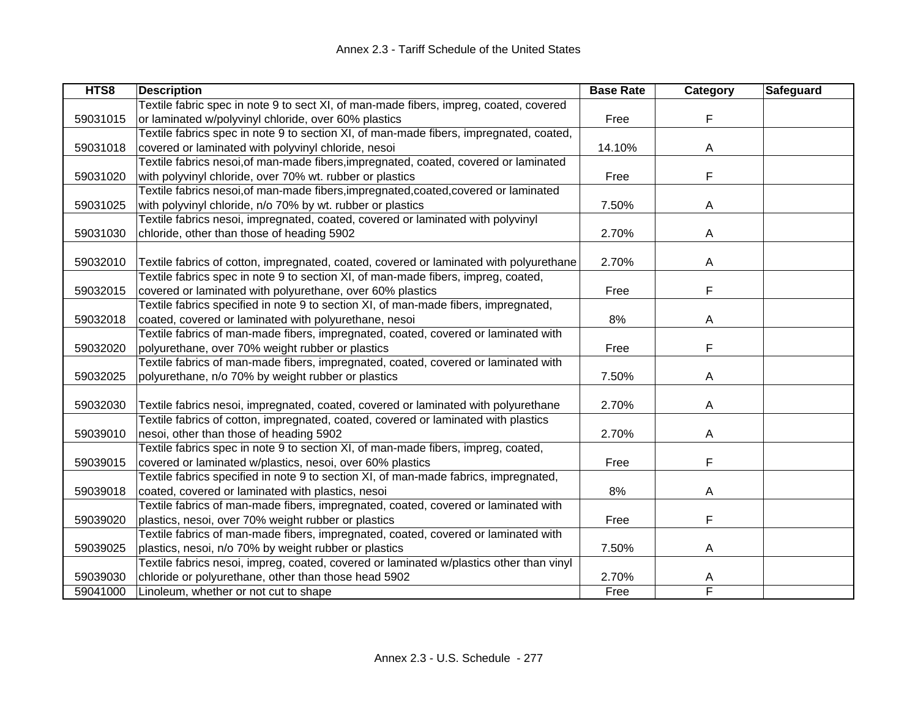| HTS8 | Description | Base Rate | Category | Safeguard |
|---|---|---|---|---|
| 59031015 | Textile fabric spec in note 9 to sect XI, of man-made fibers, impreg, coated, covered or laminated w/polyvinyl chloride, over 60% plastics | Free | F | |
| 59031018 | Textile fabrics spec in note 9 to section XI, of man-made fibers, impregnated, coated, covered or laminated with polyvinyl chloride, nesoi | 14.10% | A | |
| 59031020 | Textile fabrics nesoi,of man-made fibers,impregnated, coated, covered or laminated with polyvinyl chloride, over 70% wt. rubber or plastics | Free | F | |
| 59031025 | Textile fabrics nesoi,of man-made fibers,impregnated,coated,covered or laminated with polyvinyl chloride, n/o 70% by wt. rubber or plastics | 7.50% | A | |
| 59031030 | Textile fabrics nesoi, impregnated, coated, covered or laminated with polyvinyl chloride, other than those of heading 5902 | 2.70% | A | |
| 59032010 | Textile fabrics of cotton, impregnated, coated, covered or laminated with polyurethane | 2.70% | A | |
| 59032015 | Textile fabrics spec in note 9 to section XI, of man-made fibers, impreg, coated, covered or laminated with polyurethane, over 60% plastics | Free | F | |
| 59032018 | Textile fabrics specified in note 9 to section XI, of man-made fibers, impregnated, coated, covered or laminated with polyurethane, nesoi | 8% | A | |
| 59032020 | Textile fabrics of man-made fibers, impregnated, coated, covered or laminated with polyurethane, over 70% weight rubber or plastics | Free | F | |
| 59032025 | Textile fabrics of man-made fibers, impregnated, coated, covered or laminated with polyurethane, n/o 70% by weight rubber or plastics | 7.50% | A | |
| 59032030 | Textile fabrics nesoi, impregnated, coated, covered or laminated with polyurethane | 2.70% | A | |
| 59039010 | Textile fabrics of cotton, impregnated, coated, covered or laminated with plastics nesoi, other than those of heading 5902 | 2.70% | A | |
| 59039015 | Textile fabrics spec in note 9 to section XI, of man-made fibers, impreg, coated, covered or laminated w/plastics, nesoi, over 60% plastics | Free | F | |
| 59039018 | Textile fabrics specified in note 9 to section XI, of man-made fabrics, impregnated, coated, covered or laminated with plastics, nesoi | 8% | A | |
| 59039020 | Textile fabrics of man-made fibers, impregnated, coated, covered or laminated with plastics, nesoi, over 70% weight rubber or plastics | Free | F | |
| 59039025 | Textile fabrics of man-made fibers, impregnated, coated, covered or laminated with plastics, nesoi, n/o 70% by weight rubber or plastics | 7.50% | A | |
| 59039030 | Textile fabrics nesoi, impreg, coated, covered or laminated w/plastics other than vinyl chloride or polyurethane, other than those head 5902 | 2.70% | A | |
| 59041000 | Linoleum, whether or not cut to shape | Free | F | |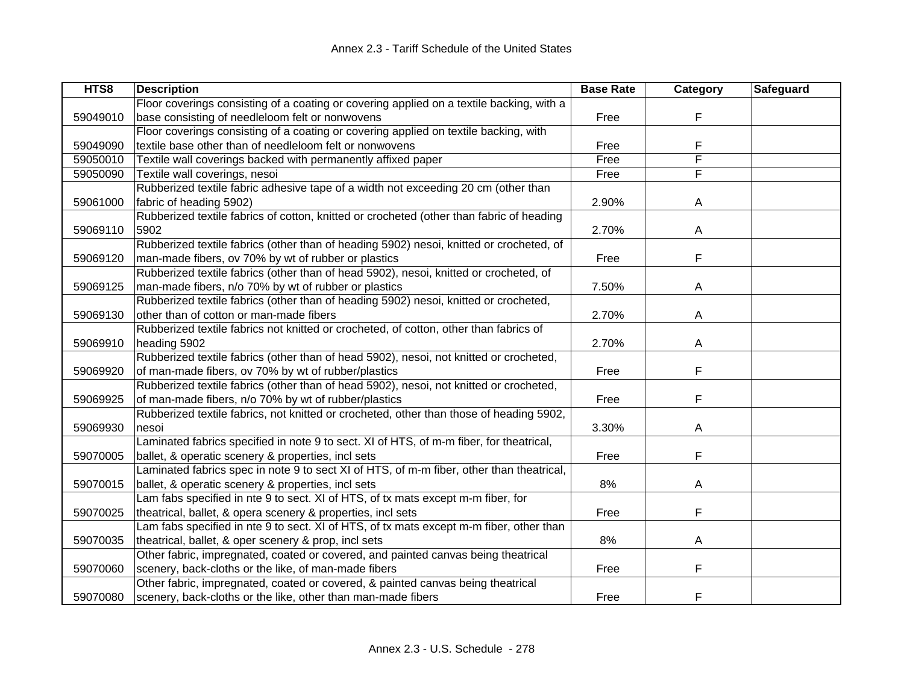| HTS8 | Description | Base Rate | Category | Safeguard |
|---|---|---|---|---|
| 59049010 | Floor coverings consisting of a coating or covering applied on a textile backing, with a base consisting of needleloom felt or nonwovens | Free | F | |
| 59049090 | Floor coverings consisting of a coating or covering applied on textile backing, with textile base other than of needleloom felt or nonwovens | Free | F | |
| 59050010 | Textile wall coverings backed with permanently affixed paper | Free | F | |
| 59050090 | Textile wall coverings, nesoi | Free | F | |
| 59061000 | Rubberized textile fabric adhesive tape of a width not exceeding 20 cm (other than fabric of heading 5902) | 2.90% | A | |
| 59069110 | Rubberized textile fabrics of cotton, knitted or crocheted (other than fabric of heading 5902 | 2.70% | A | |
| 59069120 | Rubberized textile fabrics (other than of heading 5902) nesoi, knitted or crocheted, of man-made fibers, ov 70% by wt of rubber or plastics | Free | F | |
| 59069125 | Rubberized textile fabrics (other than of head 5902), nesoi, knitted or crocheted, of man-made fibers, n/o 70% by wt of rubber or plastics | 7.50% | A | |
| 59069130 | Rubberized textile fabrics (other than of heading 5902) nesoi, knitted or crocheted, other than of cotton or man-made fibers | 2.70% | A | |
| 59069910 | Rubberized textile fabrics not knitted or crocheted, of cotton, other than fabrics of heading 5902 | 2.70% | A | |
| 59069920 | Rubberized textile fabrics (other than of head 5902), nesoi, not knitted or crocheted, of man-made fibers, ov 70% by wt of rubber/plastics | Free | F | |
| 59069925 | Rubberized textile fabrics (other than of head 5902), nesoi, not knitted or crocheted, of man-made fibers, n/o 70% by wt of rubber/plastics | Free | F | |
| 59069930 | Rubberized textile fabrics, not knitted or crocheted, other than those of heading 5902, nesoi | 3.30% | A | |
| 59070005 | Laminated fabrics specified in note 9 to sect. XI of HTS, of m-m fiber, for theatrical, ballet, & operatic scenery & properties, incl sets | Free | F | |
| 59070015 | Laminated fabrics spec in note 9 to sect XI of HTS, of m-m fiber, other than theatrical, ballet, & operatic scenery & properties, incl sets | 8% | A | |
| 59070025 | Lam fabs specified in nte 9 to sect. XI of HTS, of tx mats except m-m fiber, for theatrical, ballet, & opera scenery & properties, incl sets | Free | F | |
| 59070035 | Lam fabs specified in nte 9 to sect. XI of HTS, of tx mats except m-m fiber, other than theatrical, ballet, & oper scenery & prop, incl sets | 8% | A | |
| 59070060 | Other fabric, impregnated, coated or covered, and painted canvas being theatrical scenery, back-cloths or the like, of man-made fibers | Free | F | |
| 59070080 | Other fabric, impregnated, coated or covered, & painted canvas being theatrical scenery, back-cloths or the like, other than man-made fibers | Free | F | |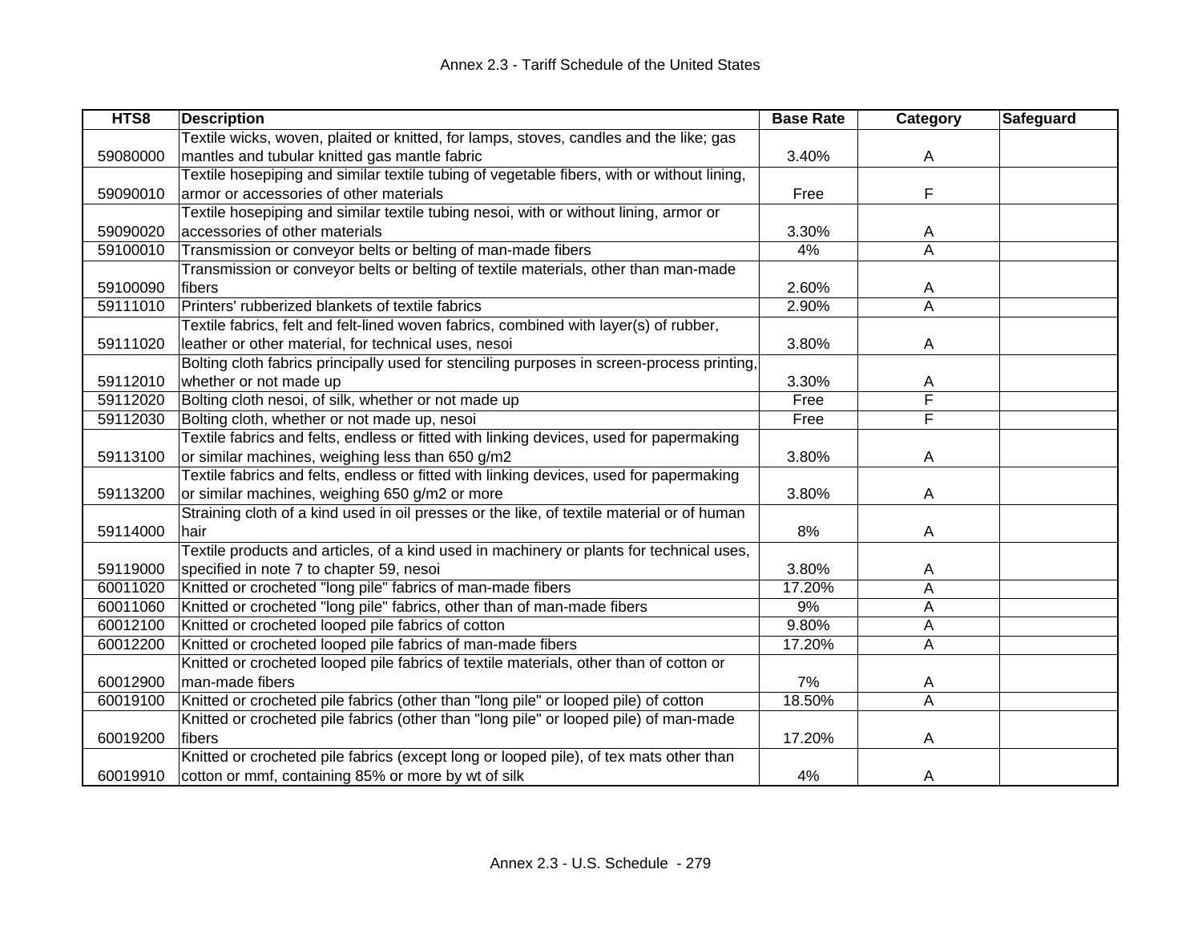| HTS8 | Description | Base Rate | Category | Safeguard |
|---|---|---|---|---|
| 59080000 | Textile wicks, woven, plaited or knitted, for lamps, stoves, candles and the like; gas mantles and tubular knitted gas mantle fabric | 3.40% | A | |
| 59090010 | Textile hosepiping and similar textile tubing of vegetable fibers, with or without lining, armor or accessories of other materials | Free | F | |
| 59090020 | Textile hosepiping and similar textile tubing nesoi, with or without lining, armor or accessories of other materials | 3.30% | A | |
| 59100010 | Transmission or conveyor belts or belting of man-made fibers | 4% | A | |
| 59100090 | Transmission or conveyor belts or belting of textile materials, other than man-made fibers | 2.60% | A | |
| 59111010 | Printers' rubberized blankets of textile fabrics | 2.90% | A | |
| 59111020 | Textile fabrics, felt and felt-lined woven fabrics, combined with layer(s) of rubber, leather or other material, for technical uses, nesoi | 3.80% | A | |
| 59112010 | Bolting cloth fabrics principally used for stenciling purposes in screen-process printing, whether or not made up | 3.30% | A | |
| 59112020 | Bolting cloth nesoi, of silk, whether or not made up | Free | F | |
| 59112030 | Bolting cloth, whether or not made up, nesoi | Free | F | |
| 59113100 | Textile fabrics and felts, endless or fitted with linking devices, used for papermaking or similar machines, weighing less than 650 g/m2 | 3.80% | A | |
| 59113200 | Textile fabrics and felts, endless or fitted with linking devices, used for papermaking or similar machines, weighing 650 g/m2 or more | 3.80% | A | |
| 59114000 | Straining cloth of a kind used in oil presses or the like, of textile material or of human hair | 8% | A | |
| 59119000 | Textile products and articles, of a kind used in machinery or plants for technical uses, specified in note 7 to chapter 59, nesoi | 3.80% | A | |
| 60011020 | Knitted or crocheted "long pile" fabrics of man-made fibers | 17.20% | A | |
| 60011060 | Knitted or crocheted "long pile" fabrics, other than of man-made fibers | 9% | A | |
| 60012100 | Knitted or crocheted looped pile fabrics of cotton | 9.80% | A | |
| 60012200 | Knitted or crocheted looped pile fabrics of man-made fibers | 17.20% | A | |
| 60012900 | Knitted or crocheted looped pile fabrics of textile materials, other than of cotton or man-made fibers | 7% | A | |
| 60019100 | Knitted or crocheted pile fabrics (other than "long pile" or looped pile) of cotton | 18.50% | A | |
| 60019200 | Knitted or crocheted pile fabrics (other than "long pile" or looped pile) of man-made fibers | 17.20% | A | |
| 60019910 | Knitted or crocheted pile fabrics (except long or looped pile), of tex mats other than cotton or mmf, containing 85% or more by wt of silk | 4% | A | |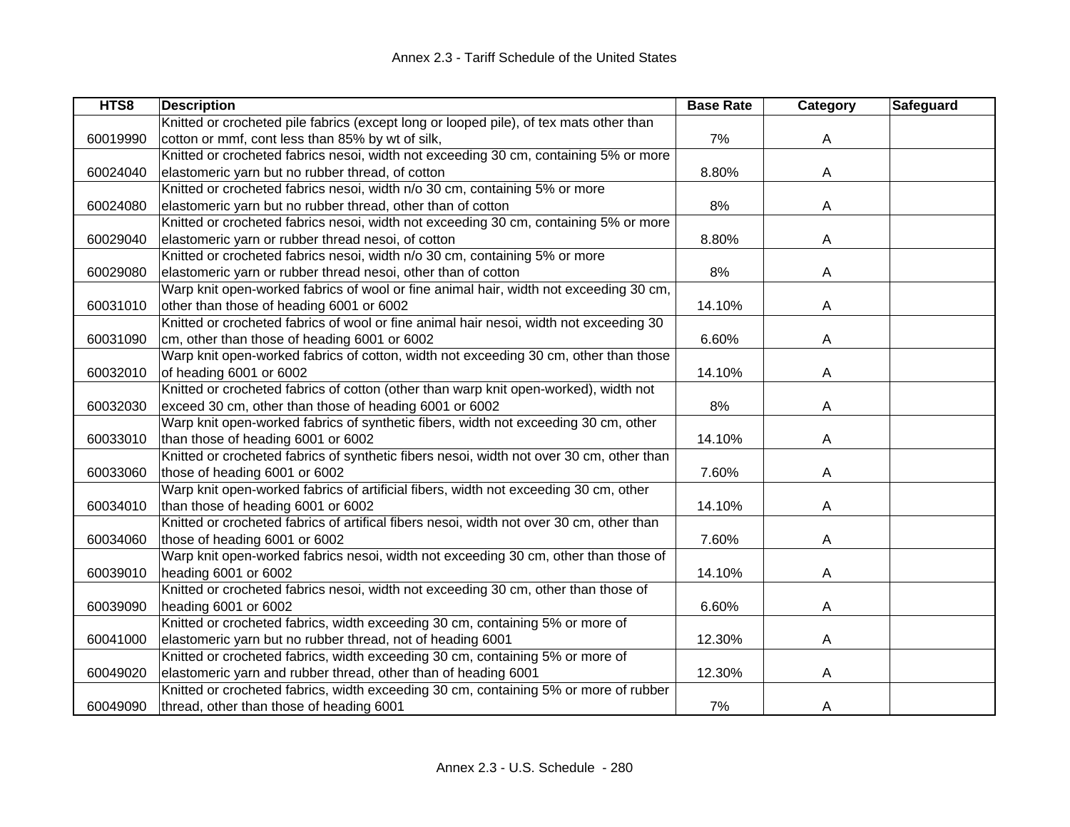| HTS8 | Description | Base Rate | Category | Safeguard |
|---|---|---|---|---|
| 60019990 | Knitted or crocheted pile fabrics (except long or looped pile), of tex mats other than cotton or mmf, cont less than 85% by wt of silk, | 7% | A | |
| 60024040 | Knitted or crocheted fabrics nesoi, width not exceeding 30 cm, containing 5% or more elastomeric yarn but no rubber thread, of cotton | 8.80% | A | |
| 60024080 | Knitted or crocheted fabrics nesoi, width n/o 30 cm, containing 5% or more elastomeric yarn but no rubber thread, other than of cotton | 8% | A | |
| 60029040 | Knitted or crocheted fabrics nesoi, width not exceeding 30 cm, containing 5% or more elastomeric yarn or rubber thread nesoi, of cotton | 8.80% | A | |
| 60029080 | Knitted or crocheted fabrics nesoi, width n/o 30 cm, containing 5% or more elastomeric yarn or rubber thread nesoi, other than of cotton | 8% | A | |
| 60031010 | Warp knit open-worked fabrics of wool or fine animal hair, width not exceeding 30 cm, other than those of heading 6001 or 6002 | 14.10% | A | |
| 60031090 | Knitted or crocheted fabrics of wool or fine animal hair nesoi, width not exceeding 30 cm, other than those of heading 6001 or 6002 | 6.60% | A | |
| 60032010 | Warp knit open-worked fabrics of cotton, width not exceeding 30 cm, other than those of heading 6001 or 6002 | 14.10% | A | |
| 60032030 | Knitted or crocheted fabrics of cotton (other than warp knit open-worked), width not exceed 30 cm, other than those of heading 6001 or 6002 | 8% | A | |
| 60033010 | Warp knit open-worked fabrics of synthetic fibers, width not exceeding 30 cm, other than those of heading 6001 or 6002 | 14.10% | A | |
| 60033060 | Knitted or crocheted fabrics of synthetic fibers nesoi, width not over 30 cm, other than those of heading 6001 or 6002 | 7.60% | A | |
| 60034010 | Warp knit open-worked fabrics of artificial fibers, width not exceeding 30 cm, other than those of heading 6001 or 6002 | 14.10% | A | |
| 60034060 | Knitted or crocheted fabrics of artifical fibers nesoi, width not over 30 cm, other than those of heading 6001 or 6002 | 7.60% | A | |
| 60039010 | Warp knit open-worked fabrics nesoi, width not exceeding 30 cm, other than those of heading 6001 or 6002 | 14.10% | A | |
| 60039090 | Knitted or crocheted fabrics nesoi, width not exceeding 30 cm, other than those of heading 6001 or 6002 | 6.60% | A | |
| 60041000 | Knitted or crocheted fabrics, width exceeding 30 cm, containing 5% or more of elastomeric yarn but no rubber thread, not of heading 6001 | 12.30% | A | |
| 60049020 | Knitted or crocheted fabrics, width exceeding 30 cm, containing 5% or more of elastomeric yarn and rubber thread, other than of heading 6001 | 12.30% | A | |
| 60049090 | Knitted or crocheted fabrics, width exceeding 30 cm, containing 5% or more of rubber thread, other than those of heading 6001 | 7% | A | |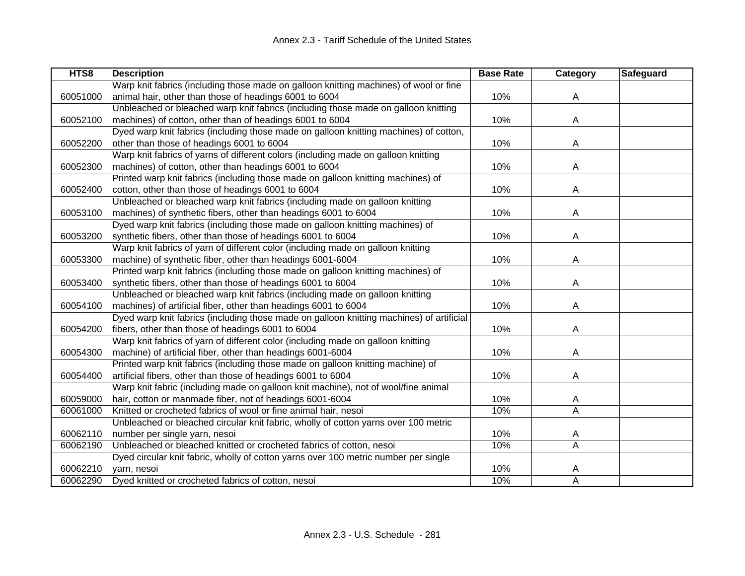| HTS8 | Description | Base Rate | Category | Safeguard |
|---|---|---|---|---|
| 60051000 | Warp knit fabrics (including those made on galloon knitting machines) of wool or fine animal hair, other than those of headings 6001 to 6004 | 10% | A | |
| 60052100 | Unbleached or bleached warp knit fabrics (including those made on galloon knitting machines) of cotton, other than of headings 6001 to 6004 | 10% | A | |
| 60052200 | Dyed warp knit fabrics (including those made on galloon knitting machines) of cotton, other than those of headings 6001 to 6004 | 10% | A | |
| 60052300 | Warp knit fabrics of yarns of different colors (including made on galloon knitting machines) of cotton, other than headings 6001 to 6004 | 10% | A | |
| 60052400 | Printed warp knit fabrics (including those made on galloon knitting machines) of cotton, other than those of headings 6001 to 6004 | 10% | A | |
| 60053100 | Unbleached or bleached warp knit fabrics (including made on galloon knitting machines) of synthetic fibers, other than headings 6001 to 6004 | 10% | A | |
| 60053200 | Dyed warp knit fabrics (including those made on galloon knitting machines) of synthetic fibers, other than those of headings 6001 to 6004 | 10% | A | |
| 60053300 | Warp knit fabrics of yarn of different color (including made on galloon knitting machine) of synthetic fiber, other than headings 6001-6004 | 10% | A | |
| 60053400 | Printed warp knit fabrics (including those made on galloon knitting machines) of synthetic fibers, other than those of headings 6001 to 6004 | 10% | A | |
| 60054100 | Unbleached or bleached warp knit fabrics (including made on galloon knitting machines) of artificial fiber, other than headings 6001 to 6004 | 10% | A | |
| 60054200 | Dyed warp knit fabrics (including those made on galloon knitting machines) of artificial fibers, other than those of headings 6001 to 6004 | 10% | A | |
| 60054300 | Warp knit fabrics of yarn of different color (including made on galloon knitting machine) of artificial fiber, other than headings 6001-6004 | 10% | A | |
| 60054400 | Printed warp knit fabrics (including those made on galloon knitting machine) of artificial fibers, other than those of headings 6001 to 6004 | 10% | A | |
| 60059000 | Warp knit fabric (including made on galloon knit machine), not of wool/fine animal hair, cotton or manmade fiber, not of headings 6001-6004 | 10% | A | |
| 60061000 | Knitted or crocheted fabrics of wool or fine animal hair, nesoi | 10% | A | |
| 60062110 | Unbleached or bleached circular knit fabric, wholly of cotton yarns over 100 metric number per single yarn, nesoi | 10% | A | |
| 60062190 | Unbleached or bleached knitted or crocheted fabrics of cotton, nesoi | 10% | A | |
| 60062210 | Dyed circular knit fabric, wholly of cotton yarns over 100 metric number per single yarn, nesoi | 10% | A | |
| 60062290 | Dyed knitted or crocheted fabrics of cotton, nesoi | 10% | A | |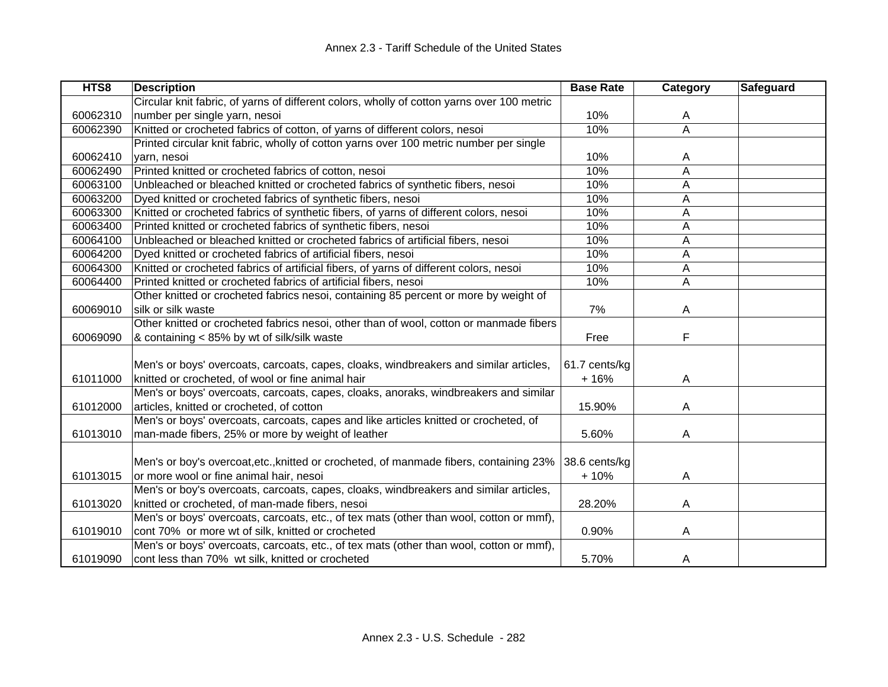| HTS8 | Description | Base Rate | Category | Safeguard |
|---|---|---|---|---|
| 60062310 | Circular knit fabric, of yarns of different colors, wholly of cotton yarns over 100 metric number per single yarn, nesoi | 10% | A | |
| 60062390 | Knitted or crocheted fabrics of cotton, of yarns of different colors, nesoi | 10% | A | |
| 60062410 | Printed circular knit fabric, wholly of cotton yarns over 100 metric number per single yarn, nesoi | 10% | A | |
| 60062490 | Printed knitted or crocheted fabrics of cotton, nesoi | 10% | A | |
| 60063100 | Unbleached or bleached knitted or crocheted fabrics of synthetic fibers, nesoi | 10% | A | |
| 60063200 | Dyed knitted or crocheted fabrics of synthetic fibers, nesoi | 10% | A | |
| 60063300 | Knitted or crocheted fabrics of synthetic fibers, of yarns of different colors, nesoi | 10% | A | |
| 60063400 | Printed knitted or crocheted fabrics of synthetic fibers, nesoi | 10% | A | |
| 60064100 | Unbleached or bleached knitted or crocheted fabrics of artificial fibers, nesoi | 10% | A | |
| 60064200 | Dyed knitted or crocheted fabrics of artificial fibers, nesoi | 10% | A | |
| 60064300 | Knitted or crocheted fabrics of artificial fibers, of yarns of different colors, nesoi | 10% | A | |
| 60064400 | Printed knitted or crocheted fabrics of artificial fibers, nesoi | 10% | A | |
| 60069010 | Other knitted or crocheted fabrics nesoi, containing 85 percent or more by weight of silk or silk waste | 7% | A | |
| 60069090 | Other knitted or crocheted fabrics nesoi, other than of wool, cotton or manmade fibers & containing < 85% by wt of silk/silk waste | Free | F | |
| 61011000 | Men's or boys' overcoats, carcoats, capes, cloaks, windbreakers and similar articles, knitted or crocheted, of wool or fine animal hair | 61.7 cents/kg + 16% | A | |
| 61012000 | Men's or boys' overcoats, carcoats, capes, cloaks, anoraks, windbreakers and similar articles, knitted or crocheted, of cotton | 15.90% | A | |
| 61013010 | Men's or boys' overcoats, carcoats, capes and like articles knitted or crocheted, of man-made fibers, 25% or more by weight of leather | 5.60% | A | |
| 61013015 | Men's or boy's overcoat,etc.,knitted or crocheted, of manmade fibers, containing 23% or more wool or fine animal hair, nesoi | 38.6 cents/kg + 10% | A | |
| 61013020 | Men's or boy's overcoats, carcoats, capes, cloaks, windbreakers and similar articles, knitted or crocheted, of man-made fibers, nesoi | 28.20% | A | |
| 61019010 | Men's or boys' overcoats, carcoats, etc., of tex mats (other than wool, cotton or mmf), cont 70% or more wt of silk, knitted or crocheted | 0.90% | A | |
| 61019090 | Men's or boys' overcoats, carcoats, etc., of tex mats (other than wool, cotton or mmf), cont less than 70% wt silk, knitted or crocheted | 5.70% | A | |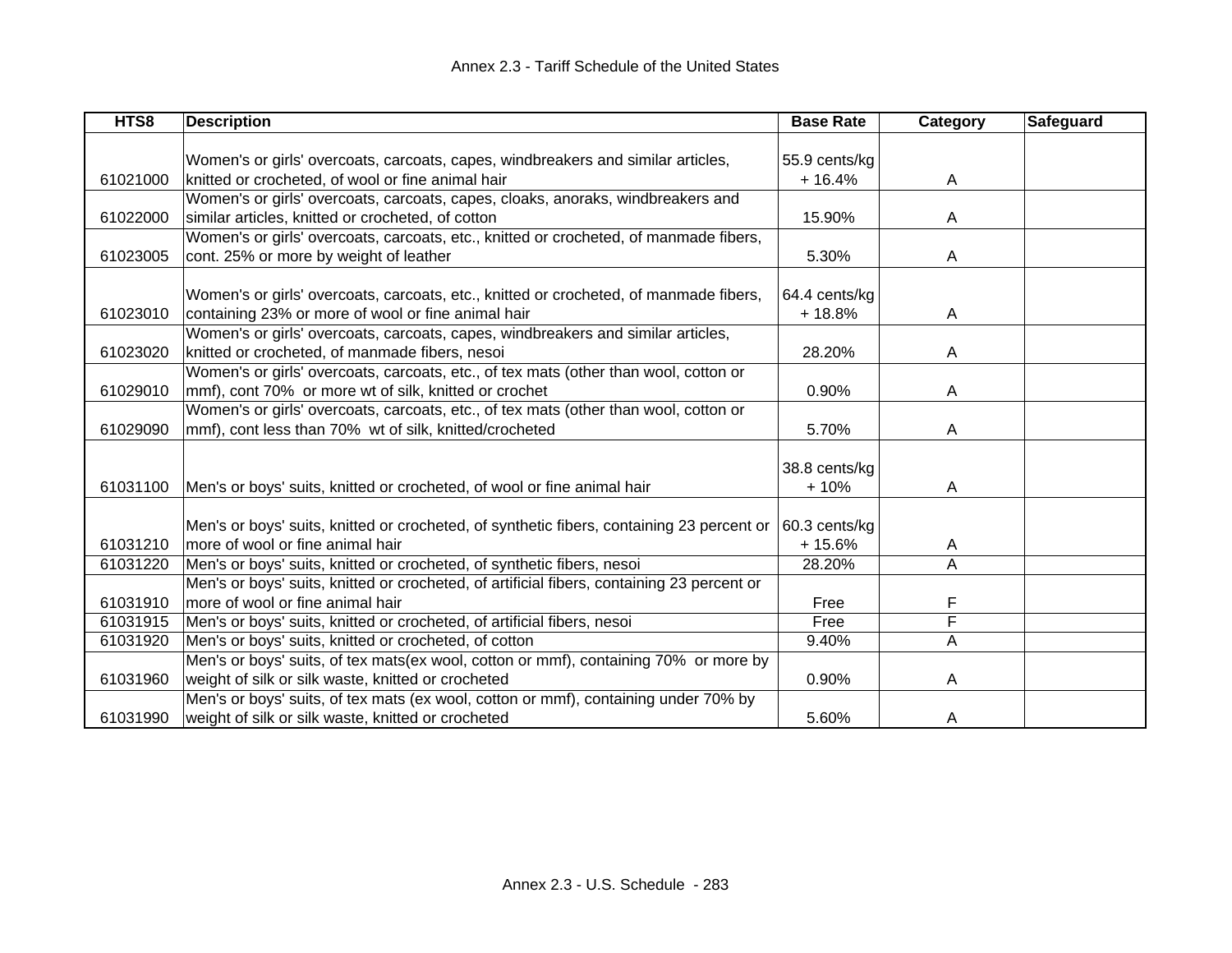| HTS8 | Description | Base Rate | Category | Safeguard |
|---|---|---|---|---|
| 61021000 | Women's or girls' overcoats, carcoats, capes, windbreakers and similar articles, knitted or crocheted, of wool or fine animal hair | 55.9 cents/kg + 16.4% | A | |
| 61022000 | Women's or girls' overcoats, carcoats, capes, cloaks, anoraks, windbreakers and similar articles, knitted or crocheted, of cotton | 15.90% | A | |
| 61023005 | Women's or girls' overcoats, carcoats, etc., knitted or crocheted, of manmade fibers, cont. 25% or more by weight of leather | 5.30% | A | |
| 61023010 | Women's or girls' overcoats, carcoats, etc., knitted or crocheted, of manmade fibers, containing 23% or more of wool or fine animal hair | 64.4 cents/kg + 18.8% | A | |
| 61023020 | Women's or girls' overcoats, carcoats, capes, windbreakers and similar articles, knitted or crocheted, of manmade fibers, nesoi | 28.20% | A | |
| 61029010 | Women's or girls' overcoats, carcoats, etc., of tex mats (other than wool, cotton or mmf), cont 70% or more wt of silk, knitted or crochet | 0.90% | A | |
| 61029090 | Women's or girls' overcoats, carcoats, etc., of tex mats (other than wool, cotton or mmf), cont less than 70% wt of silk, knitted/crocheted | 5.70% | A | |
| 61031100 | Men's or boys' suits, knitted or crocheted, of wool or fine animal hair | 38.8 cents/kg + 10% | A | |
| 61031210 | Men's or boys' suits, knitted or crocheted, of synthetic fibers, containing 23 percent or more of wool or fine animal hair | 60.3 cents/kg + 15.6% | A | |
| 61031220 | Men's or boys' suits, knitted or crocheted, of synthetic fibers, nesoi | 28.20% | A | |
| 61031910 | Men's or boys' suits, knitted or crocheted, of artificial fibers, containing 23 percent or more of wool or fine animal hair | Free | F | |
| 61031915 | Men's or boys' suits, knitted or crocheted, of artificial fibers, nesoi | Free | F | |
| 61031920 | Men's or boys' suits, knitted or crocheted, of cotton | 9.40% | A | |
| 61031960 | Men's or boys' suits, of tex mats(ex wool, cotton or mmf), containing 70% or more by weight of silk or silk waste, knitted or crocheted | 0.90% | A | |
| 61031990 | Men's or boys' suits, of tex mats (ex wool, cotton or mmf), containing under 70% by weight of silk or silk waste, knitted or crocheted | 5.60% | A | |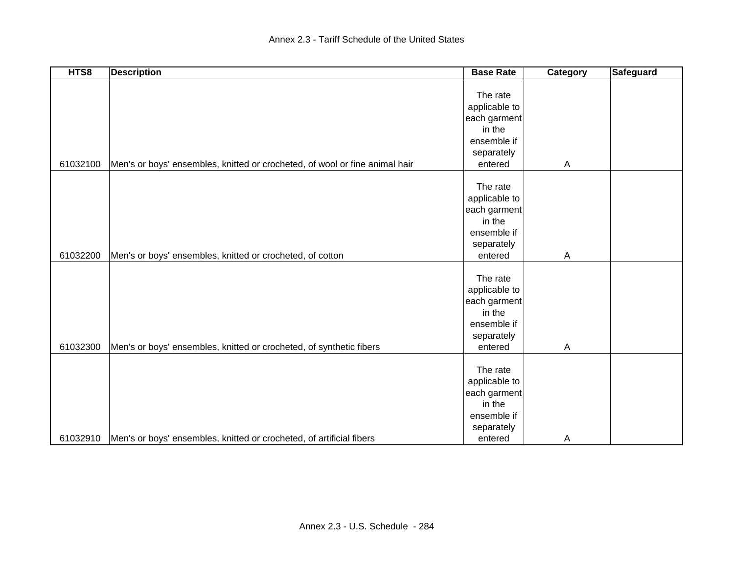| HTS8 | Description | Base Rate | Category | Safeguard |
|---|---|---|---|---|
| 61032100 | Men's or boys' ensembles, knitted or crocheted, of wool or fine animal hair | The rate applicable to each garment in the ensemble if separately entered | A | |
| 61032200 | Men's or boys' ensembles, knitted or crocheted, of cotton | The rate applicable to each garment in the ensemble if separately entered | A | |
| 61032300 | Men's or boys' ensembles, knitted or crocheted, of synthetic fibers | The rate applicable to each garment in the ensemble if separately entered | A | |
| 61032910 | Men's or boys' ensembles, knitted or crocheted, of artificial fibers | The rate applicable to each garment in the ensemble if separately entered | A | |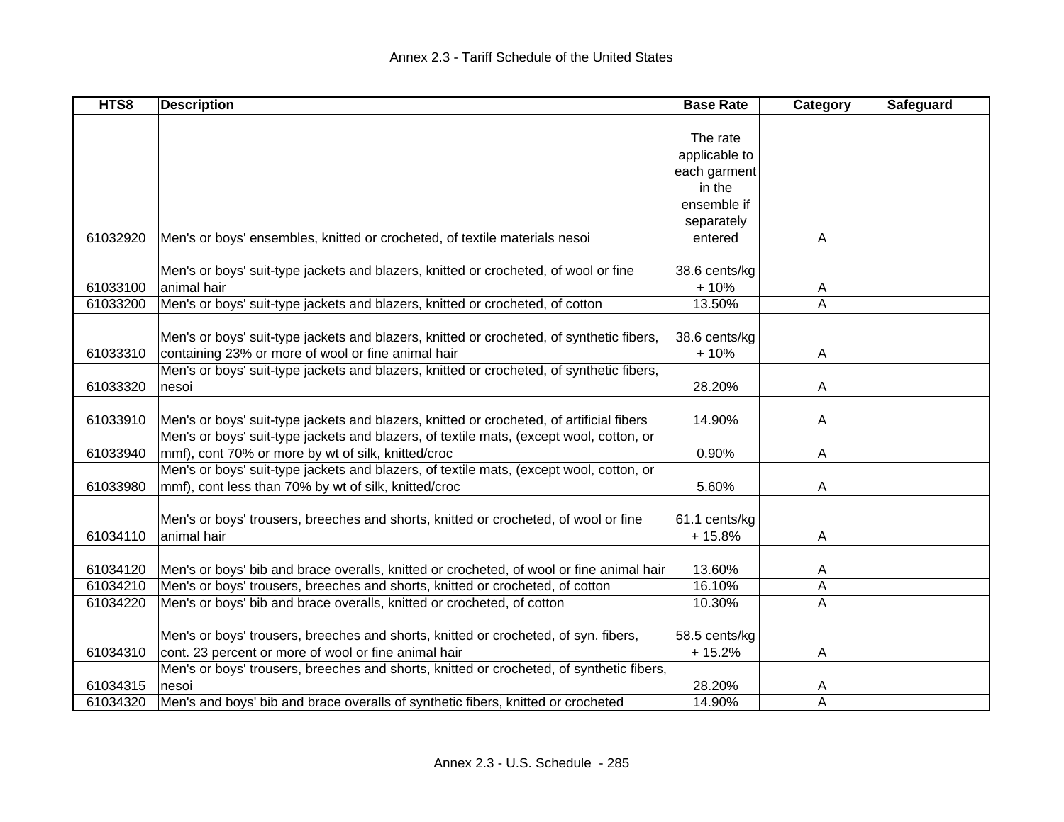| HTS8 | Description | Base Rate | Category | Safeguard |
|---|---|---|---|---|
| 61032920 | Men's or boys' ensembles, knitted or crocheted, of textile materials nesoi | The rate applicable to each garment in the ensemble if separately entered | A | |
| 61033100 | Men's or boys' suit-type jackets and blazers, knitted or crocheted, of wool or fine animal hair | 38.6 cents/kg + 10% | A | |
| 61033200 | Men's or boys' suit-type jackets and blazers, knitted or crocheted, of cotton | 13.50% | A | |
| 61033310 | Men's or boys' suit-type jackets and blazers, knitted or crocheted, of synthetic fibers, containing 23% or more of wool or fine animal hair | 38.6 cents/kg + 10% | A | |
| 61033320 | Men's or boys' suit-type jackets and blazers, knitted or crocheted, of synthetic fibers, nesoi | 28.20% | A | |
| 61033910 | Men's or boys' suit-type jackets and blazers, knitted or crocheted, of artificial fibers | 14.90% | A | |
| 61033940 | Men's or boys' suit-type jackets and blazers, of textile mats, (except wool, cotton, or mmf), cont 70% or more by wt of silk, knitted/croc | 0.90% | A | |
| 61033980 | Men's or boys' suit-type jackets and blazers, of textile mats, (except wool, cotton, or mmf), cont less than 70% by wt of silk, knitted/croc | 5.60% | A | |
| 61034110 | Men's or boys' trousers, breeches and shorts, knitted or crocheted, of wool or fine animal hair | 61.1 cents/kg + 15.8% | A | |
| 61034120 | Men's or boys' bib and brace overalls, knitted or crocheted, of wool or fine animal hair | 13.60% | A | |
| 61034210 | Men's or boys' trousers, breeches and shorts, knitted or crocheted, of cotton | 16.10% | A | |
| 61034220 | Men's or boys' bib and brace overalls, knitted or crocheted, of cotton | 10.30% | A | |
| 61034310 | Men's or boys' trousers, breeches and shorts, knitted or crocheted, of syn. fibers, cont. 23 percent or more of wool or fine animal hair | 58.5 cents/kg + 15.2% | A | |
| 61034315 | Men's or boys' trousers, breeches and shorts, knitted or crocheted, of synthetic fibers, nesoi | 28.20% | A | |
| 61034320 | Men's and boys' bib and brace overalls of synthetic fibers, knitted or crocheted | 14.90% | A | |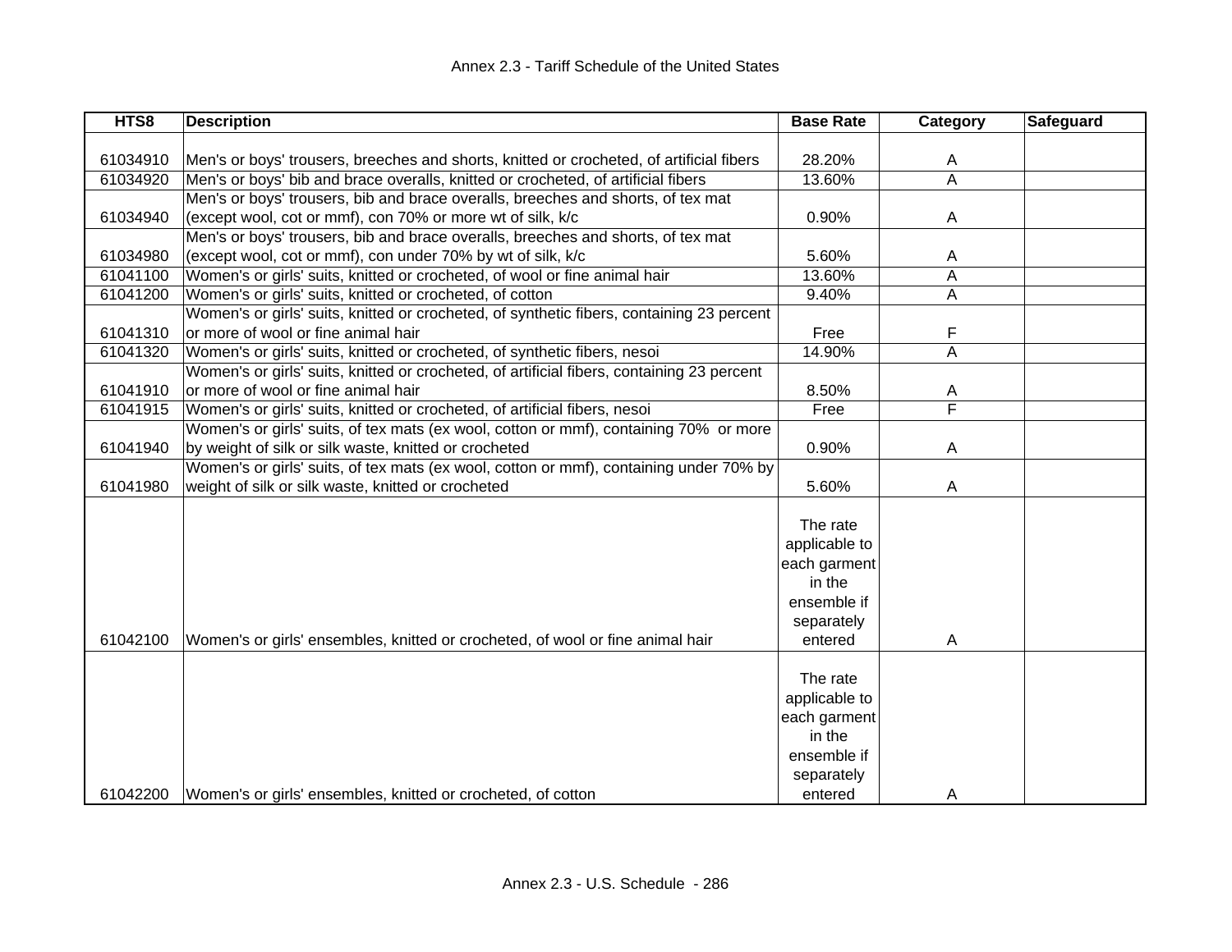| HTS8 | Description | Base Rate | Category | Safeguard |
|---|---|---|---|---|
| 61034910 | Men's or boys' trousers, breeches and shorts, knitted or crocheted, of artificial fibers | 28.20% | A | |
| 61034920 | Men's or boys' bib and brace overalls, knitted or crocheted, of artificial fibers | 13.60% | A | |
| 61034940 | Men's or boys' trousers, bib and brace overalls, breeches and shorts, of tex mat (except wool, cot or mmf), con 70% or more wt of silk, k/c | 0.90% | A | |
| 61034980 | Men's or boys' trousers, bib and brace overalls, breeches and shorts, of tex mat (except wool, cot or mmf), con under 70% by wt of silk, k/c | 5.60% | A | |
| 61041100 | Women's or girls' suits, knitted or crocheted, of wool or fine animal hair | 13.60% | A | |
| 61041200 | Women's or girls' suits, knitted or crocheted, of cotton | 9.40% | A | |
| 61041310 | Women's or girls' suits, knitted or crocheted, of synthetic fibers, containing 23 percent or more of wool or fine animal hair | Free | F | |
| 61041320 | Women's or girls' suits, knitted or crocheted, of synthetic fibers, nesoi | 14.90% | A | |
| 61041910 | Women's or girls' suits, knitted or crocheted, of artificial fibers, containing 23 percent or more of wool or fine animal hair | 8.50% | A | |
| 61041915 | Women's or girls' suits, knitted or crocheted, of artificial fibers, nesoi | Free | F | |
| 61041940 | Women's or girls' suits, of tex mats (ex wool, cotton or mmf), containing 70% or more by weight of silk or silk waste, knitted or crocheted | 0.90% | A | |
| 61041980 | Women's or girls' suits, of tex mats (ex wool, cotton or mmf), containing under 70% by weight of silk or silk waste, knitted or crocheted | 5.60% | A | |
| 61042100 | Women's or girls' ensembles, knitted or crocheted, of wool or fine animal hair | The rate applicable to each garment in the ensemble if separately entered | A | |
| 61042200 | Women's or girls' ensembles, knitted or crocheted, of cotton | The rate applicable to each garment in the ensemble if separately entered | A | |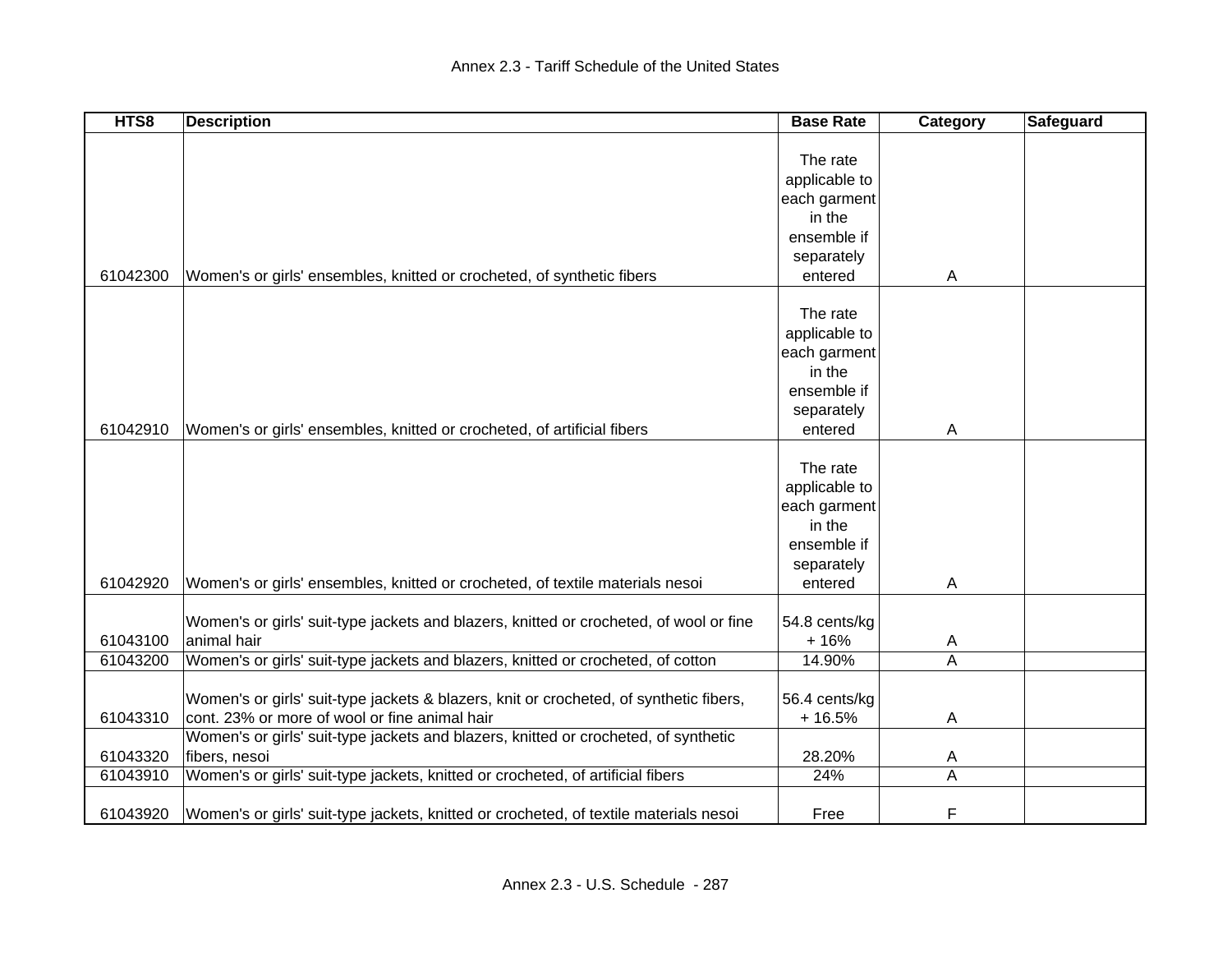# Annex 2.3 - Tariff Schedule of the United States

| HTS8 | Description | Base Rate | Category | Safeguard |
|---|---|---|---|---|
| 61042300 | Women's or girls' ensembles, knitted or crocheted, of synthetic fibers | The rate applicable to each garment in the ensemble if separately entered | A | |
| 61042910 | Women's or girls' ensembles, knitted or crocheted, of artificial fibers | The rate applicable to each garment in the ensemble if separately entered | A | |
| 61042920 | Women's or girls' ensembles, knitted or crocheted, of textile materials nesoi | The rate applicable to each garment in the ensemble if separately entered | A | |
| 61043100 | Women's or girls' suit-type jackets and blazers, knitted or crocheted, of wool or fine animal hair | 54.8 cents/kg + 16% | A | |
| 61043200 | Women's or girls' suit-type jackets and blazers, knitted or crocheted, of cotton | 14.90% | A | |
| 61043310 | Women's or girls' suit-type jackets & blazers, knit or crocheted, of synthetic fibers, cont. 23% or more of wool or fine animal hair | 56.4 cents/kg + 16.5% | A | |
| 61043320 | Women's or girls' suit-type jackets and blazers, knitted or crocheted, of synthetic fibers, nesoi | 28.20% | A | |
| 61043910 | Women's or girls' suit-type jackets, knitted or crocheted, of artificial fibers | 24% | A | |
| 61043920 | Women's or girls' suit-type jackets, knitted or crocheted, of textile materials nesoi | Free | F | |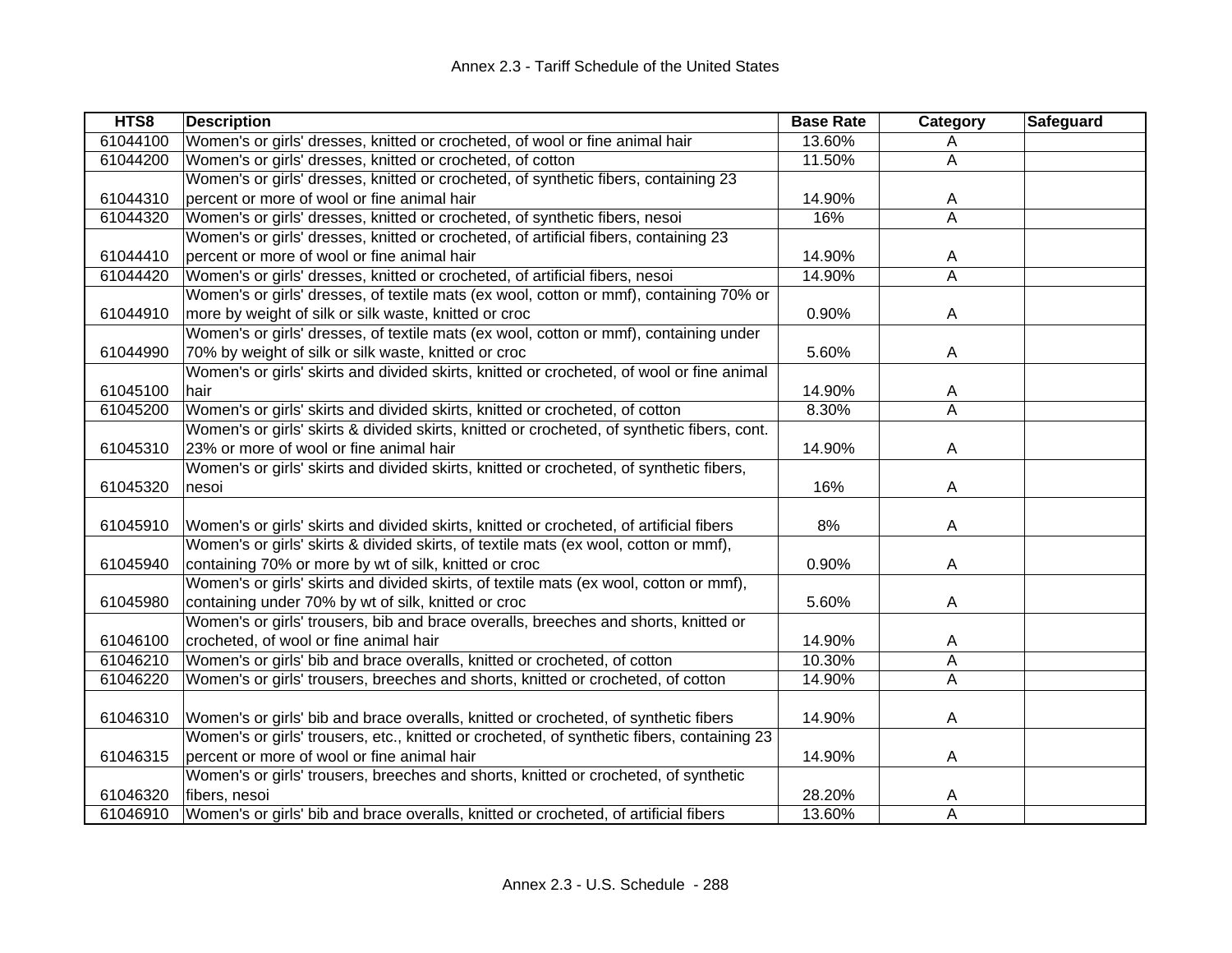| HTS8 | Description | Base Rate | Category | Safeguard |
|---|---|---|---|---|
| 61044100 | Women's or girls' dresses, knitted or crocheted, of wool or fine animal hair | 13.60% | A | |
| 61044200 | Women's or girls' dresses, knitted or crocheted, of cotton | 11.50% | A | |
| 61044310 | Women's or girls' dresses, knitted or crocheted, of synthetic fibers, containing 23 percent or more of wool or fine animal hair | 14.90% | A | |
| 61044320 | Women's or girls' dresses, knitted or crocheted, of synthetic fibers, nesoi | 16% | A | |
| 61044410 | Women's or girls' dresses, knitted or crocheted, of artificial fibers, containing 23 percent or more of wool or fine animal hair | 14.90% | A | |
| 61044420 | Women's or girls' dresses, knitted or crocheted, of artificial fibers, nesoi | 14.90% | A | |
| 61044910 | Women's or girls' dresses, of textile mats (ex wool, cotton or mmf), containing 70% or more by weight of silk or silk waste, knitted or croc | 0.90% | A | |
| 61044990 | Women's or girls' dresses, of textile mats (ex wool, cotton or mmf), containing under 70% by weight of silk or silk waste, knitted or croc | 5.60% | A | |
| 61045100 | Women's or girls' skirts and divided skirts, knitted or crocheted, of wool or fine animal hair | 14.90% | A | |
| 61045200 | Women's or girls' skirts and divided skirts, knitted or crocheted, of cotton | 8.30% | A | |
| 61045310 | Women's or girls' skirts & divided skirts, knitted or crocheted, of synthetic fibers, cont. 23% or more of wool or fine animal hair | 14.90% | A | |
| 61045320 | Women's or girls' skirts and divided skirts, knitted or crocheted, of synthetic fibers, nesoi | 16% | A | |
| 61045910 | Women's or girls' skirts and divided skirts, knitted or crocheted, of artificial fibers | 8% | A | |
| 61045940 | Women's or girls' skirts & divided skirts, of textile mats (ex wool, cotton or mmf), containing 70% or more by wt of silk, knitted or croc | 0.90% | A | |
| 61045980 | Women's or girls' skirts and divided skirts, of textile mats (ex wool, cotton or mmf), containing under 70% by wt of silk, knitted or croc | 5.60% | A | |
| 61046100 | Women's or girls' trousers, bib and brace overalls, breeches and shorts, knitted or crocheted, of wool or fine animal hair | 14.90% | A | |
| 61046210 | Women's or girls' bib and brace overalls, knitted or crocheted, of cotton | 10.30% | A | |
| 61046220 | Women's or girls' trousers, breeches and shorts, knitted or crocheted, of cotton | 14.90% | A | |
| 61046310 | Women's or girls' bib and brace overalls, knitted or crocheted, of synthetic fibers | 14.90% | A | |
| 61046315 | Women's or girls' trousers, etc., knitted or crocheted, of synthetic fibers, containing 23 percent or more of wool or fine animal hair | 14.90% | A | |
| 61046320 | Women's or girls' trousers, breeches and shorts, knitted or crocheted, of synthetic fibers, nesoi | 28.20% | A | |
| 61046910 | Women's or girls' bib and brace overalls, knitted or crocheted, of artificial fibers | 13.60% | A | |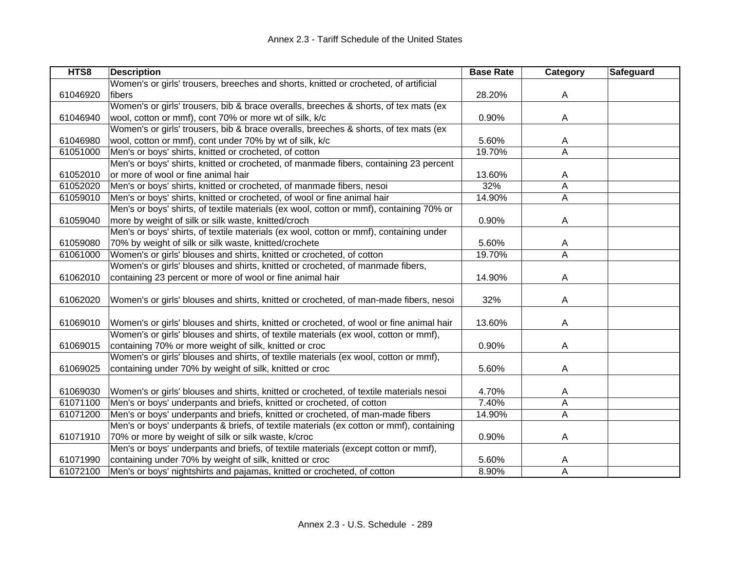| HTS8 | Description | Base Rate | Category | Safeguard |
|---|---|---|---|---|
| 61046920 | Women's or girls' trousers, breeches and shorts, knitted or crocheted, of artificial fibers | 28.20% | A | |
| 61046940 | Women's or girls' trousers, bib & brace overalls, breeches & shorts, of tex mats (ex wool, cotton or mmf), cont 70% or more wt of silk, k/c | 0.90% | A | |
| 61046980 | Women's or girls' trousers, bib & brace overalls, breeches & shorts, of tex mats (ex wool, cotton or mmf), cont under 70% by wt of silk, k/c | 5.60% | A | |
| 61051000 | Men's or boys' shirts, knitted or crocheted, of cotton | 19.70% | A | |
| 61052010 | Men's or boys' shirts, knitted or crocheted, of manmade fibers, containing 23 percent or more of wool or fine animal hair | 13.60% | A | |
| 61052020 | Men's or boys' shirts, knitted or crocheted, of manmade fibers, nesoi | 32% | A | |
| 61059010 | Men's or boys' shirts, knitted or crocheted, of wool or fine animal hair | 14.90% | A | |
| 61059040 | Men's or boys' shirts, of textile materials (ex wool, cotton or mmf), containing 70% or more by weight of silk or silk waste, knitted/croch | 0.90% | A | |
| 61059080 | Men's or boys' shirts, of textile materials (ex wool, cotton or mmf), containing under 70% by weight of silk or silk waste, knitted/crochete | 5.60% | A | |
| 61061000 | Women's or girls' blouses and shirts, knitted or crocheted, of cotton | 19.70% | A | |
| 61062010 | Women's or girls' blouses and shirts, knitted or crocheted, of manmade fibers, containing 23 percent or more of wool or fine animal hair | 14.90% | A | |
| 61062020 | Women's or girls' blouses and shirts, knitted or crocheted, of man-made fibers, nesoi | 32% | A | |
| 61069010 | Women's or girls' blouses and shirts, knitted or crocheted, of wool or fine animal hair | 13.60% | A | |
| 61069015 | Women's or girls' blouses and shirts, of textile materials (ex wool, cotton or mmf), containing 70% or more weight of silk, knitted or croc | 0.90% | A | |
| 61069025 | Women's or girls' blouses and shirts, of textile materials (ex wool, cotton or mmf), containing under 70% by weight of silk, knitted or croc | 5.60% | A | |
| 61069030 | Women's or girls' blouses and shirts, knitted or crocheted, of textile materials nesoi | 4.70% | A | |
| 61071100 | Men's or boys' underpants and briefs, knitted or crocheted, of cotton | 7.40% | A | |
| 61071200 | Men's or boys' underpants and briefs, knitted or crocheted, of man-made fibers | 14.90% | A | |
| 61071910 | Men's or boys' underpants & briefs, of textile materials (ex cotton or mmf), containing 70% or more by weight of silk or silk waste, k/croc | 0.90% | A | |
| 61071990 | Men's or boys' underpants and briefs, of textile materials (except cotton or mmf), containing under 70% by weight of silk, knitted or croc | 5.60% | A | |
| 61072100 | Men's or boys' nightshirts and pajamas, knitted or crocheted, of cotton | 8.90% | A | |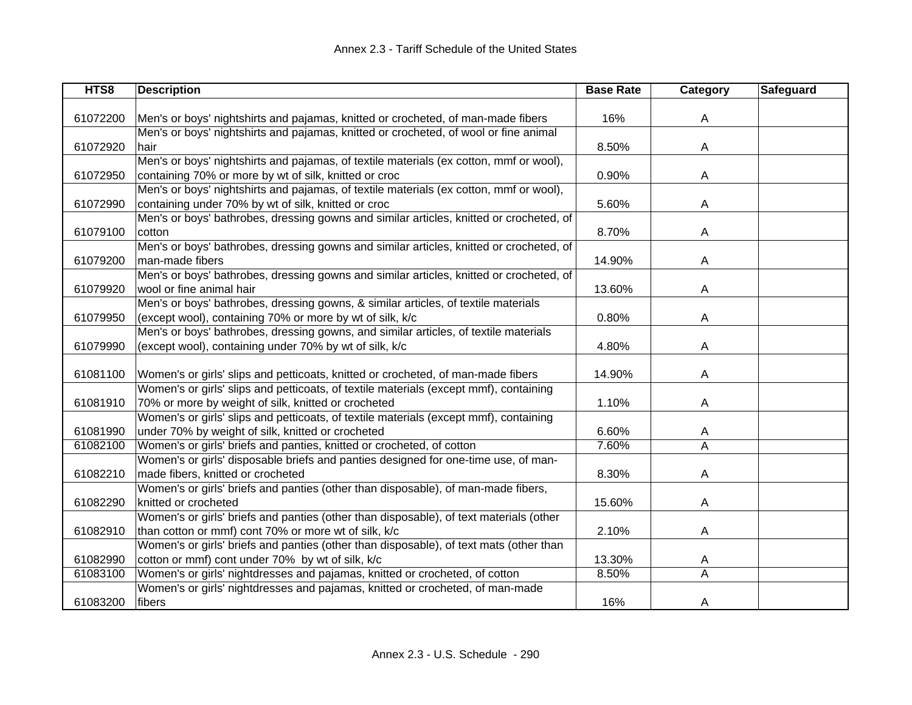| HTS8 | Description | Base Rate | Category | Safeguard |
|---|---|---|---|---|
| 61072200 | Men's or boys' nightshirts and pajamas, knitted or crocheted, of man-made fibers | 16% | A | |
| 61072920 | Men's or boys' nightshirts and pajamas, knitted or crocheted, of wool or fine animal hair | 8.50% | A | |
| 61072950 | Men's or boys' nightshirts and pajamas, of textile materials (ex cotton, mmf or wool), containing 70% or more by wt of silk, knitted or croc | 0.90% | A | |
| 61072990 | Men's or boys' nightshirts and pajamas, of textile materials (ex cotton, mmf or wool), containing under 70% by wt of silk, knitted or croc | 5.60% | A | |
| 61079100 | Men's or boys' bathrobes, dressing gowns and similar articles, knitted or crocheted, of cotton | 8.70% | A | |
| 61079200 | Men's or boys' bathrobes, dressing gowns and similar articles, knitted or crocheted, of man-made fibers | 14.90% | A | |
| 61079920 | Men's or boys' bathrobes, dressing gowns and similar articles, knitted or crocheted, of wool or fine animal hair | 13.60% | A | |
| 61079950 | Men's or boys' bathrobes, dressing gowns, & similar articles, of textile materials (except wool), containing 70% or more by wt of silk, k/c | 0.80% | A | |
| 61079990 | Men's or boys' bathrobes, dressing gowns, and similar articles, of textile materials (except wool), containing under 70% by wt of silk, k/c | 4.80% | A | |
| 61081100 | Women's or girls' slips and petticoats, knitted or crocheted, of man-made fibers | 14.90% | A | |
| 61081910 | Women's or girls' slips and petticoats, of textile materials (except mmf), containing 70% or more by weight of silk, knitted or crocheted | 1.10% | A | |
| 61081990 | Women's or girls' slips and petticoats, of textile materials (except mmf), containing under 70% by weight of silk, knitted or crocheted | 6.60% | A | |
| 61082100 | Women's or girls' briefs and panties, knitted or crocheted, of cotton | 7.60% | A | |
| 61082210 | Women's or girls' disposable briefs and panties designed for one-time use, of man-made fibers, knitted or crocheted | 8.30% | A | |
| 61082290 | Women's or girls' briefs and panties (other than disposable), of man-made fibers, knitted or crocheted | 15.60% | A | |
| 61082910 | Women's or girls' briefs and panties (other than disposable), of text materials (other than cotton or mmf) cont 70% or more wt of silk, k/c | 2.10% | A | |
| 61082990 | Women's or girls' briefs and panties (other than disposable), of text mats (other than cotton or mmf) cont under 70% by wt of silk, k/c | 13.30% | A | |
| 61083100 | Women's or girls' nightdresses and pajamas, knitted or crocheted, of cotton | 8.50% | A | |
| 61083200 | Women's or girls' nightdresses and pajamas, knitted or crocheted, of man-made fibers | 16% | A | |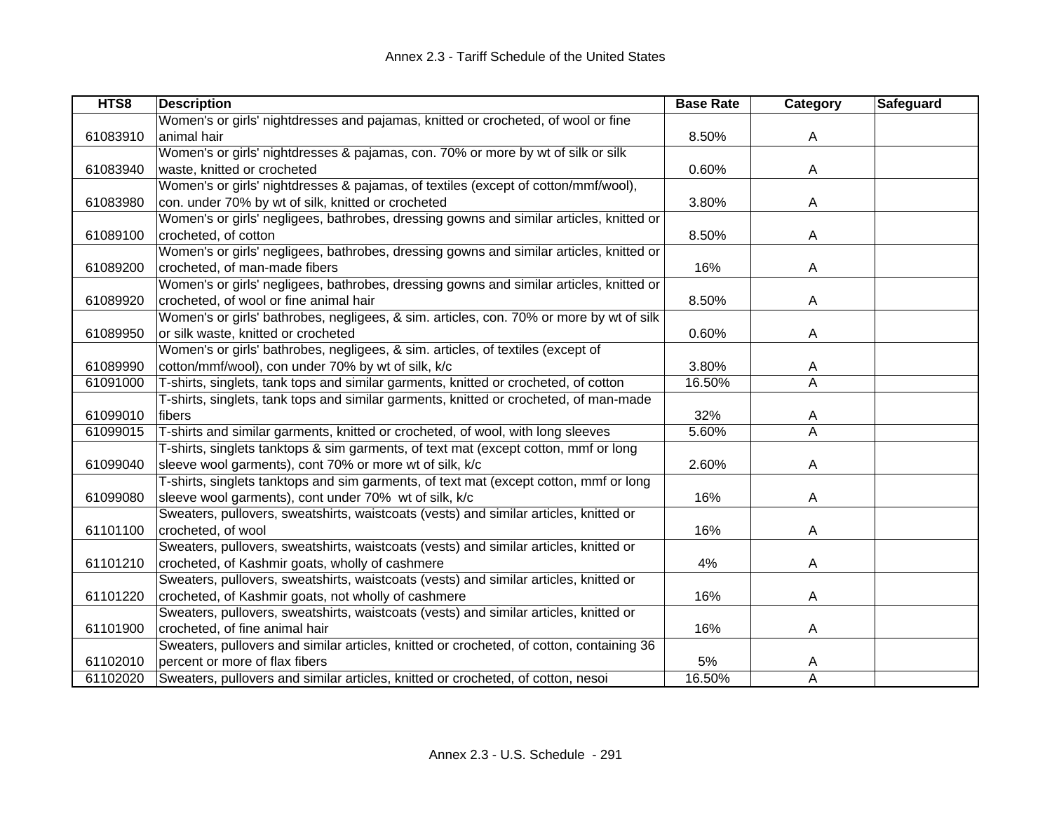| HTS8 | Description | Base Rate | Category | Safeguard |
|---|---|---|---|---|
| 61083910 | Women's or girls' nightdresses and pajamas, knitted or crocheted, of wool or fine animal hair | 8.50% | A | |
| 61083940 | Women's or girls' nightdresses & pajamas, con. 70% or more by wt of silk or silk waste, knitted or crocheted | 0.60% | A | |
| 61083980 | Women's or girls' nightdresses & pajamas, of textiles (except of cotton/mmf/wool), con. under 70% by wt of silk, knitted or crocheted | 3.80% | A | |
| 61089100 | Women's or girls' negligees, bathrobes, dressing gowns and similar articles, knitted or crocheted, of cotton | 8.50% | A | |
| 61089200 | Women's or girls' negligees, bathrobes, dressing gowns and similar articles, knitted or crocheted, of man-made fibers | 16% | A | |
| 61089920 | Women's or girls' negligees, bathrobes, dressing gowns and similar articles, knitted or crocheted, of wool or fine animal hair | 8.50% | A | |
| 61089950 | Women's or girls' bathrobes, negligees, & sim. articles, con. 70% or more by wt of silk or silk waste, knitted or crocheted | 0.60% | A | |
| 61089990 | Women's or girls' bathrobes, negligees, & sim. articles, of textiles (except of cotton/mmf/wool), con under 70% by wt of silk, k/c | 3.80% | A | |
| 61091000 | T-shirts, singlets, tank tops and similar garments, knitted or crocheted, of cotton | 16.50% | A | |
| 61099010 | T-shirts, singlets, tank tops and similar garments, knitted or crocheted, of man-made fibers | 32% | A | |
| 61099015 | T-shirts and similar garments, knitted or crocheted, of wool, with long sleeves | 5.60% | A | |
| 61099040 | T-shirts, singlets tanktops & sim garments, of text mat (except cotton, mmf or long sleeve wool garments), cont 70% or more wt of silk, k/c | 2.60% | A | |
| 61099080 | T-shirts, singlets tanktops and sim garments, of text mat (except cotton, mmf or long sleeve wool garments), cont under 70% wt of silk, k/c | 16% | A | |
| 61101100 | Sweaters, pullovers, sweatshirts, waistcoats (vests) and similar articles, knitted or crocheted, of wool | 16% | A | |
| 61101210 | Sweaters, pullovers, sweatshirts, waistcoats (vests) and similar articles, knitted or crocheted, of Kashmir goats, wholly of cashmere | 4% | A | |
| 61101220 | Sweaters, pullovers, sweatshirts, waistcoats (vests) and similar articles, knitted or crocheted, of Kashmir goats, not wholly of cashmere | 16% | A | |
| 61101900 | Sweaters, pullovers, sweatshirts, waistcoats (vests) and similar articles, knitted or crocheted, of fine animal hair | 16% | A | |
| 61102010 | Sweaters, pullovers and similar articles, knitted or crocheted, of cotton, containing 36 percent or more of flax fibers | 5% | A | |
| 61102020 | Sweaters, pullovers and similar articles, knitted or crocheted, of cotton, nesoi | 16.50% | A | |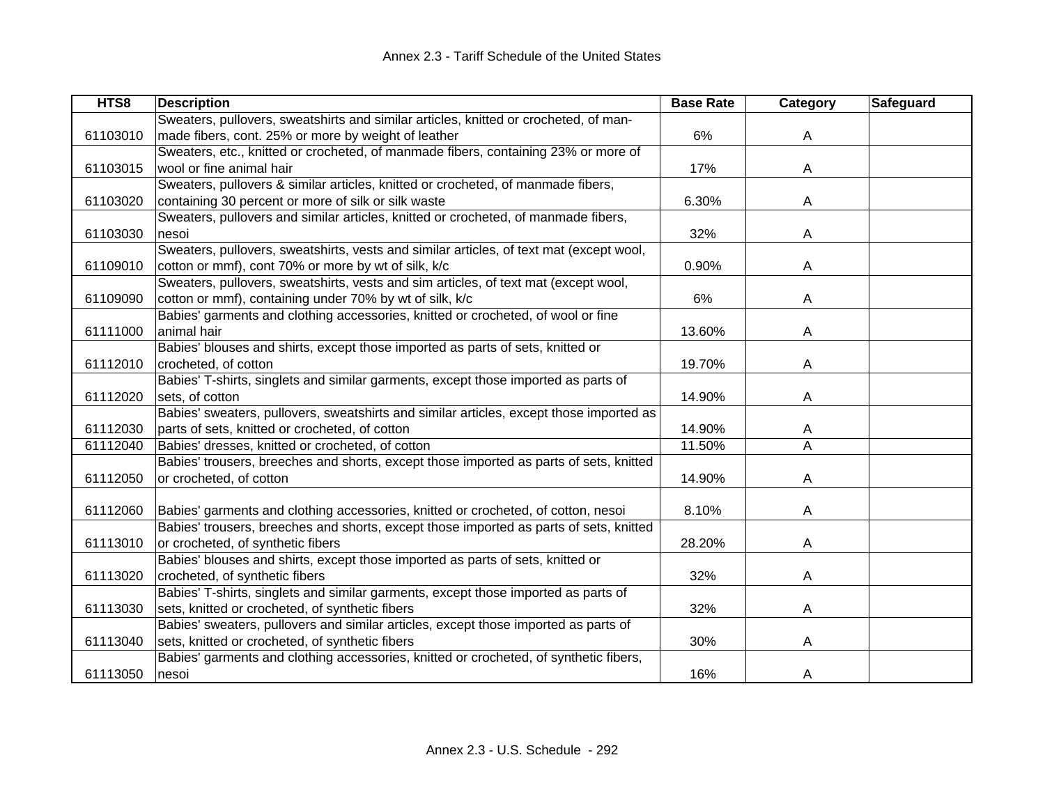| HTS8 | Description | Base Rate | Category | Safeguard |
|---|---|---|---|---|
| 61103010 | Sweaters, pullovers, sweatshirts and similar articles, knitted or crocheted, of man-made fibers, cont. 25% or more by weight of leather | 6% | A | |
| 61103015 | Sweaters, etc., knitted or crocheted, of manmade fibers, containing 23% or more of wool or fine animal hair | 17% | A | |
| 61103020 | Sweaters, pullovers & similar articles, knitted or crocheted, of manmade fibers, containing 30 percent or more of silk or silk waste | 6.30% | A | |
| 61103030 | Sweaters, pullovers and similar articles, knitted or crocheted, of manmade fibers, nesoi | 32% | A | |
| 61109010 | Sweaters, pullovers, sweatshirts, vests and similar articles, of text mat (except wool, cotton or mmf), cont 70% or more by wt of silk, k/c | 0.90% | A | |
| 61109090 | Sweaters, pullovers, sweatshirts, vests and sim articles, of text mat (except wool, cotton or mmf), containing under 70% by wt of silk, k/c | 6% | A | |
| 61111000 | Babies' garments and clothing accessories, knitted or crocheted, of wool or fine animal hair | 13.60% | A | |
| 61112010 | Babies' blouses and shirts, except those imported as parts of sets, knitted or crocheted, of cotton | 19.70% | A | |
| 61112020 | Babies' T-shirts, singlets and similar garments, except those imported as parts of sets, of cotton | 14.90% | A | |
| 61112030 | Babies' sweaters, pullovers, sweatshirts and similar articles, except those imported as parts of sets, knitted or crocheted, of cotton | 14.90% | A | |
| 61112040 | Babies' dresses, knitted or crocheted, of cotton | 11.50% | A | |
| 61112050 | Babies' trousers, breeches and shorts, except those imported as parts of sets, knitted or crocheted, of cotton | 14.90% | A | |
| 61112060 | Babies' garments and clothing accessories, knitted or crocheted, of cotton, nesoi | 8.10% | A | |
| 61113010 | Babies' trousers, breeches and shorts, except those imported as parts of sets, knitted or crocheted, of synthetic fibers | 28.20% | A | |
| 61113020 | Babies' blouses and shirts, except those imported as parts of sets, knitted or crocheted, of synthetic fibers | 32% | A | |
| 61113030 | Babies' T-shirts, singlets and similar garments, except those imported as parts of sets, knitted or crocheted, of synthetic fibers | 32% | A | |
| 61113040 | Babies' sweaters, pullovers and similar articles, except those imported as parts of sets, knitted or crocheted, of synthetic fibers | 30% | A | |
| 61113050 | Babies' garments and clothing accessories, knitted or crocheted, of synthetic fibers, nesoi | 16% | A | |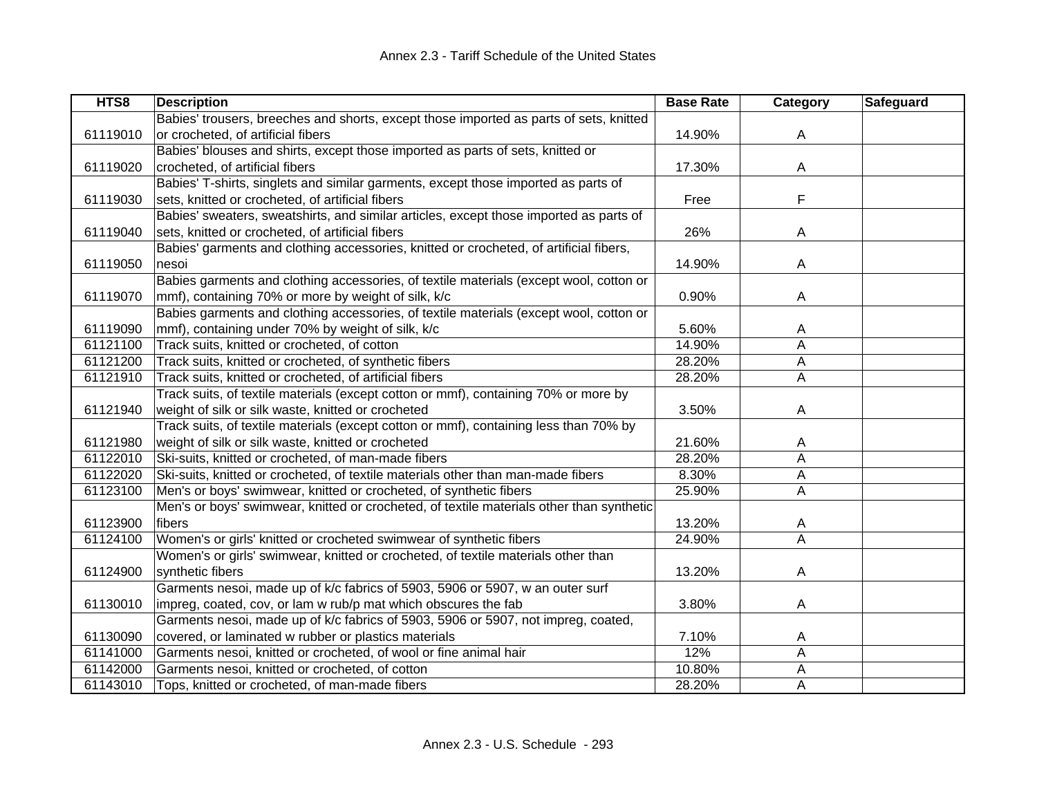| HTS8 | Description | Base Rate | Category | Safeguard |
|---|---|---|---|---|
| 61119010 | Babies' trousers, breeches and shorts, except those imported as parts of sets, knitted or crocheted, of artificial fibers | 14.90% | A | |
| 61119020 | Babies' blouses and shirts, except those imported as parts of sets, knitted or crocheted, of artificial fibers | 17.30% | A | |
| 61119030 | Babies' T-shirts, singlets and similar garments, except those imported as parts of sets, knitted or crocheted, of artificial fibers | Free | F | |
| 61119040 | Babies' sweaters, sweatshirts, and similar articles, except those imported as parts of sets, knitted or crocheted, of artificial fibers | 26% | A | |
| 61119050 | Babies' garments and clothing accessories, knitted or crocheted, of artificial fibers, nesoi | 14.90% | A | |
| 61119070 | Babies garments and clothing accessories, of textile materials (except wool, cotton or mmf), containing 70% or more by weight of silk, k/c | 0.90% | A | |
| 61119090 | Babies garments and clothing accessories, of textile materials (except wool, cotton or mmf), containing under 70% by weight of silk, k/c | 5.60% | A | |
| 61121100 | Track suits, knitted or crocheted, of cotton | 14.90% | A | |
| 61121200 | Track suits, knitted or crocheted, of synthetic fibers | 28.20% | A | |
| 61121910 | Track suits, knitted or crocheted, of artificial fibers | 28.20% | A | |
| 61121940 | Track suits, of textile materials (except cotton or mmf), containing 70% or more by weight of silk or silk waste, knitted or crocheted | 3.50% | A | |
| 61121980 | Track suits, of textile materials (except cotton or mmf), containing less than 70% by weight of silk or silk waste, knitted or crocheted | 21.60% | A | |
| 61122010 | Ski-suits, knitted or crocheted, of man-made fibers | 28.20% | A | |
| 61122020 | Ski-suits, knitted or crocheted, of textile materials other than man-made fibers | 8.30% | A | |
| 61123100 | Men's or boys' swimwear, knitted or crocheted, of synthetic fibers | 25.90% | A | |
| 61123900 | Men's or boys' swimwear, knitted or crocheted, of textile materials other than synthetic fibers | 13.20% | A | |
| 61124100 | Women's or girls' knitted or crocheted swimwear of synthetic fibers | 24.90% | A | |
| 61124900 | Women's or girls' swimwear, knitted or crocheted, of textile materials other than synthetic fibers | 13.20% | A | |
| 61130010 | Garments nesoi, made up of k/c fabrics of 5903, 5906 or 5907, w an outer surf impreg, coated, cov, or lam w rub/p mat which obscures the fab | 3.80% | A | |
| 61130090 | Garments nesoi, made up of k/c fabrics of 5903, 5906 or 5907, not impreg, coated, covered, or laminated w rubber or plastics materials | 7.10% | A | |
| 61141000 | Garments nesoi, knitted or crocheted, of wool or fine animal hair | 12% | A | |
| 61142000 | Garments nesoi, knitted or crocheted, of cotton | 10.80% | A | |
| 61143010 | Tops, knitted or crocheted, of man-made fibers | 28.20% | A | |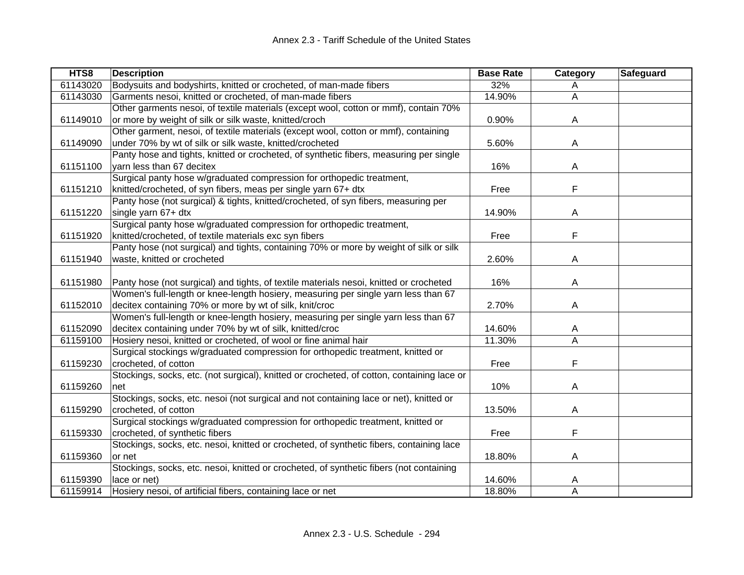| HTS8 | Description | Base Rate | Category | Safeguard |
|---|---|---|---|---|
| 61143020 | Bodysuits and bodyshirts, knitted or crocheted, of man-made fibers | 32% | A | |
| 61143030 | Garments nesoi, knitted or crocheted, of man-made fibers | 14.90% | A | |
| 61149010 | Other garments nesoi, of textile materials (except wool, cotton or mmf), contain 70% or more by weight of silk or silk waste, knitted/croch | 0.90% | A | |
| 61149090 | Other garment, nesoi, of textile materials (except wool, cotton or mmf), containing under 70% by wt of silk or silk waste, knitted/crocheted | 5.60% | A | |
| 61151100 | Panty hose and tights, knitted or crocheted, of synthetic fibers, measuring per single yarn less than 67 decitex | 16% | A | |
| 61151210 | Surgical panty hose w/graduated compression for orthopedic treatment, knitted/crocheted, of syn fibers, meas per single yarn 67+ dtx | Free | F | |
| 61151220 | Panty hose (not surgical) & tights, knitted/crocheted, of syn fibers, measuring per single yarn 67+ dtx | 14.90% | A | |
| 61151920 | Surgical panty hose w/graduated compression for orthopedic treatment, knitted/crocheted, of textile materials exc syn fibers | Free | F | |
| 61151940 | Panty hose (not surgical) and tights, containing 70% or more by weight of silk or silk waste, knitted or crocheted | 2.60% | A | |
| 61151980 | Panty hose (not surgical) and tights, of textile materials nesoi, knitted or crocheted | 16% | A | |
| 61152010 | Women's full-length or knee-length hosiery, measuring per single yarn less than 67 decitex containing 70% or more by wt of silk, knit/croc | 2.70% | A | |
| 61152090 | Women's full-length or knee-length hosiery, measuring per single yarn less than 67 decitex containing under 70% by wt of silk, knitted/croc | 14.60% | A | |
| 61159100 | Hosiery nesoi, knitted or crocheted, of wool or fine animal hair | 11.30% | A | |
| 61159230 | Surgical stockings w/graduated compression for orthopedic treatment, knitted or crocheted, of cotton | Free | F | |
| 61159260 | Stockings, socks, etc. (not surgical), knitted or crocheted, of cotton, containing lace or net | 10% | A | |
| 61159290 | Stockings, socks, etc. nesoi (not surgical and not containing lace or net), knitted or crocheted, of cotton | 13.50% | A | |
| 61159330 | Surgical stockings w/graduated compression for orthopedic treatment, knitted or crocheted, of synthetic fibers | Free | F | |
| 61159360 | Stockings, socks, etc. nesoi, knitted or crocheted, of synthetic fibers, containing lace or net | 18.80% | A | |
| 61159390 | Stockings, socks, etc. nesoi, knitted or crocheted, of synthetic fibers (not containing lace or net) | 14.60% | A | |
| 61159914 | Hosiery nesoi, of artificial fibers, containing lace or net | 18.80% | A | |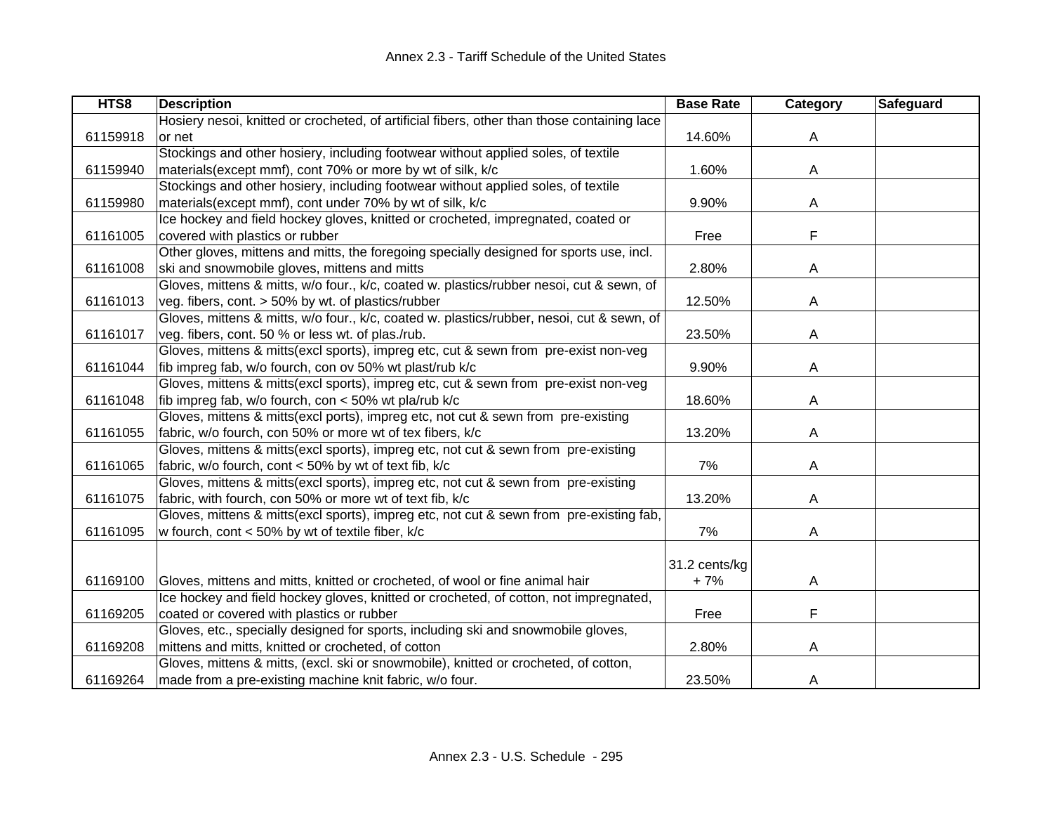| HTS8 | Description | Base Rate | Category | Safeguard |
|---|---|---|---|---|
| 61159918 | Hosiery nesoi, knitted or crocheted, of artificial fibers, other than those containing lace or net | 14.60% | A | |
| 61159940 | Stockings and other hosiery, including footwear without applied soles, of textile materials(except mmf), cont 70% or more by wt of silk, k/c | 1.60% | A | |
| 61159980 | Stockings and other hosiery, including footwear without applied soles, of textile materials(except mmf), cont under 70% by wt of silk, k/c | 9.90% | A | |
| 61161005 | Ice hockey and field hockey gloves, knitted or crocheted, impregnated, coated or covered with plastics or rubber | Free | F | |
| 61161008 | Other gloves, mittens and mitts, the foregoing specially designed for sports use, incl. ski and snowmobile gloves, mittens and mitts | 2.80% | A | |
| 61161013 | Gloves, mittens & mitts, w/o four., k/c, coated w. plastics/rubber nesoi, cut & sewn, of veg. fibers, cont. > 50% by wt. of plastics/rubber | 12.50% | A | |
| 61161017 | Gloves, mittens & mitts, w/o four., k/c, coated w. plastics/rubber, nesoi, cut & sewn, of veg. fibers, cont. 50 % or less wt. of plas./rub. | 23.50% | A | |
| 61161044 | Gloves, mittens & mitts(excl sports), impreg etc, cut & sewn from pre-exist non-veg fib impreg fab, w/o fourch, con ov 50% wt plast/rub k/c | 9.90% | A | |
| 61161048 | Gloves, mittens & mitts(excl sports), impreg etc, cut & sewn from pre-exist non-veg fib impreg fab, w/o fourch, con < 50% wt pla/rub k/c | 18.60% | A | |
| 61161055 | Gloves, mittens & mitts(excl sports), impreg etc, not cut & sewn from pre-existing fabric, w/o fourch, con 50% or more wt of tex fibers, k/c | 13.20% | A | |
| 61161065 | Gloves, mittens & mitts(excl sports), impreg etc, not cut & sewn from pre-existing fabric, w/o fourch, cont < 50% by wt of text fib, k/c | 7% | A | |
| 61161075 | Gloves, mittens & mitts(excl ports), impreg etc, not cut & sewn from pre-existing fabric, with fourch, con 50% or more wt of text fib, k/c | 13.20% | A | |
| 61161095 | Gloves, mittens & mitts(excl sports), impreg etc, not cut & sewn from pre-existing fab, w fourch, cont < 50% by wt of textile fiber, k/c | 7% | A | |
| 61169100 | Gloves, mittens and mitts, knitted or crocheted, of wool or fine animal hair | 31.2 cents/kg + 7% | A | |
| 61169205 | Ice hockey and field hockey gloves, knitted or crocheted, of cotton, not impregnated, coated or covered with plastics or rubber | Free | F | |
| 61169208 | Gloves, etc., specially designed for sports, including ski and snowmobile gloves, mittens and mitts, knitted or crocheted, of cotton | 2.80% | A | |
| 61169264 | Gloves, mittens & mitts, (excl. ski or snowmobile), knitted or crocheted, of cotton, made from a pre-existing machine knit fabric, w/o four. | 23.50% | A | |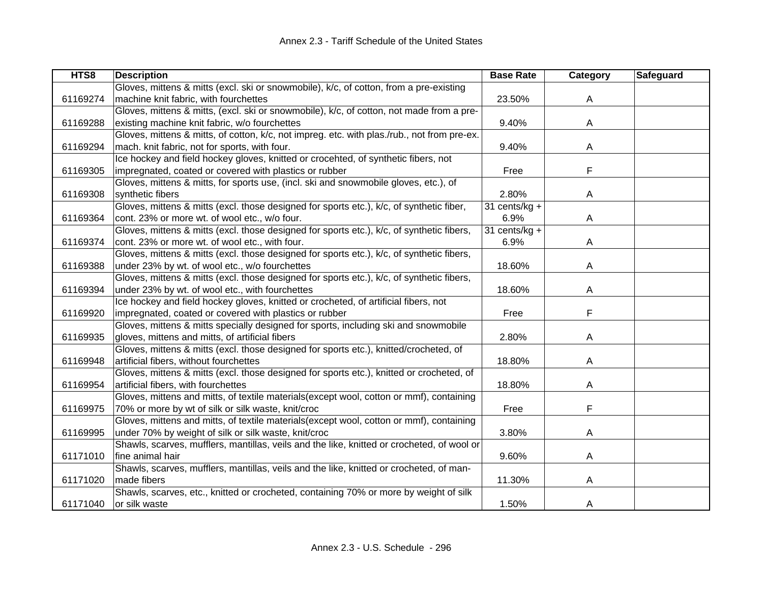| HTS8 | Description | Base Rate | Category | Safeguard |
|---|---|---|---|---|
| 61169274 | Gloves, mittens & mitts (excl. ski or snowmobile), k/c, of cotton, from a pre-existing machine knit fabric, with fourchettes | 23.50% | A | |
| 61169288 | Gloves, mittens & mitts, (excl. ski or snowmobile), k/c, of cotton, not made from a pre-existing machine knit fabric, w/o fourchettes | 9.40% | A | |
| 61169294 | Gloves, mittens & mitts, of cotton, k/c, not impreg. etc. with plas./rub., not from pre-ex. mach. knit fabric, not for sports, with four. | 9.40% | A | |
| 61169305 | Ice hockey and field hockey gloves, knitted or crocehted, of synthetic fibers, not impregnated, coated or covered with plastics or rubber | Free | F | |
| 61169308 | Gloves, mittens & mitts, for sports use, (incl. ski and snowmobile gloves, etc.), of synthetic fibers | 2.80% | A | |
| 61169364 | Gloves, mittens & mitts (excl. those designed for sports etc.), k/c, of synthetic fiber, cont. 23% or more wt. of wool etc., w/o four. | 31 cents/kg + 6.9% | A | |
| 61169374 | Gloves, mittens & mitts (excl. those designed for sports etc.), k/c, of synthetic fibers, cont. 23% or more wt. of wool etc., with four. | 31 cents/kg + 6.9% | A | |
| 61169388 | Gloves, mittens & mitts (excl. those designed for sports etc.), k/c, of synthetic fibers, under 23% by wt. of wool etc., w/o fourchettes | 18.60% | A | |
| 61169394 | Gloves, mittens & mitts (excl. those designed for sports etc.), k/c, of synthetic fibers, under 23% by wt. of wool etc., with fourchettes | 18.60% | A | |
| 61169920 | Ice hockey and field hockey gloves, knitted or crocheted, of artificial fibers, not impregnated, coated or covered with plastics or rubber | Free | F | |
| 61169935 | Gloves, mittens & mitts specially designed for sports, including ski and snowmobile gloves, mittens and mitts, of artificial fibers | 2.80% | A | |
| 61169948 | Gloves, mittens & mitts (excl. those designed for sports etc.), knitted/crocheted, of artificial fibers, without fourchettes | 18.80% | A | |
| 61169954 | Gloves, mittens & mitts (excl. those designed for sports etc.), knitted or crocheted, of artificial fibers, with fourchettes | 18.80% | A | |
| 61169975 | Gloves, mittens and mitts, of textile materials(except wool, cotton or mmf), containing 70% or more by wt of silk or silk waste, knit/croc | Free | F | |
| 61169995 | Gloves, mittens and mitts, of textile materials(except wool, cotton or mmf), containing under 70% by weight of silk or silk waste, knit/croc | 3.80% | A | |
| 61171010 | Shawls, scarves, mufflers, mantillas, veils and the like, knitted or crocheted, of wool or fine animal hair | 9.60% | A | |
| 61171020 | Shawls, scarves, mufflers, mantillas, veils and the like, knitted or crocheted, of man-made fibers | 11.30% | A | |
| 61171040 | Shawls, scarves, etc., knitted or crocheted, containing 70% or more by weight of silk or silk waste | 1.50% | A | |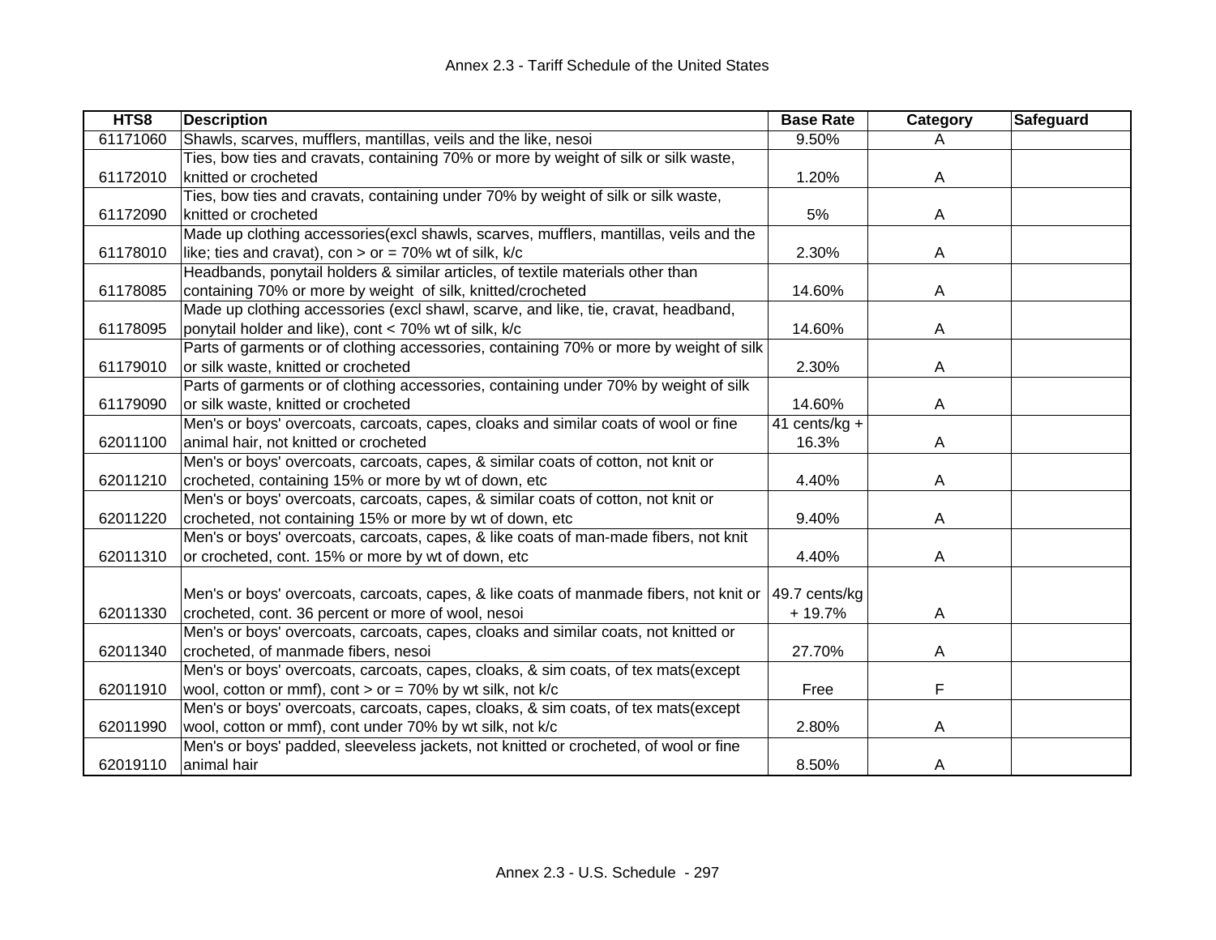| HTS8 | Description | Base Rate | Category | Safeguard |
|---|---|---|---|---|
| 61171060 | Shawls, scarves, mufflers, mantillas, veils and the like, nesoi | 9.50% | A | |
| 61172010 | Ties, bow ties and cravats, containing 70% or more by weight of silk or silk waste, knitted or crocheted | 1.20% | A | |
| 61172090 | Ties, bow ties and cravats, containing under 70% by weight of silk or silk waste, knitted or crocheted | 5% | A | |
| 61178010 | Made up clothing accessories(excl shawls, scarves, mufflers, mantillas, veils and the like; ties and cravat), con > or = 70% wt of silk, k/c | 2.30% | A | |
| 61178085 | Headbands, ponytail holders & similar articles, of textile materials other than containing 70% or more by weight of silk, knitted/crocheted | 14.60% | A | |
| 61178095 | Made up clothing accessories (excl shawl, scarve, and like, tie, cravat, headband, ponytail holder and like), cont < 70% wt of silk, k/c | 14.60% | A | |
| 61179010 | Parts of garments or of clothing accessories, containing 70% or more by weight of silk or silk waste, knitted or crocheted | 2.30% | A | |
| 61179090 | Parts of garments or of clothing accessories, containing under 70% by weight of silk or silk waste, knitted or crocheted | 14.60% | A | |
| 62011100 | Men's or boys' overcoats, carcoats, capes, cloaks and similar coats of wool or fine animal hair, not knitted or crocheted | 41 cents/kg + 16.3% | A | |
| 62011210 | Men's or boys' overcoats, carcoats, capes, & similar coats of cotton, not knit or crocheted, containing 15% or more by wt of down, etc | 4.40% | A | |
| 62011220 | Men's or boys' overcoats, carcoats, capes, & similar coats of cotton, not knit or crocheted, not containing 15% or more by wt of down, etc | 9.40% | A | |
| 62011310 | Men's or boys' overcoats, carcoats, capes, & like coats of man-made fibers, not knit or crocheted, cont. 15% or more by wt of down, etc | 4.40% | A | |
| 62011330 | Men's or boys' overcoats, carcoats, capes, & like coats of manmade fibers, not knit or crocheted, cont. 36 percent or more of wool, nesoi | 49.7 cents/kg + 19.7% | A | |
| 62011340 | Men's or boys' overcoats, carcoats, capes, cloaks and similar coats, not knitted or crocheted, of manmade fibers, nesoi | 27.70% | A | |
| 62011910 | Men's or boys' overcoats, carcoats, capes, cloaks, & sim coats, of tex mats(except wool, cotton or mmf), cont > or = 70% by wt silk, not k/c | Free | F | |
| 62011990 | Men's or boys' overcoats, carcoats, capes, cloaks, & sim coats, of tex mats(except wool, cotton or mmf), cont under 70% by wt silk, not k/c | 2.80% | A | |
| 62019110 | Men's or boys' padded, sleeveless jackets, not knitted or crocheted, of wool or fine animal hair | 8.50% | A | |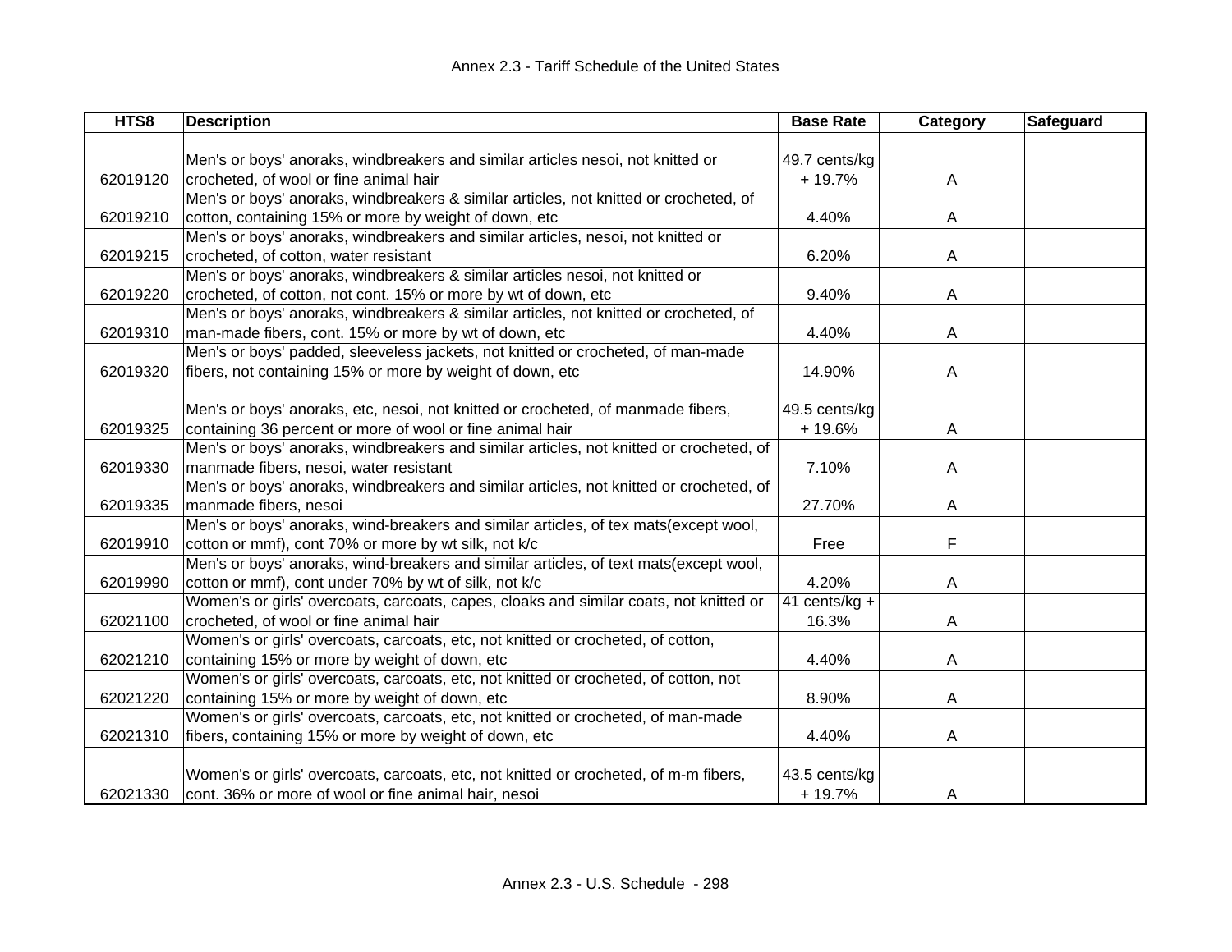| HTS8 | Description | Base Rate | Category | Safeguard |
|---|---|---|---|---|
| 62019120 | Men's or boys' anoraks, windbreakers and similar articles nesoi, not knitted or crocheted, of wool or fine animal hair | 49.7 cents/kg + 19.7% | A | |
| 62019210 | Men's or boys' anoraks, windbreakers & similar articles, not knitted or crocheted, of cotton, containing 15% or more by weight of down, etc | 4.40% | A | |
| 62019215 | Men's or boys' anoraks, windbreakers and similar articles, nesoi, not knitted or crocheted, of cotton, water resistant | 6.20% | A | |
| 62019220 | Men's or boys' anoraks, windbreakers & similar articles nesoi, not knitted or crocheted, of cotton, not cont. 15% or more by wt of down, etc | 9.40% | A | |
| 62019310 | Men's or boys' anoraks, windbreakers & similar articles, not knitted or crocheted, of man-made fibers, cont. 15% or more by wt of down, etc | 4.40% | A | |
| 62019320 | Men's or boys' padded, sleeveless jackets, not knitted or crocheted, of man-made fibers, not containing 15% or more by weight of down, etc | 14.90% | A | |
| 62019325 | Men's or boys' anoraks, etc, nesoi, not knitted or crocheted, of manmade fibers, containing 36 percent or more of wool or fine animal hair | 49.5 cents/kg + 19.6% | A | |
| 62019330 | Men's or boys' anoraks, windbreakers and similar articles, not knitted or crocheted, of manmade fibers, nesoi, water resistant | 7.10% | A | |
| 62019335 | Men's or boys' anoraks, windbreakers and similar articles, not knitted or crocheted, of manmade fibers, nesoi | 27.70% | A | |
| 62019910 | Men's or boys' anoraks, wind-breakers and similar articles, of tex mats(except wool, cotton or mmf), cont 70% or more by wt silk, not k/c | Free | F | |
| 62019990 | Men's or boys' anoraks, wind-breakers and similar articles, of text mats(except wool, cotton or mmf), cont under 70% by wt of silk, not k/c | 4.20% | A | |
| 62021100 | Women's or girls' overcoats, carcoats, capes, cloaks and similar coats, not knitted or crocheted, of wool or fine animal hair | 41 cents/kg + 16.3% | A | |
| 62021210 | Women's or girls' overcoats, carcoats, etc, not knitted or crocheted, of cotton, containing 15% or more by weight of down, etc | 4.40% | A | |
| 62021220 | Women's or girls' overcoats, carcoats, etc, not knitted or crocheted, of cotton, not containing 15% or more by weight of down, etc | 8.90% | A | |
| 62021310 | Women's or girls' overcoats, carcoats, etc, not knitted or crocheted, of man-made fibers, containing 15% or more by weight of down, etc | 4.40% | A | |
| 62021330 | Women's or girls' overcoats, carcoats, etc, not knitted or crocheted, of m-m fibers, cont. 36% or more of wool or fine animal hair, nesoi | 43.5 cents/kg + 19.7% | A | |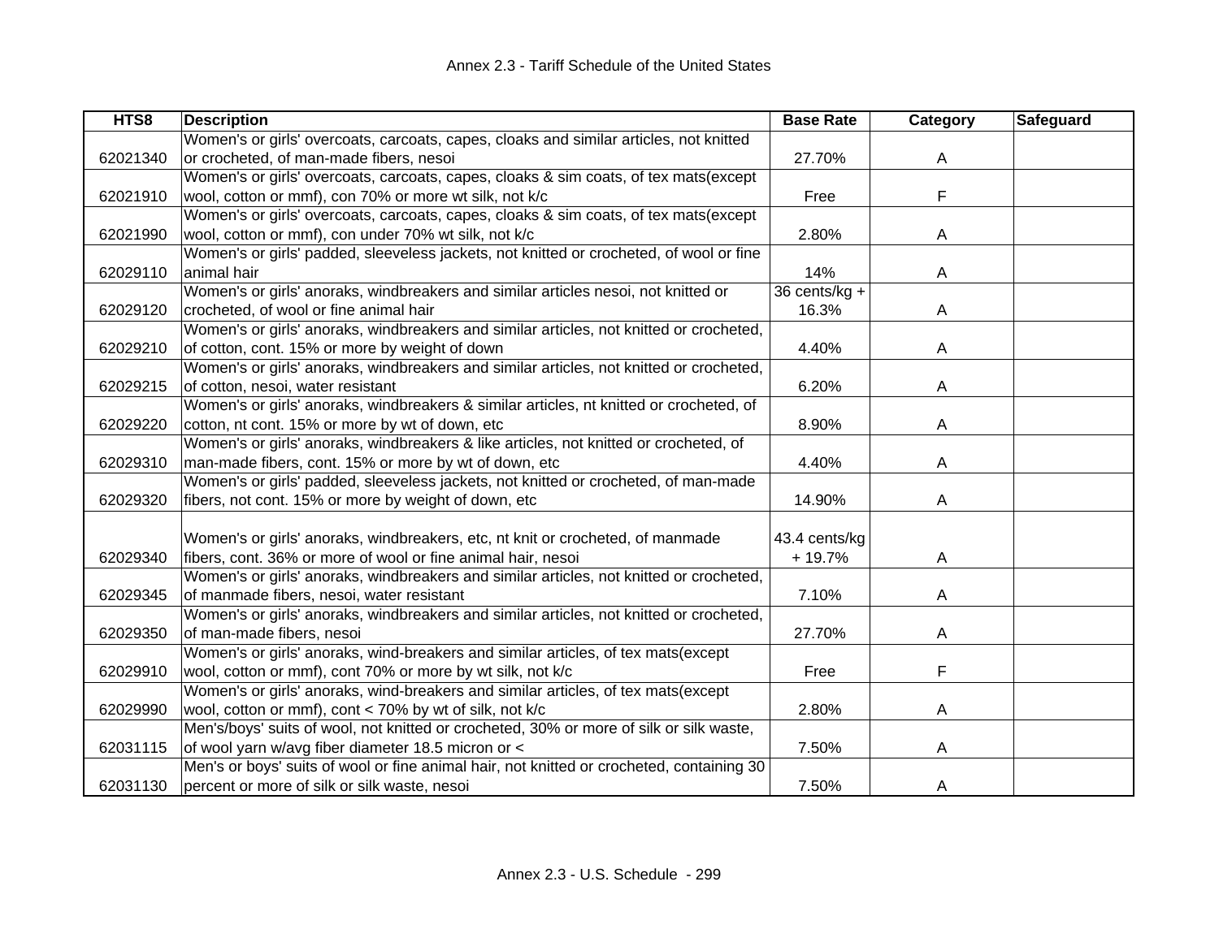| HTS8 | Description | Base Rate | Category | Safeguard |
|---|---|---|---|---|
| 62021340 | Women's or girls' overcoats, carcoats, capes, cloaks and similar articles, not knitted or crocheted, of man-made fibers, nesoi | 27.70% | A | |
| 62021910 | Women's or girls' overcoats, carcoats, capes, cloaks & sim coats, of tex mats(except wool, cotton or mmf), con 70% or more wt silk, not k/c | Free | F | |
| 62021990 | Women's or girls' overcoats, carcoats, capes, cloaks & sim coats, of tex mats(except wool, cotton or mmf), con under 70% wt silk, not k/c | 2.80% | A | |
| 62029110 | Women's or girls' padded, sleeveless jackets, not knitted or crocheted, of wool or fine animal hair | 14% | A | |
| 62029120 | Women's or girls' anoraks, windbreakers and similar articles nesoi, not knitted or crocheted, of wool or fine animal hair | 36 cents/kg + 16.3% | A | |
| 62029210 | Women's or girls' anoraks, windbreakers and similar articles, not knitted or crocheted, of cotton, cont. 15% or more by weight of down | 4.40% | A | |
| 62029215 | Women's or girls' anoraks, windbreakers and similar articles, not knitted or crocheted, of cotton, nesoi, water resistant | 6.20% | A | |
| 62029220 | Women's or girls' anoraks, windbreakers & similar articles, nt knitted or crocheted, of cotton, nt cont. 15% or more by wt of down, etc | 8.90% | A | |
| 62029310 | Women's or girls' anoraks, windbreakers & like articles, not knitted or crocheted, of man-made fibers, cont. 15% or more by wt of down, etc | 4.40% | A | |
| 62029320 | Women's or girls' padded, sleeveless jackets, not knitted or crocheted, of man-made fibers, not cont. 15% or more by weight of down, etc | 14.90% | A | |
| 62029340 | Women's or girls' anoraks, windbreakers, etc, nt knit or crocheted, of manmade fibers, cont. 36% or more of wool or fine animal hair, nesoi | 43.4 cents/kg + 19.7% | A | |
| 62029345 | Women's or girls' anoraks, windbreakers and similar articles, not knitted or crocheted, of manmade fibers, nesoi, water resistant | 7.10% | A | |
| 62029350 | Women's or girls' anoraks, windbreakers and similar articles, not knitted or crocheted, of man-made fibers, nesoi | 27.70% | A | |
| 62029910 | Women's or girls' anoraks, wind-breakers and similar articles, of tex mats(except wool, cotton or mmf), cont 70% or more by wt silk, not k/c | Free | F | |
| 62029990 | Women's or girls' anoraks, wind-breakers and similar articles, of tex mats(except wool, cotton or mmf), cont < 70% by wt of silk, not k/c | 2.80% | A | |
| 62031115 | Men's/boys' suits of wool, not knitted or crocheted, 30% or more of silk or silk waste, of wool yarn w/avg fiber diameter 18.5 micron or < | 7.50% | A | |
| 62031130 | Men's or boys' suits of wool or fine animal hair, not knitted or crocheted, containing 30 percent or more of silk or silk waste, nesoi | 7.50% | A | |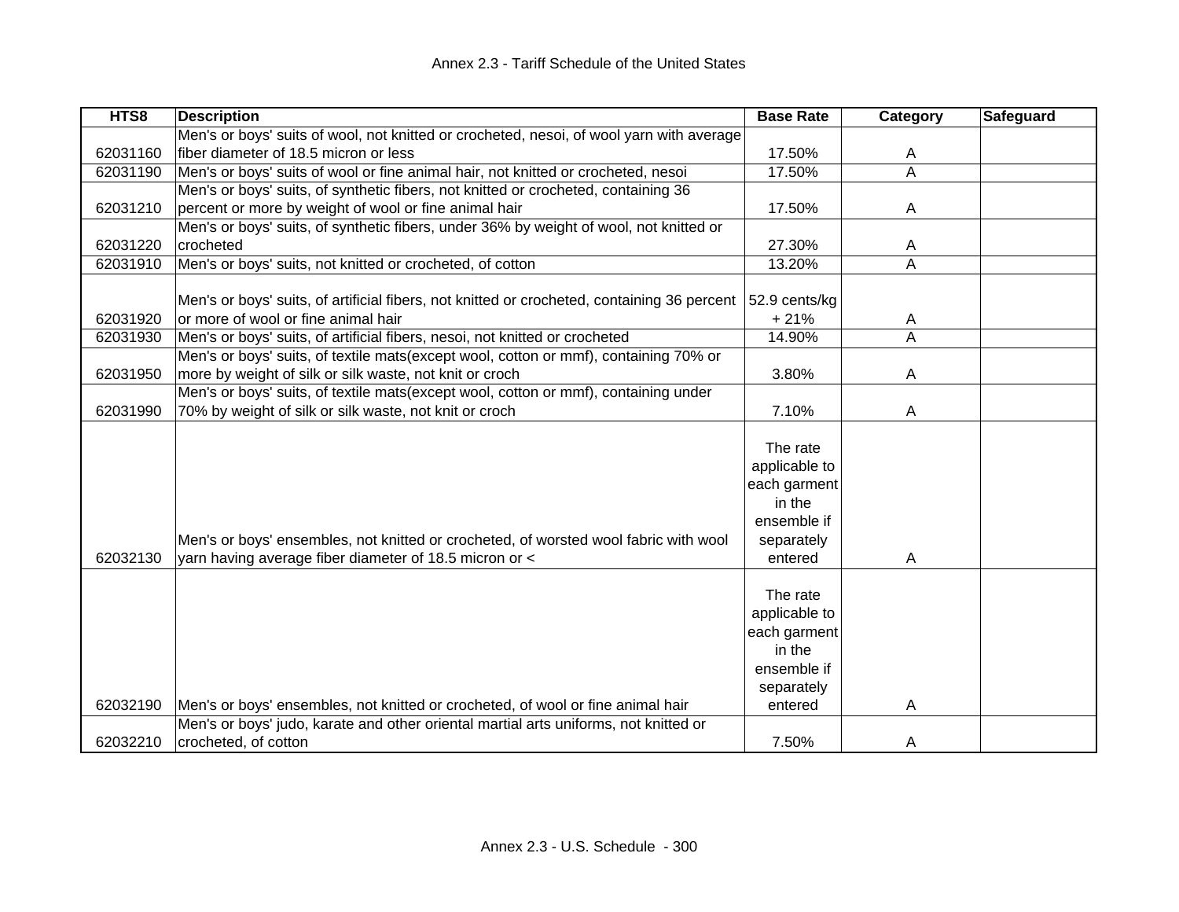| HTS8 | Description | Base Rate | Category | Safeguard |
|---|---|---|---|---|
| 62031160 | Men's or boys' suits of wool, not knitted or crocheted, nesoi, of wool yarn with average fiber diameter of 18.5 micron or less | 17.50% | A | |
| 62031190 | Men's or boys' suits of wool or fine animal hair, not knitted or crocheted, nesoi | 17.50% | A | |
| 62031210 | Men's or boys' suits, of synthetic fibers, not knitted or crocheted, containing 36 percent or more by weight of wool or fine animal hair | 17.50% | A | |
| 62031220 | Men's or boys' suits, of synthetic fibers, under 36% by weight of wool, not knitted or crocheted | 27.30% | A | |
| 62031910 | Men's or boys' suits, not knitted or crocheted, of cotton | 13.20% | A | |
| 62031920 | Men's or boys' suits, of artificial fibers, not knitted or crocheted, containing 36 percent or more of wool or fine animal hair | 52.9 cents/kg + 21% | A | |
| 62031930 | Men's or boys' suits, of artificial fibers, nesoi, not knitted or crocheted | 14.90% | A | |
| 62031950 | Men's or boys' suits, of textile mats(except wool, cotton or mmf), containing 70% or more by weight of silk or silk waste, not knit or croch | 3.80% | A | |
| 62031990 | Men's or boys' suits, of textile mats(except wool, cotton or mmf), containing under 70% by weight of silk or silk waste, not knit or croch | 7.10% | A | |
| 62032130 | Men's or boys' ensembles, not knitted or crocheted, of worsted wool fabric with wool yarn having average fiber diameter of 18.5 micron or < | The rate applicable to each garment in the ensemble if separately entered | A | |
| 62032190 | Men's or boys' ensembles, not knitted or crocheted, of wool or fine animal hair | The rate applicable to each garment in the ensemble if separately entered | A | |
| 62032210 | Men's or boys' judo, karate and other oriental martial arts uniforms, not knitted or crocheted, of cotton | 7.50% | A | |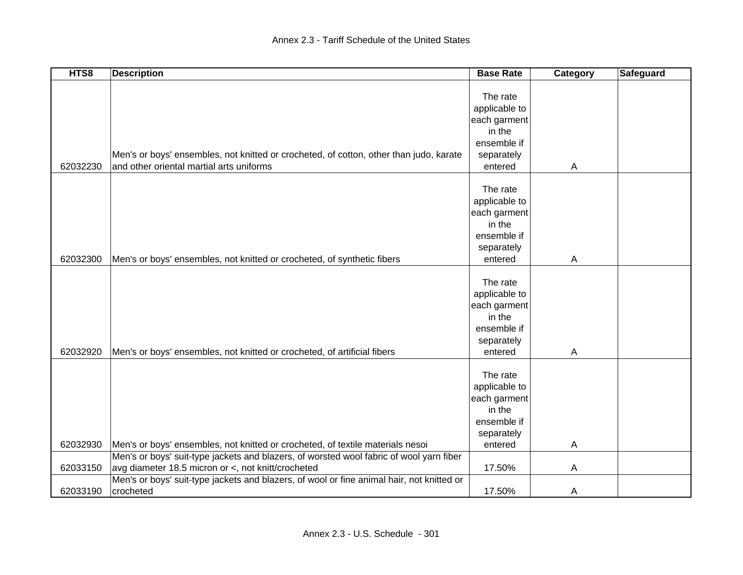| HTS8 | Description | Base Rate | Category | Safeguard |
| --- | --- | --- | --- | --- |
| 62032230 | Men's or boys' ensembles, not knitted or crocheted, of cotton, other than judo, karate and other oriental martial arts uniforms | The rate applicable to each garment in the ensemble if separately entered | A | |
| 62032300 | Men's or boys' ensembles, not knitted or crocheted, of synthetic fibers | The rate applicable to each garment in the ensemble if separately entered | A | |
| 62032920 | Men's or boys' ensembles, not knitted or crocheted, of artificial fibers | The rate applicable to each garment in the ensemble if separately entered | A | |
| 62032930 | Men's or boys' ensembles, not knitted or crocheted, of textile materials nesoi | The rate applicable to each garment in the ensemble if separately entered | A | |
| 62033150 | Men's or boys' suit-type jackets and blazers, of worsted wool fabric of wool yarn fiber avg diameter 18.5 micron or <, not knitt/crocheted | 17.50% | A | |
| 62033190 | Men's or boys' suit-type jackets and blazers, of wool or fine animal hair, not knitted or crocheted | 17.50% | A | |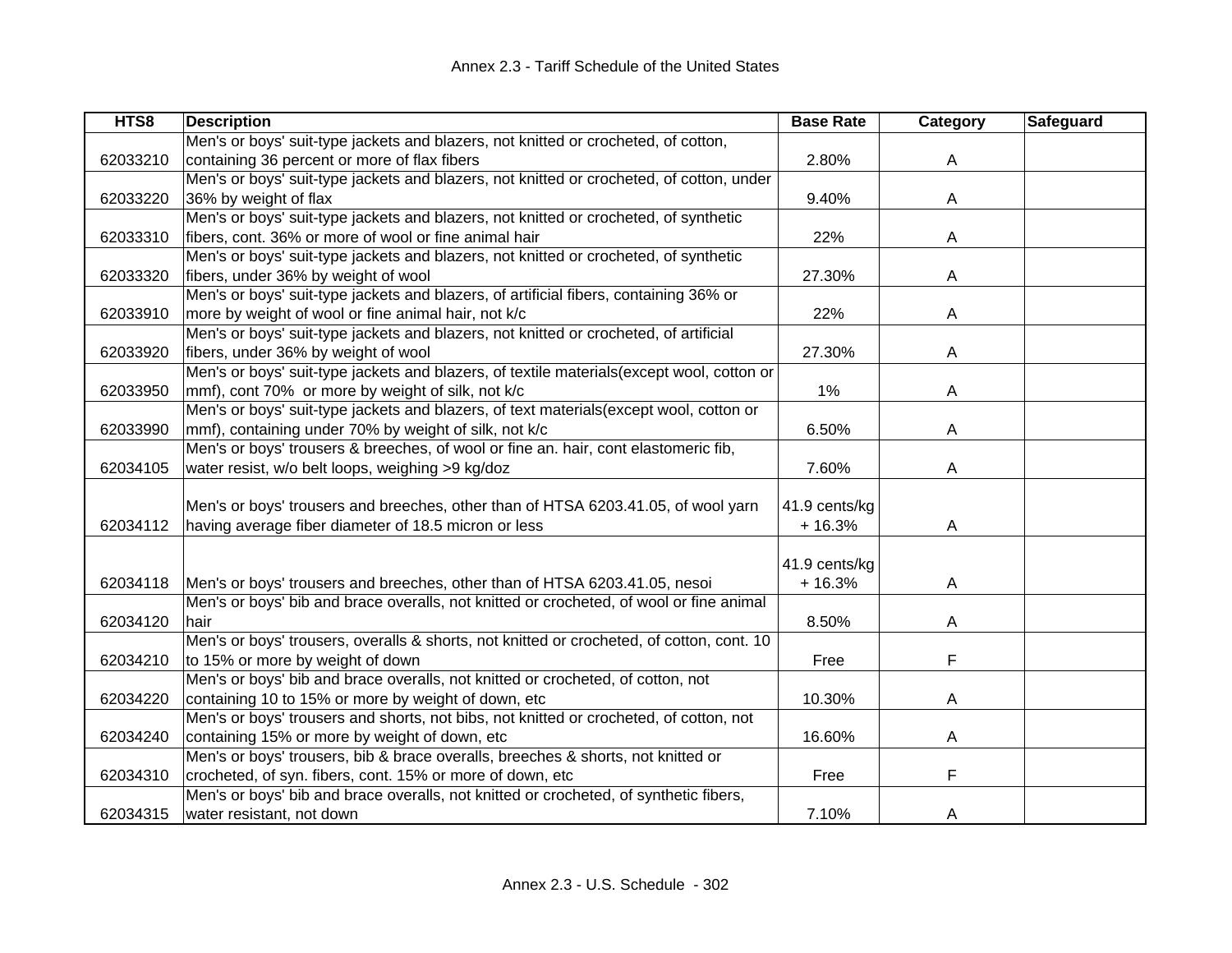| HTS8 | Description | Base Rate | Category | Safeguard |
|---|---|---|---|---|
| 62033210 | Men's or boys' suit-type jackets and blazers, not knitted or crocheted, of cotton, containing 36 percent or more of flax fibers | 2.80% | A | |
| 62033220 | Men's or boys' suit-type jackets and blazers, not knitted or crocheted, of cotton, under 36% by weight of flax | 9.40% | A | |
| 62033310 | Men's or boys' suit-type jackets and blazers, not knitted or crocheted, of synthetic fibers, cont. 36% or more of wool or fine animal hair | 22% | A | |
| 62033320 | Men's or boys' suit-type jackets and blazers, not knitted or crocheted, of synthetic fibers, under 36% by weight of wool | 27.30% | A | |
| 62033910 | Men's or boys' suit-type jackets and blazers, of artificial fibers, containing 36% or more by weight of wool or fine animal hair, not k/c | 22% | A | |
| 62033920 | Men's or boys' suit-type jackets and blazers, not knitted or crocheted, of artificial fibers, under 36% by weight of wool | 27.30% | A | |
| 62033950 | Men's or boys' suit-type jackets and blazers, of textile materials(except wool, cotton or mmf), cont 70% or more by weight of silk, not k/c | 1% | A | |
| 62033990 | Men's or boys' suit-type jackets and blazers, of text materials(except wool, cotton or mmf), containing under 70% by weight of silk, not k/c | 6.50% | A | |
| 62034105 | Men's or boys' trousers & breeches, of wool or fine an. hair, cont elastomeric fib, water resist, w/o belt loops, weighing >9 kg/doz | 7.60% | A | |
| 62034112 | Men's or boys' trousers and breeches, other than of HTSA 6203.41.05, of wool yarn having average fiber diameter of 18.5 micron or less | 41.9 cents/kg + 16.3% | A | |
| 62034118 | Men's or boys' trousers and breeches, other than of HTSA 6203.41.05, nesoi | 41.9 cents/kg + 16.3% | A | |
| 62034120 | Men's or boys' bib and brace overalls, not knitted or crocheted, of wool or fine animal hair | 8.50% | A | |
| 62034210 | Men's or boys' trousers, overalls & shorts, not knitted or crocheted, of cotton, cont. 10 to 15% or more by weight of down | Free | F | |
| 62034220 | Men's or boys' bib and brace overalls, not knitted or crocheted, of cotton, not containing 10 to 15% or more by weight of down, etc | 10.30% | A | |
| 62034240 | Men's or boys' trousers and shorts, not bibs, not knitted or crocheted, of cotton, not containing 15% or more by weight of down, etc | 16.60% | A | |
| 62034310 | Men's or boys' trousers, bib & brace overalls, breeches & shorts, not knitted or crocheted, of syn. fibers, cont. 15% or more of down, etc | Free | F | |
| 62034315 | Men's or boys' bib and brace overalls, not knitted or crocheted, of synthetic fibers, water resistant, not down | 7.10% | A | |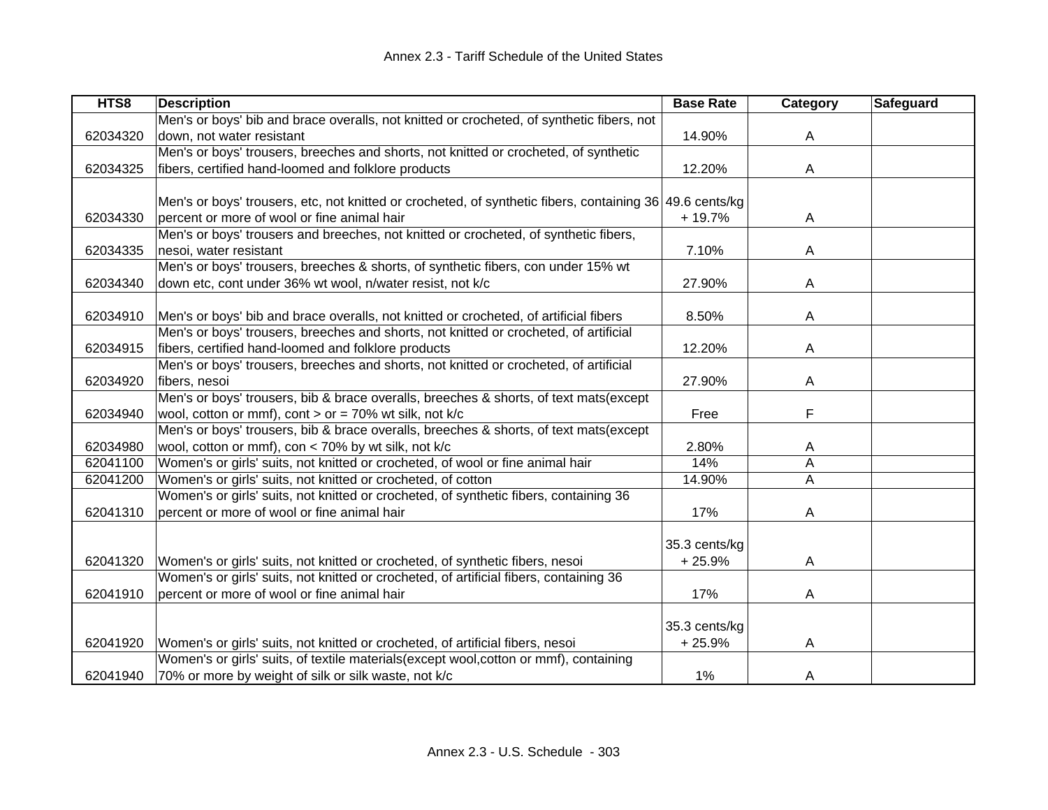| HTS8 | Description | Base Rate | Category | Safeguard |
|---|---|---|---|---|
| 62034320 | Men's or boys' bib and brace overalls, not knitted or crocheted, of synthetic fibers, not down, not water resistant | 14.90% | A | |
| 62034325 | Men's or boys' trousers, breeches and shorts, not knitted or crocheted, of synthetic fibers, certified hand-loomed and folklore products | 12.20% | A | |
| 62034330 | Men's or boys' trousers, etc, not knitted or crocheted, of synthetic fibers, containing 36 percent or more of wool or fine animal hair | 49.6 cents/kg + 19.7% | A | |
| 62034335 | Men's or boys' trousers and breeches, not knitted or crocheted, of synthetic fibers, nesoi, water resistant | 7.10% | A | |
| 62034340 | Men's or boys' trousers, breeches & shorts, of synthetic fibers, con under 15% wt down etc, cont under 36% wt wool, n/water resist, not k/c | 27.90% | A | |
| 62034910 | Men's or boys' bib and brace overalls, not knitted or crocheted, of artificial fibers | 8.50% | A | |
| 62034915 | Men's or boys' trousers, breeches and shorts, not knitted or crocheted, of artificial fibers, certified hand-loomed and folklore products | 12.20% | A | |
| 62034920 | Men's or boys' trousers, breeches and shorts, not knitted or crocheted, of artificial fibers, nesoi | 27.90% | A | |
| 62034940 | Men's or boys' trousers, bib & brace overalls, breeches & shorts, of text mats(except wool, cotton or mmf), cont > or = 70% wt silk, not k/c | Free | F | |
| 62034980 | Men's or boys' trousers, bib & brace overalls, breeches & shorts, of text mats(except wool, cotton or mmf), con < 70% by wt silk, not k/c | 2.80% | A | |
| 62041100 | Women's or girls' suits, not knitted or crocheted, of wool or fine animal hair | 14% | A | |
| 62041200 | Women's or girls' suits, not knitted or crocheted, of cotton | 14.90% | A | |
| 62041310 | Women's or girls' suits, not knitted or crocheted, of synthetic fibers, containing 36 percent or more of wool or fine animal hair | 17% | A | |
| 62041320 | Women's or girls' suits, not knitted or crocheted, of synthetic fibers, nesoi | 35.3 cents/kg + 25.9% | A | |
| 62041910 | Women's or girls' suits, not knitted or crocheted, of artificial fibers, containing 36 percent or more of wool or fine animal hair | 17% | A | |
| 62041920 | Women's or girls' suits, not knitted or crocheted, of artificial fibers, nesoi | 35.3 cents/kg + 25.9% | A | |
| 62041940 | Women's or girls' suits, of textile materials(except wool,cotton or mmf), containing 70% or more by weight of silk or silk waste, not k/c | 1% | A | |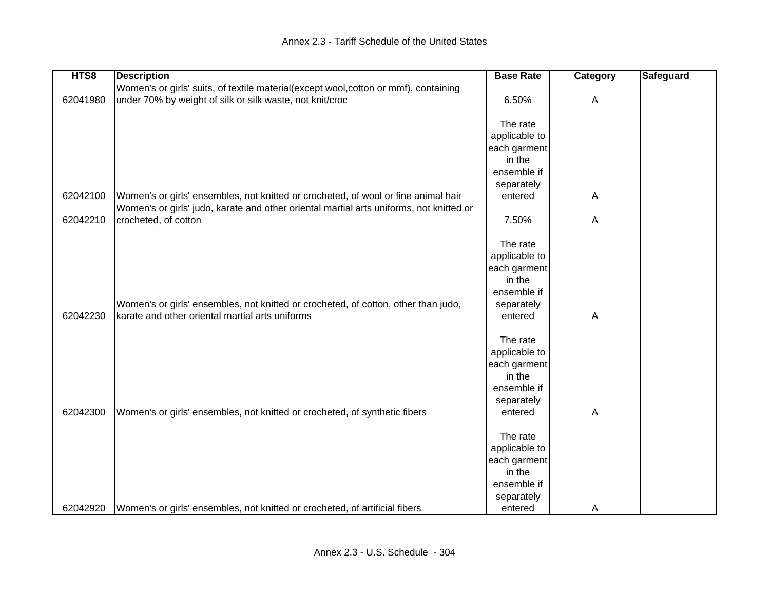| HTS8 | Description | Base Rate | Category | Safeguard |
|---|---|---|---|---|
| 62041980 | Women's or girls' suits, of textile material(except wool,cotton or mmf), containing under 70% by weight of silk or silk waste, not knit/croc | 6.50% | A | |
| 62042100 | Women's or girls' ensembles, not knitted or crocheted, of wool or fine animal hair | The rate applicable to each garment in the ensemble if separately entered | A | |
| 62042210 | Women's or girls' judo, karate and other oriental martial arts uniforms, not knitted or crocheted, of cotton | 7.50% | A | |
| 62042230 | Women's or girls' ensembles, not knitted or crocheted, of cotton, other than judo, karate and other oriental martial arts uniforms | The rate applicable to each garment in the ensemble if separately entered | A | |
| 62042300 | Women's or girls' ensembles, not knitted or crocheted, of synthetic fibers | The rate applicable to each garment in the ensemble if separately entered | A | |
| 62042920 | Women's or girls' ensembles, not knitted or crocheted, of artificial fibers | The rate applicable to each garment in the ensemble if separately entered | A | |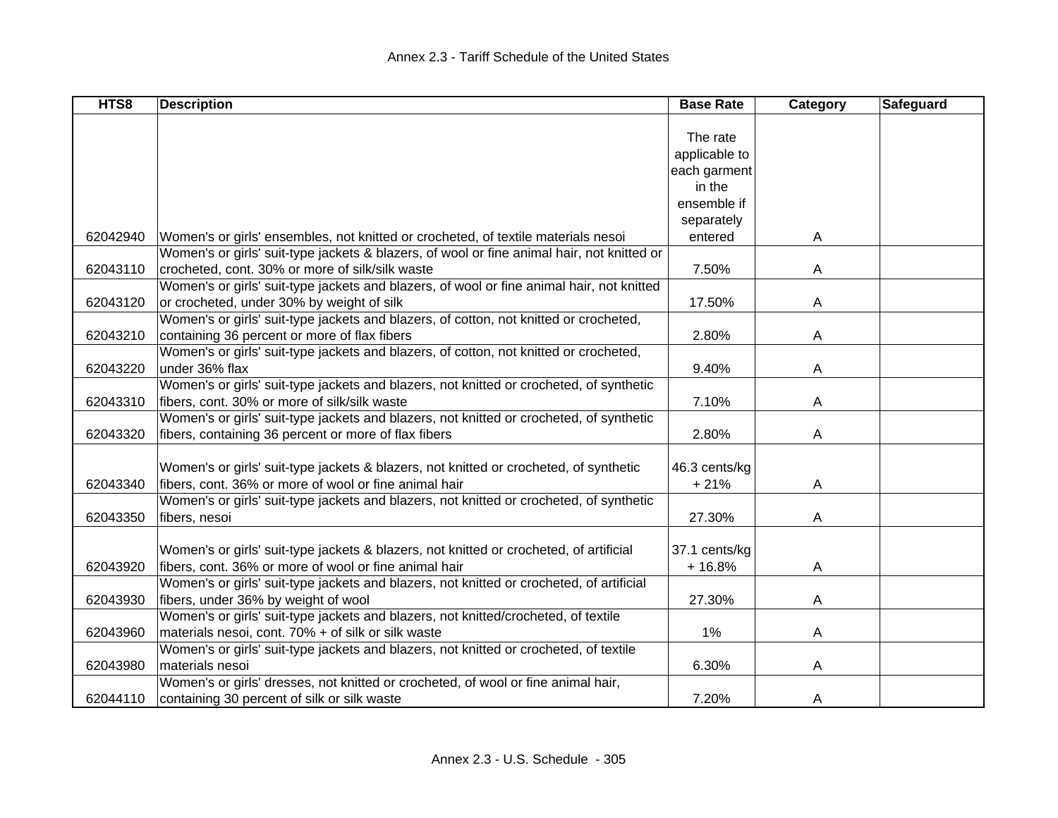| HTS8 | Description | Base Rate | Category | Safeguard |
|---|---|---|---|---|
| 62042940 | Women's or girls' ensembles, not knitted or crocheted, of textile materials nesoi | The rate applicable to each garment in the ensemble if separately entered | A | |
| 62043110 | Women's or girls' suit-type jackets & blazers, of wool or fine animal hair, not knitted or crocheted, cont. 30% or more of silk/silk waste | 7.50% | A | |
| 62043120 | Women's or girls' suit-type jackets and blazers, of wool or fine animal hair, not knitted or crocheted, under 30% by weight of silk | 17.50% | A | |
| 62043210 | Women's or girls' suit-type jackets and blazers, of cotton, not knitted or crocheted, containing 36 percent or more of flax fibers | 2.80% | A | |
| 62043220 | Women's or girls' suit-type jackets and blazers, of cotton, not knitted or crocheted, under 36% flax | 9.40% | A | |
| 62043310 | Women's or girls' suit-type jackets and blazers, not knitted or crocheted, of synthetic fibers, cont. 30% or more of silk/silk waste | 7.10% | A | |
| 62043320 | Women's or girls' suit-type jackets and blazers, not knitted or crocheted, of synthetic fibers, containing 36 percent or more of flax fibers | 2.80% | A | |
| 62043340 | Women's or girls' suit-type jackets & blazers, not knitted or crocheted, of synthetic fibers, cont. 36% or more of wool or fine animal hair | 46.3 cents/kg + 21% | A | |
| 62043350 | Women's or girls' suit-type jackets and blazers, not knitted or crocheted, of synthetic fibers, nesoi | 27.30% | A | |
| 62043920 | Women's or girls' suit-type jackets & blazers, not knitted or crocheted, of artificial fibers, cont. 36% or more of wool or fine animal hair | 37.1 cents/kg + 16.8% | A | |
| 62043930 | Women's or girls' suit-type jackets and blazers, not knitted or crocheted, of artificial fibers, under 36% by weight of wool | 27.30% | A | |
| 62043960 | Women's or girls' suit-type jackets and blazers, not knitted/crocheted, of textile materials nesoi, cont. 70% + of silk or silk waste | 1% | A | |
| 62043980 | Women's or girls' suit-type jackets and blazers, not knitted or crocheted, of textile materials nesoi | 6.30% | A | |
| 62044110 | Women's or girls' dresses, not knitted or crocheted, of wool or fine animal hair, containing 30 percent of silk or silk waste | 7.20% | A | |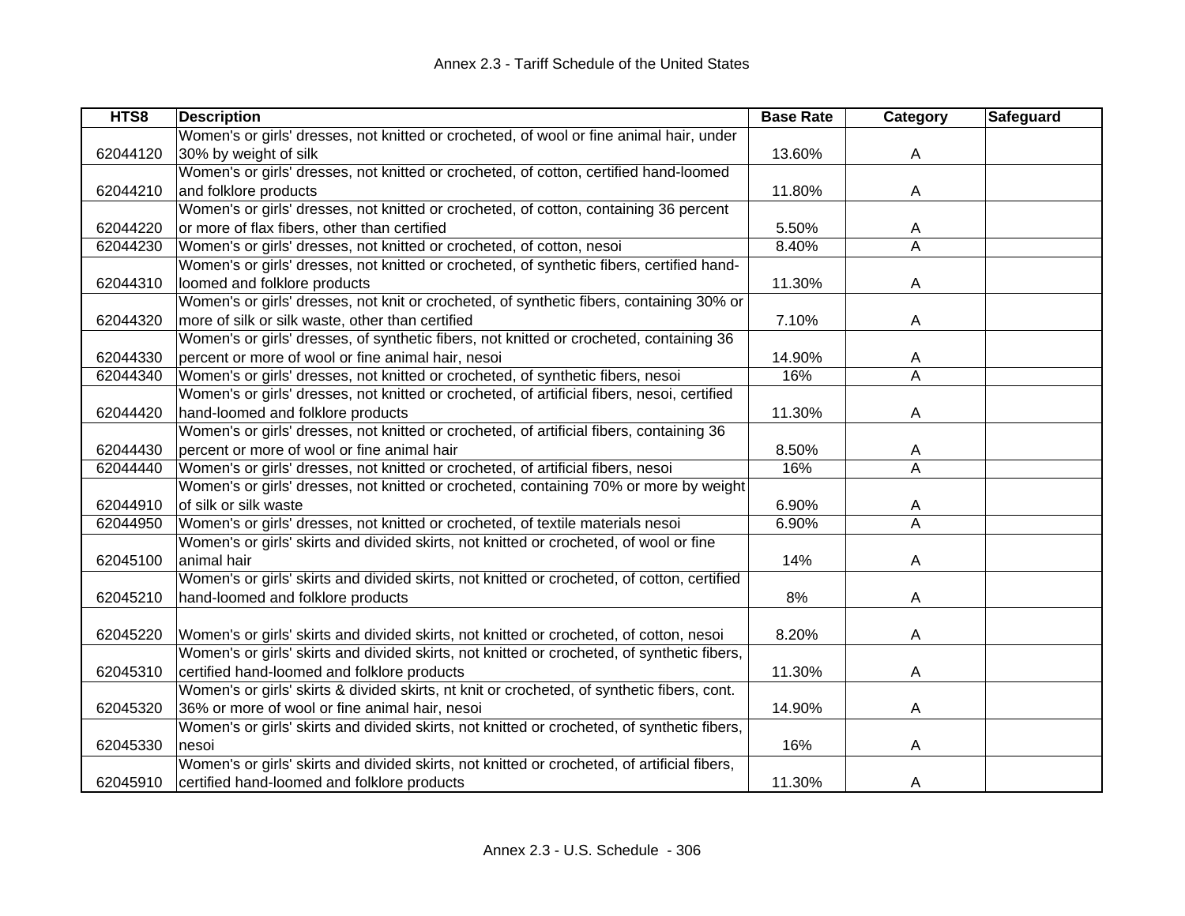| HTS8 | Description | Base Rate | Category | Safeguard |
|---|---|---|---|---|
| 62044120 | Women's or girls' dresses, not knitted or crocheted, of wool or fine animal hair, under 30% by weight of silk | 13.60% | A | |
| 62044210 | Women's or girls' dresses, not knitted or crocheted, of cotton, certified hand-loomed and folklore products | 11.80% | A | |
| 62044220 | Women's or girls' dresses, not knitted or crocheted, of cotton, containing 36 percent or more of flax fibers, other than certified | 5.50% | A | |
| 62044230 | Women's or girls' dresses, not knitted or crocheted, of cotton, nesoi | 8.40% | A | |
| 62044310 | Women's or girls' dresses, not knitted or crocheted, of synthetic fibers, certified hand-loomed and folklore products | 11.30% | A | |
| 62044320 | Women's or girls' dresses, not knit or crocheted, of synthetic fibers, containing 30% or more of silk or silk waste, other than certified | 7.10% | A | |
| 62044330 | Women's or girls' dresses, of synthetic fibers, not knitted or crocheted, containing 36 percent or more of wool or fine animal hair, nesoi | 14.90% | A | |
| 62044340 | Women's or girls' dresses, not knitted or crocheted, of synthetic fibers, nesoi | 16% | A | |
| 62044420 | Women's or girls' dresses, not knitted or crocheted, of artificial fibers, nesoi, certified hand-loomed and folklore products | 11.30% | A | |
| 62044430 | Women's or girls' dresses, not knitted or crocheted, of artificial fibers, containing 36 percent or more of wool or fine animal hair | 8.50% | A | |
| 62044440 | Women's or girls' dresses, not knitted or crocheted, of artificial fibers, nesoi | 16% | A | |
| 62044910 | Women's or girls' dresses, not knitted or crocheted, containing 70% or more by weight of silk or silk waste | 6.90% | A | |
| 62044950 | Women's or girls' dresses, not knitted or crocheted, of textile materials nesoi | 6.90% | A | |
| 62045100 | Women's or girls' skirts and divided skirts, not knitted or crocheted, of wool or fine animal hair | 14% | A | |
| 62045210 | Women's or girls' skirts and divided skirts, not knitted or crocheted, of cotton, certified hand-loomed and folklore products | 8% | A | |
| 62045220 | Women's or girls' skirts and divided skirts, not knitted or crocheted, of cotton, nesoi | 8.20% | A | |
| 62045310 | Women's or girls' skirts and divided skirts, not knitted or crocheted, of synthetic fibers, certified hand-loomed and folklore products | 11.30% | A | |
| 62045320 | Women's or girls' skirts & divided skirts, nt knit or crocheted, of synthetic fibers, cont. 36% or more of wool or fine animal hair, nesoi | 14.90% | A | |
| 62045330 | Women's or girls' skirts and divided skirts, not knitted or crocheted, of synthetic fibers, nesoi | 16% | A | |
| 62045910 | Women's or girls' skirts and divided skirts, not knitted or crocheted, of artificial fibers, certified hand-loomed and folklore products | 11.30% | A | |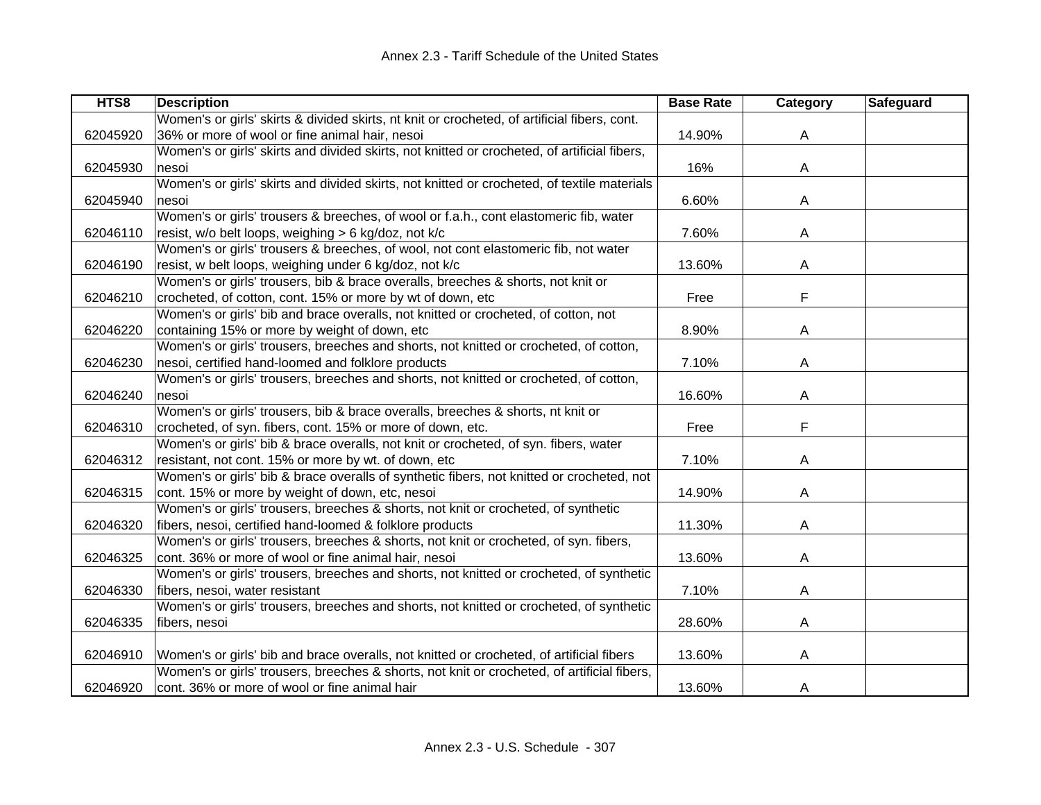| HTS8 | Description | Base Rate | Category | Safeguard |
|---|---|---|---|---|
| 62045920 | Women's or girls' skirts & divided skirts, nt knit or crocheted, of artificial fibers, cont. 36% or more of wool or fine animal hair, nesoi | 14.90% | A | |
| 62045930 | Women's or girls' skirts and divided skirts, not knitted or crocheted, of artificial fibers, nesoi | 16% | A | |
| 62045940 | Women's or girls' skirts and divided skirts, not knitted or crocheted, of textile materials nesoi | 6.60% | A | |
| 62046110 | Women's or girls' trousers & breeches, of wool or f.a.h., cont elastomeric fib, water resist, w/o belt loops, weighing > 6 kg/doz, not k/c | 7.60% | A | |
| 62046190 | Women's or girls' trousers & breeches, of wool, not cont elastomeric fib, not water resist, w belt loops, weighing under 6 kg/doz, not k/c | 13.60% | A | |
| 62046210 | Women's or girls' trousers, bib & brace overalls, breeches & shorts, not knit or crocheted, of cotton, cont. 15% or more by wt of down, etc | Free | F | |
| 62046220 | Women's or girls' bib and brace overalls, not knitted or crocheted, of cotton, not containing 15% or more by weight of down, etc | 8.90% | A | |
| 62046230 | Women's or girls' trousers, breeches and shorts, not knitted or crocheted, of cotton, nesoi, certified hand-loomed and folklore products | 7.10% | A | |
| 62046240 | Women's or girls' trousers, breeches and shorts, not knitted or crocheted, of cotton, nesoi | 16.60% | A | |
| 62046310 | Women's or girls' trousers, bib & brace overalls, breeches & shorts, nt knit or crocheted, of syn. fibers, cont. 15% or more of down, etc. | Free | F | |
| 62046312 | Women's or girls' bib & brace overalls, not knit or crocheted, of syn. fibers, water resistant, not cont. 15% or more by wt. of down, etc | 7.10% | A | |
| 62046315 | Women's or girls' bib & brace overalls of synthetic fibers, not knitted or crocheted, not cont. 15% or more by weight of down, etc, nesoi | 14.90% | A | |
| 62046320 | Women's or girls' trousers, breeches & shorts, not knit or crocheted, of synthetic fibers, nesoi, certified hand-loomed & folklore products | 11.30% | A | |
| 62046325 | Women's or girls' trousers, breeches & shorts, not knit or crocheted, of syn. fibers, cont. 36% or more of wool or fine animal hair, nesoi | 13.60% | A | |
| 62046330 | Women's or girls' trousers, breeches and shorts, not knitted or crocheted, of synthetic fibers, nesoi, water resistant | 7.10% | A | |
| 62046335 | Women's or girls' trousers, breeches and shorts, not knitted or crocheted, of synthetic fibers, nesoi | 28.60% | A | |
| 62046910 | Women's or girls' bib and brace overalls, not knitted or crocheted, of artificial fibers | 13.60% | A | |
| 62046920 | Women's or girls' trousers, breeches & shorts, not knit or crocheted, of artificial fibers, cont. 36% or more of wool or fine animal hair | 13.60% | A | |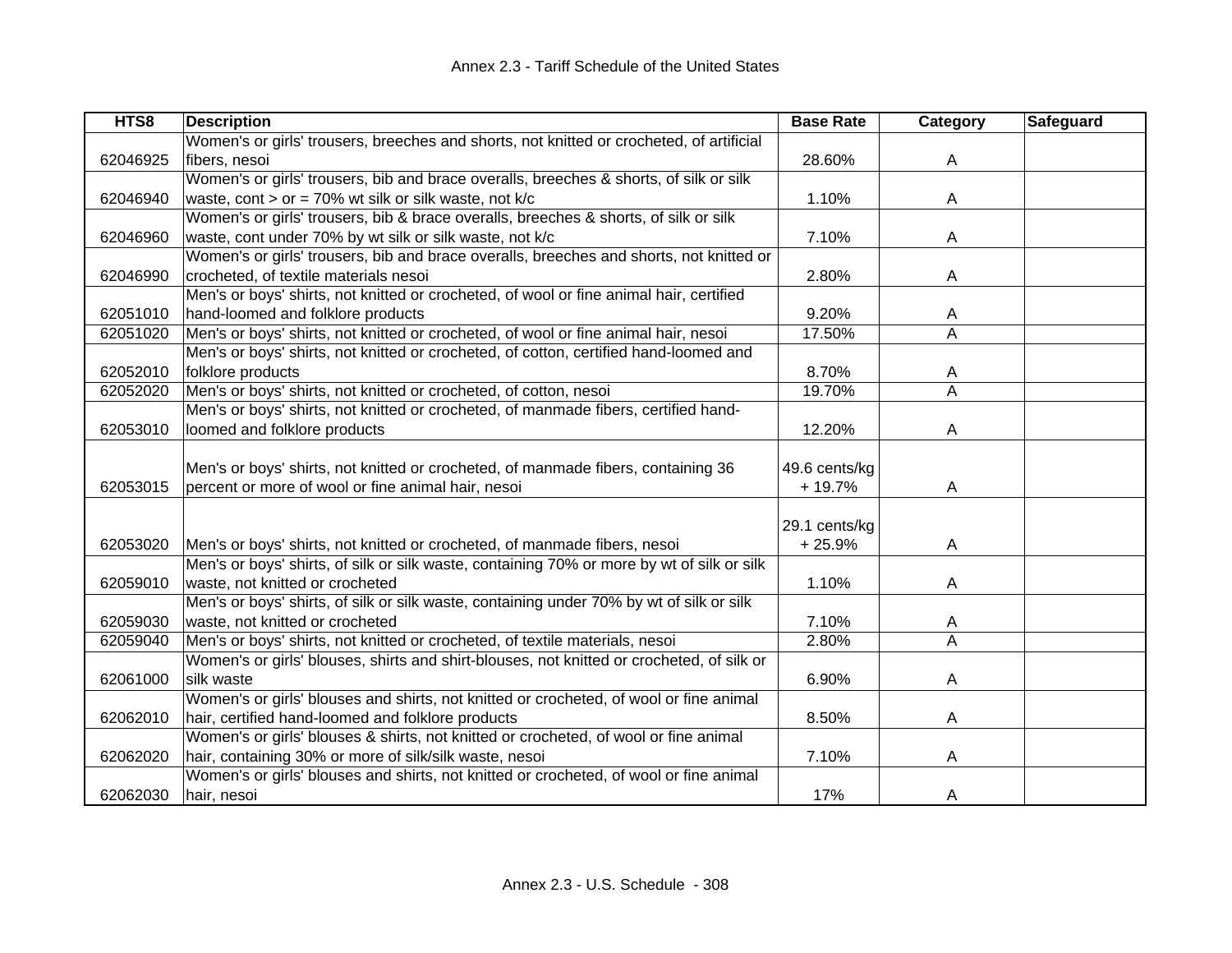| HTS8 | Description | Base Rate | Category | Safeguard |
|---|---|---|---|---|
| 62046925 | Women's or girls' trousers, breeches and shorts, not knitted or crocheted, of artificial fibers, nesoi | 28.60% | A | |
| 62046940 | Women's or girls' trousers, bib and brace overalls, breeches & shorts, of silk or silk waste, cont > or = 70% wt silk or silk waste, not k/c | 1.10% | A | |
| 62046960 | Women's or girls' trousers, bib & brace overalls, breeches & shorts, of silk or silk waste, cont under 70% by wt silk or silk waste, not k/c | 7.10% | A | |
| 62046990 | Women's or girls' trousers, bib and brace overalls, breeches and shorts, not knitted or crocheted, of textile materials nesoi | 2.80% | A | |
| 62051010 | Men's or boys' shirts, not knitted or crocheted, of wool or fine animal hair, certified hand-loomed and folklore products | 9.20% | A | |
| 62051020 | Men's or boys' shirts, not knitted or crocheted, of wool or fine animal hair, nesoi | 17.50% | A | |
| 62052010 | Men's or boys' shirts, not knitted or crocheted, of cotton, certified hand-loomed and folklore products | 8.70% | A | |
| 62052020 | Men's or boys' shirts, not knitted or crocheted, of cotton, nesoi | 19.70% | A | |
| 62053010 | Men's or boys' shirts, not knitted or crocheted, of manmade fibers, certified hand-loomed and folklore products | 12.20% | A | |
| 62053015 | Men's or boys' shirts, not knitted or crocheted, of manmade fibers, containing 36 percent or more of wool or fine animal hair, nesoi | 49.6 cents/kg + 19.7% | A | |
| 62053020 | Men's or boys' shirts, not knitted or crocheted, of manmade fibers, nesoi | 29.1 cents/kg + 25.9% | A | |
| 62059010 | Men's or boys' shirts, of silk or silk waste, containing 70% or more by wt of silk or silk waste, not knitted or crocheted | 1.10% | A | |
| 62059030 | Men's or boys' shirts, of silk or silk waste, containing under 70% by wt of silk or silk waste, not knitted or crocheted | 7.10% | A | |
| 62059040 | Men's or boys' shirts, not knitted or crocheted, of textile materials, nesoi | 2.80% | A | |
| 62061000 | Women's or girls' blouses, shirts and shirt-blouses, not knitted or crocheted, of silk or silk waste | 6.90% | A | |
| 62062010 | Women's or girls' blouses and shirts, not knitted or crocheted, of wool or fine animal hair, certified hand-loomed and folklore products | 8.50% | A | |
| 62062020 | Women's or girls' blouses & shirts, not knitted or crocheted, of wool or fine animal hair, containing 30% or more of silk/silk waste, nesoi | 7.10% | A | |
| 62062030 | Women's or girls' blouses and shirts, not knitted or crocheted, of wool or fine animal hair, nesoi | 17% | A | |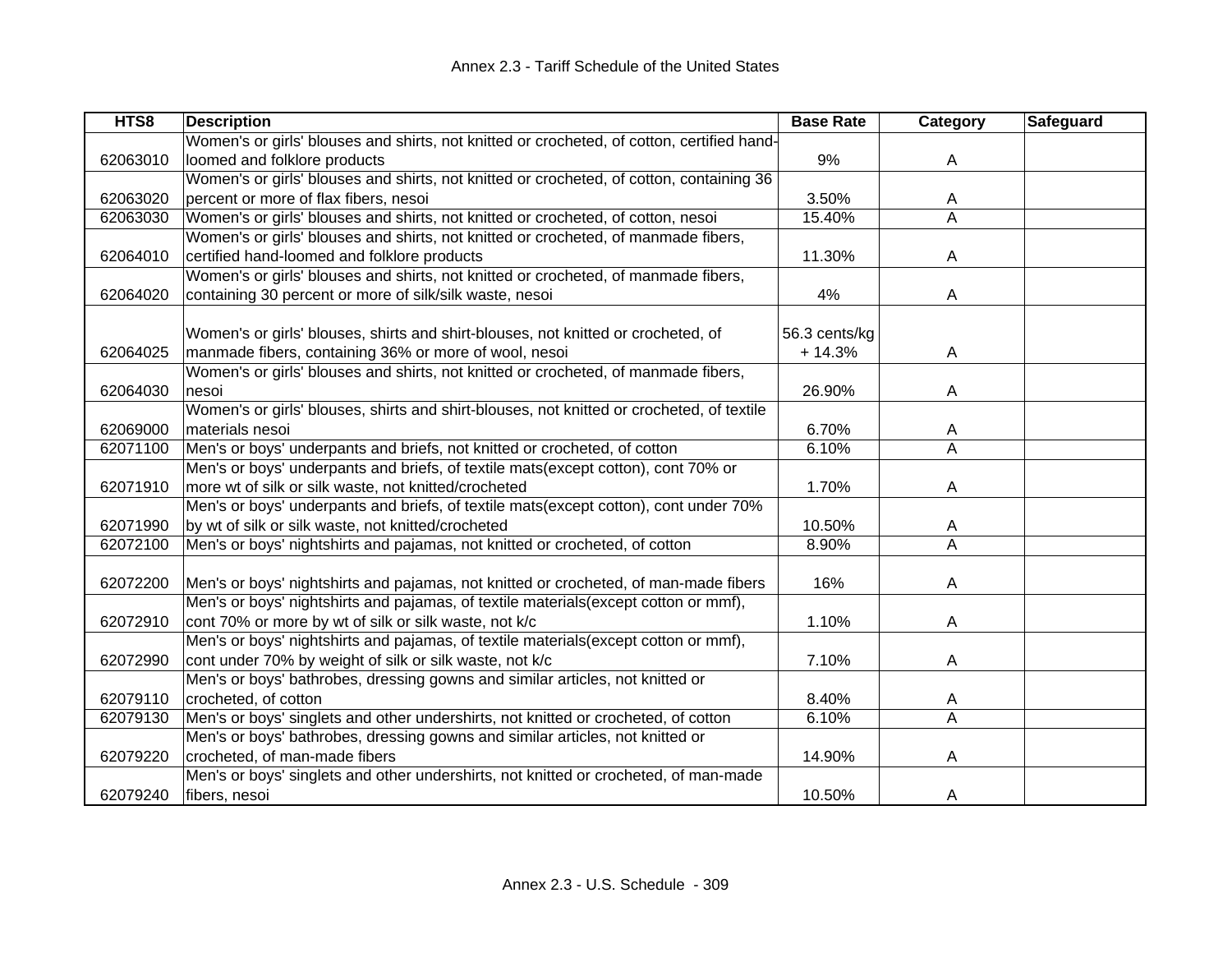| HTS8 | Description | Base Rate | Category | Safeguard |
|---|---|---|---|---|
| 62063010 | Women's or girls' blouses and shirts, not knitted or crocheted, of cotton, certified hand-loomed and folklore products | 9% | A | |
| 62063020 | Women's or girls' blouses and shirts, not knitted or crocheted, of cotton, containing 36 percent or more of flax fibers, nesoi | 3.50% | A | |
| 62063030 | Women's or girls' blouses and shirts, not knitted or crocheted, of cotton, nesoi | 15.40% | A | |
| 62064010 | Women's or girls' blouses and shirts, not knitted or crocheted, of manmade fibers, certified hand-loomed and folklore products | 11.30% | A | |
| 62064020 | Women's or girls' blouses and shirts, not knitted or crocheted, of manmade fibers, containing 30 percent or more of silk/silk waste, nesoi | 4% | A | |
| 62064025 | Women's or girls' blouses, shirts and shirt-blouses, not knitted or crocheted, of manmade fibers, containing 36% or more of wool, nesoi | 56.3 cents/kg + 14.3% | A | |
| 62064030 | Women's or girls' blouses and shirts, not knitted or crocheted, of manmade fibers, nesoi | 26.90% | A | |
| 62069000 | Women's or girls' blouses, shirts and shirt-blouses, not knitted or crocheted, of textile materials nesoi | 6.70% | A | |
| 62071100 | Men's or boys' underpants and briefs, not knitted or crocheted, of cotton | 6.10% | A | |
| 62071910 | Men's or boys' underpants and briefs, of textile mats(except cotton), cont 70% or more wt of silk or silk waste, not knitted/crocheted | 1.70% | A | |
| 62071990 | Men's or boys' underpants and briefs, of textile mats(except cotton), cont under 70% by wt of silk or silk waste, not knitted/crocheted | 10.50% | A | |
| 62072100 | Men's or boys' nightshirts and pajamas, not knitted or crocheted, of cotton | 8.90% | A | |
| 62072200 | Men's or boys' nightshirts and pajamas, not knitted or crocheted, of man-made fibers | 16% | A | |
| 62072910 | Men's or boys' nightshirts and pajamas, of textile materials(except cotton or mmf), cont 70% or more by wt of silk or silk waste, not k/c | 1.10% | A | |
| 62072990 | Men's or boys' nightshirts and pajamas, of textile materials(except cotton or mmf), cont under 70% by weight of silk or silk waste, not k/c | 7.10% | A | |
| 62079110 | Men's or boys' bathrobes, dressing gowns and similar articles, not knitted or crocheted, of cotton | 8.40% | A | |
| 62079130 | Men's or boys' singlets and other undershirts, not knitted or crocheted, of cotton | 6.10% | A | |
| 62079220 | Men's or boys' bathrobes, dressing gowns and similar articles, not knitted or crocheted, of man-made fibers | 14.90% | A | |
| 62079240 | Men's or boys' singlets and other undershirts, not knitted or crocheted, of man-made fibers, nesoi | 10.50% | A | |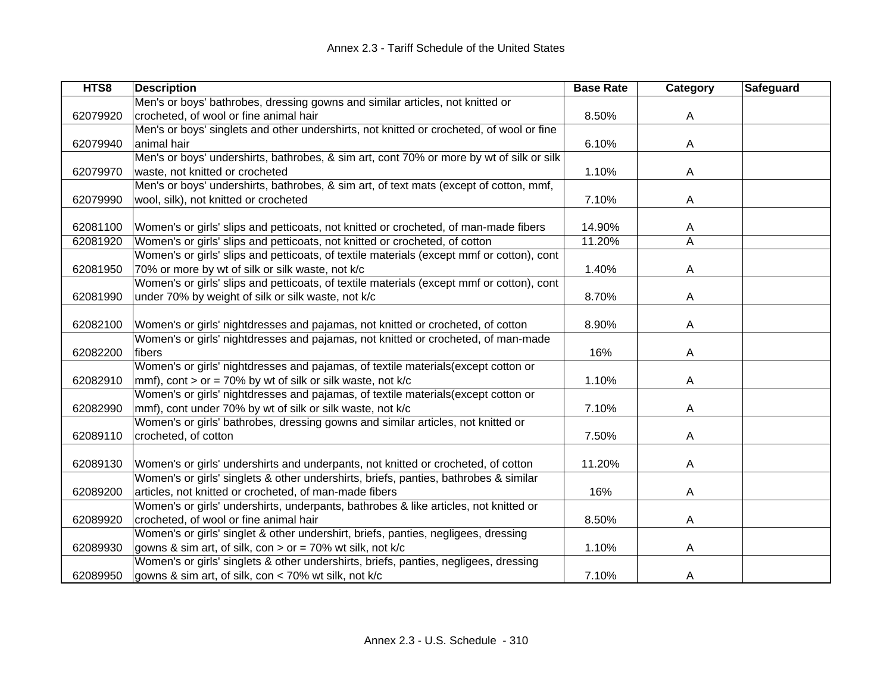| HTS8 | Description | Base Rate | Category | Safeguard |
|---|---|---|---|---|
| 62079920 | Men's or boys' bathrobes, dressing gowns and similar articles, not knitted or crocheted, of wool or fine animal hair | 8.50% | A | |
| 62079940 | Men's or boys' singlets and other undershirts, not knitted or crocheted, of wool or fine animal hair | 6.10% | A | |
| 62079970 | Men's or boys' undershirts, bathrobes, & sim art, cont 70% or more by wt of silk or silk waste, not knitted or crocheted | 1.10% | A | |
| 62079990 | Men's or boys' undershirts, bathrobes, & sim art, of text mats (except of cotton, mmf, wool, silk), not knitted or crocheted | 7.10% | A | |
| 62081100 | Women's or girls' slips and petticoats, not knitted or crocheted, of man-made fibers | 14.90% | A | |
| 62081920 | Women's or girls' slips and petticoats, not knitted or crocheted, of cotton | 11.20% | A | |
| 62081950 | Women's or girls' slips and petticoats, of textile materials (except mmf or cotton), cont 70% or more by wt of silk or silk waste, not k/c | 1.40% | A | |
| 62081990 | Women's or girls' slips and petticoats, of textile materials (except mmf or cotton), cont under 70% by weight of silk or silk waste, not k/c | 8.70% | A | |
| 62082100 | Women's or girls' nightdresses and pajamas, not knitted or crocheted, of cotton | 8.90% | A | |
| 62082200 | Women's or girls' nightdresses and pajamas, not knitted or crocheted, of man-made fibers | 16% | A | |
| 62082910 | Women's or girls' nightdresses and pajamas, of textile materials(except cotton or mmf), cont > or = 70% by wt of silk or silk waste, not k/c | 1.10% | A | |
| 62082990 | Women's or girls' nightdresses and pajamas, of textile materials(except cotton or mmf), cont under 70% by wt of silk or silk waste, not k/c | 7.10% | A | |
| 62089110 | Women's or girls' bathrobes, dressing gowns and similar articles, not knitted or crocheted, of cotton | 7.50% | A | |
| 62089130 | Women's or girls' undershirts and underpants, not knitted or crocheted, of cotton | 11.20% | A | |
| 62089200 | Women's or girls' singlets & other undershirts, briefs, panties, bathrobes & similar articles, not knitted or crocheted, of man-made fibers | 16% | A | |
| 62089920 | Women's or girls' undershirts, underpants, bathrobes & like articles, not knitted or crocheted, of wool or fine animal hair | 8.50% | A | |
| 62089930 | Women's or girls' singlet & other undershirt, briefs, panties, negligees, dressing gowns & sim art, of silk, con > or = 70% wt silk, not k/c | 1.10% | A | |
| 62089950 | Women's or girls' singlets & other undershirts, briefs, panties, negligees, dressing gowns & sim art, of silk, con < 70% wt silk, not k/c | 7.10% | A | |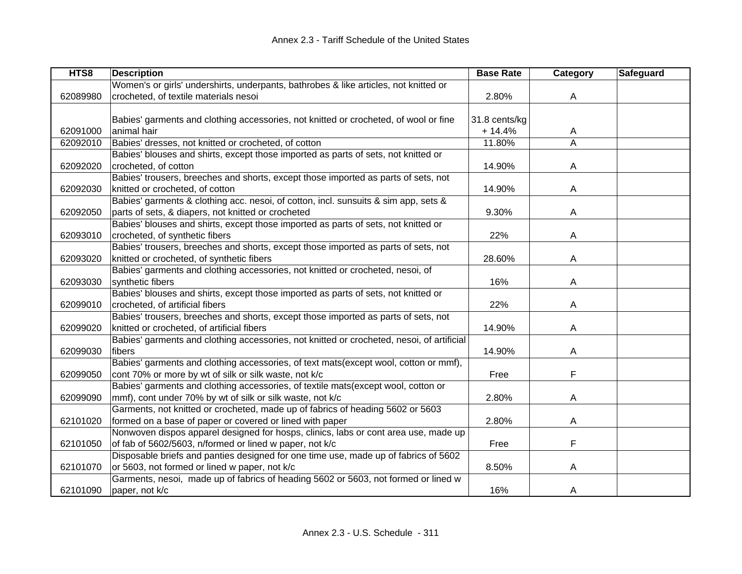| HTS8 | Description | Base Rate | Category | Safeguard |
|---|---|---|---|---|
| 62089980 | Women's or girls' undershirts, underpants, bathrobes & like articles, not knitted or crocheted, of textile materials nesoi | 2.80% | A | |
| 62091000 | Babies' garments and clothing accessories, not knitted or crocheted, of wool or fine animal hair | 31.8 cents/kg + 14.4% | A | |
| 62092010 | Babies' dresses, not knitted or crocheted, of cotton | 11.80% | A | |
| 62092020 | Babies' blouses and shirts, except those imported as parts of sets, not knitted or crocheted, of cotton | 14.90% | A | |
| 62092030 | Babies' trousers, breeches and shorts, except those imported as parts of sets, not knitted or crocheted, of cotton | 14.90% | A | |
| 62092050 | Babies' garments & clothing acc. nesoi, of cotton, incl. sunsuits & sim app, sets & parts of sets, & diapers, not knitted or crocheted | 9.30% | A | |
| 62093010 | Babies' blouses and shirts, except those imported as parts of sets, not knitted or crocheted, of synthetic fibers | 22% | A | |
| 62093020 | Babies' trousers, breeches and shorts, except those imported as parts of sets, not knitted or crocheted, of synthetic fibers | 28.60% | A | |
| 62093030 | Babies' garments and clothing accessories, not knitted or crocheted, nesoi, of synthetic fibers | 16% | A | |
| 62099010 | Babies' blouses and shirts, except those imported as parts of sets, not knitted or crocheted, of artificial fibers | 22% | A | |
| 62099020 | Babies' trousers, breeches and shorts, except those imported as parts of sets, not knitted or crocheted, of artificial fibers | 14.90% | A | |
| 62099030 | Babies' garments and clothing accessories, not knitted or crocheted, nesoi, of artificial fibers | 14.90% | A | |
| 62099050 | Babies' garments and clothing accessories, of text mats(except wool, cotton or mmf), cont 70% or more by wt of silk or silk waste, not k/c | Free | F | |
| 62099090 | Babies' garments and clothing accessories, of textile mats(except wool, cotton or mmf), cont under 70% by wt of silk or silk waste, not k/c | 2.80% | A | |
| 62101020 | Garments, not knitted or crocheted, made up of fabrics of heading 5602 or 5603 formed on a base of paper or covered or lined with paper | 2.80% | A | |
| 62101050 | Nonwoven dispos apparel designed for hosps, clinics, labs or cont area use, made up of fab of 5602/5603, n/formed or lined w paper, not k/c | Free | F | |
| 62101070 | Disposable briefs and panties designed for one time use, made up of fabrics of 5602 or 5603, not formed or lined w paper, not k/c | 8.50% | A | |
| 62101090 | Garments, nesoi, made up of fabrics of heading 5602 or 5603, not formed or lined w paper, not k/c | 16% | A | |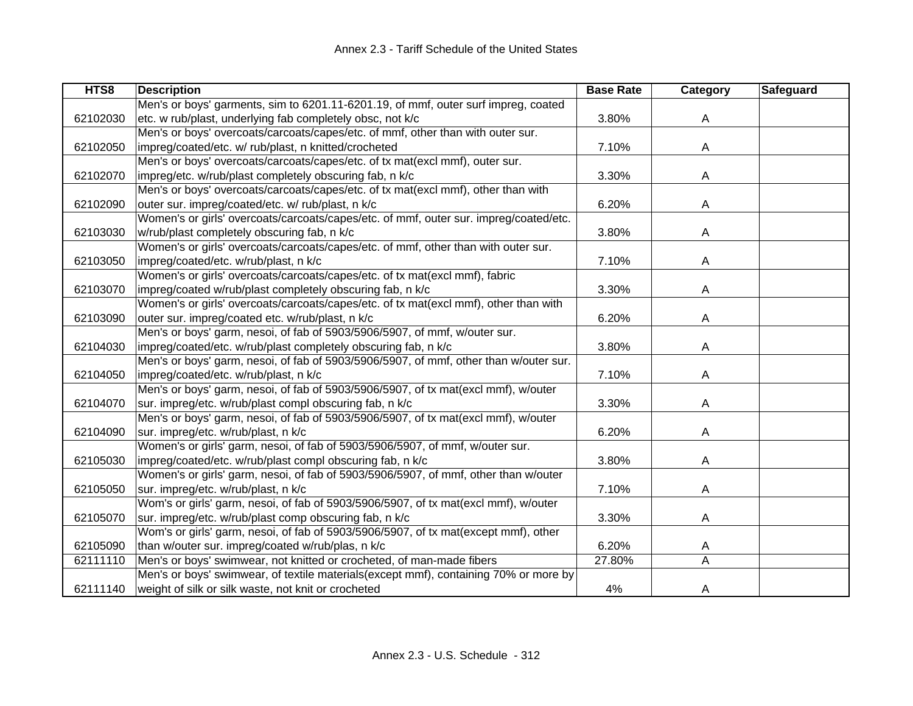| HTS8 | Description | Base Rate | Category | Safeguard |
|---|---|---|---|---|
| 62102030 | Men's or boys' garments, sim to 6201.11-6201.19, of mmf, outer surf impreg, coated etc. w rub/plast, underlying fab completely obsc, not k/c | 3.80% | A | |
| 62102050 | Men's or boys' overcoats/carcoats/capes/etc. of mmf, other than with outer sur. impreg/coated/etc. w/ rub/plast, n knitted/crocheted | 7.10% | A | |
| 62102070 | Men's or boys' overcoats/carcoats/capes/etc. of tx mat(excl mmf), outer sur. impreg/etc. w/rub/plast completely obscuring fab, n k/c | 3.30% | A | |
| 62102090 | Men's or boys' overcoats/carcoats/capes/etc. of tx mat(excl mmf), other than with outer sur. impreg/coated/etc. w/ rub/plast, n k/c | 6.20% | A | |
| 62103030 | Women's or girls' overcoats/carcoats/capes/etc. of mmf, outer sur. impreg/coated/etc. w/rub/plast completely obscuring fab, n k/c | 3.80% | A | |
| 62103050 | Women's or girls' overcoats/carcoats/capes/etc. of mmf, other than with outer sur. impreg/coated/etc. w/rub/plast, n k/c | 7.10% | A | |
| 62103070 | Women's or girls' overcoats/carcoats/capes/etc. of tx mat(excl mmf), fabric impreg/coated w/rub/plast completely obscuring fab, n k/c | 3.30% | A | |
| 62103090 | Women's or girls' overcoats/carcoats/capes/etc. of tx mat(excl mmf), other than with outer sur. impreg/coated etc. w/rub/plast, n k/c | 6.20% | A | |
| 62104030 | Men's or boys' garm, nesoi, of fab of 5903/5906/5907, of mmf, w/outer sur. impreg/coated/etc. w/rub/plast completely obscuring fab, n k/c | 3.80% | A | |
| 62104050 | Men's or boys' garm, nesoi, of fab of 5903/5906/5907, of mmf, other than w/outer sur. impreg/coated/etc. w/rub/plast, n k/c | 7.10% | A | |
| 62104070 | Men's or boys' garm, nesoi, of fab of 5903/5906/5907, of tx mat(excl mmf), w/outer sur. impreg/etc. w/rub/plast compl obscuring fab, n k/c | 3.30% | A | |
| 62104090 | Men's or boys' garm, nesoi, of fab of 5903/5906/5907, of tx mat(excl mmf), w/outer sur. impreg/etc. w/rub/plast, n k/c | 6.20% | A | |
| 62105030 | Women's or girls' garm, nesoi, of fab of 5903/5906/5907, of mmf, w/outer sur. impreg/coated/etc. w/rub/plast compl obscuring fab, n k/c | 3.80% | A | |
| 62105050 | Women's or girls' garm, nesoi, of fab of 5903/5906/5907, of mmf, other than w/outer sur. impreg/etc. w/rub/plast, n k/c | 7.10% | A | |
| 62105070 | Wom's or girls' garm, nesoi, of fab of 5903/5906/5907, of tx mat(excl mmf), w/outer sur. impreg/etc. w/rub/plast comp obscuring fab, n k/c | 3.30% | A | |
| 62105090 | Wom's or girls' garm, nesoi, of fab of 5903/5906/5907, of tx mat(except mmf), other than w/outer sur. impreg/coated w/rub/plas, n k/c | 6.20% | A | |
| 62111110 | Men's or boys' swimwear, not knitted or crocheted, of man-made fibers | 27.80% | A | |
| 62111140 | Men's or boys' swimwear, of textile materials(except mmf), containing 70% or more by weight of silk or silk waste, not knit or crocheted | 4% | A | |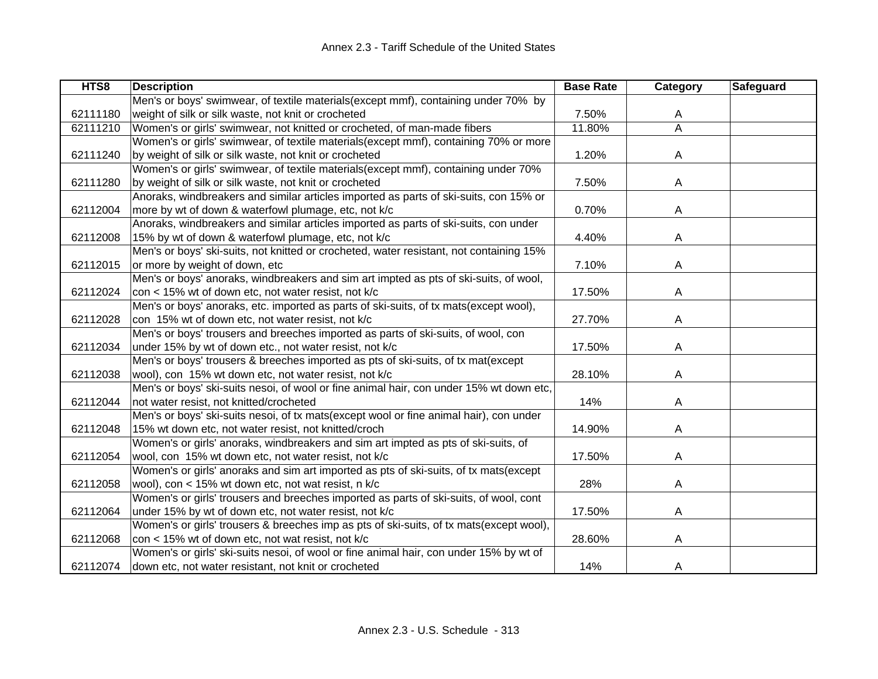| HTS8 | Description | Base Rate | Category | Safeguard |
|---|---|---|---|---|
| 62111180 | Men's or boys' swimwear, of textile materials(except mmf), containing under 70% by weight of silk or silk waste, not knit or crocheted | 7.50% | A | |
| 62111210 | Women's or girls' swimwear, not knitted or crocheted, of man-made fibers | 11.80% | A | |
| 62111240 | Women's or girls' swimwear, of textile materials(except mmf), containing 70% or more by weight of silk or silk waste, not knit or crocheted | 1.20% | A | |
| 62111280 | Women's or girls' swimwear, of textile materials(except mmf), containing under 70% by weight of silk or silk waste, not knit or crocheted | 7.50% | A | |
| 62112004 | Anoraks, windbreakers and similar articles imported as parts of ski-suits, con 15% or more by wt of down & waterfowl plumage, etc, not k/c | 0.70% | A | |
| 62112008 | Anoraks, windbreakers and similar articles imported as parts of ski-suits, con under 15% by wt of down & waterfowl plumage, etc, not k/c | 4.40% | A | |
| 62112015 | Men's or boys' ski-suits, not knitted or crocheted, water resistant, not containing 15% or more by weight of down, etc | 7.10% | A | |
| 62112024 | Men's or boys' anoraks, windbreakers and sim art impted as pts of ski-suits, of wool, con < 15% wt of down etc, not water resist, not k/c | 17.50% | A | |
| 62112028 | Men's or boys' anoraks, etc. imported as parts of ski-suits, of tx mats(except wool), con 15% wt of down etc, not water resist, not k/c | 27.70% | A | |
| 62112034 | Men's or boys' trousers and breeches imported as parts of ski-suits, of wool, con under 15% by wt of down etc., not water resist, not k/c | 17.50% | A | |
| 62112038 | Men's or boys' trousers & breeches imported as pts of ski-suits, of tx mat(except wool), con 15% wt down etc, not water resist, not k/c | 28.10% | A | |
| 62112044 | Men's or boys' ski-suits nesoi, of wool or fine animal hair, con under 15% wt down etc, not water resist, not knitted/crocheted | 14% | A | |
| 62112048 | Men's or boys' ski-suits nesoi, of tx mats(except wool or fine animal hair), con under 15% wt down etc, not water resist, not knitted/croch | 14.90% | A | |
| 62112054 | Women's or girls' anoraks, windbreakers and sim art impted as pts of ski-suits, of wool, con 15% wt down etc, not water resist, not k/c | 17.50% | A | |
| 62112058 | Women's or girls' anoraks and sim art imported as pts of ski-suits, of tx mats(except wool), con < 15% wt down etc, not wat resist, n k/c | 28% | A | |
| 62112064 | Women's or girls' trousers and breeches imported as parts of ski-suits, of wool, cont under 15% by wt of down etc, not water resist, not k/c | 17.50% | A | |
| 62112068 | Women's or girls' trousers & breeches imp as pts of ski-suits, of tx mats(except wool), con < 15% wt of down etc, not wat resist, not k/c | 28.60% | A | |
| 62112074 | Women's or girls' ski-suits nesoi, of wool or fine animal hair, con under 15% by wt of down etc, not water resistant, not knit or crocheted | 14% | A | |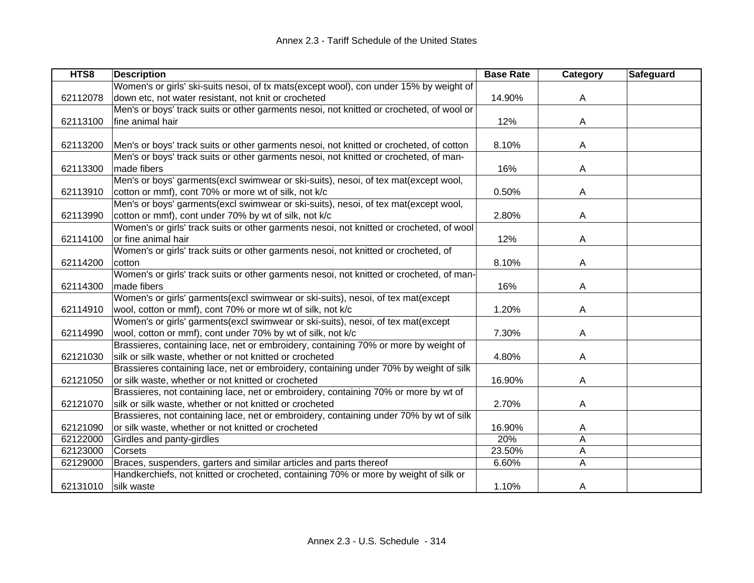| HTS8 | Description | Base Rate | Category | Safeguard |
|---|---|---|---|---|
| 62112078 | Women's or girls' ski-suits nesoi, of tx mats(except wool), con under 15% by weight of down etc, not water resistant, not knit or crocheted | 14.90% | A | |
| 62113100 | Men's or boys' track suits or other garments nesoi, not knitted or crocheted, of wool or fine animal hair | 12% | A | |
| 62113200 | Men's or boys' track suits or other garments nesoi, not knitted or crocheted, of cotton | 8.10% | A | |
| 62113300 | Men's or boys' track suits or other garments nesoi, not knitted or crocheted, of man-made fibers | 16% | A | |
| 62113910 | Men's or boys' garments(excl swimwear or ski-suits), nesoi, of tex mat(except wool, cotton or mmf), cont 70% or more wt of silk, not k/c | 0.50% | A | |
| 62113990 | Men's or boys' garments(excl swimwear or ski-suits), nesoi, of tex mat(except wool, cotton or mmf), cont under 70% by wt of silk, not k/c | 2.80% | A | |
| 62114100 | Women's or girls' track suits or other garments nesoi, not knitted or crocheted, of wool or fine animal hair | 12% | A | |
| 62114200 | Women's or girls' track suits or other garments nesoi, not knitted or crocheted, of cotton | 8.10% | A | |
| 62114300 | Women's or girls' track suits or other garments nesoi, not knitted or crocheted, of man-made fibers | 16% | A | |
| 62114910 | Women's or girls' garments(excl swimwear or ski-suits), nesoi, of tex mat(except wool, cotton or mmf), cont 70% or more wt of silk, not k/c | 1.20% | A | |
| 62114990 | Women's or girls' garments(excl swimwear or ski-suits), nesoi, of tex mat(except wool, cotton or mmf), cont under 70% by wt of silk, not k/c | 7.30% | A | |
| 62121030 | Brassieres, containing lace, net or embroidery, containing 70% or more by weight of silk or silk waste, whether or not knitted or crocheted | 4.80% | A | |
| 62121050 | Brassieres containing lace, net or embroidery, containing under 70% by weight of silk or silk waste, whether or not knitted or crocheted | 16.90% | A | |
| 62121070 | Brassieres, not containing lace, net or embroidery, containing 70% or more by wt of silk or silk waste, whether or not knitted or crocheted | 2.70% | A | |
| 62121090 | Brassieres, not containing lace, net or embroidery, containing under 70% by wt of silk or silk waste, whether or not knitted or crocheted | 16.90% | A | |
| 62122000 | Girdles and panty-girdles | 20% | A | |
| 62123000 | Corsets | 23.50% | A | |
| 62129000 | Braces, suspenders, garters and similar articles and parts thereof | 6.60% | A | |
| 62131010 | Handkerchiefs, not knitted or crocheted, containing 70% or more by weight of silk or silk waste | 1.10% | A | |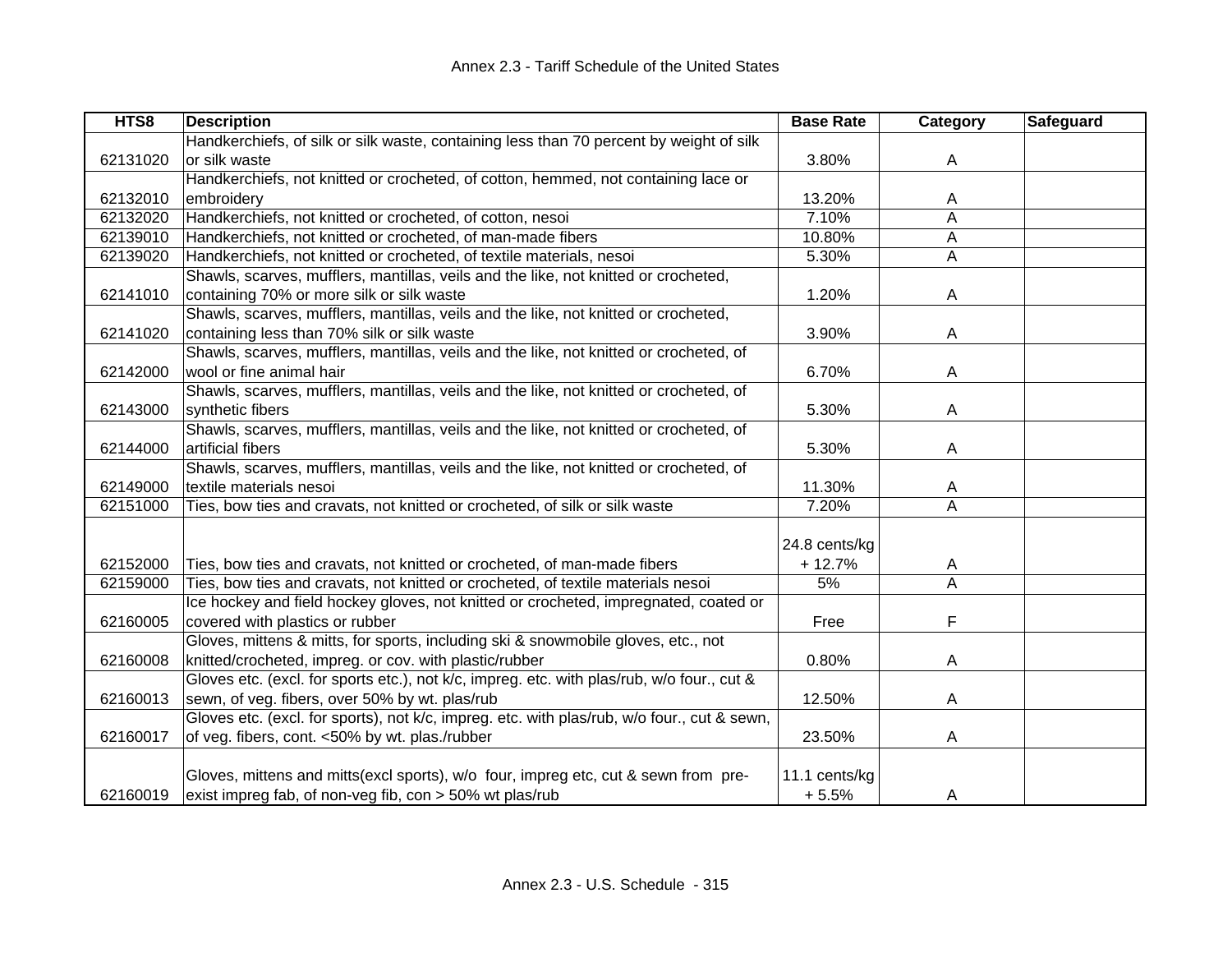| HTS8 | Description | Base Rate | Category | Safeguard |
|---|---|---|---|---|
| 62131020 | Handkerchiefs, of silk or silk waste, containing less than 70 percent by weight of silk or silk waste | 3.80% | A | |
| 62132010 | Handkerchiefs, not knitted or crocheted, of cotton, hemmed, not containing lace or embroidery | 13.20% | A | |
| 62132020 | Handkerchiefs, not knitted or crocheted, of cotton, nesoi | 7.10% | A | |
| 62139010 | Handkerchiefs, not knitted or crocheted, of man-made fibers | 10.80% | A | |
| 62139020 | Handkerchiefs, not knitted or crocheted, of textile materials, nesoi | 5.30% | A | |
| 62141010 | Shawls, scarves, mufflers, mantillas, veils and the like, not knitted or crocheted, containing 70% or more silk or silk waste | 1.20% | A | |
| 62141020 | Shawls, scarves, mufflers, mantillas, veils and the like, not knitted or crocheted, containing less than 70% silk or silk waste | 3.90% | A | |
| 62142000 | Shawls, scarves, mufflers, mantillas, veils and the like, not knitted or crocheted, of wool or fine animal hair | 6.70% | A | |
| 62143000 | Shawls, scarves, mufflers, mantillas, veils and the like, not knitted or crocheted, of synthetic fibers | 5.30% | A | |
| 62144000 | Shawls, scarves, mufflers, mantillas, veils and the like, not knitted or crocheted, of artificial fibers | 5.30% | A | |
| 62149000 | Shawls, scarves, mufflers, mantillas, veils and the like, not knitted or crocheted, of textile materials nesoi | 11.30% | A | |
| 62151000 | Ties, bow ties and cravats, not knitted or crocheted, of silk or silk waste | 7.20% | A | |
| 62152000 | Ties, bow ties and cravats, not knitted or crocheted, of man-made fibers | 24.8 cents/kg + 12.7% | A | |
| 62159000 | Ties, bow ties and cravats, not knitted or crocheted, of textile materials nesoi | 5% | A | |
| 62160005 | Ice hockey and field hockey gloves, not knitted or crocheted, impregnated, coated or covered with plastics or rubber | Free | F | |
| 62160008 | Gloves, mittens & mitts, for sports, including ski & snowmobile gloves, etc., not knitted/crocheted, impreg. or cov. with plastic/rubber | 0.80% | A | |
| 62160013 | Gloves etc. (excl. for sports etc.), not k/c, impreg. etc. with plas/rub, w/o four., cut & sewn, of veg. fibers, over 50% by wt. plas/rub | 12.50% | A | |
| 62160017 | Gloves etc. (excl. for sports), not k/c, impreg. etc. with plas/rub, w/o four., cut & sewn, of veg. fibers, cont. <50% by wt. plas./rubber | 23.50% | A | |
| 62160019 | Gloves, mittens and mitts(excl sports), w/o four, impreg etc, cut & sewn from pre-exist impreg fab, of non-veg fib, con > 50% wt plas/rub | 11.1 cents/kg + 5.5% | A | |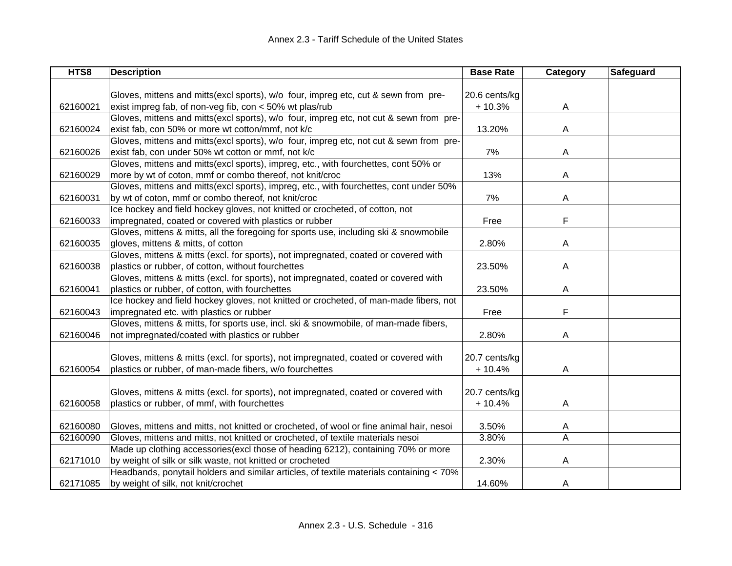# Annex 2.3 - Tariff Schedule of the United States

| HTS8 | Description | Base Rate | Category | Safeguard |
|---|---|---|---|---|
| 62160021 | Gloves, mittens and mitts(excl sports), w/o four, impreg etc, cut & sewn from pre-exist impreg fab, of non-veg fib, con < 50% wt plas/rub | 20.6 cents/kg + 10.3% | A | |
| 62160024 | Gloves, mittens and mitts(excl sports), w/o four, impreg etc, not cut & sewn from pre-exist fab, con 50% or more wt cotton/mmf, not k/c | 13.20% | A | |
| 62160026 | Gloves, mittens and mitts(excl sports), w/o four, impreg etc, not cut & sewn from pre-exist fab, con under 50% wt cotton or mmf, not k/c | 7% | A | |
| 62160029 | Gloves, mittens and mitts(excl sports), impreg, etc., with fourchettes, cont 50% or more by wt of coton, mmf or combo thereof, not knit/croc | 13% | A | |
| 62160031 | Gloves, mittens and mitts(excl sports), impreg, etc., with fourchettes, cont under 50% by wt of coton, mmf or combo thereof, not knit/croc | 7% | A | |
| 62160033 | Ice hockey and field hockey gloves, not knitted or crocheted, of cotton, not impregnated, coated or covered with plastics or rubber | Free | F | |
| 62160035 | Gloves, mittens & mitts, all the foregoing for sports use, including ski & snowmobile gloves, mittens & mitts, of cotton | 2.80% | A | |
| 62160038 | Gloves, mittens & mitts (excl. for sports), not impregnated, coated or covered with plastics or rubber, of cotton, without fourchettes | 23.50% | A | |
| 62160041 | Gloves, mittens & mitts (excl. for sports), not impregnated, coated or covered with plastics or rubber, of cotton, with fourchettes | 23.50% | A | |
| 62160043 | Ice hockey and field hockey gloves, not knitted or crocheted, of man-made fibers, not impregnated etc. with plastics or rubber | Free | F | |
| 62160046 | Gloves, mittens & mitts, for sports use, incl. ski & snowmobile, of man-made fibers, not impregnated/coated with plastics or rubber | 2.80% | A | |
| 62160054 | Gloves, mittens & mitts (excl. for sports), not impregnated, coated or covered with plastics or rubber, of man-made fibers, w/o fourchettes | 20.7 cents/kg + 10.4% | A | |
| 62160058 | Gloves, mittens & mitts (excl. for sports), not impregnated, coated or covered with plastics or rubber, of mmf, with fourchettes | 20.7 cents/kg + 10.4% | A | |
| 62160080 | Gloves, mittens and mitts, not knitted or crocheted, of wool or fine animal hair, nesoi | 3.50% | A | |
| 62160090 | Gloves, mittens and mitts, not knitted or crocheted, of textile materials nesoi | 3.80% | A | |
| 62171010 | Made up clothing accessories(excl those of heading 6212), containing 70% or more by weight of silk or silk waste, not knitted or crocheted | 2.30% | A | |
| 62171085 | Headbands, ponytail holders and similar articles, of textile materials containing < 70% by weight of silk, not knit/crochet | 14.60% | A | |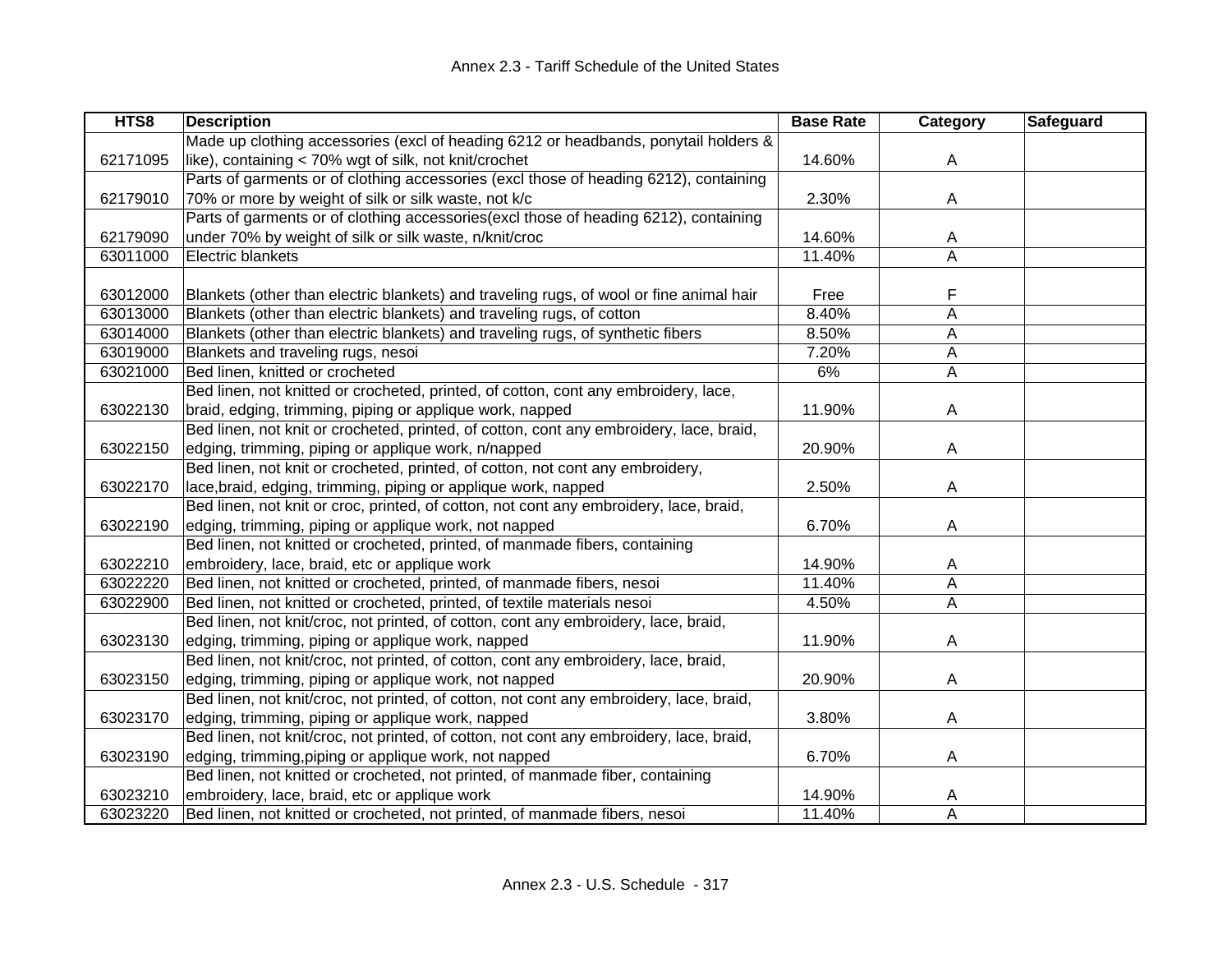| HTS8 | Description | Base Rate | Category | Safeguard |
|---|---|---|---|---|
| 62171095 | Made up clothing accessories (excl of heading 6212 or headbands, ponytail holders & like), containing < 70% wgt of silk, not knit/crochet | 14.60% | A | |
| 62179010 | Parts of garments or of clothing accessories (excl those of heading 6212), containing 70% or more by weight of silk or silk waste, not k/c | 2.30% | A | |
| 62179090 | Parts of garments or of clothing accessories(excl those of heading 6212), containing under 70% by weight of silk or silk waste, n/knit/croc | 14.60% | A | |
| 63011000 | Electric blankets | 11.40% | A | |
| 63012000 | Blankets (other than electric blankets) and traveling rugs, of wool or fine animal hair | Free | F | |
| 63013000 | Blankets (other than electric blankets) and traveling rugs, of cotton | 8.40% | A | |
| 63014000 | Blankets (other than electric blankets) and traveling rugs, of synthetic fibers | 8.50% | A | |
| 63019000 | Blankets and traveling rugs, nesoi | 7.20% | A | |
| 63021000 | Bed linen, knitted or crocheted | 6% | A | |
| 63022130 | Bed linen, not knitted or crocheted, printed, of cotton, cont any embroidery, lace, braid, edging, trimming, piping or applique work, napped | 11.90% | A | |
| 63022150 | Bed linen, not knit or crocheted, printed, of cotton, cont any embroidery, lace, braid, edging, trimming, piping or applique work, n/napped | 20.90% | A | |
| 63022170 | Bed linen, not knit or crocheted, printed, of cotton, not cont any embroidery, lace,braid, edging, trimming, piping or applique work, napped | 2.50% | A | |
| 63022190 | Bed linen, not knit or croc, printed, of cotton, not cont any embroidery, lace, braid, edging, trimming, piping or applique work, not napped | 6.70% | A | |
| 63022210 | Bed linen, not knitted or crocheted, printed, of manmade fibers, containing embroidery, lace, braid, etc or applique work | 14.90% | A | |
| 63022220 | Bed linen, not knitted or crocheted, printed, of manmade fibers, nesoi | 11.40% | A | |
| 63022900 | Bed linen, not knitted or crocheted, printed, of textile materials nesoi | 4.50% | A | |
| 63023130 | Bed linen, not knit/croc, not printed, of cotton, cont any embroidery, lace, braid, edging, trimming, piping or applique work, napped | 11.90% | A | |
| 63023150 | Bed linen, not knit/croc, not printed, of cotton, cont any embroidery, lace, braid, edging, trimming, piping or applique work, not napped | 20.90% | A | |
| 63023170 | Bed linen, not knit/croc, not printed, of cotton, not cont any embroidery, lace, braid, edging, trimming, piping or applique work, napped | 3.80% | A | |
| 63023190 | Bed linen, not knit/croc, not printed, of cotton, not cont any embroidery, lace, braid, edging, trimming,piping or applique work, not napped | 6.70% | A | |
| 63023210 | Bed linen, not knitted or crocheted, not printed, of manmade fiber, containing embroidery, lace, braid, etc or applique work | 14.90% | A | |
| 63023220 | Bed linen, not knitted or crocheted, not printed, of manmade fibers, nesoi | 11.40% | A | |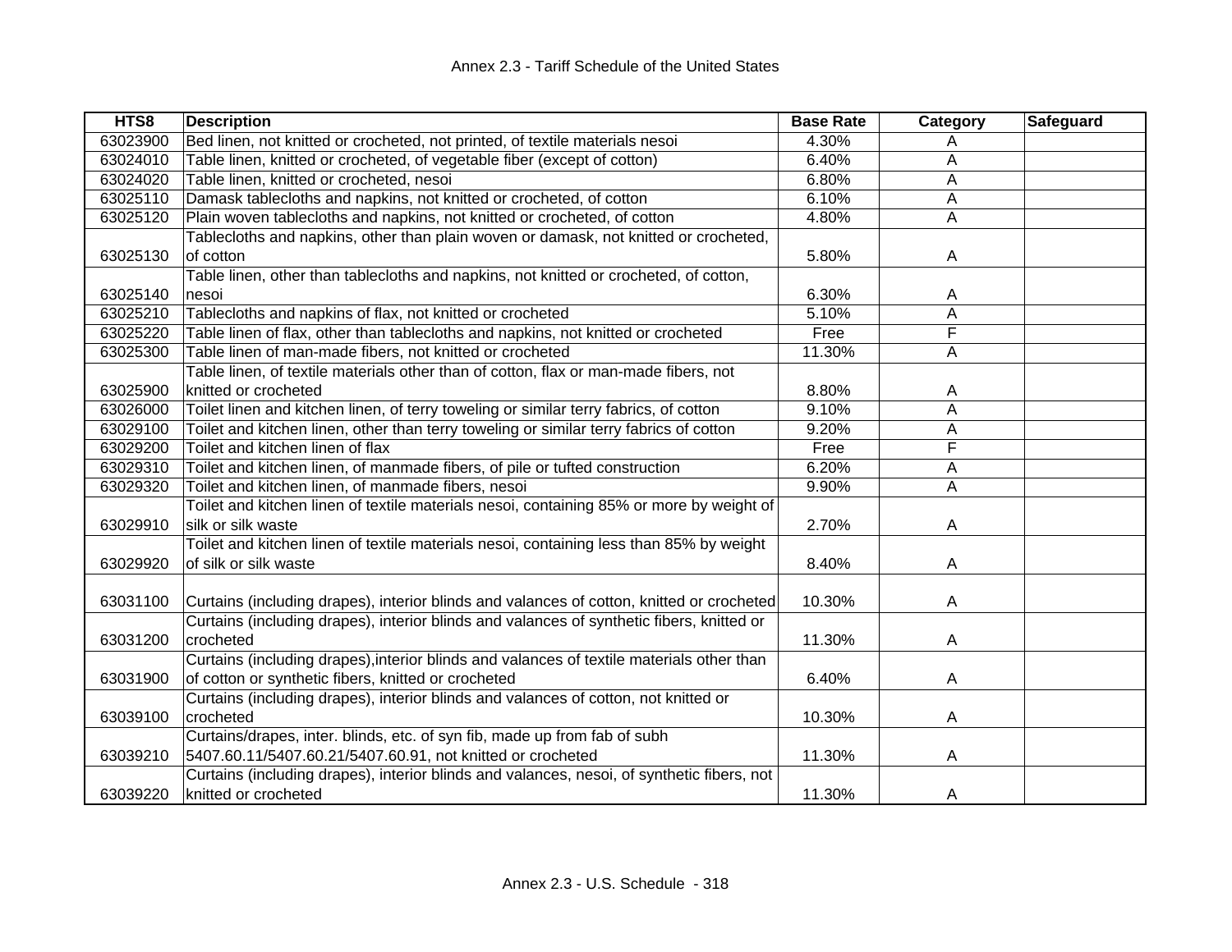| HTS8 | Description | Base Rate | Category | Safeguard |
|---|---|---|---|---|
| 63023900 | Bed linen, not knitted or crocheted, not printed, of textile materials nesoi | 4.30% | A | |
| 63024010 | Table linen, knitted or crocheted, of vegetable fiber (except of cotton) | 6.40% | A | |
| 63024020 | Table linen, knitted or crocheted, nesoi | 6.80% | A | |
| 63025110 | Damask tablecloths and napkins, not knitted or crocheted, of cotton | 6.10% | A | |
| 63025120 | Plain woven tablecloths and napkins, not knitted or crocheted, of cotton | 4.80% | A | |
| 63025130 | Tablecloths and napkins, other than plain woven or damask, not knitted or crocheted, of cotton | 5.80% | A | |
| 63025140 | Table linen, other than tablecloths and napkins, not knitted or crocheted, of cotton, nesoi | 6.30% | A | |
| 63025210 | Tablecloths and napkins of flax, not knitted or crocheted | 5.10% | A | |
| 63025220 | Table linen of flax, other than tablecloths and napkins, not knitted or crocheted | Free | F | |
| 63025300 | Table linen of man-made fibers, not knitted or crocheted | 11.30% | A | |
| 63025900 | Table linen, of textile materials other than of cotton, flax or man-made fibers, not knitted or crocheted | 8.80% | A | |
| 63026000 | Toilet linen and kitchen linen, of terry toweling or similar terry fabrics, of cotton | 9.10% | A | |
| 63029100 | Toilet and kitchen linen, other than terry toweling or similar terry fabrics of cotton | 9.20% | A | |
| 63029200 | Toilet and kitchen linen of flax | Free | F | |
| 63029310 | Toilet and kitchen linen, of manmade fibers, of pile or tufted construction | 6.20% | A | |
| 63029320 | Toilet and kitchen linen, of manmade fibers, nesoi | 9.90% | A | |
| 63029910 | Toilet and kitchen linen of textile materials nesoi, containing 85% or more by weight of silk or silk waste | 2.70% | A | |
| 63029920 | Toilet and kitchen linen of textile materials nesoi, containing less than 85% by weight of silk or silk waste | 8.40% | A | |
| 63031100 | Curtains (including drapes), interior blinds and valances of cotton, knitted or crocheted | 10.30% | A | |
| 63031200 | Curtains (including drapes), interior blinds and valances of synthetic fibers, knitted or crocheted | 11.30% | A | |
| 63031900 | Curtains (including drapes),interior blinds and valances of textile materials other than of cotton or synthetic fibers, knitted or crocheted | 6.40% | A | |
| 63039100 | Curtains (including drapes), interior blinds and valances of cotton, not knitted or crocheted | 10.30% | A | |
| 63039210 | Curtains/drapes, inter. blinds, etc. of syn fib, made up from fab of subh 5407.60.11/5407.60.21/5407.60.91, not knitted or crocheted | 11.30% | A | |
| 63039220 | Curtains (including drapes), interior blinds and valances, nesoi, of synthetic fibers, not knitted or crocheted | 11.30% | A | |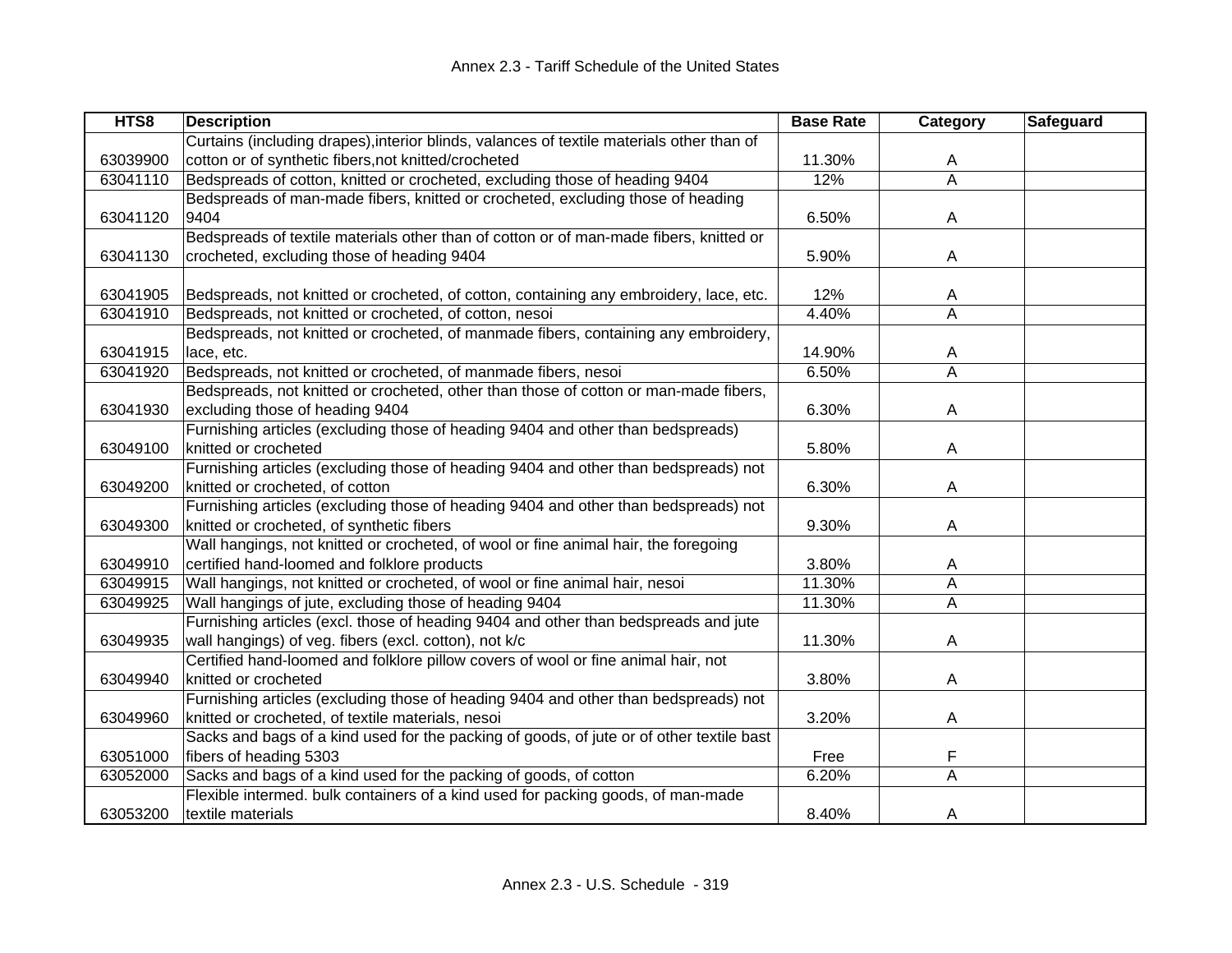| HTS8 | Description | Base Rate | Category | Safeguard |
|---|---|---|---|---|
| 63039900 | Curtains (including drapes),interior blinds, valances of textile materials other than of cotton or of synthetic fibers,not knitted/crocheted | 11.30% | A | |
| 63041110 | Bedspreads of cotton, knitted or crocheted, excluding those of heading 9404 | 12% | A | |
| 63041120 | Bedspreads of man-made fibers, knitted or crocheted, excluding those of heading 9404 | 6.50% | A | |
| 63041130 | Bedspreads of textile materials other than of cotton or of man-made fibers, knitted or crocheted, excluding those of heading 9404 | 5.90% | A | |
| 63041905 | Bedspreads, not knitted or crocheted, of cotton, containing any embroidery, lace, etc. | 12% | A | |
| 63041910 | Bedspreads, not knitted or crocheted, of cotton, nesoi | 4.40% | A | |
| 63041915 | Bedspreads, not knitted or crocheted, of manmade fibers, containing any embroidery, lace, etc. | 14.90% | A | |
| 63041920 | Bedspreads, not knitted or crocheted, of manmade fibers, nesoi | 6.50% | A | |
| 63041930 | Bedspreads, not knitted or crocheted, other than those of cotton or man-made fibers, excluding those of heading 9404 | 6.30% | A | |
| 63049100 | Furnishing articles (excluding those of heading 9404 and other than bedspreads) knitted or crocheted | 5.80% | A | |
| 63049200 | Furnishing articles (excluding those of heading 9404 and other than bedspreads) not knitted or crocheted, of cotton | 6.30% | A | |
| 63049300 | Furnishing articles (excluding those of heading 9404 and other than bedspreads) not knitted or crocheted, of synthetic fibers | 9.30% | A | |
| 63049910 | Wall hangings, not knitted or crocheted, of wool or fine animal hair, the foregoing certified hand-loomed and folklore products | 3.80% | A | |
| 63049915 | Wall hangings, not knitted or crocheted, of wool or fine animal hair, nesoi | 11.30% | A | |
| 63049925 | Wall hangings of jute, excluding those of heading 9404 | 11.30% | A | |
| 63049935 | Furnishing articles (excl. those of heading 9404 and other than bedspreads and jute wall hangings) of veg. fibers (excl. cotton), not k/c | 11.30% | A | |
| 63049940 | Certified hand-loomed and folklore pillow covers of wool or fine animal hair, not knitted or crocheted | 3.80% | A | |
| 63049960 | Furnishing articles (excluding those of heading 9404 and other than bedspreads) not knitted or crocheted, of textile materials, nesoi | 3.20% | A | |
| 63051000 | Sacks and bags of a kind used for the packing of goods, of jute or of other textile bast fibers of heading 5303 | Free | F | |
| 63052000 | Sacks and bags of a kind used for the packing of goods, of cotton | 6.20% | A | |
| 63053200 | Flexible intermed. bulk containers of a kind used for packing goods, of man-made textile materials | 8.40% | A | |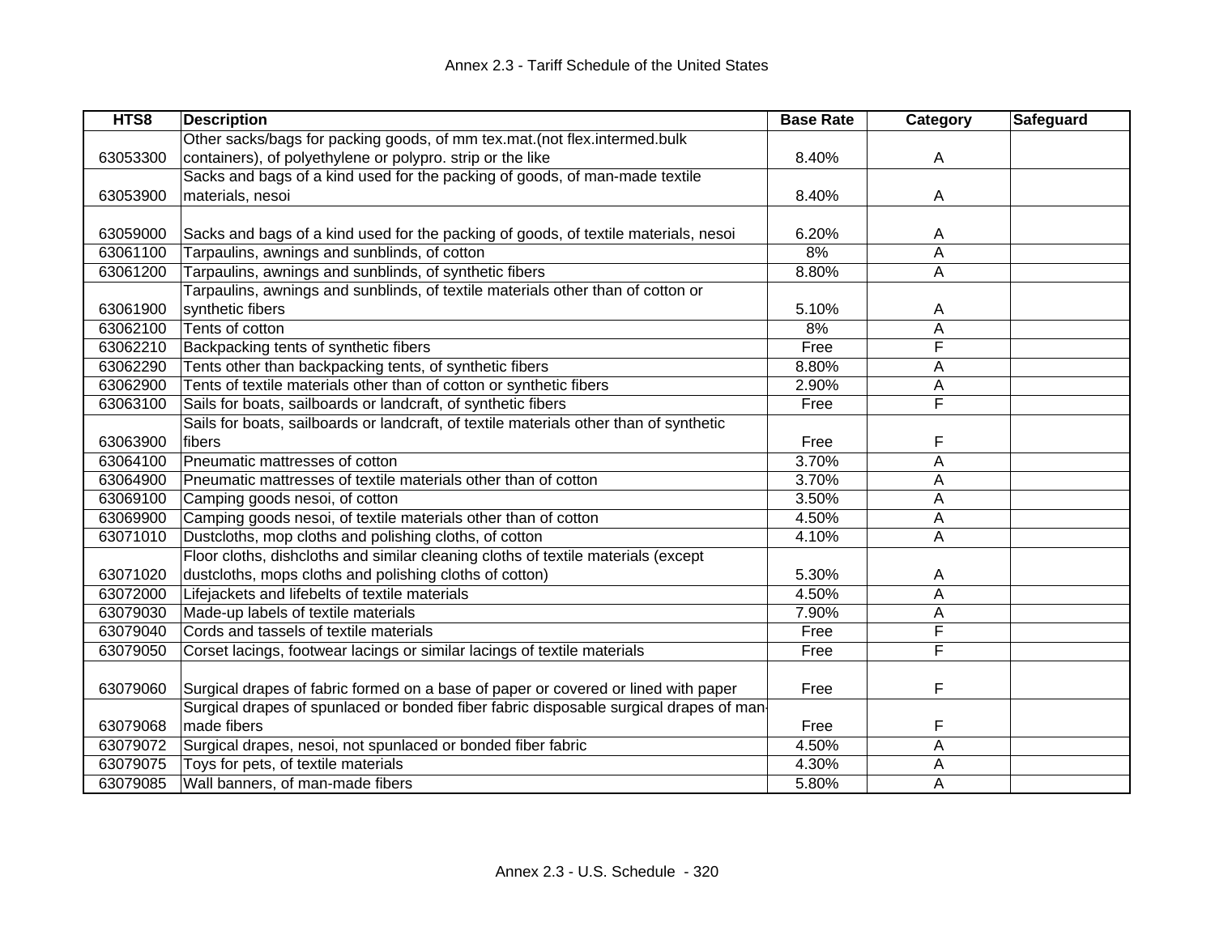| HTS8 | Description | Base Rate | Category | Safeguard |
|---|---|---|---|---|
| 63053300 | Other sacks/bags for packing goods, of mm tex.mat.(not flex.intermed.bulk containers), of polyethylene or polypro. strip or the like | 8.40% | A | |
| 63053900 | Sacks and bags of a kind used for the packing of goods, of man-made textile materials, nesoi | 8.40% | A | |
| 63059000 | Sacks and bags of a kind used for the packing of goods, of textile materials, nesoi | 6.20% | A | |
| 63061100 | Tarpaulins, awnings and sunblinds, of cotton | 8% | A | |
| 63061200 | Tarpaulins, awnings and sunblinds, of synthetic fibers | 8.80% | A | |
| 63061900 | Tarpaulins, awnings and sunblinds, of textile materials other than of cotton or synthetic fibers | 5.10% | A | |
| 63062100 | Tents of cotton | 8% | A | |
| 63062210 | Backpacking tents of synthetic fibers | Free | F | |
| 63062290 | Tents other than backpacking tents, of synthetic fibers | 8.80% | A | |
| 63062900 | Tents of textile materials other than of cotton or synthetic fibers | 2.90% | A | |
| 63063100 | Sails for boats, sailboards or landcraft, of synthetic fibers | Free | F | |
| 63063900 | Sails for boats, sailboards or landcraft, of textile materials other than of synthetic fibers | Free | F | |
| 63064100 | Pneumatic mattresses of cotton | 3.70% | A | |
| 63064900 | Pneumatic mattresses of textile materials other than of cotton | 3.70% | A | |
| 63069100 | Camping goods nesoi, of cotton | 3.50% | A | |
| 63069900 | Camping goods nesoi, of textile materials other than of cotton | 4.50% | A | |
| 63071010 | Dustcloths, mop cloths and polishing cloths, of cotton | 4.10% | A | |
| 63071020 | Floor cloths, dishcloths and similar cleaning cloths of textile materials (except dustcloths, mops cloths and polishing cloths of cotton) | 5.30% | A | |
| 63072000 | Lifejackets and lifebelts of textile materials | 4.50% | A | |
| 63079030 | Made-up labels of textile materials | 7.90% | A | |
| 63079040 | Cords and tassels of textile materials | Free | F | |
| 63079050 | Corset lacings, footwear lacings or similar lacings of textile materials | Free | F | |
| 63079060 | Surgical drapes of fabric formed on a base of paper or covered or lined with paper | Free | F | |
| 63079068 | Surgical drapes of spunlaced or bonded fiber fabric disposable surgical drapes of man-made fibers | Free | F | |
| 63079072 | Surgical drapes, nesoi, not spunlaced or bonded fiber fabric | 4.50% | A | |
| 63079075 | Toys for pets, of textile materials | 4.30% | A | |
| 63079085 | Wall banners, of man-made fibers | 5.80% | A | |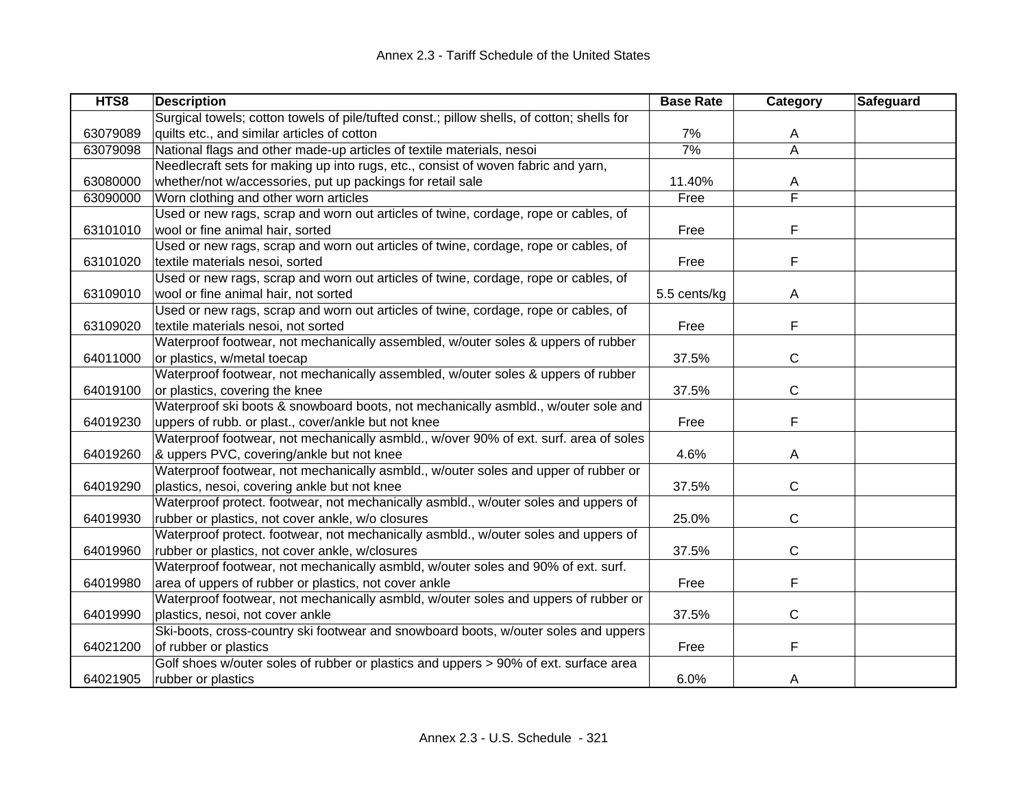| HTS8 | Description | Base Rate | Category | Safeguard |
|---|---|---|---|---|
| 63079089 | Surgical towels; cotton towels of pile/tufted const.; pillow shells, of cotton; shells for quilts etc., and similar articles of cotton | 7% | A | |
| 63079098 | National flags and other made-up articles of textile materials, nesoi | 7% | A | |
| 63080000 | Needlecraft sets for making up into rugs, etc., consist of woven fabric and yarn, whether/not w/accessories, put up packings for retail sale | 11.40% | A | |
| 63090000 | Worn clothing and other worn articles | Free | F | |
| 63101010 | Used or new rags, scrap and worn out articles of twine, cordage, rope or cables, of wool or fine animal hair, sorted | Free | F | |
| 63101020 | Used or new rags, scrap and worn out articles of twine, cordage, rope or cables, of textile materials nesoi, sorted | Free | F | |
| 63109010 | Used or new rags, scrap and worn out articles of twine, cordage, rope or cables, of wool or fine animal hair, not sorted | 5.5 cents/kg | A | |
| 63109020 | Used or new rags, scrap and worn out articles of twine, cordage, rope or cables, of textile materials nesoi, not sorted | Free | F | |
| 64011000 | Waterproof footwear, not mechanically assembled, w/outer soles & uppers of rubber or plastics, w/metal toecap | 37.5% | C | |
| 64019100 | Waterproof footwear, not mechanically assembled, w/outer soles & uppers of rubber or plastics, covering the knee | 37.5% | C | |
| 64019230 | Waterproof ski boots & snowboard boots, not mechanically asmbld., w/outer sole and uppers of rubb. or plast., cover/ankle but not knee | Free | F | |
| 64019260 | Waterproof footwear, not mechanically asmbld., w/over 90% of ext. surf. area of soles & uppers PVC, covering/ankle but not knee | 4.6% | A | |
| 64019290 | Waterproof footwear, not mechanically asmbld., w/outer soles and upper of rubber or plastics, nesoi, covering ankle but not knee | 37.5% | C | |
| 64019930 | Waterproof protect. footwear, not mechanically asmbld., w/outer soles and uppers of rubber or plastics, not cover ankle, w/o closures | 25.0% | C | |
| 64019960 | Waterproof protect. footwear, not mechanically asmbld., w/outer soles and uppers of rubber or plastics, not cover ankle, w/closures | 37.5% | C | |
| 64019980 | Waterproof footwear, not mechanically asmbld, w/outer soles and 90% of ext. surf. area of uppers of rubber or plastics, not cover ankle | Free | F | |
| 64019990 | Waterproof footwear, not mechanically asmbld, w/outer soles and uppers of rubber or plastics, nesoi, not cover ankle | 37.5% | C | |
| 64021200 | Ski-boots, cross-country ski footwear and snowboard boots, w/outer soles and uppers of rubber or plastics | Free | F | |
| 64021905 | Golf shoes w/outer soles of rubber or plastics and uppers > 90% of ext. surface area rubber or plastics | 6.0% | A | |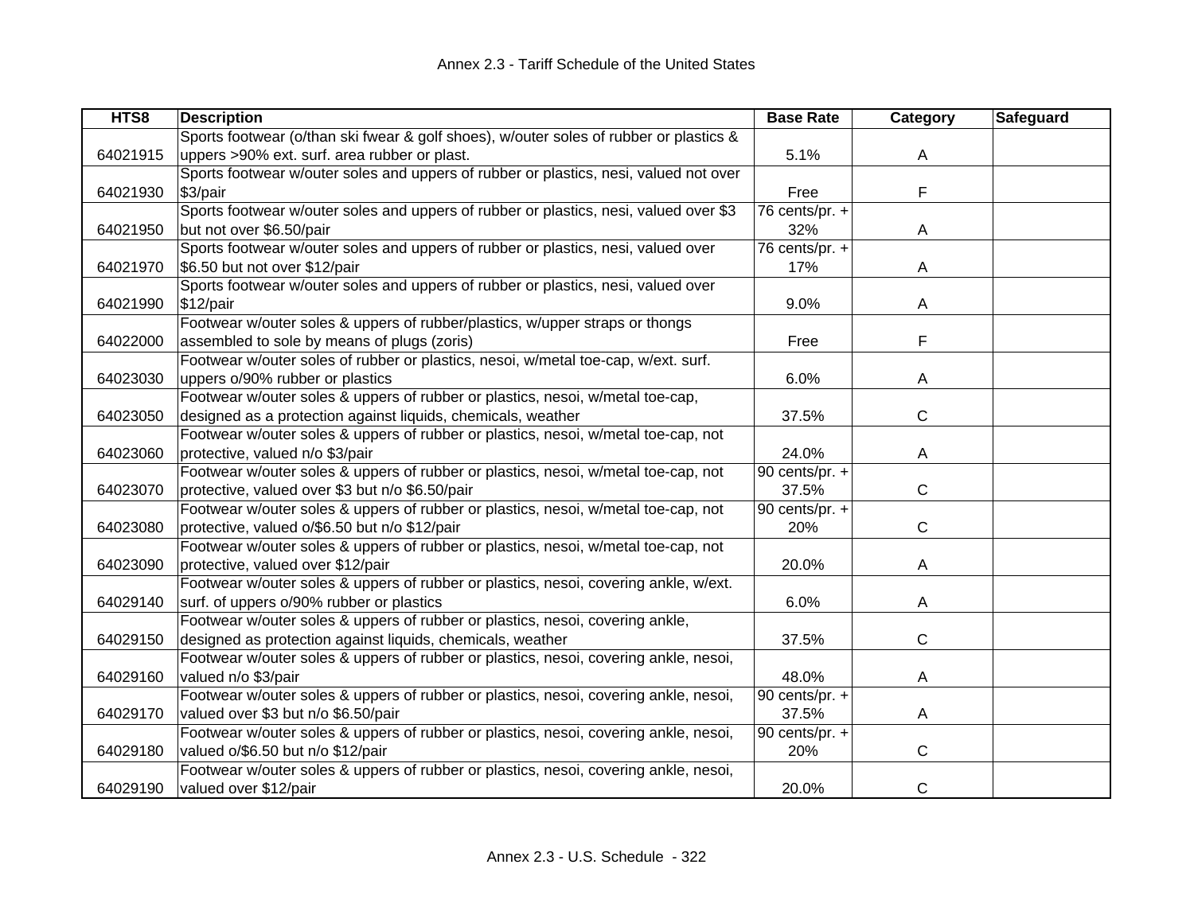| HTS8 | Description | Base Rate | Category | Safeguard |
|---|---|---|---|---|
| 64021915 | Sports footwear (o/than ski fwear & golf shoes), w/outer soles of rubber or plastics & uppers >90% ext. surf. area rubber or plast. | 5.1% | A | |
| 64021930 | Sports footwear w/outer soles and uppers of rubber or plastics, nesi, valued not over $3/pair | Free | F | |
| 64021950 | Sports footwear w/outer soles and uppers of rubber or plastics, nesi, valued over $3 but not over $6.50/pair | 76 cents/pr. + 32% | A | |
| 64021970 | Sports footwear w/outer soles and uppers of rubber or plastics, nesi, valued over $6.50 but not over $12/pair | 76 cents/pr. + 17% | A | |
| 64021990 | Sports footwear w/outer soles and uppers of rubber or plastics, nesi, valued over $12/pair | 9.0% | A | |
| 64022000 | Footwear w/outer soles & uppers of rubber/plastics, w/upper straps or thongs assembled to sole by means of plugs (zoris) | Free | F | |
| 64023030 | Footwear w/outer soles of rubber or plastics, nesoi, w/metal toe-cap, w/ext. surf. uppers o/90% rubber or plastics | 6.0% | A | |
| 64023050 | Footwear w/outer soles & uppers of rubber or plastics, nesoi, w/metal toe-cap, designed as a protection against liquids, chemicals, weather | 37.5% | C | |
| 64023060 | Footwear w/outer soles & uppers of rubber or plastics, nesoi, w/metal toe-cap, not protective, valued n/o $3/pair | 24.0% | A | |
| 64023070 | Footwear w/outer soles & uppers of rubber or plastics, nesoi, w/metal toe-cap, not protective, valued over $3 but n/o $6.50/pair | 90 cents/pr. + 37.5% | C | |
| 64023080 | Footwear w/outer soles & uppers of rubber or plastics, nesoi, w/metal toe-cap, not protective, valued o/$6.50 but n/o $12/pair | 90 cents/pr. + 20% | C | |
| 64023090 | Footwear w/outer soles & uppers of rubber or plastics, nesoi, w/metal toe-cap, not protective, valued over $12/pair | 20.0% | A | |
| 64029140 | Footwear w/outer soles & uppers of rubber or plastics, nesoi, covering ankle, w/ext. surf. of uppers o/90% rubber or plastics | 6.0% | A | |
| 64029150 | Footwear w/outer soles & uppers of rubber or plastics, nesoi, covering ankle, designed as protection against liquids, chemicals, weather | 37.5% | C | |
| 64029160 | Footwear w/outer soles & uppers of rubber or plastics, nesoi, covering ankle, nesoi, valued n/o $3/pair | 48.0% | A | |
| 64029170 | Footwear w/outer soles & uppers of rubber or plastics, nesoi, covering ankle, nesoi, valued over $3 but n/o $6.50/pair | 90 cents/pr. + 37.5% | A | |
| 64029180 | Footwear w/outer soles & uppers of rubber or plastics, nesoi, covering ankle, nesoi, valued o/$6.50 but n/o $12/pair | 90 cents/pr. + 20% | C | |
| 64029190 | Footwear w/outer soles & uppers of rubber or plastics, nesoi, covering ankle, nesoi, valued over $12/pair | 20.0% | C | |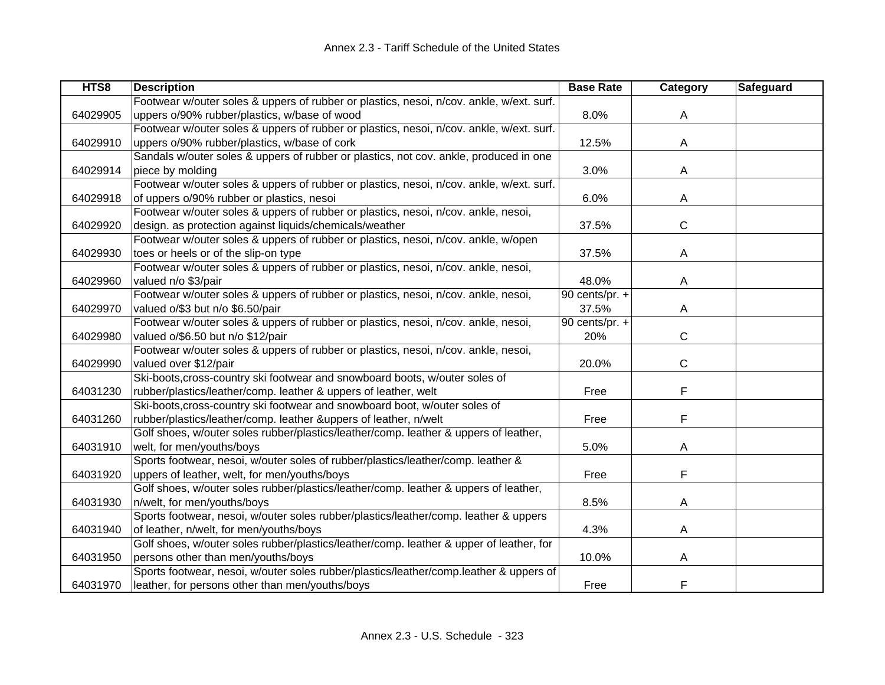| HTS8 | Description | Base Rate | Category | Safeguard |
|---|---|---|---|---|
| 64029905 | Footwear w/outer soles & uppers of rubber or plastics, nesoi, n/cov. ankle, w/ext. surf. uppers o/90% rubber/plastics, w/base of wood | 8.0% | A | |
| 64029910 | Footwear w/outer soles & uppers of rubber or plastics, nesoi, n/cov. ankle, w/ext. surf. uppers o/90% rubber/plastics, w/base of cork | 12.5% | A | |
| 64029914 | Sandals w/outer soles & uppers of rubber or plastics, not cov. ankle, produced in one piece by molding | 3.0% | A | |
| 64029918 | Footwear w/outer soles & uppers of rubber or plastics, nesoi, n/cov. ankle, w/ext. surf. of uppers o/90% rubber or plastics, nesoi | 6.0% | A | |
| 64029920 | Footwear w/outer soles & uppers of rubber or plastics, nesoi, n/cov. ankle, nesoi, design. as protection against liquids/chemicals/weather | 37.5% | C | |
| 64029930 | Footwear w/outer soles & uppers of rubber or plastics, nesoi, n/cov. ankle, w/open toes or heels or of the slip-on type | 37.5% | A | |
| 64029960 | Footwear w/outer soles & uppers of rubber or plastics, nesoi, n/cov. ankle, nesoi, valued n/o $3/pair | 48.0% | A | |
| 64029970 | Footwear w/outer soles & uppers of rubber or plastics, nesoi, n/cov. ankle, nesoi, valued o/$3 but n/o $6.50/pair | 90 cents/pr. + 37.5% | A | |
| 64029980 | Footwear w/outer soles & uppers of rubber or plastics, nesoi, n/cov. ankle, nesoi, valued o/$6.50 but n/o $12/pair | 90 cents/pr. + 20% | C | |
| 64029990 | Footwear w/outer soles & uppers of rubber or plastics, nesoi, n/cov. ankle, nesoi, valued over $12/pair | 20.0% | C | |
| 64031230 | Ski-boots,cross-country ski footwear and snowboard boots, w/outer soles of rubber/plastics/leather/comp. leather & uppers of leather, welt | Free | F | |
| 64031260 | Ski-boots,cross-country ski footwear and snowboard boot, w/outer soles of rubber/plastics/leather/comp. leather &uppers of leather, n/welt | Free | F | |
| 64031910 | Golf shoes, w/outer soles rubber/plastics/leather/comp. leather & uppers of leather, welt, for men/youths/boys | 5.0% | A | |
| 64031920 | Sports footwear, nesoi, w/outer soles of rubber/plastics/leather/comp. leather & uppers of leather, welt, for men/youths/boys | Free | F | |
| 64031930 | Golf shoes, w/outer soles rubber/plastics/leather/comp. leather & uppers of leather, n/welt, for men/youths/boys | 8.5% | A | |
| 64031940 | Sports footwear, nesoi, w/outer soles rubber/plastics/leather/comp. leather & uppers of leather, n/welt, for men/youths/boys | 4.3% | A | |
| 64031950 | Golf shoes, w/outer soles rubber/plastics/leather/comp. leather & upper of leather, for persons other than men/youths/boys | 10.0% | A | |
| 64031970 | Sports footwear, nesoi, w/outer soles rubber/plastics/leather/comp.leather & uppers of leather, for persons other than men/youths/boys | Free | F | |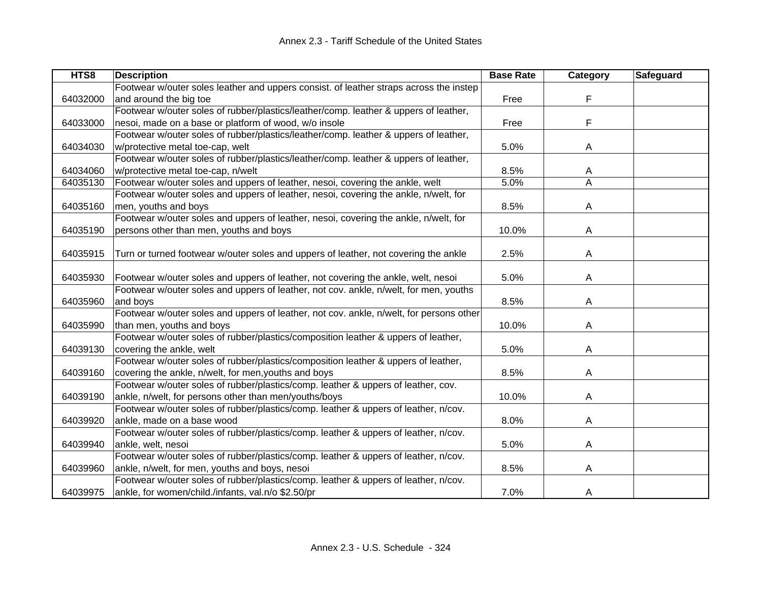| HTS8 | Description | Base Rate | Category | Safeguard |
|---|---|---|---|---|
| 64032000 | Footwear w/outer soles leather and uppers consist. of leather straps across the instep and around the big toe | Free | F | |
| 64033000 | Footwear w/outer soles of rubber/plastics/leather/comp. leather & uppers of leather, nesoi, made on a base or platform of wood, w/o insole | Free | F | |
| 64034030 | Footwear w/outer soles of rubber/plastics/leather/comp. leather & uppers of leather, w/protective metal toe-cap, welt | 5.0% | A | |
| 64034060 | Footwear w/outer soles of rubber/plastics/leather/comp. leather & uppers of leather, w/protective metal toe-cap, n/welt | 8.5% | A | |
| 64035130 | Footwear w/outer soles and uppers of leather, nesoi, covering the ankle, welt | 5.0% | A | |
| 64035160 | Footwear w/outer soles and uppers of leather, nesoi, covering the ankle, n/welt, for men, youths and boys | 8.5% | A | |
| 64035190 | Footwear w/outer soles and uppers of leather, nesoi, covering the ankle, n/welt, for persons other than men, youths and boys | 10.0% | A | |
| 64035915 | Turn or turned footwear w/outer soles and uppers of leather, not covering the ankle | 2.5% | A | |
| 64035930 | Footwear w/outer soles and uppers of leather, not covering the ankle, welt, nesoi | 5.0% | A | |
| 64035960 | Footwear w/outer soles and uppers of leather, not cov. ankle, n/welt, for men, youths and boys | 8.5% | A | |
| 64035990 | Footwear w/outer soles and uppers of leather, not cov. ankle, n/welt, for persons other than men, youths and boys | 10.0% | A | |
| 64039130 | Footwear w/outer soles of rubber/plastics/composition leather & uppers of leather, covering the ankle, welt | 5.0% | A | |
| 64039160 | Footwear w/outer soles of rubber/plastics/composition leather & uppers of leather, covering the ankle, n/welt, for men,youths and boys | 8.5% | A | |
| 64039190 | Footwear w/outer soles of rubber/plastics/comp. leather & uppers of leather, cov. ankle, n/welt, for persons other than men/youths/boys | 10.0% | A | |
| 64039920 | Footwear w/outer soles of rubber/plastics/comp. leather & uppers of leather, n/cov. ankle, made on a base wood | 8.0% | A | |
| 64039940 | Footwear w/outer soles of rubber/plastics/comp. leather & uppers of leather, n/cov. ankle, welt, nesoi | 5.0% | A | |
| 64039960 | Footwear w/outer soles of rubber/plastics/comp. leather & uppers of leather, n/cov. ankle, n/welt, for men, youths and boys, nesoi | 8.5% | A | |
| 64039975 | Footwear w/outer soles of rubber/plastics/comp. leather & uppers of leather, n/cov. ankle, for women/child./infants, val.n/o $2.50/pr | 7.0% | A | |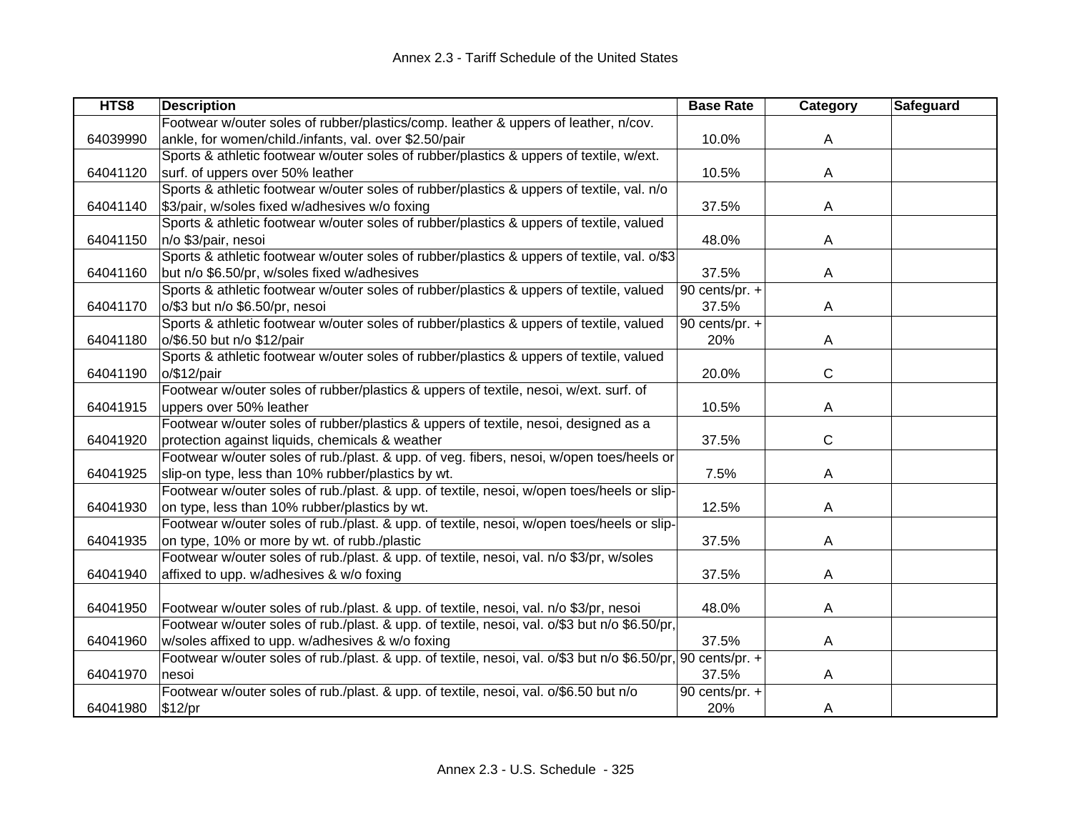| HTS8 | Description | Base Rate | Category | Safeguard |
|---|---|---|---|---|
| 64039990 | Footwear w/outer soles of rubber/plastics/comp. leather & uppers of leather, n/cov. ankle, for women/child./infants, val. over $2.50/pair | 10.0% | A | |
| 64041120 | Sports & athletic footwear w/outer soles of rubber/plastics & uppers of textile, w/ext. surf. of uppers over 50% leather | 10.5% | A | |
| 64041140 | Sports & athletic footwear w/outer soles of rubber/plastics & uppers of textile, val. n/o $3/pair, w/soles fixed w/adhesives w/o foxing | 37.5% | A | |
| 64041150 | Sports & athletic footwear w/outer soles of rubber/plastics & uppers of textile, valued n/o $3/pair, nesoi | 48.0% | A | |
| 64041160 | Sports & athletic footwear w/outer soles of rubber/plastics & uppers of textile, val. o/$3 but n/o $6.50/pr, w/soles fixed w/adhesives | 37.5% | A | |
| 64041170 | Sports & athletic footwear w/outer soles of rubber/plastics & uppers of textile, valued o/$3 but n/o $6.50/pr, nesoi | 90 cents/pr. + 37.5% | A | |
| 64041180 | Sports & athletic footwear w/outer soles of rubber/plastics & uppers of textile, valued o/$6.50 but n/o $12/pair | 90 cents/pr. + 20% | A | |
| 64041190 | Sports & athletic footwear w/outer soles of rubber/plastics & uppers of textile, valued o/$12/pair | 20.0% | C | |
| 64041915 | Footwear w/outer soles of rubber/plastics & uppers of textile, nesoi, w/ext. surf. of uppers over 50% leather | 10.5% | A | |
| 64041920 | Footwear w/outer soles of rubber/plastics & uppers of textile, nesoi, designed as a protection against liquids, chemicals & weather | 37.5% | C | |
| 64041925 | Footwear w/outer soles of rub./plast. & upp. of veg. fibers, nesoi, w/open toes/heels or slip-on type, less than 10% rubber/plastics by wt. | 7.5% | A | |
| 64041930 | Footwear w/outer soles of rub./plast. & upp. of textile, nesoi, w/open toes/heels or slip-on type, less than 10% rubber/plastics by wt. | 12.5% | A | |
| 64041935 | Footwear w/outer soles of rub./plast. & upp. of textile, nesoi, w/open toes/heels or slip-on type, 10% or more by wt. of rubb./plastic | 37.5% | A | |
| 64041940 | Footwear w/outer soles of rub./plast. & upp. of textile, nesoi, val. n/o $3/pr, w/soles affixed to upp. w/adhesives & w/o foxing | 37.5% | A | |
| 64041950 | Footwear w/outer soles of rub./plast. & upp. of textile, nesoi, val. n/o $3/pr, nesoi | 48.0% | A | |
| 64041960 | Footwear w/outer soles of rub./plast. & upp. of textile, nesoi, val. o/$3 but n/o $6.50/pr, w/soles affixed to upp. w/adhesives & w/o foxing | 37.5% | A | |
| 64041970 | Footwear w/outer soles of rub./plast. & upp. of textile, nesoi, val. o/$3 but n/o $6.50/pr, nesoi | 90 cents/pr. + 37.5% | A | |
| 64041980 | Footwear w/outer soles of rub./plast. & upp. of textile, nesoi, val. o/$6.50 but n/o $12/pr | 90 cents/pr. + 20% | A | |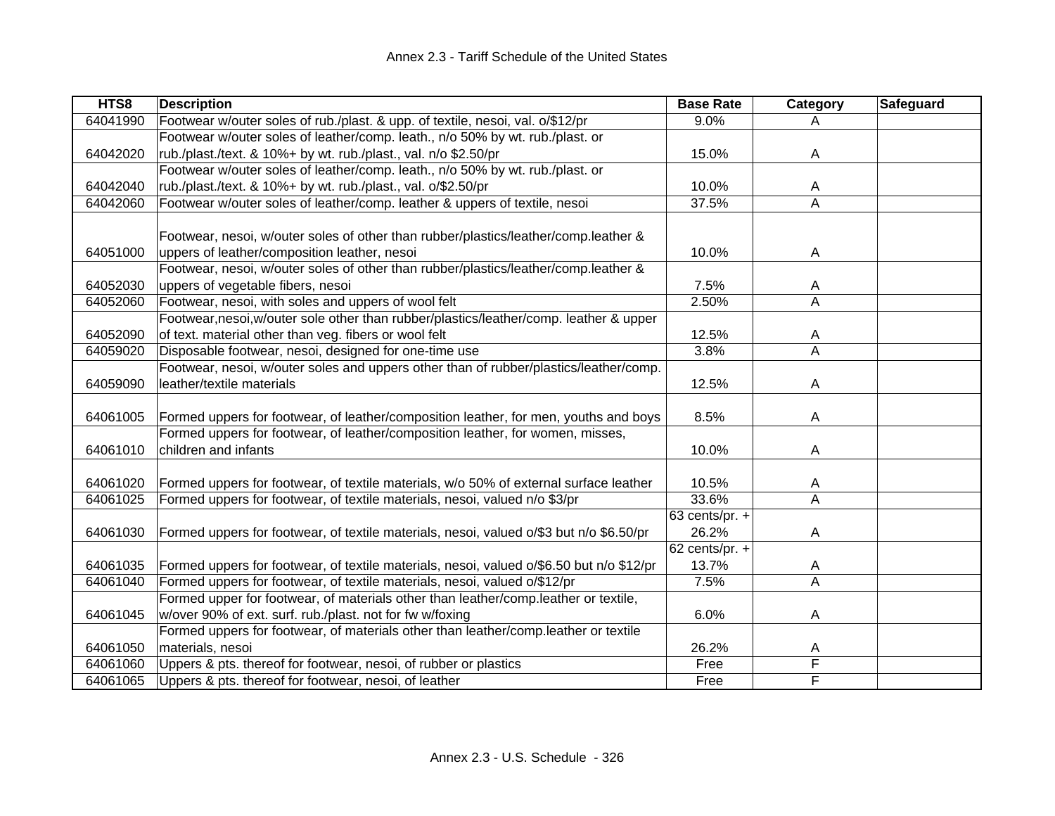| HTS8 | Description | Base Rate | Category | Safeguard |
|---|---|---|---|---|
| 64041990 | Footwear w/outer soles of rub./plast. & upp. of textile, nesoi, val. o/$12/pr | 9.0% | A | |
| 64042020 | Footwear w/outer soles of leather/comp. leath., n/o 50% by wt. rub./plast. or rub./plast./text. & 10%+ by wt. rub./plast., val. n/o $2.50/pr | 15.0% | A | |
| 64042040 | Footwear w/outer soles of leather/comp. leath., n/o 50% by wt. rub./plast. or rub./plast./text. & 10%+ by wt. rub./plast., val. o/$2.50/pr | 10.0% | A | |
| 64042060 | Footwear w/outer soles of leather/comp. leather & uppers of textile, nesoi | 37.5% | A | |
| 64051000 | Footwear, nesoi, w/outer soles of other than rubber/plastics/leather/comp.leather & uppers of leather/composition leather, nesoi | 10.0% | A | |
| 64052030 | Footwear, nesoi, w/outer soles of other than rubber/plastics/leather/comp.leather & uppers of vegetable fibers, nesoi | 7.5% | A | |
| 64052060 | Footwear, nesoi, with soles and uppers of wool felt | 2.50% | A | |
| 64052090 | Footwear,nesoi,w/outer sole other than rubber/plastics/leather/comp. leather & upper of text. material other than veg. fibers or wool felt | 12.5% | A | |
| 64059020 | Disposable footwear, nesoi, designed for one-time use | 3.8% | A | |
| 64059090 | Footwear, nesoi, w/outer soles and uppers other than of rubber/plastics/leather/comp. leather/textile materials | 12.5% | A | |
| 64061005 | Formed uppers for footwear, of leather/composition leather, for men, youths and boys | 8.5% | A | |
| 64061010 | Formed uppers for footwear, of leather/composition leather, for women, misses, children and infants | 10.0% | A | |
| 64061020 | Formed uppers for footwear, of textile materials, w/o 50% of external surface leather | 10.5% | A | |
| 64061025 | Formed uppers for footwear, of textile materials, nesoi, valued n/o $3/pr | 33.6% | A | |
| 64061030 | Formed uppers for footwear, of textile materials, nesoi, valued o/$3 but n/o $6.50/pr | 63 cents/pr. + 26.2% | A | |
| 64061035 | Formed uppers for footwear, of textile materials, nesoi, valued o/$6.50 but n/o $12/pr | 62 cents/pr. + 13.7% | A | |
| 64061040 | Formed uppers for footwear, of textile materials, nesoi, valued o/$12/pr | 7.5% | A | |
| 64061045 | Formed upper for footwear, of materials other than leather/comp.leather or textile, w/over 90% of ext. surf. rub./plast. not for fw w/foxing | 6.0% | A | |
| 64061050 | Formed uppers for footwear, of materials other than leather/comp.leather or textile materials, nesoi | 26.2% | A | |
| 64061060 | Uppers & pts. thereof for footwear, nesoi, of rubber or plastics | Free | F | |
| 64061065 | Uppers & pts. thereof for footwear, nesoi, of leather | Free | F | |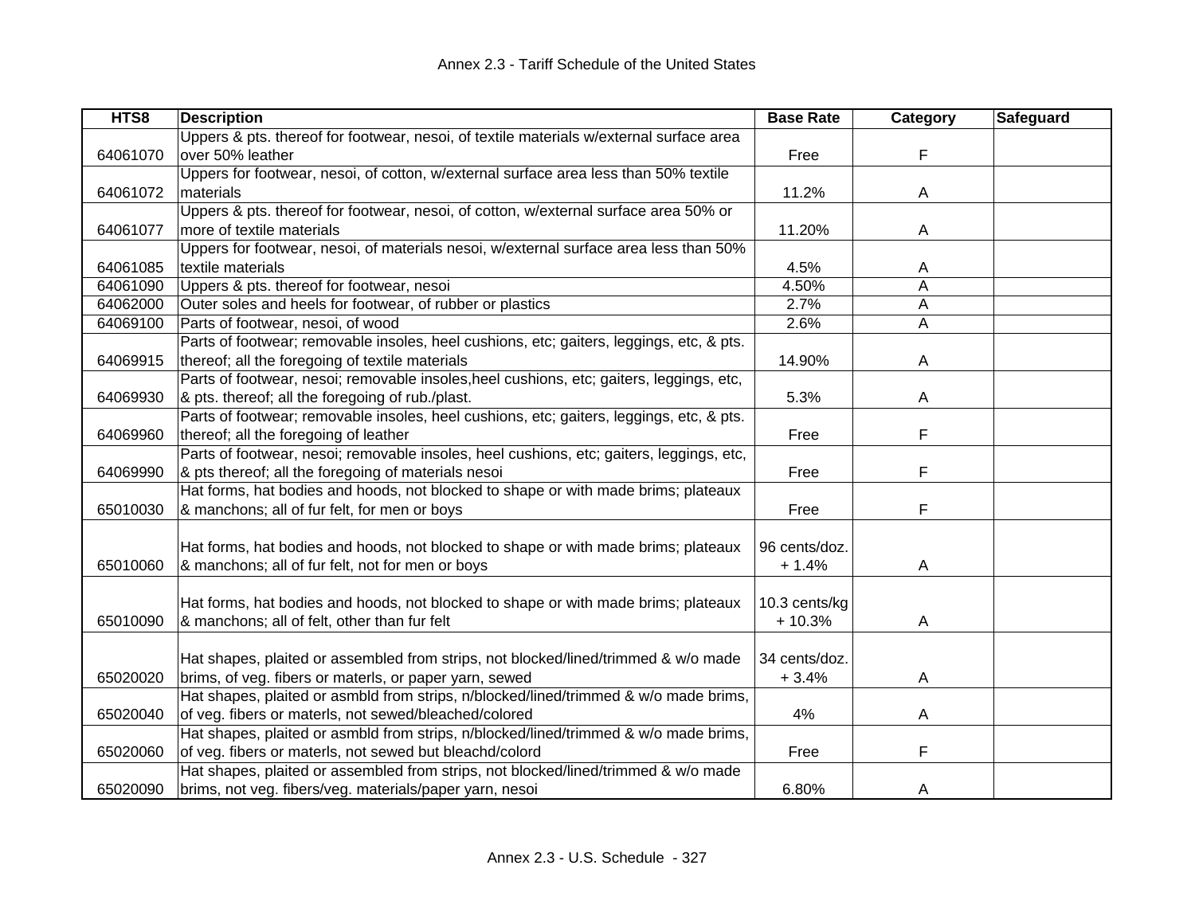# Annex 2.3 - Tariff Schedule of the United States

| HTS8 | Description | Base Rate | Category | Safeguard |
|---|---|---|---|---|
| 64061070 | Uppers & pts. thereof for footwear, nesoi, of textile materials w/external surface area over 50% leather | Free | F | |
| 64061072 | Uppers for footwear, nesoi, of cotton, w/external surface area less than 50% textile materials | 11.2% | A | |
| 64061077 | Uppers & pts. thereof for footwear, nesoi, of cotton, w/external surface area 50% or more of textile materials | 11.20% | A | |
| 64061085 | Uppers for footwear, nesoi, of materials nesoi, w/external surface area less than 50% textile materials | 4.5% | A | |
| 64061090 | Uppers & pts. thereof for footwear, nesoi | 4.50% | A | |
| 64062000 | Outer soles and heels for footwear, of rubber or plastics | 2.7% | A | |
| 64069100 | Parts of footwear, nesoi, of wood | 2.6% | A | |
| 64069915 | Parts of footwear; removable insoles, heel cushions, etc; gaiters, leggings, etc, & pts. thereof; all the foregoing of textile materials | 14.90% | A | |
| 64069930 | Parts of footwear, nesoi; removable insoles,heel cushions, etc; gaiters, leggings, etc, & pts. thereof; all the foregoing of rub./plast. | 5.3% | A | |
| 64069960 | Parts of footwear; removable insoles, heel cushions, etc; gaiters, leggings, etc, & pts. thereof; all the foregoing of leather | Free | F | |
| 64069990 | Parts of footwear, nesoi; removable insoles, heel cushions, etc; gaiters, leggings, etc, & pts thereof; all the foregoing of materials nesoi | Free | F | |
| 65010030 | Hat forms, hat bodies and hoods, not blocked to shape or with made brims; plateaux & manchons; all of fur felt, for men or boys | Free | F | |
| 65010060 | Hat forms, hat bodies and hoods, not blocked to shape or with made brims; plateaux & manchons; all of fur felt, not for men or boys | 96 cents/doz. + 1.4% | A | |
| 65010090 | Hat forms, hat bodies and hoods, not blocked to shape or with made brims; plateaux & manchons; all of felt, other than fur felt | 10.3 cents/kg + 10.3% | A | |
| 65020020 | Hat shapes, plaited or assembled from strips, not blocked/lined/trimmed & w/o made brims, of veg. fibers or materls, or paper yarn, sewed | 34 cents/doz. + 3.4% | A | |
| 65020040 | Hat shapes, plaited or asmbld from strips, n/blocked/lined/trimmed & w/o made brims, of veg. fibers or materls, not sewed/bleached/colored | 4% | A | |
| 65020060 | Hat shapes, plaited or asmbld from strips, n/blocked/lined/trimmed & w/o made brims, of veg. fibers or materls, not sewed but bleachd/colord | Free | F | |
| 65020090 | Hat shapes, plaited or assembled from strips, not blocked/lined/trimmed & w/o made brims, not veg. fibers/veg. materials/paper yarn, nesoi | 6.80% | A | |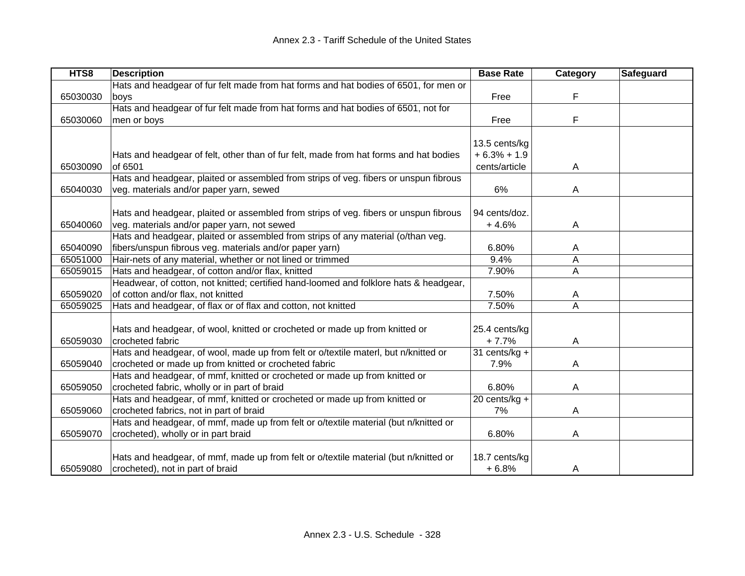| HTS8 | Description | Base Rate | Category | Safeguard |
|---|---|---|---|---|
| 65030030 | Hats and headgear of fur felt made from hat forms and hat bodies of 6501, for men or boys | Free | F | |
| 65030060 | Hats and headgear of fur felt made from hat forms and hat bodies of 6501, not for men or boys | Free | F | |
| 65030090 | Hats and headgear of felt, other than of fur felt, made from hat forms and hat bodies of 6501 | 13.5 cents/kg + 6.3% + 1.9 cents/article | A | |
| 65040030 | Hats and headgear, plaited or assembled from strips of veg. fibers or unspun fibrous veg. materials and/or paper yarn, sewed | 6% | A | |
| 65040060 | Hats and headgear, plaited or assembled from strips of veg. fibers or unspun fibrous veg. materials and/or paper yarn, not sewed | 94 cents/doz. + 4.6% | A | |
| 65040090 | Hats and headgear, plaited or assembled from strips of any material (o/than veg. fibers/unspun fibrous veg. materials and/or paper yarn) | 6.80% | A | |
| 65051000 | Hair-nets of any material, whether or not lined or trimmed | 9.4% | A | |
| 65059015 | Hats and headgear, of cotton and/or flax, knitted | 7.90% | A | |
| 65059020 | Headwear, of cotton, not knitted; certified hand-loomed and folklore hats & headgear, of cotton and/or flax, not knitted | 7.50% | A | |
| 65059025 | Hats and headgear, of flax or of flax and cotton, not knitted | 7.50% | A | |
| 65059030 | Hats and headgear, of wool, knitted or crocheted or made up from knitted or crocheted fabric | 25.4 cents/kg + 7.7% | A | |
| 65059040 | Hats and headgear, of wool, made up from felt or o/textile materl, but n/knitted or crocheted or made up from knitted or crocheted fabric | 31 cents/kg + 7.9% | A | |
| 65059050 | Hats and headgear, of mmf, knitted or crocheted or made up from knitted or crocheted fabric, wholly or in part of braid | 6.80% | A | |
| 65059060 | Hats and headgear, of mmf, knitted or crocheted or made up from knitted or crocheted fabrics, not in part of braid | 20 cents/kg + 7% | A | |
| 65059070 | Hats and headgear, of mmf, made up from felt or o/textile material (but n/knitted or crocheted), wholly or in part braid | 6.80% | A | |
| 65059080 | Hats and headgear, of mmf, made up from felt or o/textile material (but n/knitted or crocheted), not in part of braid | 18.7 cents/kg + 6.8% | A | |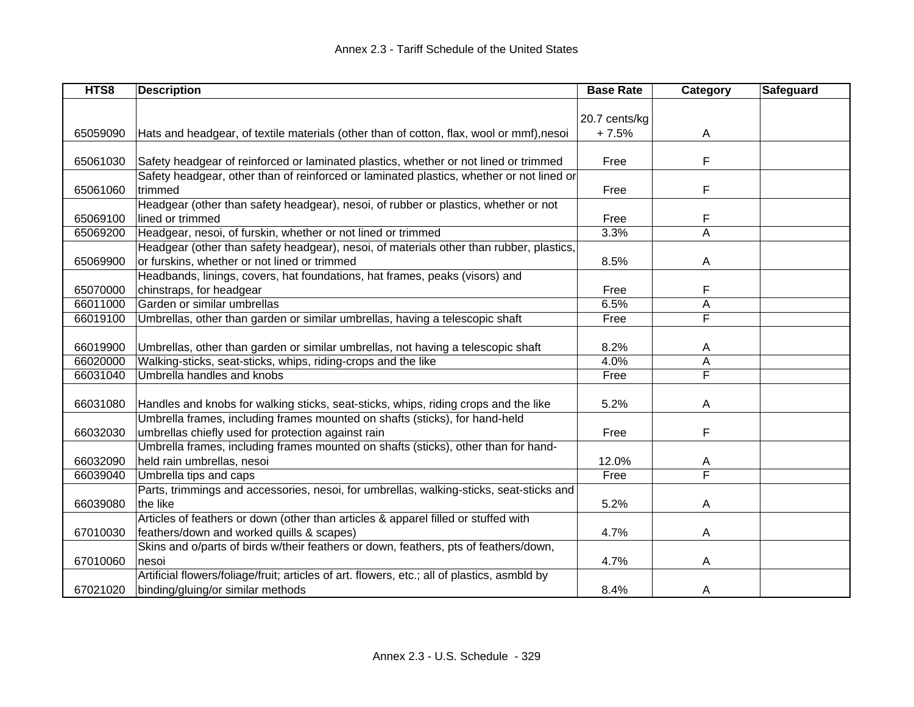| HTS8 | Description | Base Rate | Category | Safeguard |
|---|---|---|---|---|
| 65059090 | Hats and headgear, of textile materials (other than of cotton, flax, wool or mmf),nesoi | 20.7 cents/kg + 7.5% | A | |
| 65061030 | Safety headgear of reinforced or laminated plastics, whether or not lined or trimmed | Free | F | |
| 65061060 | Safety headgear, other than of reinforced or laminated plastics, whether or not lined or trimmed | Free | F | |
| 65069100 | Headgear (other than safety headgear), nesoi, of rubber or plastics, whether or not lined or trimmed | Free | F | |
| 65069200 | Headgear, nesoi, of furskin, whether or not lined or trimmed | 3.3% | A | |
| 65069900 | Headgear (other than safety headgear), nesoi, of materials other than rubber, plastics, or furskins, whether or not lined or trimmed | 8.5% | A | |
| 65070000 | Headbands, linings, covers, hat foundations, hat frames, peaks (visors) and chinstraps, for headgear | Free | F | |
| 66011000 | Garden or similar umbrellas | 6.5% | A | |
| 66019100 | Umbrellas, other than garden or similar umbrellas, having a telescopic shaft | Free | F | |
| 66019900 | Umbrellas, other than garden or similar umbrellas, not having a telescopic shaft | 8.2% | A | |
| 66020000 | Walking-sticks, seat-sticks, whips, riding-crops and the like | 4.0% | A | |
| 66031040 | Umbrella handles and knobs | Free | F | |
| 66031080 | Handles and knobs for walking sticks, seat-sticks, whips, riding crops and the like | 5.2% | A | |
| 66032030 | Umbrella frames, including frames mounted on shafts (sticks), for hand-held umbrellas chiefly used for protection against rain | Free | F | |
| 66032090 | Umbrella frames, including frames mounted on shafts (sticks), other than for hand-held rain umbrellas, nesoi | 12.0% | A | |
| 66039040 | Umbrella tips and caps | Free | F | |
| 66039080 | Parts, trimmings and accessories, nesoi, for umbrellas, walking-sticks, seat-sticks and the like | 5.2% | A | |
| 67010030 | Articles of feathers or down (other than articles & apparel filled or stuffed with feathers/down and worked quills & scapes) | 4.7% | A | |
| 67010060 | Skins and o/parts of birds w/their feathers or down, feathers, pts of feathers/down, nesoi | 4.7% | A | |
| 67021020 | Artificial flowers/foliage/fruit; articles of art. flowers, etc.; all of plastics, asmbld by binding/gluing/or similar methods | 8.4% | A | |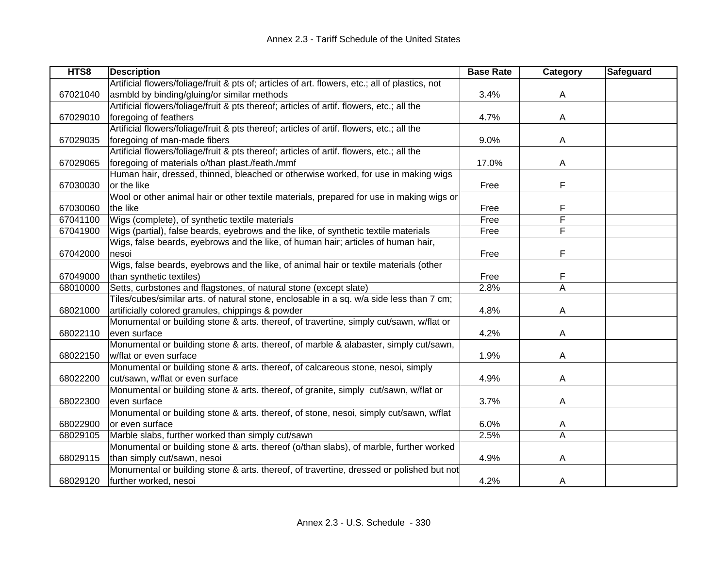| HTS8 | Description | Base Rate | Category | Safeguard |
|---|---|---|---|---|
| 67021040 | Artificial flowers/foliage/fruit & pts of; articles of art. flowers, etc.; all of plastics, not asmbld by binding/gluing/or similar methods | 3.4% | A | |
| 67029010 | Artificial flowers/foliage/fruit & pts thereof; articles of artif. flowers, etc.; all the foregoing of feathers | 4.7% | A | |
| 67029035 | Artificial flowers/foliage/fruit & pts thereof; articles of artif. flowers, etc.; all the foregoing of man-made fibers | 9.0% | A | |
| 67029065 | Artificial flowers/foliage/fruit & pts thereof; articles of artif. flowers, etc.; all the foregoing of materials o/than plast./feath./mmf | 17.0% | A | |
| 67030030 | Human hair, dressed, thinned, bleached or otherwise worked, for use in making wigs or the like | Free | F | |
| 67030060 | Wool or other animal hair or other textile materials, prepared for use in making wigs or the like | Free | F | |
| 67041100 | Wigs (complete), of synthetic textile materials | Free | F | |
| 67041900 | Wigs (partial), false beards, eyebrows and the like, of synthetic textile materials | Free | F | |
| 67042000 | Wigs, false beards, eyebrows and the like, of human hair; articles of human hair, nesoi | Free | F | |
| 67049000 | Wigs, false beards, eyebrows and the like, of animal hair or textile materials (other than synthetic textiles) | Free | F | |
| 68010000 | Setts, curbstones and flagstones, of natural stone (except slate) | 2.8% | A | |
| 68021000 | Tiles/cubes/similar arts. of natural stone, enclosable in a sq. w/a side less than 7 cm; artificially colored granules, chippings & powder | 4.8% | A | |
| 68022110 | Monumental or building stone & arts. thereof, of travertine, simply cut/sawn, w/flat or even surface | 4.2% | A | |
| 68022150 | Monumental or building stone & arts. thereof, of marble & alabaster, simply cut/sawn, w/flat or even surface | 1.9% | A | |
| 68022200 | Monumental or building stone & arts. thereof, of calcareous stone, nesoi, simply cut/sawn, w/flat or even surface | 4.9% | A | |
| 68022300 | Monumental or building stone & arts. thereof, of granite, simply cut/sawn, w/flat or even surface | 3.7% | A | |
| 68022900 | Monumental or building stone & arts. thereof, of stone, nesoi, simply cut/sawn, w/flat or even surface | 6.0% | A | |
| 68029105 | Marble slabs, further worked than simply cut/sawn | 2.5% | A | |
| 68029115 | Monumental or building stone & arts. thereof (o/than slabs), of marble, further worked than simply cut/sawn, nesoi | 4.9% | A | |
| 68029120 | Monumental or building stone & arts. thereof, of travertine, dressed or polished but not further worked, nesoi | 4.2% | A | |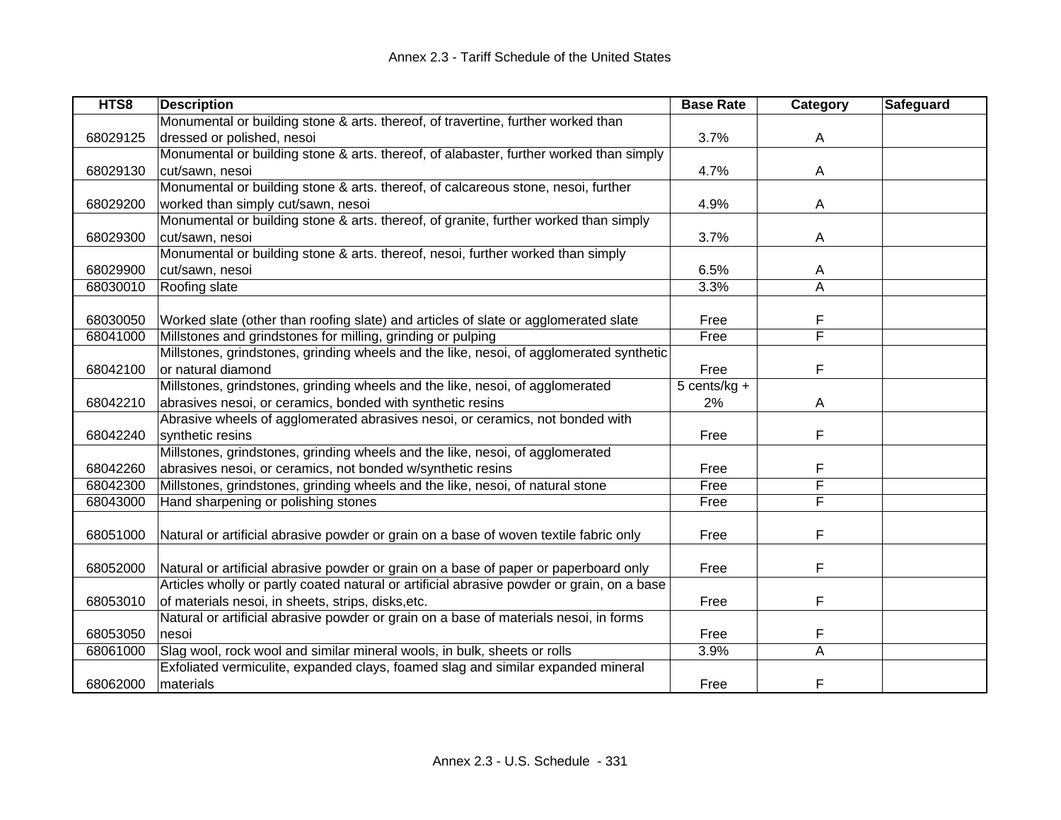| HTS8 | Description | Base Rate | Category | Safeguard |
|---|---|---|---|---|
| 68029125 | Monumental or building stone & arts. thereof, of travertine, further worked than dressed or polished, nesoi | 3.7% | A | |
| 68029130 | Monumental or building stone & arts. thereof, of alabaster, further worked than simply cut/sawn, nesoi | 4.7% | A | |
| 68029200 | Monumental or building stone & arts. thereof, of calcareous stone, nesoi, further worked than simply cut/sawn, nesoi | 4.9% | A | |
| 68029300 | Monumental or building stone & arts. thereof, of granite, further worked than simply cut/sawn, nesoi | 3.7% | A | |
| 68029900 | Monumental or building stone & arts. thereof, nesoi, further worked than simply cut/sawn, nesoi | 6.5% | A | |
| 68030010 | Roofing slate | 3.3% | A | |
| 68030050 | Worked slate (other than roofing slate) and articles of slate or agglomerated slate | Free | F | |
| 68041000 | Millstones and grindstones for milling, grinding or pulping | Free | F | |
| 68042100 | Millstones, grindstones, grinding wheels and the like, nesoi, of agglomerated synthetic or natural diamond | Free | F | |
| 68042210 | Millstones, grindstones, grinding wheels and the like, nesoi, of agglomerated abrasives nesoi, or ceramics, bonded with synthetic resins | 5 cents/kg + 2% | A | |
| 68042240 | Abrasive wheels of agglomerated abrasives nesoi, or ceramics, not bonded with synthetic resins | Free | F | |
| 68042260 | Millstones, grindstones, grinding wheels and the like, nesoi, of agglomerated abrasives nesoi, or ceramics, not bonded w/synthetic resins | Free | F | |
| 68042300 | Millstones, grindstones, grinding wheels and the like, nesoi, of natural stone | Free | F | |
| 68043000 | Hand sharpening or polishing stones | Free | F | |
| 68051000 | Natural or artificial abrasive powder or grain on a base of woven textile fabric only | Free | F | |
| 68052000 | Natural or artificial abrasive powder or grain on a base of paper or paperboard only | Free | F | |
| 68053010 | Articles wholly or partly coated natural or artificial abrasive powder or grain, on a base of materials nesoi, in sheets, strips, disks,etc. | Free | F | |
| 68053050 | Natural or artificial abrasive powder or grain on a base of materials nesoi, in forms nesoi | Free | F | |
| 68061000 | Slag wool, rock wool and similar mineral wools, in bulk, sheets or rolls | 3.9% | A | |
| 68062000 | Exfoliated vermiculite, expanded clays, foamed slag and similar expanded mineral materials | Free | F | |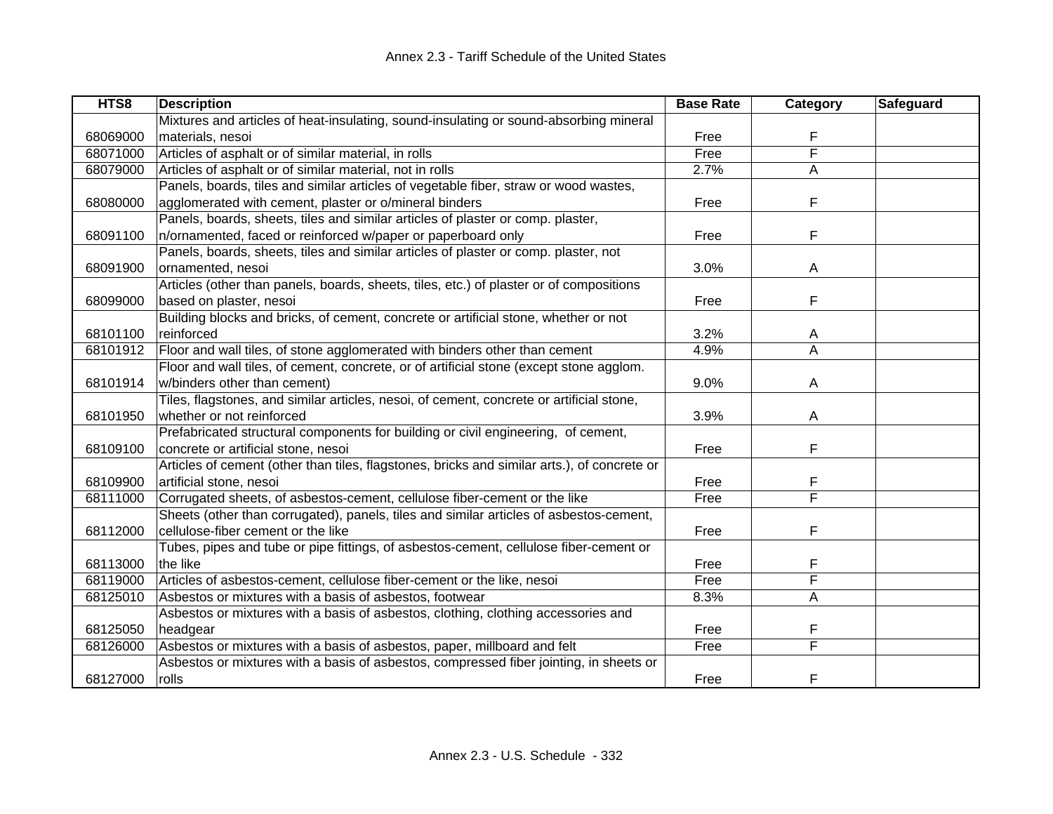Annex 2.3 - Tariff Schedule of the United States

| HTS8 | Description | Base Rate | Category | Safeguard |
|---|---|---|---|---|
| 68069000 | Mixtures and articles of heat-insulating, sound-insulating or sound-absorbing mineral materials, nesoi | Free | F | |
| 68071000 | Articles of asphalt or of similar material, in rolls | Free | F | |
| 68079000 | Articles of asphalt or of similar material, not in rolls | 2.7% | A | |
| 68080000 | Panels, boards, tiles and similar articles of vegetable fiber, straw or wood wastes, agglomerated with cement, plaster or o/mineral binders | Free | F | |
| 68091100 | Panels, boards, sheets, tiles and similar articles of plaster or comp. plaster, n/ornamented, faced or reinforced w/paper or paperboard only | Free | F | |
| 68091900 | Panels, boards, sheets, tiles and similar articles of plaster or comp. plaster, not ornamented, nesoi | 3.0% | A | |
| 68099000 | Articles (other than panels, boards, sheets, tiles, etc.) of plaster or of compositions based on plaster, nesoi | Free | F | |
| 68101100 | Building blocks and bricks, of cement, concrete or artificial stone, whether or not reinforced | 3.2% | A | |
| 68101912 | Floor and wall tiles, of stone agglomerated with binders other than cement | 4.9% | A | |
| 68101914 | Floor and wall tiles, of cement, concrete, or of artificial stone (except stone agglom. w/binders other than cement) | 9.0% | A | |
| 68101950 | Tiles, flagstones, and similar articles, nesoi, of cement, concrete or artificial stone, whether or not reinforced | 3.9% | A | |
| 68109100 | Prefabricated structural components for building or civil engineering, of cement, concrete or artificial stone, nesoi | Free | F | |
| 68109900 | Articles of cement (other than tiles, flagstones, bricks and similar arts.), of concrete or artificial stone, nesoi | Free | F | |
| 68111000 | Corrugated sheets, of asbestos-cement, cellulose fiber-cement or the like | Free | F | |
| 68112000 | Sheets (other than corrugated), panels, tiles and similar articles of asbestos-cement, cellulose-fiber cement or the like | Free | F | |
| 68113000 | Tubes, pipes and tube or pipe fittings, of asbestos-cement, cellulose fiber-cement or the like | Free | F | |
| 68119000 | Articles of asbestos-cement, cellulose fiber-cement or the like, nesoi | Free | F | |
| 68125010 | Asbestos or mixtures with a basis of asbestos, footwear | 8.3% | A | |
| 68125050 | Asbestos or mixtures with a basis of asbestos, clothing, clothing accessories and headgear | Free | F | |
| 68126000 | Asbestos or mixtures with a basis of asbestos, paper, millboard and felt | Free | F | |
| 68127000 | Asbestos or mixtures with a basis of asbestos, compressed fiber jointing, in sheets or rolls | Free | F | |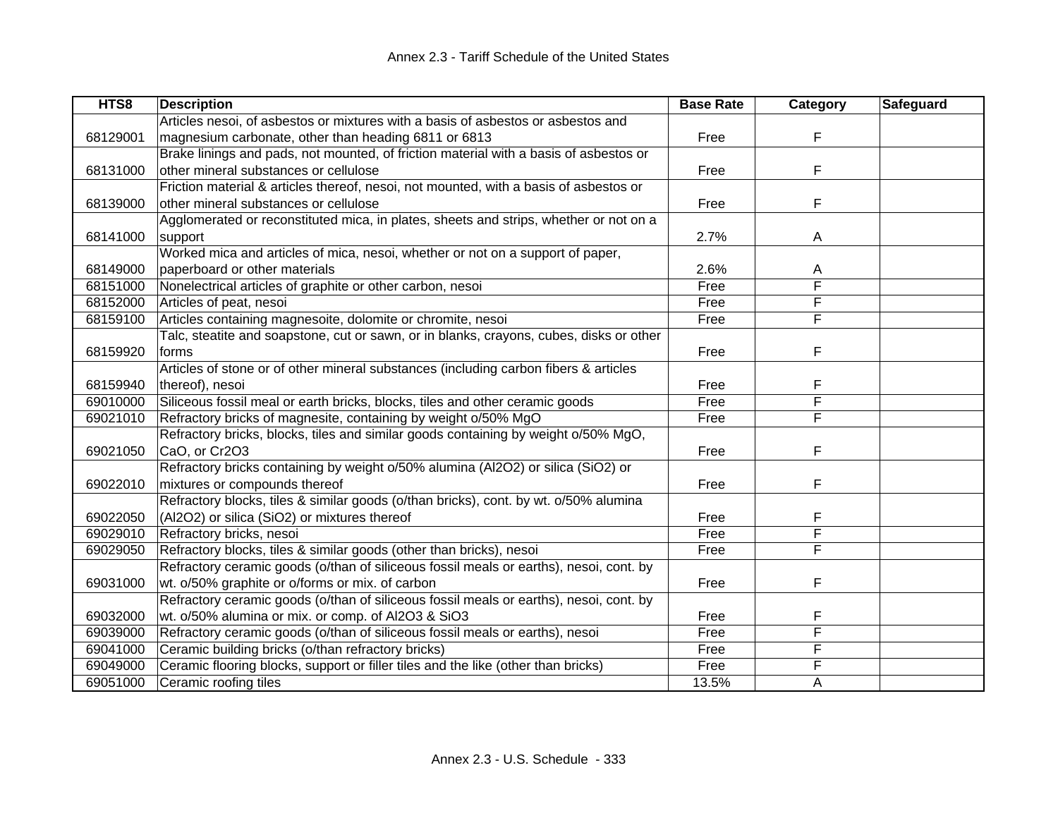| HTS8 | Description | Base Rate | Category | Safeguard |
|---|---|---|---|---|
| 68129001 | Articles nesoi, of asbestos or mixtures with a basis of asbestos or asbestos and magnesium carbonate, other than heading 6811 or 6813 | Free | F | |
| 68131000 | Brake linings and pads, not mounted, of friction material with a basis of asbestos or other mineral substances or cellulose | Free | F | |
| 68139000 | Friction material & articles thereof, nesoi, not mounted, with a basis of asbestos or other mineral substances or cellulose | Free | F | |
| 68141000 | Agglomerated or reconstituted mica, in plates, sheets and strips, whether or not on a support | 2.7% | A | |
| 68149000 | Worked mica and articles of mica, nesoi, whether or not on a support of paper, paperboard or other materials | 2.6% | A | |
| 68151000 | Nonelectrical articles of graphite or other carbon, nesoi | Free | F | |
| 68152000 | Articles of peat, nesoi | Free | F | |
| 68159100 | Articles containing magnesoite, dolomite or chromite, nesoi | Free | F | |
| 68159920 | Talc, steatite and soapstone, cut or sawn, or in blanks, crayons, cubes, disks or other forms | Free | F | |
| 68159940 | Articles of stone or of other mineral substances (including carbon fibers & articles thereof), nesoi | Free | F | |
| 69010000 | Siliceous fossil meal or earth bricks, blocks, tiles and other ceramic goods | Free | F | |
| 69021010 | Refractory bricks of magnesite, containing by weight o/50% MgO | Free | F | |
| 69021050 | Refractory bricks, blocks, tiles and similar goods containing by weight o/50% MgO, CaO, or Cr2O3 | Free | F | |
| 69022010 | Refractory bricks containing by weight o/50% alumina (Al2O2) or silica (SiO2) or mixtures or compounds thereof | Free | F | |
| 69022050 | Refractory blocks, tiles & similar goods (o/than bricks), cont. by wt. o/50% alumina (Al2O2) or silica (SiO2) or mixtures thereof | Free | F | |
| 69029010 | Refractory bricks, nesoi | Free | F | |
| 69029050 | Refractory blocks, tiles & similar goods (other than bricks), nesoi | Free | F | |
| 69031000 | Refractory ceramic goods (o/than of siliceous fossil meals or earths), nesoi, cont. by wt. o/50% graphite or o/forms or mix. of carbon | Free | F | |
| 69032000 | Refractory ceramic goods (o/than of siliceous fossil meals or earths), nesoi, cont. by wt. o/50% alumina or mix. or comp. of Al2O3 & SiO3 | Free | F | |
| 69039000 | Refractory ceramic goods (o/than of siliceous fossil meals or earths), nesoi | Free | F | |
| 69041000 | Ceramic building bricks (o/than refractory bricks) | Free | F | |
| 69049000 | Ceramic flooring blocks, support or filler tiles and the like (other than bricks) | Free | F | |
| 69051000 | Ceramic roofing tiles | 13.5% | A | |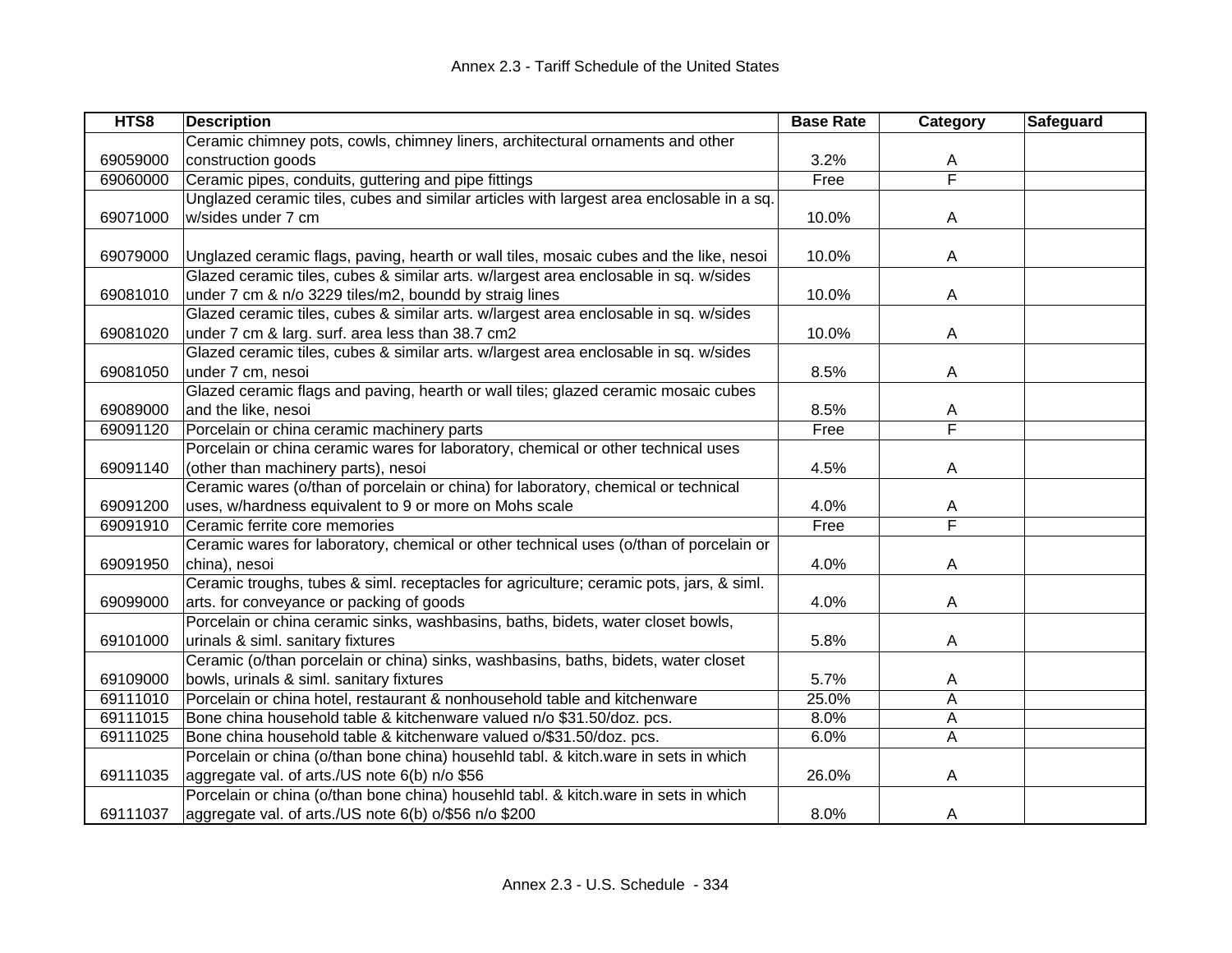| HTS8 | Description | Base Rate | Category | Safeguard |
|---|---|---|---|---|
| 69059000 | Ceramic chimney pots, cowls, chimney liners, architectural ornaments and other construction goods | 3.2% | A | |
| 69060000 | Ceramic pipes, conduits, guttering and pipe fittings | Free | F | |
| 69071000 | Unglazed ceramic tiles, cubes and similar articles with largest area enclosable in a sq. w/sides under 7 cm | 10.0% | A | |
| 69079000 | Unglazed ceramic flags, paving, hearth or wall tiles, mosaic cubes and the like, nesoi | 10.0% | A | |
| 69081010 | Glazed ceramic tiles, cubes & similar arts. w/largest area enclosable in sq. w/sides under 7 cm & n/o 3229 tiles/m2, boundd by straig lines | 10.0% | A | |
| 69081020 | Glazed ceramic tiles, cubes & similar arts. w/largest area enclosable in sq. w/sides under 7 cm & larg. surf. area less than 38.7 cm2 | 10.0% | A | |
| 69081050 | Glazed ceramic tiles, cubes & similar arts. w/largest area enclosable in sq. w/sides under 7 cm, nesoi | 8.5% | A | |
| 69089000 | Glazed ceramic flags and paving, hearth or wall tiles; glazed ceramic mosaic cubes and the like, nesoi | 8.5% | A | |
| 69091120 | Porcelain or china ceramic machinery parts | Free | F | |
| 69091140 | Porcelain or china ceramic wares for laboratory, chemical or other technical uses (other than machinery parts), nesoi | 4.5% | A | |
| 69091200 | Ceramic wares (o/than of porcelain or china) for laboratory, chemical or technical uses, w/hardness equivalent to 9 or more on Mohs scale | 4.0% | A | |
| 69091910 | Ceramic ferrite core memories | Free | F | |
| 69091950 | Ceramic wares for laboratory, chemical or other technical uses (o/than of porcelain or china), nesoi | 4.0% | A | |
| 69099000 | Ceramic troughs, tubes & siml. receptacles for agriculture; ceramic pots, jars, & siml. arts. for conveyance or packing of goods | 4.0% | A | |
| 69101000 | Porcelain or china ceramic sinks, washbasins, baths, bidets, water closet bowls, urinals & siml. sanitary fixtures | 5.8% | A | |
| 69109000 | Ceramic (o/than porcelain or china) sinks, washbasins, baths, bidets, water closet bowls, urinals & siml. sanitary fixtures | 5.7% | A | |
| 69111010 | Porcelain or china hotel, restaurant & nonhousehold table and kitchenware | 25.0% | A | |
| 69111015 | Bone china household table & kitchenware valued n/o $31.50/doz. pcs. | 8.0% | A | |
| 69111025 | Bone china household table & kitchenware valued o/$31.50/doz. pcs. | 6.0% | A | |
| 69111035 | Porcelain or china (o/than bone china) househld tabl. & kitch.ware in sets in which aggregate val. of arts./US note 6(b) n/o $56 | 26.0% | A | |
| 69111037 | Porcelain or china (o/than bone china) househld tabl. & kitch.ware in sets in which aggregate val. of arts./US note 6(b) o/$56 n/o $200 | 8.0% | A | |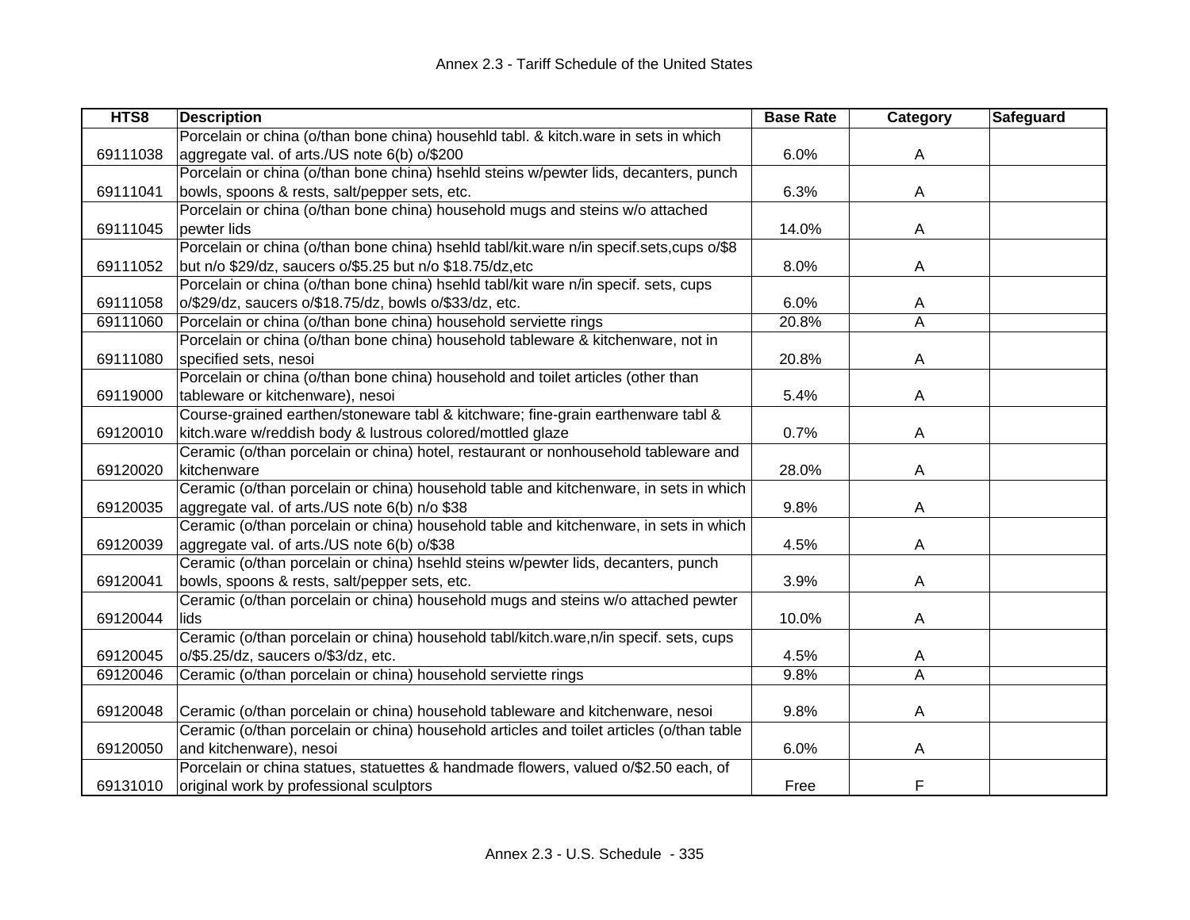| HTS8 | Description | Base Rate | Category | Safeguard |
|---|---|---|---|---|
| 69111038 | Porcelain or china (o/than bone china) househld tabl. & kitch.ware in sets in which aggregate val. of arts./US note 6(b) o/$200 | 6.0% | A | |
| 69111041 | Porcelain or china (o/than bone china) hsehld steins w/pewter lids, decanters, punch bowls, spoons & rests, salt/pepper sets, etc. | 6.3% | A | |
| 69111045 | Porcelain or china (o/than bone china) household mugs and steins w/o attached pewter lids | 14.0% | A | |
| 69111052 | Porcelain or china (o/than bone china) hsehld tabl/kit.ware n/in specif.sets,cups o/$8 but n/o $29/dz, saucers o/$5.25 but n/o $18.75/dz,etc | 8.0% | A | |
| 69111058 | Porcelain or china (o/than bone china) hsehld tabl/kit ware n/in specif. sets, cups o/$29/dz, saucers o/$18.75/dz, bowls o/$33/dz, etc. | 6.0% | A | |
| 69111060 | Porcelain or china (o/than bone china) household serviette rings | 20.8% | A | |
| 69111080 | Porcelain or china (o/than bone china) household tableware & kitchenware, not in specified sets, nesoi | 20.8% | A | |
| 69119000 | Porcelain or china (o/than bone china) household and toilet articles (other than tableware or kitchenware), nesoi | 5.4% | A | |
| 69120010 | Course-grained earthen/stoneware tabl & kitchware; fine-grain earthenware tabl & kitch.ware w/reddish body & lustrous colored/mottled glaze | 0.7% | A | |
| 69120020 | Ceramic (o/than porcelain or china) hotel, restaurant or nonhousehold tableware and kitchenware | 28.0% | A | |
| 69120035 | Ceramic (o/than porcelain or china) household table and kitchenware, in sets in which aggregate val. of arts./US note 6(b) n/o $38 | 9.8% | A | |
| 69120039 | Ceramic (o/than porcelain or china) household table and kitchenware, in sets in which aggregate val. of arts./US note 6(b) o/$38 | 4.5% | A | |
| 69120041 | Ceramic (o/than porcelain or china) hsehld steins w/pewter lids, decanters, punch bowls, spoons & rests, salt/pepper sets, etc. | 3.9% | A | |
| 69120044 | Ceramic (o/than porcelain or china) household mugs and steins w/o attached pewter lids | 10.0% | A | |
| 69120045 | Ceramic (o/than porcelain or china) household tabl/kitch.ware,n/in specif. sets, cups o/$5.25/dz, saucers o/$3/dz, etc. | 4.5% | A | |
| 69120046 | Ceramic (o/than porcelain or china) household serviette rings | 9.8% | A | |
| 69120048 | Ceramic (o/than porcelain or china) household tableware and kitchenware, nesoi | 9.8% | A | |
| 69120050 | Ceramic (o/than porcelain or china) household articles and toilet articles (o/than table and kitchenware), nesoi | 6.0% | A | |
| 69131010 | Porcelain or china statues, statuettes & handmade flowers, valued o/$2.50 each, of original work by professional sculptors | Free | F | |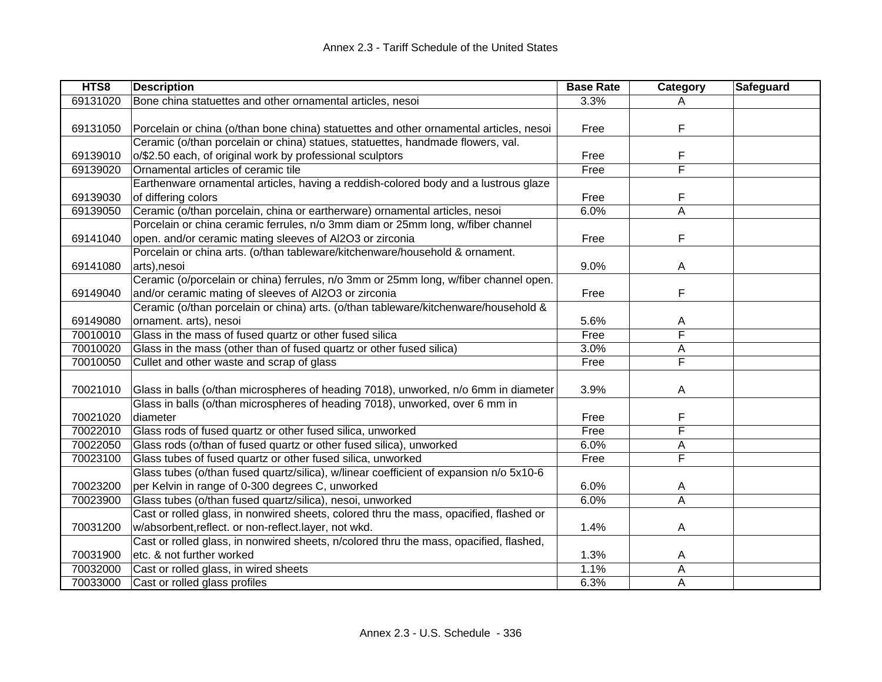| HTS8 | Description | Base Rate | Category | Safeguard |
|---|---|---|---|---|
| 69131020 | Bone china statuettes and other ornamental articles, nesoi | 3.3% | A | |
| 69131050 | Porcelain or china (o/than bone china) statuettes and other ornamental articles, nesoi | Free | F | |
| 69139010 | Ceramic (o/than porcelain or china) statues, statuettes, handmade flowers, val. o/$2.50 each, of original work by professional sculptors | Free | F | |
| 69139020 | Ornamental articles of ceramic tile | Free | F | |
| 69139030 | Earthenware ornamental articles, having a reddish-colored body and a lustrous glaze of differing colors | Free | F | |
| 69139050 | Ceramic (o/than porcelain, china or eartherware) ornamental articles, nesoi | 6.0% | A | |
| 69141040 | Porcelain or china ceramic ferrules, n/o 3mm diam or 25mm long, w/fiber channel open. and/or ceramic mating sleeves of Al2O3 or zirconia | Free | F | |
| 69141080 | Porcelain or china arts. (o/than tableware/kitchenware/household & ornament. arts),nesoi | 9.0% | A | |
| 69149040 | Ceramic (o/porcelain or china) ferrules, n/o 3mm or 25mm long, w/fiber channel open. and/or ceramic mating of sleeves of Al2O3 or zirconia | Free | F | |
| 69149080 | Ceramic (o/than porcelain or china) arts. (o/than tableware/kitchenware/household & ornament. arts), nesoi | 5.6% | A | |
| 70010010 | Glass in the mass of fused quartz or other fused silica | Free | F | |
| 70010020 | Glass in the mass (other than of fused quartz or other fused silica) | 3.0% | A | |
| 70010050 | Cullet and other waste and scrap of glass | Free | F | |
| 70021010 | Glass in balls (o/than microspheres of heading 7018), unworked, n/o 6mm in diameter | 3.9% | A | |
| 70021020 | Glass in balls (o/than microspheres of heading 7018), unworked, over 6 mm in diameter | Free | F | |
| 70022010 | Glass rods of fused quartz or other fused silica, unworked | Free | F | |
| 70022050 | Glass rods (o/than of fused quartz or other fused silica), unworked | 6.0% | A | |
| 70023100 | Glass tubes of fused quartz or other fused silica, unworked | Free | F | |
| 70023200 | Glass tubes (o/than fused quartz/silica), w/linear coefficient of expansion n/o 5x10-6 per Kelvin in range of 0-300 degrees C, unworked | 6.0% | A | |
| 70023900 | Glass tubes (o/than fused quartz/silica), nesoi, unworked | 6.0% | A | |
| 70031200 | Cast or rolled glass, in nonwired sheets, colored thru the mass, opacified, flashed or w/absorbent,reflect. or non-reflect.layer, not wkd. | 1.4% | A | |
| 70031900 | Cast or rolled glass, in nonwired sheets, n/colored thru the mass, opacified, flashed, etc. & not further worked | 1.3% | A | |
| 70032000 | Cast or rolled glass, in wired sheets | 1.1% | A | |
| 70033000 | Cast or rolled glass profiles | 6.3% | A | |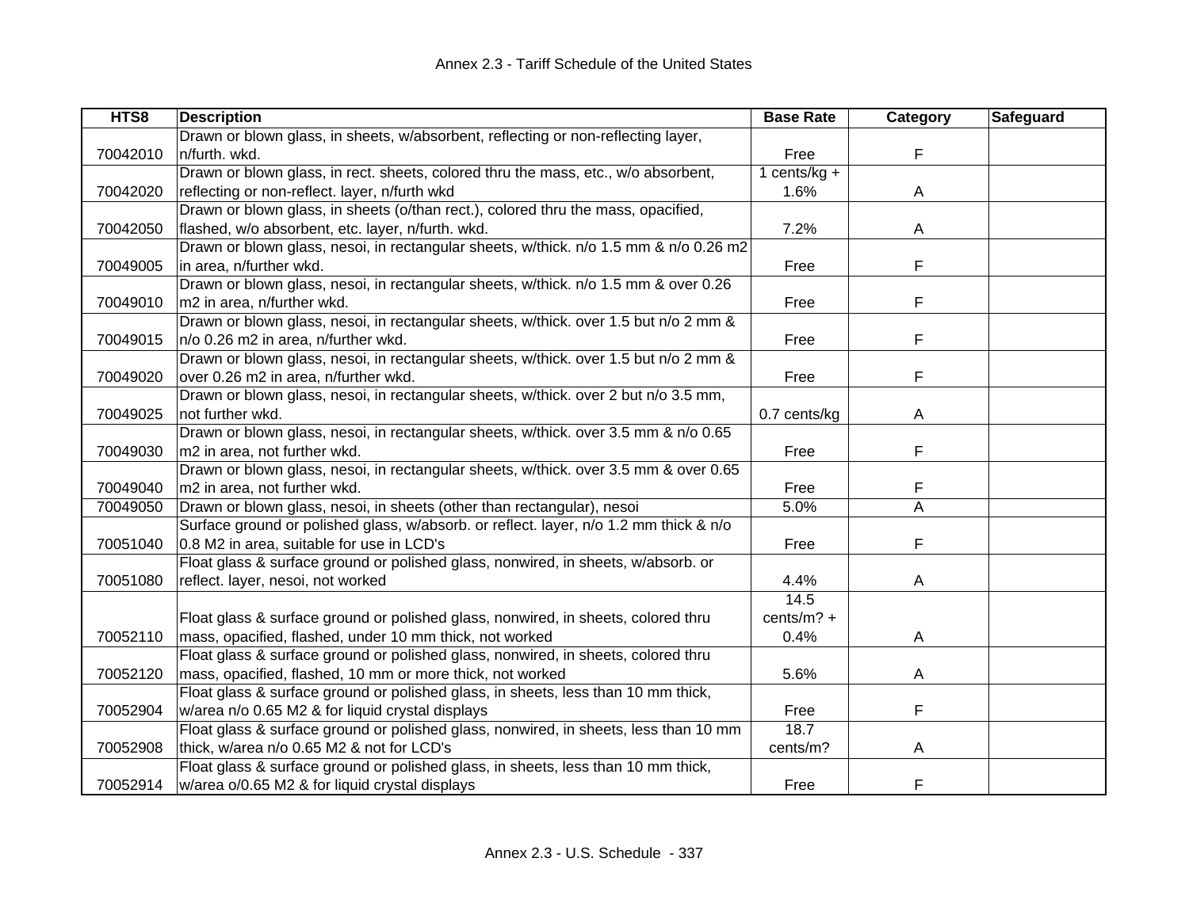| HTS8 | Description | Base Rate | Category | Safeguard |
|---|---|---|---|---|
| 70042010 | Drawn or blown glass, in sheets, w/absorbent, reflecting or non-reflecting layer, n/furth. wkd. | Free | F | |
| 70042020 | Drawn or blown glass, in rect. sheets, colored thru the mass, etc., w/o absorbent, reflecting or non-reflect. layer, n/furth wkd | 1 cents/kg + 1.6% | A | |
| 70042050 | Drawn or blown glass, in sheets (o/than rect.), colored thru the mass, opacified, flashed, w/o absorbent, etc. layer, n/furth. wkd. | 7.2% | A | |
| 70049005 | Drawn or blown glass, nesoi, in rectangular sheets, w/thick. n/o 1.5 mm & n/o 0.26 m2 in area, n/further wkd. | Free | F | |
| 70049010 | Drawn or blown glass, nesoi, in rectangular sheets, w/thick. n/o 1.5 mm & over 0.26 m2 in area, n/further wkd. | Free | F | |
| 70049015 | Drawn or blown glass, nesoi, in rectangular sheets, w/thick. over 1.5 but n/o 2 mm & n/o 0.26 m2 in area, n/further wkd. | Free | F | |
| 70049020 | Drawn or blown glass, nesoi, in rectangular sheets, w/thick. over 1.5 but n/o 2 mm & over 0.26 m2 in area, n/further wkd. | Free | F | |
| 70049025 | Drawn or blown glass, nesoi, in rectangular sheets, w/thick. over 2 but n/o 3.5 mm, not further wkd. | 0.7 cents/kg | A | |
| 70049030 | Drawn or blown glass, nesoi, in rectangular sheets, w/thick. over 3.5 mm & n/o 0.65 m2 in area, not further wkd. | Free | F | |
| 70049040 | Drawn or blown glass, nesoi, in rectangular sheets, w/thick. over 3.5 mm & over 0.65 m2 in area, not further wkd. | Free | F | |
| 70049050 | Drawn or blown glass, nesoi, in sheets (other than rectangular), nesoi | 5.0% | A | |
| 70051040 | Surface ground or polished glass, w/absorb. or reflect. layer, n/o 1.2 mm thick & n/o 0.8 M2 in area, suitable for use in LCD's | Free | F | |
| 70051080 | Float glass & surface ground or polished glass, nonwired, in sheets, w/absorb. or reflect. layer, nesoi, not worked | 4.4% | A | |
| 70052110 | Float glass & surface ground or polished glass, nonwired, in sheets, colored thru mass, opacified, flashed, under 10 mm thick, not worked | 14.5 cents/m? + 0.4% | A | |
| 70052120 | Float glass & surface ground or polished glass, nonwired, in sheets, colored thru mass, opacified, flashed, 10 mm or more thick, not worked | 5.6% | A | |
| 70052904 | Float glass & surface ground or polished glass, in sheets, less than 10 mm thick, w/area n/o 0.65 M2 & for liquid crystal displays | Free | F | |
| 70052908 | Float glass & surface ground or polished glass, nonwired, in sheets, less than 10 mm thick, w/area n/o 0.65 M2 & not for LCD's | 18.7 cents/m? | A | |
| 70052914 | Float glass & surface ground or polished glass, in sheets, less than 10 mm thick, w/area o/0.65 M2 & for liquid crystal displays | Free | F | |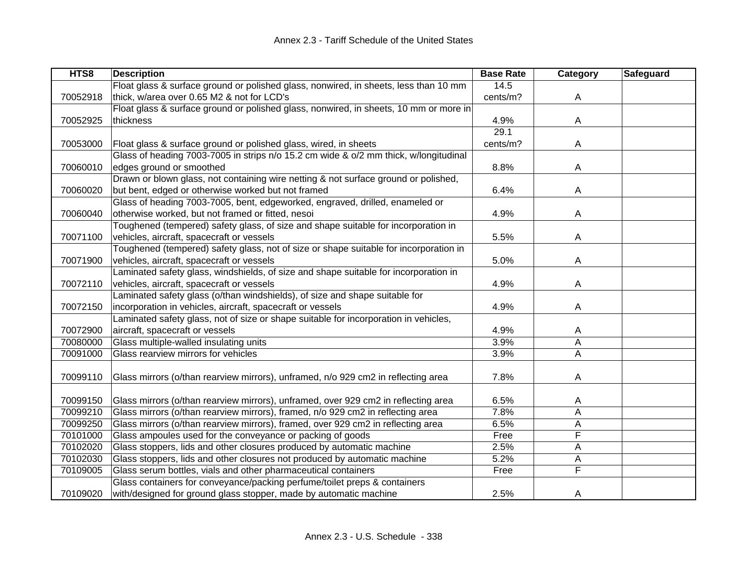Annex 2.3 - Tariff Schedule of the United States

| HTS8 | Description | Base Rate | Category | Safeguard |
|---|---|---|---|---|
| 70052918 | Float glass & surface ground or polished glass, nonwired, in sheets, less than 10 mm thick, w/area over 0.65 M2 & not for LCD's | 14.5 cents/m? | A | |
| 70052925 | Float glass & surface ground or polished glass, nonwired, in sheets, 10 mm or more in thickness | 4.9% | A | |
| 70053000 | Float glass & surface ground or polished glass, wired, in sheets | 29.1 cents/m? | A | |
| 70060010 | Glass of heading 7003-7005 in strips n/o 15.2 cm wide & o/2 mm thick, w/longitudinal edges ground or smoothed | 8.8% | A | |
| 70060020 | Drawn or blown glass, not containing wire netting & not surface ground or polished, but bent, edged or otherwise worked but not framed | 6.4% | A | |
| 70060040 | Glass of heading 7003-7005, bent, edgeworked, engraved, drilled, enameled or otherwise worked, but not framed or fitted, nesoi | 4.9% | A | |
| 70071100 | Toughened (tempered) safety glass, of size and shape suitable for incorporation in vehicles, aircraft, spacecraft or vessels | 5.5% | A | |
| 70071900 | Toughened (tempered) safety glass, not of size or shape suitable for incorporation in vehicles, aircraft, spacecraft or vessels | 5.0% | A | |
| 70072110 | Laminated safety glass, windshields, of size and shape suitable for incorporation in vehicles, aircraft, spacecraft or vessels | 4.9% | A | |
| 70072150 | Laminated safety glass (o/than windshields), of size and shape suitable for incorporation in vehicles, aircraft, spacecraft or vessels | 4.9% | A | |
| 70072900 | Laminated safety glass, not of size or shape suitable for incorporation in vehicles, aircraft, spacecraft or vessels | 4.9% | A | |
| 70080000 | Glass multiple-walled insulating units | 3.9% | A | |
| 70091000 | Glass rearview mirrors for vehicles | 3.9% | A | |
| 70099110 | Glass mirrors (o/than rearview mirrors), unframed, n/o 929 cm2 in reflecting area | 7.8% | A | |
| 70099150 | Glass mirrors (o/than rearview mirrors), unframed, over 929 cm2 in reflecting area | 6.5% | A | |
| 70099210 | Glass mirrors (o/than rearview mirrors), framed, n/o 929 cm2 in reflecting area | 7.8% | A | |
| 70099250 | Glass mirrors (o/than rearview mirrors), framed, over 929 cm2 in reflecting area | 6.5% | A | |
| 70101000 | Glass ampoules used for the conveyance or packing of goods | Free | F | |
| 70102020 | Glass stoppers, lids and other closures produced by automatic machine | 2.5% | A | |
| 70102030 | Glass stoppers, lids and other closures not produced by automatic machine | 5.2% | A | |
| 70109005 | Glass serum bottles, vials and other pharmaceutical containers | Free | F | |
| 70109020 | Glass containers for conveyance/packing perfume/toilet preps & containers with/designed for ground glass stopper, made by automatic machine | 2.5% | A | |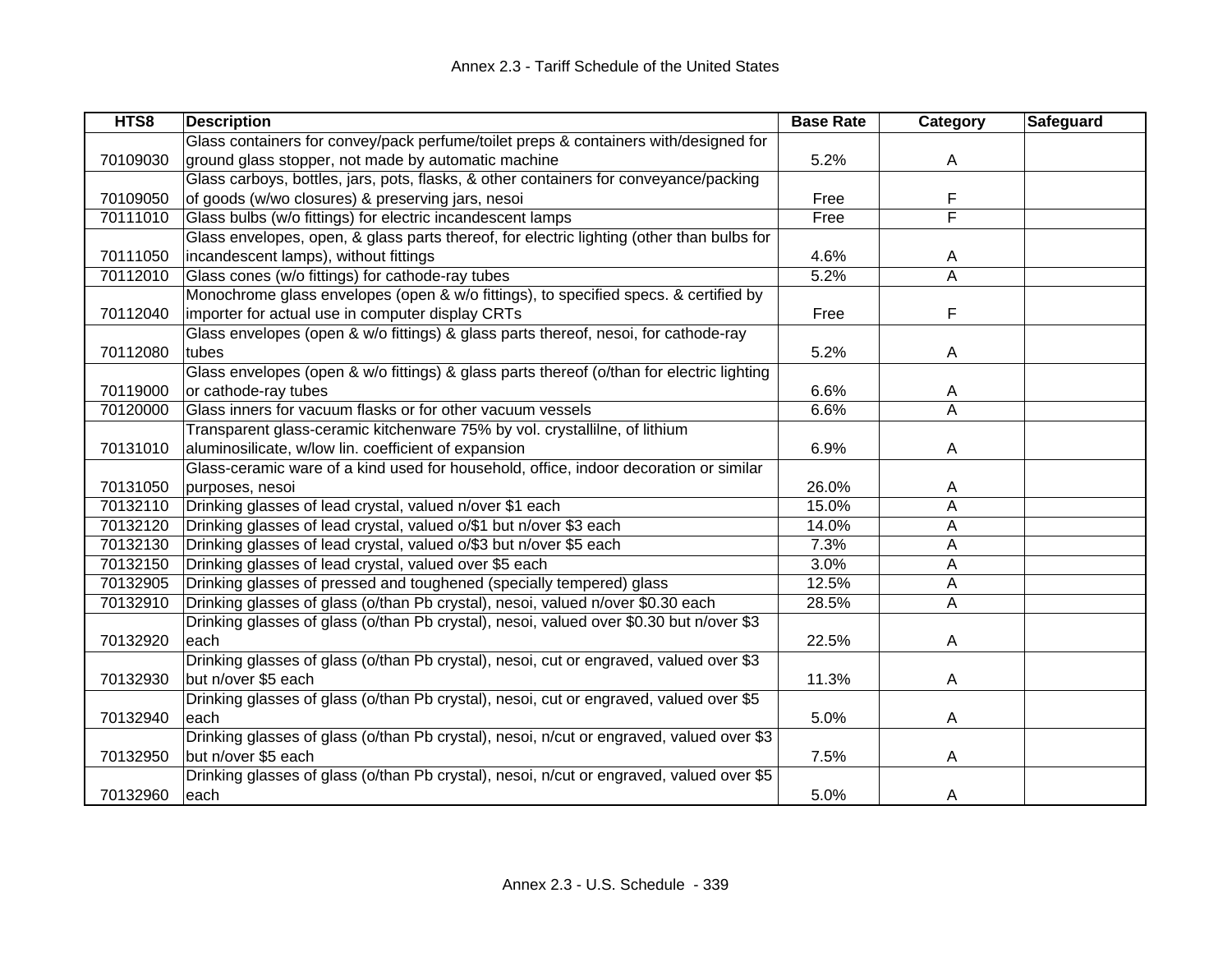| HTS8 | Description | Base Rate | Category | Safeguard |
| --- | --- | --- | --- | --- |
| 70109030 | Glass containers for convey/pack perfume/toilet preps & containers with/designed for ground glass stopper, not made by automatic machine | 5.2% | A | |
| 70109050 | Glass carboys, bottles, jars, pots, flasks, & other containers for conveyance/packing of goods (w/wo closures) & preserving jars, nesoi | Free | F | |
| 70111010 | Glass bulbs (w/o fittings) for electric incandescent lamps | Free | F | |
| 70111050 | Glass envelopes, open, & glass parts thereof, for electric lighting (other than bulbs for incandescent lamps), without fittings | 4.6% | A | |
| 70112010 | Glass cones (w/o fittings) for cathode-ray tubes | 5.2% | A | |
| 70112040 | Monochrome glass envelopes (open & w/o fittings), to specified specs. & certified by importer for actual use in computer display CRTs | Free | F | |
| 70112080 | Glass envelopes (open & w/o fittings) & glass parts thereof, nesoi, for cathode-ray tubes | 5.2% | A | |
| 70119000 | Glass envelopes (open & w/o fittings) & glass parts thereof (o/than for electric lighting or cathode-ray tubes | 6.6% | A | |
| 70120000 | Glass inners for vacuum flasks or for other vacuum vessels | 6.6% | A | |
| 70131010 | Transparent glass-ceramic kitchenware 75% by vol. crystallilne, of lithium aluminosilicate, w/low lin. coefficient of expansion | 6.9% | A | |
| 70131050 | Glass-ceramic ware of a kind used for household, office, indoor decoration or similar purposes, nesoi | 26.0% | A | |
| 70132110 | Drinking glasses of lead crystal, valued n/over $1 each | 15.0% | A | |
| 70132120 | Drinking glasses of lead crystal, valued o/$1 but n/over $3 each | 14.0% | A | |
| 70132130 | Drinking glasses of lead crystal, valued o/$3 but n/over $5 each | 7.3% | A | |
| 70132150 | Drinking glasses of lead crystal, valued over $5 each | 3.0% | A | |
| 70132905 | Drinking glasses of pressed and toughened (specially tempered) glass | 12.5% | A | |
| 70132910 | Drinking glasses of glass (o/than Pb crystal), nesoi, valued n/over $0.30 each | 28.5% | A | |
| 70132920 | Drinking glasses of glass (o/than Pb crystal), nesoi, valued over $0.30 but n/over $3 each | 22.5% | A | |
| 70132930 | Drinking glasses of glass (o/than Pb crystal), nesoi, cut or engraved, valued over $3 but n/over $5 each | 11.3% | A | |
| 70132940 | Drinking glasses of glass (o/than Pb crystal), nesoi, cut or engraved, valued over $5 each | 5.0% | A | |
| 70132950 | Drinking glasses of glass (o/than Pb crystal), nesoi, n/cut or engraved, valued over $3 but n/over $5 each | 7.5% | A | |
| 70132960 | Drinking glasses of glass (o/than Pb crystal), nesoi, n/cut or engraved, valued over $5 each | 5.0% | A | |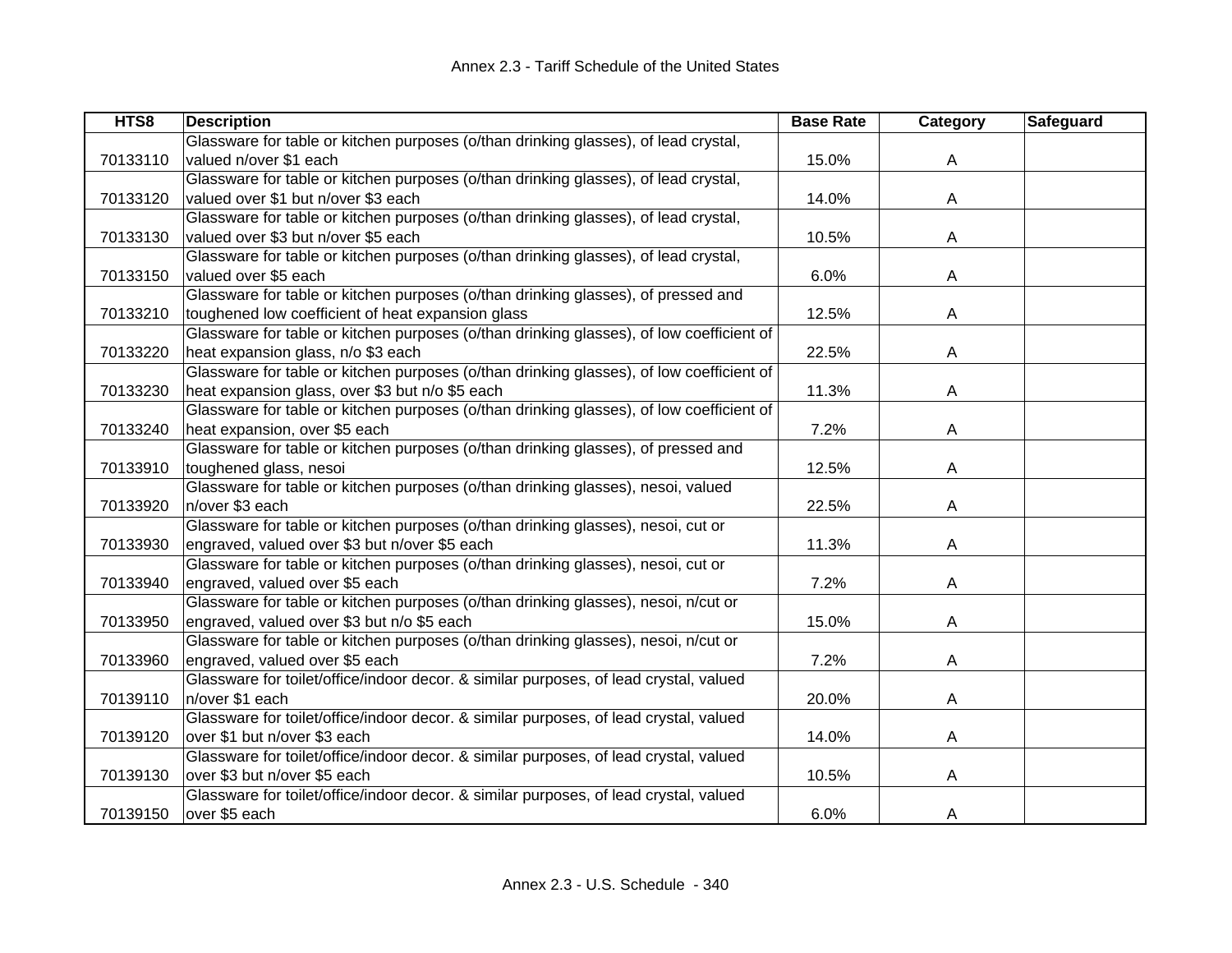| HTS8 | Description | Base Rate | Category | Safeguard |
|---|---|---|---|---|
| 70133110 | Glassware for table or kitchen purposes (o/than drinking glasses), of lead crystal, valued n/over $1 each | 15.0% | A | |
| 70133120 | Glassware for table or kitchen purposes (o/than drinking glasses), of lead crystal, valued over $1 but n/over $3 each | 14.0% | A | |
| 70133130 | Glassware for table or kitchen purposes (o/than drinking glasses), of lead crystal, valued over $3 but n/over $5 each | 10.5% | A | |
| 70133150 | Glassware for table or kitchen purposes (o/than drinking glasses), of lead crystal, valued over $5 each | 6.0% | A | |
| 70133210 | Glassware for table or kitchen purposes (o/than drinking glasses), of pressed and toughened low coefficient of heat expansion glass | 12.5% | A | |
| 70133220 | Glassware for table or kitchen purposes (o/than drinking glasses), of low coefficient of heat expansion glass, n/o $3 each | 22.5% | A | |
| 70133230 | Glassware for table or kitchen purposes (o/than drinking glasses), of low coefficient of heat expansion glass, over $3 but n/o $5 each | 11.3% | A | |
| 70133240 | Glassware for table or kitchen purposes (o/than drinking glasses), of low coefficient of heat expansion, over $5 each | 7.2% | A | |
| 70133910 | Glassware for table or kitchen purposes (o/than drinking glasses), of pressed and toughened glass, nesoi | 12.5% | A | |
| 70133920 | Glassware for table or kitchen purposes (o/than drinking glasses), nesoi, valued n/over $3 each | 22.5% | A | |
| 70133930 | Glassware for table or kitchen purposes (o/than drinking glasses), nesoi, cut or engraved, valued over $3 but n/over $5 each | 11.3% | A | |
| 70133940 | Glassware for table or kitchen purposes (o/than drinking glasses), nesoi, cut or engraved, valued over $5 each | 7.2% | A | |
| 70133950 | Glassware for table or kitchen purposes (o/than drinking glasses), nesoi, n/cut or engraved, valued over $3 but n/o $5 each | 15.0% | A | |
| 70133960 | Glassware for table or kitchen purposes (o/than drinking glasses), nesoi, n/cut or engraved, valued over $5 each | 7.2% | A | |
| 70139110 | Glassware for toilet/office/indoor decor. & similar purposes, of lead crystal, valued n/over $1 each | 20.0% | A | |
| 70139120 | Glassware for toilet/office/indoor decor. & similar purposes, of lead crystal, valued over $1 but n/over $3 each | 14.0% | A | |
| 70139130 | Glassware for toilet/office/indoor decor. & similar purposes, of lead crystal, valued over $3 but n/over $5 each | 10.5% | A | |
| 70139150 | Glassware for toilet/office/indoor decor. & similar purposes, of lead crystal, valued over $5 each | 6.0% | A | |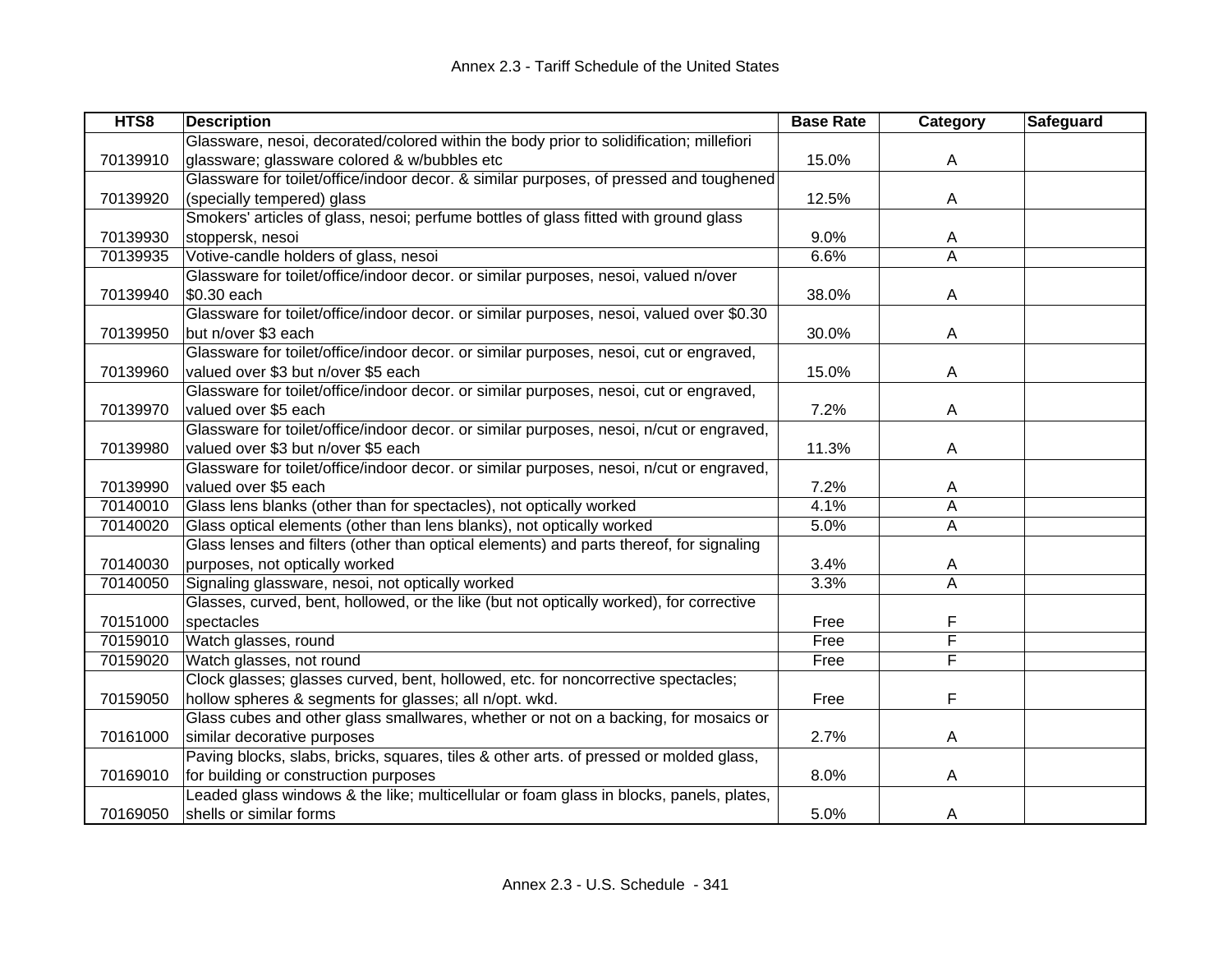| HTS8 | Description | Base Rate | Category | Safeguard |
|---|---|---|---|---|
| 70139910 | Glassware, nesoi, decorated/colored within the body prior to solidification; millefiori glassware; glassware colored & w/bubbles etc | 15.0% | A | |
| 70139920 | Glassware for toilet/office/indoor decor. & similar purposes, of pressed and toughened (specially tempered) glass | 12.5% | A | |
| 70139930 | Smokers' articles of glass, nesoi; perfume bottles of glass fitted with ground glass stoppersk, nesoi | 9.0% | A | |
| 70139935 | Votive-candle holders of glass, nesoi | 6.6% | A | |
| 70139940 | Glassware for toilet/office/indoor decor. or similar purposes, nesoi, valued n/over $0.30 each | 38.0% | A | |
| 70139950 | Glassware for toilet/office/indoor decor. or similar purposes, nesoi, valued over $0.30 but n/over $3 each | 30.0% | A | |
| 70139960 | Glassware for toilet/office/indoor decor. or similar purposes, nesoi, cut or engraved, valued over $3 but n/over $5 each | 15.0% | A | |
| 70139970 | Glassware for toilet/office/indoor decor. or similar purposes, nesoi, cut or engraved, valued over $5 each | 7.2% | A | |
| 70139980 | Glassware for toilet/office/indoor decor. or similar purposes, nesoi, n/cut or engraved, valued over $3 but n/over $5 each | 11.3% | A | |
| 70139990 | Glassware for toilet/office/indoor decor. or similar purposes, nesoi, n/cut or engraved, valued over $5 each | 7.2% | A | |
| 70140010 | Glass lens blanks (other than for spectacles), not optically worked | 4.1% | A | |
| 70140020 | Glass optical elements (other than lens blanks), not optically worked | 5.0% | A | |
| 70140030 | Glass lenses and filters (other than optical elements) and parts thereof, for signaling purposes, not optically worked | 3.4% | A | |
| 70140050 | Signaling glassware, nesoi, not optically worked | 3.3% | A | |
| 70151000 | Glasses, curved, bent, hollowed, or the like (but not optically worked), for corrective spectacles | Free | F | |
| 70159010 | Watch glasses, round | Free | F | |
| 70159020 | Watch glasses, not round | Free | F | |
| 70159050 | Clock glasses; glasses curved, bent, hollowed, etc. for noncorrective spectacles; hollow spheres & segments for glasses; all n/opt. wkd. | Free | F | |
| 70161000 | Glass cubes and other glass smallwares, whether or not on a backing, for mosaics or similar decorative purposes | 2.7% | A | |
| 70169010 | Paving blocks, slabs, bricks, squares, tiles & other arts. of pressed or molded glass, for building or construction purposes | 8.0% | A | |
| 70169050 | Leaded glass windows & the like; multicellular or foam glass in blocks, panels, plates, shells or similar forms | 5.0% | A | |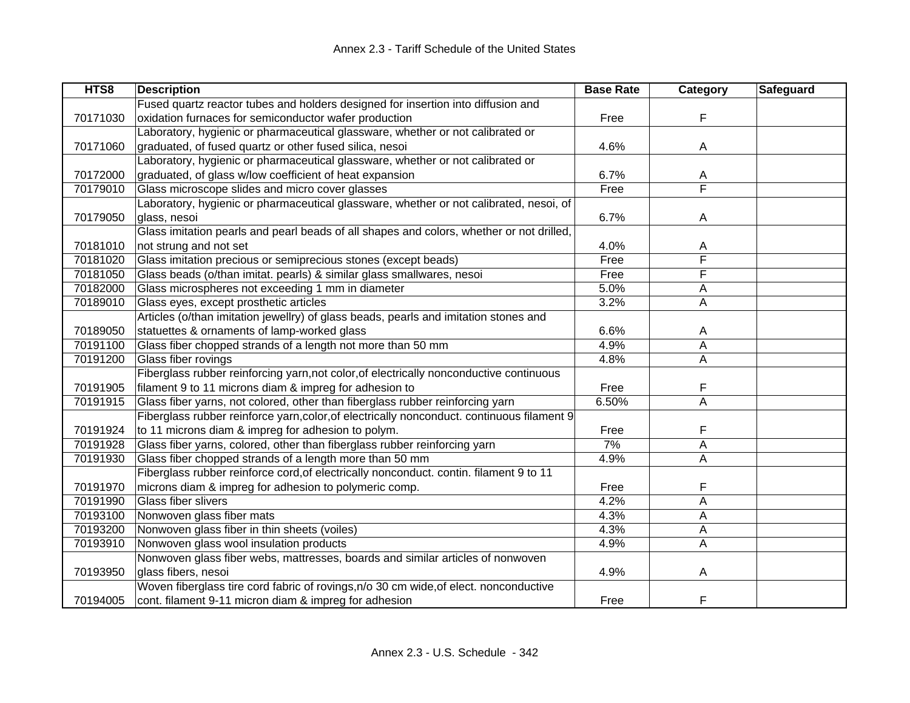| HTS8 | Description | Base Rate | Category | Safeguard |
|---|---|---|---|---|
| 70171030 | Fused quartz reactor tubes and holders designed for insertion into diffusion and oxidation furnaces for semiconductor wafer production | Free | F | |
| 70171060 | Laboratory, hygienic or pharmaceutical glassware, whether or not calibrated or graduated, of fused quartz or other fused silica, nesoi | 4.6% | A | |
| 70172000 | Laboratory, hygienic or pharmaceutical glassware, whether or not calibrated or graduated, of glass w/low coefficient of heat expansion | 6.7% | A | |
| 70179010 | Glass microscope slides and micro cover glasses | Free | F | |
| 70179050 | Laboratory, hygienic or pharmaceutical glassware, whether or not calibrated, nesoi, of glass, nesoi | 6.7% | A | |
| 70181010 | Glass imitation pearls and pearl beads of all shapes and colors, whether or not drilled, not strung and not set | 4.0% | A | |
| 70181020 | Glass imitation precious or semiprecious stones (except beads) | Free | F | |
| 70181050 | Glass beads (o/than imitat. pearls) & similar glass smallwares, nesoi | Free | F | |
| 70182000 | Glass microspheres not exceeding 1 mm in diameter | 5.0% | A | |
| 70189010 | Glass eyes, except prosthetic articles | 3.2% | A | |
| 70189050 | Articles (o/than imitation jewellry) of glass beads, pearls and imitation stones and statuettes & ornaments of lamp-worked glass | 6.6% | A | |
| 70191100 | Glass fiber chopped strands of a length not more than 50 mm | 4.9% | A | |
| 70191200 | Glass fiber rovings | 4.8% | A | |
| 70191905 | Fiberglass rubber reinforcing yarn,not color,of electrically nonconductive continuous filament 9 to 11 microns diam & impreg for adhesion to | Free | F | |
| 70191915 | Glass fiber yarns, not colored, other than fiberglass rubber reinforcing yarn | 6.50% | A | |
| 70191924 | Fiberglass rubber reinforce yarn,color,of electrically nonconduct. continuous filament 9 to 11 microns diam & impreg for adhesion to polym. | Free | F | |
| 70191928 | Glass fiber yarns, colored, other than fiberglass rubber reinforcing yarn | 7% | A | |
| 70191930 | Glass fiber chopped strands of a length more than 50 mm | 4.9% | A | |
| 70191970 | Fiberglass rubber reinforce cord,of electrically nonconduct. contin. filament 9 to 11 microns diam & impreg for adhesion to polymeric comp. | Free | F | |
| 70191990 | Glass fiber slivers | 4.2% | A | |
| 70193100 | Nonwoven glass fiber mats | 4.3% | A | |
| 70193200 | Nonwoven glass fiber in thin sheets (voiles) | 4.3% | A | |
| 70193910 | Nonwoven glass wool insulation products | 4.9% | A | |
| 70193950 | Nonwoven glass fiber webs, mattresses, boards and similar articles of nonwoven glass fibers, nesoi | 4.9% | A | |
| 70194005 | Woven fiberglass tire cord fabric of rovings,n/o 30 cm wide,of elect. nonconductive cont. filament 9-11 micron diam & impreg for adhesion | Free | F | |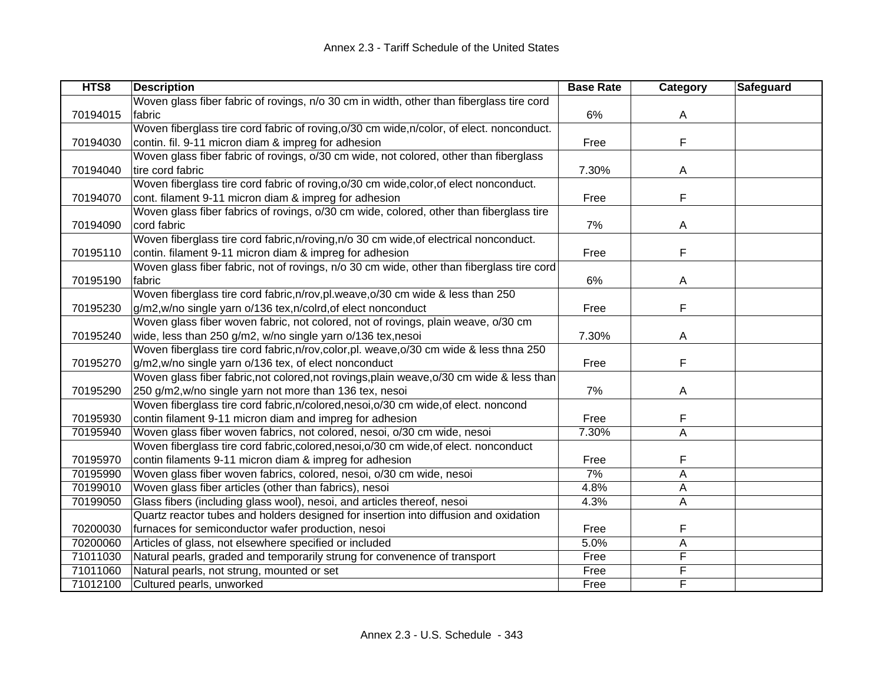| HTS8 | Description | Base Rate | Category | Safeguard |
|---|---|---|---|---|
| 70194015 | Woven glass fiber fabric of rovings, n/o 30 cm in width, other than fiberglass tire cord fabric | 6% | A | |
| 70194030 | Woven fiberglass tire cord fabric of roving,o/30 cm wide,n/color, of elect. nonconduct. contin. fil. 9-11 micron diam & impreg for adhesion | Free | F | |
| 70194040 | Woven glass fiber fabric of rovings, o/30 cm wide, not colored, other than fiberglass tire cord fabric | 7.30% | A | |
| 70194070 | Woven fiberglass tire cord fabric of roving,o/30 cm wide,color,of elect nonconduct. cont. filament 9-11 micron diam & impreg for adhesion | Free | F | |
| 70194090 | Woven glass fiber fabrics of rovings, o/30 cm wide, colored, other than fiberglass tire cord fabric | 7% | A | |
| 70195110 | Woven fiberglass tire cord fabric,n/roving,n/o 30 cm wide,of electrical nonconduct. contin. filament 9-11 micron diam & impreg for adhesion | Free | F | |
| 70195190 | Woven glass fiber fabric, not of rovings, n/o 30 cm wide, other than fiberglass tire cord fabric | 6% | A | |
| 70195230 | Woven fiberglass tire cord fabric,n/rov,pl.weave,o/30 cm wide & less than 250 g/m2,w/no single yarn o/136 tex,n/colrd,of elect nonconduct | Free | F | |
| 70195240 | Woven glass fiber woven fabric, not colored, not of rovings, plain weave, o/30 cm wide, less than 250 g/m2, w/no single yarn o/136 tex,nesoi | 7.30% | A | |
| 70195270 | Woven fiberglass tire cord fabric,n/rov,color,pl. weave,o/30 cm wide & less thna 250 g/m2,w/no single yarn o/136 tex, of elect nonconduct | Free | F | |
| 70195290 | Woven glass fiber fabric,not colored,not rovings,plain weave,o/30 cm wide & less than 250 g/m2,w/no single yarn not more than 136 tex, nesoi | 7% | A | |
| 70195930 | Woven fiberglass tire cord fabric,n/colored,nesoi,o/30 cm wide,of elect. noncond contin filament 9-11 micron diam and impreg for adhesion | Free | F | |
| 70195940 | Woven glass fiber woven fabrics, not colored, nesoi, o/30 cm wide, nesoi | 7.30% | A | |
| 70195970 | Woven fiberglass tire cord fabric,colored,nesoi,o/30 cm wide,of elect. nonconduct contin filaments 9-11 micron diam & impreg for adhesion | Free | F | |
| 70195990 | Woven glass fiber woven fabrics, colored, nesoi, o/30 cm wide, nesoi | 7% | A | |
| 70199010 | Woven glass fiber articles (other than fabrics), nesoi | 4.8% | A | |
| 70199050 | Glass fibers (including glass wool), nesoi, and articles thereof, nesoi | 4.3% | A | |
| 70200030 | Quartz reactor tubes and holders designed for insertion into diffusion and oxidation furnaces for semiconductor wafer production, nesoi | Free | F | |
| 70200060 | Articles of glass, not elsewhere specified or included | 5.0% | A | |
| 71011030 | Natural pearls, graded and temporarily strung for convenence of transport | Free | F | |
| 71011060 | Natural pearls, not strung, mounted or set | Free | F | |
| 71012100 | Cultured pearls, unworked | Free | F | |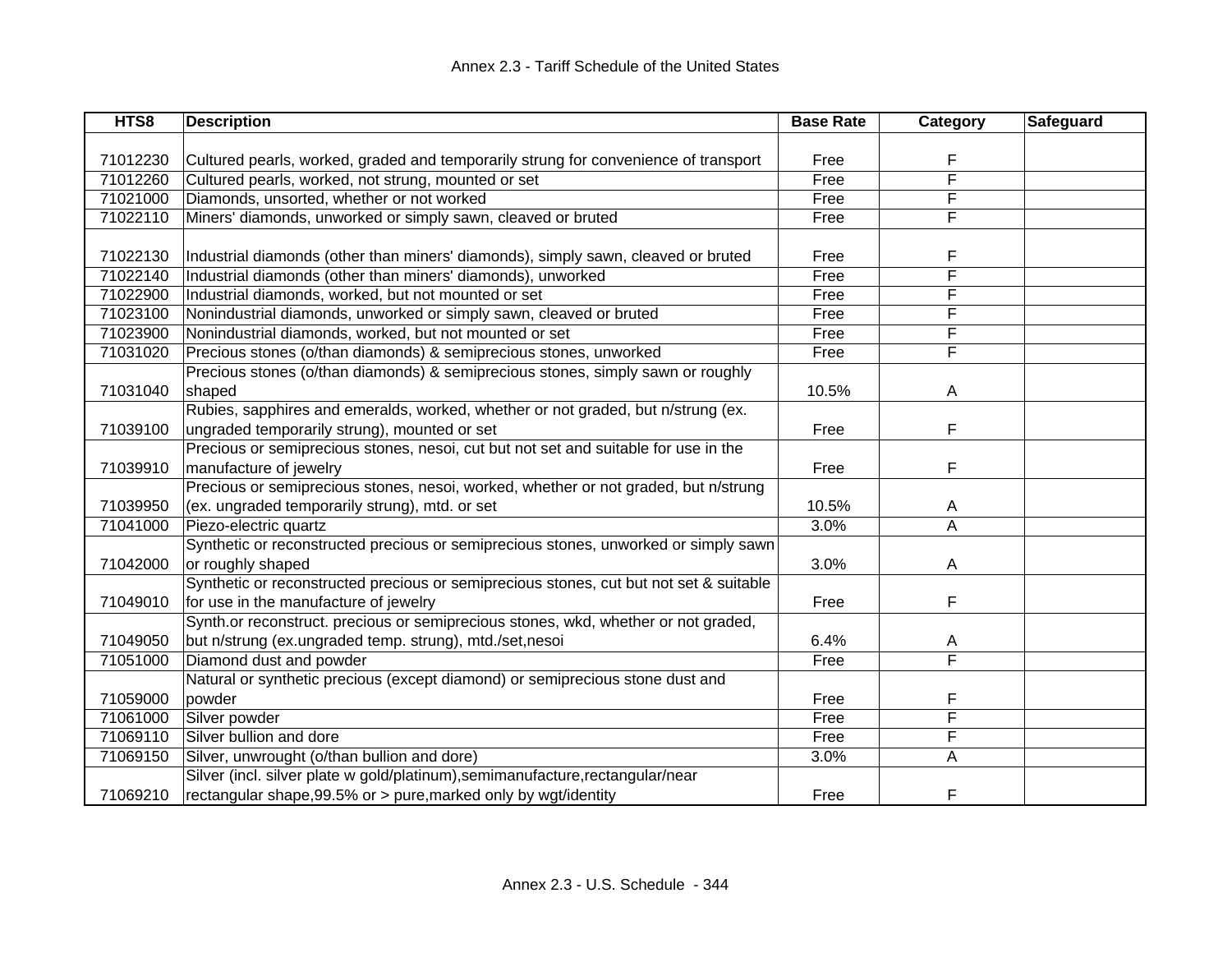| HTS8 | Description | Base Rate | Category | Safeguard |
|---|---|---|---|---|
| 71012230 | Cultured pearls, worked, graded and temporarily strung for convenience of transport | Free | F | |
| 71012260 | Cultured pearls, worked, not strung, mounted or set | Free | F | |
| 71021000 | Diamonds, unsorted, whether or not worked | Free | F | |
| 71022110 | Miners' diamonds, unworked or simply sawn, cleaved or bruted | Free | F | |
| 71022130 | Industrial diamonds (other than miners' diamonds), simply sawn, cleaved or bruted | Free | F | |
| 71022140 | Industrial diamonds (other than miners' diamonds), unworked | Free | F | |
| 71022900 | Industrial diamonds, worked, but not mounted or set | Free | F | |
| 71023100 | Nonindustrial diamonds, unworked or simply sawn, cleaved or bruted | Free | F | |
| 71023900 | Nonindustrial diamonds, worked, but not mounted or set | Free | F | |
| 71031020 | Precious stones (o/than diamonds) & semiprecious stones, unworked | Free | F | |
| 71031040 | Precious stones (o/than diamonds) & semiprecious stones, simply sawn or roughly shaped | 10.5% | A | |
| 71039100 | Rubies, sapphires and emeralds, worked, whether or not graded, but n/strung (ex. ungraded temporarily strung), mounted or set | Free | F | |
| 71039910 | Precious or semiprecious stones, nesoi, cut but not set and suitable for use in the manufacture of jewelry | Free | F | |
| 71039950 | Precious or semiprecious stones, nesoi, worked, whether or not graded, but n/strung (ex. ungraded temporarily strung), mtd. or set | 10.5% | A | |
| 71041000 | Piezo-electric quartz | 3.0% | A | |
| 71042000 | Synthetic or reconstructed precious or semiprecious stones, unworked or simply sawn or roughly shaped | 3.0% | A | |
| 71049010 | Synthetic or reconstructed precious or semiprecious stones, cut but not set & suitable for use in the manufacture of jewelry | Free | F | |
| 71049050 | Synth.or reconstruct. precious or semiprecious stones, wkd, whether or not graded, but n/strung (ex.ungraded temp. strung), mtd./set,nesoi | 6.4% | A | |
| 71051000 | Diamond dust and powder | Free | F | |
| 71059000 | Natural or synthetic precious (except diamond) or semiprecious stone dust and powder | Free | F | |
| 71061000 | Silver powder | Free | F | |
| 71069110 | Silver bullion and dore | Free | F | |
| 71069150 | Silver, unwrought (o/than bullion and dore) | 3.0% | A | |
| 71069210 | Silver (incl. silver plate w gold/platinum),semimanufacture,rectangular/near rectangular shape,99.5% or > pure,marked only by wgt/identity | Free | F | |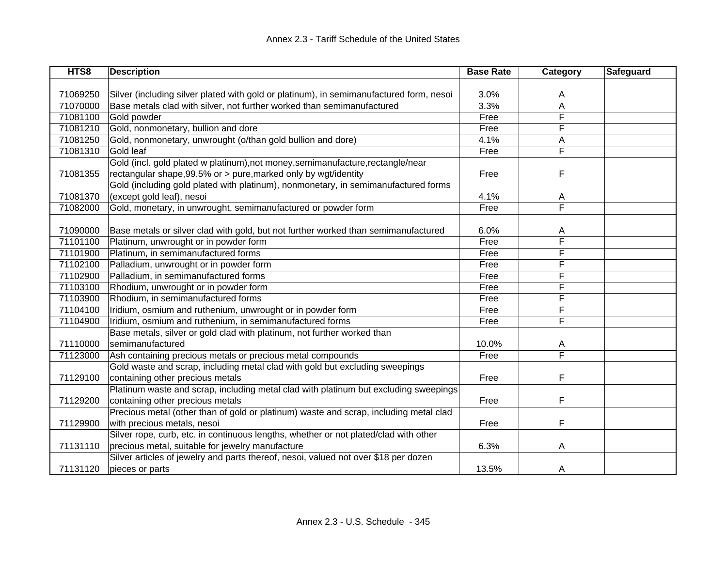| HTS8 | Description | Base Rate | Category | Safeguard |
|---|---|---|---|---|
| 71069250 | Silver (including silver plated with gold or platinum), in semimanufactured form, nesoi | 3.0% | A | |
| 71070000 | Base metals clad with silver, not further worked than semimanufactured | 3.3% | A | |
| 71081100 | Gold powder | Free | F | |
| 71081210 | Gold, nonmonetary, bullion and dore | Free | F | |
| 71081250 | Gold, nonmonetary, unwrought (o/than gold bullion and dore) | 4.1% | A | |
| 71081310 | Gold leaf | Free | F | |
| 71081355 | Gold (incl. gold plated w platinum),not money,semimanufacture,rectangle/near rectangular shape,99.5% or > pure,marked only by wgt/identity | Free | F | |
| 71081370 | Gold (including gold plated with platinum), nonmonetary, in semimanufactured forms (except gold leaf), nesoi | 4.1% | A | |
| 71082000 | Gold, monetary, in unwrought, semimanufactured or powder form | Free | F | |
| 71090000 | Base metals or silver clad with gold, but not further worked than semimanufactured | 6.0% | A | |
| 71101100 | Platinum, unwrought or in powder form | Free | F | |
| 71101900 | Platinum, in semimanufactured forms | Free | F | |
| 71102100 | Palladium, unwrought or in powder form | Free | F | |
| 71102900 | Palladium, in semimanufactured forms | Free | F | |
| 71103100 | Rhodium, unwrought or in powder form | Free | F | |
| 71103900 | Rhodium, in semimanufactured forms | Free | F | |
| 71104100 | Iridium, osmium and ruthenium, unwrought or in powder form | Free | F | |
| 71104900 | Iridium, osmium and ruthenium, in semimanufactured forms | Free | F | |
| 71110000 | Base metals, silver or gold clad with platinum, not further worked than semimanufactured | 10.0% | A | |
| 71123000 | Ash containing precious metals or precious metal compounds | Free | F | |
| 71129100 | Gold waste and scrap, including metal clad with gold but excluding sweepings containing other precious metals | Free | F | |
| 71129200 | Platinum waste and scrap, including metal clad with platinum but excluding sweepings containing other precious metals | Free | F | |
| 71129900 | Precious metal (other than of gold or platinum) waste and scrap, including metal clad with precious metals, nesoi | Free | F | |
| 71131110 | Silver rope, curb, etc. in continuous lengths, whether or not plated/clad with other precious metal, suitable for jewelry manufacture | 6.3% | A | |
| 71131120 | Silver articles of jewelry and parts thereof, nesoi, valued not over $18 per dozen pieces or parts | 13.5% | A | |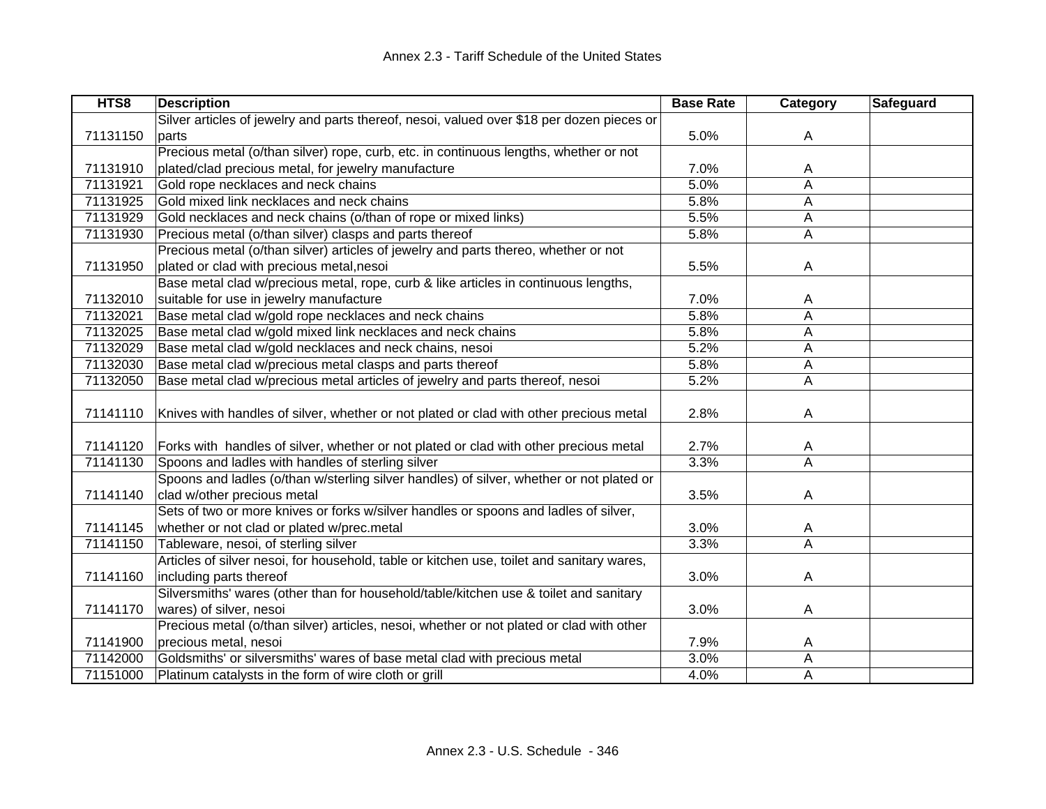| HTS8 | Description | Base Rate | Category | Safeguard |
|---|---|---|---|---|
| 71131150 | Silver articles of jewelry and parts thereof, nesoi, valued over $18 per dozen pieces or parts | 5.0% | A | |
| 71131910 | Precious metal (o/than silver) rope, curb, etc. in continuous lengths, whether or not plated/clad precious metal, for jewelry manufacture | 7.0% | A | |
| 71131921 | Gold rope necklaces and neck chains | 5.0% | A | |
| 71131925 | Gold mixed link necklaces and neck chains | 5.8% | A | |
| 71131929 | Gold necklaces and neck chains (o/than of rope or mixed links) | 5.5% | A | |
| 71131930 | Precious metal (o/than silver) clasps and parts thereof | 5.8% | A | |
| 71131950 | Precious metal (o/than silver) articles of jewelry and parts thereo, whether or not plated or clad with precious metal,nesoi | 5.5% | A | |
| 71132010 | Base metal clad w/precious metal, rope, curb & like articles in continuous lengths, suitable for use in jewelry manufacture | 7.0% | A | |
| 71132021 | Base metal clad w/gold rope necklaces and neck chains | 5.8% | A | |
| 71132025 | Base metal clad w/gold mixed link necklaces and neck chains | 5.8% | A | |
| 71132029 | Base metal clad w/gold necklaces and neck chains, nesoi | 5.2% | A | |
| 71132030 | Base metal clad w/precious metal clasps and parts thereof | 5.8% | A | |
| 71132050 | Base metal clad w/precious metal articles of jewelry and parts thereof, nesoi | 5.2% | A | |
| 71141110 | Knives with handles of silver, whether or not plated or clad with other precious metal | 2.8% | A | |
| 71141120 | Forks with handles of silver, whether or not plated or clad with other precious metal | 2.7% | A | |
| 71141130 | Spoons and ladles with handles of sterling silver | 3.3% | A | |
| 71141140 | Spoons and ladles (o/than w/sterling silver handles) of silver, whether or not plated or clad w/other precious metal | 3.5% | A | |
| 71141145 | Sets of two or more knives or forks w/silver handles or spoons and ladles of silver, whether or not clad or plated w/prec.metal | 3.0% | A | |
| 71141150 | Tableware, nesoi, of sterling silver | 3.3% | A | |
| 71141160 | Articles of silver nesoi, for household, table or kitchen use, toilet and sanitary wares, including parts thereof | 3.0% | A | |
| 71141170 | Silversmiths' wares (other than for household/table/kitchen use & toilet and sanitary wares) of silver, nesoi | 3.0% | A | |
| 71141900 | Precious metal (o/than silver) articles, nesoi, whether or not plated or clad with other precious metal, nesoi | 7.9% | A | |
| 71142000 | Goldsmiths' or silversmiths' wares of base metal clad with precious metal | 3.0% | A | |
| 71151000 | Platinum catalysts in the form of wire cloth or grill | 4.0% | A | |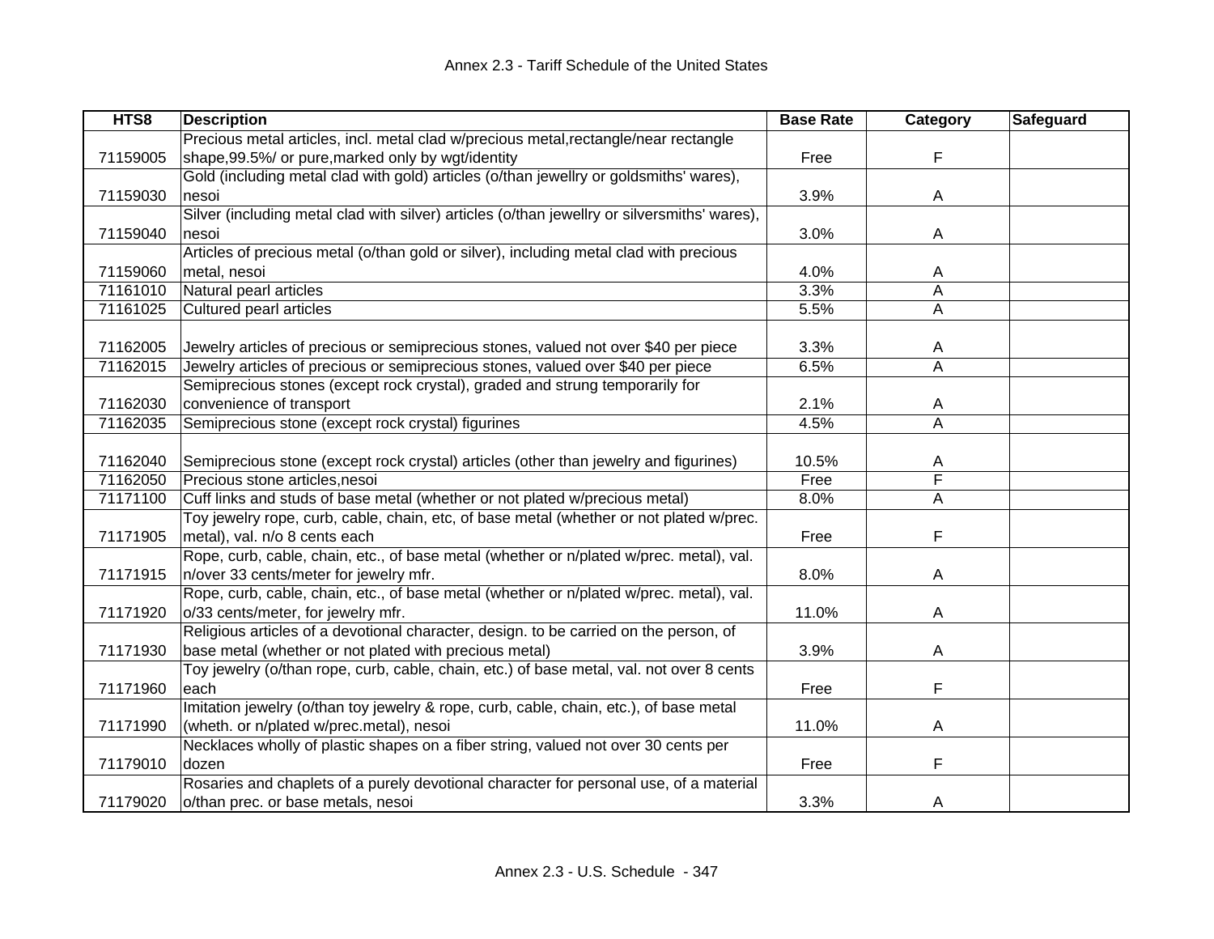| HTS8 | Description | Base Rate | Category | Safeguard |
|---|---|---|---|---|
| 71159005 | Precious metal articles, incl. metal clad w/precious metal,rectangle/near rectangle shape,99.5%/ or pure,marked only by wgt/identity | Free | F | |
| 71159030 | Gold (including metal clad with gold) articles (o/than jewellry or goldsmiths' wares), nesoi | 3.9% | A | |
| 71159040 | Silver (including metal clad with silver) articles (o/than jewellry or silversmiths' wares), nesoi | 3.0% | A | |
| 71159060 | Articles of precious metal (o/than gold or silver), including metal clad with precious metal, nesoi | 4.0% | A | |
| 71161010 | Natural pearl articles | 3.3% | A | |
| 71161025 | Cultured pearl articles | 5.5% | A | |
| 71162005 | Jewelry articles of precious or semiprecious stones, valued not over $40 per piece | 3.3% | A | |
| 71162015 | Jewelry articles of precious or semiprecious stones, valued over $40 per piece | 6.5% | A | |
| 71162030 | Semiprecious stones (except rock crystal), graded and strung temporarily for convenience of transport | 2.1% | A | |
| 71162035 | Semiprecious stone (except rock crystal) figurines | 4.5% | A | |
| 71162040 | Semiprecious stone (except rock crystal) articles (other than jewelry and figurines) | 10.5% | A | |
| 71162050 | Precious stone articles,nesoi | Free | F | |
| 71171100 | Cuff links and studs of base metal (whether or not plated w/precious metal) | 8.0% | A | |
| 71171905 | Toy jewelry rope, curb, cable, chain, etc, of base metal (whether or not plated w/prec. metal), val. n/o 8 cents each | Free | F | |
| 71171915 | Rope, curb, cable, chain, etc., of base metal (whether or n/plated w/prec. metal), val. n/over 33 cents/meter for jewelry mfr. | 8.0% | A | |
| 71171920 | Rope, curb, cable, chain, etc., of base metal (whether or n/plated w/prec. metal), val. o/33 cents/meter, for jewelry mfr. | 11.0% | A | |
| 71171930 | Religious articles of a devotional character, design. to be carried on the person, of base metal (whether or not plated with precious metal) | 3.9% | A | |
| 71171960 | Toy jewelry (o/than rope, curb, cable, chain, etc.) of base metal, val. not over 8 cents each | Free | F | |
| 71171990 | Imitation jewelry (o/than toy jewelry & rope, curb, cable, chain, etc.), of base metal (wheth. or n/plated w/prec.metal), nesoi | 11.0% | A | |
| 71179010 | Necklaces wholly of plastic shapes on a fiber string, valued not over 30 cents per dozen | Free | F | |
| 71179020 | Rosaries and chaplets of a purely devotional character for personal use, of a material o/than prec. or base metals, nesoi | 3.3% | A | |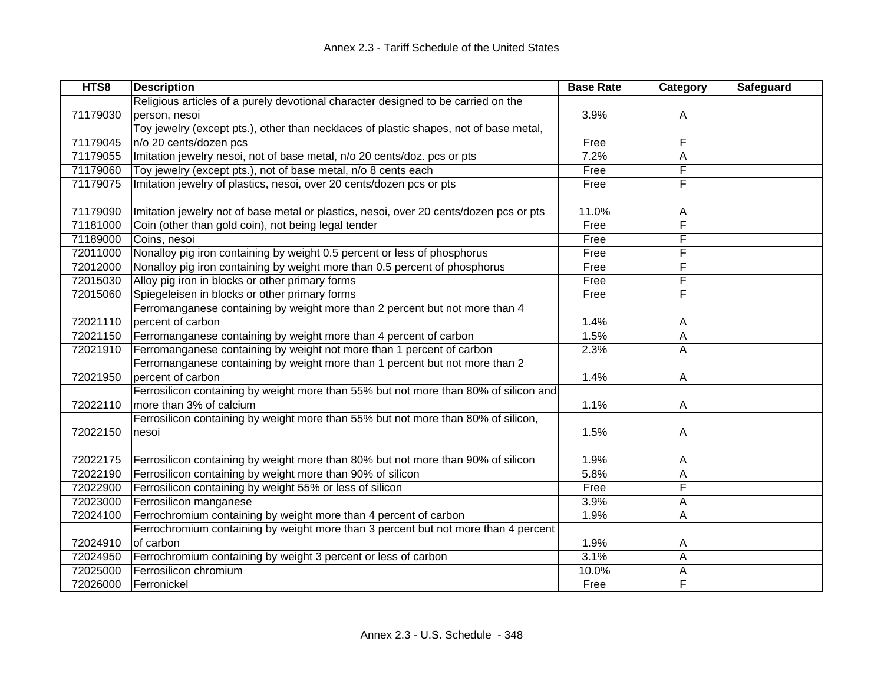| HTS8 | Description | Base Rate | Category | Safeguard |
| --- | --- | --- | --- | --- |
| 71179030 | Religious articles of a purely devotional character designed to be carried on the person, nesoi | 3.9% | A | |
| 71179045 | Toy jewelry (except pts.), other than necklaces of plastic shapes, not of base metal, n/o 20 cents/dozen pcs | Free | F | |
| 71179055 | Imitation jewelry nesoi, not of base metal, n/o 20 cents/doz. pcs or pts | 7.2% | A | |
| 71179060 | Toy jewelry (except pts.), not of base metal, n/o 8 cents each | Free | F | |
| 71179075 | Imitation jewelry of plastics, nesoi, over 20 cents/dozen pcs or pts | Free | F | |
| 71179090 | Imitation jewelry not of base metal or plastics, nesoi, over 20 cents/dozen pcs or pts | 11.0% | A | |
| 71181000 | Coin (other than gold coin), not being legal tender | Free | F | |
| 71189000 | Coins, nesoi | Free | F | |
| 72011000 | Nonalloy pig iron containing by weight 0.5 percent or less of phosphorus | Free | F | |
| 72012000 | Nonalloy pig iron containing by weight more than 0.5 percent of phosphorus | Free | F | |
| 72015030 | Alloy pig iron in blocks or other primary forms | Free | F | |
| 72015060 | Spiegeleisen in blocks or other primary forms | Free | F | |
| 72021110 | Ferromanganese containing by weight more than 2 percent but not more than 4 percent of carbon | 1.4% | A | |
| 72021150 | Ferromanganese containing by weight more than 4 percent of carbon | 1.5% | A | |
| 72021910 | Ferromanganese containing by weight not more than 1 percent of carbon | 2.3% | A | |
| 72021950 | Ferromanganese containing by weight more than 1 percent but not more than 2 percent of carbon | 1.4% | A | |
| 72022110 | Ferrosilicon containing by weight more than 55% but not more than 80% of silicon and more than 3% of calcium | 1.1% | A | |
| 72022150 | Ferrosilicon containing by weight more than 55% but not more than 80% of silicon, nesoi | 1.5% | A | |
| 72022175 | Ferrosilicon containing by weight more than 80% but not more than 90% of silicon | 1.9% | A | |
| 72022190 | Ferrosilicon containing by weight more than 90% of silicon | 5.8% | A | |
| 72022900 | Ferrosilicon containing by weight 55% or less of silicon | Free | F | |
| 72023000 | Ferrosilicon manganese | 3.9% | A | |
| 72024100 | Ferrochromium containing by weight more than 4 percent of carbon | 1.9% | A | |
| 72024910 | Ferrochromium containing by weight more than 3 percent but not more than 4 percent of carbon | 1.9% | A | |
| 72024950 | Ferrochromium containing by weight 3 percent or less of carbon | 3.1% | A | |
| 72025000 | Ferrosilicon chromium | 10.0% | A | |
| 72026000 | Ferronickel | Free | F | |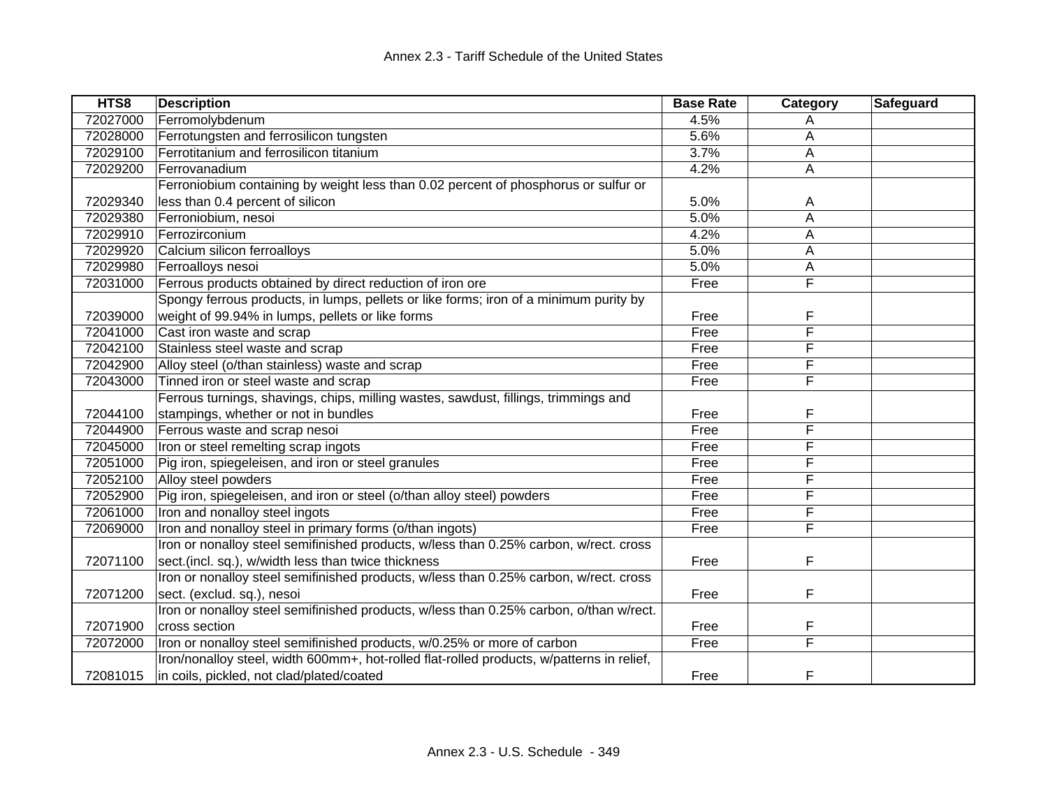| HTS8 | Description | Base Rate | Category | Safeguard |
|---|---|---|---|---|
| 72027000 | Ferromolybdenum | 4.5% | A | |
| 72028000 | Ferrotungsten and ferrosilicon tungsten | 5.6% | A | |
| 72029100 | Ferrotitanium and ferrosilicon titanium | 3.7% | A | |
| 72029200 | Ferrovanadium | 4.2% | A | |
| 72029340 | Ferroniobium containing by weight less than 0.02 percent of phosphorus or sulfur or less than 0.4 percent of silicon | 5.0% | A | |
| 72029380 | Ferroniobium, nesoi | 5.0% | A | |
| 72029910 | Ferrozirconium | 4.2% | A | |
| 72029920 | Calcium silicon ferroalloys | 5.0% | A | |
| 72029980 | Ferroalloys nesoi | 5.0% | A | |
| 72031000 | Ferrous products obtained by direct reduction of iron ore | Free | F | |
| 72039000 | Spongy ferrous products, in lumps, pellets or like forms; iron of a minimum purity by weight of 99.94% in lumps, pellets or like forms | Free | F | |
| 72041000 | Cast iron waste and scrap | Free | F | |
| 72042100 | Stainless steel waste and scrap | Free | F | |
| 72042900 | Alloy steel (o/than stainless) waste and scrap | Free | F | |
| 72043000 | Tinned iron or steel waste and scrap | Free | F | |
| 72044100 | Ferrous turnings, shavings, chips, milling wastes, sawdust, fillings, trimmings and stampings, whether or not in bundles | Free | F | |
| 72044900 | Ferrous waste and scrap nesoi | Free | F | |
| 72045000 | Iron or steel remelting scrap ingots | Free | F | |
| 72051000 | Pig iron, spiegeleisen, and iron or steel granules | Free | F | |
| 72052100 | Alloy steel powders | Free | F | |
| 72052900 | Pig iron, spiegeleisen, and iron or steel (o/than alloy steel) powders | Free | F | |
| 72061000 | Iron and nonalloy steel ingots | Free | F | |
| 72069000 | Iron and nonalloy steel in primary forms (o/than ingots) | Free | F | |
| 72071100 | Iron or nonalloy steel semifinished products, w/less than 0.25% carbon, w/rect. cross sect.(incl. sq.), w/width less than twice thickness | Free | F | |
| 72071200 | Iron or nonalloy steel semifinished products, w/less than 0.25% carbon, w/rect. cross sect. (exclud. sq.), nesoi | Free | F | |
| 72071900 | Iron or nonalloy steel semifinished products, w/less than 0.25% carbon, o/than w/rect. cross section | Free | F | |
| 72072000 | Iron or nonalloy steel semifinished products, w/0.25% or more of carbon | Free | F | |
| 72081015 | Iron/nonalloy steel, width 600mm+, hot-rolled flat-rolled products, w/patterns in relief, in coils, pickled, not clad/plated/coated | Free | F | |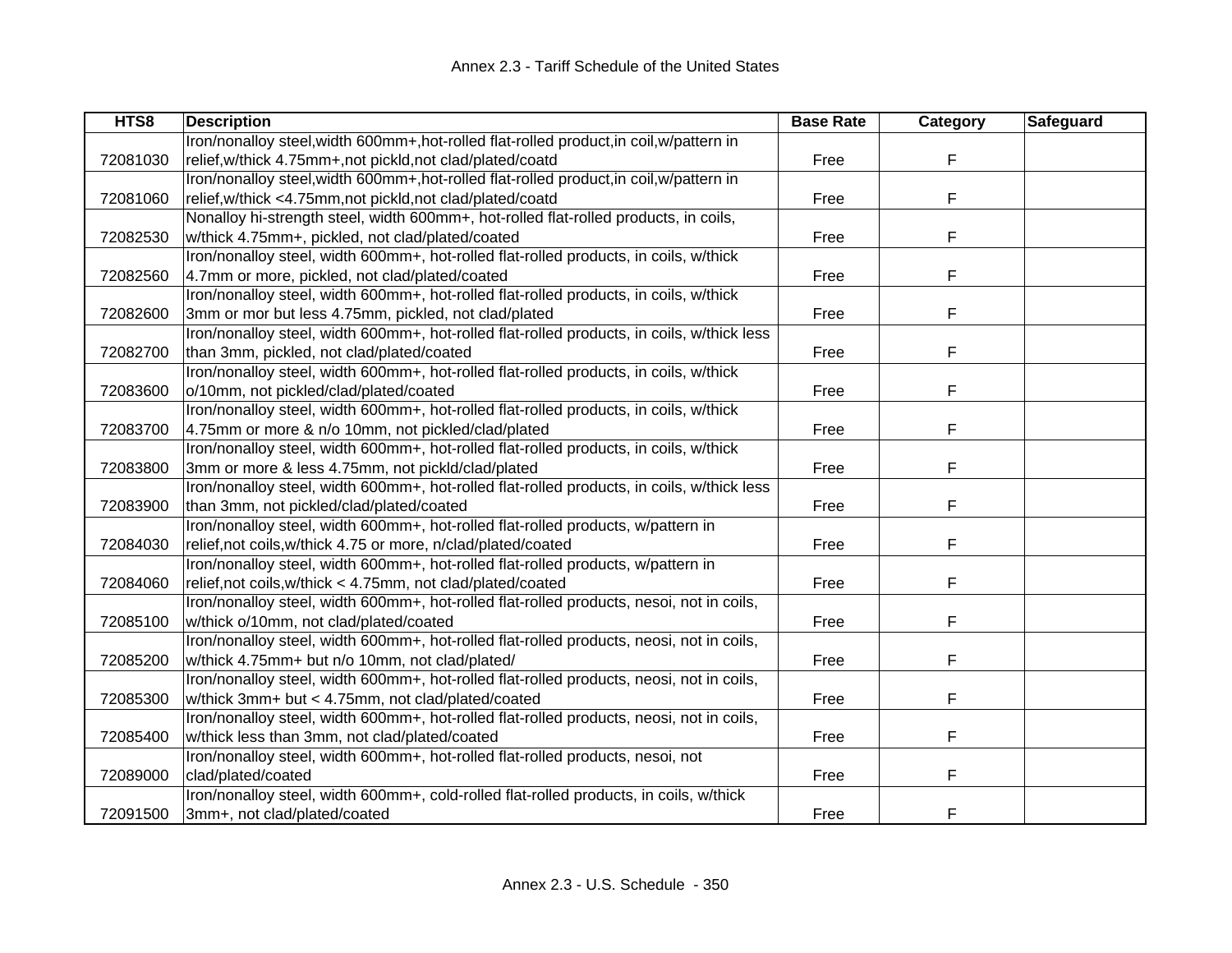| HTS8 | Description | Base Rate | Category | Safeguard |
|---|---|---|---|---|
| 72081030 | Iron/nonalloy steel,width 600mm+,hot-rolled flat-rolled product,in coil,w/pattern in relief,w/thick 4.75mm+,not pickld,not clad/plated/coatd | Free | F | |
| 72081060 | Iron/nonalloy steel,width 600mm+,hot-rolled flat-rolled product,in coil,w/pattern in relief,w/thick <4.75mm,not pickld,not clad/plated/coatd | Free | F | |
| 72082530 | Nonalloy hi-strength steel, width 600mm+, hot-rolled flat-rolled products, in coils, w/thick 4.75mm+, pickled, not clad/plated/coated | Free | F | |
| 72082560 | Iron/nonalloy steel, width 600mm+, hot-rolled flat-rolled products, in coils, w/thick 4.7mm or more, pickled, not clad/plated/coated | Free | F | |
| 72082600 | Iron/nonalloy steel, width 600mm+, hot-rolled flat-rolled products, in coils, w/thick 3mm or mor but less 4.75mm, pickled, not clad/plated | Free | F | |
| 72082700 | Iron/nonalloy steel, width 600mm+, hot-rolled flat-rolled products, in coils, w/thick less than 3mm, pickled, not clad/plated/coated | Free | F | |
| 72083600 | Iron/nonalloy steel, width 600mm+, hot-rolled flat-rolled products, in coils, w/thick o/10mm, not pickled/clad/plated/coated | Free | F | |
| 72083700 | Iron/nonalloy steel, width 600mm+, hot-rolled flat-rolled products, in coils, w/thick 4.75mm or more & n/o 10mm, not pickled/clad/plated | Free | F | |
| 72083800 | Iron/nonalloy steel, width 600mm+, hot-rolled flat-rolled products, in coils, w/thick 3mm or more & less 4.75mm, not pickld/clad/plated | Free | F | |
| 72083900 | Iron/nonalloy steel, width 600mm+, hot-rolled flat-rolled products, in coils, w/thick less than 3mm, not pickled/clad/plated/coated | Free | F | |
| 72084030 | Iron/nonalloy steel, width 600mm+, hot-rolled flat-rolled products, w/pattern in relief,not coils,w/thick 4.75 or more, n/clad/plated/coated | Free | F | |
| 72084060 | Iron/nonalloy steel, width 600mm+, hot-rolled flat-rolled products, w/pattern in relief,not coils,w/thick < 4.75mm, not clad/plated/coated | Free | F | |
| 72085100 | Iron/nonalloy steel, width 600mm+, hot-rolled flat-rolled products, nesoi, not in coils, w/thick o/10mm, not clad/plated/coated | Free | F | |
| 72085200 | Iron/nonalloy steel, width 600mm+, hot-rolled flat-rolled products, neosi, not in coils, w/thick 4.75mm+ but n/o 10mm, not clad/plated/ | Free | F | |
| 72085300 | Iron/nonalloy steel, width 600mm+, hot-rolled flat-rolled products, neosi, not in coils, w/thick 3mm+ but < 4.75mm, not clad/plated/coated | Free | F | |
| 72085400 | Iron/nonalloy steel, width 600mm+, hot-rolled flat-rolled products, neosi, not in coils, w/thick less than 3mm, not clad/plated/coated | Free | F | |
| 72089000 | Iron/nonalloy steel, width 600mm+, hot-rolled flat-rolled products, nesoi, not clad/plated/coated | Free | F | |
| 72091500 | Iron/nonalloy steel, width 600mm+, cold-rolled flat-rolled products, in coils, w/thick 3mm+, not clad/plated/coated | Free | F | |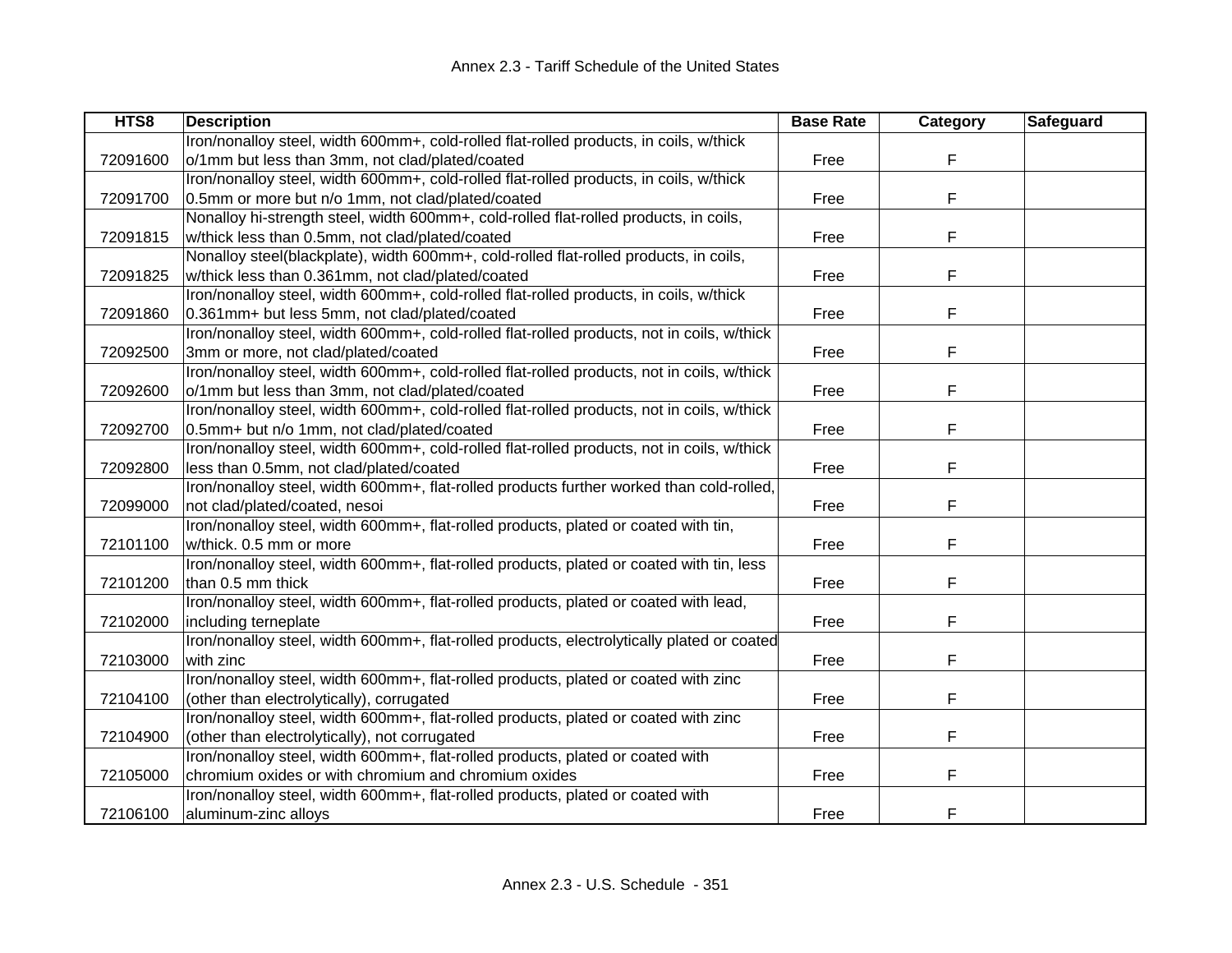| HTS8 | Description | Base Rate | Category | Safeguard |
|---|---|---|---|---|
| 72091600 | Iron/nonalloy steel, width 600mm+, cold-rolled flat-rolled products, in coils, w/thick o/1mm but less than 3mm, not clad/plated/coated | Free | F | |
| 72091700 | Iron/nonalloy steel, width 600mm+, cold-rolled flat-rolled products, in coils, w/thick 0.5mm or more but n/o 1mm, not clad/plated/coated | Free | F | |
| 72091815 | Nonalloy hi-strength steel, width 600mm+, cold-rolled flat-rolled products, in coils, w/thick less than 0.5mm, not clad/plated/coated | Free | F | |
| 72091825 | Nonalloy steel(blackplate), width 600mm+, cold-rolled flat-rolled products, in coils, w/thick less than 0.361mm, not clad/plated/coated | Free | F | |
| 72091860 | Iron/nonalloy steel, width 600mm+, cold-rolled flat-rolled products, in coils, w/thick 0.361mm+ but less 5mm, not clad/plated/coated | Free | F | |
| 72092500 | Iron/nonalloy steel, width 600mm+, cold-rolled flat-rolled products, not in coils, w/thick 3mm or more, not clad/plated/coated | Free | F | |
| 72092600 | Iron/nonalloy steel, width 600mm+, cold-rolled flat-rolled products, not in coils, w/thick o/1mm but less than 3mm, not clad/plated/coated | Free | F | |
| 72092700 | Iron/nonalloy steel, width 600mm+, cold-rolled flat-rolled products, not in coils, w/thick 0.5mm+ but n/o 1mm, not clad/plated/coated | Free | F | |
| 72092800 | Iron/nonalloy steel, width 600mm+, cold-rolled flat-rolled products, not in coils, w/thick less than 0.5mm, not clad/plated/coated | Free | F | |
| 72099000 | Iron/nonalloy steel, width 600mm+, flat-rolled products further worked than cold-rolled, not clad/plated/coated, nesoi | Free | F | |
| 72101100 | Iron/nonalloy steel, width 600mm+, flat-rolled products, plated or coated with tin, w/thick. 0.5 mm or more | Free | F | |
| 72101200 | Iron/nonalloy steel, width 600mm+, flat-rolled products, plated or coated with tin, less than 0.5 mm thick | Free | F | |
| 72102000 | Iron/nonalloy steel, width 600mm+, flat-rolled products, plated or coated with lead, including terneplate | Free | F | |
| 72103000 | Iron/nonalloy steel, width 600mm+, flat-rolled products, electrolytically plated or coated with zinc | Free | F | |
| 72104100 | Iron/nonalloy steel, width 600mm+, flat-rolled products, plated or coated with zinc (other than electrolytically), corrugated | Free | F | |
| 72104900 | Iron/nonalloy steel, width 600mm+, flat-rolled products, plated or coated with zinc (other than electrolytically), not corrugated | Free | F | |
| 72105000 | Iron/nonalloy steel, width 600mm+, flat-rolled products, plated or coated with chromium oxides or with chromium and chromium oxides | Free | F | |
| 72106100 | Iron/nonalloy steel, width 600mm+, flat-rolled products, plated or coated with aluminum-zinc alloys | Free | F | |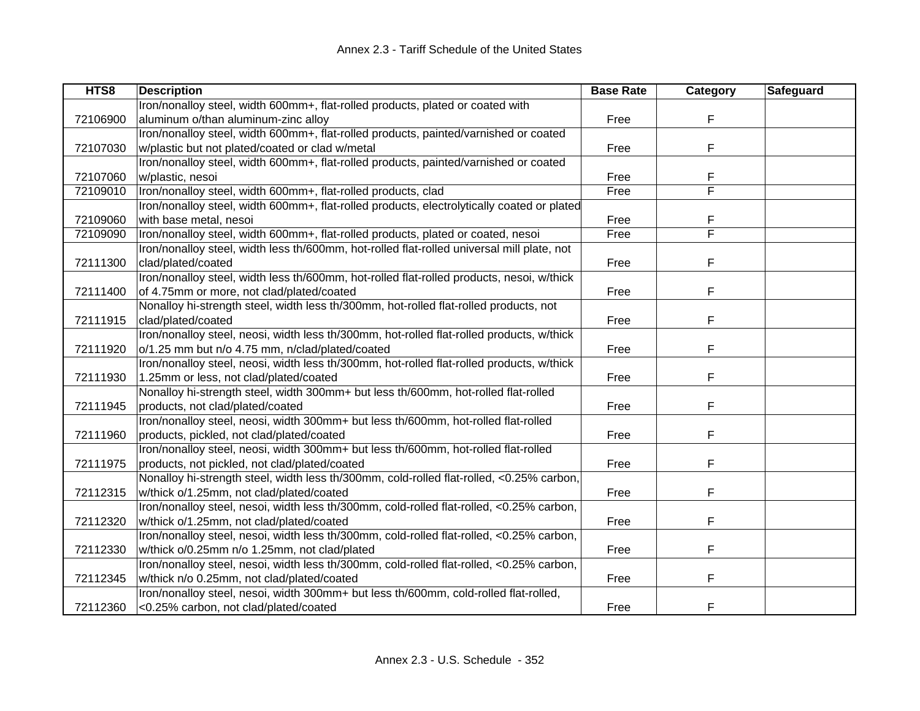| HTS8 | Description | Base Rate | Category | Safeguard |
|---|---|---|---|---|
| 72106900 | Iron/nonalloy steel, width 600mm+, flat-rolled products, plated or coated with aluminum o/than aluminum-zinc alloy | Free | F | |
| 72107030 | Iron/nonalloy steel, width 600mm+, flat-rolled products, painted/varnished or coated w/plastic but not plated/coated or clad w/metal | Free | F | |
| 72107060 | Iron/nonalloy steel, width 600mm+, flat-rolled products, painted/varnished or coated w/plastic, nesoi | Free | F | |
| 72109010 | Iron/nonalloy steel, width 600mm+, flat-rolled products, clad | Free | F | |
| 72109060 | Iron/nonalloy steel, width 600mm+, flat-rolled products, electrolytically coated or plated with base metal, nesoi | Free | F | |
| 72109090 | Iron/nonalloy steel, width 600mm+, flat-rolled products, plated or coated, nesoi | Free | F | |
| 72111300 | Iron/nonalloy steel, width less th/600mm, hot-rolled flat-rolled universal mill plate, not clad/plated/coated | Free | F | |
| 72111400 | Iron/nonalloy steel, width less th/600mm, hot-rolled flat-rolled products, nesoi, w/thick of 4.75mm or more, not clad/plated/coated | Free | F | |
| 72111915 | Nonalloy hi-strength steel, width less th/300mm, hot-rolled flat-rolled products, not clad/plated/coated | Free | F | |
| 72111920 | Iron/nonalloy steel, neosi, width less th/300mm, hot-rolled flat-rolled products, w/thick o/1.25 mm but n/o 4.75 mm, n/clad/plated/coated | Free | F | |
| 72111930 | Iron/nonalloy steel, neosi, width less th/300mm, hot-rolled flat-rolled products, w/thick 1.25mm or less, not clad/plated/coated | Free | F | |
| 72111945 | Nonalloy hi-strength steel, width 300mm+ but less th/600mm, hot-rolled flat-rolled products, not clad/plated/coated | Free | F | |
| 72111960 | Iron/nonalloy steel, neosi, width 300mm+ but less th/600mm, hot-rolled flat-rolled products, pickled, not clad/plated/coated | Free | F | |
| 72111975 | Iron/nonalloy steel, neosi, width 300mm+ but less th/600mm, hot-rolled flat-rolled products, not pickled, not clad/plated/coated | Free | F | |
| 72112315 | Nonalloy hi-strength steel, width less th/300mm, cold-rolled flat-rolled, <0.25% carbon, w/thick o/1.25mm, not clad/plated/coated | Free | F | |
| 72112320 | Iron/nonalloy steel, nesoi, width less th/300mm, cold-rolled flat-rolled, <0.25% carbon, w/thick o/1.25mm, not clad/plated/coated | Free | F | |
| 72112330 | Iron/nonalloy steel, nesoi, width less th/300mm, cold-rolled flat-rolled, <0.25% carbon, w/thick o/0.25mm n/o 1.25mm, not clad/plated | Free | F | |
| 72112345 | Iron/nonalloy steel, nesoi, width less th/300mm, cold-rolled flat-rolled, <0.25% carbon, w/thick n/o 0.25mm, not clad/plated/coated | Free | F | |
| 72112360 | Iron/nonalloy steel, nesoi, width 300mm+ but less th/600mm, cold-rolled flat-rolled, <0.25% carbon, not clad/plated/coated | Free | F | |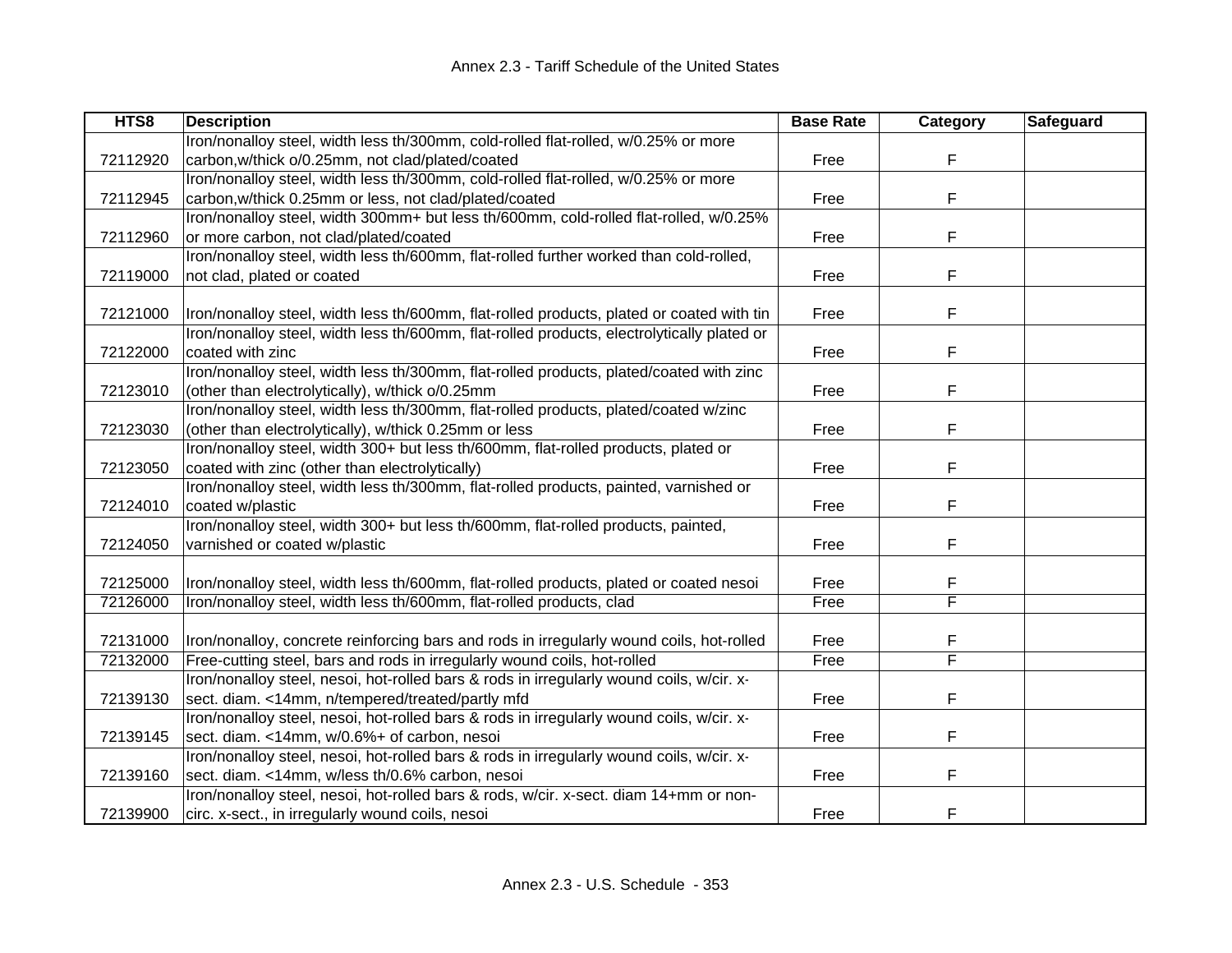| HTS8 | Description | Base Rate | Category | Safeguard |
|---|---|---|---|---|
| 72112920 | Iron/nonalloy steel, width less th/300mm, cold-rolled flat-rolled, w/0.25% or more carbon,w/thick o/0.25mm, not clad/plated/coated | Free | F | |
| 72112945 | Iron/nonalloy steel, width less th/300mm, cold-rolled flat-rolled, w/0.25% or more carbon,w/thick 0.25mm or less, not clad/plated/coated | Free | F | |
| 72112960 | Iron/nonalloy steel, width 300mm+ but less th/600mm, cold-rolled flat-rolled, w/0.25% or more carbon, not clad/plated/coated | Free | F | |
| 72119000 | Iron/nonalloy steel, width less th/600mm, flat-rolled further worked than cold-rolled, not clad, plated or coated | Free | F | |
| 72121000 | Iron/nonalloy steel, width less th/600mm, flat-rolled products, plated or coated with tin | Free | F | |
| 72122000 | Iron/nonalloy steel, width less th/600mm, flat-rolled products, electrolytically plated or coated with zinc | Free | F | |
| 72123010 | Iron/nonalloy steel, width less th/300mm, flat-rolled products, plated/coated with zinc (other than electrolytically), w/thick o/0.25mm | Free | F | |
| 72123030 | Iron/nonalloy steel, width less th/300mm, flat-rolled products, plated/coated w/zinc (other than electrolytically), w/thick 0.25mm or less | Free | F | |
| 72123050 | Iron/nonalloy steel, width 300+ but less th/600mm, flat-rolled products, plated or coated with zinc (other than electrolytically) | Free | F | |
| 72124010 | Iron/nonalloy steel, width less th/300mm, flat-rolled products, painted, varnished or coated w/plastic | Free | F | |
| 72124050 | Iron/nonalloy steel, width 300+ but less th/600mm, flat-rolled products, painted, varnished or coated w/plastic | Free | F | |
| 72125000 | Iron/nonalloy steel, width less th/600mm, flat-rolled products, plated or coated nesoi | Free | F | |
| 72126000 | Iron/nonalloy steel, width less th/600mm, flat-rolled products, clad | Free | F | |
| 72131000 | Iron/nonalloy, concrete reinforcing bars and rods in irregularly wound coils, hot-rolled | Free | F | |
| 72132000 | Free-cutting steel, bars and rods in irregularly wound coils, hot-rolled | Free | F | |
| 72139130 | Iron/nonalloy steel, nesoi, hot-rolled bars & rods in irregularly wound coils, w/cir. x-sect. diam. <14mm, n/tempered/treated/partly mfd | Free | F | |
| 72139145 | Iron/nonalloy steel, nesoi, hot-rolled bars & rods in irregularly wound coils, w/cir. x-sect. diam. <14mm, w/0.6%+ of carbon, nesoi | Free | F | |
| 72139160 | Iron/nonalloy steel, nesoi, hot-rolled bars & rods in irregularly wound coils, w/cir. x-sect. diam. <14mm, w/less th/0.6% carbon, nesoi | Free | F | |
| 72139900 | Iron/nonalloy steel, nesoi, hot-rolled bars & rods, w/cir. x-sect. diam 14+mm or non-circ. x-sect., in irregularly wound coils, nesoi | Free | F | |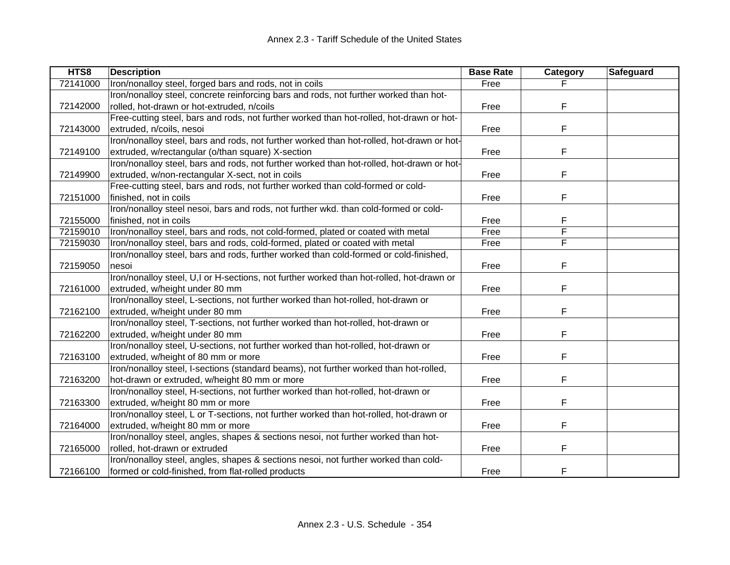| HTS8 | Description | Base Rate | Category | Safeguard |
| --- | --- | --- | --- | --- |
| 72141000 | Iron/nonalloy steel, forged bars and rods, not in coils | Free | F | |
| 72142000 | Iron/nonalloy steel, concrete reinforcing bars and rods, not further worked than hot-rolled, hot-drawn or hot-extruded, n/coils | Free | F | |
| 72143000 | Free-cutting steel, bars and rods, not further worked than hot-rolled, hot-drawn or hot-extruded, n/coils, nesoi | Free | F | |
| 72149100 | Iron/nonalloy steel, bars and rods, not further worked than hot-rolled, hot-drawn or hot-extruded, w/rectangular (o/than square) X-section | Free | F | |
| 72149900 | Iron/nonalloy steel, bars and rods, not further worked than hot-rolled, hot-drawn or hot-extruded, w/non-rectangular X-sect, not in coils | Free | F | |
| 72151000 | Free-cutting steel, bars and rods, not further worked than cold-formed or cold-finished, not in coils | Free | F | |
| 72155000 | Iron/nonalloy steel nesoi, bars and rods, not further wkd. than cold-formed or cold-finished, not in coils | Free | F | |
| 72159010 | Iron/nonalloy steel, bars and rods, not cold-formed, plated or coated with metal | Free | F | |
| 72159030 | Iron/nonalloy steel, bars and rods, cold-formed, plated or coated with metal | Free | F | |
| 72159050 | Iron/nonalloy steel, bars and rods, further worked than cold-formed or cold-finished, nesoi | Free | F | |
| 72161000 | Iron/nonalloy steel, U,I or H-sections, not further worked than hot-rolled, hot-drawn or extruded, w/height under 80 mm | Free | F | |
| 72162100 | Iron/nonalloy steel, L-sections, not further worked than hot-rolled, hot-drawn or extruded, w/height under 80 mm | Free | F | |
| 72162200 | Iron/nonalloy steel, T-sections, not further worked than hot-rolled, hot-drawn or extruded, w/height under 80 mm | Free | F | |
| 72163100 | Iron/nonalloy steel, U-sections, not further worked than hot-rolled, hot-drawn or extruded, w/height of 80 mm or more | Free | F | |
| 72163200 | Iron/nonalloy steel, I-sections (standard beams), not further worked than hot-rolled, hot-drawn or extruded, w/height 80 mm or more | Free | F | |
| 72163300 | Iron/nonalloy steel, H-sections, not further worked than hot-rolled, hot-drawn or extruded, w/height 80 mm or more | Free | F | |
| 72164000 | Iron/nonalloy steel, L or T-sections, not further worked than hot-rolled, hot-drawn or extruded, w/height 80 mm or more | Free | F | |
| 72165000 | Iron/nonalloy steel, angles, shapes & sections nesoi, not further worked than hot-rolled, hot-drawn or extruded | Free | F | |
| 72166100 | Iron/nonalloy steel, angles, shapes & sections nesoi, not further worked than cold-formed or cold-finished, from flat-rolled products | Free | F | |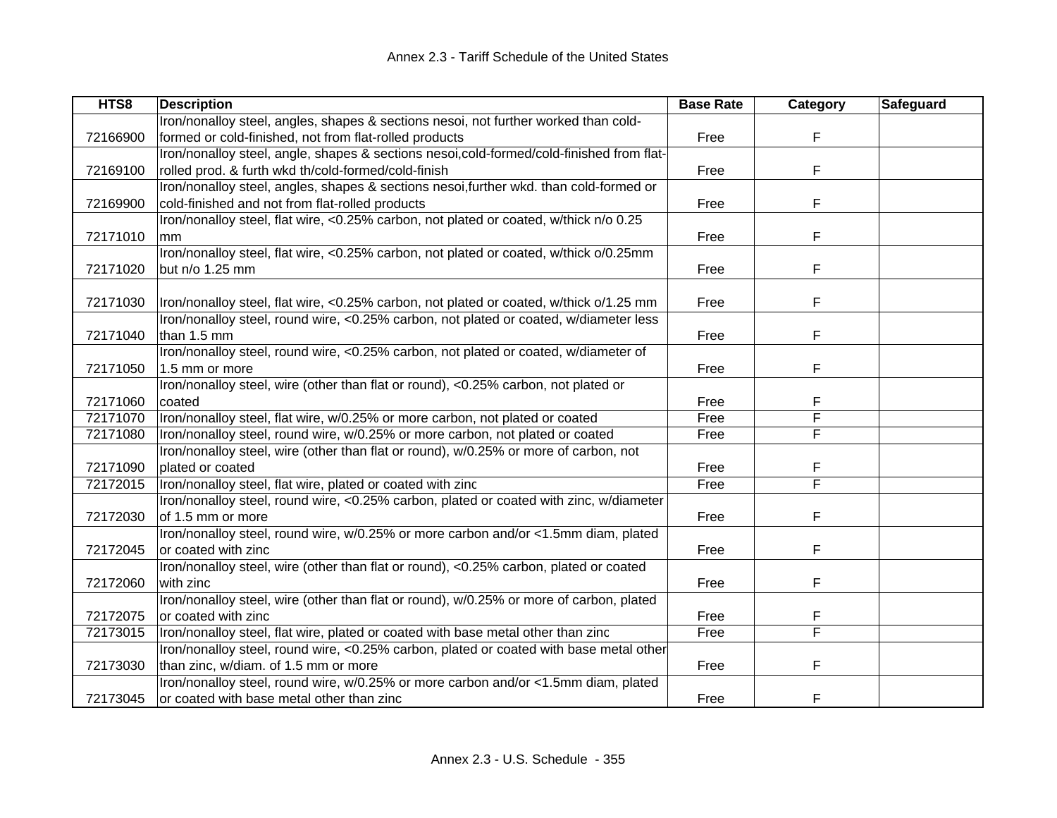| HTS8 | Description | Base Rate | Category | Safeguard |
|---|---|---|---|---|
| 72166900 | Iron/nonalloy steel, angles, shapes & sections nesoi, not further worked than cold-formed or cold-finished, not from flat-rolled products | Free | F | |
| 72169100 | Iron/nonalloy steel, angle, shapes & sections nesoi,cold-formed/cold-finished from flat-rolled prod. & furth wkd th/cold-formed/cold-finish | Free | F | |
| 72169900 | Iron/nonalloy steel, angles, shapes & sections nesoi,further wkd. than cold-formed or cold-finished and not from flat-rolled products | Free | F | |
| 72171010 | Iron/nonalloy steel, flat wire, <0.25% carbon, not plated or coated, w/thick n/o 0.25 mm | Free | F | |
| 72171020 | Iron/nonalloy steel, flat wire, <0.25% carbon, not plated or coated, w/thick o/0.25mm but n/o 1.25 mm | Free | F | |
| 72171030 | Iron/nonalloy steel, flat wire, <0.25% carbon, not plated or coated, w/thick o/1.25 mm | Free | F | |
| 72171040 | Iron/nonalloy steel, round wire, <0.25% carbon, not plated or coated, w/diameter less than 1.5 mm | Free | F | |
| 72171050 | Iron/nonalloy steel, round wire, <0.25% carbon, not plated or coated, w/diameter of 1.5 mm or more | Free | F | |
| 72171060 | Iron/nonalloy steel, wire (other than flat or round), <0.25% carbon, not plated or coated | Free | F | |
| 72171070 | Iron/nonalloy steel, flat wire, w/0.25% or more carbon, not plated or coated | Free | F | |
| 72171080 | Iron/nonalloy steel, round wire, w/0.25% or more carbon, not plated or coated | Free | F | |
| 72171090 | Iron/nonalloy steel, wire (other than flat or round), w/0.25% or more of carbon, not plated or coated | Free | F | |
| 72172015 | Iron/nonalloy steel, flat wire, plated or coated with zinc | Free | F | |
| 72172030 | Iron/nonalloy steel, round wire, <0.25% carbon, plated or coated with zinc, w/diameter of 1.5 mm or more | Free | F | |
| 72172045 | Iron/nonalloy steel, round wire, w/0.25% or more carbon and/or <1.5mm diam, plated or coated with zinc | Free | F | |
| 72172060 | Iron/nonalloy steel, wire (other than flat or round), <0.25% carbon, plated or coated with zinc | Free | F | |
| 72172075 | Iron/nonalloy steel, wire (other than flat or round), w/0.25% or more of carbon, plated or coated with zinc | Free | F | |
| 72173015 | Iron/nonalloy steel, flat wire, plated or coated with base metal other than zinc | Free | F | |
| 72173030 | Iron/nonalloy steel, round wire, <0.25% carbon, plated or coated with base metal other than zinc, w/diam. of 1.5 mm or more | Free | F | |
| 72173045 | Iron/nonalloy steel, round wire, w/0.25% or more carbon and/or <1.5mm diam, plated or coated with base metal other than zinc | Free | F | |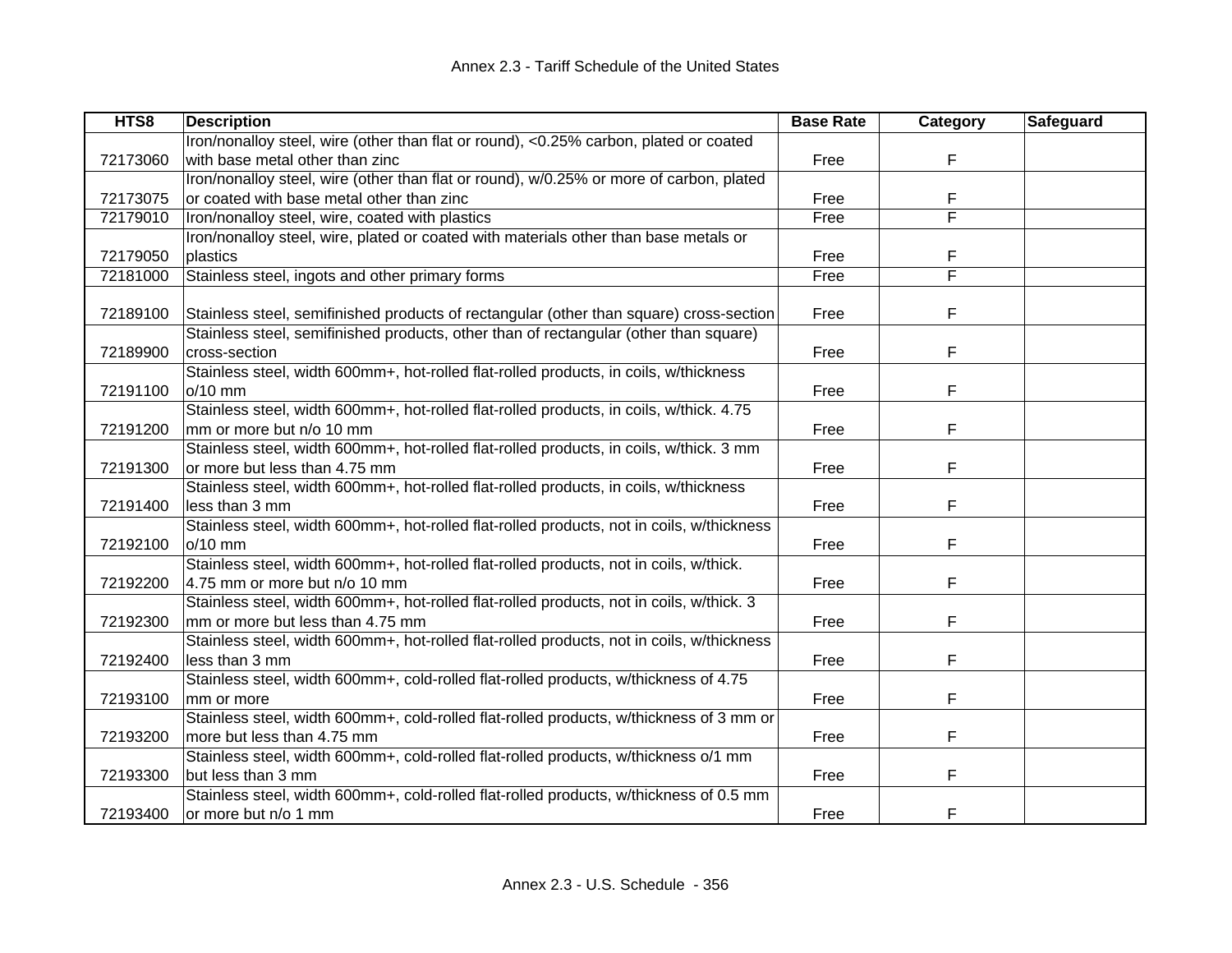| HTS8 | Description | Base Rate | Category | Safeguard |
|---|---|---|---|---|
| 72173060 | Iron/nonalloy steel, wire (other than flat or round), <0.25% carbon, plated or coated with base metal other than zinc | Free | F | |
| 72173075 | Iron/nonalloy steel, wire (other than flat or round), w/0.25% or more of carbon, plated or coated with base metal other than zinc | Free | F | |
| 72179010 | Iron/nonalloy steel, wire, coated with plastics | Free | F | |
| 72179050 | Iron/nonalloy steel, wire, plated or coated with materials other than base metals or plastics | Free | F | |
| 72181000 | Stainless steel, ingots and other primary forms | Free | F | |
| 72189100 | Stainless steel, semifinished products of rectangular (other than square) cross-section | Free | F | |
| 72189900 | Stainless steel, semifinished products, other than of rectangular (other than square) cross-section | Free | F | |
| 72191100 | Stainless steel, width 600mm+, hot-rolled flat-rolled products, in coils, w/thickness o/10 mm | Free | F | |
| 72191200 | Stainless steel, width 600mm+, hot-rolled flat-rolled products, in coils, w/thick. 4.75 mm or more but n/o 10 mm | Free | F | |
| 72191300 | Stainless steel, width 600mm+, hot-rolled flat-rolled products, in coils, w/thick. 3 mm or more but less than 4.75 mm | Free | F | |
| 72191400 | Stainless steel, width 600mm+, hot-rolled flat-rolled products, in coils, w/thickness less than 3 mm | Free | F | |
| 72192100 | Stainless steel, width 600mm+, hot-rolled flat-rolled products, not in coils, w/thickness o/10 mm | Free | F | |
| 72192200 | Stainless steel, width 600mm+, hot-rolled flat-rolled products, not in coils, w/thick. 4.75 mm or more but n/o 10 mm | Free | F | |
| 72192300 | Stainless steel, width 600mm+, hot-rolled flat-rolled products, not in coils, w/thick. 3 mm or more but less than 4.75 mm | Free | F | |
| 72192400 | Stainless steel, width 600mm+, hot-rolled flat-rolled products, not in coils, w/thickness less than 3 mm | Free | F | |
| 72193100 | Stainless steel, width 600mm+, cold-rolled flat-rolled products, w/thickness of 4.75 mm or more | Free | F | |
| 72193200 | Stainless steel, width 600mm+, cold-rolled flat-rolled products, w/thickness of 3 mm or more but less than 4.75 mm | Free | F | |
| 72193300 | Stainless steel, width 600mm+, cold-rolled flat-rolled products, w/thickness o/1 mm but less than 3 mm | Free | F | |
| 72193400 | Stainless steel, width 600mm+, cold-rolled flat-rolled products, w/thickness of 0.5 mm or more but n/o 1 mm | Free | F | |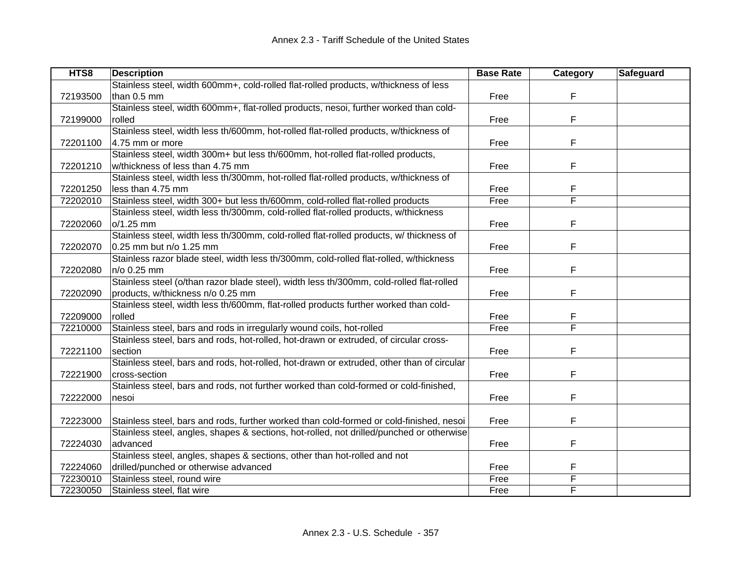| HTS8 | Description | Base Rate | Category | Safeguard |
|---|---|---|---|---|
| 72193500 | Stainless steel, width 600mm+, cold-rolled flat-rolled products, w/thickness of less than 0.5 mm | Free | F | |
| 72199000 | Stainless steel, width 600mm+, flat-rolled products, nesoi, further worked than cold-rolled | Free | F | |
| 72201100 | Stainless steel, width less th/600mm, hot-rolled flat-rolled products, w/thickness of 4.75 mm or more | Free | F | |
| 72201210 | Stainless steel, width 300m+ but less th/600mm, hot-rolled flat-rolled products, w/thickness of less than 4.75 mm | Free | F | |
| 72201250 | Stainless steel, width less th/300mm, hot-rolled flat-rolled products, w/thickness of less than 4.75 mm | Free | F | |
| 72202010 | Stainless steel, width 300+ but less th/600mm, cold-rolled flat-rolled products | Free | F | |
| 72202060 | Stainless steel, width less th/300mm, cold-rolled flat-rolled products, w/thickness o/1.25 mm | Free | F | |
| 72202070 | Stainless steel, width less th/300mm, cold-rolled flat-rolled products, w/ thickness of 0.25 mm but n/o 1.25 mm | Free | F | |
| 72202080 | Stainless razor blade steel, width less th/300mm, cold-rolled flat-rolled, w/thickness n/o 0.25 mm | Free | F | |
| 72202090 | Stainless steel (o/than razor blade steel), width less th/300mm, cold-rolled flat-rolled products, w/thickness n/o 0.25 mm | Free | F | |
| 72209000 | Stainless steel, width less th/600mm, flat-rolled products further worked than cold-rolled | Free | F | |
| 72210000 | Stainless steel, bars and rods in irregularly wound coils, hot-rolled | Free | F | |
| 72221100 | Stainless steel, bars and rods, hot-rolled, hot-drawn or extruded, of circular cross-section | Free | F | |
| 72221900 | Stainless steel, bars and rods, hot-rolled, hot-drawn or extruded, other than of circular cross-section | Free | F | |
| 72222000 | Stainless steel, bars and rods, not further worked than cold-formed or cold-finished, nesoi | Free | F | |
| 72223000 | Stainless steel, bars and rods, further worked than cold-formed or cold-finished, nesoi | Free | F | |
| 72224030 | Stainless steel, angles, shapes & sections, hot-rolled, not drilled/punched or otherwise advanced | Free | F | |
| 72224060 | Stainless steel, angles, shapes & sections, other than hot-rolled and not drilled/punched or otherwise advanced | Free | F | |
| 72230010 | Stainless steel, round wire | Free | F | |
| 72230050 | Stainless steel, flat wire | Free | F | |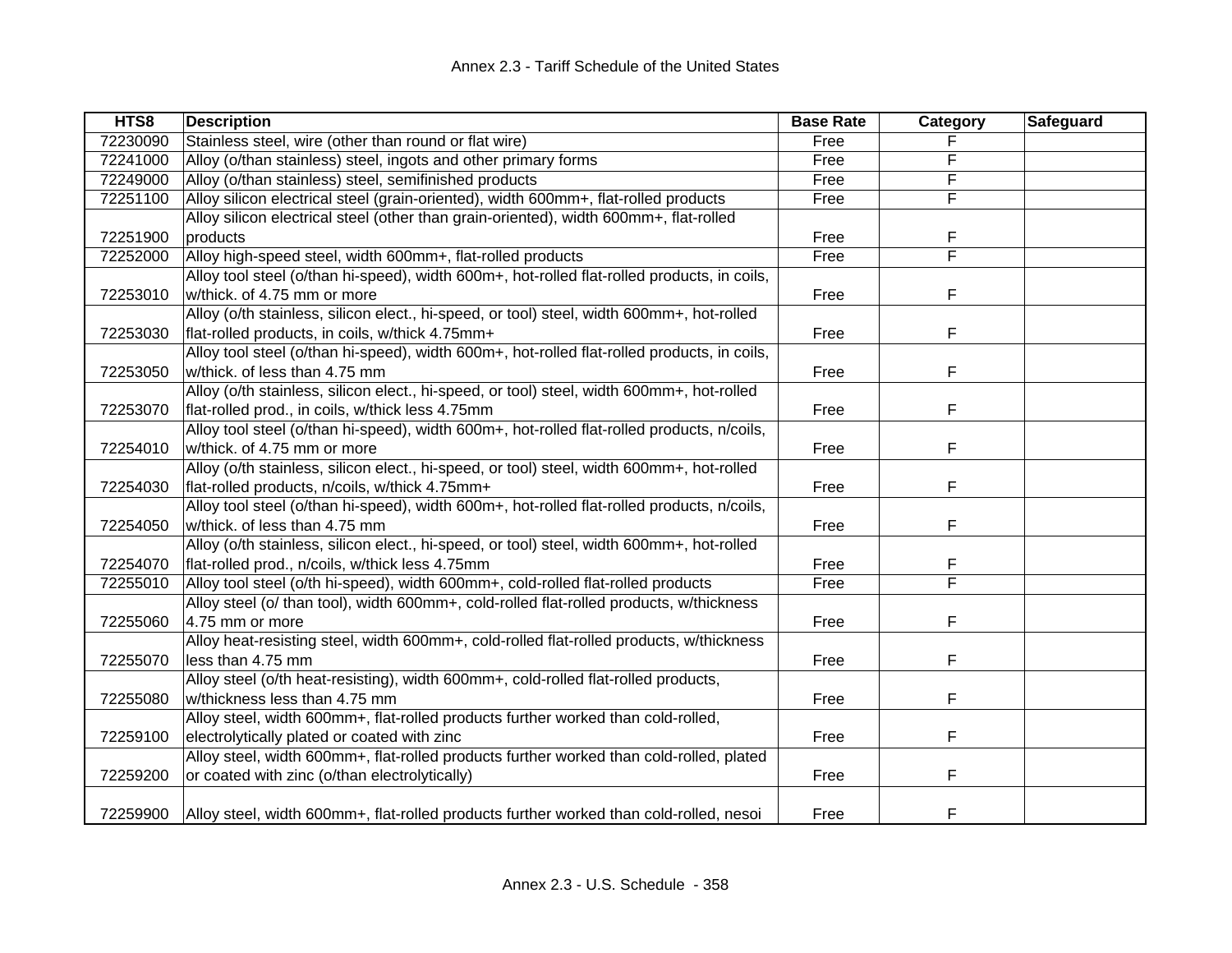| HTS8 | Description | Base Rate | Category | Safeguard |
|---|---|---|---|---|
| 72230090 | Stainless steel, wire (other than round or flat wire) | Free | F | |
| 72241000 | Alloy (o/than stainless) steel, ingots and other primary forms | Free | F | |
| 72249000 | Alloy (o/than stainless) steel, semifinished products | Free | F | |
| 72251100 | Alloy silicon electrical steel (grain-oriented), width 600mm+, flat-rolled products | Free | F | |
| 72251900 | Alloy silicon electrical steel (other than grain-oriented), width 600mm+, flat-rolled products | Free | F | |
| 72252000 | Alloy high-speed steel, width 600mm+, flat-rolled products | Free | F | |
| 72253010 | Alloy tool steel (o/than hi-speed), width 600m+, hot-rolled flat-rolled products, in coils, w/thick. of 4.75 mm or more | Free | F | |
| 72253030 | Alloy (o/th stainless, silicon elect., hi-speed, or tool) steel, width 600mm+, hot-rolled flat-rolled products, in coils, w/thick 4.75mm+ | Free | F | |
| 72253050 | Alloy tool steel (o/than hi-speed), width 600m+, hot-rolled flat-rolled products, in coils, w/thick. of less than 4.75 mm | Free | F | |
| 72253070 | Alloy (o/th stainless, silicon elect., hi-speed, or tool) steel, width 600mm+, hot-rolled flat-rolled prod., in coils, w/thick less 4.75mm | Free | F | |
| 72254010 | Alloy tool steel (o/than hi-speed), width 600m+, hot-rolled flat-rolled products, n/coils, w/thick. of 4.75 mm or more | Free | F | |
| 72254030 | Alloy (o/th stainless, silicon elect., hi-speed, or tool) steel, width 600mm+, hot-rolled flat-rolled products, n/coils, w/thick 4.75mm+ | Free | F | |
| 72254050 | Alloy tool steel (o/than hi-speed), width 600m+, hot-rolled flat-rolled products, n/coils, w/thick. of less than 4.75 mm | Free | F | |
| 72254070 | Alloy (o/th stainless, silicon elect., hi-speed, or tool) steel, width 600mm+, hot-rolled flat-rolled prod., n/coils, w/thick less 4.75mm | Free | F | |
| 72255010 | Alloy tool steel (o/th hi-speed), width 600mm+, cold-rolled flat-rolled products | Free | F | |
| 72255060 | Alloy steel (o/ than tool), width 600mm+, cold-rolled flat-rolled products, w/thickness 4.75 mm or more | Free | F | |
| 72255070 | Alloy heat-resisting steel, width 600mm+, cold-rolled flat-rolled products, w/thickness less than 4.75 mm | Free | F | |
| 72255080 | Alloy steel (o/th heat-resisting), width 600mm+, cold-rolled flat-rolled products, w/thickness less than 4.75 mm | Free | F | |
| 72259100 | Alloy steel, width 600mm+, flat-rolled products further worked than cold-rolled, electrolytically plated or coated with zinc | Free | F | |
| 72259200 | Alloy steel, width 600mm+, flat-rolled products further worked than cold-rolled, plated or coated with zinc (o/than electrolytically) | Free | F | |
| 72259900 | Alloy steel, width 600mm+, flat-rolled products further worked than cold-rolled, nesoi | Free | F | |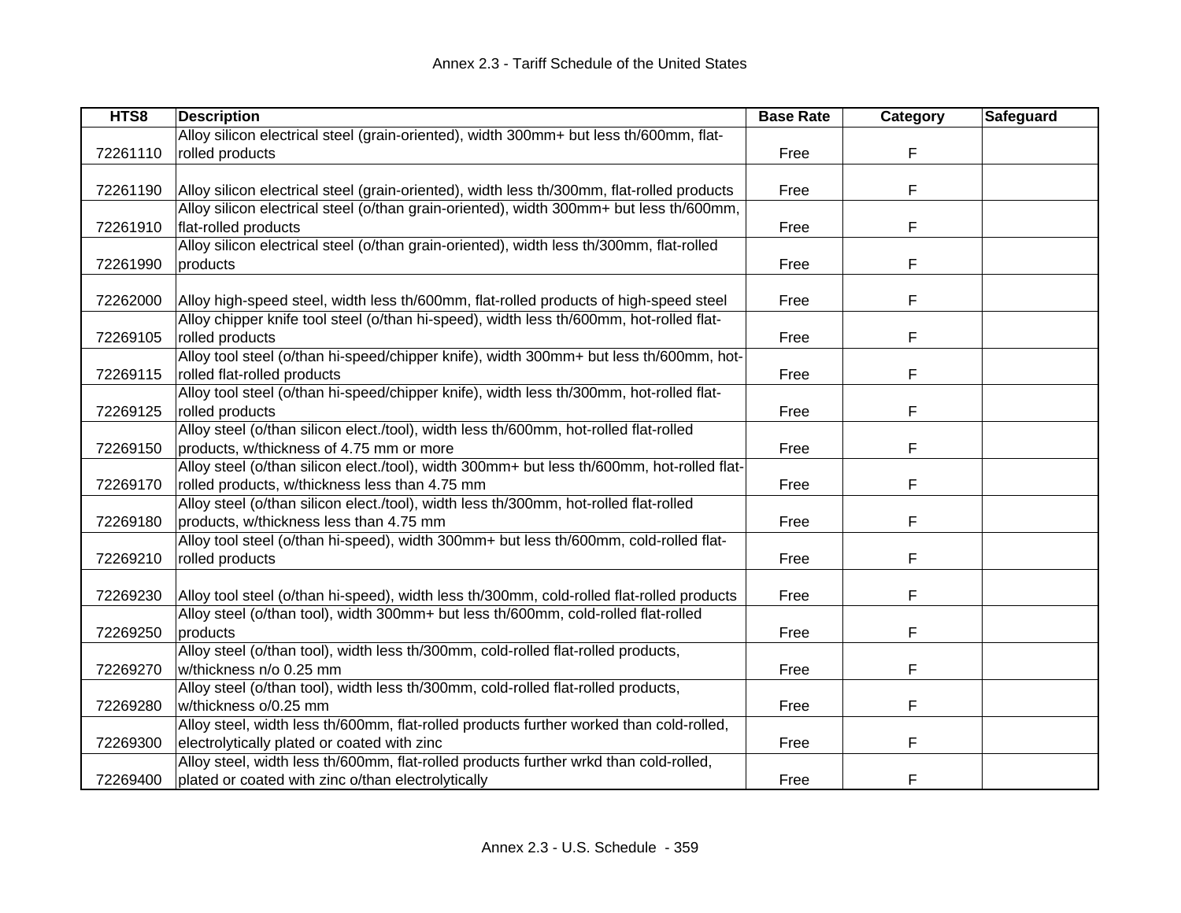| HTS8 | Description | Base Rate | Category | Safeguard |
|---|---|---|---|---|
| 72261110 | Alloy silicon electrical steel (grain-oriented), width 300mm+ but less th/600mm, flat-rolled products | Free | F | |
| 72261190 | Alloy silicon electrical steel (grain-oriented), width less th/300mm, flat-rolled products | Free | F | |
| 72261910 | Alloy silicon electrical steel (o/than grain-oriented), width 300mm+ but less th/600mm, flat-rolled products | Free | F | |
| 72261990 | Alloy silicon electrical steel (o/than grain-oriented), width less th/300mm, flat-rolled products | Free | F | |
| 72262000 | Alloy high-speed steel, width less th/600mm, flat-rolled products of high-speed steel | Free | F | |
| 72269105 | Alloy chipper knife tool steel (o/than hi-speed), width less th/600mm, hot-rolled flat-rolled products | Free | F | |
| 72269115 | Alloy tool steel (o/than hi-speed/chipper knife), width 300mm+ but less th/600mm, hot-rolled flat-rolled products | Free | F | |
| 72269125 | Alloy tool steel (o/than hi-speed/chipper knife), width less th/300mm, hot-rolled flat-rolled products | Free | F | |
| 72269150 | Alloy steel (o/than silicon elect./tool), width less th/600mm, hot-rolled flat-rolled products, w/thickness of 4.75 mm or more | Free | F | |
| 72269170 | Alloy steel (o/than silicon elect./tool), width 300mm+ but less th/600mm, hot-rolled flat-rolled products, w/thickness less than 4.75 mm | Free | F | |
| 72269180 | Alloy steel (o/than silicon elect./tool), width less th/300mm, hot-rolled flat-rolled products, w/thickness less than 4.75 mm | Free | F | |
| 72269210 | Alloy tool steel (o/than hi-speed), width 300mm+ but less th/600mm, cold-rolled flat-rolled products | Free | F | |
| 72269230 | Alloy tool steel (o/than hi-speed), width less th/300mm, cold-rolled flat-rolled products | Free | F | |
| 72269250 | Alloy steel (o/than tool), width 300mm+ but less th/600mm, cold-rolled flat-rolled products | Free | F | |
| 72269270 | Alloy steel (o/than tool), width less th/300mm, cold-rolled flat-rolled products, w/thickness n/o 0.25 mm | Free | F | |
| 72269280 | Alloy steel (o/than tool), width less th/300mm, cold-rolled flat-rolled products, w/thickness o/0.25 mm | Free | F | |
| 72269300 | Alloy steel, width less th/600mm, flat-rolled products further worked than cold-rolled, electrolytically plated or coated with zinc | Free | F | |
| 72269400 | Alloy steel, width less th/600mm, flat-rolled products further wrkd than cold-rolled, plated or coated with zinc o/than electrolytically | Free | F | |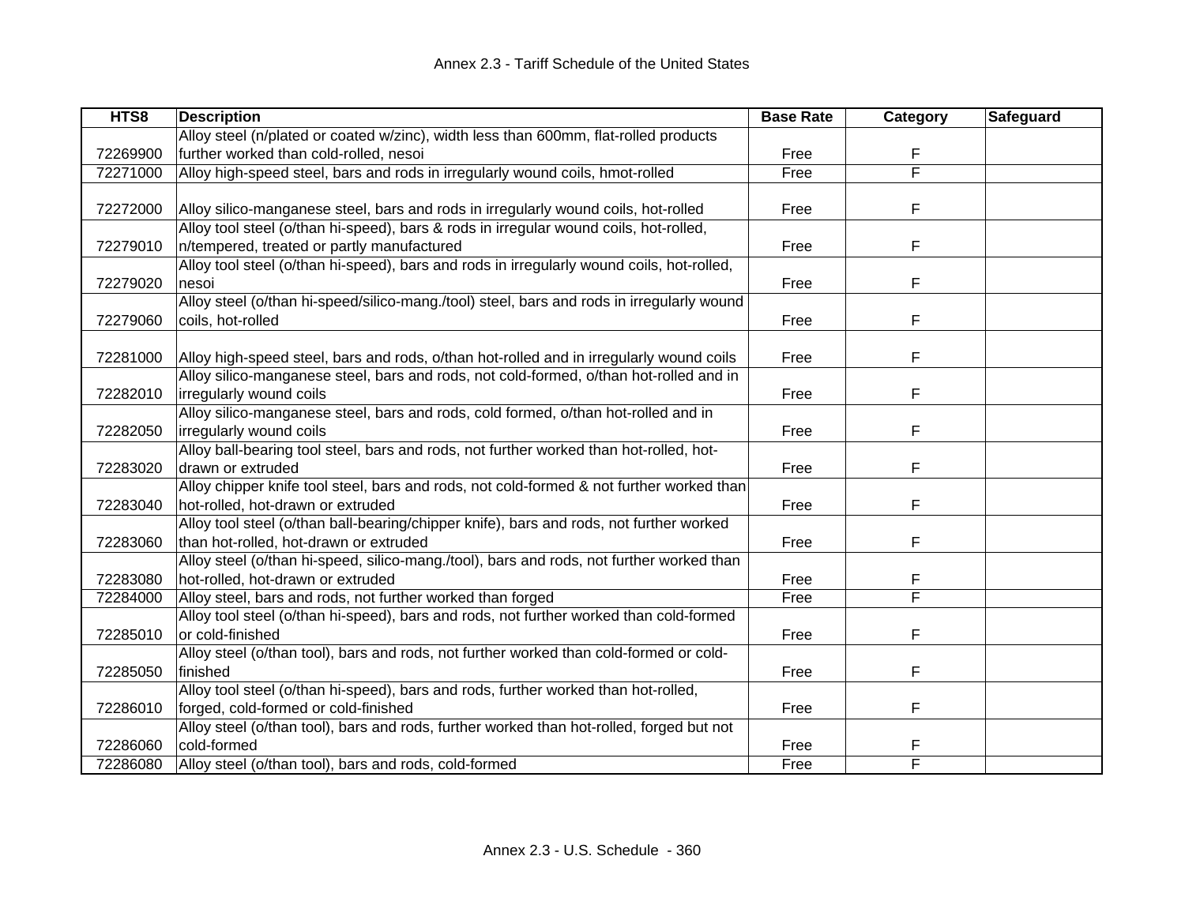| HTS8 | Description | Base Rate | Category | Safeguard |
|---|---|---|---|---|
| 72269900 | Alloy steel (n/plated or coated w/zinc), width less than 600mm, flat-rolled products further worked than cold-rolled, nesoi | Free | F | |
| 72271000 | Alloy high-speed steel, bars and rods in irregularly wound coils, hmot-rolled | Free | F | |
| 72272000 | Alloy silico-manganese steel, bars and rods in irregularly wound coils, hot-rolled | Free | F | |
| 72279010 | Alloy tool steel (o/than hi-speed), bars & rods in irregular wound coils, hot-rolled, n/tempered, treated or partly manufactured | Free | F | |
| 72279020 | Alloy tool steel (o/than hi-speed), bars and rods in irregularly wound coils, hot-rolled, nesoi | Free | F | |
| 72279060 | Alloy steel (o/than hi-speed/silico-mang./tool) steel, bars and rods in irregularly wound coils, hot-rolled | Free | F | |
| 72281000 | Alloy high-speed steel, bars and rods, o/than hot-rolled and in irregularly wound coils | Free | F | |
| 72282010 | Alloy silico-manganese steel, bars and rods, not cold-formed, o/than hot-rolled and in irregularly wound coils | Free | F | |
| 72282050 | Alloy silico-manganese steel, bars and rods, cold formed, o/than hot-rolled and in irregularly wound coils | Free | F | |
| 72283020 | Alloy ball-bearing tool steel, bars and rods, not further worked than hot-rolled, hot-drawn or extruded | Free | F | |
| 72283040 | Alloy chipper knife tool steel, bars and rods, not cold-formed & not further worked than hot-rolled, hot-drawn or extruded | Free | F | |
| 72283060 | Alloy tool steel (o/than ball-bearing/chipper knife), bars and rods, not further worked than hot-rolled, hot-drawn or extruded | Free | F | |
| 72283080 | Alloy steel (o/than hi-speed, silico-mang./tool), bars and rods, not further worked than hot-rolled, hot-drawn or extruded | Free | F | |
| 72284000 | Alloy steel, bars and rods, not further worked than forged | Free | F | |
| 72285010 | Alloy tool steel (o/than hi-speed), bars and rods, not further worked than cold-formed or cold-finished | Free | F | |
| 72285050 | Alloy steel (o/than tool), bars and rods, not further worked than cold-formed or cold-finished | Free | F | |
| 72286010 | Alloy tool steel (o/than hi-speed), bars and rods, further worked than hot-rolled, forged, cold-formed or cold-finished | Free | F | |
| 72286060 | Alloy steel (o/than tool), bars and rods, further worked than hot-rolled, forged but not cold-formed | Free | F | |
| 72286080 | Alloy steel (o/than tool), bars and rods, cold-formed | Free | F | |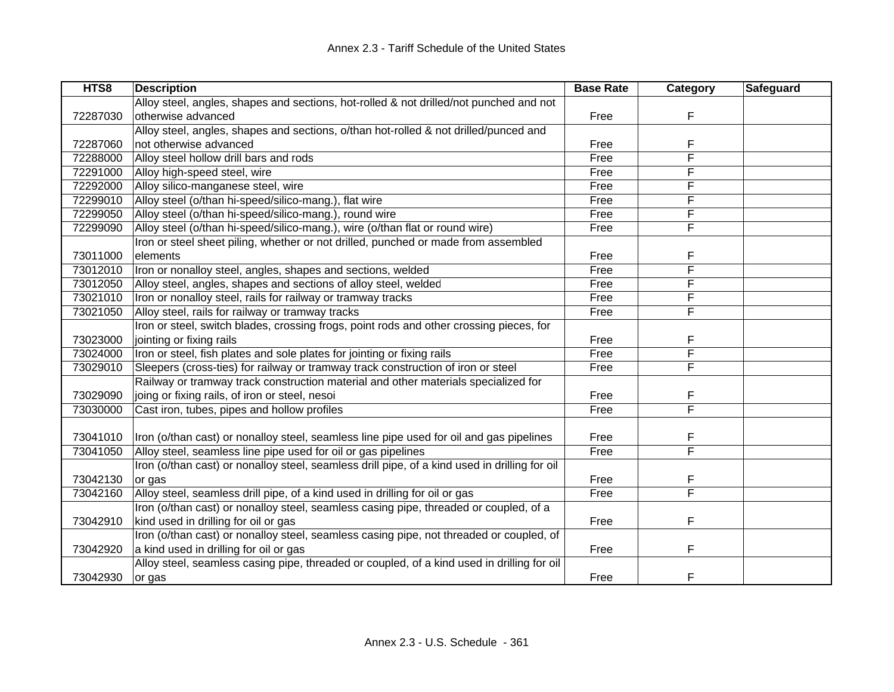| HTS8 | Description | Base Rate | Category | Safeguard |
|---|---|---|---|---|
| 72287030 | Alloy steel, angles, shapes and sections, hot-rolled & not drilled/not punched and not otherwise advanced | Free | F | |
| 72287060 | Alloy steel, angles, shapes and sections, o/than hot-rolled & not drilled/punced and not otherwise advanced | Free | F | |
| 72288000 | Alloy steel hollow drill bars and rods | Free | F | |
| 72291000 | Alloy high-speed steel, wire | Free | F | |
| 72292000 | Alloy silico-manganese steel, wire | Free | F | |
| 72299010 | Alloy steel (o/than hi-speed/silico-mang.), flat wire | Free | F | |
| 72299050 | Alloy steel (o/than hi-speed/silico-mang.), round wire | Free | F | |
| 72299090 | Alloy steel (o/than hi-speed/silico-mang.), wire (o/than flat or round wire) | Free | F | |
| 73011000 | Iron or steel sheet piling, whether or not drilled, punched or made from assembled elements | Free | F | |
| 73012010 | Iron or nonalloy steel, angles, shapes and sections, welded | Free | F | |
| 73012050 | Alloy steel, angles, shapes and sections of alloy steel, welded | Free | F | |
| 73021010 | Iron or nonalloy steel, rails for railway or tramway tracks | Free | F | |
| 73021050 | Alloy steel, rails for railway or tramway tracks | Free | F | |
| 73023000 | Iron or steel, switch blades, crossing frogs, point rods and other crossing pieces, for jointing or fixing rails | Free | F | |
| 73024000 | Iron or steel, fish plates and sole plates for jointing or fixing rails | Free | F | |
| 73029010 | Sleepers (cross-ties) for railway or tramway track construction of iron or steel | Free | F | |
| 73029090 | Railway or tramway track construction material and other materials specialized for joing or fixing rails, of iron or steel, nesoi | Free | F | |
| 73030000 | Cast iron, tubes, pipes and hollow profiles | Free | F | |
| 73041010 | Iron (o/than cast) or nonalloy steel, seamless line pipe used for oil and gas pipelines | Free | F | |
| 73041050 | Alloy steel, seamless line pipe used for oil or gas pipelines | Free | F | |
| 73042130 | Iron (o/than cast) or nonalloy steel, seamless drill pipe, of a kind used in drilling for oil or gas | Free | F | |
| 73042160 | Alloy steel, seamless drill pipe, of a kind used in drilling for oil or gas | Free | F | |
| 73042910 | Iron (o/than cast) or nonalloy steel, seamless casing pipe, threaded or coupled, of a kind used in drilling for oil or gas | Free | F | |
| 73042920 | Iron (o/than cast) or nonalloy steel, seamless casing pipe, not threaded or coupled, of a kind used in drilling for oil or gas | Free | F | |
| 73042930 | Alloy steel, seamless casing pipe, threaded or coupled, of a kind used in drilling for oil or gas | Free | F | |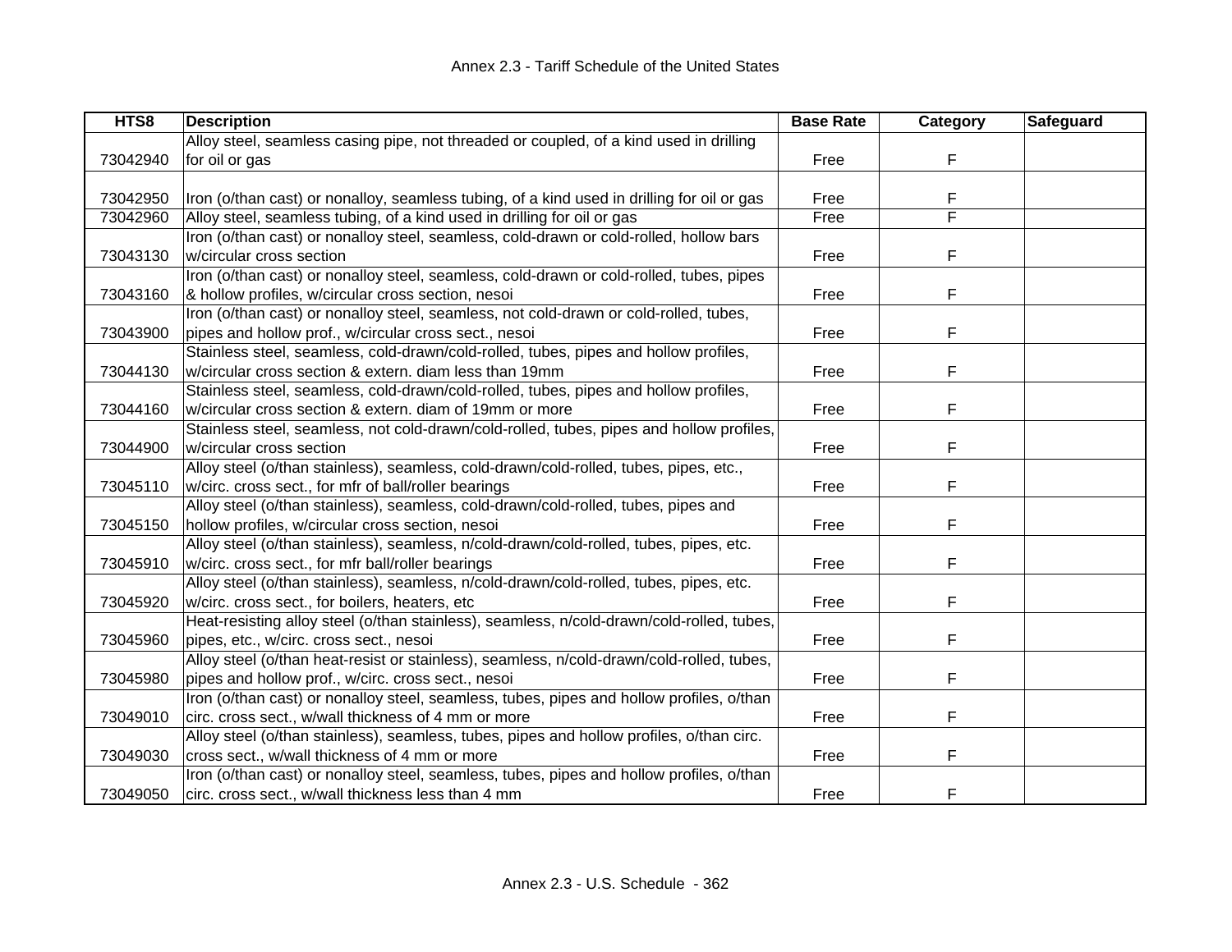| HTS8 | Description | Base Rate | Category | Safeguard |
|---|---|---|---|---|
| 73042940 | Alloy steel, seamless casing pipe, not threaded or coupled, of a kind used in drilling for oil or gas | Free | F | |
| 73042950 | Iron (o/than cast) or nonalloy, seamless tubing, of a kind used in drilling for oil or gas | Free | F | |
| 73042960 | Alloy steel, seamless tubing, of a kind used in drilling for oil or gas | Free | F | |
| 73043130 | Iron (o/than cast) or nonalloy steel, seamless, cold-drawn or cold-rolled, hollow bars w/circular cross section | Free | F | |
| 73043160 | Iron (o/than cast) or nonalloy steel, seamless, cold-drawn or cold-rolled, tubes, pipes & hollow profiles, w/circular cross section, nesoi | Free | F | |
| 73043900 | Iron (o/than cast) or nonalloy steel, seamless, not cold-drawn or cold-rolled, tubes, pipes and hollow prof., w/circular cross sect., nesoi | Free | F | |
| 73044130 | Stainless steel, seamless, cold-drawn/cold-rolled, tubes, pipes and hollow profiles, w/circular cross section & extern. diam less than 19mm | Free | F | |
| 73044160 | Stainless steel, seamless, cold-drawn/cold-rolled, tubes, pipes and hollow profiles, w/circular cross section & extern. diam of 19mm or more | Free | F | |
| 73044900 | Stainless steel, seamless, not cold-drawn/cold-rolled, tubes, pipes and hollow profiles, w/circular cross section | Free | F | |
| 73045110 | Alloy steel (o/than stainless), seamless, cold-drawn/cold-rolled, tubes, pipes, etc., w/circ. cross sect., for mfr of ball/roller bearings | Free | F | |
| 73045150 | Alloy steel (o/than stainless), seamless, cold-drawn/cold-rolled, tubes, pipes and hollow profiles, w/circular cross section, nesoi | Free | F | |
| 73045910 | Alloy steel (o/than stainless), seamless, n/cold-drawn/cold-rolled, tubes, pipes, etc. w/circ. cross sect., for mfr ball/roller bearings | Free | F | |
| 73045920 | Alloy steel (o/than stainless), seamless, n/cold-drawn/cold-rolled, tubes, pipes, etc. w/circ. cross sect., for boilers, heaters, etc | Free | F | |
| 73045960 | Heat-resisting alloy steel (o/than stainless), seamless, n/cold-drawn/cold-rolled, tubes, pipes, etc., w/circ. cross sect., nesoi | Free | F | |
| 73045980 | Alloy steel (o/than heat-resist or stainless), seamless, n/cold-drawn/cold-rolled, tubes, pipes and hollow prof., w/circ. cross sect., nesoi | Free | F | |
| 73049010 | Iron (o/than cast) or nonalloy steel, seamless, tubes, pipes and hollow profiles, o/than circ. cross sect., w/wall thickness of 4 mm or more | Free | F | |
| 73049030 | Alloy steel (o/than stainless), seamless, tubes, pipes and hollow profiles, o/than circ. cross sect., w/wall thickness of 4 mm or more | Free | F | |
| 73049050 | Iron (o/than cast) or nonalloy steel, seamless, tubes, pipes and hollow profiles, o/than circ. cross sect., w/wall thickness less than 4 mm | Free | F | |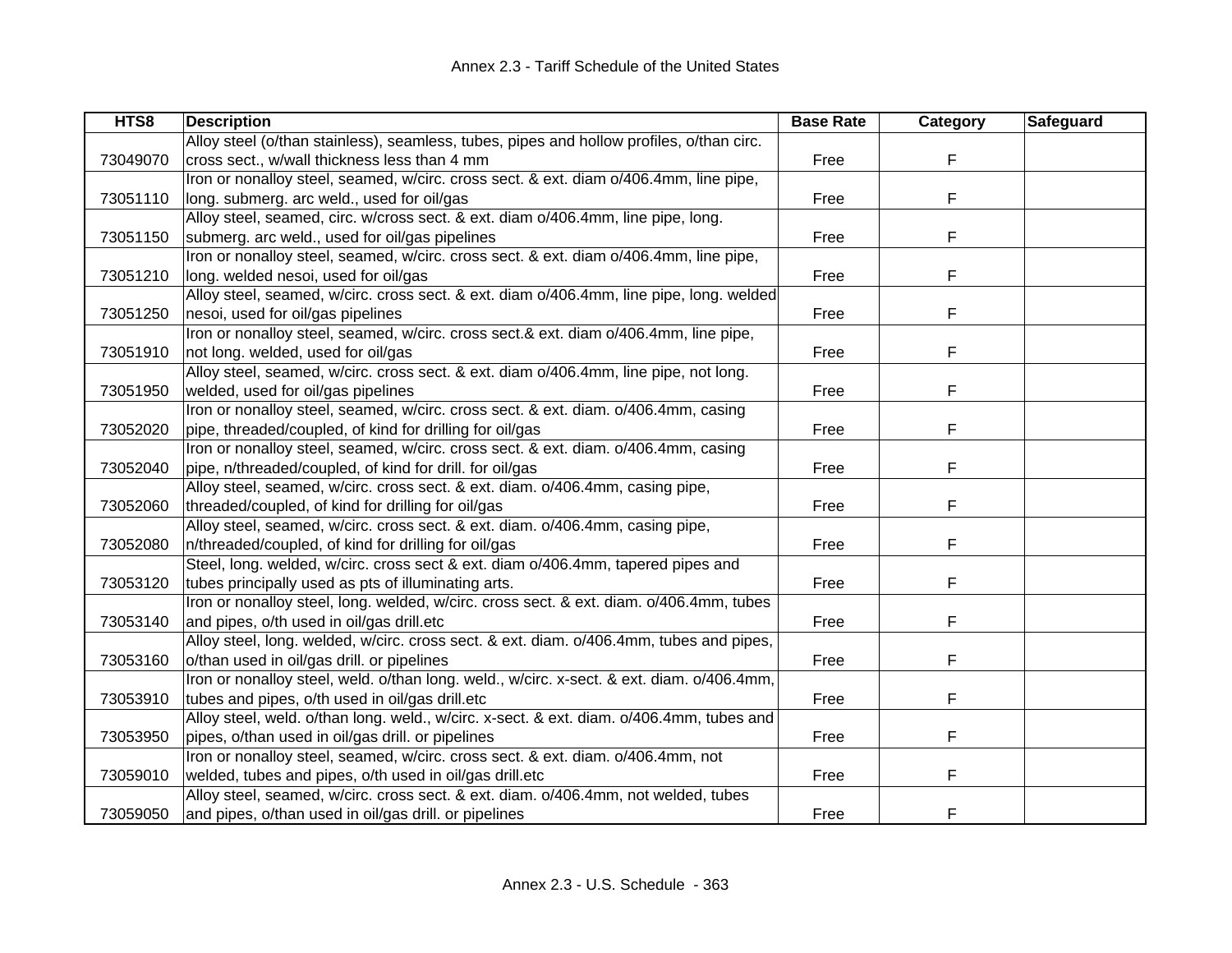| HTS8 | Description | Base Rate | Category | Safeguard |
|---|---|---|---|---|
| 73049070 | Alloy steel (o/than stainless), seamless, tubes, pipes and hollow profiles, o/than circ. cross sect., w/wall thickness less than 4 mm | Free | F | |
| 73051110 | Iron or nonalloy steel, seamed, w/circ. cross sect. & ext. diam o/406.4mm, line pipe, long. submerg. arc weld., used for oil/gas | Free | F | |
| 73051150 | Alloy steel, seamed, circ. w/cross sect. & ext. diam o/406.4mm, line pipe, long. submerg. arc weld., used for oil/gas pipelines | Free | F | |
| 73051210 | Iron or nonalloy steel, seamed, w/circ. cross sect. & ext. diam o/406.4mm, line pipe, long. welded nesoi, used for oil/gas | Free | F | |
| 73051250 | Alloy steel, seamed, w/circ. cross sect. & ext. diam o/406.4mm, line pipe, long. welded nesoi, used for oil/gas pipelines | Free | F | |
| 73051910 | Iron or nonalloy steel, seamed, w/circ. cross sect.& ext. diam o/406.4mm, line pipe, not long. welded, used for oil/gas | Free | F | |
| 73051950 | Alloy steel, seamed, w/circ. cross sect. & ext. diam o/406.4mm, line pipe, not long. welded, used for oil/gas pipelines | Free | F | |
| 73052020 | Iron or nonalloy steel, seamed, w/circ. cross sect. & ext. diam. o/406.4mm, casing pipe, threaded/coupled, of kind for drilling for oil/gas | Free | F | |
| 73052040 | Iron or nonalloy steel, seamed, w/circ. cross sect. & ext. diam. o/406.4mm, casing pipe, n/threaded/coupled, of kind for drill. for oil/gas | Free | F | |
| 73052060 | Alloy steel, seamed, w/circ. cross sect. & ext. diam. o/406.4mm, casing pipe, threaded/coupled, of kind for drilling for oil/gas | Free | F | |
| 73052080 | Alloy steel, seamed, w/circ. cross sect. & ext. diam. o/406.4mm, casing pipe, n/threaded/coupled, of kind for drilling for oil/gas | Free | F | |
| 73053120 | Steel, long. welded, w/circ. cross sect & ext. diam o/406.4mm, tapered pipes and tubes principally used as pts of illuminating arts. | Free | F | |
| 73053140 | Iron or nonalloy steel, long. welded, w/circ. cross sect. & ext. diam. o/406.4mm, tubes and pipes, o/th used in oil/gas drill.etc | Free | F | |
| 73053160 | Alloy steel, long. welded, w/circ. cross sect. & ext. diam. o/406.4mm, tubes and pipes, o/than used in oil/gas drill. or pipelines | Free | F | |
| 73053910 | Iron or nonalloy steel, weld. o/than long. weld., w/circ. x-sect. & ext. diam. o/406.4mm, tubes and pipes, o/th used in oil/gas drill.etc | Free | F | |
| 73053950 | Alloy steel, weld. o/than long. weld., w/circ. x-sect. & ext. diam. o/406.4mm, tubes and pipes, o/than used in oil/gas drill. or pipelines | Free | F | |
| 73059010 | Iron or nonalloy steel, seamed, w/circ. cross sect. & ext. diam. o/406.4mm, not welded, tubes and pipes, o/th used in oil/gas drill.etc | Free | F | |
| 73059050 | Alloy steel, seamed, w/circ. cross sect. & ext. diam. o/406.4mm, not welded, tubes and pipes, o/than used in oil/gas drill. or pipelines | Free | F | |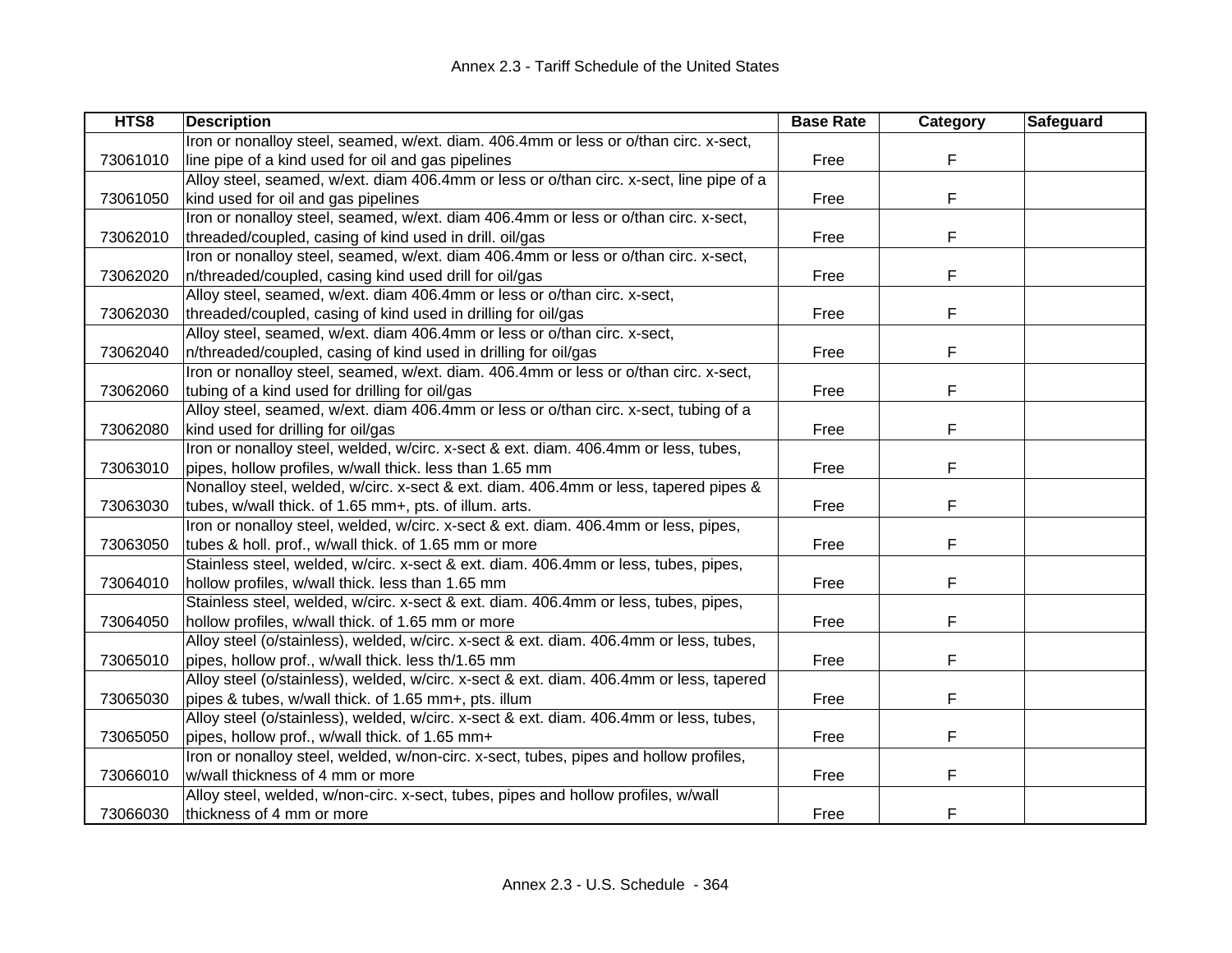| HTS8 | Description | Base Rate | Category | Safeguard |
|---|---|---|---|---|
| 73061010 | Iron or nonalloy steel, seamed, w/ext. diam. 406.4mm or less or o/than circ. x-sect, line pipe of a kind used for oil and gas pipelines | Free | F | |
| 73061050 | Alloy steel, seamed, w/ext. diam 406.4mm or less or o/than circ. x-sect, line pipe of a kind used for oil and gas pipelines | Free | F | |
| 73062010 | Iron or nonalloy steel, seamed, w/ext. diam 406.4mm or less or o/than circ. x-sect, threaded/coupled, casing of kind used in drill. oil/gas | Free | F | |
| 73062020 | Iron or nonalloy steel, seamed, w/ext. diam 406.4mm or less or o/than circ. x-sect, n/threaded/coupled, casing kind used drill for oil/gas | Free | F | |
| 73062030 | Alloy steel, seamed, w/ext. diam 406.4mm or less or o/than circ. x-sect, threaded/coupled, casing of kind used in drilling for oil/gas | Free | F | |
| 73062040 | Alloy steel, seamed, w/ext. diam 406.4mm or less or o/than circ. x-sect, n/threaded/coupled, casing of kind used in drilling for oil/gas | Free | F | |
| 73062060 | Iron or nonalloy steel, seamed, w/ext. diam. 406.4mm or less or o/than circ. x-sect, tubing of a kind used for drilling for oil/gas | Free | F | |
| 73062080 | Alloy steel, seamed, w/ext. diam 406.4mm or less or o/than circ. x-sect, tubing of a kind used for drilling for oil/gas | Free | F | |
| 73063010 | Iron or nonalloy steel, welded, w/circ. x-sect & ext. diam. 406.4mm or less, tubes, pipes, hollow profiles, w/wall thick. less than 1.65 mm | Free | F | |
| 73063030 | Nonalloy steel, welded, w/circ. x-sect & ext. diam. 406.4mm or less, tapered pipes & tubes, w/wall thick. of 1.65 mm+, pts. of illum. arts. | Free | F | |
| 73063050 | Iron or nonalloy steel, welded, w/circ. x-sect & ext. diam. 406.4mm or less, pipes, tubes & holl. prof., w/wall thick. of 1.65 mm or more | Free | F | |
| 73064010 | Stainless steel, welded, w/circ. x-sect & ext. diam. 406.4mm or less, tubes, pipes, hollow profiles, w/wall thick. less than 1.65 mm | Free | F | |
| 73064050 | Stainless steel, welded, w/circ. x-sect & ext. diam. 406.4mm or less, tubes, pipes, hollow profiles, w/wall thick. of 1.65 mm or more | Free | F | |
| 73065010 | Alloy steel (o/stainless), welded, w/circ. x-sect & ext. diam. 406.4mm or less, tubes, pipes, hollow prof., w/wall thick. less th/1.65 mm | Free | F | |
| 73065030 | Alloy steel (o/stainless), welded, w/circ. x-sect & ext. diam. 406.4mm or less, tapered pipes & tubes, w/wall thick. of 1.65 mm+, pts. illum | Free | F | |
| 73065050 | Alloy steel (o/stainless), welded, w/circ. x-sect & ext. diam. 406.4mm or less, tubes, pipes, hollow prof., w/wall thick. of 1.65 mm+ | Free | F | |
| 73066010 | Iron or nonalloy steel, welded, w/non-circ. x-sect, tubes, pipes and hollow profiles, w/wall thickness of 4 mm or more | Free | F | |
| 73066030 | Alloy steel, welded, w/non-circ. x-sect, tubes, pipes and hollow profiles, w/wall thickness of 4 mm or more | Free | F | |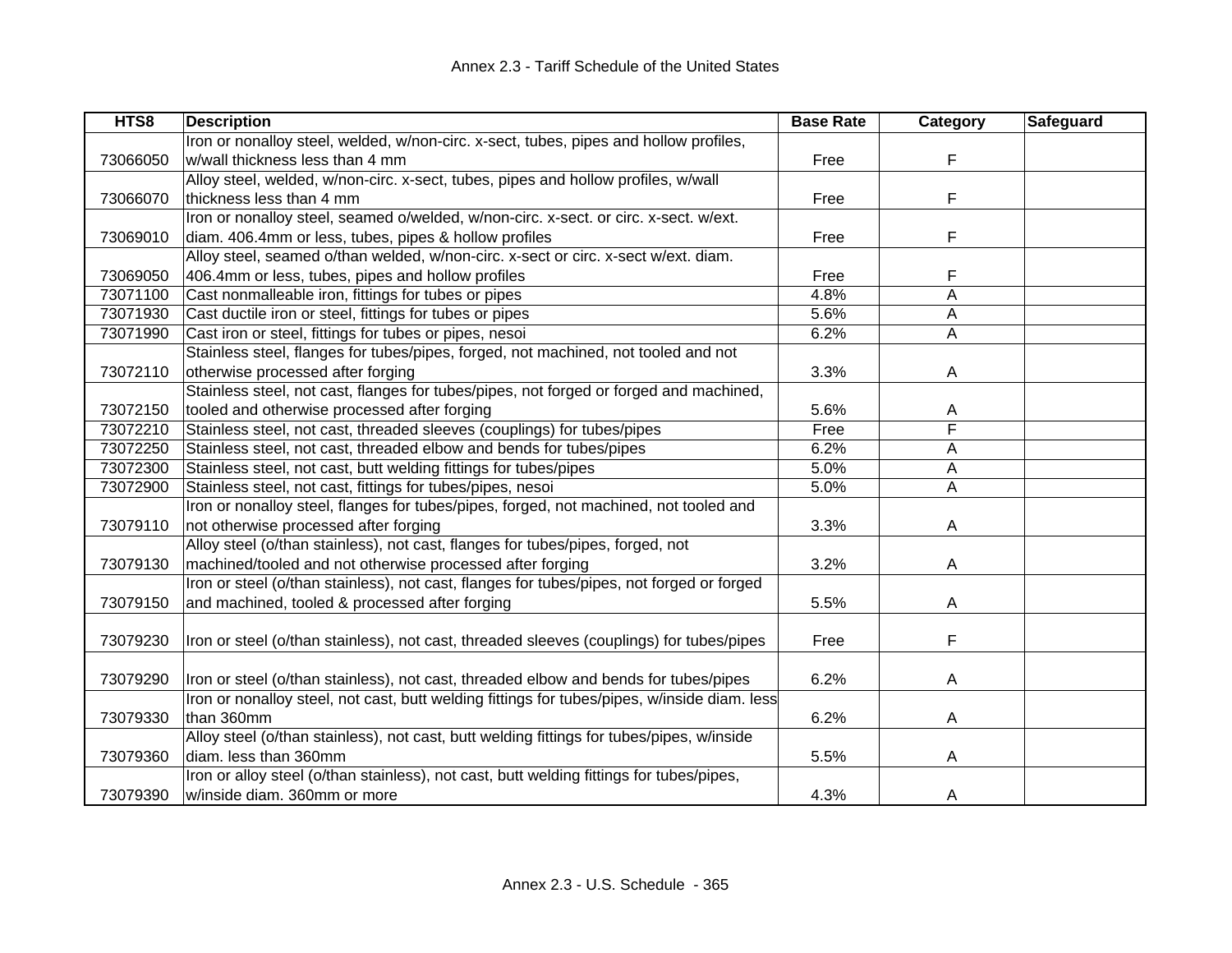| HTS8 | Description | Base Rate | Category | Safeguard |
|---|---|---|---|---|
| 73066050 | Iron or nonalloy steel, welded, w/non-circ. x-sect, tubes, pipes and hollow profiles, w/wall thickness less than 4 mm | Free | F | |
| 73066070 | Alloy steel, welded, w/non-circ. x-sect, tubes, pipes and hollow profiles, w/wall thickness less than 4 mm | Free | F | |
| 73069010 | Iron or nonalloy steel, seamed o/welded, w/non-circ. x-sect. or circ. x-sect. w/ext. diam. 406.4mm or less, tubes, pipes & hollow profiles | Free | F | |
| 73069050 | Alloy steel, seamed o/than welded, w/non-circ. x-sect or circ. x-sect w/ext. diam. 406.4mm or less, tubes, pipes and hollow profiles | Free | F | |
| 73071100 | Cast nonmalleable iron, fittings for tubes or pipes | 4.8% | A | |
| 73071930 | Cast ductile iron or steel, fittings for tubes or pipes | 5.6% | A | |
| 73071990 | Cast iron or steel, fittings for tubes or pipes, nesoi | 6.2% | A | |
| 73072110 | Stainless steel, flanges for tubes/pipes, forged, not machined, not tooled and not otherwise processed after forging | 3.3% | A | |
| 73072150 | Stainless steel, not cast, flanges for tubes/pipes, not forged or forged and machined, tooled and otherwise processed after forging | 5.6% | A | |
| 73072210 | Stainless steel, not cast, threaded sleeves (couplings) for tubes/pipes | Free | F | |
| 73072250 | Stainless steel, not cast, threaded elbow and bends for tubes/pipes | 6.2% | A | |
| 73072300 | Stainless steel, not cast, butt welding fittings for tubes/pipes | 5.0% | A | |
| 73072900 | Stainless steel, not cast, fittings for tubes/pipes, nesoi | 5.0% | A | |
| 73079110 | Iron or nonalloy steel, flanges for tubes/pipes, forged, not machined, not tooled and not otherwise processed after forging | 3.3% | A | |
| 73079130 | Alloy steel (o/than stainless), not cast, flanges for tubes/pipes, forged, not machined/tooled and not otherwise processed after forging | 3.2% | A | |
| 73079150 | Iron or steel (o/than stainless), not cast, flanges for tubes/pipes, not forged or forged and machined, tooled & processed after forging | 5.5% | A | |
| 73079230 | Iron or steel (o/than stainless), not cast, threaded sleeves (couplings) for tubes/pipes | Free | F | |
| 73079290 | Iron or steel (o/than stainless), not cast, threaded elbow and bends for tubes/pipes | 6.2% | A | |
| 73079330 | Iron or nonalloy steel, not cast, butt welding fittings for tubes/pipes, w/inside diam. less than 360mm | 6.2% | A | |
| 73079360 | Alloy steel (o/than stainless), not cast, butt welding fittings for tubes/pipes, w/inside diam. less than 360mm | 5.5% | A | |
| 73079390 | Iron or alloy steel (o/than stainless), not cast, butt welding fittings for tubes/pipes, w/inside diam. 360mm or more | 4.3% | A | |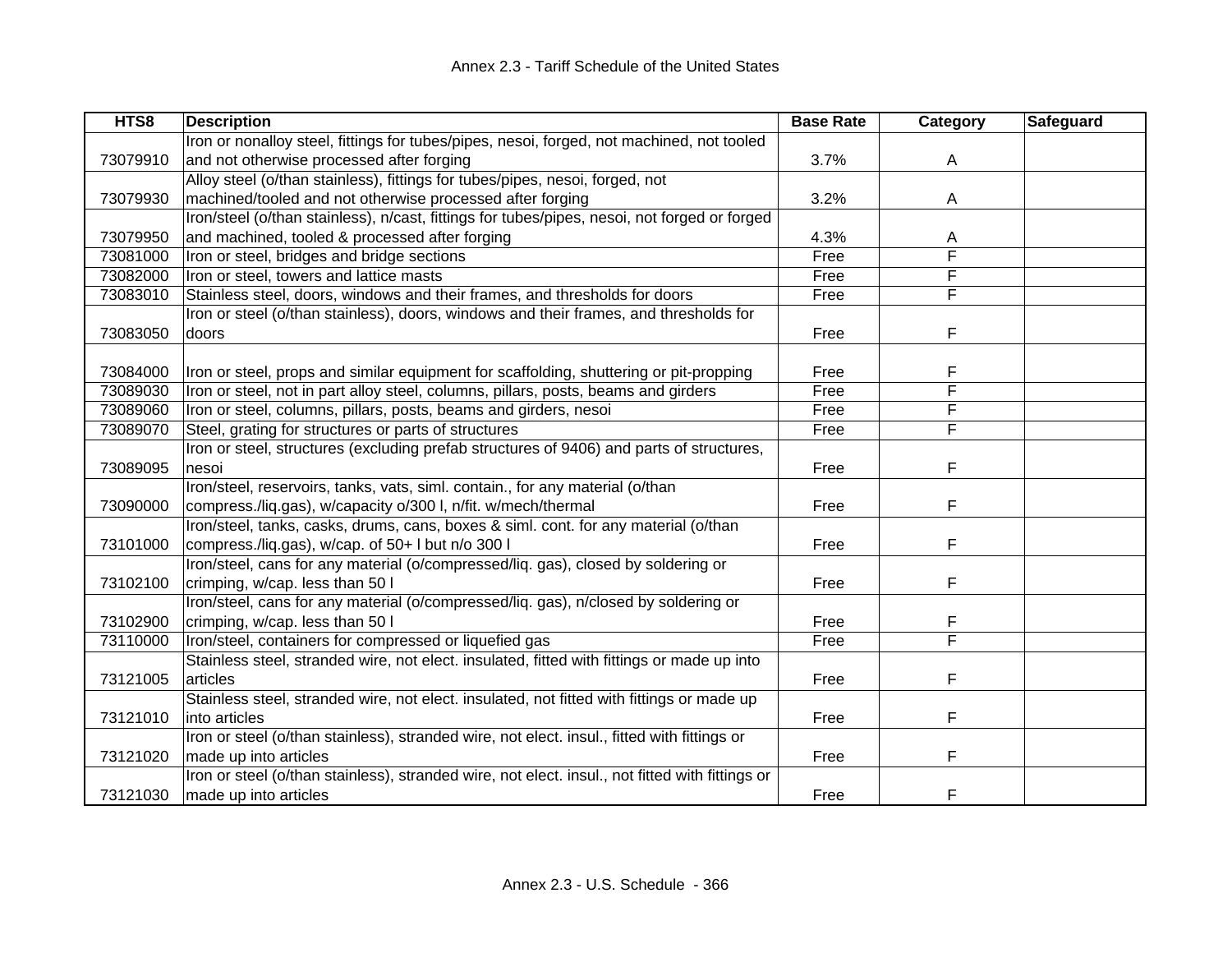Annex 2.3 - Tariff Schedule of the United States

| HTS8 | Description | Base Rate | Category | Safeguard |
|---|---|---|---|---|
| 73079910 | Iron or nonalloy steel, fittings for tubes/pipes, nesoi, forged, not machined, not tooled and not otherwise processed after forging | 3.7% | A | |
| 73079930 | Alloy steel (o/than stainless), fittings for tubes/pipes, nesoi, forged, not machined/tooled and not otherwise processed after forging | 3.2% | A | |
| 73079950 | Iron/steel (o/than stainless), n/cast, fittings for tubes/pipes, nesoi, not forged or forged and machined, tooled & processed after forging | 4.3% | A | |
| 73081000 | Iron or steel, bridges and bridge sections | Free | F | |
| 73082000 | Iron or steel, towers and lattice masts | Free | F | |
| 73083010 | Stainless steel, doors, windows and their frames, and thresholds for doors | Free | F | |
| 73083050 | Iron or steel (o/than stainless), doors, windows and their frames, and thresholds for doors | Free | F | |
| 73084000 | Iron or steel, props and similar equipment for scaffolding, shuttering or pit-propping | Free | F | |
| 73089030 | Iron or steel, not in part alloy steel, columns, pillars, posts, beams and girders | Free | F | |
| 73089060 | Iron or steel, columns, pillars, posts, beams and girders, nesoi | Free | F | |
| 73089070 | Steel, grating for structures or parts of structures | Free | F | |
| 73089095 | Iron or steel, structures (excluding prefab structures of 9406) and parts of structures, nesoi | Free | F | |
| 73090000 | Iron/steel, reservoirs, tanks, vats, siml. contain., for any material (o/than compress./liq.gas), w/capacity o/300 l, n/fit. w/mech/thermal | Free | F | |
| 73101000 | Iron/steel, tanks, casks, drums, cans, boxes & siml. cont. for any material (o/than compress./liq.gas), w/cap. of 50+ l but n/o 300 l | Free | F | |
| 73102100 | Iron/steel, cans for any material (o/compressed/liq. gas), closed by soldering or crimping, w/cap. less than 50 l | Free | F | |
| 73102900 | Iron/steel, cans for any material (o/compressed/liq. gas), n/closed by soldering or crimping, w/cap. less than 50 l | Free | F | |
| 73110000 | Iron/steel, containers for compressed or liquefied gas | Free | F | |
| 73121005 | Stainless steel, stranded wire, not elect. insulated, fitted with fittings or made up into articles | Free | F | |
| 73121010 | Stainless steel, stranded wire, not elect. insulated, not fitted with fittings or made up into articles | Free | F | |
| 73121020 | Iron or steel (o/than stainless), stranded wire, not elect. insul., fitted with fittings or made up into articles | Free | F | |
| 73121030 | Iron or steel (o/than stainless), stranded wire, not elect. insul., not fitted with fittings or made up into articles | Free | F | |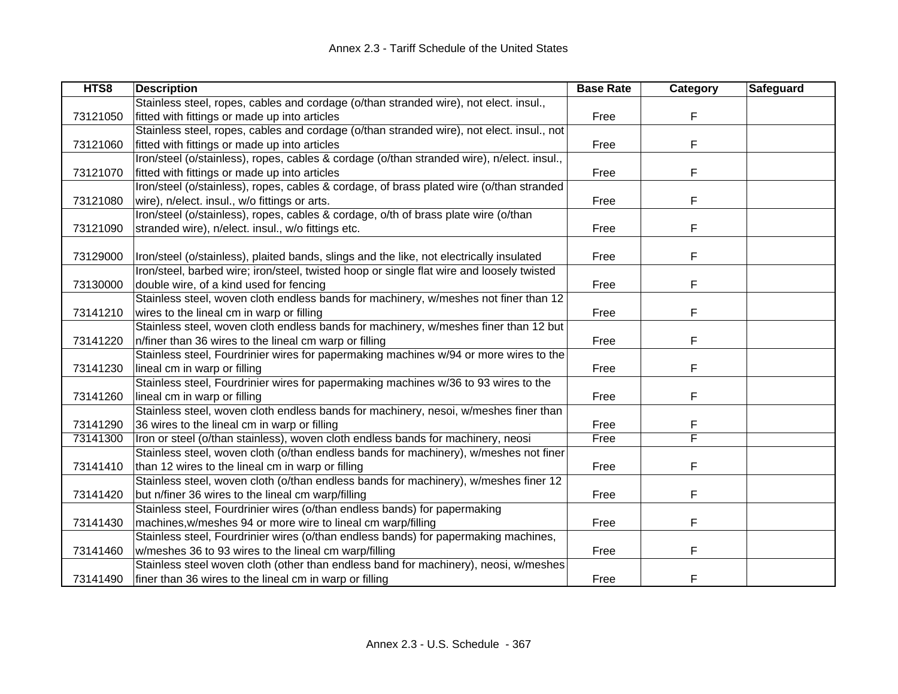| HTS8 | Description | Base Rate | Category | Safeguard |
|---|---|---|---|---|
| 73121050 | Stainless steel, ropes, cables and cordage (o/than stranded wire), not elect. insul., fitted with fittings or made up into articles | Free | F | |
| 73121060 | Stainless steel, ropes, cables and cordage (o/than stranded wire), not elect. insul., not fitted with fittings or made up into articles | Free | F | |
| 73121070 | Iron/steel (o/stainless), ropes, cables & cordage (o/than stranded wire), n/elect. insul., fitted with fittings or made up into articles | Free | F | |
| 73121080 | Iron/steel (o/stainless), ropes, cables & cordage, of brass plated wire (o/than stranded wire), n/elect. insul., w/o fittings or arts. | Free | F | |
| 73121090 | Iron/steel (o/stainless), ropes, cables & cordage, o/th of brass plate wire (o/than stranded wire), n/elect. insul., w/o fittings etc. | Free | F | |
| 73129000 | Iron/steel (o/stainless), plaited bands, slings and the like, not electrically insulated | Free | F | |
| 73130000 | Iron/steel, barbed wire; iron/steel, twisted hoop or single flat wire and loosely twisted double wire, of a kind used for fencing | Free | F | |
| 73141210 | Stainless steel, woven cloth endless bands for machinery, w/meshes not finer than 12 wires to the lineal cm in warp or filling | Free | F | |
| 73141220 | Stainless steel, woven cloth endless bands for machinery, w/meshes finer than 12 but n/finer than 36 wires to the lineal cm warp or filling | Free | F | |
| 73141230 | Stainless steel, Fourdrinier wires for papermaking machines w/94 or more wires to the lineal cm in warp or filling | Free | F | |
| 73141260 | Stainless steel, Fourdrinier wires for papermaking machines w/36 to 93 wires to the lineal cm in warp or filling | Free | F | |
| 73141290 | Stainless steel, woven cloth endless bands for machinery, nesoi, w/meshes finer than 36 wires to the lineal cm in warp or filling | Free | F | |
| 73141300 | Iron or steel (o/than stainless), woven cloth endless bands for machinery, neosi | Free | F | |
| 73141410 | Stainless steel, woven cloth (o/than endless bands for machinery), w/meshes not finer than 12 wires to the lineal cm in warp or filling | Free | F | |
| 73141420 | Stainless steel, woven cloth (o/than endless bands for machinery), w/meshes finer 12 but n/finer 36 wires to the lineal cm warp/filling | Free | F | |
| 73141430 | Stainless steel, Fourdrinier wires (o/than endless bands) for papermaking machines,w/meshes 94 or more wire to lineal cm warp/filling | Free | F | |
| 73141460 | Stainless steel, Fourdrinier wires (o/than endless bands) for papermaking machines, w/meshes 36 to 93 wires to the lineal cm warp/filling | Free | F | |
| 73141490 | Stainless steel woven cloth (other than endless band for machinery), neosi, w/meshes finer than 36 wires to the lineal cm in warp or filling | Free | F | |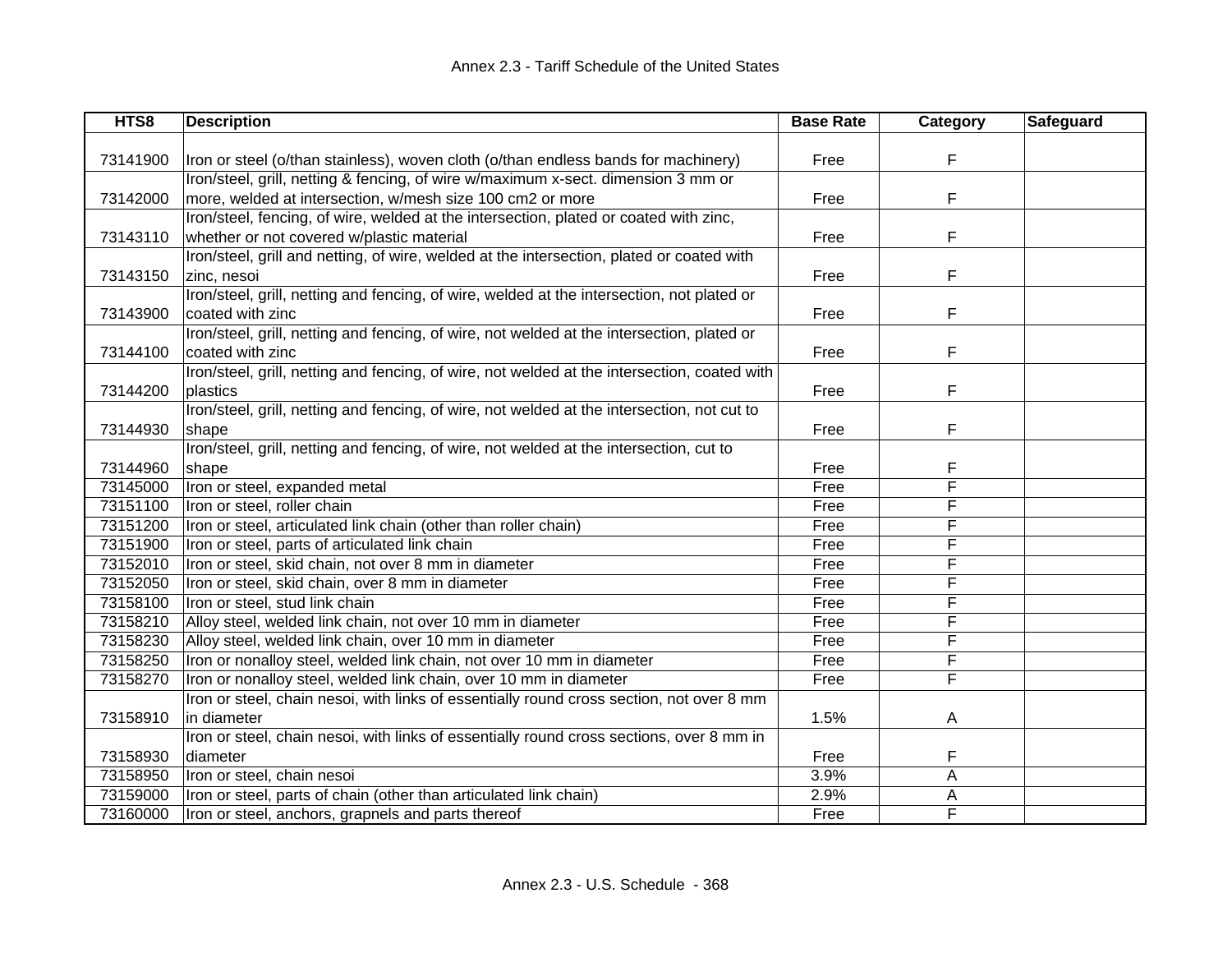| HTS8 | Description | Base Rate | Category | Safeguard |
|---|---|---|---|---|
| 73141900 | Iron or steel (o/than stainless), woven cloth (o/than endless bands for machinery) | Free | F | |
| 73142000 | Iron/steel, grill, netting & fencing, of wire w/maximum x-sect. dimension 3 mm or more, welded at intersection, w/mesh size 100 cm2 or more | Free | F | |
| 73143110 | Iron/steel, fencing, of wire, welded at the intersection, plated or coated with zinc, whether or not covered w/plastic material | Free | F | |
| 73143150 | Iron/steel, grill and netting, of wire, welded at the intersection, plated or coated with zinc, nesoi | Free | F | |
| 73143900 | Iron/steel, grill, netting and fencing, of wire, welded at the intersection, not plated or coated with zinc | Free | F | |
| 73144100 | Iron/steel, grill, netting and fencing, of wire, not welded at the intersection, plated or coated with zinc | Free | F | |
| 73144200 | Iron/steel, grill, netting and fencing, of wire, not welded at the intersection, coated with plastics | Free | F | |
| 73144930 | Iron/steel, grill, netting and fencing, of wire, not welded at the intersection, not cut to shape | Free | F | |
| 73144960 | Iron/steel, grill, netting and fencing, of wire, not welded at the intersection, cut to shape | Free | F | |
| 73145000 | Iron or steel, expanded metal | Free | F | |
| 73151100 | Iron or steel, roller chain | Free | F | |
| 73151200 | Iron or steel, articulated link chain (other than roller chain) | Free | F | |
| 73151900 | Iron or steel, parts of articulated link chain | Free | F | |
| 73152010 | Iron or steel, skid chain, not over 8 mm in diameter | Free | F | |
| 73152050 | Iron or steel, skid chain, over 8 mm in diameter | Free | F | |
| 73158100 | Iron or steel, stud link chain | Free | F | |
| 73158210 | Alloy steel, welded link chain, not over 10 mm in diameter | Free | F | |
| 73158230 | Alloy steel, welded link chain, over 10 mm in diameter | Free | F | |
| 73158250 | Iron or nonalloy steel, welded link chain, not over 10 mm in diameter | Free | F | |
| 73158270 | Iron or nonalloy steel, welded link chain, over 10 mm in diameter | Free | F | |
| 73158910 | Iron or steel, chain nesoi, with links of essentially round cross section, not over 8 mm in diameter | 1.5% | A | |
| 73158930 | Iron or steel, chain nesoi, with links of essentially round cross sections, over 8 mm in diameter | Free | F | |
| 73158950 | Iron or steel, chain nesoi | 3.9% | A | |
| 73159000 | Iron or steel, parts of chain (other than articulated link chain) | 2.9% | A | |
| 73160000 | Iron or steel, anchors, grapnels and parts thereof | Free | F | |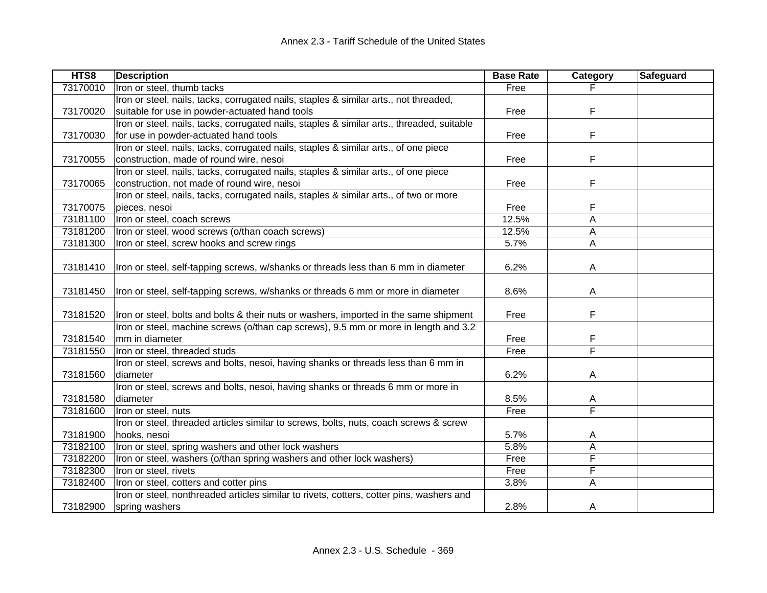| HTS8 | Description | Base Rate | Category | Safeguard |
|---|---|---|---|---|
| 73170010 | Iron or steel, thumb tacks | Free | F | |
| 73170020 | Iron or steel, nails, tacks, corrugated nails, staples & similar arts., not threaded, suitable for use in powder-actuated hand tools | Free | F | |
| 73170030 | Iron or steel, nails, tacks, corrugated nails, staples & similar arts., threaded, suitable for use in powder-actuated hand tools | Free | F | |
| 73170055 | Iron or steel, nails, tacks, corrugated nails, staples & similar arts., of one piece construction, made of round wire, nesoi | Free | F | |
| 73170065 | Iron or steel, nails, tacks, corrugated nails, staples & similar arts., of one piece construction, not made of round wire, nesoi | Free | F | |
| 73170075 | Iron or steel, nails, tacks, corrugated nails, staples & similar arts., of two or more pieces, nesoi | Free | F | |
| 73181100 | Iron or steel, coach screws | 12.5% | A | |
| 73181200 | Iron or steel, wood screws (o/than coach screws) | 12.5% | A | |
| 73181300 | Iron or steel, screw hooks and screw rings | 5.7% | A | |
| 73181410 | Iron or steel, self-tapping screws, w/shanks or threads less than 6 mm in diameter | 6.2% | A | |
| 73181450 | Iron or steel, self-tapping screws, w/shanks or threads 6 mm or more in diameter | 8.6% | A | |
| 73181520 | Iron or steel, bolts and bolts & their nuts or washers, imported in the same shipment | Free | F | |
| 73181540 | Iron or steel, machine screws (o/than cap screws), 9.5 mm or more in length and 3.2 mm in diameter | Free | F | |
| 73181550 | Iron or steel, threaded studs | Free | F | |
| 73181560 | Iron or steel, screws and bolts, nesoi, having shanks or threads less than 6 mm in diameter | 6.2% | A | |
| 73181580 | Iron or steel, screws and bolts, nesoi, having shanks or threads 6 mm or more in diameter | 8.5% | A | |
| 73181600 | Iron or steel, nuts | Free | F | |
| 73181900 | Iron or steel, threaded articles similar to screws, bolts, nuts, coach screws & screw hooks, nesoi | 5.7% | A | |
| 73182100 | Iron or steel, spring washers and other lock washers | 5.8% | A | |
| 73182200 | Iron or steel, washers (o/than spring washers and other lock washers) | Free | F | |
| 73182300 | Iron or steel, rivets | Free | F | |
| 73182400 | Iron or steel, cotters and cotter pins | 3.8% | A | |
| 73182900 | Iron or steel, nonthreaded articles similar to rivets, cotters, cotter pins, washers and spring washers | 2.8% | A | |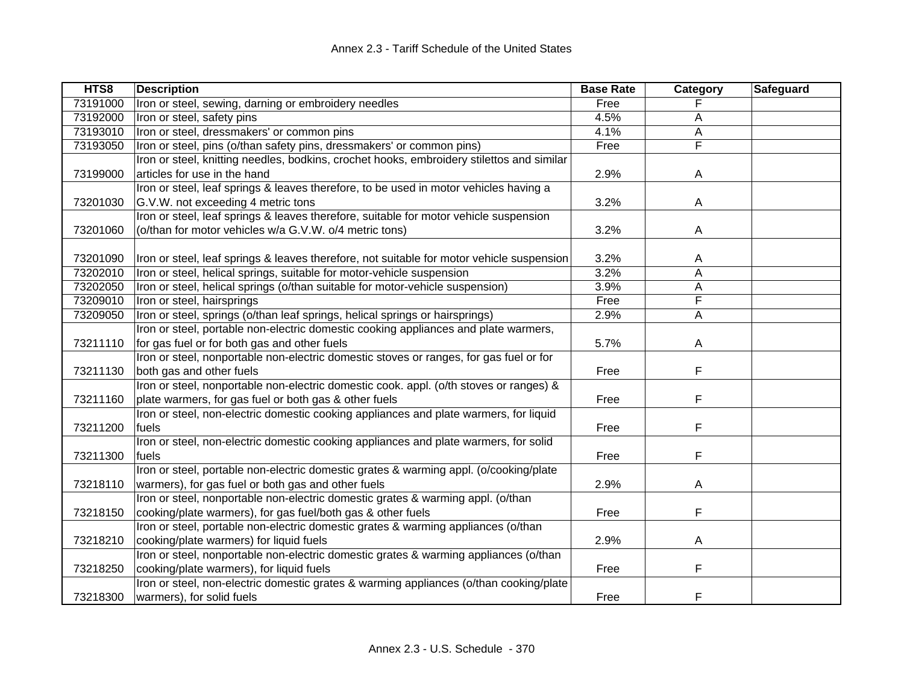# Annex 2.3 - Tariff Schedule of the United States

| HTS8 | Description | Base Rate | Category | Safeguard |
|---|---|---|---|---|
| 73191000 | Iron or steel, sewing, darning or embroidery needles | Free | F | |
| 73192000 | Iron or steel, safety pins | 4.5% | A | |
| 73193010 | Iron or steel, dressmakers' or common pins | 4.1% | A | |
| 73193050 | Iron or steel, pins (o/than safety pins, dressmakers' or common pins) | Free | F | |
| 73199000 | Iron or steel, knitting needles, bodkins, crochet hooks, embroidery stilettos and similar articles for use in the hand | 2.9% | A | |
| 73201030 | Iron or steel, leaf springs & leaves therefore, to be used in motor vehicles having a G.V.W. not exceeding 4 metric tons | 3.2% | A | |
| 73201060 | Iron or steel, leaf springs & leaves therefore, suitable for motor vehicle suspension (o/than for motor vehicles w/a G.V.W. o/4 metric tons) | 3.2% | A | |
| 73201090 | Iron or steel, leaf springs & leaves therefore, not suitable for motor vehicle suspension | 3.2% | A | |
| 73202010 | Iron or steel, helical springs, suitable for motor-vehicle suspension | 3.2% | A | |
| 73202050 | Iron or steel, helical springs (o/than suitable for motor-vehicle suspension) | 3.9% | A | |
| 73209010 | Iron or steel, hairsprings | Free | F | |
| 73209050 | Iron or steel, springs (o/than leaf springs, helical springs or hairsprings) | 2.9% | A | |
| 73211110 | Iron or steel, portable non-electric domestic cooking appliances and plate warmers, for gas fuel or for both gas and other fuels | 5.7% | A | |
| 73211130 | Iron or steel, nonportable non-electric domestic stoves or ranges, for gas fuel or for both gas and other fuels | Free | F | |
| 73211160 | Iron or steel, nonportable non-electric domestic cook. appl. (o/th stoves or ranges) & plate warmers, for gas fuel or both gas & other fuels | Free | F | |
| 73211200 | Iron or steel, non-electric domestic cooking appliances and plate warmers, for liquid fuels | Free | F | |
| 73211300 | Iron or steel, non-electric domestic cooking appliances and plate warmers, for solid fuels | Free | F | |
| 73218110 | Iron or steel, portable non-electric domestic grates & warming appl. (o/cooking/plate warmers), for gas fuel or both gas and other fuels | 2.9% | A | |
| 73218150 | Iron or steel, nonportable non-electric domestic grates & warming appl. (o/than cooking/plate warmers), for gas fuel/both gas & other fuels | Free | F | |
| 73218210 | Iron or steel, portable non-electric domestic grates & warming appliances (o/than cooking/plate warmers) for liquid fuels | 2.9% | A | |
| 73218250 | Iron or steel, nonportable non-electric domestic grates & warming appliances (o/than cooking/plate warmers), for liquid fuels | Free | F | |
| 73218300 | Iron or steel, non-electric domestic grates & warming appliances (o/than cooking/plate warmers), for solid fuels | Free | F | |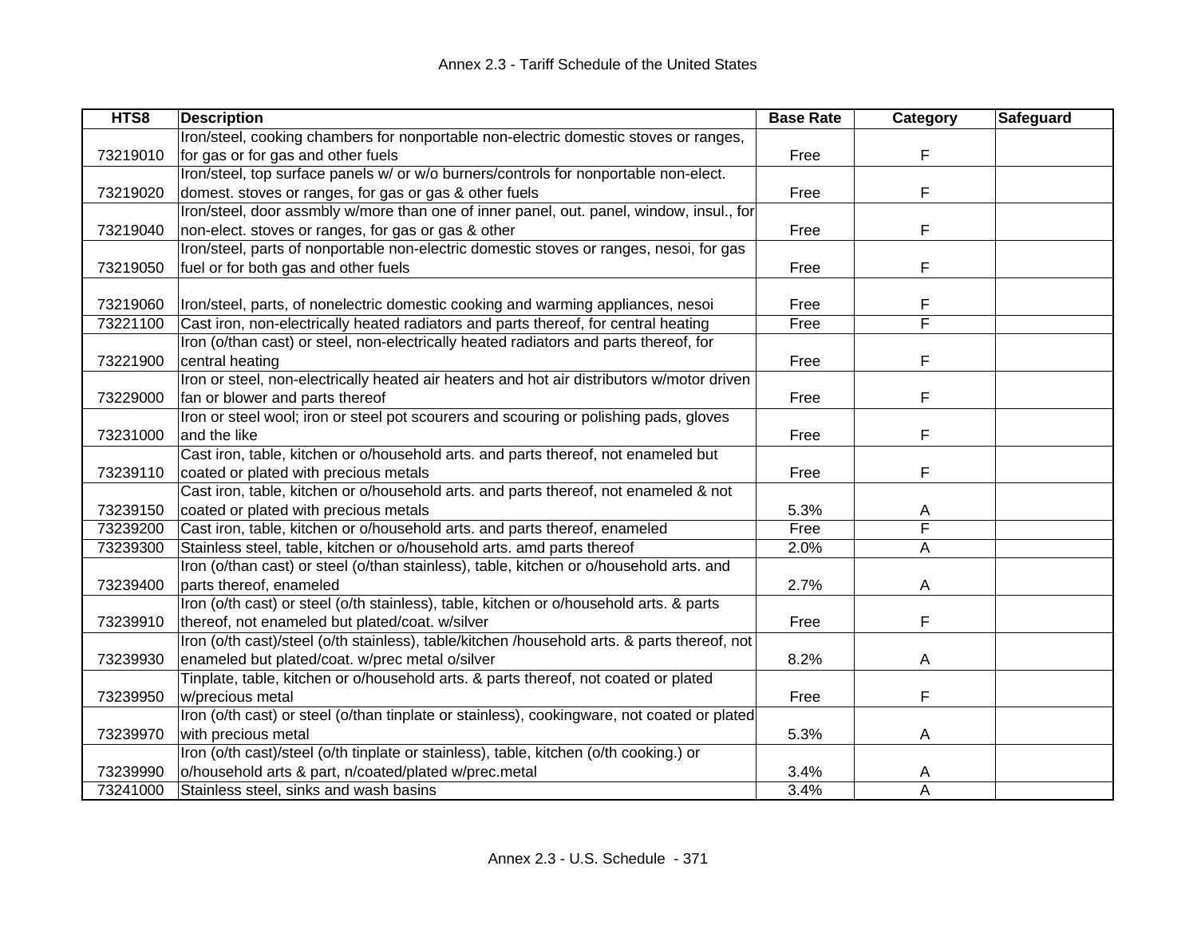| HTS8 | Description | Base Rate | Category | Safeguard |
|---|---|---|---|---|
| 73219010 | Iron/steel, cooking chambers for nonportable non-electric domestic stoves or ranges, for gas or for gas and other fuels | Free | F | |
| 73219020 | Iron/steel, top surface panels w/ or w/o burners/controls for nonportable non-elect. domest. stoves or ranges, for gas or gas & other fuels | Free | F | |
| 73219040 | Iron/steel, door assmbly w/more than one of inner panel, out. panel, window, insul., for non-elect. stoves or ranges, for gas or gas & other | Free | F | |
| 73219050 | Iron/steel, parts of nonportable non-electric domestic stoves or ranges, nesoi, for gas fuel or for both gas and other fuels | Free | F | |
| 73219060 | Iron/steel, parts, of nonelectric domestic cooking and warming appliances, nesoi | Free | F | |
| 73221100 | Cast iron, non-electrically heated radiators and parts thereof, for central heating | Free | F | |
| 73221900 | Iron (o/than cast) or steel, non-electrically heated radiators and parts thereof, for central heating | Free | F | |
| 73229000 | Iron or steel, non-electrically heated air heaters and hot air distributors w/motor driven fan or blower and parts thereof | Free | F | |
| 73231000 | Iron or steel wool; iron or steel pot scourers and scouring or polishing pads, gloves and the like | Free | F | |
| 73239110 | Cast iron, table, kitchen or o/household arts. and parts thereof, not enameled but coated or plated with precious metals | Free | F | |
| 73239150 | Cast iron, table, kitchen or o/household arts. and parts thereof, not enameled & not coated or plated with precious metals | 5.3% | A | |
| 73239200 | Cast iron, table, kitchen or o/household arts. and parts thereof, enameled | Free | F | |
| 73239300 | Stainless steel, table, kitchen or o/household arts. amd parts thereof | 2.0% | A | |
| 73239400 | Iron (o/than cast) or steel (o/than stainless), table, kitchen or o/household arts. and parts thereof, enameled | 2.7% | A | |
| 73239910 | Iron (o/th cast) or steel (o/th stainless), table, kitchen or o/household arts. & parts thereof, not enameled but plated/coat. w/silver | Free | F | |
| 73239930 | Iron (o/th cast)/steel (o/th stainless), table/kitchen /household arts. & parts thereof, not enameled but plated/coat. w/prec metal o/silver | 8.2% | A | |
| 73239950 | Tinplate, table, kitchen or o/household arts. & parts thereof, not coated or plated w/precious metal | Free | F | |
| 73239970 | Iron (o/th cast) or steel (o/than tinplate or stainless), cookingware, not coated or plated with precious metal | 5.3% | A | |
| 73239990 | Iron (o/th cast)/steel (o/th tinplate or stainless), table, kitchen (o/th cooking.) or o/household arts & part, n/coated/plated w/prec.metal | 3.4% | A | |
| 73241000 | Stainless steel, sinks and wash basins | 3.4% | A | |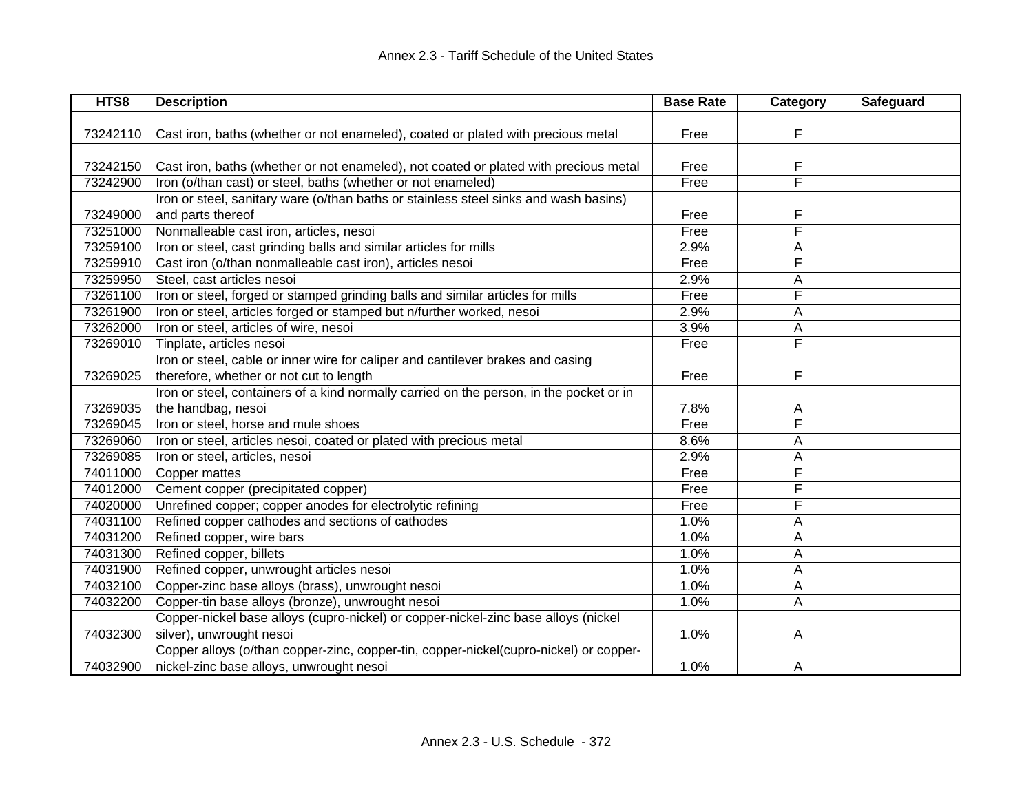Annex 2.3 - Tariff Schedule of the United States

| HTS8 | Description | Base Rate | Category | Safeguard |
|---|---|---|---|---|
| 73242110 | Cast iron, baths (whether or not enameled), coated or plated with precious metal | Free | F | |
| 73242150 | Cast iron, baths (whether or not enameled), not coated or plated with precious metal | Free | F | |
| 73242900 | Iron (o/than cast) or steel, baths (whether or not enameled) | Free | F | |
| 73249000 | Iron or steel, sanitary ware (o/than baths or stainless steel sinks and wash basins) and parts thereof | Free | F | |
| 73251000 | Nonmalleable cast iron, articles, nesoi | Free | F | |
| 73259100 | Iron or steel, cast grinding balls and similar articles for mills | 2.9% | A | |
| 73259910 | Cast iron (o/than nonmalleable cast iron), articles nesoi | Free | F | |
| 73259950 | Steel, cast articles nesoi | 2.9% | A | |
| 73261100 | Iron or steel, forged or stamped grinding balls and similar articles for mills | Free | F | |
| 73261900 | Iron or steel, articles forged or stamped but n/further worked, nesoi | 2.9% | A | |
| 73262000 | Iron or steel, articles of wire, nesoi | 3.9% | A | |
| 73269010 | Tinplate, articles nesoi | Free | F | |
| 73269025 | Iron or steel, cable or inner wire for caliper and cantilever brakes and casing therefore, whether or not cut to length | Free | F | |
| 73269035 | Iron or steel, containers of a kind normally carried on the person, in the pocket or in the handbag, nesoi | 7.8% | A | |
| 73269045 | Iron or steel, horse and mule shoes | Free | F | |
| 73269060 | Iron or steel, articles nesoi, coated or plated with precious metal | 8.6% | A | |
| 73269085 | Iron or steel, articles, nesoi | 2.9% | A | |
| 74011000 | Copper mattes | Free | F | |
| 74012000 | Cement copper (precipitated copper) | Free | F | |
| 74020000 | Unrefined copper; copper anodes for electrolytic refining | Free | F | |
| 74031100 | Refined copper cathodes and sections of cathodes | 1.0% | A | |
| 74031200 | Refined copper, wire bars | 1.0% | A | |
| 74031300 | Refined copper, billets | 1.0% | A | |
| 74031900 | Refined copper, unwrought articles nesoi | 1.0% | A | |
| 74032100 | Copper-zinc base alloys (brass), unwrought nesoi | 1.0% | A | |
| 74032200 | Copper-tin base alloys (bronze), unwrought nesoi | 1.0% | A | |
| 74032300 | Copper-nickel base alloys (cupro-nickel) or copper-nickel-zinc base alloys (nickel silver), unwrought nesoi | 1.0% | A | |
| 74032900 | Copper alloys (o/than copper-zinc, copper-tin, copper-nickel(cupro-nickel) or copper-nickel-zinc base alloys, unwrought nesoi | 1.0% | A | |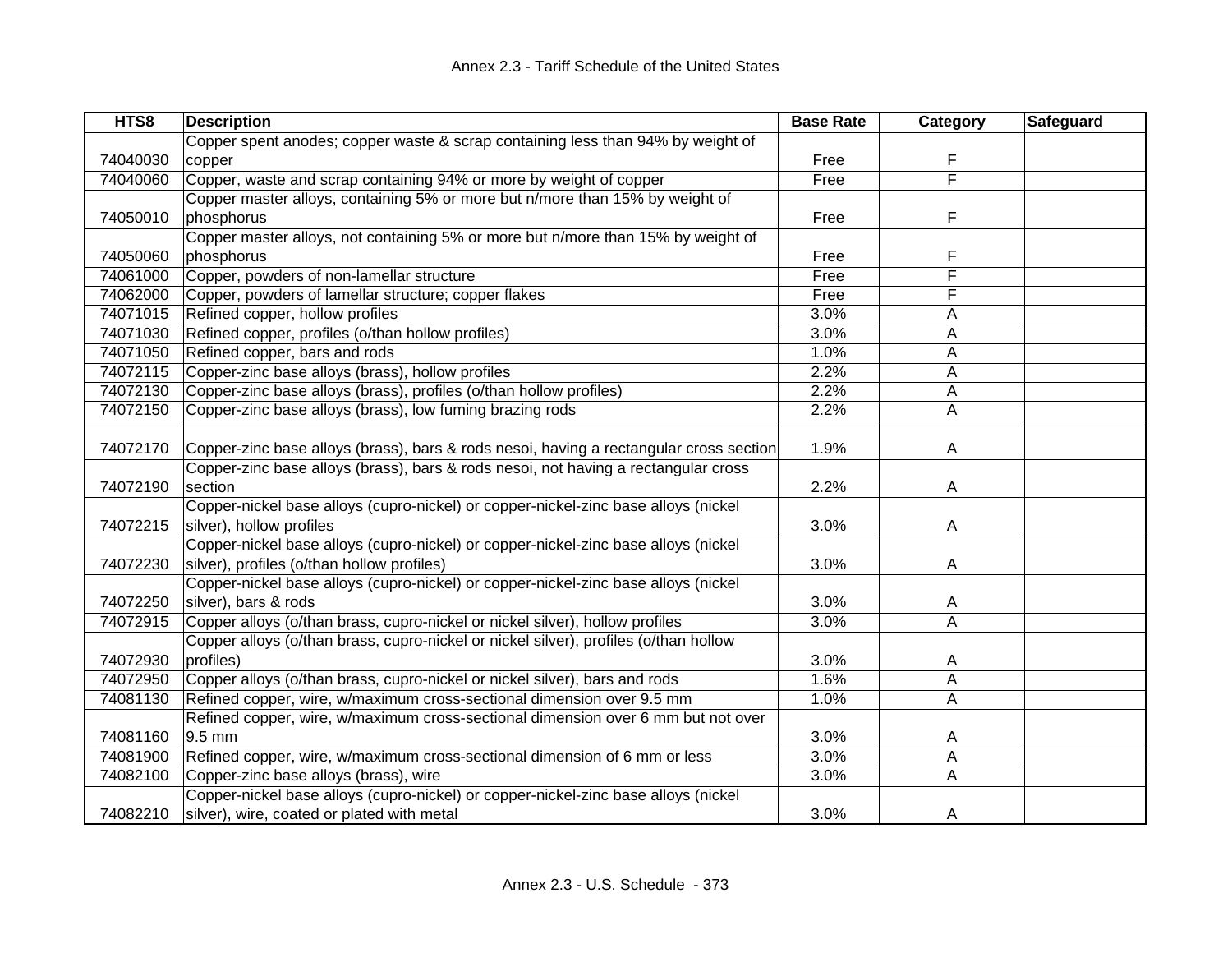| HTS8 | Description | Base Rate | Category | Safeguard |
|---|---|---|---|---|
| 74040030 | Copper spent anodes; copper waste & scrap containing less than 94% by weight of copper | Free | F | |
| 74040060 | Copper, waste and scrap containing 94% or more by weight of copper | Free | F | |
| 74050010 | Copper master alloys, containing 5% or more but n/more than 15% by weight of phosphorus | Free | F | |
| 74050060 | Copper master alloys, not containing 5% or more but n/more than 15% by weight of phosphorus | Free | F | |
| 74061000 | Copper, powders of non-lamellar structure | Free | F | |
| 74062000 | Copper, powders of lamellar structure; copper flakes | Free | F | |
| 74071015 | Refined copper, hollow profiles | 3.0% | A | |
| 74071030 | Refined copper, profiles (o/than hollow profiles) | 3.0% | A | |
| 74071050 | Refined copper, bars and rods | 1.0% | A | |
| 74072115 | Copper-zinc base alloys (brass), hollow profiles | 2.2% | A | |
| 74072130 | Copper-zinc base alloys (brass), profiles (o/than hollow profiles) | 2.2% | A | |
| 74072150 | Copper-zinc base alloys (brass), low fuming brazing rods | 2.2% | A | |
| 74072170 | Copper-zinc base alloys (brass), bars & rods nesoi, having a rectangular cross section | 1.9% | A | |
| 74072190 | Copper-zinc base alloys (brass), bars & rods nesoi, not having a rectangular cross section | 2.2% | A | |
| 74072215 | Copper-nickel base alloys (cupro-nickel) or copper-nickel-zinc base alloys (nickel silver), hollow profiles | 3.0% | A | |
| 74072230 | Copper-nickel base alloys (cupro-nickel) or copper-nickel-zinc base alloys (nickel silver), profiles (o/than hollow profiles) | 3.0% | A | |
| 74072250 | Copper-nickel base alloys (cupro-nickel) or copper-nickel-zinc base alloys (nickel silver), bars & rods | 3.0% | A | |
| 74072915 | Copper alloys (o/than brass, cupro-nickel or nickel silver), hollow profiles | 3.0% | A | |
| 74072930 | Copper alloys (o/than brass, cupro-nickel or nickel silver), profiles (o/than hollow profiles) | 3.0% | A | |
| 74072950 | Copper alloys (o/than brass, cupro-nickel or nickel silver), bars and rods | 1.6% | A | |
| 74081130 | Refined copper, wire, w/maximum cross-sectional dimension over 9.5 mm | 1.0% | A | |
| 74081160 | Refined copper, wire, w/maximum cross-sectional dimension over 6 mm but not over 9.5 mm | 3.0% | A | |
| 74081900 | Refined copper, wire, w/maximum cross-sectional dimension of 6 mm or less | 3.0% | A | |
| 74082100 | Copper-zinc base alloys (brass), wire | 3.0% | A | |
| 74082210 | Copper-nickel base alloys (cupro-nickel) or copper-nickel-zinc base alloys (nickel silver), wire, coated or plated with metal | 3.0% | A | |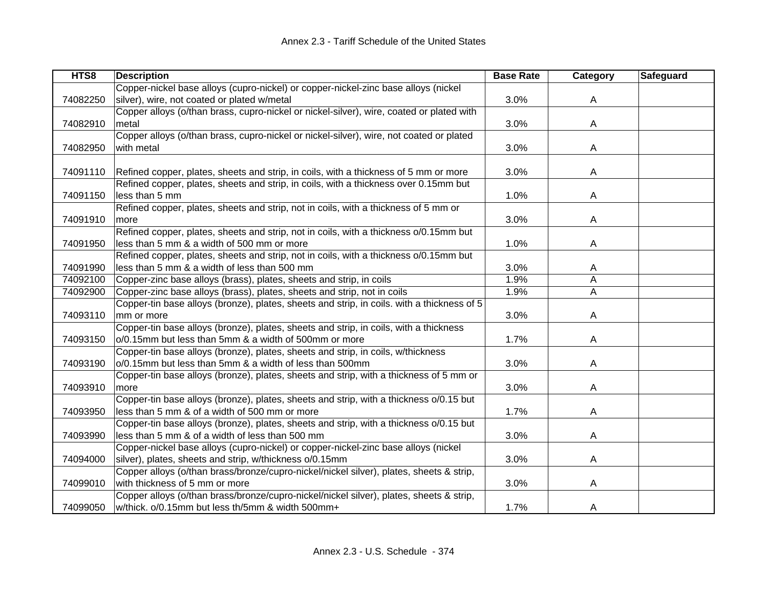| HTS8 | Description | Base Rate | Category | Safeguard |
|---|---|---|---|---|
| 74082250 | Copper-nickel base alloys (cupro-nickel) or copper-nickel-zinc base alloys (nickel silver), wire, not coated or plated w/metal | 3.0% | A | |
| 74082910 | Copper alloys (o/than brass, cupro-nickel or nickel-silver), wire, coated or plated with metal | 3.0% | A | |
| 74082950 | Copper alloys (o/than brass, cupro-nickel or nickel-silver), wire, not coated or plated with metal | 3.0% | A | |
| 74091110 | Refined copper, plates, sheets and strip, in coils, with a thickness of 5 mm or more | 3.0% | A | |
| 74091150 | Refined copper, plates, sheets and strip, in coils, with a thickness over 0.15mm but less than 5 mm | 1.0% | A | |
| 74091910 | Refined copper, plates, sheets and strip, not in coils, with a thickness of 5 mm or more | 3.0% | A | |
| 74091950 | Refined copper, plates, sheets and strip, not in coils, with a thickness o/0.15mm but less than 5 mm & a width of 500 mm or more | 1.0% | A | |
| 74091990 | Refined copper, plates, sheets and strip, not in coils, with a thickness o/0.15mm but less than 5 mm & a width of less than 500 mm | 3.0% | A | |
| 74092100 | Copper-zinc base alloys (brass), plates, sheets and strip, in coils | 1.9% | A | |
| 74092900 | Copper-zinc base alloys (brass), plates, sheets and strip, not in coils | 1.9% | A | |
| 74093110 | Copper-tin base alloys (bronze), plates, sheets and strip, in coils. with a thickness of 5 mm or more | 3.0% | A | |
| 74093150 | Copper-tin base alloys (bronze), plates, sheets and strip, in coils, with a thickness o/0.15mm but less than 5mm & a width of 500mm or more | 1.7% | A | |
| 74093190 | Copper-tin base alloys (bronze), plates, sheets and strip, in coils, w/thickness o/0.15mm but less than 5mm & a width of less than 500mm | 3.0% | A | |
| 74093910 | Copper-tin base alloys (bronze), plates, sheets and strip, with a thickness of 5 mm or more | 3.0% | A | |
| 74093950 | Copper-tin base alloys (bronze), plates, sheets and strip, with a thickness o/0.15 but less than 5 mm & of a width of 500 mm or more | 1.7% | A | |
| 74093990 | Copper-tin base alloys (bronze), plates, sheets and strip, with a thickness o/0.15 but less than 5 mm & of a width of less than 500 mm | 3.0% | A | |
| 74094000 | Copper-nickel base alloys (cupro-nickel) or copper-nickel-zinc base alloys (nickel silver), plates, sheets and strip, w/thickness o/0.15mm | 3.0% | A | |
| 74099010 | Copper alloys (o/than brass/bronze/cupro-nickel/nickel silver), plates, sheets & strip, with thickness of 5 mm or more | 3.0% | A | |
| 74099050 | Copper alloys (o/than brass/bronze/cupro-nickel/nickel silver), plates, sheets & strip, w/thick. o/0.15mm but less th/5mm & width 500mm+ | 1.7% | A | |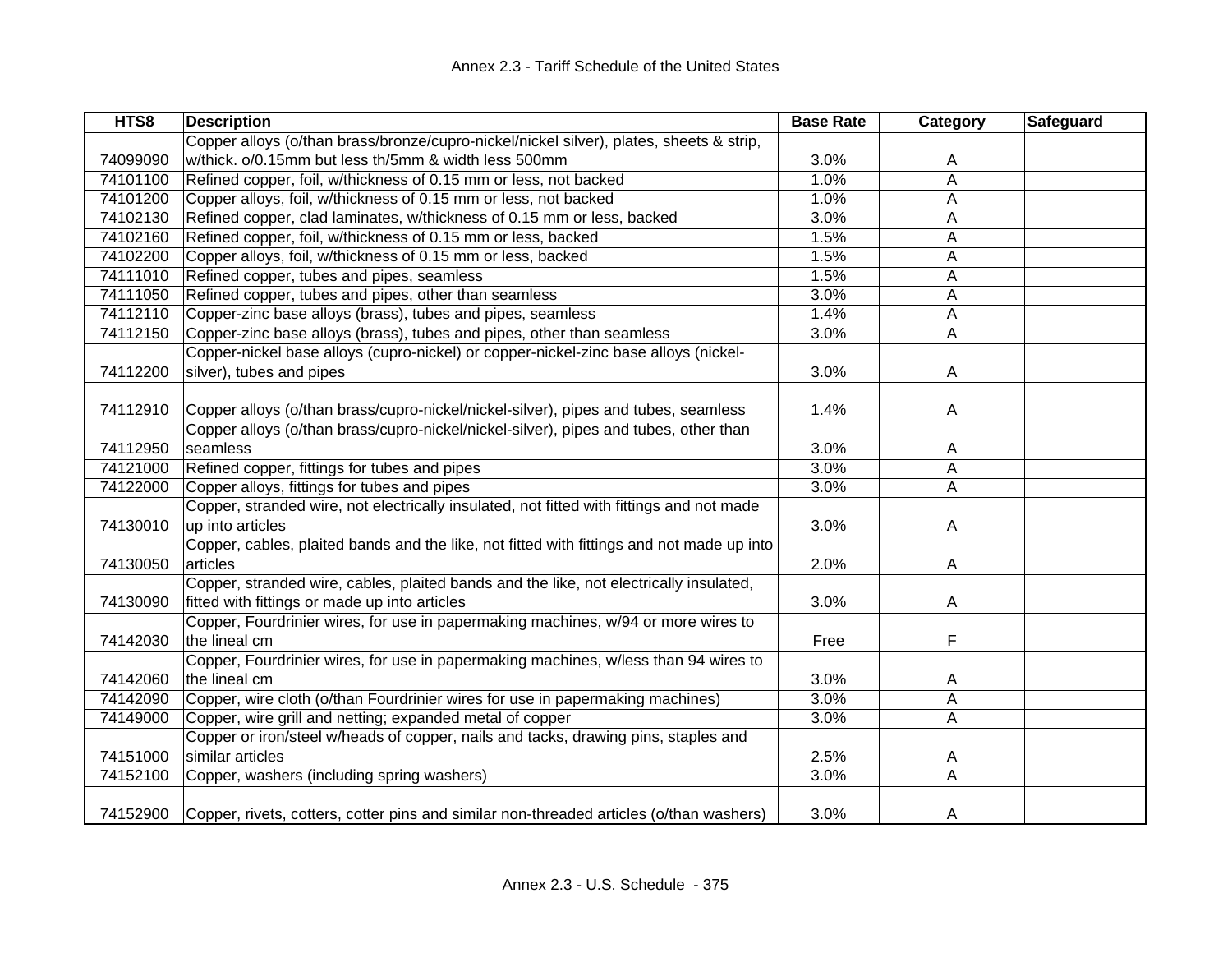| HTS8 | Description | Base Rate | Category | Safeguard |
|---|---|---|---|---|
| 74099090 | Copper alloys (o/than brass/bronze/cupro-nickel/nickel silver), plates, sheets & strip, w/thick. o/0.15mm but less th/5mm & width less 500mm | 3.0% | A | |
| 74101100 | Refined copper, foil, w/thickness of 0.15 mm or less, not backed | 1.0% | A | |
| 74101200 | Copper alloys, foil, w/thickness of 0.15 mm or less, not backed | 1.0% | A | |
| 74102130 | Refined copper, clad laminates, w/thickness of 0.15 mm or less, backed | 3.0% | A | |
| 74102160 | Refined copper, foil, w/thickness of 0.15 mm or less, backed | 1.5% | A | |
| 74102200 | Copper alloys, foil, w/thickness of 0.15 mm or less, backed | 1.5% | A | |
| 74111010 | Refined copper, tubes and pipes, seamless | 1.5% | A | |
| 74111050 | Refined copper, tubes and pipes, other than seamless | 3.0% | A | |
| 74112110 | Copper-zinc base alloys (brass), tubes and pipes, seamless | 1.4% | A | |
| 74112150 | Copper-zinc base alloys (brass), tubes and pipes, other than seamless | 3.0% | A | |
| 74112200 | Copper-nickel base alloys (cupro-nickel) or copper-nickel-zinc base alloys (nickel-silver), tubes and pipes | 3.0% | A | |
| 74112910 | Copper alloys (o/than brass/cupro-nickel/nickel-silver), pipes and tubes, seamless | 1.4% | A | |
| 74112950 | Copper alloys (o/than brass/cupro-nickel/nickel-silver), pipes and tubes, other than seamless | 3.0% | A | |
| 74121000 | Refined copper, fittings for tubes and pipes | 3.0% | A | |
| 74122000 | Copper alloys, fittings for tubes and pipes | 3.0% | A | |
| 74130010 | Copper, stranded wire, not electrically insulated, not fitted with fittings and not made up into articles | 3.0% | A | |
| 74130050 | Copper, cables, plaited bands and the like, not fitted with fittings and not made up into articles | 2.0% | A | |
| 74130090 | Copper, stranded wire, cables, plaited bands and the like, not electrically insulated, fitted with fittings or made up into articles | 3.0% | A | |
| 74142030 | Copper, Fourdrinier wires, for use in papermaking machines, w/94 or more wires to the lineal cm | Free | F | |
| 74142060 | Copper, Fourdrinier wires, for use in papermaking machines, w/less than 94 wires to the lineal cm | 3.0% | A | |
| 74142090 | Copper, wire cloth (o/than Fourdrinier wires for use in papermaking machines) | 3.0% | A | |
| 74149000 | Copper, wire grill and netting; expanded metal of copper | 3.0% | A | |
| 74151000 | Copper or iron/steel w/heads of copper, nails and tacks, drawing pins, staples and similar articles | 2.5% | A | |
| 74152100 | Copper, washers (including spring washers) | 3.0% | A | |
| 74152900 | Copper, rivets, cotters, cotter pins and similar non-threaded articles (o/than washers) | 3.0% | A | |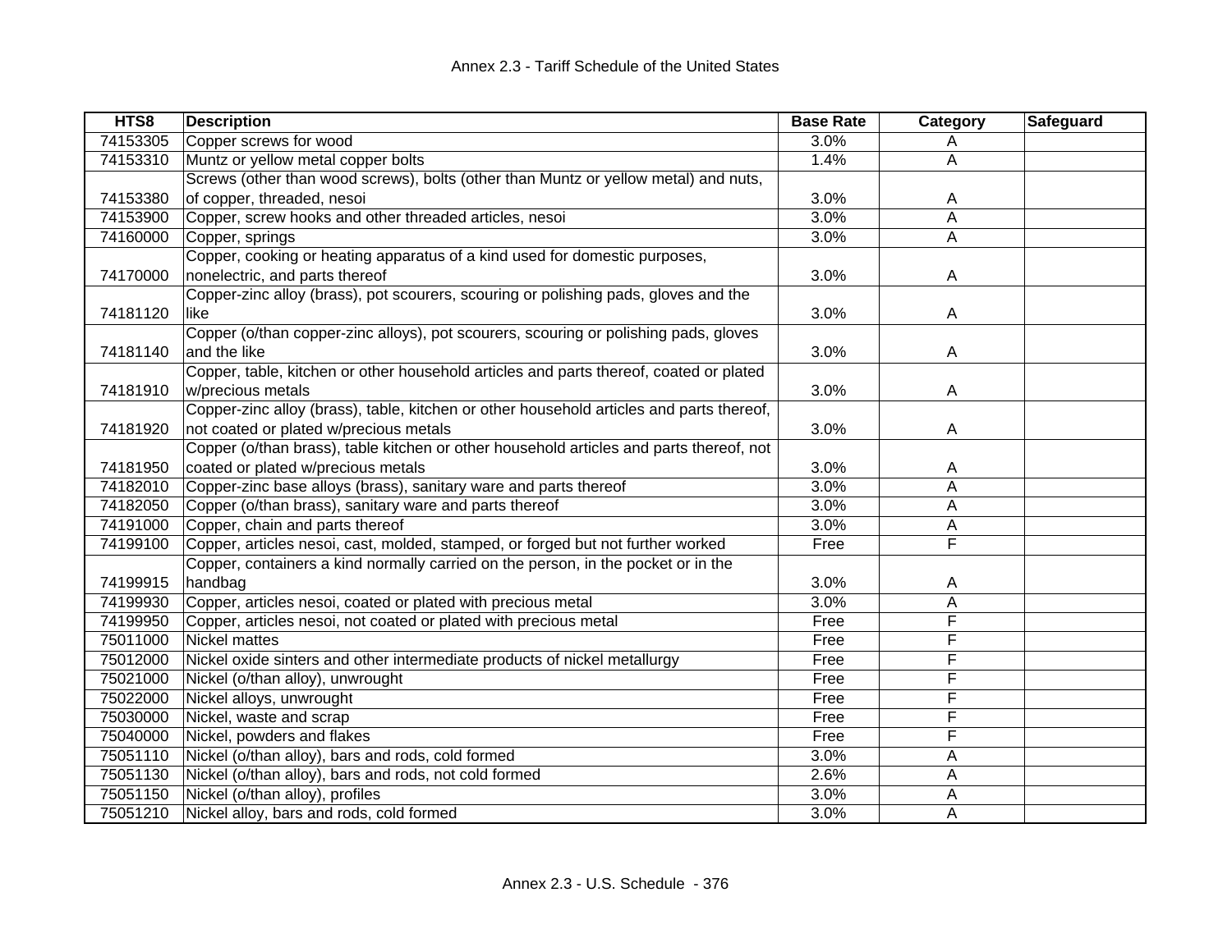| HTS8 | Description | Base Rate | Category | Safeguard |
|---|---|---|---|---|
| 74153305 | Copper screws for wood | 3.0% | A | |
| 74153310 | Muntz or yellow metal copper bolts | 1.4% | A | |
| 74153380 | Screws (other than wood screws), bolts (other than Muntz or yellow metal) and nuts, of copper, threaded, nesoi | 3.0% | A | |
| 74153900 | Copper, screw hooks and other threaded articles, nesoi | 3.0% | A | |
| 74160000 | Copper, springs | 3.0% | A | |
| 74170000 | Copper, cooking or heating apparatus of a kind used for domestic purposes, nonelectric, and parts thereof | 3.0% | A | |
| 74181120 | Copper-zinc alloy (brass), pot scourers, scouring or polishing pads, gloves and the like | 3.0% | A | |
| 74181140 | Copper (o/than copper-zinc alloys), pot scourers, scouring or polishing pads, gloves and the like | 3.0% | A | |
| 74181910 | Copper, table, kitchen or other household articles and parts thereof, coated or plated w/precious metals | 3.0% | A | |
| 74181920 | Copper-zinc alloy (brass), table, kitchen or other household articles and parts thereof, not coated or plated w/precious metals | 3.0% | A | |
| 74181950 | Copper (o/than brass), table kitchen or other household articles and parts thereof, not coated or plated w/precious metals | 3.0% | A | |
| 74182010 | Copper-zinc base alloys (brass), sanitary ware and parts thereof | 3.0% | A | |
| 74182050 | Copper (o/than brass), sanitary ware and parts thereof | 3.0% | A | |
| 74191000 | Copper, chain and parts thereof | 3.0% | A | |
| 74199100 | Copper, articles nesoi, cast, molded, stamped, or forged but not further worked | Free | F | |
| 74199915 | Copper, containers a kind normally carried on the person, in the pocket or in the handbag | 3.0% | A | |
| 74199930 | Copper, articles nesoi, coated or plated with precious metal | 3.0% | A | |
| 74199950 | Copper, articles nesoi, not coated or plated with precious metal | Free | F | |
| 75011000 | Nickel mattes | Free | F | |
| 75012000 | Nickel oxide sinters and other intermediate products of nickel metallurgy | Free | F | |
| 75021000 | Nickel (o/than alloy), unwrought | Free | F | |
| 75022000 | Nickel alloys, unwrought | Free | F | |
| 75030000 | Nickel, waste and scrap | Free | F | |
| 75040000 | Nickel, powders and flakes | Free | F | |
| 75051110 | Nickel (o/than alloy), bars and rods, cold formed | 3.0% | A | |
| 75051130 | Nickel (o/than alloy), bars and rods, not cold formed | 2.6% | A | |
| 75051150 | Nickel (o/than alloy), profiles | 3.0% | A | |
| 75051210 | Nickel alloy, bars and rods, cold formed | 3.0% | A | |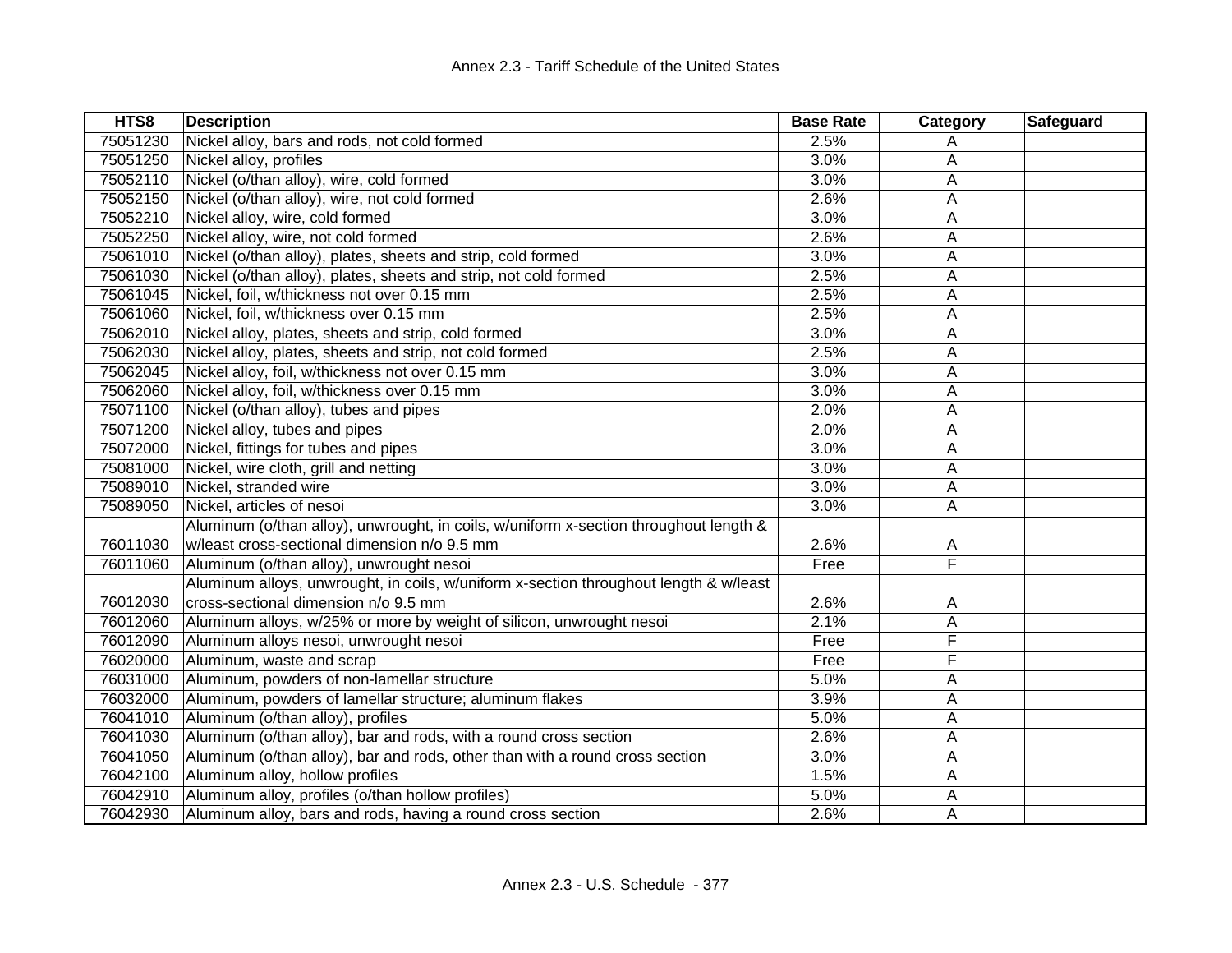| HTS8 | Description | Base Rate | Category | Safeguard |
|---|---|---|---|---|
| 75051230 | Nickel alloy, bars and rods, not cold formed | 2.5% | A | |
| 75051250 | Nickel alloy, profiles | 3.0% | A | |
| 75052110 | Nickel (o/than alloy), wire, cold formed | 3.0% | A | |
| 75052150 | Nickel (o/than alloy), wire, not cold formed | 2.6% | A | |
| 75052210 | Nickel alloy, wire, cold formed | 3.0% | A | |
| 75052250 | Nickel alloy, wire, not cold formed | 2.6% | A | |
| 75061010 | Nickel (o/than alloy), plates, sheets and strip, cold formed | 3.0% | A | |
| 75061030 | Nickel (o/than alloy), plates, sheets and strip, not cold formed | 2.5% | A | |
| 75061045 | Nickel, foil, w/thickness not over 0.15 mm | 2.5% | A | |
| 75061060 | Nickel, foil, w/thickness over 0.15 mm | 2.5% | A | |
| 75062010 | Nickel alloy, plates, sheets and strip, cold formed | 3.0% | A | |
| 75062030 | Nickel alloy, plates, sheets and strip, not cold formed | 2.5% | A | |
| 75062045 | Nickel alloy, foil, w/thickness not over 0.15 mm | 3.0% | A | |
| 75062060 | Nickel alloy, foil, w/thickness over 0.15 mm | 3.0% | A | |
| 75071100 | Nickel (o/than alloy), tubes and pipes | 2.0% | A | |
| 75071200 | Nickel alloy, tubes and pipes | 2.0% | A | |
| 75072000 | Nickel, fittings for tubes and pipes | 3.0% | A | |
| 75081000 | Nickel, wire cloth, grill and netting | 3.0% | A | |
| 75089010 | Nickel, stranded wire | 3.0% | A | |
| 75089050 | Nickel, articles of nesoi | 3.0% | A | |
| 76011030 | Aluminum (o/than alloy), unwrought, in coils, w/uniform x-section throughout length & w/least cross-sectional dimension n/o 9.5 mm | 2.6% | A | |
| 76011060 | Aluminum (o/than alloy), unwrought nesoi | Free | F | |
| 76012030 | Aluminum alloys, unwrought, in coils, w/uniform x-section throughout length & w/least cross-sectional dimension n/o 9.5 mm | 2.6% | A | |
| 76012060 | Aluminum alloys, w/25% or more by weight of silicon, unwrought nesoi | 2.1% | A | |
| 76012090 | Aluminum alloys nesoi, unwrought nesoi | Free | F | |
| 76020000 | Aluminum, waste and scrap | Free | F | |
| 76031000 | Aluminum, powders of non-lamellar structure | 5.0% | A | |
| 76032000 | Aluminum, powders of lamellar structure; aluminum flakes | 3.9% | A | |
| 76041010 | Aluminum (o/than alloy), profiles | 5.0% | A | |
| 76041030 | Aluminum (o/than alloy), bar and rods, with a round cross section | 2.6% | A | |
| 76041050 | Aluminum (o/than alloy), bar and rods, other than with a round cross section | 3.0% | A | |
| 76042100 | Aluminum alloy, hollow profiles | 1.5% | A | |
| 76042910 | Aluminum alloy, profiles (o/than hollow profiles) | 5.0% | A | |
| 76042930 | Aluminum alloy, bars and rods, having a round cross section | 2.6% | A | |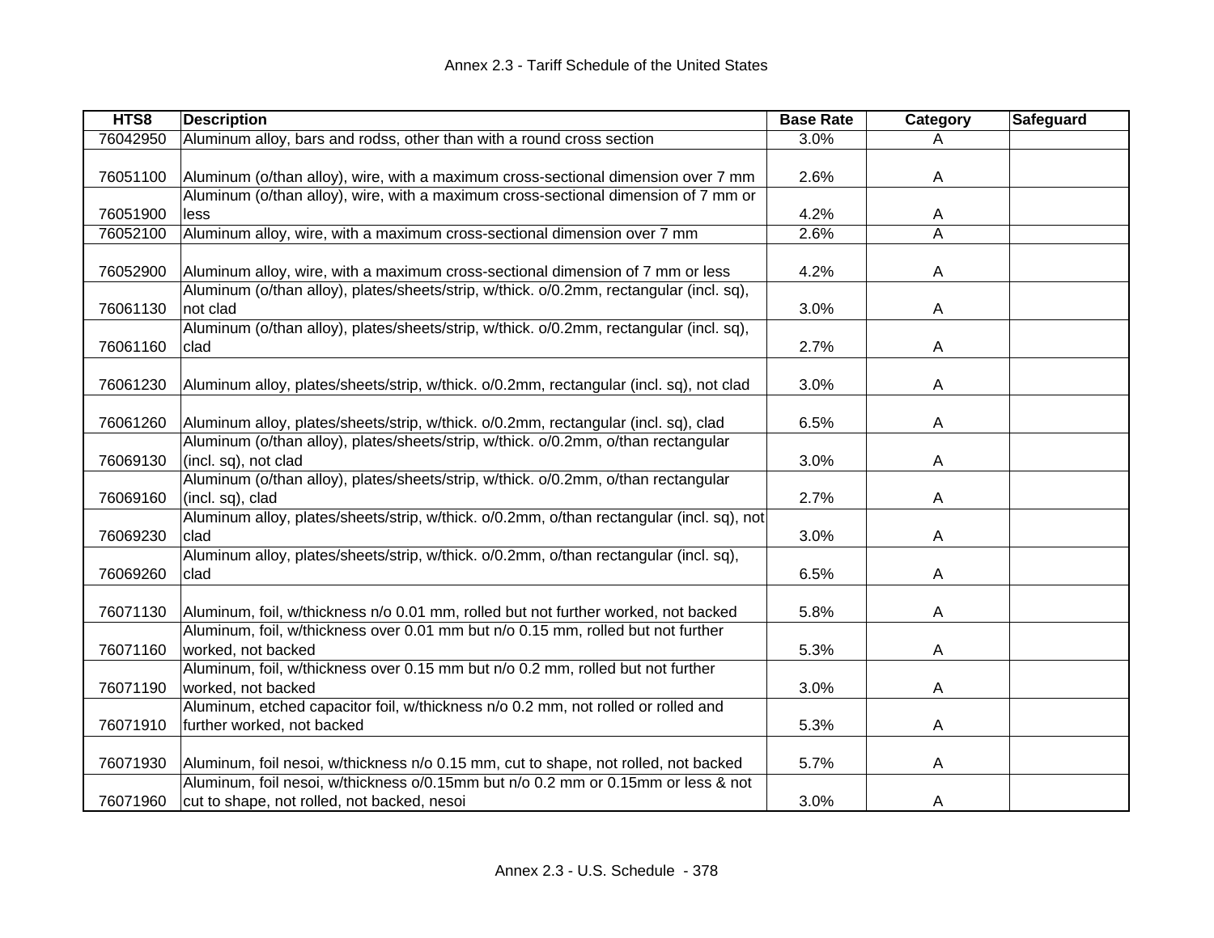| HTS8 | Description | Base Rate | Category | Safeguard |
|---|---|---|---|---|
| 76042950 | Aluminum alloy, bars and rodss, other than with a round cross section | 3.0% | A | |
| 76051100 | Aluminum (o/than alloy), wire, with a maximum cross-sectional dimension over 7 mm | 2.6% | A | |
| 76051900 | Aluminum (o/than alloy), wire, with a maximum cross-sectional dimension of 7 mm or less | 4.2% | A | |
| 76052100 | Aluminum alloy, wire, with a maximum cross-sectional dimension over 7 mm | 2.6% | A | |
| 76052900 | Aluminum alloy, wire, with a maximum cross-sectional dimension of 7 mm or less | 4.2% | A | |
| 76061130 | Aluminum (o/than alloy), plates/sheets/strip, w/thick. o/0.2mm, rectangular (incl. sq), not clad | 3.0% | A | |
| 76061160 | Aluminum (o/than alloy), plates/sheets/strip, w/thick. o/0.2mm, rectangular (incl. sq), clad | 2.7% | A | |
| 76061230 | Aluminum alloy, plates/sheets/strip, w/thick. o/0.2mm, rectangular (incl. sq), not clad | 3.0% | A | |
| 76061260 | Aluminum alloy, plates/sheets/strip, w/thick. o/0.2mm, rectangular (incl. sq), clad | 6.5% | A | |
| 76069130 | Aluminum (o/than alloy), plates/sheets/strip, w/thick. o/0.2mm, o/than rectangular (incl. sq), not clad | 3.0% | A | |
| 76069160 | Aluminum (o/than alloy), plates/sheets/strip, w/thick. o/0.2mm, o/than rectangular (incl. sq), clad | 2.7% | A | |
| 76069230 | Aluminum alloy, plates/sheets/strip, w/thick. o/0.2mm, o/than rectangular (incl. sq), not clad | 3.0% | A | |
| 76069260 | Aluminum alloy, plates/sheets/strip, w/thick. o/0.2mm, o/than rectangular (incl. sq), clad | 6.5% | A | |
| 76071130 | Aluminum, foil, w/thickness n/o 0.01 mm, rolled but not further worked, not backed | 5.8% | A | |
| 76071160 | Aluminum, foil, w/thickness over 0.01 mm but n/o 0.15 mm, rolled but not further worked, not backed | 5.3% | A | |
| 76071190 | Aluminum, foil, w/thickness over 0.15 mm but n/o 0.2 mm, rolled but not further worked, not backed | 3.0% | A | |
| 76071910 | Aluminum, etched capacitor foil, w/thickness n/o 0.2 mm, not rolled or rolled and further worked, not backed | 5.3% | A | |
| 76071930 | Aluminum, foil nesoi, w/thickness n/o 0.15 mm, cut to shape, not rolled, not backed | 5.7% | A | |
| 76071960 | Aluminum, foil nesoi, w/thickness o/0.15mm but n/o 0.2 mm or 0.15mm or less & not cut to shape, not rolled, not backed, nesoi | 3.0% | A | |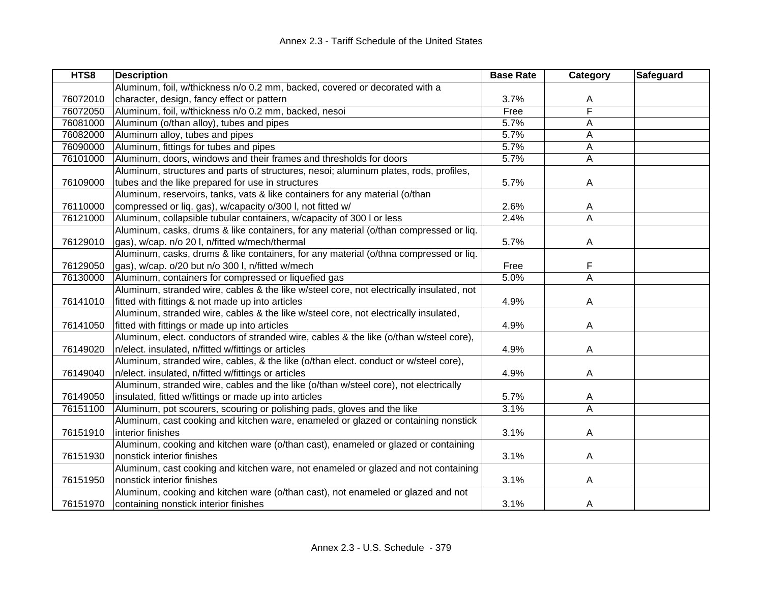| HTS8 | Description | Base Rate | Category | Safeguard |
|---|---|---|---|---|
| 76072010 | Aluminum, foil, w/thickness n/o 0.2 mm, backed, covered or decorated with a character, design, fancy effect or pattern | 3.7% | A | |
| 76072050 | Aluminum, foil, w/thickness n/o 0.2 mm, backed, nesoi | Free | F | |
| 76081000 | Aluminum (o/than alloy), tubes and pipes | 5.7% | A | |
| 76082000 | Aluminum alloy, tubes and pipes | 5.7% | A | |
| 76090000 | Aluminum, fittings for tubes and pipes | 5.7% | A | |
| 76101000 | Aluminum, doors, windows and their frames and thresholds for doors | 5.7% | A | |
| 76109000 | Aluminum, structures and parts of structures, nesoi; aluminum plates, rods, profiles, tubes and the like prepared for use in structures | 5.7% | A | |
| 76110000 | Aluminum, reservoirs, tanks, vats & like containers for any material (o/than compressed or liq. gas), w/capacity o/300 l, not fitted w/ | 2.6% | A | |
| 76121000 | Aluminum, collapsible tubular containers, w/capacity of 300 l or less | 2.4% | A | |
| 76129010 | Aluminum, casks, drums & like containers, for any material (o/than compressed or liq. gas), w/cap. n/o 20 l, n/fitted w/mech/thermal | 5.7% | A | |
| 76129050 | Aluminum, casks, drums & like containers, for any material (o/thna compressed or liq. gas), w/cap. o/20 but n/o 300 l, n/fitted w/mech | Free | F | |
| 76130000 | Aluminum, containers for compressed or liquefied gas | 5.0% | A | |
| 76141010 | Aluminum, stranded wire, cables & the like w/steel core, not electrically insulated, not fitted with fittings & not made up into articles | 4.9% | A | |
| 76141050 | Aluminum, stranded wire, cables & the like w/steel core, not electrically insulated, fitted with fittings or made up into articles | 4.9% | A | |
| 76149020 | Aluminum, elect. conductors of stranded wire, cables & the like (o/than w/steel core), n/elect. insulated, n/fitted w/fittings or articles | 4.9% | A | |
| 76149040 | Aluminum, stranded wire, cables, & the like (o/than elect. conduct or w/steel core), n/elect. insulated, n/fitted w/fittings or articles | 4.9% | A | |
| 76149050 | Aluminum, stranded wire, cables and the like (o/than w/steel core), not electrically insulated, fitted w/fittings or made up into articles | 5.7% | A | |
| 76151100 | Aluminum, pot scourers, scouring or polishing pads, gloves and the like | 3.1% | A | |
| 76151910 | Aluminum, cast cooking and kitchen ware, enameled or glazed or containing nonstick interior finishes | 3.1% | A | |
| 76151930 | Aluminum, cooking and kitchen ware (o/than cast), enameled or glazed or containing nonstick interior finishes | 3.1% | A | |
| 76151950 | Aluminum, cast cooking and kitchen ware, not enameled or glazed and not containing nonstick interior finishes | 3.1% | A | |
| 76151970 | Aluminum, cooking and kitchen ware (o/than cast), not enameled or glazed and not containing nonstick interior finishes | 3.1% | A | |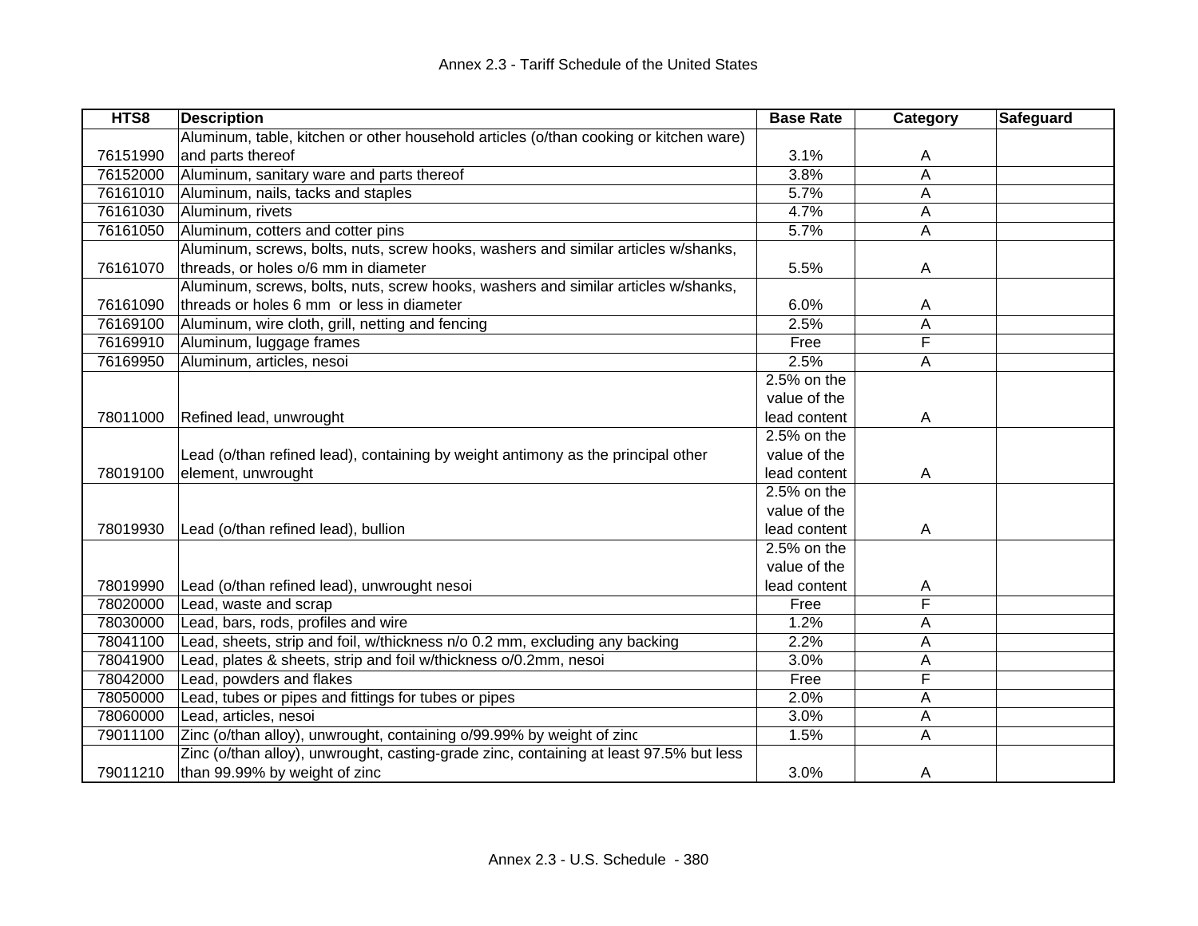| HTS8 | Description | Base Rate | Category | Safeguard |
|---|---|---|---|---|
| 76151990 | Aluminum, table, kitchen or other household articles (o/than cooking or kitchen ware) and parts thereof | 3.1% | A | |
| 76152000 | Aluminum, sanitary ware and parts thereof | 3.8% | A | |
| 76161010 | Aluminum, nails, tacks and staples | 5.7% | A | |
| 76161030 | Aluminum, rivets | 4.7% | A | |
| 76161050 | Aluminum, cotters and cotter pins | 5.7% | A | |
| 76161070 | Aluminum, screws, bolts, nuts, screw hooks, washers and similar articles w/shanks, threads, or holes o/6 mm in diameter | 5.5% | A | |
| 76161090 | Aluminum, screws, bolts, nuts, screw hooks, washers and similar articles w/shanks, threads or holes 6 mm or less in diameter | 6.0% | A | |
| 76169100 | Aluminum, wire cloth, grill, netting and fencing | 2.5% | A | |
| 76169910 | Aluminum, luggage frames | Free | F | |
| 76169950 | Aluminum, articles, nesoi | 2.5% | A | |
| 78011000 | Refined lead, unwrought | 2.5% on the value of the lead content | A | |
| 78019100 | Lead (o/than refined lead), containing by weight antimony as the principal other element, unwrought | 2.5% on the value of the lead content | A | |
| 78019930 | Lead (o/than refined lead), bullion | 2.5% on the value of the lead content | A | |
| 78019990 | Lead (o/than refined lead), unwrought nesoi | 2.5% on the value of the lead content | A | |
| 78020000 | Lead, waste and scrap | Free | F | |
| 78030000 | Lead, bars, rods, profiles and wire | 1.2% | A | |
| 78041100 | Lead, sheets, strip and foil, w/thickness n/o 0.2 mm, excluding any backing | 2.2% | A | |
| 78041900 | Lead, plates & sheets, strip and foil w/thickness o/0.2mm, nesoi | 3.0% | A | |
| 78042000 | Lead, powders and flakes | Free | F | |
| 78050000 | Lead, tubes or pipes and fittings for tubes or pipes | 2.0% | A | |
| 78060000 | Lead, articles, nesoi | 3.0% | A | |
| 79011100 | Zinc (o/than alloy), unwrought, containing o/99.99% by weight of zinc | 1.5% | A | |
| 79011210 | Zinc (o/than alloy), unwrought, casting-grade zinc, containing at least 97.5% but less than 99.99% by weight of zinc | 3.0% | A | |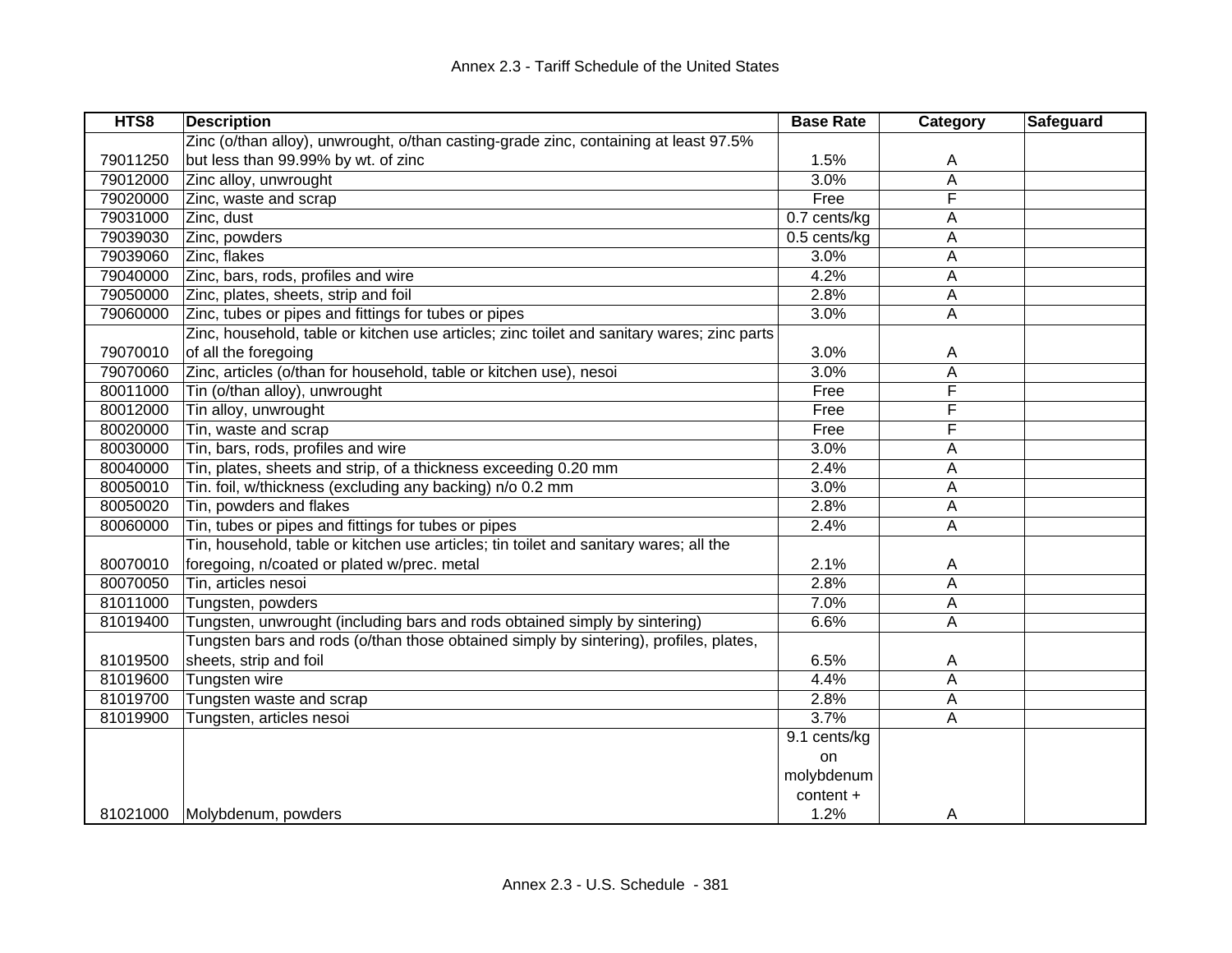| HTS8 | Description | Base Rate | Category | Safeguard |
|---|---|---|---|---|
| 79011250 | Zinc (o/than alloy), unwrought, o/than casting-grade zinc, containing at least 97.5% but less than 99.99% by wt. of zinc | 1.5% | A | |
| 79012000 | Zinc alloy, unwrought | 3.0% | A | |
| 79020000 | Zinc, waste and scrap | Free | F | |
| 79031000 | Zinc, dust | 0.7 cents/kg | A | |
| 79039030 | Zinc, powders | 0.5 cents/kg | A | |
| 79039060 | Zinc, flakes | 3.0% | A | |
| 79040000 | Zinc, bars, rods, profiles and wire | 4.2% | A | |
| 79050000 | Zinc, plates, sheets, strip and foil | 2.8% | A | |
| 79060000 | Zinc, tubes or pipes and fittings for tubes or pipes | 3.0% | A | |
| 79070010 | Zinc, household, table or kitchen use articles; zinc toilet and sanitary wares; zinc parts of all the foregoing | 3.0% | A | |
| 79070060 | Zinc, articles (o/than for household, table or kitchen use), nesoi | 3.0% | A | |
| 80011000 | Tin (o/than alloy), unwrought | Free | F | |
| 80012000 | Tin alloy, unwrought | Free | F | |
| 80020000 | Tin, waste and scrap | Free | F | |
| 80030000 | Tin, bars, rods, profiles and wire | 3.0% | A | |
| 80040000 | Tin, plates, sheets and strip, of a thickness exceeding 0.20 mm | 2.4% | A | |
| 80050010 | Tin. foil, w/thickness (excluding any backing) n/o 0.2 mm | 3.0% | A | |
| 80050020 | Tin, powders and flakes | 2.8% | A | |
| 80060000 | Tin, tubes or pipes and fittings for tubes or pipes | 2.4% | A | |
| 80070010 | Tin, household, table or kitchen use articles; tin toilet and sanitary wares; all the foregoing, n/coated or plated w/prec. metal | 2.1% | A | |
| 80070050 | Tin, articles nesoi | 2.8% | A | |
| 81011000 | Tungsten, powders | 7.0% | A | |
| 81019400 | Tungsten, unwrought (including bars and rods obtained simply by sintering) | 6.6% | A | |
| 81019500 | Tungsten bars and rods (o/than those obtained simply by sintering), profiles, plates, sheets, strip and foil | 6.5% | A | |
| 81019600 | Tungsten wire | 4.4% | A | |
| 81019700 | Tungsten waste and scrap | 2.8% | A | |
| 81019900 | Tungsten, articles nesoi | 3.7% | A | |
| 81021000 | Molybdenum, powders | 9.1 cents/kg on molybdenum content + 1.2% | A | |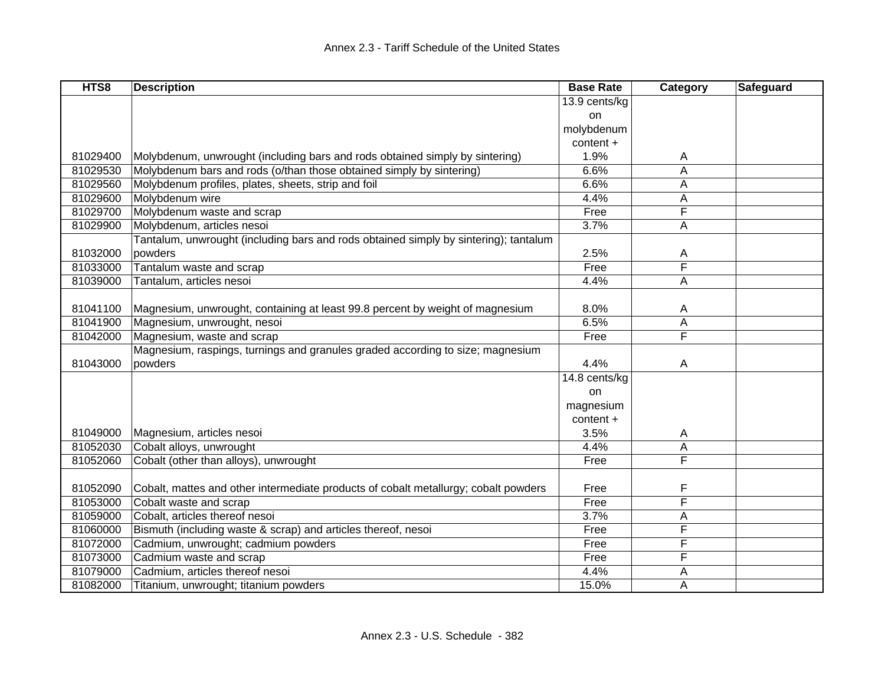| HTS8 | Description | Base Rate | Category | Safeguard |
|---|---|---|---|---|
| 81029400 | Molybdenum, unwrought (including bars and rods obtained simply by sintering) | 13.9 cents/kg on molybdenum content + 1.9% | A | |
| 81029530 | Molybdenum bars and rods (o/than those obtained simply by sintering) | 6.6% | A | |
| 81029560 | Molybdenum profiles, plates, sheets, strip and foil | 6.6% | A | |
| 81029600 | Molybdenum wire | 4.4% | A | |
| 81029700 | Molybdenum waste and scrap | Free | F | |
| 81029900 | Molybdenum, articles nesoi | 3.7% | A | |
| 81032000 | Tantalum, unwrought (including bars and rods obtained simply by sintering); tantalum powders | 2.5% | A | |
| 81033000 | Tantalum waste and scrap | Free | F | |
| 81039000 | Tantalum, articles nesoi | 4.4% | A | |
| 81041100 | Magnesium, unwrought, containing at least 99.8 percent by weight of magnesium | 8.0% | A | |
| 81041900 | Magnesium, unwrought, nesoi | 6.5% | A | |
| 81042000 | Magnesium, waste and scrap | Free | F | |
| 81043000 | Magnesium, raspings, turnings and granules graded according to size; magnesium powders | 4.4% | A | |
| 81049000 | Magnesium, articles nesoi | 14.8 cents/kg on magnesium content + 3.5% | A | |
| 81052030 | Cobalt alloys, unwrought | 4.4% | A | |
| 81052060 | Cobalt (other than alloys), unwrought | Free | F | |
| 81052090 | Cobalt, mattes and other intermediate products of cobalt metallurgy; cobalt powders | Free | F | |
| 81053000 | Cobalt waste and scrap | Free | F | |
| 81059000 | Cobalt, articles thereof nesoi | 3.7% | A | |
| 81060000 | Bismuth (including waste & scrap) and articles thereof, nesoi | Free | F | |
| 81072000 | Cadmium, unwrought; cadmium powders | Free | F | |
| 81073000 | Cadmium waste and scrap | Free | F | |
| 81079000 | Cadmium, articles thereof nesoi | 4.4% | A | |
| 81082000 | Titanium, unwrought; titanium powders | 15.0% | A | |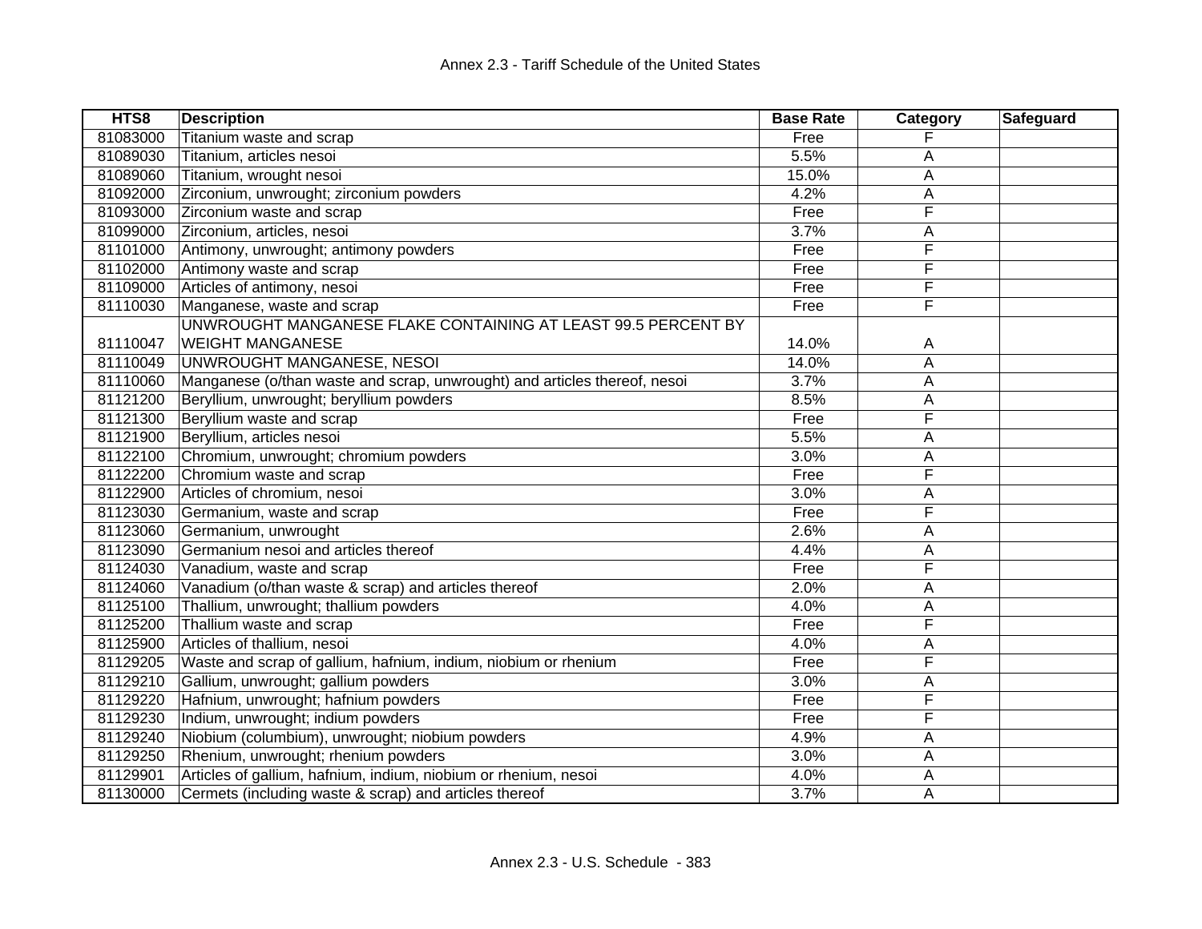| HTS8 | Description | Base Rate | Category | Safeguard |
|---|---|---|---|---|
| 81083000 | Titanium waste and scrap | Free | F | |
| 81089030 | Titanium, articles nesoi | 5.5% | A | |
| 81089060 | Titanium, wrought nesoi | 15.0% | A | |
| 81092000 | Zirconium, unwrought; zirconium powders | 4.2% | A | |
| 81093000 | Zirconium waste and scrap | Free | F | |
| 81099000 | Zirconium, articles, nesoi | 3.7% | A | |
| 81101000 | Antimony, unwrought; antimony powders | Free | F | |
| 81102000 | Antimony waste and scrap | Free | F | |
| 81109000 | Articles of antimony, nesoi | Free | F | |
| 81110030 | Manganese, waste and scrap | Free | F | |
| 81110047 | UNWROUGHT MANGANESE FLAKE CONTAINING AT LEAST 99.5 PERCENT BY WEIGHT MANGANESE | 14.0% | A | |
| 81110049 | UNWROUGHT MANGANESE, NESOI | 14.0% | A | |
| 81110060 | Manganese (o/than waste and scrap, unwrought) and articles thereof, nesoi | 3.7% | A | |
| 81121200 | Beryllium, unwrought; beryllium powders | 8.5% | A | |
| 81121300 | Beryllium waste and scrap | Free | F | |
| 81121900 | Beryllium, articles nesoi | 5.5% | A | |
| 81122100 | Chromium, unwrought; chromium powders | 3.0% | A | |
| 81122200 | Chromium waste and scrap | Free | F | |
| 81122900 | Articles of chromium, nesoi | 3.0% | A | |
| 81123030 | Germanium, waste and scrap | Free | F | |
| 81123060 | Germanium, unwrought | 2.6% | A | |
| 81123090 | Germanium nesoi and articles thereof | 4.4% | A | |
| 81124030 | Vanadium, waste and scrap | Free | F | |
| 81124060 | Vanadium (o/than waste & scrap) and articles thereof | 2.0% | A | |
| 81125100 | Thallium, unwrought; thallium powders | 4.0% | A | |
| 81125200 | Thallium waste and scrap | Free | F | |
| 81125900 | Articles of thallium, nesoi | 4.0% | A | |
| 81129205 | Waste and scrap of gallium, hafnium, indium, niobium or rhenium | Free | F | |
| 81129210 | Gallium, unwrought; gallium powders | 3.0% | A | |
| 81129220 | Hafnium, unwrought; hafnium powders | Free | F | |
| 81129230 | Indium, unwrought; indium powders | Free | F | |
| 81129240 | Niobium (columbium), unwrought; niobium powders | 4.9% | A | |
| 81129250 | Rhenium, unwrought; rhenium powders | 3.0% | A | |
| 81129901 | Articles of gallium, hafnium, indium, niobium or rhenium, nesoi | 4.0% | A | |
| 81130000 | Cermets (including waste & scrap) and articles thereof | 3.7% | A | |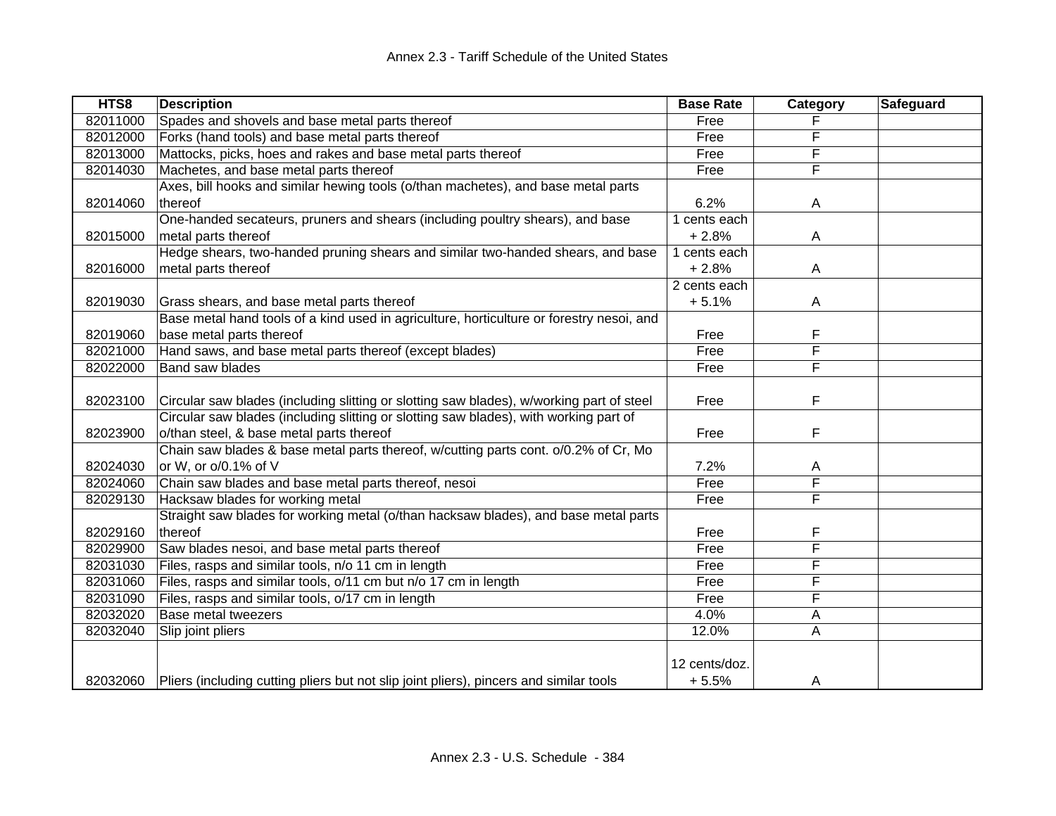Annex 2.3 - Tariff Schedule of the United States

| HTS8 | Description | Base Rate | Category | Safeguard |
|---|---|---|---|---|
| 82011000 | Spades and shovels and base metal parts thereof | Free | F | |
| 82012000 | Forks (hand tools) and base metal parts thereof | Free | F | |
| 82013000 | Mattocks, picks, hoes and rakes and base metal parts thereof | Free | F | |
| 82014030 | Machetes, and base metal parts thereof | Free | F | |
| 82014060 | Axes, bill hooks and similar hewing tools (o/than machetes), and base metal parts thereof | 6.2% | A | |
| 82015000 | One-handed secateurs, pruners and shears (including poultry shears), and base metal parts thereof | 1 cents each + 2.8% | A | |
| 82016000 | Hedge shears, two-handed pruning shears and similar two-handed shears, and base metal parts thereof | 1 cents each + 2.8% | A | |
| 82019030 | Grass shears, and base metal parts thereof | 2 cents each + 5.1% | A | |
| 82019060 | Base metal hand tools of a kind used in agriculture, horticulture or forestry nesoi, and base metal parts thereof | Free | F | |
| 82021000 | Hand saws, and base metal parts thereof (except blades) | Free | F | |
| 82022000 | Band saw blades | Free | F | |
| 82023100 | Circular saw blades (including slitting or slotting saw blades), w/working part of steel | Free | F | |
| 82023900 | Circular saw blades (including slitting or slotting saw blades), with working part of o/than steel, & base metal parts thereof | Free | F | |
| 82024030 | Chain saw blades & base metal parts thereof, w/cutting parts cont. o/0.2% of Cr, Mo or W, or o/0.1% of V | 7.2% | A | |
| 82024060 | Chain saw blades and base metal parts thereof, nesoi | Free | F | |
| 82029130 | Hacksaw blades for working metal | Free | F | |
| 82029160 | Straight saw blades for working metal (o/than hacksaw blades), and base metal parts thereof | Free | F | |
| 82029900 | Saw blades nesoi, and base metal parts thereof | Free | F | |
| 82031030 | Files, rasps and similar tools, n/o 11 cm in length | Free | F | |
| 82031060 | Files, rasps and similar tools, o/11 cm but n/o 17 cm in length | Free | F | |
| 82031090 | Files, rasps and similar tools, o/17 cm in length | Free | F | |
| 82032020 | Base metal tweezers | 4.0% | A | |
| 82032040 | Slip joint pliers | 12.0% | A | |
| 82032060 | Pliers (including cutting pliers but not slip joint pliers), pincers and similar tools | 12 cents/doz. + 5.5% | A | |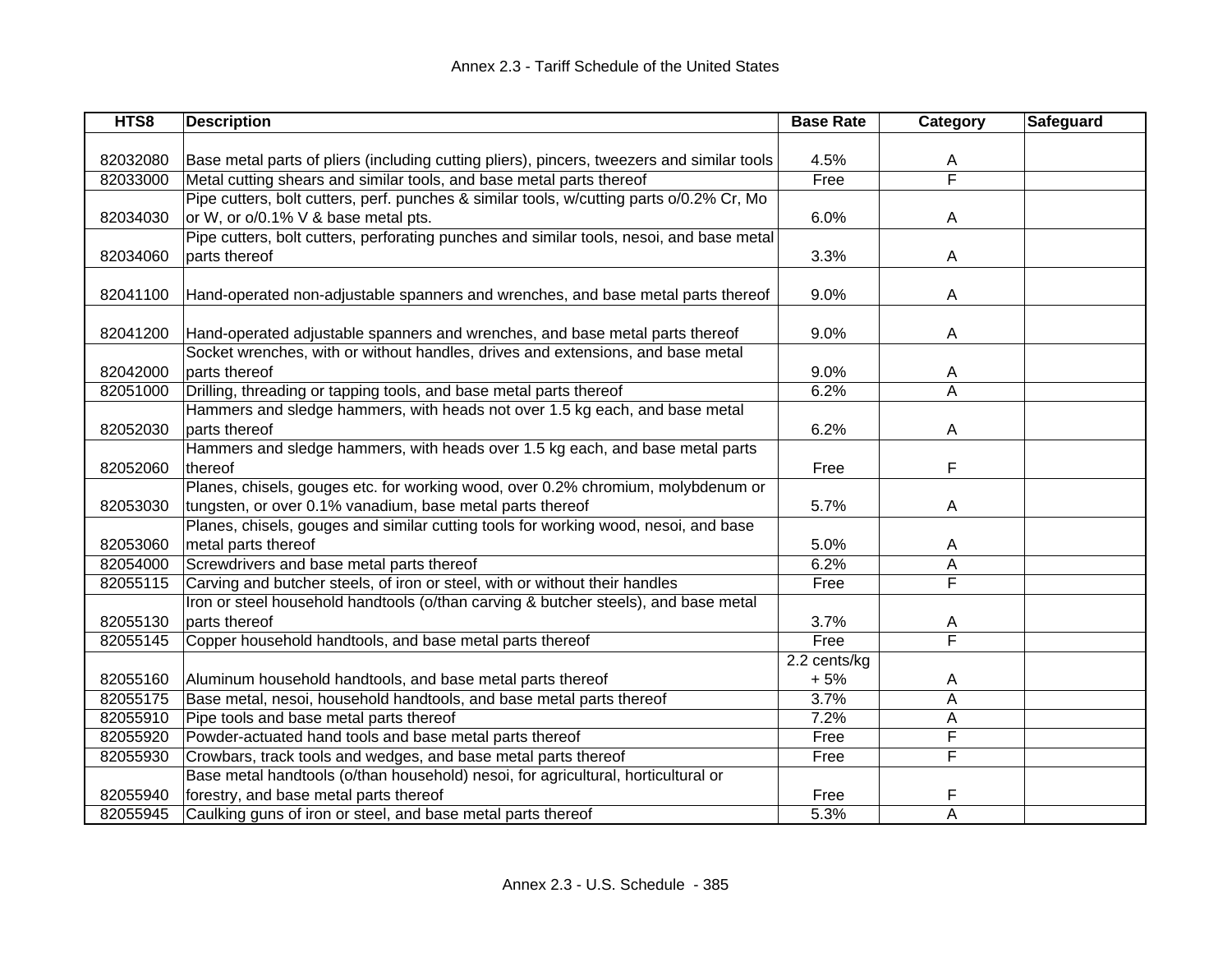| HTS8 | Description | Base Rate | Category | Safeguard |
|---|---|---|---|---|
| 82032080 | Base metal parts of pliers (including cutting pliers), pincers, tweezers and similar tools | 4.5% | A | |
| 82033000 | Metal cutting shears and similar tools, and base metal parts thereof | Free | F | |
| 82034030 | Pipe cutters, bolt cutters, perf. punches & similar tools, w/cutting parts o/0.2% Cr, Mo or W, or o/0.1% V & base metal pts. | 6.0% | A | |
| 82034060 | Pipe cutters, bolt cutters, perforating punches and similar tools, nesoi, and base metal parts thereof | 3.3% | A | |
| 82041100 | Hand-operated non-adjustable spanners and wrenches, and base metal parts thereof | 9.0% | A | |
| 82041200 | Hand-operated adjustable spanners and wrenches, and base metal parts thereof | 9.0% | A | |
| 82042000 | Socket wrenches, with or without handles, drives and extensions, and base metal parts thereof | 9.0% | A | |
| 82051000 | Drilling, threading or tapping tools, and base metal parts thereof | 6.2% | A | |
| 82052030 | Hammers and sledge hammers, with heads not over 1.5 kg each, and base metal parts thereof | 6.2% | A | |
| 82052060 | Hammers and sledge hammers, with heads over 1.5 kg each, and base metal parts thereof | Free | F | |
| 82053030 | Planes, chisels, gouges etc. for working wood, over 0.2% chromium, molybdenum or tungsten, or over 0.1% vanadium, base metal parts thereof | 5.7% | A | |
| 82053060 | Planes, chisels, gouges and similar cutting tools for working wood, nesoi, and base metal parts thereof | 5.0% | A | |
| 82054000 | Screwdrivers and base metal parts thereof | 6.2% | A | |
| 82055115 | Carving and butcher steels, of iron or steel, with or without their handles | Free | F | |
| 82055130 | Iron or steel household handtools (o/than carving & butcher steels), and base metal parts thereof | 3.7% | A | |
| 82055145 | Copper household handtools, and base metal parts thereof | Free | F | |
| 82055160 | Aluminum household handtools, and base metal parts thereof | 2.2 cents/kg + 5% | A | |
| 82055175 | Base metal, nesoi, household handtools, and base metal parts thereof | 3.7% | A | |
| 82055910 | Pipe tools and base metal parts thereof | 7.2% | A | |
| 82055920 | Powder-actuated hand tools and base metal parts thereof | Free | F | |
| 82055930 | Crowbars, track tools and wedges, and base metal parts thereof | Free | F | |
| 82055940 | Base metal handtools (o/than household) nesoi, for agricultural, horticultural or forestry, and base metal parts thereof | Free | F | |
| 82055945 | Caulking guns of iron or steel, and base metal parts thereof | 5.3% | A | |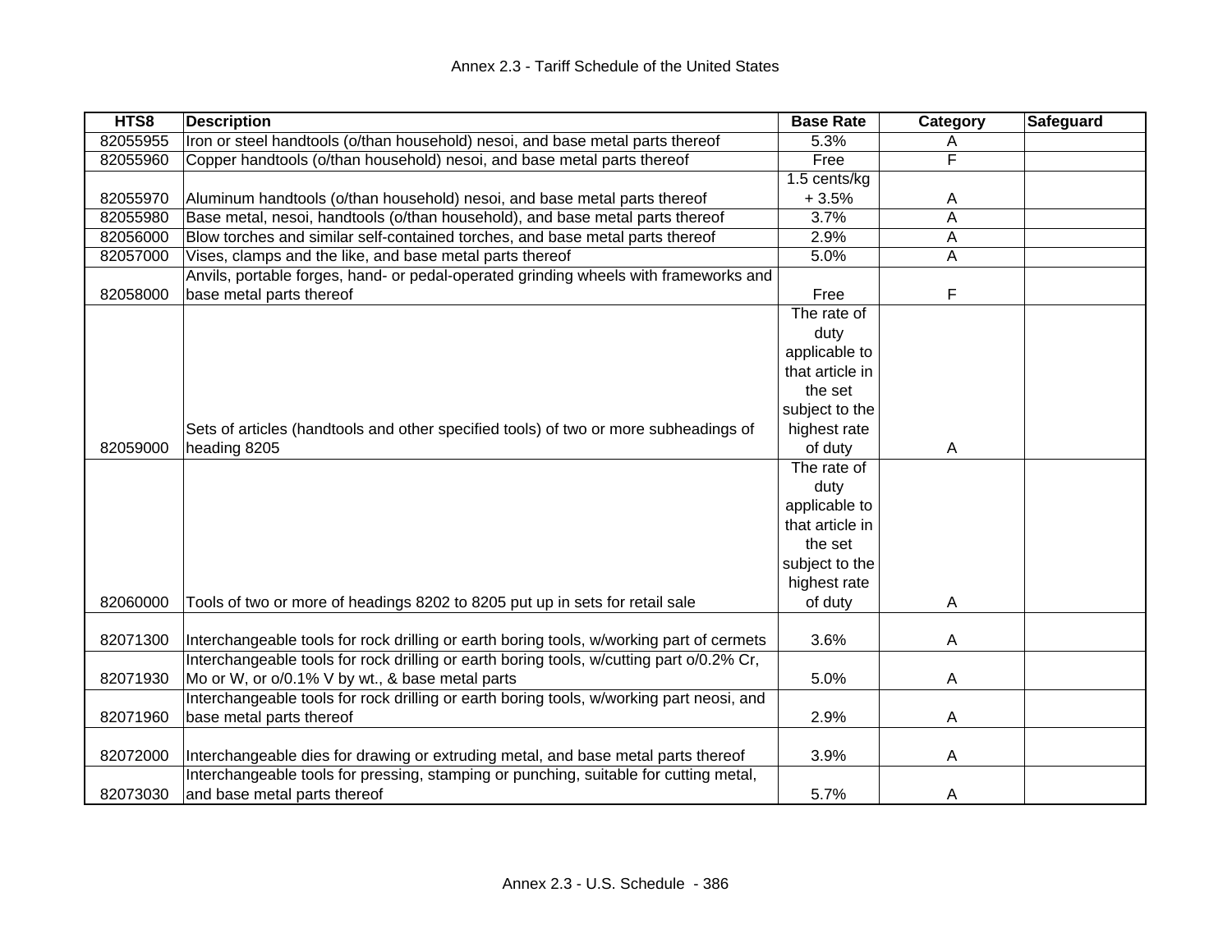| HTS8 | Description | Base Rate | Category | Safeguard |
|---|---|---|---|---|
| 82055955 | Iron or steel handtools (o/than household) nesoi, and base metal parts thereof | 5.3% | A | |
| 82055960 | Copper handtools (o/than household) nesoi, and base metal parts thereof | Free | F | |
| 82055970 | Aluminum handtools (o/than household) nesoi, and base metal parts thereof | 1.5 cents/kg + 3.5% | A | |
| 82055980 | Base metal, nesoi, handtools (o/than household), and base metal parts thereof | 3.7% | A | |
| 82056000 | Blow torches and similar self-contained torches, and base metal parts thereof | 2.9% | A | |
| 82057000 | Vises, clamps and the like, and base metal parts thereof | 5.0% | A | |
| 82058000 | Anvils, portable forges, hand- or pedal-operated grinding wheels with frameworks and base metal parts thereof | Free | F | |
| 82059000 | Sets of articles (handtools and other specified tools) of two or more subheadings of heading 8205 | The rate of duty applicable to that article in the set subject to the highest rate of duty | A | |
| 82060000 | Tools of two or more of headings 8202 to 8205 put up in sets for retail sale | The rate of duty applicable to that article in the set subject to the highest rate of duty | A | |
| 82071300 | Interchangeable tools for rock drilling or earth boring tools, w/working part of cermets | 3.6% | A | |
| 82071930 | Interchangeable tools for rock drilling or earth boring tools, w/cutting part o/0.2% Cr, Mo or W, or o/0.1% V by wt., & base metal parts | 5.0% | A | |
| 82071960 | Interchangeable tools for rock drilling or earth boring tools, w/working part neosi, and base metal parts thereof | 2.9% | A | |
| 82072000 | Interchangeable dies for drawing or extruding metal, and base metal parts thereof | 3.9% | A | |
| 82073030 | Interchangeable tools for pressing, stamping or punching, suitable for cutting metal, and base metal parts thereof | 5.7% | A | |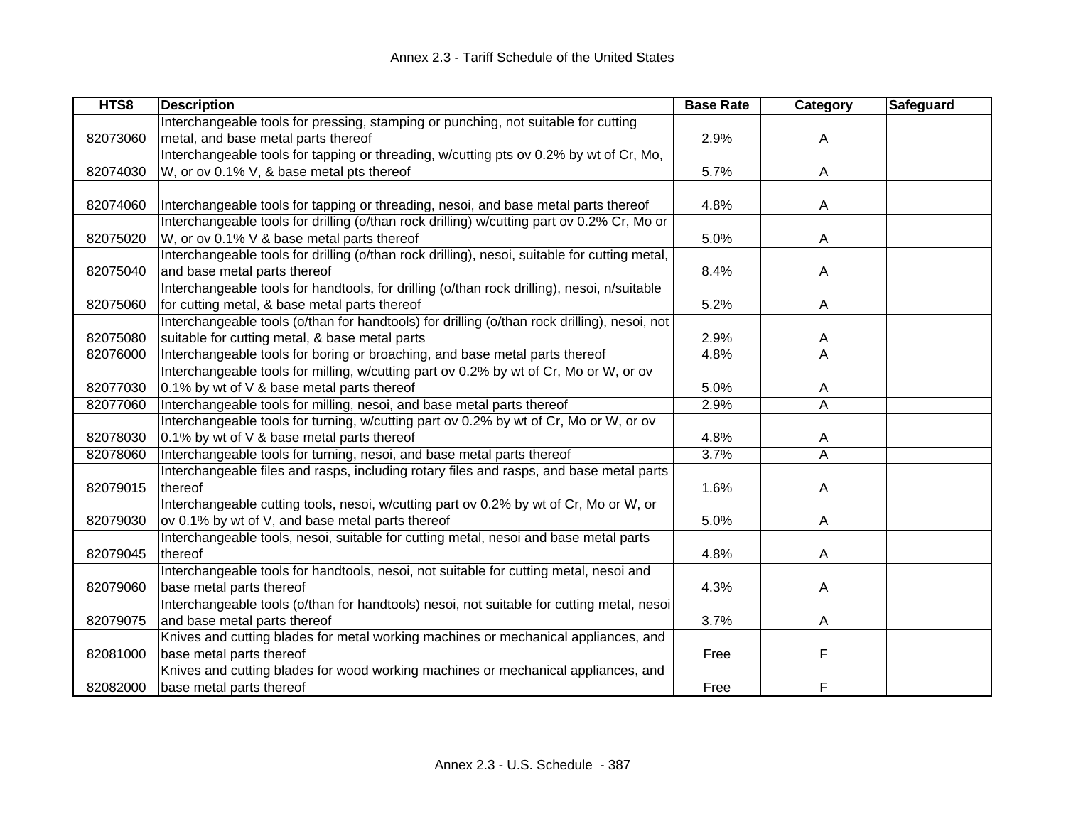| HTS8 | Description | Base Rate | Category | Safeguard |
|---|---|---|---|---|
| 82073060 | Interchangeable tools for pressing, stamping or punching, not suitable for cutting metal, and base metal parts thereof | 2.9% | A | |
| 82074030 | Interchangeable tools for tapping or threading, w/cutting pts ov 0.2% by wt of Cr, Mo, W, or ov 0.1% V, & base metal pts thereof | 5.7% | A | |
| 82074060 | Interchangeable tools for tapping or threading, nesoi, and base metal parts thereof | 4.8% | A | |
| 82075020 | Interchangeable tools for drilling (o/than rock drilling) w/cutting part ov 0.2% Cr, Mo or W, or ov 0.1% V & base metal parts thereof | 5.0% | A | |
| 82075040 | Interchangeable tools for drilling (o/than rock drilling), nesoi, suitable for cutting metal, and base metal parts thereof | 8.4% | A | |
| 82075060 | Interchangeable tools for handtools, for drilling (o/than rock drilling), nesoi, n/suitable for cutting metal, & base metal parts thereof | 5.2% | A | |
| 82075080 | Interchangeable tools (o/than for handtools) for drilling (o/than rock drilling), nesoi, not suitable for cutting metal, & base metal parts | 2.9% | A | |
| 82076000 | Interchangeable tools for boring or broaching, and base metal parts thereof | 4.8% | A | |
| 82077030 | Interchangeable tools for milling, w/cutting part ov 0.2% by wt of Cr, Mo or W, or ov 0.1% by wt of V & base metal parts thereof | 5.0% | A | |
| 82077060 | Interchangeable tools for milling, nesoi, and base metal parts thereof | 2.9% | A | |
| 82078030 | Interchangeable tools for turning, w/cutting part ov 0.2% by wt of Cr, Mo or W, or ov 0.1% by wt of V & base metal parts thereof | 4.8% | A | |
| 82078060 | Interchangeable tools for turning, nesoi, and base metal parts thereof | 3.7% | A | |
| 82079015 | Interchangeable files and rasps, including rotary files and rasps, and base metal parts thereof | 1.6% | A | |
| 82079030 | Interchangeable cutting tools, nesoi, w/cutting part ov 0.2% by wt of Cr, Mo or W, or ov 0.1% by wt of V, and base metal parts thereof | 5.0% | A | |
| 82079045 | Interchangeable tools, nesoi, suitable for cutting metal, nesoi and base metal parts thereof | 4.8% | A | |
| 82079060 | Interchangeable tools for handtools, nesoi, not suitable for cutting metal, nesoi and base metal parts thereof | 4.3% | A | |
| 82079075 | Interchangeable tools (o/than for handtools) nesoi, not suitable for cutting metal, nesoi and base metal parts thereof | 3.7% | A | |
| 82081000 | Knives and cutting blades for metal working machines or mechanical appliances, and base metal parts thereof | Free | F | |
| 82082000 | Knives and cutting blades for wood working machines or mechanical appliances, and base metal parts thereof | Free | F | |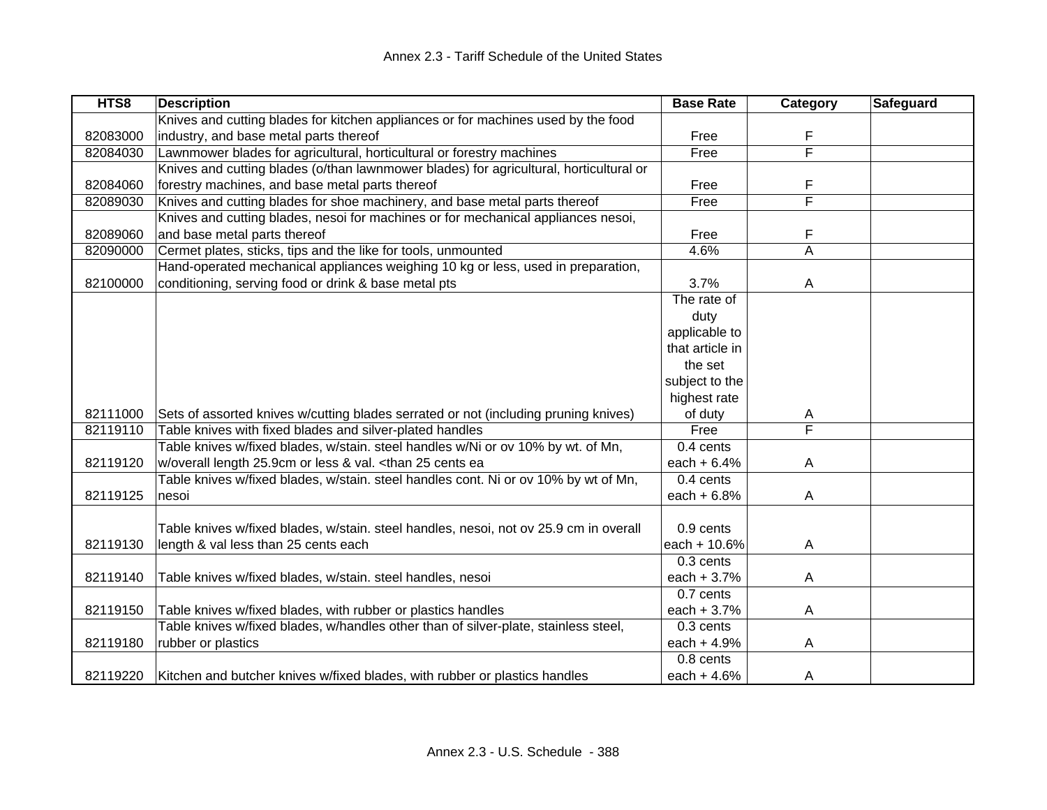# Annex 2.3 - Tariff Schedule of the United States

| HTS8 | Description | Base Rate | Category | Safeguard |
|---|---|---|---|---|
| 82083000 | Knives and cutting blades for kitchen appliances or for machines used by the food industry, and base metal parts thereof | Free | F | |
| 82084030 | Lawnmower blades for agricultural, horticultural or forestry machines | Free | F | |
| 82084060 | Knives and cutting blades (o/than lawnmower blades) for agricultural, horticultural or forestry machines, and base metal parts thereof | Free | F | |
| 82089030 | Knives and cutting blades for shoe machinery, and base metal parts thereof | Free | F | |
| 82089060 | Knives and cutting blades, nesoi for machines or for mechanical appliances nesoi, and base metal parts thereof | Free | F | |
| 82090000 | Cermet plates, sticks, tips and the like for tools, unmounted | 4.6% | A | |
| 82100000 | Hand-operated mechanical appliances weighing 10 kg or less, used in preparation, conditioning, serving food or drink & base metal pts | 3.7% | A | |
| 82111000 | Sets of assorted knives w/cutting blades serrated or not (including pruning knives) | The rate of duty applicable to that article in the set subject to the highest rate of duty | A | |
| 82119110 | Table knives with fixed blades and silver-plated handles | Free | F | |
| 82119120 | Table knives w/fixed blades, w/stain. steel handles w/Ni or ov 10% by wt. of Mn, w/overall length 25.9cm or less & val. <than 25 cents ea | 0.4 cents each + 6.4% | A | |
| 82119125 | Table knives w/fixed blades, w/stain. steel handles cont. Ni or ov 10% by wt of Mn, nesoi | 0.4 cents each + 6.8% | A | |
| 82119130 | Table knives w/fixed blades, w/stain. steel handles, nesoi, not ov 25.9 cm in overall length & val less than 25 cents each | 0.9 cents each + 10.6% | A | |
| 82119140 | Table knives w/fixed blades, w/stain. steel handles, nesoi | 0.3 cents each + 3.7% | A | |
| 82119150 | Table knives w/fixed blades, with rubber or plastics handles | 0.7 cents each + 3.7% | A | |
| 82119180 | Table knives w/fixed blades, w/handles other than of silver-plate, stainless steel, rubber or plastics | 0.3 cents each + 4.9% | A | |
| 82119220 | Kitchen and butcher knives w/fixed blades, with rubber or plastics handles | 0.8 cents each + 4.6% | A | |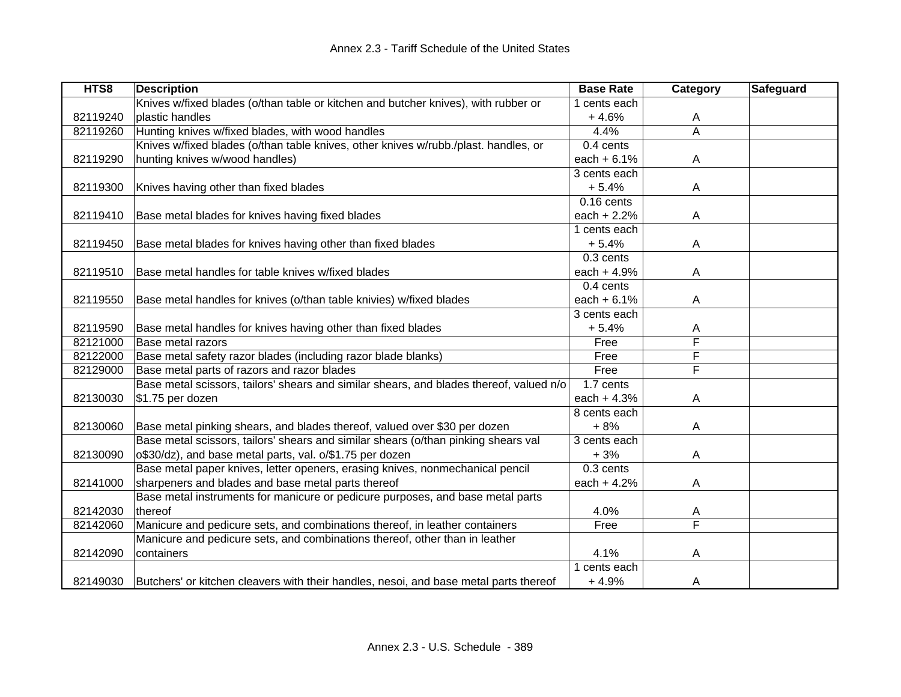| HTS8 | Description | Base Rate | Category | Safeguard |
|---|---|---|---|---|
| 82119240 | Knives w/fixed blades (o/than table or kitchen and butcher knives), with rubber or plastic handles | 1 cents each + 4.6% | A | |
| 82119260 | Hunting knives w/fixed blades, with wood handles | 4.4% | A | |
| 82119290 | Knives w/fixed blades (o/than table knives, other knives w/rubb./plast. handles, or hunting knives w/wood handles) | 0.4 cents each + 6.1% | A | |
| 82119300 | Knives having other than fixed blades | 3 cents each + 5.4% | A | |
| 82119410 | Base metal blades for knives having fixed blades | 0.16 cents each + 2.2% | A | |
| 82119450 | Base metal blades for knives having other than fixed blades | 1 cents each + 5.4% | A | |
| 82119510 | Base metal handles for table knives w/fixed blades | 0.3 cents each + 4.9% | A | |
| 82119550 | Base metal handles for knives (o/than table knivies) w/fixed blades | 0.4 cents each + 6.1% | A | |
| 82119590 | Base metal handles for knives having other than fixed blades | 3 cents each + 5.4% | A | |
| 82121000 | Base metal razors | Free | F | |
| 82122000 | Base metal safety razor blades (including razor blade blanks) | Free | F | |
| 82129000 | Base metal parts of razors and razor blades | Free | F | |
| 82130030 | Base metal scissors, tailors' shears and similar shears, and blades thereof, valued n/o $1.75 per dozen | 1.7 cents each + 4.3% | A | |
| 82130060 | Base metal pinking shears, and blades thereof, valued over $30 per dozen | 8 cents each + 8% | A | |
| 82130090 | Base metal scissors, tailors' shears and similar shears (o/than pinking shears val o$30/dz), and base metal parts, val. o/$1.75 per dozen | 3 cents each + 3% | A | |
| 82141000 | Base metal paper knives, letter openers, erasing knives, nonmechanical pencil sharpeners and blades and base metal parts thereof | 0.3 cents each + 4.2% | A | |
| 82142030 | Base metal instruments for manicure or pedicure purposes, and base metal parts thereof | 4.0% | A | |
| 82142060 | Manicure and pedicure sets, and combinations thereof, in leather containers | Free | F | |
| 82142090 | Manicure and pedicure sets, and combinations thereof, other than in leather containers | 4.1% | A | |
| 82149030 | Butchers' or kitchen cleavers with their handles, nesoi, and base metal parts thereof | 1 cents each + 4.9% | A | |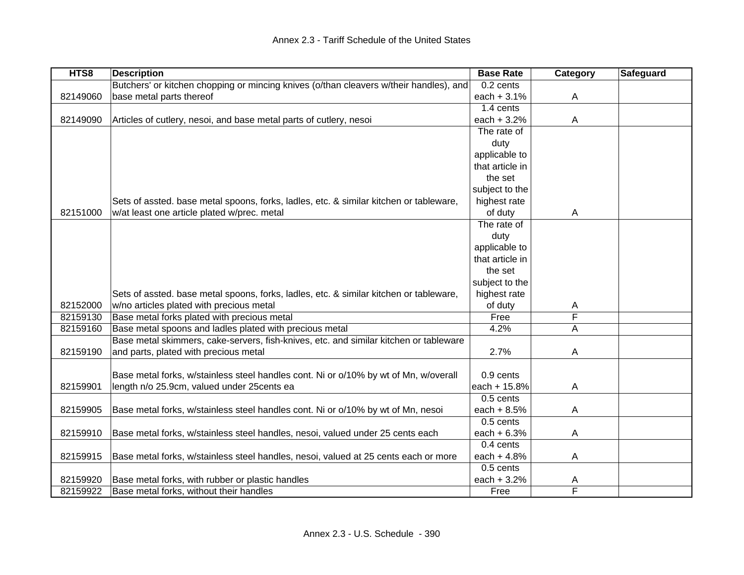| HTS8 | Description | Base Rate | Category | Safeguard |
|---|---|---|---|---|
| 82149060 | Butchers' or kitchen chopping or mincing knives (o/than cleavers w/their handles), and base metal parts thereof | 0.2 cents each + 3.1% | A | |
| 82149090 | Articles of cutlery, nesoi, and base metal parts of cutlery, nesoi | 1.4 cents each + 3.2% | A | |
| 82151000 | Sets of assted. base metal spoons, forks, ladles, etc. & similar kitchen or tableware, w/at least one article plated w/prec. metal | The rate of duty applicable to that article in the set subject to the highest rate of duty | A | |
| 82152000 | Sets of assted. base metal spoons, forks, ladles, etc. & similar kitchen or tableware, w/no articles plated with precious metal | The rate of duty applicable to that article in the set subject to the highest rate of duty | A | |
| 82159130 | Base metal forks plated with precious metal | Free | F | |
| 82159160 | Base metal spoons and ladles plated with precious metal | 4.2% | A | |
| 82159190 | Base metal skimmers, cake-servers, fish-knives, etc. and similar kitchen or tableware and parts, plated with precious metal | 2.7% | A | |
| 82159901 | Base metal forks, w/stainless steel handles cont. Ni or o/10% by wt of Mn, w/overall length n/o 25.9cm, valued under 25cents ea | 0.9 cents each + 15.8% | A | |
| 82159905 | Base metal forks, w/stainless steel handles cont. Ni or o/10% by wt of Mn, nesoi | 0.5 cents each + 8.5% | A | |
| 82159910 | Base metal forks, w/stainless steel handles, nesoi, valued under 25 cents each | 0.5 cents each + 6.3% | A | |
| 82159915 | Base metal forks, w/stainless steel handles, nesoi, valued at 25 cents each or more | 0.4 cents each + 4.8% | A | |
| 82159920 | Base metal forks, with rubber or plastic handles | 0.5 cents each + 3.2% | A | |
| 82159922 | Base metal forks, without their handles | Free | F | |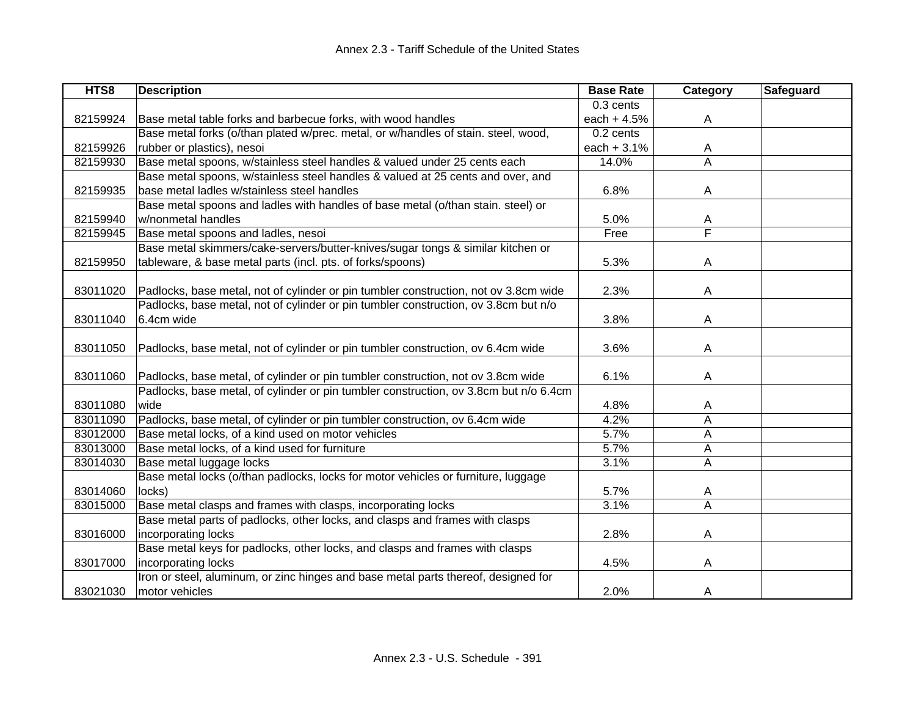| HTS8 | Description | Base Rate | Category | Safeguard |
|---|---|---|---|---|
| 82159924 | Base metal table forks and barbecue forks, with wood handles | 0.3 cents each + 4.5% | A | |
| 82159926 | Base metal forks (o/than plated w/prec. metal, or w/handles of stain. steel, wood, rubber or plastics), nesoi | 0.2 cents each + 3.1% | A | |
| 82159930 | Base metal spoons, w/stainless steel handles & valued under 25 cents each | 14.0% | A | |
| 82159935 | Base metal spoons, w/stainless steel handles & valued at 25 cents and over, and base metal ladles w/stainless steel handles | 6.8% | A | |
| 82159940 | Base metal spoons and ladles with handles of base metal (o/than stain. steel) or w/nonmetal handles | 5.0% | A | |
| 82159945 | Base metal spoons and ladles, nesoi | Free | F | |
| 82159950 | Base metal skimmers/cake-servers/butter-knives/sugar tongs & similar kitchen or tableware, & base metal parts (incl. pts. of forks/spoons) | 5.3% | A | |
| 83011020 | Padlocks, base metal, not of cylinder or pin tumbler construction, not ov 3.8cm wide | 2.3% | A | |
| 83011040 | Padlocks, base metal, not of cylinder or pin tumbler construction, ov 3.8cm but n/o 6.4cm wide | 3.8% | A | |
| 83011050 | Padlocks, base metal, not of cylinder or pin tumbler construction, ov 6.4cm wide | 3.6% | A | |
| 83011060 | Padlocks, base metal, of cylinder or pin tumbler construction, not ov 3.8cm wide | 6.1% | A | |
| 83011080 | Padlocks, base metal, of cylinder or pin tumbler construction, ov 3.8cm but n/o 6.4cm wide | 4.8% | A | |
| 83011090 | Padlocks, base metal, of cylinder or pin tumbler construction, ov 6.4cm wide | 4.2% | A | |
| 83012000 | Base metal locks, of a kind used on motor vehicles | 5.7% | A | |
| 83013000 | Base metal locks, of a kind used for furniture | 5.7% | A | |
| 83014030 | Base metal luggage locks | 3.1% | A | |
| 83014060 | Base metal locks (o/than padlocks, locks for motor vehicles or furniture, luggage locks) | 5.7% | A | |
| 83015000 | Base metal clasps and frames with clasps, incorporating locks | 3.1% | A | |
| 83016000 | Base metal parts of padlocks, other locks, and clasps and frames with clasps incorporating locks | 2.8% | A | |
| 83017000 | Base metal keys for padlocks, other locks, and clasps and frames with clasps incorporating locks | 4.5% | A | |
| 83021030 | Iron or steel, aluminum, or zinc hinges and base metal parts thereof, designed for motor vehicles | 2.0% | A | |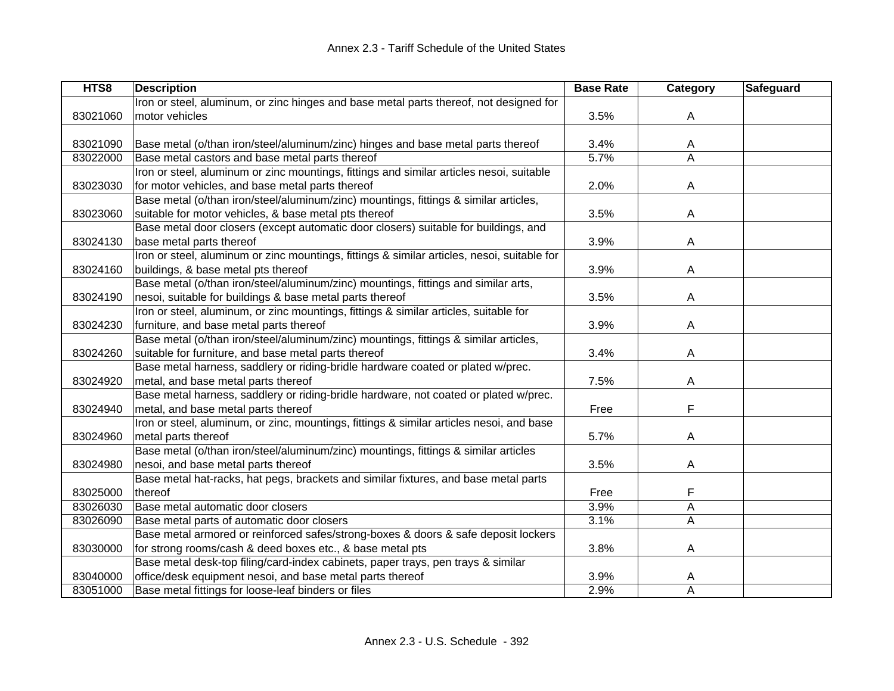# Annex 2.3 - Tariff Schedule of the United States

| HTS8 | Description | Base Rate | Category | Safeguard |
|---|---|---|---|---|
| 83021060 | Iron or steel, aluminum, or zinc hinges and base metal parts thereof, not designed for motor vehicles | 3.5% | A | |
| 83021090 | Base metal (o/than iron/steel/aluminum/zinc) hinges and base metal parts thereof | 3.4% | A | |
| 83022000 | Base metal castors and base metal parts thereof | 5.7% | A | |
| 83023030 | Iron or steel, aluminum or zinc mountings, fittings and similar articles nesoi, suitable for motor vehicles, and base metal parts thereof | 2.0% | A | |
| 83023060 | Base metal (o/than iron/steel/aluminum/zinc) mountings, fittings & similar articles, suitable for motor vehicles, & base metal pts thereof | 3.5% | A | |
| 83024130 | Base metal door closers (except automatic door closers) suitable for buildings, and base metal parts thereof | 3.9% | A | |
| 83024160 | Iron or steel, aluminum or zinc mountings, fittings & similar articles, nesoi, suitable for buildings, & base metal pts thereof | 3.9% | A | |
| 83024190 | Base metal (o/than iron/steel/aluminum/zinc) mountings, fittings and similar arts, nesoi, suitable for buildings & base metal parts thereof | 3.5% | A | |
| 83024230 | Iron or steel, aluminum, or zinc mountings, fittings & similar articles, suitable for furniture, and base metal parts thereof | 3.9% | A | |
| 83024260 | Base metal (o/than iron/steel/aluminum/zinc) mountings, fittings & similar articles, suitable for furniture, and base metal parts thereof | 3.4% | A | |
| 83024920 | Base metal harness, saddlery or riding-bridle hardware coated or plated w/prec. metal, and base metal parts thereof | 7.5% | A | |
| 83024940 | Base metal harness, saddlery or riding-bridle hardware, not coated or plated w/prec. metal, and base metal parts thereof | Free | F | |
| 83024960 | Iron or steel, aluminum, or zinc, mountings, fittings & similar articles nesoi, and base metal parts thereof | 5.7% | A | |
| 83024980 | Base metal (o/than iron/steel/aluminum/zinc) mountings, fittings & similar articles nesoi, and base metal parts thereof | 3.5% | A | |
| 83025000 | Base metal hat-racks, hat pegs, brackets and similar fixtures, and base metal parts thereof | Free | F | |
| 83026030 | Base metal automatic door closers | 3.9% | A | |
| 83026090 | Base metal parts of automatic door closers | 3.1% | A | |
| 83030000 | Base metal armored or reinforced safes/strong-boxes & doors & safe deposit lockers for strong rooms/cash & deed boxes etc., & base metal pts | 3.8% | A | |
| 83040000 | Base metal desk-top filing/card-index cabinets, paper trays, pen trays & similar office/desk equipment nesoi, and base metal parts thereof | 3.9% | A | |
| 83051000 | Base metal fittings for loose-leaf binders or files | 2.9% | A | |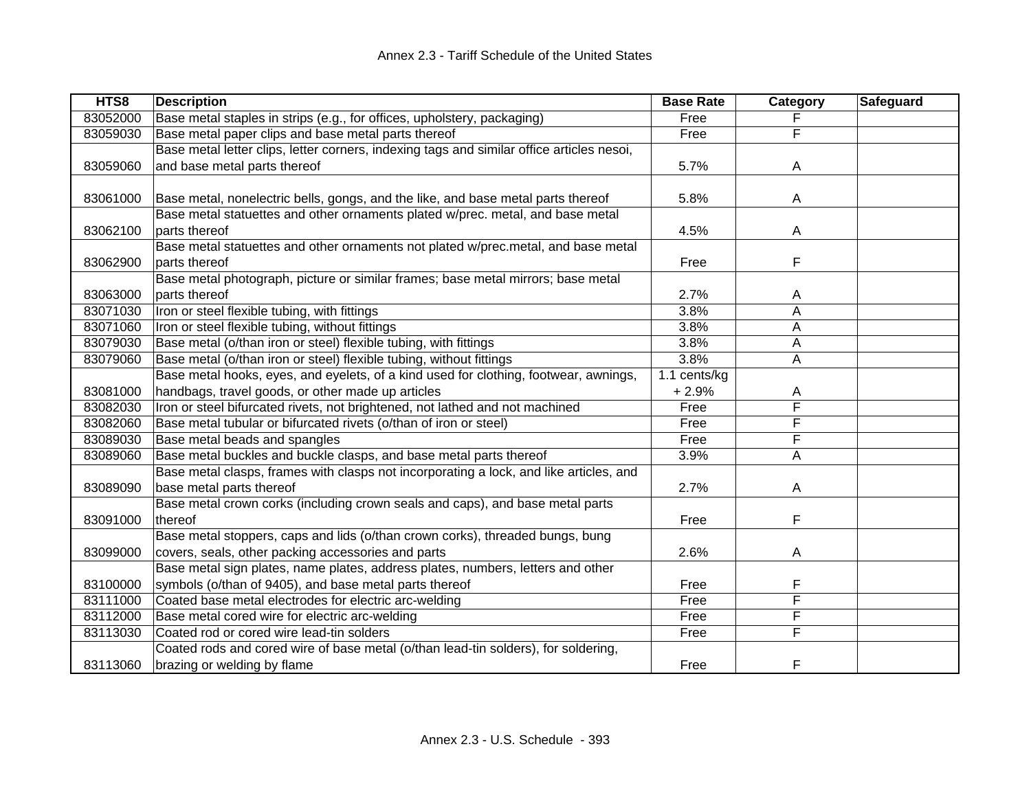| HTS8 | Description | Base Rate | Category | Safeguard |
|---|---|---|---|---|
| 83052000 | Base metal staples in strips (e.g., for offices, upholstery, packaging) | Free | F | |
| 83059030 | Base metal paper clips and base metal parts thereof | Free | F | |
| 83059060 | Base metal letter clips, letter corners, indexing tags and similar office articles nesoi, and base metal parts thereof | 5.7% | A | |
| 83061000 | Base metal, nonelectric bells, gongs, and the like, and base metal parts thereof | 5.8% | A | |
| 83062100 | Base metal statuettes and other ornaments plated w/prec. metal, and base metal parts thereof | 4.5% | A | |
| 83062900 | Base metal statuettes and other ornaments not plated w/prec.metal, and base metal parts thereof | Free | F | |
| 83063000 | Base metal photograph, picture or similar frames; base metal mirrors; base metal parts thereof | 2.7% | A | |
| 83071030 | Iron or steel flexible tubing, with fittings | 3.8% | A | |
| 83071060 | Iron or steel flexible tubing, without fittings | 3.8% | A | |
| 83079030 | Base metal (o/than iron or steel) flexible tubing, with fittings | 3.8% | A | |
| 83079060 | Base metal (o/than iron or steel) flexible tubing, without fittings | 3.8% | A | |
| 83081000 | Base metal hooks, eyes, and eyelets, of a kind used for clothing, footwear, awnings, handbags, travel goods, or other made up articles | 1.1 cents/kg + 2.9% | A | |
| 83082030 | Iron or steel bifurcated rivets, not brightened, not lathed and not machined | Free | F | |
| 83082060 | Base metal tubular or bifurcated rivets (o/than of iron or steel) | Free | F | |
| 83089030 | Base metal beads and spangles | Free | F | |
| 83089060 | Base metal buckles and buckle clasps, and base metal parts thereof | 3.9% | A | |
| 83089090 | Base metal clasps, frames with clasps not incorporating a lock, and like articles, and base metal parts thereof | 2.7% | A | |
| 83091000 | Base metal crown corks (including crown seals and caps), and base metal parts thereof | Free | F | |
| 83099000 | Base metal stoppers, caps and lids (o/than crown corks), threaded bungs, bung covers, seals, other packing accessories and parts | 2.6% | A | |
| 83100000 | Base metal sign plates, name plates, address plates, numbers, letters and other symbols (o/than of 9405), and base metal parts thereof | Free | F | |
| 83111000 | Coated base metal electrodes for electric arc-welding | Free | F | |
| 83112000 | Base metal cored wire for electric arc-welding | Free | F | |
| 83113030 | Coated rod or cored wire lead-tin solders | Free | F | |
| 83113060 | Coated rods and cored wire of base metal (o/than lead-tin solders), for soldering, brazing or welding by flame | Free | F | |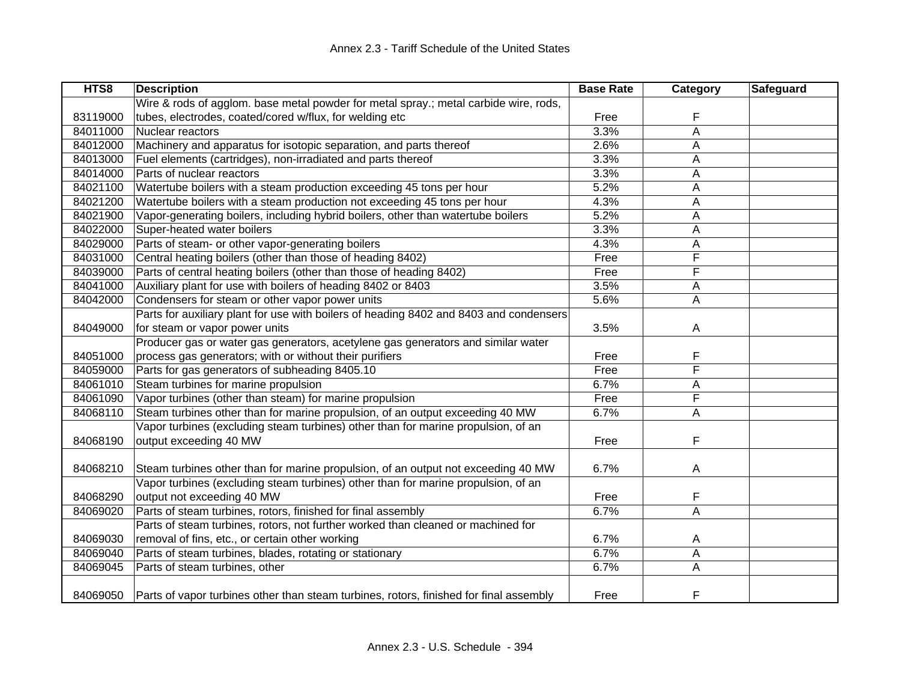| HTS8 | Description | Base Rate | Category | Safeguard |
| --- | --- | --- | --- | --- |
| 83119000 | Wire & rods of agglom. base metal powder for metal spray.; metal carbide wire, rods, tubes, electrodes, coated/cored w/flux, for welding etc | Free | F | |
| 84011000 | Nuclear reactors | 3.3% | A | |
| 84012000 | Machinery and apparatus for isotopic separation, and parts thereof | 2.6% | A | |
| 84013000 | Fuel elements (cartridges), non-irradiated and parts thereof | 3.3% | A | |
| 84014000 | Parts of nuclear reactors | 3.3% | A | |
| 84021100 | Watertube boilers with a steam production exceeding 45 tons per hour | 5.2% | A | |
| 84021200 | Watertube boilers with a steam production not exceeding 45 tons per hour | 4.3% | A | |
| 84021900 | Vapor-generating boilers, including hybrid boilers, other than watertube boilers | 5.2% | A | |
| 84022000 | Super-heated water boilers | 3.3% | A | |
| 84029000 | Parts of steam- or other vapor-generating boilers | 4.3% | A | |
| 84031000 | Central heating boilers (other than those of heading 8402) | Free | F | |
| 84039000 | Parts of central heating boilers (other than those of heading 8402) | Free | F | |
| 84041000 | Auxiliary plant for use with boilers of heading 8402 or 8403 | 3.5% | A | |
| 84042000 | Condensers for steam or other vapor power units | 5.6% | A | |
| 84049000 | Parts for auxiliary plant for use with boilers of heading 8402 and 8403 and condensers for steam or vapor power units | 3.5% | A | |
| 84051000 | Producer gas or water gas generators, acetylene gas generators and similar water process gas generators; with or without their purifiers | Free | F | |
| 84059000 | Parts for gas generators of subheading 8405.10 | Free | F | |
| 84061010 | Steam turbines for marine propulsion | 6.7% | A | |
| 84061090 | Vapor turbines (other than steam) for marine propulsion | Free | F | |
| 84068110 | Steam turbines other than for marine propulsion, of an output exceeding 40 MW | 6.7% | A | |
| 84068190 | Vapor turbines (excluding steam turbines) other than for marine propulsion, of an output exceeding 40 MW | Free | F | |
| 84068210 | Steam turbines other than for marine propulsion, of an output not exceeding 40 MW | 6.7% | A | |
| 84068290 | Vapor turbines (excluding steam turbines) other than for marine propulsion, of an output not exceeding 40 MW | Free | F | |
| 84069020 | Parts of steam turbines, rotors, finished for final assembly | 6.7% | A | |
| 84069030 | Parts of steam turbines, rotors, not further worked than cleaned or machined for removal of fins, etc., or certain other working | 6.7% | A | |
| 84069040 | Parts of steam turbines, blades, rotating or stationary | 6.7% | A | |
| 84069045 | Parts of steam turbines, other | 6.7% | A | |
| 84069050 | Parts of vapor turbines other than steam turbines, rotors, finished for final assembly | Free | F | |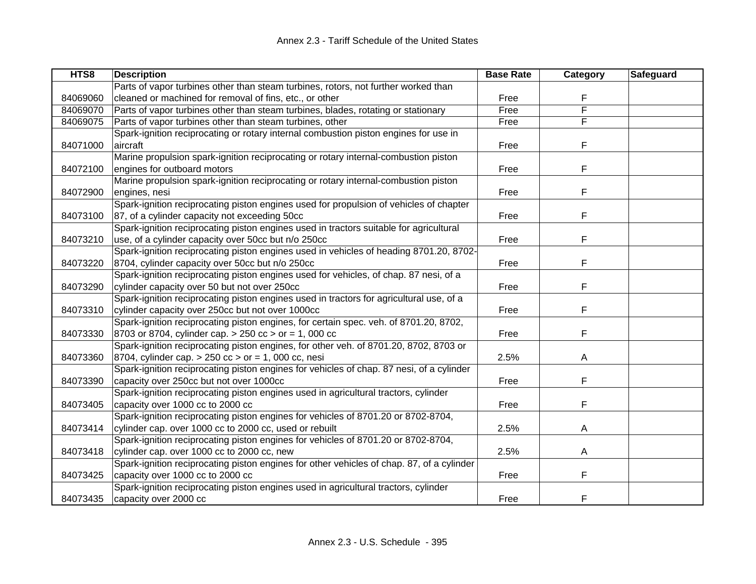# Annex 2.3 - Tariff Schedule of the United States

| HTS8 | Description | Base Rate | Category | Safeguard |
|---|---|---|---|---|
| 84069060 | Parts of vapor turbines other than steam turbines, rotors, not further worked than cleaned or machined for removal of fins, etc., or other | Free | F | |
| 84069070 | Parts of vapor turbines other than steam turbines, blades, rotating or stationary | Free | F | |
| 84069075 | Parts of vapor turbines other than steam turbines, other | Free | F | |
| 84071000 | Spark-ignition reciprocating or rotary internal combustion piston engines for use in aircraft | Free | F | |
| 84072100 | Marine propulsion spark-ignition reciprocating or rotary internal-combustion piston engines for outboard motors | Free | F | |
| 84072900 | Marine propulsion spark-ignition reciprocating or rotary internal-combustion piston engines, nesi | Free | F | |
| 84073100 | Spark-ignition reciprocating piston engines used for propulsion of vehicles of chapter 87, of a cylinder capacity not exceeding 50cc | Free | F | |
| 84073210 | Spark-ignition reciprocating piston engines used in tractors suitable for agricultural use, of a cylinder capacity over 50cc but n/o 250cc | Free | F | |
| 84073220 | Spark-ignition reciprocating piston engines used in vehicles of heading 8701.20, 8702-8704, cylinder capacity over 50cc but n/o 250cc | Free | F | |
| 84073290 | Spark-ignition reciprocating piston engines used for vehicles, of chap. 87 nesi, of a cylinder capacity over 50 but not over 250cc | Free | F | |
| 84073310 | Spark-ignition reciprocating piston engines used in tractors for agricultural use, of a cylinder capacity over 250cc but not over 1000cc | Free | F | |
| 84073330 | Spark-ignition reciprocating piston engines, for certain spec. veh. of 8701.20, 8702, 8703 or 8704, cylinder cap. > 250 cc > or = 1, 000 cc | Free | F | |
| 84073360 | Spark-ignition reciprocating piston engines, for other veh. of 8701.20, 8702, 8703 or 8704, cylinder cap. > 250 cc > or = 1, 000 cc, nesi | 2.5% | A | |
| 84073390 | Spark-ignition reciprocating piston engines for vehicles of chap. 87 nesi, of a cylinder capacity over 250cc but not over 1000cc | Free | F | |
| 84073405 | Spark-ignition reciprocating piston engines used in agricultural tractors, cylinder capacity over 1000 cc to 2000 cc | Free | F | |
| 84073414 | Spark-ignition reciprocating piston engines for vehicles of 8701.20 or 8702-8704, cylinder cap. over 1000 cc to 2000 cc, used or rebuilt | 2.5% | A | |
| 84073418 | Spark-ignition reciprocating piston engines for vehicles of 8701.20 or 8702-8704, cylinder cap. over 1000 cc to 2000 cc, new | 2.5% | A | |
| 84073425 | Spark-ignition reciprocating piston engines for other vehicles of chap. 87, of a cylinder capacity over 1000 cc to 2000 cc | Free | F | |
| 84073435 | Spark-ignition reciprocating piston engines used in agricultural tractors, cylinder capacity over 2000 cc | Free | F | |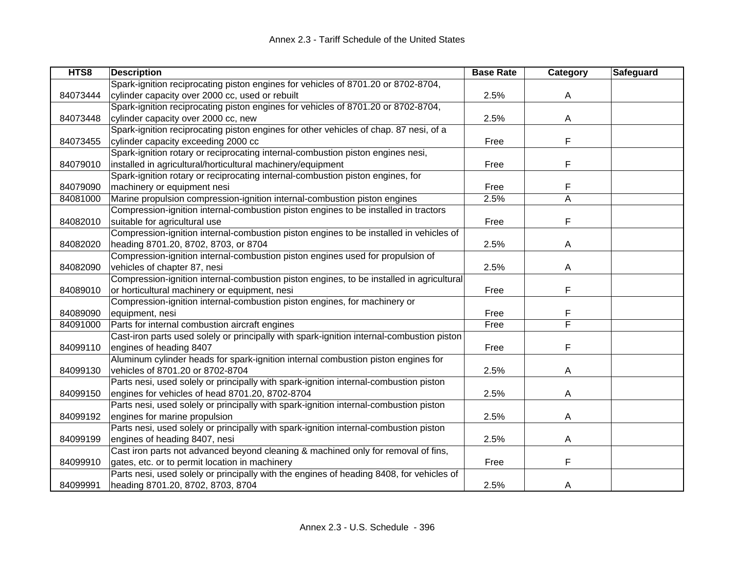| HTS8 | Description | Base Rate | Category | Safeguard |
|---|---|---|---|---|
| 84073444 | Spark-ignition reciprocating piston engines for vehicles of 8701.20 or 8702-8704, cylinder capacity over 2000 cc, used or rebuilt | 2.5% | A | |
| 84073448 | Spark-ignition reciprocating piston engines for vehicles of 8701.20 or 8702-8704, cylinder capacity over 2000 cc, new | 2.5% | A | |
| 84073455 | Spark-ignition reciprocating piston engines for other vehicles of chap. 87 nesi, of a cylinder capacity exceeding 2000 cc | Free | F | |
| 84079010 | Spark-ignition rotary or reciprocating internal-combustion piston engines nesi, installed in agricultural/horticultural machinery/equipment | Free | F | |
| 84079090 | Spark-ignition rotary or reciprocating internal-combustion piston engines, for machinery or equipment nesi | Free | F | |
| 84081000 | Marine propulsion compression-ignition internal-combustion piston engines | 2.5% | A | |
| 84082010 | Compression-ignition internal-combustion piston engines to be installed in tractors suitable for agricultural use | Free | F | |
| 84082020 | Compression-ignition internal-combustion piston engines to be installed in vehicles of heading 8701.20, 8702, 8703, or 8704 | 2.5% | A | |
| 84082090 | Compression-ignition internal-combustion piston engines used for propulsion of vehicles of chapter 87, nesi | 2.5% | A | |
| 84089010 | Compression-ignition internal-combustion piston engines, to be installed in agricultural or horticultural machinery or equipment, nesi | Free | F | |
| 84089090 | Compression-ignition internal-combustion piston engines, for machinery or equipment, nesi | Free | F | |
| 84091000 | Parts for internal combustion aircraft engines | Free | F | |
| 84099110 | Cast-iron parts used solely or principally with spark-ignition internal-combustion piston engines of heading 8407 | Free | F | |
| 84099130 | Aluminum cylinder heads for spark-ignition internal combustion piston engines for vehicles of 8701.20 or 8702-8704 | 2.5% | A | |
| 84099150 | Parts nesi, used solely or principally with spark-ignition internal-combustion piston engines for vehicles of head 8701.20, 8702-8704 | 2.5% | A | |
| 84099192 | Parts nesi, used solely or principally with spark-ignition internal-combustion piston engines for marine propulsion | 2.5% | A | |
| 84099199 | Parts nesi, used solely or principally with spark-ignition internal-combustion piston engines of heading 8407, nesi | 2.5% | A | |
| 84099910 | Cast iron parts not advanced beyond cleaning & machined only for removal of fins, gates, etc. or to permit location in machinery | Free | F | |
| 84099991 | Parts nesi, used solely or principally with the engines of heading 8408, for vehicles of heading 8701.20, 8702, 8703, 8704 | 2.5% | A | |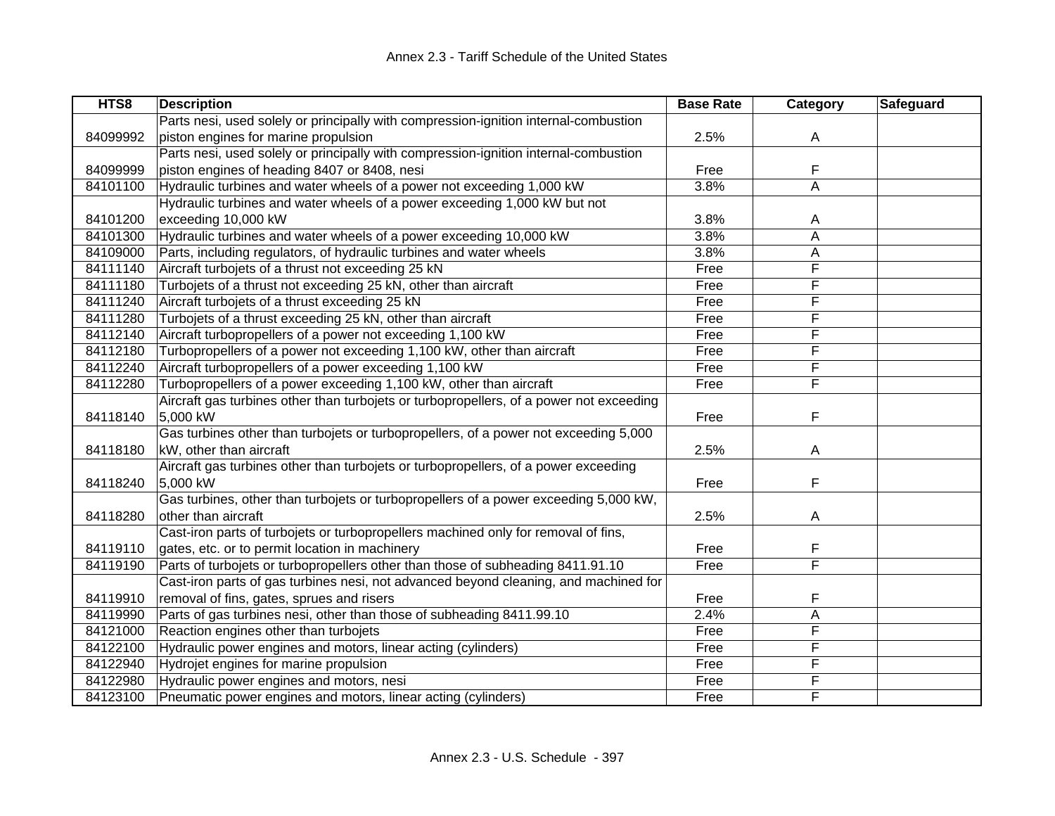| HTS8 | Description | Base Rate | Category | Safeguard |
|---|---|---|---|---|
| 84099992 | Parts nesi, used solely or principally with compression-ignition internal-combustion piston engines for marine propulsion | 2.5% | A | |
| 84099999 | Parts nesi, used solely or principally with compression-ignition internal-combustion piston engines of heading 8407 or 8408, nesi | Free | F | |
| 84101100 | Hydraulic turbines and water wheels of a power not exceeding 1,000 kW | 3.8% | A | |
| 84101200 | Hydraulic turbines and water wheels of a power exceeding 1,000 kW but not exceeding 10,000 kW | 3.8% | A | |
| 84101300 | Hydraulic turbines and water wheels of a power exceeding 10,000 kW | 3.8% | A | |
| 84109000 | Parts, including regulators, of hydraulic turbines and water wheels | 3.8% | A | |
| 84111140 | Aircraft turbojets of a thrust not exceeding 25 kN | Free | F | |
| 84111180 | Turbojets of a thrust not exceeding 25 kN, other than aircraft | Free | F | |
| 84111240 | Aircraft turbojets of a thrust exceeding 25 kN | Free | F | |
| 84111280 | Turbojets of a thrust exceeding 25 kN, other than aircraft | Free | F | |
| 84112140 | Aircraft turbopropellers of a power not exceeding 1,100 kW | Free | F | |
| 84112180 | Turbopropellers of a power not exceeding 1,100 kW, other than aircraft | Free | F | |
| 84112240 | Aircraft turbopropellers of a power exceeding 1,100 kW | Free | F | |
| 84112280 | Turbopropellers of a power exceeding 1,100 kW, other than aircraft | Free | F | |
| 84118140 | Aircraft gas turbines other than turbojets or turbopropellers, of a power not exceeding 5,000 kW | Free | F | |
| 84118180 | Gas turbines other than turbojets or turbopropellers, of a power not exceeding 5,000 kW, other than aircraft | 2.5% | A | |
| 84118240 | Aircraft gas turbines other than turbojets or turbopropellers, of a power exceeding 5,000 kW | Free | F | |
| 84118280 | Gas turbines, other than turbojets or turbopropellers of a power exceeding 5,000 kW, other than aircraft | 2.5% | A | |
| 84119110 | Cast-iron parts of turbojets or turbopropellers machined only for removal of fins, gates, etc. or to permit location in machinery | Free | F | |
| 84119190 | Parts of turbojets or turbopropellers other than those of subheading 8411.91.10 | Free | F | |
| 84119910 | Cast-iron parts of gas turbines nesi, not advanced beyond cleaning, and machined for removal of fins, gates, sprues and risers | Free | F | |
| 84119990 | Parts of gas turbines nesi, other than those of subheading 8411.99.10 | 2.4% | A | |
| 84121000 | Reaction engines other than turbojets | Free | F | |
| 84122100 | Hydraulic power engines and motors, linear acting (cylinders) | Free | F | |
| 84122940 | Hydrojet engines for marine propulsion | Free | F | |
| 84122980 | Hydraulic power engines and motors, nesi | Free | F | |
| 84123100 | Pneumatic power engines and motors, linear acting (cylinders) | Free | F | |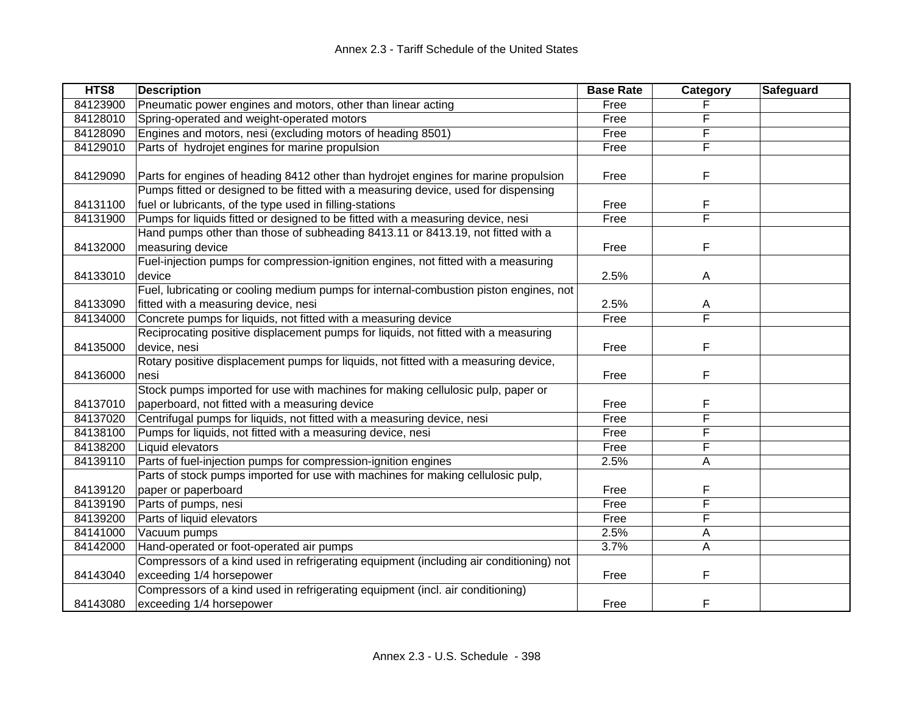| HTS8 | Description | Base Rate | Category | Safeguard |
|---|---|---|---|---|
| 84123900 | Pneumatic power engines and motors, other than linear acting | Free | F | |
| 84128010 | Spring-operated and weight-operated motors | Free | F | |
| 84128090 | Engines and motors, nesi (excluding motors of heading 8501) | Free | F | |
| 84129010 | Parts of hydrojet engines for marine propulsion | Free | F | |
| 84129090 | Parts for engines of heading 8412 other than hydrojet engines for marine propulsion | Free | F | |
| 84131100 | Pumps fitted or designed to be fitted with a measuring device, used for dispensing fuel or lubricants, of the type used in filling-stations | Free | F | |
| 84131900 | Pumps for liquids fitted or designed to be fitted with a measuring device, nesi | Free | F | |
| 84132000 | Hand pumps other than those of subheading 8413.11 or 8413.19, not fitted with a measuring device | Free | F | |
| 84133010 | Fuel-injection pumps for compression-ignition engines, not fitted with a measuring device | 2.5% | A | |
| 84133090 | Fuel, lubricating or cooling medium pumps for internal-combustion piston engines, not fitted with a measuring device, nesi | 2.5% | A | |
| 84134000 | Concrete pumps for liquids, not fitted with a measuring device | Free | F | |
| 84135000 | Reciprocating positive displacement pumps for liquids, not fitted with a measuring device, nesi | Free | F | |
| 84136000 | Rotary positive displacement pumps for liquids, not fitted with a measuring device, nesi | Free | F | |
| 84137010 | Stock pumps imported for use with machines for making cellulosic pulp, paper or paperboard, not fitted with a measuring device | Free | F | |
| 84137020 | Centrifugal pumps for liquids, not fitted with a measuring device, nesi | Free | F | |
| 84138100 | Pumps for liquids, not fitted with a measuring device, nesi | Free | F | |
| 84138200 | Liquid elevators | Free | F | |
| 84139110 | Parts of fuel-injection pumps for compression-ignition engines | 2.5% | A | |
| 84139120 | Parts of stock pumps imported for use with machines for making cellulosic pulp, paper or paperboard | Free | F | |
| 84139190 | Parts of pumps, nesi | Free | F | |
| 84139200 | Parts of liquid elevators | Free | F | |
| 84141000 | Vacuum pumps | 2.5% | A | |
| 84142000 | Hand-operated or foot-operated air pumps | 3.7% | A | |
| 84143040 | Compressors of a kind used in refrigerating equipment (including air conditioning) not exceeding 1/4 horsepower | Free | F | |
| 84143080 | Compressors of a kind used in refrigerating equipment (incl. air conditioning) exceeding 1/4 horsepower | Free | F | |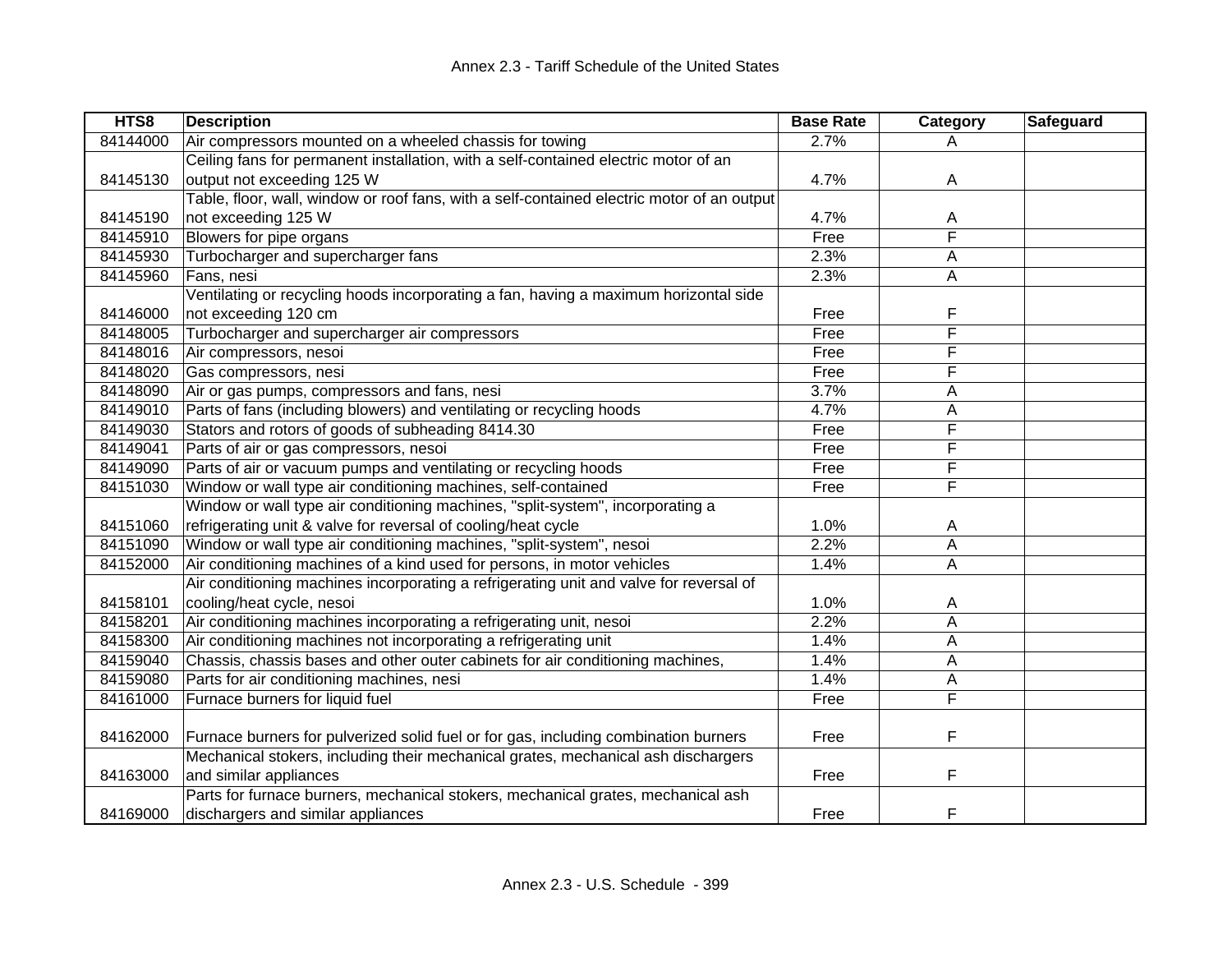| HTS8 | Description | Base Rate | Category | Safeguard |
|---|---|---|---|---|
| 84144000 | Air compressors mounted on a wheeled chassis for towing | 2.7% | A | |
| 84145130 | Ceiling fans for permanent installation, with a self-contained electric motor of an output not exceeding 125 W | 4.7% | A | |
| 84145190 | Table, floor, wall, window or roof fans, with a self-contained electric motor of an output not exceeding 125 W | 4.7% | A | |
| 84145910 | Blowers for pipe organs | Free | F | |
| 84145930 | Turbocharger and supercharger fans | 2.3% | A | |
| 84145960 | Fans, nesi | 2.3% | A | |
| 84146000 | Ventilating or recycling hoods incorporating a fan, having a maximum horizontal side not exceeding 120 cm | Free | F | |
| 84148005 | Turbocharger and supercharger air compressors | Free | F | |
| 84148016 | Air compressors, nesoi | Free | F | |
| 84148020 | Gas compressors, nesoi | Free | F | |
| 84148090 | Air or gas pumps, compressors and fans, nesi | 3.7% | A | |
| 84149010 | Parts of fans (including blowers) and ventilating or recycling hoods | 4.7% | A | |
| 84149030 | Stators and rotors of goods of subheading 8414.30 | Free | F | |
| 84149041 | Parts of air or gas compressors, nesoi | Free | F | |
| 84149090 | Parts of air or vacuum pumps and ventilating or recycling hoods | Free | F | |
| 84151030 | Window or wall type air conditioning machines, self-contained | Free | F | |
| 84151060 | Window or wall type air conditioning machines, "split-system", incorporating a refrigerating unit & valve for reversal of cooling/heat cycle | 1.0% | A | |
| 84151090 | Window or wall type air conditioning machines, "split-system", nesoi | 2.2% | A | |
| 84152000 | Air conditioning machines of a kind used for persons, in motor vehicles | 1.4% | A | |
| 84158101 | Air conditioning machines incorporating a refrigerating unit and valve for reversal of cooling/heat cycle, nesoi | 1.0% | A | |
| 84158201 | Air conditioning machines incorporating a refrigerating unit, nesoi | 2.2% | A | |
| 84158300 | Air conditioning machines not incorporating a refrigerating unit | 1.4% | A | |
| 84159040 | Chassis, chassis bases and other outer cabinets for air conditioning machines, | 1.4% | A | |
| 84159080 | Parts for air conditioning machines, nesi | 1.4% | A | |
| 84161000 | Furnace burners for liquid fuel | Free | F | |
| 84162000 | Furnace burners for pulverized solid fuel or for gas, including combination burners | Free | F | |
| 84163000 | Mechanical stokers, including their mechanical grates, mechanical ash dischargers and similar appliances | Free | F | |
| 84169000 | Parts for furnace burners, mechanical stokers, mechanical grates, mechanical ash dischargers and similar appliances | Free | F | |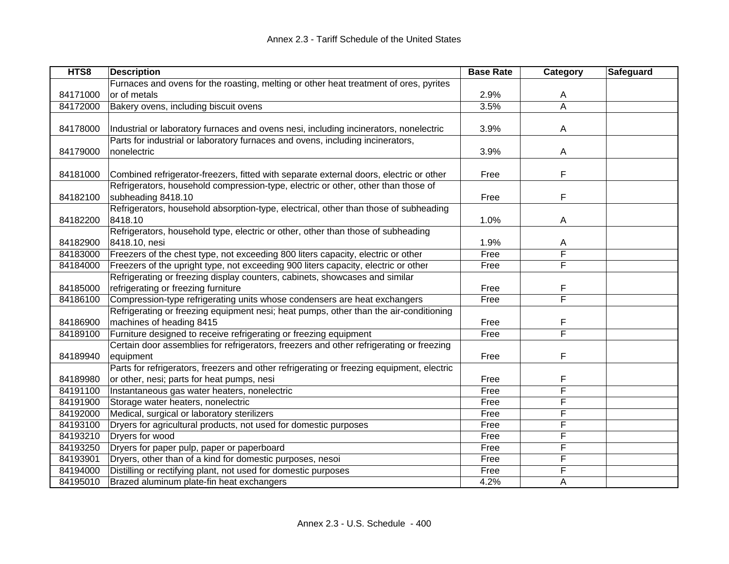| HTS8 | Description | Base Rate | Category | Safeguard |
|---|---|---|---|---|
| 84171000 | Furnaces and ovens for the roasting, melting or other heat treatment of ores, pyrites or of metals | 2.9% | A | |
| 84172000 | Bakery ovens, including biscuit ovens | 3.5% | A | |
| 84178000 | Industrial or laboratory furnaces and ovens nesi, including incinerators, nonelectric | 3.9% | A | |
| 84179000 | Parts for industrial or laboratory furnaces and ovens, including incinerators, nonelectric | 3.9% | A | |
| 84181000 | Combined refrigerator-freezers, fitted with separate external doors, electric or other | Free | F | |
| 84182100 | Refrigerators, household compression-type, electric or other, other than those of subheading 8418.10 | Free | F | |
| 84182200 | Refrigerators, household absorption-type, electrical, other than those of subheading 8418.10 | 1.0% | A | |
| 84182900 | Refrigerators, household type, electric or other, other than those of subheading 8418.10, nesi | 1.9% | A | |
| 84183000 | Freezers of the chest type, not exceeding 800 liters capacity, electric or other | Free | F | |
| 84184000 | Freezers of the upright type, not exceeding 900 liters capacity, electric or other | Free | F | |
| 84185000 | Refrigerating or freezing display counters, cabinets, showcases and similar refrigerating or freezing furniture | Free | F | |
| 84186100 | Compression-type refrigerating units whose condensers are heat exchangers | Free | F | |
| 84186900 | Refrigerating or freezing equipment nesi; heat pumps, other than the air-conditioning machines of heading 8415 | Free | F | |
| 84189100 | Furniture designed to receive refrigerating or freezing equipment | Free | F | |
| 84189940 | Certain door assemblies for refrigerators, freezers and other refrigerating or freezing equipment | Free | F | |
| 84189980 | Parts for refrigerators, freezers and other refrigerating or freezing equipment, electric or other, nesi; parts for heat pumps, nesi | Free | F | |
| 84191100 | Instantaneous gas water heaters, nonelectric | Free | F | |
| 84191900 | Storage water heaters, nonelectric | Free | F | |
| 84192000 | Medical, surgical or laboratory sterilizers | Free | F | |
| 84193100 | Dryers for agricultural products, not used for domestic purposes | Free | F | |
| 84193210 | Dryers for wood | Free | F | |
| 84193250 | Dryers for paper pulp, paper or paperboard | Free | F | |
| 84193901 | Dryers, other than of a kind for domestic purposes, nesoi | Free | F | |
| 84194000 | Distilling or rectifying plant, not used for domestic purposes | Free | F | |
| 84195010 | Brazed aluminum plate-fin heat exchangers | 4.2% | A | |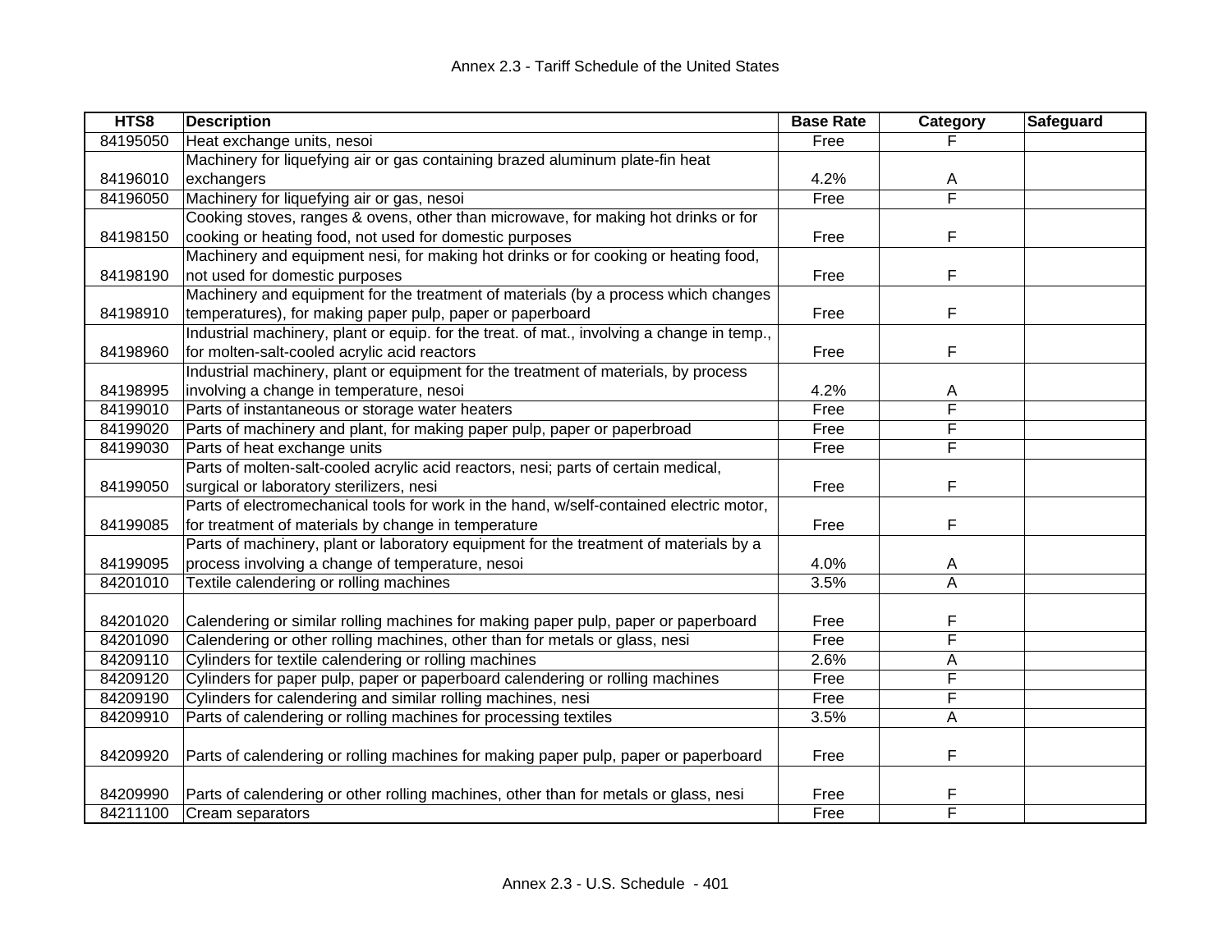Annex 2.3 - Tariff Schedule of the United States

| HTS8 | Description | Base Rate | Category | Safeguard |
|---|---|---|---|---|
| 84195050 | Heat exchange units, nesoi | Free | F | |
| 84196010 | Machinery for liquefying air or gas containing brazed aluminum plate-fin heat exchangers | 4.2% | A | |
| 84196050 | Machinery for liquefying air or gas, nesoi | Free | F | |
| 84198150 | Cooking stoves, ranges & ovens, other than microwave, for making hot drinks or for cooking or heating food, not used for domestic purposes | Free | F | |
| 84198190 | Machinery and equipment nesi, for making hot drinks or for cooking or heating food, not used for domestic purposes | Free | F | |
| 84198910 | Machinery and equipment for the treatment of materials (by a process which changes temperatures), for making paper pulp, paper or paperboard | Free | F | |
| 84198960 | Industrial machinery, plant or equip. for the treat. of mat., involving a change in temp., for molten-salt-cooled acrylic acid reactors | Free | F | |
| 84198995 | Industrial machinery, plant or equipment for the treatment of materials, by process involving a change in temperature, nesoi | 4.2% | A | |
| 84199010 | Parts of instantaneous or storage water heaters | Free | F | |
| 84199020 | Parts of machinery and plant, for making paper pulp, paper or paperbroad | Free | F | |
| 84199030 | Parts of heat exchange units | Free | F | |
| 84199050 | Parts of molten-salt-cooled acrylic acid reactors, nesi; parts of certain medical, surgical or laboratory sterilizers, nesi | Free | F | |
| 84199085 | Parts of electromechanical tools for work in the hand, w/self-contained electric motor, for treatment of materials by change in temperature | Free | F | |
| 84199095 | Parts of machinery, plant or laboratory equipment for the treatment of materials by a process involving a change of temperature, nesoi | 4.0% | A | |
| 84201010 | Textile calendering or rolling machines | 3.5% | A | |
| 84201020 | Calendering or similar rolling machines for making paper pulp, paper or paperboard | Free | F | |
| 84201090 | Calendering or other rolling machines, other than for metals or glass, nesi | Free | F | |
| 84209110 | Cylinders for textile calendering or rolling machines | 2.6% | A | |
| 84209120 | Cylinders for paper pulp, paper or paperboard calendering or rolling machines | Free | F | |
| 84209190 | Cylinders for calendering and similar rolling machines, nesi | Free | F | |
| 84209910 | Parts of calendering or rolling machines for processing textiles | 3.5% | A | |
| 84209920 | Parts of calendering or rolling machines for making paper pulp, paper or paperboard | Free | F | |
| 84209990 | Parts of calendering or other rolling machines, other than for metals or glass, nesi | Free | F | |
| 84211100 | Cream separators | Free | F | |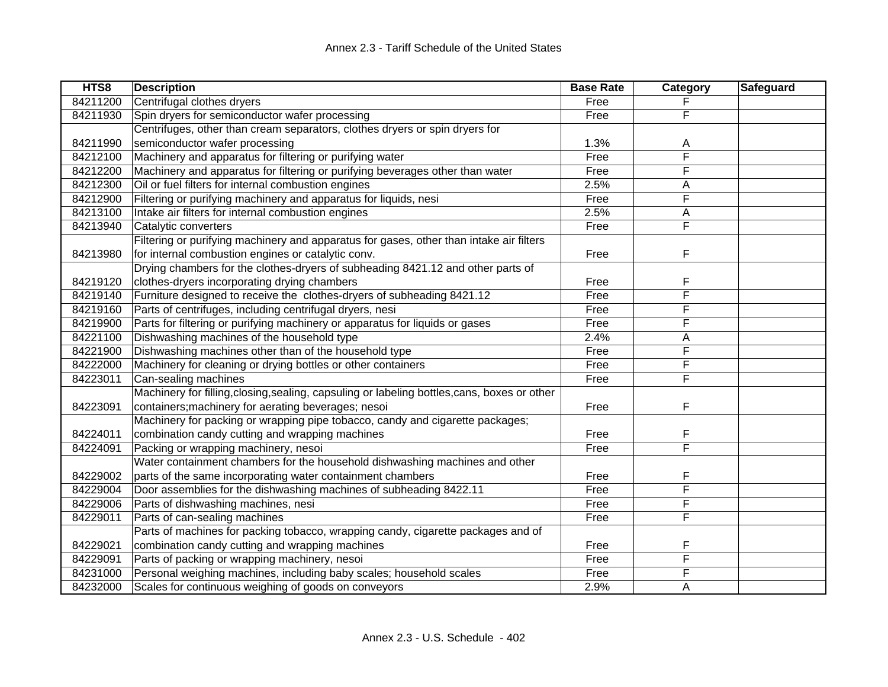| HTS8 | Description | Base Rate | Category | Safeguard |
|---|---|---|---|---|
| 84211200 | Centrifugal clothes dryers | Free | F | |
| 84211930 | Spin dryers for semiconductor wafer processing | Free | F | |
| 84211990 | Centrifuges, other than cream separators, clothes dryers or spin dryers for semiconductor wafer processing | 1.3% | A | |
| 84212100 | Machinery and apparatus for filtering or purifying water | Free | F | |
| 84212200 | Machinery and apparatus for filtering or purifying beverages other than water | Free | F | |
| 84212300 | Oil or fuel filters for internal combustion engines | 2.5% | A | |
| 84212900 | Filtering or purifying machinery and apparatus for liquids, nesi | Free | F | |
| 84213100 | Intake air filters for internal combustion engines | 2.5% | A | |
| 84213940 | Catalytic converters | Free | F | |
| 84213980 | Filtering or purifying machinery and apparatus for gases, other than intake air filters for internal combustion engines or catalytic conv. | Free | F | |
| 84219120 | Drying chambers for the clothes-dryers of subheading 8421.12 and other parts of clothes-dryers incorporating drying chambers | Free | F | |
| 84219140 | Furniture designed to receive the clothes-dryers of subheading 8421.12 | Free | F | |
| 84219160 | Parts of centrifuges, including centrifugal dryers, nesi | Free | F | |
| 84219900 | Parts for filtering or purifying machinery or apparatus for liquids or gases | Free | F | |
| 84221100 | Dishwashing machines of the household type | 2.4% | A | |
| 84221900 | Dishwashing machines other than of the household type | Free | F | |
| 84222000 | Machinery for cleaning or drying bottles or other containers | Free | F | |
| 84223011 | Can-sealing machines | Free | F | |
| 84223091 | Machinery for filling,closing,sealing, capsuling or labeling bottles,cans, boxes or other containers;machinery for aerating beverages; nesoi | Free | F | |
| 84224011 | Machinery for packing or wrapping pipe tobacco, candy and cigarette packages; combination candy cutting and wrapping machines | Free | F | |
| 84224091 | Packing or wrapping machinery, nesoi | Free | F | |
| 84229002 | Water containment chambers for the household dishwashing machines and other parts of the same incorporating water containment chambers | Free | F | |
| 84229004 | Door assemblies for the dishwashing machines of subheading 8422.11 | Free | F | |
| 84229006 | Parts of dishwashing machines, nesi | Free | F | |
| 84229011 | Parts of can-sealing machines | Free | F | |
| 84229021 | Parts of machines for packing tobacco, wrapping candy, cigarette packages and of combination candy cutting and wrapping machines | Free | F | |
| 84229091 | Parts of packing or wrapping machinery, nesoi | Free | F | |
| 84231000 | Personal weighing machines, including baby scales; household scales | Free | F | |
| 84232000 | Scales for continuous weighing of goods on conveyors | 2.9% | A | |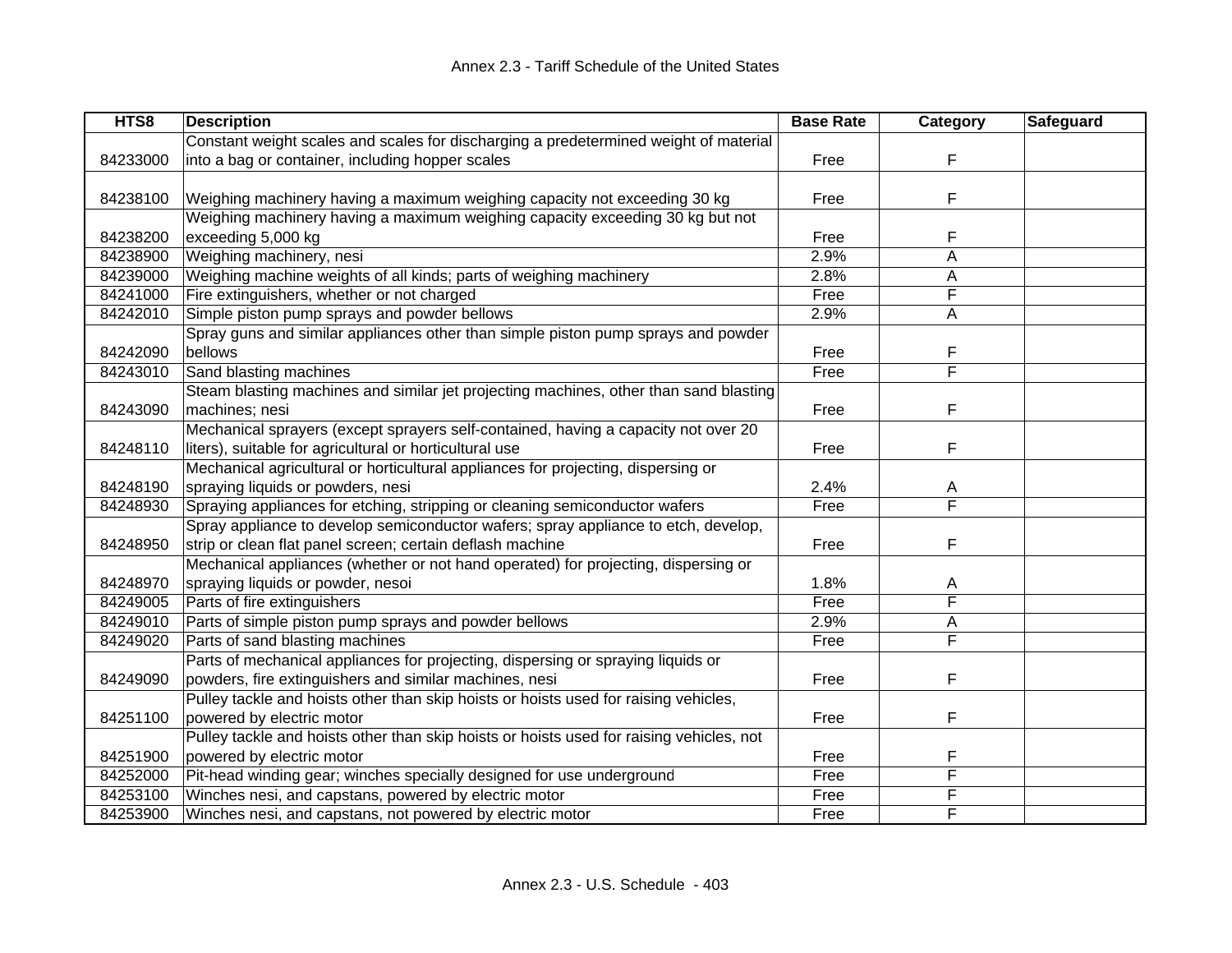| HTS8 | Description | Base Rate | Category | Safeguard |
|---|---|---|---|---|
| 84233000 | Constant weight scales and scales for discharging a predetermined weight of material into a bag or container, including hopper scales | Free | F | |
| 84238100 | Weighing machinery having a maximum weighing capacity not exceeding 30 kg | Free | F | |
| 84238200 | Weighing machinery having a maximum weighing capacity exceeding 30 kg but not exceeding 5,000 kg | Free | F | |
| 84238900 | Weighing machinery, nesi | 2.9% | A | |
| 84239000 | Weighing machine weights of all kinds; parts of weighing machinery | 2.8% | A | |
| 84241000 | Fire extinguishers, whether or not charged | Free | F | |
| 84242010 | Simple piston pump sprays and powder bellows | 2.9% | A | |
| 84242090 | Spray guns and similar appliances other than simple piston pump sprays and powder bellows | Free | F | |
| 84243010 | Sand blasting machines | Free | F | |
| 84243090 | Steam blasting machines and similar jet projecting machines, other than sand blasting machines; nesi | Free | F | |
| 84248110 | Mechanical sprayers (except sprayers self-contained, having a capacity not over 20 liters), suitable for agricultural or horticultural use | Free | F | |
| 84248190 | Mechanical agricultural or horticultural appliances for projecting, dispersing or spraying liquids or powders, nesi | 2.4% | A | |
| 84248930 | Spraying appliances for etching, stripping or cleaning semiconductor wafers | Free | F | |
| 84248950 | Spray appliance to develop semiconductor wafers; spray appliance to etch, develop, strip or clean flat panel screen; certain deflash machine | Free | F | |
| 84248970 | Mechanical appliances (whether or not hand operated) for projecting, dispersing or spraying liquids or powder, nesoi | 1.8% | A | |
| 84249005 | Parts of fire extinguishers | Free | F | |
| 84249010 | Parts of simple piston pump sprays and powder bellows | 2.9% | A | |
| 84249020 | Parts of sand blasting machines | Free | F | |
| 84249090 | Parts of mechanical appliances for projecting, dispersing or spraying liquids or powders, fire extinguishers and similar machines, nesi | Free | F | |
| 84251100 | Pulley tackle and hoists other than skip hoists or hoists used for raising vehicles, powered by electric motor | Free | F | |
| 84251900 | Pulley tackle and hoists other than skip hoists or hoists used for raising vehicles, not powered by electric motor | Free | F | |
| 84252000 | Pit-head winding gear; winches specially designed for use underground | Free | F | |
| 84253100 | Winches nesi, and capstans, powered by electric motor | Free | F | |
| 84253900 | Winches nesi, and capstans, not powered by electric motor | Free | F | |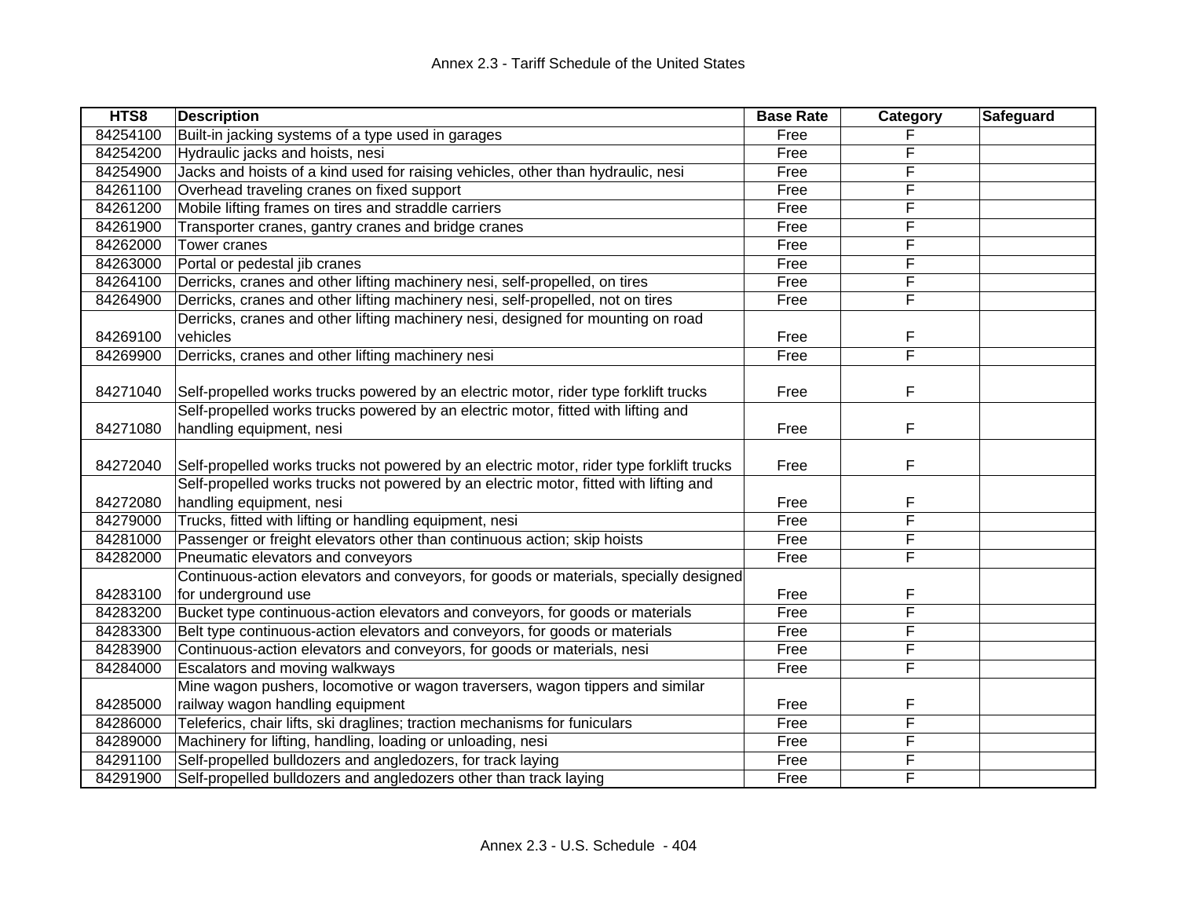| HTS8 | Description | Base Rate | Category | Safeguard |
|---|---|---|---|---|
| 84254100 | Built-in jacking systems of a type used in garages | Free | F | |
| 84254200 | Hydraulic jacks and hoists, nesi | Free | F | |
| 84254900 | Jacks and hoists of a kind used for raising vehicles, other than hydraulic, nesi | Free | F | |
| 84261100 | Overhead traveling cranes on fixed support | Free | F | |
| 84261200 | Mobile lifting frames on tires and straddle carriers | Free | F | |
| 84261900 | Transporter cranes, gantry cranes and bridge cranes | Free | F | |
| 84262000 | Tower cranes | Free | F | |
| 84263000 | Portal or pedestal jib cranes | Free | F | |
| 84264100 | Derricks, cranes and other lifting machinery nesi, self-propelled, on tires | Free | F | |
| 84264900 | Derricks, cranes and other lifting machinery nesi, self-propelled, not on tires | Free | F | |
| 84269100 | Derricks, cranes and other lifting machinery nesi, designed for mounting on road vehicles | Free | F | |
| 84269900 | Derricks, cranes and other lifting machinery nesi | Free | F | |
| 84271040 | Self-propelled works trucks powered by an electric motor, rider type forklift trucks | Free | F | |
| 84271080 | Self-propelled works trucks powered by an electric motor, fitted with lifting and handling equipment, nesi | Free | F | |
| 84272040 | Self-propelled works trucks not powered by an electric motor, rider type forklift trucks | Free | F | |
| 84272080 | Self-propelled works trucks not powered by an electric motor, fitted with lifting and handling equipment, nesi | Free | F | |
| 84279000 | Trucks, fitted with lifting or handling equipment, nesi | Free | F | |
| 84281000 | Passenger or freight elevators other than continuous action; skip hoists | Free | F | |
| 84282000 | Pneumatic elevators and conveyors | Free | F | |
| 84283100 | Continuous-action elevators and conveyors, for goods or materials, specially designed for underground use | Free | F | |
| 84283200 | Bucket type continuous-action elevators and conveyors, for goods or materials | Free | F | |
| 84283300 | Belt type continuous-action elevators and conveyors, for goods or materials | Free | F | |
| 84283900 | Continuous-action elevators and conveyors, for goods or materials, nesi | Free | F | |
| 84284000 | Escalators and moving walkways | Free | F | |
| 84285000 | Mine wagon pushers, locomotive or wagon traversers, wagon tippers and similar railway wagon handling equipment | Free | F | |
| 84286000 | Teleferics, chair lifts, ski draglines; traction mechanisms for funiculars | Free | F | |
| 84289000 | Machinery for lifting, handling, loading or unloading, nesi | Free | F | |
| 84291100 | Self-propelled bulldozers and angledozers, for track laying | Free | F | |
| 84291900 | Self-propelled bulldozers and angledozers other than track laying | Free | F | |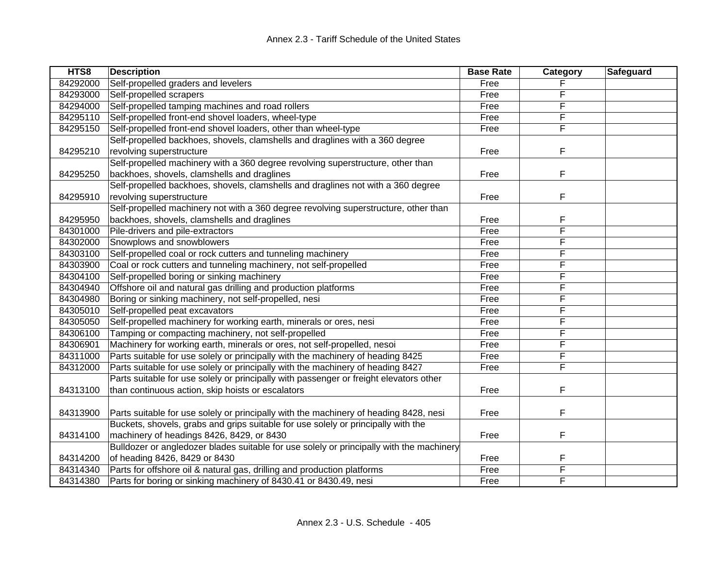| HTS8 | Description | Base Rate | Category | Safeguard |
|---|---|---|---|---|
| 84292000 | Self-propelled graders and levelers | Free | F | |
| 84293000 | Self-propelled scrapers | Free | F | |
| 84294000 | Self-propelled tamping machines and road rollers | Free | F | |
| 84295110 | Self-propelled front-end shovel loaders, wheel-type | Free | F | |
| 84295150 | Self-propelled front-end shovel loaders, other than wheel-type | Free | F | |
| 84295210 | Self-propelled backhoes, shovels, clamshells and draglines with a 360 degree revolving superstructure | Free | F | |
| 84295250 | Self-propelled machinery with a 360 degree revolving superstructure, other than backhoes, shovels, clamshells and draglines | Free | F | |
| 84295910 | Self-propelled backhoes, shovels, clamshells and draglines not with a 360 degree revolving superstructure | Free | F | |
| 84295950 | Self-propelled machinery not with a 360 degree revolving superstructure, other than backhoes, shovels, clamshells and draglines | Free | F | |
| 84301000 | Pile-drivers and pile-extractors | Free | F | |
| 84302000 | Snowplows and snowblowers | Free | F | |
| 84303100 | Self-propelled coal or rock cutters and tunneling machinery | Free | F | |
| 84303900 | Coal or rock cutters and tunneling machinery, not self-propelled | Free | F | |
| 84304100 | Self-propelled boring or sinking machinery | Free | F | |
| 84304940 | Offshore oil and natural gas drilling and production platforms | Free | F | |
| 84304980 | Boring or sinking machinery, not self-propelled, nesi | Free | F | |
| 84305010 | Self-propelled peat excavators | Free | F | |
| 84305050 | Self-propelled machinery for working earth, minerals or ores, nesi | Free | F | |
| 84306100 | Tamping or compacting machinery, not self-propelled | Free | F | |
| 84306901 | Machinery for working earth, minerals or ores, not self-propelled, nesoi | Free | F | |
| 84311000 | Parts suitable for use solely or principally with the machinery of heading 8425 | Free | F | |
| 84312000 | Parts suitable for use solely or principally with the machinery of heading 8427 | Free | F | |
| 84313100 | Parts suitable for use solely or principally with passenger or freight elevators other than continuous action, skip hoists or escalators | Free | F | |
| 84313900 | Parts suitable for use solely or principally with the machinery of heading 8428, nesi | Free | F | |
| 84314100 | Buckets, shovels, grabs and grips suitable for use solely or principally with the machinery of headings 8426, 8429, or 8430 | Free | F | |
| 84314200 | Bulldozer or angledozer blades suitable for use solely or principally with the machinery of heading 8426, 8429 or 8430 | Free | F | |
| 84314340 | Parts for offshore oil & natural gas, drilling and production platforms | Free | F | |
| 84314380 | Parts for boring or sinking machinery of 8430.41 or 8430.49, nesi | Free | F | |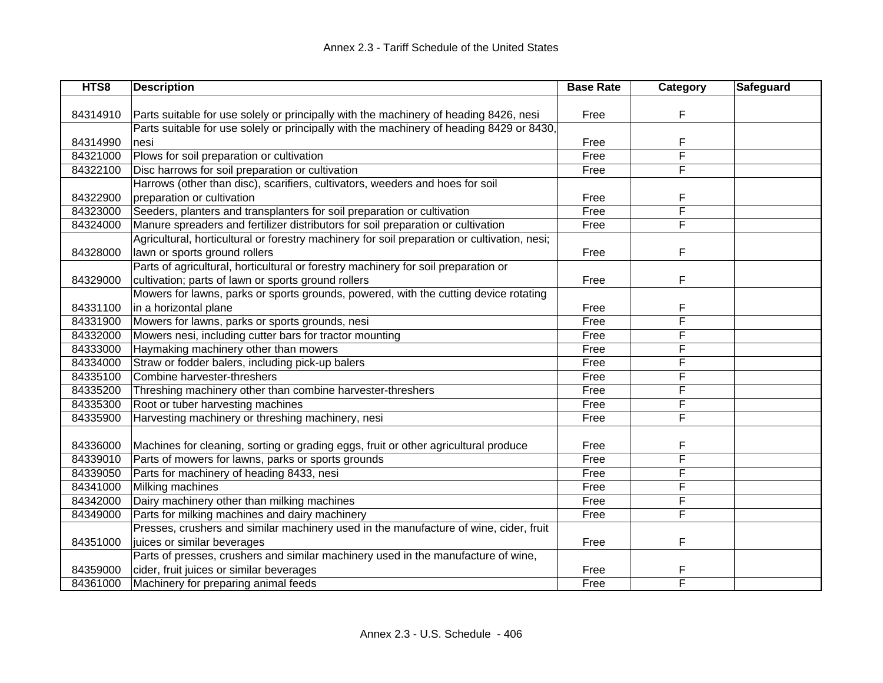| HTS8 | Description | Base Rate | Category | Safeguard |
|---|---|---|---|---|
| 84314910 | Parts suitable for use solely or principally with the machinery of heading 8426, nesi | Free | F | |
| 84314990 | Parts suitable for use solely or principally with the machinery of heading 8429 or 8430, nesi | Free | F | |
| 84321000 | Plows for soil preparation or cultivation | Free | F | |
| 84322100 | Disc harrows for soil preparation or cultivation | Free | F | |
| 84322900 | Harrows (other than disc), scarifiers, cultivators, weeders and hoes for soil preparation or cultivation | Free | F | |
| 84323000 | Seeders, planters and transplanters for soil preparation or cultivation | Free | F | |
| 84324000 | Manure spreaders and fertilizer distributors for soil preparation or cultivation | Free | F | |
| 84328000 | Agricultural, horticultural or forestry machinery for soil preparation or cultivation, nesi; lawn or sports ground rollers | Free | F | |
| 84329000 | Parts of agricultural, horticultural or forestry machinery for soil preparation or cultivation; parts of lawn or sports ground rollers | Free | F | |
| 84331100 | Mowers for lawns, parks or sports grounds, powered, with the cutting device rotating in a horizontal plane | Free | F | |
| 84331900 | Mowers for lawns, parks or sports grounds, nesi | Free | F | |
| 84332000 | Mowers nesi, including cutter bars for tractor mounting | Free | F | |
| 84333000 | Haymaking machinery other than mowers | Free | F | |
| 84334000 | Straw or fodder balers, including pick-up balers | Free | F | |
| 84335100 | Combine harvester-threshers | Free | F | |
| 84335200 | Threshing machinery other than combine harvester-threshers | Free | F | |
| 84335300 | Root or tuber harvesting machines | Free | F | |
| 84335900 | Harvesting machinery or threshing machinery, nesi | Free | F | |
| 84336000 | Machines for cleaning, sorting or grading eggs, fruit or other agricultural produce | Free | F | |
| 84339010 | Parts of mowers for lawns, parks or sports grounds | Free | F | |
| 84339050 | Parts for machinery of heading 8433, nesi | Free | F | |
| 84341000 | Milking machines | Free | F | |
| 84342000 | Dairy machinery other than milking machines | Free | F | |
| 84349000 | Parts for milking machines and dairy machinery | Free | F | |
| 84351000 | Presses, crushers and similar machinery used in the manufacture of wine, cider, fruit juices or similar beverages | Free | F | |
| 84359000 | Parts of presses, crushers and similar machinery used in the manufacture of wine, cider, fruit juices or similar beverages | Free | F | |
| 84361000 | Machinery for preparing animal feeds | Free | F | |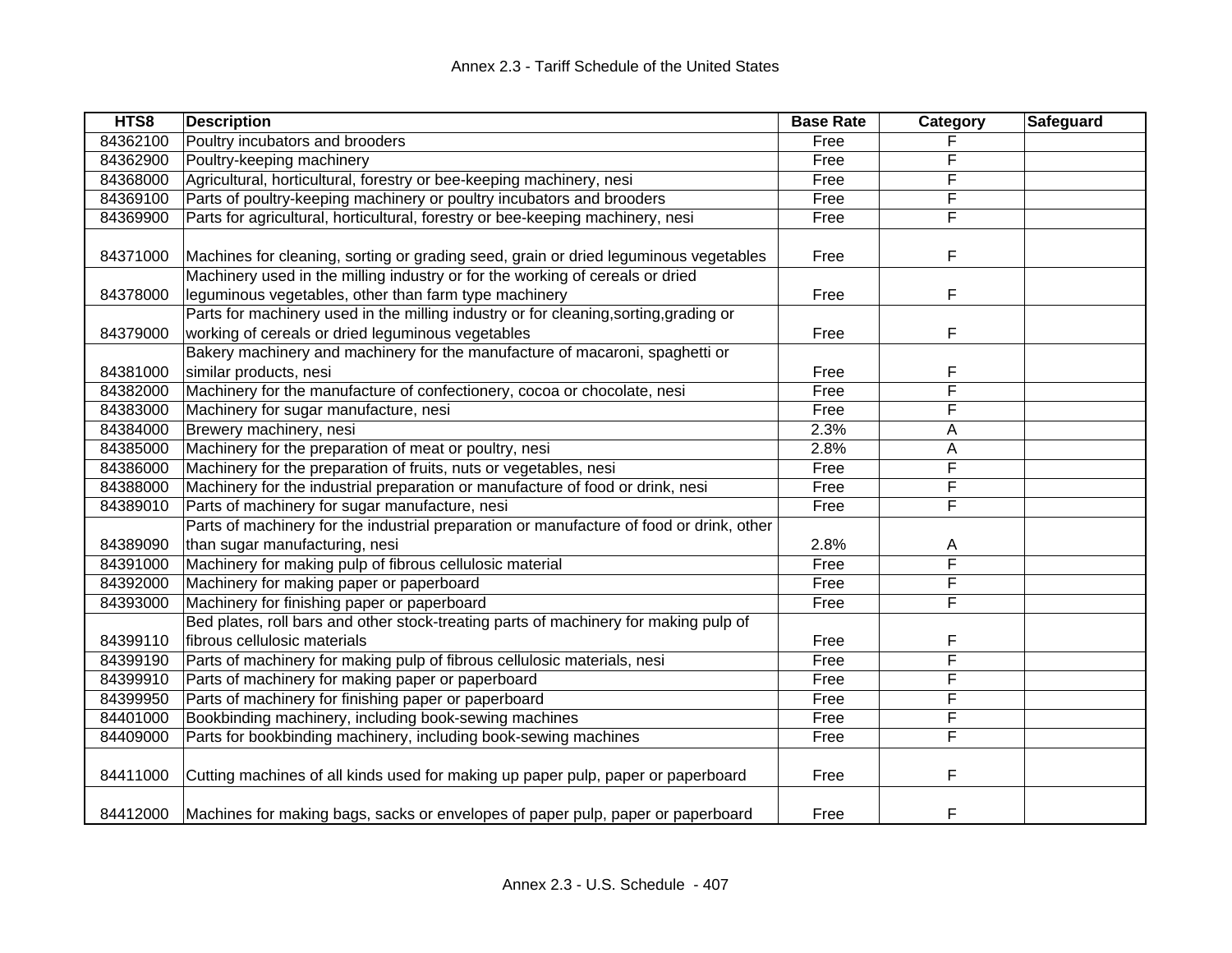| HTS8 | Description | Base Rate | Category | Safeguard |
|---|---|---|---|---|
| 84362100 | Poultry incubators and brooders | Free | F | |
| 84362900 | Poultry-keeping machinery | Free | F | |
| 84368000 | Agricultural, horticultural, forestry or bee-keeping machinery, nesi | Free | F | |
| 84369100 | Parts of poultry-keeping machinery or poultry incubators and brooders | Free | F | |
| 84369900 | Parts for agricultural, horticultural, forestry or bee-keeping machinery, nesi | Free | F | |
| 84371000 | Machines for cleaning, sorting or grading seed, grain or dried leguminous vegetables | Free | F | |
| 84378000 | Machinery used in the milling industry or for the working of cereals or dried leguminous vegetables, other than farm type machinery | Free | F | |
| 84379000 | Parts for machinery used in the milling industry or for cleaning,sorting,grading or working of cereals or dried leguminous vegetables | Free | F | |
| 84381000 | Bakery machinery and machinery for the manufacture of macaroni, spaghetti or similar products, nesi | Free | F | |
| 84382000 | Machinery for the manufacture of confectionery, cocoa or chocolate, nesi | Free | F | |
| 84383000 | Machinery for sugar manufacture, nesi | Free | F | |
| 84384000 | Brewery machinery, nesi | 2.3% | A | |
| 84385000 | Machinery for the preparation of meat or poultry, nesi | 2.8% | A | |
| 84386000 | Machinery for the preparation of fruits, nuts or vegetables, nesi | Free | F | |
| 84388000 | Machinery for the industrial preparation or manufacture of food or drink, nesi | Free | F | |
| 84389010 | Parts of machinery for sugar manufacture, nesi | Free | F | |
| 84389090 | Parts of machinery for the industrial preparation or manufacture of food or drink, other than sugar manufacturing, nesi | 2.8% | A | |
| 84391000 | Machinery for making pulp of fibrous cellulosic material | Free | F | |
| 84392000 | Machinery for making paper or paperboard | Free | F | |
| 84393000 | Machinery for finishing paper or paperboard | Free | F | |
| 84399110 | Bed plates, roll bars and other stock-treating parts of machinery for making pulp of fibrous cellulosic materials | Free | F | |
| 84399190 | Parts of machinery for making pulp of fibrous cellulosic materials, nesi | Free | F | |
| 84399910 | Parts of machinery for making paper or paperboard | Free | F | |
| 84399950 | Parts of machinery for finishing paper or paperboard | Free | F | |
| 84401000 | Bookbinding machinery, including book-sewing machines | Free | F | |
| 84409000 | Parts for bookbinding machinery, including book-sewing machines | Free | F | |
| 84411000 | Cutting machines of all kinds used for making up paper pulp, paper or paperboard | Free | F | |
| 84412000 | Machines for making bags, sacks or envelopes of paper pulp, paper or paperboard | Free | F | |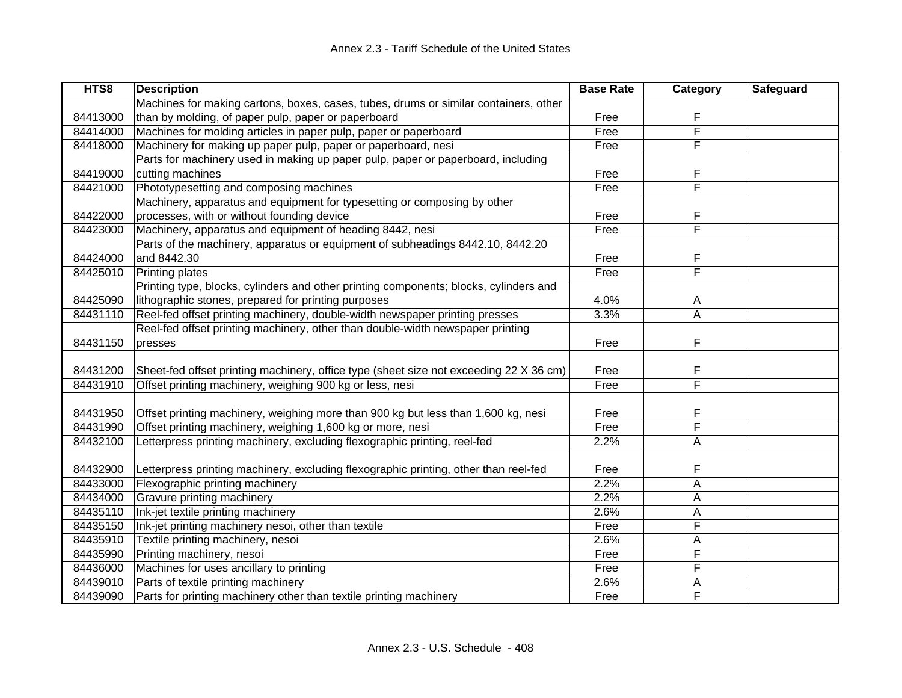Annex 2.3 - Tariff Schedule of the United States

| HTS8 | Description | Base Rate | Category | Safeguard |
| --- | --- | --- | --- | --- |
| 84413000 | Machines for making cartons, boxes, cases, tubes, drums or similar containers, other than by molding, of paper pulp, paper or paperboard | Free | F | |
| 84414000 | Machines for molding articles in paper pulp, paper or paperboard | Free | F | |
| 84418000 | Machinery for making up paper pulp, paper or paperboard, nesi | Free | F | |
| 84419000 | Parts for machinery used in making up paper pulp, paper or paperboard, including cutting machines | Free | F | |
| 84421000 | Phototypesetting and composing machines | Free | F | |
| 84422000 | Machinery, apparatus and equipment for typesetting or composing by other processes, with or without founding device | Free | F | |
| 84423000 | Machinery, apparatus and equipment of heading 8442, nesi | Free | F | |
| 84424000 | Parts of the machinery, apparatus or equipment of subheadings 8442.10, 8442.20 and 8442.30 | Free | F | |
| 84425010 | Printing plates | Free | F | |
| 84425090 | Printing type, blocks, cylinders and other printing components; blocks, cylinders and lithographic stones, prepared for printing purposes | 4.0% | A | |
| 84431110 | Reel-fed offset printing machinery, double-width newspaper printing presses | 3.3% | A | |
| 84431150 | Reel-fed offset printing machinery, other than double-width newspaper printing presses | Free | F | |
| 84431200 | Sheet-fed offset printing machinery, office type (sheet size not exceeding 22 X 36 cm) | Free | F | |
| 84431910 | Offset printing machinery, weighing 900 kg or less, nesi | Free | F | |
| 84431950 | Offset printing machinery, weighing more than 900 kg but less than 1,600 kg, nesi | Free | F | |
| 84431990 | Offset printing machinery, weighing 1,600 kg or more, nesi | Free | F | |
| 84432100 | Letterpress printing machinery, excluding flexographic printing, reel-fed | 2.2% | A | |
| 84432900 | Letterpress printing machinery, excluding flexographic printing, other than reel-fed | Free | F | |
| 84433000 | Flexographic printing machinery | 2.2% | A | |
| 84434000 | Gravure printing machinery | 2.2% | A | |
| 84435110 | Ink-jet textile printing machinery | 2.6% | A | |
| 84435150 | Ink-jet printing machinery nesoi, other than textile | Free | F | |
| 84435910 | Textile printing machinery, nesoi | 2.6% | A | |
| 84435990 | Printing machinery, nesoi | Free | F | |
| 84436000 | Machines for uses ancillary to printing | Free | F | |
| 84439010 | Parts of textile printing machinery | 2.6% | A | |
| 84439090 | Parts for printing machinery other than textile printing machinery | Free | F | |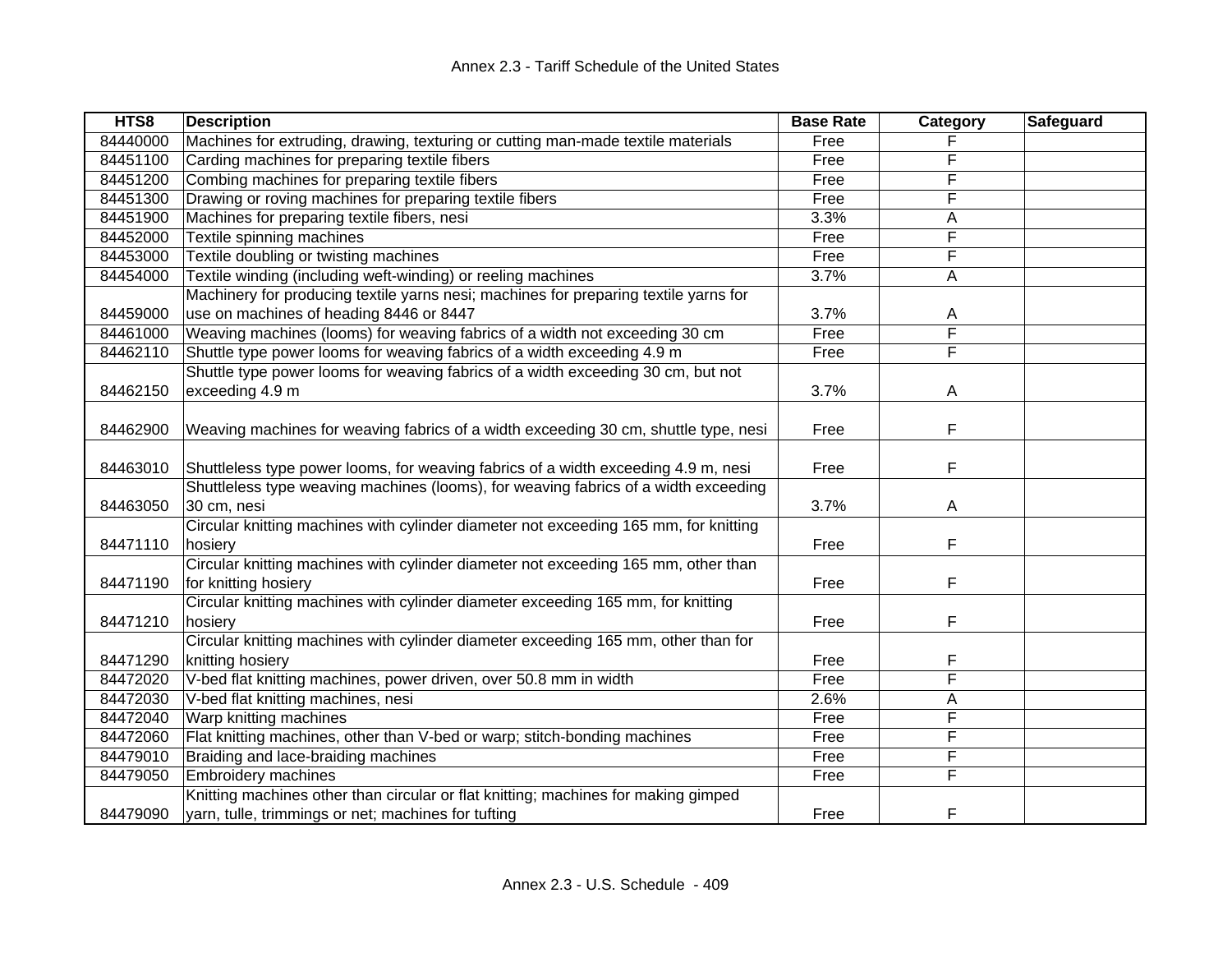| HTS8 | Description | Base Rate | Category | Safeguard |
|---|---|---|---|---|
| 84440000 | Machines for extruding, drawing, texturing or cutting man-made textile materials | Free | F | |
| 84451100 | Carding machines for preparing textile fibers | Free | F | |
| 84451200 | Combing machines for preparing textile fibers | Free | F | |
| 84451300 | Drawing or roving machines for preparing textile fibers | Free | F | |
| 84451900 | Machines for preparing textile fibers, nesi | 3.3% | A | |
| 84452000 | Textile spinning machines | Free | F | |
| 84453000 | Textile doubling or twisting machines | Free | F | |
| 84454000 | Textile winding (including weft-winding) or reeling machines | 3.7% | A | |
| 84459000 | Machinery for producing textile yarns nesi; machines for preparing textile yarns for use on machines of heading 8446 or 8447 | 3.7% | A | |
| 84461000 | Weaving machines (looms) for weaving fabrics of a width not exceeding 30 cm | Free | F | |
| 84462110 | Shuttle type power looms for weaving fabrics of a width exceeding 4.9 m | Free | F | |
| 84462150 | Shuttle type power looms for weaving fabrics of a width exceeding 30 cm, but not exceeding 4.9 m | 3.7% | A | |
| 84462900 | Weaving machines for weaving fabrics of a width exceeding 30 cm, shuttle type, nesi | Free | F | |
| 84463010 | Shuttleless type power looms, for weaving fabrics of a width exceeding 4.9 m, nesi | Free | F | |
| 84463050 | Shuttleless type weaving machines (looms), for weaving fabrics of a width exceeding 30 cm, nesi | 3.7% | A | |
| 84471110 | Circular knitting machines with cylinder diameter not exceeding 165 mm, for knitting hosiery | Free | F | |
| 84471190 | Circular knitting machines with cylinder diameter not exceeding 165 mm, other than for knitting hosiery | Free | F | |
| 84471210 | Circular knitting machines with cylinder diameter exceeding 165 mm, for knitting hosiery | Free | F | |
| 84471290 | Circular knitting machines with cylinder diameter exceeding 165 mm, other than for knitting hosiery | Free | F | |
| 84472020 | V-bed flat knitting machines, power driven, over 50.8 mm in width | Free | F | |
| 84472030 | V-bed flat knitting machines, nesi | 2.6% | A | |
| 84472040 | Warp knitting machines | Free | F | |
| 84472060 | Flat knitting machines, other than V-bed or warp; stitch-bonding machines | Free | F | |
| 84479010 | Braiding and lace-braiding machines | Free | F | |
| 84479050 | Embroidery machines | Free | F | |
| 84479090 | Knitting machines other than circular or flat knitting; machines for making gimped yarn, tulle, trimmings or net; machines for tufting | Free | F | |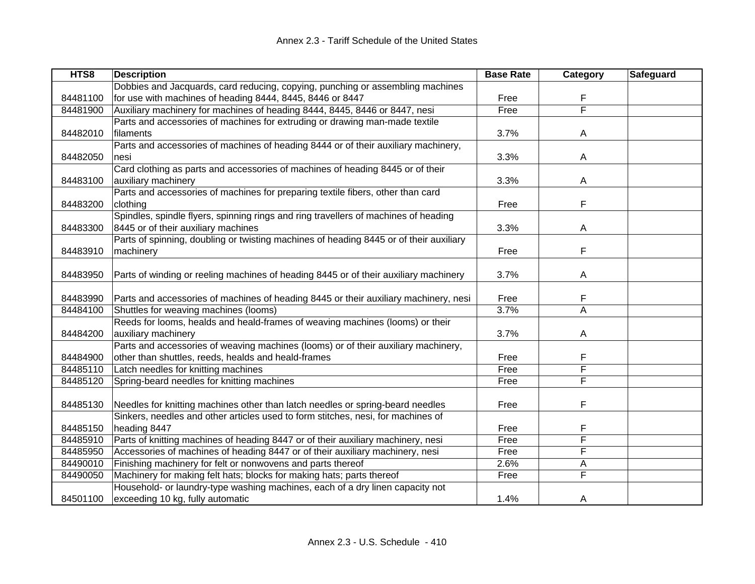| HTS8 | Description | Base Rate | Category | Safeguard |
|---|---|---|---|---|
| 84481100 | Dobbies and Jacquards, card reducing, copying, punching or assembling machines for use with machines of heading 8444, 8445, 8446 or 8447 | Free | F | |
| 84481900 | Auxiliary machinery for machines of heading 8444, 8445, 8446 or 8447, nesi | Free | F | |
| 84482010 | Parts and accessories of machines for extruding or drawing man-made textile filaments | 3.7% | A | |
| 84482050 | Parts and accessories of machines of heading 8444 or of their auxiliary machinery, nesi | 3.3% | A | |
| 84483100 | Card clothing as parts and accessories of machines of heading 8445 or of their auxiliary machinery | 3.3% | A | |
| 84483200 | Parts and accessories of machines for preparing textile fibers, other than card clothing | Free | F | |
| 84483300 | Spindles, spindle flyers, spinning rings and ring travellers of machines of heading 8445 or of their auxiliary machines | 3.3% | A | |
| 84483910 | Parts of spinning, doubling or twisting machines of heading 8445 or of their auxiliary machinery | Free | F | |
| 84483950 | Parts of winding or reeling machines of heading 8445 or of their auxiliary machinery | 3.7% | A | |
| 84483990 | Parts and accessories of machines of heading 8445 or their auxiliary machinery, nesi | Free | F | |
| 84484100 | Shuttles for weaving machines (looms) | 3.7% | A | |
| 84484200 | Reeds for looms, healds and heald-frames of weaving machines (looms) or their auxiliary machinery | 3.7% | A | |
| 84484900 | Parts and accessories of weaving machines (looms) or of their auxiliary machinery, other than shuttles, reeds, healds and heald-frames | Free | F | |
| 84485110 | Latch needles for knitting machines | Free | F | |
| 84485120 | Spring-beard needles for knitting machines | Free | F | |
| 84485130 | Needles for knitting machines other than latch needles or spring-beard needles | Free | F | |
| 84485150 | Sinkers, needles and other articles used to form stitches, nesi, for machines of heading 8447 | Free | F | |
| 84485910 | Parts of knitting machines of heading 8447 or of their auxiliary machinery, nesi | Free | F | |
| 84485950 | Accessories of machines of heading 8447 or of their auxiliary machinery, nesi | Free | F | |
| 84490010 | Finishing machinery for felt or nonwovens and parts thereof | 2.6% | A | |
| 84490050 | Machinery for making felt hats; blocks for making hats; parts thereof | Free | F | |
| 84501100 | Household- or laundry-type washing machines, each of a dry linen capacity not exceeding 10 kg, fully automatic | 1.4% | A | |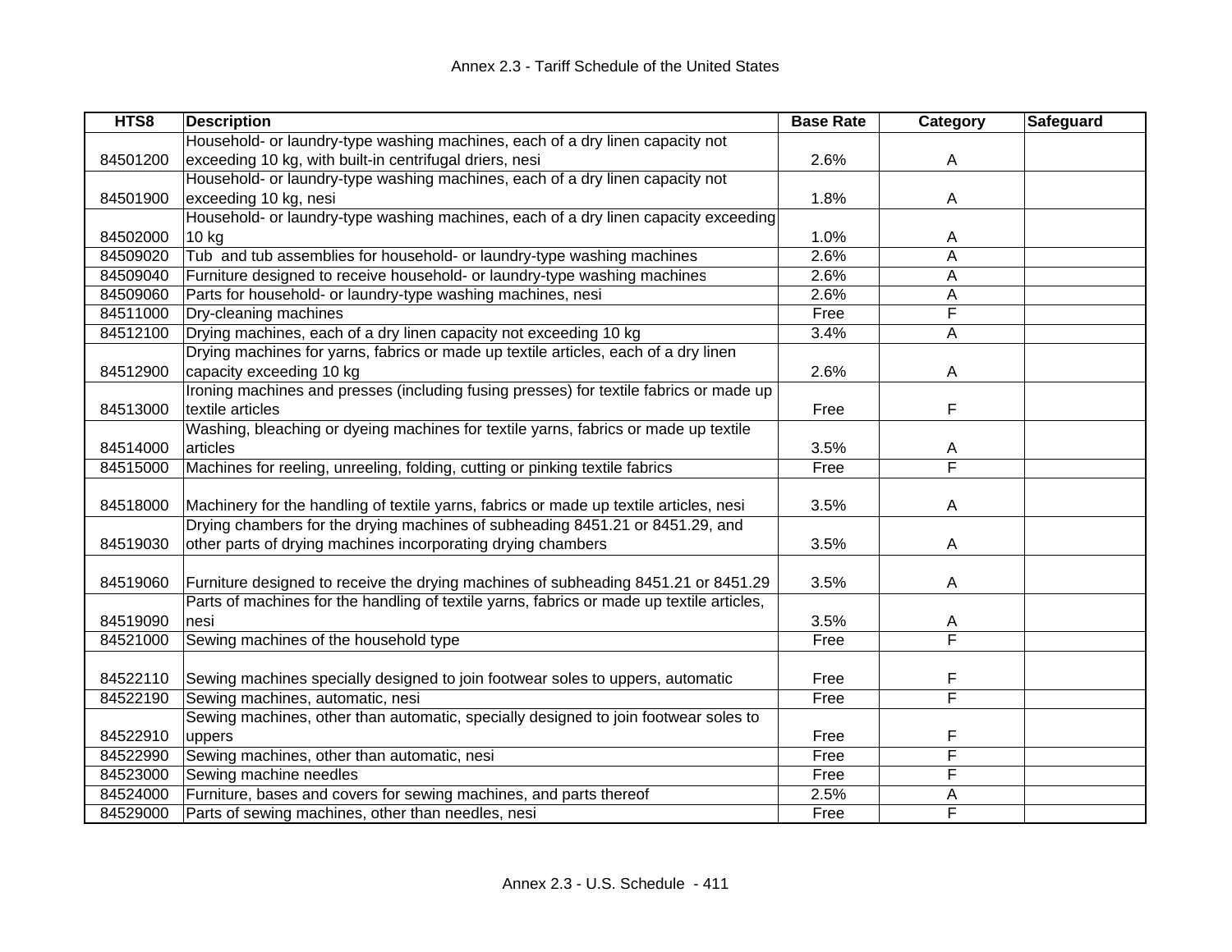| HTS8 | Description | Base Rate | Category | Safeguard |
|---|---|---|---|---|
| 84501200 | Household- or laundry-type washing machines, each of a dry linen capacity not exceeding 10 kg, with built-in centrifugal driers, nesi | 2.6% | A | |
| 84501900 | Household- or laundry-type washing machines, each of a dry linen capacity not exceeding 10 kg, nesi | 1.8% | A | |
| 84502000 | Household- or laundry-type washing machines, each of a dry linen capacity exceeding 10 kg | 1.0% | A | |
| 84509020 | Tub and tub assemblies for household- or laundry-type washing machines | 2.6% | A | |
| 84509040 | Furniture designed to receive household- or laundry-type washing machines | 2.6% | A | |
| 84509060 | Parts for household- or laundry-type washing machines, nesi | 2.6% | A | |
| 84511000 | Dry-cleaning machines | Free | F | |
| 84512100 | Drying machines, each of a dry linen capacity not exceeding 10 kg | 3.4% | A | |
| 84512900 | Drying machines for yarns, fabrics or made up textile articles, each of a dry linen capacity exceeding 10 kg | 2.6% | A | |
| 84513000 | Ironing machines and presses (including fusing presses) for textile fabrics or made up textile articles | Free | F | |
| 84514000 | Washing, bleaching or dyeing machines for textile yarns, fabrics or made up textile articles | 3.5% | A | |
| 84515000 | Machines for reeling, unreeling, folding, cutting or pinking textile fabrics | Free | F | |
| 84518000 | Machinery for the handling of textile yarns, fabrics or made up textile articles, nesi | 3.5% | A | |
| 84519030 | Drying chambers for the drying machines of subheading 8451.21 or 8451.29, and other parts of drying machines incorporating drying chambers | 3.5% | A | |
| 84519060 | Furniture designed to receive the drying machines of subheading 8451.21 or 8451.29 | 3.5% | A | |
| 84519090 | Parts of machines for the handling of textile yarns, fabrics or made up textile articles, nesi | 3.5% | A | |
| 84521000 | Sewing machines of the household type | Free | F | |
| 84522110 | Sewing machines specially designed to join footwear soles to uppers, automatic | Free | F | |
| 84522190 | Sewing machines, automatic, nesi | Free | F | |
| 84522910 | Sewing machines, other than automatic, specially designed to join footwear soles to uppers | Free | F | |
| 84522990 | Sewing machines, other than automatic, nesi | Free | F | |
| 84523000 | Sewing machine needles | Free | F | |
| 84524000 | Furniture, bases and covers for sewing machines, and parts thereof | 2.5% | A | |
| 84529000 | Parts of sewing machines, other than needles, nesi | Free | F | |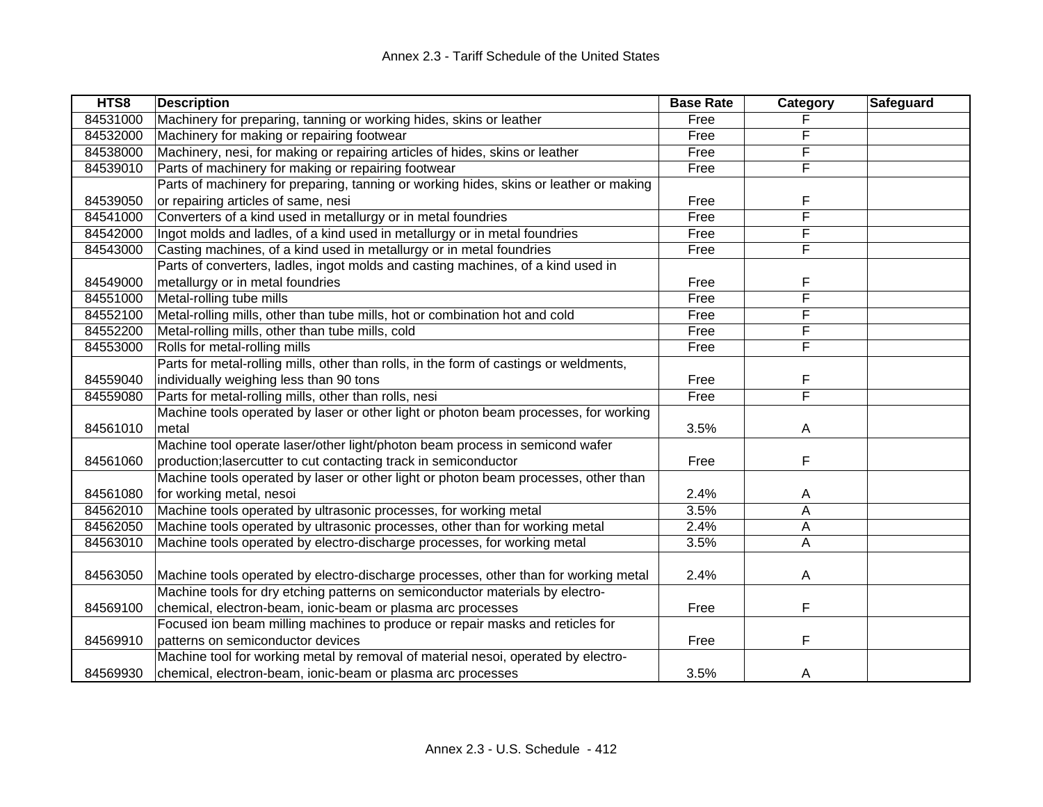| HTS8 | Description | Base Rate | Category | Safeguard |
|---|---|---|---|---|
| 84531000 | Machinery for preparing, tanning or working hides, skins or leather | Free | F | |
| 84532000 | Machinery for making or repairing footwear | Free | F | |
| 84538000 | Machinery, nesi, for making or repairing articles of hides, skins or leather | Free | F | |
| 84539010 | Parts of machinery for making or repairing footwear | Free | F | |
| 84539050 | Parts of machinery for preparing, tanning or working hides, skins or leather or making or repairing articles of same, nesi | Free | F | |
| 84541000 | Converters of a kind used in metallurgy or in metal foundries | Free | F | |
| 84542000 | Ingot molds and ladles, of a kind used in metallurgy or in metal foundries | Free | F | |
| 84543000 | Casting machines, of a kind used in metallurgy or in metal foundries | Free | F | |
| 84549000 | Parts of converters, ladles, ingot molds and casting machines, of a kind used in metallurgy or in metal foundries | Free | F | |
| 84551000 | Metal-rolling tube mills | Free | F | |
| 84552100 | Metal-rolling mills, other than tube mills, hot or combination hot and cold | Free | F | |
| 84552200 | Metal-rolling mills, other than tube mills, cold | Free | F | |
| 84553000 | Rolls for metal-rolling mills | Free | F | |
| 84559040 | Parts for metal-rolling mills, other than rolls, in the form of castings or weldments, individually weighing less than 90 tons | Free | F | |
| 84559080 | Parts for metal-rolling mills, other than rolls, nesi | Free | F | |
| 84561010 | Machine tools operated by laser or other light or photon beam processes, for working metal | 3.5% | A | |
| 84561060 | Machine tool operate laser/other light/photon beam process in semicond wafer production;lasercutter to cut contacting track in semiconductor | Free | F | |
| 84561080 | Machine tools operated by laser or other light or photon beam processes, other than for working metal, nesoi | 2.4% | A | |
| 84562010 | Machine tools operated by ultrasonic processes, for working metal | 3.5% | A | |
| 84562050 | Machine tools operated by ultrasonic processes, other than for working metal | 2.4% | A | |
| 84563010 | Machine tools operated by electro-discharge processes, for working metal | 3.5% | A | |
| 84563050 | Machine tools operated by electro-discharge processes, other than for working metal | 2.4% | A | |
| 84569100 | Machine tools for dry etching patterns on semiconductor materials by electro-chemical, electron-beam, ionic-beam or plasma arc processes | Free | F | |
| 84569910 | Focused ion beam milling machines to produce or repair masks and reticles for patterns on semiconductor devices | Free | F | |
| 84569930 | Machine tool for working metal by removal of material nesoi, operated by electro-chemical, electron-beam, ionic-beam or plasma arc processes | 3.5% | A | |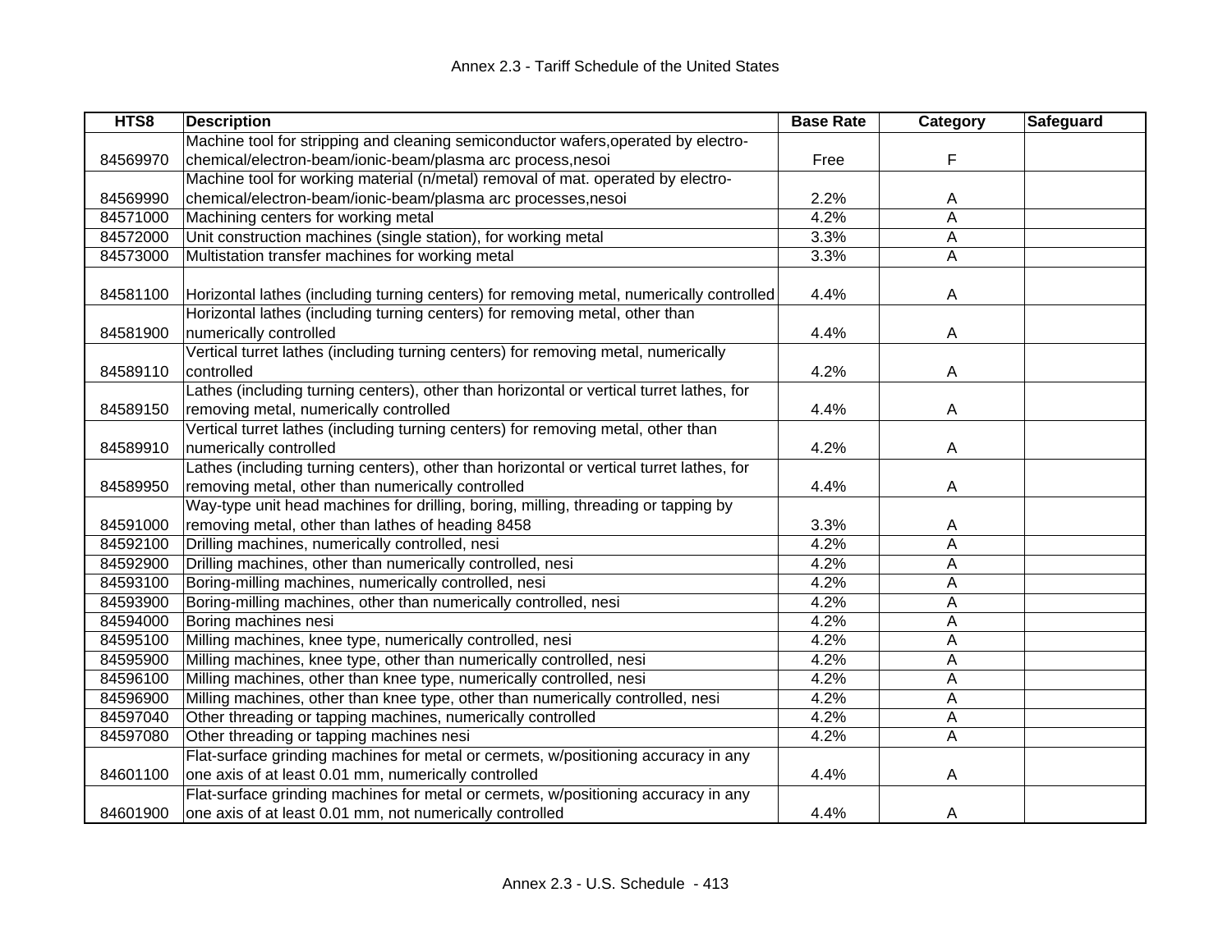| HTS8 | Description | Base Rate | Category | Safeguard |
|---|---|---|---|---|
| 84569970 | Machine tool for stripping and cleaning semiconductor wafers,operated by electro-chemical/electron-beam/ionic-beam/plasma arc process,nesoi | Free | F | |
| 84569990 | Machine tool for working material (n/metal) removal of mat. operated by electro-chemical/electron-beam/ionic-beam/plasma arc processes,nesoi | 2.2% | A | |
| 84571000 | Machining centers for working metal | 4.2% | A | |
| 84572000 | Unit construction machines (single station), for working metal | 3.3% | A | |
| 84573000 | Multistation transfer machines for working metal | 3.3% | A | |
| 84581100 | Horizontal lathes (including turning centers) for removing metal, numerically controlled | 4.4% | A | |
| 84581900 | Horizontal lathes (including turning centers) for removing metal, other than numerically controlled | 4.4% | A | |
| 84589110 | Vertical turret lathes (including turning centers) for removing metal, numerically controlled | 4.2% | A | |
| 84589150 | Lathes (including turning centers), other than horizontal or vertical turret lathes, for removing metal, numerically controlled | 4.4% | A | |
| 84589910 | Vertical turret lathes (including turning centers) for removing metal, other than numerically controlled | 4.2% | A | |
| 84589950 | Lathes (including turning centers), other than horizontal or vertical turret lathes, for removing metal, other than numerically controlled | 4.4% | A | |
| 84591000 | Way-type unit head machines for drilling, boring, milling, threading or tapping by removing metal, other than lathes of heading 8458 | 3.3% | A | |
| 84592100 | Drilling machines, numerically controlled, nesi | 4.2% | A | |
| 84592900 | Drilling machines, other than numerically controlled, nesi | 4.2% | A | |
| 84593100 | Boring-milling machines, numerically controlled, nesi | 4.2% | A | |
| 84593900 | Boring-milling machines, other than numerically controlled, nesi | 4.2% | A | |
| 84594000 | Boring machines nesi | 4.2% | A | |
| 84595100 | Milling machines, knee type, numerically controlled, nesi | 4.2% | A | |
| 84595900 | Milling machines, knee type, other than numerically controlled, nesi | 4.2% | A | |
| 84596100 | Milling machines, other than knee type, numerically controlled, nesi | 4.2% | A | |
| 84596900 | Milling machines, other than knee type, other than numerically controlled, nesi | 4.2% | A | |
| 84597040 | Other threading or tapping machines, numerically controlled | 4.2% | A | |
| 84597080 | Other threading or tapping machines nesi | 4.2% | A | |
| 84601100 | Flat-surface grinding machines for metal or cermets, w/positioning accuracy in any one axis of at least 0.01 mm, numerically controlled | 4.4% | A | |
| 84601900 | Flat-surface grinding machines for metal or cermets, w/positioning accuracy in any one axis of at least 0.01 mm, not numerically controlled | 4.4% | A | |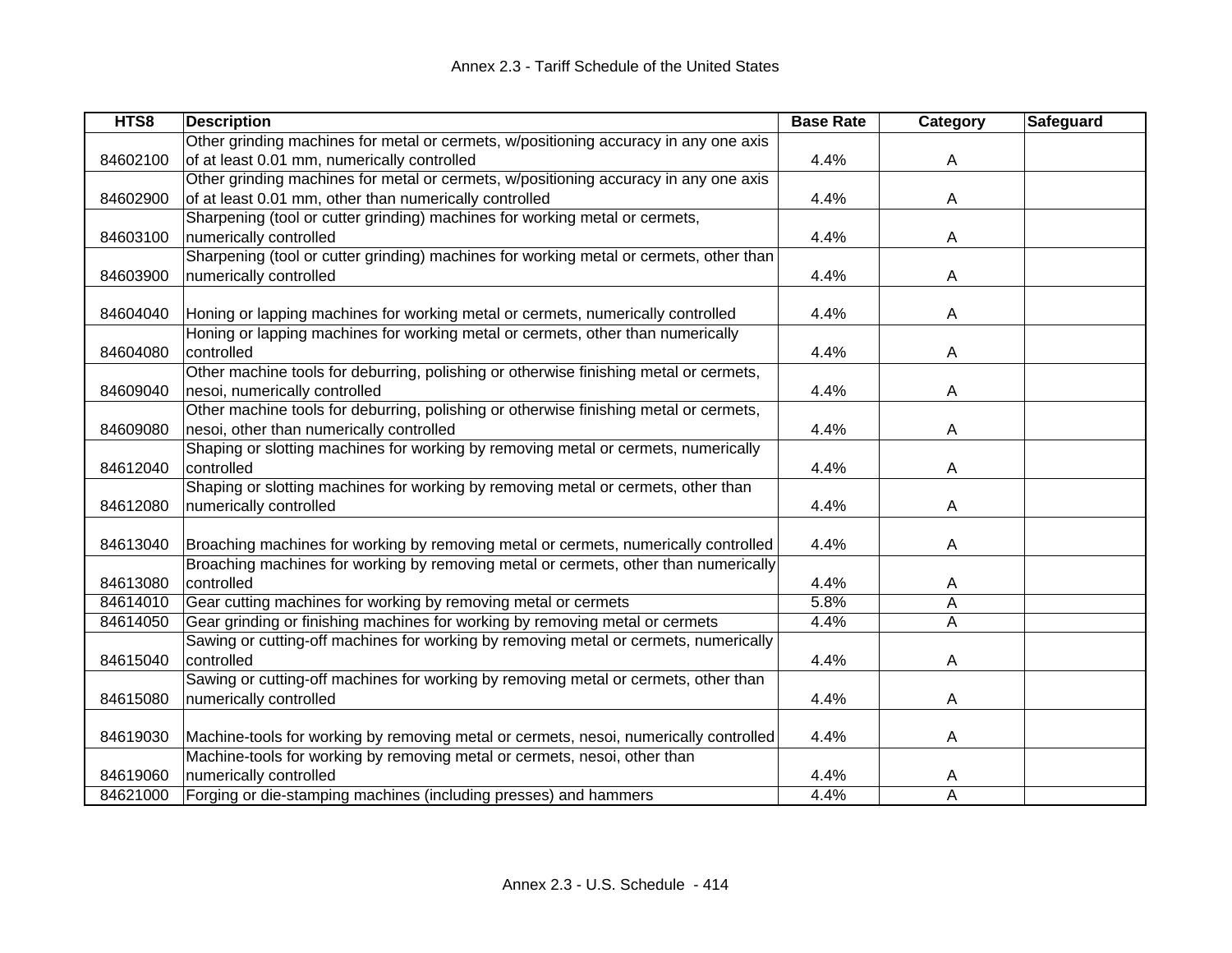| HTS8 | Description | Base Rate | Category | Safeguard |
|---|---|---|---|---|
| 84602100 | Other grinding machines for metal or cermets, w/positioning accuracy in any one axis of at least 0.01 mm, numerically controlled | 4.4% | A | |
| 84602900 | Other grinding machines for metal or cermets, w/positioning accuracy in any one axis of at least 0.01 mm, other than numerically controlled | 4.4% | A | |
| 84603100 | Sharpening (tool or cutter grinding) machines for working metal or cermets, numerically controlled | 4.4% | A | |
| 84603900 | Sharpening (tool or cutter grinding) machines for working metal or cermets, other than numerically controlled | 4.4% | A | |
| 84604040 | Honing or lapping machines for working metal or cermets, numerically controlled | 4.4% | A | |
| 84604080 | Honing or lapping machines for working metal or cermets, other than numerically controlled | 4.4% | A | |
| 84609040 | Other machine tools for deburring, polishing or otherwise finishing metal or cermets, nesoi, numerically controlled | 4.4% | A | |
| 84609080 | Other machine tools for deburring, polishing or otherwise finishing metal or cermets, nesoi, other than numerically controlled | 4.4% | A | |
| 84612040 | Shaping or slotting machines for working by removing metal or cermets, numerically controlled | 4.4% | A | |
| 84612080 | Shaping or slotting machines for working by removing metal or cermets, other than numerically controlled | 4.4% | A | |
| 84613040 | Broaching machines for working by removing metal or cermets, numerically controlled | 4.4% | A | |
| 84613080 | Broaching machines for working by removing metal or cermets, other than numerically controlled | 4.4% | A | |
| 84614010 | Gear cutting machines for working by removing metal or cermets | 5.8% | A | |
| 84614050 | Gear grinding or finishing machines for working by removing metal or cermets | 4.4% | A | |
| 84615040 | Sawing or cutting-off machines for working by removing metal or cermets, numerically controlled | 4.4% | A | |
| 84615080 | Sawing or cutting-off machines for working by removing metal or cermets, other than numerically controlled | 4.4% | A | |
| 84619030 | Machine-tools for working by removing metal or cermets, nesoi, numerically controlled | 4.4% | A | |
| 84619060 | Machine-tools for working by removing metal or cermets, nesoi, other than numerically controlled | 4.4% | A | |
| 84621000 | Forging or die-stamping machines (including presses) and hammers | 4.4% | A | |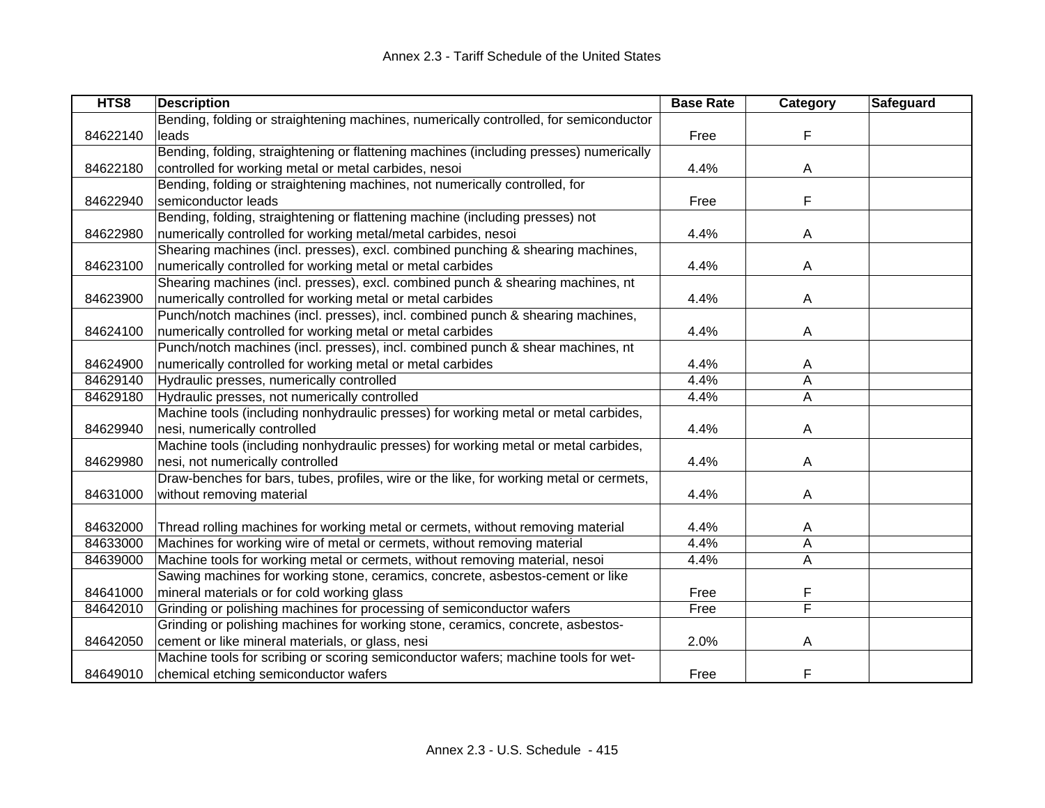| HTS8 | Description | Base Rate | Category | Safeguard |
|---|---|---|---|---|
| 84622140 | Bending, folding or straightening machines, numerically controlled, for semiconductor leads | Free | F | |
| 84622180 | Bending, folding, straightening or flattening machines (including presses) numerically controlled for working metal or metal carbides, nesoi | 4.4% | A | |
| 84622940 | Bending, folding or straightening machines, not numerically controlled, for semiconductor leads | Free | F | |
| 84622980 | Bending, folding, straightening or flattening machine (including presses) not numerically controlled for working metal/metal carbides, nesoi | 4.4% | A | |
| 84623100 | Shearing machines (incl. presses), excl. combined punching & shearing machines, numerically controlled for working metal or metal carbides | 4.4% | A | |
| 84623900 | Shearing machines (incl. presses), excl. combined punch & shearing machines, nt numerically controlled for working metal or metal carbides | 4.4% | A | |
| 84624100 | Punch/notch machines (incl. presses), incl. combined punch & shearing machines, numerically controlled for working metal or metal carbides | 4.4% | A | |
| 84624900 | Punch/notch machines (incl. presses), incl. combined punch & shear machines, nt numerically controlled for working metal or metal carbides | 4.4% | A | |
| 84629140 | Hydraulic presses, numerically controlled | 4.4% | A | |
| 84629180 | Hydraulic presses, not numerically controlled | 4.4% | A | |
| 84629940 | Machine tools (including nonhydraulic presses) for working metal or metal carbides, nesi, numerically controlled | 4.4% | A | |
| 84629980 | Machine tools (including nonhydraulic presses) for working metal or metal carbides, nesi, not numerically controlled | 4.4% | A | |
| 84631000 | Draw-benches for bars, tubes, profiles, wire or the like, for working metal or cermets, without removing material | 4.4% | A | |
| 84632000 | Thread rolling machines for working metal or cermets, without removing material | 4.4% | A | |
| 84633000 | Machines for working wire of metal or cermets, without removing material | 4.4% | A | |
| 84639000 | Machine tools for working metal or cermets, without removing material, nesoi | 4.4% | A | |
| 84641000 | Sawing machines for working stone, ceramics, concrete, asbestos-cement or like mineral materials or for cold working glass | Free | F | |
| 84642010 | Grinding or polishing machines for processing of semiconductor wafers | Free | F | |
| 84642050 | Grinding or polishing machines for working stone, ceramics, concrete, asbestos-cement or like mineral materials, or glass, nesi | 2.0% | A | |
| 84649010 | Machine tools for scribing or scoring semiconductor wafers; machine tools for wet-chemical etching semiconductor wafers | Free | F | |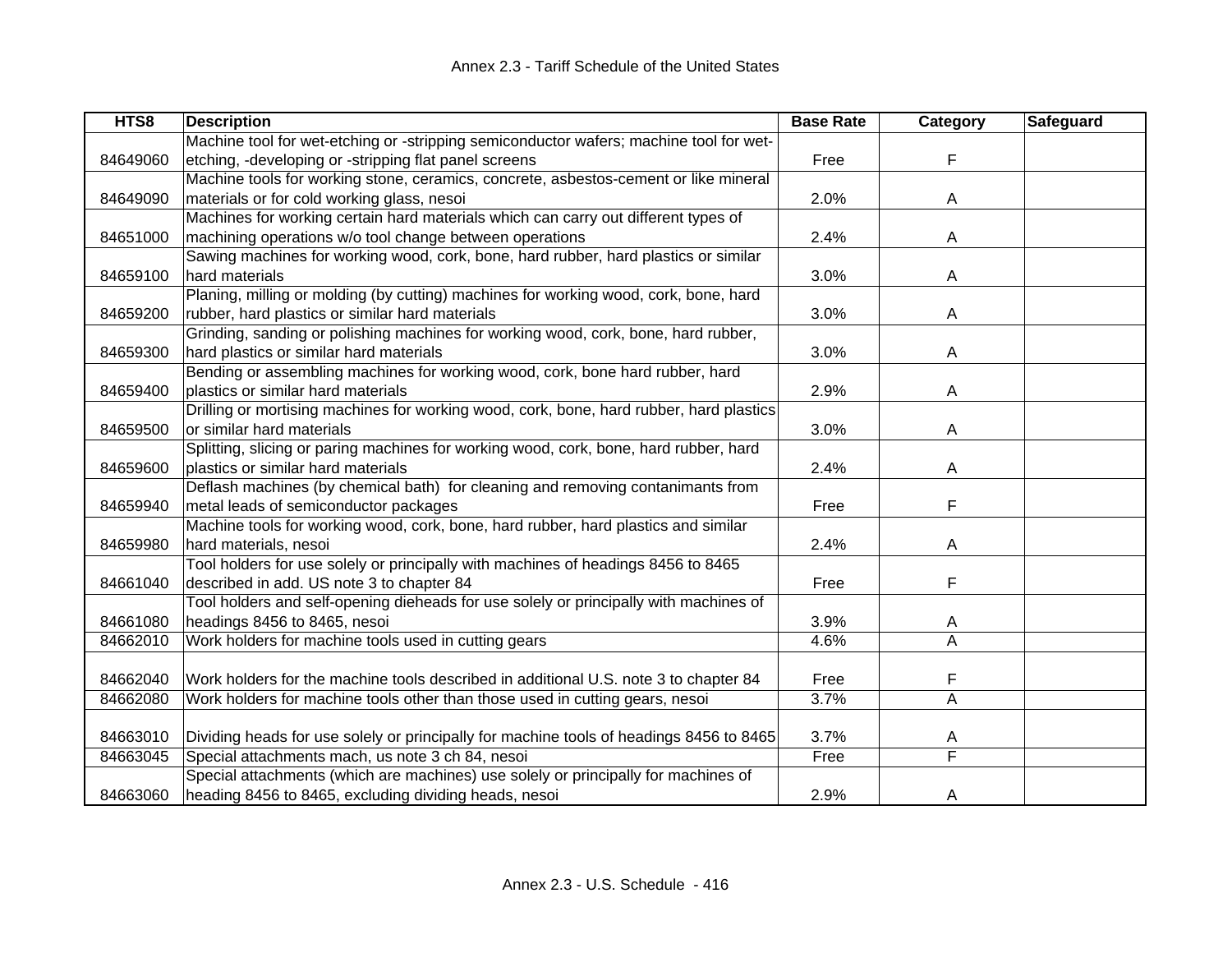| HTS8 | Description | Base Rate | Category | Safeguard |
|---|---|---|---|---|
| 84649060 | Machine tool for wet-etching or -stripping semiconductor wafers; machine tool for wet-etching, -developing or -stripping flat panel screens | Free | F | |
| 84649090 | Machine tools for working stone, ceramics, concrete, asbestos-cement or like mineral materials or for cold working glass, nesoi | 2.0% | A | |
| 84651000 | Machines for working certain hard materials which can carry out different types of machining operations w/o tool change between operations | 2.4% | A | |
| 84659100 | Sawing machines for working wood, cork, bone, hard rubber, hard plastics or similar hard materials | 3.0% | A | |
| 84659200 | Planing, milling or molding (by cutting) machines for working wood, cork, bone, hard rubber, hard plastics or similar hard materials | 3.0% | A | |
| 84659300 | Grinding, sanding or polishing machines for working wood, cork, bone, hard rubber, hard plastics or similar hard materials | 3.0% | A | |
| 84659400 | Bending or assembling machines for working wood, cork, bone hard rubber, hard plastics or similar hard materials | 2.9% | A | |
| 84659500 | Drilling or mortising machines for working wood, cork, bone, hard rubber, hard plastics or similar hard materials | 3.0% | A | |
| 84659600 | Splitting, slicing or paring machines for working wood, cork, bone, hard rubber, hard plastics or similar hard materials | 2.4% | A | |
| 84659940 | Deflash machines (by chemical bath) for cleaning and removing contanimants from metal leads of semiconductor packages | Free | F | |
| 84659980 | Machine tools for working wood, cork, bone, hard rubber, hard plastics and similar hard materials, nesoi | 2.4% | A | |
| 84661040 | Tool holders for use solely or principally with machines of headings 8456 to 8465 described in add. US note 3 to chapter 84 | Free | F | |
| 84661080 | Tool holders and self-opening dieheads for use solely or principally with machines of headings 8456 to 8465, nesoi | 3.9% | A | |
| 84662010 | Work holders for machine tools used in cutting gears | 4.6% | A | |
| 84662040 | Work holders for the machine tools described in additional U.S. note 3 to chapter 84 | Free | F | |
| 84662080 | Work holders for machine tools other than those used in cutting gears, nesoi | 3.7% | A | |
| 84663010 | Dividing heads for use solely or principally for machine tools of headings 8456 to 8465 | 3.7% | A | |
| 84663045 | Special attachments mach, us note 3 ch 84, nesoi | Free | F | |
| 84663060 | Special attachments (which are machines) use solely or principally for machines of heading 8456 to 8465, excluding dividing heads, nesoi | 2.9% | A | |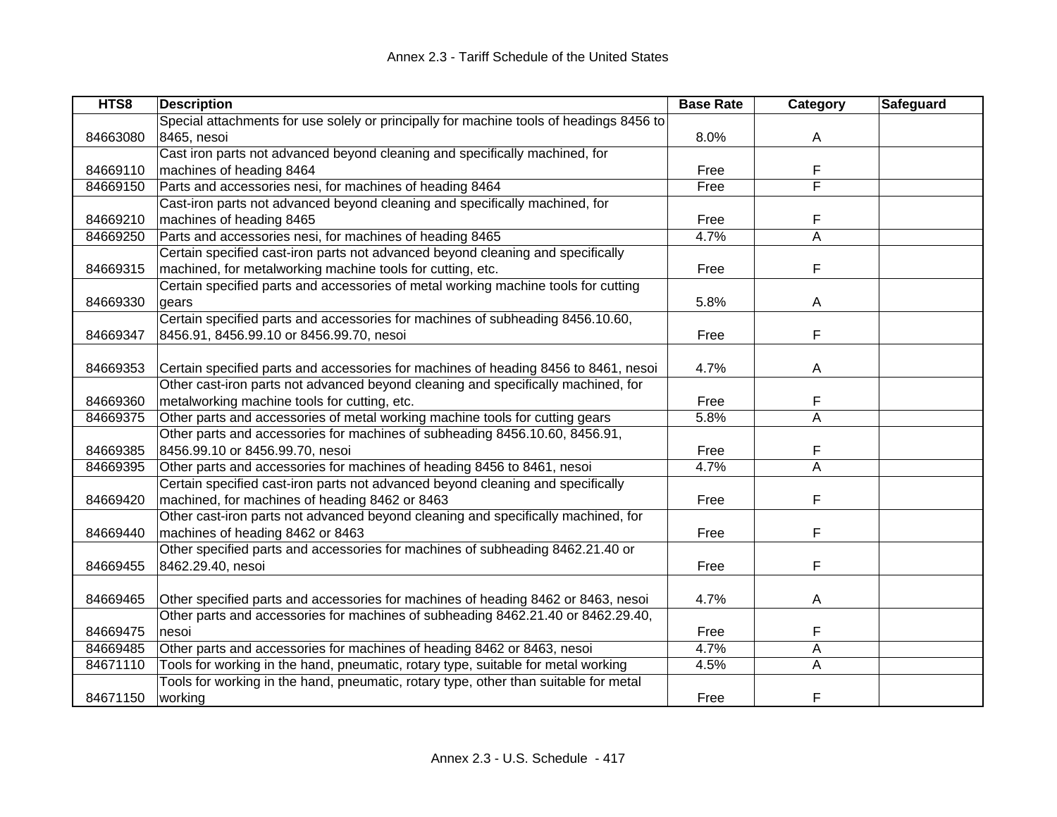Annex 2.3 - Tariff Schedule of the United States

| HTS8 | Description | Base Rate | Category | Safeguard |
|---|---|---|---|---|
| 84663080 | Special attachments for use solely or principally for machine tools of headings 8456 to 8465, nesoi | 8.0% | A | |
| 84669110 | Cast iron parts not advanced beyond cleaning and specifically machined, for machines of heading 8464 | Free | F | |
| 84669150 | Parts and accessories nesi, for machines of heading 8464 | Free | F | |
| 84669210 | Cast-iron parts not advanced beyond cleaning and specifically machined, for machines of heading 8465 | Free | F | |
| 84669250 | Parts and accessories nesi, for machines of heading 8465 | 4.7% | A | |
| 84669315 | Certain specified cast-iron parts not advanced beyond cleaning and specifically machined, for metalworking machine tools for cutting, etc. | Free | F | |
| 84669330 | Certain specified parts and accessories of metal working machine tools for cutting gears | 5.8% | A | |
| 84669347 | Certain specified parts and accessories for machines of subheading 8456.10.60, 8456.91, 8456.99.10 or 8456.99.70, nesoi | Free | F | |
| 84669353 | Certain specified parts and accessories for machines of heading 8456 to 8461, nesoi | 4.7% | A | |
| 84669360 | Other cast-iron parts not advanced beyond cleaning and specifically machined, for metalworking machine tools for cutting, etc. | Free | F | |
| 84669375 | Other parts and accessories of metal working machine tools for cutting gears | 5.8% | A | |
| 84669385 | Other parts and accessories for machines of subheading 8456.10.60, 8456.91, 8456.99.10 or 8456.99.70, nesoi | Free | F | |
| 84669395 | Other parts and accessories for machines of heading 8456 to 8461, nesoi | 4.7% | A | |
| 84669420 | Certain specified cast-iron parts not advanced beyond cleaning and specifically machined, for machines of heading 8462 or 8463 | Free | F | |
| 84669440 | Other cast-iron parts not advanced beyond cleaning and specifically machined, for machines of heading 8462 or 8463 | Free | F | |
| 84669455 | Other specified parts and accessories for machines of subheading 8462.21.40 or 8462.29.40, nesoi | Free | F | |
| 84669465 | Other specified parts and accessories for machines of heading 8462 or 8463, nesoi | 4.7% | A | |
| 84669475 | Other parts and accessories for machines of subheading 8462.21.40 or 8462.29.40, nesoi | Free | F | |
| 84669485 | Other parts and accessories for machines of heading 8462 or 8463, nesoi | 4.7% | A | |
| 84671110 | Tools for working in the hand, pneumatic, rotary type, suitable for metal working | 4.5% | A | |
| 84671150 | Tools for working in the hand, pneumatic, rotary type, other than suitable for metal working | Free | F | |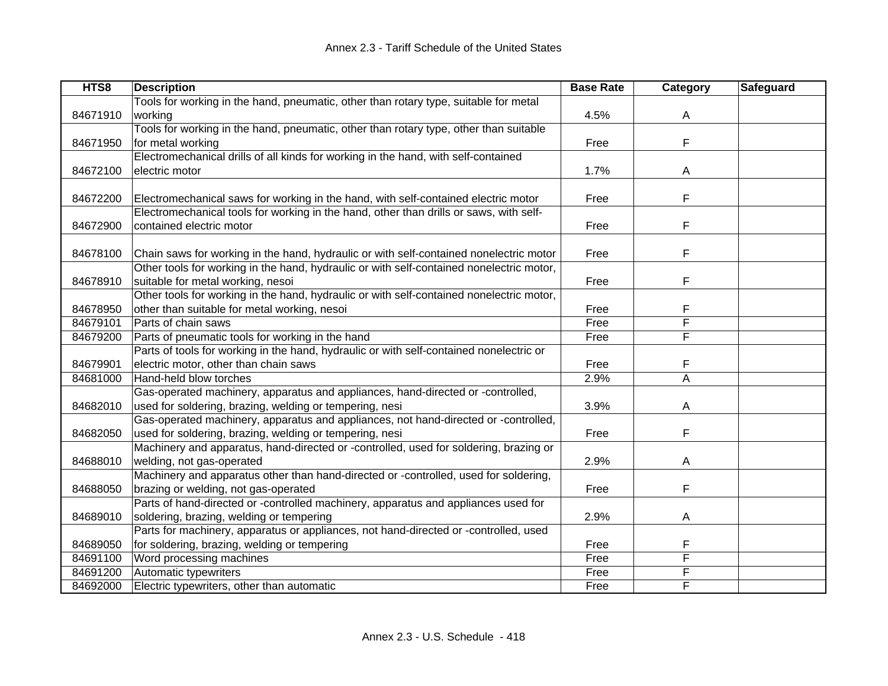| HTS8 | Description | Base Rate | Category | Safeguard |
|---|---|---|---|---|
| 84671910 | Tools for working in the hand, pneumatic, other than rotary type, suitable for metal working | 4.5% | A | |
| 84671950 | Tools for working in the hand, pneumatic, other than rotary type, other than suitable for metal working | Free | F | |
| 84672100 | Electromechanical drills of all kinds for working in the hand, with self-contained electric motor | 1.7% | A | |
| 84672200 | Electromechanical saws for working in the hand, with self-contained electric motor | Free | F | |
| 84672900 | Electromechanical tools for working in the hand, other than drills or saws, with self-contained electric motor | Free | F | |
| 84678100 | Chain saws for working in the hand, hydraulic or with self-contained nonelectric motor | Free | F | |
| 84678910 | Other tools for working in the hand, hydraulic or with self-contained nonelectric motor, suitable for metal working, nesoi | Free | F | |
| 84678950 | Other tools for working in the hand, hydraulic or with self-contained nonelectric motor, other than suitable for metal working, nesoi | Free | F | |
| 84679101 | Parts of chain saws | Free | F | |
| 84679200 | Parts of pneumatic tools for working in the hand | Free | F | |
| 84679901 | Parts of tools for working in the hand, hydraulic or with self-contained nonelectric or electric motor, other than chain saws | Free | F | |
| 84681000 | Hand-held blow torches | 2.9% | A | |
| 84682010 | Gas-operated machinery, apparatus and appliances, hand-directed or -controlled, used for soldering, brazing, welding or tempering, nesi | 3.9% | A | |
| 84682050 | Gas-operated machinery, apparatus and appliances, not hand-directed or -controlled, used for soldering, brazing, welding or tempering, nesi | Free | F | |
| 84688010 | Machinery and apparatus, hand-directed or -controlled, used for soldering, brazing or welding, not gas-operated | 2.9% | A | |
| 84688050 | Machinery and apparatus other than hand-directed or -controlled, used for soldering, brazing or welding, not gas-operated | Free | F | |
| 84689010 | Parts of hand-directed or -controlled machinery, apparatus and appliances used for soldering, brazing, welding or tempering | 2.9% | A | |
| 84689050 | Parts for machinery, apparatus or appliances, not hand-directed or -controlled, used for soldering, brazing, welding or tempering | Free | F | |
| 84691100 | Word processing machines | Free | F | |
| 84691200 | Automatic typewriters | Free | F | |
| 84692000 | Electric typewriters, other than automatic | Free | F | |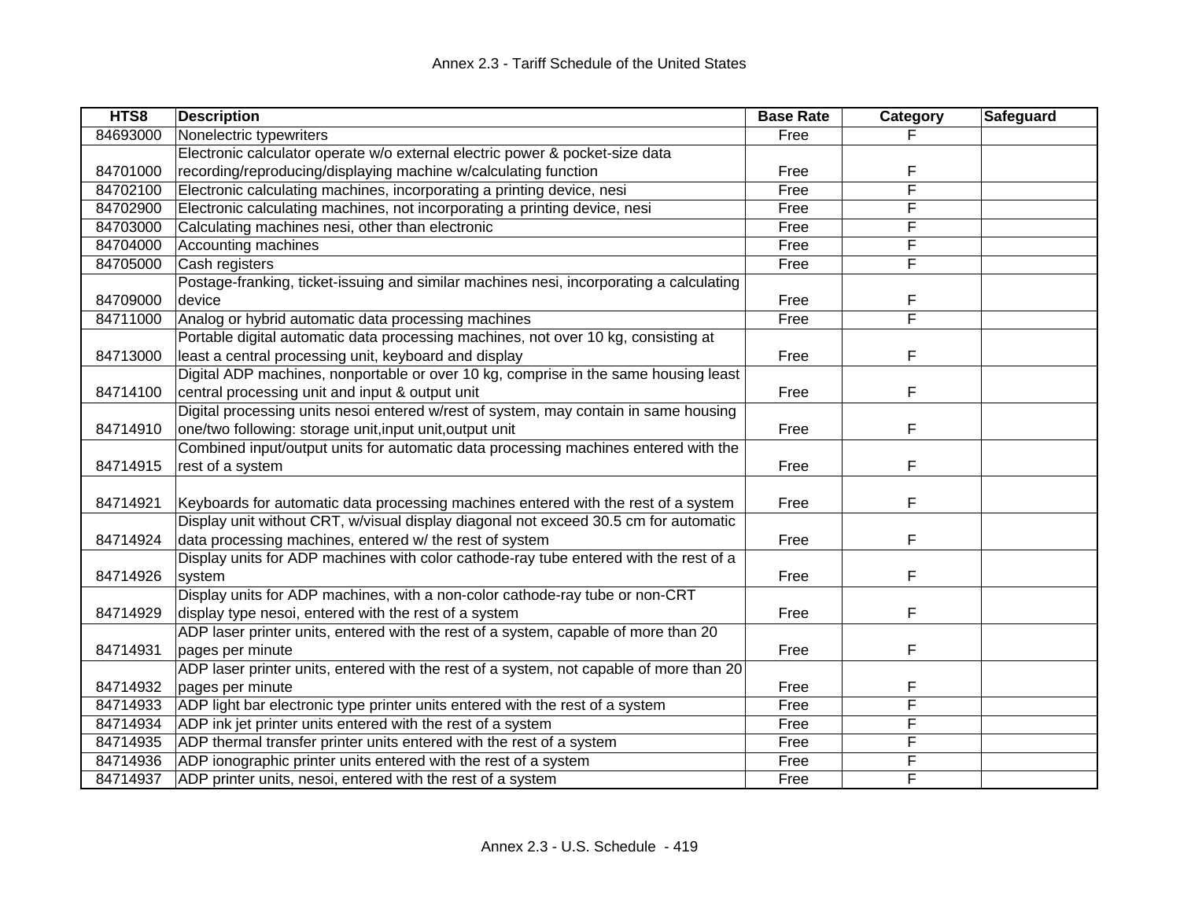| HTS8 | Description | Base Rate | Category | Safeguard |
|---|---|---|---|---|
| 84693000 | Nonelectric typewriters | Free | F | |
| 84701000 | Electronic calculator operate w/o external electric power & pocket-size data recording/reproducing/displaying machine w/calculating function | Free | F | |
| 84702100 | Electronic calculating machines, incorporating a printing device, nesi | Free | F | |
| 84702900 | Electronic calculating machines, not incorporating a printing device, nesi | Free | F | |
| 84703000 | Calculating machines nesi, other than electronic | Free | F | |
| 84704000 | Accounting machines | Free | F | |
| 84705000 | Cash registers | Free | F | |
| 84709000 | Postage-franking, ticket-issuing and similar machines nesi, incorporating a calculating device | Free | F | |
| 84711000 | Analog or hybrid automatic data processing machines | Free | F | |
| 84713000 | Portable digital automatic data processing machines, not over 10 kg, consisting at least a central processing unit, keyboard and display | Free | F | |
| 84714100 | Digital ADP machines, nonportable or over 10 kg, comprise in the same housing least central processing unit and input & output unit | Free | F | |
| 84714910 | Digital processing units nesoi entered w/rest of system, may contain in same housing one/two following: storage unit,input unit,output unit | Free | F | |
| 84714915 | Combined input/output units for automatic data processing machines entered with the rest of a system | Free | F | |
| 84714921 | Keyboards for automatic data processing machines entered with the rest of a system | Free | F | |
| 84714924 | Display unit without CRT, w/visual display diagonal not exceed 30.5 cm for automatic data processing machines, entered w/ the rest of system | Free | F | |
| 84714926 | Display units for ADP machines with color cathode-ray tube entered with the rest of a system | Free | F | |
| 84714929 | Display units for ADP machines, with a non-color cathode-ray tube or non-CRT display type nesoi, entered with the rest of a system | Free | F | |
| 84714931 | ADP laser printer units, entered with the rest of a system, capable of more than 20 pages per minute | Free | F | |
| 84714932 | ADP laser printer units, entered with the rest of a system, not capable of more than 20 pages per minute | Free | F | |
| 84714933 | ADP light bar electronic type printer units entered with the rest of a system | Free | F | |
| 84714934 | ADP ink jet printer units entered with the rest of a system | Free | F | |
| 84714935 | ADP thermal transfer printer units entered with the rest of a system | Free | F | |
| 84714936 | ADP ionographic printer units entered with the rest of a system | Free | F | |
| 84714937 | ADP printer units, nesoi, entered with the rest of a system | Free | F | |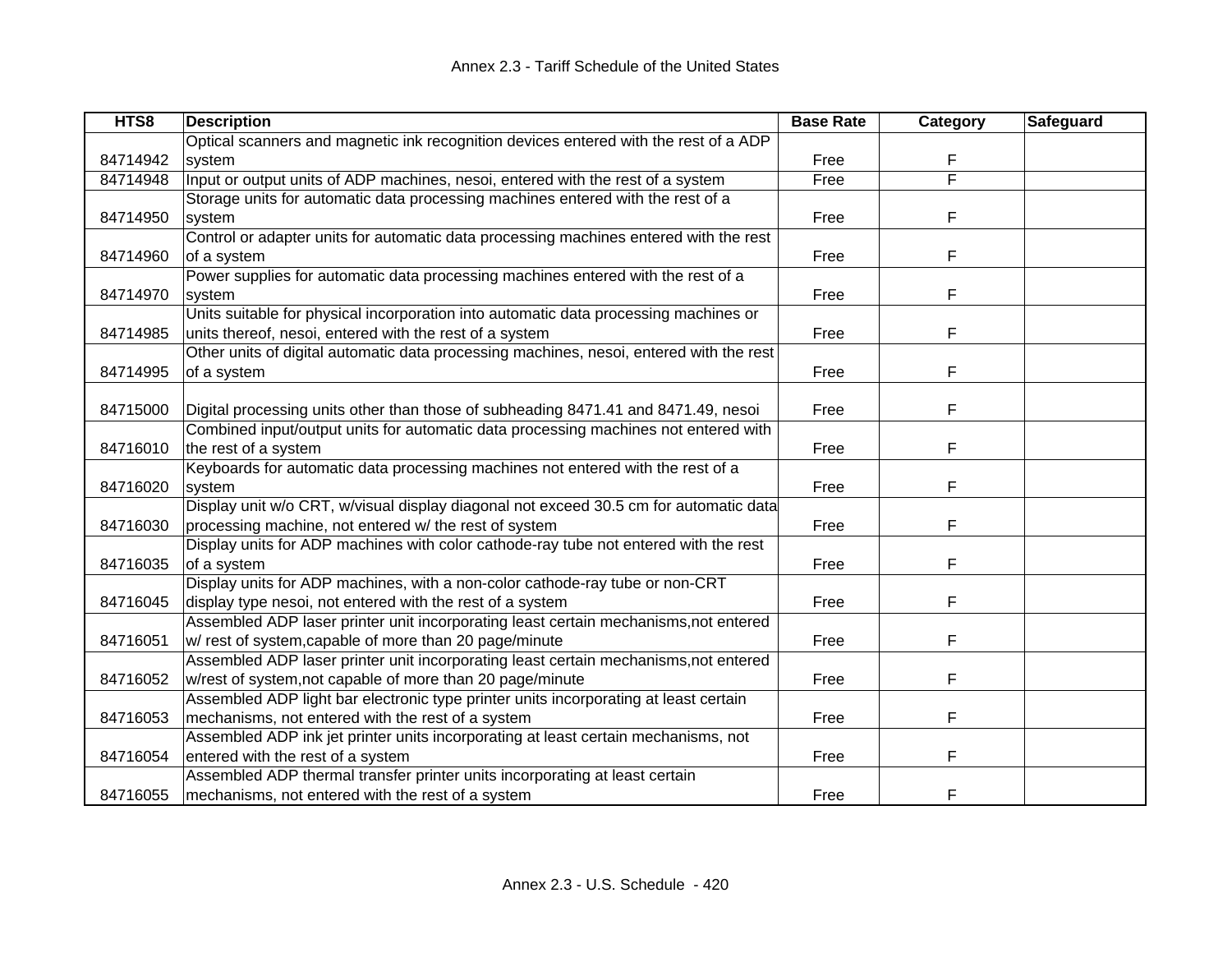Annex 2.3 - Tariff Schedule of the United States

| HTS8 | Description | Base Rate | Category | Safeguard |
| --- | --- | --- | --- | --- |
| 84714942 | Optical scanners and magnetic ink recognition devices entered with the rest of a ADP system | Free | F | |
| 84714948 | Input or output units of ADP machines, nesoi, entered with the rest of a system | Free | F | |
| 84714950 | Storage units for automatic data processing machines entered with the rest of a system | Free | F | |
| 84714960 | Control or adapter units for automatic data processing machines entered with the rest of a system | Free | F | |
| 84714970 | Power supplies for automatic data processing machines entered with the rest of a system | Free | F | |
| 84714985 | Units suitable for physical incorporation into automatic data processing machines or units thereof, nesoi, entered with the rest of a system | Free | F | |
| 84714995 | Other units of digital automatic data processing machines, nesoi, entered with the rest of a system | Free | F | |
| 84715000 | Digital processing units other than those of subheading 8471.41 and 8471.49, nesoi | Free | F | |
| 84716010 | Combined input/output units for automatic data processing machines not entered with the rest of a system | Free | F | |
| 84716020 | Keyboards for automatic data processing machines not entered with the rest of a system | Free | F | |
| 84716030 | Display unit w/o CRT, w/visual display diagonal not exceed 30.5 cm for automatic data processing machine, not entered w/ the rest of system | Free | F | |
| 84716035 | Display units for ADP machines with color cathode-ray tube not entered with the rest of a system | Free | F | |
| 84716045 | Display units for ADP machines, with a non-color cathode-ray tube or non-CRT display type nesoi, not entered with the rest of a system | Free | F | |
| 84716051 | Assembled ADP laser printer unit incorporating least certain mechanisms,not entered w/ rest of system,capable of more than 20 page/minute | Free | F | |
| 84716052 | Assembled ADP laser printer unit incorporating least certain mechanisms,not entered w/rest of system,not capable of more than 20 page/minute | Free | F | |
| 84716053 | Assembled ADP light bar electronic type printer units incorporating at least certain mechanisms, not entered with the rest of a system | Free | F | |
| 84716054 | Assembled ADP ink jet printer units incorporating at least certain mechanisms, not entered with the rest of a system | Free | F | |
| 84716055 | Assembled ADP thermal transfer printer units incorporating at least certain mechanisms, not entered with the rest of a system | Free | F | |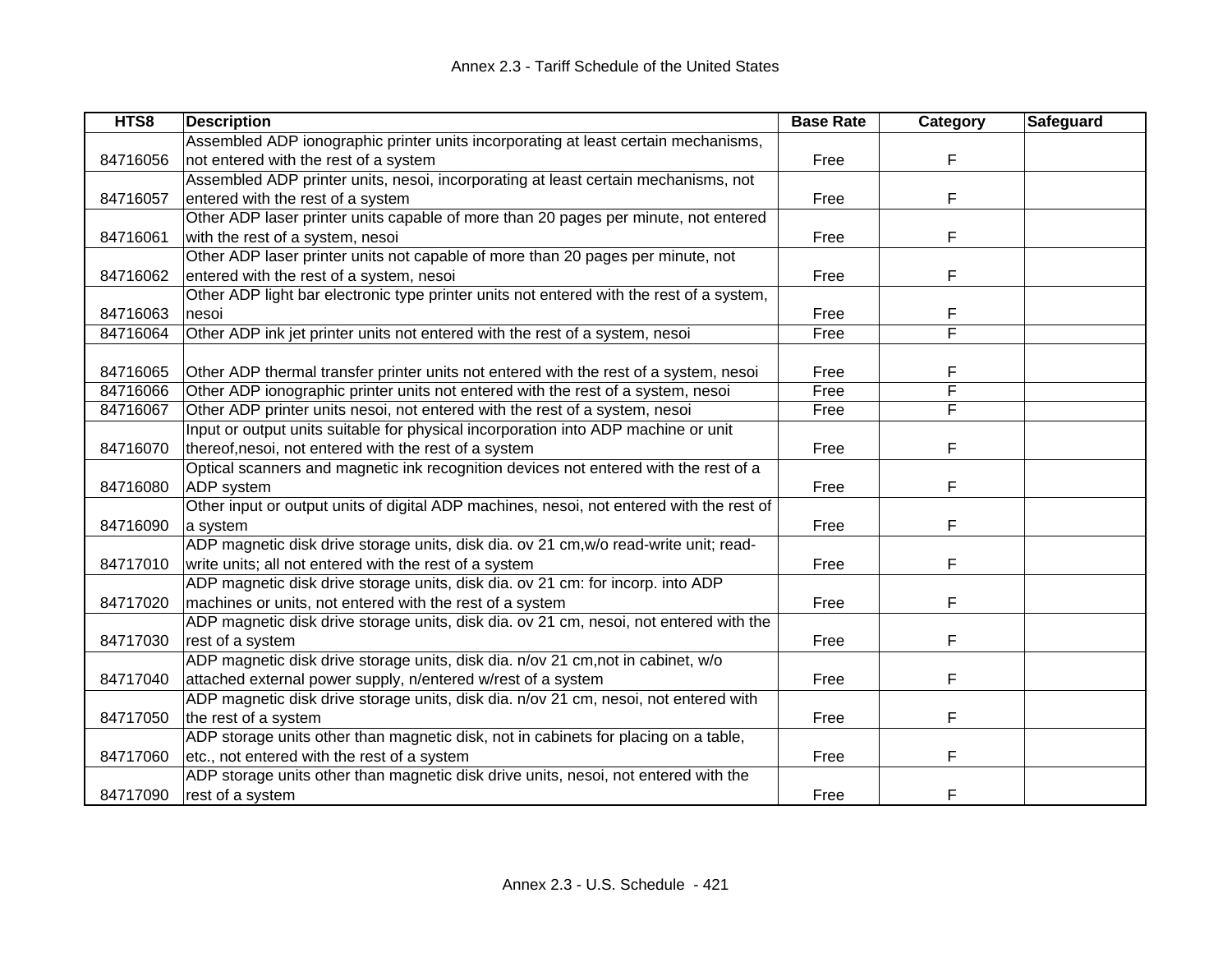| HTS8 | Description | Base Rate | Category | Safeguard |
|---|---|---|---|---|
| 84716056 | Assembled ADP ionographic printer units incorporating at least certain mechanisms, not entered with the rest of a system | Free | F | |
| 84716057 | Assembled ADP printer units, nesoi, incorporating at least certain mechanisms, not entered with the rest of a system | Free | F | |
| 84716061 | Other ADP laser printer units capable of more than 20 pages per minute, not entered with the rest of a system, nesoi | Free | F | |
| 84716062 | Other ADP laser printer units not capable of more than 20 pages per minute, not entered with the rest of a system, nesoi | Free | F | |
| 84716063 | Other ADP light bar electronic type printer units not entered with the rest of a system, nesoi | Free | F | |
| 84716064 | Other ADP ink jet printer units not entered with the rest of a system, nesoi | Free | F | |
| 84716065 | Other ADP thermal transfer printer units not entered with the rest of a system, nesoi | Free | F | |
| 84716066 | Other ADP ionographic printer units not entered with the rest of a system, nesoi | Free | F | |
| 84716067 | Other ADP printer units nesoi, not entered with the rest of a system, nesoi | Free | F | |
| 84716070 | Input or output units suitable for physical incorporation into ADP machine or unit thereof,nesoi, not entered with the rest of a system | Free | F | |
| 84716080 | Optical scanners and magnetic ink recognition devices not entered with the rest of a ADP system | Free | F | |
| 84716090 | Other input or output units of digital ADP machines, nesoi, not entered with the rest of a system | Free | F | |
| 84717010 | ADP magnetic disk drive storage units, disk dia. ov 21 cm,w/o read-write unit; read-write units; all not entered with the rest of a system | Free | F | |
| 84717020 | ADP magnetic disk drive storage units, disk dia. ov 21 cm: for incorp. into ADP machines or units, not entered with the rest of a system | Free | F | |
| 84717030 | ADP magnetic disk drive storage units, disk dia. ov 21 cm, nesoi, not entered with the rest of a system | Free | F | |
| 84717040 | ADP magnetic disk drive storage units, disk dia. n/ov 21 cm,not in cabinet, w/o attached external power supply, n/entered w/rest of a system | Free | F | |
| 84717050 | ADP magnetic disk drive storage units, disk dia. n/ov 21 cm, nesoi, not entered with the rest of a system | Free | F | |
| 84717060 | ADP storage units other than magnetic disk, not in cabinets for placing on a table, etc., not entered with the rest of a system | Free | F | |
| 84717090 | ADP storage units other than magnetic disk drive units, nesoi, not entered with the rest of a system | Free | F | |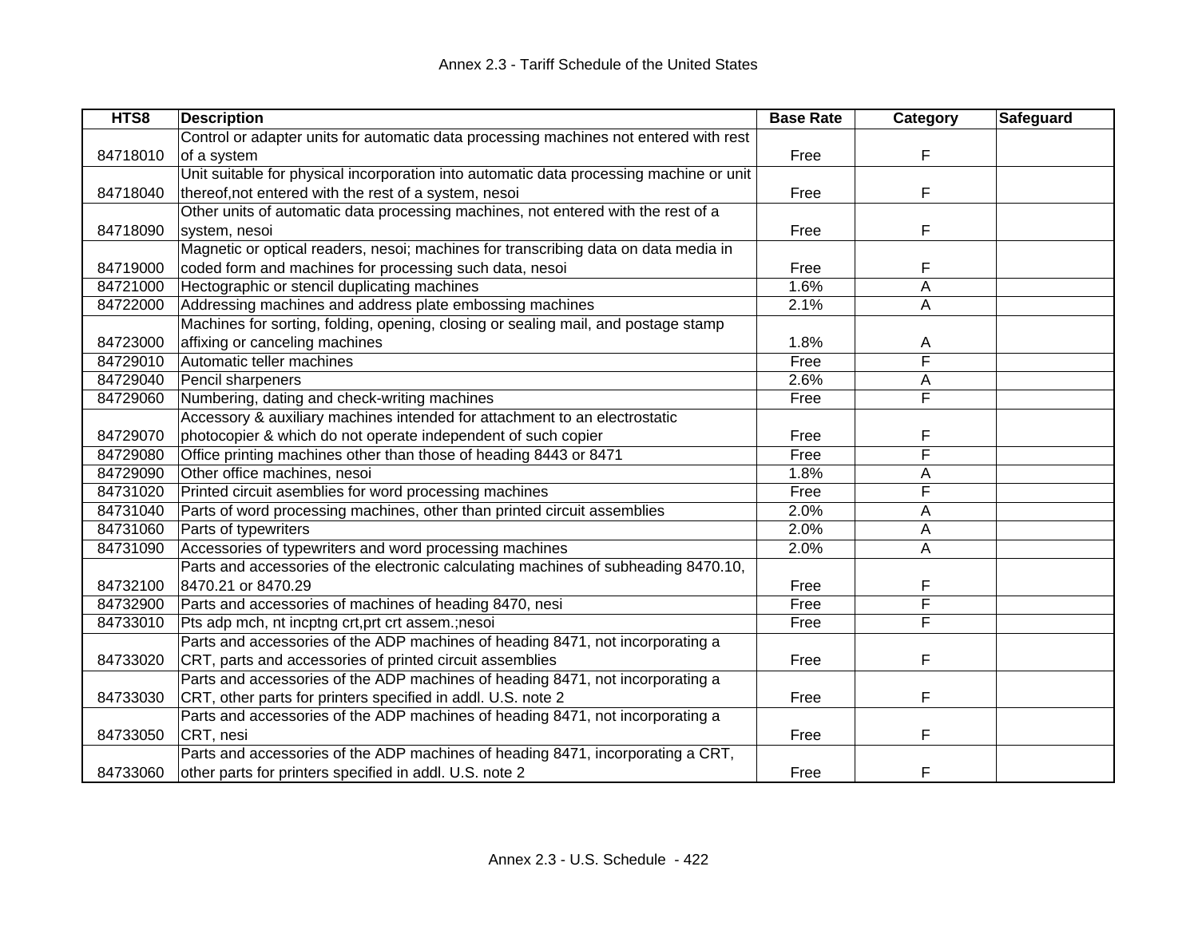| HTS8 | Description | Base Rate | Category | Safeguard |
|---|---|---|---|---|
| 84718010 | Control or adapter units for automatic data processing machines not entered with rest of a system | Free | F | |
| 84718040 | Unit suitable for physical incorporation into automatic data processing machine or unit thereof,not entered with the rest of a system, nesoi | Free | F | |
| 84718090 | Other units of automatic data processing machines, not entered with the rest of a system, nesoi | Free | F | |
| 84719000 | Magnetic or optical readers, nesoi; machines for transcribing data on data media in coded form and machines for processing such data, nesoi | Free | F | |
| 84721000 | Hectographic or stencil duplicating machines | 1.6% | A | |
| 84722000 | Addressing machines and address plate embossing machines | 2.1% | A | |
| 84723000 | Machines for sorting, folding, opening, closing or sealing mail, and postage stamp affixing or canceling machines | 1.8% | A | |
| 84729010 | Automatic teller machines | Free | F | |
| 84729040 | Pencil sharpeners | 2.6% | A | |
| 84729060 | Numbering, dating and check-writing machines | Free | F | |
| 84729070 | Accessory & auxiliary machines intended for attachment to an electrostatic photocopier & which do not operate independent of such copier | Free | F | |
| 84729080 | Office printing machines other than those of heading 8443 or 8471 | Free | F | |
| 84729090 | Other office machines, nesoi | 1.8% | A | |
| 84731020 | Printed circuit asemblies for word processing machines | Free | F | |
| 84731040 | Parts of word processing machines, other than printed circuit assemblies | 2.0% | A | |
| 84731060 | Parts of typewriters | 2.0% | A | |
| 84731090 | Accessories of typewriters and word processing machines | 2.0% | A | |
| 84732100 | Parts and accessories of the electronic calculating machines of subheading 8470.10, 8470.21 or 8470.29 | Free | F | |
| 84732900 | Parts and accessories of machines of heading 8470, nesi | Free | F | |
| 84733010 | Pts adp mch, nt incptng crt,prt crt assem.;nesoi | Free | F | |
| 84733020 | Parts and accessories of the ADP machines of heading 8471, not incorporating a CRT, parts and accessories of printed circuit assemblies | Free | F | |
| 84733030 | Parts and accessories of the ADP machines of heading 8471, not incorporating a CRT, other parts for printers specified in addl. U.S. note 2 | Free | F | |
| 84733050 | Parts and accessories of the ADP machines of heading 8471, not incorporating a CRT, nesi | Free | F | |
| 84733060 | Parts and accessories of the ADP machines of heading 8471, incorporating a CRT, other parts for printers specified in addl. U.S. note 2 | Free | F | |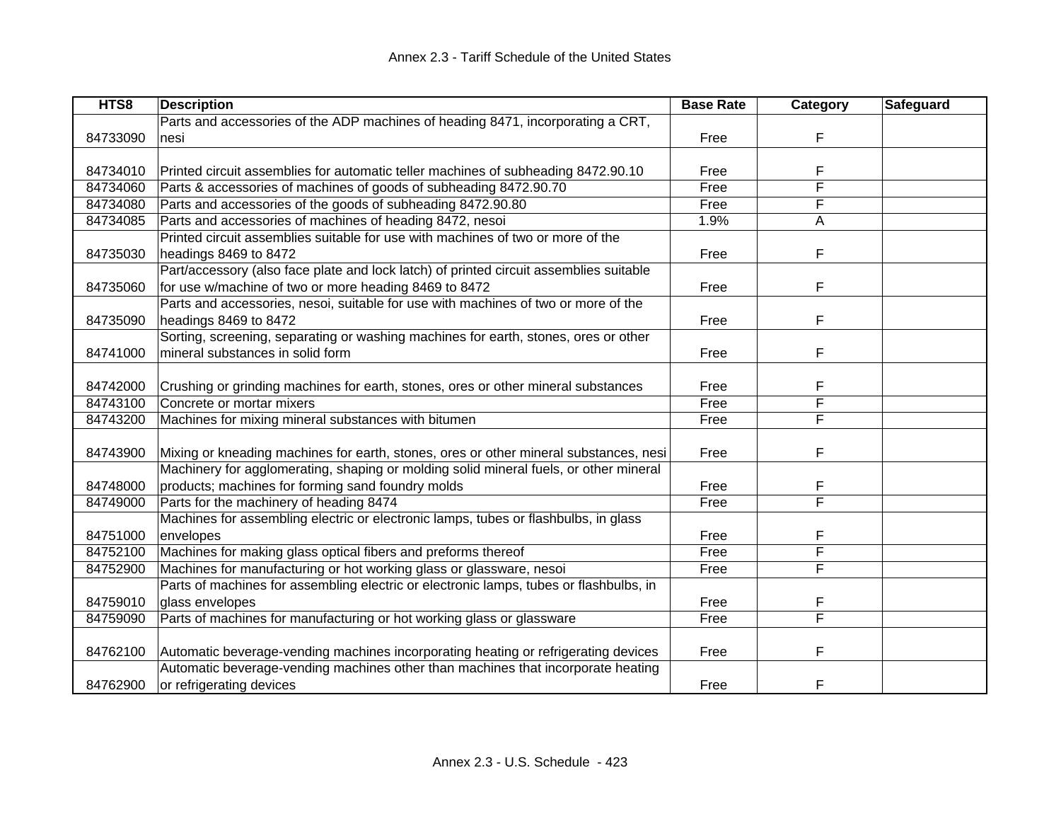| HTS8 | Description | Base Rate | Category | Safeguard |
|---|---|---|---|---|
| 84733090 | Parts and accessories of the ADP machines of heading 8471, incorporating a CRT, nesi | Free | F | |
| 84734010 | Printed circuit assemblies for automatic teller machines of subheading 8472.90.10 | Free | F | |
| 84734060 | Parts & accessories of machines of goods of subheading 8472.90.70 | Free | F | |
| 84734080 | Parts and accessories of the goods of subheading 8472.90.80 | Free | F | |
| 84734085 | Parts and accessories of machines of heading 8472, nesoi | 1.9% | A | |
| 84735030 | Printed circuit assemblies suitable for use with machines of two or more of the headings 8469 to 8472 | Free | F | |
| 84735060 | Part/accessory (also face plate and lock latch) of printed circuit assemblies suitable for use w/machine of two or more heading 8469 to 8472 | Free | F | |
| 84735090 | Parts and accessories, nesoi, suitable for use with machines of two or more of the headings 8469 to 8472 | Free | F | |
| 84741000 | Sorting, screening, separating or washing machines for earth, stones, ores or other mineral substances in solid form | Free | F | |
| 84742000 | Crushing or grinding machines for earth, stones, ores or other mineral substances | Free | F | |
| 84743100 | Concrete or mortar mixers | Free | F | |
| 84743200 | Machines for mixing mineral substances with bitumen | Free | F | |
| 84743900 | Mixing or kneading machines for earth, stones, ores or other mineral substances, nesi | Free | F | |
| 84748000 | Machinery for agglomerating, shaping or molding solid mineral fuels, or other mineral products; machines for forming sand foundry molds | Free | F | |
| 84749000 | Parts for the machinery of heading 8474 | Free | F | |
| 84751000 | Machines for assembling electric or electronic lamps, tubes or flashbulbs, in glass envelopes | Free | F | |
| 84752100 | Machines for making glass optical fibers and preforms thereof | Free | F | |
| 84752900 | Machines for manufacturing or hot working glass or glassware, nesoi | Free | F | |
| 84759010 | Parts of machines for assembling electric or electronic lamps, tubes or flashbulbs, in glass envelopes | Free | F | |
| 84759090 | Parts of machines for manufacturing or hot working glass or glassware | Free | F | |
| 84762100 | Automatic beverage-vending machines incorporating heating or refrigerating devices | Free | F | |
| 84762900 | Automatic beverage-vending machines other than machines that incorporate heating or refrigerating devices | Free | F | |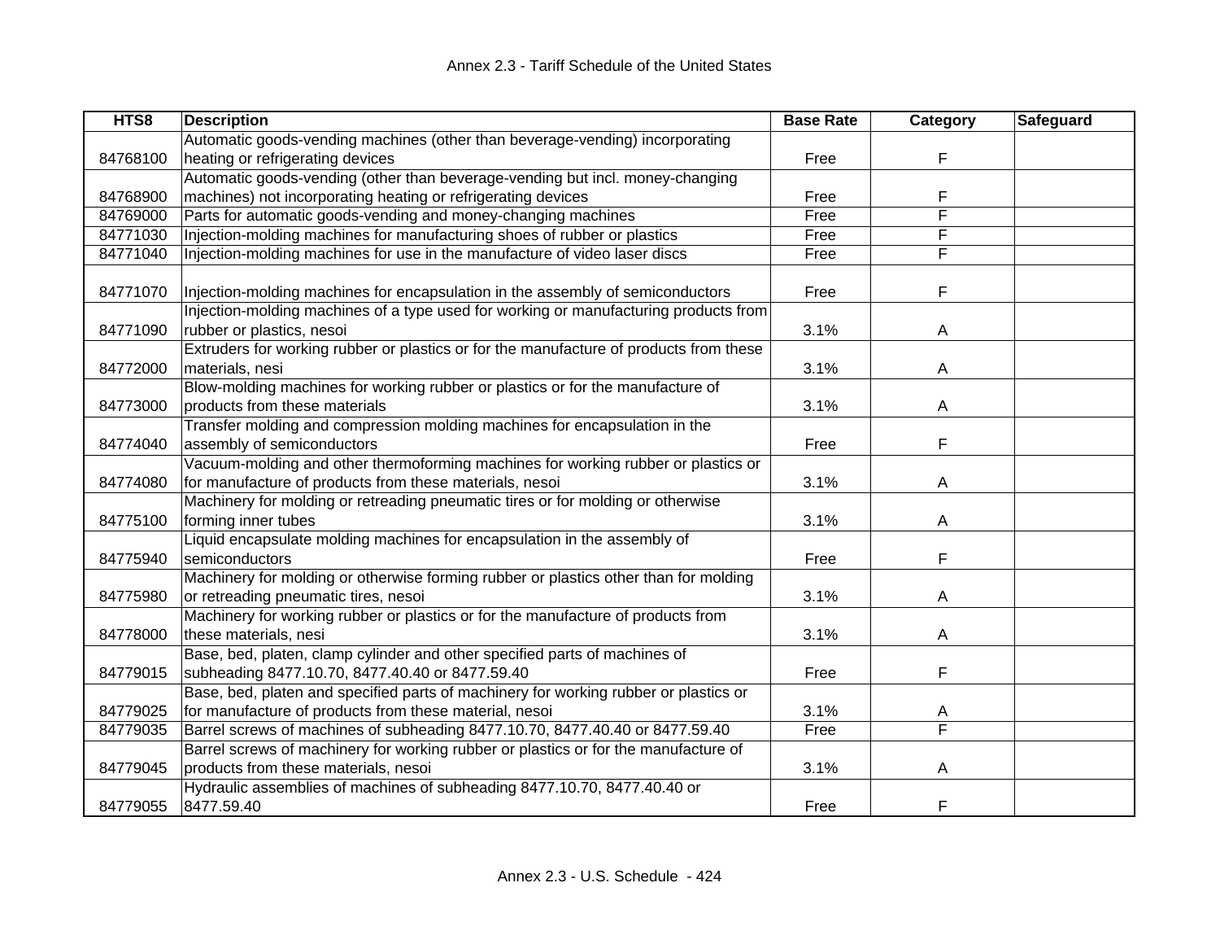| HTS8 | Description | Base Rate | Category | Safeguard |
|---|---|---|---|---|
| 84768100 | Automatic goods-vending machines (other than beverage-vending) incorporating heating or refrigerating devices | Free | F | |
| 84768900 | Automatic goods-vending (other than beverage-vending but incl. money-changing machines) not incorporating heating or refrigerating devices | Free | F | |
| 84769000 | Parts for automatic goods-vending and money-changing machines | Free | F | |
| 84771030 | Injection-molding machines for manufacturing shoes of rubber or plastics | Free | F | |
| 84771040 | Injection-molding machines for use in the manufacture of video laser discs | Free | F | |
| 84771070 | Injection-molding machines for encapsulation in the assembly of semiconductors | Free | F | |
| 84771090 | Injection-molding machines of a type used for working or manufacturing products from rubber or plastics, nesoi | 3.1% | A | |
| 84772000 | Extruders for working rubber or plastics or for the manufacture of products from these materials, nesi | 3.1% | A | |
| 84773000 | Blow-molding machines for working rubber or plastics or for the manufacture of products from these materials | 3.1% | A | |
| 84774040 | Transfer molding and compression molding machines for encapsulation in the assembly of semiconductors | Free | F | |
| 84774080 | Vacuum-molding and other thermoforming machines for working rubber or plastics or for manufacture of products from these materials, nesoi | 3.1% | A | |
| 84775100 | Machinery for molding or retreading pneumatic tires or for molding or otherwise forming inner tubes | 3.1% | A | |
| 84775940 | Liquid encapsulate molding machines for encapsulation in the assembly of semiconductors | Free | F | |
| 84775980 | Machinery for molding or otherwise forming rubber or plastics other than for molding or retreading pneumatic tires, nesoi | 3.1% | A | |
| 84778000 | Machinery for working rubber or plastics or for the manufacture of products from these materials, nesi | 3.1% | A | |
| 84779015 | Base, bed, platen, clamp cylinder and other specified parts of machines of subheading 8477.10.70, 8477.40.40 or 8477.59.40 | Free | F | |
| 84779025 | Base, bed, platen and specified parts of machinery for working rubber or plastics or for manufacture of products from these material, nesoi | 3.1% | A | |
| 84779035 | Barrel screws of machines of subheading 8477.10.70, 8477.40.40 or 8477.59.40 | Free | F | |
| 84779045 | Barrel screws of machinery for working rubber or plastics or for the manufacture of products from these materials, nesoi | 3.1% | A | |
| 84779055 | Hydraulic assemblies of machines of subheading 8477.10.70, 8477.40.40 or 8477.59.40 | Free | F | |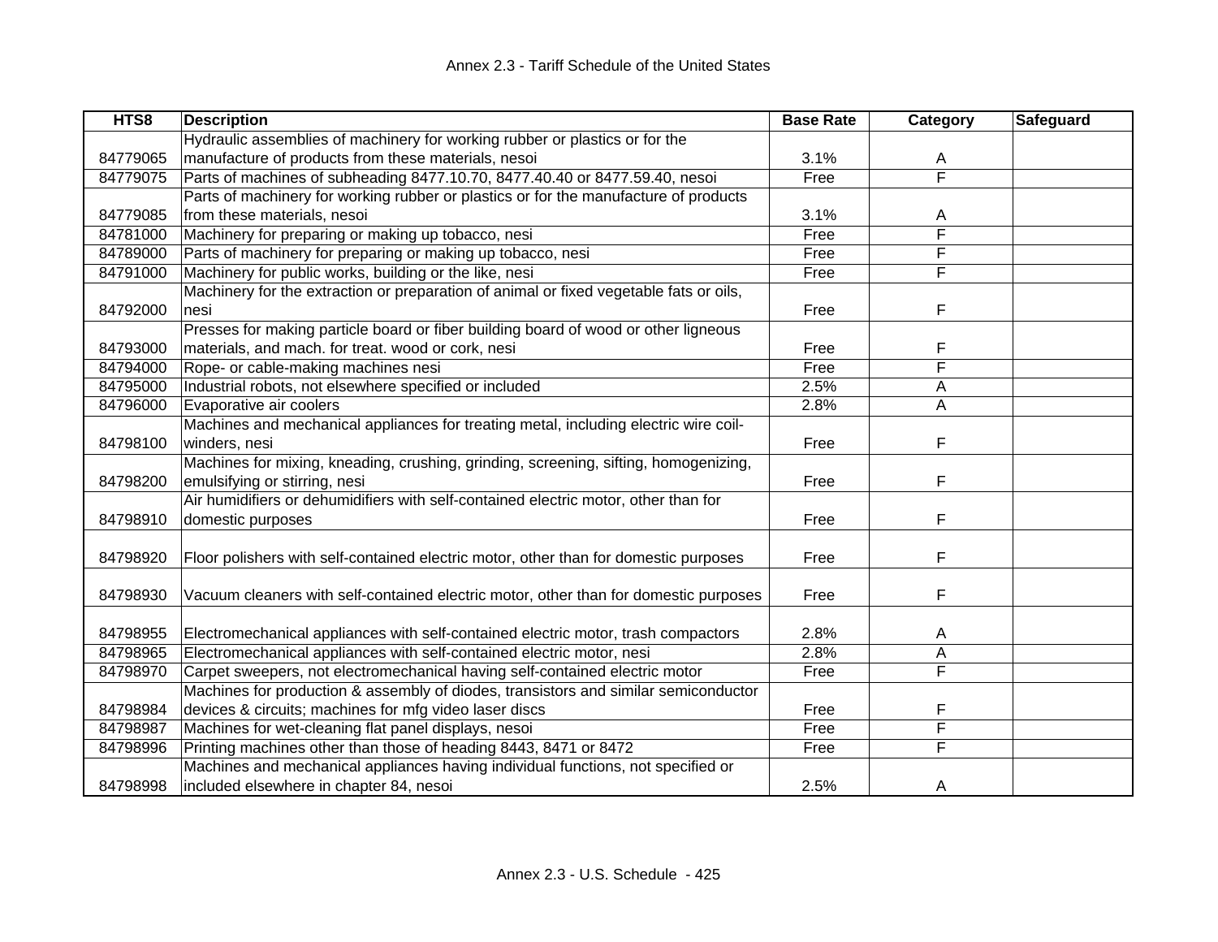| HTS8 | Description | Base Rate | Category | Safeguard |
|---|---|---|---|---|
| 84779065 | Hydraulic assemblies of machinery for working rubber or plastics or for the manufacture of products from these materials, nesoi | 3.1% | A | |
| 84779075 | Parts of machines of subheading 8477.10.70, 8477.40.40 or 8477.59.40, nesoi | Free | F | |
| 84779085 | Parts of machinery for working rubber or plastics or for the manufacture of products from these materials, nesoi | 3.1% | A | |
| 84781000 | Machinery for preparing or making up tobacco, nesi | Free | F | |
| 84789000 | Parts of machinery for preparing or making up tobacco, nesi | Free | F | |
| 84791000 | Machinery for public works, building or the like, nesi | Free | F | |
| 84792000 | Machinery for the extraction or preparation of animal or fixed vegetable fats or oils, nesi | Free | F | |
| 84793000 | Presses for making particle board or fiber building board of wood or other ligneous materials, and mach. for treat. wood or cork, nesi | Free | F | |
| 84794000 | Rope- or cable-making machines nesi | Free | F | |
| 84795000 | Industrial robots, not elsewhere specified or included | 2.5% | A | |
| 84796000 | Evaporative air coolers | 2.8% | A | |
| 84798100 | Machines and mechanical appliances for treating metal, including electric wire coil-winders, nesi | Free | F | |
| 84798200 | Machines for mixing, kneading, crushing, grinding, screening, sifting, homogenizing, emulsifying or stirring, nesi | Free | F | |
| 84798910 | Air humidifiers or dehumidifiers with self-contained electric motor, other than for domestic purposes | Free | F | |
| 84798920 | Floor polishers with self-contained electric motor, other than for domestic purposes | Free | F | |
| 84798930 | Vacuum cleaners with self-contained electric motor, other than for domestic purposes | Free | F | |
| 84798955 | Electromechanical appliances with self-contained electric motor, trash compactors | 2.8% | A | |
| 84798965 | Electromechanical appliances with self-contained electric motor, nesi | 2.8% | A | |
| 84798970 | Carpet sweepers, not electromechanical having self-contained electric motor | Free | F | |
| 84798984 | Machines for production & assembly of diodes, transistors and similar semiconductor devices & circuits; machines for mfg video laser discs | Free | F | |
| 84798987 | Machines for wet-cleaning flat panel displays, nesoi | Free | F | |
| 84798996 | Printing machines other than those of heading 8443, 8471 or 8472 | Free | F | |
| 84798998 | Machines and mechanical appliances having individual functions, not specified or included elsewhere in chapter 84, nesoi | 2.5% | A | |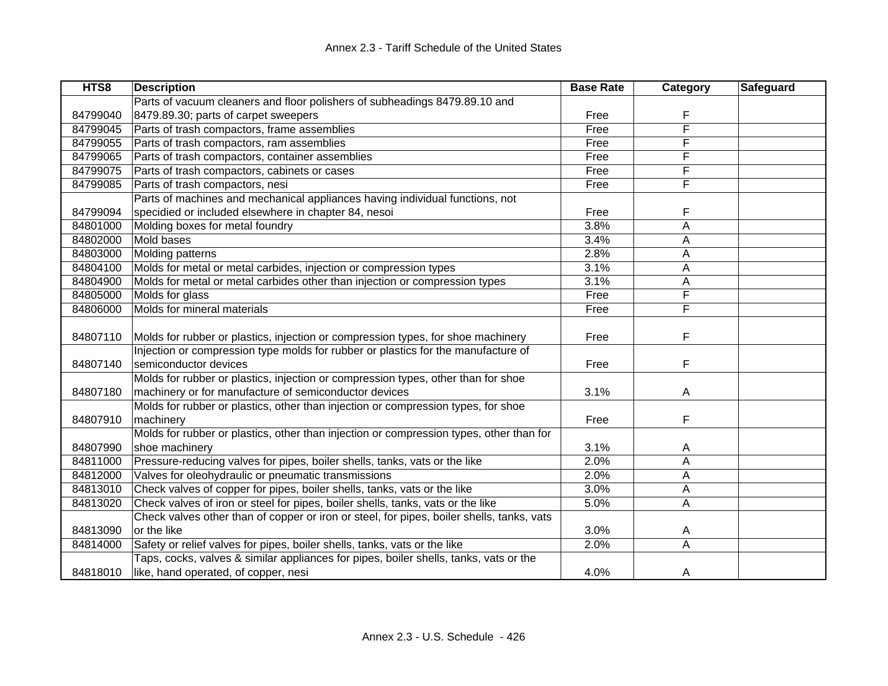| HTS8 | Description | Base Rate | Category | Safeguard |
|---|---|---|---|---|
| 84799040 | Parts of vacuum cleaners and floor polishers of subheadings 8479.89.10 and 8479.89.30; parts of carpet sweepers | Free | F | |
| 84799045 | Parts of trash compactors, frame assemblies | Free | F | |
| 84799055 | Parts of trash compactors, ram assemblies | Free | F | |
| 84799065 | Parts of trash compactors, container assemblies | Free | F | |
| 84799075 | Parts of trash compactors, cabinets or cases | Free | F | |
| 84799085 | Parts of trash compactors, nesi | Free | F | |
| 84799094 | Parts of machines and mechanical appliances having individual functions, not specidied or included elsewhere in chapter 84, nesoi | Free | F | |
| 84801000 | Molding boxes for metal foundry | 3.8% | A | |
| 84802000 | Mold bases | 3.4% | A | |
| 84803000 | Molding patterns | 2.8% | A | |
| 84804100 | Molds for metal or metal carbides, injection or compression types | 3.1% | A | |
| 84804900 | Molds for metal or metal carbides other than injection or compression types | 3.1% | A | |
| 84805000 | Molds for glass | Free | F | |
| 84806000 | Molds for mineral materials | Free | F | |
| 84807110 | Molds for rubber or plastics, injection or compression types, for shoe machinery | Free | F | |
| 84807140 | Injection or compression type molds for rubber or plastics for the manufacture of semiconductor devices | Free | F | |
| 84807180 | Molds for rubber or plastics, injection or compression types, other than for shoe machinery or for manufacture of semiconductor devices | 3.1% | A | |
| 84807910 | Molds for rubber or plastics, other than injection or compression types, for shoe machinery | Free | F | |
| 84807990 | Molds for rubber or plastics, other than injection or compression types, other than for shoe machinery | 3.1% | A | |
| 84811000 | Pressure-reducing valves for pipes, boiler shells, tanks, vats or the like | 2.0% | A | |
| 84812000 | Valves for oleohydraulic or pneumatic transmissions | 2.0% | A | |
| 84813010 | Check valves of copper for pipes, boiler shells, tanks, vats or the like | 3.0% | A | |
| 84813020 | Check valves of iron or steel for pipes, boiler shells, tanks, vats or the like | 5.0% | A | |
| 84813090 | Check valves other than of copper or iron or steel, for pipes, boiler shells, tanks, vats or the like | 3.0% | A | |
| 84814000 | Safety or relief valves for pipes, boiler shells, tanks, vats or the like | 2.0% | A | |
| 84818010 | Taps, cocks, valves & similar appliances for pipes, boiler shells, tanks, vats or the like, hand operated, of copper, nesi | 4.0% | A | |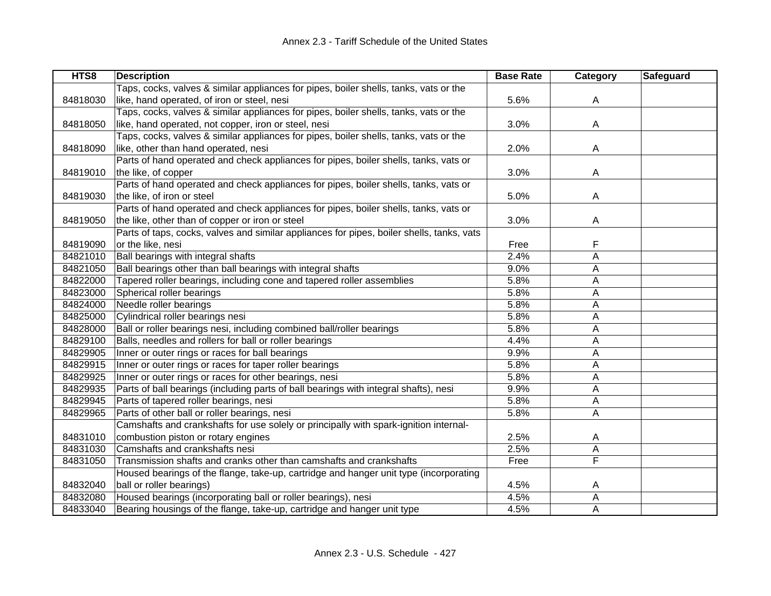| HTS8 | Description | Base Rate | Category | Safeguard |
|---|---|---|---|---|
| 84818030 | Taps, cocks, valves & similar appliances for pipes, boiler shells, tanks, vats or the like, hand operated, of iron or steel, nesi | 5.6% | A | |
| 84818050 | Taps, cocks, valves & similar appliances for pipes, boiler shells, tanks, vats or the like, hand operated, not copper, iron or steel, nesi | 3.0% | A | |
| 84818090 | Taps, cocks, valves & similar appliances for pipes, boiler shells, tanks, vats or the like, other than hand operated, nesi | 2.0% | A | |
| 84819010 | Parts of hand operated and check appliances for pipes, boiler shells, tanks, vats or the like, of copper | 3.0% | A | |
| 84819030 | Parts of hand operated and check appliances for pipes, boiler shells, tanks, vats or the like, of iron or steel | 5.0% | A | |
| 84819050 | Parts of hand operated and check appliances for pipes, boiler shells, tanks, vats or the like, other than of copper or iron or steel | 3.0% | A | |
| 84819090 | Parts of taps, cocks, valves and similar appliances for pipes, boiler shells, tanks, vats or the like, nesi | Free | F | |
| 84821010 | Ball bearings with integral shafts | 2.4% | A | |
| 84821050 | Ball bearings other than ball bearings with integral shafts | 9.0% | A | |
| 84822000 | Tapered roller bearings, including cone and tapered roller assemblies | 5.8% | A | |
| 84823000 | Spherical roller bearings | 5.8% | A | |
| 84824000 | Needle roller bearings | 5.8% | A | |
| 84825000 | Cylindrical roller bearings nesi | 5.8% | A | |
| 84828000 | Ball or roller bearings nesi, including combined ball/roller bearings | 5.8% | A | |
| 84829100 | Balls, needles and rollers for ball or roller bearings | 4.4% | A | |
| 84829905 | Inner or outer rings or races for ball bearings | 9.9% | A | |
| 84829915 | Inner or outer rings or races for taper roller bearings | 5.8% | A | |
| 84829925 | Inner or outer rings or races for other bearings, nesi | 5.8% | A | |
| 84829935 | Parts of ball bearings (including parts of ball bearings with integral shafts), nesi | 9.9% | A | |
| 84829945 | Parts of tapered roller bearings, nesi | 5.8% | A | |
| 84829965 | Parts of other ball or roller bearings, nesi | 5.8% | A | |
| 84831010 | Camshafts and crankshafts for use solely or principally with spark-ignition internal-combustion piston or rotary engines | 2.5% | A | |
| 84831030 | Camshafts and crankshafts nesi | 2.5% | A | |
| 84831050 | Transmission shafts and cranks other than camshafts and crankshafts | Free | F | |
| 84832040 | Housed bearings of the flange, take-up, cartridge and hanger unit type (incorporating ball or roller bearings) | 4.5% | A | |
| 84832080 | Housed bearings (incorporating ball or roller bearings), nesi | 4.5% | A | |
| 84833040 | Bearing housings of the flange, take-up, cartridge and hanger unit type | 4.5% | A | |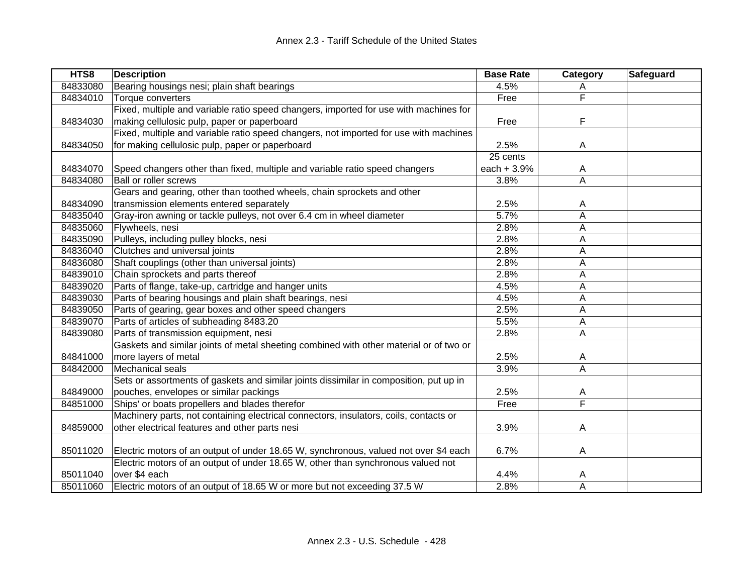| HTS8 | Description | Base Rate | Category | Safeguard |
|---|---|---|---|---|
| 84833080 | Bearing housings nesi; plain shaft bearings | 4.5% | A | |
| 84834010 | Torque converters | Free | F | |
| 84834030 | Fixed, multiple and variable ratio speed changers, imported for use with machines for making cellulosic pulp, paper or paperboard | Free | F | |
| 84834050 | Fixed, multiple and variable ratio speed changers, not imported for use with machines for making cellulosic pulp, paper or paperboard | 2.5% | A | |
| 84834070 | Speed changers other than fixed, multiple and variable ratio speed changers | 25 cents each + 3.9% | A | |
| 84834080 | Ball or roller screws | 3.8% | A | |
| 84834090 | Gears and gearing, other than toothed wheels, chain sprockets and other transmission elements entered separately | 2.5% | A | |
| 84835040 | Gray-iron awning or tackle pulleys, not over 6.4 cm in wheel diameter | 5.7% | A | |
| 84835060 | Flywheels, nesi | 2.8% | A | |
| 84835090 | Pulleys, including pulley blocks, nesi | 2.8% | A | |
| 84836040 | Clutches and universal joints | 2.8% | A | |
| 84836080 | Shaft couplings (other than universal joints) | 2.8% | A | |
| 84839010 | Chain sprockets and parts thereof | 2.8% | A | |
| 84839020 | Parts of flange, take-up, cartridge and hanger units | 4.5% | A | |
| 84839030 | Parts of bearing housings and plain shaft bearings, nesi | 4.5% | A | |
| 84839050 | Parts of gearing, gear boxes and other speed changers | 2.5% | A | |
| 84839070 | Parts of articles of subheading 8483.20 | 5.5% | A | |
| 84839080 | Parts of transmission equipment, nesi | 2.8% | A | |
| 84841000 | Gaskets and similar joints of metal sheeting combined with other material or of two or more layers of metal | 2.5% | A | |
| 84842000 | Mechanical seals | 3.9% | A | |
| 84849000 | Sets or assortments of gaskets and similar joints dissimilar in composition, put up in pouches, envelopes or similar packings | 2.5% | A | |
| 84851000 | Ships' or boats propellers and blades therefor | Free | F | |
| 84859000 | Machinery parts, not containing electrical connectors, insulators, coils, contacts or other electrical features and other parts nesi | 3.9% | A | |
| 85011020 | Electric motors of an output of under 18.65 W, synchronous, valued not over $4 each | 6.7% | A | |
| 85011040 | Electric motors of an output of under 18.65 W, other than synchronous valued not over $4 each | 4.4% | A | |
| 85011060 | Electric motors of an output of 18.65 W or more but not exceeding 37.5 W | 2.8% | A | |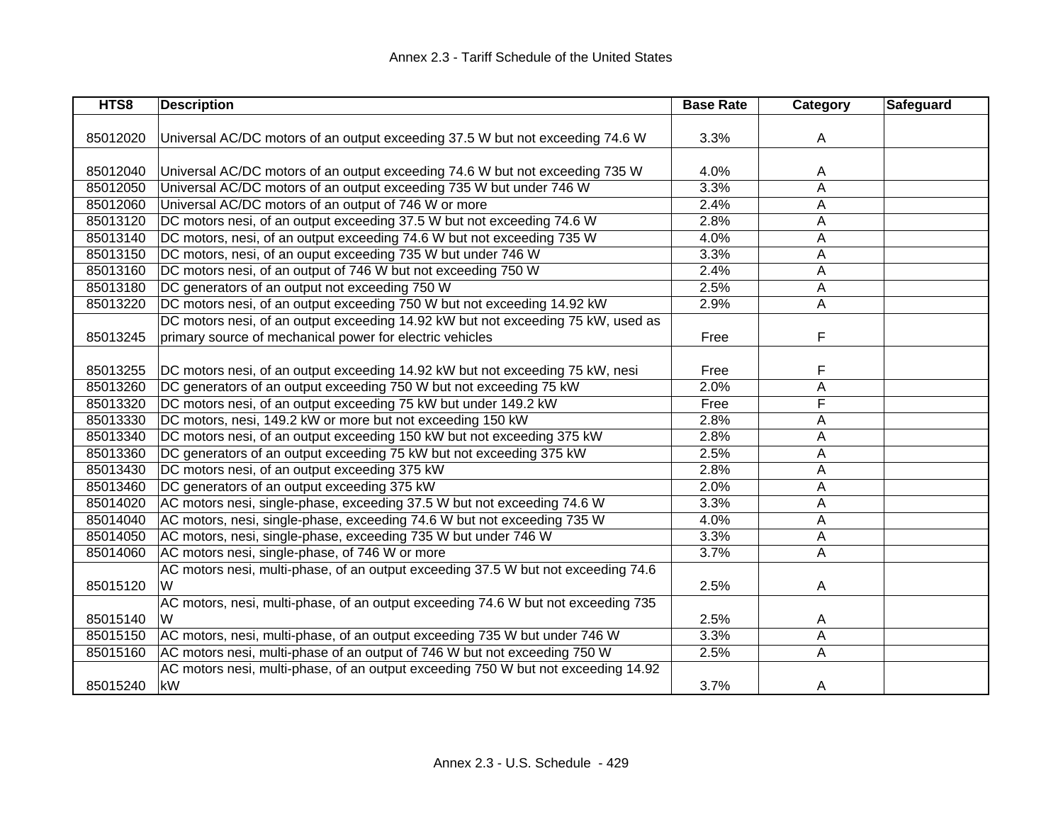| HTS8 | Description | Base Rate | Category | Safeguard |
|---|---|---|---|---|
| 85012020 | Universal AC/DC motors of an output exceeding 37.5 W but not exceeding 74.6 W | 3.3% | A | |
| 85012040 | Universal AC/DC motors of an output exceeding 74.6 W but not exceeding 735 W | 4.0% | A | |
| 85012050 | Universal AC/DC motors of an output exceeding 735 W but under 746 W | 3.3% | A | |
| 85012060 | Universal AC/DC motors of an output of 746 W or more | 2.4% | A | |
| 85013120 | DC motors nesi, of an output exceeding 37.5 W but not exceeding 74.6 W | 2.8% | A | |
| 85013140 | DC motors nesi, of an output exceeding 74.6 W but not exceeding 735 W | 4.0% | A | |
| 85013150 | DC motors, nesi, of an ouput exceeding 735 W but under 746 W | 3.3% | A | |
| 85013160 | DC motors nesi, of an output of 746 W but not exceeding 750 W | 2.4% | A | |
| 85013180 | DC generators of an output not exceeding 750 W | 2.5% | A | |
| 85013220 | DC motors nesi, of an output exceeding 750 W but not exceeding 14.92 kW | 2.9% | A | |
| 85013245 | DC motors nesi, of an output exceeding 14.92 kW but not exceeding 75 kW, used as primary source of mechanical power for electric vehicles | Free | F | |
| 85013255 | DC motors nesi, of an output exceeding 14.92 kW but not exceeding 75 kW, nesi | Free | F | |
| 85013260 | DC generators of an output exceeding 750 W but not exceeding 75 kW | 2.0% | A | |
| 85013320 | DC motors nesi, of an output exceeding 75 kW but under 149.2 kW | Free | F | |
| 85013330 | DC motors, nesi, 149.2 kW or more but not exceeding 150 kW | 2.8% | A | |
| 85013340 | DC motors nesi, of an output exceeding 150 kW but not exceeding 375 kW | 2.8% | A | |
| 85013360 | DC generators of an output exceeding 75 kW but not exceeding 375 kW | 2.5% | A | |
| 85013430 | DC motors nesi, of an output exceeding 375 kW | 2.8% | A | |
| 85013460 | DC generators of an output exceeding 375 kW | 2.0% | A | |
| 85014020 | AC motors nesi, single-phase, exceeding 37.5 W but not exceeding 74.6 W | 3.3% | A | |
| 85014040 | AC motors, nesi, single-phase, exceeding 74.6 W but not exceeding 735 W | 4.0% | A | |
| 85014050 | AC motors, nesi, single-phase, exceeding 735 W but under 746 W | 3.3% | A | |
| 85014060 | AC motors nesi, single-phase, of 746 W or more | 3.7% | A | |
| 85015120 | AC motors nesi, multi-phase, of an output exceeding 37.5 W but not exceeding 74.6 W | 2.5% | A | |
| 85015140 | AC motors, nesi, multi-phase, of an output exceeding 74.6 W but not exceeding 735 W | 2.5% | A | |
| 85015150 | AC motors, nesi, multi-phase, of an output exceeding 735 W but under 746 W | 3.3% | A | |
| 85015160 | AC motors nesi, multi-phase of an output of 746 W but not exceeding 750 W | 2.5% | A | |
| 85015240 | AC motors nesi, multi-phase, of an output exceeding 750 W but not exceeding 14.92 kW | 3.7% | A | |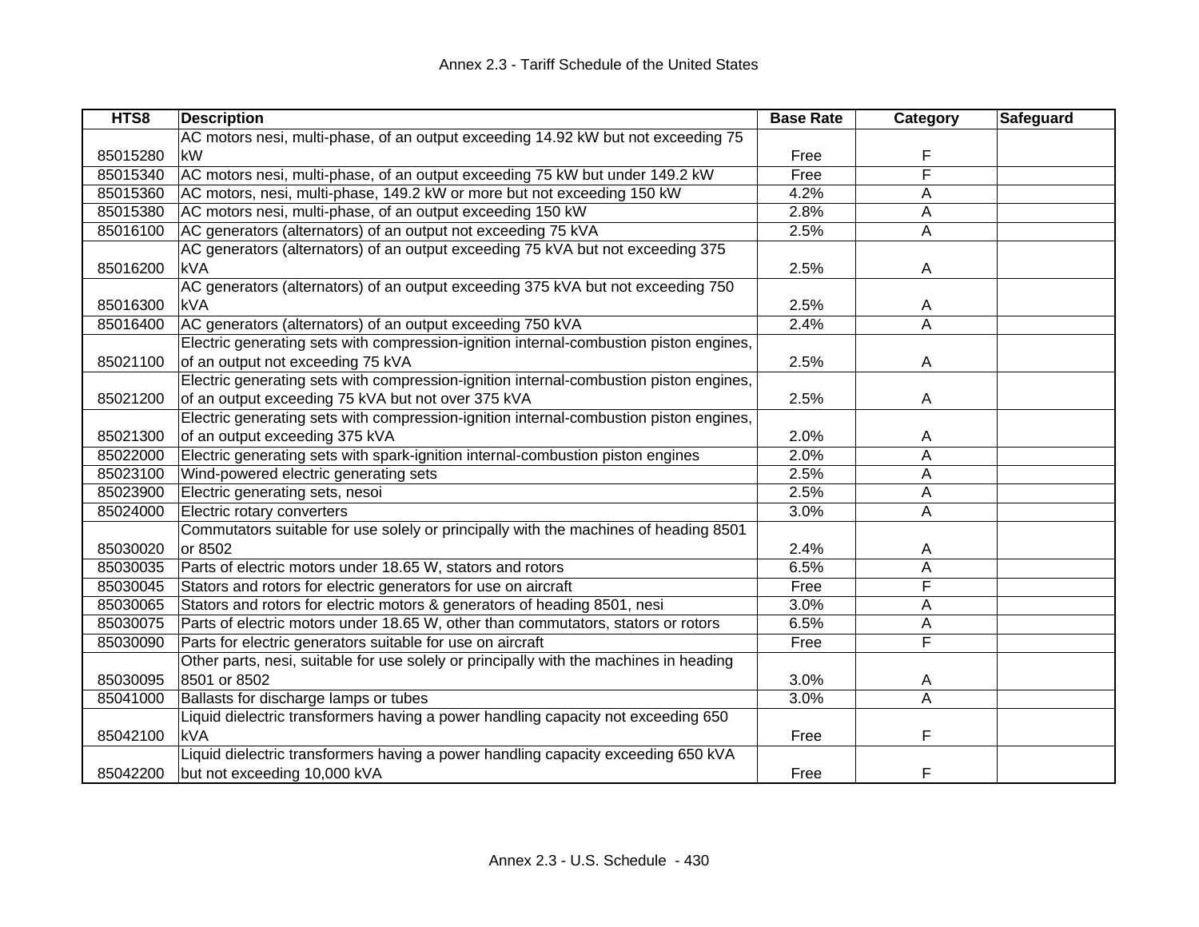| HTS8 | Description | Base Rate | Category | Safeguard |
|---|---|---|---|---|
| 85015280 | AC motors nesi, multi-phase, of an output exceeding 14.92 kW but not exceeding 75 kW | Free | F | |
| 85015340 | AC motors nesi, multi-phase, of an output exceeding 75 kW but under 149.2 kW | Free | F | |
| 85015360 | AC motors, nesi, multi-phase, 149.2 kW or more but not exceeding 150 kW | 4.2% | A | |
| 85015380 | AC motors nesi, multi-phase, of an output exceeding 150 kW | 2.8% | A | |
| 85016100 | AC generators (alternators) of an output not exceeding 75 kVA | 2.5% | A | |
| 85016200 | AC generators (alternators) of an output exceeding 75 kVA but not exceeding 375 kVA | 2.5% | A | |
| 85016300 | AC generators (alternators) of an output exceeding 375 kVA but not exceeding 750 kVA | 2.5% | A | |
| 85016400 | AC generators (alternators) of an output exceeding 750 kVA | 2.4% | A | |
| 85021100 | Electric generating sets with compression-ignition internal-combustion piston engines, of an output not exceeding 75 kVA | 2.5% | A | |
| 85021200 | Electric generating sets with compression-ignition internal-combustion piston engines, of an output exceeding 75 kVA but not over 375 kVA | 2.5% | A | |
| 85021300 | Electric generating sets with compression-ignition internal-combustion piston engines, of an output exceeding 375 kVA | 2.0% | A | |
| 85022000 | Electric generating sets with spark-ignition internal-combustion piston engines | 2.0% | A | |
| 85023100 | Wind-powered electric generating sets | 2.5% | A | |
| 85023900 | Electric generating sets, nesoi | 2.5% | A | |
| 85024000 | Electric rotary converters | 3.0% | A | |
| 85030020 | Commutators suitable for use solely or principally with the machines of heading 8501 or 8502 | 2.4% | A | |
| 85030035 | Parts of electric motors under 18.65 W, stators and rotors | 6.5% | A | |
| 85030045 | Stators and rotors for electric generators for use on aircraft | Free | F | |
| 85030065 | Stators and rotors for electric motors & generators of heading 8501, nesi | 3.0% | A | |
| 85030075 | Parts of electric motors under 18.65 W, other than commutators, stators or rotors | 6.5% | A | |
| 85030090 | Parts for electric generators suitable for use on aircraft | Free | F | |
| 85030095 | Other parts, nesi, suitable for use solely or principally with the machines in heading 8501 or 8502 | 3.0% | A | |
| 85041000 | Ballasts for discharge lamps or tubes | 3.0% | A | |
| 85042100 | Liquid dielectric transformers having a power handling capacity not exceeding 650 kVA | Free | F | |
| 85042200 | Liquid dielectric transformers having a power handling capacity exceeding 650 kVA but not exceeding 10,000 kVA | Free | F | |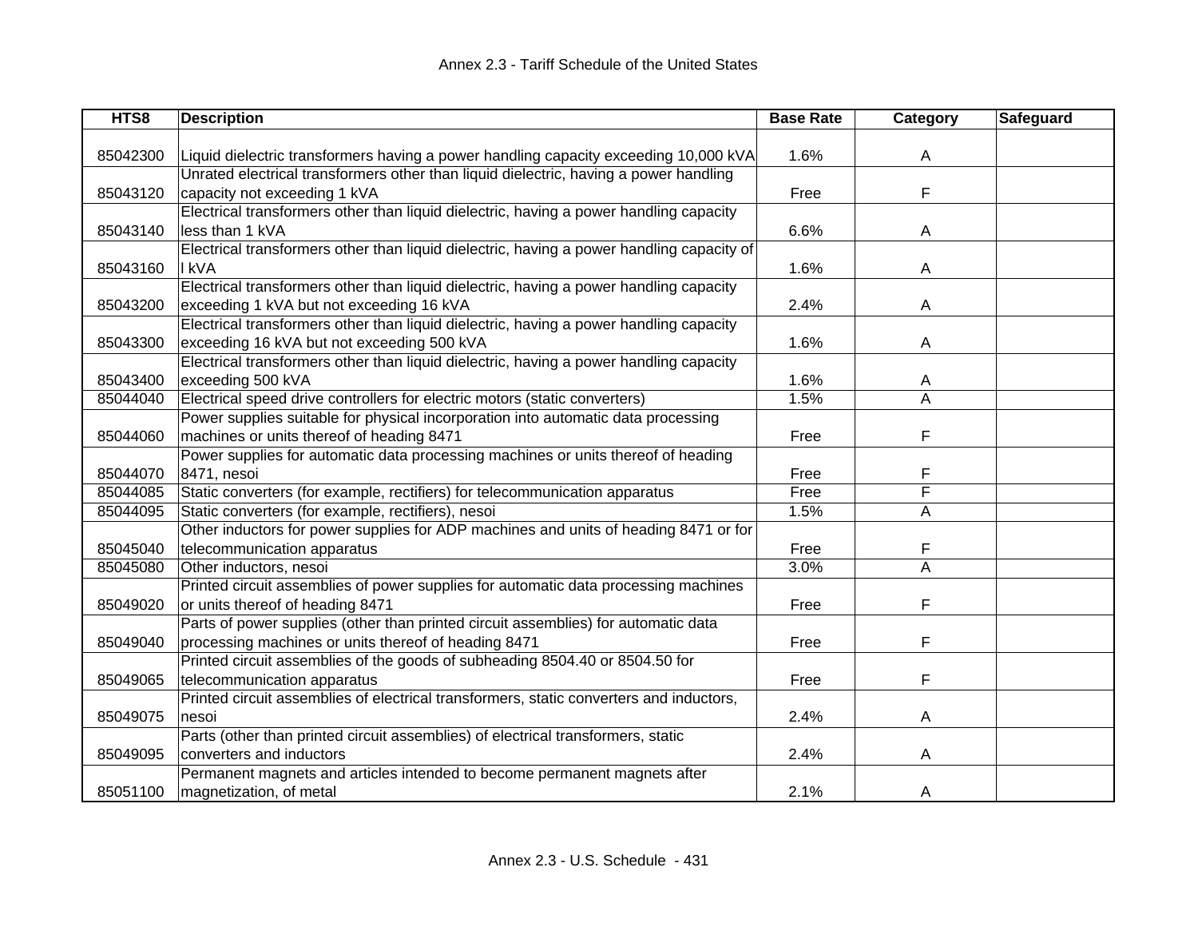| HTS8 | Description | Base Rate | Category | Safeguard |
|---|---|---|---|---|
| 85042300 | Liquid dielectric transformers having a power handling capacity exceeding 10,000 kVA | 1.6% | A | |
| 85043120 | Unrated electrical transformers other than liquid dielectric, having a power handling capacity not exceeding 1 kVA | Free | F | |
| 85043140 | Electrical transformers other than liquid dielectric, having a power handling capacity less than 1 kVA | 6.6% | A | |
| 85043160 | Electrical transformers other than liquid dielectric, having a power handling capacity of l kVA | 1.6% | A | |
| 85043200 | Electrical transformers other than liquid dielectric, having a power handling capacity exceeding 1 kVA but not exceeding 16 kVA | 2.4% | A | |
| 85043300 | Electrical transformers other than liquid dielectric, having a power handling capacity exceeding 16 kVA but not exceeding 500 kVA | 1.6% | A | |
| 85043400 | Electrical transformers other than liquid dielectric, having a power handling capacity exceeding 500 kVA | 1.6% | A | |
| 85044040 | Electrical speed drive controllers for electric motors (static converters) | 1.5% | A | |
| 85044060 | Power supplies suitable for physical incorporation into automatic data processing machines or units thereof of heading 8471 | Free | F | |
| 85044070 | Power supplies for automatic data processing machines or units thereof of heading 8471, nesoi | Free | F | |
| 85044085 | Static converters (for example, rectifiers) for telecommunication apparatus | Free | F | |
| 85044095 | Static converters (for example, rectifiers), nesoi | 1.5% | A | |
| 85045040 | Other inductors for power supplies for ADP machines and units of heading 8471 or for telecommunication apparatus | Free | F | |
| 85045080 | Other inductors, nesoi | 3.0% | A | |
| 85049020 | Printed circuit assemblies of power supplies for automatic data processing machines or units thereof of heading 8471 | Free | F | |
| 85049040 | Parts of power supplies (other than printed circuit assemblies) for automatic data processing machines or units thereof of heading 8471 | Free | F | |
| 85049065 | Printed circuit assemblies of the goods of subheading 8504.40 or 8504.50 for telecommunication apparatus | Free | F | |
| 85049075 | Printed circuit assemblies of electrical transformers, static converters and inductors, nesoi | 2.4% | A | |
| 85049095 | Parts (other than printed circuit assemblies) of electrical transformers, static converters and inductors | 2.4% | A | |
| 85051100 | Permanent magnets and articles intended to become permanent magnets after magnetization, of metal | 2.1% | A | |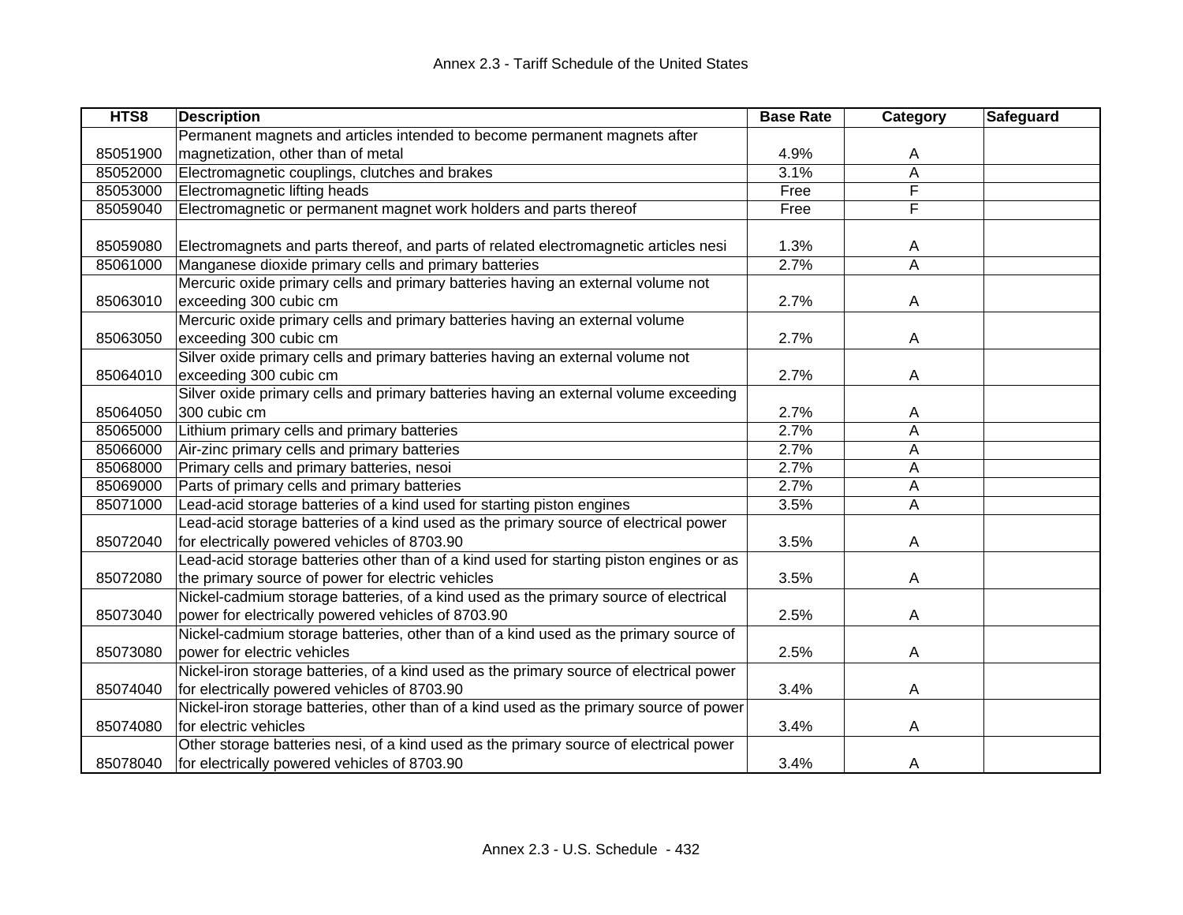| HTS8 | Description | Base Rate | Category | Safeguard |
|---|---|---|---|---|
| 85051900 | Permanent magnets and articles intended to become permanent magnets after magnetization, other than of metal | 4.9% | A | |
| 85052000 | Electromagnetic couplings, clutches and brakes | 3.1% | A | |
| 85053000 | Electromagnetic lifting heads | Free | F | |
| 85059040 | Electromagnetic or permanent magnet work holders and parts thereof | Free | F | |
| 85059080 | Electromagnets and parts thereof, and parts of related electromagnetic articles nesi | 1.3% | A | |
| 85061000 | Manganese dioxide primary cells and primary batteries | 2.7% | A | |
| 85063010 | Mercuric oxide primary cells and primary batteries having an external volume not exceeding 300 cubic cm | 2.7% | A | |
| 85063050 | Mercuric oxide primary cells and primary batteries having an external volume exceeding 300 cubic cm | 2.7% | A | |
| 85064010 | Silver oxide primary cells and primary batteries having an external volume not exceeding 300 cubic cm | 2.7% | A | |
| 85064050 | Silver oxide primary cells and primary batteries having an external volume exceeding 300 cubic cm | 2.7% | A | |
| 85065000 | Lithium primary cells and primary batteries | 2.7% | A | |
| 85066000 | Air-zinc primary cells and primary batteries | 2.7% | A | |
| 85068000 | Primary cells and primary batteries, nesoi | 2.7% | A | |
| 85069000 | Parts of primary cells and primary batteries | 2.7% | A | |
| 85071000 | Lead-acid storage batteries of a kind used for starting piston engines | 3.5% | A | |
| 85072040 | Lead-acid storage batteries of a kind used as the primary source of electrical power for electrically powered vehicles of 8703.90 | 3.5% | A | |
| 85072080 | Lead-acid storage batteries other than of a kind used for starting piston engines or as the primary source of power for electric vehicles | 3.5% | A | |
| 85073040 | Nickel-cadmium storage batteries, of a kind used as the primary source of electrical power for electrically powered vehicles of 8703.90 | 2.5% | A | |
| 85073080 | Nickel-cadmium storage batteries, other than of a kind used as the primary source of power for electric vehicles | 2.5% | A | |
| 85074040 | Nickel-iron storage batteries, of a kind used as the primary source of electrical power for electrically powered vehicles of 8703.90 | 3.4% | A | |
| 85074080 | Nickel-iron storage batteries, other than of a kind used as the primary source of power for electric vehicles | 3.4% | A | |
| 85078040 | Other storage batteries nesi, of a kind used as the primary source of electrical power for electrically powered vehicles of 8703.90 | 3.4% | A | |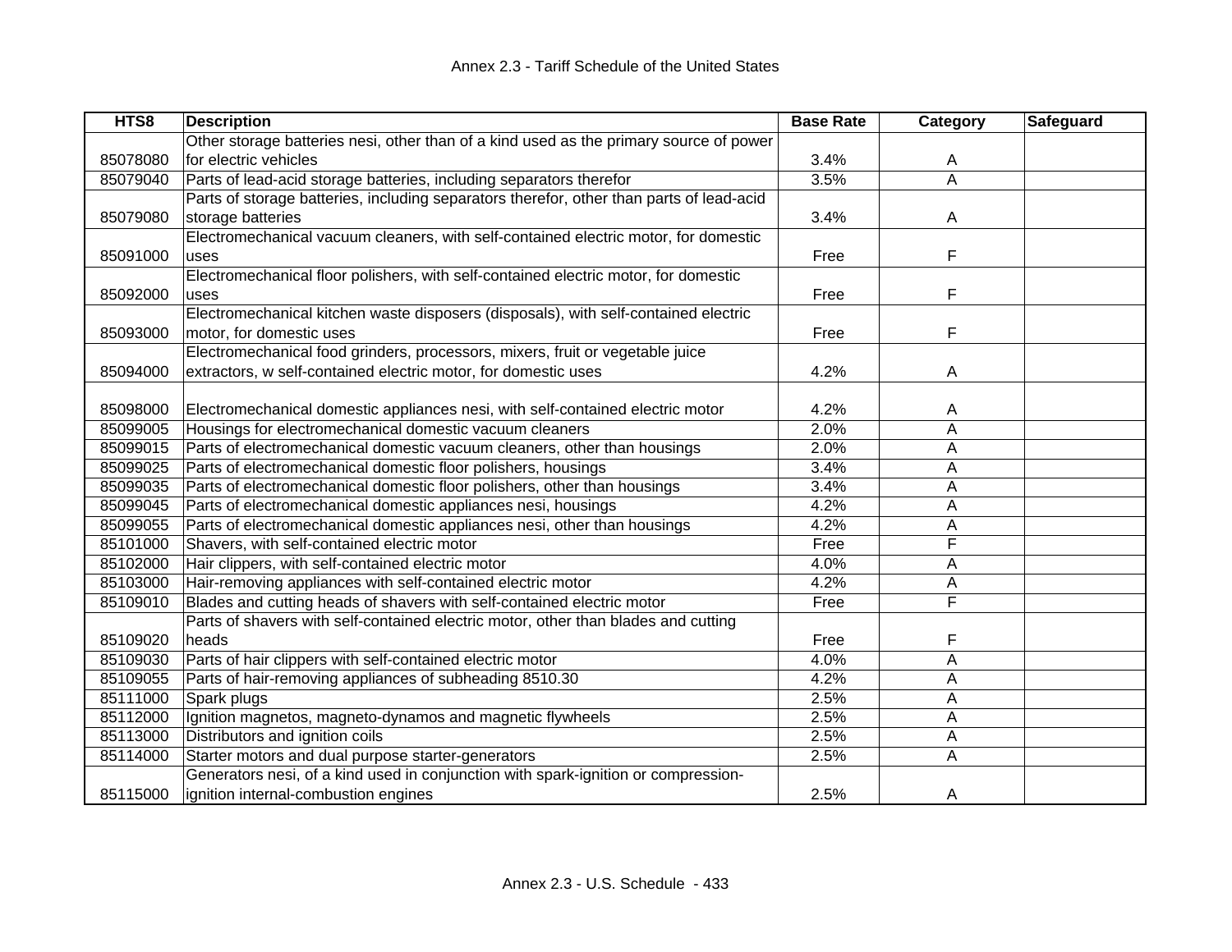| HTS8 | Description | Base Rate | Category | Safeguard |
|---|---|---|---|---|
| 85078080 | Other storage batteries nesi, other than of a kind used as the primary source of power for electric vehicles | 3.4% | A | |
| 85079040 | Parts of lead-acid storage batteries, including separators therefor | 3.5% | A | |
| 85079080 | Parts of storage batteries, including separators therefor, other than parts of lead-acid storage batteries | 3.4% | A | |
| 85091000 | Electromechanical vacuum cleaners, with self-contained electric motor, for domestic uses | Free | F | |
| 85092000 | Electromechanical floor polishers, with self-contained electric motor, for domestic uses | Free | F | |
| 85093000 | Electromechanical kitchen waste disposers (disposals), with self-contained electric motor, for domestic uses | Free | F | |
| 85094000 | Electromechanical food grinders, processors, mixers, fruit or vegetable juice extractors, w self-contained electric motor, for domestic uses | 4.2% | A | |
| 85098000 | Electromechanical domestic appliances nesi, with self-contained electric motor | 4.2% | A | |
| 85099005 | Housings for electromechanical domestic vacuum cleaners | 2.0% | A | |
| 85099015 | Parts of electromechanical domestic vacuum cleaners, other than housings | 2.0% | A | |
| 85099025 | Parts of electromechanical domestic floor polishers, housings | 3.4% | A | |
| 85099035 | Parts of electromechanical domestic floor polishers, other than housings | 3.4% | A | |
| 85099045 | Parts of electromechanical domestic appliances nesi, housings | 4.2% | A | |
| 85099055 | Parts of electromechanical domestic appliances nesi, other than housings | 4.2% | A | |
| 85101000 | Shavers, with self-contained electric motor | Free | F | |
| 85102000 | Hair clippers, with self-contained electric motor | 4.0% | A | |
| 85103000 | Hair-removing appliances with self-contained electric motor | 4.2% | A | |
| 85109010 | Blades and cutting heads of shavers with self-contained electric motor | Free | F | |
| 85109020 | Parts of shavers with self-contained electric motor, other than blades and cutting heads | Free | F | |
| 85109030 | Parts of hair clippers with self-contained electric motor | 4.0% | A | |
| 85109055 | Parts of hair-removing appliances of subheading 8510.30 | 4.2% | A | |
| 85111000 | Spark plugs | 2.5% | A | |
| 85112000 | Ignition magnetos, magneto-dynamos and magnetic flywheels | 2.5% | A | |
| 85113000 | Distributors and ignition coils | 2.5% | A | |
| 85114000 | Starter motors and dual purpose starter-generators | 2.5% | A | |
| 85115000 | Generators nesi, of a kind used in conjunction with spark-ignition or compression-ignition internal-combustion engines | 2.5% | A | |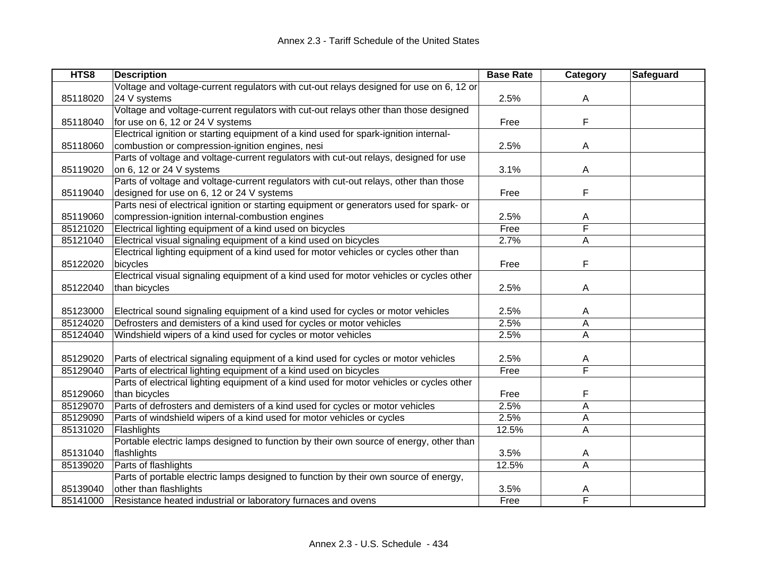| HTS8 | Description | Base Rate | Category | Safeguard |
|---|---|---|---|---|
| 85118020 | Voltage and voltage-current regulators with cut-out relays designed for use on 6, 12 or 24 V systems | 2.5% | A | |
| 85118040 | Voltage and voltage-current regulators with cut-out relays other than those designed for use on 6, 12 or 24 V systems | Free | F | |
| 85118060 | Electrical ignition or starting equipment of a kind used for spark-ignition internal-combustion or compression-ignition engines, nesi | 2.5% | A | |
| 85119020 | Parts of voltage and voltage-current regulators with cut-out relays, designed for use on 6, 12 or 24 V systems | 3.1% | A | |
| 85119040 | Parts of voltage and voltage-current regulators with cut-out relays, other than those designed for use on 6, 12 or 24 V systems | Free | F | |
| 85119060 | Parts nesi of electrical ignition or starting equipment or generators used for spark- or compression-ignition internal-combustion engines | 2.5% | A | |
| 85121020 | Electrical lighting equipment of a kind used on bicycles | Free | F | |
| 85121040 | Electrical visual signaling equipment of a kind used on bicycles | 2.7% | A | |
| 85122020 | Electrical lighting equipment of a kind used for motor vehicles or cycles other than bicycles | Free | F | |
| 85122040 | Electrical visual signaling equipment of a kind used for motor vehicles or cycles other than bicycles | 2.5% | A | |
| 85123000 | Electrical sound signaling equipment of a kind used for cycles or motor vehicles | 2.5% | A | |
| 85124020 | Defrosters and demisters of a kind used for cycles or motor vehicles | 2.5% | A | |
| 85124040 | Windshield wipers of a kind used for cycles or motor vehicles | 2.5% | A | |
| 85129020 | Parts of electrical signaling equipment of a kind used for cycles or motor vehicles | 2.5% | A | |
| 85129040 | Parts of electrical lighting equipment of a kind used on bicycles | Free | F | |
| 85129060 | Parts of electrical lighting equipment of a kind used for motor vehicles or cycles other than bicycles | Free | F | |
| 85129070 | Parts of defrosters and demisters of a kind used for cycles or motor vehicles | 2.5% | A | |
| 85129090 | Parts of windshield wipers of a kind used for motor vehicles or cycles | 2.5% | A | |
| 85131020 | Flashlights | 12.5% | A | |
| 85131040 | Portable electric lamps designed to function by their own source of energy, other than flashlights | 3.5% | A | |
| 85139020 | Parts of flashlights | 12.5% | A | |
| 85139040 | Parts of portable electric lamps designed to function by their own source of energy, other than flashlights | 3.5% | A | |
| 85141000 | Resistance heated industrial or laboratory furnaces and ovens | Free | F | |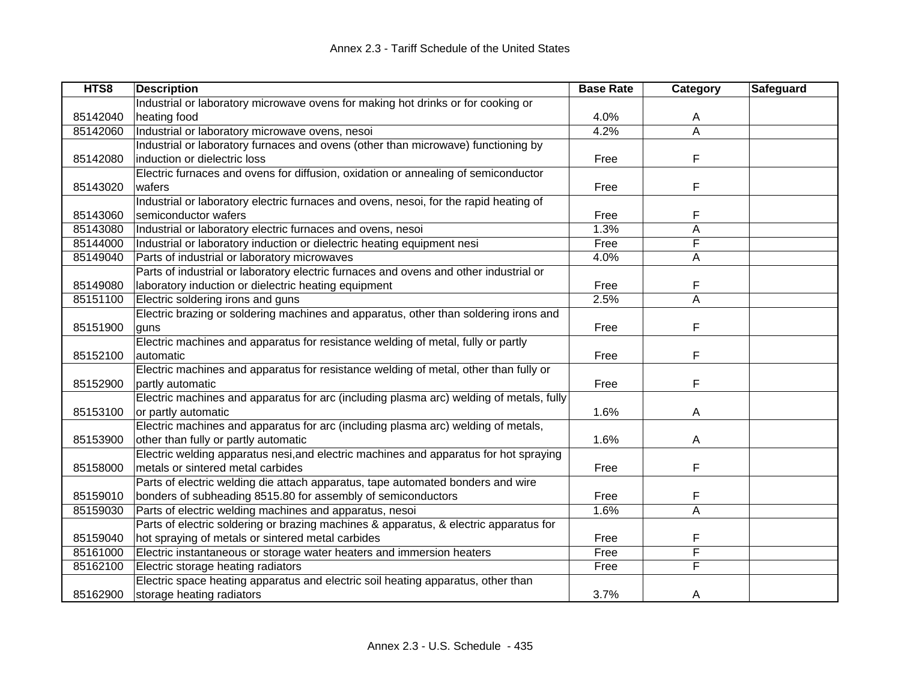| HTS8 | Description | Base Rate | Category | Safeguard |
|---|---|---|---|---|
| 85142040 | Industrial or laboratory microwave ovens for making hot drinks or for cooking or heating food | 4.0% | A | |
| 85142060 | Industrial or laboratory microwave ovens, nesoi | 4.2% | A | |
| 85142080 | Industrial or laboratory furnaces and ovens (other than microwave) functioning by induction or dielectric loss | Free | F | |
| 85143020 | Electric furnaces and ovens for diffusion, oxidation or annealing of semiconductor wafers | Free | F | |
| 85143060 | Industrial or laboratory electric furnaces and ovens, nesoi, for the rapid heating of semiconductor wafers | Free | F | |
| 85143080 | Industrial or laboratory electric furnaces and ovens, nesoi | 1.3% | A | |
| 85144000 | Industrial or laboratory induction or dielectric heating equipment nesi | Free | F | |
| 85149040 | Parts of industrial or laboratory microwaves | 4.0% | A | |
| 85149080 | Parts of industrial or laboratory electric furnaces and ovens and other industrial or laboratory induction or dielectric heating equipment | Free | F | |
| 85151100 | Electric soldering irons and guns | 2.5% | A | |
| 85151900 | Electric brazing or soldering machines and apparatus, other than soldering irons and guns | Free | F | |
| 85152100 | Electric machines and apparatus for resistance welding of metal, fully or partly automatic | Free | F | |
| 85152900 | Electric machines and apparatus for resistance welding of metal, other than fully or partly automatic | Free | F | |
| 85153100 | Electric machines and apparatus for arc (including plasma arc) welding of metals, fully or partly automatic | 1.6% | A | |
| 85153900 | Electric machines and apparatus for arc (including plasma arc) welding of metals, other than fully or partly automatic | 1.6% | A | |
| 85158000 | Electric welding apparatus nesi,and electric machines and apparatus for hot spraying metals or sintered metal carbides | Free | F | |
| 85159010 | Parts of electric welding die attach apparatus, tape automated bonders and wire bonders of subheading 8515.80 for assembly of semiconductors | Free | F | |
| 85159030 | Parts of electric welding machines and apparatus, nesoi | 1.6% | A | |
| 85159040 | Parts of electric soldering or brazing machines & apparatus, & electric apparatus for hot spraying of metals or sintered metal carbides | Free | F | |
| 85161000 | Electric instantaneous or storage water heaters and immersion heaters | Free | F | |
| 85162100 | Electric storage heating radiators | Free | F | |
| 85162900 | Electric space heating apparatus and electric soil heating apparatus, other than storage heating radiators | 3.7% | A | |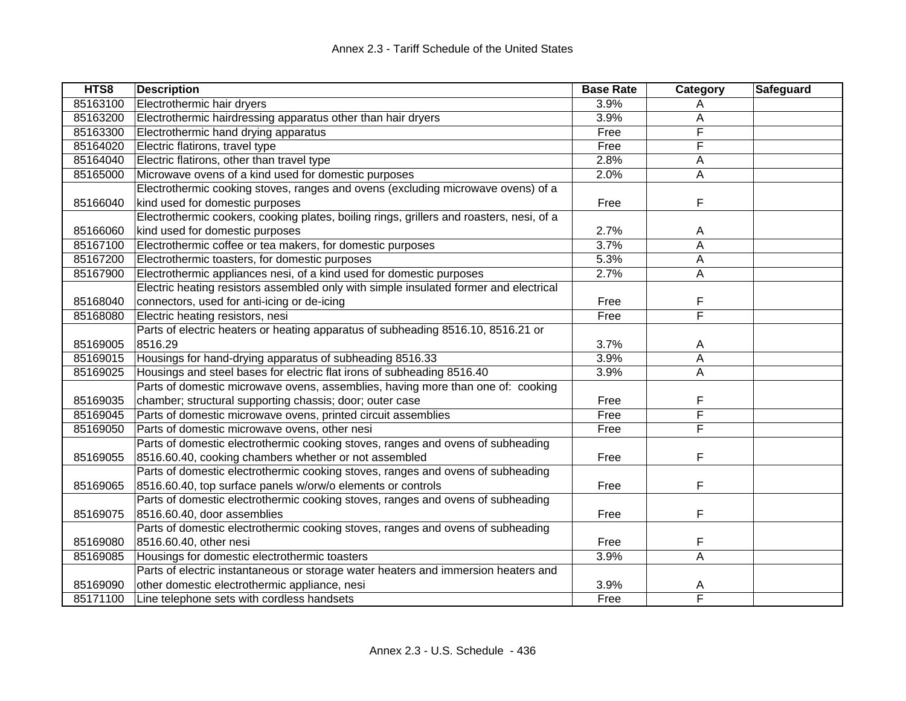| HTS8 | Description | Base Rate | Category | Safeguard |
|---|---|---|---|---|
| 85163100 | Electrothermic hair dryers | 3.9% | A | |
| 85163200 | Electrothermic hairdressing apparatus other than hair dryers | 3.9% | A | |
| 85163300 | Electrothermic hand drying apparatus | Free | F | |
| 85164020 | Electric flatirons, travel type | Free | F | |
| 85164040 | Electric flatirons, other than travel type | 2.8% | A | |
| 85165000 | Microwave ovens of a kind used for domestic purposes | 2.0% | A | |
| 85166040 | Electrothermic cooking stoves, ranges and ovens (excluding microwave ovens) of a kind used for domestic purposes | Free | F | |
| 85166060 | Electrothermic cookers, cooking plates, boiling rings, grillers and roasters, nesi, of a kind used for domestic purposes | 2.7% | A | |
| 85167100 | Electrothermic coffee or tea makers, for domestic purposes | 3.7% | A | |
| 85167200 | Electrothermic toasters, for domestic purposes | 5.3% | A | |
| 85167900 | Electrothermic appliances nesi, of a kind used for domestic purposes | 2.7% | A | |
| 85168040 | Electric heating resistors assembled only with simple insulated former and electrical connectors, used for anti-icing or de-icing | Free | F | |
| 85168080 | Electric heating resistors, nesi | Free | F | |
| 85169005 | Parts of electric heaters or heating apparatus of subheading 8516.10, 8516.21 or 8516.29 | 3.7% | A | |
| 85169015 | Housings for hand-drying apparatus of subheading 8516.33 | 3.9% | A | |
| 85169025 | Housings and steel bases for electric flat irons of subheading 8516.40 | 3.9% | A | |
| 85169035 | Parts of domestic microwave ovens, assemblies, having more than one of: cooking chamber; structural supporting chassis; door; outer case | Free | F | |
| 85169045 | Parts of domestic microwave ovens, printed circuit assemblies | Free | F | |
| 85169050 | Parts of domestic microwave ovens, other nesi | Free | F | |
| 85169055 | Parts of domestic electrothermic cooking stoves, ranges and ovens of subheading 8516.60.40, cooking chambers whether or not assembled | Free | F | |
| 85169065 | Parts of domestic electrothermic cooking stoves, ranges and ovens of subheading 8516.60.40, top surface panels w/orw/o elements or controls | Free | F | |
| 85169075 | Parts of domestic electrothermic cooking stoves, ranges and ovens of subheading 8516.60.40, door assemblies | Free | F | |
| 85169080 | Parts of domestic electrothermic cooking stoves, ranges and ovens of subheading 8516.60.40, other nesi | Free | F | |
| 85169085 | Housings for domestic electrothermic toasters | 3.9% | A | |
| 85169090 | Parts of electric instantaneous or storage water heaters and immersion heaters and other domestic electrothermic appliance, nesi | 3.9% | A | |
| 85171100 | Line telephone sets with cordless handsets | Free | F | |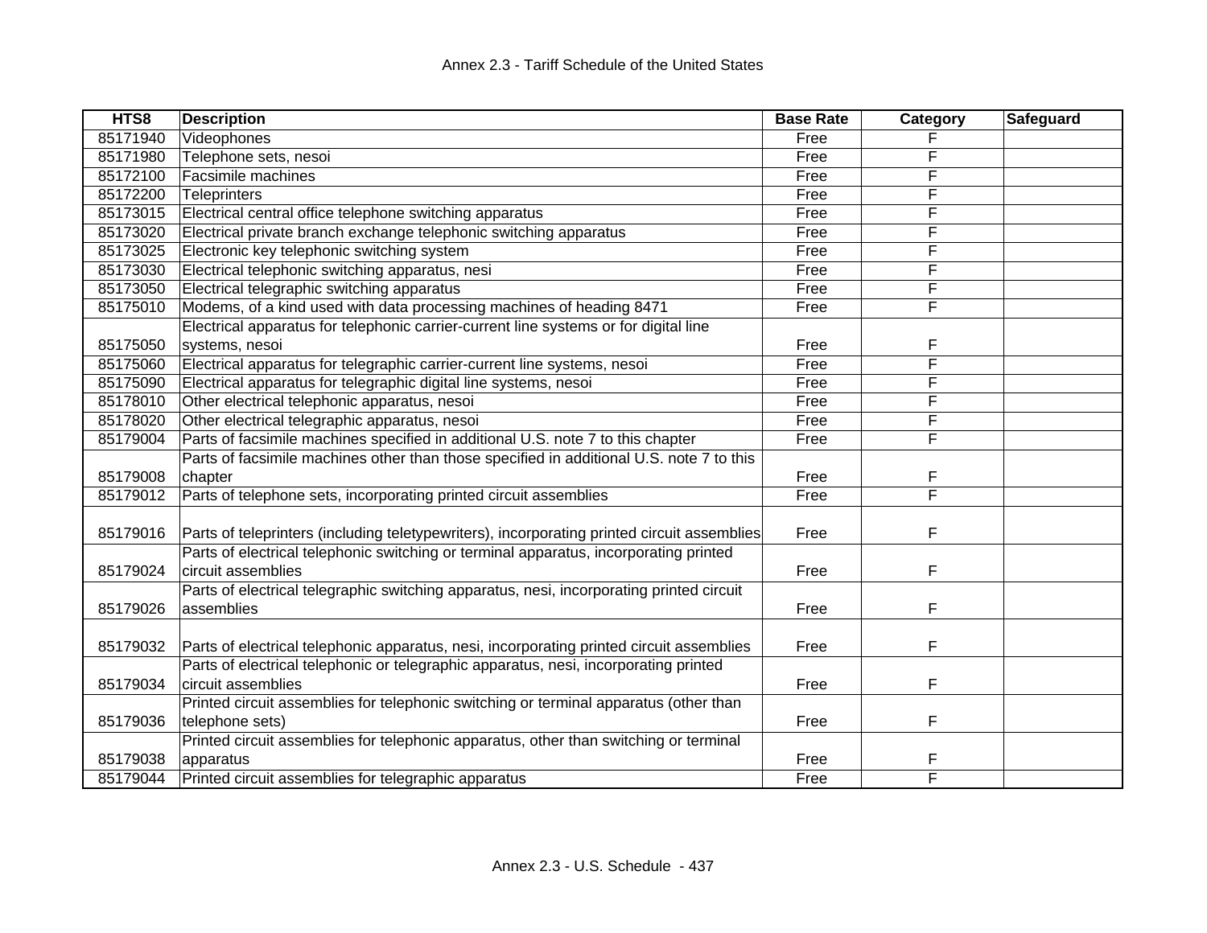| HTS8 | Description | Base Rate | Category | Safeguard |
|---|---|---|---|---|
| 85171940 | Videophones | Free | F | |
| 85171980 | Telephone sets, nesoi | Free | F | |
| 85172100 | Facsimile machines | Free | F | |
| 85172200 | Teleprinters | Free | F | |
| 85173015 | Electrical central office telephone switching apparatus | Free | F | |
| 85173020 | Electrical private branch exchange telephonic switching apparatus | Free | F | |
| 85173025 | Electronic key telephonic switching system | Free | F | |
| 85173030 | Electrical telephonic switching apparatus, nesi | Free | F | |
| 85173050 | Electrical telegraphic switching apparatus | Free | F | |
| 85175010 | Modems, of a kind used with data processing machines of heading 8471 | Free | F | |
| 85175050 | Electrical apparatus for telephonic carrier-current line systems or for digital line systems, nesoi | Free | F | |
| 85175060 | Electrical apparatus for telegraphic carrier-current line systems, nesoi | Free | F | |
| 85175090 | Electrical apparatus for telegraphic digital line systems, nesoi | Free | F | |
| 85178010 | Other electrical telephonic apparatus, nesoi | Free | F | |
| 85178020 | Other electrical telegraphic apparatus, nesoi | Free | F | |
| 85179004 | Parts of facsimile machines specified in additional U.S. note 7 to this chapter | Free | F | |
| 85179008 | Parts of facsimile machines other than those specified in additional U.S. note 7 to this chapter | Free | F | |
| 85179012 | Parts of telephone sets, incorporating printed circuit assemblies | Free | F | |
| 85179016 | Parts of teleprinters (including teletypewriters), incorporating printed circuit assemblies | Free | F | |
| 85179024 | Parts of electrical telephonic switching or terminal apparatus, incorporating printed circuit assemblies | Free | F | |
| 85179026 | Parts of electrical telegraphic switching apparatus, nesi, incorporating printed circuit assemblies | Free | F | |
| 85179032 | Parts of electrical telephonic apparatus, nesi, incorporating printed circuit assemblies | Free | F | |
| 85179034 | Parts of electrical telephonic or telegraphic apparatus, nesi, incorporating printed circuit assemblies | Free | F | |
| 85179036 | Printed circuit assemblies for telephonic switching or terminal apparatus (other than telephone sets) | Free | F | |
| 85179038 | Printed circuit assemblies for telephonic apparatus, other than switching or terminal apparatus | Free | F | |
| 85179044 | Printed circuit assemblies for telegraphic apparatus | Free | F | |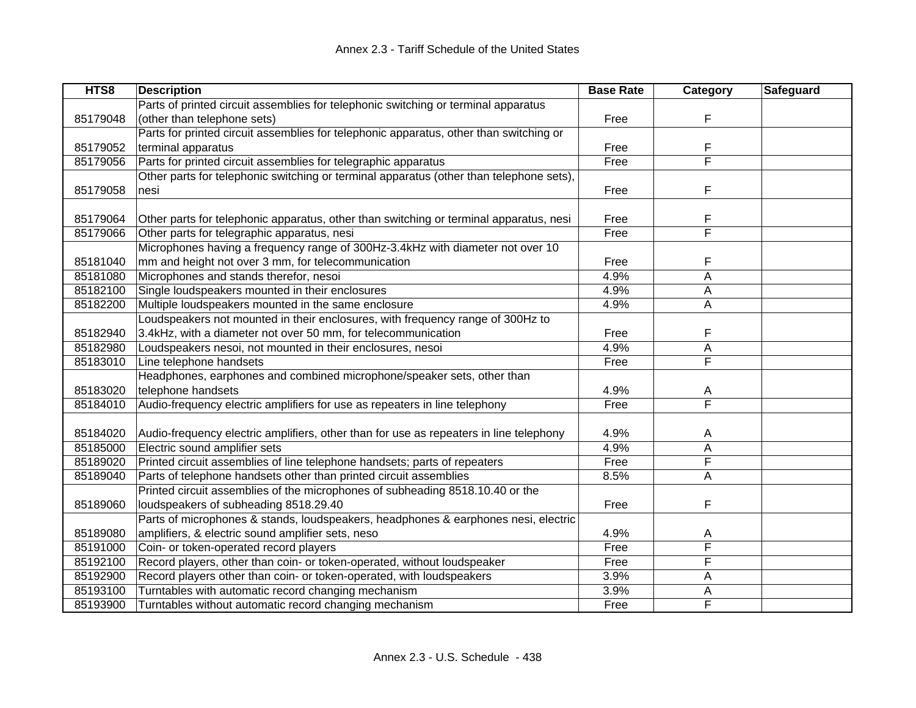| HTS8 | Description | Base Rate | Category | Safeguard |
|---|---|---|---|---|
| 85179048 | Parts of printed circuit assemblies for telephonic switching or terminal apparatus (other than telephone sets) | Free | F | |
| 85179052 | Parts for printed circuit assemblies for telephonic apparatus, other than switching or terminal apparatus | Free | F | |
| 85179056 | Parts for printed circuit assemblies for telegraphic apparatus | Free | F | |
| 85179058 | Other parts for telephonic switching or terminal apparatus (other than telephone sets), nesi | Free | F | |
| 85179064 | Other parts for telephonic apparatus, other than switching or terminal apparatus, nesi | Free | F | |
| 85179066 | Other parts for telegraphic apparatus, nesi | Free | F | |
| 85181040 | Microphones having a frequency range of 300Hz-3.4kHz with diameter not over 10 mm and height not over 3 mm, for telecommunication | Free | F | |
| 85181080 | Microphones and stands therefor, nesoi | 4.9% | A | |
| 85182100 | Single loudspeakers mounted in their enclosures | 4.9% | A | |
| 85182200 | Multiple loudspeakers mounted in the same enclosure | 4.9% | A | |
| 85182940 | Loudspeakers not mounted in their enclosures, with frequency range of 300Hz to 3.4kHz, with a diameter not over 50 mm, for telecommunication | Free | F | |
| 85182980 | Loudspeakers nesoi, not mounted in their enclosures, nesoi | 4.9% | A | |
| 85183010 | Line telephone handsets | Free | F | |
| 85183020 | Headphones, earphones and combined microphone/speaker sets, other than telephone handsets | 4.9% | A | |
| 85184010 | Audio-frequency electric amplifiers for use as repeaters in line telephony | Free | F | |
| 85184020 | Audio-frequency electric amplifiers, other than for use as repeaters in line telephony | 4.9% | A | |
| 85185000 | Electric sound amplifier sets | 4.9% | A | |
| 85189020 | Printed circuit assemblies of line telephone handsets; parts of repeaters | Free | F | |
| 85189040 | Parts of telephone handsets other than printed circuit assemblies | 8.5% | A | |
| 85189060 | Printed circuit assemblies of the microphones of subheading 8518.10.40 or the loudspeakers of subheading 8518.29.40 | Free | F | |
| 85189080 | Parts of microphones & stands, loudspeakers, headphones & earphones nesi, electric amplifiers, & electric sound amplifier sets, neso | 4.9% | A | |
| 85191000 | Coin- or token-operated record players | Free | F | |
| 85192100 | Record players, other than coin- or token-operated, without loudspeaker | Free | F | |
| 85192900 | Record players other than coin- or token-operated, with loudspeakers | 3.9% | A | |
| 85193100 | Turntables with automatic record changing mechanism | 3.9% | A | |
| 85193900 | Turntables without automatic record changing mechanism | Free | F | |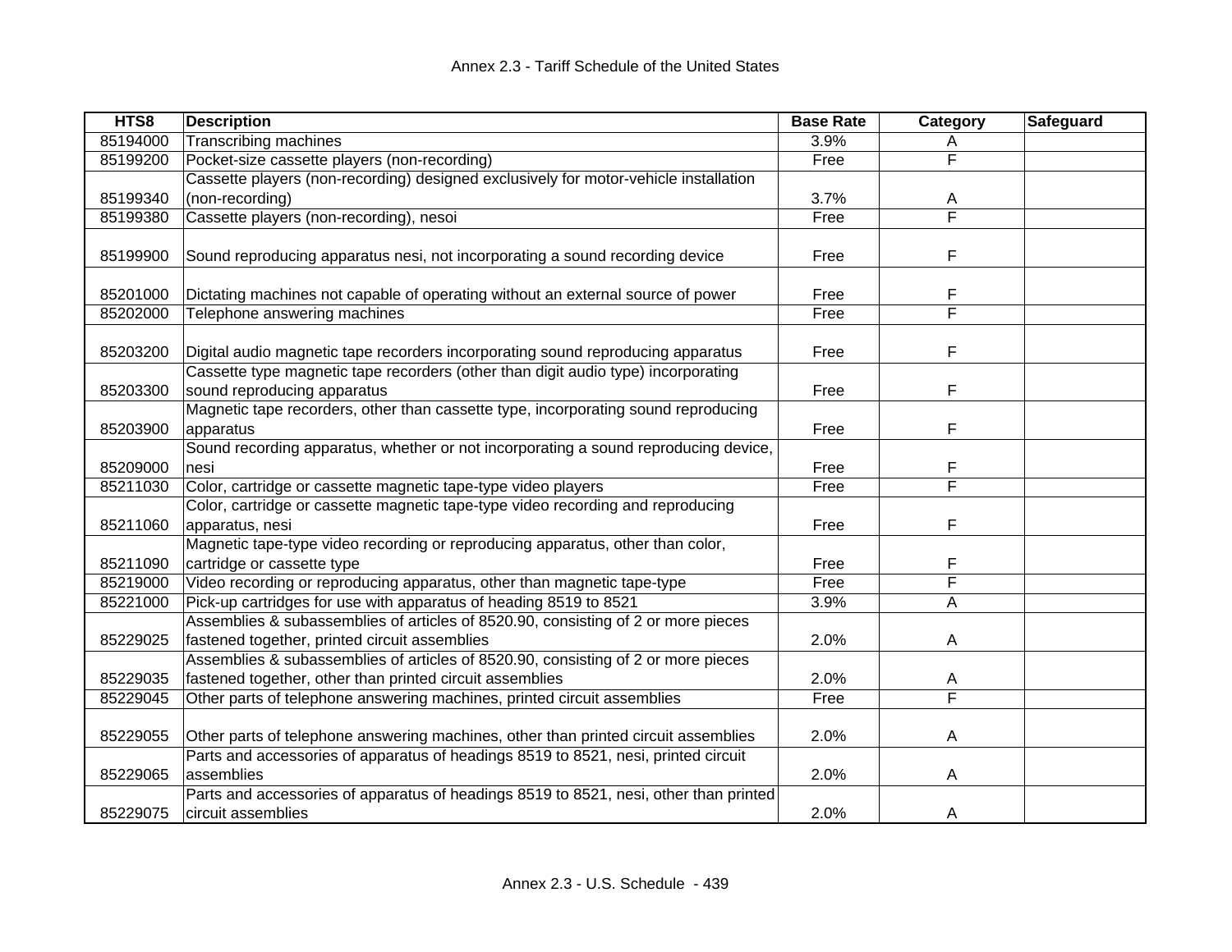| HTS8 | Description | Base Rate | Category | Safeguard |
|---|---|---|---|---|
| 85194000 | Transcribing machines | 3.9% | A | |
| 85199200 | Pocket-size cassette players (non-recording) | Free | F | |
| 85199340 | Cassette players (non-recording) designed exclusively for motor-vehicle installation (non-recording) | 3.7% | A | |
| 85199380 | Cassette players (non-recording), nesoi | Free | F | |
| 85199900 | Sound reproducing apparatus nesi, not incorporating a sound recording device | Free | F | |
| 85201000 | Dictating machines not capable of operating without an external source of power | Free | F | |
| 85202000 | Telephone answering machines | Free | F | |
| 85203200 | Digital audio magnetic tape recorders incorporating sound reproducing apparatus | Free | F | |
| 85203300 | Cassette type magnetic tape recorders (other than digit audio type) incorporating sound reproducing apparatus | Free | F | |
| 85203900 | Magnetic tape recorders, other than cassette type, incorporating sound reproducing apparatus | Free | F | |
| 85209000 | Sound recording apparatus, whether or not incorporating a sound reproducing device, nesi | Free | F | |
| 85211030 | Color, cartridge or cassette magnetic tape-type video players | Free | F | |
| 85211060 | Color, cartridge or cassette magnetic tape-type video recording and reproducing apparatus, nesi | Free | F | |
| 85211090 | Magnetic tape-type video recording or reproducing apparatus, other than color, cartridge or cassette type | Free | F | |
| 85219000 | Video recording or reproducing apparatus, other than magnetic tape-type | Free | F | |
| 85221000 | Pick-up cartridges for use with apparatus of heading 8519 to 8521 | 3.9% | A | |
| 85229025 | Assemblies & subassemblies of articles of 8520.90, consisting of 2 or more pieces fastened together, printed circuit assemblies | 2.0% | A | |
| 85229035 | Assemblies & subassemblies of articles of 8520.90, consisting of 2 or more pieces fastened together, other than printed circuit assemblies | 2.0% | A | |
| 85229045 | Other parts of telephone answering machines, printed circuit assemblies | Free | F | |
| 85229055 | Other parts of telephone answering machines, other than printed circuit assemblies | 2.0% | A | |
| 85229065 | Parts and accessories of apparatus of headings 8519 to 8521, nesi, printed circuit assemblies | 2.0% | A | |
| 85229075 | Parts and accessories of apparatus of headings 8519 to 8521, nesi, other than printed circuit assemblies | 2.0% | A | |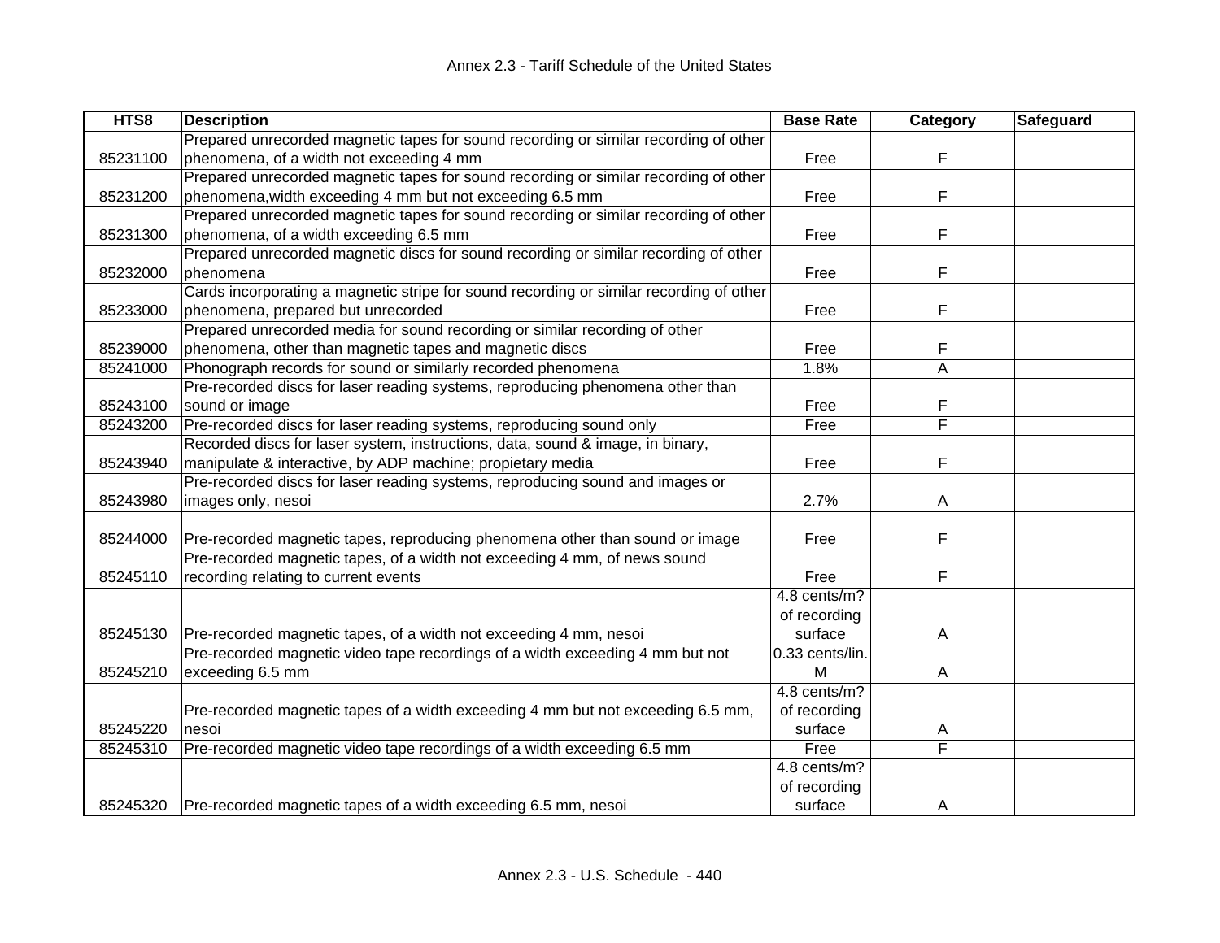| HTS8 | Description | Base Rate | Category | Safeguard |
|---|---|---|---|---|
| 85231100 | Prepared unrecorded magnetic tapes for sound recording or similar recording of other phenomena, of a width not exceeding 4 mm | Free | F | |
| 85231200 | Prepared unrecorded magnetic tapes for sound recording or similar recording of other phenomena,width exceeding 4 mm but not exceeding 6.5 mm | Free | F | |
| 85231300 | Prepared unrecorded magnetic tapes for sound recording or similar recording of other phenomena, of a width exceeding 6.5 mm | Free | F | |
| 85232000 | Prepared unrecorded magnetic discs for sound recording or similar recording of other phenomena | Free | F | |
| 85233000 | Cards incorporating a magnetic stripe for sound recording or similar recording of other phenomena, prepared but unrecorded | Free | F | |
| 85239000 | Prepared unrecorded media for sound recording or similar recording of other phenomena, other than magnetic tapes and magnetic discs | Free | F | |
| 85241000 | Phonograph records for sound or similarly recorded phenomena | 1.8% | A | |
| 85243100 | Pre-recorded discs for laser reading systems, reproducing phenomena other than sound or image | Free | F | |
| 85243200 | Pre-recorded discs for laser reading systems, reproducing sound only | Free | F | |
| 85243940 | Recorded discs for laser system, instructions, data, sound & image, in binary, manipulate & interactive, by ADP machine; propietary media | Free | F | |
| 85243980 | Pre-recorded discs for laser reading systems, reproducing sound and images or images only, nesoi | 2.7% | A | |
| 85244000 | Pre-recorded magnetic tapes, reproducing phenomena other than sound or image | Free | F | |
| 85245110 | Pre-recorded magnetic tapes, of a width not exceeding 4 mm, of news sound recording relating to current events | Free | F | |
| 85245130 | Pre-recorded magnetic tapes, of a width not exceeding 4 mm, nesoi | 4.8 cents/m? of recording surface | A | |
| 85245210 | Pre-recorded magnetic video tape recordings of a width exceeding 4 mm but not exceeding 6.5 mm | 0.33 cents/lin. M | A | |
| 85245220 | Pre-recorded magnetic tapes of a width exceeding 4 mm but not exceeding 6.5 mm, nesoi | 4.8 cents/m? of recording surface | A | |
| 85245310 | Pre-recorded magnetic video tape recordings of a width exceeding 6.5 mm | Free | F | |
| 85245320 | Pre-recorded magnetic tapes of a width exceeding 6.5 mm, nesoi | 4.8 cents/m? of recording surface | A | |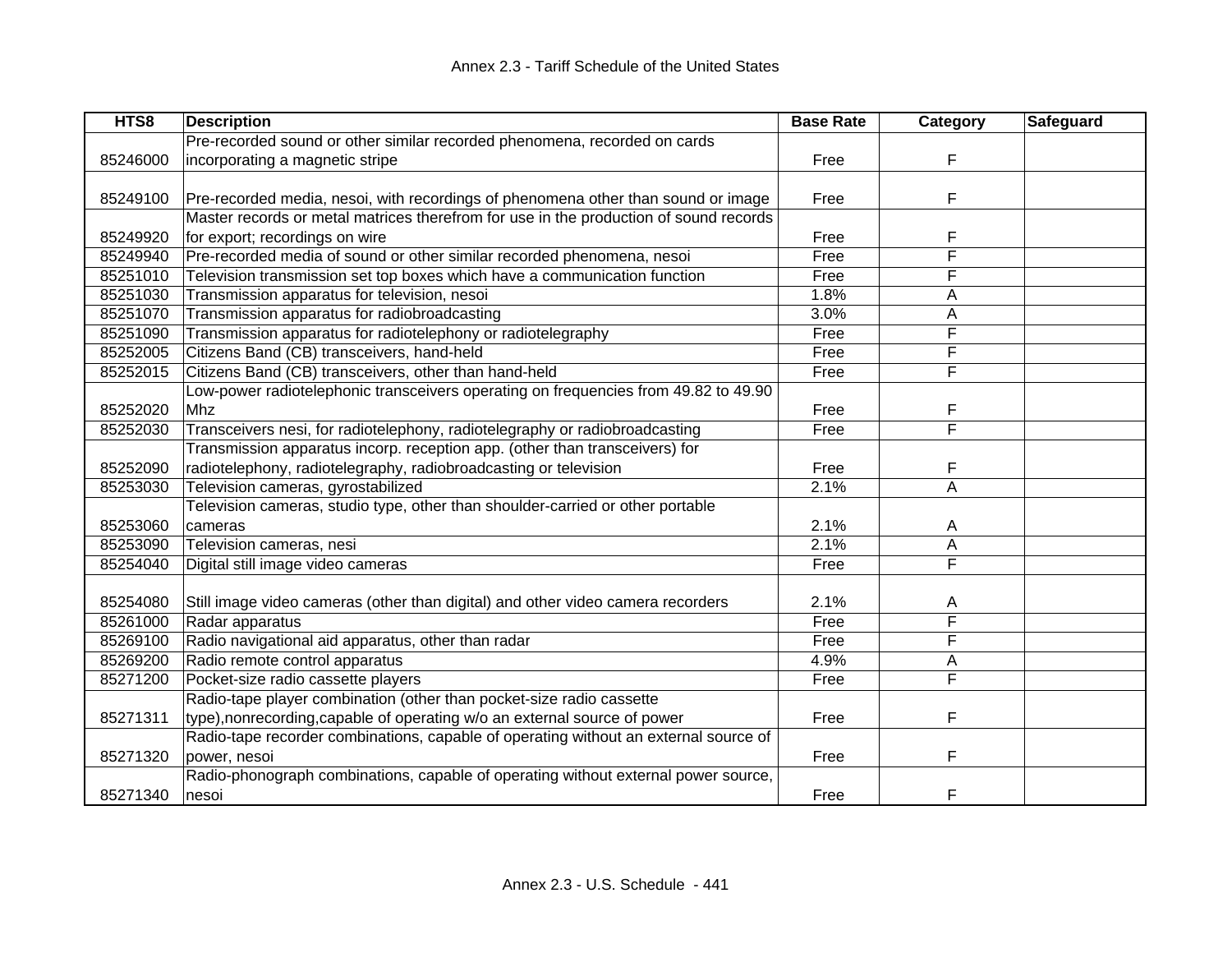| HTS8 | Description | Base Rate | Category | Safeguard |
|---|---|---|---|---|
| 85246000 | Pre-recorded sound or other similar recorded phenomena, recorded on cards incorporating a magnetic stripe | Free | F | |
| 85249100 | Pre-recorded media, nesoi, with recordings of phenomena other than sound or image | Free | F | |
| 85249920 | Master records or metal matrices therefrom for use in the production of sound records for export; recordings on wire | Free | F | |
| 85249940 | Pre-recorded media of sound or other similar recorded phenomena, nesoi | Free | F | |
| 85251010 | Television transmission set top boxes which have a communication function | Free | F | |
| 85251030 | Transmission apparatus for television, nesoi | 1.8% | A | |
| 85251070 | Transmission apparatus for radiobroadcasting | 3.0% | A | |
| 85251090 | Transmission apparatus for radiotelephony or radiotelegraphy | Free | F | |
| 85252005 | Citizens Band (CB) transceivers, hand-held | Free | F | |
| 85252015 | Citizens Band (CB) transceivers, other than hand-held | Free | F | |
| 85252020 | Low-power radiotelephonic transceivers operating on frequencies from 49.82 to 49.90 Mhz | Free | F | |
| 85252030 | Transceivers nesi, for radiotelephony, radiotelegraphy or radiobroadcasting | Free | F | |
| 85252090 | Transmission apparatus incorp. reception app. (other than transceivers) for radiotelephony, radiotelegraphy, radiobroadcasting or television | Free | F | |
| 85253030 | Television cameras, gyrostabilized | 2.1% | A | |
| 85253060 | Television cameras, studio type, other than shoulder-carried or other portable cameras | 2.1% | A | |
| 85253090 | Television cameras, nesi | 2.1% | A | |
| 85254040 | Digital still image video cameras | Free | F | |
| 85254080 | Still image video cameras (other than digital) and other video camera recorders | 2.1% | A | |
| 85261000 | Radar apparatus | Free | F | |
| 85269100 | Radio navigational aid apparatus, other than radar | Free | F | |
| 85269200 | Radio remote control apparatus | 4.9% | A | |
| 85271200 | Pocket-size radio cassette players | Free | F | |
| 85271311 | Radio-tape player combination (other than pocket-size radio cassette type),nonrecording,capable of operating w/o an external source of power | Free | F | |
| 85271320 | Radio-tape recorder combinations, capable of operating without an external source of power, nesoi | Free | F | |
| 85271340 | Radio-phonograph combinations, capable of operating without external power source, nesoi | Free | F | |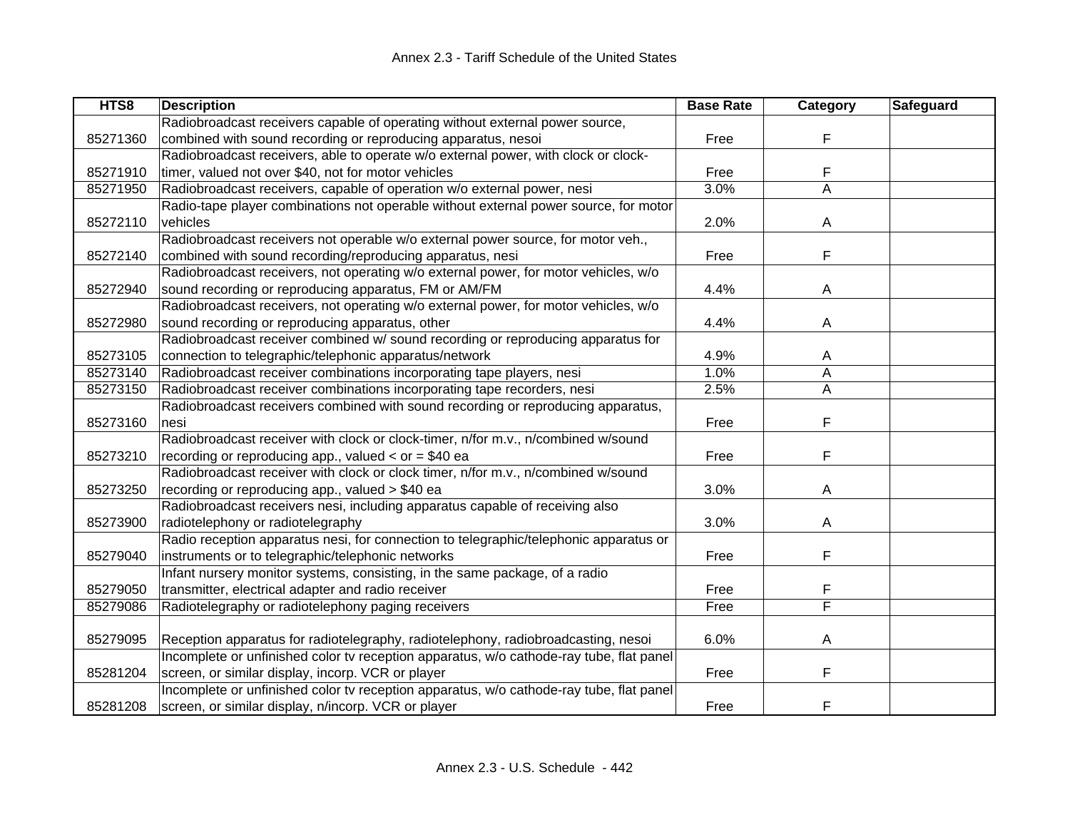| HTS8 | Description | Base Rate | Category | Safeguard |
|---|---|---|---|---|
| 85271360 | Radiobroadcast receivers capable of operating without external power source, combined with sound recording or reproducing apparatus, nesoi | Free | F | |
| 85271910 | Radiobroadcast receivers, able to operate w/o external power, with clock or clock-timer, valued not over $40, not for motor vehicles | Free | F | |
| 85271950 | Radiobroadcast receivers, capable of operation w/o external power, nesi | 3.0% | A | |
| 85272110 | Radio-tape player combinations not operable without external power source, for motor vehicles | 2.0% | A | |
| 85272140 | Radiobroadcast receivers not operable w/o external power source, for motor veh., combined with sound recording/reproducing apparatus, nesi | Free | F | |
| 85272940 | Radiobroadcast receivers, not operating w/o external power, for motor vehicles, w/o sound recording or reproducing apparatus, FM or AM/FM | 4.4% | A | |
| 85272980 | Radiobroadcast receivers, not operating w/o external power, for motor vehicles, w/o sound recording or reproducing apparatus, other | 4.4% | A | |
| 85273105 | Radiobroadcast receiver combined w/ sound recording or reproducing apparatus for connection to telegraphic/telephonic apparatus/network | 4.9% | A | |
| 85273140 | Radiobroadcast receiver combinations incorporating tape players, nesi | 1.0% | A | |
| 85273150 | Radiobroadcast receiver combinations incorporating tape recorders, nesi | 2.5% | A | |
| 85273160 | Radiobroadcast receivers combined with sound recording or reproducing apparatus, nesi | Free | F | |
| 85273210 | Radiobroadcast receiver with clock or clock-timer, n/for m.v., n/combined w/sound recording or reproducing app., valued < or = $40 ea | Free | F | |
| 85273250 | Radiobroadcast receiver with clock or clock timer, n/for m.v., n/combined w/sound recording or reproducing app., valued > $40 ea | 3.0% | A | |
| 85273900 | Radiobroadcast receivers nesi, including apparatus capable of receiving also radiotelephony or radiotelegraphy | 3.0% | A | |
| 85279040 | Radio reception apparatus nesi, for connection to telegraphic/telephonic apparatus or instruments or to telegraphic/telephonic networks | Free | F | |
| 85279050 | Infant nursery monitor systems, consisting, in the same package, of a radio transmitter, electrical adapter and radio receiver | Free | F | |
| 85279086 | Radiotelegraphy or radiotelephony paging receivers | Free | F | |
| 85279095 | Reception apparatus for radiotelegraphy, radiotelephony, radiobroadcasting, nesoi | 6.0% | A | |
| 85281204 | Incomplete or unfinished color tv reception apparatus, w/o cathode-ray tube, flat panel screen, or similar display, incorp. VCR or player | Free | F | |
| 85281208 | Incomplete or unfinished color tv reception apparatus, w/o cathode-ray tube, flat panel screen, or similar display, n/incorp. VCR or player | Free | F | |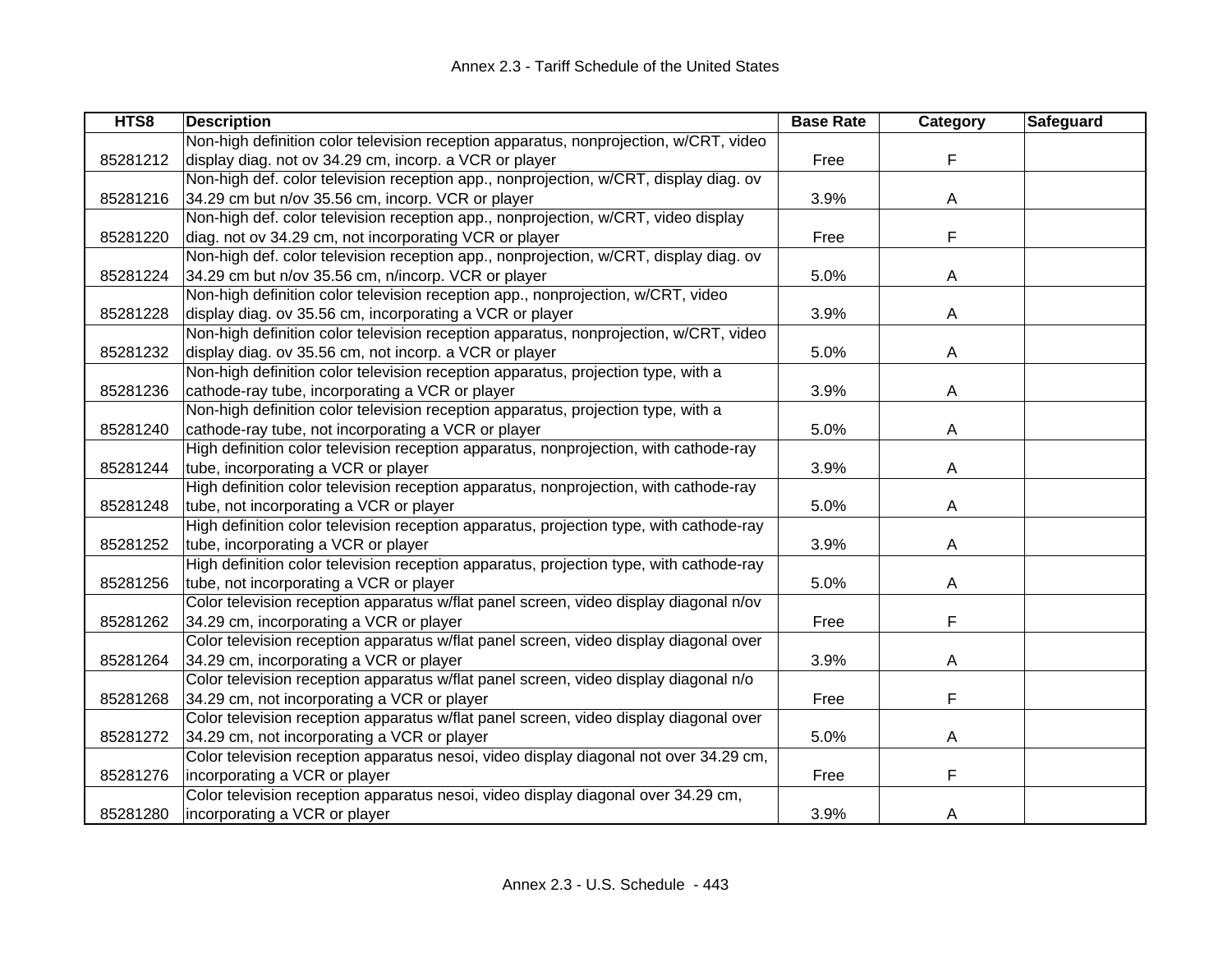| HTS8 | Description | Base Rate | Category | Safeguard |
|---|---|---|---|---|
| 85281212 | Non-high definition color television reception apparatus, nonprojection, w/CRT, video display diag. not ov 34.29 cm, incorp. a VCR or player | Free | F | |
| 85281216 | Non-high def. color television reception app., nonprojection, w/CRT, display diag. ov 34.29 cm but n/ov 35.56 cm, incorp. VCR or player | 3.9% | A | |
| 85281220 | Non-high def. color television reception app., nonprojection, w/CRT, video display diag. not ov 34.29 cm, not incorporating VCR or player | Free | F | |
| 85281224 | Non-high def. color television reception app., nonprojection, w/CRT, display diag. ov 34.29 cm but n/ov 35.56 cm, n/incorp. VCR or player | 5.0% | A | |
| 85281228 | Non-high definition color television reception app., nonprojection, w/CRT, video display diag. ov 35.56 cm, incorporating a VCR or player | 3.9% | A | |
| 85281232 | Non-high definition color television reception apparatus, nonprojection, w/CRT, video display diag. ov 35.56 cm, not incorp. a VCR or player | 5.0% | A | |
| 85281236 | Non-high definition color television reception apparatus, projection type, with a cathode-ray tube, incorporating a VCR or player | 3.9% | A | |
| 85281240 | Non-high definition color television reception apparatus, projection type, with a cathode-ray tube, not incorporating a VCR or player | 5.0% | A | |
| 85281244 | High definition color television reception apparatus, nonprojection, with cathode-ray tube, incorporating a VCR or player | 3.9% | A | |
| 85281248 | High definition color television reception apparatus, nonprojection, with cathode-ray tube, not incorporating a VCR or player | 5.0% | A | |
| 85281252 | High definition color television reception apparatus, projection type, with cathode-ray tube, incorporating a VCR or player | 3.9% | A | |
| 85281256 | High definition color television reception apparatus, projection type, with cathode-ray tube, not incorporating a VCR or player | 5.0% | A | |
| 85281262 | Color television reception apparatus w/flat panel screen, video display diagonal n/ov 34.29 cm, incorporating a VCR or player | Free | F | |
| 85281264 | Color television reception apparatus w/flat panel screen, video display diagonal over 34.29 cm, incorporating a VCR or player | 3.9% | A | |
| 85281268 | Color television reception apparatus w/flat panel screen, video display diagonal n/o 34.29 cm, not incorporating a VCR or player | Free | F | |
| 85281272 | Color television reception apparatus w/flat panel screen, video display diagonal over 34.29 cm, not incorporating a VCR or player | 5.0% | A | |
| 85281276 | Color television reception apparatus nesoi, video display diagonal not over 34.29 cm, incorporating a VCR or player | Free | F | |
| 85281280 | Color television reception apparatus nesoi, video display diagonal over 34.29 cm, incorporating a VCR or player | 3.9% | A | |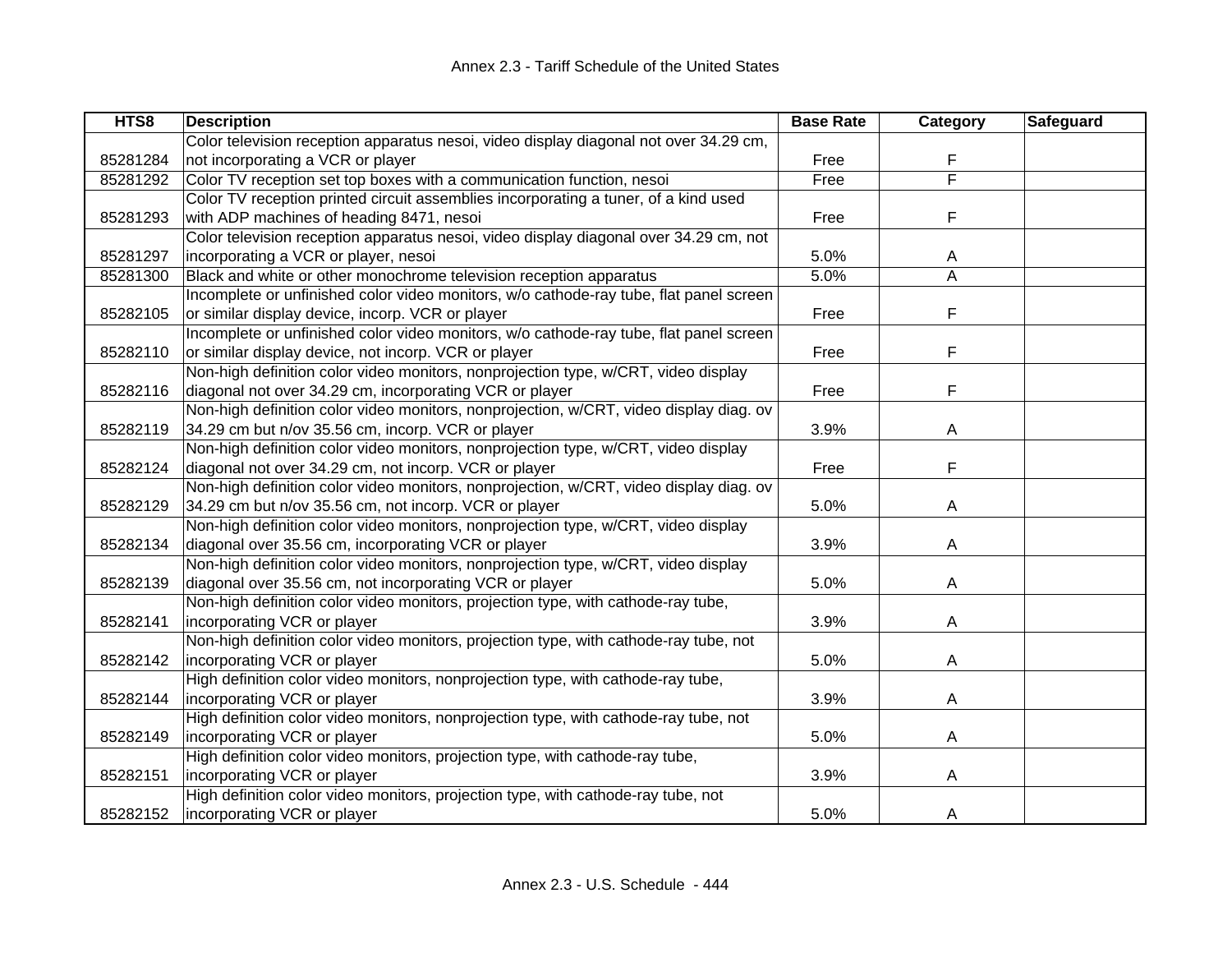| HTS8 | Description | Base Rate | Category | Safeguard |
|---|---|---|---|---|
| 85281284 | Color television reception apparatus nesoi, video display diagonal not over 34.29 cm, not incorporating a VCR or player | Free | F | |
| 85281292 | Color TV reception set top boxes with a communication function, nesoi | Free | F | |
| 85281293 | Color TV reception printed circuit assemblies incorporating a tuner, of a kind used with ADP machines of heading 8471, nesoi | Free | F | |
| 85281297 | Color television reception apparatus nesoi, video display diagonal over 34.29 cm, not incorporating a VCR or player, nesoi | 5.0% | A | |
| 85281300 | Black and white or other monochrome television reception apparatus | 5.0% | A | |
| 85282105 | Incomplete or unfinished color video monitors, w/o cathode-ray tube, flat panel screen or similar display device, incorp. VCR or player | Free | F | |
| 85282110 | Incomplete or unfinished color video monitors, w/o cathode-ray tube, flat panel screen or similar display device, not incorp. VCR or player | Free | F | |
| 85282116 | Non-high definition color video monitors, nonprojection type, w/CRT, video display diagonal not over 34.29 cm, incorporating VCR or player | Free | F | |
| 85282119 | Non-high definition color video monitors, nonprojection, w/CRT, video display diag. ov 34.29 cm but n/ov 35.56 cm, incorp. VCR or player | 3.9% | A | |
| 85282124 | Non-high definition color video monitors, nonprojection type, w/CRT, video display diagonal not over 34.29 cm, not incorp. VCR or player | Free | F | |
| 85282129 | Non-high definition color video monitors, nonprojection, w/CRT, video display diag. ov 34.29 cm but n/ov 35.56 cm, not incorp. VCR or player | 5.0% | A | |
| 85282134 | Non-high definition color video monitors, nonprojection type, w/CRT, video display diagonal over 35.56 cm, incorporating VCR or player | 3.9% | A | |
| 85282139 | Non-high definition color video monitors, nonprojection type, w/CRT, video display diagonal over 35.56 cm, not incorporating VCR or player | 5.0% | A | |
| 85282141 | Non-high definition color video monitors, projection type, with cathode-ray tube, incorporating VCR or player | 3.9% | A | |
| 85282142 | Non-high definition color video monitors, projection type, with cathode-ray tube, not incorporating VCR or player | 5.0% | A | |
| 85282144 | High definition color video monitors, nonprojection type, with cathode-ray tube, incorporating VCR or player | 3.9% | A | |
| 85282149 | High definition color video monitors, nonprojection type, with cathode-ray tube, not incorporating VCR or player | 5.0% | A | |
| 85282151 | High definition color video monitors, projection type, with cathode-ray tube, incorporating VCR or player | 3.9% | A | |
| 85282152 | High definition color video monitors, projection type, with cathode-ray tube, not incorporating VCR or player | 5.0% | A | |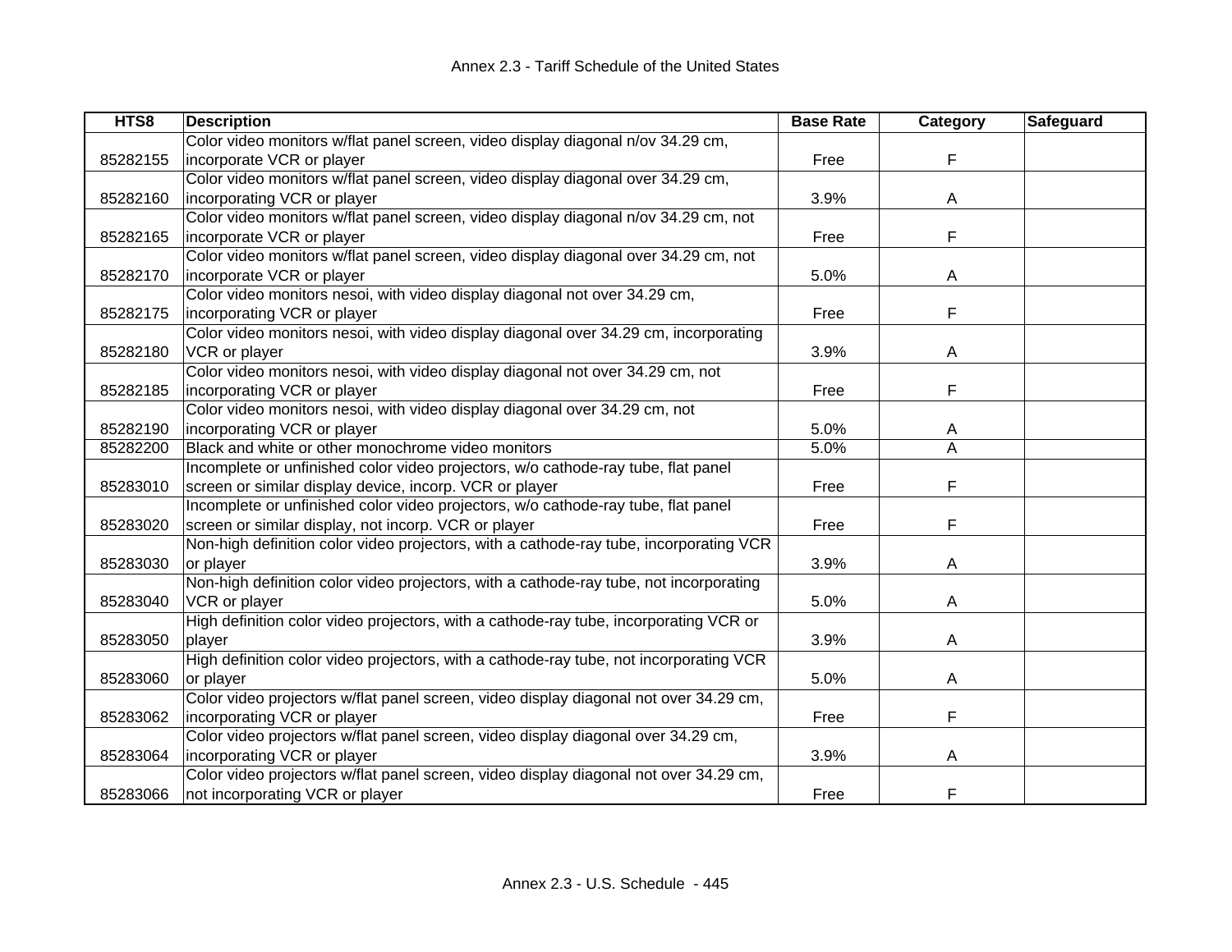| HTS8 | Description | Base Rate | Category | Safeguard |
|---|---|---|---|---|
| 85282155 | Color video monitors w/flat panel screen, video display diagonal n/ov 34.29 cm, incorporate VCR or player | Free | F | |
| 85282160 | Color video monitors w/flat panel screen, video display diagonal over 34.29 cm, incorporating VCR or player | 3.9% | A | |
| 85282165 | Color video monitors w/flat panel screen, video display diagonal n/ov 34.29 cm, not incorporate VCR or player | Free | F | |
| 85282170 | Color video monitors w/flat panel screen, video display diagonal over 34.29 cm, not incorporate VCR or player | 5.0% | A | |
| 85282175 | Color video monitors nesoi, with video display diagonal not over 34.29 cm, incorporating VCR or player | Free | F | |
| 85282180 | Color video monitors nesoi, with video display diagonal over 34.29 cm, incorporating VCR or player | 3.9% | A | |
| 85282185 | Color video monitors nesoi, with video display diagonal not over 34.29 cm, not incorporating VCR or player | Free | F | |
| 85282190 | Color video monitors nesoi, with video display diagonal over 34.29 cm, not incorporating VCR or player | 5.0% | A | |
| 85282200 | Black and white or other monochrome video monitors | 5.0% | A | |
| 85283010 | Incomplete or unfinished color video projectors, w/o cathode-ray tube, flat panel screen or similar display device, incorp. VCR or player | Free | F | |
| 85283020 | Incomplete or unfinished color video projectors, w/o cathode-ray tube, flat panel screen or similar display, not incorp. VCR or player | Free | F | |
| 85283030 | Non-high definition color video projectors, with a cathode-ray tube, incorporating VCR or player | 3.9% | A | |
| 85283040 | Non-high definition color video projectors, with a cathode-ray tube, not incorporating VCR or player | 5.0% | A | |
| 85283050 | High definition color video projectors, with a cathode-ray tube, incorporating VCR or player | 3.9% | A | |
| 85283060 | High definition color video projectors, with a cathode-ray tube, not incorporating VCR or player | 5.0% | A | |
| 85283062 | Color video projectors w/flat panel screen, video display diagonal not over 34.29 cm, incorporating VCR or player | Free | F | |
| 85283064 | Color video projectors w/flat panel screen, video display diagonal over 34.29 cm, incorporating VCR or player | 3.9% | A | |
| 85283066 | Color video projectors w/flat panel screen, video display diagonal not over 34.29 cm, not incorporating VCR or player | Free | F | |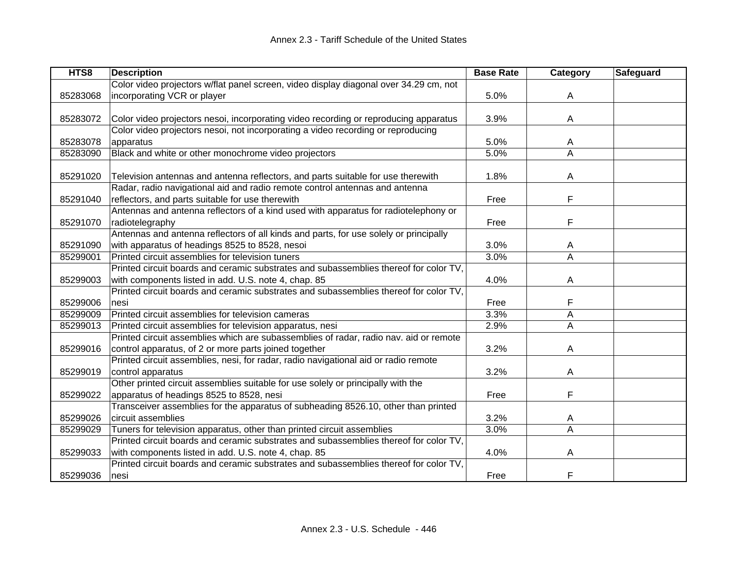| HTS8 | Description | Base Rate | Category | Safeguard |
| --- | --- | --- | --- | --- |
| 85283068 | Color video projectors w/flat panel screen, video display diagonal over 34.29 cm, not incorporating VCR or player | 5.0% | A | |
| 85283072 | Color video projectors nesoi, incorporating video recording or reproducing apparatus | 3.9% | A | |
| 85283078 | Color video projectors nesoi, not incorporating a video recording or reproducing apparatus | 5.0% | A | |
| 85283090 | Black and white or other monochrome video projectors | 5.0% | A | |
| 85291020 | Television antennas and antenna reflectors, and parts suitable for use therewith | 1.8% | A | |
| 85291040 | Radar, radio navigational aid and radio remote control antennas and antenna reflectors, and parts suitable for use therewith | Free | F | |
| 85291070 | Antennas and antenna reflectors of a kind used with apparatus for radiotelephony or radiotelegraphy | Free | F | |
| 85291090 | Antennas and antenna reflectors of all kinds and parts, for use solely or principally with apparatus of headings 8525 to 8528, nesoi | 3.0% | A | |
| 85299001 | Printed circuit assemblies for television tuners | 3.0% | A | |
| 85299003 | Printed circuit boards and ceramic substrates and subassemblies thereof for color TV, with components listed in add. U.S. note 4, chap. 85 | 4.0% | A | |
| 85299006 | Printed circuit boards and ceramic substrates and subassemblies thereof for color TV, nesi | Free | F | |
| 85299009 | Printed circuit assemblies for television cameras | 3.3% | A | |
| 85299013 | Printed circuit assemblies for television apparatus, nesi | 2.9% | A | |
| 85299016 | Printed circuit assemblies which are subassemblies of radar, radio nav. aid or remote control apparatus, of 2 or more parts joined together | 3.2% | A | |
| 85299019 | Printed circuit assemblies, nesi, for radar, radio navigational aid or radio remote control apparatus | 3.2% | A | |
| 85299022 | Other printed circuit assemblies suitable for use solely or principally with the apparatus of headings 8525 to 8528, nesi | Free | F | |
| 85299026 | Transceiver assemblies for the apparatus of subheading 8526.10, other than printed circuit assemblies | 3.2% | A | |
| 85299029 | Tuners for television apparatus, other than printed circuit assemblies | 3.0% | A | |
| 85299033 | Printed circuit boards and ceramic substrates and subassemblies thereof for color TV, with components listed in add. U.S. note 4, chap. 85 | 4.0% | A | |
| 85299036 | Printed circuit boards and ceramic substrates and subassemblies thereof for color TV, nesi | Free | F | |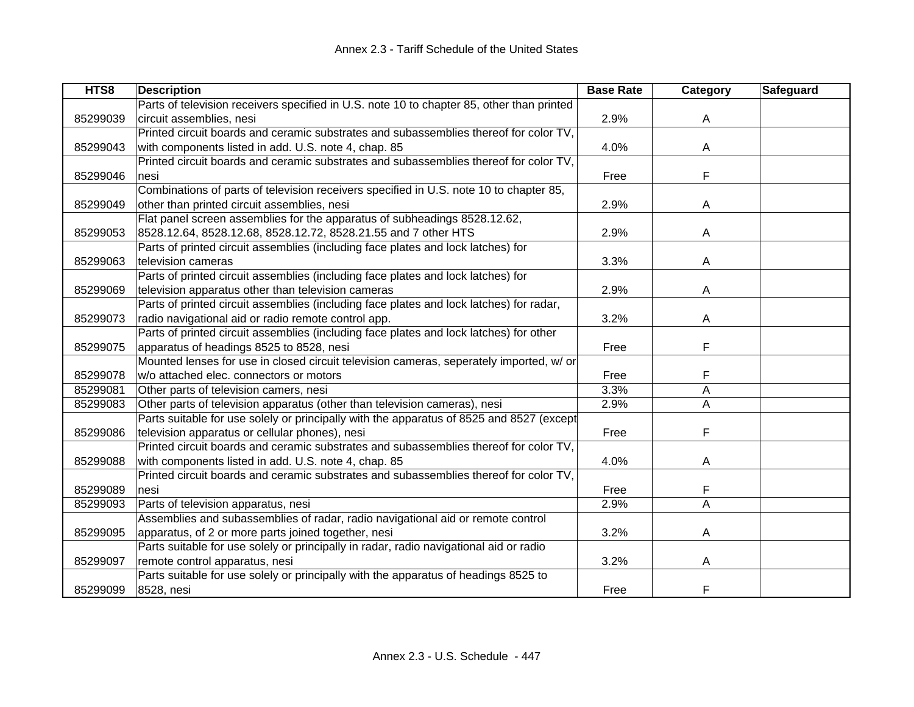| HTS8 | Description | Base Rate | Category | Safeguard |
|---|---|---|---|---|
| 85299039 | Parts of television receivers specified in U.S. note 10 to chapter 85, other than printed circuit assemblies, nesi | 2.9% | A | |
| 85299043 | Printed circuit boards and ceramic substrates and subassemblies thereof for color TV, with components listed in add. U.S. note 4, chap. 85 | 4.0% | A | |
| 85299046 | Printed circuit boards and ceramic substrates and subassemblies thereof for color TV, nesi | Free | F | |
| 85299049 | Combinations of parts of television receivers specified in U.S. note 10 to chapter 85, other than printed circuit assemblies, nesi | 2.9% | A | |
| 85299053 | Flat panel screen assemblies for the apparatus of subheadings 8528.12.62, 8528.12.64, 8528.12.68, 8528.12.72, 8528.21.55 and 7 other HTS | 2.9% | A | |
| 85299063 | Parts of printed circuit assemblies (including face plates and lock latches) for television cameras | 3.3% | A | |
| 85299069 | Parts of printed circuit assemblies (including face plates and lock latches) for television apparatus other than television cameras | 2.9% | A | |
| 85299073 | Parts of printed circuit assemblies (including face plates and lock latches) for radar, radio navigational aid or radio remote control app. | 3.2% | A | |
| 85299075 | Parts of printed circuit assemblies (including face plates and lock latches) for other apparatus of headings 8525 to 8528, nesi | Free | F | |
| 85299078 | Mounted lenses for use in closed circuit television cameras, seperately imported, w/ or w/o attached elec. connectors or motors | Free | F | |
| 85299081 | Other parts of television camers, nesi | 3.3% | A | |
| 85299083 | Other parts of television apparatus (other than television cameras), nesi | 2.9% | A | |
| 85299086 | Parts suitable for use solely or principally with the apparatus of 8525 and 8527 (except television apparatus or cellular phones), nesi | Free | F | |
| 85299088 | Printed circuit boards and ceramic substrates and subassemblies thereof for color TV, with components listed in add. U.S. note 4, chap. 85 | 4.0% | A | |
| 85299089 | Printed circuit boards and ceramic substrates and subassemblies thereof for color TV, nesi | Free | F | |
| 85299093 | Parts of television apparatus, nesi | 2.9% | A | |
| 85299095 | Assemblies and subassemblies of radar, radio navigational aid or remote control apparatus, of 2 or more parts joined together, nesi | 3.2% | A | |
| 85299097 | Parts suitable for use solely or principally in radar, radio navigational aid or radio remote control apparatus, nesi | 3.2% | A | |
| 85299099 | Parts suitable for use solely or principally with the apparatus of headings 8525 to 8528, nesi | Free | F | |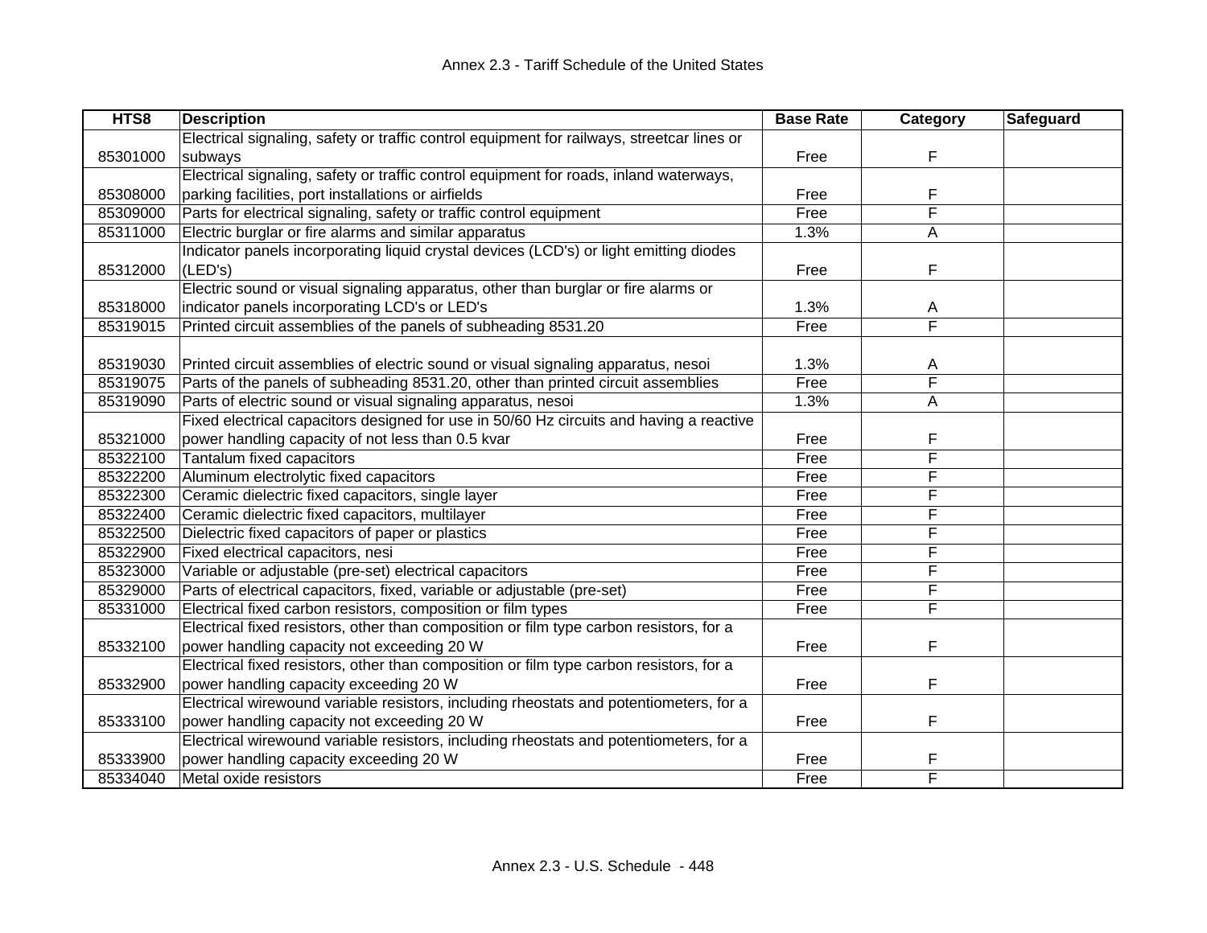| HTS8 | Description | Base Rate | Category | Safeguard |
|---|---|---|---|---|
| 85301000 | Electrical signaling, safety or traffic control equipment for railways, streetcar lines or subways | Free | F | |
| 85308000 | Electrical signaling, safety or traffic control equipment for roads, inland waterways, parking facilities, port installations or airfields | Free | F | |
| 85309000 | Parts for electrical signaling, safety or traffic control equipment | Free | F | |
| 85311000 | Electric burglar or fire alarms and similar apparatus | 1.3% | A | |
| 85312000 | Indicator panels incorporating liquid crystal devices (LCD's) or light emitting diodes (LED's) | Free | F | |
| 85318000 | Electric sound or visual signaling apparatus, other than burglar or fire alarms or indicator panels incorporating LCD's or LED's | 1.3% | A | |
| 85319015 | Printed circuit assemblies of the panels of subheading 8531.20 | Free | F | |
| 85319030 | Printed circuit assemblies of electric sound or visual signaling apparatus, nesoi | 1.3% | A | |
| 85319075 | Parts of the panels of subheading 8531.20, other than printed circuit assemblies | Free | F | |
| 85319090 | Parts of electric sound or visual signaling apparatus, nesoi | 1.3% | A | |
| 85321000 | Fixed electrical capacitors designed for use in 50/60 Hz circuits and having a reactive power handling capacity of not less than 0.5 kvar | Free | F | |
| 85322100 | Tantalum fixed capacitors | Free | F | |
| 85322200 | Aluminum electrolytic fixed capacitors | Free | F | |
| 85322300 | Ceramic dielectric fixed capacitors, single layer | Free | F | |
| 85322400 | Ceramic dielectric fixed capacitors, multilayer | Free | F | |
| 85322500 | Dielectric fixed capacitors of paper or plastics | Free | F | |
| 85322900 | Fixed electrical capacitors, nesi | Free | F | |
| 85323000 | Variable or adjustable (pre-set) electrical capacitors | Free | F | |
| 85329000 | Parts of electrical capacitors, fixed, variable or adjustable (pre-set) | Free | F | |
| 85331000 | Electrical fixed carbon resistors, composition or film types | Free | F | |
| 85332100 | Electrical fixed resistors, other than composition or film type carbon resistors, for a power handling capacity not exceeding 20 W | Free | F | |
| 85332900 | Electrical fixed resistors, other than composition or film type carbon resistors, for a power handling capacity exceeding 20 W | Free | F | |
| 85333100 | Electrical wirewound variable resistors, including rheostats and potentiometers, for a power handling capacity not exceeding 20 W | Free | F | |
| 85333900 | Electrical wirewound variable resistors, including rheostats and potentiometers, for a power handling capacity exceeding 20 W | Free | F | |
| 85334040 | Metal oxide resistors | Free | F | |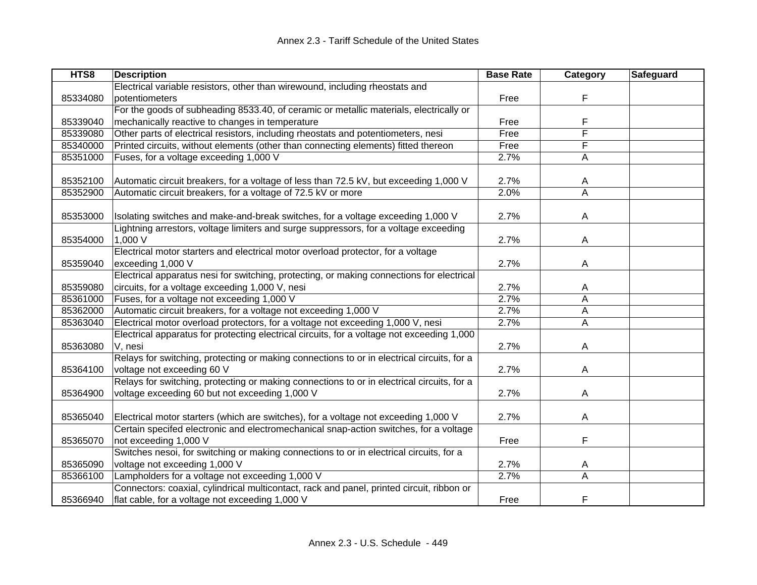| HTS8 | Description | Base Rate | Category | Safeguard |
|---|---|---|---|---|
| 85334080 | Electrical variable resistors, other than wirewound, including rheostats and potentiometers | Free | F | |
| 85339040 | For the goods of subheading 8533.40, of ceramic or metallic materials, electrically or mechanically reactive to changes in temperature | Free | F | |
| 85339080 | Other parts of electrical resistors, including rheostats and potentiometers, nesi | Free | F | |
| 85340000 | Printed circuits, without elements (other than connecting elements) fitted thereon | Free | F | |
| 85351000 | Fuses, for a voltage exceeding 1,000 V | 2.7% | A | |
| 85352100 | Automatic circuit breakers, for a voltage of less than 72.5 kV, but exceeding 1,000 V | 2.7% | A | |
| 85352900 | Automatic circuit breakers, for a voltage of 72.5 kV or more | 2.0% | A | |
| 85353000 | Isolating switches and make-and-break switches, for a voltage exceeding 1,000 V | 2.7% | A | |
| 85354000 | Lightning arrestors, voltage limiters and surge suppressors, for a voltage exceeding 1,000 V | 2.7% | A | |
| 85359040 | Electrical motor starters and electrical motor overload protector, for a voltage exceeding 1,000 V | 2.7% | A | |
| 85359080 | Electrical apparatus nesi for switching, protecting, or making connections for electrical circuits, for a voltage exceeding 1,000 V, nesi | 2.7% | A | |
| 85361000 | Fuses, for a voltage not exceeding 1,000 V | 2.7% | A | |
| 85362000 | Automatic circuit breakers, for a voltage not exceeding 1,000 V | 2.7% | A | |
| 85363040 | Electrical motor overload protectors, for a voltage not exceeding 1,000 V, nesi | 2.7% | A | |
| 85363080 | Electrical apparatus for protecting electrical circuits, for a voltage not exceeding 1,000 V, nesi | 2.7% | A | |
| 85364100 | Relays for switching, protecting or making connections to or in electrical circuits, for a voltage not exceeding 60 V | 2.7% | A | |
| 85364900 | Relays for switching, protecting or making connections to or in electrical circuits, for a voltage exceeding 60 but not exceeding 1,000 V | 2.7% | A | |
| 85365040 | Electrical motor starters (which are switches), for a voltage not exceeding 1,000 V | 2.7% | A | |
| 85365070 | Certain specifed electronic and electromechanical snap-action switches, for a voltage not exceeding 1,000 V | Free | F | |
| 85365090 | Switches nesoi, for switching or making connections to or in electrical circuits, for a voltage not exceeding 1,000 V | 2.7% | A | |
| 85366100 | Lampholders for a voltage not exceeding 1,000 V | 2.7% | A | |
| 85366940 | Connectors: coaxial, cylindrical multicontact, rack and panel, printed circuit, ribbon or flat cable, for a voltage not exceeding 1,000 V | Free | F | |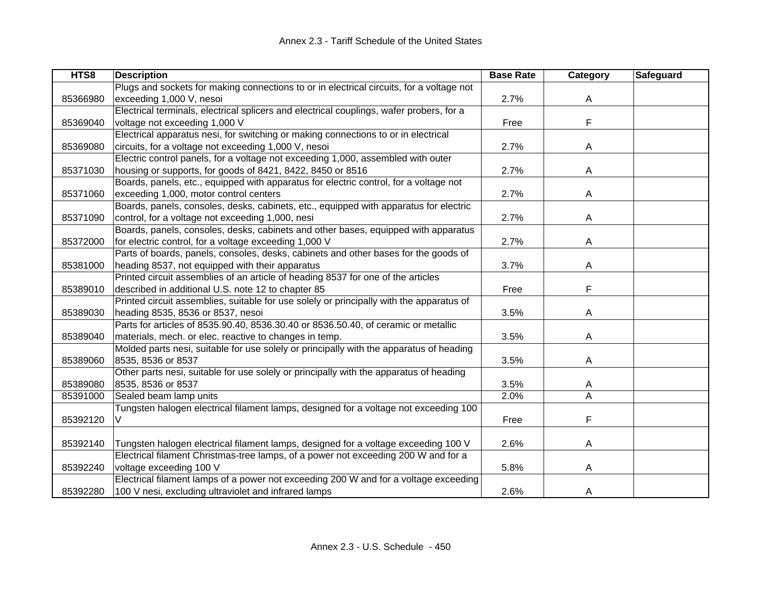| HTS8 | Description | Base Rate | Category | Safeguard |
|---|---|---|---|---|
| 85366980 | Plugs and sockets for making connections to or in electrical circuits, for a voltage not exceeding 1,000 V, nesoi | 2.7% | A | |
| 85369040 | Electrical terminals, electrical splicers and electrical couplings, wafer probers, for a voltage not exceeding 1,000 V | Free | F | |
| 85369080 | Electrical apparatus nesi, for switching or making connections to or in electrical circuits, for a voltage not exceeding 1,000 V, nesoi | 2.7% | A | |
| 85371030 | Electric control panels, for a voltage not exceeding 1,000, assembled with outer housing or supports, for goods of 8421, 8422, 8450 or 8516 | 2.7% | A | |
| 85371060 | Boards, panels, etc., equipped with apparatus for electric control, for a voltage not exceeding 1,000, motor control centers | 2.7% | A | |
| 85371090 | Boards, panels, consoles, desks, cabinets, etc., equipped with apparatus for electric control, for a voltage not exceeding 1,000, nesi | 2.7% | A | |
| 85372000 | Boards, panels, consoles, desks, cabinets and other bases, equipped with apparatus for electric control, for a voltage exceeding 1,000 V | 2.7% | A | |
| 85381000 | Parts of boards, panels, consoles, desks, cabinets and other bases for the goods of heading 8537, not equipped with their apparatus | 3.7% | A | |
| 85389010 | Printed circuit assemblies of an article of heading 8537 for one of the articles described in additional U.S. note 12 to chapter 85 | Free | F | |
| 85389030 | Printed circuit assemblies, suitable for use solely or principally with the apparatus of heading 8535, 8536 or 8537, nesoi | 3.5% | A | |
| 85389040 | Parts for articles of 8535.90.40, 8536.30.40 or 8536.50.40, of ceramic or metallic materials, mech. or elec. reactive to changes in temp. | 3.5% | A | |
| 85389060 | Molded parts nesi, suitable for use solely or principally with the apparatus of heading 8535, 8536 or 8537 | 3.5% | A | |
| 85389080 | Other parts nesi, suitable for use solely or principally with the apparatus of heading 8535, 8536 or 8537 | 3.5% | A | |
| 85391000 | Sealed beam lamp units | 2.0% | A | |
| 85392120 | Tungsten halogen electrical filament lamps, designed for a voltage not exceeding 100 V | Free | F | |
| 85392140 | Tungsten halogen electrical filament lamps, designed for a voltage exceeding 100 V | 2.6% | A | |
| 85392240 | Electrical filament Christmas-tree lamps, of a power not exceeding 200 W and for a voltage exceeding 100 V | 5.8% | A | |
| 85392280 | Electrical filament lamps of a power not exceeding 200 W and for a voltage exceeding 100 V nesi, excluding ultraviolet and infrared lamps | 2.6% | A | |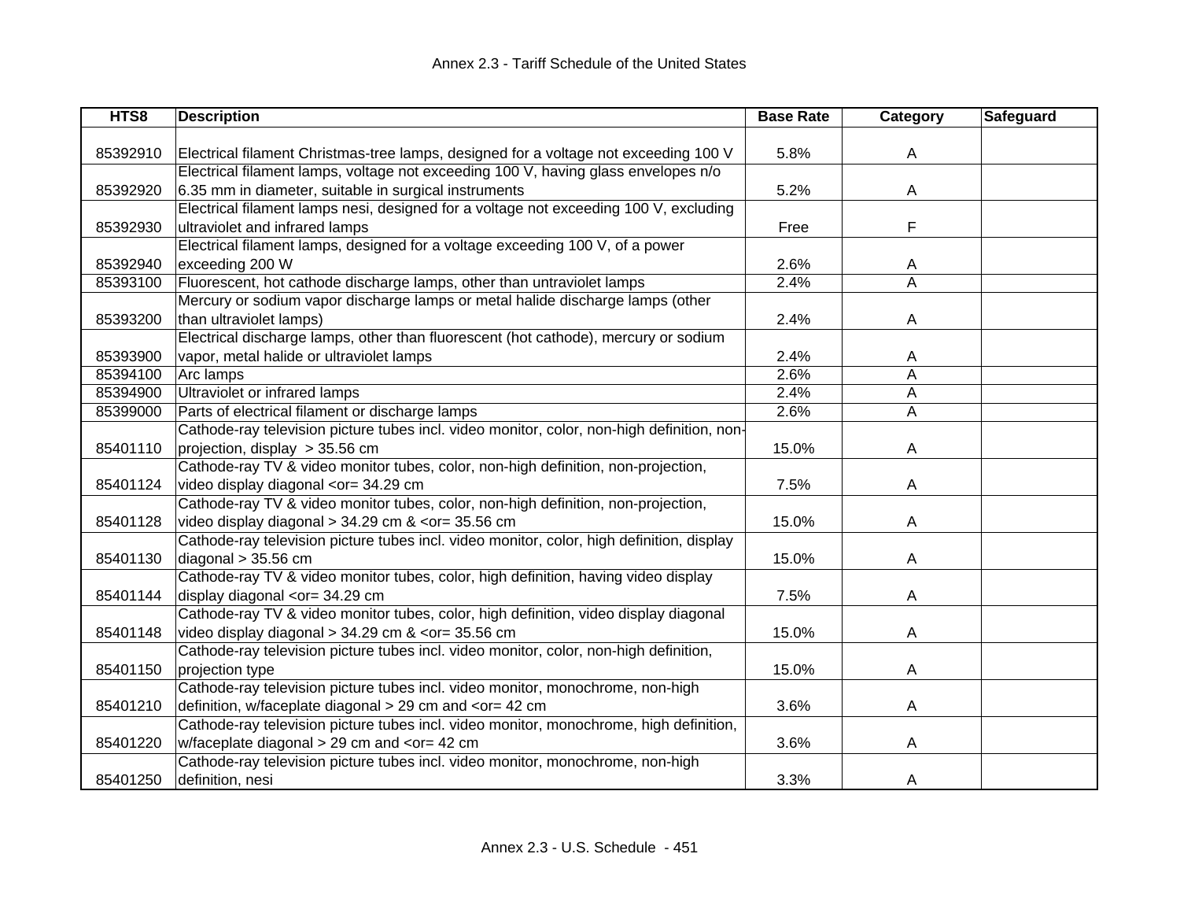| HTS8 | Description | Base Rate | Category | Safeguard |
|---|---|---|---|---|
| 85392910 | Electrical filament Christmas-tree lamps, designed for a voltage not exceeding 100 V | 5.8% | A | |
| 85392920 | Electrical filament lamps, voltage not exceeding 100 V, having glass envelopes n/o 6.35 mm in diameter, suitable in surgical instruments | 5.2% | A | |
| 85392930 | Electrical filament lamps nesi, designed for a voltage not exceeding 100 V, excluding ultraviolet and infrared lamps | Free | F | |
| 85392940 | Electrical filament lamps, designed for a voltage exceeding 100 V, of a power exceeding 200 W | 2.6% | A | |
| 85393100 | Fluorescent, hot cathode discharge lamps, other than untraviolet lamps | 2.4% | A | |
| 85393200 | Mercury or sodium vapor discharge lamps or metal halide discharge lamps (other than ultraviolet lamps) | 2.4% | A | |
| 85393900 | Electrical discharge lamps, other than fluorescent (hot cathode), mercury or sodium vapor, metal halide or ultraviolet lamps | 2.4% | A | |
| 85394100 | Arc lamps | 2.6% | A | |
| 85394900 | Ultraviolet or infrared lamps | 2.4% | A | |
| 85399000 | Parts of electrical filament or discharge lamps | 2.6% | A | |
| 85401110 | Cathode-ray television picture tubes incl. video monitor, color, non-high definition, non-projection, display > 35.56 cm | 15.0% | A | |
| 85401124 | Cathode-ray TV & video monitor tubes, color, non-high definition, non-projection, video display diagonal <or= 34.29 cm | 7.5% | A | |
| 85401128 | Cathode-ray TV & video monitor tubes, color, non-high definition, non-projection, video display diagonal > 34.29 cm & <or= 35.56 cm | 15.0% | A | |
| 85401130 | Cathode-ray television picture tubes incl. video monitor, color, high definition, display diagonal > 35.56 cm | 15.0% | A | |
| 85401144 | Cathode-ray TV & video monitor tubes, color, high definition, having video display display diagonal <or= 34.29 cm | 7.5% | A | |
| 85401148 | Cathode-ray TV & video monitor tubes, color, high definition, video display diagonal video display diagonal > 34.29 cm & <or= 35.56 cm | 15.0% | A | |
| 85401150 | Cathode-ray television picture tubes incl. video monitor, color, non-high definition, projection type | 15.0% | A | |
| 85401210 | Cathode-ray television picture tubes incl. video monitor, monochrome, non-high definition, w/faceplate diagonal > 29 cm and <or= 42 cm | 3.6% | A | |
| 85401220 | Cathode-ray television picture tubes incl. video monitor, monochrome, high definition, w/faceplate diagonal > 29 cm and <or= 42 cm | 3.6% | A | |
| 85401250 | Cathode-ray television picture tubes incl. video monitor, monochrome, non-high definition, nesi | 3.3% | A | |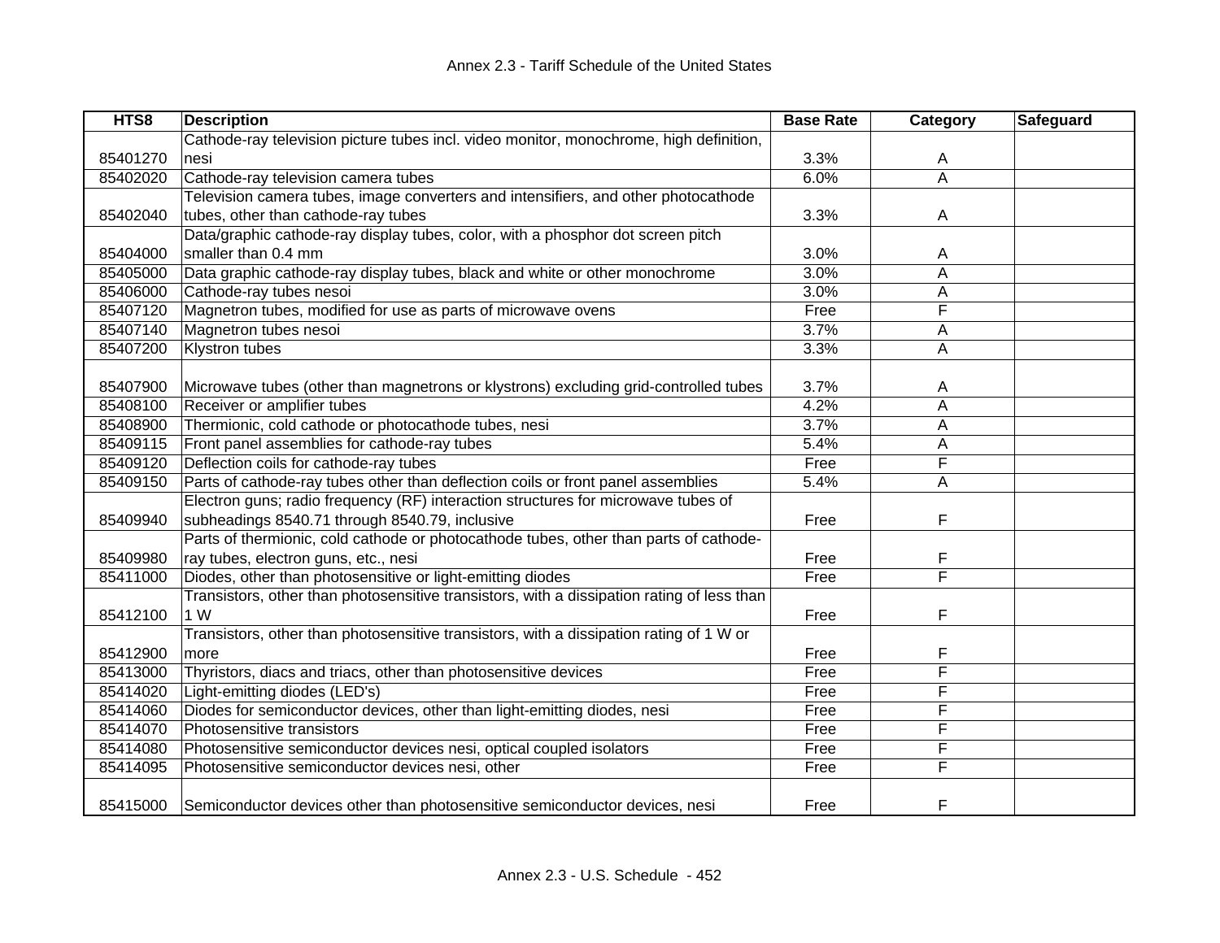| HTS8 | Description | Base Rate | Category | Safeguard |
|---|---|---|---|---|
| 85401270 | Cathode-ray television picture tubes incl. video monitor, monochrome, high definition, nesi | 3.3% | A | |
| 85402020 | Cathode-ray television camera tubes | 6.0% | A | |
| 85402040 | Television camera tubes, image converters and intensifiers, and other photocathode tubes, other than cathode-ray tubes | 3.3% | A | |
| 85404000 | Data/graphic cathode-ray display tubes, color, with a phosphor dot screen pitch smaller than 0.4 mm | 3.0% | A | |
| 85405000 | Data graphic cathode-ray display tubes, black and white or other monochrome | 3.0% | A | |
| 85406000 | Cathode-ray tubes nesoi | 3.0% | A | |
| 85407120 | Magnetron tubes, modified for use as parts of microwave ovens | Free | F | |
| 85407140 | Magnetron tubes nesoi | 3.7% | A | |
| 85407200 | Klystron tubes | 3.3% | A | |
| 85407900 | Microwave tubes (other than magnetrons or klystrons) excluding grid-controlled tubes | 3.7% | A | |
| 85408100 | Receiver or amplifier tubes | 4.2% | A | |
| 85408900 | Thermionic, cold cathode or photocathode tubes, nesi | 3.7% | A | |
| 85409115 | Front panel assemblies for cathode-ray tubes | 5.4% | A | |
| 85409120 | Deflection coils for cathode-ray tubes | Free | F | |
| 85409150 | Parts of cathode-ray tubes other than deflection coils or front panel assemblies | 5.4% | A | |
| 85409940 | Electron guns; radio frequency (RF) interaction structures for microwave tubes of subheadings 8540.71 through 8540.79, inclusive | Free | F | |
| 85409980 | Parts of thermionic, cold cathode or photocathode tubes, other than parts of cathode-ray tubes, electron guns, etc., nesi | Free | F | |
| 85411000 | Diodes, other than photosensitive or light-emitting diodes | Free | F | |
| 85412100 | Transistors, other than photosensitive transistors, with a dissipation rating of less than 1 W | Free | F | |
| 85412900 | Transistors, other than photosensitive transistors, with a dissipation rating of 1 W or more | Free | F | |
| 85413000 | Thyristors, diacs and triacs, other than photosensitive devices | Free | F | |
| 85414020 | Light-emitting diodes (LED's) | Free | F | |
| 85414060 | Diodes for semiconductor devices, other than light-emitting diodes, nesi | Free | F | |
| 85414070 | Photosensitive transistors | Free | F | |
| 85414080 | Photosensitive semiconductor devices nesi, optical coupled isolators | Free | F | |
| 85414095 | Photosensitive semiconductor devices nesi, other | Free | F | |
| 85415000 | Semiconductor devices other than photosensitive semiconductor devices, nesi | Free | F | |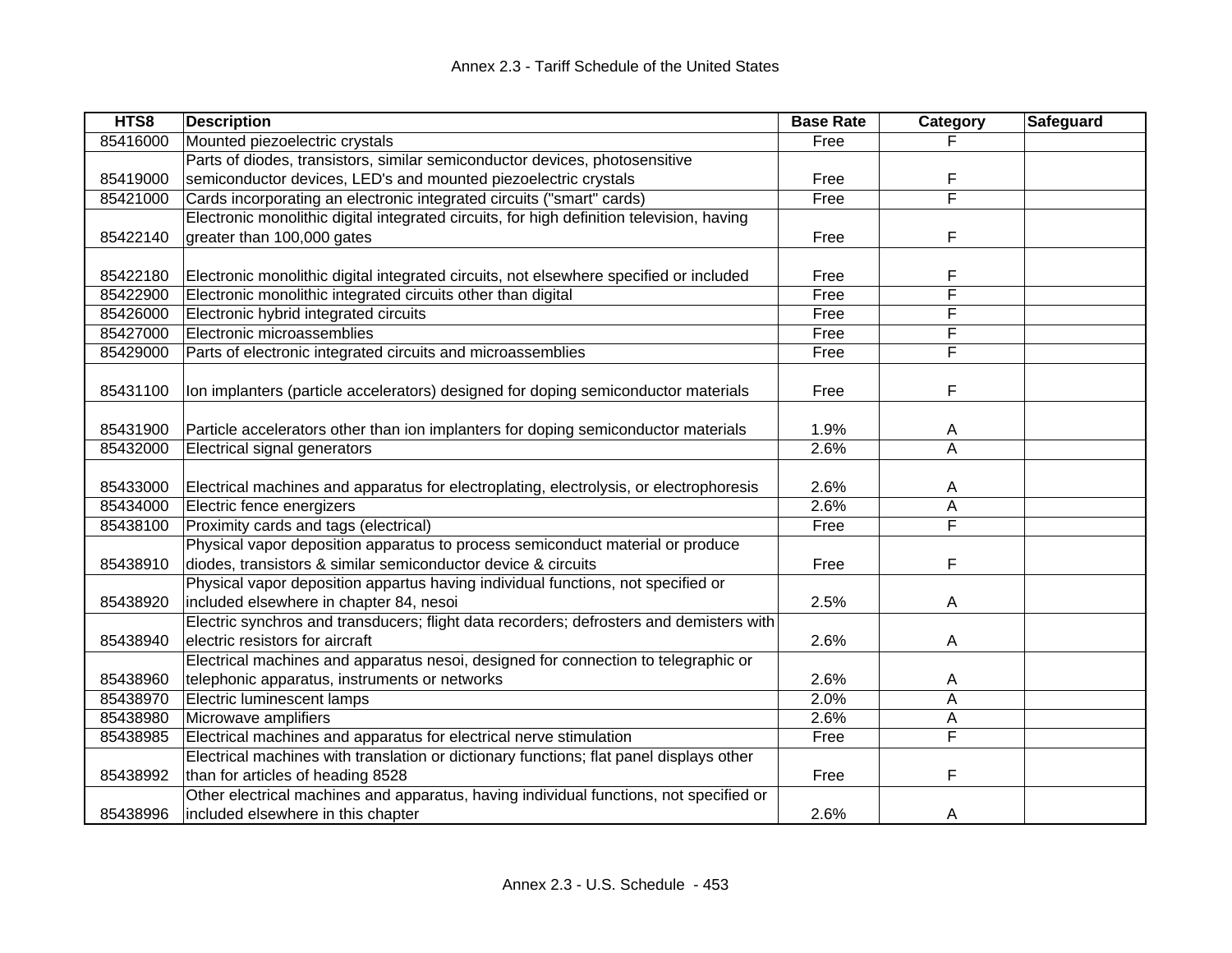| HTS8 | Description | Base Rate | Category | Safeguard |
|---|---|---|---|---|
| 85416000 | Mounted piezoelectric crystals | Free | F | |
| 85419000 | Parts of diodes, transistors, similar semiconductor devices, photosensitive semiconductor devices, LED's and mounted piezoelectric crystals | Free | F | |
| 85421000 | Cards incorporating an electronic integrated circuits ("smart" cards) | Free | F | |
| 85422140 | Electronic monolithic digital integrated circuits, for high definition television, having greater than 100,000 gates | Free | F | |
| 85422180 | Electronic monolithic digital integrated circuits, not elsewhere specified or included | Free | F | |
| 85422900 | Electronic monolithic integrated circuits other than digital | Free | F | |
| 85426000 | Electronic hybrid integrated circuits | Free | F | |
| 85427000 | Electronic microassemblies | Free | F | |
| 85429000 | Parts of electronic integrated circuits and microassemblies | Free | F | |
| 85431100 | Ion implanters (particle accelerators) designed for doping semiconductor materials | Free | F | |
| 85431900 | Particle accelerators other than ion implanters for doping semiconductor materials | 1.9% | A | |
| 85432000 | Electrical signal generators | 2.6% | A | |
| 85433000 | Electrical machines and apparatus for electroplating, electrolysis, or electrophoresis | 2.6% | A | |
| 85434000 | Electric fence energizers | 2.6% | A | |
| 85438100 | Proximity cards and tags (electrical) | Free | F | |
| 85438910 | Physical vapor deposition apparatus to process semiconduct material or produce diodes, transistors & similar semiconductor device & circuits | Free | F | |
| 85438920 | Physical vapor deposition appartus having individual functions, not specified or included elsewhere in chapter 84, nesoi | 2.5% | A | |
| 85438940 | Electric synchros and transducers; flight data recorders; defrosters and demisters with electric resistors for aircraft | 2.6% | A | |
| 85438960 | Electrical machines and apparatus nesoi, designed for connection to telegraphic or telephonic apparatus, instruments or networks | 2.6% | A | |
| 85438970 | Electric luminescent lamps | 2.0% | A | |
| 85438980 | Microwave amplifiers | 2.6% | A | |
| 85438985 | Electrical machines and apparatus for electrical nerve stimulation | Free | F | |
| 85438992 | Electrical machines with translation or dictionary functions; flat panel displays other than for articles of heading 8528 | Free | F | |
| 85438996 | Other electrical machines and apparatus, having individual functions, not specified or included elsewhere in this chapter | 2.6% | A | |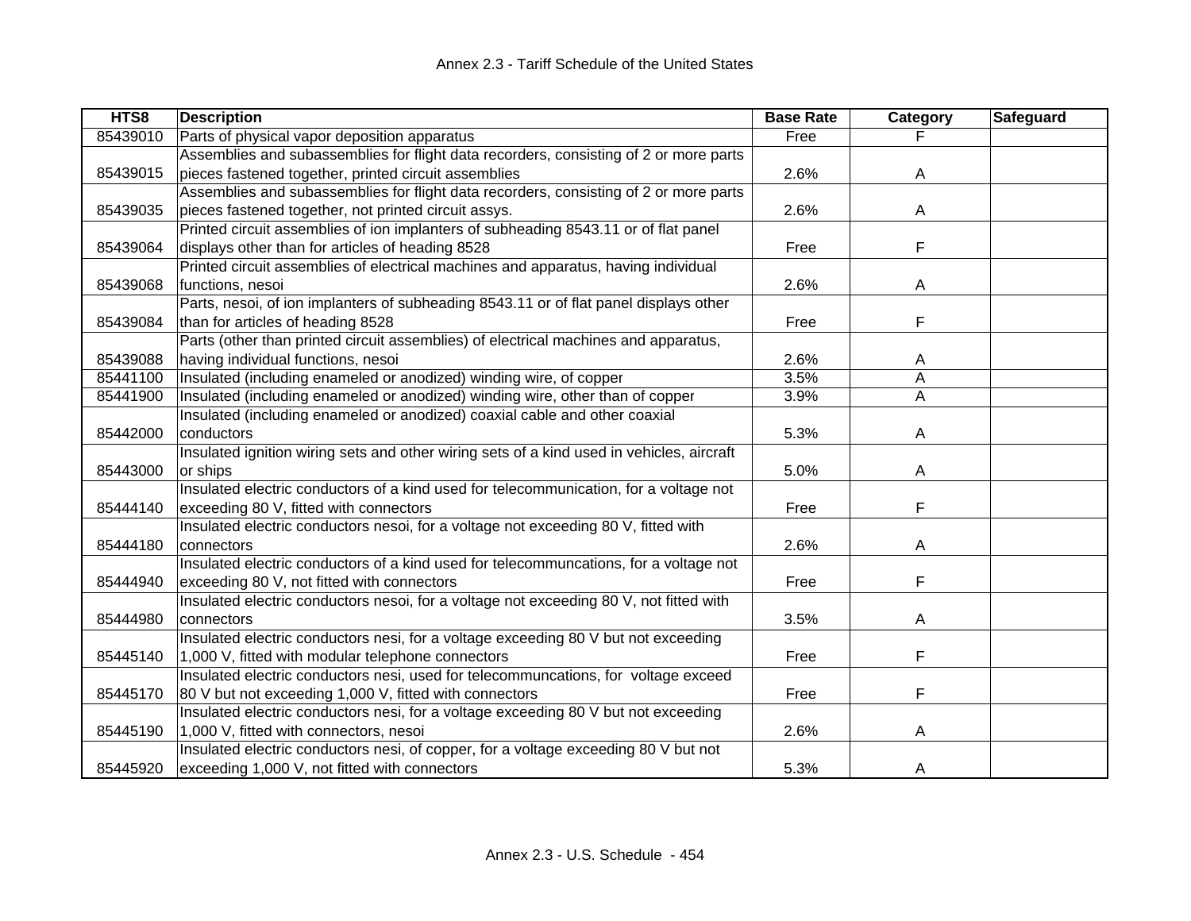| HTS8 | Description | Base Rate | Category | Safeguard |
|---|---|---|---|---|
| 85439010 | Parts of physical vapor deposition apparatus | Free | F | |
| 85439015 | Assemblies and subassemblies for flight data recorders, consisting of 2 or more parts pieces fastened together, printed circuit assemblies | 2.6% | A | |
| 85439035 | Assemblies and subassemblies for flight data recorders, consisting of 2 or more parts pieces fastened together, not printed circuit assys. | 2.6% | A | |
| 85439064 | Printed circuit assemblies of ion implanters of subheading 8543.11 or of flat panel displays other than for articles of heading 8528 | Free | F | |
| 85439068 | Printed circuit assemblies of electrical machines and apparatus, having individual functions, nesoi | 2.6% | A | |
| 85439084 | Parts, nesoi, of ion implanters of subheading 8543.11 or of flat panel displays other than for articles of heading 8528 | Free | F | |
| 85439088 | Parts (other than printed circuit assemblies) of electrical machines and apparatus, having individual functions, nesoi | 2.6% | A | |
| 85441100 | Insulated (including enameled or anodized) winding wire, of copper | 3.5% | A | |
| 85441900 | Insulated (including enameled or anodized) winding wire, other than of copper | 3.9% | A | |
| 85442000 | Insulated (including enameled or anodized) coaxial cable and other coaxial conductors | 5.3% | A | |
| 85443000 | Insulated ignition wiring sets and other wiring sets of a kind used in vehicles, aircraft or ships | 5.0% | A | |
| 85444140 | Insulated electric conductors of a kind used for telecommunication, for a voltage not exceeding 80 V, fitted with connectors | Free | F | |
| 85444180 | Insulated electric conductors nesoi, for a voltage not exceeding 80 V, fitted with connectors | 2.6% | A | |
| 85444940 | Insulated electric conductors of a kind used for telecommuncations, for a voltage not exceeding 80 V, not fitted with connectors | Free | F | |
| 85444980 | Insulated electric conductors nesoi, for a voltage not exceeding 80 V, not fitted with connectors | 3.5% | A | |
| 85445140 | Insulated electric conductors nesi, for a voltage exceeding 80 V but not exceeding 1,000 V, fitted with modular telephone connectors | Free | F | |
| 85445170 | Insulated electric conductors nesi, used for telecommuncations, for voltage exceed 80 V but not exceeding 1,000 V, fitted with connectors | Free | F | |
| 85445190 | Insulated electric conductors nesi, for a voltage exceeding 80 V but not exceeding 1,000 V, fitted with connectors, nesoi | 2.6% | A | |
| 85445920 | Insulated electric conductors nesi, of copper, for a voltage exceeding 80 V but not exceeding 1,000 V, not fitted with connectors | 5.3% | A | |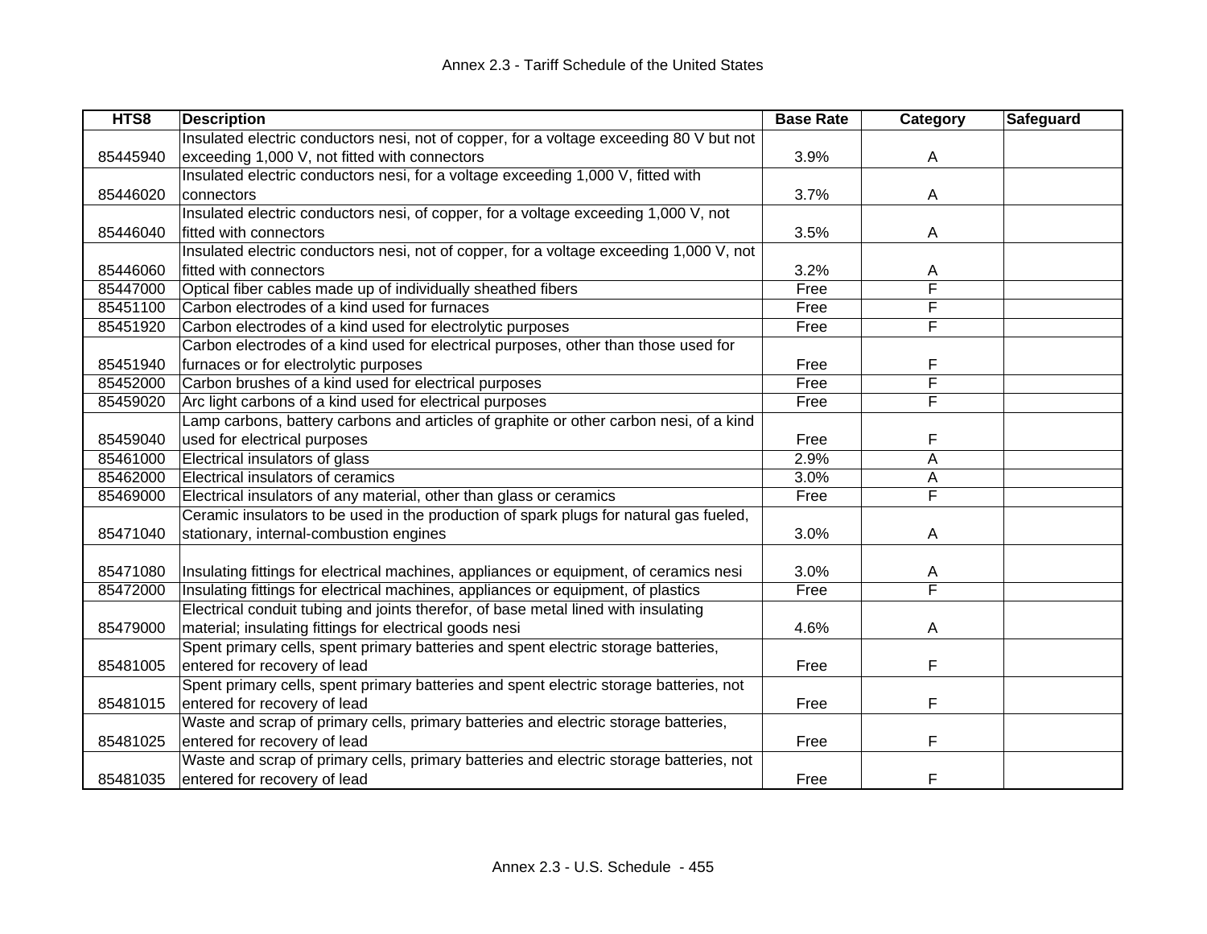| HTS8 | Description | Base Rate | Category | Safeguard |
|---|---|---|---|---|
| 85445940 | Insulated electric conductors nesi, not of copper, for a voltage exceeding 80 V but not exceeding 1,000 V, not fitted with connectors | 3.9% | A | |
| 85446020 | Insulated electric conductors nesi, for a voltage exceeding 1,000 V, fitted with connectors | 3.7% | A | |
| 85446040 | Insulated electric conductors nesi, of copper, for a voltage exceeding 1,000 V, not fitted with connectors | 3.5% | A | |
| 85446060 | Insulated electric conductors nesi, not of copper, for a voltage exceeding 1,000 V, not fitted with connectors | 3.2% | A | |
| 85447000 | Optical fiber cables made up of individually sheathed fibers | Free | F | |
| 85451100 | Carbon electrodes of a kind used for furnaces | Free | F | |
| 85451920 | Carbon electrodes of a kind used for electrolytic purposes | Free | F | |
| 85451940 | Carbon electrodes of a kind used for electrical purposes, other than those used for furnaces or for electrolytic purposes | Free | F | |
| 85452000 | Carbon brushes of a kind used for electrical purposes | Free | F | |
| 85459020 | Arc light carbons of a kind used for electrical purposes | Free | F | |
| 85459040 | Lamp carbons, battery carbons and articles of graphite or other carbon nesi, of a kind used for electrical purposes | Free | F | |
| 85461000 | Electrical insulators of glass | 2.9% | A | |
| 85462000 | Electrical insulators of ceramics | 3.0% | A | |
| 85469000 | Electrical insulators of any material, other than glass or ceramics | Free | F | |
| 85471040 | Ceramic insulators to be used in the production of spark plugs for natural gas fueled, stationary, internal-combustion engines | 3.0% | A | |
| 85471080 | Insulating fittings for electrical machines, appliances or equipment, of ceramics nesi | 3.0% | A | |
| 85472000 | Insulating fittings for electrical machines, appliances or equipment, of plastics | Free | F | |
| 85479000 | Electrical conduit tubing and joints therefor, of base metal lined with insulating material; insulating fittings for electrical goods nesi | 4.6% | A | |
| 85481005 | Spent primary cells, spent primary batteries and spent electric storage batteries, entered for recovery of lead | Free | F | |
| 85481015 | Spent primary cells, spent primary batteries and spent electric storage batteries, not entered for recovery of lead | Free | F | |
| 85481025 | Waste and scrap of primary cells, primary batteries and electric storage batteries, entered for recovery of lead | Free | F | |
| 85481035 | Waste and scrap of primary cells, primary batteries and electric storage batteries, not entered for recovery of lead | Free | F | |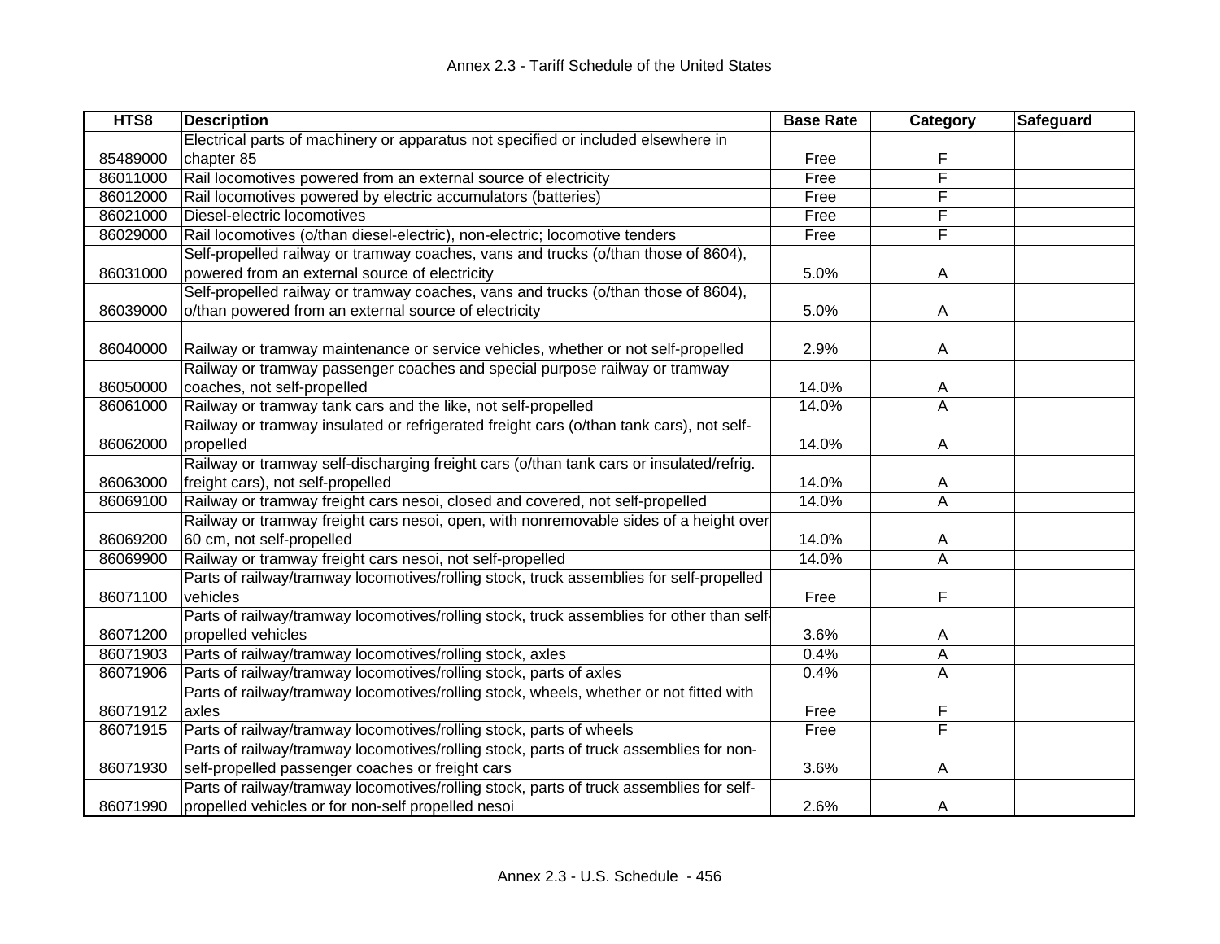| HTS8 | Description | Base Rate | Category | Safeguard |
|---|---|---|---|---|
| 85489000 | Electrical parts of machinery or apparatus not specified or included elsewhere in chapter 85 | Free | F | |
| 86011000 | Rail locomotives powered from an external source of electricity | Free | F | |
| 86012000 | Rail locomotives powered by electric accumulators (batteries) | Free | F | |
| 86021000 | Diesel-electric locomotives | Free | F | |
| 86029000 | Rail locomotives (o/than diesel-electric), non-electric; locomotive tenders | Free | F | |
| 86031000 | Self-propelled railway or tramway coaches, vans and trucks (o/than those of 8604), powered from an external source of electricity | 5.0% | A | |
| 86039000 | Self-propelled railway or tramway coaches, vans and trucks (o/than those of 8604), o/than powered from an external source of electricity | 5.0% | A | |
| 86040000 | Railway or tramway maintenance or service vehicles, whether or not self-propelled | 2.9% | A | |
| 86050000 | Railway or tramway passenger coaches and special purpose railway or tramway coaches, not self-propelled | 14.0% | A | |
| 86061000 | Railway or tramway tank cars and the like, not self-propelled | 14.0% | A | |
| 86062000 | Railway or tramway insulated or refrigerated freight cars (o/than tank cars), not self-propelled | 14.0% | A | |
| 86063000 | Railway or tramway self-discharging freight cars (o/than tank cars or insulated/refrig. freight cars), not self-propelled | 14.0% | A | |
| 86069100 | Railway or tramway freight cars nesoi, closed and covered, not self-propelled | 14.0% | A | |
| 86069200 | Railway or tramway freight cars nesoi, open, with nonremovable sides of a height over 60 cm, not self-propelled | 14.0% | A | |
| 86069900 | Railway or tramway freight cars nesoi, not self-propelled | 14.0% | A | |
| 86071100 | Parts of railway/tramway locomotives/rolling stock, truck assemblies for self-propelled vehicles | Free | F | |
| 86071200 | Parts of railway/tramway locomotives/rolling stock, truck assemblies for other than self-propelled vehicles | 3.6% | A | |
| 86071903 | Parts of railway/tramway locomotives/rolling stock, axles | 0.4% | A | |
| 86071906 | Parts of railway/tramway locomotives/rolling stock, parts of axles | 0.4% | A | |
| 86071912 | Parts of railway/tramway locomotives/rolling stock, wheels, whether or not fitted with axles | Free | F | |
| 86071915 | Parts of railway/tramway locomotives/rolling stock, parts of wheels | Free | F | |
| 86071930 | Parts of railway/tramway locomotives/rolling stock, parts of truck assemblies for non-self-propelled passenger coaches or freight cars | 3.6% | A | |
| 86071990 | Parts of railway/tramway locomotives/rolling stock, parts of truck assemblies for self-propelled vehicles or for non-self propelled nesoi | 2.6% | A | |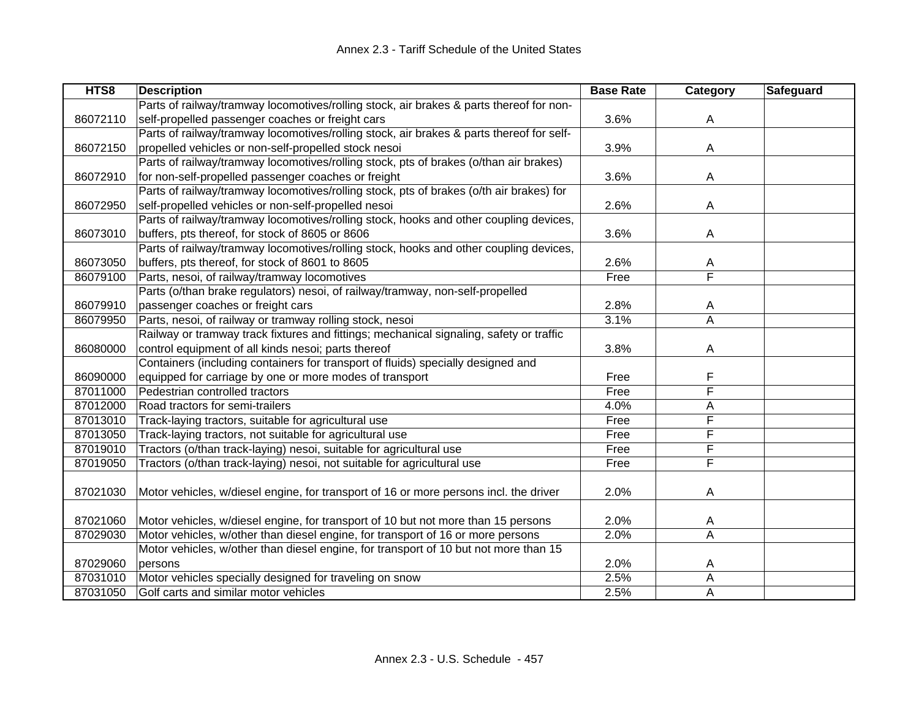# Annex 2.3 - Tariff Schedule of the United States

| HTS8 | Description | Base Rate | Category | Safeguard |
|---|---|---|---|---|
| 86072110 | Parts of railway/tramway locomotives/rolling stock, air brakes & parts thereof for non-self-propelled passenger coaches or freight cars | 3.6% | A | |
| 86072150 | Parts of railway/tramway locomotives/rolling stock, air brakes & parts thereof for self-propelled vehicles or non-self-propelled stock nesoi | 3.9% | A | |
| 86072910 | Parts of railway/tramway locomotives/rolling stock, pts of brakes (o/than air brakes) for non-self-propelled passenger coaches or freight | 3.6% | A | |
| 86072950 | Parts of railway/tramway locomotives/rolling stock, pts of brakes (o/th air brakes) for self-propelled vehicles or non-self-propelled nesoi | 2.6% | A | |
| 86073010 | Parts of railway/tramway locomotives/rolling stock, hooks and other coupling devices, buffers, pts thereof, for stock of 8605 or 8606 | 3.6% | A | |
| 86073050 | Parts of railway/tramway locomotives/rolling stock, hooks and other coupling devices, buffers, pts thereof, for stock of 8601 to 8605 | 2.6% | A | |
| 86079100 | Parts, nesoi, of railway/tramway locomotives | Free | F | |
| 86079910 | Parts (o/than brake regulators) nesoi, of railway/tramway, non-self-propelled passenger coaches or freight cars | 2.8% | A | |
| 86079950 | Parts, nesoi, of railway or tramway rolling stock, nesoi | 3.1% | A | |
| 86080000 | Railway or tramway track fixtures and fittings; mechanical signaling, safety or traffic control equipment of all kinds nesoi; parts thereof | 3.8% | A | |
| 86090000 | Containers (including containers for transport of fluids) specially designed and equipped for carriage by one or more modes of transport | Free | F | |
| 87011000 | Pedestrian controlled tractors | Free | F | |
| 87012000 | Road tractors for semi-trailers | 4.0% | A | |
| 87013010 | Track-laying tractors, suitable for agricultural use | Free | F | |
| 87013050 | Track-laying tractors, not suitable for agricultural use | Free | F | |
| 87019010 | Tractors (o/than track-laying) nesoi, suitable for agricultural use | Free | F | |
| 87019050 | Tractors (o/than track-laying) nesoi, not suitable for agricultural use | Free | F | |
| 87021030 | Motor vehicles, w/diesel engine, for transport of 16 or more persons incl. the driver | 2.0% | A | |
| 87021060 | Motor vehicles, w/diesel engine, for transport of 10 but not more than 15 persons | 2.0% | A | |
| 87029030 | Motor vehicles, w/other than diesel engine, for transport of 16 or more persons | 2.0% | A | |
| 87029060 | Motor vehicles, w/other than diesel engine, for transport of 10 but not more than 15 persons | 2.0% | A | |
| 87031010 | Motor vehicles specially designed for traveling on snow | 2.5% | A | |
| 87031050 | Golf carts and similar motor vehicles | 2.5% | A | |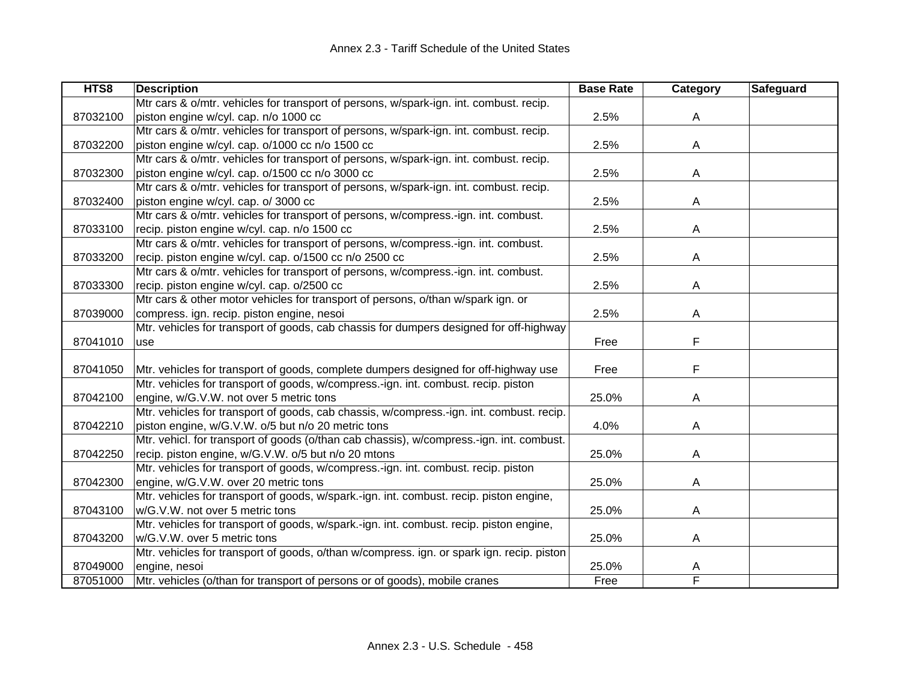| HTS8 | Description | Base Rate | Category | Safeguard |
|---|---|---|---|---|
| 87032100 | Mtr cars & o/mtr. vehicles for transport of persons, w/spark-ign. int. combust. recip. piston engine w/cyl. cap. n/o 1000 cc | 2.5% | A | |
| 87032200 | Mtr cars & o/mtr. vehicles for transport of persons, w/spark-ign. int. combust. recip. piston engine w/cyl. cap. o/1000 cc n/o 1500 cc | 2.5% | A | |
| 87032300 | Mtr cars & o/mtr. vehicles for transport of persons, w/spark-ign. int. combust. recip. piston engine w/cyl. cap. o/1500 cc n/o 3000 cc | 2.5% | A | |
| 87032400 | Mtr cars & o/mtr. vehicles for transport of persons, w/spark-ign. int. combust. recip. piston engine w/cyl. cap. o/ 3000 cc | 2.5% | A | |
| 87033100 | Mtr cars & o/mtr. vehicles for transport of persons, w/compress.-ign. int. combust. recip. piston engine w/cyl. cap. n/o 1500 cc | 2.5% | A | |
| 87033200 | Mtr cars & o/mtr. vehicles for transport of persons, w/compress.-ign. int. combust. recip. piston engine w/cyl. cap. o/1500 cc n/o 2500 cc | 2.5% | A | |
| 87033300 | Mtr cars & o/mtr. vehicles for transport of persons, w/compress.-ign. int. combust. recip. piston engine w/cyl. cap. o/2500 cc | 2.5% | A | |
| 87039000 | Mtr cars & other motor vehicles for transport of persons, o/than w/spark ign. or compress. ign. recip. piston engine, nesoi | 2.5% | A | |
| 87041010 | Mtr. vehicles for transport of goods, cab chassis for dumpers designed for off-highway use | Free | F | |
| 87041050 | Mtr. vehicles for transport of goods, complete dumpers designed for off-highway use | Free | F | |
| 87042100 | Mtr. vehicles for transport of goods, w/compress.-ign. int. combust. recip. piston engine, w/G.V.W. not over 5 metric tons | 25.0% | A | |
| 87042210 | Mtr. vehicles for transport of goods, cab chassis, w/compress.-ign. int. combust. recip. piston engine, w/G.V.W. o/5 but n/o 20 metric tons | 4.0% | A | |
| 87042250 | Mtr. vehicl. for transport of goods (o/than cab chassis), w/compress.-ign. int. combust. recip. piston engine, w/G.V.W. o/5 but n/o 20 mtons | 25.0% | A | |
| 87042300 | Mtr. vehicles for transport of goods, w/compress.-ign. int. combust. recip. piston engine, w/G.V.W. over 20 metric tons | 25.0% | A | |
| 87043100 | Mtr. vehicles for transport of goods, w/spark.-ign. int. combust. recip. piston engine, w/G.V.W. not over 5 metric tons | 25.0% | A | |
| 87043200 | Mtr. vehicles for transport of goods, w/spark.-ign. int. combust. recip. piston engine, w/G.V.W. over 5 metric tons | 25.0% | A | |
| 87049000 | Mtr. vehicles for transport of goods, o/than w/compress. ign. or spark ign. recip. piston engine, nesoi | 25.0% | A | |
| 87051000 | Mtr. vehicles (o/than for transport of persons or of goods), mobile cranes | Free | F | |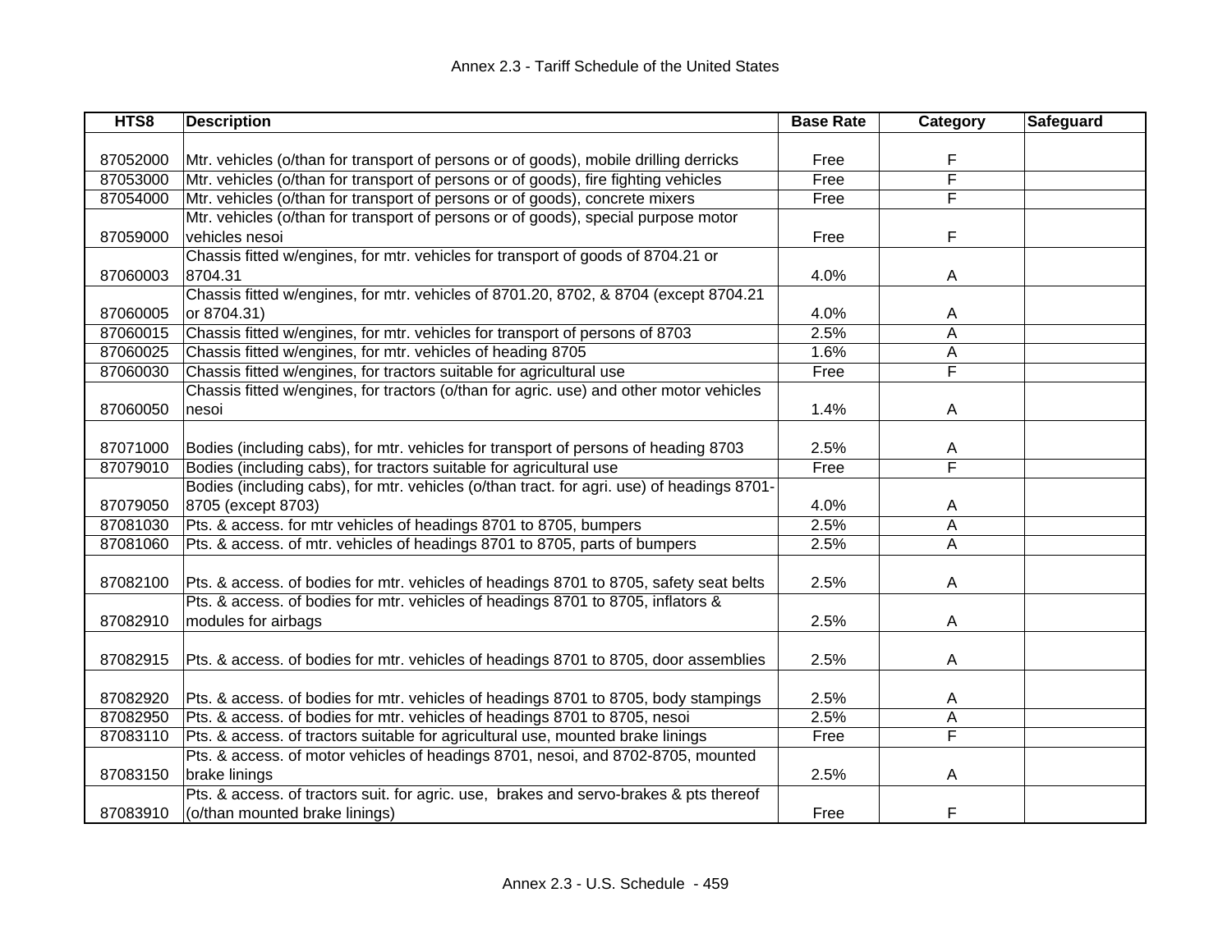| HTS8 | Description | Base Rate | Category | Safeguard |
|---|---|---|---|---|
| 87052000 | Mtr. vehicles (o/than for transport of persons or of goods), mobile drilling derricks | Free | F | |
| 87053000 | Mtr. vehicles (o/than for transport of persons or of goods), fire fighting vehicles | Free | F | |
| 87054000 | Mtr. vehicles (o/than for transport of persons or of goods), concrete mixers | Free | F | |
| 87059000 | Mtr. vehicles (o/than for transport of persons or of goods), special purpose motor vehicles nesoi | Free | F | |
| 87060003 | Chassis fitted w/engines, for mtr. vehicles for transport of goods of 8704.21 or 8704.31 | 4.0% | A | |
| 87060005 | Chassis fitted w/engines, for mtr. vehicles of 8701.20, 8702, & 8704 (except 8704.21 or 8704.31) | 4.0% | A | |
| 87060015 | Chassis fitted w/engines, for mtr. vehicles for transport of persons of 8703 | 2.5% | A | |
| 87060025 | Chassis fitted w/engines, for mtr. vehicles of heading 8705 | 1.6% | A | |
| 87060030 | Chassis fitted w/engines, for tractors suitable for agricultural use | Free | F | |
| 87060050 | Chassis fitted w/engines, for tractors (o/than for agric. use) and other motor vehicles nesoi | 1.4% | A | |
| 87071000 | Bodies (including cabs), for mtr. vehicles for transport of persons of heading 8703 | 2.5% | A | |
| 87079010 | Bodies (including cabs), for tractors suitable for agricultural use | Free | F | |
| 87079050 | Bodies (including cabs), for mtr. vehicles (o/than tract. for agri. use) of headings 8701-8705 (except 8703) | 4.0% | A | |
| 87081030 | Pts. & access. for mtr vehicles of headings 8701 to 8705, bumpers | 2.5% | A | |
| 87081060 | Pts. & access. of mtr. vehicles of headings 8701 to 8705, parts of bumpers | 2.5% | A | |
| 87082100 | Pts. & access. of bodies for mtr. vehicles of headings 8701 to 8705, safety seat belts | 2.5% | A | |
| 87082910 | Pts. & access. of bodies for mtr. vehicles of headings 8701 to 8705, inflators & modules for airbags | 2.5% | A | |
| 87082915 | Pts. & access. of bodies for mtr. vehicles of headings 8701 to 8705, door assemblies | 2.5% | A | |
| 87082920 | Pts. & access. of bodies for mtr. vehicles of headings 8701 to 8705, body stampings | 2.5% | A | |
| 87082950 | Pts. & access. of bodies for mtr. vehicles of headings 8701 to 8705, nesoi | 2.5% | A | |
| 87083110 | Pts. & access. of tractors suitable for agricultural use, mounted brake linings | Free | F | |
| 87083150 | Pts. & access. of motor vehicles of headings 8701, nesoi, and 8702-8705, mounted brake linings | 2.5% | A | |
| 87083910 | Pts. & access. of tractors suit. for agric. use, brakes and servo-brakes & pts thereof (o/than mounted brake linings) | Free | F | |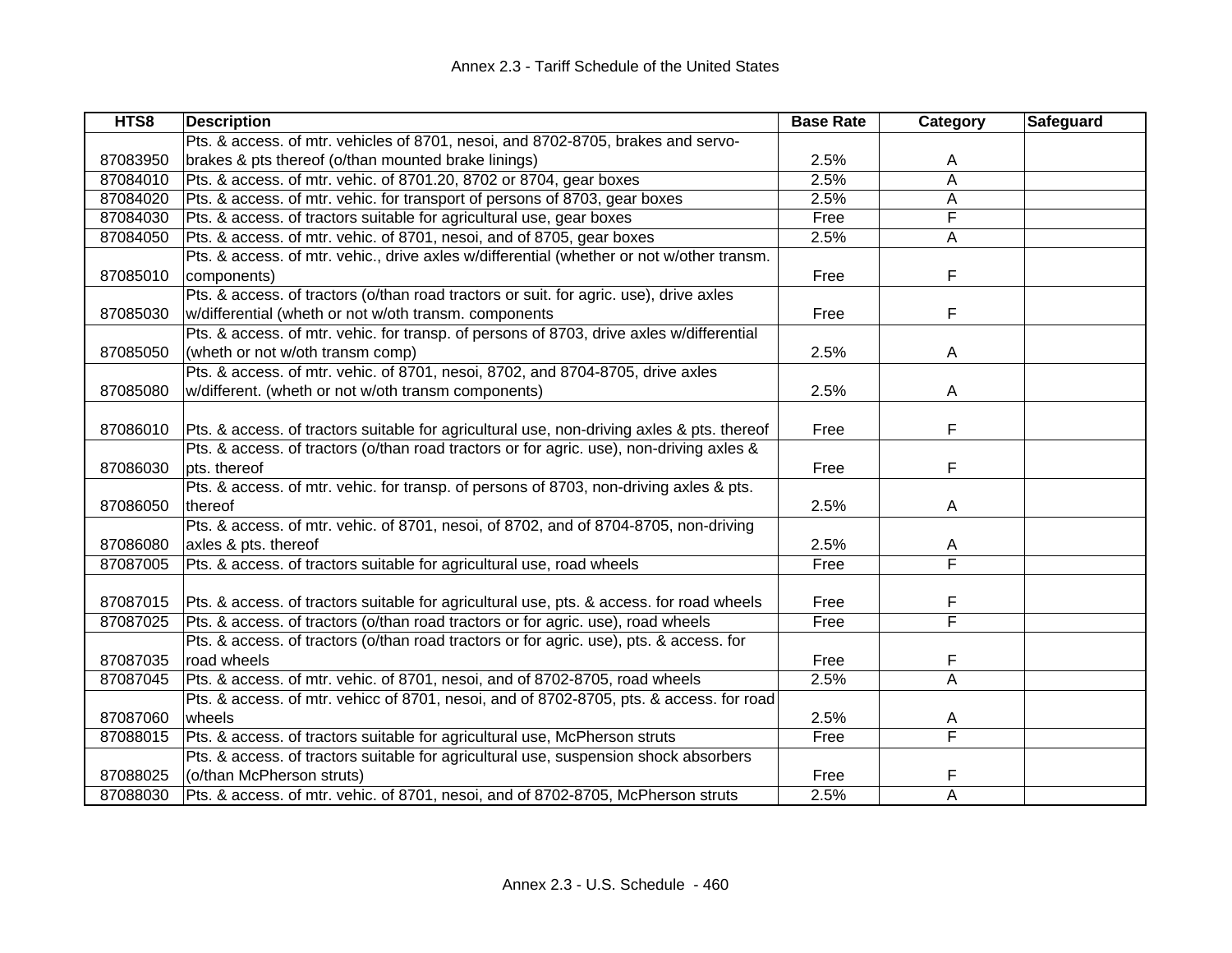# Annex 2.3 - Tariff Schedule of the United States

| HTS8 | Description | Base Rate | Category | Safeguard |
|---|---|---|---|---|
| 87083950 | Pts. & access. of mtr. vehicles of 8701, nesoi, and 8702-8705, brakes and servo-brakes & pts thereof (o/than mounted brake linings) | 2.5% | A | |
| 87084010 | Pts. & access. of mtr. vehic. of 8701.20, 8702 or 8704, gear boxes | 2.5% | A | |
| 87084020 | Pts. & access. of mtr. vehic. for transport of persons of 8703, gear boxes | 2.5% | A | |
| 87084030 | Pts. & access. of tractors suitable for agricultural use, gear boxes | Free | F | |
| 87084050 | Pts. & access. of mtr. vehic. of 8701, nesoi, and of 8705, gear boxes | 2.5% | A | |
| 87085010 | Pts. & access. of mtr. vehic., drive axles w/differential (whether or not w/other transm. components) | Free | F | |
| 87085030 | Pts. & access. of tractors (o/than road tractors or suit. for agric. use), drive axles w/differential (wheth or not w/oth transm. components | Free | F | |
| 87085050 | Pts. & access. of mtr. vehic. for transp. of persons of 8703, drive axles w/differential (wheth or not w/oth transm comp) | 2.5% | A | |
| 87085080 | Pts. & access. of mtr. vehic. of 8701, nesoi, 8702, and 8704-8705, drive axles w/different. (wheth or not w/oth transm components) | 2.5% | A | |
| 87086010 | Pts. & access. of tractors suitable for agricultural use, non-driving axles & pts. thereof | Free | F | |
| 87086030 | Pts. & access. of tractors (o/than road tractors or for agric. use), non-driving axles & pts. thereof | Free | F | |
| 87086050 | Pts. & access. of mtr. vehic. for transp. of persons of 8703, non-driving axles & pts. thereof | 2.5% | A | |
| 87086080 | Pts. & access. of mtr. vehic. of 8701, nesoi, of 8702, and of 8704-8705, non-driving axles & pts. thereof | 2.5% | A | |
| 87087005 | Pts. & access. of tractors suitable for agricultural use, road wheels | Free | F | |
| 87087015 | Pts. & access. of tractors suitable for agricultural use, pts. & access. for road wheels | Free | F | |
| 87087025 | Pts. & access. of tractors (o/than road tractors or for agric. use), road wheels | Free | F | |
| 87087035 | Pts. & access. of tractors (o/than road tractors or for agric. use), pts. & access. for road wheels | Free | F | |
| 87087045 | Pts. & access. of mtr. vehic. of 8701, nesoi, and of 8702-8705, road wheels | 2.5% | A | |
| 87087060 | Pts. & access. of mtr. vehicc of 8701, nesoi, and of 8702-8705, pts. & access. for road wheels | 2.5% | A | |
| 87088015 | Pts. & access. of tractors suitable for agricultural use, McPherson struts | Free | F | |
| 87088025 | Pts. & access. of tractors suitable for agricultural use, suspension shock absorbers (o/than McPherson struts) | Free | F | |
| 87088030 | Pts. & access. of mtr. vehic. of 8701, nesoi, and of 8702-8705, McPherson struts | 2.5% | A | |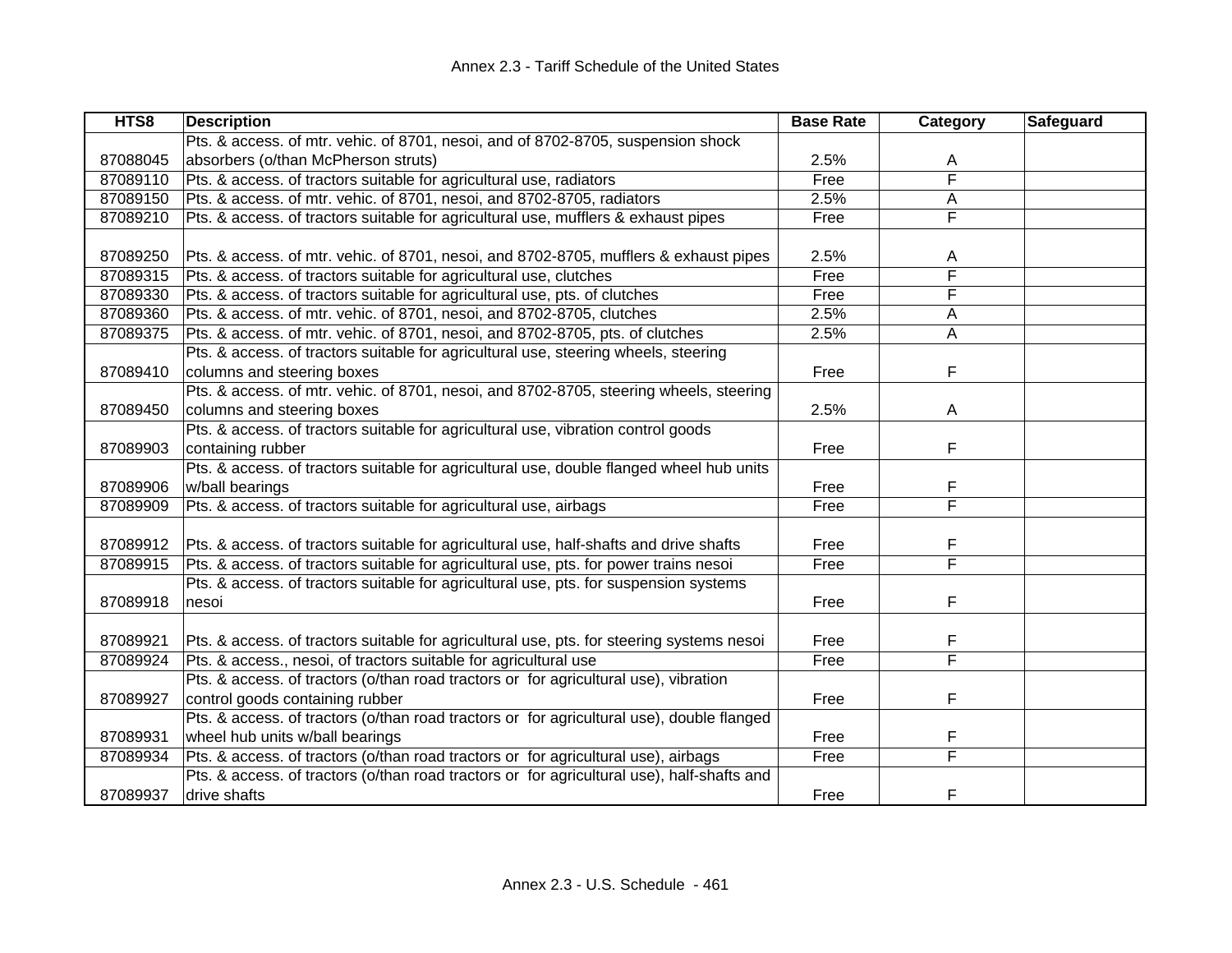# Annex 2.3 - Tariff Schedule of the United States

| HTS8 | Description | Base Rate | Category | Safeguard |
|---|---|---|---|---|
| 87088045 | Pts. & access. of mtr. vehic. of 8701, nesoi, and of 8702-8705, suspension shock absorbers (o/than McPherson struts) | 2.5% | A | |
| 87089110 | Pts. & access. of tractors suitable for agricultural use, radiators | Free | F | |
| 87089150 | Pts. & access. of mtr. vehic. of 8701, nesoi, and 8702-8705, radiators | 2.5% | A | |
| 87089210 | Pts. & access. of tractors suitable for agricultural use, mufflers & exhaust pipes | Free | F | |
| 87089250 | Pts. & access. of mtr. vehic. of 8701, nesoi, and 8702-8705, mufflers & exhaust pipes | 2.5% | A | |
| 87089315 | Pts. & access. of tractors suitable for agricultural use, clutches | Free | F | |
| 87089330 | Pts. & access. of tractors suitable for agricultural use, pts. of clutches | Free | F | |
| 87089360 | Pts. & access. of mtr. vehic. of 8701, nesoi, and 8702-8705, clutches | 2.5% | A | |
| 87089375 | Pts. & access. of mtr. vehic. of 8701, nesoi, and 8702-8705, pts. of clutches | 2.5% | A | |
| 87089410 | Pts. & access. of tractors suitable for agricultural use, steering wheels, steering columns and steering boxes | Free | F | |
| 87089450 | Pts. & access. of mtr. vehic. of 8701, nesoi, and 8702-8705, steering wheels, steering columns and steering boxes | 2.5% | A | |
| 87089903 | Pts. & access. of tractors suitable for agricultural use, vibration control goods containing rubber | Free | F | |
| 87089906 | Pts. & access. of tractors suitable for agricultural use, double flanged wheel hub units w/ball bearings | Free | F | |
| 87089909 | Pts. & access. of tractors suitable for agricultural use, airbags | Free | F | |
| 87089912 | Pts. & access. of tractors suitable for agricultural use, half-shafts and drive shafts | Free | F | |
| 87089915 | Pts. & access. of tractors suitable for agricultural use, pts. for power trains nesoi | Free | F | |
| 87089918 | Pts. & access. of tractors suitable for agricultural use, pts. for suspension systems nesoi | Free | F | |
| 87089921 | Pts. & access. of tractors suitable for agricultural use, pts. for steering systems nesoi | Free | F | |
| 87089924 | Pts. & access., nesoi, of tractors suitable for agricultural use | Free | F | |
| 87089927 | Pts. & access. of tractors (o/than road tractors or for agricultural use), vibration control goods containing rubber | Free | F | |
| 87089931 | Pts. & access. of tractors (o/than road tractors or for agricultural use), double flanged wheel hub units w/ball bearings | Free | F | |
| 87089934 | Pts. & access. of tractors (o/than road tractors or for agricultural use), airbags | Free | F | |
| 87089937 | Pts. & access. of tractors (o/than road tractors or for agricultural use), half-shafts and drive shafts | Free | F | |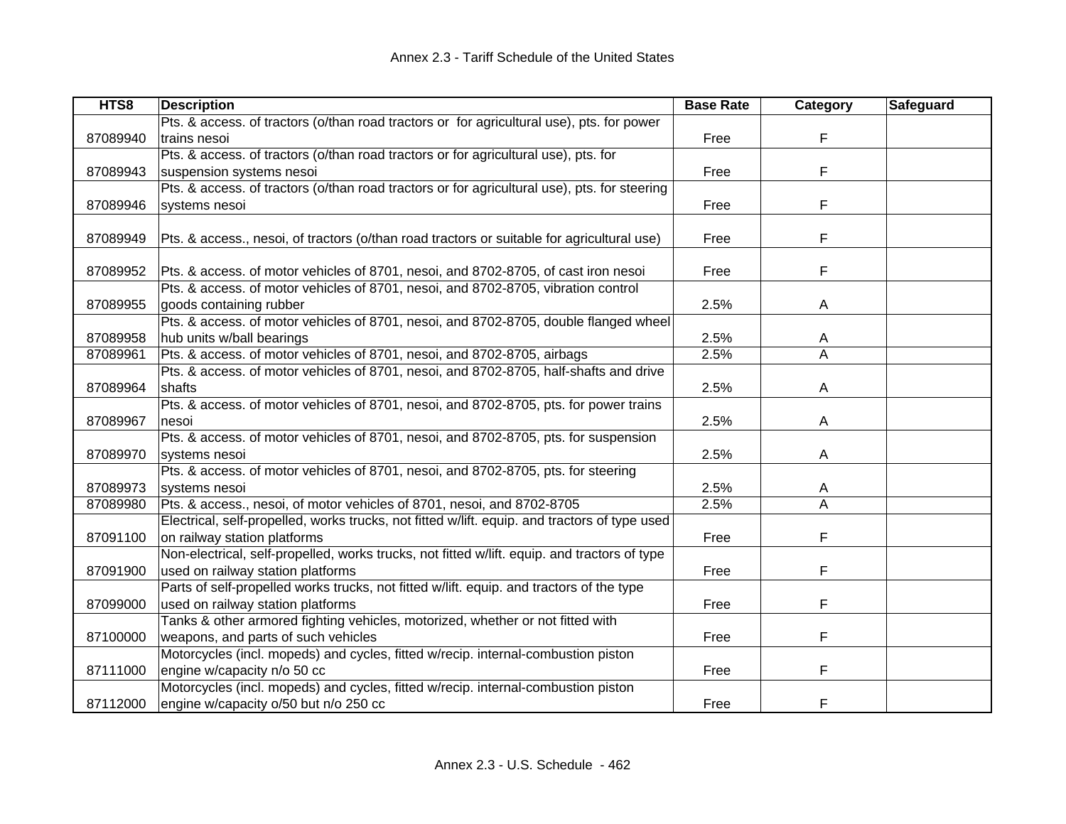| HTS8 | Description | Base Rate | Category | Safeguard |
|---|---|---|---|---|
| 87089940 | Pts. & access. of tractors (o/than road tractors or for agricultural use), pts. for power trains nesoi | Free | F | |
| 87089943 | Pts. & access. of tractors (o/than road tractors or for agricultural use), pts. for suspension systems nesoi | Free | F | |
| 87089946 | Pts. & access. of tractors (o/than road tractors or for agricultural use), pts. for steering systems nesoi | Free | F | |
| 87089949 | Pts. & access., nesoi, of tractors (o/than road tractors or suitable for agricultural use) | Free | F | |
| 87089952 | Pts. & access. of motor vehicles of 8701, nesoi, and 8702-8705, of cast iron nesoi | Free | F | |
| 87089955 | Pts. & access. of motor vehicles of 8701, nesoi, and 8702-8705, vibration control goods containing rubber | 2.5% | A | |
| 87089958 | Pts. & access. of motor vehicles of 8701, nesoi, and 8702-8705, double flanged wheel hub units w/ball bearings | 2.5% | A | |
| 87089961 | Pts. & access. of motor vehicles of 8701, nesoi, and 8702-8705, airbags | 2.5% | A | |
| 87089964 | Pts. & access. of motor vehicles of 8701, nesoi, and 8702-8705, half-shafts and drive shafts | 2.5% | A | |
| 87089967 | Pts. & access. of motor vehicles of 8701, nesoi, and 8702-8705, pts. for power trains nesoi | 2.5% | A | |
| 87089970 | Pts. & access. of motor vehicles of 8701, nesoi, and 8702-8705, pts. for suspension systems nesoi | 2.5% | A | |
| 87089973 | Pts. & access. of motor vehicles of 8701, nesoi, and 8702-8705, pts. for steering systems nesoi | 2.5% | A | |
| 87089980 | Pts. & access., nesoi, of motor vehicles of 8701, nesoi, and 8702-8705 | 2.5% | A | |
| 87091100 | Electrical, self-propelled, works trucks, not fitted w/lift. equip. and tractors of type used on railway station platforms | Free | F | |
| 87091900 | Non-electrical, self-propelled, works trucks, not fitted w/lift. equip. and tractors of type used on railway station platforms | Free | F | |
| 87099000 | Parts of self-propelled works trucks, not fitted w/lift. equip. and tractors of the type used on railway station platforms | Free | F | |
| 87100000 | Tanks & other armored fighting vehicles, motorized, whether or not fitted with weapons, and parts of such vehicles | Free | F | |
| 87111000 | Motorcycles (incl. mopeds) and cycles, fitted w/recip. internal-combustion piston engine w/capacity n/o 50 cc | Free | F | |
| 87112000 | Motorcycles (incl. mopeds) and cycles, fitted w/recip. internal-combustion piston engine w/capacity o/50 but n/o 250 cc | Free | F | |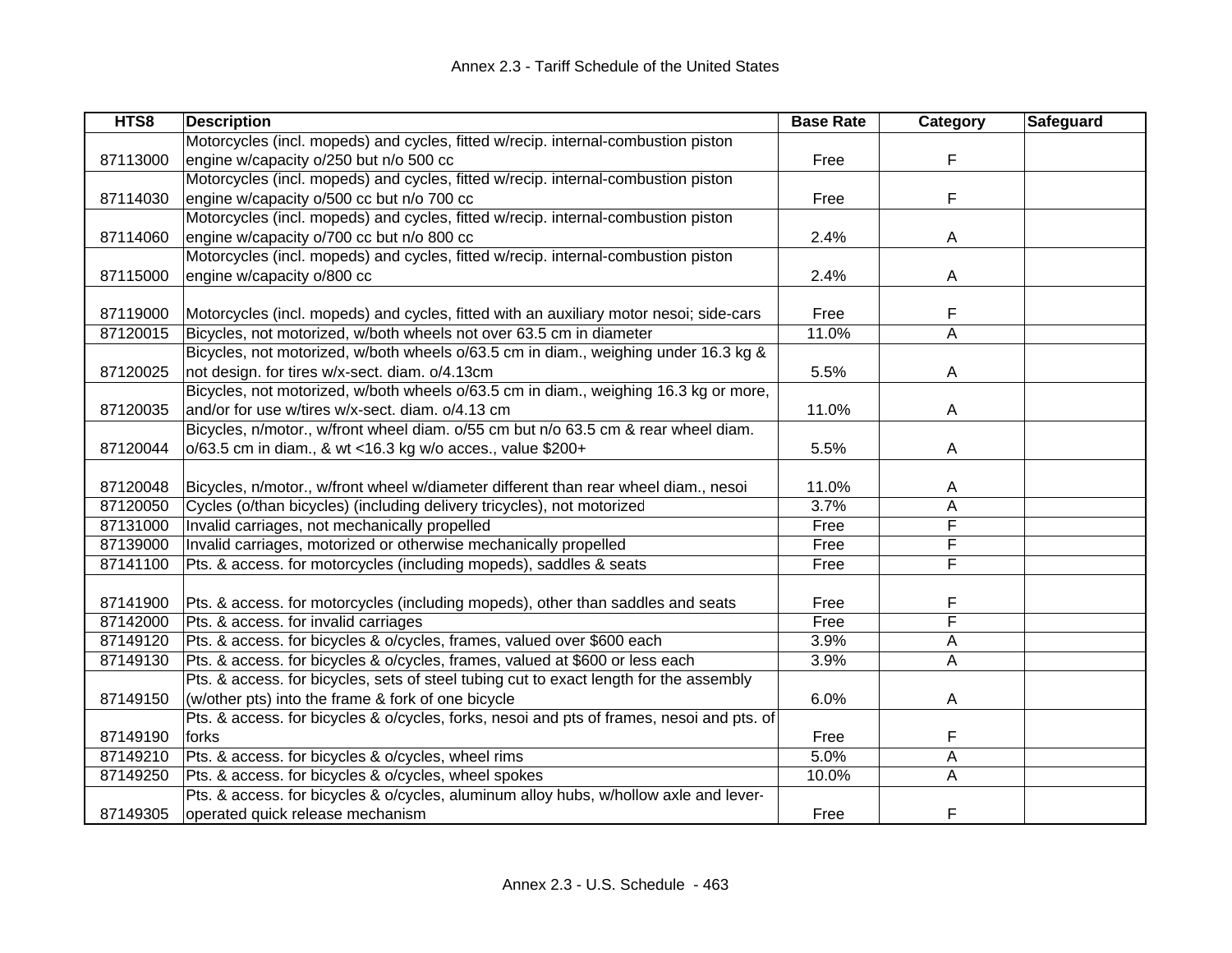| HTS8 | Description | Base Rate | Category | Safeguard |
|---|---|---|---|---|
| 87113000 | Motorcycles (incl. mopeds) and cycles, fitted w/recip. internal-combustion piston engine w/capacity o/250 but n/o 500 cc | Free | F | |
| 87114030 | Motorcycles (incl. mopeds) and cycles, fitted w/recip. internal-combustion piston engine w/capacity o/500 cc but n/o 700 cc | Free | F | |
| 87114060 | Motorcycles (incl. mopeds) and cycles, fitted w/recip. internal-combustion piston engine w/capacity o/700 cc but n/o 800 cc | 2.4% | A | |
| 87115000 | Motorcycles (incl. mopeds) and cycles, fitted w/recip. internal-combustion piston engine w/capacity o/800 cc | 2.4% | A | |
| 87119000 | Motorcycles (incl. mopeds) and cycles, fitted with an auxiliary motor nesoi; side-cars | Free | F | |
| 87120015 | Bicycles, not motorized, w/both wheels not over 63.5 cm in diameter | 11.0% | A | |
| 87120025 | Bicycles, not motorized, w/both wheels o/63.5 cm in diam., weighing under 16.3 kg & not design. for tires w/x-sect. diam. o/4.13cm | 5.5% | A | |
| 87120035 | Bicycles, not motorized, w/both wheels o/63.5 cm in diam., weighing 16.3 kg or more, and/or for use w/tires w/x-sect. diam. o/4.13 cm | 11.0% | A | |
| 87120044 | Bicycles, n/motor., w/front wheel diam. o/55 cm but n/o 63.5 cm & rear wheel diam. o/63.5 cm in diam., & wt <16.3 kg w/o acces., value $200+ | 5.5% | A | |
| 87120048 | Bicycles, n/motor., w/front wheel w/diameter different than rear wheel diam., nesoi | 11.0% | A | |
| 87120050 | Cycles (o/than bicycles) (including delivery tricycles), not motorized | 3.7% | A | |
| 87131000 | Invalid carriages, not mechanically propelled | Free | F | |
| 87139000 | Invalid carriages, motorized or otherwise mechanically propelled | Free | F | |
| 87141100 | Pts. & access. for motorcycles (including mopeds), saddles & seats | Free | F | |
| 87141900 | Pts. & access. for motorcycles (including mopeds), other than saddles and seats | Free | F | |
| 87142000 | Pts. & access. for invalid carriages | Free | F | |
| 87149120 | Pts. & access. for bicycles & o/cycles, frames, valued over $600 each | 3.9% | A | |
| 87149130 | Pts. & access. for bicycles & o/cycles, frames, valued at $600 or less each | 3.9% | A | |
| 87149150 | Pts. & access. for bicycles, sets of steel tubing cut to exact length for the assembly (w/other pts) into the frame & fork of one bicycle | 6.0% | A | |
| 87149190 | Pts. & access. for bicycles & o/cycles, forks, nesoi and pts of frames, nesoi and pts. of forks | Free | F | |
| 87149210 | Pts. & access. for bicycles & o/cycles, wheel rims | 5.0% | A | |
| 87149250 | Pts. & access. for bicycles & o/cycles, wheel spokes | 10.0% | A | |
| 87149305 | Pts. & access. for bicycles & o/cycles, aluminum alloy hubs, w/hollow axle and lever-operated quick release mechanism | Free | F | |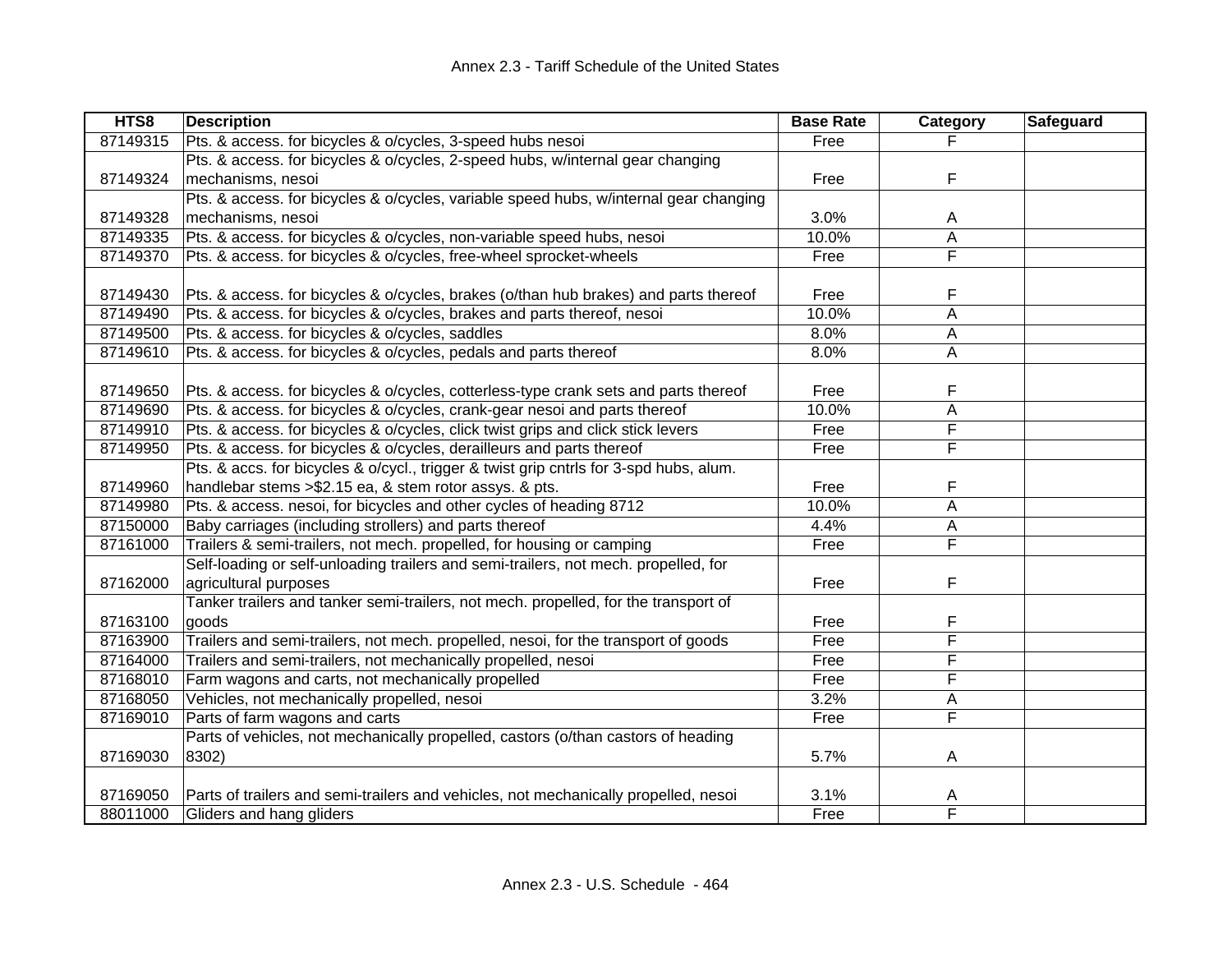| HTS8 | Description | Base Rate | Category | Safeguard |
|---|---|---|---|---|
| 87149315 | Pts. & access. for bicycles & o/cycles, 3-speed hubs nesoi | Free | F | |
| 87149324 | Pts. & access. for bicycles & o/cycles, 2-speed hubs, w/internal gear changing mechanisms, nesoi | Free | F | |
| 87149328 | Pts. & access. for bicycles & o/cycles, variable speed hubs, w/internal gear changing mechanisms, nesoi | 3.0% | A | |
| 87149335 | Pts. & access. for bicycles & o/cycles, non-variable speed hubs, nesoi | 10.0% | A | |
| 87149370 | Pts. & access. for bicycles & o/cycles, free-wheel sprocket-wheels | Free | F | |
| 87149430 | Pts. & access. for bicycles & o/cycles, brakes (o/than hub brakes) and parts thereof | Free | F | |
| 87149490 | Pts. & access. for bicycles & o/cycles, brakes and parts thereof, nesoi | 10.0% | A | |
| 87149500 | Pts. & access. for bicycles & o/cycles, saddles | 8.0% | A | |
| 87149610 | Pts. & access. for bicycles & o/cycles, pedals and parts thereof | 8.0% | A | |
| 87149650 | Pts. & access. for bicycles & o/cycles, cotterless-type crank sets and parts thereof | Free | F | |
| 87149690 | Pts. & access. for bicycles & o/cycles, crank-gear nesoi and parts thereof | 10.0% | A | |
| 87149910 | Pts. & access. for bicycles & o/cycles, click twist grips and click stick levers | Free | F | |
| 87149950 | Pts. & access. for bicycles & o/cycles, derailleurs and parts thereof | Free | F | |
| 87149960 | Pts. & accs. for bicycles & o/cycl., trigger & twist grip cntrls for 3-spd hubs, alum. handlebar stems >$2.15 ea, & stem rotor assys. & pts. | Free | F | |
| 87149980 | Pts. & access. nesoi, for bicycles and other cycles of heading 8712 | 10.0% | A | |
| 87150000 | Baby carriages (including strollers) and parts thereof | 4.4% | A | |
| 87161000 | Trailers & semi-trailers, not mech. propelled, for housing or camping | Free | F | |
| 87162000 | Self-loading or self-unloading trailers and semi-trailers, not mech. propelled, for agricultural purposes | Free | F | |
| 87163100 | Tanker trailers and tanker semi-trailers, not mech. propelled, for the transport of goods | Free | F | |
| 87163900 | Trailers and semi-trailers, not mech. propelled, nesoi, for the transport of goods | Free | F | |
| 87164000 | Trailers and semi-trailers, not mechanically propelled, nesoi | Free | F | |
| 87168010 | Farm wagons and carts, not mechanically propelled | Free | F | |
| 87168050 | Vehicles, not mechanically propelled, nesoi | 3.2% | A | |
| 87169010 | Parts of farm wagons and carts | Free | F | |
| 87169030 | Parts of vehicles, not mechanically propelled, castors (o/than castors of heading 8302) | 5.7% | A | |
| 87169050 | Parts of trailers and semi-trailers and vehicles, not mechanically propelled, nesoi | 3.1% | A | |
| 88011000 | Gliders and hang gliders | Free | F | |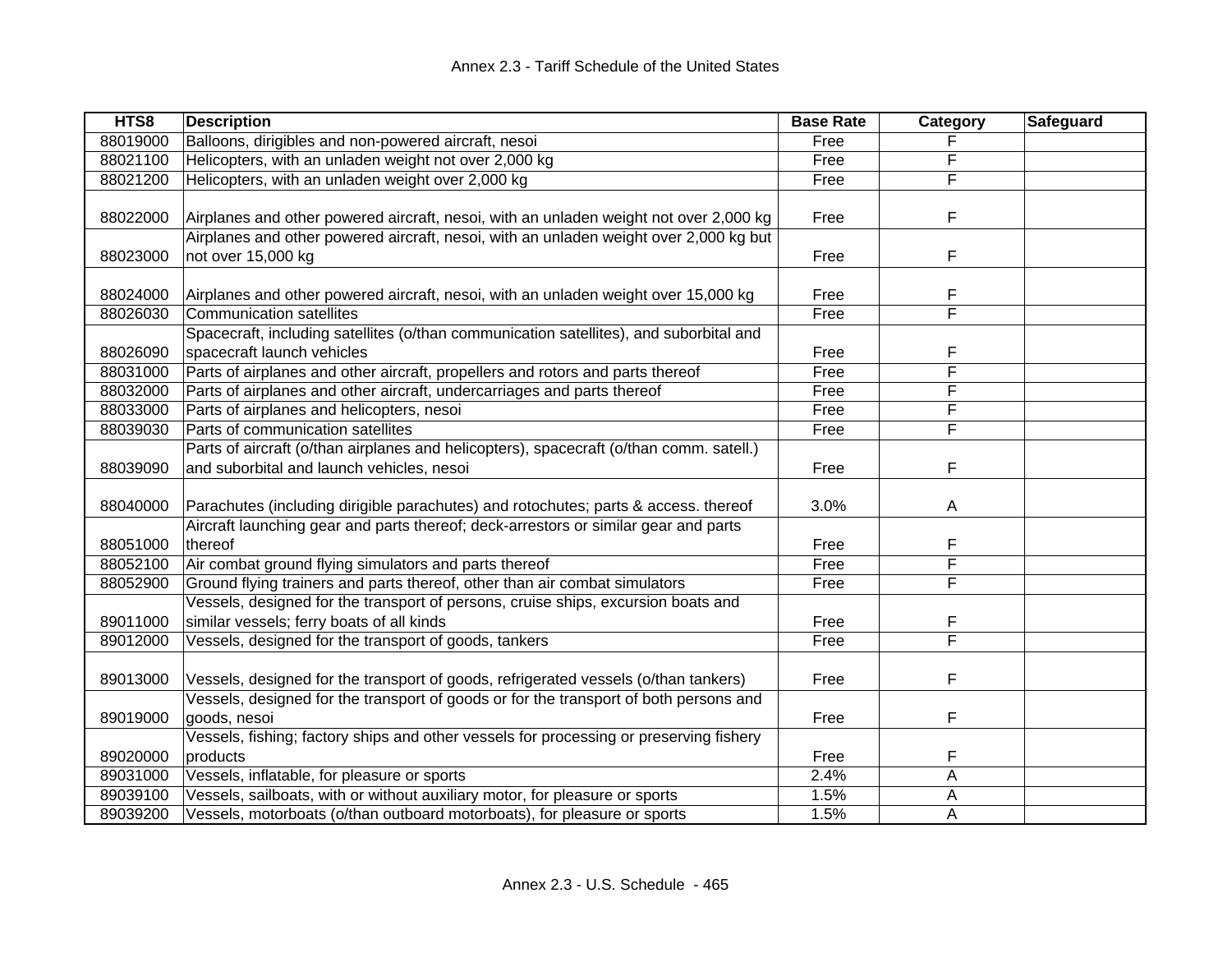| HTS8 | Description | Base Rate | Category | Safeguard |
|---|---|---|---|---|
| 88019000 | Balloons, dirigibles and non-powered aircraft, nesoi | Free | F | |
| 88021100 | Helicopters, with an unladen weight not over 2,000 kg | Free | F | |
| 88021200 | Helicopters, with an unladen weight over 2,000 kg | Free | F | |
| 88022000 | Airplanes and other powered aircraft, nesoi, with an unladen weight not over 2,000 kg | Free | F | |
| 88023000 | Airplanes and other powered aircraft, nesoi, with an unladen weight over 2,000 kg but not over 15,000 kg | Free | F | |
| 88024000 | Airplanes and other powered aircraft, nesoi, with an unladen weight over 15,000 kg | Free | F | |
| 88026030 | Communication satellites | Free | F | |
| 88026090 | Spacecraft, including satellites (o/than communication satellites), and suborbital and spacecraft launch vehicles | Free | F | |
| 88031000 | Parts of airplanes and other aircraft, propellers and rotors and parts thereof | Free | F | |
| 88032000 | Parts of airplanes and other aircraft, undercarriages and parts thereof | Free | F | |
| 88033000 | Parts of airplanes and helicopters, nesoi | Free | F | |
| 88039030 | Parts of communication satellites | Free | F | |
| 88039090 | Parts of aircraft (o/than airplanes and helicopters), spacecraft (o/than comm. satell.) and suborbital and launch vehicles, nesoi | Free | F | |
| 88040000 | Parachutes (including dirigible parachutes) and rotochutes; parts & access. thereof | 3.0% | A | |
| 88051000 | Aircraft launching gear and parts thereof; deck-arrestors or similar gear and parts thereof | Free | F | |
| 88052100 | Air combat ground flying simulators and parts thereof | Free | F | |
| 88052900 | Ground flying trainers and parts thereof, other than air combat simulators | Free | F | |
| 89011000 | Vessels, designed for the transport of persons, cruise ships, excursion boats and similar vessels; ferry boats of all kinds | Free | F | |
| 89012000 | Vessels, designed for the transport of goods, tankers | Free | F | |
| 89013000 | Vessels, designed for the transport of goods, refrigerated vessels (o/than tankers) | Free | F | |
| 89019000 | Vessels, designed for the transport of goods or for the transport of both persons and goods, nesoi | Free | F | |
| 89020000 | Vessels, fishing; factory ships and other vessels for processing or preserving fishery products | Free | F | |
| 89031000 | Vessels, inflatable, for pleasure or sports | 2.4% | A | |
| 89039100 | Vessels, sailboats, with or without auxiliary motor, for pleasure or sports | 1.5% | A | |
| 89039200 | Vessels, motorboats (o/than outboard motorboats), for pleasure or sports | 1.5% | A | |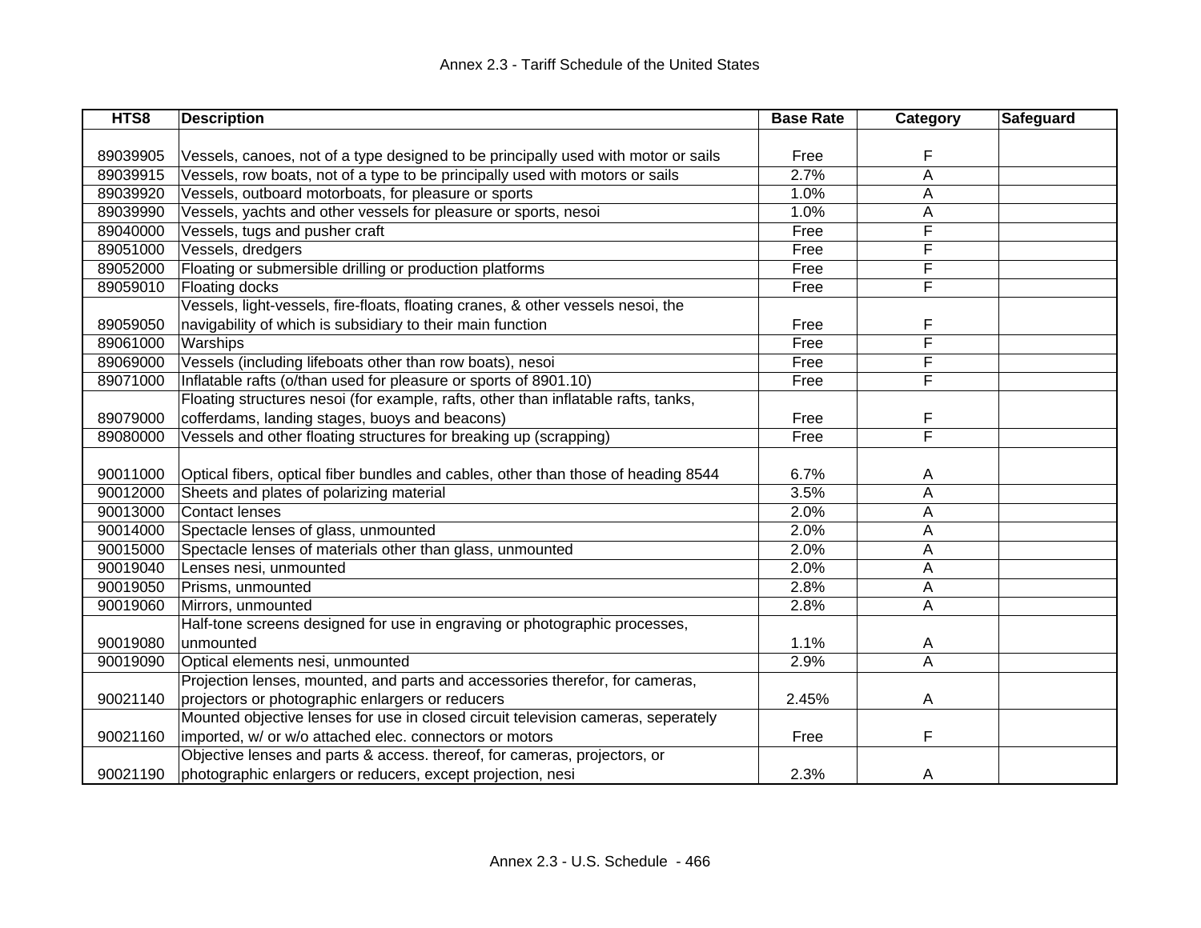| HTS8 | Description | Base Rate | Category | Safeguard |
|---|---|---|---|---|
| 89039905 | Vessels, canoes, not of a type designed to be principally used with motor or sails | Free | F | |
| 89039915 | Vessels, row boats, not of a type to be principally used with motors or sails | 2.7% | A | |
| 89039920 | Vessels, outboard motorboats, for pleasure or sports | 1.0% | A | |
| 89039990 | Vessels, yachts and other vessels for pleasure or sports, nesoi | 1.0% | A | |
| 89040000 | Vessels, tugs and pusher craft | Free | F | |
| 89051000 | Vessels, dredgers | Free | F | |
| 89052000 | Floating or submersible drilling or production platforms | Free | F | |
| 89059010 | Floating docks | Free | F | |
| 89059050 | Vessels, light-vessels, fire-floats, floating cranes, & other vessels nesoi, the navigability of which is subsidiary to their main function | Free | F | |
| 89061000 | Warships | Free | F | |
| 89069000 | Vessels (including lifeboats other than row boats), nesoi | Free | F | |
| 89071000 | Inflatable rafts (o/than used for pleasure or sports of 8901.10) | Free | F | |
| 89079000 | Floating structures nesoi (for example, rafts, other than inflatable rafts, tanks, cofferdams, landing stages, buoys and beacons) | Free | F | |
| 89080000 | Vessels and other floating structures for breaking up (scrapping) | Free | F | |
| 90011000 | Optical fibers, optical fiber bundles and cables, other than those of heading 8544 | 6.7% | A | |
| 90012000 | Sheets and plates of polarizing material | 3.5% | A | |
| 90013000 | Contact lenses | 2.0% | A | |
| 90014000 | Spectacle lenses of glass, unmounted | 2.0% | A | |
| 90015000 | Spectacle lenses of materials other than glass, unmounted | 2.0% | A | |
| 90019040 | Lenses nesi, unmounted | 2.0% | A | |
| 90019050 | Prisms, unmounted | 2.8% | A | |
| 90019060 | Mirrors, unmounted | 2.8% | A | |
| 90019080 | Half-tone screens designed for use in engraving or photographic processes, unmounted | 1.1% | A | |
| 90019090 | Optical elements nesi, unmounted | 2.9% | A | |
| 90021140 | Projection lenses, mounted, and parts and accessories therefor, for cameras, projectors or photographic enlargers or reducers | 2.45% | A | |
| 90021160 | Mounted objective lenses for use in closed circuit television cameras, seperately imported, w/ or w/o attached elec. connectors or motors | Free | F | |
| 90021190 | Objective lenses and parts & access. thereof, for cameras, projectors, or photographic enlargers or reducers, except projection, nesi | 2.3% | A | |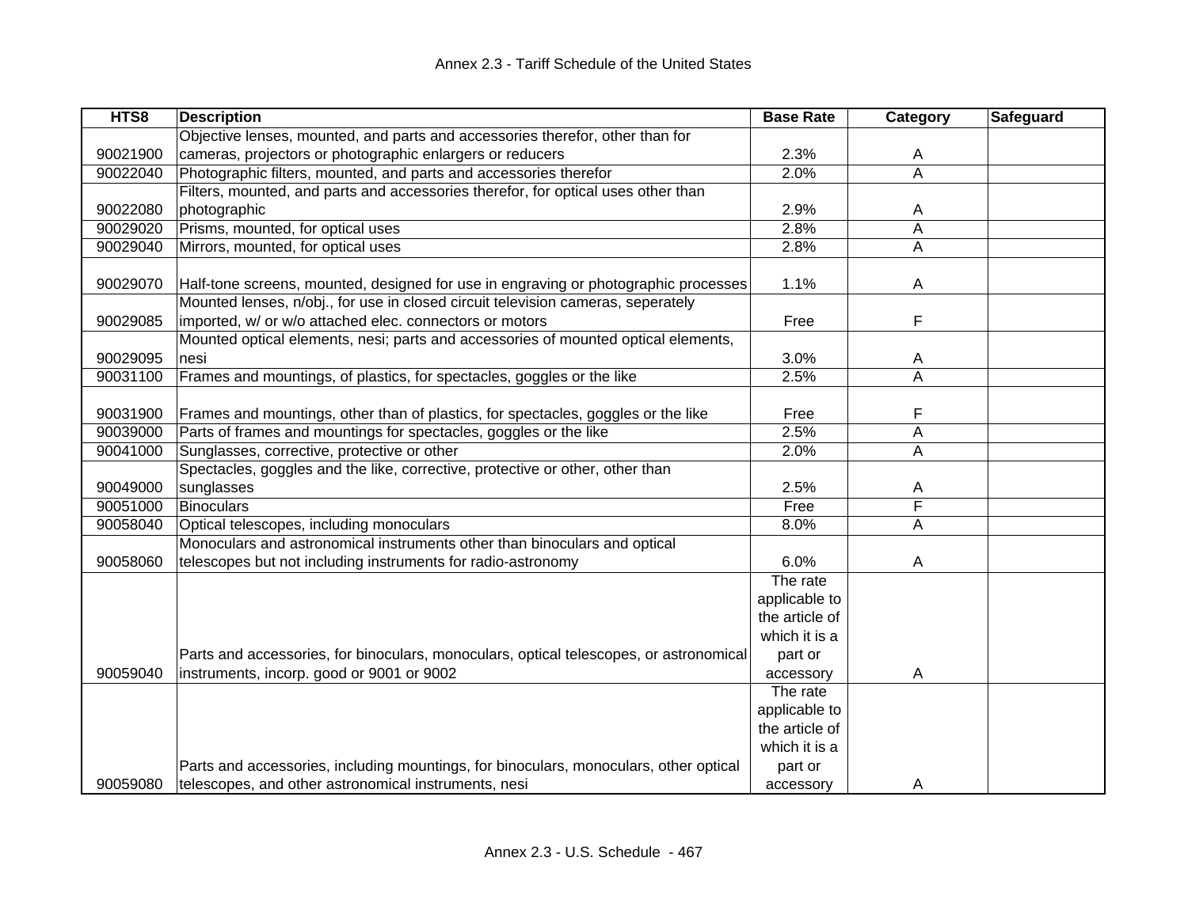| HTS8 | Description | Base Rate | Category | Safeguard |
|---|---|---|---|---|
| 90021900 | Objective lenses, mounted, and parts and accessories therefor, other than for cameras, projectors or photographic enlargers or reducers | 2.3% | A | |
| 90022040 | Photographic filters, mounted, and parts and accessories therefor | 2.0% | A | |
| 90022080 | Filters, mounted, and parts and accessories therefor, for optical uses other than photographic | 2.9% | A | |
| 90029020 | Prisms, mounted, for optical uses | 2.8% | A | |
| 90029040 | Mirrors, mounted, for optical uses | 2.8% | A | |
| 90029070 | Half-tone screens, mounted, designed for use in engraving or photographic processes | 1.1% | A | |
| 90029085 | Mounted lenses, n/obj., for use in closed circuit television cameras, seperately imported, w/ or w/o attached elec. connectors or motors | Free | F | |
| 90029095 | Mounted optical elements, nesi; parts and accessories of mounted optical elements, nesi | 3.0% | A | |
| 90031100 | Frames and mountings, of plastics, for spectacles, goggles or the like | 2.5% | A | |
| 90031900 | Frames and mountings, other than of plastics, for spectacles, goggles or the like | Free | F | |
| 90039000 | Parts of frames and mountings for spectacles, goggles or the like | 2.5% | A | |
| 90041000 | Sunglasses, corrective, protective or other | 2.0% | A | |
| 90049000 | Spectacles, goggles and the like, corrective, protective or other, other than sunglasses | 2.5% | A | |
| 90051000 | Binoculars | Free | F | |
| 90058040 | Optical telescopes, including monoculars | 8.0% | A | |
| 90058060 | Monoculars and astronomical instruments other than binoculars and optical telescopes but not including instruments for radio-astronomy | 6.0% | A | |
| 90059040 | Parts and accessories, for binoculars, monoculars, optical telescopes, or astronomical instruments, incorp. good or 9001 or 9002 | The rate applicable to the article of which it is a part or accessory | A | |
| 90059080 | Parts and accessories, including mountings, for binoculars, monoculars, other optical telescopes, and other astronomical instruments, nesi | The rate applicable to the article of which it is a part or accessory | A | |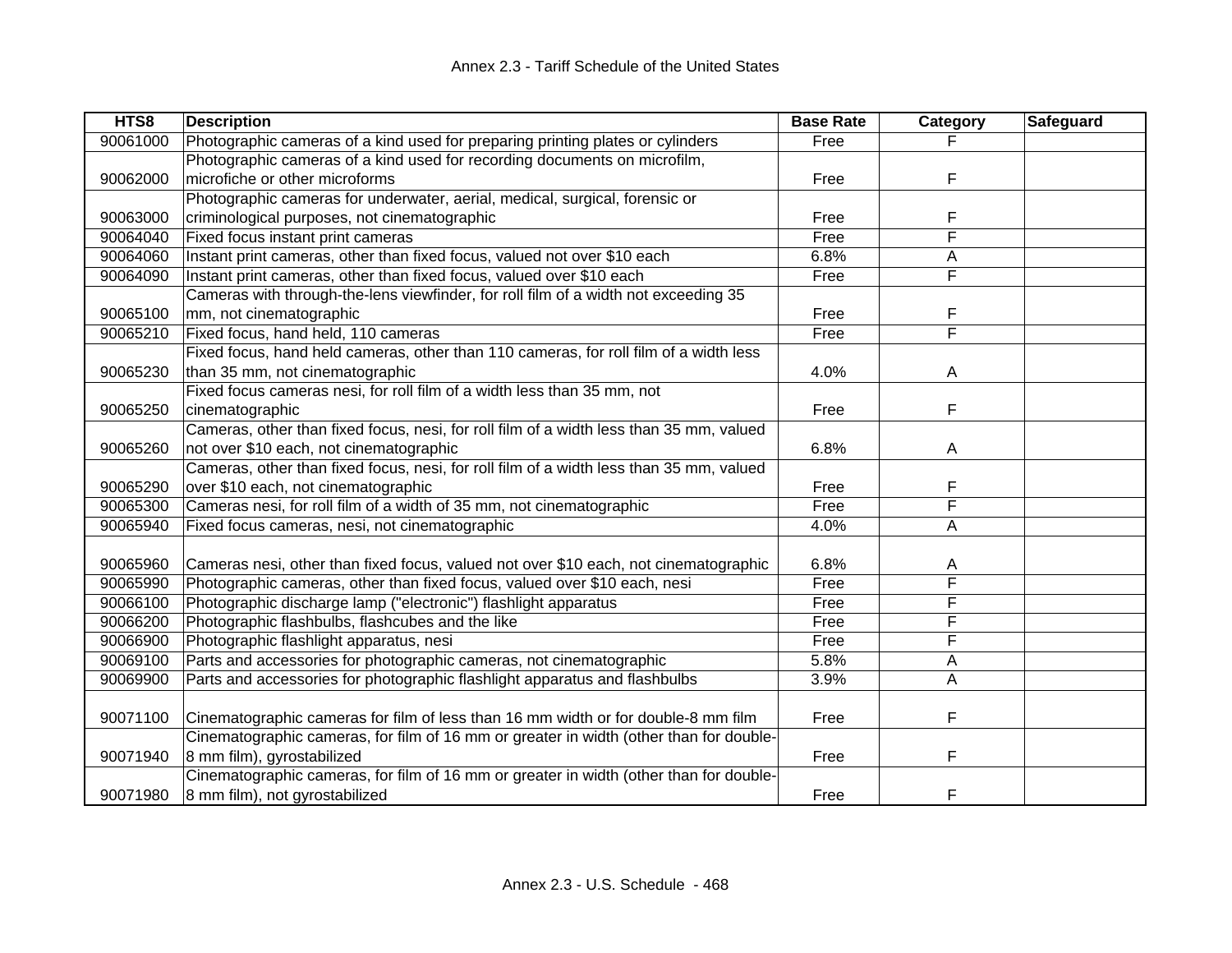| HTS8 | Description | Base Rate | Category | Safeguard |
|---|---|---|---|---|
| 90061000 | Photographic cameras of a kind used for preparing printing plates or cylinders | Free | F | |
| 90062000 | Photographic cameras of a kind used for recording documents on microfilm, microfiche or other microforms | Free | F | |
| 90063000 | Photographic cameras for underwater, aerial, medical, surgical, forensic or criminological purposes, not cinematographic | Free | F | |
| 90064040 | Fixed focus instant print cameras | Free | F | |
| 90064060 | Instant print cameras, other than fixed focus, valued not over $10 each | 6.8% | A | |
| 90064090 | Instant print cameras, other than fixed focus, valued over $10 each | Free | F | |
| 90065100 | Cameras with through-the-lens viewfinder, for roll film of a width not exceeding 35 mm, not cinematographic | Free | F | |
| 90065210 | Fixed focus, hand held, 110 cameras | Free | F | |
| 90065230 | Fixed focus, hand held cameras, other than 110 cameras, for roll film of a width less than 35 mm, not cinematographic | 4.0% | A | |
| 90065250 | Fixed focus cameras nesi, for roll film of a width less than 35 mm, not cinematographic | Free | F | |
| 90065260 | Cameras, other than fixed focus, nesi, for roll film of a width less than 35 mm, valued not over $10 each, not cinematographic | 6.8% | A | |
| 90065290 | Cameras, other than fixed focus, nesi, for roll film of a width less than 35 mm, valued over $10 each, not cinematographic | Free | F | |
| 90065300 | Cameras nesi, for roll film of a width of 35 mm, not cinematographic | Free | F | |
| 90065940 | Fixed focus cameras, nesi, not cinematographic | 4.0% | A | |
| 90065960 | Cameras nesi, other than fixed focus, valued not over $10 each, not cinematographic | 6.8% | A | |
| 90065990 | Photographic cameras, other than fixed focus, valued over $10 each, nesi | Free | F | |
| 90066100 | Photographic discharge lamp ("electronic") flashlight apparatus | Free | F | |
| 90066200 | Photographic flashbulbs, flashcubes and the like | Free | F | |
| 90066900 | Photographic flashlight apparatus, nesi | Free | F | |
| 90069100 | Parts and accessories for photographic cameras, not cinematographic | 5.8% | A | |
| 90069900 | Parts and accessories for photographic flashlight apparatus and flashbulbs | 3.9% | A | |
| 90071100 | Cinematographic cameras for film of less than 16 mm width or for double-8 mm film | Free | F | |
| 90071940 | Cinematographic cameras, for film of 16 mm or greater in width (other than for double-8 mm film), gyrostabilized | Free | F | |
| 90071980 | Cinematographic cameras, for film of 16 mm or greater in width (other than for double-8 mm film), not gyrostabilized | Free | F | |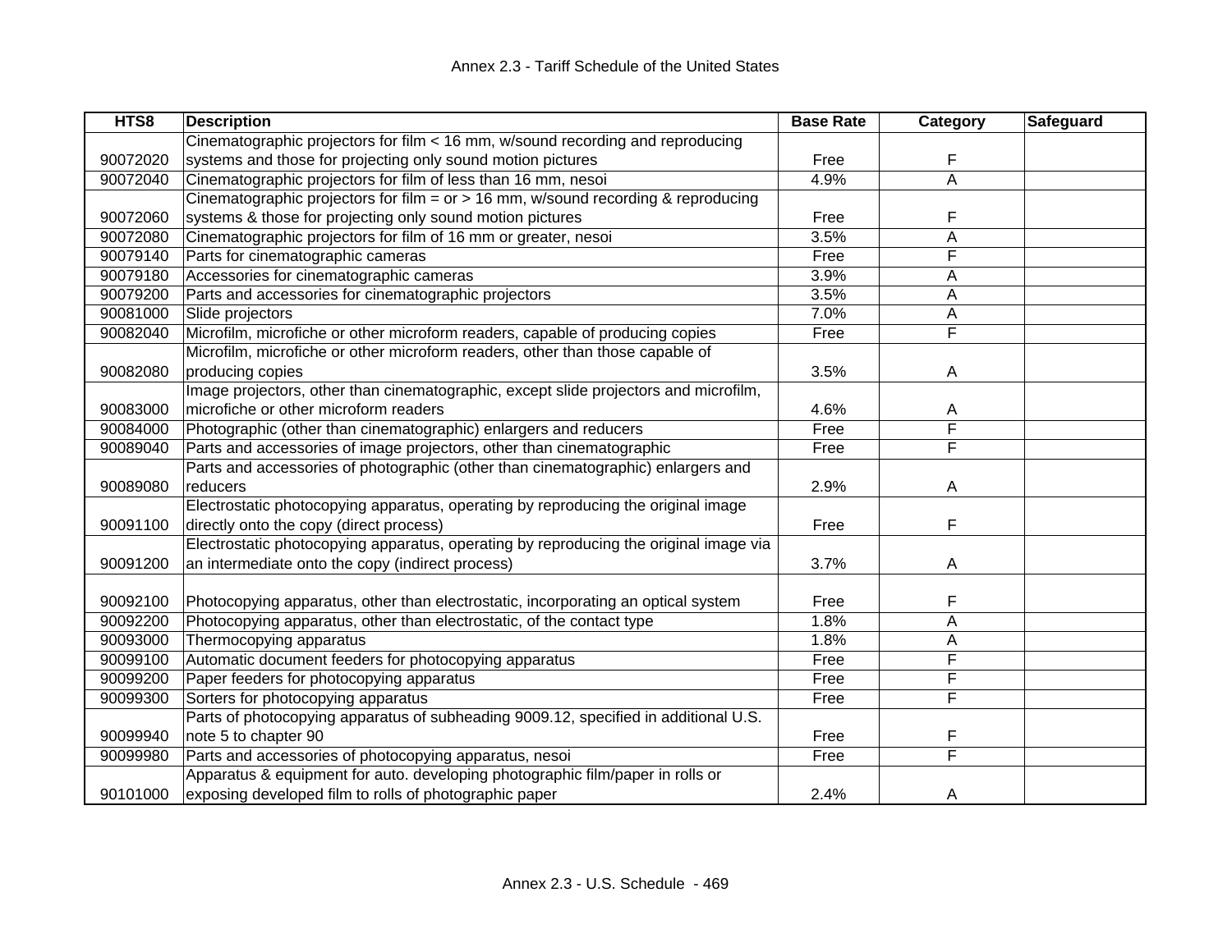| HTS8 | Description | Base Rate | Category | Safeguard |
|---|---|---|---|---|
| 90072020 | Cinematographic projectors for film < 16 mm, w/sound recording and reproducing systems and those for projecting only sound motion pictures | Free | F | |
| 90072040 | Cinematographic projectors for film of less than 16 mm, nesoi | 4.9% | A | |
| 90072060 | Cinematographic projectors for film = or > 16 mm, w/sound recording & reproducing systems & those for projecting only sound motion pictures | Free | F | |
| 90072080 | Cinematographic projectors for film of 16 mm or greater, nesoi | 3.5% | A | |
| 90079140 | Parts for cinematographic cameras | Free | F | |
| 90079180 | Accessories for cinematographic cameras | 3.9% | A | |
| 90079200 | Parts and accessories for cinematographic projectors | 3.5% | A | |
| 90081000 | Slide projectors | 7.0% | A | |
| 90082040 | Microfilm, microfiche or other microform readers, capable of producing copies | Free | F | |
| 90082080 | Microfilm, microfiche or other microform readers, other than those capable of producing copies | 3.5% | A | |
| 90083000 | Image projectors, other than cinematographic, except slide projectors and microfilm, microfiche or other microform readers | 4.6% | A | |
| 90084000 | Photographic (other than cinematographic) enlargers and reducers | Free | F | |
| 90089040 | Parts and accessories of image projectors, other than cinematographic | Free | F | |
| 90089080 | Parts and accessories of photographic (other than cinematographic) enlargers and reducers | 2.9% | A | |
| 90091100 | Electrostatic photocopying apparatus, operating by reproducing the original image directly onto the copy (direct process) | Free | F | |
| 90091200 | Electrostatic photocopying apparatus, operating by reproducing the original image via an intermediate onto the copy (indirect process) | 3.7% | A | |
| 90092100 | Photocopying apparatus, other than electrostatic, incorporating an optical system | Free | F | |
| 90092200 | Photocopying apparatus, other than electrostatic, of the contact type | 1.8% | A | |
| 90093000 | Thermocopying apparatus | 1.8% | A | |
| 90099100 | Automatic document feeders for photocopying apparatus | Free | F | |
| 90099200 | Paper feeders for photocopying apparatus | Free | F | |
| 90099300 | Sorters for photocopying apparatus | Free | F | |
| 90099940 | Parts of photocopying apparatus of subheading 9009.12, specified in additional U.S. note 5 to chapter 90 | Free | F | |
| 90099980 | Parts and accessories of photocopying apparatus, nesoi | Free | F | |
| 90101000 | Apparatus & equipment for auto. developing photographic film/paper in rolls or exposing developed film to rolls of photographic paper | 2.4% | A | |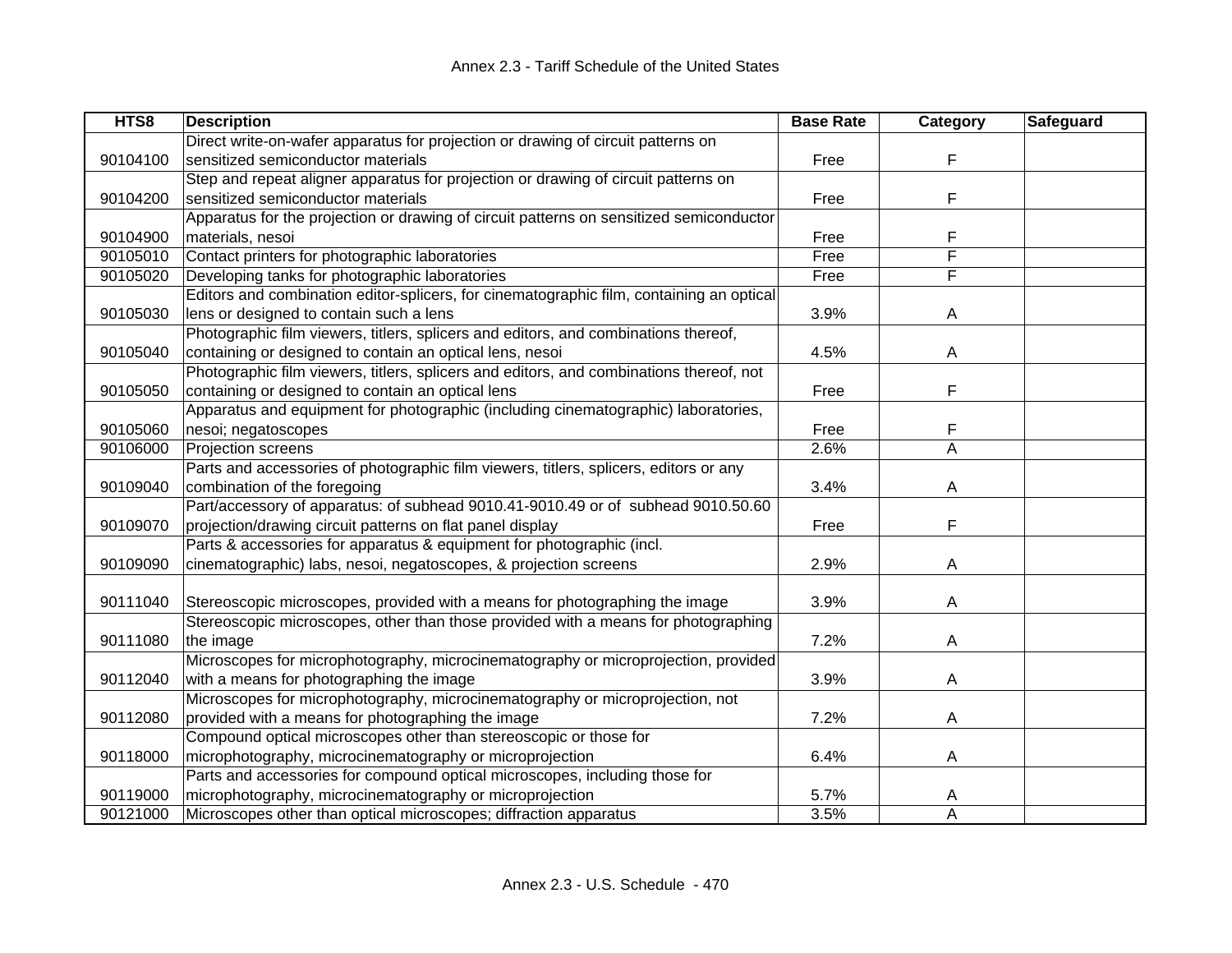| HTS8 | Description | Base Rate | Category | Safeguard |
|---|---|---|---|---|
| 90104100 | Direct write-on-wafer apparatus for projection or drawing of circuit patterns on sensitized semiconductor materials | Free | F | |
| 90104200 | Step and repeat aligner apparatus for projection or drawing of circuit patterns on sensitized semiconductor materials | Free | F | |
| 90104900 | Apparatus for the projection or drawing of circuit patterns on sensitized semiconductor materials, nesoi | Free | F | |
| 90105010 | Contact printers for photographic laboratories | Free | F | |
| 90105020 | Developing tanks for photographic laboratories | Free | F | |
| 90105030 | Editors and combination editor-splicers, for cinematographic film, containing an optical lens or designed to contain such a lens | 3.9% | A | |
| 90105040 | Photographic film viewers, titlers, splicers and editors, and combinations thereof, containing or designed to contain an optical lens, nesoi | 4.5% | A | |
| 90105050 | Photographic film viewers, titlers, splicers and editors, and combinations thereof, not containing or designed to contain an optical lens | Free | F | |
| 90105060 | Apparatus and equipment for photographic (including cinematographic) laboratories, nesoi; negatoscopes | Free | F | |
| 90106000 | Projection screens | 2.6% | A | |
| 90109040 | Parts and accessories of photographic film viewers, titlers, splicers, editors or any combination of the foregoing | 3.4% | A | |
| 90109070 | Part/accessory of apparatus: of subhead 9010.41-9010.49 or of subhead 9010.50.60 projection/drawing circuit patterns on flat panel display | Free | F | |
| 90109090 | Parts & accessories for apparatus & equipment for photographic (incl. cinematographic) labs, nesoi, negatoscopes, & projection screens | 2.9% | A | |
| 90111040 | Stereoscopic microscopes, provided with a means for photographing the image | 3.9% | A | |
| 90111080 | Stereoscopic microscopes, other than those provided with a means for photographing the image | 7.2% | A | |
| 90112040 | Microscopes for microphotography, microcinematography or microprojection, provided with a means for photographing the image | 3.9% | A | |
| 90112080 | Microscopes for microphotography, microcinematography or microprojection, not provided with a means for photographing the image | 7.2% | A | |
| 90118000 | Compound optical microscopes other than stereoscopic or those for microphotography, microcinematography or microprojection | 6.4% | A | |
| 90119000 | Parts and accessories for compound optical microscopes, including those for microphotography, microcinematography or microprojection | 5.7% | A | |
| 90121000 | Microscopes other than optical microscopes; diffraction apparatus | 3.5% | A | |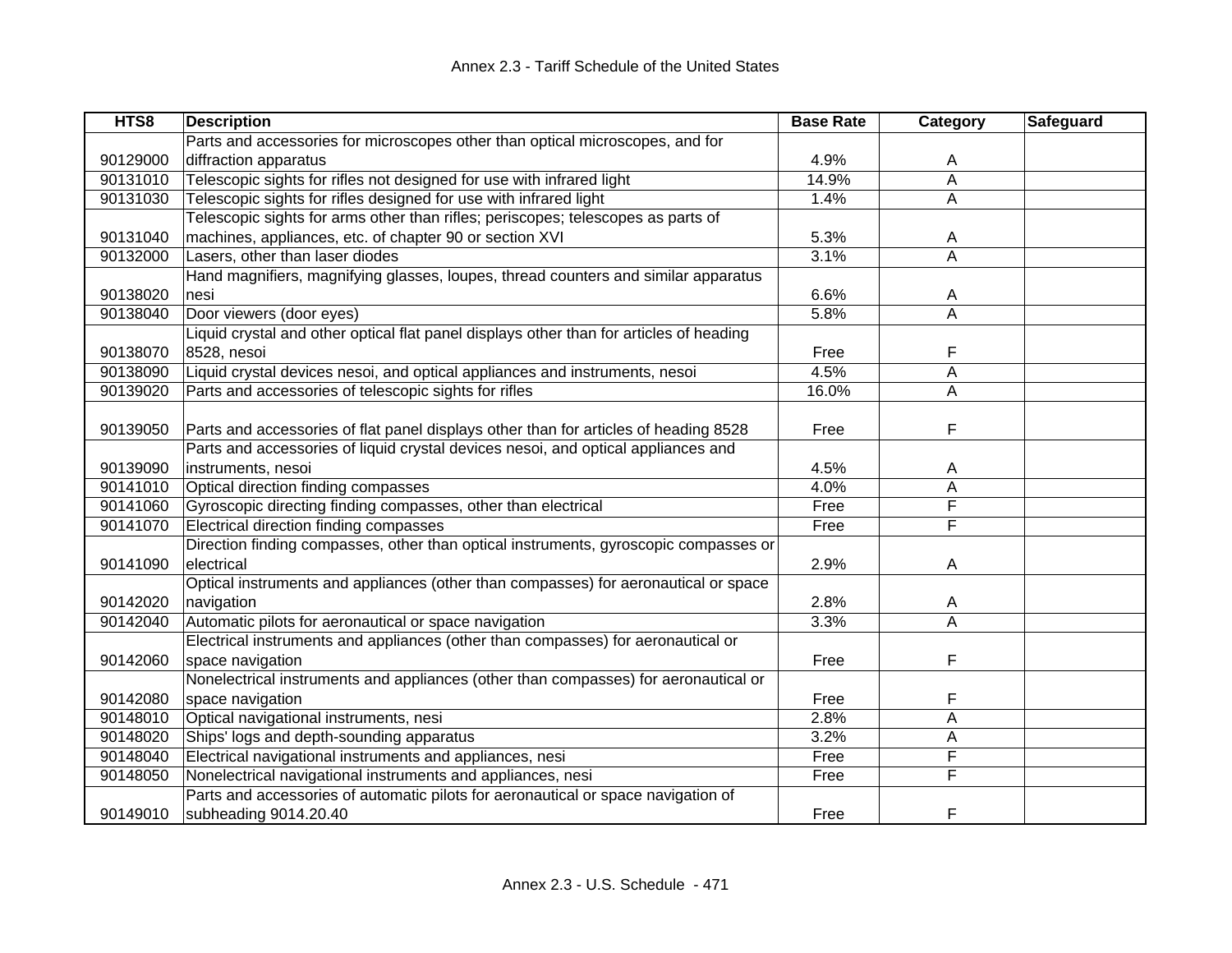Annex 2.3 - Tariff Schedule of the United States

| HTS8 | Description | Base Rate | Category | Safeguard |
|---|---|---|---|---|
| 90129000 | Parts and accessories for microscopes other than optical microscopes, and for diffraction apparatus | 4.9% | A | |
| 90131010 | Telescopic sights for rifles not designed for use with infrared light | 14.9% | A | |
| 90131030 | Telescopic sights for rifles designed for use with infrared light | 1.4% | A | |
| 90131040 | Telescopic sights for arms other than rifles; periscopes; telescopes as parts of machines, appliances, etc. of chapter 90 or section XVI | 5.3% | A | |
| 90132000 | Lasers, other than laser diodes | 3.1% | A | |
| 90138020 | Hand magnifiers, magnifying glasses, loupes, thread counters and similar apparatus nesi | 6.6% | A | |
| 90138040 | Door viewers (door eyes) | 5.8% | A | |
| 90138070 | Liquid crystal and other optical flat panel displays other than for articles of heading 8528, nesoi | Free | F | |
| 90138090 | Liquid crystal devices nesoi, and optical appliances and instruments, nesoi | 4.5% | A | |
| 90139020 | Parts and accessories of telescopic sights for rifles | 16.0% | A | |
| 90139050 | Parts and accessories of flat panel displays other than for articles of heading 8528 | Free | F | |
| 90139090 | Parts and accessories of liquid crystal devices nesoi, and optical appliances and instruments, nesoi | 4.5% | A | |
| 90141010 | Optical direction finding compasses | 4.0% | A | |
| 90141060 | Gyroscopic directing finding compasses, other than electrical | Free | F | |
| 90141070 | Electrical direction finding compasses | Free | F | |
| 90141090 | Direction finding compasses, other than optical instruments, gyroscopic compasses or electrical | 2.9% | A | |
| 90142020 | Optical instruments and appliances (other than compasses) for aeronautical or space navigation | 2.8% | A | |
| 90142040 | Automatic pilots for aeronautical or space navigation | 3.3% | A | |
| 90142060 | Electrical instruments and appliances (other than compasses) for aeronautical or space navigation | Free | F | |
| 90142080 | Nonelectrical instruments and appliances (other than compasses) for aeronautical or space navigation | Free | F | |
| 90148010 | Optical navigational instruments, nesi | 2.8% | A | |
| 90148020 | Ships' logs and depth-sounding apparatus | 3.2% | A | |
| 90148040 | Electrical navigational instruments and appliances, nesi | Free | F | |
| 90148050 | Nonelectrical navigational instruments and appliances, nesi | Free | F | |
| 90149010 | Parts and accessories of automatic pilots for aeronautical or space navigation of subheading 9014.20.40 | Free | F | |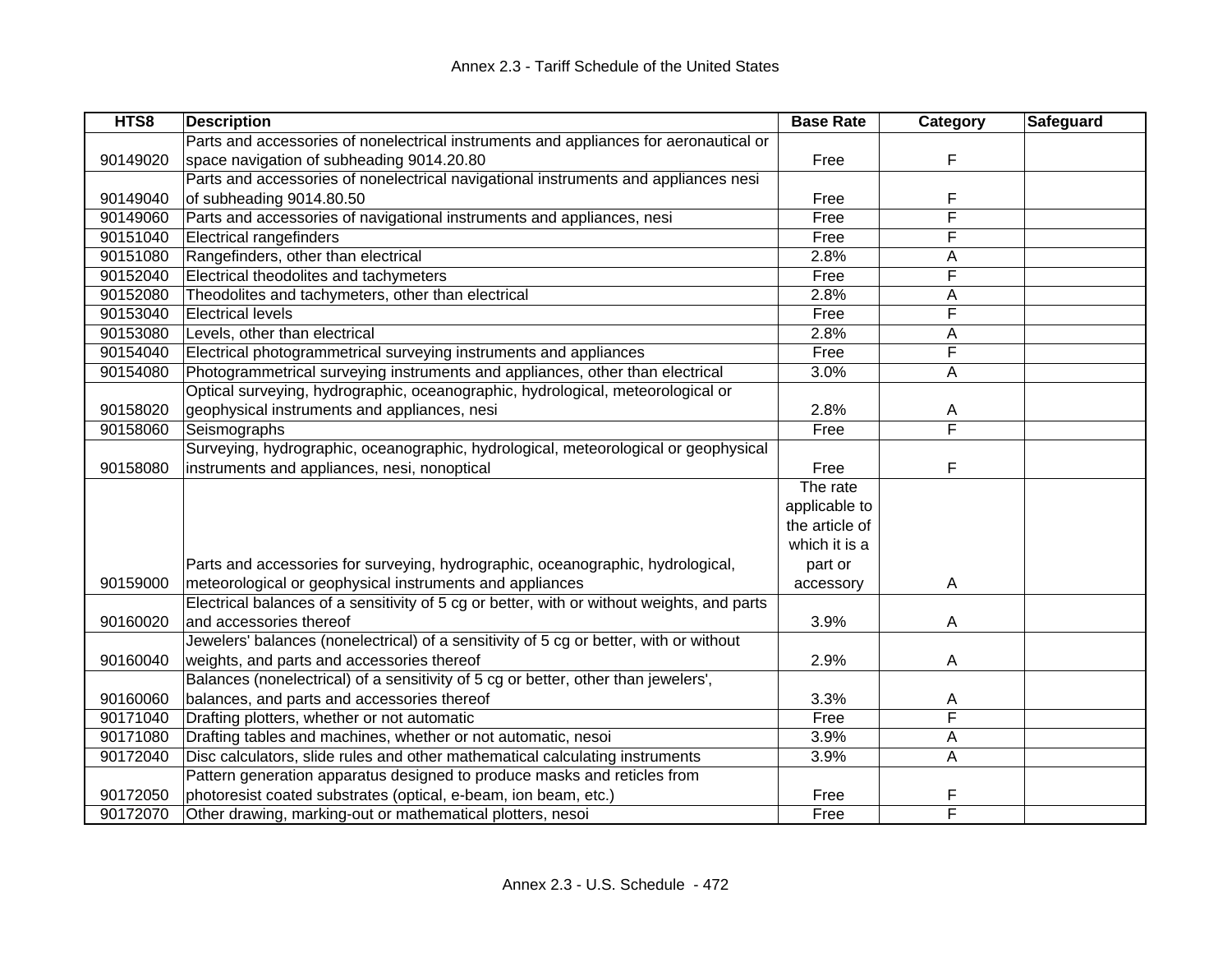| HTS8 | Description | Base Rate | Category | Safeguard |
|---|---|---|---|---|
| 90149020 | Parts and accessories of nonelectrical instruments and appliances for aeronautical or space navigation of subheading 9014.20.80 | Free | F | |
| 90149040 | Parts and accessories of nonelectrical navigational instruments and appliances nesi of subheading 9014.80.50 | Free | F | |
| 90149060 | Parts and accessories of navigational instruments and appliances, nesi | Free | F | |
| 90151040 | Electrical rangefinders | Free | F | |
| 90151080 | Rangefinders, other than electrical | 2.8% | A | |
| 90152040 | Electrical theodolites and tachymeters | Free | F | |
| 90152080 | Theodolites and tachymeters, other than electrical | 2.8% | A | |
| 90153040 | Electrical levels | Free | F | |
| 90153080 | Levels, other than electrical | 2.8% | A | |
| 90154040 | Electrical photogrammetrical surveying instruments and appliances | Free | F | |
| 90154080 | Photogrammetrical surveying instruments and appliances, other than electrical | 3.0% | A | |
| 90158020 | Optical surveying, hydrographic, oceanographic, hydrological, meteorological or geophysical instruments and appliances, nesi | 2.8% | A | |
| 90158060 | Seismographs | Free | F | |
| 90158080 | Surveying, hydrographic, oceanographic, hydrological, meteorological or geophysical instruments and appliances, nesi, nonoptical | Free | F | |
| 90159000 | Parts and accessories for surveying, hydrographic, oceanographic, hydrological, meteorological or geophysical instruments and appliances | The rate applicable to the article of which it is a part or accessory | A | |
| 90160020 | Electrical balances of a sensitivity of 5 cg or better, with or without weights, and parts and accessories thereof | 3.9% | A | |
| 90160040 | Jewelers' balances (nonelectrical) of a sensitivity of 5 cg or better, with or without weights, and parts and accessories thereof | 2.9% | A | |
| 90160060 | Balances (nonelectrical) of a sensitivity of 5 cg or better, other than jewelers', balances, and parts and accessories thereof | 3.3% | A | |
| 90171040 | Drafting plotters, whether or not automatic | Free | F | |
| 90171080 | Drafting tables and machines, whether or not automatic, nesoi | 3.9% | A | |
| 90172040 | Disc calculators, slide rules and other mathematical calculating instruments | 3.9% | A | |
| 90172050 | Pattern generation apparatus designed to produce masks and reticles from photoresist coated substrates (optical, e-beam, ion beam, etc.) | Free | F | |
| 90172070 | Other drawing, marking-out or mathematical plotters, nesoi | Free | F | |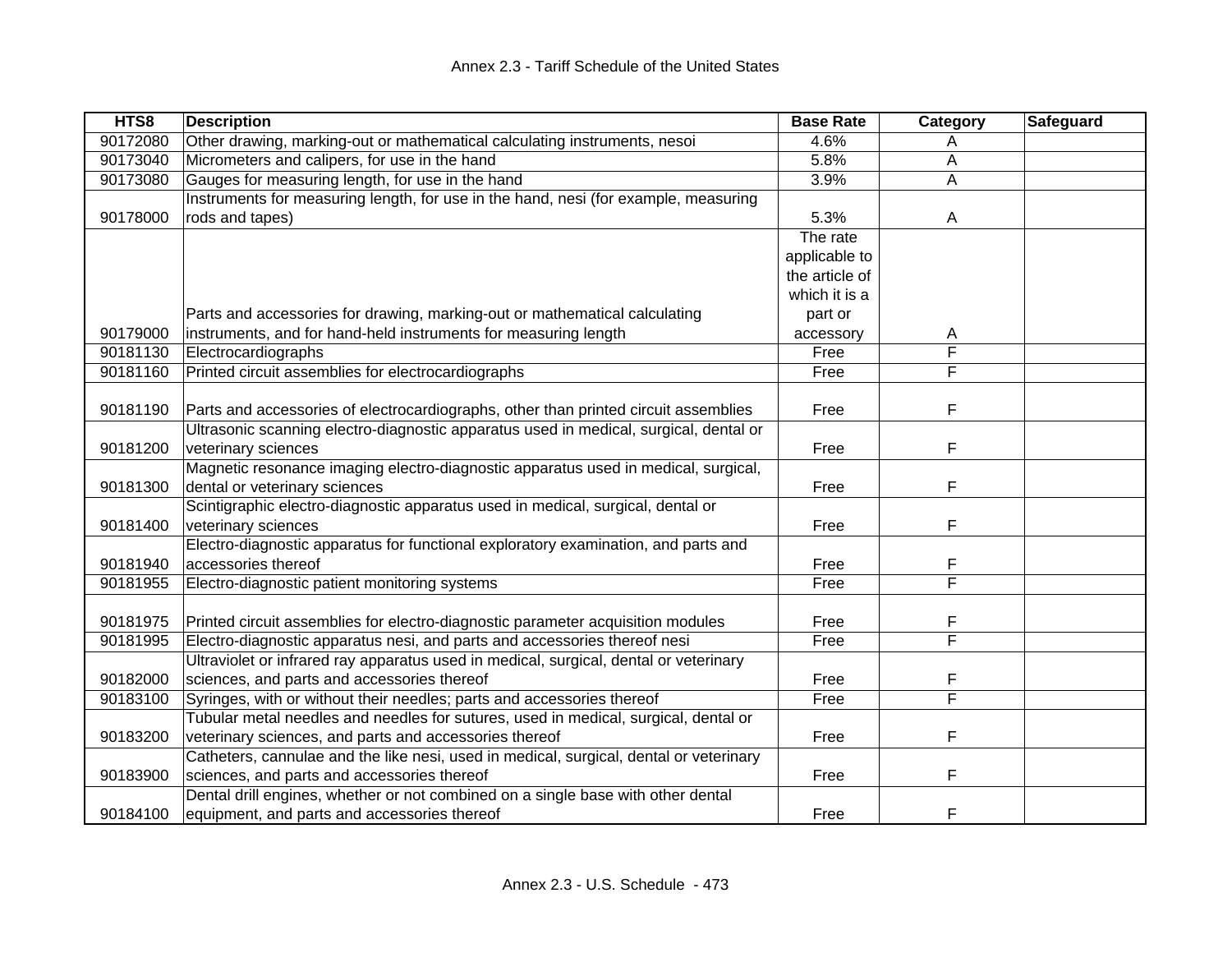| HTS8 | Description | Base Rate | Category | Safeguard |
|---|---|---|---|---|
| 90172080 | Other drawing, marking-out or mathematical calculating instruments, nesoi | 4.6% | A | |
| 90173040 | Micrometers and calipers, for use in the hand | 5.8% | A | |
| 90173080 | Gauges for measuring length, for use in the hand | 3.9% | A | |
| 90178000 | Instruments for measuring length, for use in the hand, nesi (for example, measuring rods and tapes) | 5.3% | A | |
| 90179000 | Parts and accessories for drawing, marking-out or mathematical calculating instruments, and for hand-held instruments for measuring length | The rate applicable to the article of which it is a part or accessory | A | |
| 90181130 | Electrocardiographs | Free | F | |
| 90181160 | Printed circuit assemblies for electrocardiographs | Free | F | |
| 90181190 | Parts and accessories of electrocardiographs, other than printed circuit assemblies | Free | F | |
| 90181200 | Ultrasonic scanning electro-diagnostic apparatus used in medical, surgical, dental or veterinary sciences | Free | F | |
| 90181300 | Magnetic resonance imaging electro-diagnostic apparatus used in medical, surgical, dental or veterinary sciences | Free | F | |
| 90181400 | Scintigraphic electro-diagnostic apparatus used in medical, surgical, dental or veterinary sciences | Free | F | |
| 90181940 | Electro-diagnostic apparatus for functional exploratory examination, and parts and accessories thereof | Free | F | |
| 90181955 | Electro-diagnostic patient monitoring systems | Free | F | |
| 90181975 | Printed circuit assemblies for electro-diagnostic parameter acquisition modules | Free | F | |
| 90181995 | Electro-diagnostic apparatus nesi, and parts and accessories thereof nesi | Free | F | |
| 90182000 | Ultraviolet or infrared ray apparatus used in medical, surgical, dental or veterinary sciences, and parts and accessories thereof | Free | F | |
| 90183100 | Syringes, with or without their needles; parts and accessories thereof | Free | F | |
| 90183200 | Tubular metal needles and needles for sutures, used in medical, surgical, dental or veterinary sciences, and parts and accessories thereof | Free | F | |
| 90183900 | Catheters, cannulae and the like nesi, used in medical, surgical, dental or veterinary sciences, and parts and accessories thereof | Free | F | |
| 90184100 | Dental drill engines, whether or not combined on a single base with other dental equipment, and parts and accessories thereof | Free | F | |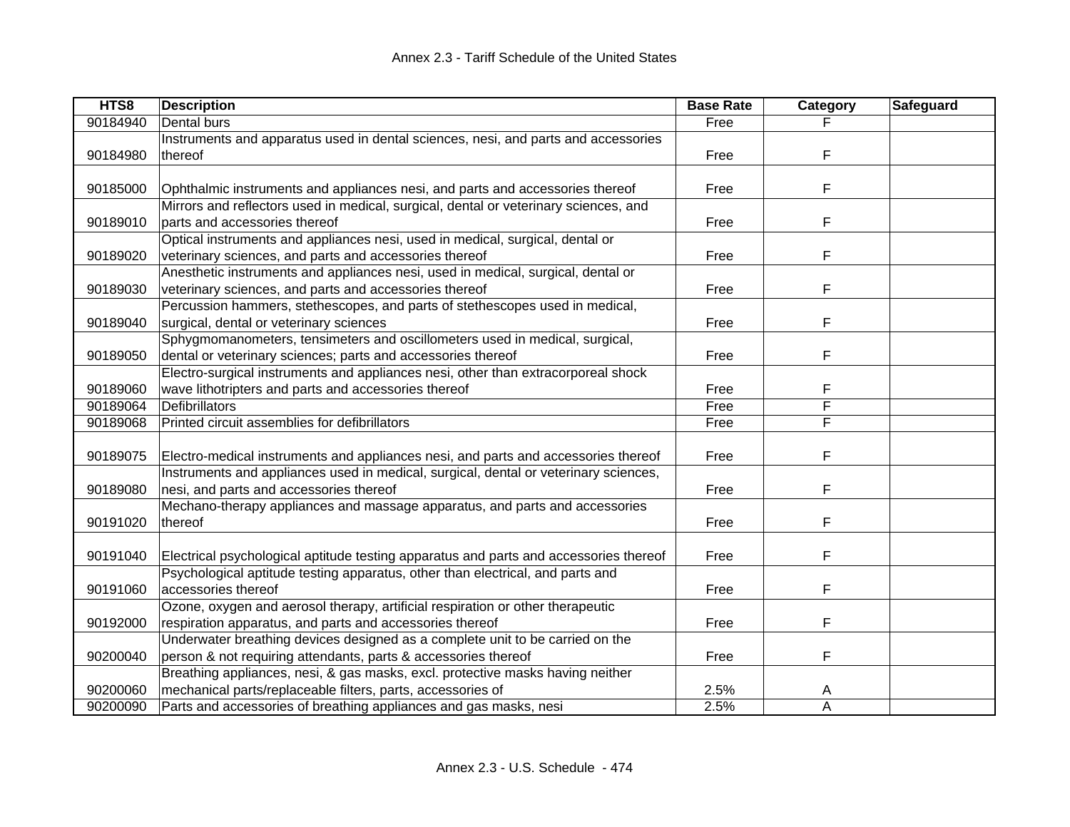| HTS8 | Description | Base Rate | Category | Safeguard |
|---|---|---|---|---|
| 90184940 | Dental burs | Free | F | |
| 90184980 | Instruments and apparatus used in dental sciences, nesi, and parts and accessories thereof | Free | F | |
| 90185000 | Ophthalmic instruments and appliances nesi, and parts and accessories thereof | Free | F | |
| 90189010 | Mirrors and reflectors used in medical, surgical, dental or veterinary sciences, and parts and accessories thereof | Free | F | |
| 90189020 | Optical instruments and appliances nesi, used in medical, surgical, dental or veterinary sciences, and parts and accessories thereof | Free | F | |
| 90189030 | Anesthetic instruments and appliances nesi, used in medical, surgical, dental or veterinary sciences, and parts and accessories thereof | Free | F | |
| 90189040 | Percussion hammers, stethescopes, and parts of stethescopes used in medical, surgical, dental or veterinary sciences | Free | F | |
| 90189050 | Sphygmomanometers, tensimeters and oscillometers used in medical, surgical, dental or veterinary sciences; parts and accessories thereof | Free | F | |
| 90189060 | Electro-surgical instruments and appliances nesi, other than extracorporeal shock wave lithotripters and parts and accessories thereof | Free | F | |
| 90189064 | Defibrillators | Free | F | |
| 90189068 | Printed circuit assemblies for defibrillators | Free | F | |
| 90189075 | Electro-medical instruments and appliances nesi, and parts and accessories thereof | Free | F | |
| 90189080 | Instruments and appliances used in medical, surgical, dental or veterinary sciences, nesi, and parts and accessories thereof | Free | F | |
| 90191020 | Mechano-therapy appliances and massage apparatus, and parts and accessories thereof | Free | F | |
| 90191040 | Electrical psychological aptitude testing apparatus and parts and accessories thereof | Free | F | |
| 90191060 | Psychological aptitude testing apparatus, other than electrical, and parts and accessories thereof | Free | F | |
| 90192000 | Ozone, oxygen and aerosol therapy, artificial respiration or other therapeutic respiration apparatus, and parts and accessories thereof | Free | F | |
| 90200040 | Underwater breathing devices designed as a complete unit to be carried on the person & not requiring attendants, parts & accessories thereof | Free | F | |
| 90200060 | Breathing appliances, nesi, & gas masks, excl. protective masks having neither mechanical parts/replaceable filters, parts, accessories of | 2.5% | A | |
| 90200090 | Parts and accessories of breathing appliances and gas masks, nesi | 2.5% | A | |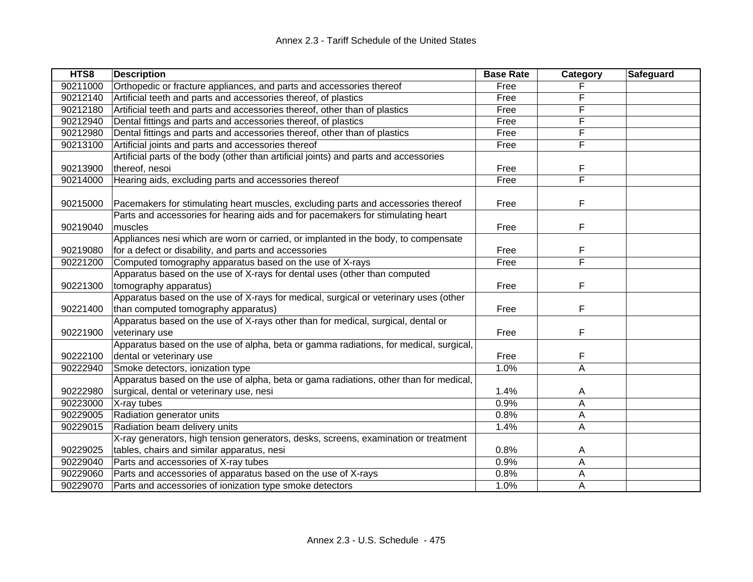| HTS8 | Description | Base Rate | Category | Safeguard |
|---|---|---|---|---|
| 90211000 | Orthopedic or fracture appliances, and parts and accessories thereof | Free | F | |
| 90212140 | Artificial teeth and parts and accessories thereof, of plastics | Free | F | |
| 90212180 | Artificial teeth and parts and accessories thereof, other than of plastics | Free | F | |
| 90212940 | Dental fittings and parts and accessories thereof, of plastics | Free | F | |
| 90212980 | Dental fittings and parts and accessories thereof, other than of plastics | Free | F | |
| 90213100 | Artificial joints and parts and accessories thereof | Free | F | |
| 90213900 | Artificial parts of the body (other than artificial joints) and parts and accessories thereof, nesoi | Free | F | |
| 90214000 | Hearing aids, excluding parts and accessories thereof | Free | F | |
| 90215000 | Pacemakers for stimulating heart muscles, excluding parts and accessories thereof | Free | F | |
| 90219040 | Parts and accessories for hearing aids and for pacemakers for stimulating heart muscles | Free | F | |
| 90219080 | Appliances nesi which are worn or carried, or implanted in the body, to compensate for a defect or disability, and parts and accessories | Free | F | |
| 90221200 | Computed tomography apparatus based on the use of X-rays | Free | F | |
| 90221300 | Apparatus based on the use of X-rays for dental uses (other than computed tomography apparatus) | Free | F | |
| 90221400 | Apparatus based on the use of X-rays for medical, surgical or veterinary uses (other than computed tomography apparatus) | Free | F | |
| 90221900 | Apparatus based on the use of X-rays other than for medical, surgical, dental or veterinary use | Free | F | |
| 90222100 | Apparatus based on the use of alpha, beta or gamma radiations, for medical, surgical, dental or veterinary use | Free | F | |
| 90222940 | Smoke detectors, ionization type | 1.0% | A | |
| 90222980 | Apparatus based on the use of alpha, beta or gama radiations, other than for medical, surgical, dental or veterinary use, nesi | 1.4% | A | |
| 90223000 | X-ray tubes | 0.9% | A | |
| 90229005 | Radiation generator units | 0.8% | A | |
| 90229015 | Radiation beam delivery units | 1.4% | A | |
| 90229025 | X-ray generators, high tension generators, desks, screens, examination or treatment tables, chairs and similar apparatus, nesi | 0.8% | A | |
| 90229040 | Parts and accessories of X-ray tubes | 0.9% | A | |
| 90229060 | Parts and accessories of apparatus based on the use of X-rays | 0.8% | A | |
| 90229070 | Parts and accessories of ionization type smoke detectors | 1.0% | A | |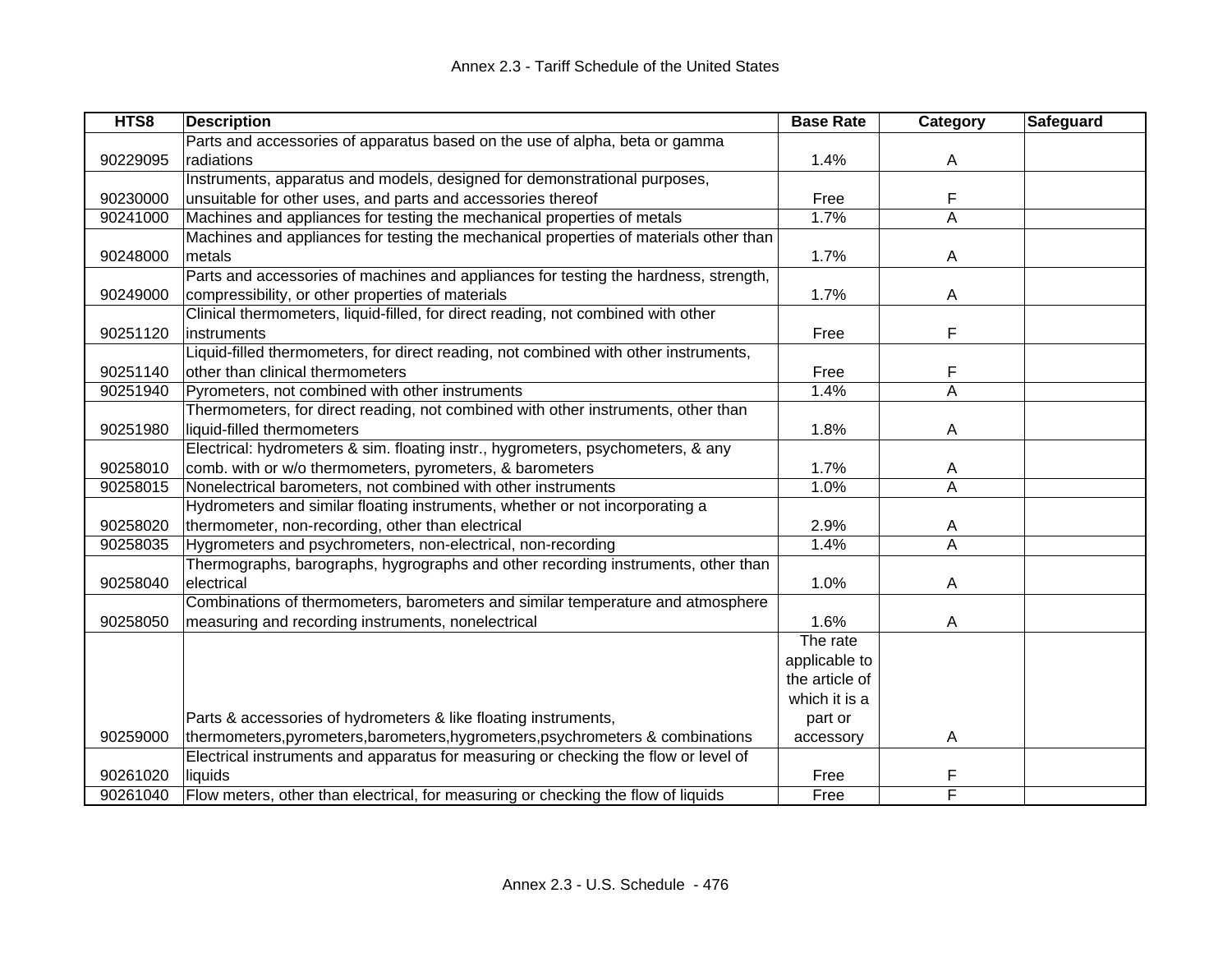| HTS8 | Description | Base Rate | Category | Safeguard |
|---|---|---|---|---|
| 90229095 | Parts and accessories of apparatus based on the use of alpha, beta or gamma radiations | 1.4% | A | |
| 90230000 | Instruments, apparatus and models, designed for demonstrational purposes, unsuitable for other uses, and parts and accessories thereof | Free | F | |
| 90241000 | Machines and appliances for testing the mechanical properties of metals | 1.7% | A | |
| 90248000 | Machines and appliances for testing the mechanical properties of materials other than metals | 1.7% | A | |
| 90249000 | Parts and accessories of machines and appliances for testing the hardness, strength, compressibility, or other properties of materials | 1.7% | A | |
| 90251120 | Clinical thermometers, liquid-filled, for direct reading, not combined with other instruments | Free | F | |
| 90251140 | Liquid-filled thermometers, for direct reading, not combined with other instruments, other than clinical thermometers | Free | F | |
| 90251940 | Pyrometers, not combined with other instruments | 1.4% | A | |
| 90251980 | Thermometers, for direct reading, not combined with other instruments, other than liquid-filled thermometers | 1.8% | A | |
| 90258010 | Electrical: hydrometers & sim. floating instr., hygrometers, psychometers, & any comb. with or w/o thermometers, pyrometers, & barometers | 1.7% | A | |
| 90258015 | Nonelectrical barometers, not combined with other instruments | 1.0% | A | |
| 90258020 | Hydrometers and similar floating instruments, whether or not incorporating a thermometer, non-recording, other than electrical | 2.9% | A | |
| 90258035 | Hygrometers and psychrometers, non-electrical, non-recording | 1.4% | A | |
| 90258040 | Thermographs, barographs, hygrographs and other recording instruments, other than electrical | 1.0% | A | |
| 90258050 | Combinations of thermometers, barometers and similar temperature and atmosphere measuring and recording instruments, nonelectrical | 1.6% | A | |
| 90259000 | Parts & accessories of hydrometers & like floating instruments, thermometers,pyrometers,barometers,hygrometers,psychrometers & combinations | The rate applicable to the article of which it is a part or accessory | A | |
| 90261020 | Electrical instruments and apparatus for measuring or checking the flow or level of liquids | Free | F | |
| 90261040 | Flow meters, other than electrical, for measuring or checking the flow of liquids | Free | F | |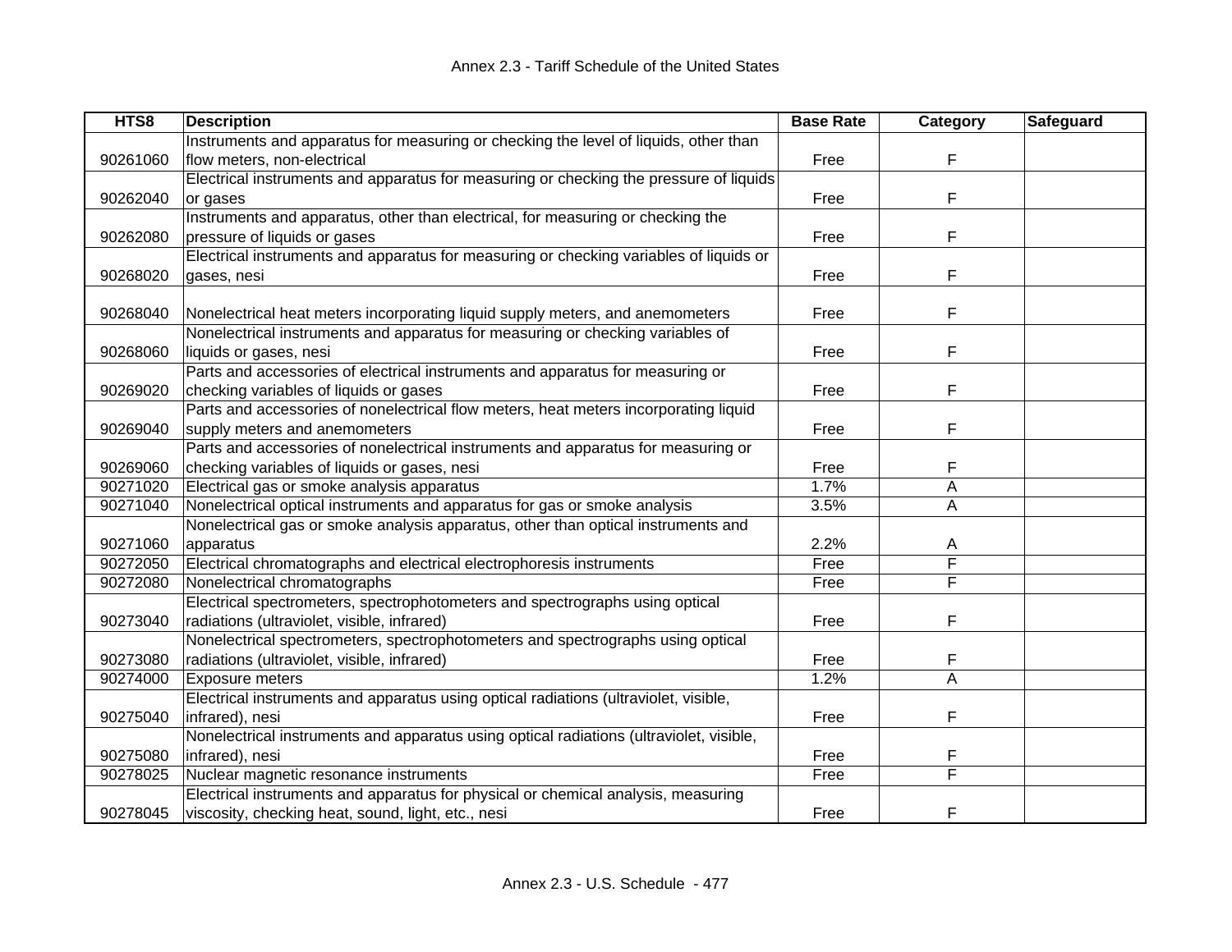| HTS8 | Description | Base Rate | Category | Safeguard |
|---|---|---|---|---|
| 90261060 | Instruments and apparatus for measuring or checking the level of liquids, other than flow meters, non-electrical | Free | F | |
| 90262040 | Electrical instruments and apparatus for measuring or checking the pressure of liquids or gases | Free | F | |
| 90262080 | Instruments and apparatus, other than electrical, for measuring or checking the pressure of liquids or gases | Free | F | |
| 90268020 | Electrical instruments and apparatus for measuring or checking variables of liquids or gases, nesi | Free | F | |
| 90268040 | Nonelectrical heat meters incorporating liquid supply meters, and anemometers | Free | F | |
| 90268060 | Nonelectrical instruments and apparatus for measuring or checking variables of liquids or gases, nesi | Free | F | |
| 90269020 | Parts and accessories of electrical instruments and apparatus for measuring or checking variables of liquids or gases | Free | F | |
| 90269040 | Parts and accessories of nonelectrical flow meters, heat meters incorporating liquid supply meters and anemometers | Free | F | |
| 90269060 | Parts and accessories of nonelectrical instruments and apparatus for measuring or checking variables of liquids or gases, nesi | Free | F | |
| 90271020 | Electrical gas or smoke analysis apparatus | 1.7% | A | |
| 90271040 | Nonelectrical optical instruments and apparatus for gas or smoke analysis | 3.5% | A | |
| 90271060 | Nonelectrical gas or smoke analysis apparatus, other than optical instruments and apparatus | 2.2% | A | |
| 90272050 | Electrical chromatographs and electrical electrophoresis instruments | Free | F | |
| 90272080 | Nonelectrical chromatographs | Free | F | |
| 90273040 | Electrical spectrometers, spectrophotometers and spectrographs using optical radiations (ultraviolet, visible, infrared) | Free | F | |
| 90273080 | Nonelectrical spectrometers, spectrophotometers and spectrographs using optical radiations (ultraviolet, visible, infrared) | Free | F | |
| 90274000 | Exposure meters | 1.2% | A | |
| 90275040 | Electrical instruments and apparatus using optical radiations (ultraviolet, visible, infrared), nesi | Free | F | |
| 90275080 | Nonelectrical instruments and apparatus using optical radiations (ultraviolet, visible, infrared), nesi | Free | F | |
| 90278025 | Nuclear magnetic resonance instruments | Free | F | |
| 90278045 | Electrical instruments and apparatus for physical or chemical analysis, measuring viscosity, checking heat, sound, light, etc., nesi | Free | F | |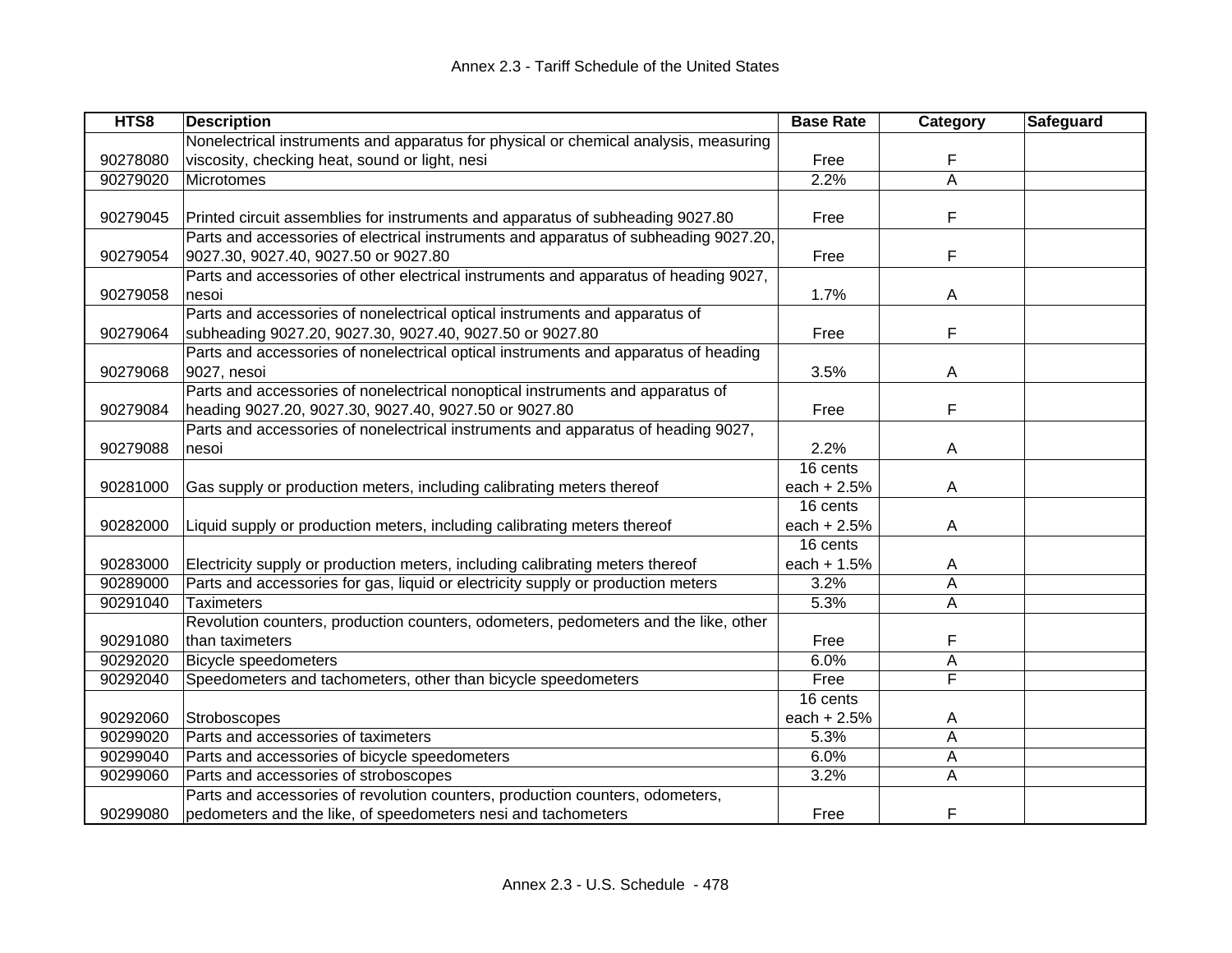| HTS8 | Description | Base Rate | Category | Safeguard |
|---|---|---|---|---|
| 90278080 | Nonelectrical instruments and apparatus for physical or chemical analysis, measuring viscosity, checking heat, sound or light, nesi | Free | F | |
| 90279020 | Microtomes | 2.2% | A | |
| 90279045 | Printed circuit assemblies for instruments and apparatus of subheading 9027.80 | Free | F | |
| 90279054 | Parts and accessories of electrical instruments and apparatus of subheading 9027.20, 9027.30, 9027.40, 9027.50 or 9027.80 | Free | F | |
| 90279058 | Parts and accessories of other electrical instruments and apparatus of heading 9027, nesoi | 1.7% | A | |
| 90279064 | Parts and accessories of nonelectrical optical instruments and apparatus of subheading 9027.20, 9027.30, 9027.40, 9027.50 or 9027.80 | Free | F | |
| 90279068 | Parts and accessories of nonelectrical optical instruments and apparatus of heading 9027, nesoi | 3.5% | A | |
| 90279084 | Parts and accessories of nonelectrical nonoptical instruments and apparatus of heading 9027.20, 9027.30, 9027.40, 9027.50 or 9027.80 | Free | F | |
| 90279088 | Parts and accessories of nonelectrical instruments and apparatus of heading 9027, nesoi | 2.2% | A | |
| 90281000 | Gas supply or production meters, including calibrating meters thereof | 16 cents each + 2.5% | A | |
| 90282000 | Liquid supply or production meters, including calibrating meters thereof | 16 cents each + 2.5% | A | |
| 90283000 | Electricity supply or production meters, including calibrating meters thereof | 16 cents each + 1.5% | A | |
| 90289000 | Parts and accessories for gas, liquid or electricity supply or production meters | 3.2% | A | |
| 90291040 | Taximeters | 5.3% | A | |
| 90291080 | Revolution counters, production counters, odometers, pedometers and the like, other than taximeters | Free | F | |
| 90292020 | Bicycle speedometers | 6.0% | A | |
| 90292040 | Speedometers and tachometers, other than bicycle speedometers | Free | F | |
| 90292060 | Stroboscopes | 16 cents each + 2.5% | A | |
| 90299020 | Parts and accessories of taximeters | 5.3% | A | |
| 90299040 | Parts and accessories of bicycle speedometers | 6.0% | A | |
| 90299060 | Parts and accessories of stroboscopes | 3.2% | A | |
| 90299080 | Parts and accessories of revolution counters, production counters, odometers, pedometers and the like, of speedometers nesi and tachometers | Free | F | |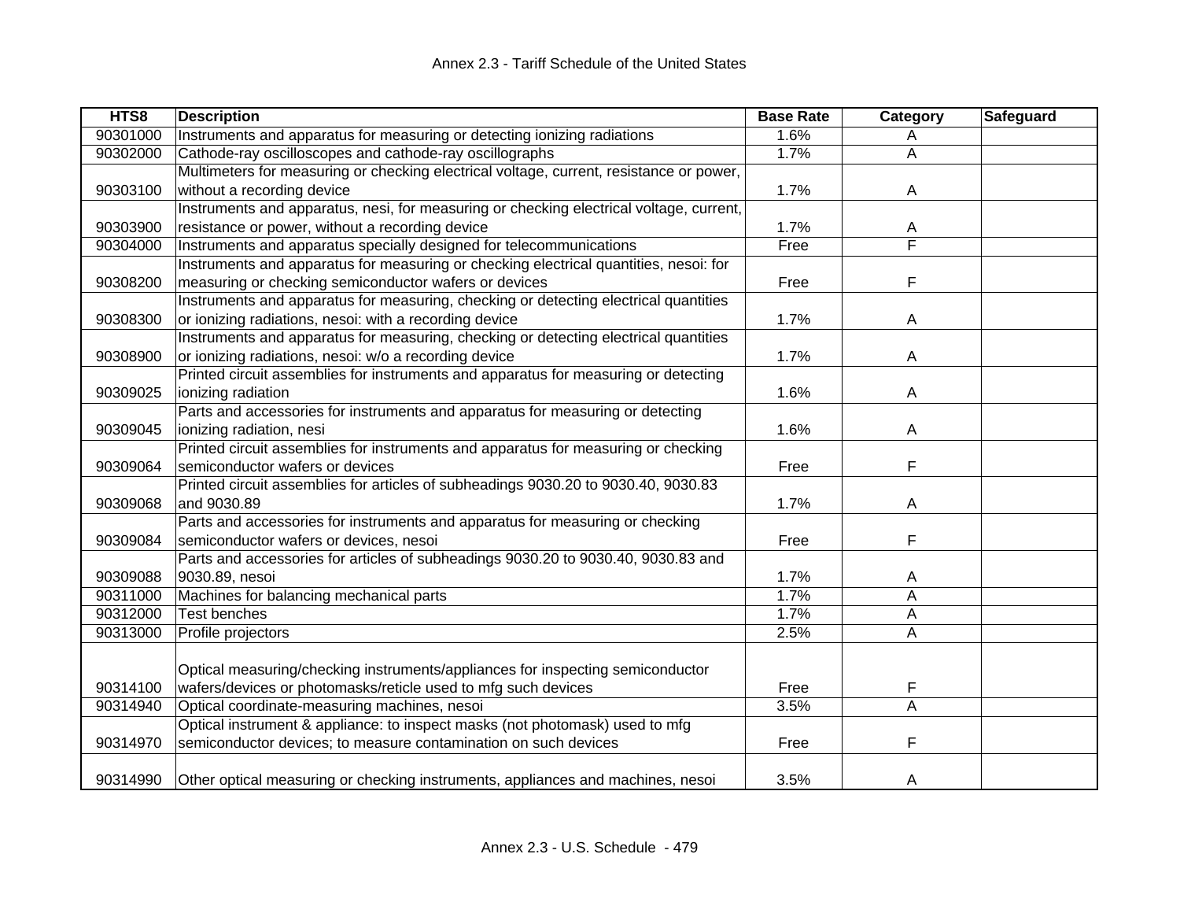| HTS8 | Description | Base Rate | Category | Safeguard |
|---|---|---|---|---|
| 90301000 | Instruments and apparatus for measuring or detecting ionizing radiations | 1.6% | A | |
| 90302000 | Cathode-ray oscilloscopes and cathode-ray oscillographs | 1.7% | A | |
| 90303100 | Multimeters for measuring or checking electrical voltage, current, resistance or power, without a recording device | 1.7% | A | |
| 90303900 | Instruments and apparatus, nesi, for measuring or checking electrical voltage, current, resistance or power, without a recording device | 1.7% | A | |
| 90304000 | Instruments and apparatus specially designed for telecommunications | Free | F | |
| 90308200 | Instruments and apparatus for measuring or checking electrical quantities, nesoi: for measuring or checking semiconductor wafers or devices | Free | F | |
| 90308300 | Instruments and apparatus for measuring, checking or detecting electrical quantities or ionizing radiations, nesoi: with a recording device | 1.7% | A | |
| 90308900 | Instruments and apparatus for measuring, checking or detecting electrical quantities or ionizing radiations, nesoi: w/o a recording device | 1.7% | A | |
| 90309025 | Printed circuit assemblies for instruments and apparatus for measuring or detecting ionizing radiation | 1.6% | A | |
| 90309045 | Parts and accessories for instruments and apparatus for measuring or detecting ionizing radiation, nesi | 1.6% | A | |
| 90309064 | Printed circuit assemblies for instruments and apparatus for measuring or checking semiconductor wafers or devices | Free | F | |
| 90309068 | Printed circuit assemblies for articles of subheadings 9030.20 to 9030.40, 9030.83 and 9030.89 | 1.7% | A | |
| 90309084 | Parts and accessories for instruments and apparatus for measuring or checking semiconductor wafers or devices, nesoi | Free | F | |
| 90309088 | Parts and accessories for articles of subheadings 9030.20 to 9030.40, 9030.83 and 9030.89, nesoi | 1.7% | A | |
| 90311000 | Machines for balancing mechanical parts | 1.7% | A | |
| 90312000 | Test benches | 1.7% | A | |
| 90313000 | Profile projectors | 2.5% | A | |
| 90314100 | Optical measuring/checking instruments/appliances for inspecting semiconductor wafers/devices or photomasks/reticle used to mfg such devices | Free | F | |
| 90314940 | Optical coordinate-measuring machines, nesoi | 3.5% | A | |
| 90314970 | Optical instrument & appliance: to inspect masks (not photomask) used to mfg semiconductor devices; to measure contamination on such devices | Free | F | |
| 90314990 | Other optical measuring or checking instruments, appliances and machines, nesoi | 3.5% | A | |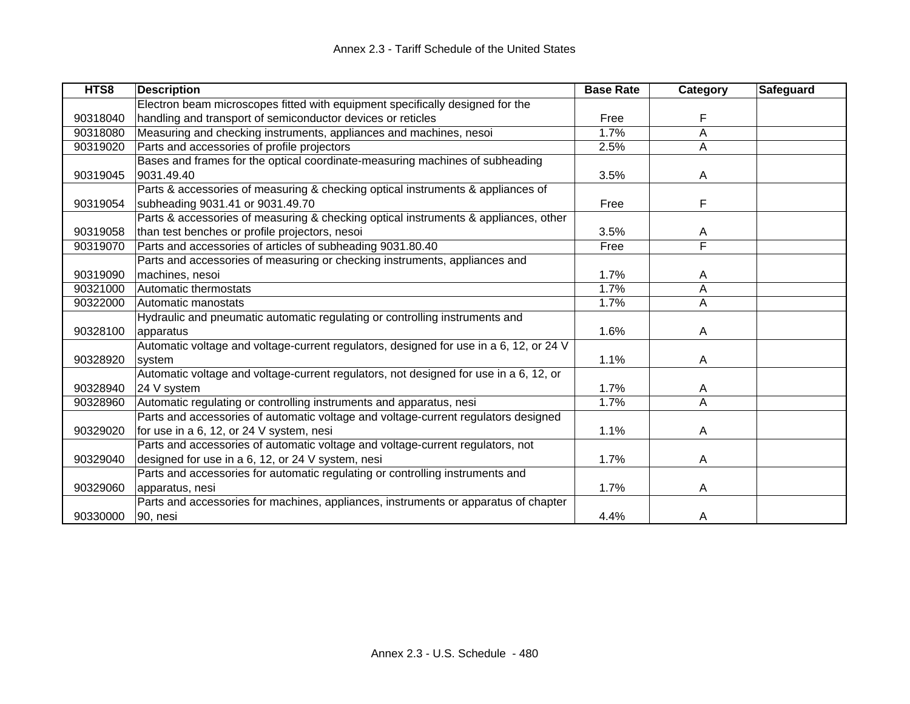| HTS8 | Description | Base Rate | Category | Safeguard |
|---|---|---|---|---|
| 90318040 | Electron beam microscopes fitted with equipment specifically designed for the handling and transport of semiconductor devices or reticles | Free | F | |
| 90318080 | Measuring and checking instruments, appliances and machines, nesoi | 1.7% | A | |
| 90319020 | Parts and accessories of profile projectors | 2.5% | A | |
| 90319045 | Bases and frames for the optical coordinate-measuring machines of subheading 9031.49.40 | 3.5% | A | |
| 90319054 | Parts & accessories of measuring & checking optical instruments & appliances of subheading 9031.41 or 9031.49.70 | Free | F | |
| 90319058 | Parts & accessories of measuring & checking optical instruments & appliances, other than test benches or profile projectors, nesoi | 3.5% | A | |
| 90319070 | Parts and accessories of articles of subheading 9031.80.40 | Free | F | |
| 90319090 | Parts and accessories of measuring or checking instruments, appliances and machines, nesoi | 1.7% | A | |
| 90321000 | Automatic thermostats | 1.7% | A | |
| 90322000 | Automatic manostats | 1.7% | A | |
| 90328100 | Hydraulic and pneumatic automatic regulating or controlling instruments and apparatus | 1.6% | A | |
| 90328920 | Automatic voltage and voltage-current regulators, designed for use in a 6, 12, or 24 V system | 1.1% | A | |
| 90328940 | Automatic voltage and voltage-current regulators, not designed for use in a 6, 12, or 24 V system | 1.7% | A | |
| 90328960 | Automatic regulating or controlling instruments and apparatus, nesi | 1.7% | A | |
| 90329020 | Parts and accessories of automatic voltage and voltage-current regulators designed for use in a 6, 12, or 24 V system, nesi | 1.1% | A | |
| 90329040 | Parts and accessories of automatic voltage and voltage-current regulators, not designed for use in a 6, 12, or 24 V system, nesi | 1.7% | A | |
| 90329060 | Parts and accessories for automatic regulating or controlling instruments and apparatus, nesi | 1.7% | A | |
| 90330000 | Parts and accessories for machines, appliances, instruments or apparatus of chapter 90, nesi | 4.4% | A | |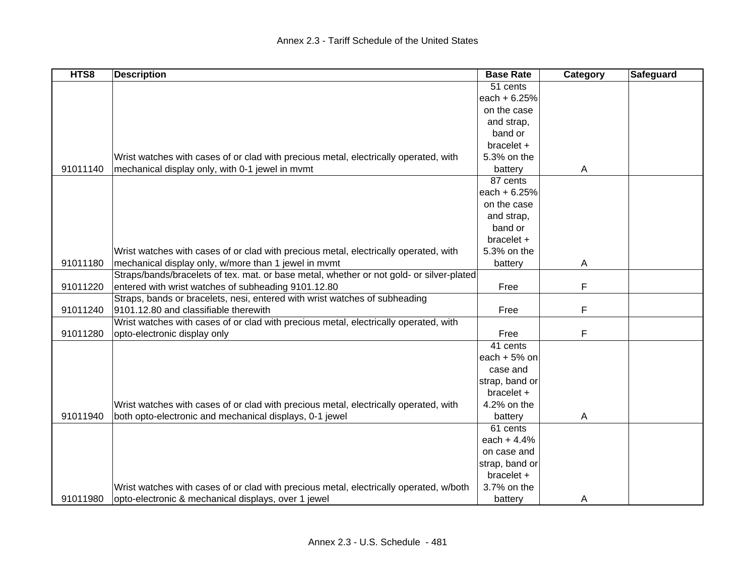| HTS8 | Description | Base Rate | Category | Safeguard |
|---|---|---|---|---|
| 91011140 | Wrist watches with cases of or clad with precious metal, electrically operated, with mechanical display only, with 0-1 jewel in mvmt | 51 cents each + 6.25% on the case and strap, band or bracelet + 5.3% on the battery | A | |
| 91011180 | Wrist watches with cases of or clad with precious metal, electrically operated, with mechanical display only, w/more than 1 jewel in mvmt | 87 cents each + 6.25% on the case and strap, band or bracelet + 5.3% on the battery | A | |
| 91011220 | Straps/bands/bracelets of tex. mat. or base metal, whether or not gold- or silver-plated entered with wrist watches of subheading 9101.12.80 | Free | F | |
| 91011240 | Straps, bands or bracelets, nesi, entered with wrist watches of subheading 9101.12.80 and classifiable therewith | Free | F | |
| 91011280 | Wrist watches with cases of or clad with precious metal, electrically operated, with opto-electronic display only | Free | F | |
| 91011940 | Wrist watches with cases of or clad with precious metal, electrically operated, with both opto-electronic and mechanical displays, 0-1 jewel | 41 cents each + 5% on case and strap, band or bracelet + 4.2% on the battery | A | |
| 91011980 | Wrist watches with cases of or clad with precious metal, electrically operated, w/both opto-electronic & mechanical displays, over 1 jewel | 61 cents each + 4.4% on case and strap, band or bracelet + 3.7% on the battery | A | |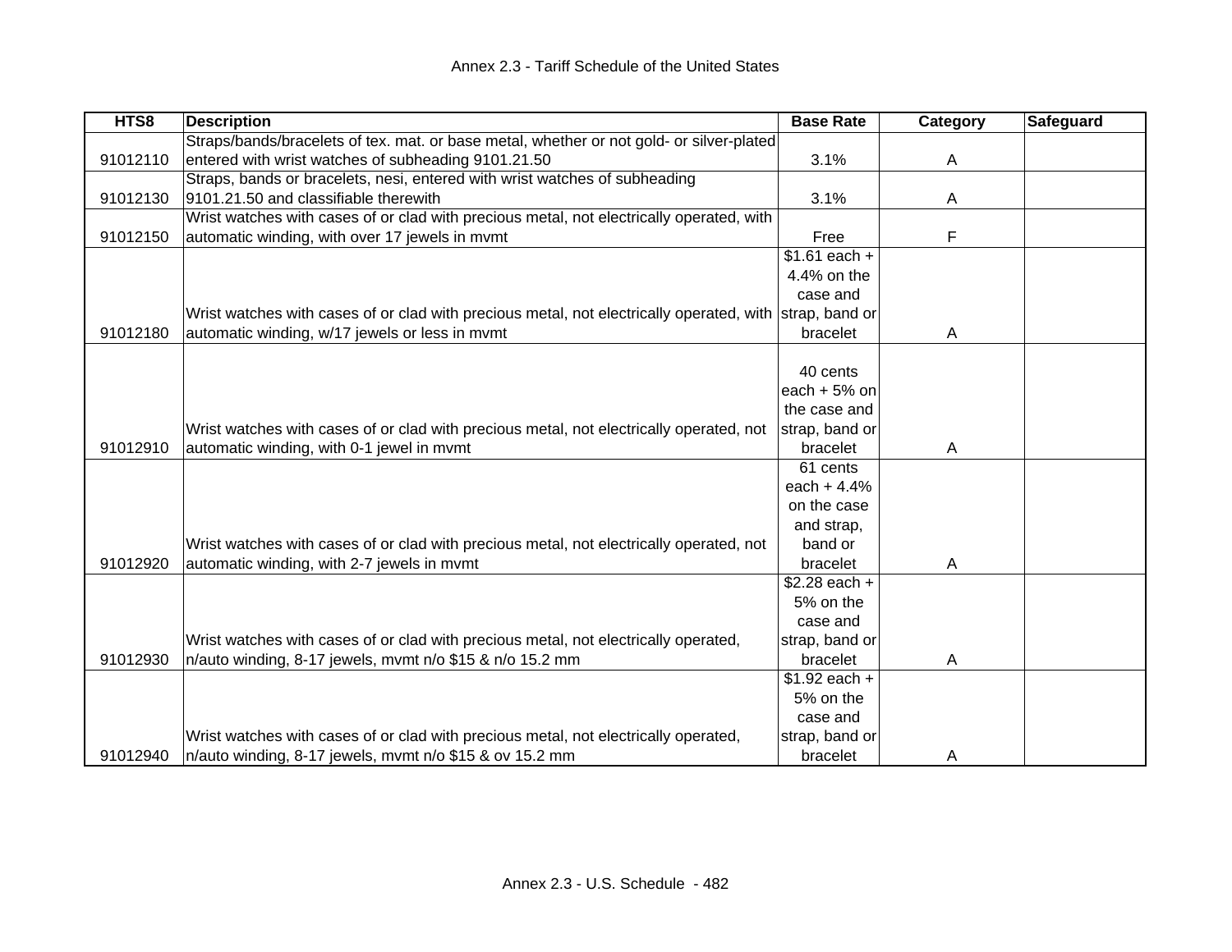| HTS8 | Description | Base Rate | Category | Safeguard |
|---|---|---|---|---|
| 91012110 | Straps/bands/bracelets of tex. mat. or base metal, whether or not gold- or silver-plated entered with wrist watches of subheading 9101.21.50 | 3.1% | A | |
| 91012130 | Straps, bands or bracelets, nesi, entered with wrist watches of subheading 9101.21.50 and classifiable therewith | 3.1% | A | |
| 91012150 | Wrist watches with cases of or clad with precious metal, not electrically operated, with automatic winding, with over 17 jewels in mvmt | Free | F | |
| 91012180 | Wrist watches with cases of or clad with precious metal, not electrically operated, with automatic winding, w/17 jewels or less in mvmt | $1.61 each + 4.4% on the case and strap, band or bracelet | A | |
| 91012910 | Wrist watches with cases of or clad with precious metal, not electrically operated, not automatic winding, with 0-1 jewel in mvmt | 40 cents each + 5% on the case and strap, band or bracelet | A | |
| 91012920 | Wrist watches with cases of or clad with precious metal, not electrically operated, not automatic winding, with 2-7 jewels in mvmt | 61 cents each + 4.4% on the case and strap, band or bracelet | A | |
| 91012930 | Wrist watches with cases of or clad with precious metal, not electrically operated, n/auto winding, 8-17 jewels, mvmt n/o $15 & n/o 15.2 mm | $2.28 each + 5% on the case and strap, band or bracelet | A | |
| 91012940 | Wrist watches with cases of or clad with precious metal, not electrically operated, n/auto winding, 8-17 jewels, mvmt n/o $15 & ov 15.2 mm | $1.92 each + 5% on the case and strap, band or bracelet | A | |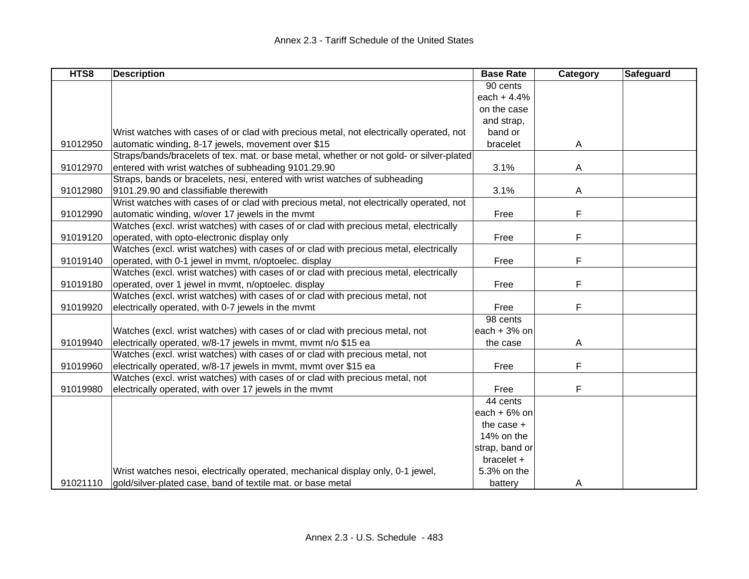| HTS8 | Description | Base Rate | Category | Safeguard |
|---|---|---|---|---|
| 91012950 | Wrist watches with cases of or clad with precious metal, not electrically operated, not automatic winding, 8-17 jewels, movement over $15 | 90 cents each + 4.4% on the case and strap, band or bracelet | A | |
| 91012970 | Straps/bands/bracelets of tex. mat. or base metal, whether or not gold- or silver-plated entered with wrist watches of subheading 9101.29.90 | 3.1% | A | |
| 91012980 | Straps, bands or bracelets, nesi, entered with wrist watches of subheading 9101.29.90 and classifiable therewith | 3.1% | A | |
| 91012990 | Wrist watches with cases of or clad with precious metal, not electrically operated, not automatic winding, w/over 17 jewels in the mvmt | Free | F | |
| 91019120 | Watches (excl. wrist watches) with cases of or clad with precious metal, electrically operated, with opto-electronic display only | Free | F | |
| 91019140 | Watches (excl. wrist watches) with cases of or clad with precious metal, electrically operated, with 0-1 jewel in mvmt, n/optoelec. display | Free | F | |
| 91019180 | Watches (excl. wrist watches) with cases of or clad with precious metal, electrically operated, over 1 jewel in mvmt, n/optoelec. display | Free | F | |
| 91019920 | Watches (excl. wrist watches) with cases of or clad with precious metal, not electrically operated, with 0-7 jewels in the mvmt | Free | F | |
| 91019940 | Watches (excl. wrist watches) with cases of or clad with precious metal, not electrically operated, w/8-17 jewels in mvmt, mvmt n/o $15 ea | 98 cents each + 3% on the case | A | |
| 91019960 | Watches (excl. wrist watches) with cases of or clad with precious metal, not electrically operated, w/8-17 jewels in mvmt, mvmt over $15 ea | Free | F | |
| 91019980 | Watches (excl. wrist watches) with cases of or clad with precious metal, not electrically operated, with over 17 jewels in the mvmt | Free | F | |
| 91021110 | Wrist watches nesoi, electrically operated, mechanical display only, 0-1 jewel, gold/silver-plated case, band of textile mat. or base metal | 44 cents each + 6% on the case + 14% on the strap, band or bracelet + 5.3% on the battery | A | |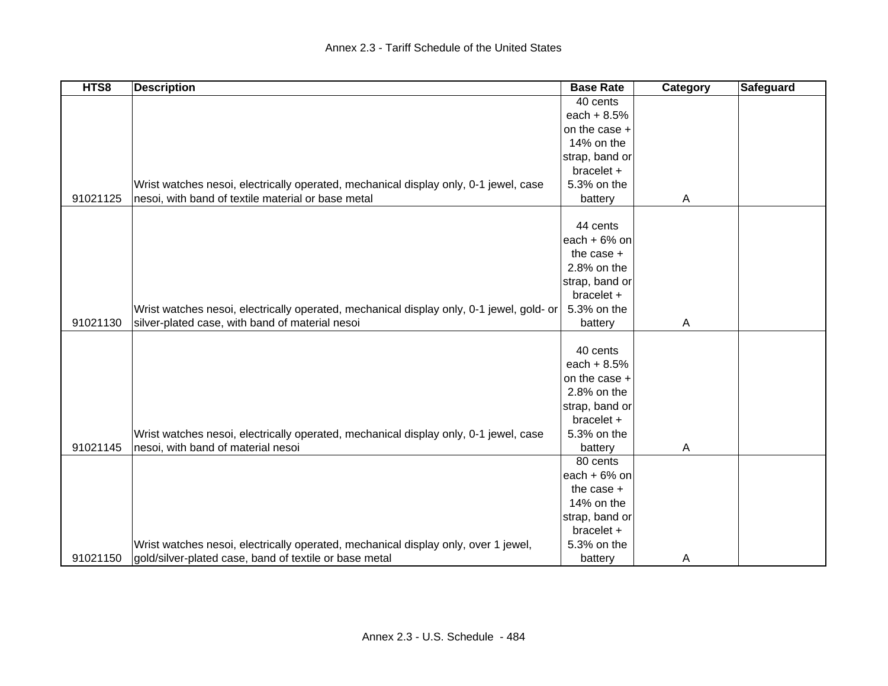| HTS8 | Description | Base Rate | Category | Safeguard |
|---|---|---|---|---|
| 91021125 | Wrist watches nesoi, electrically operated, mechanical display only, 0-1 jewel, case nesoi, with band of textile material or base metal | 40 cents each + 8.5% on the case + 14% on the strap, band or bracelet + 5.3% on the battery | A | |
| 91021130 | Wrist watches nesoi, electrically operated, mechanical display only, 0-1 jewel, gold- or silver-plated case, with band of material nesoi | 44 cents each + 6% on the case + 2.8% on the strap, band or bracelet + 5.3% on the battery | A | |
| 91021145 | Wrist watches nesoi, electrically operated, mechanical display only, 0-1 jewel, case nesoi, with band of material nesoi | 40 cents each + 8.5% on the case + 2.8% on the strap, band or bracelet + 5.3% on the battery | A | |
| 91021150 | Wrist watches nesoi, electrically operated, mechanical display only, over 1 jewel, gold/silver-plated case, band of textile or base metal | 80 cents each + 6% on the case + 14% on the strap, band or bracelet + 5.3% on the battery | A | |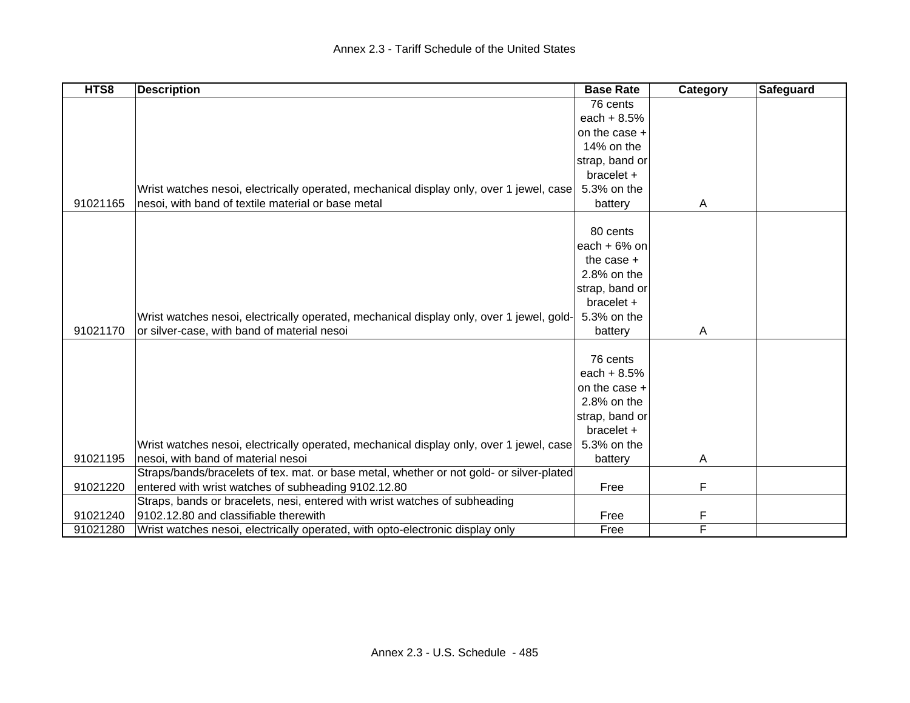| HTS8 | Description | Base Rate | Category | Safeguard |
|---|---|---|---|---|
| 91021165 | Wrist watches nesoi, electrically operated, mechanical display only, over 1 jewel, case nesoi, with band of textile material or base metal | 76 cents each + 8.5% on the case + 14% on the strap, band or bracelet + 5.3% on the battery | A | |
| 91021170 | Wrist watches nesoi, electrically operated, mechanical display only, over 1 jewel, gold- or silver-case, with band of material nesoi | 80 cents each + 6% on the case + 2.8% on the strap, band or bracelet + 5.3% on the battery | A | |
| 91021195 | Wrist watches nesoi, electrically operated, mechanical display only, over 1 jewel, case nesoi, with band of material nesoi | 76 cents each + 8.5% on the case + 2.8% on the strap, band or bracelet + 5.3% on the battery | A | |
| 91021220 | Straps/bands/bracelets of tex. mat. or base metal, whether or not gold- or silver-plated entered with wrist watches of subheading 9102.12.80 | Free | F | |
| 91021240 | Straps, bands or bracelets, nesi, entered with wrist watches of subheading 9102.12.80 and classifiable therewith | Free | F | |
| 91021280 | Wrist watches nesoi, electrically operated, with opto-electronic display only | Free | F | |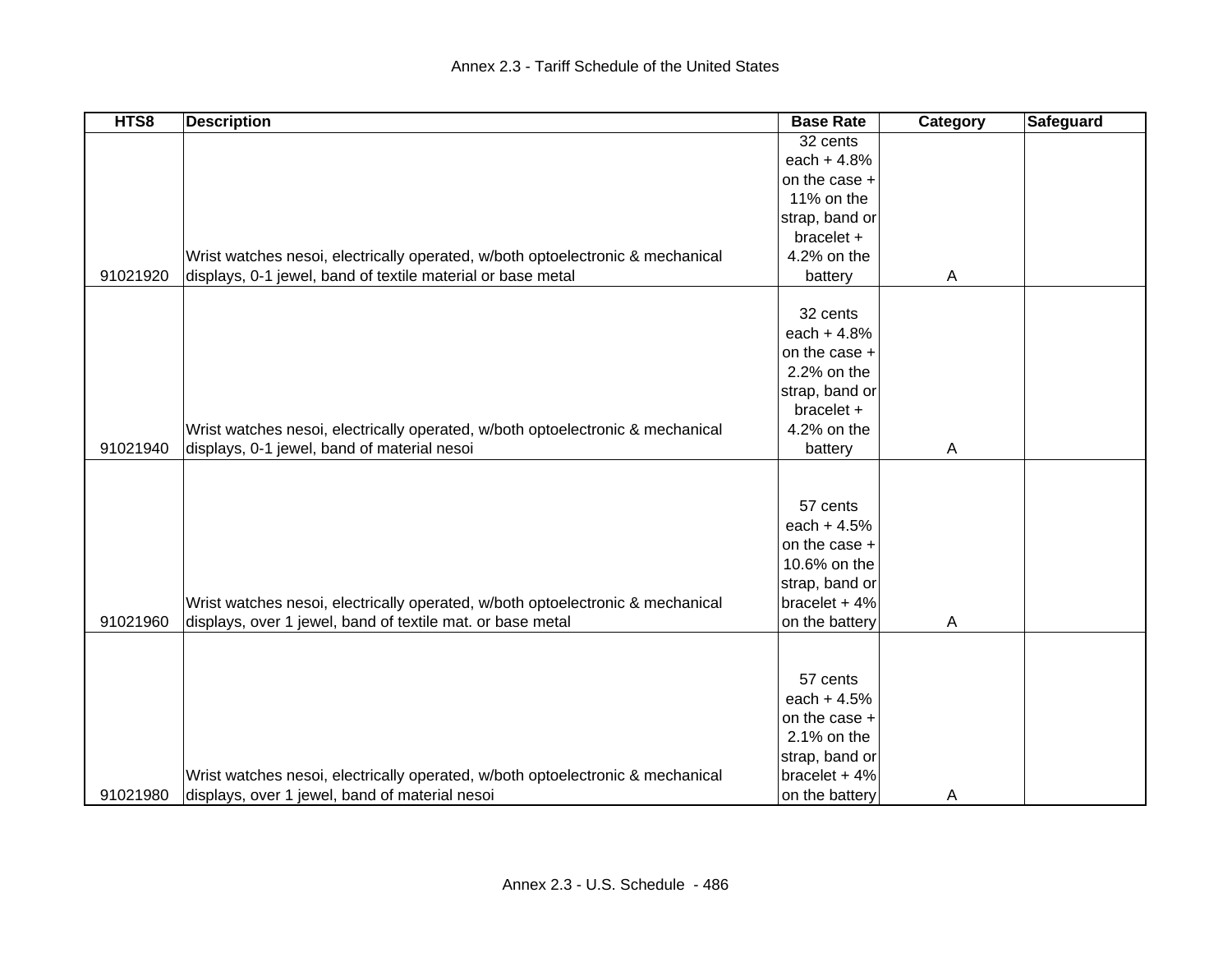| HTS8 | Description | Base Rate | Category | Safeguard |
|---|---|---|---|---|
| 91021920 | Wrist watches nesoi, electrically operated, w/both optoelectronic & mechanical displays, 0-1 jewel, band of textile material or base metal | 32 cents each + 4.8% on the case + 11% on the strap, band or bracelet + 4.2% on the battery | A | |
| 91021940 | Wrist watches nesoi, electrically operated, w/both optoelectronic & mechanical displays, 0-1 jewel, band of material nesoi | 32 cents each + 4.8% on the case + 2.2% on the strap, band or bracelet + 4.2% on the battery | A | |
| 91021960 | Wrist watches nesoi, electrically operated, w/both optoelectronic & mechanical displays, over 1 jewel, band of textile mat. or base metal | 57 cents each + 4.5% on the case + 10.6% on the strap, band or bracelet + 4% on the battery | A | |
| 91021980 | Wrist watches nesoi, electrically operated, w/both optoelectronic & mechanical displays, over 1 jewel, band of material nesoi | 57 cents each + 4.5% on the case + 2.1% on the strap, band or bracelet + 4% on the battery | A | |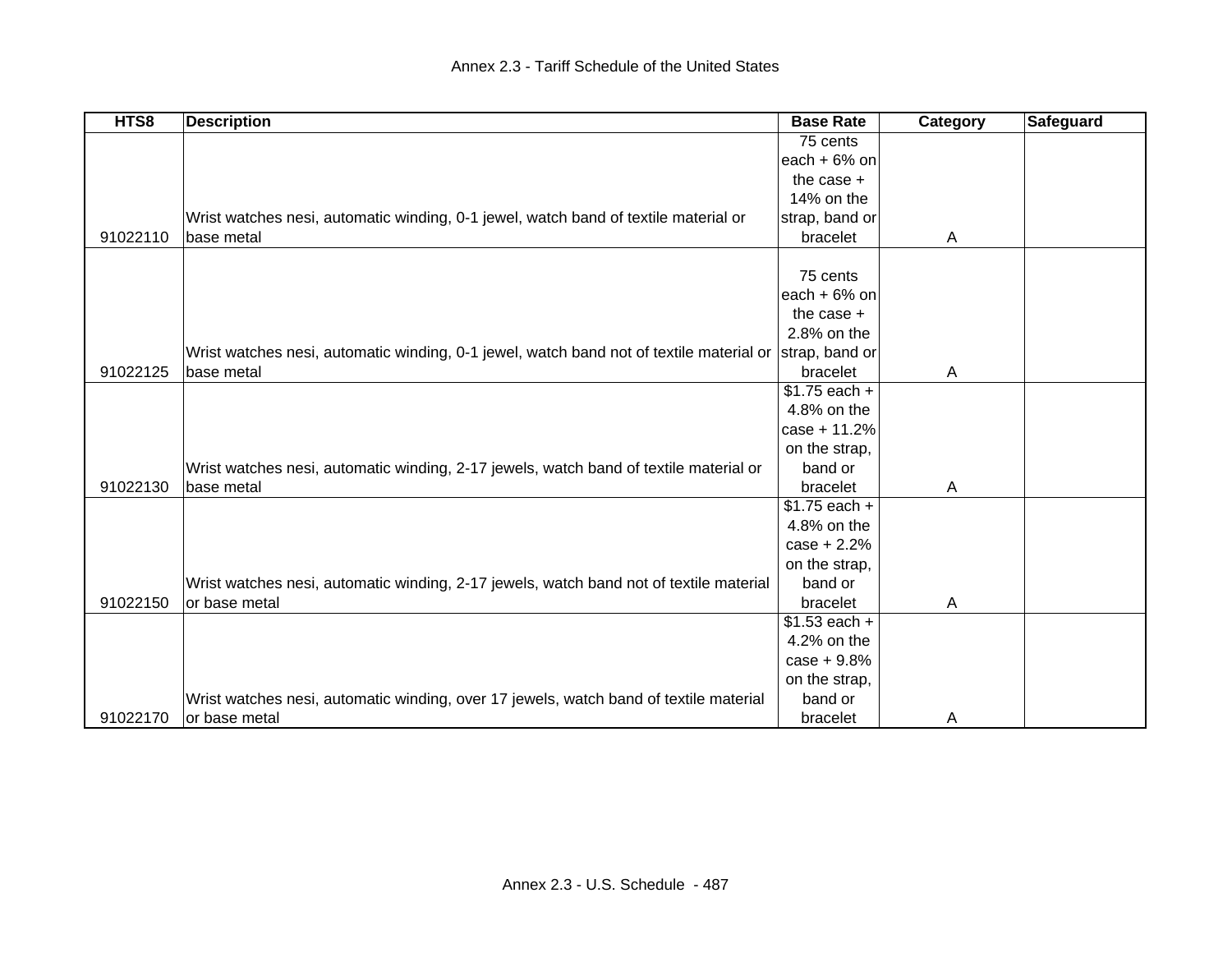| HTS8 | Description | Base Rate | Category | Safeguard |
|---|---|---|---|---|
| 91022110 | Wrist watches nesi, automatic winding, 0-1 jewel, watch band of textile material or base metal | 75 cents each + 6% on the case + 14% on the strap, band or bracelet | A | |
| 91022125 | Wrist watches nesi, automatic winding, 0-1 jewel, watch band not of textile material or base metal | 75 cents each + 6% on the case + 2.8% on the strap, band or bracelet | A | |
| 91022130 | Wrist watches nesi, automatic winding, 2-17 jewels, watch band of textile material or base metal | $1.75 each + 4.8% on the case + 11.2% on the strap, band or bracelet | A | |
| 91022150 | Wrist watches nesi, automatic winding, 2-17 jewels, watch band not of textile material or base metal | $1.75 each + 4.8% on the case + 2.2% on the strap, band or bracelet | A | |
| 91022170 | Wrist watches nesi, automatic winding, over 17 jewels, watch band of textile material or base metal | $1.53 each + 4.2% on the case + 9.8% on the strap, band or bracelet | A | |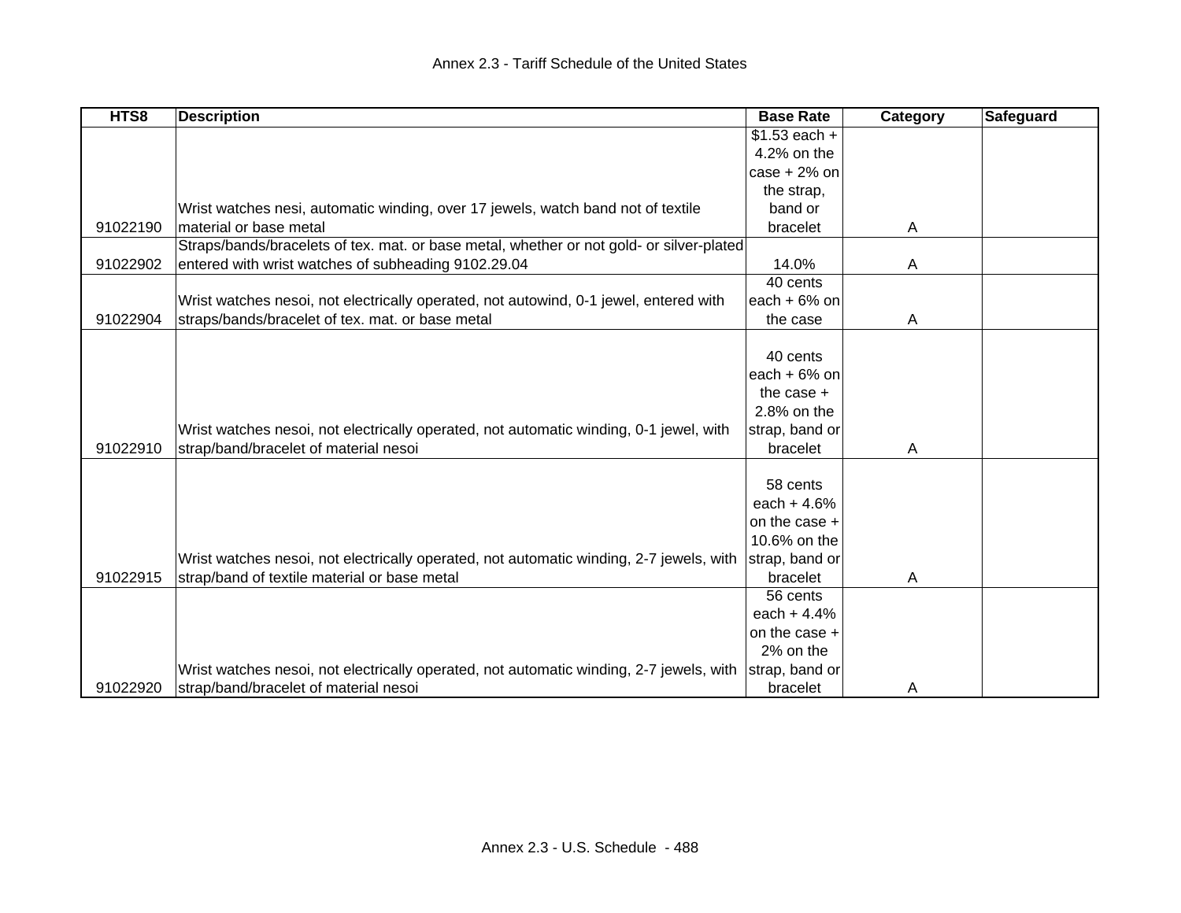| HTS8 | Description | Base Rate | Category | Safeguard |
|---|---|---|---|---|
| 91022190 | Wrist watches nesi, automatic winding, over 17 jewels, watch band not of textile material or base metal | $1.53 each + 4.2% on the case + 2% on the strap, band or bracelet | A | |
| 91022902 | Straps/bands/bracelets of tex. mat. or base metal, whether or not gold- or silver-plated entered with wrist watches of subheading 9102.29.04 | 14.0% | A | |
| 91022904 | Wrist watches nesoi, not electrically operated, not autowind, 0-1 jewel, entered with straps/bands/bracelet of tex. mat. or base metal | 40 cents each + 6% on the case | A | |
| 91022910 | Wrist watches nesoi, not electrically operated, not automatic winding, 0-1 jewel, with strap/band/bracelet of material nesoi | 40 cents each + 6% on the case + 2.8% on the strap, band or bracelet | A | |
| 91022915 | Wrist watches nesoi, not electrically operated, not automatic winding, 2-7 jewels, with strap/band of textile material or base metal | 58 cents each + 4.6% on the case + 10.6% on the strap, band or bracelet | A | |
| 91022920 | Wrist watches nesoi, not electrically operated, not automatic winding, 2-7 jewels, with strap/band/bracelet of material nesoi | 56 cents each + 4.4% on the case + 2% on the strap, band or bracelet | A | |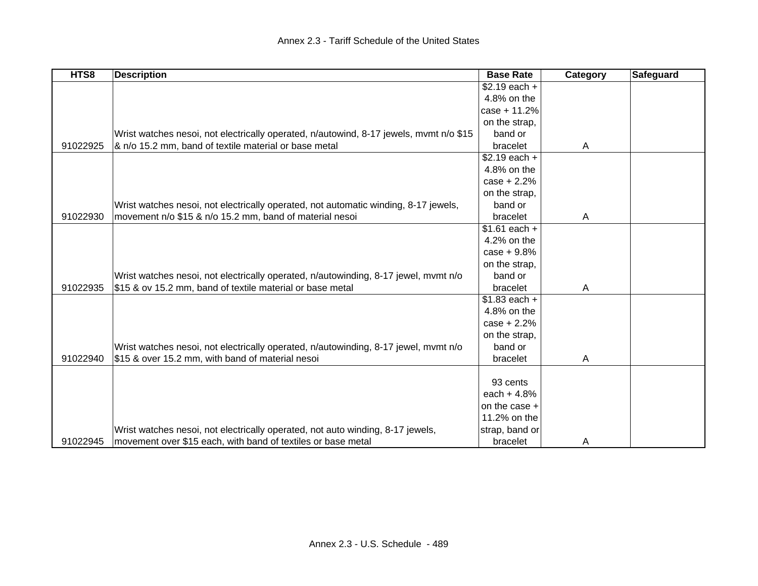| HTS8 | Description | Base Rate | Category | Safeguard |
|---|---|---|---|---|
| 91022925 | Wrist watches nesoi, not electrically operated, n/autowind, 8-17 jewels, mvmt n/o $15 & n/o 15.2 mm, band of textile material or base metal | $2.19 each + 4.8% on the case + 11.2% on the strap, band or bracelet | A | |
| 91022930 | Wrist watches nesoi, not electrically operated, not automatic winding, 8-17 jewels, movement n/o $15 & n/o 15.2 mm, band of material nesoi | $2.19 each + 4.8% on the case + 2.2% on the strap, band or bracelet | A | |
| 91022935 | Wrist watches nesoi, not electrically operated, n/autowinding, 8-17 jewel, mvmt n/o $15 & ov 15.2 mm, band of textile material or base metal | $1.61 each + 4.2% on the case + 9.8% on the strap, band or bracelet | A | |
| 91022940 | Wrist watches nesoi, not electrically operated, n/autowinding, 8-17 jewel, mvmt n/o $15 & over 15.2 mm, with band of material nesoi | $1.83 each + 4.8% on the case + 2.2% on the strap, band or bracelet | A | |
| 91022945 | Wrist watches nesoi, not electrically operated, not auto winding, 8-17 jewels, movement over $15 each, with band of textiles or base metal | 93 cents each + 4.8% on the case + 11.2% on the strap, band or bracelet | A | |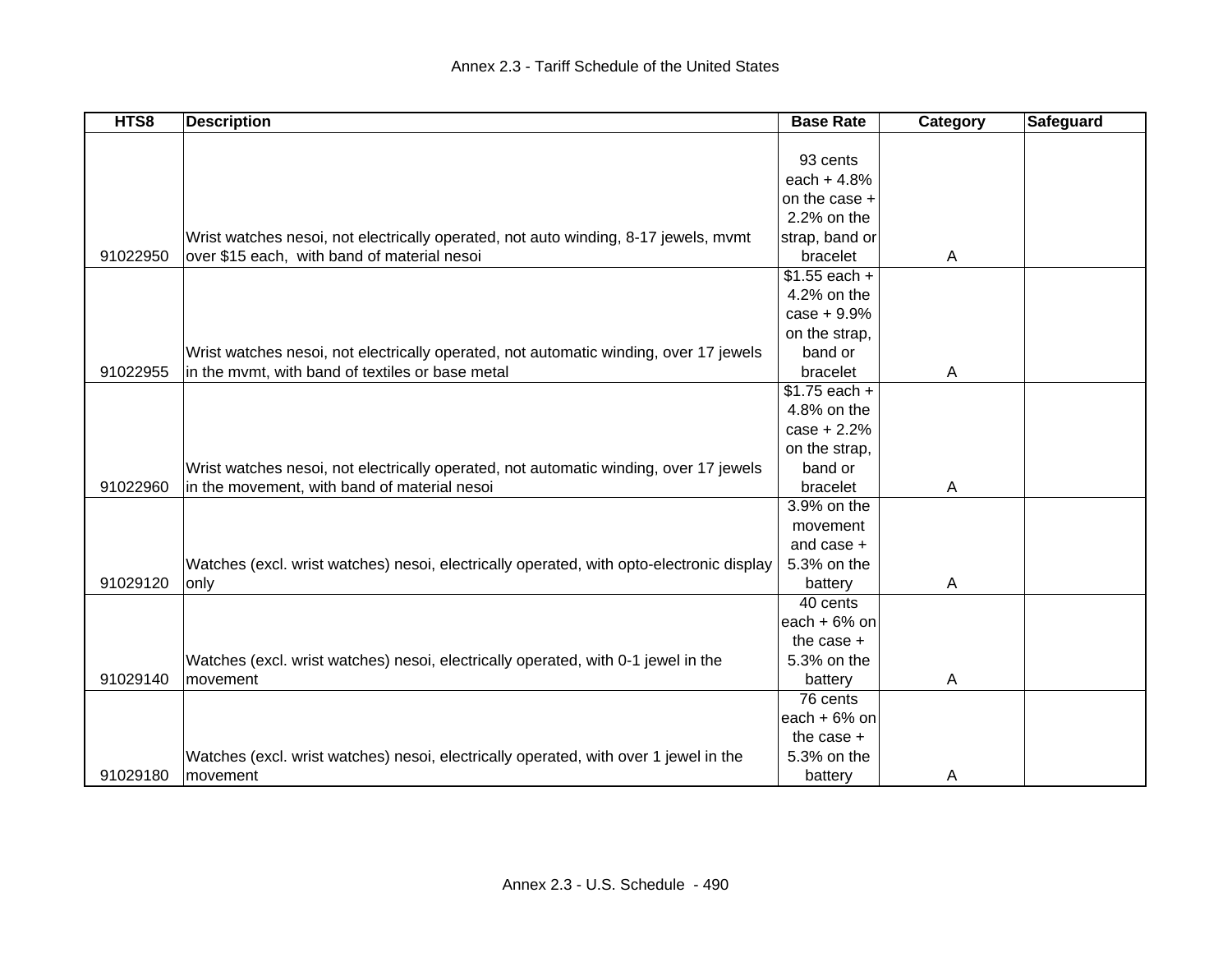| HTS8 | Description | Base Rate | Category | Safeguard |
|---|---|---|---|---|
| 91022950 | Wrist watches nesoi, not electrically operated, not auto winding, 8-17 jewels, mvmt over $15 each,  with band of material nesoi | 93 cents each + 4.8% on the case + 2.2% on the strap, band or bracelet | A | |
| 91022955 | Wrist watches nesoi, not electrically operated, not automatic winding, over 17 jewels in the mvmt, with band of textiles or base metal | $1.55 each + 4.2% on the case + 9.9% on the strap, band or bracelet | A | |
| 91022960 | Wrist watches nesoi, not electrically operated, not automatic winding, over 17 jewels in the movement, with band of material nesoi | $1.75 each + 4.8% on the case + 2.2% on the strap, band or bracelet | A | |
| 91029120 | Watches (excl. wrist watches) nesoi, electrically operated, with opto-electronic display only | 3.9% on the movement and case + 5.3% on the battery | A | |
| 91029140 | Watches (excl. wrist watches) nesoi, electrically operated, with 0-1 jewel in the movement | 40 cents each + 6% on the case + 5.3% on the battery | A | |
| 91029180 | Watches (excl. wrist watches) nesoi, electrically operated, with over 1 jewel in the movement | 76 cents each + 6% on the case + 5.3% on the battery | A | |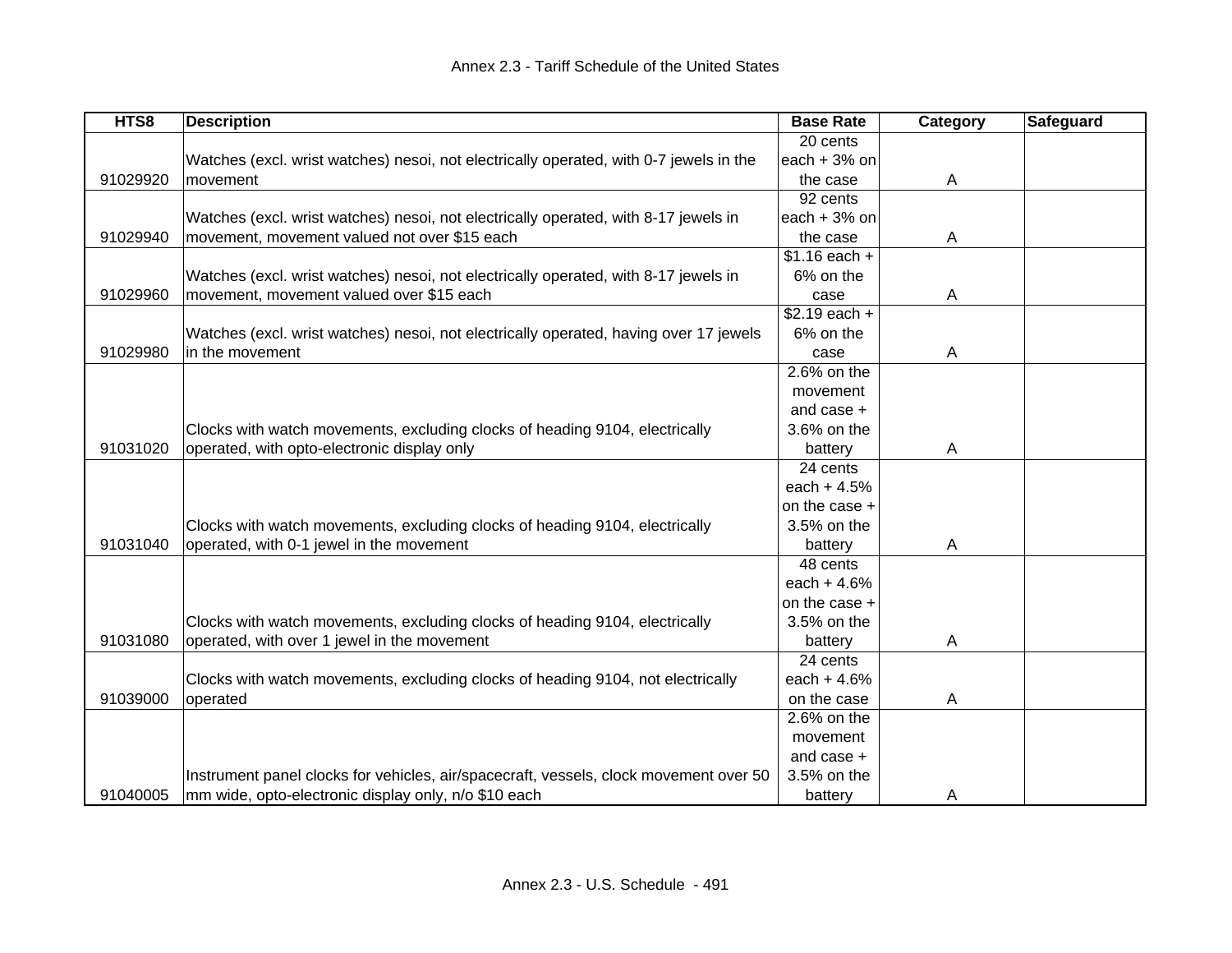| HTS8 | Description | Base Rate | Category | Safeguard |
|---|---|---|---|---|
| 91029920 | Watches (excl. wrist watches) nesoi, not electrically operated, with 0-7 jewels in the movement | 20 cents each + 3% on the case | A | |
| 91029940 | Watches (excl. wrist watches) nesoi, not electrically operated, with 8-17 jewels in movement, movement valued not over $15 each | 92 cents each + 3% on the case | A | |
| 91029960 | Watches (excl. wrist watches) nesoi, not electrically operated, with 8-17 jewels in movement, movement valued over $15 each | $1.16 each + 6% on the case | A | |
| 91029980 | Watches (excl. wrist watches) nesoi, not electrically operated, having over 17 jewels in the movement | $2.19 each + 6% on the case | A | |
| 91031020 | Clocks with watch movements, excluding clocks of heading 9104, electrically operated, with opto-electronic display only | 2.6% on the movement and case + 3.6% on the battery | A | |
| 91031040 | Clocks with watch movements, excluding clocks of heading 9104, electrically operated, with 0-1 jewel in the movement | 24 cents each + 4.5% on the case + 3.5% on the battery | A | |
| 91031080 | Clocks with watch movements, excluding clocks of heading 9104, electrically operated, with over 1 jewel in the movement | 48 cents each + 4.6% on the case + 3.5% on the battery | A | |
| 91039000 | Clocks with watch movements, excluding clocks of heading 9104, not electrically operated | 24 cents each + 4.6% on the case | A | |
| 91040005 | Instrument panel clocks for vehicles, air/spacecraft, vessels, clock movement over 50 mm wide, opto-electronic display only, n/o $10 each | 2.6% on the movement and case + 3.5% on the battery | A | |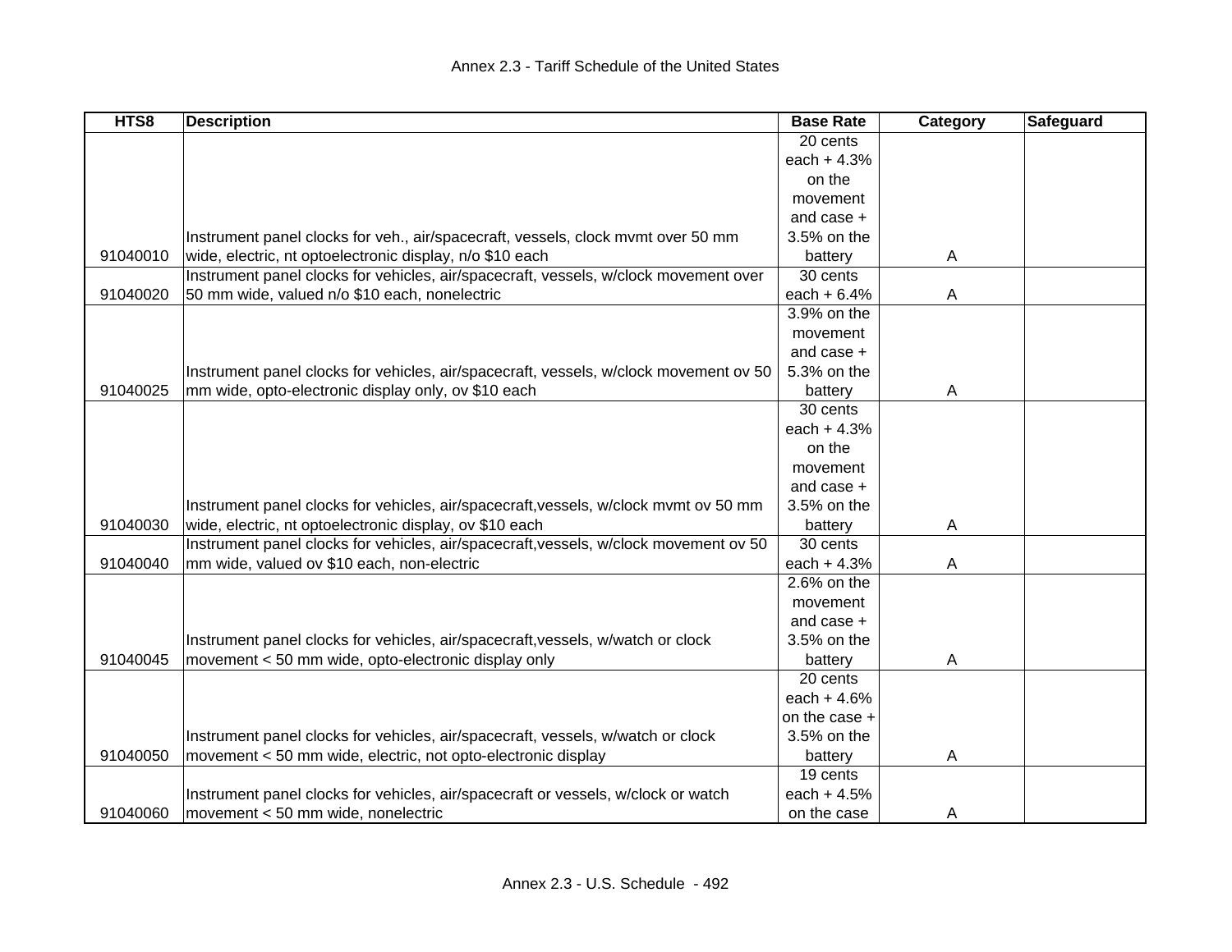| HTS8 | Description | Base Rate | Category | Safeguard |
|---|---|---|---|---|
| 91040010 | Instrument panel clocks for veh., air/spacecraft, vessels, clock mvmt over 50 mm wide, electric, nt optoelectronic display, n/o $10 each | 20 cents each + 4.3% on the movement and case + 3.5% on the battery | A | |
| 91040020 | Instrument panel clocks for vehicles, air/spacecraft, vessels, w/clock movement over 50 mm wide, valued n/o $10 each, nonelectric | 30 cents each + 6.4% | A | |
| 91040025 | Instrument panel clocks for vehicles, air/spacecraft, vessels, w/clock movement ov 50 mm wide, opto-electronic display only, ov $10 each | 3.9% on the movement and case + 5.3% on the battery | A | |
| 91040030 | Instrument panel clocks for vehicles, air/spacecraft,vessels, w/clock mvmt ov 50 mm wide, electric, nt optoelectronic display, ov $10 each | 30 cents each + 4.3% on the movement and case + 3.5% on the battery | A | |
| 91040040 | Instrument panel clocks for vehicles, air/spacecraft,vessels, w/clock movement ov 50 mm wide, valued ov $10 each, non-electric | 30 cents each + 4.3% | A | |
| 91040045 | Instrument panel clocks for vehicles, air/spacecraft,vessels, w/watch or clock movement < 50 mm wide, opto-electronic display only | 2.6% on the movement and case + 3.5% on the battery | A | |
| 91040050 | Instrument panel clocks for vehicles, air/spacecraft, vessels, w/watch or clock movement < 50 mm wide, electric, not opto-electronic display | 20 cents each + 4.6% on the case + 3.5% on the battery | A | |
| 91040060 | Instrument panel clocks for vehicles, air/spacecraft or vessels, w/clock or watch movement < 50 mm wide, nonelectric | 19 cents each + 4.5% on the case | A | |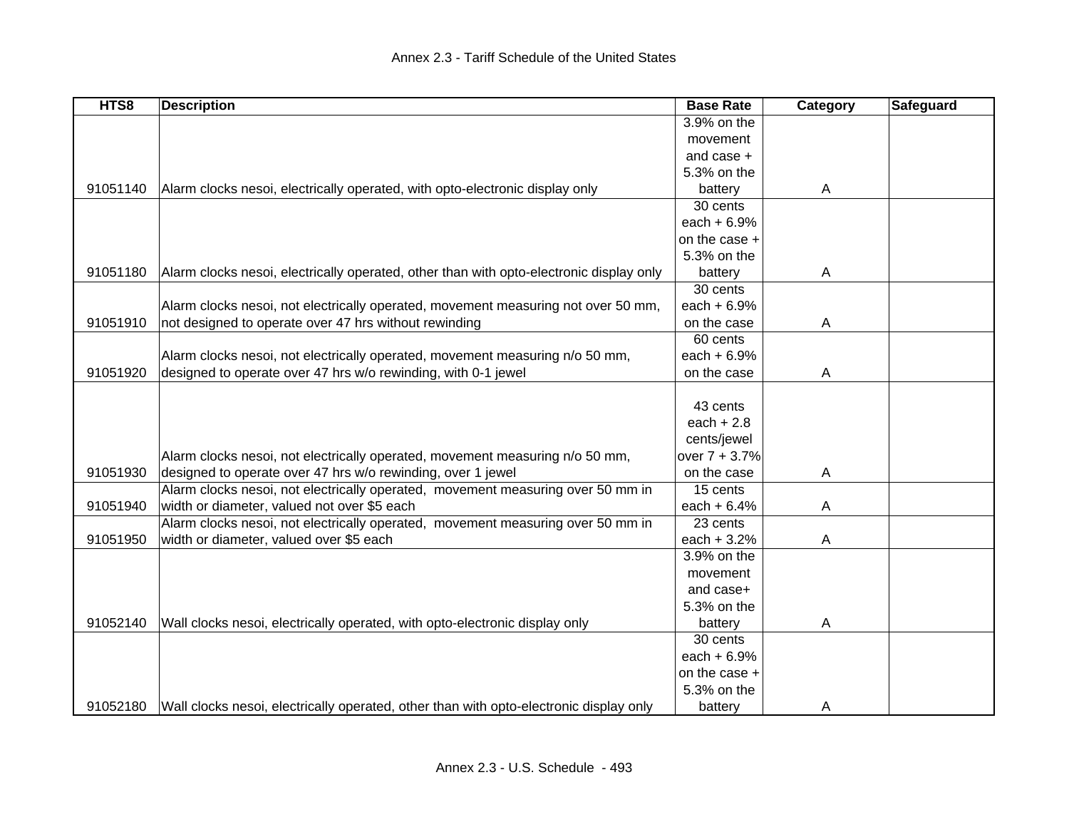| HTS8 | Description | Base Rate | Category | Safeguard |
|---|---|---|---|---|
| 91051140 | Alarm clocks nesoi, electrically operated, with opto-electronic display only | 3.9% on the movement and case + 5.3% on the battery | A | |
| 91051180 | Alarm clocks nesoi, electrically operated, other than with opto-electronic display only | 30 cents each + 6.9% on the case + 5.3% on the battery | A | |
| 91051910 | Alarm clocks nesoi, not electrically operated, movement measuring not over 50 mm, not designed to operate over 47 hrs without rewinding | 30 cents each + 6.9% on the case | A | |
| 91051920 | Alarm clocks nesoi, not electrically operated, movement measuring n/o 50 mm, designed to operate over 47 hrs w/o rewinding, with 0-1 jewel | 60 cents each + 6.9% on the case | A | |
| 91051930 | Alarm clocks nesoi, not electrically operated, movement measuring n/o 50 mm, designed to operate over 47 hrs w/o rewinding, over 1 jewel | 43 cents each + 2.8 cents/jewel over 7 + 3.7% on the case | A | |
| 91051940 | Alarm clocks nesoi, not electrically operated, movement measuring over 50 mm in width or diameter, valued not over $5 each | 15 cents each + 6.4% | A | |
| 91051950 | Alarm clocks nesoi, not electrically operated, movement measuring over 50 mm in width or diameter, valued over $5 each | 23 cents each + 3.2% | A | |
| 91052140 | Wall clocks nesoi, electrically operated, with opto-electronic display only | 3.9% on the movement and case+ 5.3% on the battery | A | |
| 91052180 | Wall clocks nesoi, electrically operated, other than with opto-electronic display only | 30 cents each + 6.9% on the case + 5.3% on the battery | A | |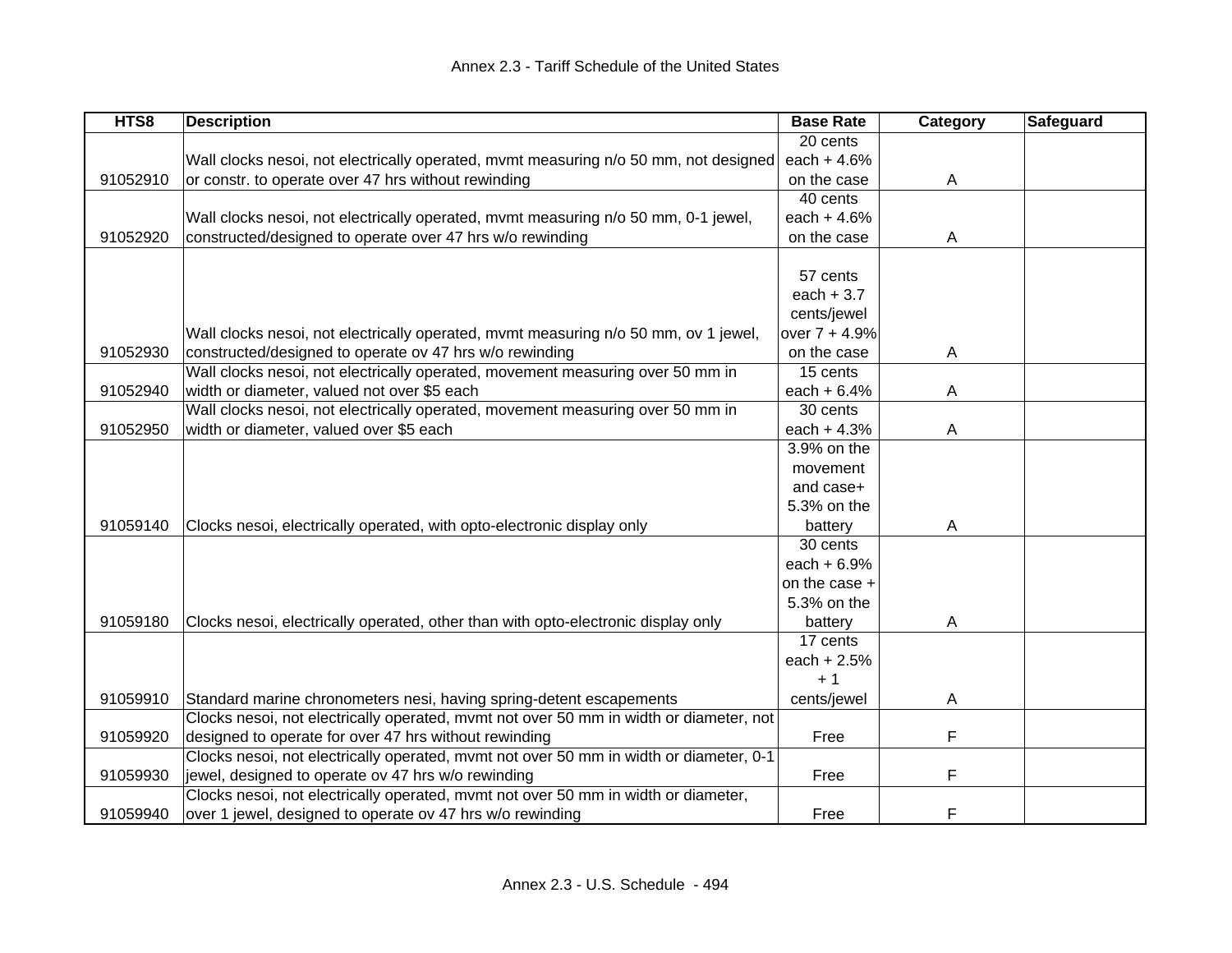| HTS8 | Description | Base Rate | Category | Safeguard |
|---|---|---|---|---|
| 91052910 | Wall clocks nesoi, not electrically operated, mvmt measuring n/o 50 mm, not designed or constr. to operate over 47 hrs without rewinding | 20 cents each + 4.6% on the case | A | |
| 91052920 | Wall clocks nesoi, not electrically operated, mvmt measuring n/o 50 mm, 0-1 jewel, constructed/designed to operate over 47 hrs w/o rewinding | 40 cents each + 4.6% on the case | A | |
| 91052930 | Wall clocks nesoi, not electrically operated, mvmt measuring n/o 50 mm, ov 1 jewel, constructed/designed to operate ov 47 hrs w/o rewinding | 57 cents each + 3.7 cents/jewel over 7 + 4.9% on the case | A | |
| 91052940 | Wall clocks nesoi, not electrically operated, movement measuring over 50 mm in width or diameter, valued not over $5 each | 15 cents each + 6.4% | A | |
| 91052950 | Wall clocks nesoi, not electrically operated, movement measuring over 50 mm in width or diameter, valued over $5 each | 30 cents each + 4.3% | A | |
| 91059140 | Clocks nesoi, electrically operated, with opto-electronic display only | 3.9% on the movement and case+ 5.3% on the battery | A | |
| 91059180 | Clocks nesoi, electrically operated, other than with opto-electronic display only | 30 cents each + 6.9% on the case + 5.3% on the battery | A | |
| 91059910 | Standard marine chronometers nesi, having spring-detent escapements | 17 cents each + 2.5% + 1 cents/jewel | A | |
| 91059920 | Clocks nesoi, not electrically operated, mvmt not over 50 mm in width or diameter, not designed to operate for over 47 hrs without rewinding | Free | F | |
| 91059930 | Clocks nesoi, not electrically operated, mvmt not over 50 mm in width or diameter, 0-1 jewel, designed to operate ov 47 hrs w/o rewinding | Free | F | |
| 91059940 | Clocks nesoi, not electrically operated, mvmt not over 50 mm in width or diameter, over 1 jewel, designed to operate ov 47 hrs w/o rewinding | Free | F | |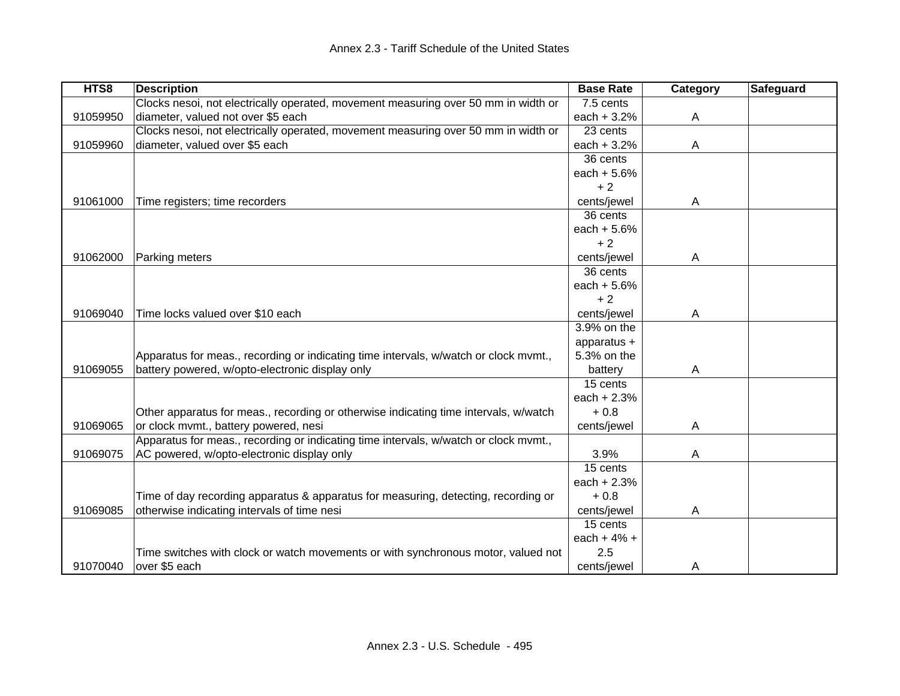Annex 2.3 - Tariff Schedule of the United States

| HTS8 | Description | Base Rate | Category | Safeguard |
|---|---|---|---|---|
| 91059950 | Clocks nesoi, not electrically operated, movement measuring over 50 mm in width or diameter, valued not over $5 each | 7.5 cents each + 3.2% | A | |
| 91059960 | Clocks nesoi, not electrically operated, movement measuring over 50 mm in width or diameter, valued over $5 each | 23 cents each + 3.2% | A | |
| 91061000 | Time registers; time recorders | 36 cents each + 5.6% + 2 cents/jewel | A | |
| 91062000 | Parking meters | 36 cents each + 5.6% + 2 cents/jewel | A | |
| 91069040 | Time locks valued over $10 each | 36 cents each + 5.6% + 2 cents/jewel | A | |
| 91069055 | Apparatus for meas., recording or indicating time intervals, w/watch or clock mvmt., battery powered, w/opto-electronic display only | 3.9% on the apparatus + 5.3% on the battery | A | |
| 91069065 | Other apparatus for meas., recording or otherwise indicating time intervals, w/watch or clock mvmt., battery powered, nesi | 15 cents each + 2.3% + 0.8 cents/jewel | A | |
| 91069075 | Apparatus for meas., recording or indicating time intervals, w/watch or clock mvmt., AC powered, w/opto-electronic display only | 3.9% | A | |
| 91069085 | Time of day recording apparatus & apparatus for measuring, detecting, recording or otherwise indicating intervals of time nesi | 15 cents each + 2.3% + 0.8 cents/jewel | A | |
| 91070040 | Time switches with clock or watch movements or with synchronous motor, valued not over $5 each | 15 cents each + 4% + 2.5 cents/jewel | A | |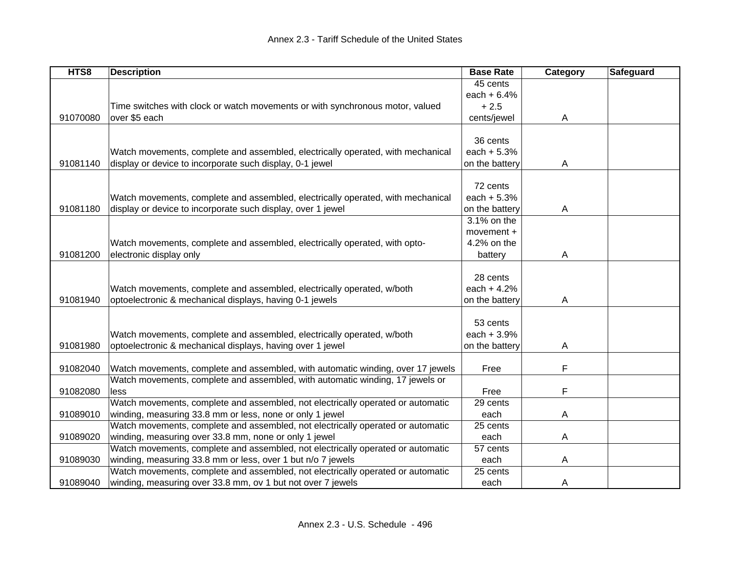| HTS8 | Description | Base Rate | Category | Safeguard |
|---|---|---|---|---|
| 91070080 | Time switches with clock or watch movements or with synchronous motor, valued over $5 each | 45 cents each + 6.4% + 2.5 cents/jewel | A | |
| 91081140 | Watch movements, complete and assembled, electrically operated, with mechanical display or device to incorporate such display, 0-1 jewel | 36 cents each + 5.3% on the battery | A | |
| 91081180 | Watch movements, complete and assembled, electrically operated, with mechanical display or device to incorporate such display, over 1 jewel | 72 cents each + 5.3% on the battery | A | |
| 91081200 | Watch movements, complete and assembled, electrically operated, with opto-electronic display only | 3.1% on the movement + 4.2% on the battery | A | |
| 91081940 | Watch movements, complete and assembled, electrically operated, w/both optoelectronic & mechanical displays, having 0-1 jewels | 28 cents each + 4.2% on the battery | A | |
| 91081980 | Watch movements, complete and assembled, electrically operated, w/both optoelectronic & mechanical displays, having over 1 jewel | 53 cents each + 3.9% on the battery | A | |
| 91082040 | Watch movements, complete and assembled, with automatic winding, over 17 jewels | Free | F | |
| 91082080 | Watch movements, complete and assembled, with automatic winding, 17 jewels or less | Free | F | |
| 91089010 | Watch movements, complete and assembled, not electrically operated or automatic winding, measuring 33.8 mm or less, none or only 1 jewel | 29 cents each | A | |
| 91089020 | Watch movements, complete and assembled, not electrically operated or automatic winding, measuring over 33.8 mm, none or only 1 jewel | 25 cents each | A | |
| 91089030 | Watch movements, complete and assembled, not electrically operated or automatic winding, measuring 33.8 mm or less, over 1 but n/o 7 jewels | 57 cents each | A | |
| 91089040 | Watch movements, complete and assembled, not electrically operated or automatic winding, measuring over 33.8 mm, ov 1 but not over 7 jewels | 25 cents each | A | |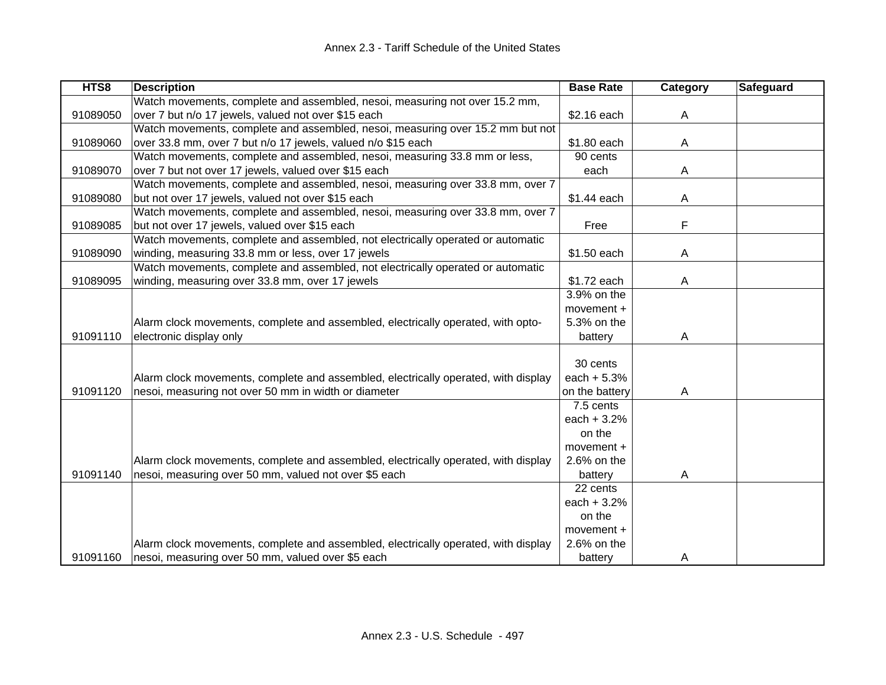| HTS8 | Description | Base Rate | Category | Safeguard |
|---|---|---|---|---|
| 91089050 | Watch movements, complete and assembled, nesoi, measuring not over 15.2 mm, over 7 but n/o 17 jewels, valued not over $15 each | $2.16 each | A | |
| 91089060 | Watch movements, complete and assembled, nesoi, measuring over 15.2 mm but not over 33.8 mm, over 7 but n/o 17 jewels, valued n/o $15 each | $1.80 each | A | |
| 91089070 | Watch movements, complete and assembled, nesoi, measuring 33.8 mm or less, over 7 but not over 17 jewels, valued over $15 each | 90 cents each | A | |
| 91089080 | Watch movements, complete and assembled, nesoi, measuring over 33.8 mm, over 7 but not over 17 jewels, valued not over $15 each | $1.44 each | A | |
| 91089085 | Watch movements, complete and assembled, nesoi, measuring over 33.8 mm, over 7 but not over 17 jewels, valued over $15 each | Free | F | |
| 91089090 | Watch movements, complete and assembled, not electrically operated or automatic winding, measuring 33.8 mm or less, over 17 jewels | $1.50 each | A | |
| 91089095 | Watch movements, complete and assembled, not electrically operated or automatic winding, measuring over 33.8 mm, over 17 jewels | $1.72 each | A | |
| 91091110 | Alarm clock movements, complete and assembled, electrically operated, with opto-electronic display only | 3.9% on the movement + 5.3% on the battery | A | |
| 91091120 | Alarm clock movements, complete and assembled, electrically operated, with display nesoi, measuring not over 50 mm in width or diameter | 30 cents each + 5.3% on the battery | A | |
| 91091140 | Alarm clock movements, complete and assembled, electrically operated, with display nesoi, measuring over 50 mm, valued not over $5 each | 7.5 cents each + 3.2% on the movement + 2.6% on the battery | A | |
| 91091160 | Alarm clock movements, complete and assembled, electrically operated, with display nesoi, measuring over 50 mm, valued over $5 each | 22 cents each + 3.2% on the movement + 2.6% on the battery | A | |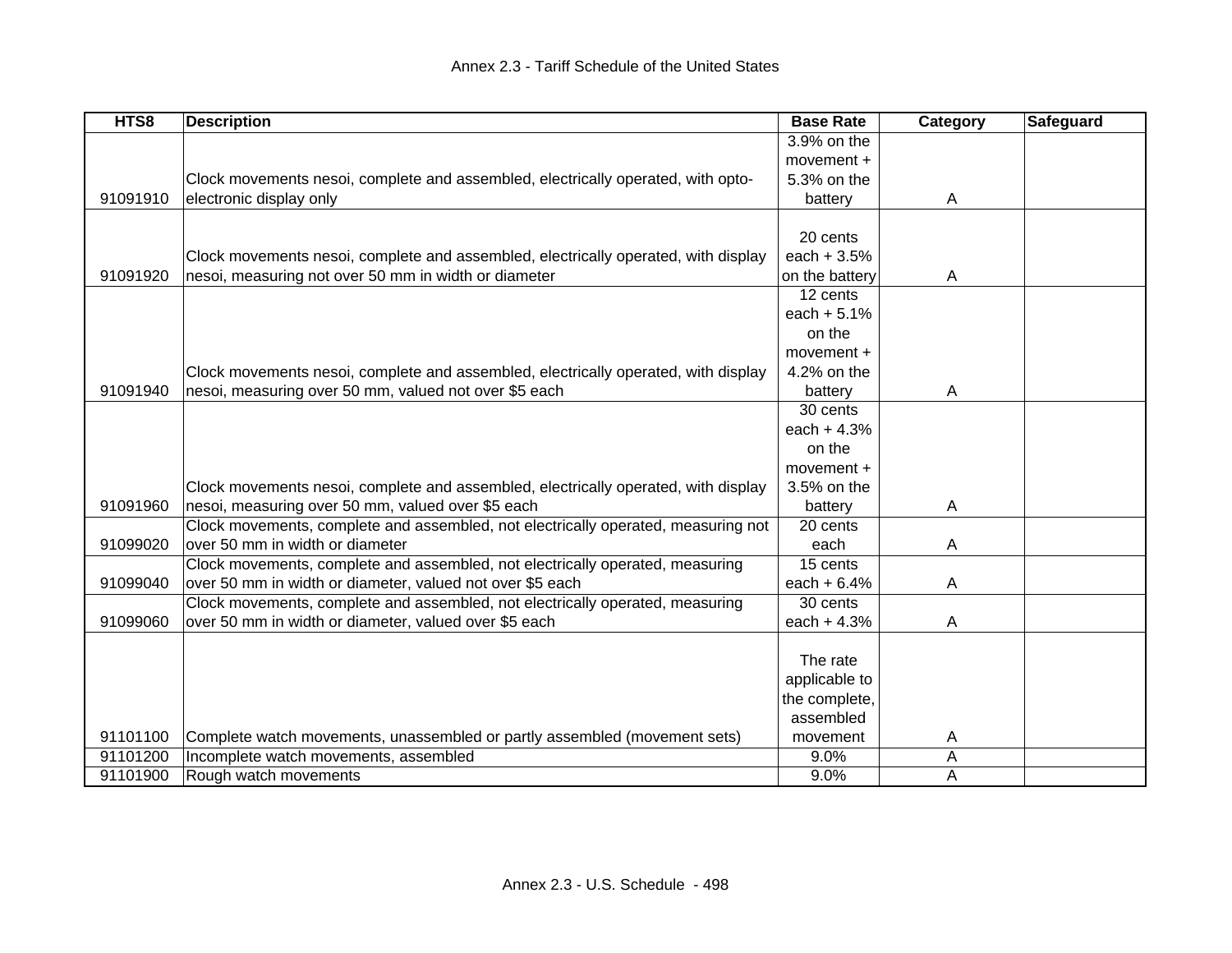| HTS8 | Description | Base Rate | Category | Safeguard |
|---|---|---|---|---|
| 91091910 | Clock movements nesoi, complete and assembled, electrically operated, with opto-electronic display only | 3.9% on the movement + 5.3% on the battery | A | |
| 91091920 | Clock movements nesoi, complete and assembled, electrically operated, with display nesoi, measuring not over 50 mm in width or diameter | 20 cents each + 3.5% on the battery | A | |
| 91091940 | Clock movements nesoi, complete and assembled, electrically operated, with display nesoi, measuring over 50 mm, valued not over $5 each | 12 cents each + 5.1% on the movement + 4.2% on the battery | A | |
| 91091960 | Clock movements nesoi, complete and assembled, electrically operated, with display nesoi, measuring over 50 mm, valued over $5 each | 30 cents each + 4.3% on the movement + 3.5% on the battery | A | |
| 91099020 | Clock movements, complete and assembled, not electrically operated, measuring not over 50 mm in width or diameter | 20 cents each | A | |
| 91099040 | Clock movements, complete and assembled, not electrically operated, measuring over 50 mm in width or diameter, valued not over $5 each | 15 cents each + 6.4% | A | |
| 91099060 | Clock movements, complete and assembled, not electrically operated, measuring over 50 mm in width or diameter, valued over $5 each | 30 cents each + 4.3% | A | |
| 91101100 | Complete watch movements, unassembled or partly assembled (movement sets) | The rate applicable to the complete, assembled movement | A | |
| 91101200 | Incomplete watch movements, assembled | 9.0% | A | |
| 91101900 | Rough watch movements | 9.0% | A | |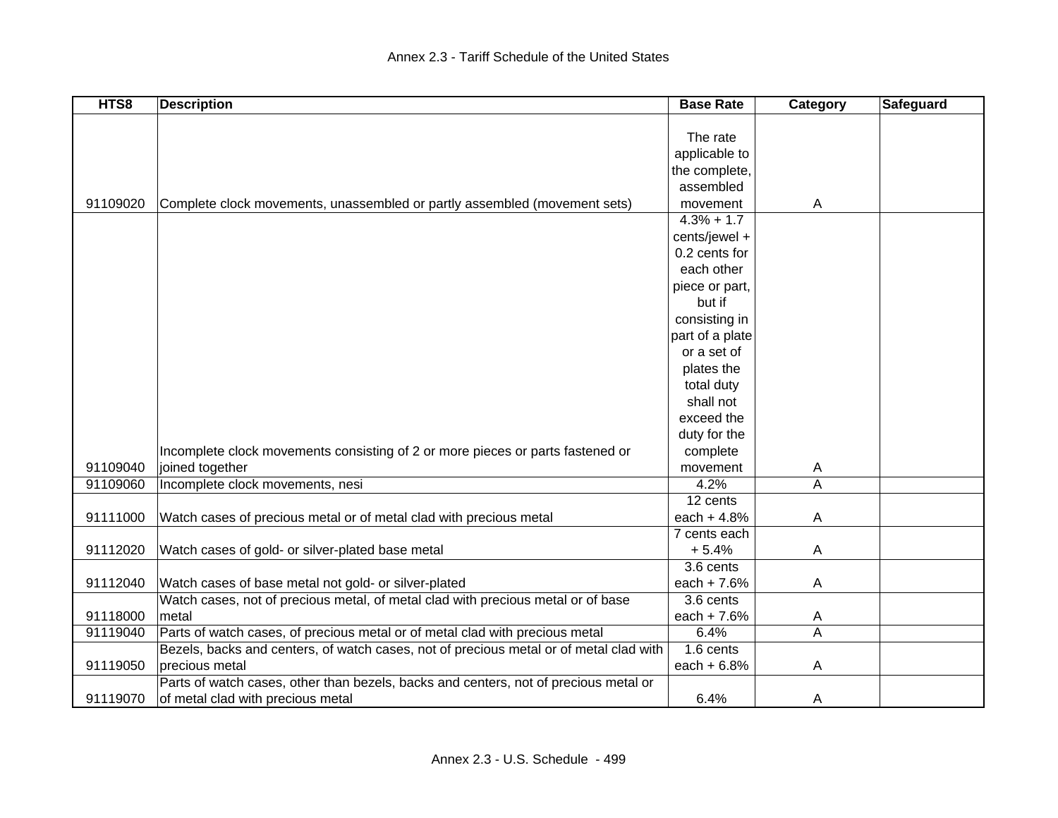| HTS8 | Description | Base Rate | Category | Safeguard |
|---|---|---|---|---|
| 91109020 | Complete clock movements, unassembled or partly assembled (movement sets) | The rate applicable to the complete, assembled movement | A | |
| 91109040 | Incomplete clock movements consisting of 2 or more pieces or parts fastened or joined together | 4.3% + 1.7 cents/jewel + 0.2 cents for each other piece or part, but if consisting in part of a plate or a set of plates the total duty shall not exceed the duty for the complete movement | A | |
| 91109060 | Incomplete clock movements, nesi | 4.2% | A | |
| 91111000 | Watch cases of precious metal or of metal clad with precious metal | 12 cents each + 4.8% | A | |
| 91112020 | Watch cases of gold- or silver-plated base metal | 7 cents each + 5.4% | A | |
| 91112040 | Watch cases of base metal not gold- or silver-plated | 3.6 cents each + 7.6% | A | |
| 91118000 | Watch cases, not of precious metal, of metal clad with precious metal or of base metal | 3.6 cents each + 7.6% | A | |
| 91119040 | Parts of watch cases, of precious metal or of metal clad with precious metal | 6.4% | A | |
| 91119050 | Bezels, backs and centers, of watch cases, not of precious metal or of metal clad with precious metal | 1.6 cents each + 6.8% | A | |
| 91119070 | Parts of watch cases, other than bezels, backs and centers, not of precious metal or of metal clad with precious metal | 6.4% | A | |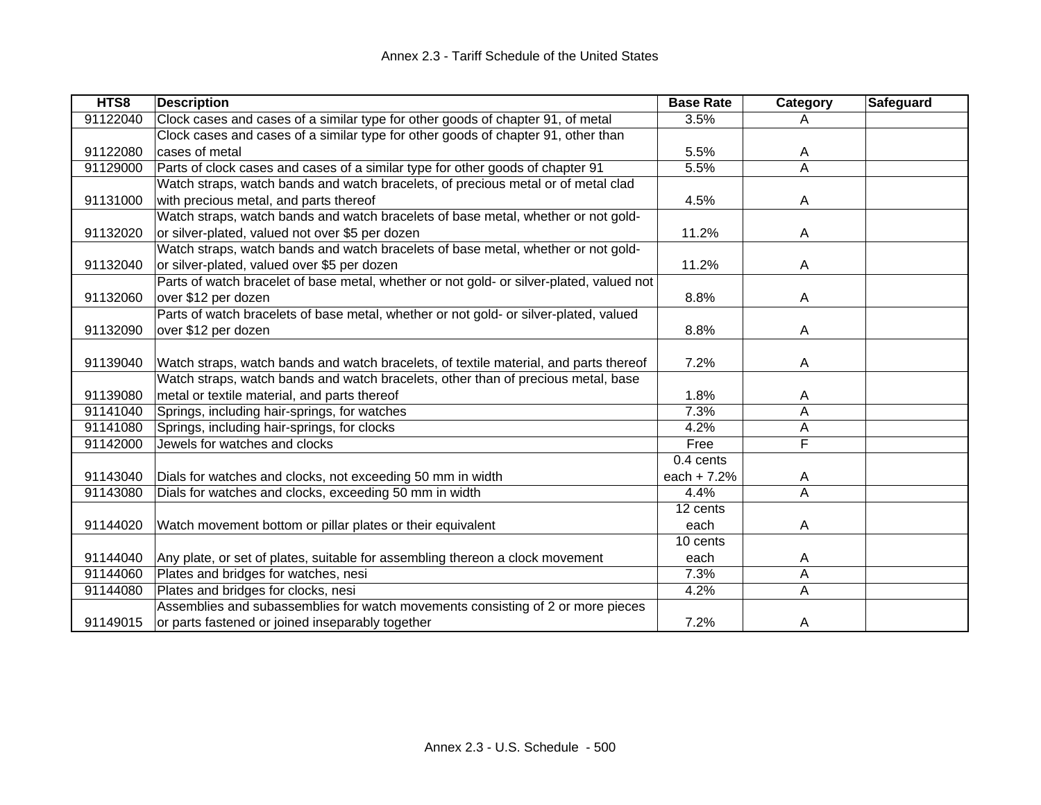| HTS8 | Description | Base Rate | Category | Safeguard |
|---|---|---|---|---|
| 91122040 | Clock cases and cases of a similar type for other goods of chapter 91, of metal | 3.5% | A | |
| 91122080 | Clock cases and cases of a similar type for other goods of chapter 91, other than cases of metal | 5.5% | A | |
| 91129000 | Parts of clock cases and cases of a similar type for other goods of chapter 91 | 5.5% | A | |
| 91131000 | Watch straps, watch bands and watch bracelets, of precious metal or of metal clad with precious metal, and parts thereof | 4.5% | A | |
| 91132020 | Watch straps, watch bands and watch bracelets of base metal, whether or not gold- or silver-plated, valued not over $5 per dozen | 11.2% | A | |
| 91132040 | Watch straps, watch bands and watch bracelets of base metal, whether or not gold- or silver-plated, valued over $5 per dozen | 11.2% | A | |
| 91132060 | Parts of watch bracelet of base metal, whether or not gold- or silver-plated, valued not over $12 per dozen | 8.8% | A | |
| 91132090 | Parts of watch bracelets of base metal, whether or not gold- or silver-plated, valued over $12 per dozen | 8.8% | A | |
| 91139040 | Watch straps, watch bands and watch bracelets, of textile material, and parts thereof | 7.2% | A | |
| 91139080 | Watch straps, watch bands and watch bracelets, other than of precious metal, base metal or textile material, and parts thereof | 1.8% | A | |
| 91141040 | Springs, including hair-springs, for watches | 7.3% | A | |
| 91141080 | Springs, including hair-springs, for clocks | 4.2% | A | |
| 91142000 | Jewels for watches and clocks | Free | F | |
| 91143040 | Dials for watches and clocks, not exceeding 50 mm in width | 0.4 cents each + 7.2% | A | |
| 91143080 | Dials for watches and clocks, exceeding 50 mm in width | 4.4% | A | |
| 91144020 | Watch movement bottom or pillar plates or their equivalent | 12 cents each | A | |
| 91144040 | Any plate, or set of plates, suitable for assembling thereon a clock movement | 10 cents each | A | |
| 91144060 | Plates and bridges for watches, nesi | 7.3% | A | |
| 91144080 | Plates and bridges for clocks, nesi | 4.2% | A | |
| 91149015 | Assemblies and subassemblies for watch movements consisting of 2 or more pieces or parts fastened or joined inseparably together | 7.2% | A | |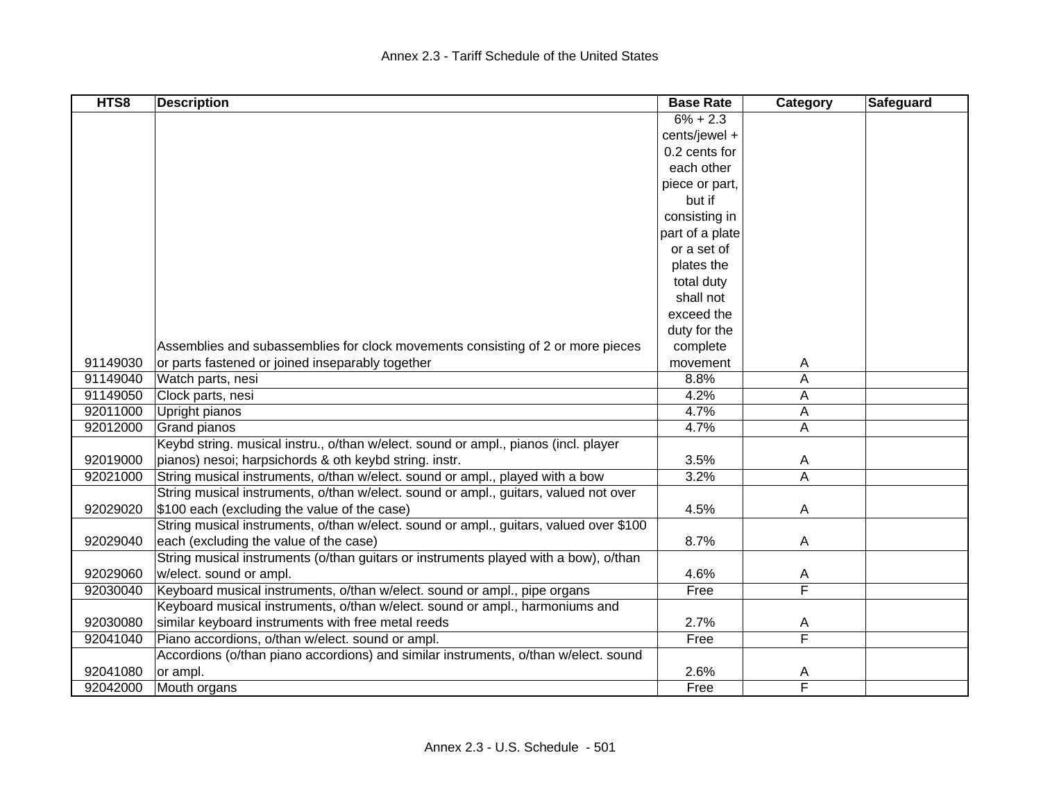| HTS8 | Description | Base Rate | Category | Safeguard |
|---|---|---|---|---|
| 91149030 | Assemblies and subassemblies for clock movements consisting of 2 or more pieces or parts fastened or joined inseparably together | 6% + 2.3 cents/jewel + 0.2 cents for each other piece or part, but if consisting in part of a plate or a set of plates the total duty shall not exceed the duty for the complete movement | A | |
| 91149040 | Watch parts, nesi | 8.8% | A | |
| 91149050 | Clock parts, nesi | 4.2% | A | |
| 92011000 | Upright pianos | 4.7% | A | |
| 92012000 | Grand pianos | 4.7% | A | |
| 92019000 | Keybd string. musical instru., o/than w/elect. sound or ampl., pianos (incl. player pianos) nesoi; harpsichords & oth keybd string. instr. | 3.5% | A | |
| 92021000 | String musical instruments, o/than w/elect. sound or ampl., played with a bow | 3.2% | A | |
| 92029020 | String musical instruments, o/than w/elect. sound or ampl., guitars, valued not over $100 each (excluding the value of the case) | 4.5% | A | |
| 92029040 | String musical instruments, o/than w/elect. sound or ampl., guitars, valued over $100 each (excluding the value of the case) | 8.7% | A | |
| 92029060 | String musical instruments (o/than guitars or instruments played with a bow), o/than w/elect. sound or ampl. | 4.6% | A | |
| 92030040 | Keyboard musical instruments, o/than w/elect. sound or ampl., pipe organs | Free | F | |
| 92030080 | Keyboard musical instruments, o/than w/elect. sound or ampl., harmoniums and similar keyboard instruments with free metal reeds | 2.7% | A | |
| 92041040 | Piano accordions, o/than w/elect. sound or ampl. | Free | F | |
| 92041080 | Accordions (o/than piano accordions) and similar instruments, o/than w/elect. sound or ampl. | 2.6% | A | |
| 92042000 | Mouth organs | Free | F | |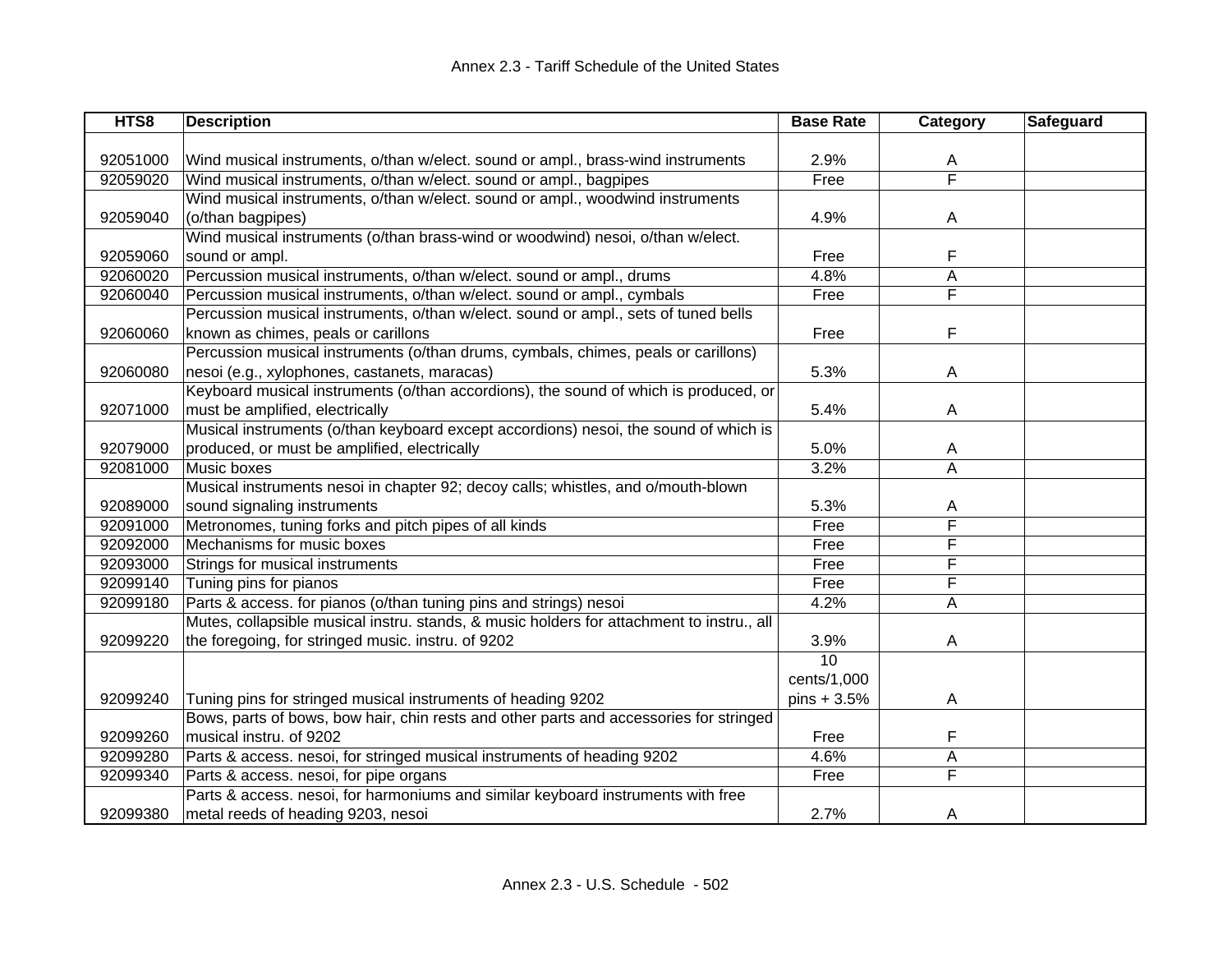| HTS8 | Description | Base Rate | Category | Safeguard |
|---|---|---|---|---|
| 92051000 | Wind musical instruments, o/than w/elect. sound or ampl., brass-wind instruments | 2.9% | A | |
| 92059020 | Wind musical instruments, o/than w/elect. sound or ampl., bagpipes | Free | F | |
| 92059040 | Wind musical instruments, o/than w/elect. sound or ampl., woodwind instruments (o/than bagpipes) | 4.9% | A | |
| 92059060 | Wind musical instruments (o/than brass-wind or woodwind) nesoi, o/than w/elect. sound or ampl. | Free | F | |
| 92060020 | Percussion musical instruments, o/than w/elect. sound or ampl., drums | 4.8% | A | |
| 92060040 | Percussion musical instruments, o/than w/elect. sound or ampl., cymbals | Free | F | |
| 92060060 | Percussion musical instruments, o/than w/elect. sound or ampl., sets of tuned bells known as chimes, peals or carillons | Free | F | |
| 92060080 | Percussion musical instruments (o/than drums, cymbals, chimes, peals or carillons) nesoi (e.g., xylophones, castanets, maracas) | 5.3% | A | |
| 92071000 | Keyboard musical instruments (o/than accordions), the sound of which is produced, or must be amplified, electrically | 5.4% | A | |
| 92079000 | Musical instruments (o/than keyboard except accordions) nesoi, the sound of which is produced, or must be amplified, electrically | 5.0% | A | |
| 92081000 | Music boxes | 3.2% | A | |
| 92089000 | Musical instruments nesoi in chapter 92; decoy calls; whistles, and o/mouth-blown sound signaling instruments | 5.3% | A | |
| 92091000 | Metronomes, tuning forks and pitch pipes of all kinds | Free | F | |
| 92092000 | Mechanisms for music boxes | Free | F | |
| 92093000 | Strings for musical instruments | Free | F | |
| 92099140 | Tuning pins for pianos | Free | F | |
| 92099180 | Parts & access. for pianos (o/than tuning pins and strings) nesoi | 4.2% | A | |
| 92099220 | Mutes, collapsible musical instru. stands, & music holders for attachment to instru., all the foregoing, for stringed music. instru. of 9202 | 3.9% | A | |
| 92099240 | Tuning pins for stringed musical instruments of heading 9202 | 10 cents/1,000 pins + 3.5% | A | |
| 92099260 | Bows, parts of bows, bow hair, chin rests and other parts and accessories for stringed musical instru. of 9202 | Free | F | |
| 92099280 | Parts & access. nesoi, for stringed musical instruments of heading 9202 | 4.6% | A | |
| 92099340 | Parts & access. nesoi, for pipe organs | Free | F | |
| 92099380 | Parts & access. nesoi, for harmoniums and similar keyboard instruments with free metal reeds of heading 9203, nesoi | 2.7% | A | |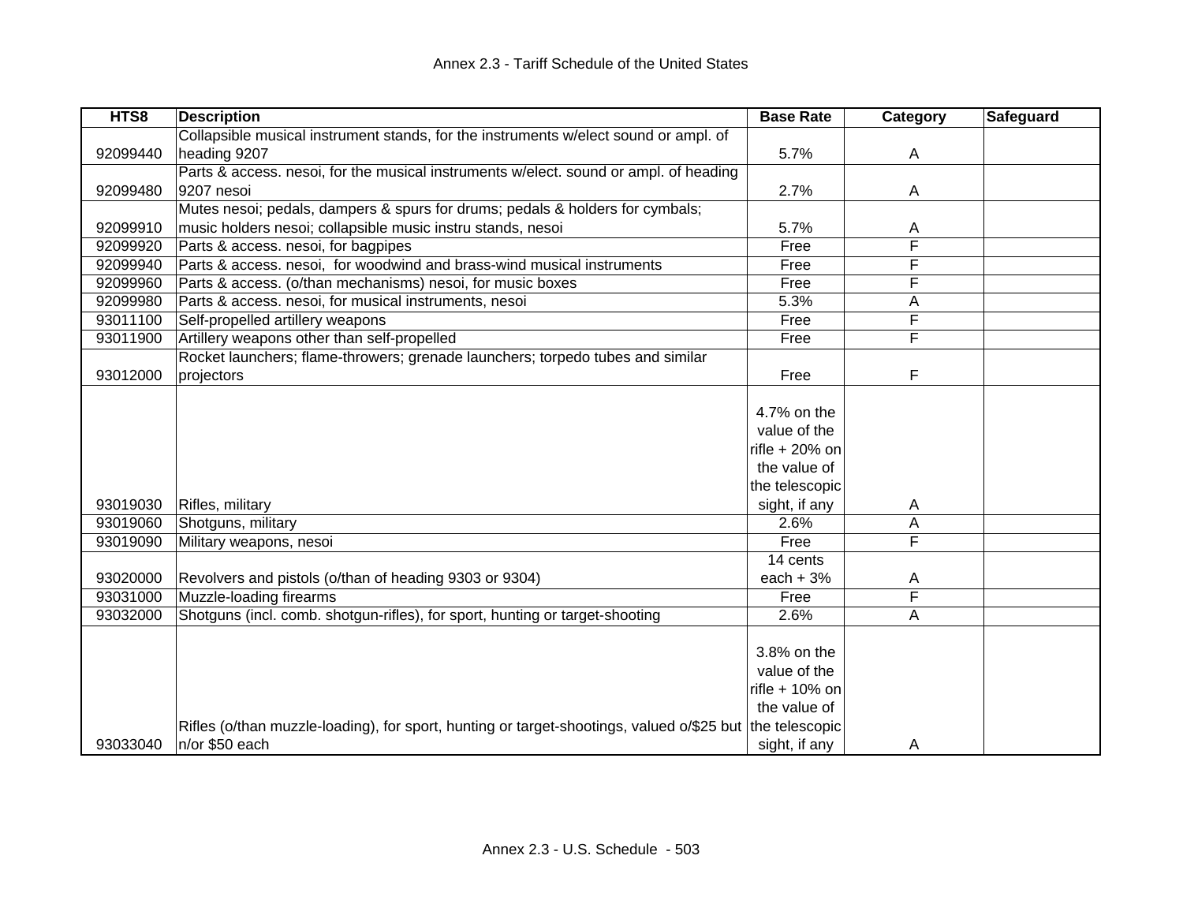| HTS8 | Description | Base Rate | Category | Safeguard |
|---|---|---|---|---|
| 92099440 | Collapsible musical instrument stands, for the instruments w/elect sound or ampl. of heading 9207 | 5.7% | A | |
| 92099480 | Parts & access. nesoi, for the musical instruments w/elect. sound or ampl. of heading 9207 nesoi | 2.7% | A | |
| 92099910 | Mutes nesoi; pedals, dampers & spurs for drums; pedals & holders for cymbals; music holders nesoi; collapsible music instru stands, nesoi | 5.7% | A | |
| 92099920 | Parts & access. nesoi, for bagpipes | Free | F | |
| 92099940 | Parts & access. nesoi, for woodwind and brass-wind musical instruments | Free | F | |
| 92099960 | Parts & access. (o/than mechanisms) nesoi, for music boxes | Free | F | |
| 92099980 | Parts & access. nesoi, for musical instruments, nesoi | 5.3% | A | |
| 93011100 | Self-propelled artillery weapons | Free | F | |
| 93011900 | Artillery weapons other than self-propelled | Free | F | |
| 93012000 | Rocket launchers; flame-throwers; grenade launchers; torpedo tubes and similar projectors | Free | F | |
| 93019030 | Rifles, military | 4.7% on the value of the rifle + 20% on the value of the telescopic sight, if any | A | |
| 93019060 | Shotguns, military | 2.6% | A | |
| 93019090 | Military weapons, nesoi | Free | F | |
| 93020000 | Revolvers and pistols (o/than of heading 9303 or 9304) | 14 cents each + 3% | A | |
| 93031000 | Muzzle-loading firearms | Free | F | |
| 93032000 | Shotguns (incl. comb. shotgun-rifles), for sport, hunting or target-shooting | 2.6% | A | |
| 93033040 | Rifles (o/than muzzle-loading), for sport, hunting or target-shootings, valued o/$25 but n/or $50 each | 3.8% on the value of the rifle + 10% on the value of the telescopic sight, if any | A | |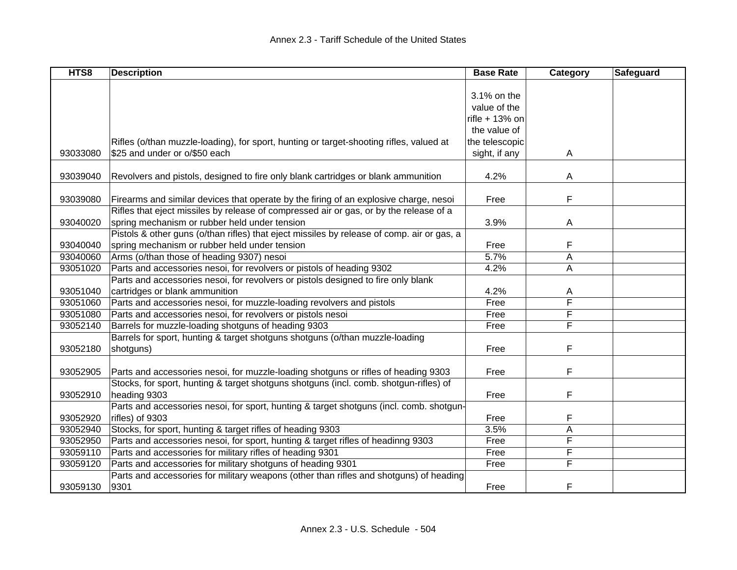| HTS8 | Description | Base Rate | Category | Safeguard |
|---|---|---|---|---|
| 93033080 | Rifles (o/than muzzle-loading), for sport, hunting or target-shooting rifles, valued at $25 and under or o/$50 each | 3.1% on the value of the rifle + 13% on the value of the telescopic sight, if any | A | |
| 93039040 | Revolvers and pistols, designed to fire only blank cartridges or blank ammunition | 4.2% | A | |
| 93039080 | Firearms and similar devices that operate by the firing of an explosive charge, nesoi | Free | F | |
| 93040020 | Rifles that eject missiles by release of compressed air or gas, or by the release of a spring mechanism or rubber held under tension | 3.9% | A | |
| 93040040 | Pistols & other guns (o/than rifles) that eject missiles by release of comp. air or gas, a spring mechanism or rubber held under tension | Free | F | |
| 93040060 | Arms (o/than those of heading 9307) nesoi | 5.7% | A | |
| 93051020 | Parts and accessories nesoi, for revolvers or pistols of heading 9302 | 4.2% | A | |
| 93051040 | Parts and accessories nesoi, for revolvers or pistols designed to fire only blank cartridges or blank ammunition | 4.2% | A | |
| 93051060 | Parts and accessories nesoi, for muzzle-loading revolvers and pistols | Free | F | |
| 93051080 | Parts and accessories nesoi, for revolvers or pistols nesoi | Free | F | |
| 93052140 | Barrels for muzzle-loading shotguns of heading 9303 | Free | F | |
| 93052180 | Barrels for sport, hunting & target shotguns shotguns (o/than muzzle-loading shotguns) | Free | F | |
| 93052905 | Parts and accessories nesoi, for muzzle-loading shotguns or rifles of heading 9303 | Free | F | |
| 93052910 | Stocks, for sport, hunting & target shotguns shotguns (incl. comb. shotgun-rifles) of heading 9303 | Free | F | |
| 93052920 | Parts and accessories nesoi, for sport, hunting & target shotguns (incl. comb. shotgun-rifles) of 9303 | Free | F | |
| 93052940 | Stocks, for sport, hunting & target rifles of heading 9303 | 3.5% | A | |
| 93052950 | Parts and accessories nesoi, for sport, hunting & target rifles of headinng 9303 | Free | F | |
| 93059110 | Parts and accessories for military rifles of heading 9301 | Free | F | |
| 93059120 | Parts and accessories for military shotguns of heading 9301 | Free | F | |
| 93059130 | Parts and accessories for military weapons (other than rifles and shotguns) of heading 9301 | Free | F | |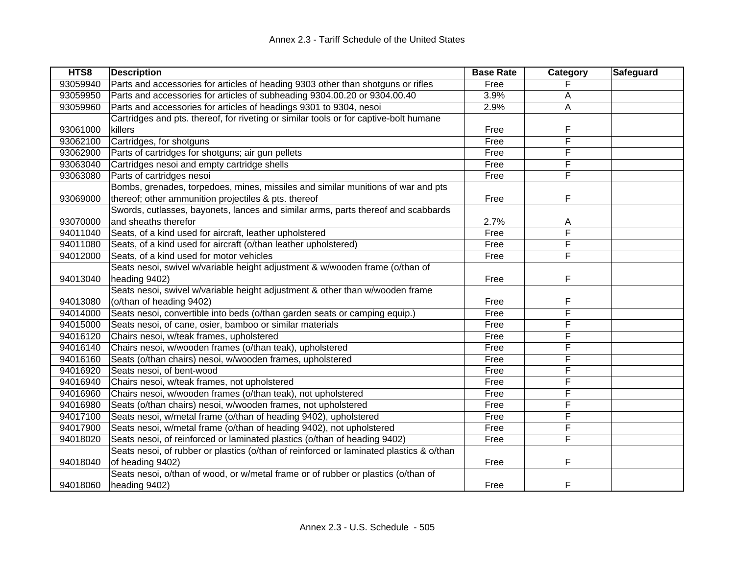| HTS8 | Description | Base Rate | Category | Safeguard |
|---|---|---|---|---|
| 93059940 | Parts and accessories for articles of heading 9303 other than shotguns or rifles | Free | F | |
| 93059950 | Parts and accessories for articles of subheading 9304.00.20 or 9304.00.40 | 3.9% | A | |
| 93059960 | Parts and accessories for articles of headings 9301 to 9304, nesoi | 2.9% | A | |
| 93061000 | Cartridges and pts. thereof, for riveting or similar tools or for captive-bolt humane killers | Free | F | |
| 93062100 | Cartridges, for shotguns | Free | F | |
| 93062900 | Parts of cartridges for shotguns; air gun pellets | Free | F | |
| 93063040 | Cartridges nesoi and empty cartridge shells | Free | F | |
| 93063080 | Parts of cartridges nesoi | Free | F | |
| 93069000 | Bombs, grenades, torpedoes, mines, missiles and similar munitions of war and pts thereof; other ammunition projectiles & pts. thereof | Free | F | |
| 93070000 | Swords, cutlasses, bayonets, lances and similar arms, parts thereof and scabbards and sheaths therefor | 2.7% | A | |
| 94011040 | Seats, of a kind used for aircraft, leather upholstered | Free | F | |
| 94011080 | Seats, of a kind used for aircraft (o/than leather upholstered) | Free | F | |
| 94012000 | Seats, of a kind used for motor vehicles | Free | F | |
| 94013040 | Seats nesoi, swivel w/variable height adjustment & w/wooden frame (o/than of heading 9402) | Free | F | |
| 94013080 | Seats nesoi, swivel w/variable height adjustment & other than w/wooden frame (o/than of heading 9402) | Free | F | |
| 94014000 | Seats nesoi, convertible into beds (o/than garden seats or camping equip.) | Free | F | |
| 94015000 | Seats nesoi, of cane, osier, bamboo or similar materials | Free | F | |
| 94016120 | Chairs nesoi, w/teak frames, upholstered | Free | F | |
| 94016140 | Chairs nesoi, w/wooden frames (o/than teak), upholstered | Free | F | |
| 94016160 | Seats (o/than chairs) nesoi, w/wooden frames, upholstered | Free | F | |
| 94016920 | Seats nesoi, of bent-wood | Free | F | |
| 94016940 | Chairs nesoi, w/teak frames, not upholstered | Free | F | |
| 94016960 | Chairs nesoi, w/wooden frames (o/than teak), not upholstered | Free | F | |
| 94016980 | Seats (o/than chairs) nesoi, w/wooden frames, not upholstered | Free | F | |
| 94017100 | Seats nesoi, w/metal frame (o/than of heading 9402), upholstered | Free | F | |
| 94017900 | Seats nesoi, w/metal frame (o/than of heading 9402), not upholstered | Free | F | |
| 94018020 | Seats nesoi, of reinforced or laminated plastics (o/than of heading 9402) | Free | F | |
| 94018040 | Seats nesoi, of rubber or plastics (o/than of reinforced or laminated plastics & o/than of heading 9402) | Free | F | |
| 94018060 | Seats nesoi, o/than of wood, or w/metal frame or of rubber or plastics (o/than of heading 9402) | Free | F | |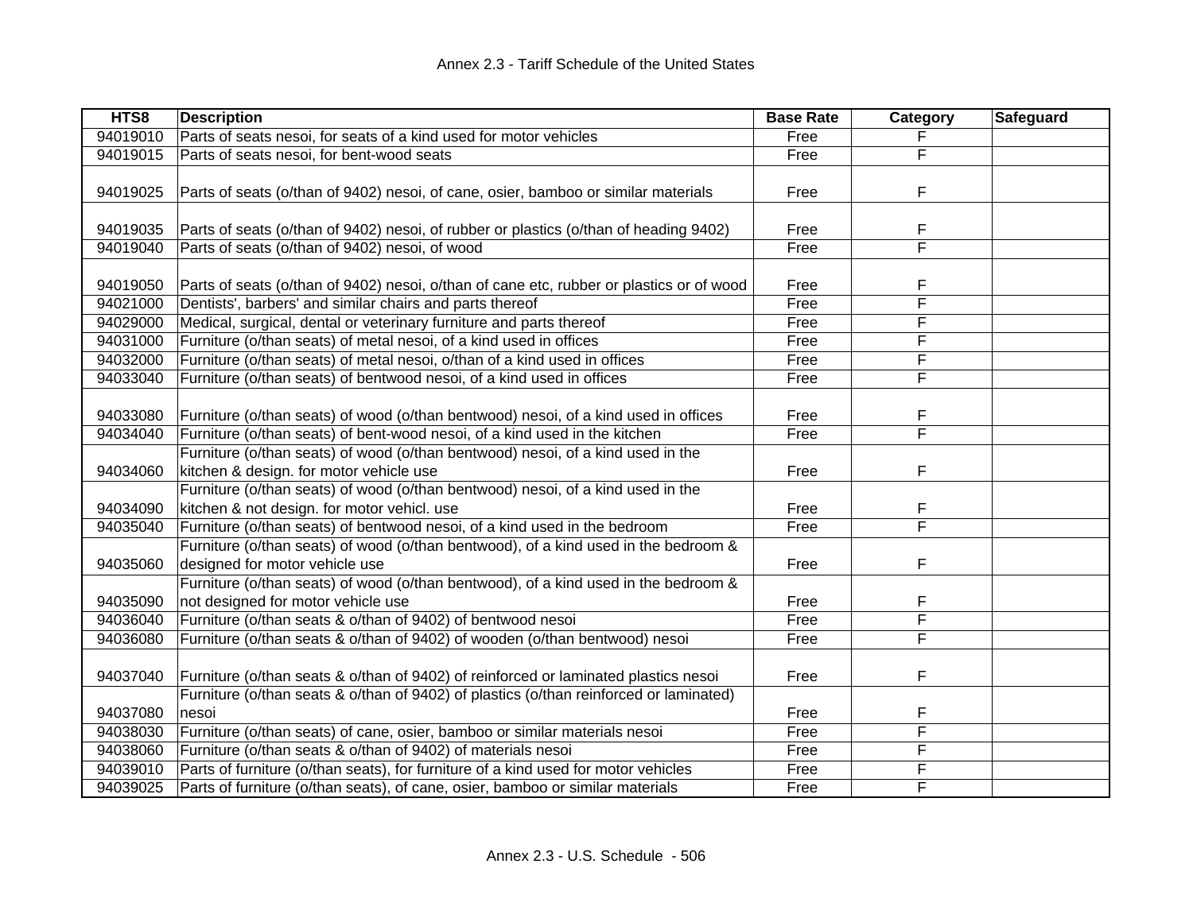| HTS8 | Description | Base Rate | Category | Safeguard |
|---|---|---|---|---|
| 94019010 | Parts of seats nesoi, for seats of a kind used for motor vehicles | Free | F | |
| 94019015 | Parts of seats nesoi, for bent-wood seats | Free | F | |
| 94019025 | Parts of seats (o/than of 9402) nesoi, of cane, osier, bamboo or similar materials | Free | F | |
| 94019035 | Parts of seats (o/than of 9402) nesoi, of rubber or plastics (o/than of heading 9402) | Free | F | |
| 94019040 | Parts of seats (o/than of 9402) nesoi, of wood | Free | F | |
| 94019050 | Parts of seats (o/than of 9402) nesoi, o/than of cane etc, rubber or plastics or of wood | Free | F | |
| 94021000 | Dentists', barbers' and similar chairs and parts thereof | Free | F | |
| 94029000 | Medical, surgical, dental or veterinary furniture and parts thereof | Free | F | |
| 94031000 | Furniture (o/than seats) of metal nesoi, of a kind used in offices | Free | F | |
| 94032000 | Furniture (o/than seats) of metal nesoi, o/than of a kind used in offices | Free | F | |
| 94033040 | Furniture (o/than seats) of bentwood nesoi, of a kind used in offices | Free | F | |
| 94033080 | Furniture (o/than seats) of wood (o/than bentwood) nesoi, of a kind used in offices | Free | F | |
| 94034040 | Furniture (o/than seats) of bent-wood nesoi, of a kind used in the kitchen | Free | F | |
| 94034060 | Furniture (o/than seats) of wood (o/than bentwood) nesoi, of a kind used in the kitchen & design. for motor vehicle use | Free | F | |
| 94034090 | Furniture (o/than seats) of wood (o/than bentwood) nesoi, of a kind used in the kitchen & not design. for motor vehicl. use | Free | F | |
| 94035040 | Furniture (o/than seats) of bentwood nesoi, of a kind used in the bedroom | Free | F | |
| 94035060 | Furniture (o/than seats) of wood (o/than bentwood), of a kind used in the bedroom & designed for motor vehicle use | Free | F | |
| 94035090 | Furniture (o/than seats) of wood (o/than bentwood), of a kind used in the bedroom & not designed for motor vehicle use | Free | F | |
| 94036040 | Furniture (o/than seats & o/than of 9402) of bentwood nesoi | Free | F | |
| 94036080 | Furniture (o/than seats & o/than of 9402) of wooden (o/than bentwood) nesoi | Free | F | |
| 94037040 | Furniture (o/than seats & o/than of 9402) of reinforced or laminated plastics nesoi | Free | F | |
| 94037080 | Furniture (o/than seats & o/than of 9402) of plastics (o/than reinforced or laminated) nesoi | Free | F | |
| 94038030 | Furniture (o/than seats) of cane, osier, bamboo or similar materials nesoi | Free | F | |
| 94038060 | Furniture (o/than seats & o/than of 9402) of materials nesoi | Free | F | |
| 94039010 | Parts of furniture (o/than seats), for furniture of a kind used for motor vehicles | Free | F | |
| 94039025 | Parts of furniture (o/than seats), of cane, osier, bamboo or similar materials | Free | F | |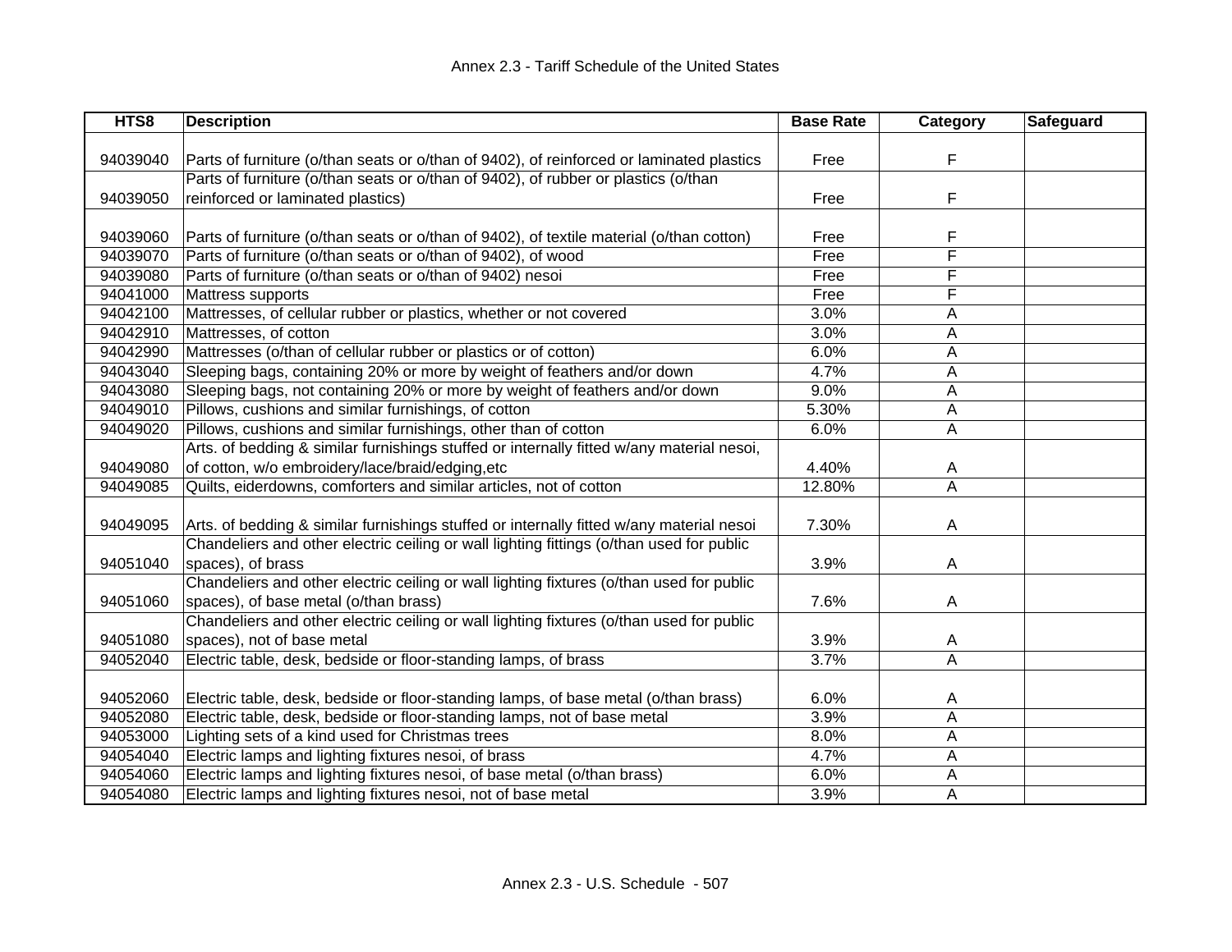| HTS8 | Description | Base Rate | Category | Safeguard |
|---|---|---|---|---|
| 94039040 | Parts of furniture (o/than seats or o/than of 9402), of reinforced or laminated plastics | Free | F | |
| 94039050 | Parts of furniture (o/than seats or o/than of 9402), of rubber or plastics (o/than reinforced or laminated plastics) | Free | F | |
| 94039060 | Parts of furniture (o/than seats or o/than of 9402), of textile material (o/than cotton) | Free | F | |
| 94039070 | Parts of furniture (o/than seats or o/than of 9402), of wood | Free | F | |
| 94039080 | Parts of furniture (o/than seats or o/than of 9402) nesoi | Free | F | |
| 94041000 | Mattress supports | Free | F | |
| 94042100 | Mattresses, of cellular rubber or plastics, whether or not covered | 3.0% | A | |
| 94042910 | Mattresses, of cotton | 3.0% | A | |
| 94042990 | Mattresses (o/than of cellular rubber or plastics or of cotton) | 6.0% | A | |
| 94043040 | Sleeping bags, containing 20% or more by weight of feathers and/or down | 4.7% | A | |
| 94043080 | Sleeping bags, not containing 20% or more by weight of feathers and/or down | 9.0% | A | |
| 94049010 | Pillows, cushions and similar furnishings, of cotton | 5.30% | A | |
| 94049020 | Pillows, cushions and similar furnishings, other than of cotton | 6.0% | A | |
| 94049080 | Arts. of bedding & similar furnishings stuffed or internally fitted w/any material nesoi, of cotton, w/o embroidery/lace/braid/edging,etc | 4.40% | A | |
| 94049085 | Quilts, eiderdowns, comforters and similar articles, not of cotton | 12.80% | A | |
| 94049095 | Arts. of bedding & similar furnishings stuffed or internally fitted w/any material nesoi | 7.30% | A | |
| 94051040 | Chandeliers and other electric ceiling or wall lighting fittings (o/than used for public spaces), of brass | 3.9% | A | |
| 94051060 | Chandeliers and other electric ceiling or wall lighting fixtures (o/than used for public spaces), of base metal (o/than brass) | 7.6% | A | |
| 94051080 | Chandeliers and other electric ceiling or wall lighting fixtures (o/than used for public spaces), not of base metal | 3.9% | A | |
| 94052040 | Electric table, desk, bedside or floor-standing lamps, of brass | 3.7% | A | |
| 94052060 | Electric table, desk, bedside or floor-standing lamps, of base metal (o/than brass) | 6.0% | A | |
| 94052080 | Electric table, desk, bedside or floor-standing lamps, not of base metal | 3.9% | A | |
| 94053000 | Lighting sets of a kind used for Christmas trees | 8.0% | A | |
| 94054040 | Electric lamps and lighting fixtures nesoi, of brass | 4.7% | A | |
| 94054060 | Electric lamps and lighting fixtures nesoi, of base metal (o/than brass) | 6.0% | A | |
| 94054080 | Electric lamps and lighting fixtures nesoi, not of base metal | 3.9% | A | |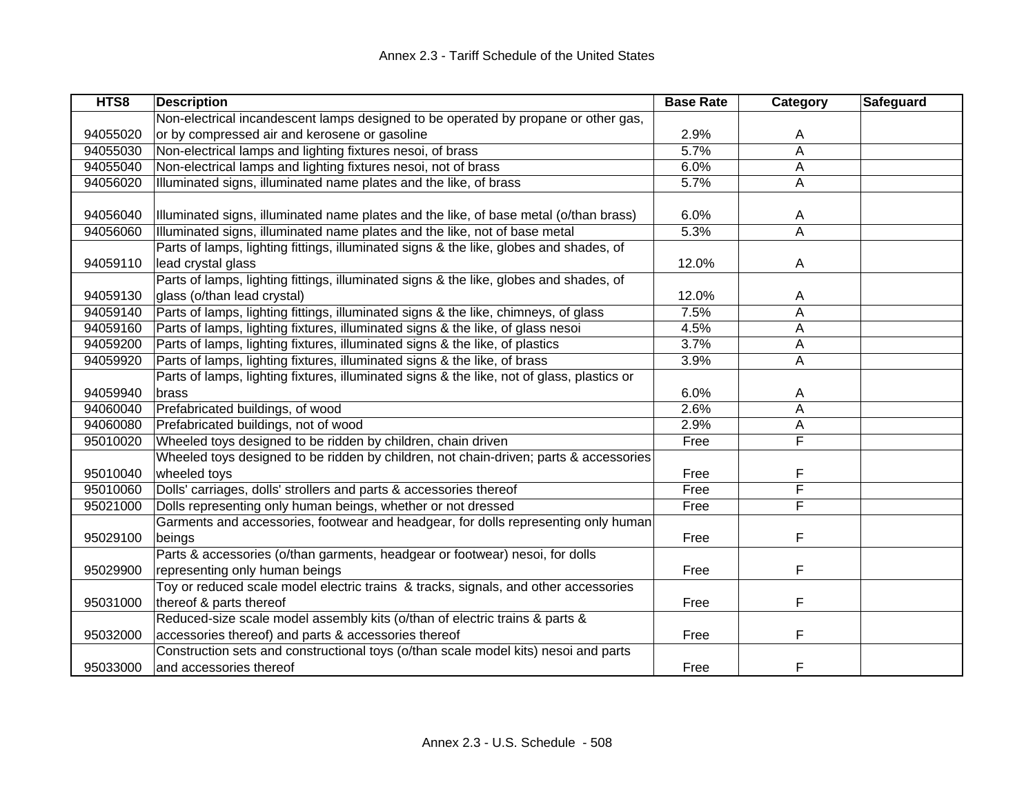| HTS8 | Description | Base Rate | Category | Safeguard |
|---|---|---|---|---|
| 94055020 | Non-electrical incandescent lamps designed to be operated by propane or other gas, or by compressed air and kerosene or gasoline | 2.9% | A | |
| 94055030 | Non-electrical lamps and lighting fixtures nesoi, of brass | 5.7% | A | |
| 94055040 | Non-electrical lamps and lighting fixtures nesoi, not of brass | 6.0% | A | |
| 94056020 | Illuminated signs, illuminated name plates and the like, of brass | 5.7% | A | |
| 94056040 | Illuminated signs, illuminated name plates and the like, of base metal (o/than brass) | 6.0% | A | |
| 94056060 | Illuminated signs, illuminated name plates and the like, not of base metal | 5.3% | A | |
| 94059110 | Parts of lamps, lighting fittings, illuminated signs & the like, globes and shades, of lead crystal glass | 12.0% | A | |
| 94059130 | Parts of lamps, lighting fittings, illuminated signs & the like, globes and shades, of glass (o/than lead crystal) | 12.0% | A | |
| 94059140 | Parts of lamps, lighting fittings, illuminated signs & the like, chimneys, of glass | 7.5% | A | |
| 94059160 | Parts of lamps, lighting fixtures, illuminated signs & the like, of glass nesoi | 4.5% | A | |
| 94059200 | Parts of lamps, lighting fixtures, illuminated signs & the like, of plastics | 3.7% | A | |
| 94059920 | Parts of lamps, lighting fixtures, illuminated signs & the like, of brass | 3.9% | A | |
| 94059940 | Parts of lamps, lighting fixtures, illuminated signs & the like, not of glass, plastics or brass | 6.0% | A | |
| 94060040 | Prefabricated buildings, of wood | 2.6% | A | |
| 94060080 | Prefabricated buildings, not of wood | 2.9% | A | |
| 95010020 | Wheeled toys designed to be ridden by children, chain driven | Free | F | |
| 95010040 | Wheeled toys designed to be ridden by children, not chain-driven; parts & accessories wheeled toys | Free | F | |
| 95010060 | Dolls' carriages, dolls' strollers and parts & accessories thereof | Free | F | |
| 95021000 | Dolls representing only human beings, whether or not dressed | Free | F | |
| 95029100 | Garments and accessories, footwear and headgear, for dolls representing only human beings | Free | F | |
| 95029900 | Parts & accessories (o/than garments, headgear or footwear) nesoi, for dolls representing only human beings | Free | F | |
| 95031000 | Toy or reduced scale model electric trains & tracks, signals, and other accessories thereof & parts thereof | Free | F | |
| 95032000 | Reduced-size scale model assembly kits (o/than of electric trains & parts & accessories thereof) and parts & accessories thereof | Free | F | |
| 95033000 | Construction sets and constructional toys (o/than scale model kits) nesoi and parts and accessories thereof | Free | F | |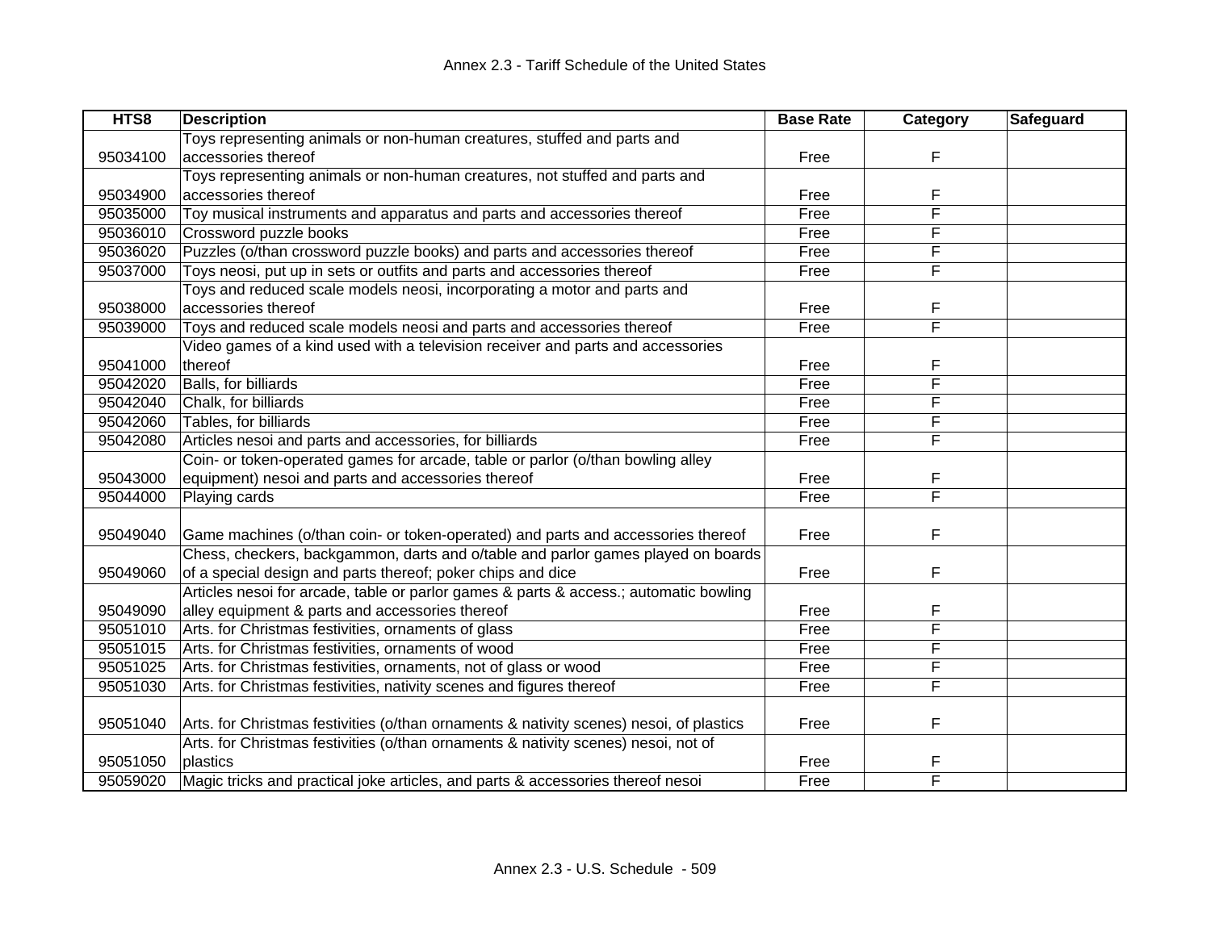| HTS8 | Description | Base Rate | Category | Safeguard |
|---|---|---|---|---|
| 95034100 | Toys representing animals or non-human creatures, stuffed and parts and accessories thereof | Free | F | |
| 95034900 | Toys representing animals or non-human creatures, not stuffed and parts and accessories thereof | Free | F | |
| 95035000 | Toy musical instruments and apparatus and parts and accessories thereof | Free | F | |
| 95036010 | Crossword puzzle books | Free | F | |
| 95036020 | Puzzles (o/than crossword puzzle books) and parts and accessories thereof | Free | F | |
| 95037000 | Toys neosi, put up in sets or outfits and parts and accessories thereof | Free | F | |
| 95038000 | Toys and reduced scale models neosi, incorporating a motor and parts and accessories thereof | Free | F | |
| 95039000 | Toys and reduced scale models neosi and parts and accessories thereof | Free | F | |
| 95041000 | Video games of a kind used with a television receiver and parts and accessories thereof | Free | F | |
| 95042020 | Balls, for billiards | Free | F | |
| 95042040 | Chalk, for billiards | Free | F | |
| 95042060 | Tables, for billiards | Free | F | |
| 95042080 | Articles nesoi and parts and accessories, for billiards | Free | F | |
| 95043000 | Coin- or token-operated games for arcade, table or parlor (o/than bowling alley equipment) nesoi and parts and accessories thereof | Free | F | |
| 95044000 | Playing cards | Free | F | |
| 95049040 | Game machines (o/than coin- or token-operated) and parts and accessories thereof | Free | F | |
| 95049060 | Chess, checkers, backgammon, darts and o/table and parlor games played on boards of a special design and parts thereof; poker chips and dice | Free | F | |
| 95049090 | Articles nesoi for arcade, table or parlor games & parts & access.; automatic bowling alley equipment & parts and accessories thereof | Free | F | |
| 95051010 | Arts. for Christmas festivities, ornaments of glass | Free | F | |
| 95051015 | Arts. for Christmas festivities, ornaments of wood | Free | F | |
| 95051025 | Arts. for Christmas festivities, ornaments, not of glass or wood | Free | F | |
| 95051030 | Arts. for Christmas festivities, nativity scenes and figures thereof | Free | F | |
| 95051040 | Arts. for Christmas festivities (o/than ornaments & nativity scenes) nesoi, of plastics | Free | F | |
| 95051050 | Arts. for Christmas festivities (o/than ornaments & nativity scenes) nesoi, not of plastics | Free | F | |
| 95059020 | Magic tricks and practical joke articles, and parts & accessories thereof nesoi | Free | F | |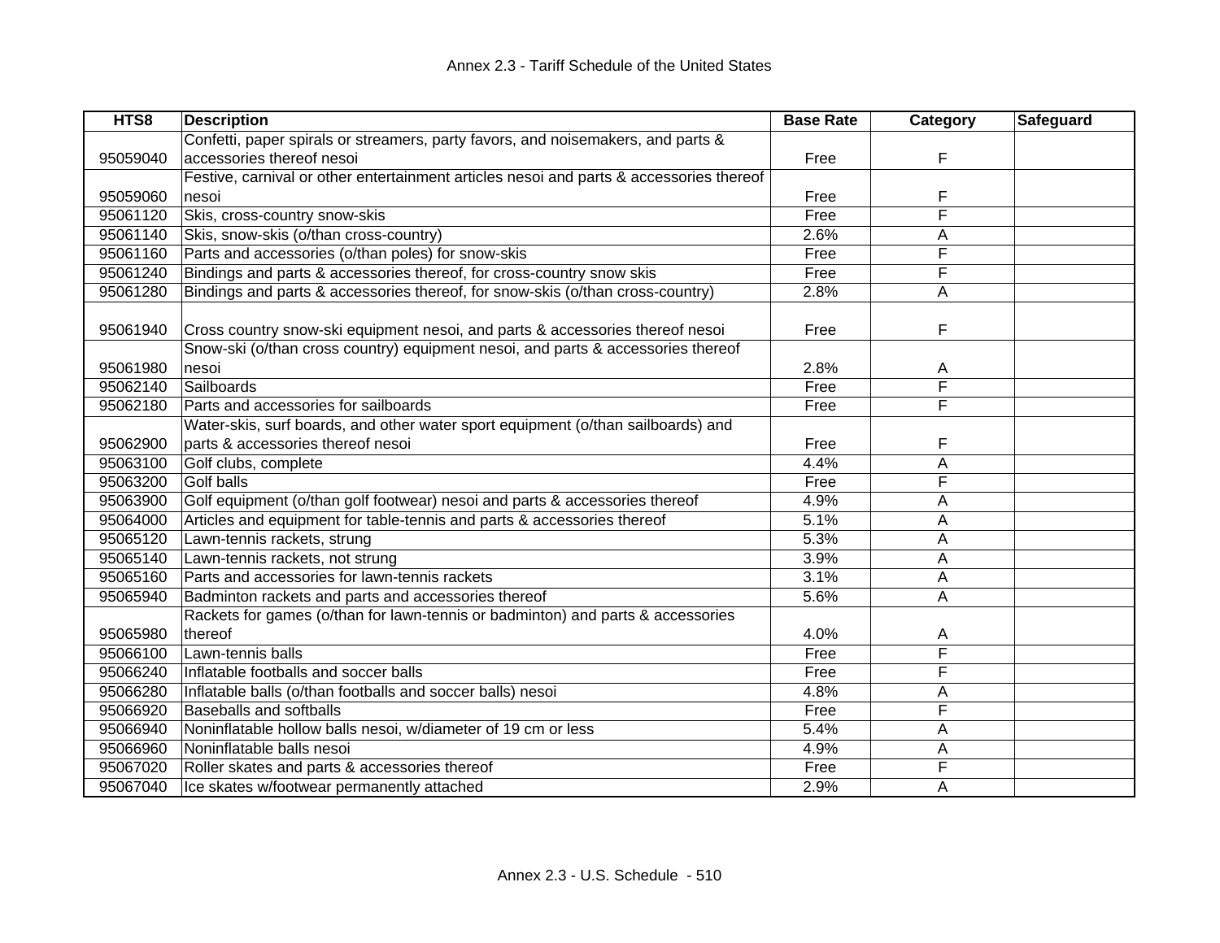| HTS8 | Description | Base Rate | Category | Safeguard |
|---|---|---|---|---|
| 95059040 | Confetti, paper spirals or streamers, party favors, and noisemakers, and parts & accessories thereof nesoi | Free | F | |
| 95059060 | Festive, carnival or other entertainment articles nesoi and parts & accessories thereof nesoi | Free | F | |
| 95061120 | Skis, cross-country snow-skis | Free | F | |
| 95061140 | Skis, snow-skis (o/than cross-country) | 2.6% | A | |
| 95061160 | Parts and accessories (o/than poles) for snow-skis | Free | F | |
| 95061240 | Bindings and parts & accessories thereof, for cross-country snow skis | Free | F | |
| 95061280 | Bindings and parts & accessories thereof, for snow-skis (o/than cross-country) | 2.8% | A | |
| 95061940 | Cross country snow-ski equipment nesoi, and parts & accessories thereof nesoi | Free | F | |
| 95061980 | Snow-ski (o/than cross country) equipment nesoi, and parts & accessories thereof nesoi | 2.8% | A | |
| 95062140 | Sailboards | Free | F | |
| 95062180 | Parts and accessories for sailboards | Free | F | |
| 95062900 | Water-skis, surf boards, and other water sport equipment (o/than sailboards) and parts & accessories thereof nesoi | Free | F | |
| 95063100 | Golf clubs, complete | 4.4% | A | |
| 95063200 | Golf balls | Free | F | |
| 95063900 | Golf equipment (o/than golf footwear) nesoi and parts & accessories thereof | 4.9% | A | |
| 95064000 | Articles and equipment for table-tennis and parts & accessories thereof | 5.1% | A | |
| 95065120 | Lawn-tennis rackets, strung | 5.3% | A | |
| 95065140 | Lawn-tennis rackets, not strung | 3.9% | A | |
| 95065160 | Parts and accessories for lawn-tennis rackets | 3.1% | A | |
| 95065940 | Badminton rackets and parts and accessories thereof | 5.6% | A | |
| 95065980 | Rackets for games (o/than for lawn-tennis or badminton) and parts & accessories thereof | 4.0% | A | |
| 95066100 | Lawn-tennis balls | Free | F | |
| 95066240 | Inflatable footballs and soccer balls | Free | F | |
| 95066280 | Inflatable balls (o/than footballs and soccer balls) nesoi | 4.8% | A | |
| 95066920 | Baseballs and softballs | Free | F | |
| 95066940 | Noninflatable hollow balls nesoi, w/diameter of 19 cm or less | 5.4% | A | |
| 95066960 | Noninflatable balls nesoi | 4.9% | A | |
| 95067020 | Roller skates and parts & accessories thereof | Free | F | |
| 95067040 | Ice skates w/footwear permanently attached | 2.9% | A | |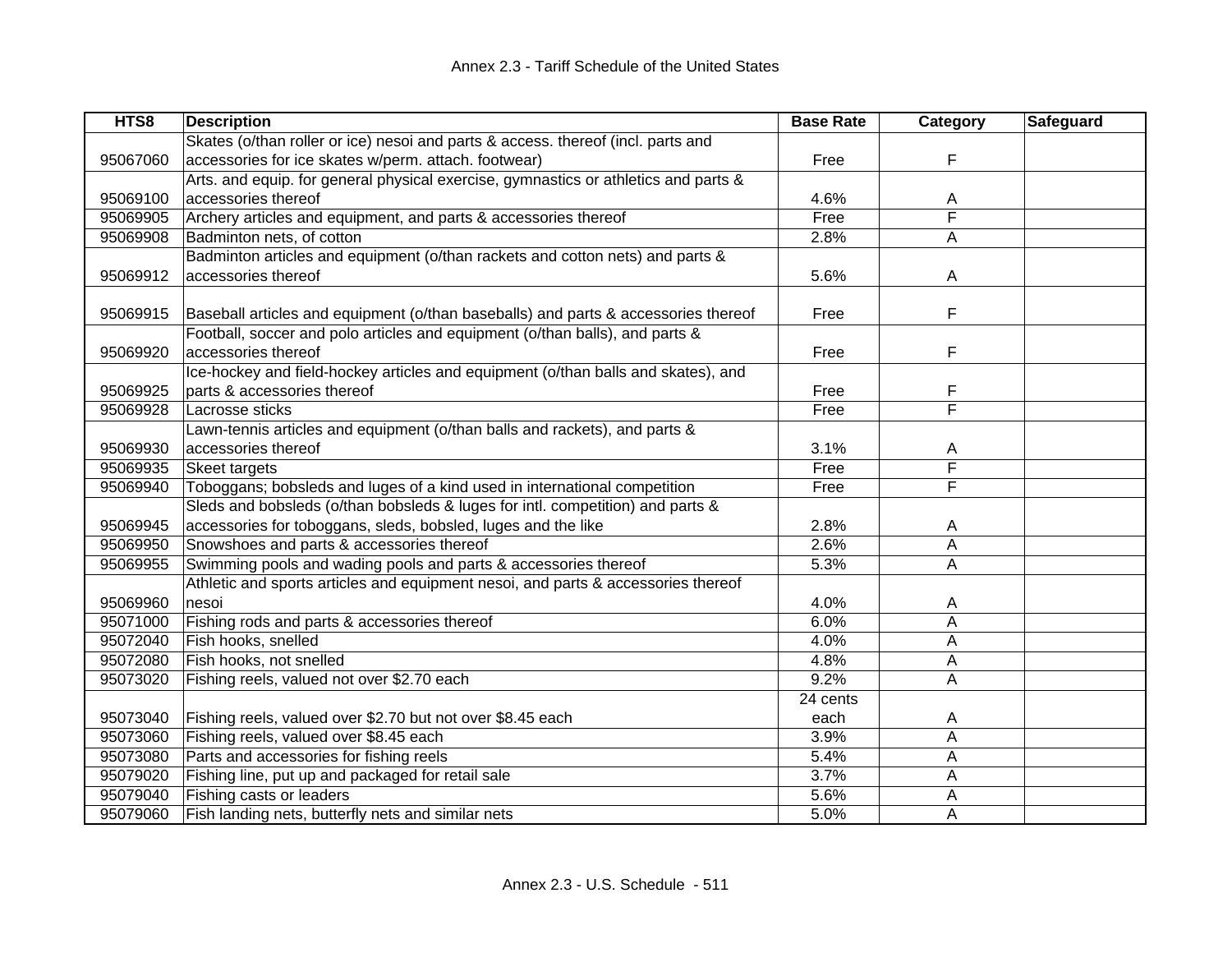| HTS8 | Description | Base Rate | Category | Safeguard |
|---|---|---|---|---|
| 95067060 | Skates (o/than roller or ice) nesoi and parts & access. thereof (incl. parts and accessories for ice skates w/perm. attach. footwear) | Free | F | |
| 95069100 | Arts. and equip. for general physical exercise, gymnastics or athletics and parts & accessories thereof | 4.6% | A | |
| 95069905 | Archery articles and equipment, and parts & accessories thereof | Free | F | |
| 95069908 | Badminton nets, of cotton | 2.8% | A | |
| 95069912 | Badminton articles and equipment (o/than rackets and cotton nets) and parts & accessories thereof | 5.6% | A | |
| 95069915 | Baseball articles and equipment (o/than baseballs) and parts & accessories thereof | Free | F | |
| 95069920 | Football, soccer and polo articles and equipment (o/than balls), and parts & accessories thereof | Free | F | |
| 95069925 | Ice-hockey and field-hockey articles and equipment (o/than balls and skates), and parts & accessories thereof | Free | F | |
| 95069928 | Lacrosse sticks | Free | F | |
| 95069930 | Lawn-tennis articles and equipment (o/than balls and rackets), and parts & accessories thereof | 3.1% | A | |
| 95069935 | Skeet targets | Free | F | |
| 95069940 | Toboggans; bobsleds and luges of a kind used in international competition | Free | F | |
| 95069945 | Sleds and bobsleds (o/than bobsleds & luges for intl. competition) and parts & accessories for toboggans, sleds, bobsled, luges and the like | 2.8% | A | |
| 95069950 | Snowshoes and parts & accessories thereof | 2.6% | A | |
| 95069955 | Swimming pools and wading pools and parts & accessories thereof | 5.3% | A | |
| 95069960 | Athletic and sports articles and equipment nesoi, and parts & accessories thereof nesoi | 4.0% | A | |
| 95071000 | Fishing rods and parts & accessories thereof | 6.0% | A | |
| 95072040 | Fish hooks, snelled | 4.0% | A | |
| 95072080 | Fish hooks, not snelled | 4.8% | A | |
| 95073020 | Fishing reels, valued not over $2.70 each | 9.2% | A | |
| 95073040 | Fishing reels, valued over $2.70 but not over $8.45 each | 24 cents each | A | |
| 95073060 | Fishing reels, valued over $8.45 each | 3.9% | A | |
| 95073080 | Parts and accessories for fishing reels | 5.4% | A | |
| 95079020 | Fishing line, put up and packaged for retail sale | 3.7% | A | |
| 95079040 | Fishing casts or leaders | 5.6% | A | |
| 95079060 | Fish landing nets, butterfly nets and similar nets | 5.0% | A | |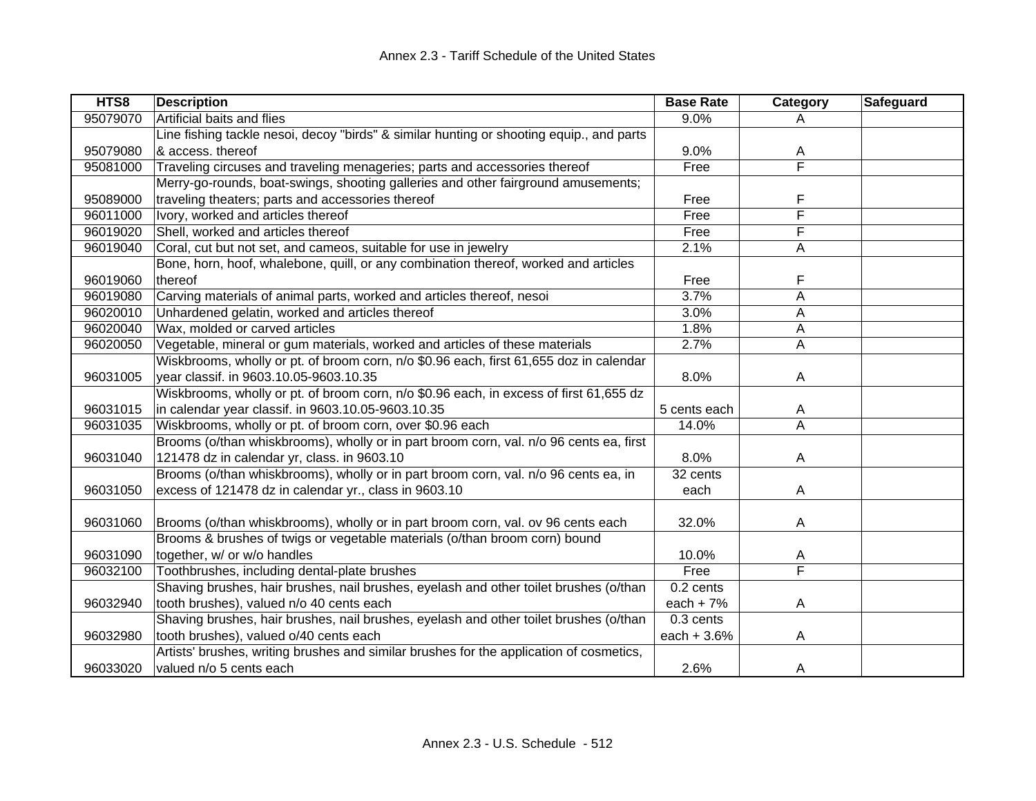| HTS8 | Description | Base Rate | Category | Safeguard |
|---|---|---|---|---|
| 95079070 | Artificial baits and flies | 9.0% | A | |
| 95079080 | Line fishing tackle nesoi, decoy "birds" & similar hunting or shooting equip., and parts & access. thereof | 9.0% | A | |
| 95081000 | Traveling circuses and traveling menageries; parts and accessories thereof | Free | F | |
| 95089000 | Merry-go-rounds, boat-swings, shooting galleries and other fairground amusements; traveling theaters; parts and accessories thereof | Free | F | |
| 96011000 | Ivory, worked and articles thereof | Free | F | |
| 96019020 | Shell, worked and articles thereof | Free | F | |
| 96019040 | Coral, cut but not set, and cameos, suitable for use in jewelry | 2.1% | A | |
| 96019060 | Bone, horn, hoof, whalebone, quill, or any combination thereof, worked and articles thereof | Free | F | |
| 96019080 | Carving materials of animal parts, worked and articles thereof, nesoi | 3.7% | A | |
| 96020010 | Unhardened gelatin, worked and articles thereof | 3.0% | A | |
| 96020040 | Wax, molded or carved articles | 1.8% | A | |
| 96020050 | Vegetable, mineral or gum materials, worked and articles of these materials | 2.7% | A | |
| 96031005 | Wiskbrooms, wholly or pt. of broom corn, n/o $0.96 each, first 61,655 doz in calendar year classif. in 9603.10.05-9603.10.35 | 8.0% | A | |
| 96031015 | Wiskbrooms, wholly or pt. of broom corn, n/o $0.96 each, in excess of first 61,655 dz in calendar year classif. in 9603.10.05-9603.10.35 | 5 cents each | A | |
| 96031035 | Wiskbrooms, wholly or pt. of broom corn, over $0.96 each | 14.0% | A | |
| 96031040 | Brooms (o/than whiskbrooms), wholly or in part broom corn, val. n/o 96 cents ea, first 121478 dz in calendar yr, class. in 9603.10 | 8.0% | A | |
| 96031050 | Brooms (o/than whiskbrooms), wholly or in part broom corn, val. n/o 96 cents ea, in excess of 121478 dz in calendar yr., class in 9603.10 | 32 cents each | A | |
| 96031060 | Brooms (o/than whiskbrooms), wholly or in part broom corn, val. ov 96 cents each | 32.0% | A | |
| 96031090 | Brooms & brushes of twigs or vegetable materials (o/than broom corn) bound together, w/ or w/o handles | 10.0% | A | |
| 96032100 | Toothbrushes, including dental-plate brushes | Free | F | |
| 96032940 | Shaving brushes, hair brushes, nail brushes, eyelash and other toilet brushes (o/than tooth brushes), valued n/o 40 cents each | 0.2 cents each + 7% | A | |
| 96032980 | Shaving brushes, hair brushes, nail brushes, eyelash and other toilet brushes (o/than tooth brushes), valued o/40 cents each | 0.3 cents each + 3.6% | A | |
| 96033020 | Artists' brushes, writing brushes and similar brushes for the application of cosmetics, valued n/o 5 cents each | 2.6% | A | |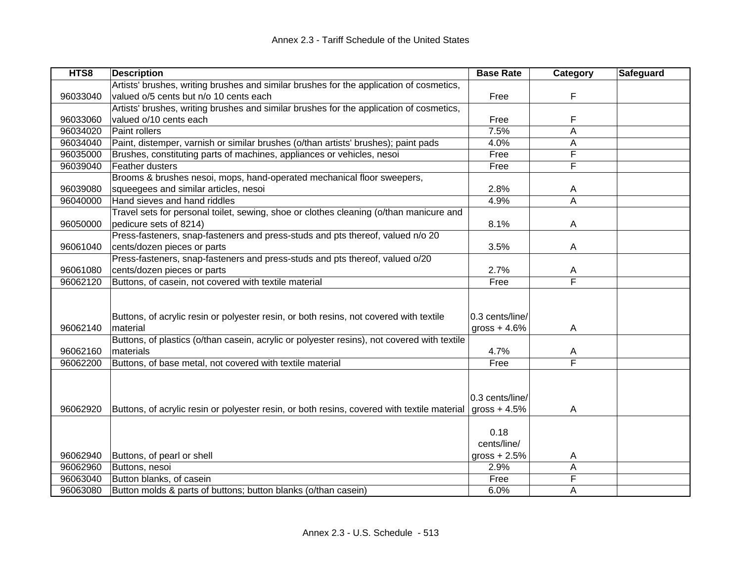| HTS8 | Description | Base Rate | Category | Safeguard |
|---|---|---|---|---|
| 96033040 | Artists' brushes, writing brushes and similar brushes for the application of cosmetics, valued o/5 cents but n/o 10 cents each | Free | F | |
| 96033060 | Artists' brushes, writing brushes and similar brushes for the application of cosmetics, valued o/10 cents each | Free | F | |
| 96034020 | Paint rollers | 7.5% | A | |
| 96034040 | Paint, distemper, varnish or similar brushes (o/than artists' brushes); paint pads | 4.0% | A | |
| 96035000 | Brushes, constituting parts of machines, appliances or vehicles, nesoi | Free | F | |
| 96039040 | Feather dusters | Free | F | |
| 96039080 | Brooms & brushes nesoi, mops, hand-operated mechanical floor sweepers, squeegees and similar articles, nesoi | 2.8% | A | |
| 96040000 | Hand sieves and hand riddles | 4.9% | A | |
| 96050000 | Travel sets for personal toilet, sewing, shoe or clothes cleaning (o/than manicure and pedicure sets of 8214) | 8.1% | A | |
| 96061040 | Press-fasteners, snap-fasteners and press-studs and pts thereof, valued n/o 20 cents/dozen pieces or parts | 3.5% | A | |
| 96061080 | Press-fasteners, snap-fasteners and press-studs and pts thereof, valued o/20 cents/dozen pieces or parts | 2.7% | A | |
| 96062120 | Buttons, of casein, not covered with textile material | Free | F | |
| 96062140 | Buttons, of acrylic resin or polyester resin, or both resins, not covered with textile material | 0.3 cents/line/ gross + 4.6% | A | |
| 96062160 | Buttons, of plastics (o/than casein, acrylic or polyester resins), not covered with textile materials | 4.7% | A | |
| 96062200 | Buttons, of base metal, not covered with textile material | Free | F | |
| 96062920 | Buttons, of acrylic resin or polyester resin, or both resins, covered with textile material | 0.3 cents/line/ gross + 4.5% | A | |
| 96062940 | Buttons, of pearl or shell | 0.18 cents/line/ gross + 2.5% | A | |
| 96062960 | Buttons, nesoi | 2.9% | A | |
| 96063040 | Button blanks, of casein | Free | F | |
| 96063080 | Button molds & parts of buttons; button blanks (o/than casein) | 6.0% | A | |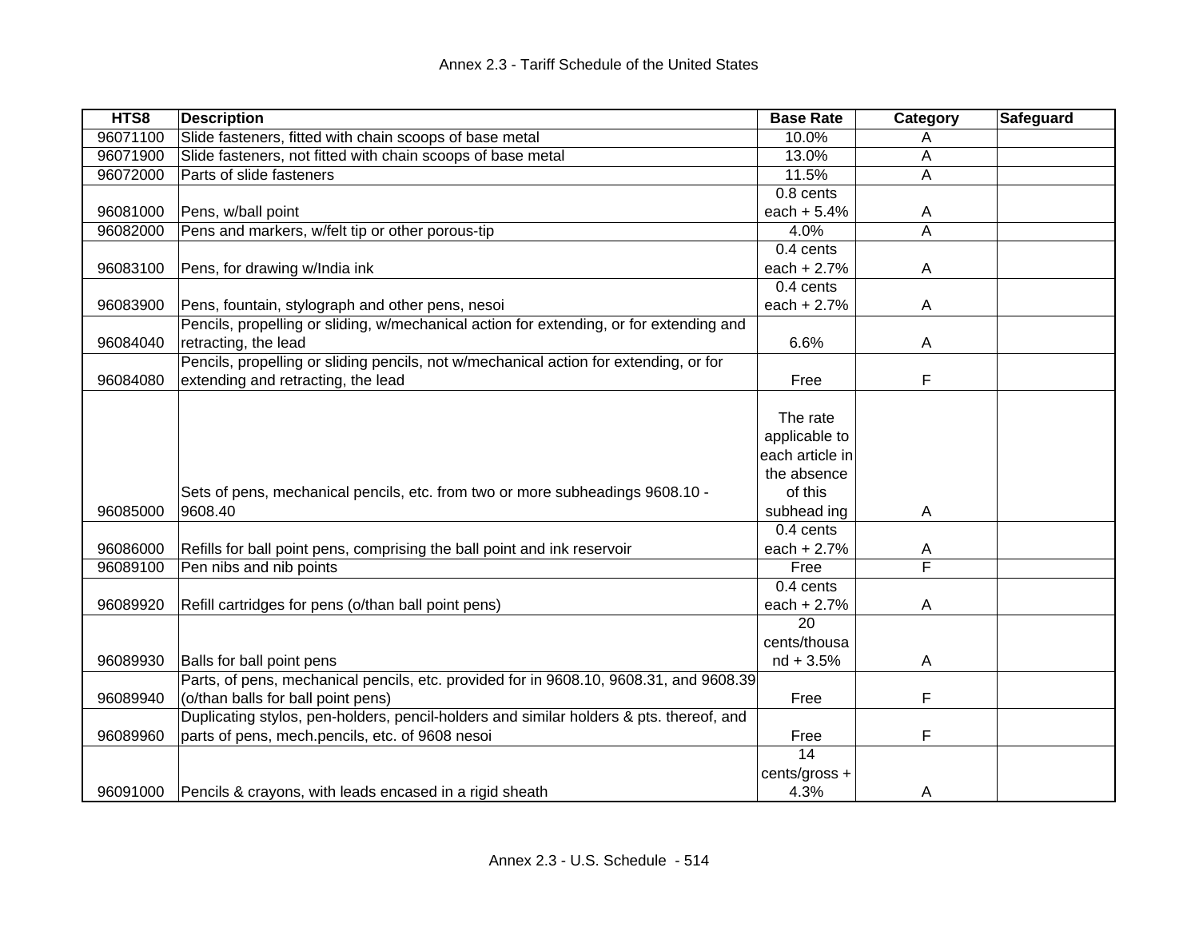| HTS8 | Description | Base Rate | Category | Safeguard |
|---|---|---|---|---|
| 96071100 | Slide fasteners, fitted with chain scoops of base metal | 10.0% | A | |
| 96071900 | Slide fasteners, not fitted with chain scoops of base metal | 13.0% | A | |
| 96072000 | Parts of slide fasteners | 11.5% | A | |
| 96081000 | Pens, w/ball point | 0.8 cents each + 5.4% | A | |
| 96082000 | Pens and markers, w/felt tip or other porous-tip | 4.0% | A | |
| 96083100 | Pens, for drawing w/India ink | 0.4 cents each + 2.7% | A | |
| 96083900 | Pens, fountain, stylograph and other pens, nesoi | 0.4 cents each + 2.7% | A | |
| 96084040 | Pencils, propelling or sliding, w/mechanical action for extending, or for extending and retracting, the lead | 6.6% | A | |
| 96084080 | Pencils, propelling or sliding pencils, not w/mechanical action for extending, or for extending and retracting, the lead | Free | F | |
| 96085000 | Sets of pens, mechanical pencils, etc. from two or more subheadings 9608.10 - 9608.40 | The rate applicable to each article in the absence of this subhead ing | A | |
| 96086000 | Refills for ball point pens, comprising the ball point and ink reservoir | 0.4 cents each + 2.7% | A | |
| 96089100 | Pen nibs and nib points | Free | F | |
| 96089920 | Refill cartridges for pens (o/than ball point pens) | 0.4 cents each + 2.7% | A | |
| 96089930 | Balls for ball point pens | 20 cents/thousa nd + 3.5% | A | |
| 96089940 | Parts, of pens, mechanical pencils, etc. provided for in 9608.10, 9608.31, and 9608.39 (o/than balls for ball point pens) | Free | F | |
| 96089960 | Duplicating stylos, pen-holders, pencil-holders and similar holders & pts. thereof, and parts of pens, mech.pencils, etc. of 9608 nesoi | Free | F | |
| 96091000 | Pencils & crayons, with leads encased in a rigid sheath | 14 cents/gross + 4.3% | A | |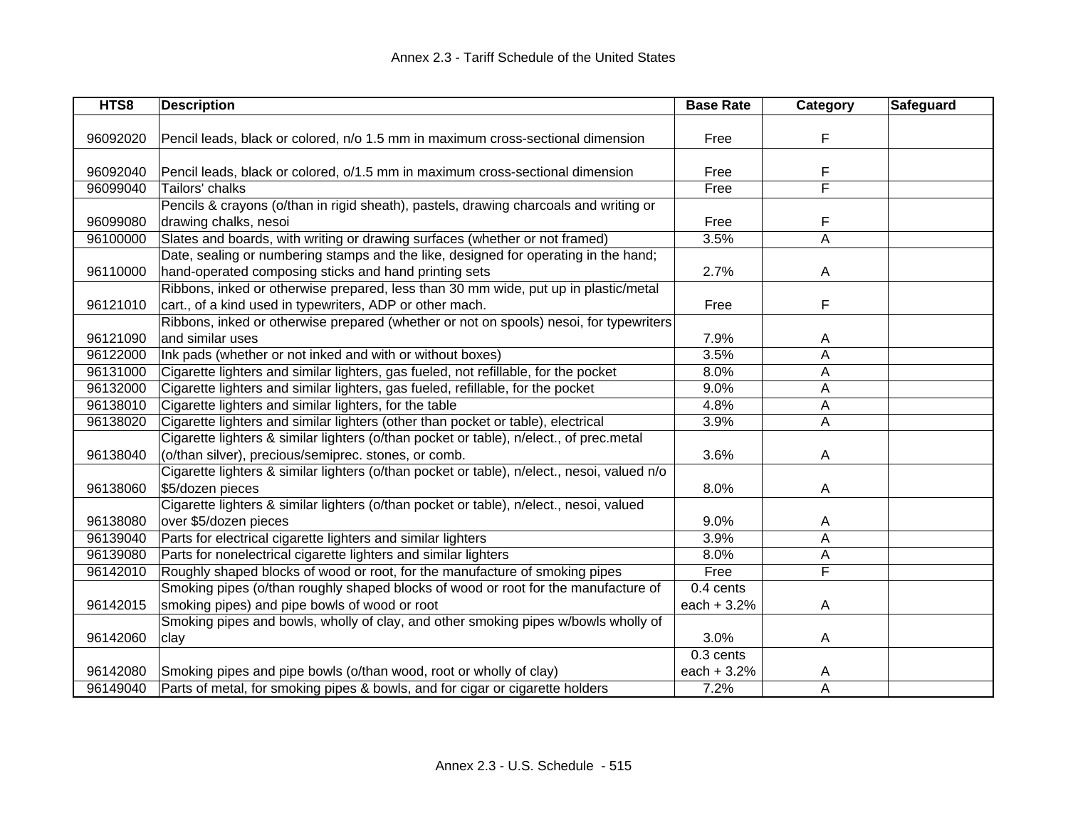| HTS8 | Description | Base Rate | Category | Safeguard |
|---|---|---|---|---|
| 96092020 | Pencil leads, black or colored, n/o 1.5 mm in maximum cross-sectional dimension | Free | F | |
| 96092040 | Pencil leads, black or colored, o/1.5 mm in maximum cross-sectional dimension | Free | F | |
| 96099040 | Tailors' chalks | Free | F | |
| 96099080 | Pencils & crayons (o/than in rigid sheath), pastels, drawing charcoals and writing or drawing chalks, nesoi | Free | F | |
| 96100000 | Slates and boards, with writing or drawing surfaces (whether or not framed) | 3.5% | A | |
| 96110000 | Date, sealing or numbering stamps and the like, designed for operating in the hand; hand-operated composing sticks and hand printing sets | 2.7% | A | |
| 96121010 | Ribbons, inked or otherwise prepared, less than 30 mm wide, put up in plastic/metal cart., of a kind used in typewriters, ADP or other mach. | Free | F | |
| 96121090 | Ribbons, inked or otherwise prepared (whether or not on spools) nesoi, for typewriters and similar uses | 7.9% | A | |
| 96122000 | Ink pads (whether or not inked and with or without boxes) | 3.5% | A | |
| 96131000 | Cigarette lighters and similar lighters, gas fueled, not refillable, for the pocket | 8.0% | A | |
| 96132000 | Cigarette lighters and similar lighters, gas fueled, refillable, for the pocket | 9.0% | A | |
| 96138010 | Cigarette lighters and similar lighters, for the table | 4.8% | A | |
| 96138020 | Cigarette lighters and similar lighters (other than pocket or table), electrical | 3.9% | A | |
| 96138040 | Cigarette lighters & similar lighters (o/than pocket or table), n/elect., of prec.metal (o/than silver), precious/semiprec. stones, or comb. | 3.6% | A | |
| 96138060 | Cigarette lighters & similar lighters (o/than pocket or table), n/elect., nesoi, valued n/o $5/dozen pieces | 8.0% | A | |
| 96138080 | Cigarette lighters & similar lighters (o/than pocket or table), n/elect., nesoi, valued over $5/dozen pieces | 9.0% | A | |
| 96139040 | Parts for electrical cigarette lighters and similar lighters | 3.9% | A | |
| 96139080 | Parts for nonelectrical cigarette lighters and similar lighters | 8.0% | A | |
| 96142010 | Roughly shaped blocks of wood or root, for the manufacture of smoking pipes | Free | F | |
| 96142015 | Smoking pipes (o/than roughly shaped blocks of wood or root for the manufacture of smoking pipes) and pipe bowls of wood or root | 0.4 cents each + 3.2% | A | |
| 96142060 | Smoking pipes and bowls, wholly of clay, and other smoking pipes w/bowls wholly of clay | 3.0% | A | |
| 96142080 | Smoking pipes and pipe bowls (o/than wood, root or wholly of clay) | 0.3 cents each + 3.2% | A | |
| 96149040 | Parts of metal, for smoking pipes & bowls, and for cigar or cigarette holders | 7.2% | A | |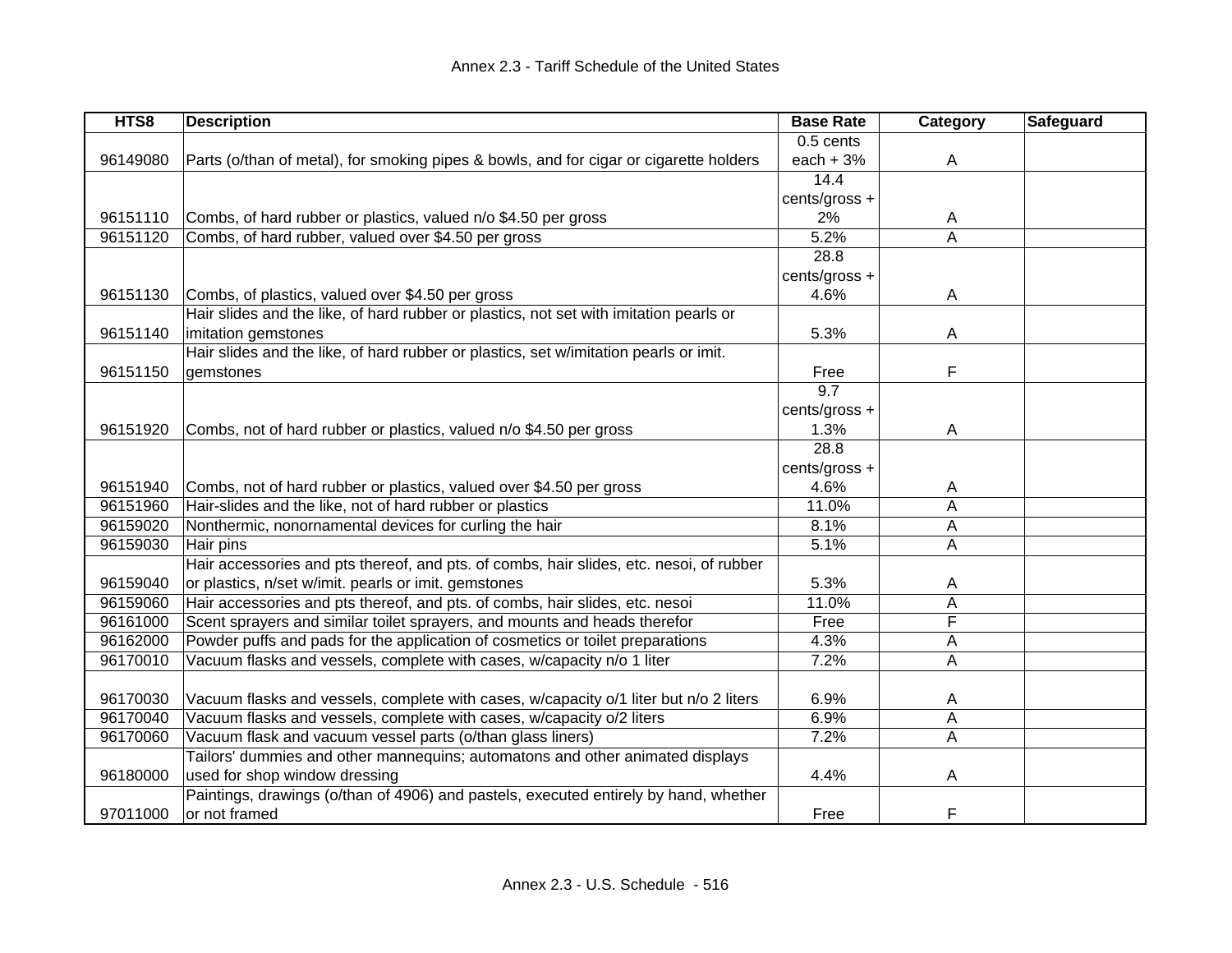| HTS8 | Description | Base Rate | Category | Safeguard |
|---|---|---|---|---|
| 96149080 | Parts (o/than of metal), for smoking pipes & bowls, and for cigar or cigarette holders | 0.5 cents each + 3% | A | |
| 96151110 | Combs, of hard rubber or plastics, valued n/o $4.50 per gross | 14.4 cents/gross + 2% | A | |
| 96151120 | Combs, of hard rubber, valued over $4.50 per gross | 5.2% | A | |
| 96151130 | Combs, of plastics, valued over $4.50 per gross | 28.8 cents/gross + 4.6% | A | |
| 96151140 | Hair slides and the like, of hard rubber or plastics, not set with imitation pearls or imitation gemstones | 5.3% | A | |
| 96151150 | Hair slides and the like, of hard rubber or plastics, set w/imitation pearls or imit. gemstones | Free | F | |
| 96151920 | Combs, not of hard rubber or plastics, valued n/o $4.50 per gross | 9.7 cents/gross + 1.3% | A | |
| 96151940 | Combs, not of hard rubber or plastics, valued over $4.50 per gross | 28.8 cents/gross + 4.6% | A | |
| 96151960 | Hair-slides and the like, not of hard rubber or plastics | 11.0% | A | |
| 96159020 | Nonthermic, nonornamental devices for curling the hair | 8.1% | A | |
| 96159030 | Hair pins | 5.1% | A | |
| 96159040 | Hair accessories and pts thereof, and pts. of combs, hair slides, etc. nesoi, of rubber or plastics, n/set w/imit. pearls or imit. gemstones | 5.3% | A | |
| 96159060 | Hair accessories and pts thereof, and pts. of combs, hair slides, etc. nesoi | 11.0% | A | |
| 96161000 | Scent sprayers and similar toilet sprayers, and mounts and heads therefor | Free | F | |
| 96162000 | Powder puffs and pads for the application of cosmetics or toilet preparations | 4.3% | A | |
| 96170010 | Vacuum flasks and vessels, complete with cases, w/capacity n/o 1 liter | 7.2% | A | |
| 96170030 | Vacuum flasks and vessels, complete with cases, w/capacity o/1 liter but n/o 2 liters | 6.9% | A | |
| 96170040 | Vacuum flasks and vessels, complete with cases, w/capacity o/2 liters | 6.9% | A | |
| 96170060 | Vacuum flask and vacuum vessel parts (o/than glass liners) | 7.2% | A | |
| 96180000 | Tailors' dummies and other mannequins; automatons and other animated displays used for shop window dressing | 4.4% | A | |
| 97011000 | Paintings, drawings (o/than of 4906) and pastels, executed entirely by hand, whether or not framed | Free | F | |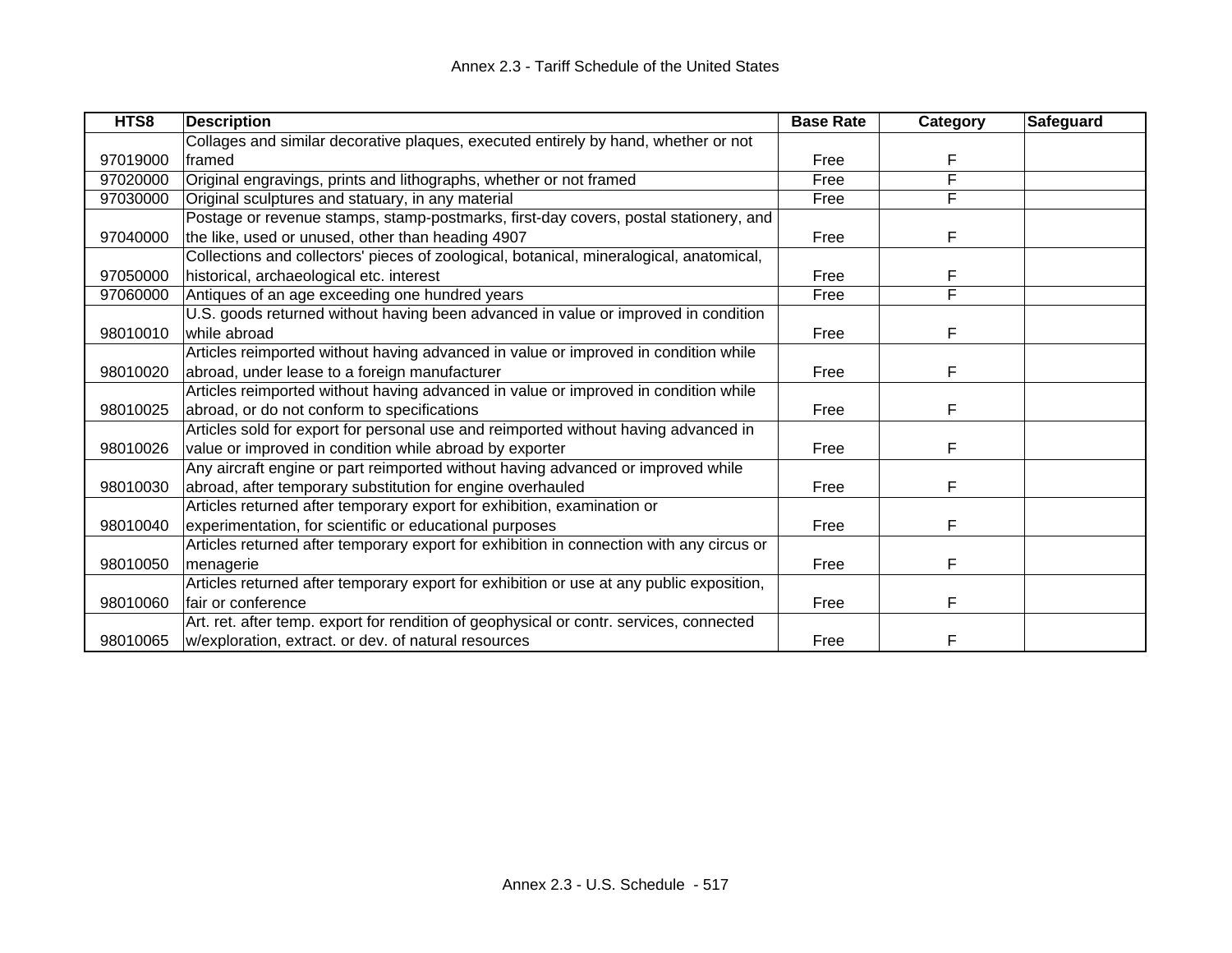| HTS8 | Description | Base Rate | Category | Safeguard |
|---|---|---|---|---|
| 97019000 | Collages and similar decorative plaques, executed entirely by hand, whether or not framed | Free | F | |
| 97020000 | Original engravings, prints and lithographs, whether or not framed | Free | F | |
| 97030000 | Original sculptures and statuary, in any material | Free | F | |
| 97040000 | Postage or revenue stamps, stamp-postmarks, first-day covers, postal stationery, and the like, used or unused, other than heading 4907 | Free | F | |
| 97050000 | Collections and collectors' pieces of zoological, botanical, mineralogical, anatomical, historical, archaeological etc. interest | Free | F | |
| 97060000 | Antiques of an age exceeding one hundred years | Free | F | |
| 98010010 | U.S. goods returned without having been advanced in value or improved in condition while abroad | Free | F | |
| 98010020 | Articles reimported without having advanced in value or improved in condition while abroad, under lease to a foreign manufacturer | Free | F | |
| 98010025 | Articles reimported without having advanced in value or improved in condition while abroad, or do not conform to specifications | Free | F | |
| 98010026 | Articles sold for export for personal use and reimported without having advanced in value or improved in condition while abroad by exporter | Free | F | |
| 98010030 | Any aircraft engine or part reimported without having advanced or improved while abroad, after temporary substitution for engine overhauled | Free | F | |
| 98010040 | Articles returned after temporary export for exhibition, examination or experimentation, for scientific or educational purposes | Free | F | |
| 98010050 | Articles returned after temporary export for exhibition in connection with any circus or menagerie | Free | F | |
| 98010060 | Articles returned after temporary export for exhibition or use at any public exposition, fair or conference | Free | F | |
| 98010065 | Art. ret. after temp. export for rendition of geophysical or contr. services, connected w/exploration, extract. or dev. of natural resources | Free | F | |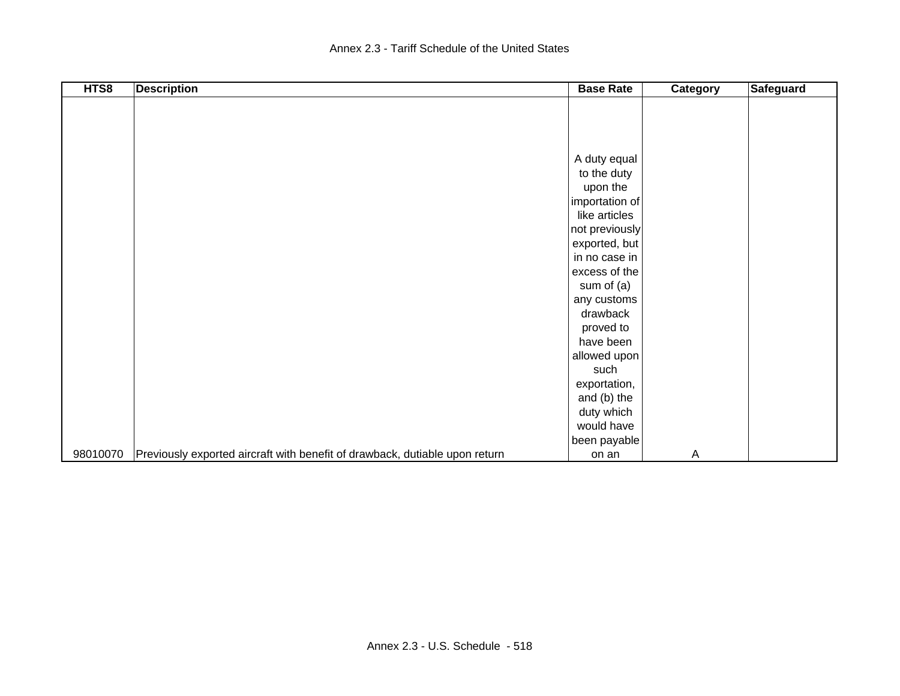| HTS8 | Description | Base Rate | Category | Safeguard |
|---|---|---|---|---|
| 98010070 | Previously exported aircraft with benefit of drawback, dutiable upon return | A duty equal to the duty upon the importation of like articles not previously exported, but in no case in excess of the sum of (a) any customs drawback proved to have been allowed upon such exportation, and (b) the duty which would have been payable on an | A | |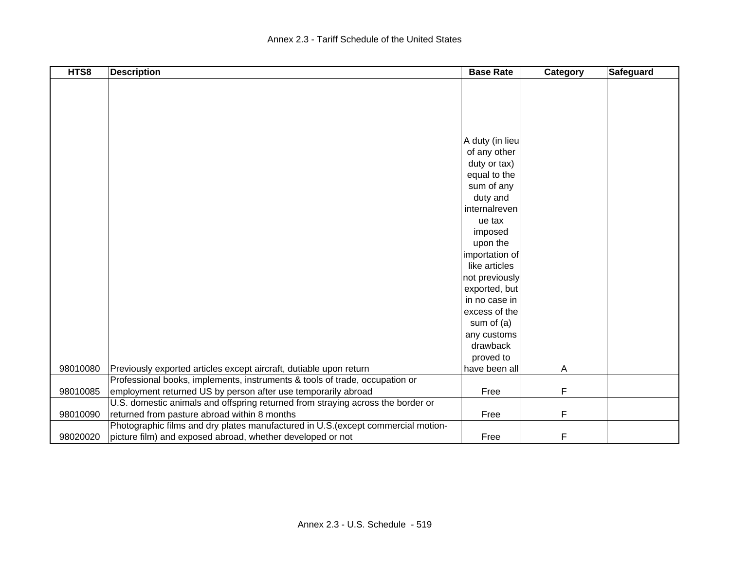| HTS8 | Description | Base Rate | Category | Safeguard |
|---|---|---|---|---|
| 98010080 | Previously exported articles except aircraft, dutiable upon return | A duty (in lieu of any other duty or tax) equal to the sum of any duty and internalrevenue tax imposed upon the importation of like articles not previously exported, but in no case in excess of the sum of (a) any customs drawback proved to have been all | A | |
| 98010085 | Professional books, implements, instruments & tools of trade, occupation or employment returned US by person after use temporarily abroad | Free | F | |
| 98010090 | U.S. domestic animals and offspring returned from straying across the border or returned from pasture abroad within 8 months | Free | F | |
| 98020020 | Photographic films and dry plates manufactured in U.S.(except commercial motion-picture film) and exposed abroad, whether developed or not | Free | F | |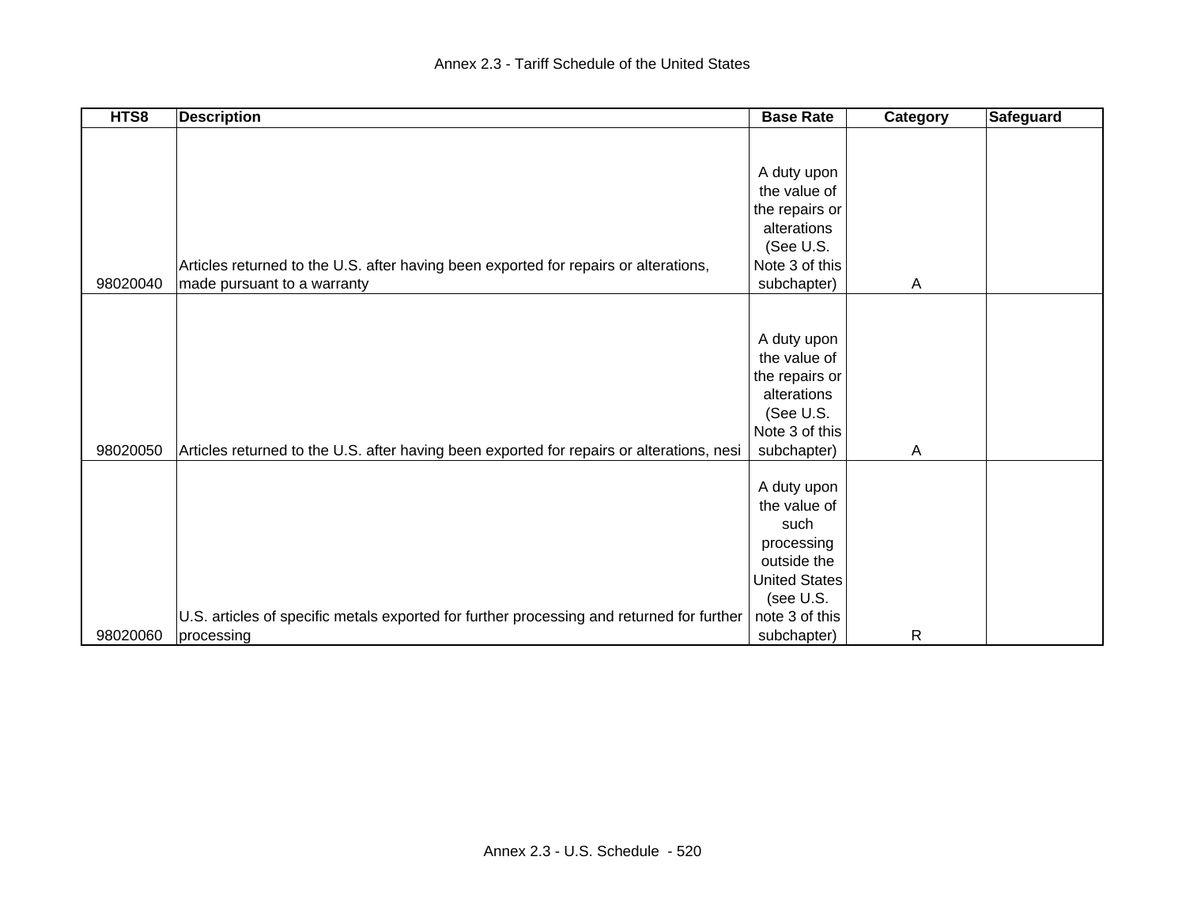| HTS8 | Description | Base Rate | Category | Safeguard |
|---|---|---|---|---|
| 98020040 | Articles returned to the U.S. after having been exported for repairs or alterations, made pursuant to a warranty | A duty upon the value of the repairs or alterations (See U.S. Note 3 of this subchapter) | A | |
| 98020050 | Articles returned to the U.S. after having been exported for repairs or alterations, nesi | A duty upon the value of the repairs or alterations (See U.S. Note 3 of this subchapter) | A | |
| 98020060 | U.S. articles of specific metals exported for further processing and returned for further processing | A duty upon the value of such processing outside the United States (see U.S. note 3 of this subchapter) | R | |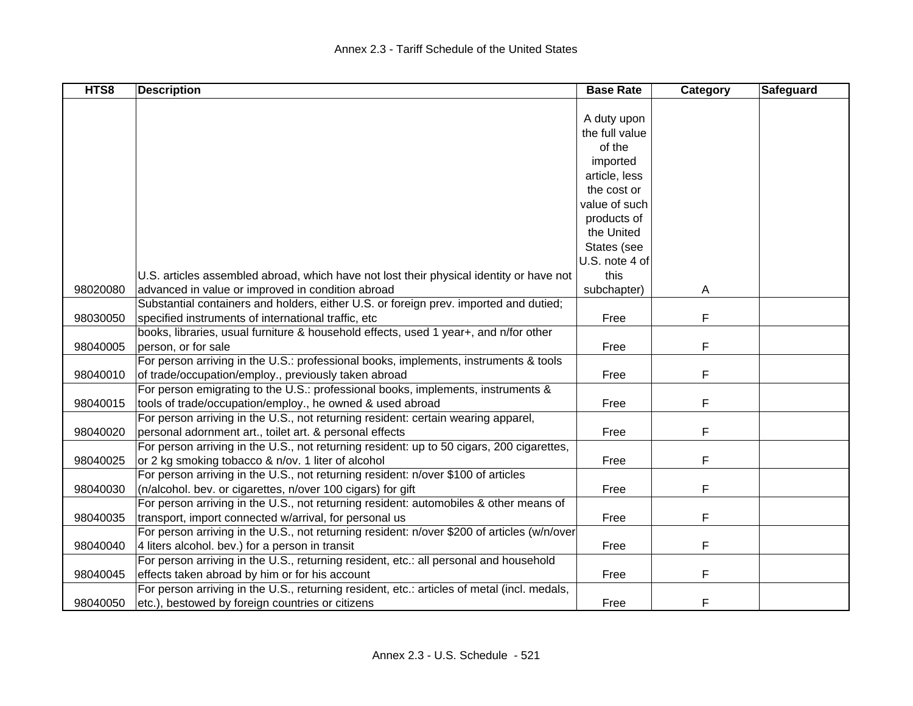| HTS8 | Description | Base Rate | Category | Safeguard |
| --- | --- | --- | --- | --- |
| 98020080 | U.S. articles assembled abroad, which have not lost their physical identity or have not advanced in value or improved in condition abroad | A duty upon the full value of the imported article, less the cost or value of such products of the United States (see U.S. note 4 of this subchapter) | A | |
| 98030050 | Substantial containers and holders, either U.S. or foreign prev. imported and dutied; specified instruments of international traffic, etc | Free | F | |
| 98040005 | books, libraries, usual furniture & household effects, used 1 year+, and n/for other person, or for sale | Free | F | |
| 98040010 | For person arriving in the U.S.: professional books, implements, instruments & tools of trade/occupation/employ., previously taken abroad | Free | F | |
| 98040015 | For person emigrating to the U.S.: professional books, implements, instruments & tools of trade/occupation/employ., he owned & used abroad | Free | F | |
| 98040020 | For person arriving in the U.S., not returning resident: certain wearing apparel, personal adornment art., toilet art. & personal effects | Free | F | |
| 98040025 | For person arriving in the U.S., not returning resident: up to 50 cigars, 200 cigarettes, or 2 kg smoking tobacco & n/ov. 1 liter of alcohol | Free | F | |
| 98040030 | For person arriving in the U.S., not returning resident: n/over $100 of articles (n/alcohol. bev. or cigarettes, n/over 100 cigars) for gift | Free | F | |
| 98040035 | For person arriving in the U.S., not returning resident: automobiles & other means of transport, import connected w/arrival, for personal us | Free | F | |
| 98040040 | For person arriving in the U.S., not returning resident: n/over $200 of articles (w/n/over 4 liters alcohol. bev.) for a person in transit | Free | F | |
| 98040045 | For person arriving in the U.S., returning resident, etc.: all personal and household effects taken abroad by him or for his account | Free | F | |
| 98040050 | For person arriving in the U.S., returning resident, etc.: articles of metal (incl. medals, etc.), bestowed by foreign countries or citizens | Free | F | |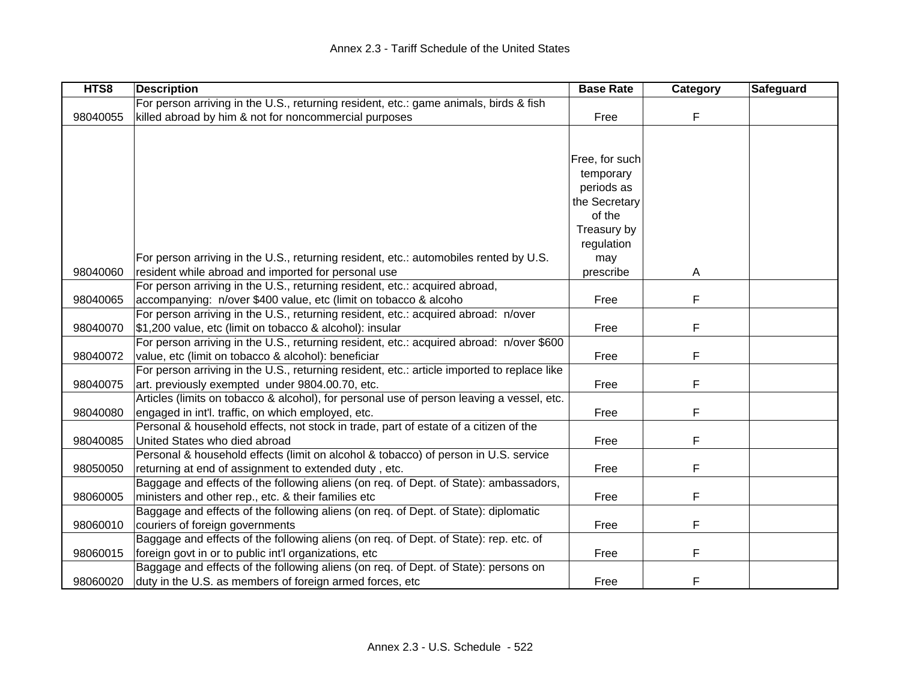| HTS8 | Description | Base Rate | Category | Safeguard |
|---|---|---|---|---|
| 98040055 | For person arriving in the U.S., returning resident, etc.: game animals, birds & fish killed abroad by him & not for noncommercial purposes | Free | F | |
| 98040060 | For person arriving in the U.S., returning resident, etc.: automobiles rented by U.S. resident while abroad and imported for personal use | Free, for such temporary periods as the Secretary of the Treasury by regulation may prescribe | A | |
| 98040065 | For person arriving in the U.S., returning resident, etc.: acquired abroad, accompanying: n/over $400 value, etc (limit on tobacco & alcoho | Free | F | |
| 98040070 | For person arriving in the U.S., returning resident, etc.: acquired abroad: n/over $1,200 value, etc (limit on tobacco & alcohol): insular | Free | F | |
| 98040072 | For person arriving in the U.S., returning resident, etc.: acquired abroad: n/over $600 value, etc (limit on tobacco & alcohol): beneficiar | Free | F | |
| 98040075 | For person arriving in the U.S., returning resident, etc.: article imported to replace like art. previously exempted under 9804.00.70, etc. | Free | F | |
| 98040080 | Articles (limits on tobacco & alcohol), for personal use of person leaving a vessel, etc. engaged in int'l. traffic, on which employed, etc. | Free | F | |
| 98040085 | Personal & household effects, not stock in trade, part of estate of a citizen of the United States who died abroad | Free | F | |
| 98050050 | Personal & household effects (limit on alcohol & tobacco) of person in U.S. service returning at end of assignment to extended duty , etc. | Free | F | |
| 98060005 | Baggage and effects of the following aliens (on req. of Dept. of State): ambassadors, ministers and other rep., etc. & their families etc | Free | F | |
| 98060010 | Baggage and effects of the following aliens (on req. of Dept. of State): diplomatic couriers of foreign governments | Free | F | |
| 98060015 | Baggage and effects of the following aliens (on req. of Dept. of State): rep. etc. of foreign govt in or to public int'l organizations, etc | Free | F | |
| 98060020 | Baggage and effects of the following aliens (on req. of Dept. of State): persons on duty in the U.S. as members of foreign armed forces, etc | Free | F | |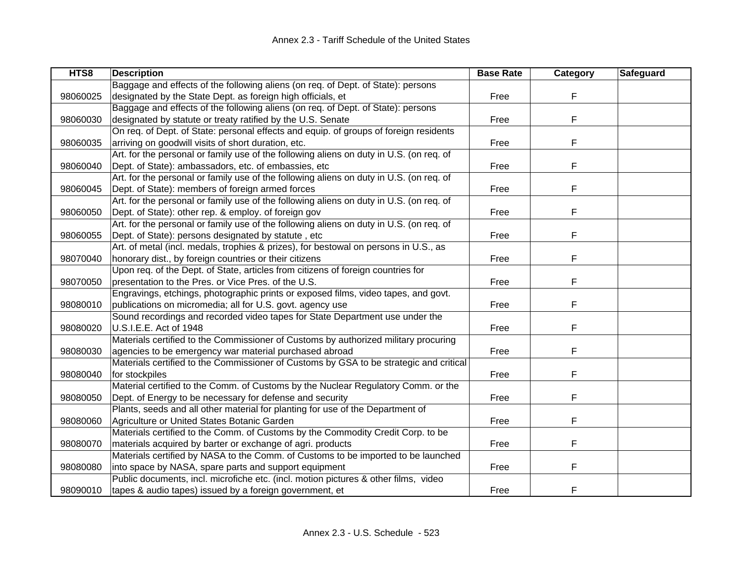| HTS8 | Description | Base Rate | Category | Safeguard |
|---|---|---|---|---|
| 98060025 | Baggage and effects of the following aliens (on req. of Dept. of State): persons designated by the State Dept. as foreign high officials, et | Free | F | |
| 98060030 | Baggage and effects of the following aliens (on req. of Dept. of State): persons designated by statute or treaty ratified by the U.S. Senate | Free | F | |
| 98060035 | On req. of Dept. of State: personal effects and equip. of groups of foreign residents arriving on goodwill visits of short duration, etc. | Free | F | |
| 98060040 | Art. for the personal or family use of the following aliens on duty in U.S. (on req. of Dept. of State): ambassadors, etc. of embassies, etc | Free | F | |
| 98060045 | Art. for the personal or family use of the following aliens on duty in U.S. (on req. of Dept. of State): members of foreign armed forces | Free | F | |
| 98060050 | Art. for the personal or family use of the following aliens on duty in U.S. (on req. of Dept. of State): other rep. & employ. of foreign gov | Free | F | |
| 98060055 | Art. for the personal or family use of the following aliens on duty in U.S. (on req. of Dept. of State): persons designated by statute , etc | Free | F | |
| 98070040 | Art. of metal (incl. medals, trophies & prizes), for bestowal on persons in U.S., as honorary dist., by foreign countries or their citizens | Free | F | |
| 98070050 | Upon req. of the Dept. of State, articles from citizens of foreign countries for presentation to the Pres. or Vice Pres. of the U.S. | Free | F | |
| 98080010 | Engravings, etchings, photographic prints or exposed films, video tapes, and govt. publications on micromedia; all for U.S. govt. agency use | Free | F | |
| 98080020 | Sound recordings and recorded video tapes for State Department use under the U.S.I.E.E. Act of 1948 | Free | F | |
| 98080030 | Materials certified to the Commissioner of Customs by authorized military procuring agencies to be emergency war material purchased abroad | Free | F | |
| 98080040 | Materials certified to the Commissioner of Customs by GSA to be strategic and critical for stockpiles | Free | F | |
| 98080050 | Material certified to the Comm. of Customs by the Nuclear Regulatory Comm. or the Dept. of Energy to be necessary for defense and security | Free | F | |
| 98080060 | Plants, seeds and all other material for planting for use of the Department of Agriculture or United States Botanic Garden | Free | F | |
| 98080070 | Materials certified to the Comm. of Customs by the Commodity Credit Corp. to be materials acquired by barter or exchange of agri. products | Free | F | |
| 98080080 | Materials certified by NASA to the Comm. of Customs to be imported to be launched into space by NASA, spare parts and support equipment | Free | F | |
| 98090010 | Public documents, incl. microfiche etc. (incl. motion pictures & other films, video tapes & audio tapes) issued by a foreign government, et | Free | F | |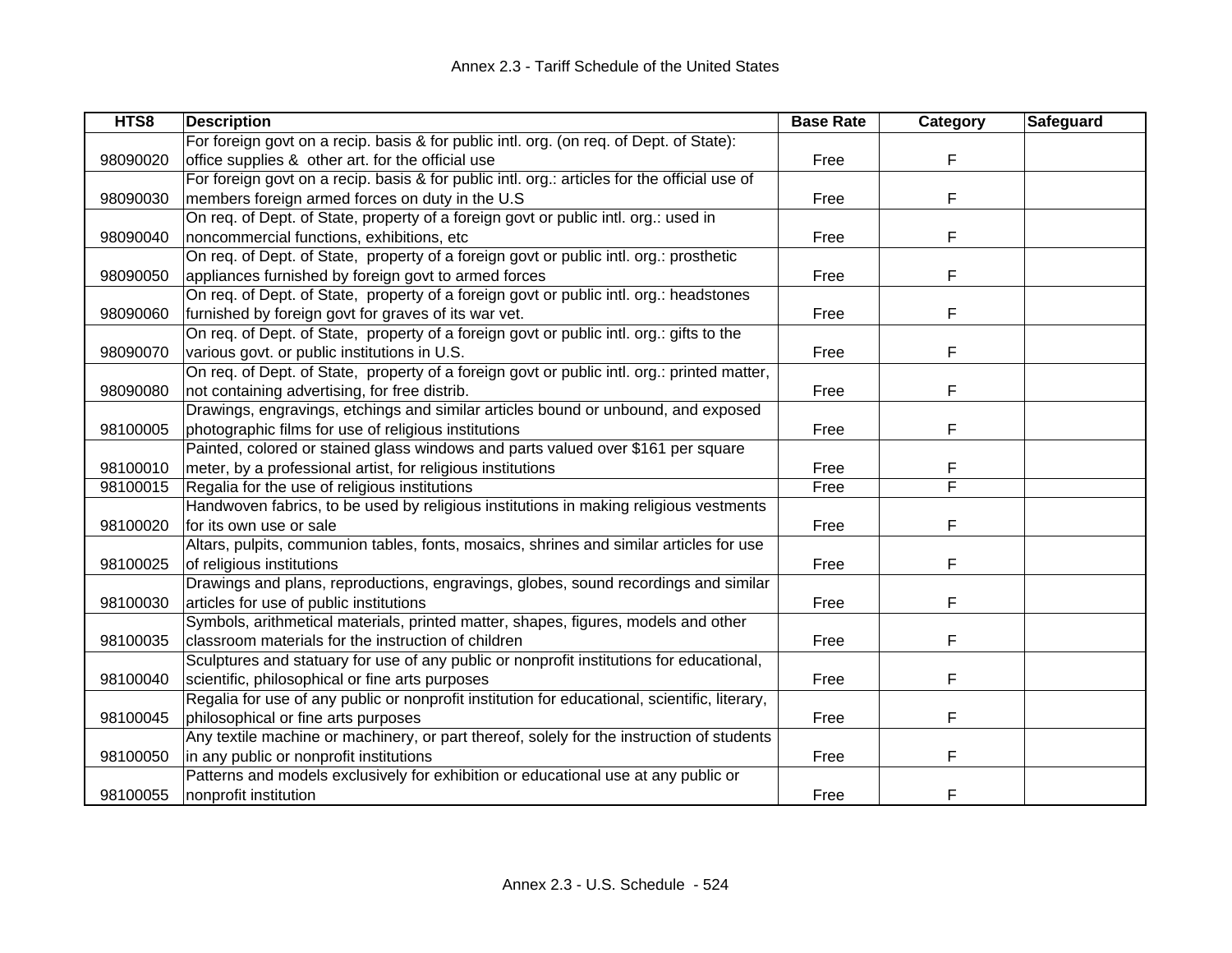| HTS8 | Description | Base Rate | Category | Safeguard |
|---|---|---|---|---|
| 98090020 | For foreign govt on a recip. basis & for public intl. org. (on req. of Dept. of State): office supplies & other art. for the official use | Free | F | |
| 98090030 | For foreign govt on a recip. basis & for public intl. org.: articles for the official use of members foreign armed forces on duty in the U.S | Free | F | |
| 98090040 | On req. of Dept. of State, property of a foreign govt or public intl. org.: used in noncommercial functions, exhibitions, etc | Free | F | |
| 98090050 | On req. of Dept. of State, property of a foreign govt or public intl. org.: prosthetic appliances furnished by foreign govt to armed forces | Free | F | |
| 98090060 | On req. of Dept. of State, property of a foreign govt or public intl. org.: headstones furnished by foreign govt for graves of its war vet. | Free | F | |
| 98090070 | On req. of Dept. of State, property of a foreign govt or public intl. org.: gifts to the various govt. or public institutions in U.S. | Free | F | |
| 98090080 | On req. of Dept. of State, property of a foreign govt or public intl. org.: printed matter, not containing advertising, for free distrib. | Free | F | |
| 98100005 | Drawings, engravings, etchings and similar articles bound or unbound, and exposed photographic films for use of religious institutions | Free | F | |
| 98100010 | Painted, colored or stained glass windows and parts valued over $161 per square meter, by a professional artist, for religious institutions | Free | F | |
| 98100015 | Regalia for the use of religious institutions | Free | F | |
| 98100020 | Handwoven fabrics, to be used by religious institutions in making religious vestments for its own use or sale | Free | F | |
| 98100025 | Altars, pulpits, communion tables, fonts, mosaics, shrines and similar articles for use of religious institutions | Free | F | |
| 98100030 | Drawings and plans, reproductions, engravings, globes, sound recordings and similar articles for use of public institutions | Free | F | |
| 98100035 | Symbols, arithmetical materials, printed matter, shapes, figures, models and other classroom materials for the instruction of children | Free | F | |
| 98100040 | Sculptures and statuary for use of any public or nonprofit institutions for educational, scientific, philosophical or fine arts purposes | Free | F | |
| 98100045 | Regalia for use of any public or nonprofit institution for educational, scientific, literary, philosophical or fine arts purposes | Free | F | |
| 98100050 | Any textile machine or machinery, or part thereof, solely for the instruction of students in any public or nonprofit institutions | Free | F | |
| 98100055 | Patterns and models exclusively for exhibition or educational use at any public or nonprofit institution | Free | F | |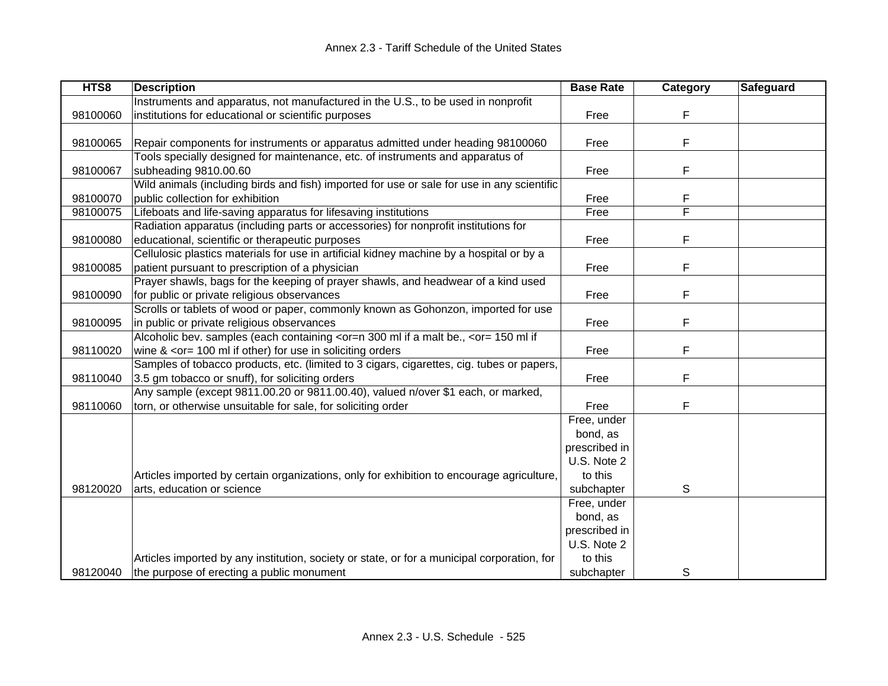| HTS8 | Description | Base Rate | Category | Safeguard |
|---|---|---|---|---|
| 98100060 | Instruments and apparatus, not manufactured in the U.S., to be used in nonprofit institutions for educational or scientific purposes | Free | F | |
| 98100065 | Repair components for instruments or apparatus admitted under heading 98100060 | Free | F | |
| 98100067 | Tools specially designed for maintenance, etc. of instruments and apparatus of subheading 9810.00.60 | Free | F | |
| 98100070 | Wild animals (including birds and fish) imported for use or sale for use in any scientific public collection for exhibition | Free | F | |
| 98100075 | Lifeboats and life-saving apparatus for lifesaving institutions | Free | F | |
| 98100080 | Radiation apparatus (including parts or accessories) for nonprofit institutions for educational, scientific or therapeutic purposes | Free | F | |
| 98100085 | Cellulosic plastics materials for use in artificial kidney machine by a hospital or by a patient pursuant to prescription of a physician | Free | F | |
| 98100090 | Prayer shawls, bags for the keeping of prayer shawls, and headwear of a kind used for public or private religious observances | Free | F | |
| 98100095 | Scrolls or tablets of wood or paper, commonly known as Gohonzon, imported for use in public or private religious observances | Free | F | |
| 98110020 | Alcoholic bev. samples (each containing <or=n 300 ml if a malt be., <or= 150 ml if wine & <or= 100 ml if other) for use in soliciting orders | Free | F | |
| 98110040 | Samples of tobacco products, etc. (limited to 3 cigars, cigarettes, cig. tubes or papers, 3.5 gm tobacco or snuff), for soliciting orders | Free | F | |
| 98110060 | Any sample (except 9811.00.20 or 9811.00.40), valued n/over $1 each, or marked, torn, or otherwise unsuitable for sale, for soliciting order | Free | F | |
| 98120020 | Articles imported by certain organizations, only for exhibition to encourage agriculture, arts, education or science | Free, under bond, as prescribed in U.S. Note 2 to this subchapter | S | |
| 98120040 | Articles imported by any institution, society or state, or for a municipal corporation, for the purpose of erecting a public monument | Free, under bond, as prescribed in U.S. Note 2 to this subchapter | S | |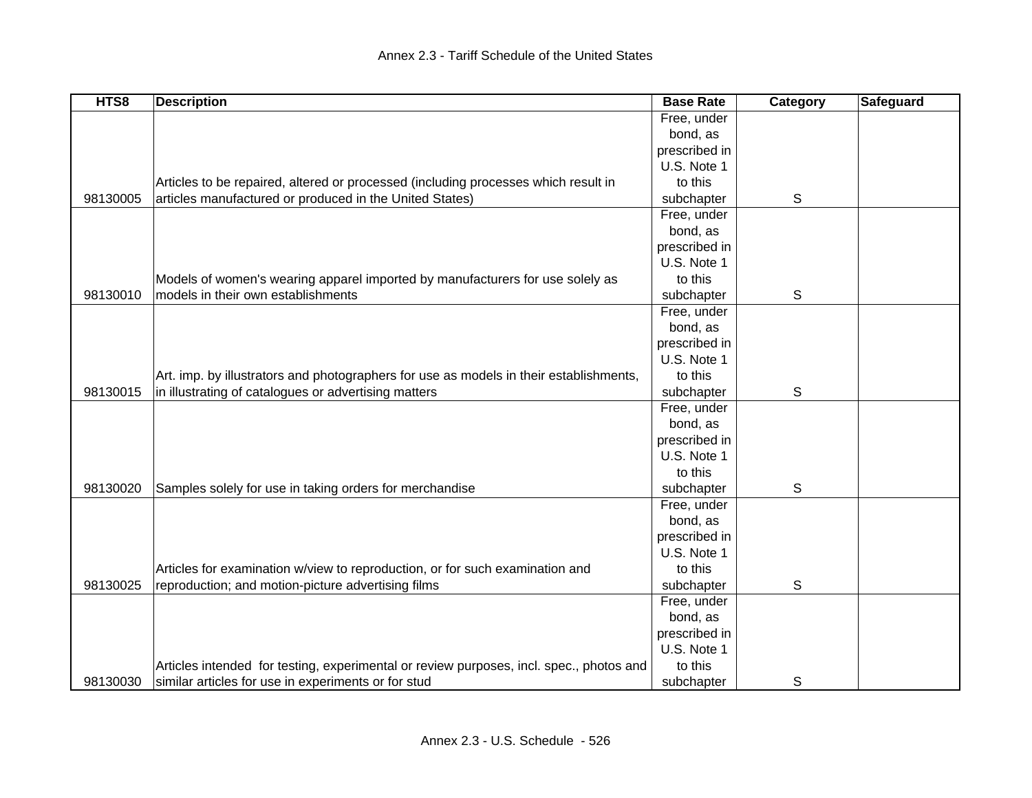| HTS8 | Description | Base Rate | Category | Safeguard |
|---|---|---|---|---|
| 98130005 | Articles to be repaired, altered or processed (including processes which result in articles manufactured or produced in the United States) | Free, under bond, as prescribed in U.S. Note 1 to this subchapter | S | |
| 98130010 | Models of women's wearing apparel imported by manufacturers for use solely as models in their own establishments | Free, under bond, as prescribed in U.S. Note 1 to this subchapter | S | |
| 98130015 | Art. imp. by illustrators and photographers for use as models in their establishments, in illustrating of catalogues or advertising matters | Free, under bond, as prescribed in U.S. Note 1 to this subchapter | S | |
| 98130020 | Samples solely for use in taking orders for merchandise | Free, under bond, as prescribed in U.S. Note 1 to this subchapter | S | |
| 98130025 | Articles for examination w/view to reproduction, or for such examination and reproduction; and motion-picture advertising films | Free, under bond, as prescribed in U.S. Note 1 to this subchapter | S | |
| 98130030 | Articles intended for testing, experimental or review purposes, incl. spec., photos and similar articles for use in experiments or for stud | Free, under bond, as prescribed in U.S. Note 1 to this subchapter | S | |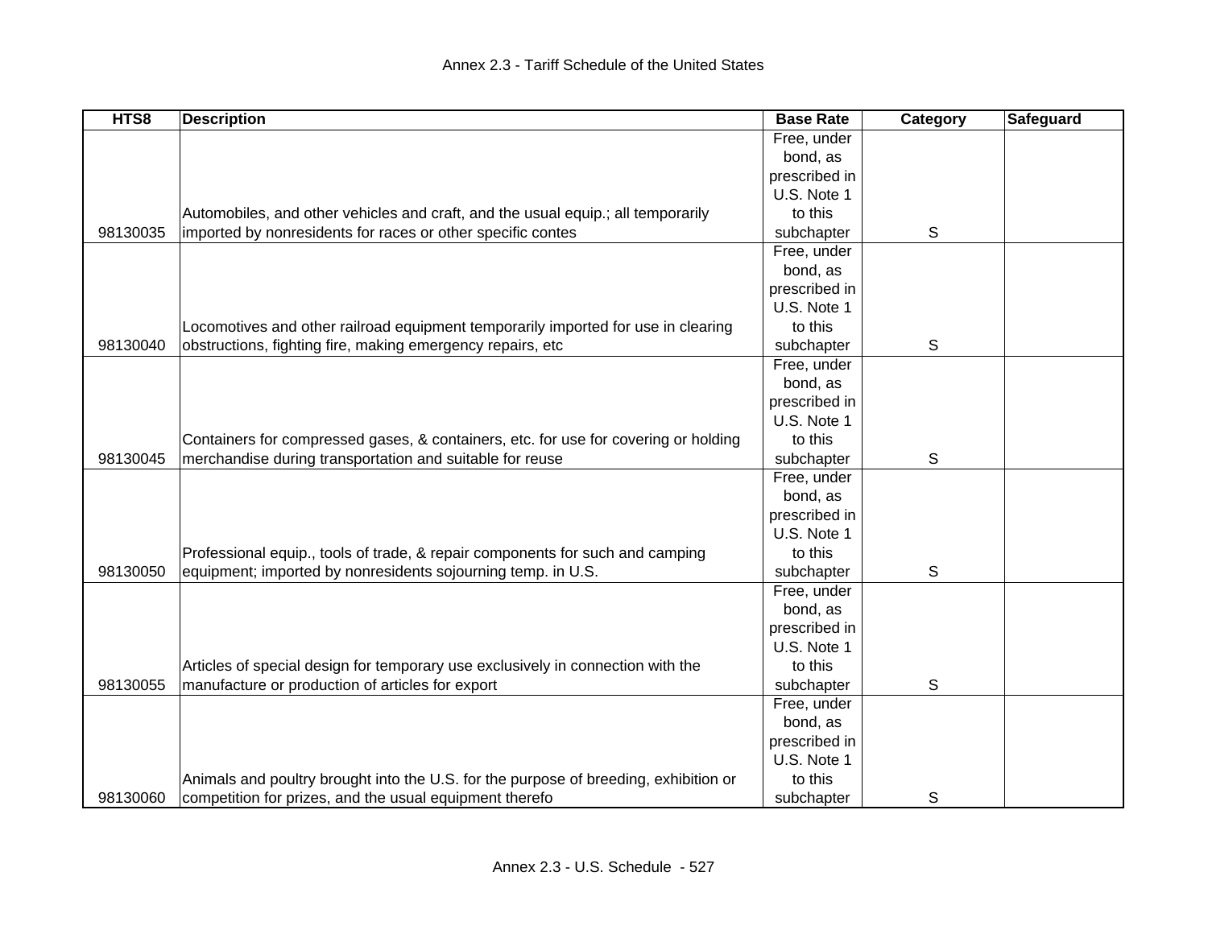Annex 2.3 - Tariff Schedule of the United States

| HTS8 | Description | Base Rate | Category | Safeguard |
| --- | --- | --- | --- | --- |
| 98130035 | Automobiles, and other vehicles and craft, and the usual equip.; all temporarily imported by nonresidents for races or other specific contes | Free, under bond, as prescribed in U.S. Note 1 to this subchapter | S | |
| 98130040 | Locomotives and other railroad equipment temporarily imported for use in clearing obstructions, fighting fire, making emergency repairs, etc | Free, under bond, as prescribed in U.S. Note 1 to this subchapter | S | |
| 98130045 | Containers for compressed gases, & containers, etc. for use for covering or holding merchandise during transportation and suitable for reuse | Free, under bond, as prescribed in U.S. Note 1 to this subchapter | S | |
| 98130050 | Professional equip., tools of trade, & repair components for such and camping equipment; imported by nonresidents sojourning temp. in U.S. | Free, under bond, as prescribed in U.S. Note 1 to this subchapter | S | |
| 98130055 | Articles of special design for temporary use exclusively in connection with the manufacture or production of articles for export | Free, under bond, as prescribed in U.S. Note 1 to this subchapter | S | |
| 98130060 | Animals and poultry brought into the U.S. for the purpose of breeding, exhibition or competition for prizes, and the usual equipment therefo | Free, under bond, as prescribed in U.S. Note 1 to this subchapter | S | |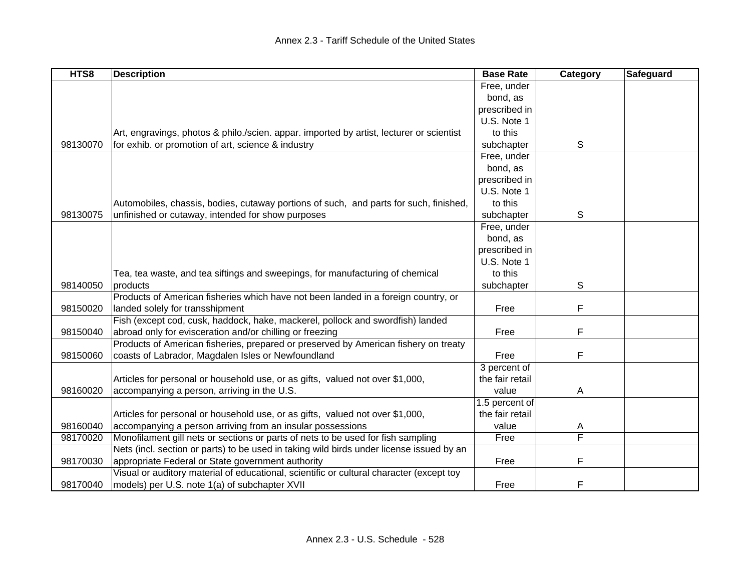| HTS8 | Description | Base Rate | Category | Safeguard |
|---|---|---|---|---|
| 98130070 | Art, engravings, photos & philo./scien. appar. imported by artist, lecturer or scientist for exhib. or promotion of art, science & industry | Free, under bond, as prescribed in U.S. Note 1 to this subchapter | S | |
| 98130075 | Automobiles, chassis, bodies, cutaway portions of such, and parts for such, finished, unfinished or cutaway, intended for show purposes | Free, under bond, as prescribed in U.S. Note 1 to this subchapter | S | |
| 98140050 | Tea, tea waste, and tea siftings and sweepings, for manufacturing of chemical products | Free, under bond, as prescribed in U.S. Note 1 to this subchapter | S | |
| 98150020 | Products of American fisheries which have not been landed in a foreign country, or landed solely for transshipment | Free | F | |
| 98150040 | Fish (except cod, cusk, haddock, hake, mackerel, pollock and swordfish) landed abroad only for evisceration and/or chilling or freezing | Free | F | |
| 98150060 | Products of American fisheries, prepared or preserved by American fishery on treaty coasts of Labrador, Magdalen Isles or Newfoundland | Free | F | |
| 98160020 | Articles for personal or household use, or as gifts, valued not over $1,000, accompanying a person, arriving in the U.S. | 3 percent of the fair retail value | A | |
| 98160040 | Articles for personal or household use, or as gifts, valued not over $1,000, accompanying a person arriving from an insular possessions | 1.5 percent of the fair retail value | A | |
| 98170020 | Monofilament gill nets or sections or parts of nets to be used for fish sampling | Free | F | |
| 98170030 | Nets (incl. section or parts) to be used in taking wild birds under license issued by an appropriate Federal or State government authority | Free | F | |
| 98170040 | Visual or auditory material of educational, scientific or cultural character (except toy models) per U.S. note 1(a) of subchapter XVII | Free | F | |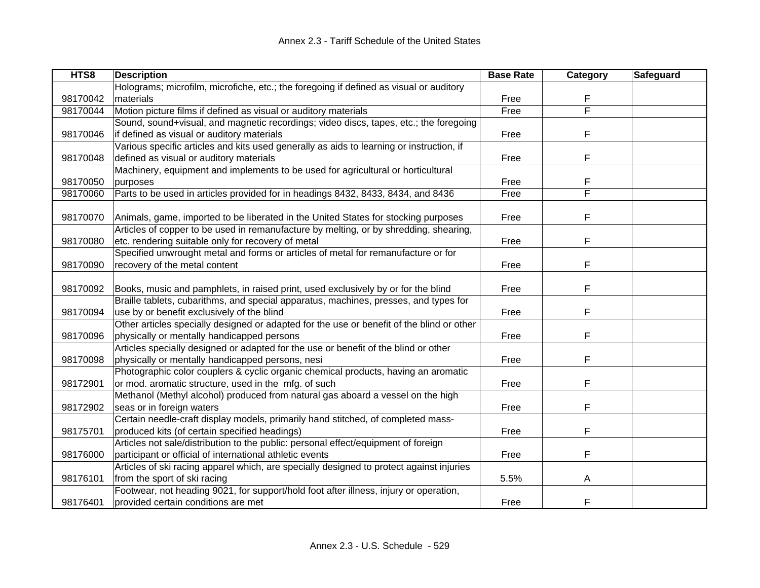| HTS8 | Description | Base Rate | Category | Safeguard |
|---|---|---|---|---|
| 98170042 | Holograms; microfilm, microfiche, etc.; the foregoing if defined as visual or auditory materials | Free | F | |
| 98170044 | Motion picture films if defined as visual or auditory materials | Free | F | |
| 98170046 | Sound, sound+visual, and magnetic recordings; video discs, tapes, etc.; the foregoing if defined as visual or auditory materials | Free | F | |
| 98170048 | Various specific articles and kits used generally as aids to learning or instruction, if defined as visual or auditory materials | Free | F | |
| 98170050 | Machinery, equipment and implements to be used for agricultural or horticultural purposes | Free | F | |
| 98170060 | Parts to be used in articles provided for in headings 8432, 8433, 8434, and 8436 | Free | F | |
| 98170070 | Animals, game, imported to be liberated in the United States for stocking purposes | Free | F | |
| 98170080 | Articles of copper to be used in remanufacture by melting, or by shredding, shearing, etc. rendering suitable only for recovery of metal | Free | F | |
| 98170090 | Specified unwrought metal and forms or articles of metal for remanufacture or for recovery of the metal content | Free | F | |
| 98170092 | Books, music and pamphlets, in raised print, used exclusively by or for the blind | Free | F | |
| 98170094 | Braille tablets, cubarithms, and special apparatus, machines, presses, and types for use by or benefit exclusively of the blind | Free | F | |
| 98170096 | Other articles specially designed or adapted for the use or benefit of the blind or other physically or mentally handicapped persons | Free | F | |
| 98170098 | Articles specially designed or adapted for the use or benefit of the blind or other physically or mentally handicapped persons, nesi | Free | F | |
| 98172901 | Photographic color couplers & cyclic organic chemical products, having an aromatic or mod. aromatic structure, used in the mfg. of such | Free | F | |
| 98172902 | Methanol (Methyl alcohol) produced from natural gas aboard a vessel on the high seas or in foreign waters | Free | F | |
| 98175701 | Certain needle-craft display models, primarily hand stitched, of completed mass-produced kits (of certain specified headings) | Free | F | |
| 98176000 | Articles not sale/distribution to the public: personal effect/equipment of foreign participant or official of international athletic events | Free | F | |
| 98176101 | Articles of ski racing apparel which, are specially designed to protect against injuries from the sport of ski racing | 5.5% | A | |
| 98176401 | Footwear, not heading 9021, for support/hold foot after illness, injury or operation, provided certain conditions are met | Free | F | |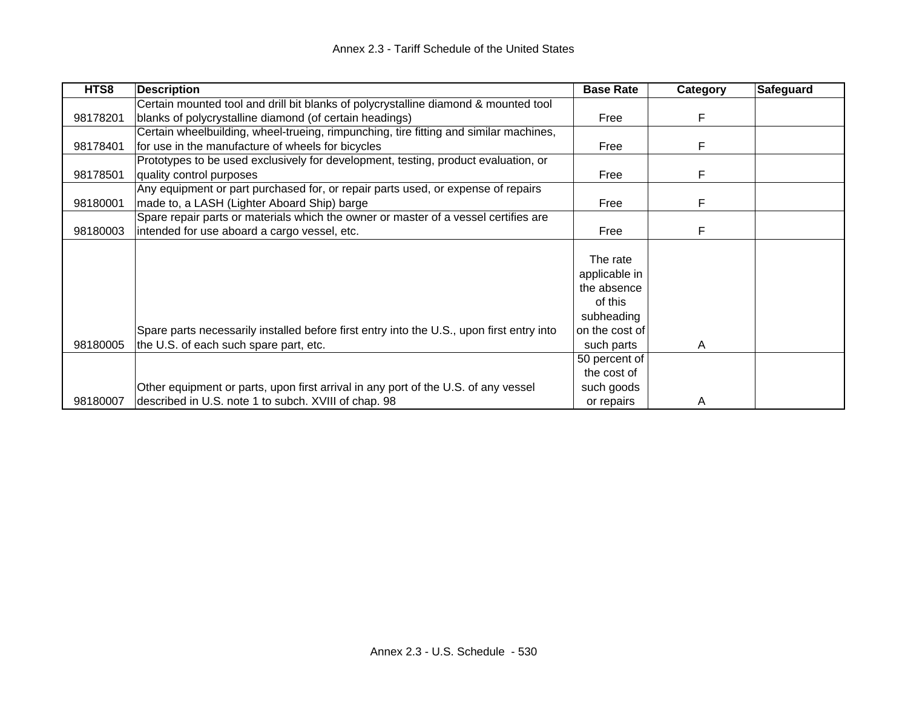| HTS8 | Description | Base Rate | Category | Safeguard |
|---|---|---|---|---|
| 98178201 | Certain mounted tool and drill bit blanks of polycrystalline diamond & mounted tool blanks of polycrystalline diamond (of certain headings) | Free | F | |
| 98178401 | Certain wheelbuilding, wheel-trueing, rimpunching, tire fitting and similar machines, for use in the manufacture of wheels for bicycles | Free | F | |
| 98178501 | Prototypes to be used exclusively for development, testing, product evaluation, or quality control purposes | Free | F | |
| 98180001 | Any equipment or part purchased for, or repair parts used, or expense of repairs made to, a LASH (Lighter Aboard Ship) barge | Free | F | |
| 98180003 | Spare repair parts or materials which the owner or master of a vessel certifies are intended for use aboard a cargo vessel, etc. | Free | F | |
| 98180005 | Spare parts necessarily installed before first entry into the U.S., upon first entry into the U.S. of each such spare part, etc. | The rate applicable in the absence of this subheading on the cost of such parts | A | |
| 98180007 | Other equipment or parts, upon first arrival in any port of the U.S. of any vessel described in U.S. note 1 to subch. XVIII of chap. 98 | 50 percent of the cost of such goods or repairs | A | |